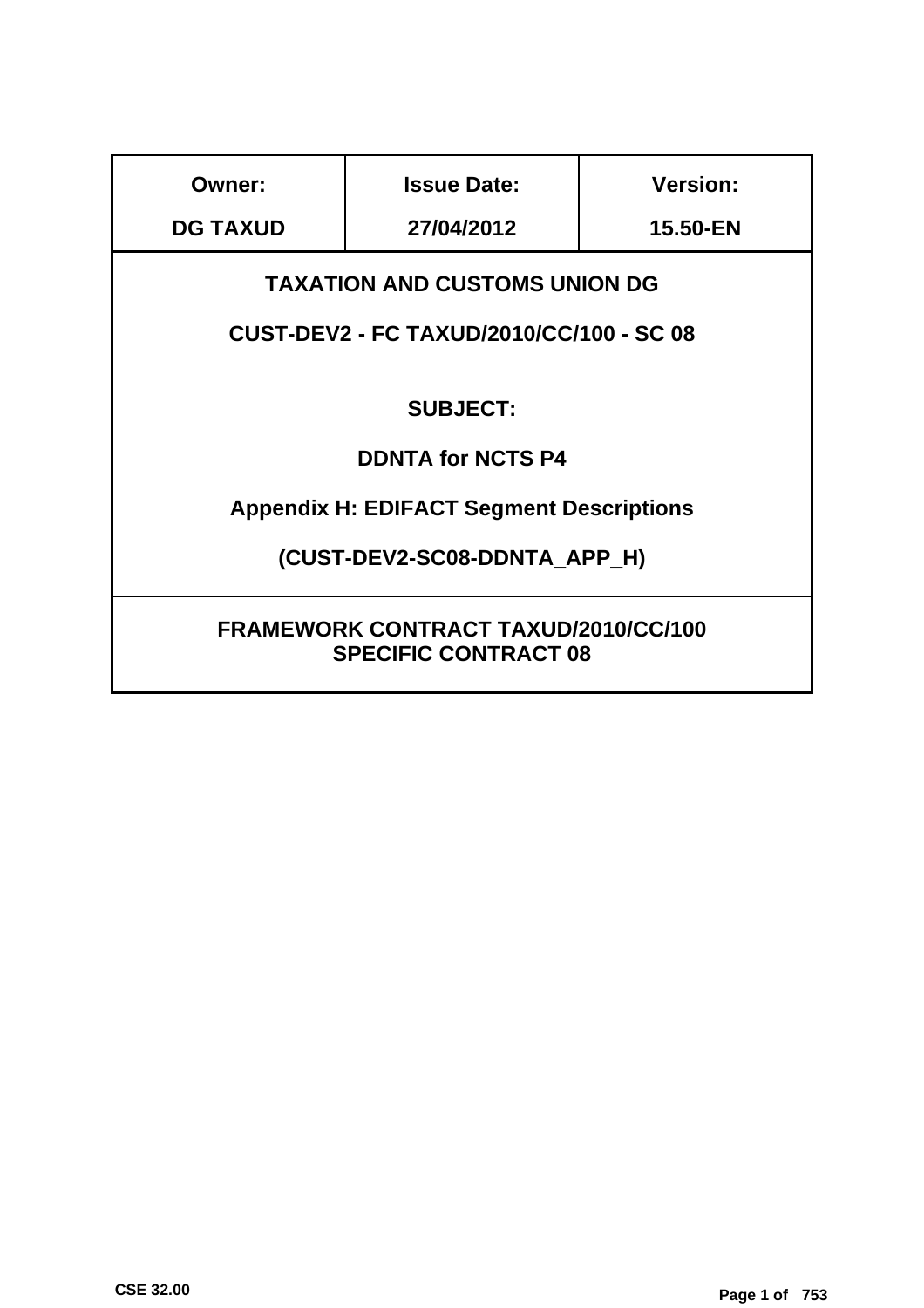| Owner: | Issue Date: | Version: |
|---|---|---|
| **DG TAXUD** | **27/04/2012** | **15.50-EN** |

**TAXATION AND CUSTOMS UNION DG**

**CUST-DEV2 - FC TAXUD/2010/CC/100 - SC 08**

**SUBJECT:**

**DDNTA for NCTS P4**

**Appendix H: EDIFACT Segment Descriptions**

**(CUST-DEV2-SC08-DDNTA_APP_H)**

**FRAMEWORK CONTRACT TAXUD/2010/CC/100**
**SPECIFIC CONTRACT 08**

CSE 32.00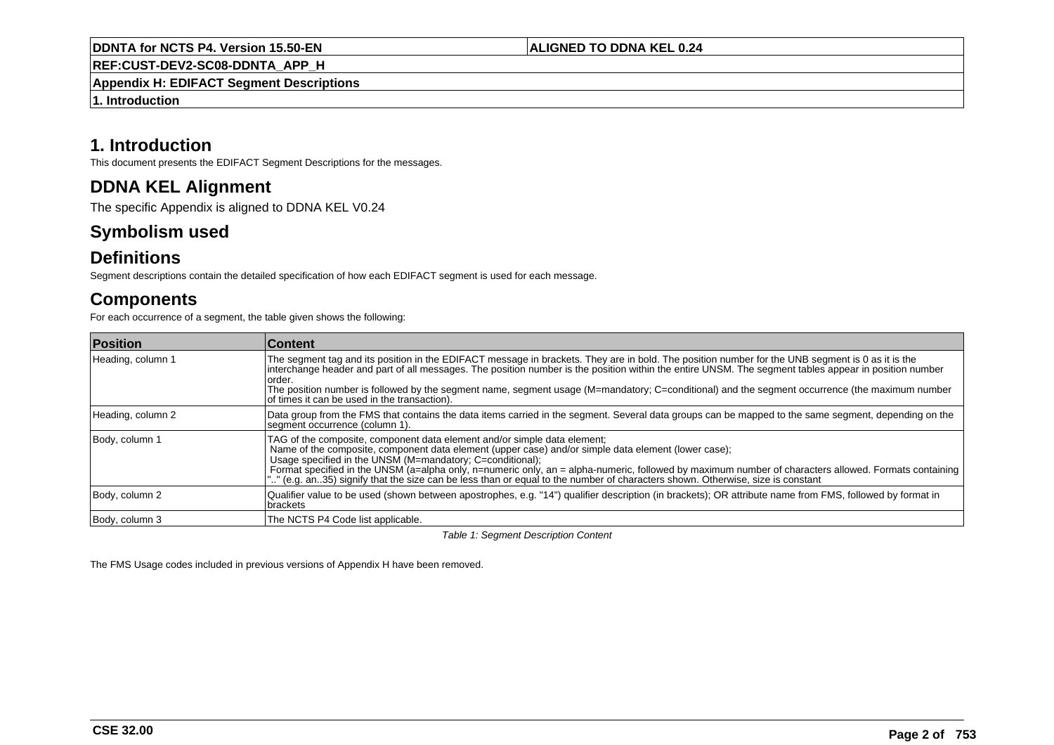# 1. Introduction

This document presents the EDIFACT Segment Descriptions for the messages.

# DDNA KEL Alignment

The specific Appendix is aligned to DDNA KEL V0.24

# Symbolism used

# Definitions

Segment descriptions contain the detailed specification of how each EDIFACT segment is used for each message.

# Components

For each occurrence of a segment, the table given shows the following:

| Position | Content |
|---|---|
| Heading, column 1 | The segment tag and its position in the EDIFACT message in brackets. They are in bold. The position number for the UNB segment is 0 as it is the interchange header and part of all messages. The position number is the position within the entire UNSM. The segment tables appear in position number order.<br>The position number is followed by the segment name, segment usage (M=mandatory; C=conditional) and the segment occurrence (the maximum number of times it can be used in the transaction). |
| Heading, column 2 | Data group from the FMS that contains the data items carried in the segment. Several data groups can be mapped to the same segment, depending on the segment occurrence (column 1). |
| Body, column 1 | TAG of the composite, component data element and/or simple data element;<br>Name of the composite, component data element (upper case) and/or simple data element (lower case);<br>Usage specified in the UNSM (M=mandatory; C=conditional);<br>Format specified in the UNSM (a=alpha only, n=numeric only, an = alpha-numeric, followed by maximum number of characters allowed. Formats containing ".." (e.g. an..35) signify that the size can be less than or equal to the number of characters shown. Otherwise, size is constant |
| Body, column 2 | Qualifier value to be used (shown between apostrophes, e.g. "14") qualifier description (in brackets); OR attribute name from FMS, followed by format in brackets |
| Body, column 3 | The NCTS P4 Code list applicable. |

*Table 1: Segment Description Content*

The FMS Usage codes included in previous versions of Appendix H have been removed.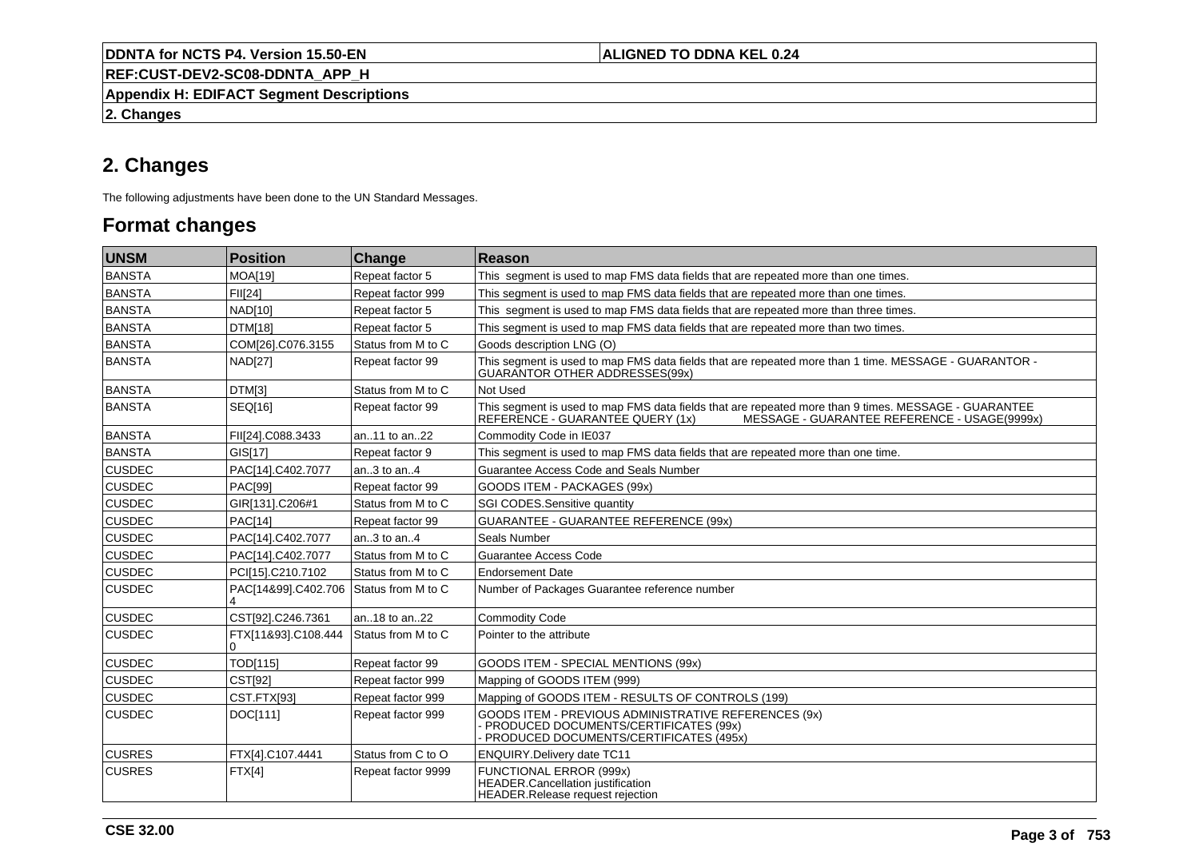# 2. Changes

The following adjustments have been done to the UN Standard Messages.

## Format changes

| UNSM | Position | Change | Reason |
|---|---|---|---|
| BANSTA | MOA[19] | Repeat factor 5 | This segment is used to map FMS data fields that are repeated more than one times. |
| BANSTA | FII[24] | Repeat factor 999 | This segment is used to map FMS data fields that are repeated more than one times. |
| BANSTA | NAD[10] | Repeat factor 5 | This segment is used to map FMS data fields that are repeated more than three times. |
| BANSTA | DTM[18] | Repeat factor 5 | This segment is used to map FMS data fields that are repeated more than two times. |
| BANSTA | COM[26].C076.3155 | Status from M to C | Goods description LNG (O) |
| BANSTA | NAD[27] | Repeat factor 99 | This segment is used to map FMS data fields that are repeated more than 1 time. MESSAGE - GUARANTOR - GUARANTOR OTHER ADDRESSES(99x) |
| BANSTA | DTM[3] | Status from M to C | Not Used |
| BANSTA | SEQ[16] | Repeat factor 99 | This segment is used to map FMS data fields that are repeated more than 9 times. MESSAGE - GUARANTEE REFERENCE - GUARANTEE QUERY (1x) MESSAGE - GUARANTEE REFERENCE - USAGE(9999x) |
| BANSTA | FII[24].C088.3433 | an..11 to an..22 | Commodity Code in IE037 |
| BANSTA | GIS[17] | Repeat factor 9 | This segment is used to map FMS data fields that are repeated more than one time. |
| CUSDEC | PAC[14].C402.7077 | an..3 to an..4 | Guarantee Access Code and Seals Number |
| CUSDEC | PAC[99] | Repeat factor 99 | GOODS ITEM - PACKAGES (99x) |
| CUSDEC | GIR[131].C206#1 | Status from M to C | SGI CODES.Sensitive quantity |
| CUSDEC | PAC[14] | Repeat factor 99 | GUARANTEE - GUARANTEE REFERENCE (99x) |
| CUSDEC | PAC[14].C402.7077 | an..3 to an..4 | Seals Number |
| CUSDEC | PAC[14].C402.7077 | Status from M to C | Guarantee Access Code |
| CUSDEC | PCI[15].C210.7102 | Status from M to C | Endorsement Date |
| CUSDEC | PAC[14&99].C402.7064 | Status from M to C | Number of Packages Guarantee reference number |
| CUSDEC | CST[92].C246.7361 | an..18 to an..22 | Commodity Code |
| CUSDEC | FTX[11&93].C108.4440 | Status from M to C | Pointer to the attribute |
| CUSDEC | TOD[115] | Repeat factor 99 | GOODS ITEM - SPECIAL MENTIONS (99x) |
| CUSDEC | CST[92] | Repeat factor 999 | Mapping of GOODS ITEM (999) |
| CUSDEC | CST.FTX[93] | Repeat factor 999 | Mapping of GOODS ITEM - RESULTS OF CONTROLS (199) |
| CUSDEC | DOC[111] | Repeat factor 999 | GOODS ITEM - PREVIOUS ADMINISTRATIVE REFERENCES (9x)<br>- PRODUCED DOCUMENTS/CERTIFICATES (99x)<br>- PRODUCED DOCUMENTS/CERTIFICATES (495x) |
| CUSRES | FTX[4].C107.4441 | Status from C to O | ENQUIRY.Delivery date TC11 |
| CUSRES | FTX[4] | Repeat factor 9999 | FUNCTIONAL ERROR (999x)<br>HEADER.Cancellation justification<br>HEADER.Release request rejection |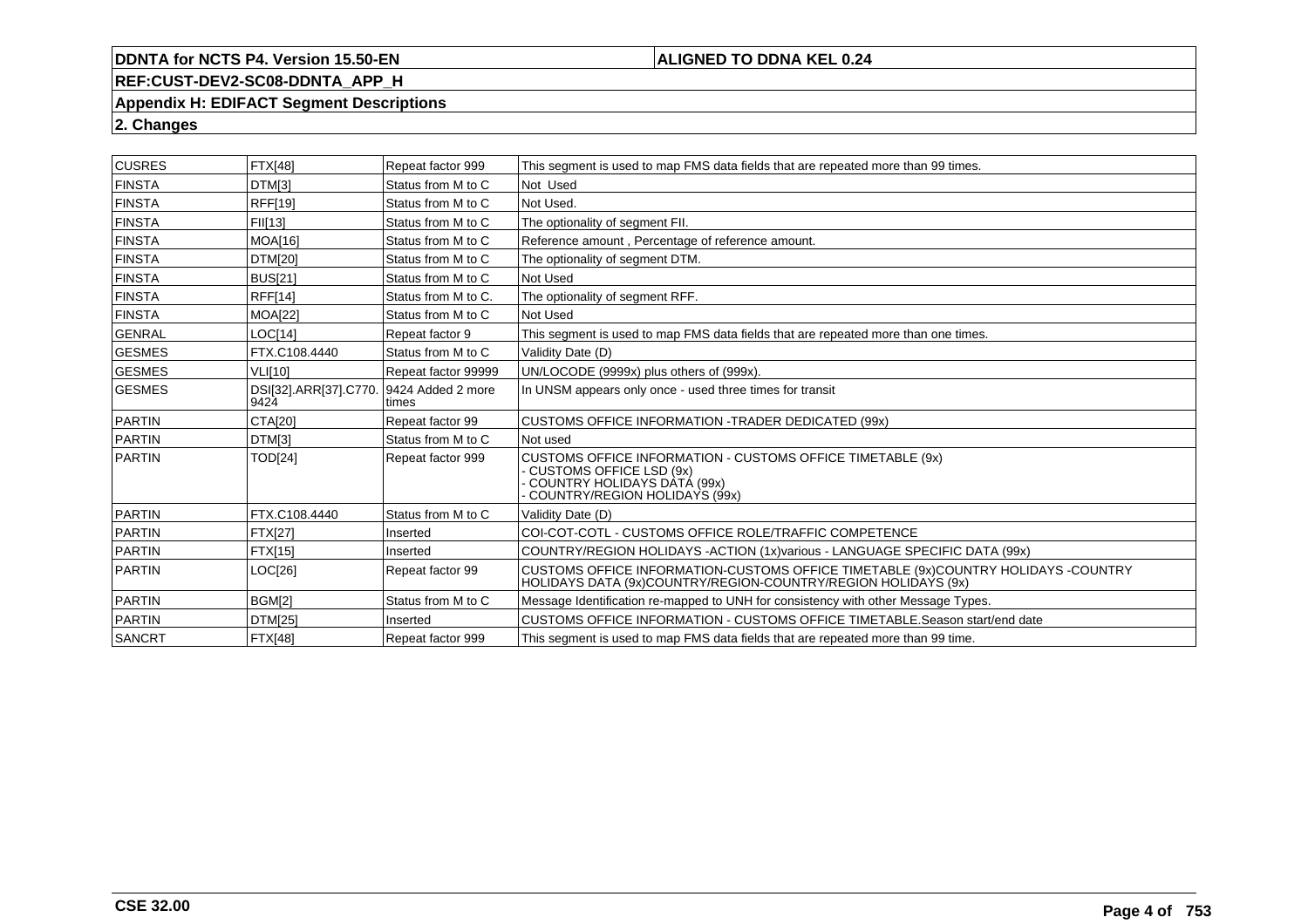## 2. Changes

| | | | |
|---|---|---|---|
| CUSRES | FTX[48] | Repeat factor 999 | This segment is used to map FMS data fields that are repeated more than 99 times. |
| FINSTA | DTM[3] | Status from M to C | Not Used |
| FINSTA | RFF[19] | Status from M to C | Not Used. |
| FINSTA | FII[13] | Status from M to C | The optionality of segment FII. |
| FINSTA | MOA[16] | Status from M to C | Reference amount , Percentage of reference amount. |
| FINSTA | DTM[20] | Status from M to C | The optionality of segment DTM. |
| FINSTA | BUS[21] | Status from M to C | Not Used |
| FINSTA | RFF[14] | Status from M to C. | The optionality of segment RFF. |
| FINSTA | MOA[22] | Status from M to C | Not Used |
| GENRAL | LOC[14] | Repeat factor 9 | This segment is used to map FMS data fields that are repeated more than one times. |
| GESMES | FTX.C108.4440 | Status from M to C | Validity Date (D) |
| GESMES | VLI[10] | Repeat factor 99999 | UN/LOCODE (9999x) plus others of (999x). |
| GESMES | DSI[32].ARR[37].C770.9424 | 9424 Added 2 more times | In UNSM appears only once - used three times for transit |
| PARTIN | CTA[20] | Repeat factor 99 | CUSTOMS OFFICE INFORMATION -TRADER DEDICATED (99x) |
| PARTIN | DTM[3] | Status from M to C | Not used |
| PARTIN | TOD[24] | Repeat factor 999 | CUSTOMS OFFICE INFORMATION - CUSTOMS OFFICE TIMETABLE (9x)<br>- CUSTOMS OFFICE LSD (9x)<br>- COUNTRY HOLIDAYS DATA (99x)<br>- COUNTRY/REGION HOLIDAYS (99x) |
| PARTIN | FTX.C108.4440 | Status from M to C | Validity Date (D) |
| PARTIN | FTX[27] | Inserted | COI-COT-COTL - CUSTOMS OFFICE ROLE/TRAFFIC COMPETENCE |
| PARTIN | FTX[15] | Inserted | COUNTRY/REGION HOLIDAYS -ACTION (1x)various - LANGUAGE SPECIFIC DATA (99x) |
| PARTIN | LOC[26] | Repeat factor 99 | CUSTOMS OFFICE INFORMATION-CUSTOMS OFFICE TIMETABLE (9x)COUNTRY HOLIDAYS -COUNTRY HOLIDAYS DATA (9x)COUNTRY/REGION-COUNTRY/REGION HOLIDAYS (9x) |
| PARTIN | BGM[2] | Status from M to C | Message Identification re-mapped to UNH for consistency with other Message Types. |
| PARTIN | DTM[25] | Inserted | CUSTOMS OFFICE INFORMATION - CUSTOMS OFFICE TIMETABLE.Season start/end date |
| SANCRT | FTX[48] | Repeat factor 999 | This segment is used to map FMS data fields that are repeated more than 99 time. |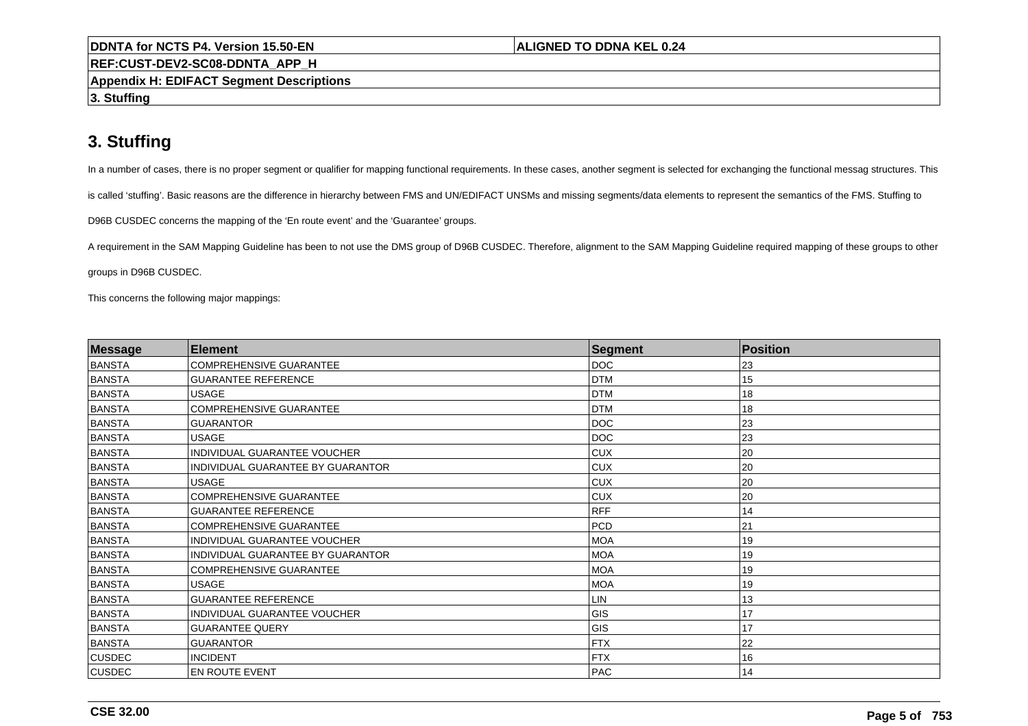# 3. Stuffing

In a number of cases, there is no proper segment or qualifier for mapping functional requirements. In these cases, another segment is selected for exchanging the functional messag structures. This is called ‘stuffing’. Basic reasons are the difference in hierarchy between FMS and UN/EDIFACT UNSMs and missing segments/data elements to represent the semantics of the FMS. Stuffing to D96B CUSDEC concerns the mapping of the ‘En route event’ and the ‘Guarantee’ groups.

A requirement in the SAM Mapping Guideline has been to not use the DMS group of D96B CUSDEC. Therefore, alignment to the SAM Mapping Guideline required mapping of these groups to other groups in D96B CUSDEC.

This concerns the following major mappings:

| Message | Element | Segment | Position |
|---|---|---|---|
| BANSTA | COMPREHENSIVE GUARANTEE | DOC | 23 |
| BANSTA | GUARANTEE REFERENCE | DTM | 15 |
| BANSTA | USAGE | DTM | 18 |
| BANSTA | COMPREHENSIVE GUARANTEE | DTM | 18 |
| BANSTA | GUARANTOR | DOC | 23 |
| BANSTA | USAGE | DOC | 23 |
| BANSTA | INDIVIDUAL GUARANTEE VOUCHER | CUX | 20 |
| BANSTA | INDIVIDUAL GUARANTEE BY GUARANTOR | CUX | 20 |
| BANSTA | USAGE | CUX | 20 |
| BANSTA | COMPREHENSIVE GUARANTEE | CUX | 20 |
| BANSTA | GUARANTEE REFERENCE | RFF | 14 |
| BANSTA | COMPREHENSIVE GUARANTEE | PCD | 21 |
| BANSTA | INDIVIDUAL GUARANTEE VOUCHER | MOA | 19 |
| BANSTA | INDIVIDUAL GUARANTEE BY GUARANTOR | MOA | 19 |
| BANSTA | COMPREHENSIVE GUARANTEE | MOA | 19 |
| BANSTA | USAGE | MOA | 19 |
| BANSTA | GUARANTEE REFERENCE | LIN | 13 |
| BANSTA | INDIVIDUAL GUARANTEE VOUCHER | GIS | 17 |
| BANSTA | GUARANTEE QUERY | GIS | 17 |
| BANSTA | GUARANTOR | FTX | 22 |
| CUSDEC | INCIDENT | FTX | 16 |
| CUSDEC | EN ROUTE EVENT | PAC | 14 |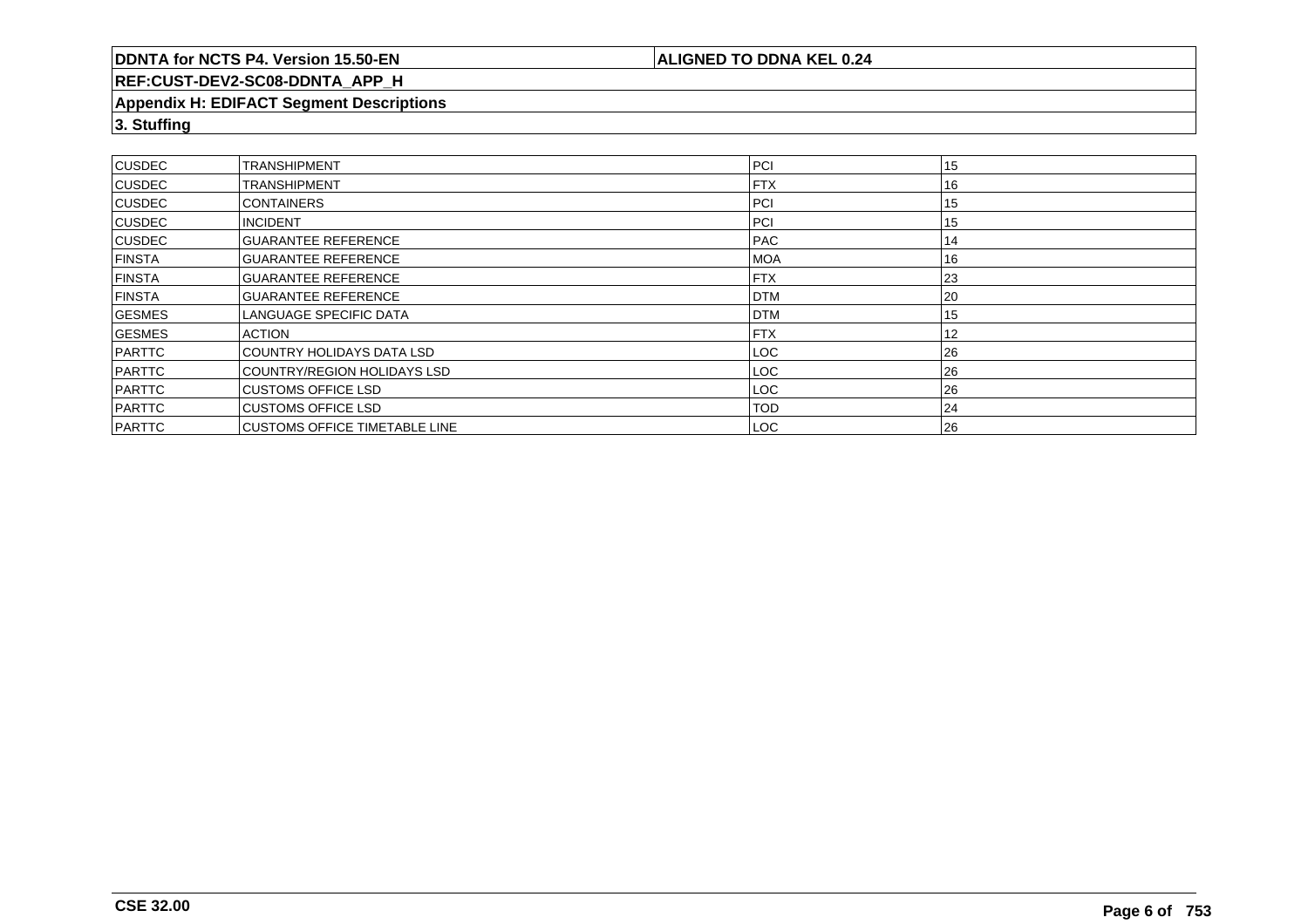## 3. Stuffing

| | | | |
|---|---|---|---|
| CUSDEC | TRANSHIPMENT | PCI | 15 |
| CUSDEC | TRANSHIPMENT | FTX | 16 |
| CUSDEC | CONTAINERS | PCI | 15 |
| CUSDEC | INCIDENT | PCI | 15 |
| CUSDEC | GUARANTEE REFERENCE | PAC | 14 |
| FINSTA | GUARANTEE REFERENCE | MOA | 16 |
| FINSTA | GUARANTEE REFERENCE | FTX | 23 |
| FINSTA | GUARANTEE REFERENCE | DTM | 20 |
| GESMES | LANGUAGE SPECIFIC DATA | DTM | 15 |
| GESMES | ACTION | FTX | 12 |
| PARTTC | COUNTRY HOLIDAYS DATA LSD | LOC | 26 |
| PARTTC | COUNTRY/REGION HOLIDAYS LSD | LOC | 26 |
| PARTTC | CUSTOMS OFFICE LSD | LOC | 26 |
| PARTTC | CUSTOMS OFFICE LSD | TOD | 24 |
| PARTTC | CUSTOMS OFFICE TIMETABLE LINE | LOC | 26 |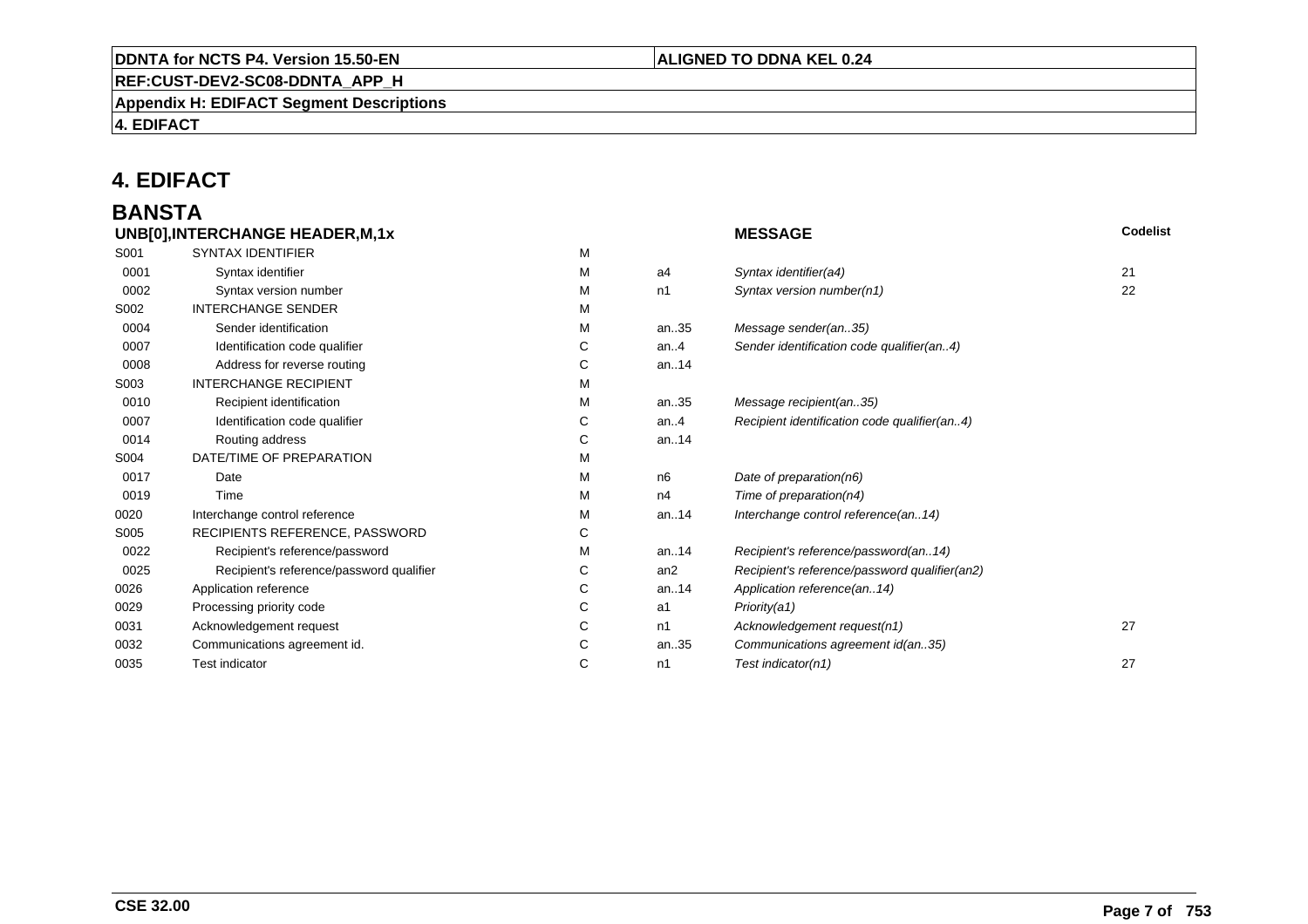# 4. EDIFACT

## BANSTA

| UNB[0],INTERCHANGE HEADER,M,1x | | | | MESSAGE | Codelist |
|---|---|---|---|---|---|
| S001 | SYNTAX IDENTIFIER | M | | | |
| 0001 | Syntax identifier | M | a4 | *Syntax identifier(a4)* | 21 |
| 0002 | Syntax version number | M | n1 | *Syntax version number(n1)* | 22 |
| S002 | INTERCHANGE SENDER | M | | | |
| 0004 | Sender identification | M | an..35 | *Message sender(an..35)* | |
| 0007 | Identification code qualifier | C | an..4 | *Sender identification code qualifier(an..4)* | |
| 0008 | Address for reverse routing | C | an..14 | | |
| S003 | INTERCHANGE RECIPIENT | M | | | |
| 0010 | Recipient identification | M | an..35 | *Message recipient(an..35)* | |
| 0007 | Identification code qualifier | C | an..4 | *Recipient identification code qualifier(an..4)* | |
| 0014 | Routing address | C | an..14 | | |
| S004 | DATE/TIME OF PREPARATION | M | | | |
| 0017 | Date | M | n6 | *Date of preparation(n6)* | |
| 0019 | Time | M | n4 | *Time of preparation(n4)* | |
| 0020 | Interchange control reference | M | an..14 | *Interchange control reference(an..14)* | |
| S005 | RECIPIENTS REFERENCE, PASSWORD | C | | | |
| 0022 | Recipient's reference/password | M | an..14 | *Recipient's reference/password(an..14)* | |
| 0025 | Recipient's reference/password qualifier | C | an2 | *Recipient's reference/password qualifier(an2)* | |
| 0026 | Application reference | C | an..14 | *Application reference(an..14)* | |
| 0029 | Processing priority code | C | a1 | *Priority(a1)* | |
| 0031 | Acknowledgement request | C | n1 | *Acknowledgement request(n1)* | 27 |
| 0032 | Communications agreement id. | C | an..35 | *Communications agreement id(an..35)* | |
| 0035 | Test indicator | C | n1 | *Test indicator(n1)* | 27 |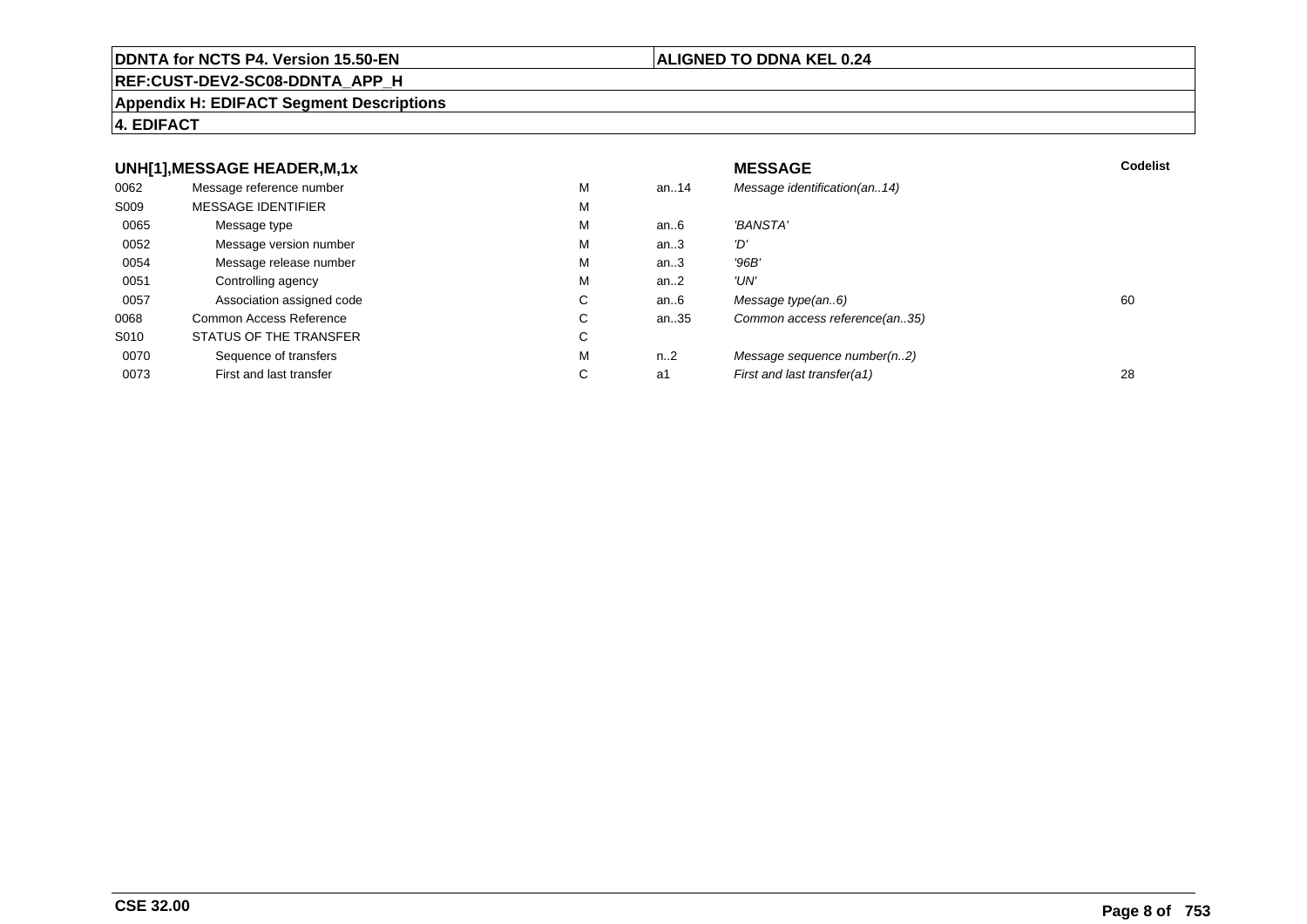**DDNTA for NCTS P4. Version 15.50-EN** | **ALIGNED TO DDNA KEL 0.24**

**REF:CUST-DEV2-SC08-DDNTA_APP_H**

**Appendix H: EDIFACT Segment Descriptions**

**4. EDIFACT**

### UNH[1],MESSAGE HEADER,M,1x

| | | | | **MESSAGE** | **Codelist** |
|---|---|---|---|---|---|
| 0062 | Message reference number | M | an..14 | *Message identification(an..14)* | |
| S009 | MESSAGE IDENTIFIER | M | | | |
| 0065 | Message type | M | an..6 | *'BANSTA'* | |
| 0052 | Message version number | M | an..3 | *'D'* | |
| 0054 | Message release number | M | an..3 | *'96B'* | |
| 0051 | Controlling agency | M | an..2 | *'UN'* | |
| 0057 | Association assigned code | C | an..6 | *Message type(an..6)* | 60 |
| 0068 | Common Access Reference | C | an..35 | *Common access reference(an..35)* | |
| S010 | STATUS OF THE TRANSFER | C | | | |
| 0070 | Sequence of transfers | M | n..2 | *Message sequence number(n..2)* | |
| 0073 | First and last transfer | C | a1 | *First and last transfer(a1)* | 28 |

**CSE 32.00**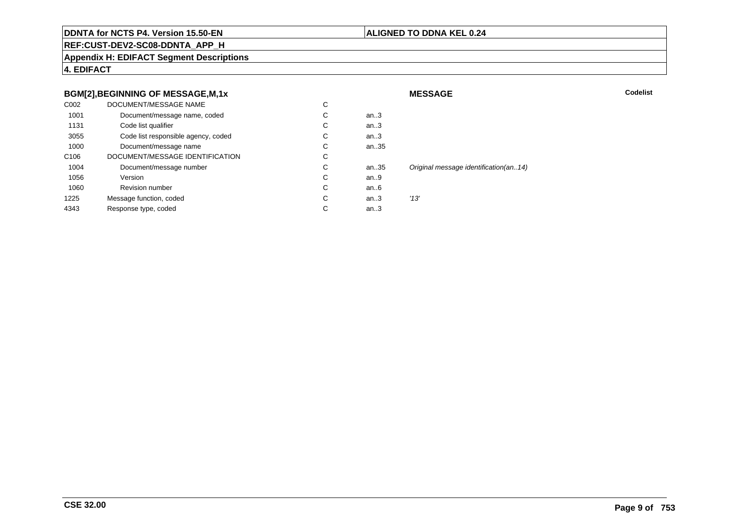**DDNTA for NCTS P4. Version 15.50-EN** | **ALIGNED TO DDNA KEL 0.24**

**REF:CUST-DEV2-SC08-DDNTA_APP_H**

**Appendix H: EDIFACT Segment Descriptions**

**4. EDIFACT**

### BGM[2],BEGINNING OF MESSAGE,M,1x

**MESSAGE** | **Codelist**

| Tag | Name | Status | Format | Message | Codelist |
|---|---|---|---|---|---|
| C002 | DOCUMENT/MESSAGE NAME | C | | | |
| 1001 | Document/message name, coded | C | an..3 | | |
| 1131 | Code list qualifier | C | an..3 | | |
| 3055 | Code list responsible agency, coded | C | an..3 | | |
| 1000 | Document/message name | C | an..35 | | |
| C106 | DOCUMENT/MESSAGE IDENTIFICATION | C | | | |
| 1004 | Document/message number | C | an..35 | *Original message identification(an..14)* | |
| 1056 | Version | C | an..9 | | |
| 1060 | Revision number | C | an..6 | | |
| 1225 | Message function, coded | C | an..3 | *'13'* | |
| 4343 | Response type, coded | C | an..3 | | |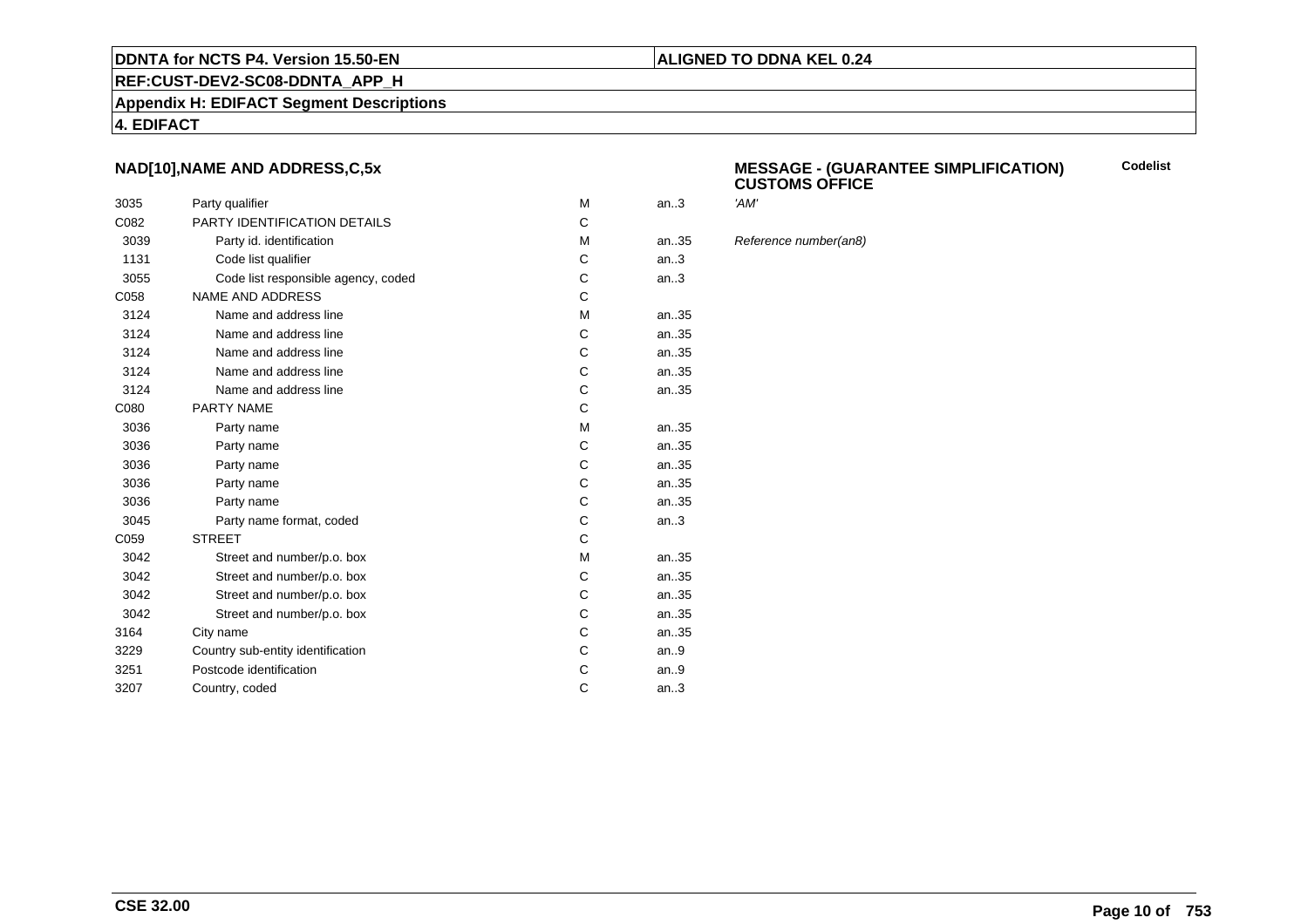## NAD[10],NAME AND ADDRESS,C,5x

### MESSAGE - (GUARANTEE SIMPLIFICATION) CUSTOMS OFFICE

| | | | | | Codelist |
|---|---|---|---|---|---|
| 3035 | Party qualifier | M | an..3 | *'AM'* | |
| C082 | PARTY IDENTIFICATION DETAILS | C | | | |
| 3039 | Party id. identification | M | an..35 | *Reference number(an8)* | |
| 1131 | Code list qualifier | C | an..3 | | |
| 3055 | Code list responsible agency, coded | C | an..3 | | |
| C058 | NAME AND ADDRESS | C | | | |
| 3124 | Name and address line | M | an..35 | | |
| 3124 | Name and address line | C | an..35 | | |
| 3124 | Name and address line | C | an..35 | | |
| 3124 | Name and address line | C | an..35 | | |
| 3124 | Name and address line | C | an..35 | | |
| C080 | PARTY NAME | C | | | |
| 3036 | Party name | M | an..35 | | |
| 3036 | Party name | C | an..35 | | |
| 3036 | Party name | C | an..35 | | |
| 3036 | Party name | C | an..35 | | |
| 3036 | Party name | C | an..35 | | |
| 3045 | Party name format, coded | C | an..3 | | |
| C059 | STREET | C | | | |
| 3042 | Street and number/p.o. box | M | an..35 | | |
| 3042 | Street and number/p.o. box | C | an..35 | | |
| 3042 | Street and number/p.o. box | C | an..35 | | |
| 3042 | Street and number/p.o. box | C | an..35 | | |
| 3164 | City name | C | an..35 | | |
| 3229 | Country sub-entity identification | C | an..9 | | |
| 3251 | Postcode identification | C | an..9 | | |
| 3207 | Country, coded | C | an..3 | | |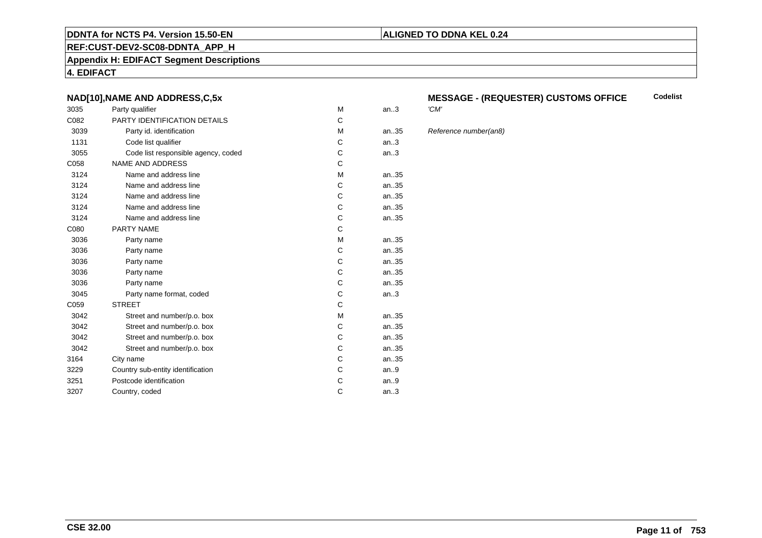**DDNTA for NCTS P4. Version 15.50-EN** | **ALIGNED TO DDNA KEL 0.24**

**REF:CUST-DEV2-SC08-DDNTA_APP_H**

**Appendix H: EDIFACT Segment Descriptions**

**4. EDIFACT**

### NAD[10],NAME AND ADDRESS,C,5x

**MESSAGE - (REQUESTER) CUSTOMS OFFICE** — **Codelist**

| | | | | |
|---|---|---|---|---|
| 3035 | Party qualifier | M | an..3 | *'CM'* |
| C082 | PARTY IDENTIFICATION DETAILS | C | | |
| 3039 | Party id. identification | M | an..35 | *Reference number(an8)* |
| 1131 | Code list qualifier | C | an..3 | |
| 3055 | Code list responsible agency, coded | C | an..3 | |
| C058 | NAME AND ADDRESS | C | | |
| 3124 | Name and address line | M | an..35 | |
| 3124 | Name and address line | C | an..35 | |
| 3124 | Name and address line | C | an..35 | |
| 3124 | Name and address line | C | an..35 | |
| 3124 | Name and address line | C | an..35 | |
| C080 | PARTY NAME | C | | |
| 3036 | Party name | M | an..35 | |
| 3036 | Party name | C | an..35 | |
| 3036 | Party name | C | an..35 | |
| 3036 | Party name | C | an..35 | |
| 3036 | Party name | C | an..35 | |
| 3045 | Party name format, coded | C | an..3 | |
| C059 | STREET | C | | |
| 3042 | Street and number/p.o. box | M | an..35 | |
| 3042 | Street and number/p.o. box | C | an..35 | |
| 3042 | Street and number/p.o. box | C | an..35 | |
| 3042 | Street and number/p.o. box | C | an..35 | |
| 3164 | City name | C | an..35 | |
| 3229 | Country sub-entity identification | C | an..9 | |
| 3251 | Postcode identification | C | an..9 | |
| 3207 | Country, coded | C | an..3 | |

**CSE 32.00**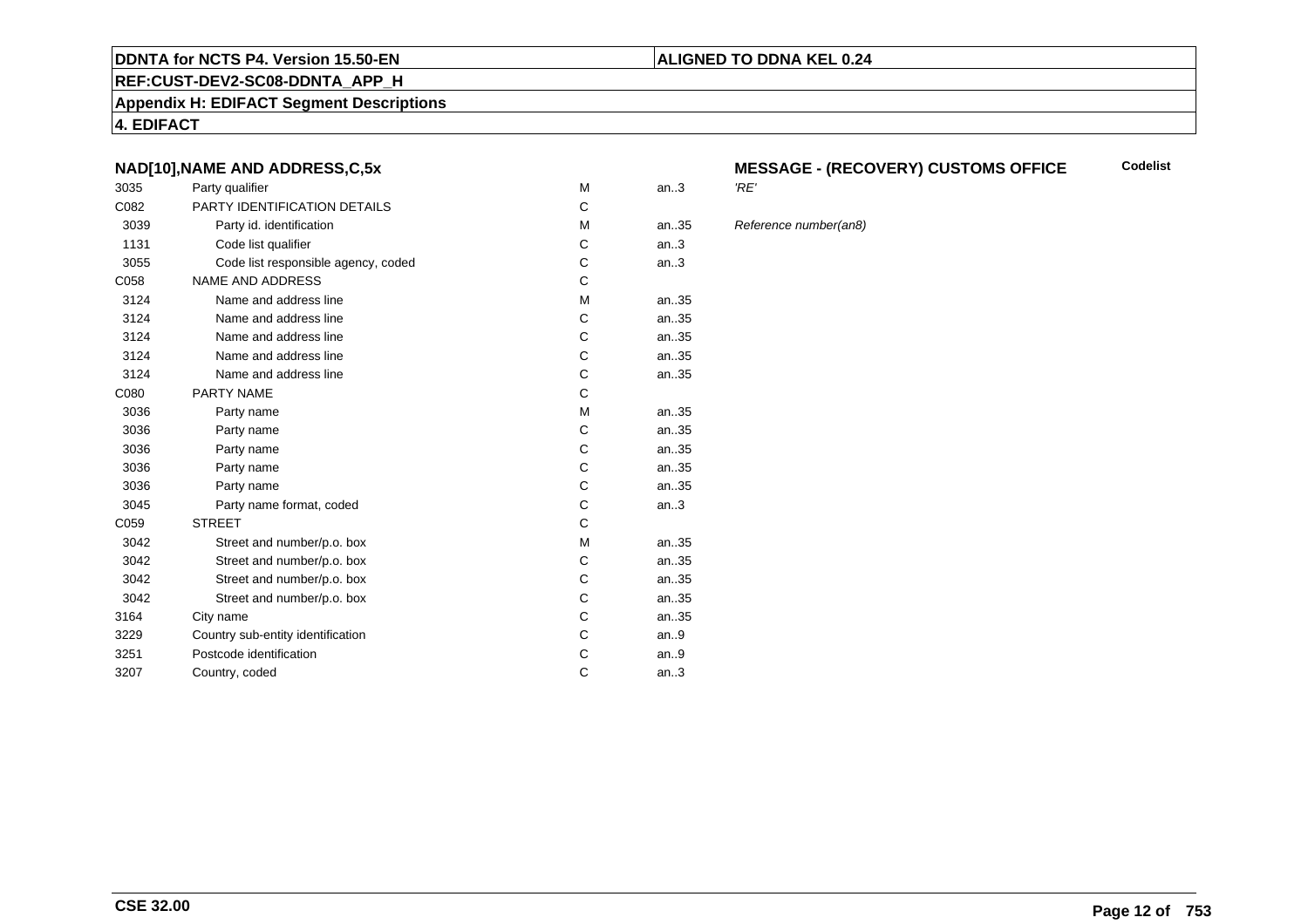**DDNTA for NCTS P4. Version 15.50-EN** | **ALIGNED TO DDNA KEL 0.24**

**REF:CUST-DEV2-SC08-DDNTA_APP_H**

**Appendix H: EDIFACT Segment Descriptions**

**4. EDIFACT**

### NAD[10],NAME AND ADDRESS,C,5x

**MESSAGE - (RECOVERY) CUSTOMS OFFICE** — **Codelist**

| Tag | Name | Status | Format | Remarks |
|---|---|---|---|---|
| 3035 | Party qualifier | M | an..3 | *'RE'* |
| C082 | PARTY IDENTIFICATION DETAILS | C | | |
| 3039 | Party id. identification | M | an..35 | *Reference number(an8)* |
| 1131 | Code list qualifier | C | an..3 | |
| 3055 | Code list responsible agency, coded | C | an..3 | |
| C058 | NAME AND ADDRESS | C | | |
| 3124 | Name and address line | M | an..35 | |
| 3124 | Name and address line | C | an..35 | |
| 3124 | Name and address line | C | an..35 | |
| 3124 | Name and address line | C | an..35 | |
| 3124 | Name and address line | C | an..35 | |
| C080 | PARTY NAME | C | | |
| 3036 | Party name | M | an..35 | |
| 3036 | Party name | C | an..35 | |
| 3036 | Party name | C | an..35 | |
| 3036 | Party name | C | an..35 | |
| 3036 | Party name | C | an..35 | |
| 3045 | Party name format, coded | C | an..3 | |
| C059 | STREET | C | | |
| 3042 | Street and number/p.o. box | M | an..35 | |
| 3042 | Street and number/p.o. box | C | an..35 | |
| 3042 | Street and number/p.o. box | C | an..35 | |
| 3042 | Street and number/p.o. box | C | an..35 | |
| 3164 | City name | C | an..35 | |
| 3229 | Country sub-entity identification | C | an..9 | |
| 3251 | Postcode identification | C | an..9 | |
| 3207 | Country, coded | C | an..3 | |

**CSE 32.00**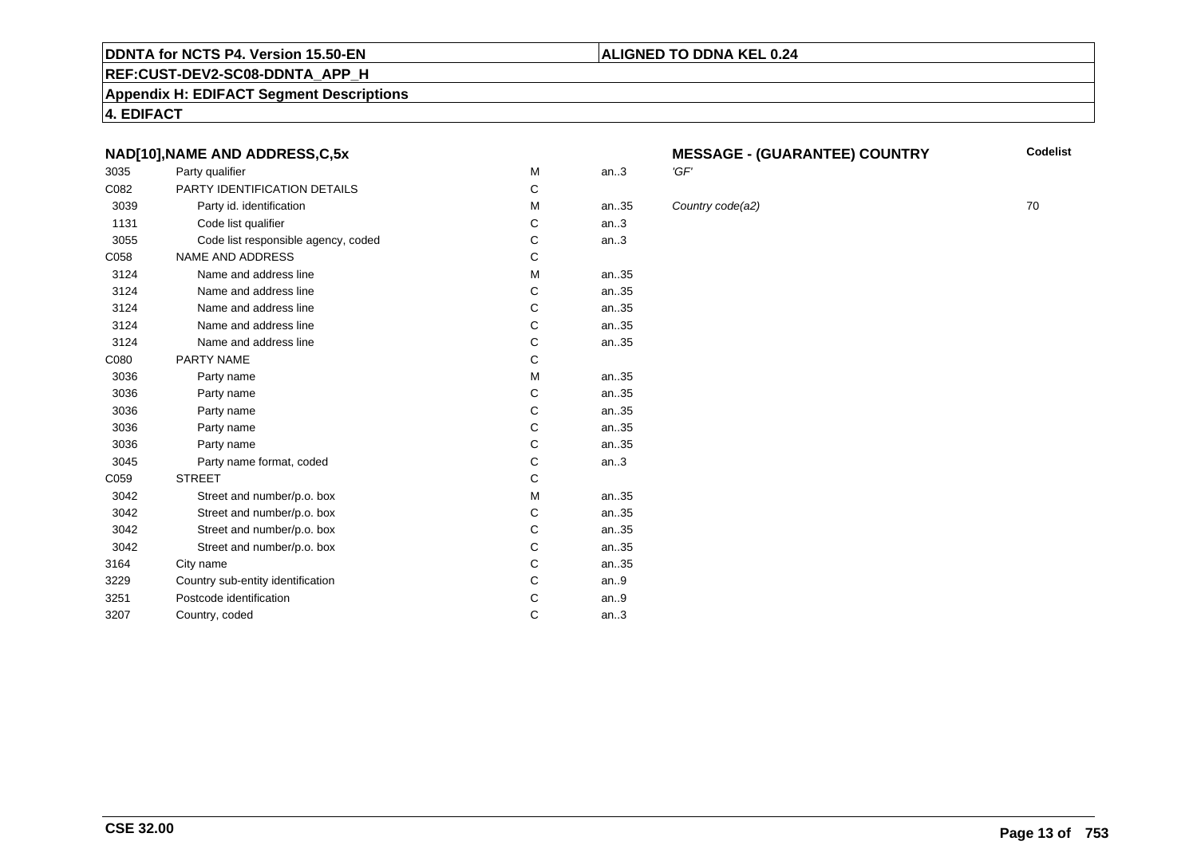**DDNTA for NCTS P4. Version 15.50-EN**

**ALIGNED TO DDNA KEL 0.24**

**REF:CUST-DEV2-SC08-DDNTA_APP_H**

**Appendix H: EDIFACT Segment Descriptions**

**4. EDIFACT**

| NAD[10],NAME AND ADDRESS,C,5x | | | | MESSAGE - (GUARANTEE) COUNTRY | Codelist |
|---|---|---|---|---|---|
| 3035 | Party qualifier | M | an..3 | *'GF'* | |
| C082 | PARTY IDENTIFICATION DETAILS | C | | | |
| 3039 | Party id. identification | M | an..35 | *Country code(a2)* | 70 |
| 1131 | Code list qualifier | C | an..3 | | |
| 3055 | Code list responsible agency, coded | C | an..3 | | |
| C058 | NAME AND ADDRESS | C | | | |
| 3124 | Name and address line | M | an..35 | | |
| 3124 | Name and address line | C | an..35 | | |
| 3124 | Name and address line | C | an..35 | | |
| 3124 | Name and address line | C | an..35 | | |
| 3124 | Name and address line | C | an..35 | | |
| C080 | PARTY NAME | C | | | |
| 3036 | Party name | M | an..35 | | |
| 3036 | Party name | C | an..35 | | |
| 3036 | Party name | C | an..35 | | |
| 3036 | Party name | C | an..35 | | |
| 3036 | Party name | C | an..35 | | |
| 3045 | Party name format, coded | C | an..3 | | |
| C059 | STREET | C | | | |
| 3042 | Street and number/p.o. box | M | an..35 | | |
| 3042 | Street and number/p.o. box | C | an..35 | | |
| 3042 | Street and number/p.o. box | C | an..35 | | |
| 3042 | Street and number/p.o. box | C | an..35 | | |
| 3164 | City name | C | an..35 | | |
| 3229 | Country sub-entity identification | C | an..9 | | |
| 3251 | Postcode identification | C | an..9 | | |
| 3207 | Country, coded | C | an..3 | | |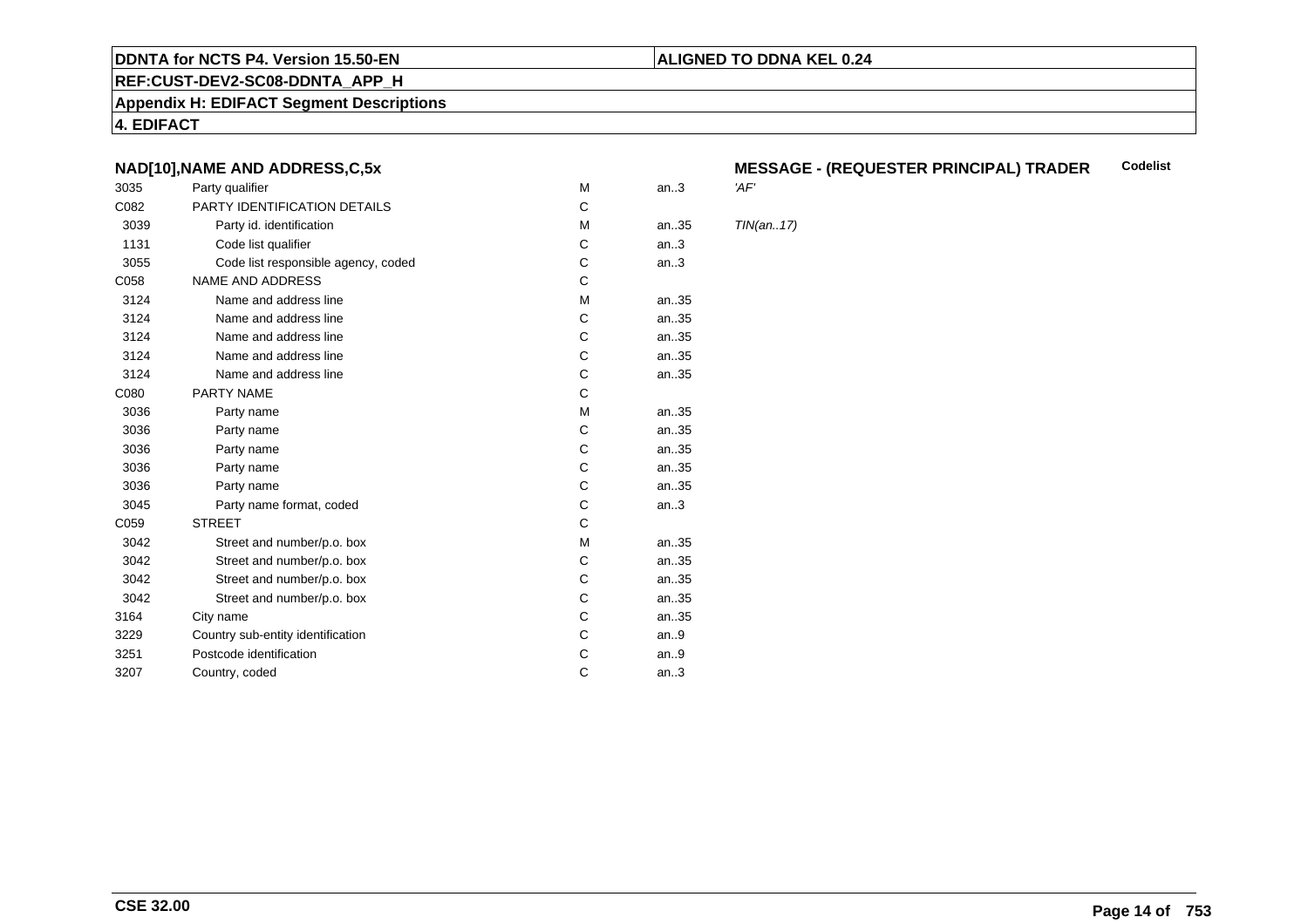**DDNTA for NCTS P4. Version 15.50-EN** | **ALIGNED TO DDNA KEL 0.24**

**REF:CUST-DEV2-SC08-DDNTA_APP_H**

**Appendix H: EDIFACT Segment Descriptions**

**4. EDIFACT**

### NAD[10],NAME AND ADDRESS,C,5x

**MESSAGE - (REQUESTER PRINCIPAL) TRADER** — Codelist

| | | | | |
|---|---|---|---|---|
| 3035 | Party qualifier | M | an..3 | *'AF'* |
| C082 | PARTY IDENTIFICATION DETAILS | C | | |
| 3039 | Party id. identification | M | an..35 | *TIN(an..17)* |
| 1131 | Code list qualifier | C | an..3 | |
| 3055 | Code list responsible agency, coded | C | an..3 | |
| C058 | NAME AND ADDRESS | C | | |
| 3124 | Name and address line | M | an..35 | |
| 3124 | Name and address line | C | an..35 | |
| 3124 | Name and address line | C | an..35 | |
| 3124 | Name and address line | C | an..35 | |
| 3124 | Name and address line | C | an..35 | |
| C080 | PARTY NAME | C | | |
| 3036 | Party name | M | an..35 | |
| 3036 | Party name | C | an..35 | |
| 3036 | Party name | C | an..35 | |
| 3036 | Party name | C | an..35 | |
| 3036 | Party name | C | an..35 | |
| 3045 | Party name format, coded | C | an..3 | |
| C059 | STREET | C | | |
| 3042 | Street and number/p.o. box | M | an..35 | |
| 3042 | Street and number/p.o. box | C | an..35 | |
| 3042 | Street and number/p.o. box | C | an..35 | |
| 3042 | Street and number/p.o. box | C | an..35 | |
| 3164 | City name | C | an..35 | |
| 3229 | Country sub-entity identification | C | an..9 | |
| 3251 | Postcode identification | C | an..9 | |
| 3207 | Country, coded | C | an..3 | |

**CSE 32.00**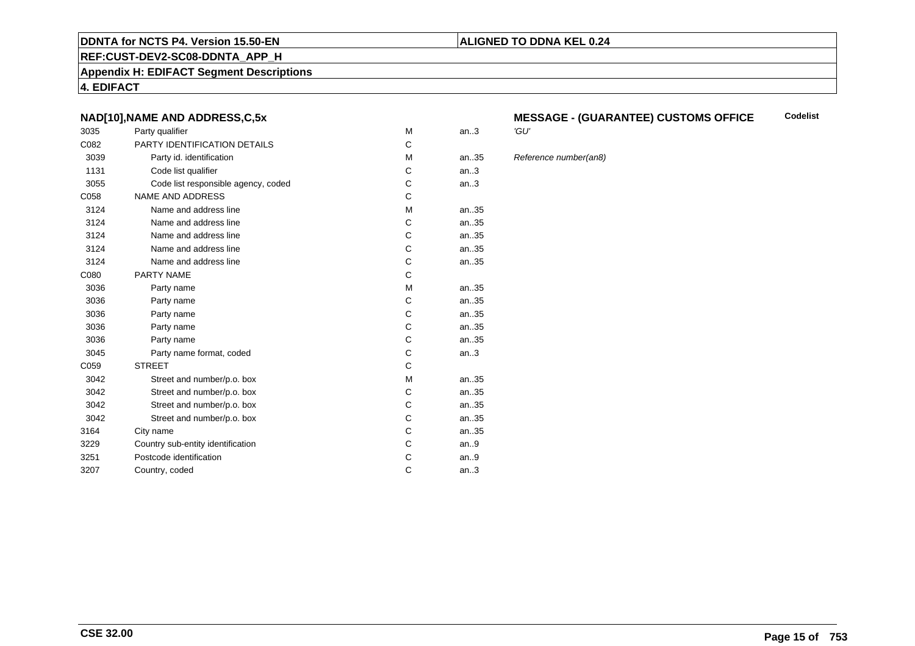### NAD[10],NAME AND ADDRESS,C,5x

**MESSAGE - (GUARANTEE) CUSTOMS OFFICE** — **Codelist**

| Tag | Name | Status | Format | Description |
|---|---|---|---|---|
| 3035 | Party qualifier | M | an..3 | *'GU'* |
| C082 | PARTY IDENTIFICATION DETAILS | C | | |
| 3039 | Party id. identification | M | an..35 | *Reference number(an8)* |
| 1131 | Code list qualifier | C | an..3 | |
| 3055 | Code list responsible agency, coded | C | an..3 | |
| C058 | NAME AND ADDRESS | C | | |
| 3124 | Name and address line | M | an..35 | |
| 3124 | Name and address line | C | an..35 | |
| 3124 | Name and address line | C | an..35 | |
| 3124 | Name and address line | C | an..35 | |
| 3124 | Name and address line | C | an..35 | |
| C080 | PARTY NAME | C | | |
| 3036 | Party name | M | an..35 | |
| 3036 | Party name | C | an..35 | |
| 3036 | Party name | C | an..35 | |
| 3036 | Party name | C | an..35 | |
| 3036 | Party name | C | an..35 | |
| 3045 | Party name format, coded | C | an..3 | |
| C059 | STREET | C | | |
| 3042 | Street and number/p.o. box | M | an..35 | |
| 3042 | Street and number/p.o. box | C | an..35 | |
| 3042 | Street and number/p.o. box | C | an..35 | |
| 3042 | Street and number/p.o. box | C | an..35 | |
| 3164 | City name | C | an..35 | |
| 3229 | Country sub-entity identification | C | an..9 | |
| 3251 | Postcode identification | C | an..9 | |
| 3207 | Country, coded | C | an..3 | |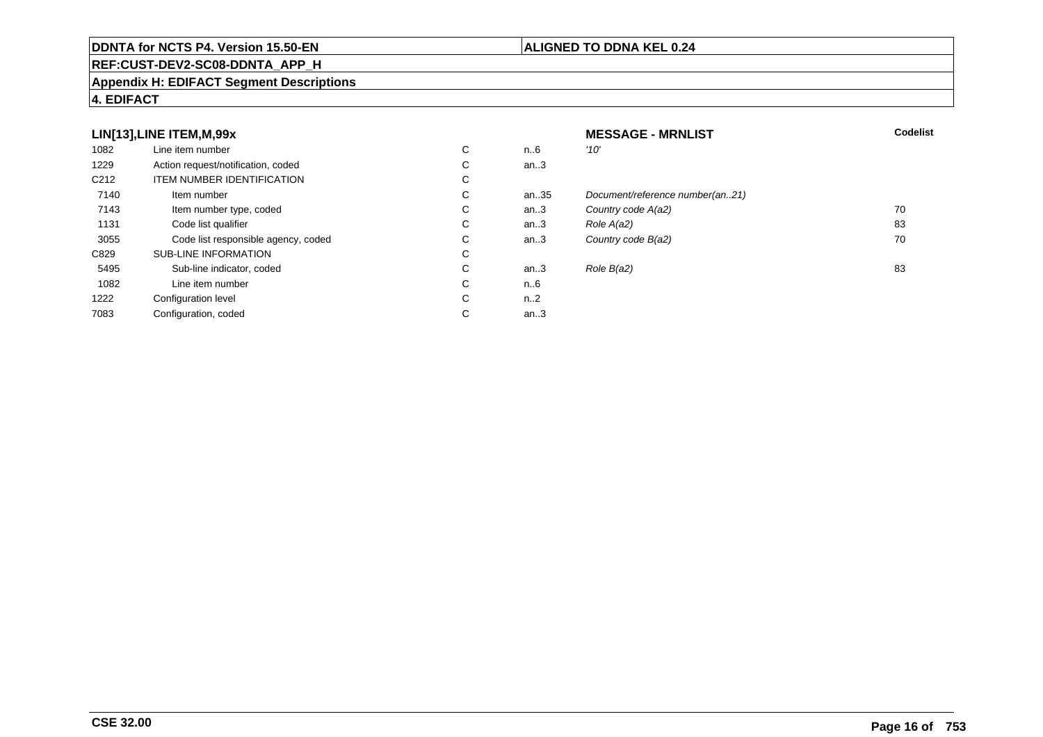**DDNTA for NCTS P4. Version 15.50-EN** | **ALIGNED TO DDNA KEL 0.24**

**REF:CUST-DEV2-SC08-DDNTA_APP_H**

**Appendix H: EDIFACT Segment Descriptions**

**4. EDIFACT**

| LIN[13],LINE ITEM,M,99x | | | | MESSAGE - MRNLIST | Codelist |
|---|---|---|---|---|---|
| 1082 | Line item number | C | n..6 | *'10'* | |
| 1229 | Action request/notification, coded | C | an..3 | | |
| C212 | ITEM NUMBER IDENTIFICATION | C | | | |
| 7140 | Item number | C | an..35 | *Document/reference number(an..21)* | |
| 7143 | Item number type, coded | C | an..3 | *Country code A(a2)* | 70 |
| 1131 | Code list qualifier | C | an..3 | *Role A(a2)* | 83 |
| 3055 | Code list responsible agency, coded | C | an..3 | *Country code B(a2)* | 70 |
| C829 | SUB-LINE INFORMATION | C | | | |
| 5495 | Sub-line indicator, coded | C | an..3 | *Role B(a2)* | 83 |
| 1082 | Line item number | C | n..6 | | |
| 1222 | Configuration level | C | n..2 | | |
| 7083 | Configuration, coded | C | an..3 | | |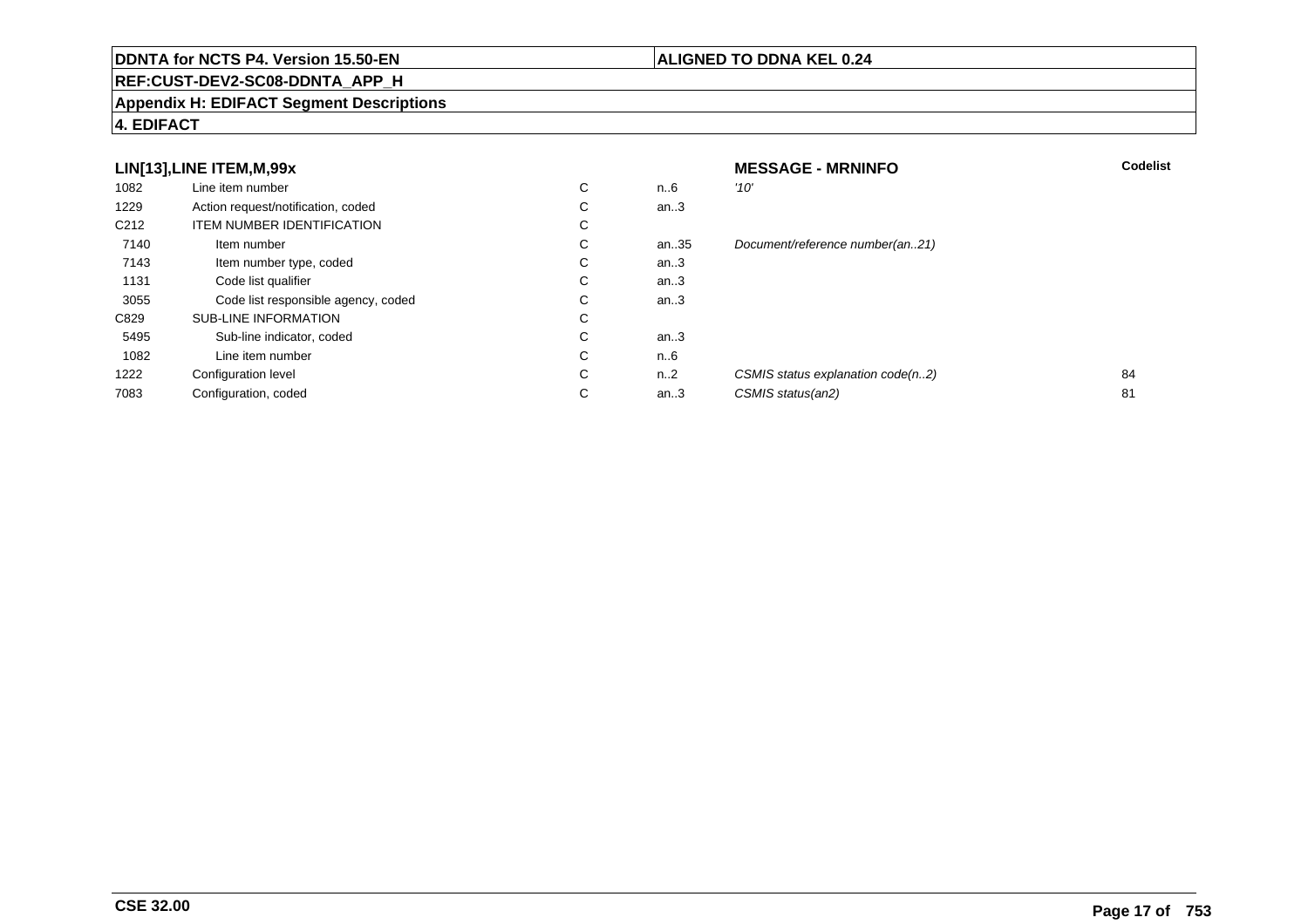**DDNTA for NCTS P4. Version 15.50-EN** | **ALIGNED TO DDNA KEL 0.24**

**REF:CUST-DEV2-SC08-DDNTA_APP_H**

**Appendix H: EDIFACT Segment Descriptions**

**4. EDIFACT**

| **LIN[13],LINE ITEM,M,99x** | | | | **MESSAGE - MRNINFO** | **Codelist** |
|---|---|---|---|---|---|
| 1082 | Line item number | C | n..6 | *'10'* | |
| 1229 | Action request/notification, coded | C | an..3 | | |
| C212 | ITEM NUMBER IDENTIFICATION | C | | | |
| 7140 | Item number | C | an..35 | *Document/reference number(an..21)* | |
| 7143 | Item number type, coded | C | an..3 | | |
| 1131 | Code list qualifier | C | an..3 | | |
| 3055 | Code list responsible agency, coded | C | an..3 | | |
| C829 | SUB-LINE INFORMATION | C | | | |
| 5495 | Sub-line indicator, coded | C | an..3 | | |
| 1082 | Line item number | C | n..6 | | |
| 1222 | Configuration level | C | n..2 | *CSMIS status explanation code(n..2)* | 84 |
| 7083 | Configuration, coded | C | an..3 | *CSMIS status(an2)* | 81 |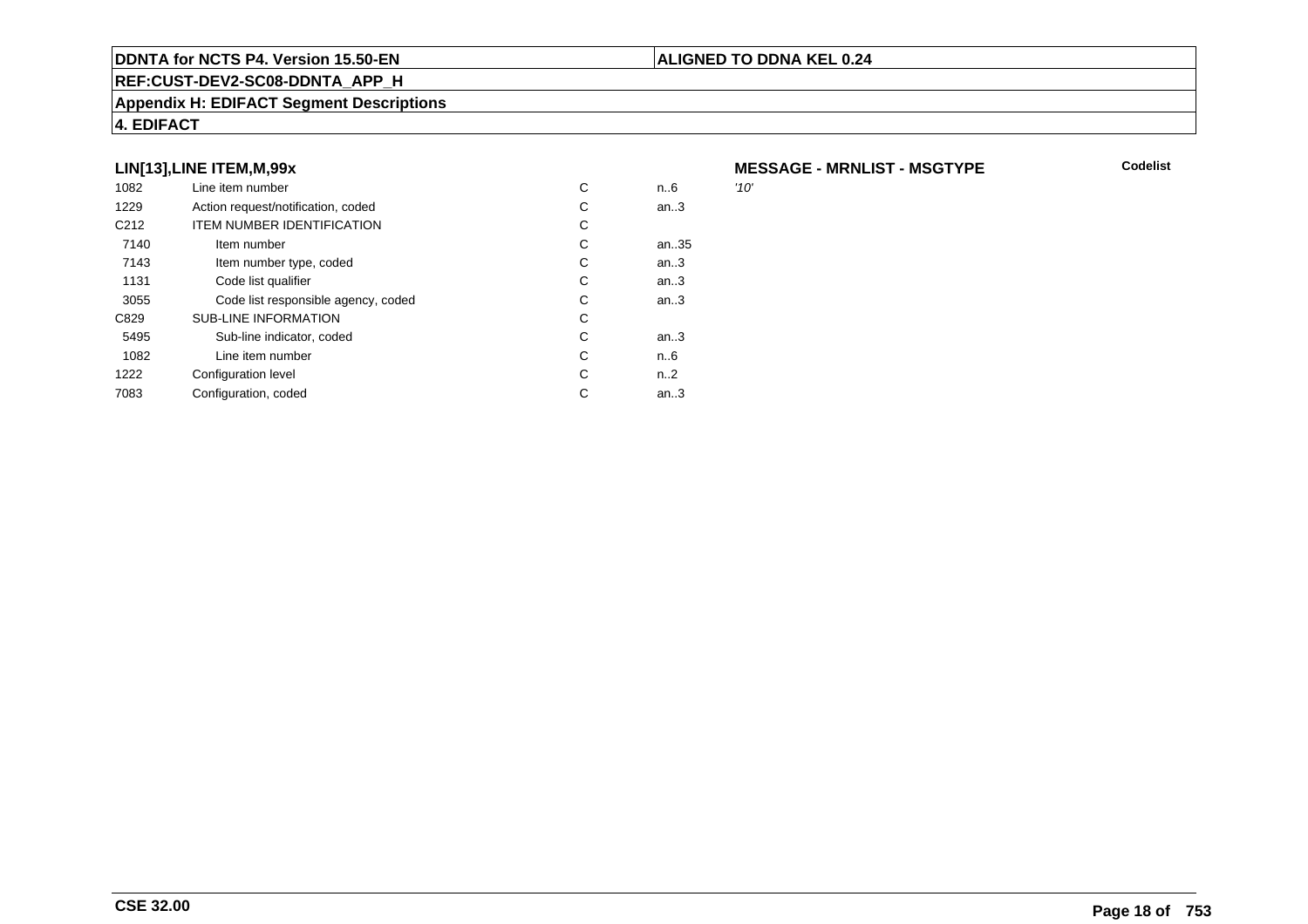**DDNTA for NCTS P4. Version 15.50-EN** | **ALIGNED TO DDNA KEL 0.24**

**REF:CUST-DEV2-SC08-DDNTA_APP_H**

**Appendix H: EDIFACT Segment Descriptions**

**4. EDIFACT**

### LIN[13],LINE ITEM,M,99x

**MESSAGE - MRNLIST - MSGTYPE** — **Codelist**

| | | | | |
|---|---|---|---|---|
| 1082 | Line item number | C | n..6 | *'10'* |
| 1229 | Action request/notification, coded | C | an..3 | |
| C212 | ITEM NUMBER IDENTIFICATION | C | | |
| 7140 | Item number | C | an..35 | |
| 7143 | Item number type, coded | C | an..3 | |
| 1131 | Code list qualifier | C | an..3 | |
| 3055 | Code list responsible agency, coded | C | an..3 | |
| C829 | SUB-LINE INFORMATION | C | | |
| 5495 | Sub-line indicator, coded | C | an..3 | |
| 1082 | Line item number | C | n..6 | |
| 1222 | Configuration level | C | n..2 | |
| 7083 | Configuration, coded | C | an..3 | |

**CSE 32.00**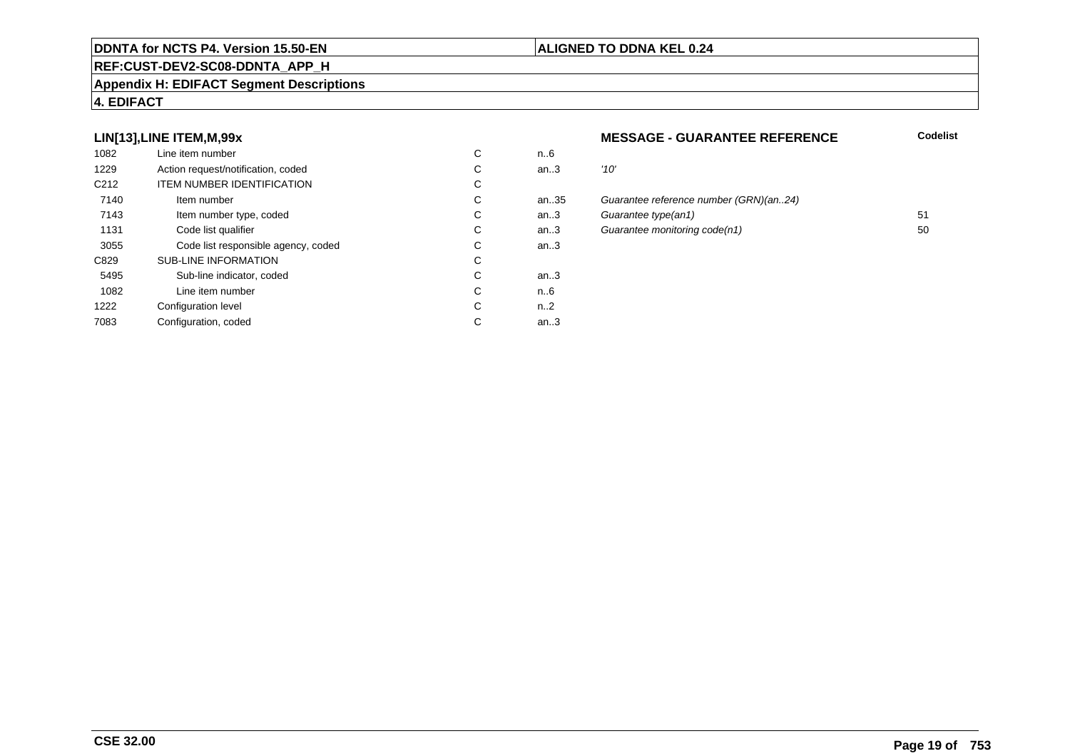**DDNTA for NCTS P4. Version 15.50-EN** | **ALIGNED TO DDNA KEL 0.24**

**REF:CUST-DEV2-SC08-DDNTA_APP_H**

**Appendix H: EDIFACT Segment Descriptions**

**4. EDIFACT**

### LIN[13],LINE ITEM,M,99x

**MESSAGE - GUARANTEE REFERENCE**

| | | | | | Codelist |
|---|---|---|---|---|---|
| 1082 | Line item number | C | n..6 | | |
| 1229 | Action request/notification, coded | C | an..3 | *'10'* | |
| C212 | ITEM NUMBER IDENTIFICATION | C | | | |
| 7140 | Item number | C | an..35 | *Guarantee reference number (GRN)(an..24)* | |
| 7143 | Item number type, coded | C | an..3 | *Guarantee type(an1)* | 51 |
| 1131 | Code list qualifier | C | an..3 | *Guarantee monitoring code(n1)* | 50 |
| 3055 | Code list responsible agency, coded | C | an..3 | | |
| C829 | SUB-LINE INFORMATION | C | | | |
| 5495 | Sub-line indicator, coded | C | an..3 | | |
| 1082 | Line item number | C | n..6 | | |
| 1222 | Configuration level | C | n..2 | | |
| 7083 | Configuration, coded | C | an..3 | | |

**CSE 32.00**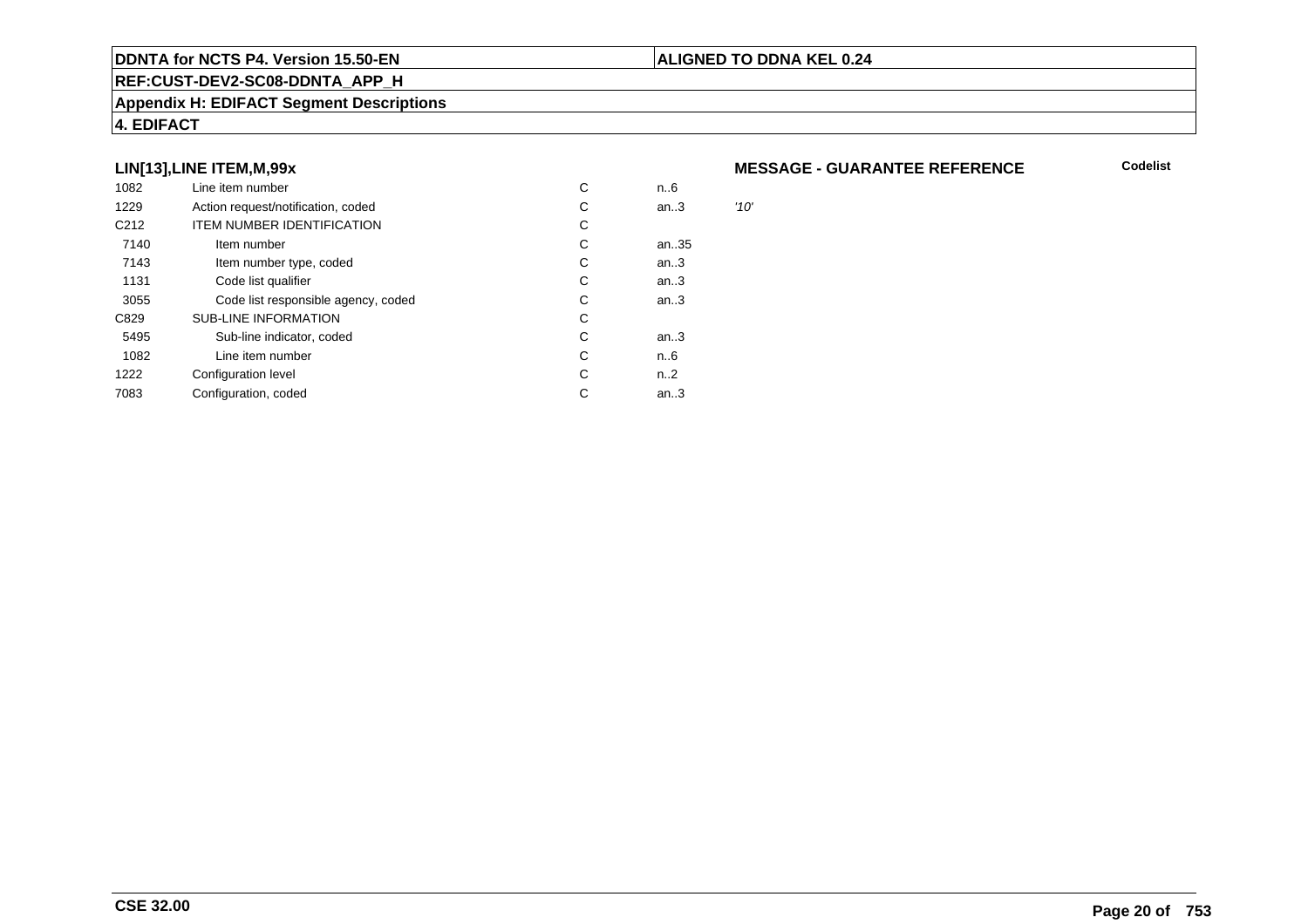**DDNTA for NCTS P4. Version 15.50-EN** | **ALIGNED TO DDNA KEL 0.24**

**REF:CUST-DEV2-SC08-DDNTA_APP_H**

**Appendix H: EDIFACT Segment Descriptions**

**4. EDIFACT**

### LIN[13],LINE ITEM,M,99x

**MESSAGE - GUARANTEE REFERENCE** — **Codelist**

| | | | | |
|---|---|---|---|---|
| 1082 | Line item number | C | n..6 | |
| 1229 | Action request/notification, coded | C | an..3 | *'10'* |
| C212 | ITEM NUMBER IDENTIFICATION | C | | |
| 7140 | Item number | C | an..35 | |
| 7143 | Item number type, coded | C | an..3 | |
| 1131 | Code list qualifier | C | an..3 | |
| 3055 | Code list responsible agency, coded | C | an..3 | |
| C829 | SUB-LINE INFORMATION | C | | |
| 5495 | Sub-line indicator, coded | C | an..3 | |
| 1082 | Line item number | C | n..6 | |
| 1222 | Configuration level | C | n..2 | |
| 7083 | Configuration, coded | C | an..3 | |

**CSE 32.00**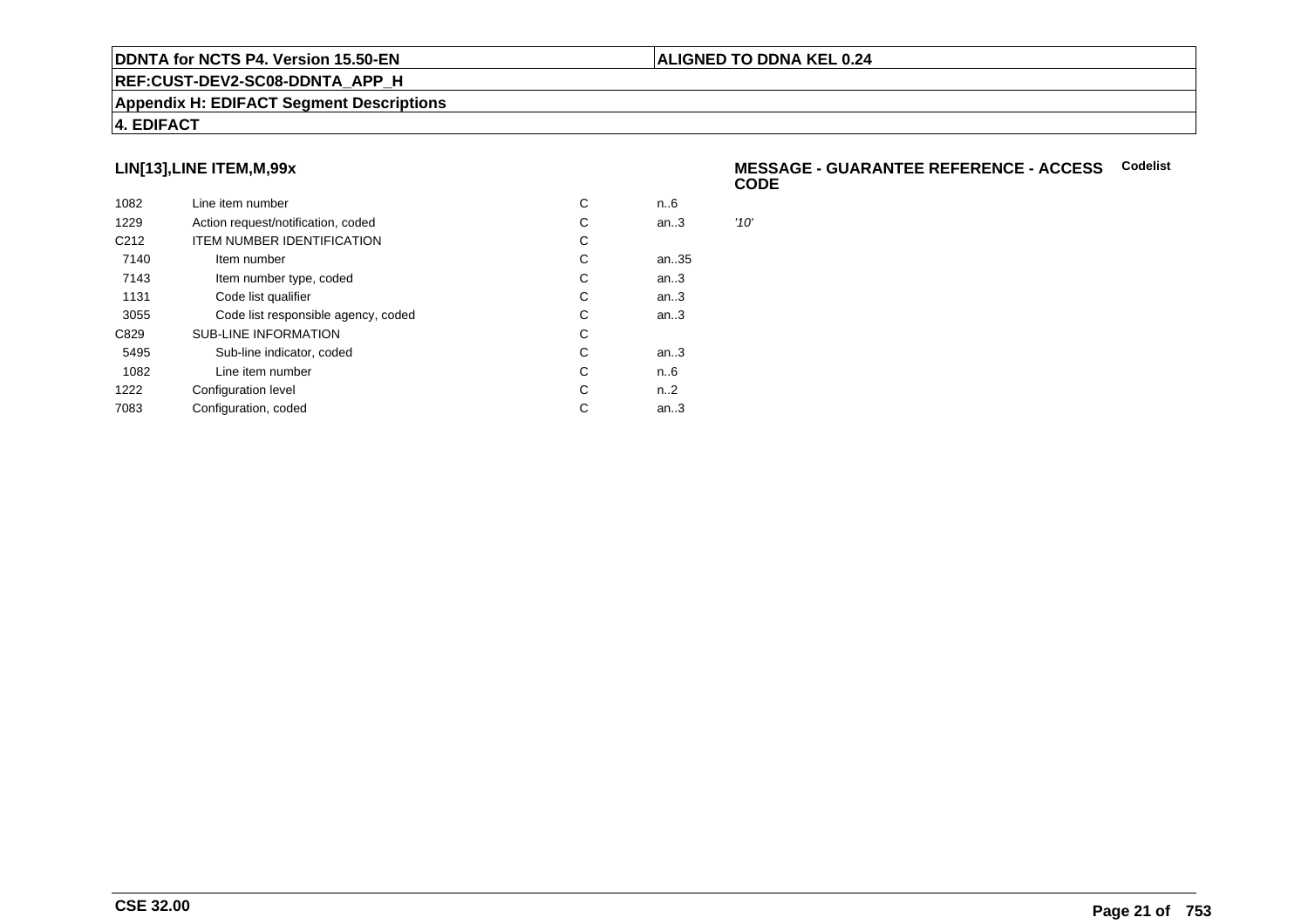## LIN[13],LINE ITEM,M,99x

**MESSAGE - GUARANTEE REFERENCE - ACCESS CODE** **Codelist**

| | | | | |
|---|---|---|---|---|
| 1082 | Line item number | C | n..6 | |
| 1229 | Action request/notification, coded | C | an..3 | *'10'* |
| C212 | ITEM NUMBER IDENTIFICATION | C | | |
| 7140 | Item number | C | an..35 | |
| 7143 | Item number type, coded | C | an..3 | |
| 1131 | Code list qualifier | C | an..3 | |
| 3055 | Code list responsible agency, coded | C | an..3 | |
| C829 | SUB-LINE INFORMATION | C | | |
| 5495 | Sub-line indicator, coded | C | an..3 | |
| 1082 | Line item number | C | n..6 | |
| 1222 | Configuration level | C | n..2 | |
| 7083 | Configuration, coded | C | an..3 | |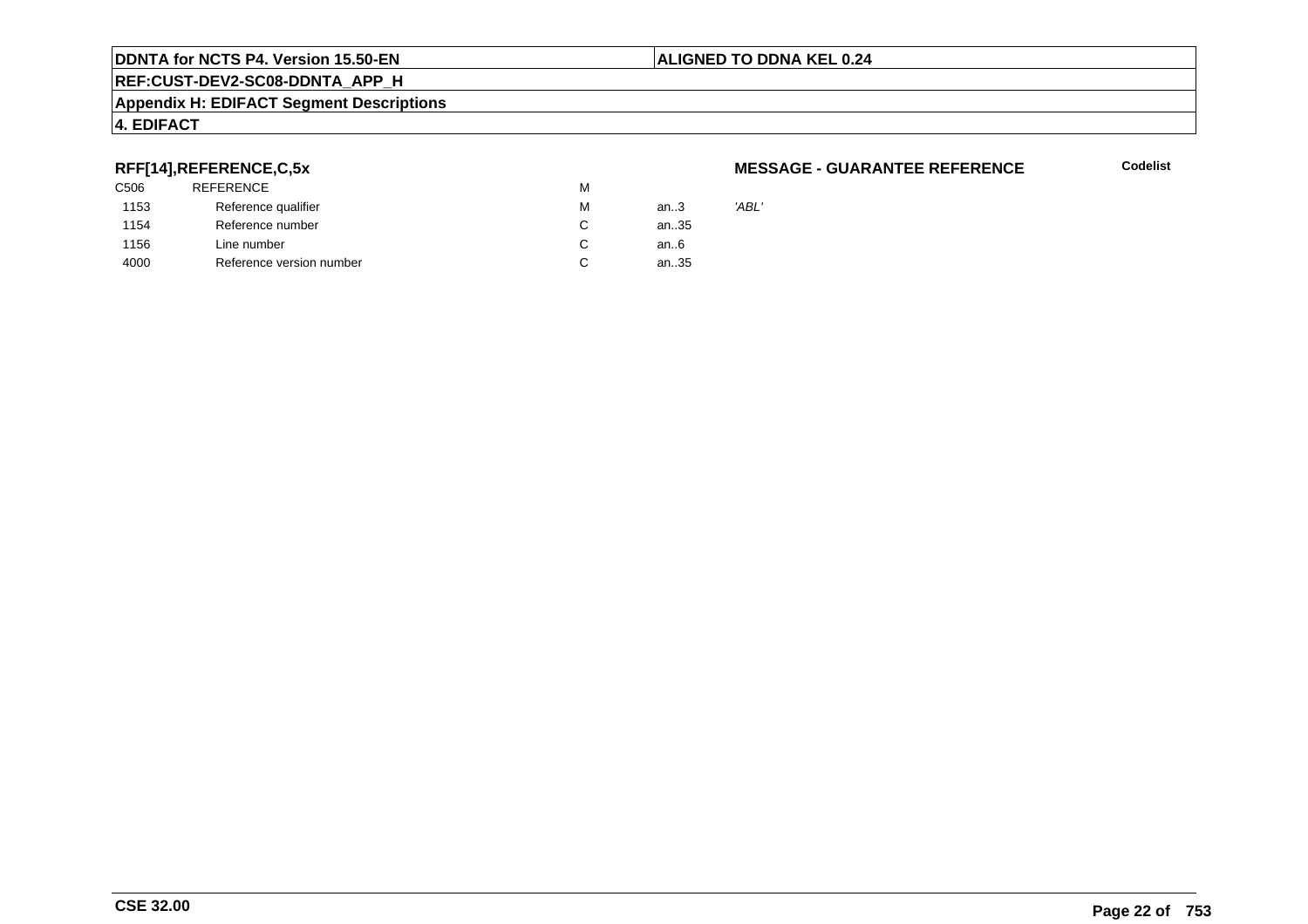**RFF[14],REFERENCE,C,5x**

**MESSAGE - GUARANTEE REFERENCE**

**Codelist**

| | | | | |
|---|---|---|---|---|
| C506 | REFERENCE | M | | |
| 1153 | Reference qualifier | M | an..3 | *'ABL'* |
| 1154 | Reference number | C | an..35 | |
| 1156 | Line number | C | an..6 | |
| 4000 | Reference version number | C | an..35 | |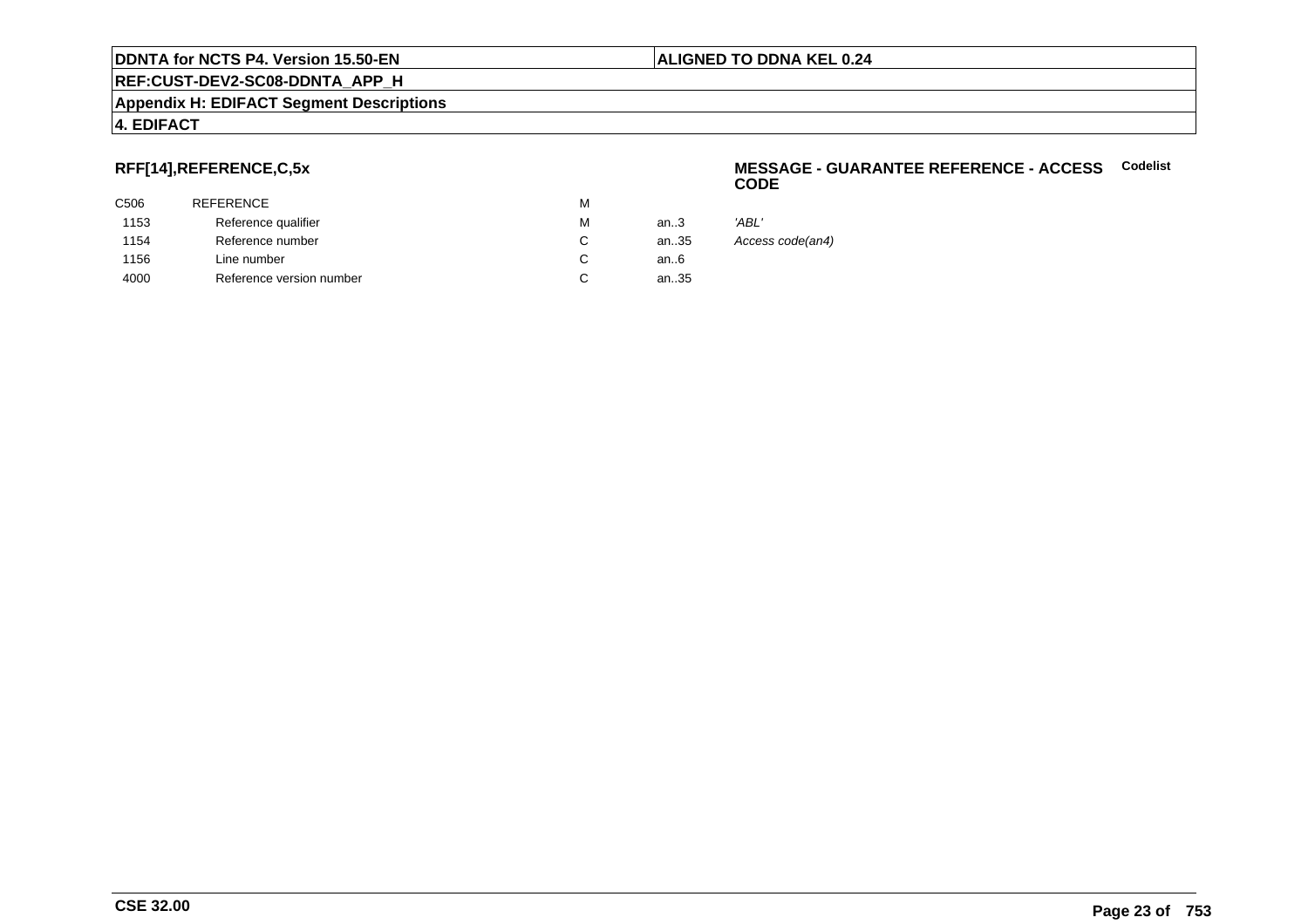**RFF[14],REFERENCE,C,5x**

**MESSAGE - GUARANTEE REFERENCE - ACCESS CODE** **Codelist**

| | | | | |
|---|---|---|---|---|
| C506 | REFERENCE | M | | |
| 1153 | Reference qualifier | M | an..3 | *'ABL'* |
| 1154 | Reference number | C | an..35 | *Access code(an4)* |
| 1156 | Line number | C | an..6 | |
| 4000 | Reference version number | C | an..35 | |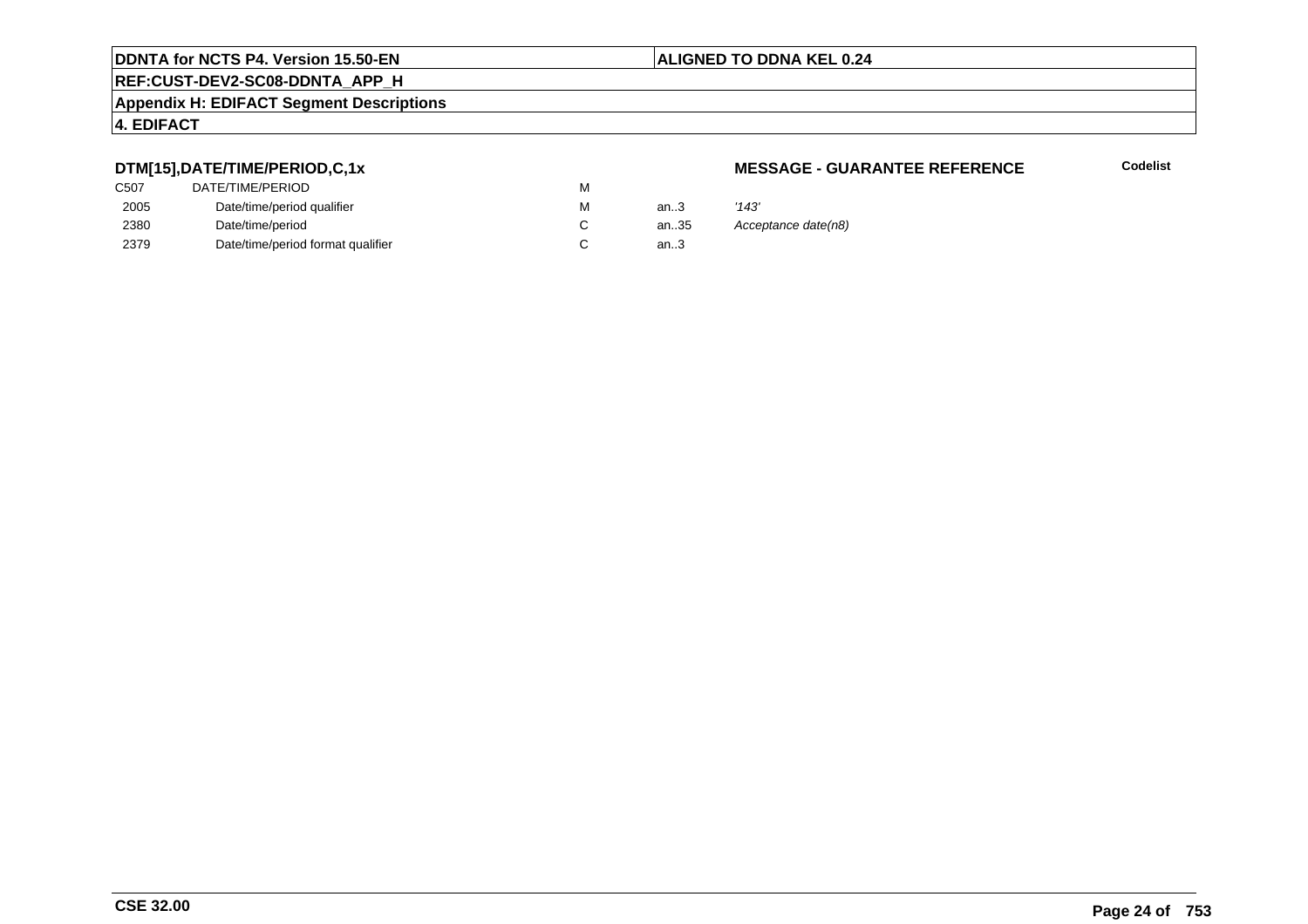**DDNTA for NCTS P4. Version 15.50-EN** | **ALIGNED TO DDNA KEL 0.24**

**REF:CUST-DEV2-SC08-DDNTA_APP_H**

**Appendix H: EDIFACT Segment Descriptions**

**4. EDIFACT**

### DTM[15],DATE/TIME/PERIOD,C,1x

**MESSAGE - GUARANTEE REFERENCE**

**Codelist**

| | | | | |
|---|---|---|---|---|
| C507 | DATE/TIME/PERIOD | M | | |
| 2005 | Date/time/period qualifier | M | an..3 | *'143'* |
| 2380 | Date/time/period | C | an..35 | *Acceptance date(n8)* |
| 2379 | Date/time/period format qualifier | C | an..3 | |

**CSE 32.00**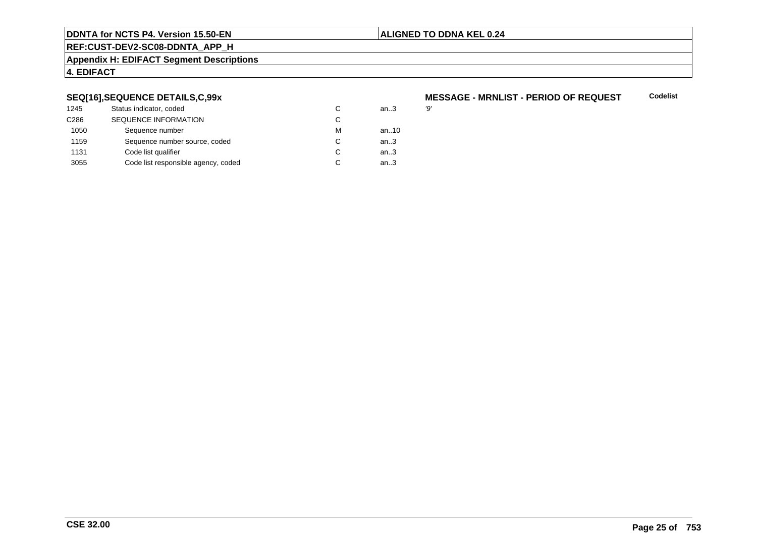## SEQ[16],SEQUENCE DETAILS,C,99x

**MESSAGE - MRNLIST - PERIOD OF REQUEST** **Codelist**

| | | | | |
|---|---|---|---|---|
| 1245 | Status indicator, coded | C | an..3 | '9' |
| C286 | SEQUENCE INFORMATION | C | | |
| 1050 | Sequence number | M | an..10 | |
| 1159 | Sequence number source, coded | C | an..3 | |
| 1131 | Code list qualifier | C | an..3 | |
| 3055 | Code list responsible agency, coded | C | an..3 | |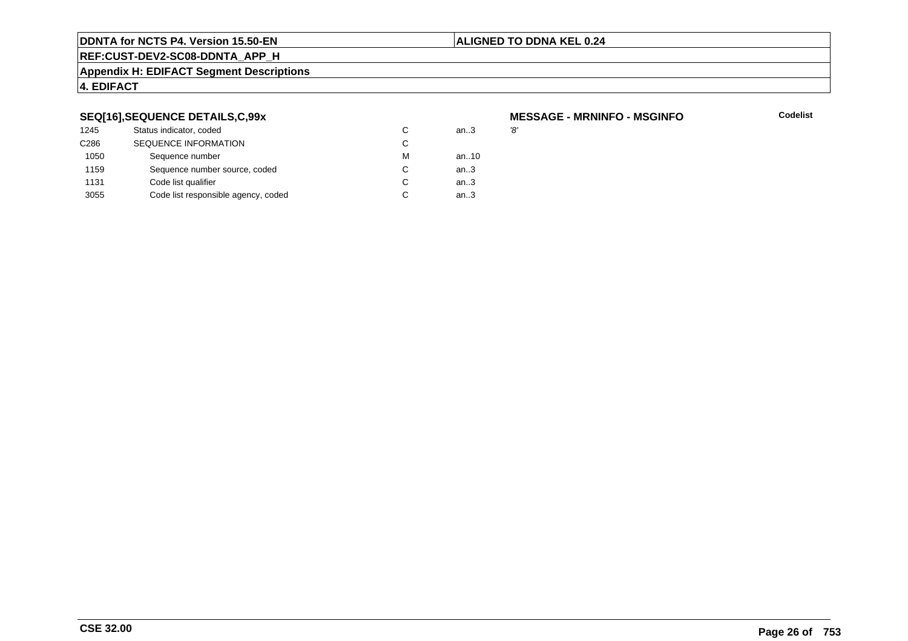**DDNTA for NCTS P4. Version 15.50-EN** | **ALIGNED TO DDNA KEL 0.24**

**REF:CUST-DEV2-SC08-DDNTA_APP_H**

**Appendix H: EDIFACT Segment Descriptions**

**4. EDIFACT**

### SEQ[16],SEQUENCE DETAILS,C,99x

**MESSAGE - MRNINFO - MSGINFO** | **Codelist**

| | | | | |
|---|---|---|---|---|
| 1245 | Status indicator, coded | C | an..3 | *'8'* |
| C286 | SEQUENCE INFORMATION | C | | |
| 1050 | Sequence number | M | an..10 | |
| 1159 | Sequence number source, coded | C | an..3 | |
| 1131 | Code list qualifier | C | an..3 | |
| 3055 | Code list responsible agency, coded | C | an..3 | |

**CSE 32.00**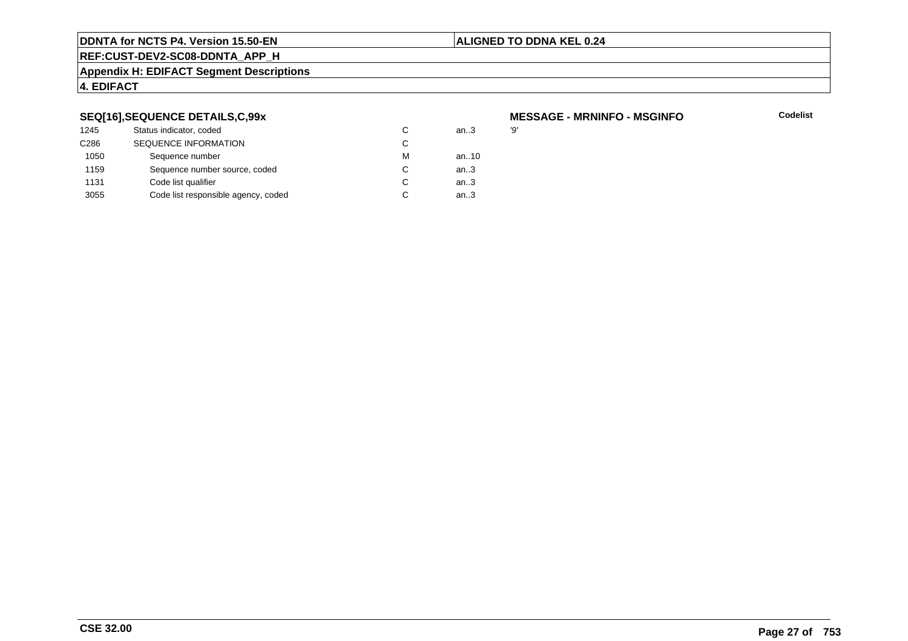**SEQ[16],SEQUENCE DETAILS,C,99x**

**MESSAGE - MRNINFO - MSGINFO**

| | | | | Codelist |
|---|---|---|---|---|
| 1245 | Status indicator, coded | C | an..3 | '9' |
| C286 | SEQUENCE INFORMATION | C | | |
| 1050 | Sequence number | M | an..10 | |
| 1159 | Sequence number source, coded | C | an..3 | |
| 1131 | Code list qualifier | C | an..3 | |
| 3055 | Code list responsible agency, coded | C | an..3 | |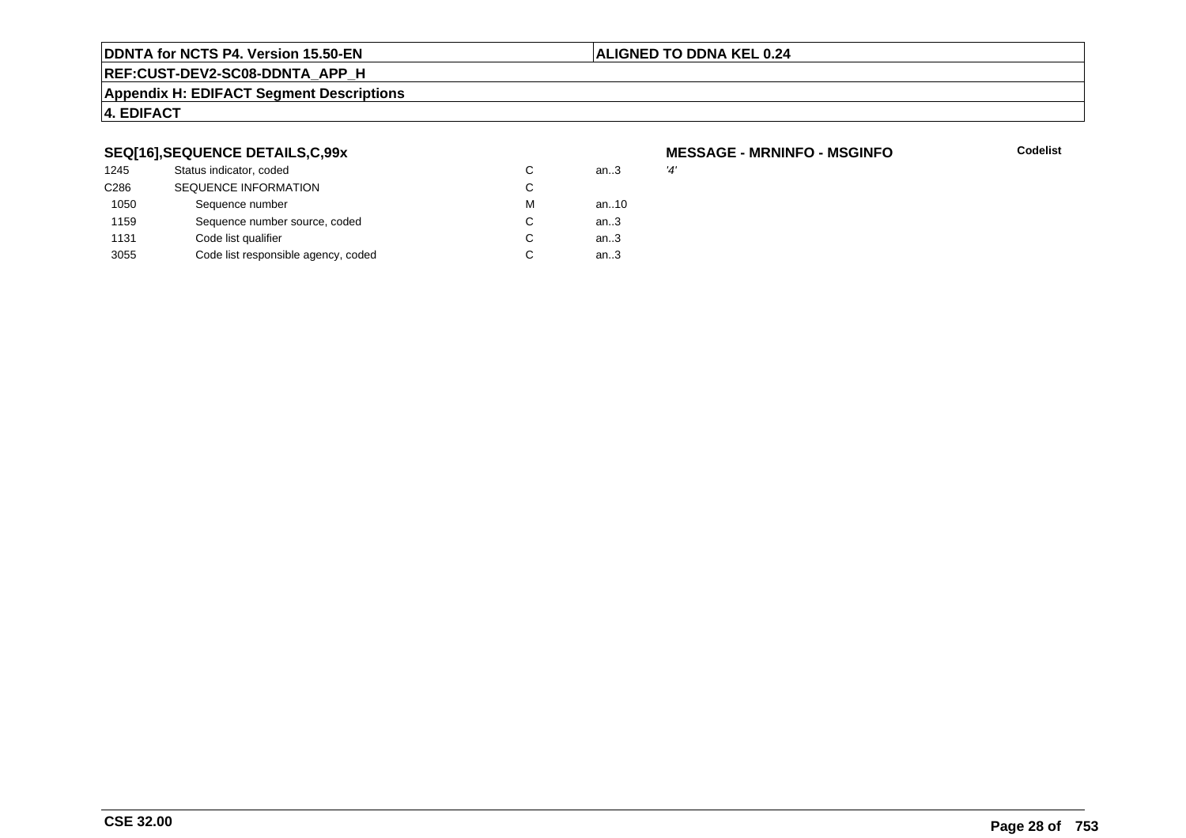### SEQ[16],SEQUENCE DETAILS,C,99x

**MESSAGE - MRNINFO - MSGINFO**

| | | | | Codelist |
|---|---|---|---|---|
| 1245 | Status indicator, coded | C | an..3 | *'4'* |
| C286 | SEQUENCE INFORMATION | C | | |
| 1050 | Sequence number | M | an..10 | |
| 1159 | Sequence number source, coded | C | an..3 | |
| 1131 | Code list qualifier | C | an..3 | |
| 3055 | Code list responsible agency, coded | C | an..3 | |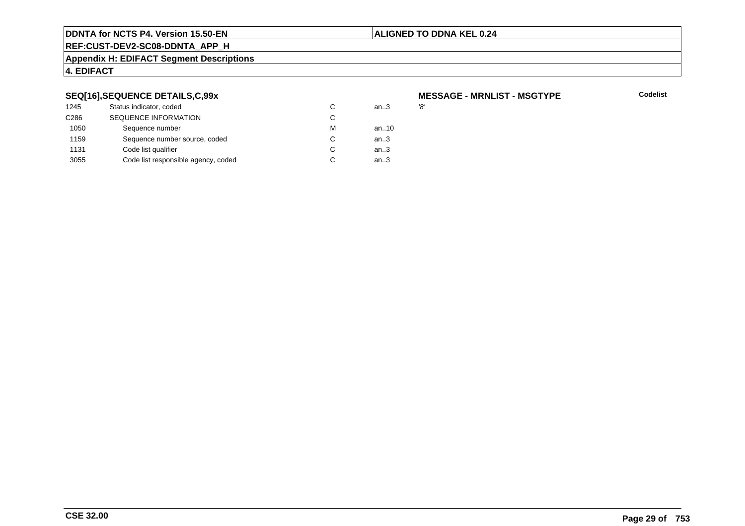## SEQ[16],SEQUENCE DETAILS,C,99x

**MESSAGE - MRNLIST - MSGTYPE**

**Codelist**

| | | | | |
|---|---|---|---|---|
| 1245 | Status indicator, coded | C | an..3 | '8' |
| C286 | SEQUENCE INFORMATION | C | | |
| 1050 | Sequence number | M | an..10 | |
| 1159 | Sequence number source, coded | C | an..3 | |
| 1131 | Code list qualifier | C | an..3 | |
| 3055 | Code list responsible agency, coded | C | an..3 | |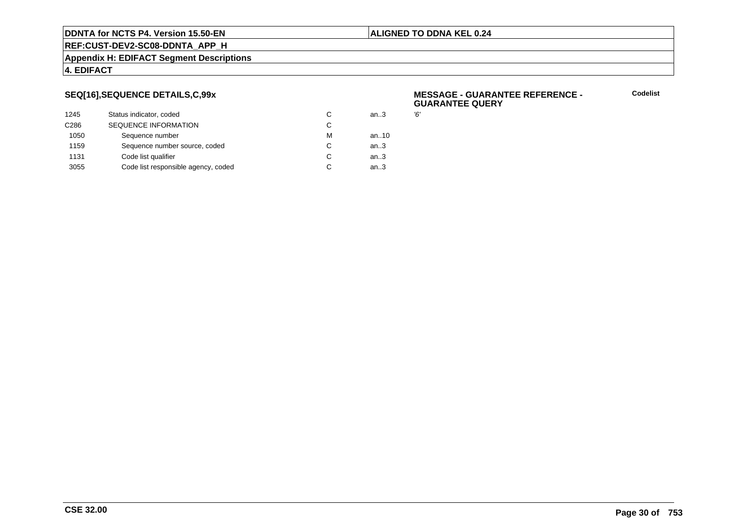## SEQ[16],SEQUENCE DETAILS,C,99x

**MESSAGE - GUARANTEE REFERENCE - GUARANTEE QUERY**

**Codelist**

| | | | | |
|---|---|---|---|---|
| 1245 | Status indicator, coded | C | an..3 | '6' |
| C286 | SEQUENCE INFORMATION | C | | |
| 1050 | Sequence number | M | an..10 | |
| 1159 | Sequence number source, coded | C | an..3 | |
| 1131 | Code list qualifier | C | an..3 | |
| 3055 | Code list responsible agency, coded | C | an..3 | |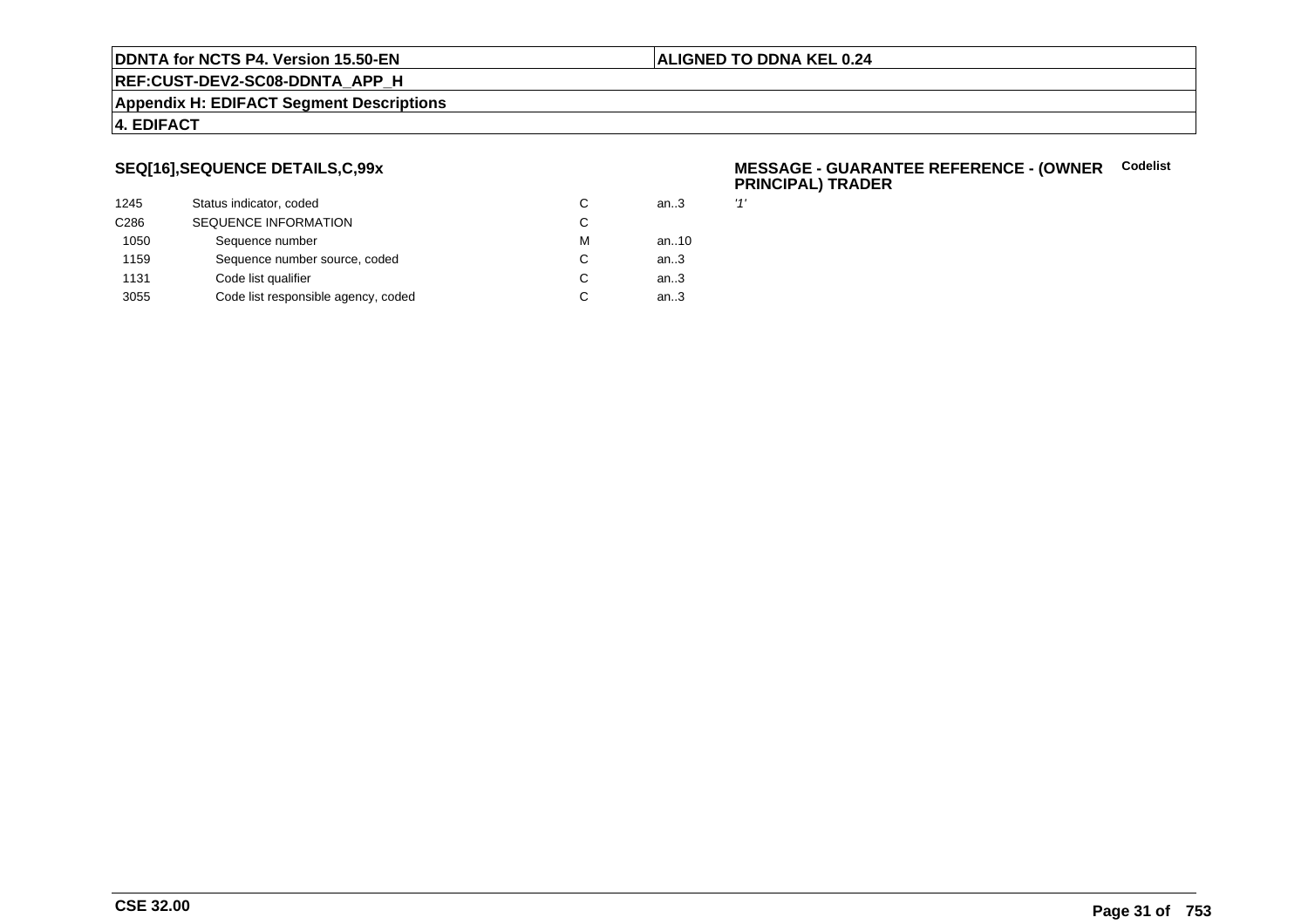## SEQ[16],SEQUENCE DETAILS,C,99x

**MESSAGE - GUARANTEE REFERENCE - (OWNER PRINCIPAL) TRADER** **Codelist**

| | | | | |
|---|---|---|---|---|
| 1245 | Status indicator, coded | C | an..3 | *'1'* |
| C286 | SEQUENCE INFORMATION | C | | |
| 1050 | Sequence number | M | an..10 | |
| 1159 | Sequence number source, coded | C | an..3 | |
| 1131 | Code list qualifier | C | an..3 | |
| 3055 | Code list responsible agency, coded | C | an..3 | |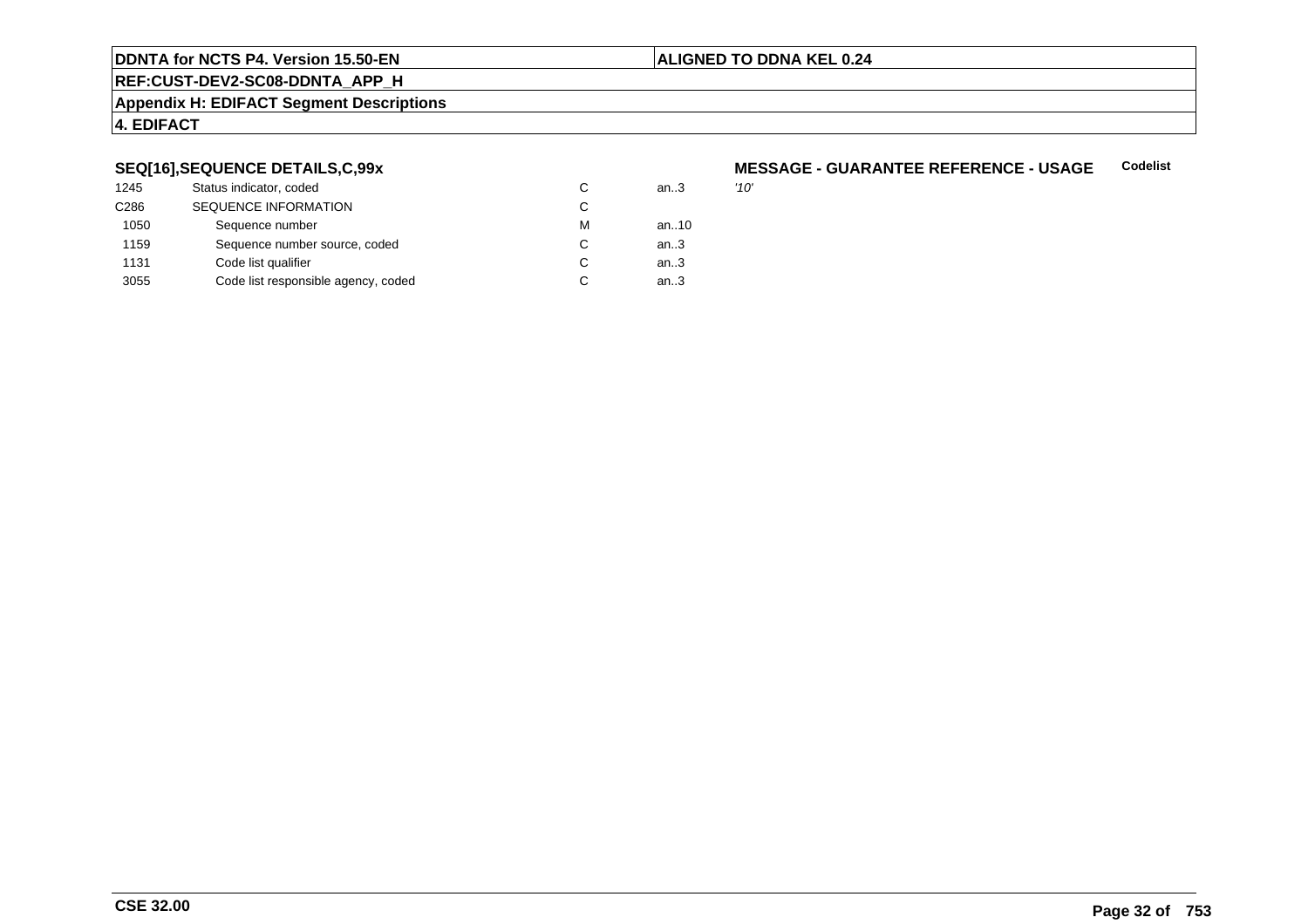## SEQ[16],SEQUENCE DETAILS,C,99x

**MESSAGE - GUARANTEE REFERENCE - USAGE** **Codelist**

| | | | | |
|---|---|---|---|---|
| 1245 | Status indicator, coded | C | an..3 | *'10'* |
| C286 | SEQUENCE INFORMATION | C | | |
| 1050 | Sequence number | M | an..10 | |
| 1159 | Sequence number source, coded | C | an..3 | |
| 1131 | Code list qualifier | C | an..3 | |
| 3055 | Code list responsible agency, coded | C | an..3 | |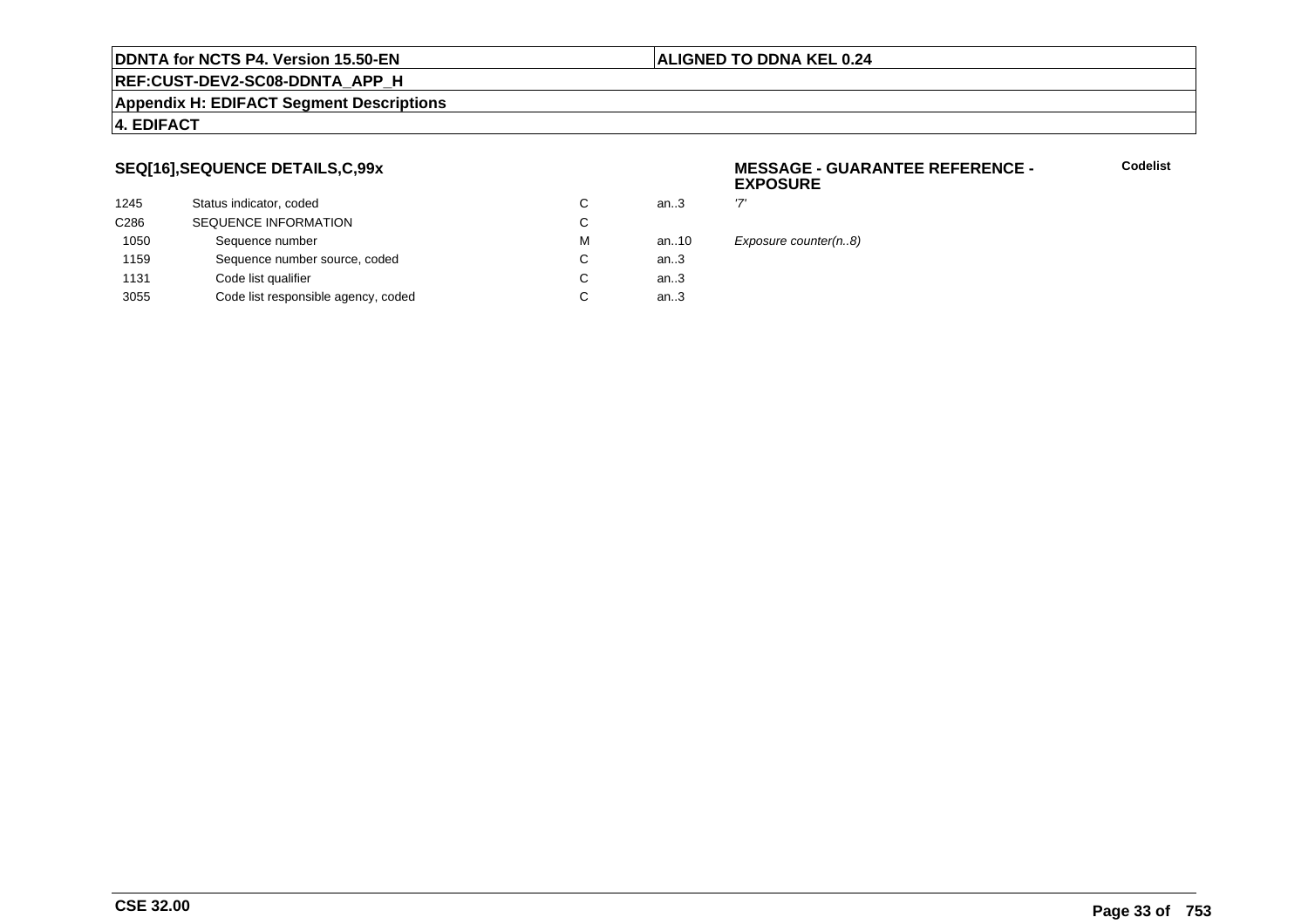## SEQ[16],SEQUENCE DETAILS,C,99x

**MESSAGE - GUARANTEE REFERENCE - EXPOSURE**

**Codelist**

| | | | | |
|---|---|---|---|---|
| 1245 | Status indicator, coded | C | an..3 | *'7'* |
| C286 | SEQUENCE INFORMATION | C | | |
| 1050 | Sequence number | M | an..10 | *Exposure counter(n..8)* |
| 1159 | Sequence number source, coded | C | an..3 | |
| 1131 | Code list qualifier | C | an..3 | |
| 3055 | Code list responsible agency, coded | C | an..3 | |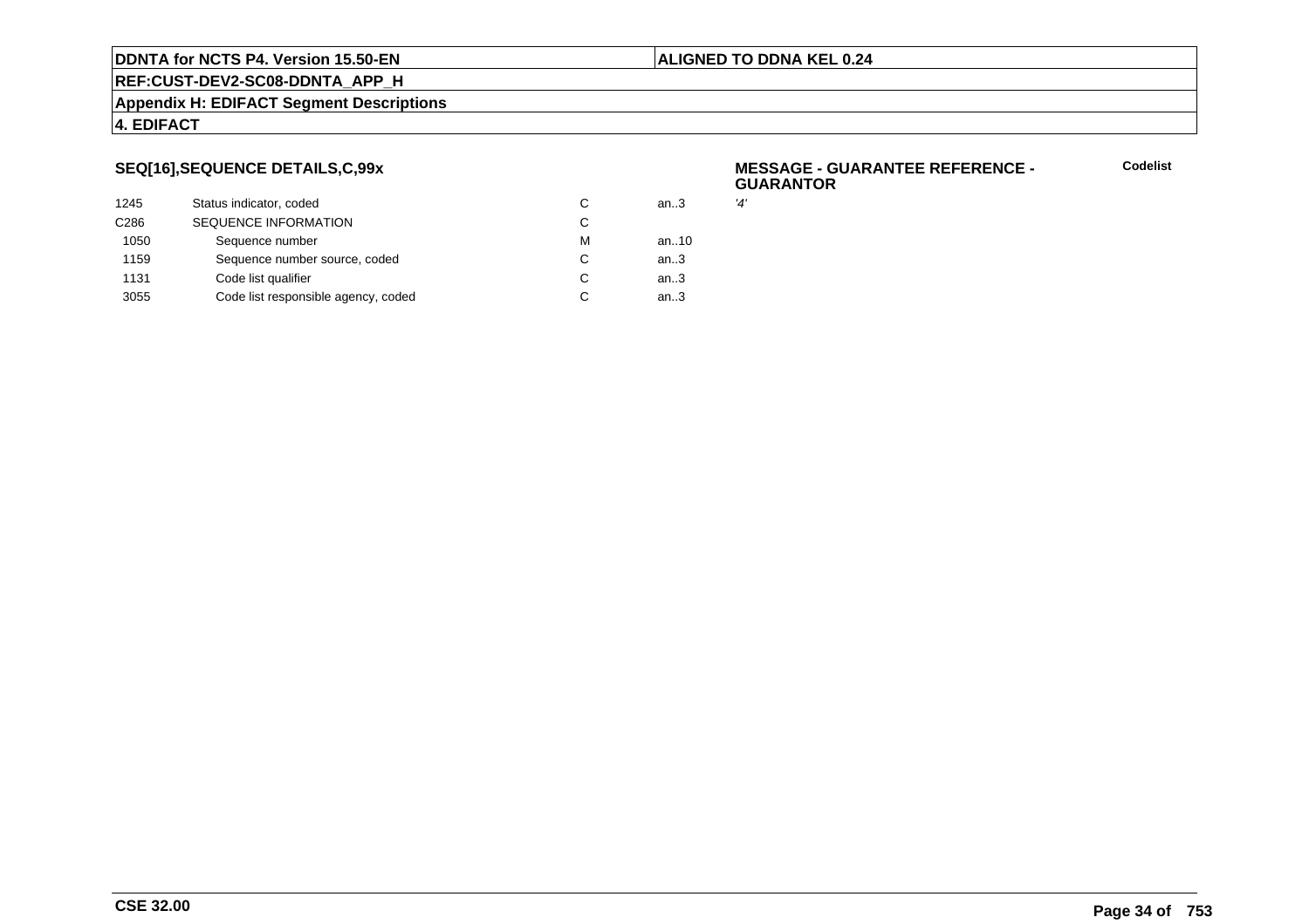### SEQ[16],SEQUENCE DETAILS,C,99x

**MESSAGE - GUARANTEE REFERENCE - GUARANTOR**

**Codelist**

| | | | | |
|---|---|---|---|---|
| 1245 | Status indicator, coded | C | an..3 | *'4'* |
| C286 | SEQUENCE INFORMATION | C | | |
| 1050 | Sequence number | M | an..10 | |
| 1159 | Sequence number source, coded | C | an..3 | |
| 1131 | Code list qualifier | C | an..3 | |
| 3055 | Code list responsible agency, coded | C | an..3 | |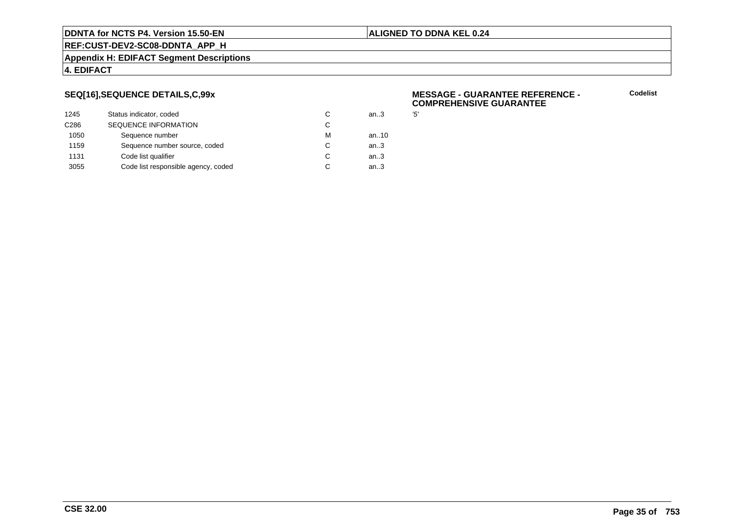**SEQ[16],SEQUENCE DETAILS,C,99x**

**MESSAGE - GUARANTEE REFERENCE - COMPREHENSIVE GUARANTEE**

**Codelist**

| | | | | |
|---|---|---|---|---|
| 1245 | Status indicator, coded | C | an..3 | '5' |
| C286 | SEQUENCE INFORMATION | C | | |
| 1050 | Sequence number | M | an..10 | |
| 1159 | Sequence number source, coded | C | an..3 | |
| 1131 | Code list qualifier | C | an..3 | |
| 3055 | Code list responsible agency, coded | C | an..3 | |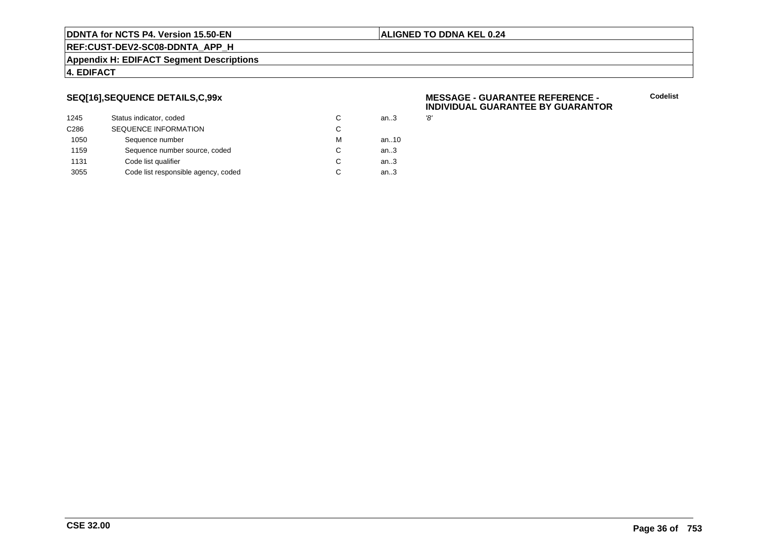### SEQ[16],SEQUENCE DETAILS,C,99x

**MESSAGE - GUARANTEE REFERENCE - INDIVIDUAL GUARANTEE BY GUARANTOR**

| | | | | Codelist |
|---|---|---|---|---|
| 1245 | Status indicator, coded | C | an..3 | '8' |
| C286 | SEQUENCE INFORMATION | C | | |
| 1050 | Sequence number | M | an..10 | |
| 1159 | Sequence number source, coded | C | an..3 | |
| 1131 | Code list qualifier | C | an..3 | |
| 3055 | Code list responsible agency, coded | C | an..3 | |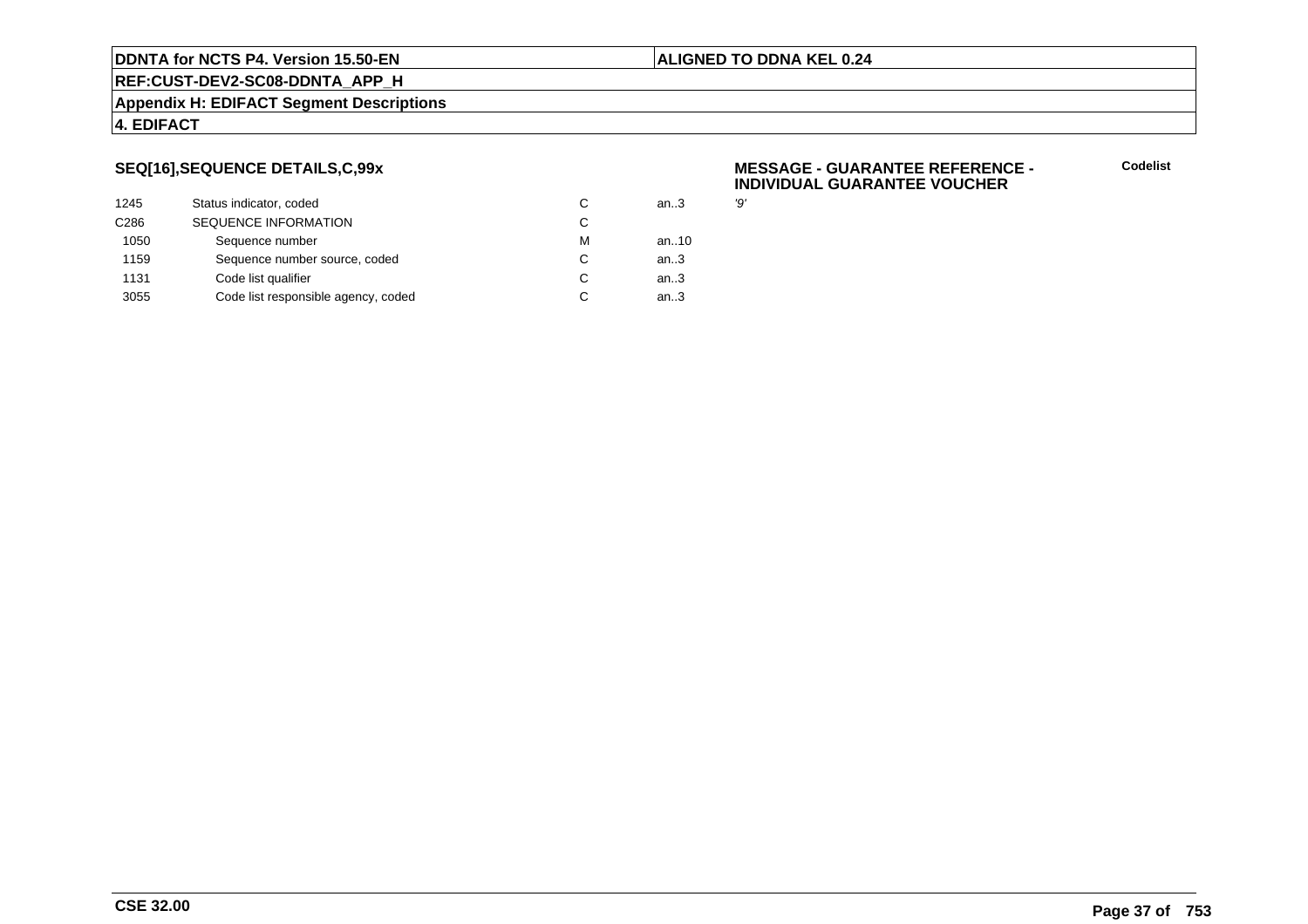### SEQ[16],SEQUENCE DETAILS,C,99x

**MESSAGE - GUARANTEE REFERENCE - INDIVIDUAL GUARANTEE VOUCHER**

| | | | | | Codelist |
|---|---|---|---|---|---|
| 1245 | Status indicator, coded | C | an..3 | '9' | |
| C286 | SEQUENCE INFORMATION | C | | | |
| 1050 | Sequence number | M | an..10 | | |
| 1159 | Sequence number source, coded | C | an..3 | | |
| 1131 | Code list qualifier | C | an..3 | | |
| 3055 | Code list responsible agency, coded | C | an..3 | | |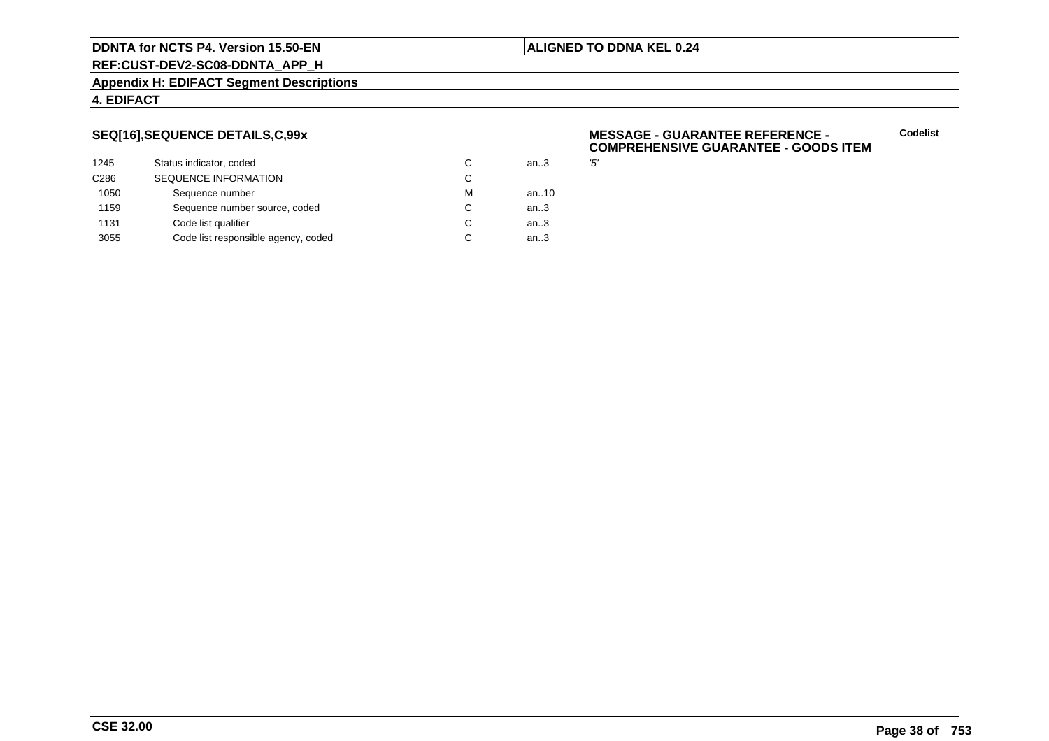## SEQ[16],SEQUENCE DETAILS,C,99x

**MESSAGE - GUARANTEE REFERENCE - COMPREHENSIVE GUARANTEE - GOODS ITEM**

| | | | | Codelist |
|---|---|---|---|---|
| 1245 | Status indicator, coded | C | an..3 | '5' |
| C286 | SEQUENCE INFORMATION | C | | |
| 1050 | Sequence number | M | an..10 | |
| 1159 | Sequence number source, coded | C | an..3 | |
| 1131 | Code list qualifier | C | an..3 | |
| 3055 | Code list responsible agency, coded | C | an..3 | |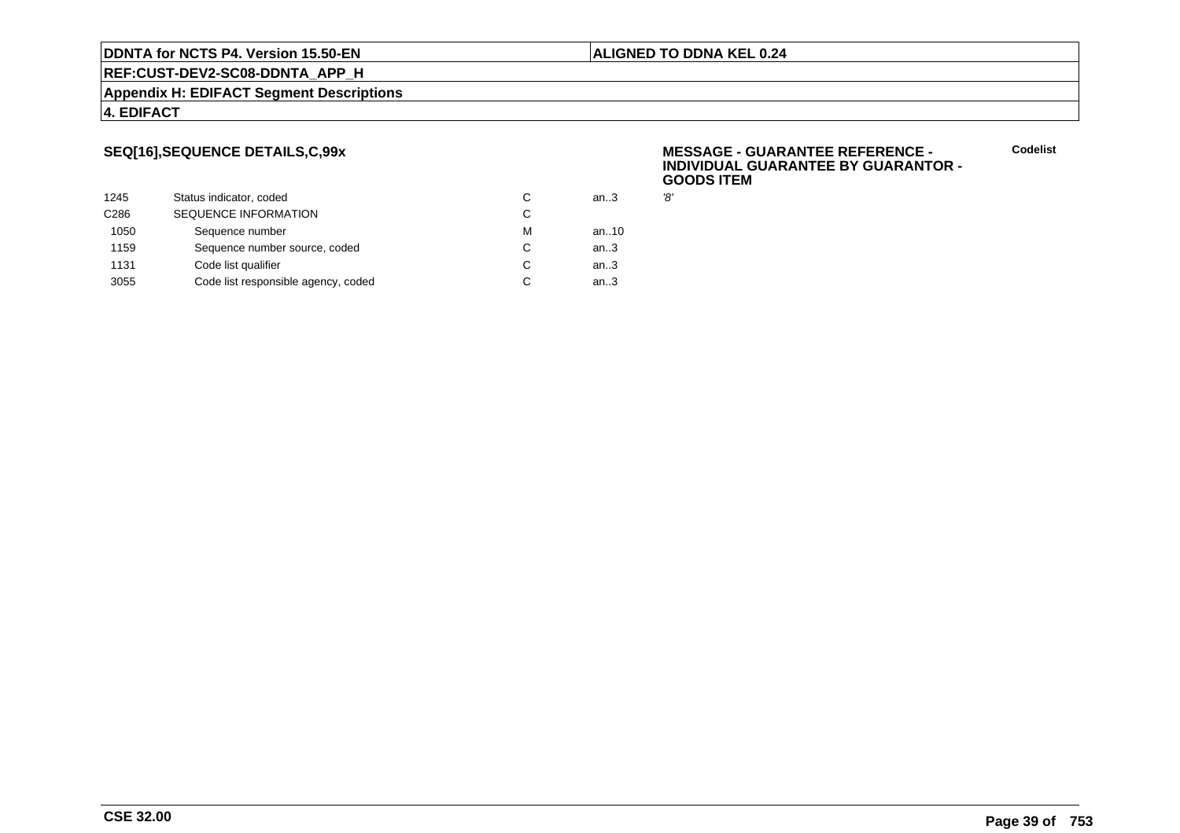**SEQ[16],SEQUENCE DETAILS,C,99x**

**MESSAGE - GUARANTEE REFERENCE - INDIVIDUAL GUARANTEE BY GUARANTOR - GOODS ITEM**

| | | | | | Codelist |
|---|---|---|---|---|---|
| 1245 | Status indicator, coded | C | an..3 | '8' | |
| C286 | SEQUENCE INFORMATION | C | | | |
| 1050 | Sequence number | M | an..10 | | |
| 1159 | Sequence number source, coded | C | an..3 | | |
| 1131 | Code list qualifier | C | an..3 | | |
| 3055 | Code list responsible agency, coded | C | an..3 | | |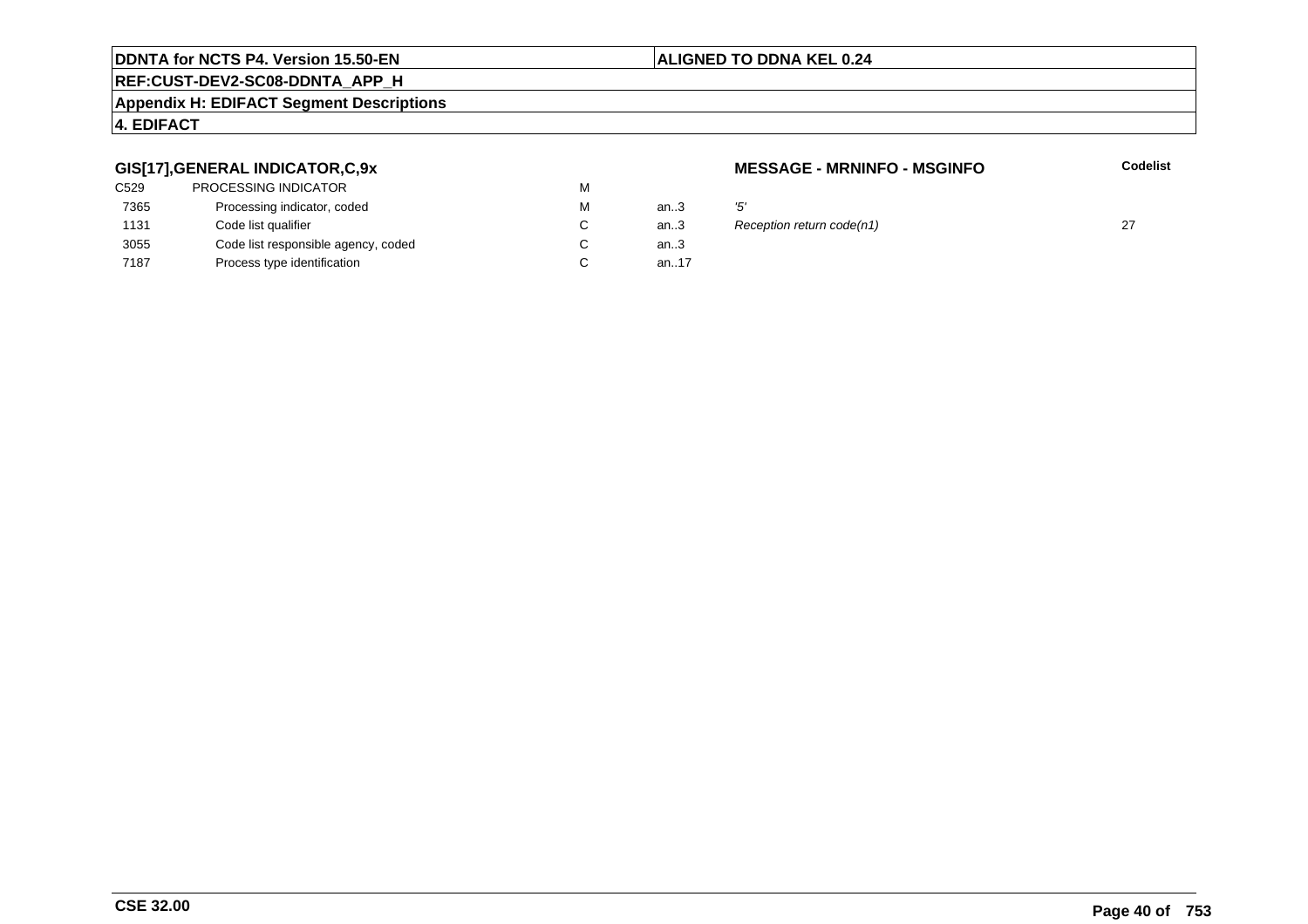**GIS[17],GENERAL INDICATOR,C,9x** **MESSAGE - MRNINFO - MSGINFO** **Codelist**

| | | | | | |
|---|---|---|---|---|---|
| C529 | PROCESSING INDICATOR | M | | | |
| 7365 | Processing indicator, coded | M | an..3 | *'5'* | |
| 1131 | Code list qualifier | C | an..3 | *Reception return code(n1)* | 27 |
| 3055 | Code list responsible agency, coded | C | an..3 | | |
| 7187 | Process type identification | C | an..17 | | |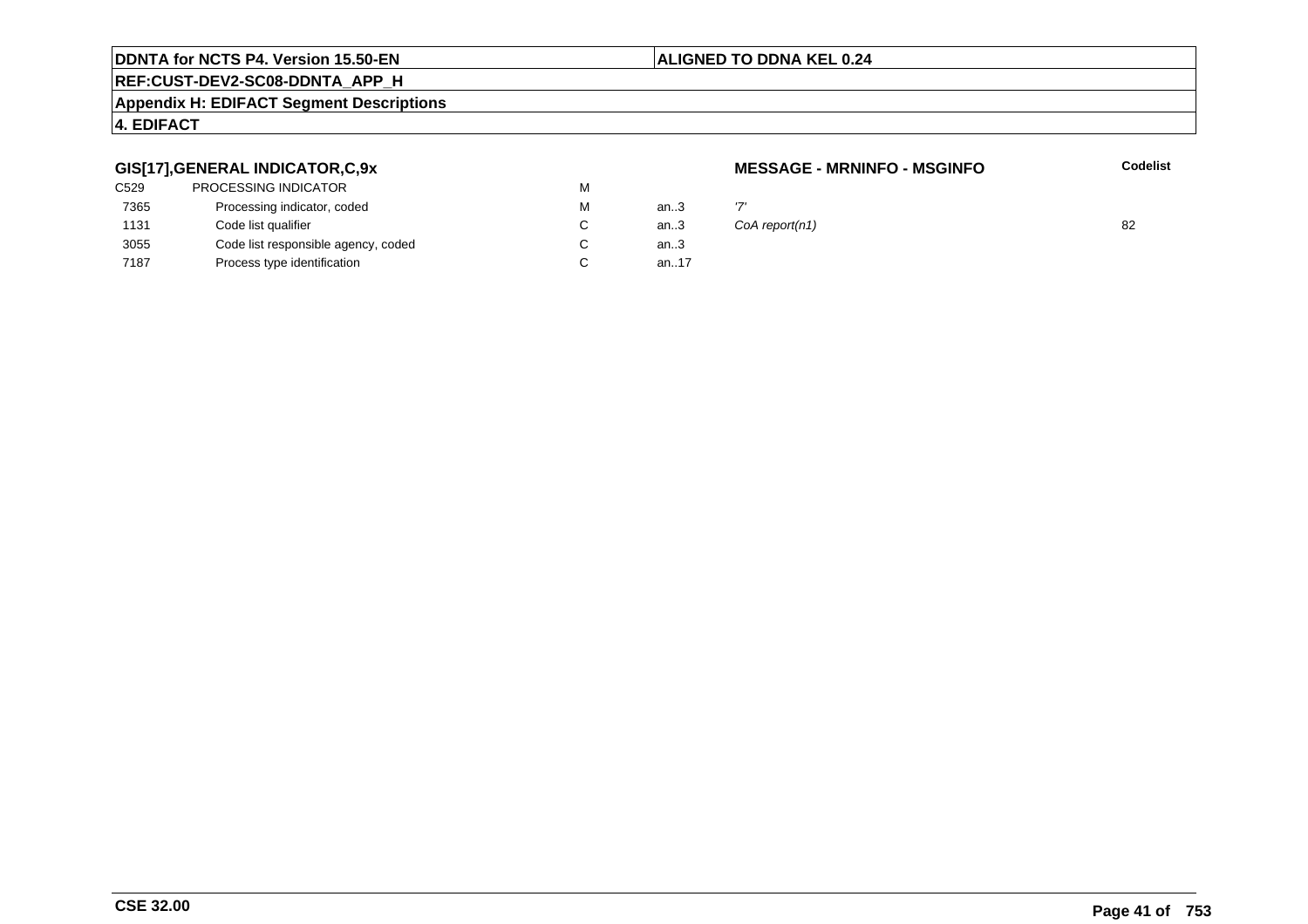**DDNTA for NCTS P4. Version 15.50-EN** | **ALIGNED TO DDNA KEL 0.24**

**REF:CUST-DEV2-SC08-DDNTA_APP_H**

**Appendix H: EDIFACT Segment Descriptions**

**4. EDIFACT**

### GIS[17],GENERAL INDICATOR,C,9x

**MESSAGE - MRNINFO - MSGINFO**

| | | | | | Codelist |
|---|---|---|---|---|---|
| C529 | PROCESSING INDICATOR | M | | | |
| 7365 | Processing indicator, coded | M | an..3 | '7' | |
| 1131 | Code list qualifier | C | an..3 | *CoA report(n1)* | 82 |
| 3055 | Code list responsible agency, coded | C | an..3 | | |
| 7187 | Process type identification | C | an..17 | | |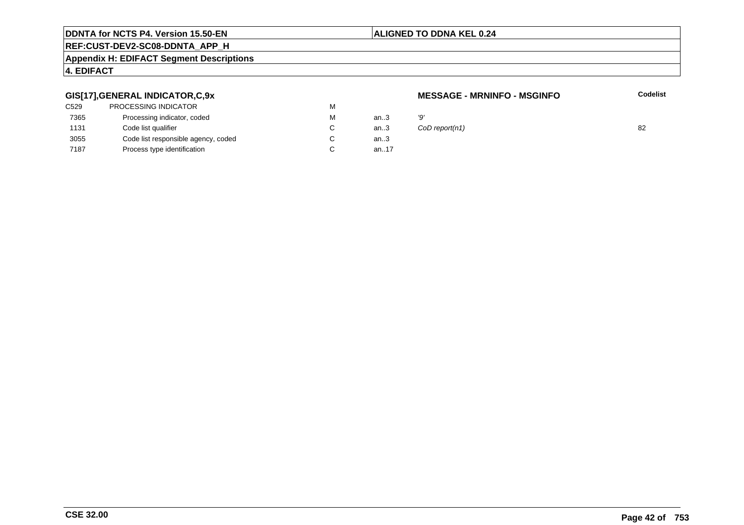**DDNTA for NCTS P4. Version 15.50-EN** | **ALIGNED TO DDNA KEL 0.24**

**REF:CUST-DEV2-SC08-DDNTA_APP_H**

**Appendix H: EDIFACT Segment Descriptions**

**4. EDIFACT**

### GIS[17],GENERAL INDICATOR,C,9x

**MESSAGE - MRNINFO - MSGINFO**

| | | | | | Codelist |
|---|---|---|---|---|---|
| C529 | PROCESSING INDICATOR | M | | | |
| 7365 | Processing indicator, coded | M | an..3 | *'9'* | |
| 1131 | Code list qualifier | C | an..3 | *CoD report(n1)* | 82 |
| 3055 | Code list responsible agency, coded | C | an..3 | | |
| 7187 | Process type identification | C | an..17 | | |

**CSE 32.00**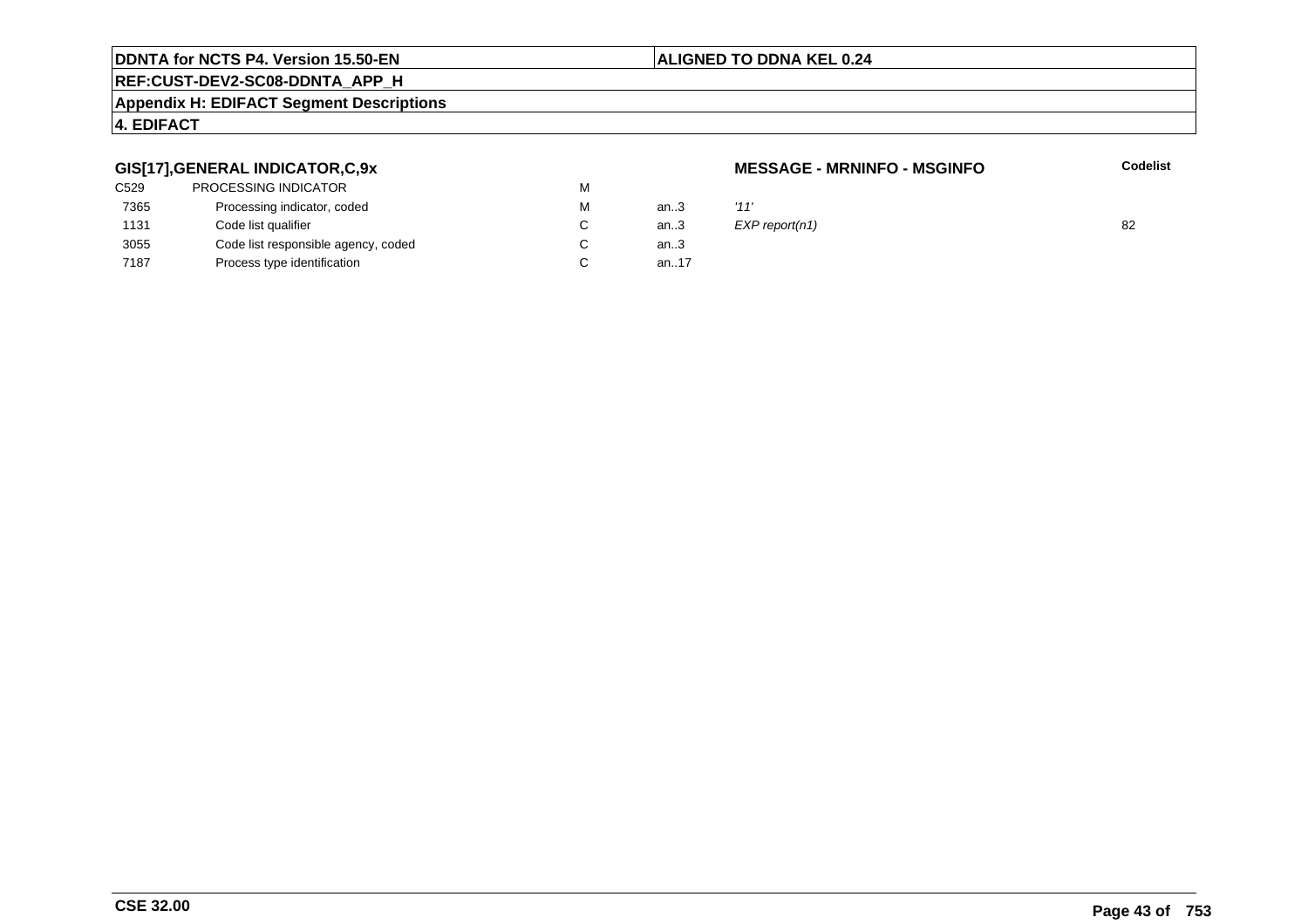**GIS[17],GENERAL INDICATOR,C,9x**

**MESSAGE - MRNINFO - MSGINFO**

| | | | | | Codelist |
|---|---|---|---|---|---|
| C529 | PROCESSING INDICATOR | M | | | |
| 7365 | Processing indicator, coded | M | an..3 | *'11'* | |
| 1131 | Code list qualifier | C | an..3 | *EXP report(n1)* | 82 |
| 3055 | Code list responsible agency, coded | C | an..3 | | |
| 7187 | Process type identification | C | an..17 | | |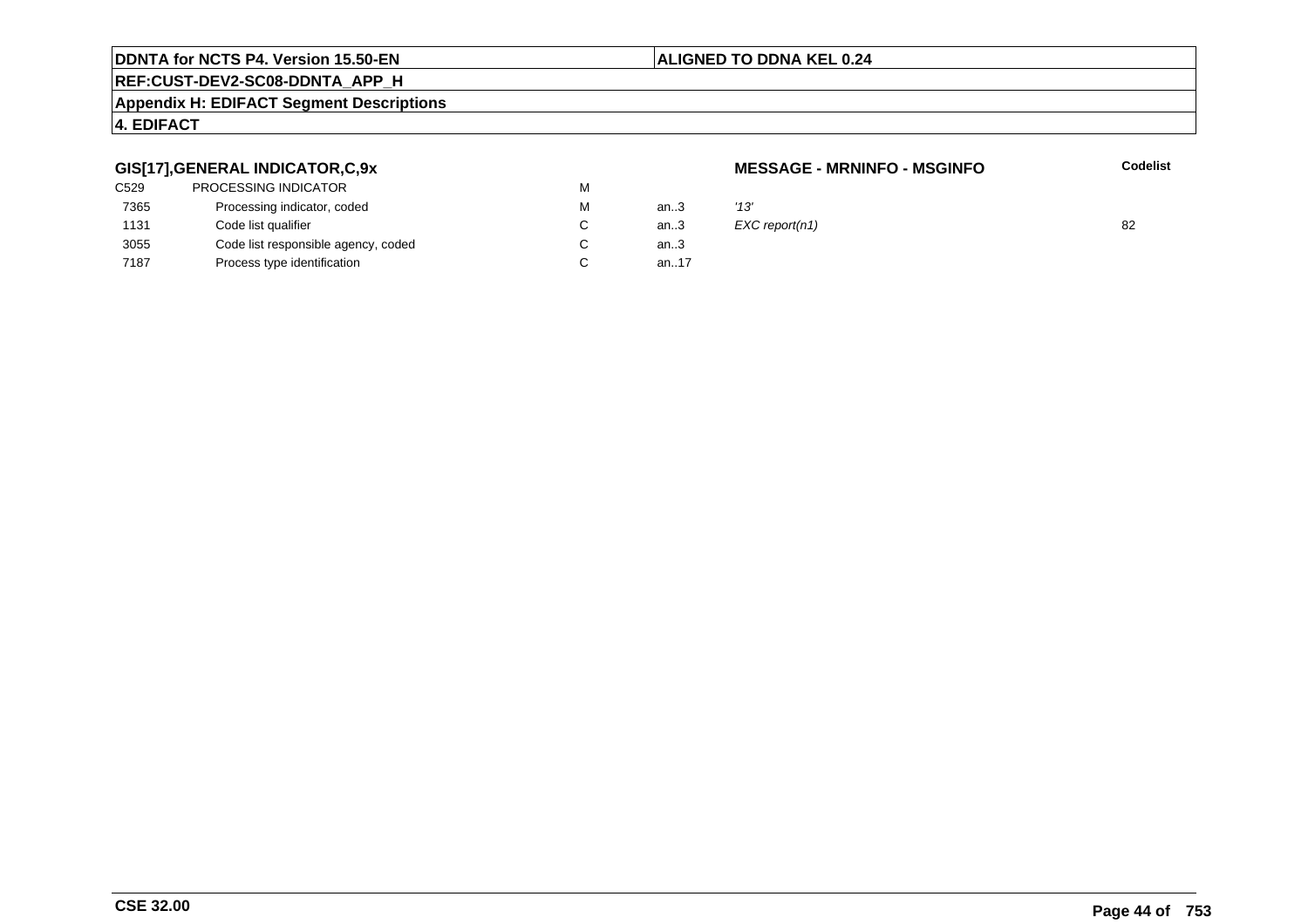**GIS[17],GENERAL INDICATOR,C,9x** **MESSAGE - MRNINFO - MSGINFO**

| | | | | | Codelist |
|---|---|---|---|---|---|
| C529 | PROCESSING INDICATOR | M | | | |
| 7365 | Processing indicator, coded | M | an..3 | *'13'* | |
| 1131 | Code list qualifier | C | an..3 | *EXC report(n1)* | 82 |
| 3055 | Code list responsible agency, coded | C | an..3 | | |
| 7187 | Process type identification | C | an..17 | | |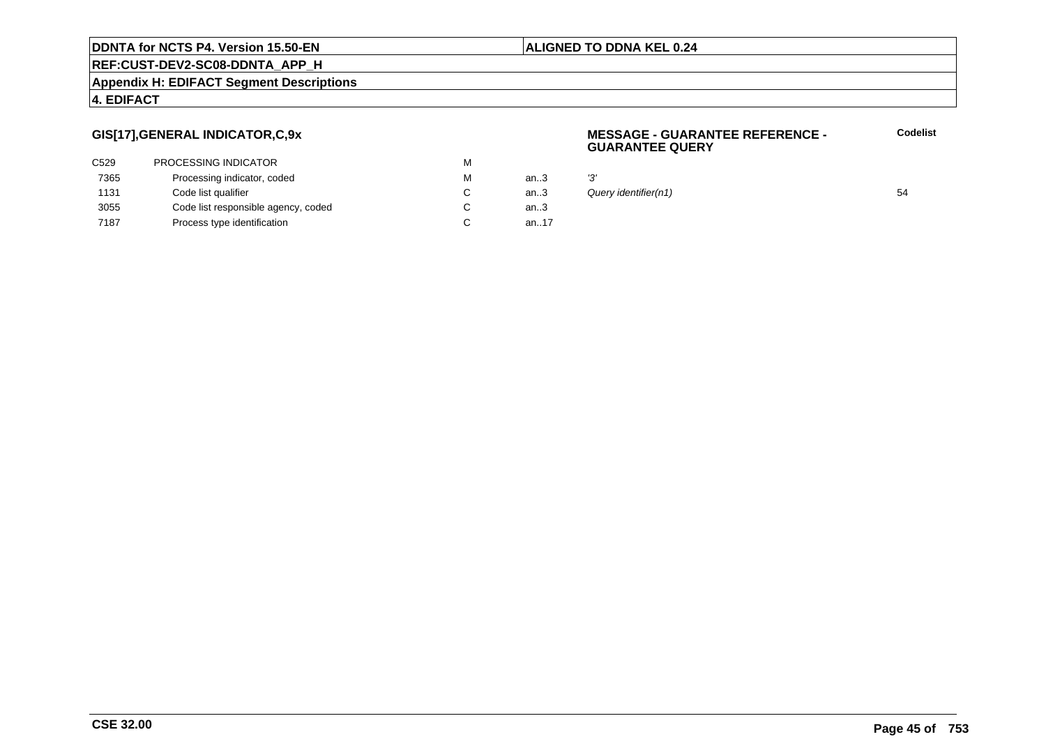## GIS[17],GENERAL INDICATOR,C,9x

**MESSAGE - GUARANTEE REFERENCE - GUARANTEE QUERY**

| | | | | | **Codelist** |
|---|---|---|---|---|---|
| C529 | PROCESSING INDICATOR | M | | | |
| 7365 | Processing indicator, coded | M | an..3 | *'3'* | |
| 1131 | Code list qualifier | C | an..3 | *Query identifier(n1)* | 54 |
| 3055 | Code list responsible agency, coded | C | an..3 | | |
| 7187 | Process type identification | C | an..17 | | |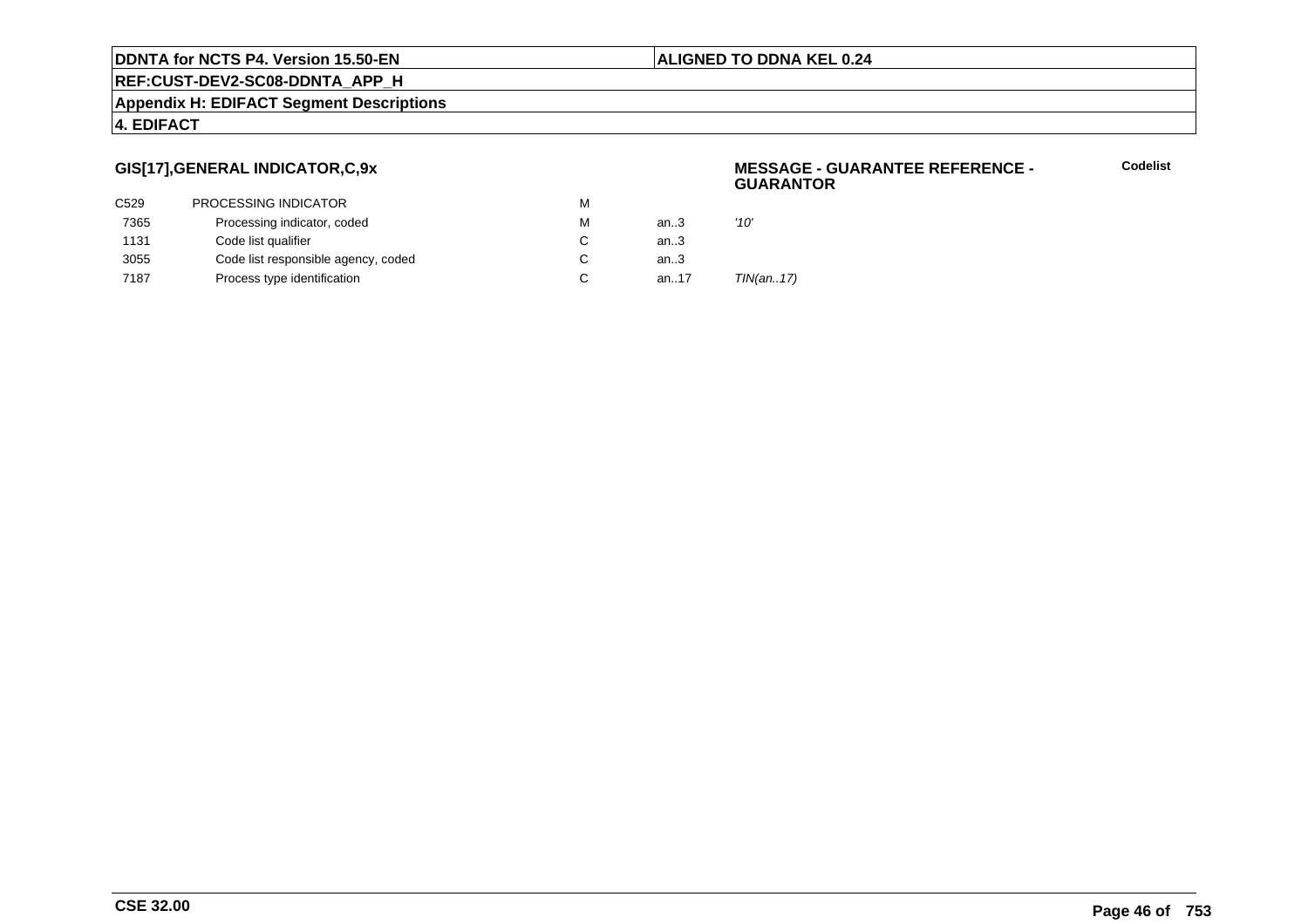## GIS[17],GENERAL INDICATOR,C,9x

**MESSAGE - GUARANTEE REFERENCE - GUARANTOR**

**Codelist**

| | | | | |
|---|---|---|---|---|
| C529 | PROCESSING INDICATOR | M | | |
| 7365 | Processing indicator, coded | M | an..3 | *'10'* |
| 1131 | Code list qualifier | C | an..3 | |
| 3055 | Code list responsible agency, coded | C | an..3 | |
| 7187 | Process type identification | C | an..17 | *TIN(an..17)* |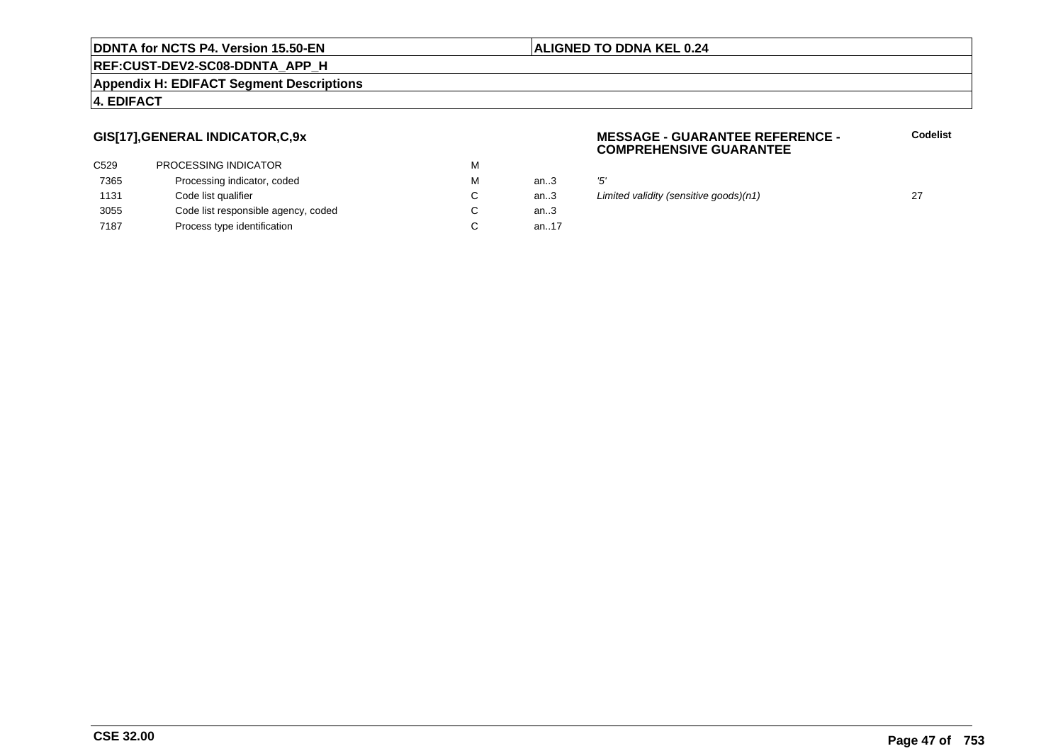## GIS[17],GENERAL INDICATOR,C,9x

**MESSAGE - GUARANTEE REFERENCE - COMPREHENSIVE GUARANTEE**

| | | | | | **Codelist** |
|---|---|---|---|---|---|
| C529 | PROCESSING INDICATOR | M | | | |
| 7365 | Processing indicator, coded | M | an..3 | *'5'* | |
| 1131 | Code list qualifier | C | an..3 | *Limited validity (sensitive goods)(n1)* | 27 |
| 3055 | Code list responsible agency, coded | C | an..3 | | |
| 7187 | Process type identification | C | an..17 | | |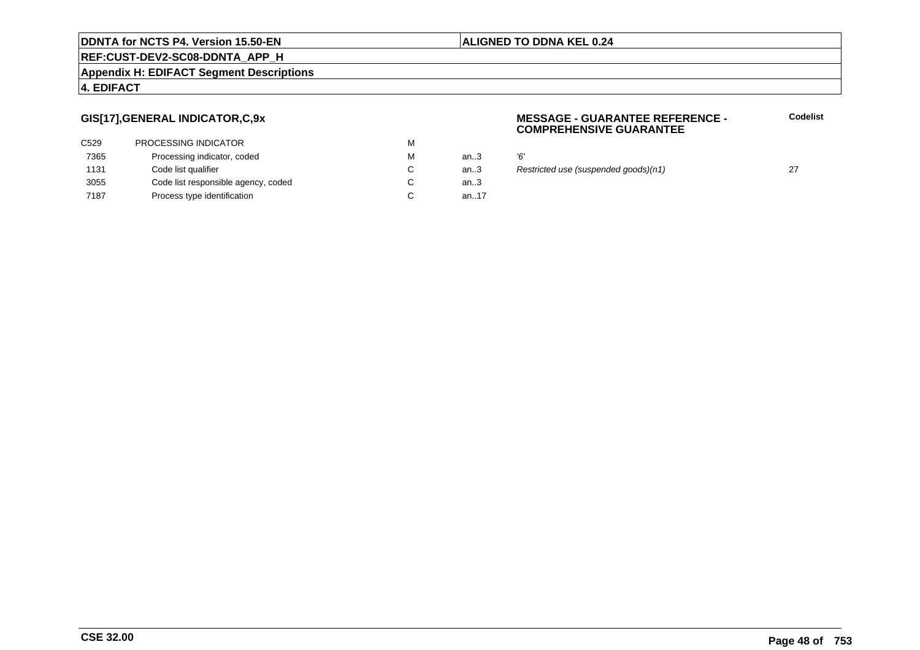**GIS[17],GENERAL INDICATOR,C,9x**

**MESSAGE - GUARANTEE REFERENCE - COMPREHENSIVE GUARANTEE**

| | | | | | Codelist |
|---|---|---|---|---|---|
| C529 | PROCESSING INDICATOR | M | | | |
| 7365 | Processing indicator, coded | M | an..3 | *'6'* | |
| 1131 | Code list qualifier | C | an..3 | *Restricted use (suspended goods)(n1)* | 27 |
| 3055 | Code list responsible agency, coded | C | an..3 | | |
| 7187 | Process type identification | C | an..17 | | |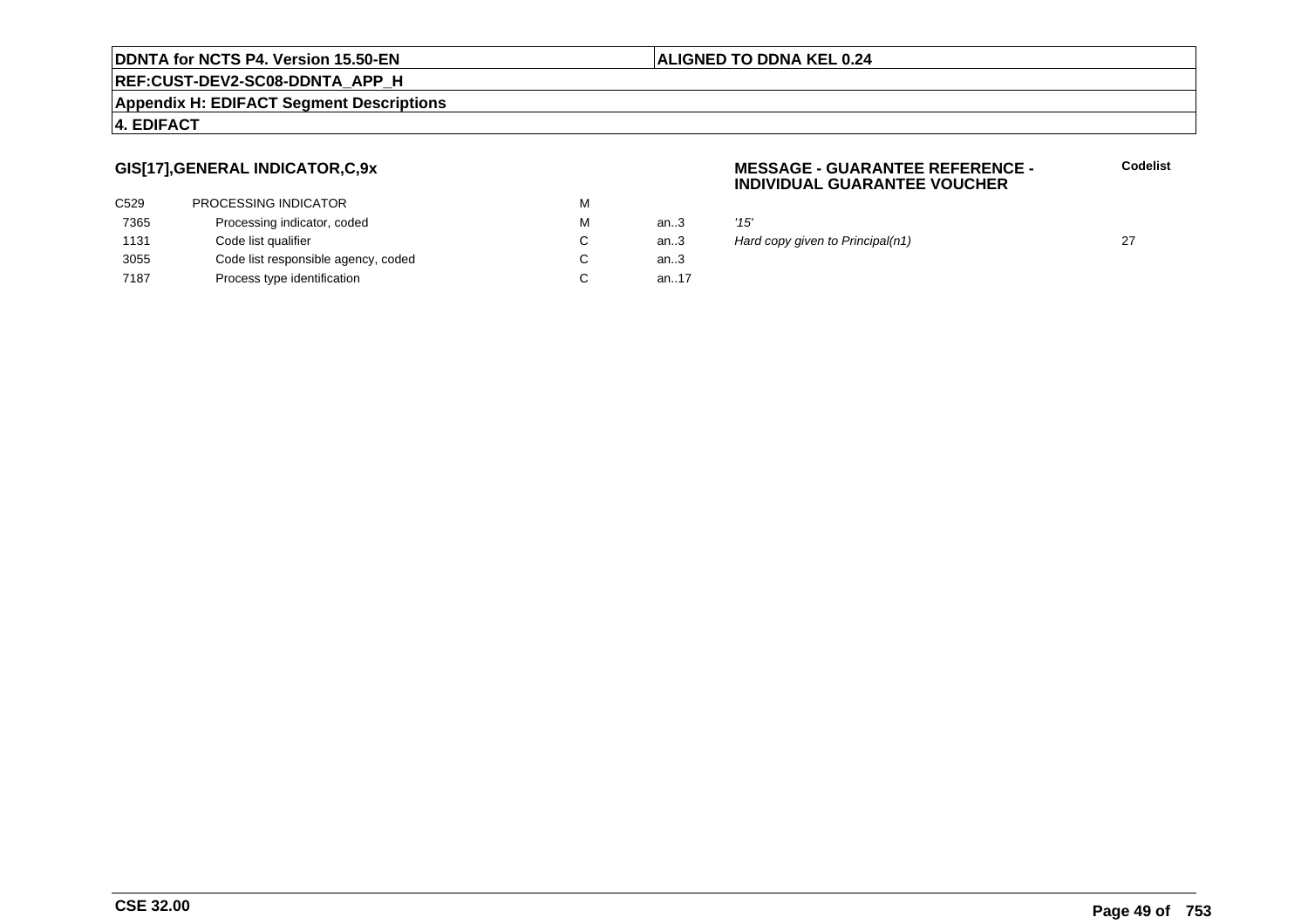## GIS[17],GENERAL INDICATOR,C,9x

**MESSAGE - GUARANTEE REFERENCE - INDIVIDUAL GUARANTEE VOUCHER**

| | | | | | Codelist |
|---|---|---|---|---|---|
| C529 | PROCESSING INDICATOR | M | | | |
| 7365 | Processing indicator, coded | M | an..3 | *'15'* | |
| 1131 | Code list qualifier | C | an..3 | *Hard copy given to Principal(n1)* | 27 |
| 3055 | Code list responsible agency, coded | C | an..3 | | |
| 7187 | Process type identification | C | an..17 | | |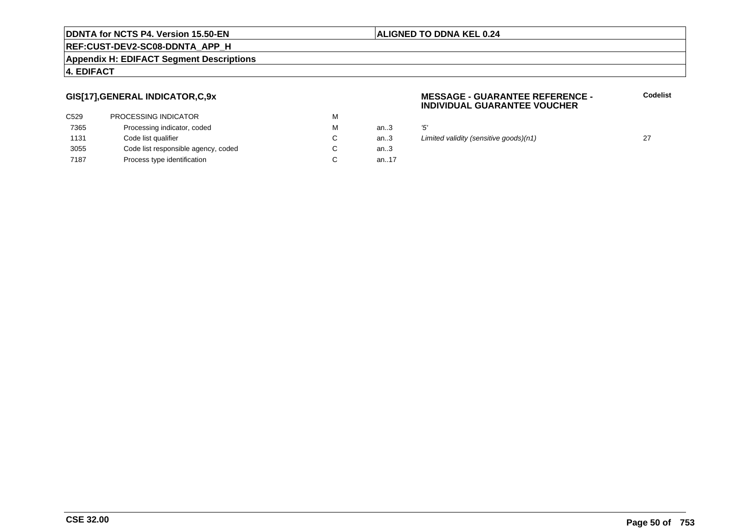## GIS[17],GENERAL INDICATOR,C,9x

**MESSAGE - GUARANTEE REFERENCE - INDIVIDUAL GUARANTEE VOUCHER**

| | | | | | **Codelist** |
|---|---|---|---|---|---|
| C529 | PROCESSING INDICATOR | M | | | |
| 7365 | Processing indicator, coded | M | an..3 | *'5'* | |
| 1131 | Code list qualifier | C | an..3 | *Limited validity (sensitive goods)(n1)* | 27 |
| 3055 | Code list responsible agency, coded | C | an..3 | | |
| 7187 | Process type identification | C | an..17 | | |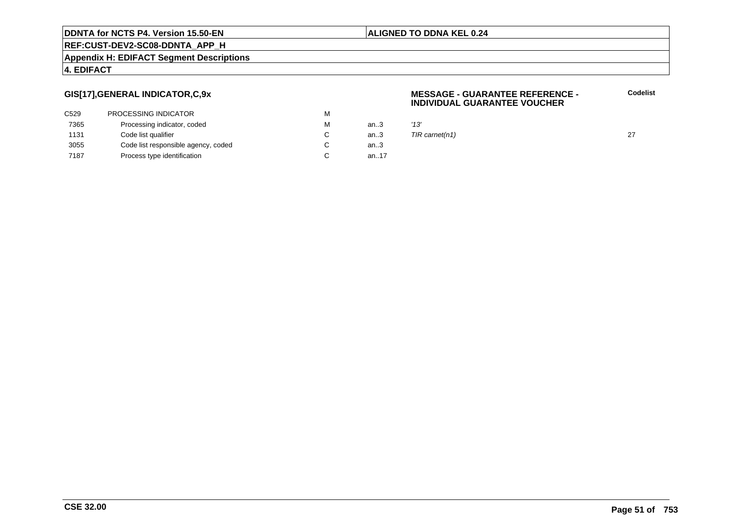**GIS[17],GENERAL INDICATOR,C,9x**

**MESSAGE - GUARANTEE REFERENCE - INDIVIDUAL GUARANTEE VOUCHER**

| | | | | | Codelist |
|---|---|---|---|---|---|
| C529 | PROCESSING INDICATOR | M | | | |
| 7365 | Processing indicator, coded | M | an..3 | *'13'* | |
| 1131 | Code list qualifier | C | an..3 | *TIR carnet(n1)* | 27 |
| 3055 | Code list responsible agency, coded | C | an..3 | | |
| 7187 | Process type identification | C | an..17 | | |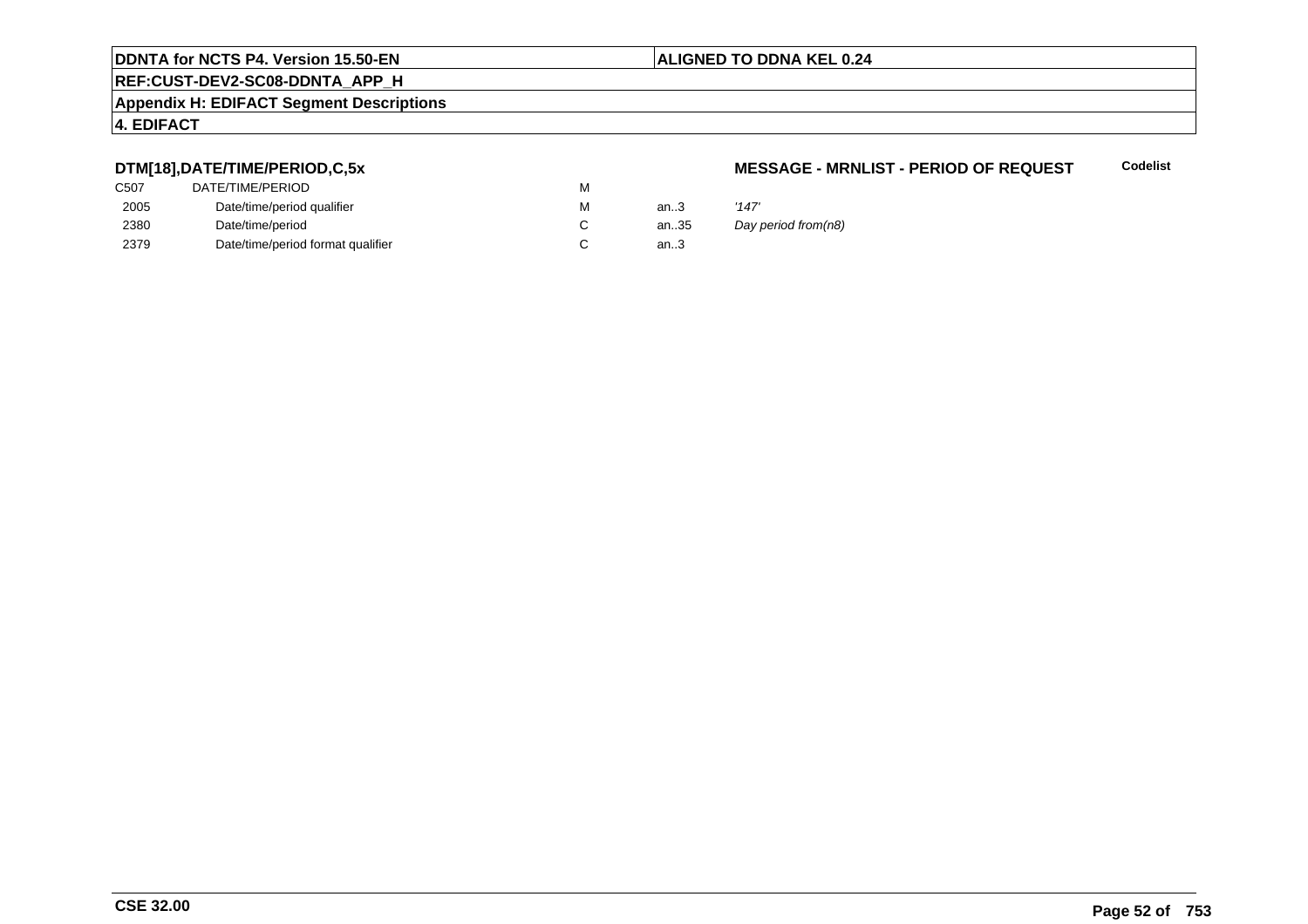**DTM[18],DATE/TIME/PERIOD,C,5x**

**MESSAGE - MRNLIST - PERIOD OF REQUEST**

**Codelist**

| | | | | |
|---|---|---|---|---|
| C507 | DATE/TIME/PERIOD | M | | |
| 2005 | Date/time/period qualifier | M | an..3 | *'147'* |
| 2380 | Date/time/period | C | an..35 | *Day period from(n8)* |
| 2379 | Date/time/period format qualifier | C | an..3 | |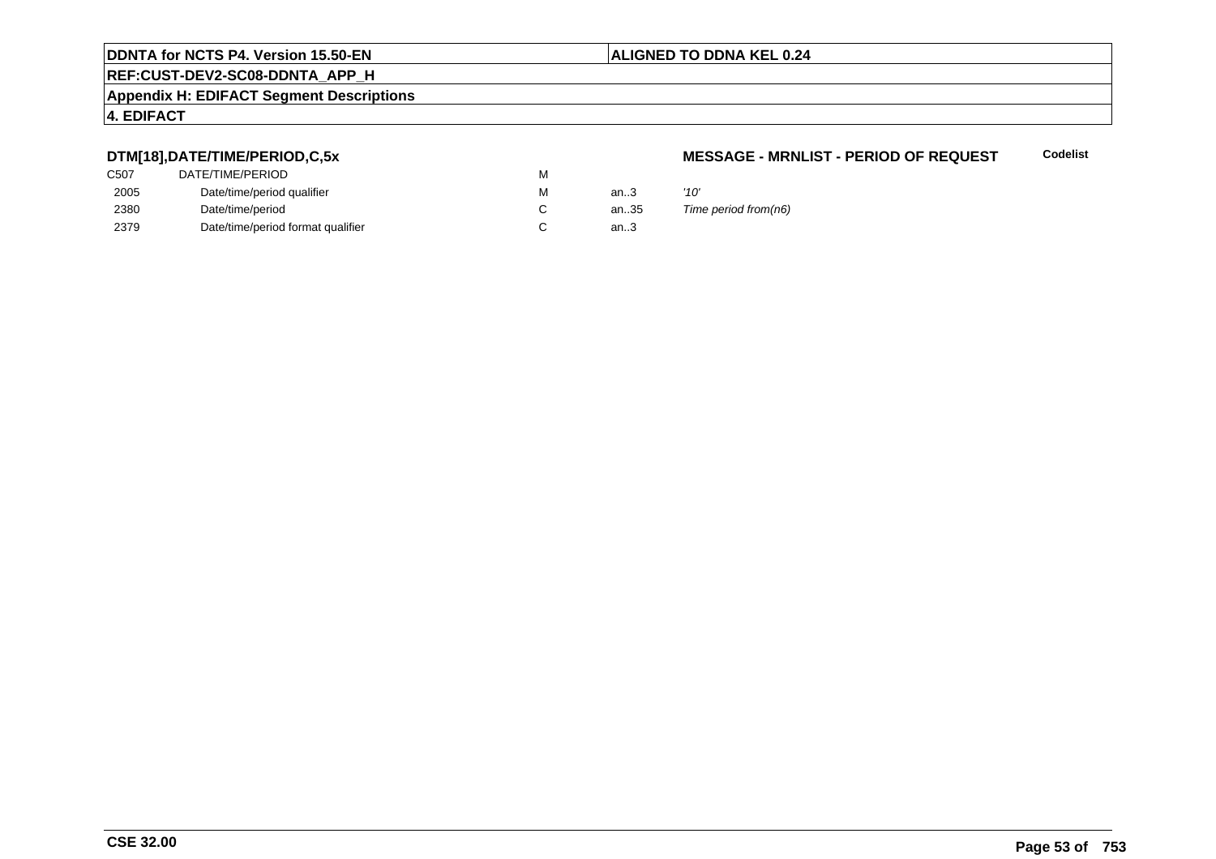**DTM[18],DATE/TIME/PERIOD,C,5x**

**MESSAGE - MRNLIST - PERIOD OF REQUEST** **Codelist**

| | | | | | |
|---|---|---|---|---|---|
| C507 | DATE/TIME/PERIOD | M | | | |
| 2005 | Date/time/period qualifier | M | an..3 | *'10'* | |
| 2380 | Date/time/period | C | an..35 | *Time period from(n6)* | |
| 2379 | Date/time/period format qualifier | C | an..3 | | |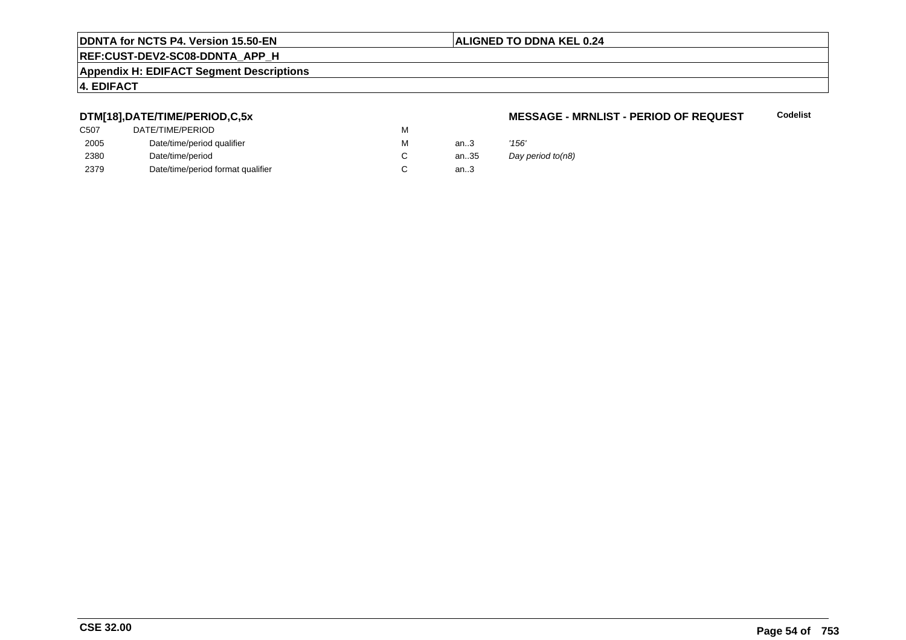**DTM[18],DATE/TIME/PERIOD,C,5x**

**MESSAGE - MRNLIST - PERIOD OF REQUEST** **Codelist**

| | | | | | |
|---|---|---|---|---|---|
| C507 | DATE/TIME/PERIOD | M | | | |
| 2005 | Date/time/period qualifier | M | an..3 | *'156'* | |
| 2380 | Date/time/period | C | an..35 | *Day period to(n8)* | |
| 2379 | Date/time/period format qualifier | C | an..3 | | |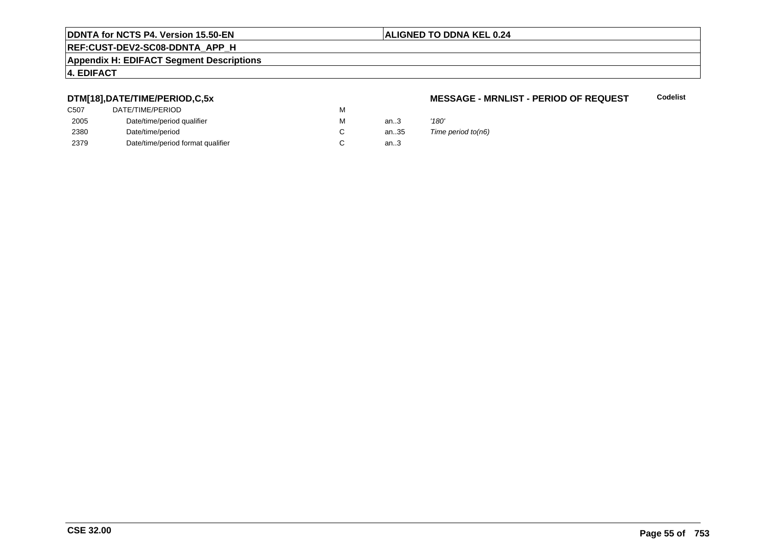**DTM[18],DATE/TIME/PERIOD,C,5x**

**MESSAGE - MRNLIST - PERIOD OF REQUEST** **Codelist**

| | | | | | |
|---|---|---|---|---|---|
| C507 | DATE/TIME/PERIOD | M | | | |
| 2005 | Date/time/period qualifier | M | an..3 | *'180'* | |
| 2380 | Date/time/period | C | an..35 | *Time period to(n6)* | |
| 2379 | Date/time/period format qualifier | C | an..3 | | |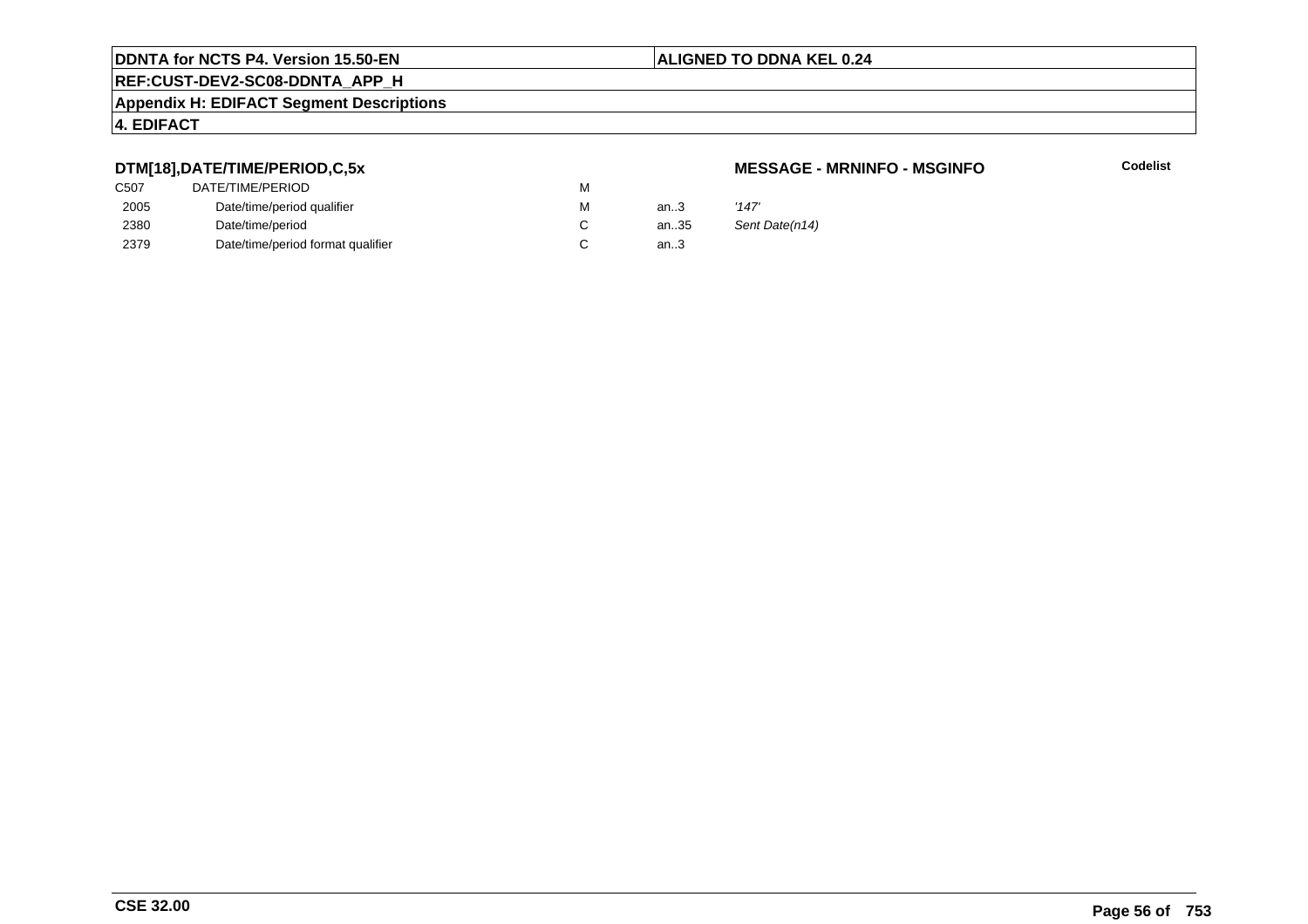## DTM[18],DATE/TIME/PERIOD,C,5x

**MESSAGE - MRNINFO - MSGINFO**

**Codelist**

| | | | | |
|---|---|---|---|---|
| C507 | DATE/TIME/PERIOD | M | | |
| 2005 | Date/time/period qualifier | M | an..3 | *'147'* |
| 2380 | Date/time/period | C | an..35 | *Sent Date(n14)* |
| 2379 | Date/time/period format qualifier | C | an..3 | |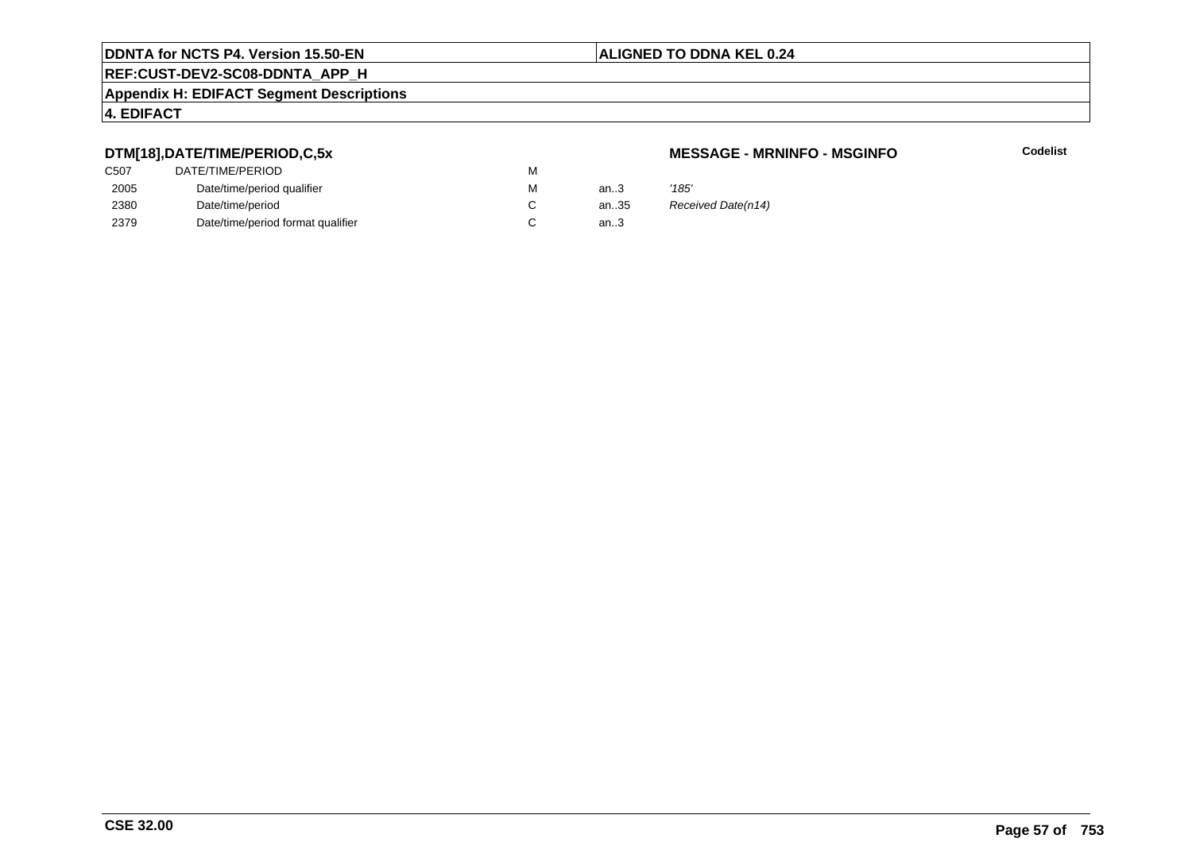### DTM[18],DATE/TIME/PERIOD,C,5x

**MESSAGE - MRNINFO - MSGINFO**

**Codelist**

| | | | | |
|---|---|---|---|---|
| C507 | DATE/TIME/PERIOD | M | | |
| 2005 | Date/time/period qualifier | M | an..3 | *'185'* |
| 2380 | Date/time/period | C | an..35 | *Received Date(n14)* |
| 2379 | Date/time/period format qualifier | C | an..3 | |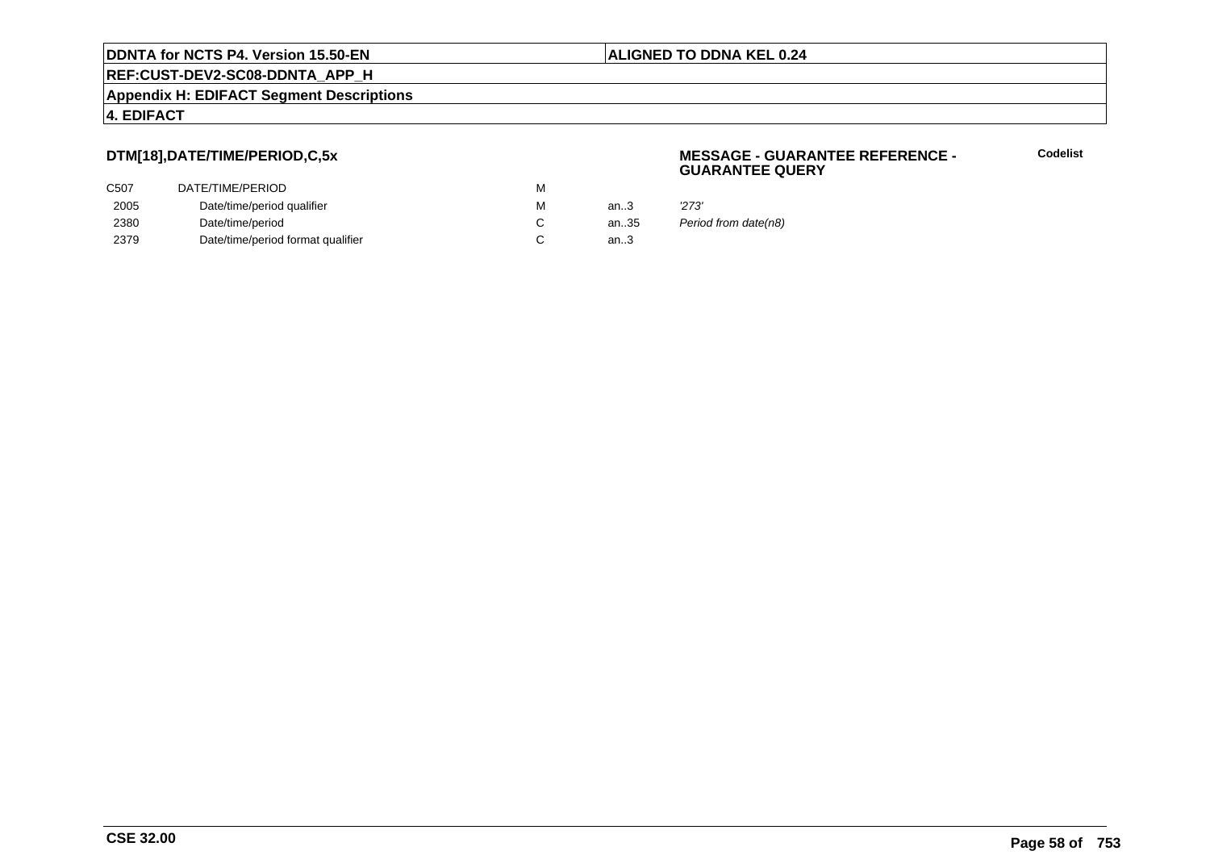**DTM[18],DATE/TIME/PERIOD,C,5x**

**MESSAGE - GUARANTEE REFERENCE - GUARANTEE QUERY**

**Codelist**

| | | | | | |
|---|---|---|---|---|---|
| C507 | DATE/TIME/PERIOD | M | | | |
| 2005 | Date/time/period qualifier | M | an..3 | *'273'* | |
| 2380 | Date/time/period | C | an..35 | *Period from date(n8)* | |
| 2379 | Date/time/period format qualifier | C | an..3 | | |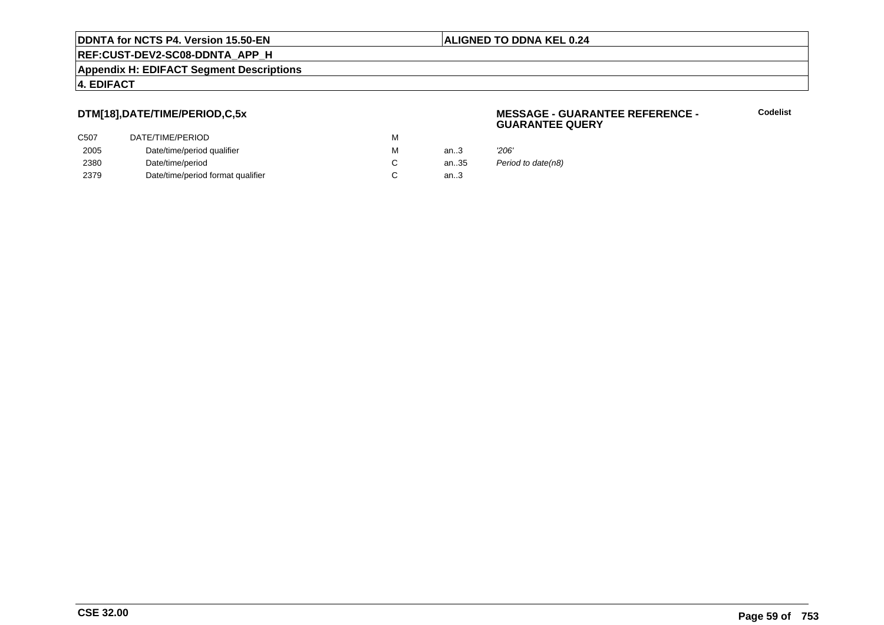**DTM[18],DATE/TIME/PERIOD,C,5x**

**MESSAGE - GUARANTEE REFERENCE - GUARANTEE QUERY**

**Codelist**

| | | | | |
|---|---|---|---|---|
| C507 | DATE/TIME/PERIOD | M | | |
| 2005 | Date/time/period qualifier | M | an..3 | *'206'* |
| 2380 | Date/time/period | C | an..35 | *Period to date(n8)* |
| 2379 | Date/time/period format qualifier | C | an..3 | |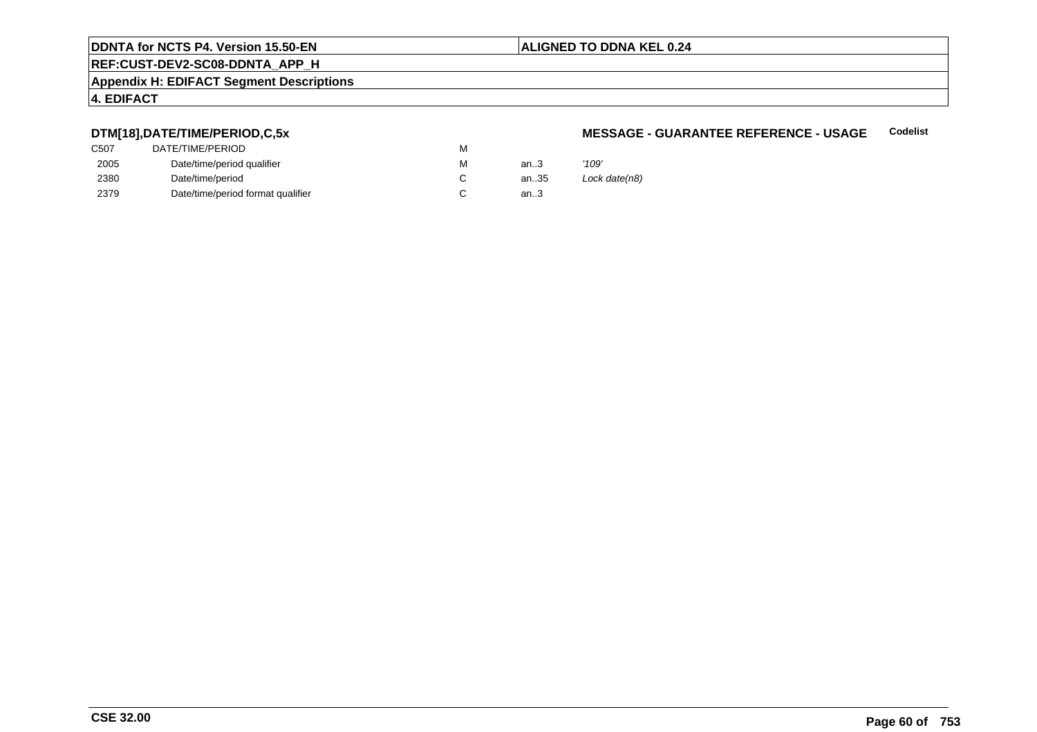**DTM[18],DATE/TIME/PERIOD,C,5x** **MESSAGE - GUARANTEE REFERENCE - USAGE** **Codelist**

| | | | | |
|---|---|---|---|---|
| C507 | DATE/TIME/PERIOD | M | | |
| 2005 | Date/time/period qualifier | M | an..3 | *'109'* |
| 2380 | Date/time/period | C | an..35 | *Lock date(n8)* |
| 2379 | Date/time/period format qualifier | C | an..3 | |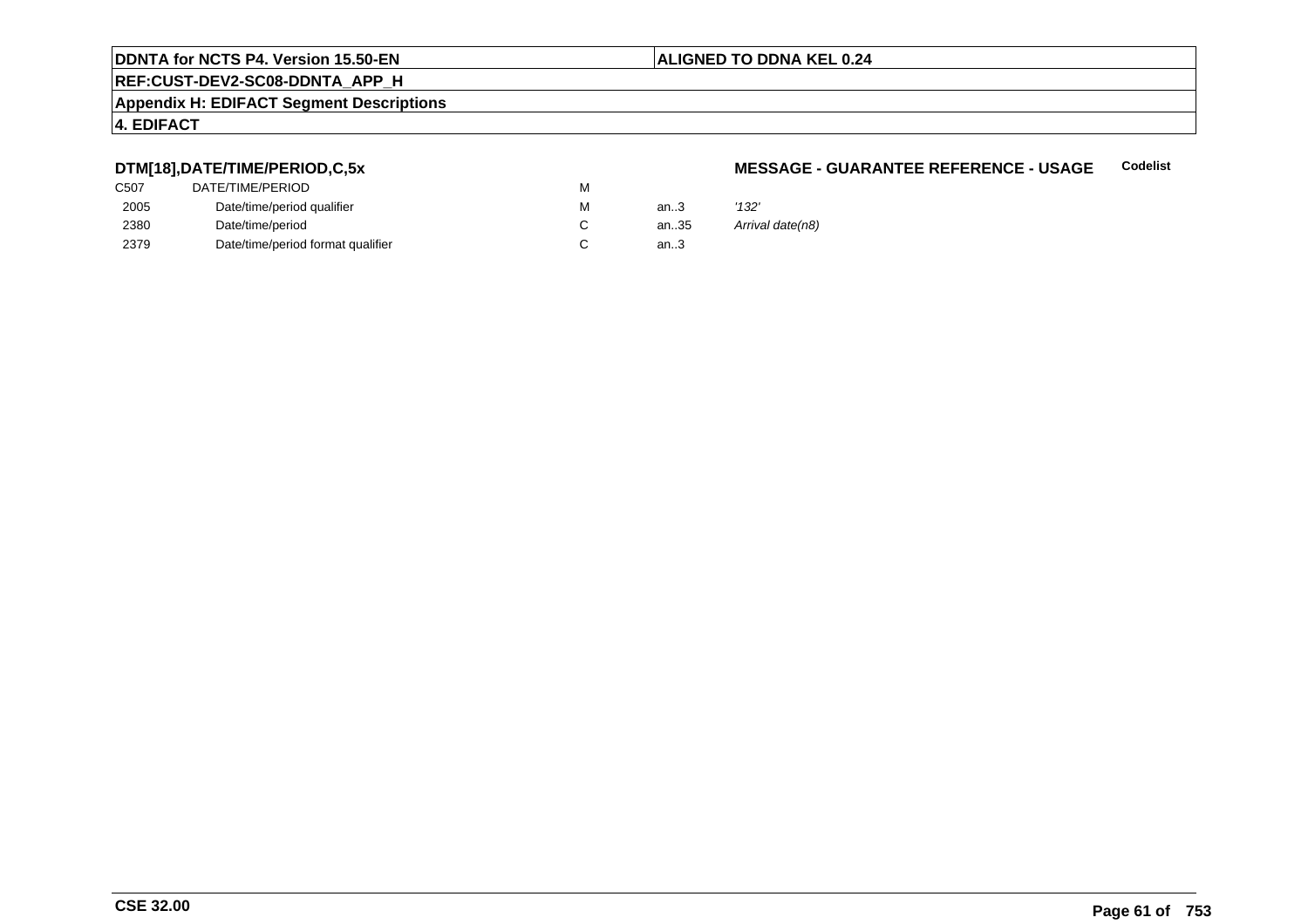**DTM[18],DATE/TIME/PERIOD,C,5x** **MESSAGE - GUARANTEE REFERENCE - USAGE** **Codelist**

| | | | | |
|---|---|---|---|---|
| C507 | DATE/TIME/PERIOD | M | | |
| 2005 | Date/time/period qualifier | M | an..3 | *'132'* |
| 2380 | Date/time/period | C | an..35 | *Arrival date(n8)* |
| 2379 | Date/time/period format qualifier | C | an..3 | |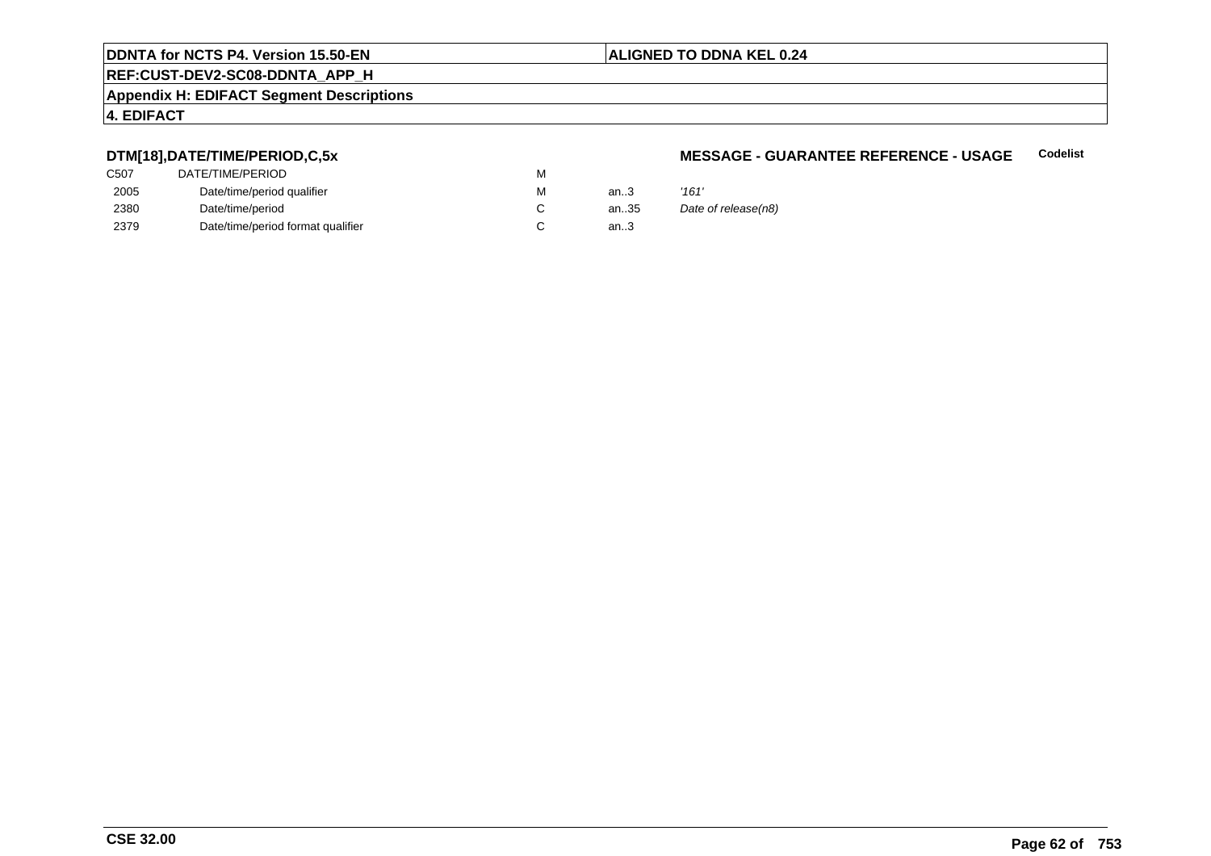**DTM[18],DATE/TIME/PERIOD,C,5x**

**MESSAGE - GUARANTEE REFERENCE - USAGE** **Codelist**

| | | | | |
|---|---|---|---|---|
| C507 | DATE/TIME/PERIOD | M | | |
| 2005 | Date/time/period qualifier | M | an..3 | *'161'* |
| 2380 | Date/time/period | C | an..35 | *Date of release(n8)* |
| 2379 | Date/time/period format qualifier | C | an..3 | |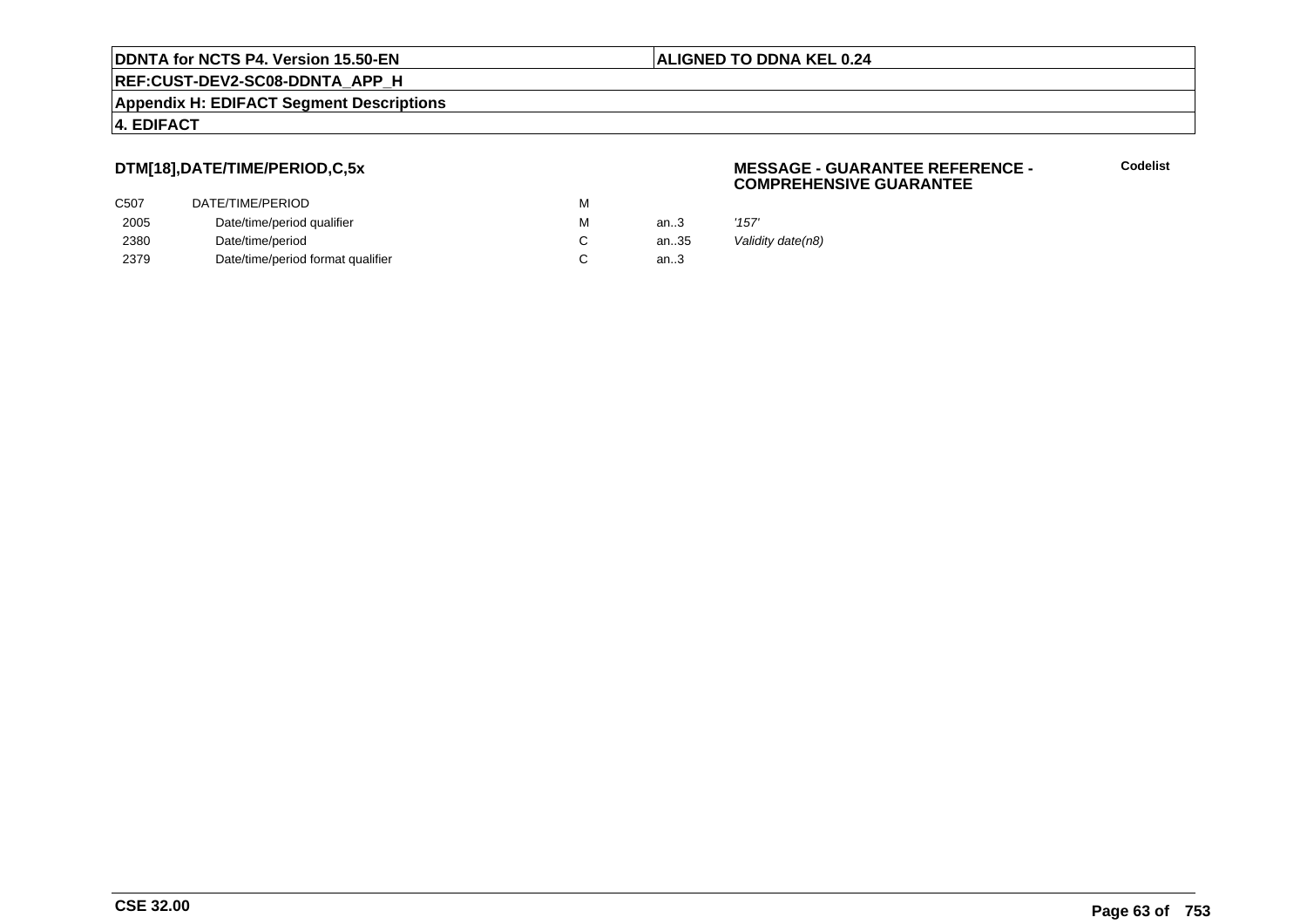**DDNTA for NCTS P4. Version 15.50-EN** | **ALIGNED TO DDNA KEL 0.24**

**REF:CUST-DEV2-SC08-DDNTA_APP_H**

**Appendix H: EDIFACT Segment Descriptions**

**4. EDIFACT**

### DTM[18],DATE/TIME/PERIOD,C,5x

**MESSAGE - GUARANTEE REFERENCE - COMPREHENSIVE GUARANTEE**

**Codelist**

| | | | | |
|---|---|---|---|---|
| C507 | DATE/TIME/PERIOD | M | | |
| 2005 | Date/time/period qualifier | M | an..3 | *'157'* |
| 2380 | Date/time/period | C | an..35 | *Validity date(n8)* |
| 2379 | Date/time/period format qualifier | C | an..3 | |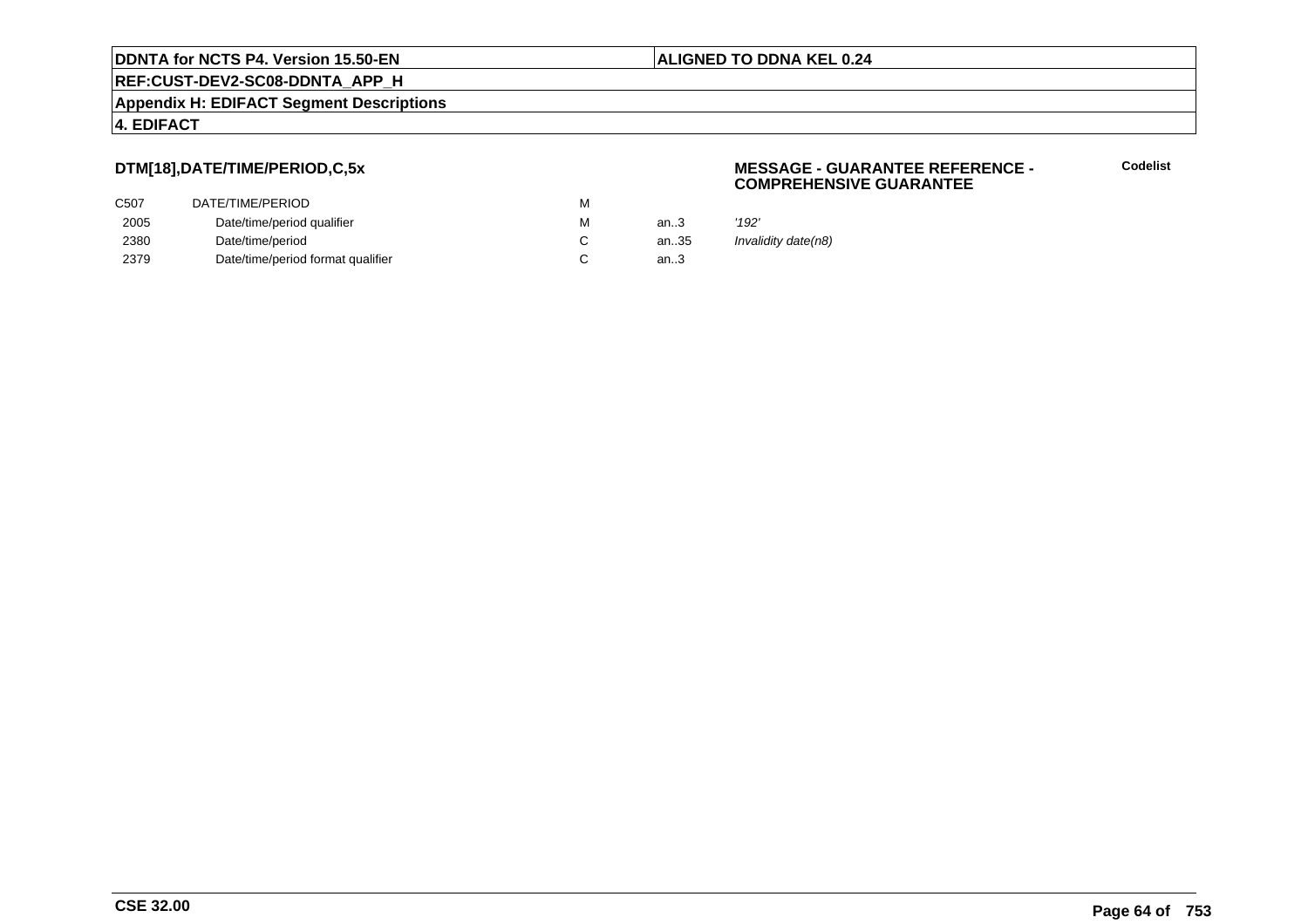## DTM[18],DATE/TIME/PERIOD,C,5x

**MESSAGE - GUARANTEE REFERENCE - COMPREHENSIVE GUARANTEE**

**Codelist**

| | | | | |
|---|---|---|---|---|
| C507 | DATE/TIME/PERIOD | M | | |
| 2005 | Date/time/period qualifier | M | an..3 | *'192'* |
| 2380 | Date/time/period | C | an..35 | *Invalidity date(n8)* |
| 2379 | Date/time/period format qualifier | C | an..3 | |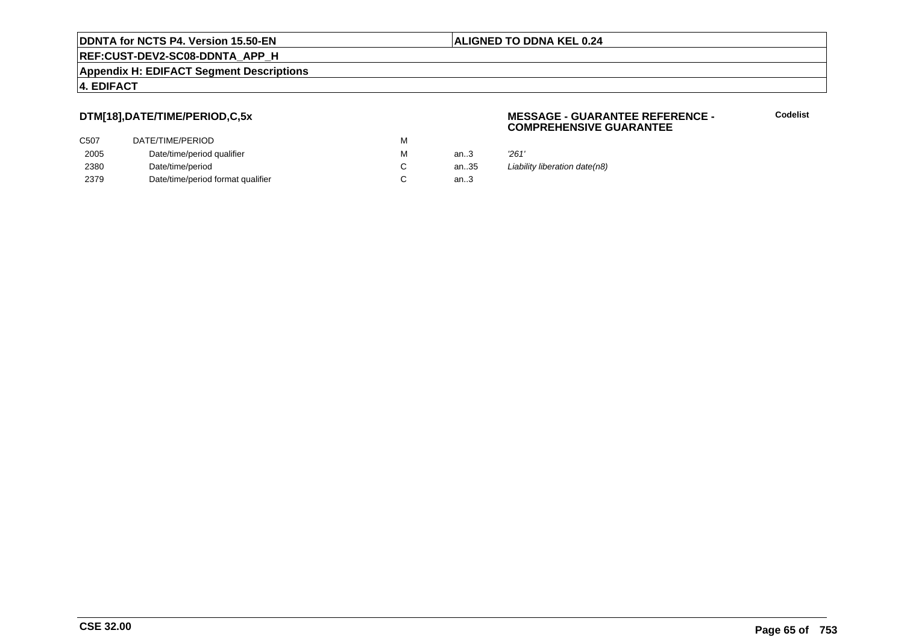**DTM[18],DATE/TIME/PERIOD,C,5x**

**MESSAGE - GUARANTEE REFERENCE - COMPREHENSIVE GUARANTEE**

**Codelist**

| | | | | |
|---|---|---|---|---|
| C507 | DATE/TIME/PERIOD | M | | |
| 2005 | Date/time/period qualifier | M | an..3 | *'261'* |
| 2380 | Date/time/period | C | an..35 | *Liability liberation date(n8)* |
| 2379 | Date/time/period format qualifier | C | an..3 | |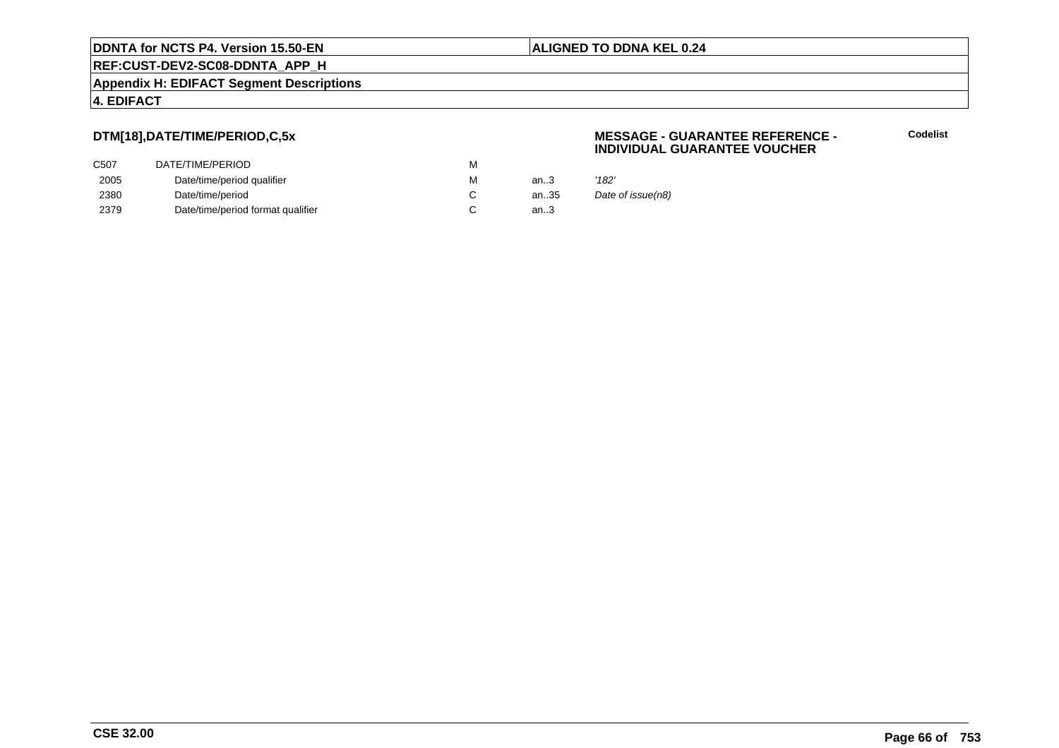### DTM[18],DATE/TIME/PERIOD,C,5x

**MESSAGE - GUARANTEE REFERENCE - INDIVIDUAL GUARANTEE VOUCHER**

**Codelist**

| | | | | |
|---|---|---|---|---|
| C507 | DATE/TIME/PERIOD | M | | |
| 2005 | Date/time/period qualifier | M | an..3 | *'182'* |
| 2380 | Date/time/period | C | an..35 | *Date of issue(n8)* |
| 2379 | Date/time/period format qualifier | C | an..3 | |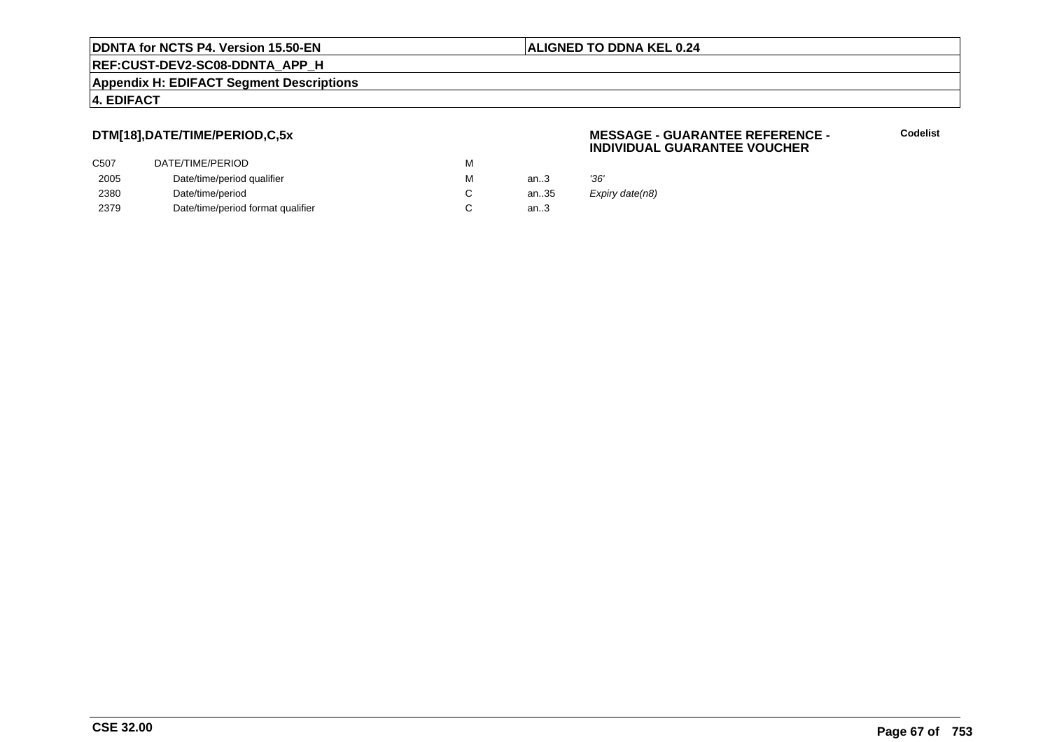**DDNTA for NCTS P4. Version 15.50-EN** | **ALIGNED TO DDNA KEL 0.24**

**REF:CUST-DEV2-SC08-DDNTA_APP_H**

**Appendix H: EDIFACT Segment Descriptions**

**4. EDIFACT**

### DTM[18],DATE/TIME/PERIOD,C,5x

**MESSAGE - GUARANTEE REFERENCE - INDIVIDUAL GUARANTEE VOUCHER**

**Codelist**

| | | | | |
|---|---|---|---|---|
| C507 | DATE/TIME/PERIOD | M | | |
| 2005 | Date/time/period qualifier | M | an..3 | *'36'* |
| 2380 | Date/time/period | C | an..35 | *Expiry date(n8)* |
| 2379 | Date/time/period format qualifier | C | an..3 | |

**CSE 32.00**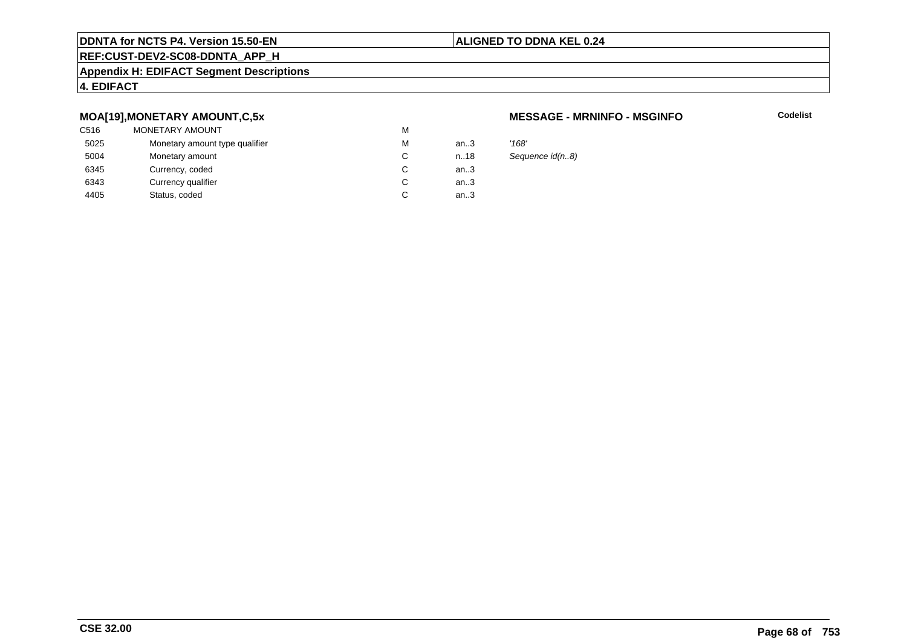**MOA[19],MONETARY AMOUNT,C,5x**

**MESSAGE - MRNINFO - MSGINFO**

**Codelist**

| | | | | |
|---|---|---|---|---|
| C516 | MONETARY AMOUNT | M | | |
| 5025 | Monetary amount type qualifier | M | an..3 | *'168'* |
| 5004 | Monetary amount | C | n..18 | *Sequence id(n..8)* |
| 6345 | Currency, coded | C | an..3 | |
| 6343 | Currency qualifier | C | an..3 | |
| 4405 | Status, coded | C | an..3 | |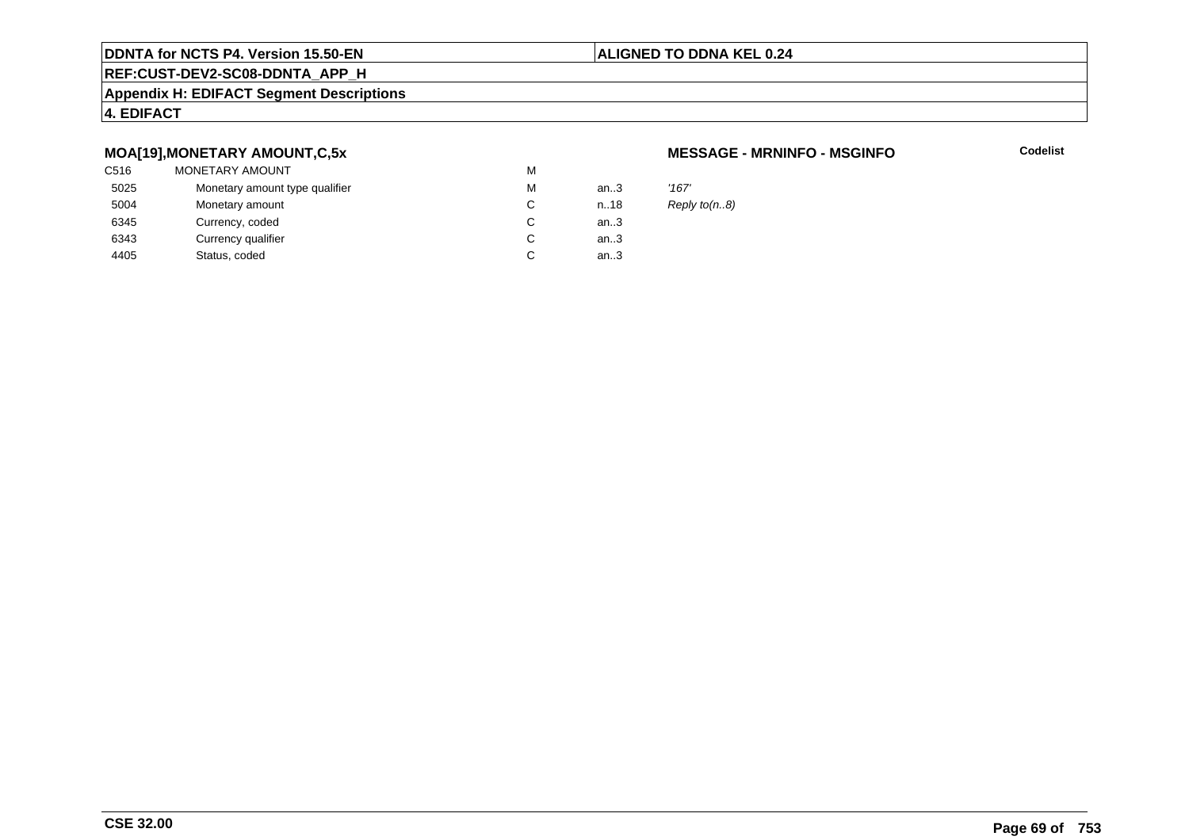**DDNTA for NCTS P4. Version 15.50-EN** | **ALIGNED TO DDNA KEL 0.24**

**REF:CUST-DEV2-SC08-DDNTA_APP_H**

**Appendix H: EDIFACT Segment Descriptions**

**4. EDIFACT**

### MOA[19],MONETARY AMOUNT,C,5x

**MESSAGE - MRNINFO - MSGINFO** — **Codelist**

| | | | | |
|---|---|---|---|---|
| C516 | MONETARY AMOUNT | M | | |
| 5025 | Monetary amount type qualifier | M | an..3 | *'167'* |
| 5004 | Monetary amount | C | n..18 | *Reply to(n..8)* |
| 6345 | Currency, coded | C | an..3 | |
| 6343 | Currency qualifier | C | an..3 | |
| 4405 | Status, coded | C | an..3 | |

**CSE 32.00**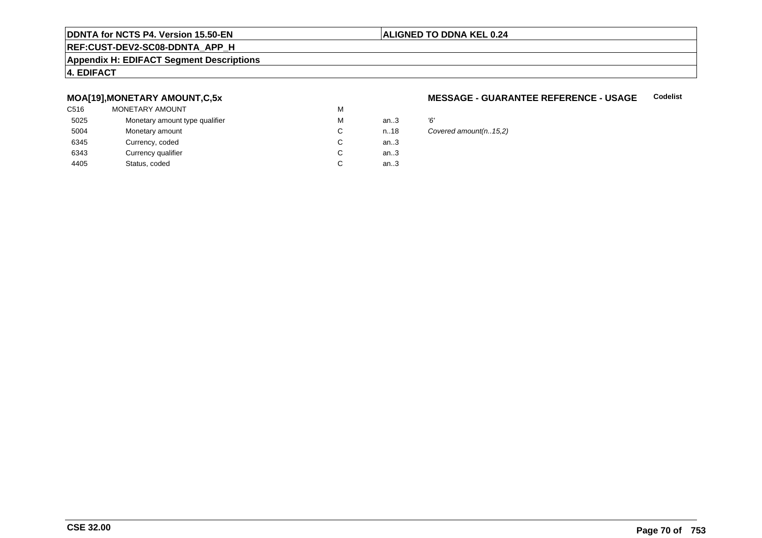**DDNTA for NCTS P4. Version 15.50-EN** | **ALIGNED TO DDNA KEL 0.24**

**REF:CUST-DEV2-SC08-DDNTA_APP_H**

**Appendix H: EDIFACT Segment Descriptions**

**4. EDIFACT**

### MOA[19],MONETARY AMOUNT,C,5x

**MESSAGE - GUARANTEE REFERENCE - USAGE** **Codelist**

| | | | | |
|---|---|---|---|---|
| C516 | MONETARY AMOUNT | M | | |
| 5025 | Monetary amount type qualifier | M | an..3 | *'6'* |
| 5004 | Monetary amount | C | n..18 | *Covered amount(n..15,2)* |
| 6345 | Currency, coded | C | an..3 | |
| 6343 | Currency qualifier | C | an..3 | |
| 4405 | Status, coded | C | an..3 | |

**CSE 32.00**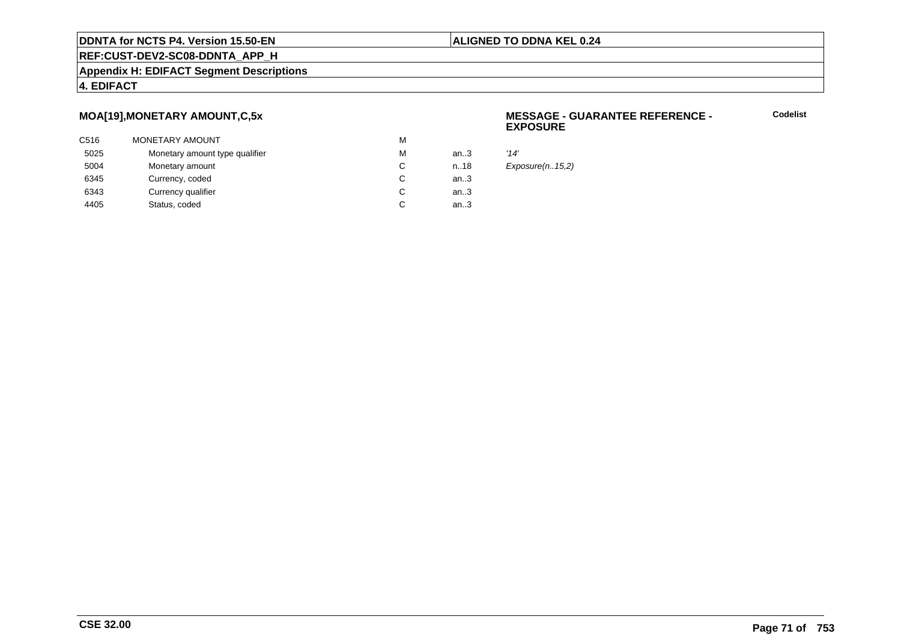## MOA[19],MONETARY AMOUNT,C,5x

**MESSAGE - GUARANTEE REFERENCE - EXPOSURE**

**Codelist**

| | | | | |
|---|---|---|---|---|
| C516 | MONETARY AMOUNT | M | | |
| 5025 | Monetary amount type qualifier | M | an..3 | *'14'* |
| 5004 | Monetary amount | C | n..18 | *Exposure(n..15,2)* |
| 6345 | Currency, coded | C | an..3 | |
| 6343 | Currency qualifier | C | an..3 | |
| 4405 | Status, coded | C | an..3 | |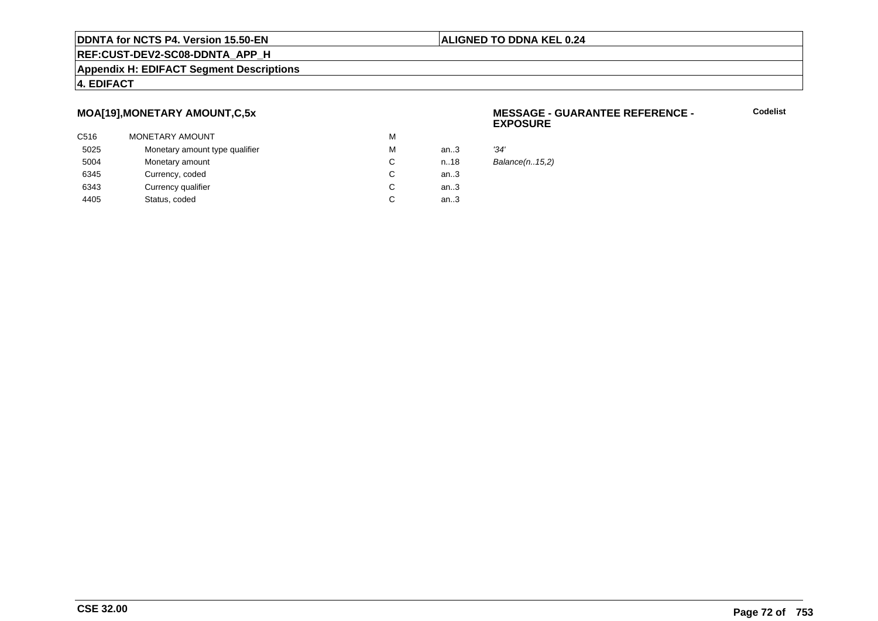## MOA[19],MONETARY AMOUNT,C,5x

**MESSAGE - GUARANTEE REFERENCE - EXPOSURE**

**Codelist**

| | | | | |
|---|---|---|---|---|
| C516 | MONETARY AMOUNT | M | | |
| 5025 | Monetary amount type qualifier | M | an..3 | *'34'* |
| 5004 | Monetary amount | C | n..18 | *Balance(n..15,2)* |
| 6345 | Currency, coded | C | an..3 | |
| 6343 | Currency qualifier | C | an..3 | |
| 4405 | Status, coded | C | an..3 | |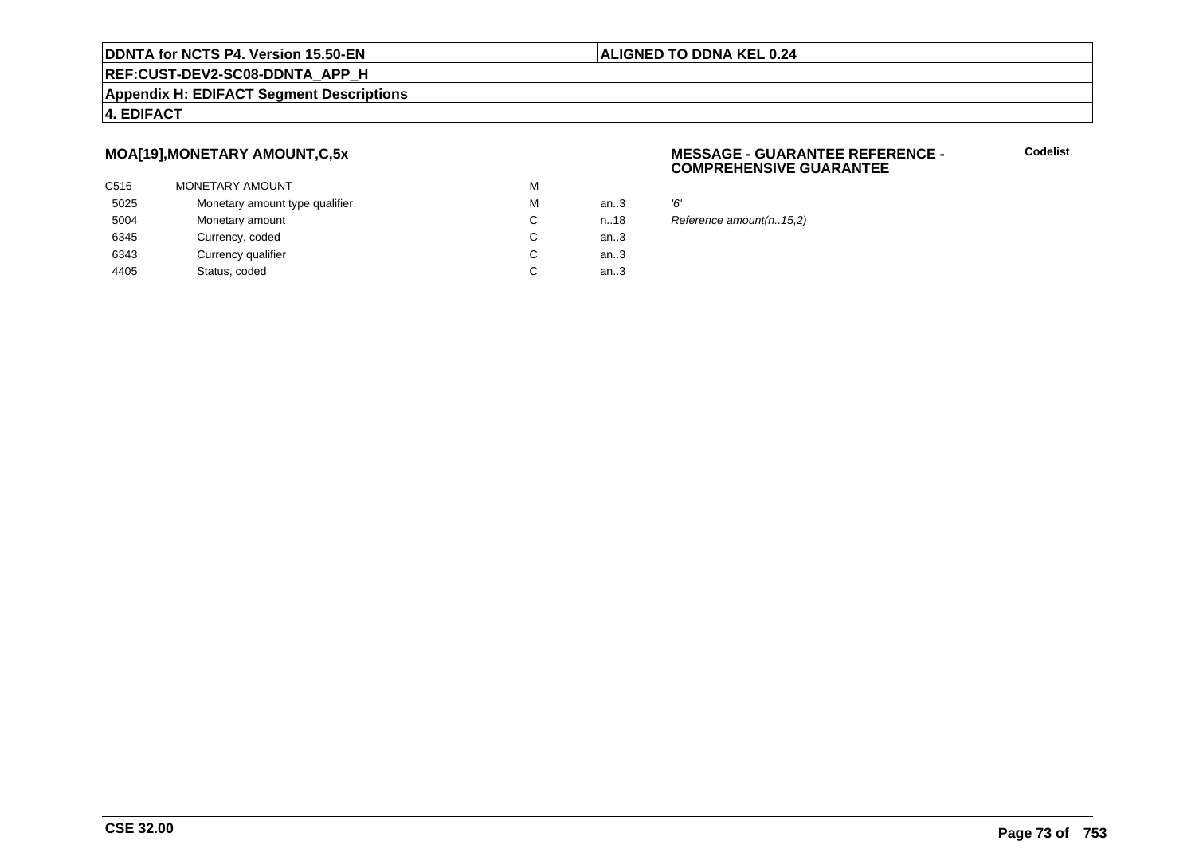## MOA[19],MONETARY AMOUNT,C,5x

**MESSAGE - GUARANTEE REFERENCE - COMPREHENSIVE GUARANTEE**

**Codelist**

| | | | | |
|---|---|---|---|---|
| C516 | MONETARY AMOUNT | M | | |
| 5025 | Monetary amount type qualifier | M | an..3 | *'6'* |
| 5004 | Monetary amount | C | n..18 | *Reference amount(n..15,2)* |
| 6345 | Currency, coded | C | an..3 | |
| 6343 | Currency qualifier | C | an..3 | |
| 4405 | Status, coded | C | an..3 | |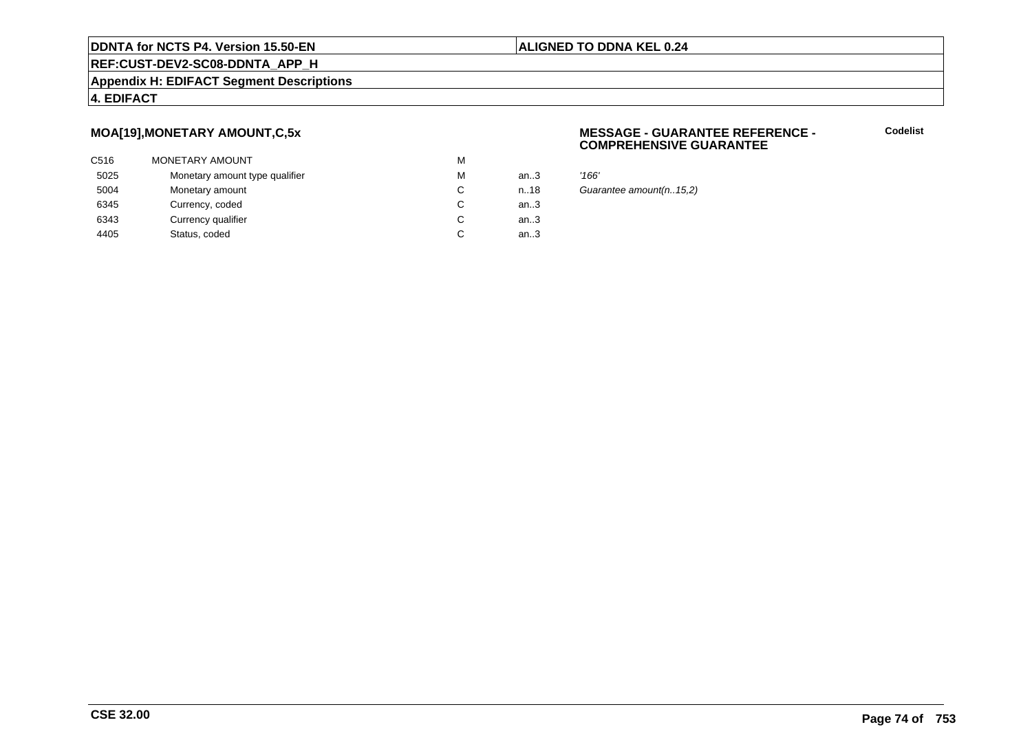## MOA[19],MONETARY AMOUNT,C,5x

**MESSAGE - GUARANTEE REFERENCE - COMPREHENSIVE GUARANTEE**

**Codelist**

| | | | | |
|---|---|---|---|---|
| C516 | MONETARY AMOUNT | M | | |
| 5025 | Monetary amount type qualifier | M | an..3 | *'166'* |
| 5004 | Monetary amount | C | n..18 | *Guarantee amount(n..15,2)* |
| 6345 | Currency, coded | C | an..3 | |
| 6343 | Currency qualifier | C | an..3 | |
| 4405 | Status, coded | C | an..3 | |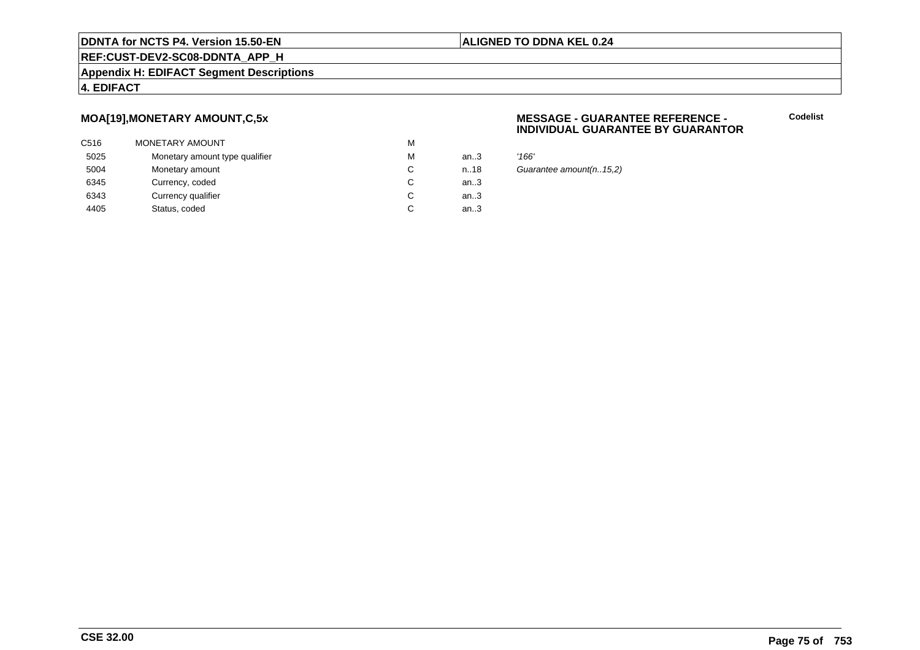## MOA[19],MONETARY AMOUNT,C,5x

**MESSAGE - GUARANTEE REFERENCE - INDIVIDUAL GUARANTEE BY GUARANTOR**

**Codelist**

| | | | | |
|---|---|---|---|---|
| C516 | MONETARY AMOUNT | M | | |
| 5025 | Monetary amount type qualifier | M | an..3 | *'166'* |
| 5004 | Monetary amount | C | n..18 | *Guarantee amount(n..15,2)* |
| 6345 | Currency, coded | C | an..3 | |
| 6343 | Currency qualifier | C | an..3 | |
| 4405 | Status, coded | C | an..3 | |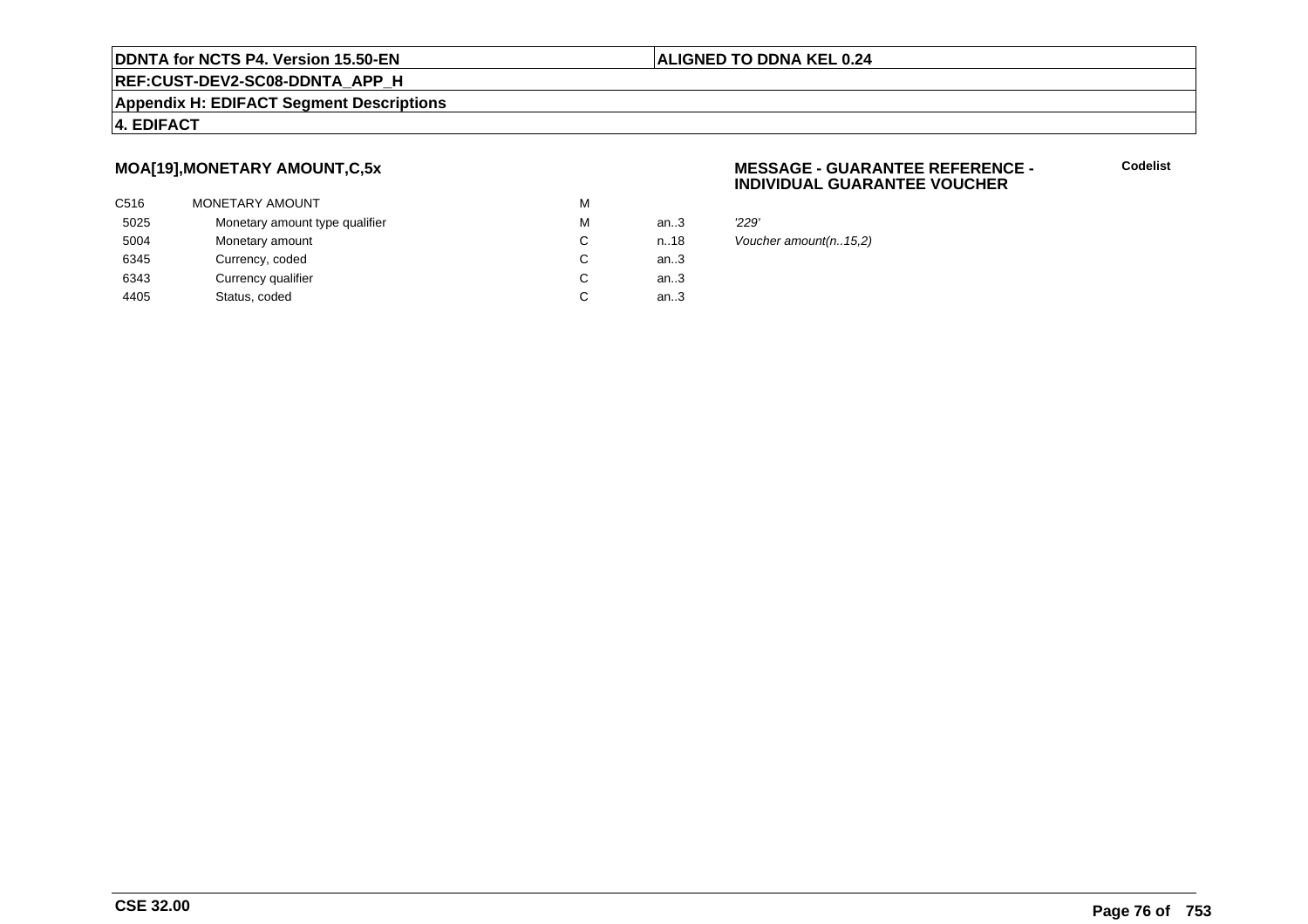## MOA[19],MONETARY AMOUNT,C,5x

**MESSAGE - GUARANTEE REFERENCE - INDIVIDUAL GUARANTEE VOUCHER**

**Codelist**

| | | | | |
|---|---|---|---|---|
| C516 | MONETARY AMOUNT | M | | |
| 5025 | Monetary amount type qualifier | M | an..3 | *'229'* |
| 5004 | Monetary amount | C | n..18 | *Voucher amount(n..15,2)* |
| 6345 | Currency, coded | C | an..3 | |
| 6343 | Currency qualifier | C | an..3 | |
| 4405 | Status, coded | C | an..3 | |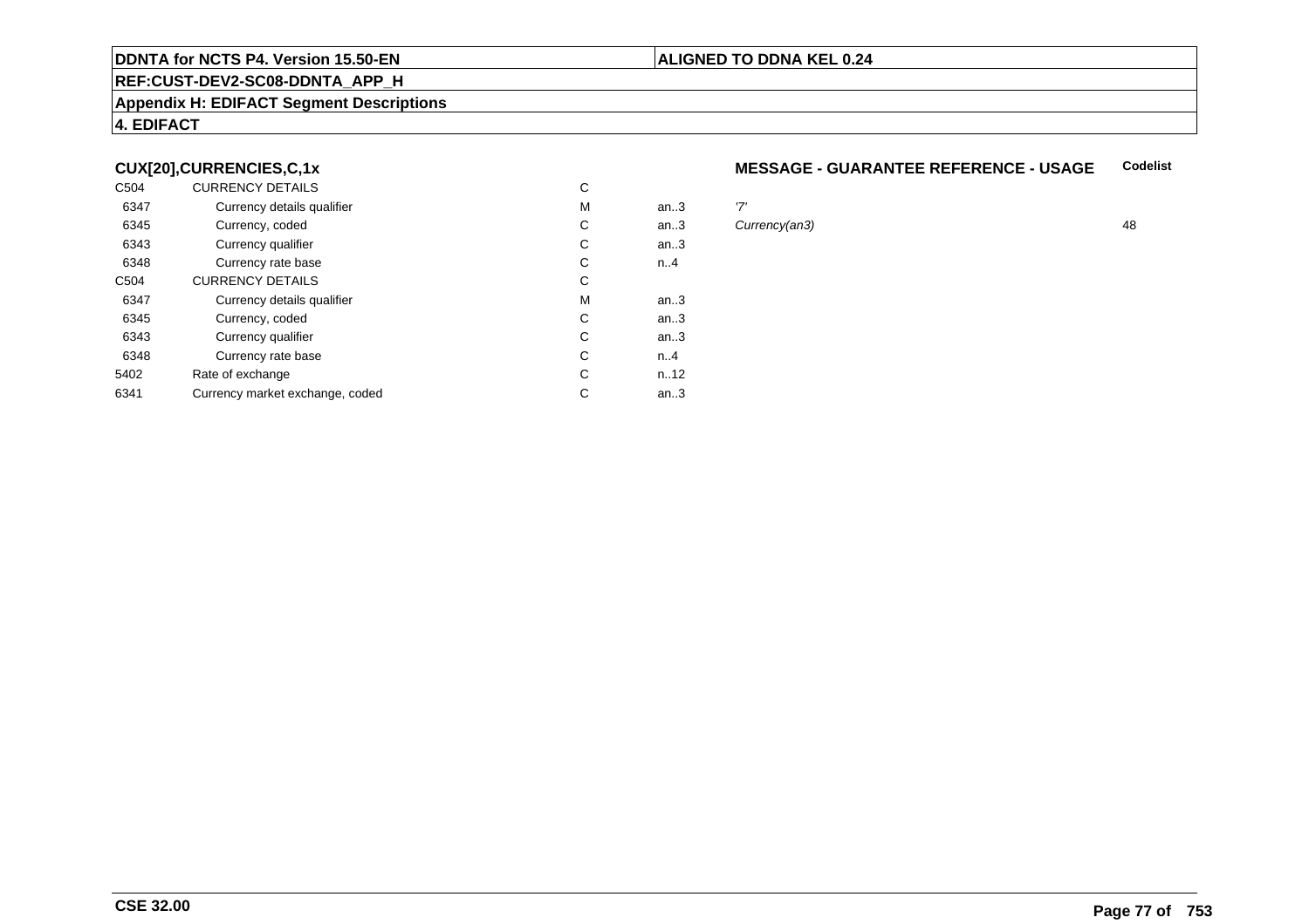**DDNTA for NCTS P4. Version 15.50-EN** | **ALIGNED TO DDNA KEL 0.24**

**REF:CUST-DEV2-SC08-DDNTA_APP_H**

**Appendix H: EDIFACT Segment Descriptions**

**4. EDIFACT**

**CUX[20],CURRENCIES,C,1x** — **MESSAGE - GUARANTEE REFERENCE - USAGE**

| | | | | | Codelist |
|---|---|---|---|---|---|
| C504 | CURRENCY DETAILS | C | | | |
| 6347 | Currency details qualifier | M | an..3 | *'7'* | |
| 6345 | Currency, coded | C | an..3 | *Currency(an3)* | 48 |
| 6343 | Currency qualifier | C | an..3 | | |
| 6348 | Currency rate base | C | n..4 | | |
| C504 | CURRENCY DETAILS | C | | | |
| 6347 | Currency details qualifier | M | an..3 | | |
| 6345 | Currency, coded | C | an..3 | | |
| 6343 | Currency qualifier | C | an..3 | | |
| 6348 | Currency rate base | C | n..4 | | |
| 5402 | Rate of exchange | C | n..12 | | |
| 6341 | Currency market exchange, coded | C | an..3 | | |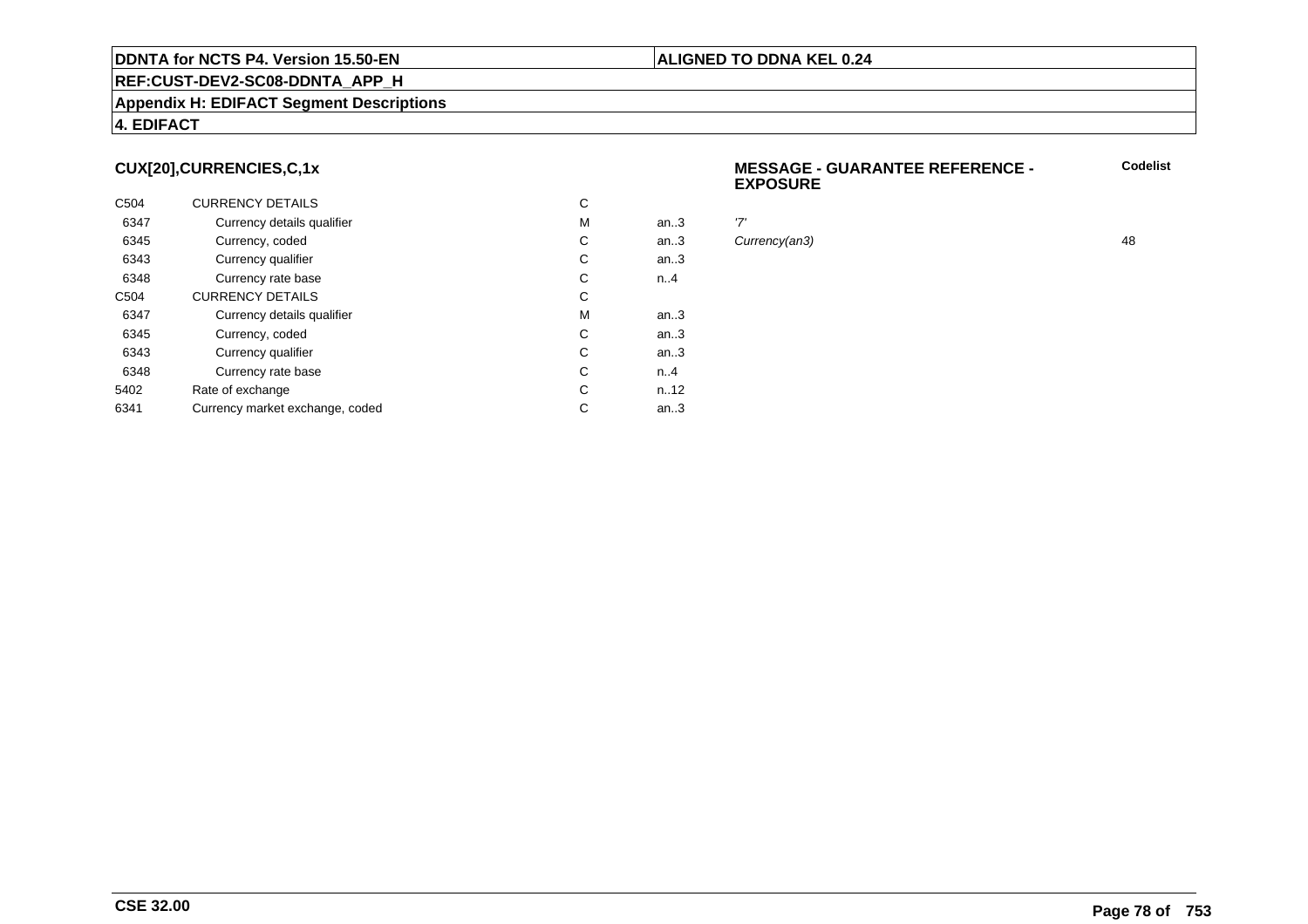**DDNTA for NCTS P4. Version 15.50-EN** | **ALIGNED TO DDNA KEL 0.24**

**REF:CUST-DEV2-SC08-DDNTA_APP_H**

**Appendix H: EDIFACT Segment Descriptions**

**4. EDIFACT**

### CUX[20],CURRENCIES,C,1x

**MESSAGE - GUARANTEE REFERENCE - EXPOSURE**

| | | | | | Codelist |
|---|---|---|---|---|---|
| C504 | CURRENCY DETAILS | C | | | |
| 6347 | Currency details qualifier | M | an..3 | *'7'* | |
| 6345 | Currency, coded | C | an..3 | *Currency(an3)* | 48 |
| 6343 | Currency qualifier | C | an..3 | | |
| 6348 | Currency rate base | C | n..4 | | |
| C504 | CURRENCY DETAILS | C | | | |
| 6347 | Currency details qualifier | M | an..3 | | |
| 6345 | Currency, coded | C | an..3 | | |
| 6343 | Currency qualifier | C | an..3 | | |
| 6348 | Currency rate base | C | n..4 | | |
| 5402 | Rate of exchange | C | n..12 | | |
| 6341 | Currency market exchange, coded | C | an..3 | | |

**CSE 32.00**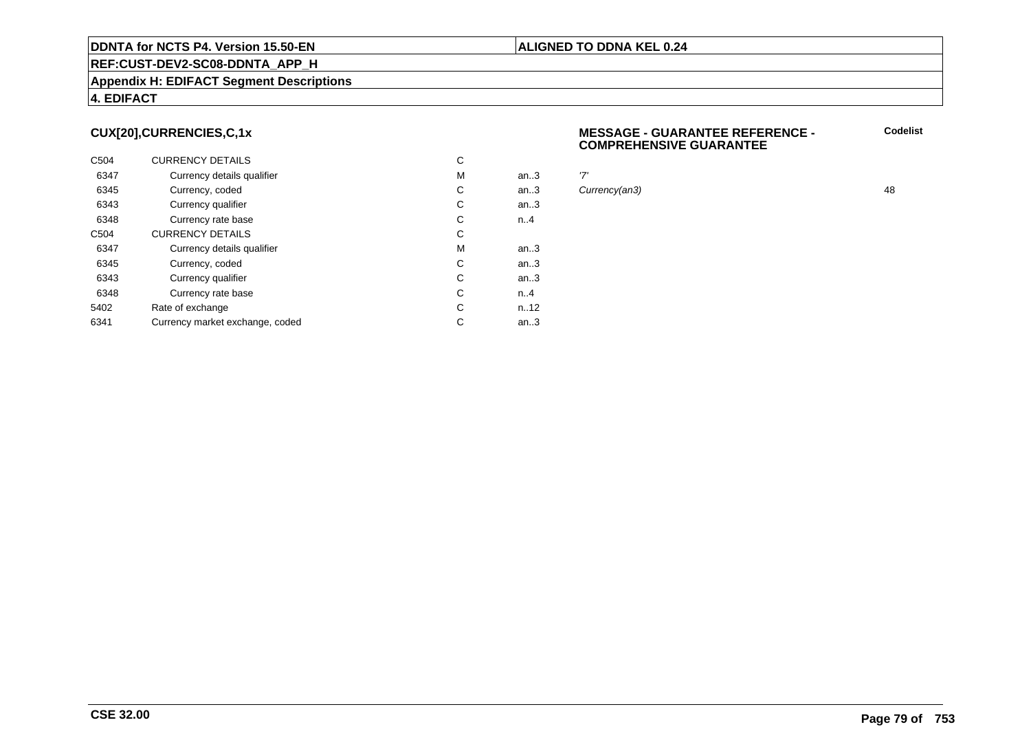**4. EDIFACT**

### CUX[20],CURRENCIES,C,1x

**MESSAGE - GUARANTEE REFERENCE - COMPREHENSIVE GUARANTEE**

| | | | | | Codelist |
|---|---|---|---|---|---|
| C504 | CURRENCY DETAILS | C | | | |
| 6347 | Currency details qualifier | M | an..3 | '7' | |
| 6345 | Currency, coded | C | an..3 | *Currency(an3)* | 48 |
| 6343 | Currency qualifier | C | an..3 | | |
| 6348 | Currency rate base | C | n..4 | | |
| C504 | CURRENCY DETAILS | C | | | |
| 6347 | Currency details qualifier | M | an..3 | | |
| 6345 | Currency, coded | C | an..3 | | |
| 6343 | Currency qualifier | C | an..3 | | |
| 6348 | Currency rate base | C | n..4 | | |
| 5402 | Rate of exchange | C | n..12 | | |
| 6341 | Currency market exchange, coded | C | an..3 | | |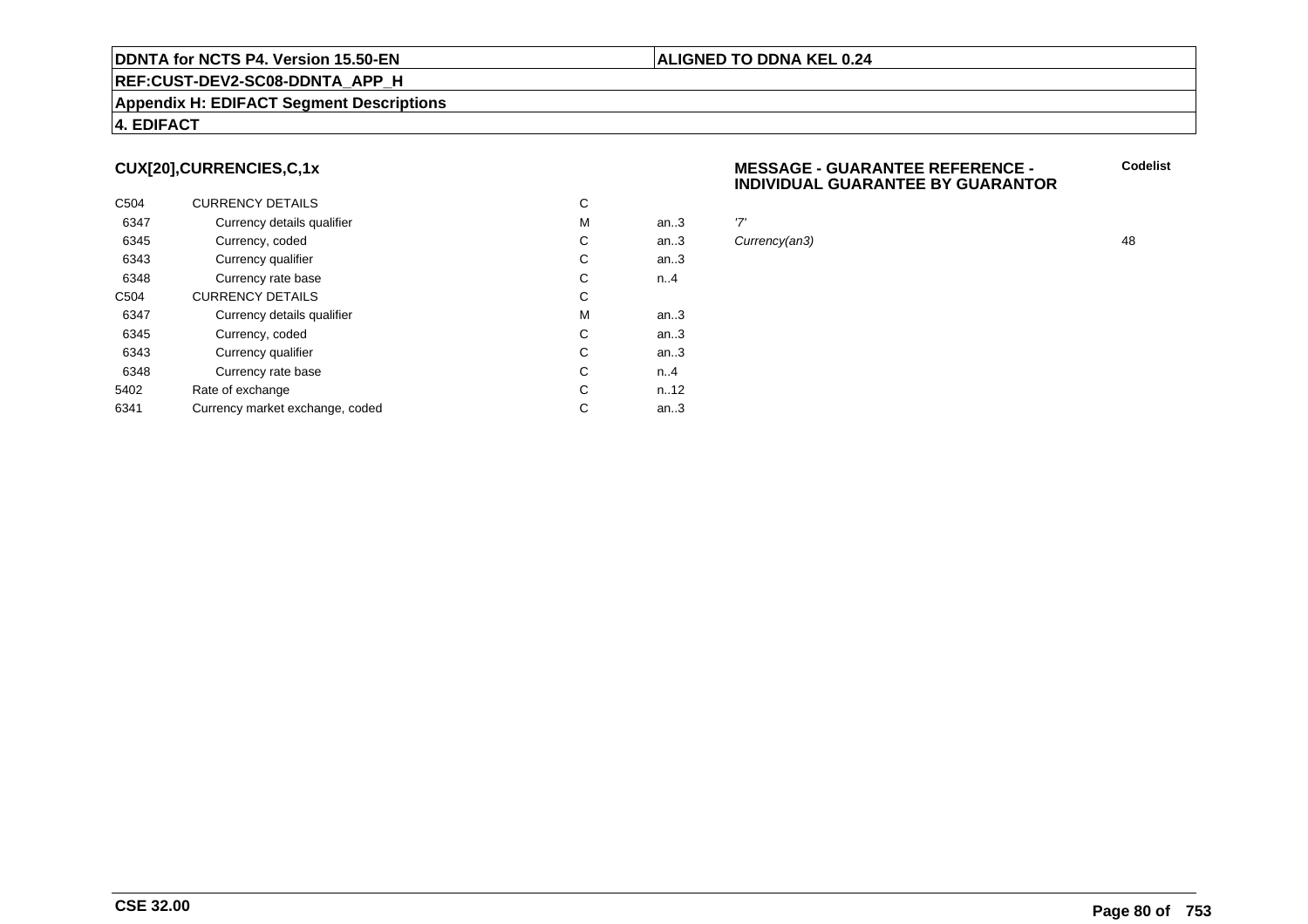## CUX[20],CURRENCIES,C,1x

**MESSAGE - GUARANTEE REFERENCE - INDIVIDUAL GUARANTEE BY GUARANTOR**

| | | | | | Codelist |
|---|---|---|---|---|---|
| C504 | CURRENCY DETAILS | C | | | |
| 6347 | Currency details qualifier | M | an..3 | *'7'* | |
| 6345 | Currency, coded | C | an..3 | *Currency(an3)* | 48 |
| 6343 | Currency qualifier | C | an..3 | | |
| 6348 | Currency rate base | C | n..4 | | |
| C504 | CURRENCY DETAILS | C | | | |
| 6347 | Currency details qualifier | M | an..3 | | |
| 6345 | Currency, coded | C | an..3 | | |
| 6343 | Currency qualifier | C | an..3 | | |
| 6348 | Currency rate base | C | n..4 | | |
| 5402 | Rate of exchange | C | n..12 | | |
| 6341 | Currency market exchange, coded | C | an..3 | | |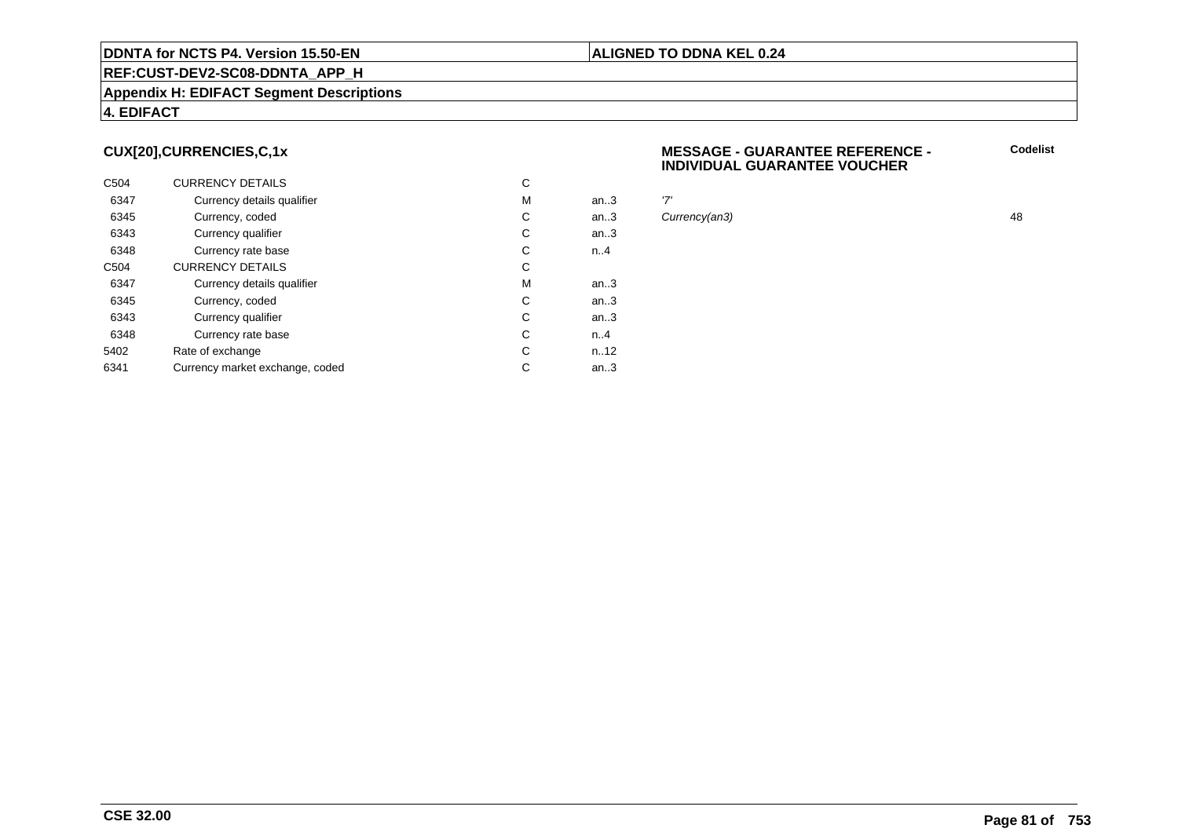**DDNTA for NCTS P4. Version 15.50-EN** | **ALIGNED TO DDNA KEL 0.24**

**REF:CUST-DEV2-SC08-DDNTA_APP_H**

**Appendix H: EDIFACT Segment Descriptions**

**4. EDIFACT**

### CUX[20],CURRENCIES,C,1x

**MESSAGE - GUARANTEE REFERENCE - INDIVIDUAL GUARANTEE VOUCHER**

| | | | | | Codelist |
|---|---|---|---|---|---|
| C504 | CURRENCY DETAILS | C | | | |
| 6347 | Currency details qualifier | M | an..3 | '7' | |
| 6345 | Currency, coded | C | an..3 | *Currency(an3)* | 48 |
| 6343 | Currency qualifier | C | an..3 | | |
| 6348 | Currency rate base | C | n..4 | | |
| C504 | CURRENCY DETAILS | C | | | |
| 6347 | Currency details qualifier | M | an..3 | | |
| 6345 | Currency, coded | C | an..3 | | |
| 6343 | Currency qualifier | C | an..3 | | |
| 6348 | Currency rate base | C | n..4 | | |
| 5402 | Rate of exchange | C | n..12 | | |
| 6341 | Currency market exchange, coded | C | an..3 | | |

**CSE 32.00**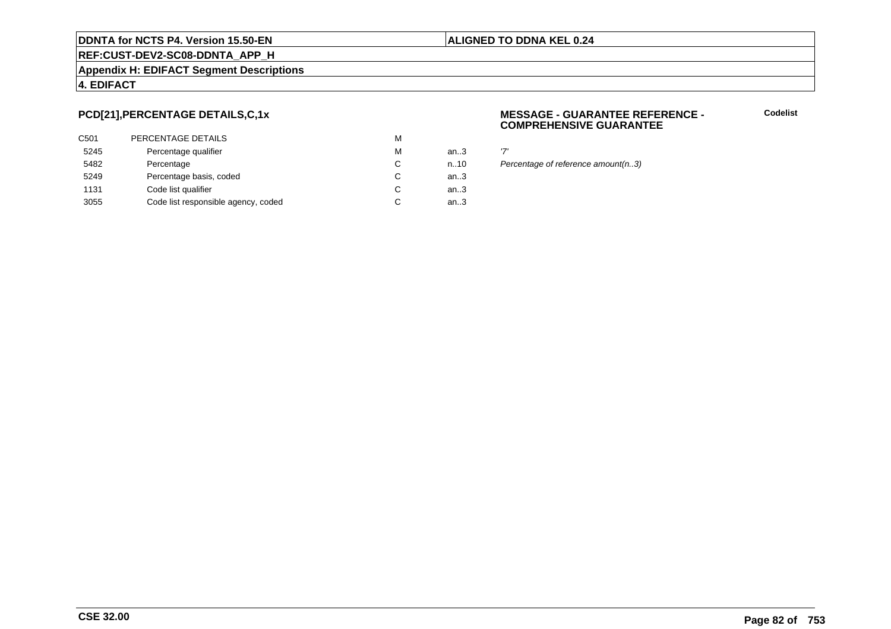### PCD[21],PERCENTAGE DETAILS,C,1x

**MESSAGE - GUARANTEE REFERENCE - COMPREHENSIVE GUARANTEE**

**Codelist**

| | | | | |
|---|---|---|---|---|
| C501 | PERCENTAGE DETAILS | M | | |
| 5245 | Percentage qualifier | M | an..3 | *'7'* |
| 5482 | Percentage | C | n..10 | *Percentage of reference amount(n..3)* |
| 5249 | Percentage basis, coded | C | an..3 | |
| 1131 | Code list qualifier | C | an..3 | |
| 3055 | Code list responsible agency, coded | C | an..3 | |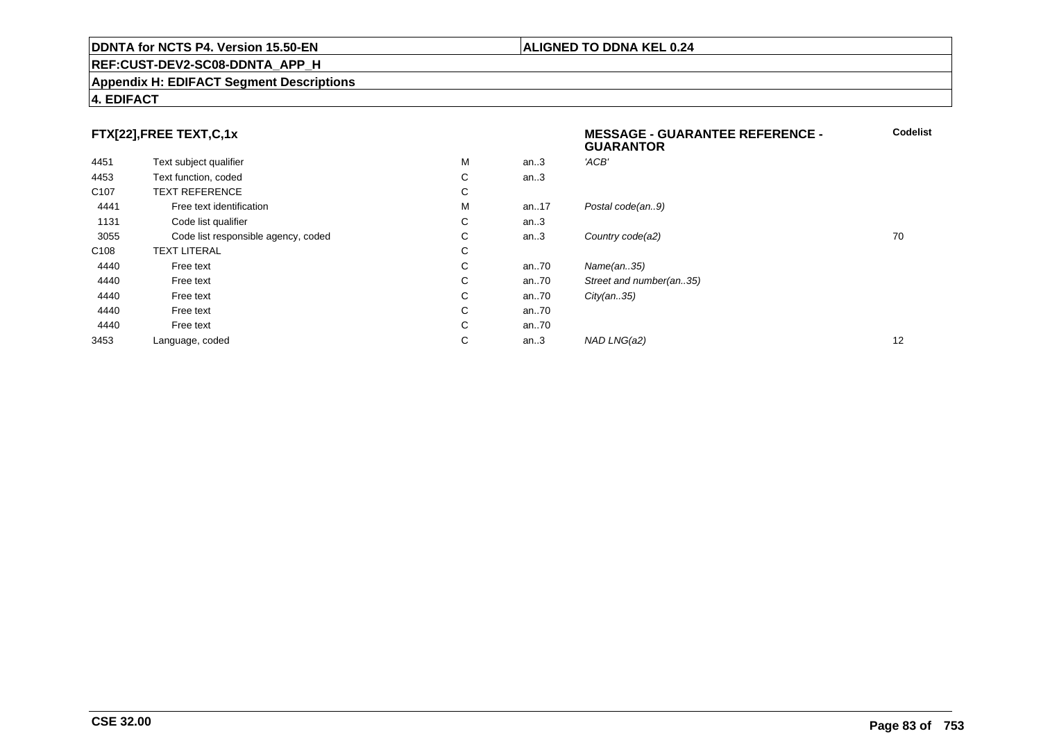**DDNTA for NCTS P4. Version 15.50-EN** | **ALIGNED TO DDNA KEL 0.24**

**REF:CUST-DEV2-SC08-DDNTA_APP_H**

**Appendix H: EDIFACT Segment Descriptions**

**4. EDIFACT**

## FTX[22],FREE TEXT,C,1x

**MESSAGE - GUARANTEE REFERENCE - GUARANTOR**

| | | | | | Codelist |
|---|---|---|---|---|---|
| 4451 | Text subject qualifier | M | an..3 | *'ACB'* | |
| 4453 | Text function, coded | C | an..3 | | |
| C107 | TEXT REFERENCE | C | | | |
| 4441 | Free text identification | M | an..17 | *Postal code(an..9)* | |
| 1131 | Code list qualifier | C | an..3 | | |
| 3055 | Code list responsible agency, coded | C | an..3 | *Country code(a2)* | 70 |
| C108 | TEXT LITERAL | C | | | |
| 4440 | Free text | C | an..70 | *Name(an..35)* | |
| 4440 | Free text | C | an..70 | *Street and number(an..35)* | |
| 4440 | Free text | C | an..70 | *City(an..35)* | |
| 4440 | Free text | C | an..70 | | |
| 4440 | Free text | C | an..70 | | |
| 3453 | Language, coded | C | an..3 | *NAD LNG(a2)* | 12 |

**CSE 32.00**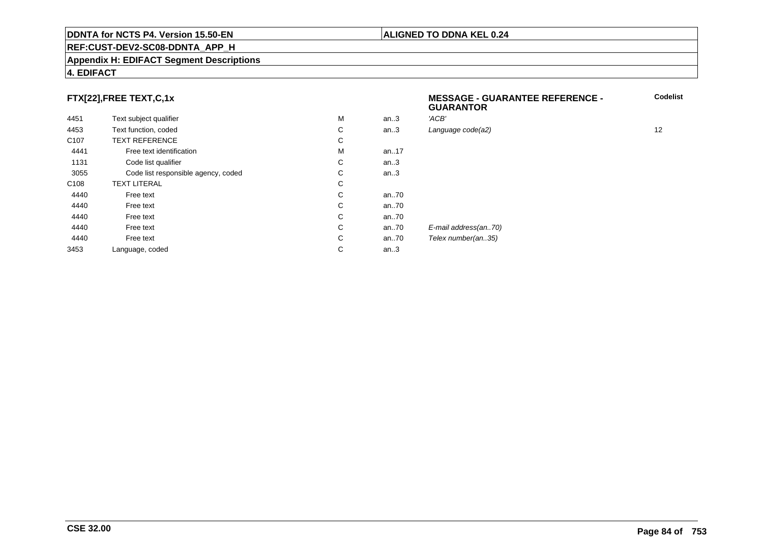**DDNTA for NCTS P4. Version 15.50-EN** | **ALIGNED TO DDNA KEL 0.24**

**REF:CUST-DEV2-SC08-DDNTA_APP_H**

**Appendix H: EDIFACT Segment Descriptions**

**4. EDIFACT**

### FTX[22],FREE TEXT,C,1x

**MESSAGE - GUARANTEE REFERENCE - GUARANTOR**

| | | | | | Codelist |
|---|---|---|---|---|---|
| 4451 | Text subject qualifier | M | an..3 | *'ACB'* | |
| 4453 | Text function, coded | C | an..3 | *Language code(a2)* | 12 |
| C107 | TEXT REFERENCE | C | | | |
| 4441 | Free text identification | M | an..17 | | |
| 1131 | Code list qualifier | C | an..3 | | |
| 3055 | Code list responsible agency, coded | C | an..3 | | |
| C108 | TEXT LITERAL | C | | | |
| 4440 | Free text | C | an..70 | | |
| 4440 | Free text | C | an..70 | | |
| 4440 | Free text | C | an..70 | | |
| 4440 | Free text | C | an..70 | *E-mail address(an..70)* | |
| 4440 | Free text | C | an..70 | *Telex number(an..35)* | |
| 3453 | Language, coded | C | an..3 | | |

**CSE 32.00**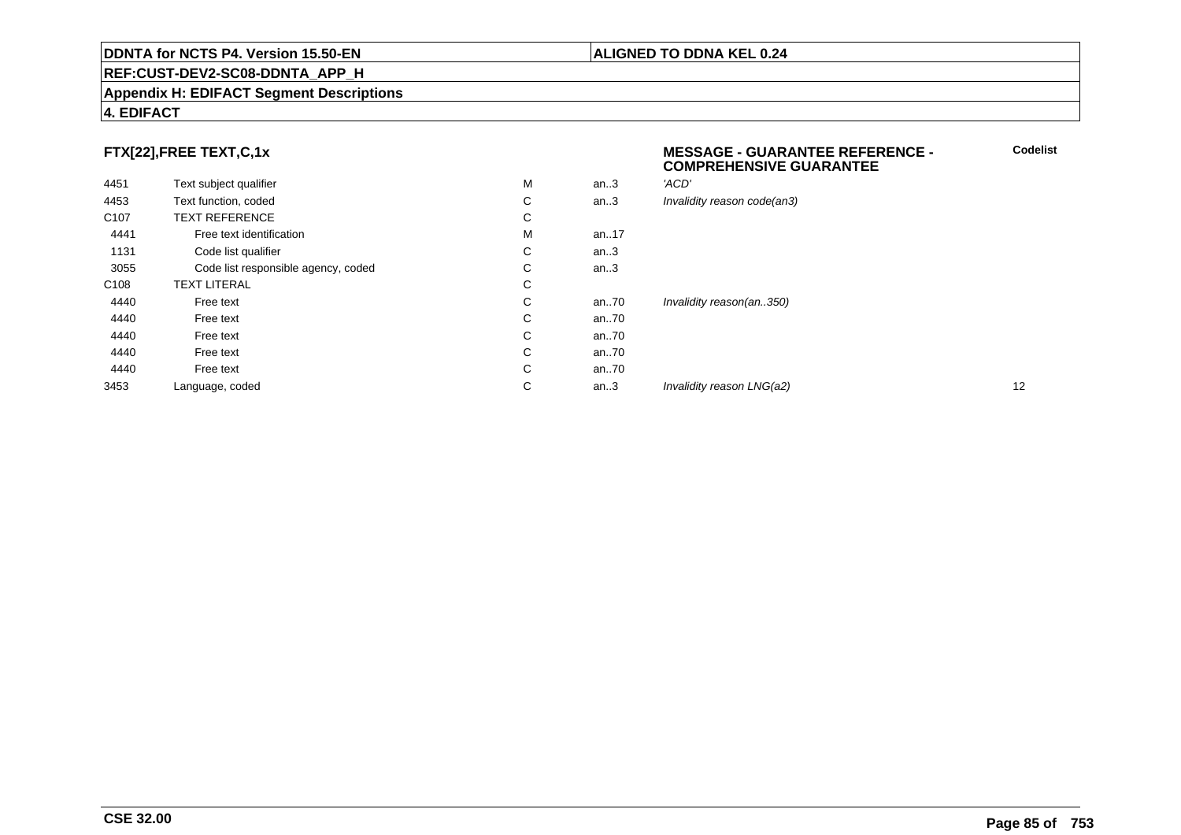**FTX[22],FREE TEXT,C,1x**

**MESSAGE - GUARANTEE REFERENCE - COMPREHENSIVE GUARANTEE**

| | | | | | Codelist |
|---|---|---|---|---|---|
| 4451 | Text subject qualifier | M | an..3 | *'ACD'* | |
| 4453 | Text function, coded | C | an..3 | *Invalidity reason code(an3)* | |
| C107 | TEXT REFERENCE | C | | | |
| 4441 | Free text identification | M | an..17 | | |
| 1131 | Code list qualifier | C | an..3 | | |
| 3055 | Code list responsible agency, coded | C | an..3 | | |
| C108 | TEXT LITERAL | C | | | |
| 4440 | Free text | C | an..70 | *Invalidity reason(an..350)* | |
| 4440 | Free text | C | an..70 | | |
| 4440 | Free text | C | an..70 | | |
| 4440 | Free text | C | an..70 | | |
| 4440 | Free text | C | an..70 | | |
| 3453 | Language, coded | C | an..3 | *Invalidity reason LNG(a2)* | 12 |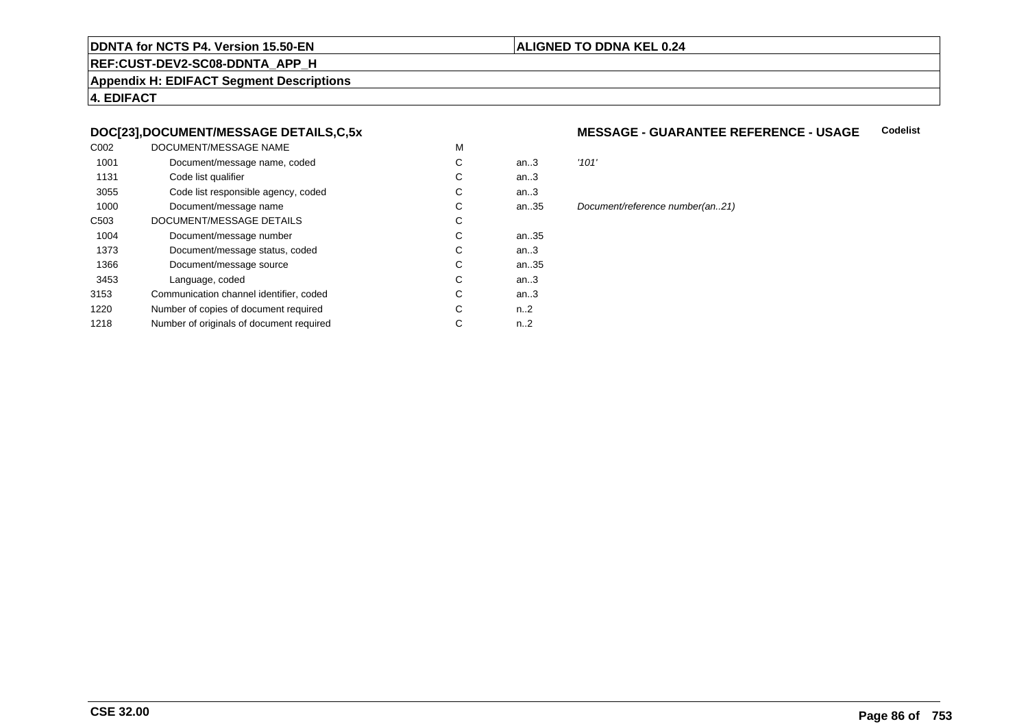**DDNTA for NCTS P4. Version 15.50-EN** | **ALIGNED TO DDNA KEL 0.24**

**REF:CUST-DEV2-SC08-DDNTA_APP_H**

**Appendix H: EDIFACT Segment Descriptions**

**4. EDIFACT**

### DOC[23],DOCUMENT/MESSAGE DETAILS,C,5x

### MESSAGE - GUARANTEE REFERENCE - USAGE

**Codelist**

| | | | | |
|---|---|---|---|---|
| C002 | DOCUMENT/MESSAGE NAME | M | | |
| 1001 | Document/message name, coded | C | an..3 | *'101'* |
| 1131 | Code list qualifier | C | an..3 | |
| 3055 | Code list responsible agency, coded | C | an..3 | |
| 1000 | Document/message name | C | an..35 | *Document/reference number(an..21)* |
| C503 | DOCUMENT/MESSAGE DETAILS | C | | |
| 1004 | Document/message number | C | an..35 | |
| 1373 | Document/message status, coded | C | an..3 | |
| 1366 | Document/message source | C | an..35 | |
| 3453 | Language, coded | C | an..3 | |
| 3153 | Communication channel identifier, coded | C | an..3 | |
| 1220 | Number of copies of document required | C | n..2 | |
| 1218 | Number of originals of document required | C | n..2 | |

**CSE 32.00**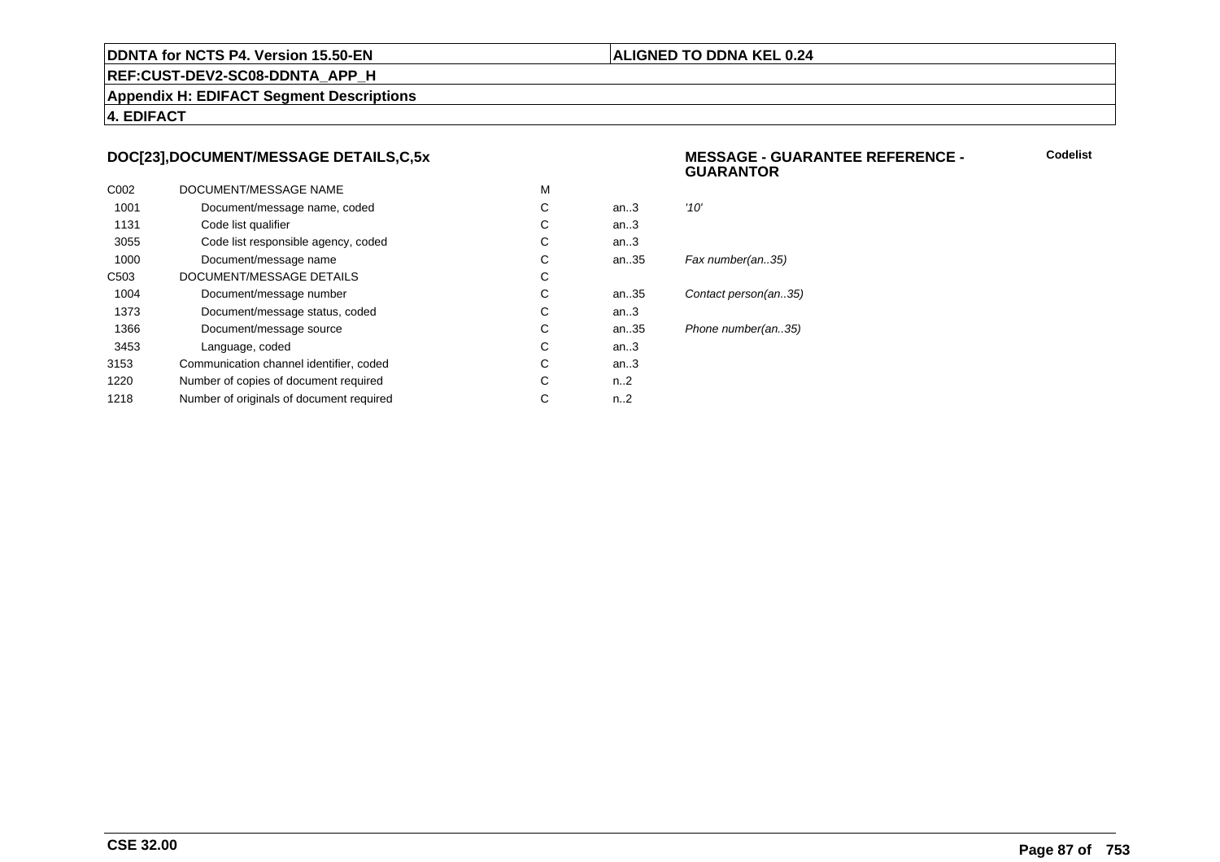## DOC[23],DOCUMENT/MESSAGE DETAILS,C,5x

**MESSAGE - GUARANTEE REFERENCE - GUARANTOR**

**Codelist**

| | | | | |
|---|---|---|---|---|
| C002 | DOCUMENT/MESSAGE NAME | M | | |
| 1001 | Document/message name, coded | C | an..3 | *'10'* |
| 1131 | Code list qualifier | C | an..3 | |
| 3055 | Code list responsible agency, coded | C | an..3 | |
| 1000 | Document/message name | C | an..35 | *Fax number(an..35)* |
| C503 | DOCUMENT/MESSAGE DETAILS | C | | |
| 1004 | Document/message number | C | an..35 | *Contact person(an..35)* |
| 1373 | Document/message status, coded | C | an..3 | |
| 1366 | Document/message source | C | an..35 | *Phone number(an..35)* |
| 3453 | Language, coded | C | an..3 | |
| 3153 | Communication channel identifier, coded | C | an..3 | |
| 1220 | Number of copies of document required | C | n..2 | |
| 1218 | Number of originals of document required | C | n..2 | |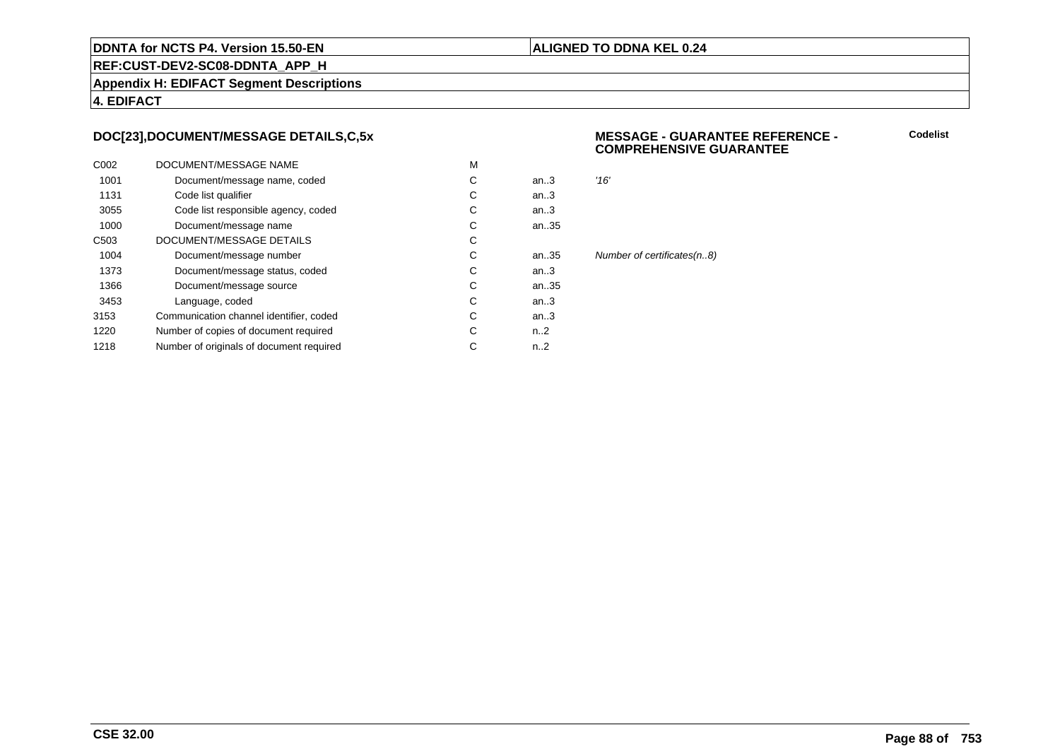## DOC[23],DOCUMENT/MESSAGE DETAILS,C,5x

**MESSAGE - GUARANTEE REFERENCE - COMPREHENSIVE GUARANTEE**

**Codelist**

| | | | | |
|---|---|---|---|---|
| C002 | DOCUMENT/MESSAGE NAME | M | | |
| 1001 | Document/message name, coded | C | an..3 | *'16'* |
| 1131 | Code list qualifier | C | an..3 | |
| 3055 | Code list responsible agency, coded | C | an..3 | |
| 1000 | Document/message name | C | an..35 | |
| C503 | DOCUMENT/MESSAGE DETAILS | C | | |
| 1004 | Document/message number | C | an..35 | *Number of certificates(n..8)* |
| 1373 | Document/message status, coded | C | an..3 | |
| 1366 | Document/message source | C | an..35 | |
| 3453 | Language, coded | C | an..3 | |
| 3153 | Communication channel identifier, coded | C | an..3 | |
| 1220 | Number of copies of document required | C | n..2 | |
| 1218 | Number of originals of document required | C | n..2 | |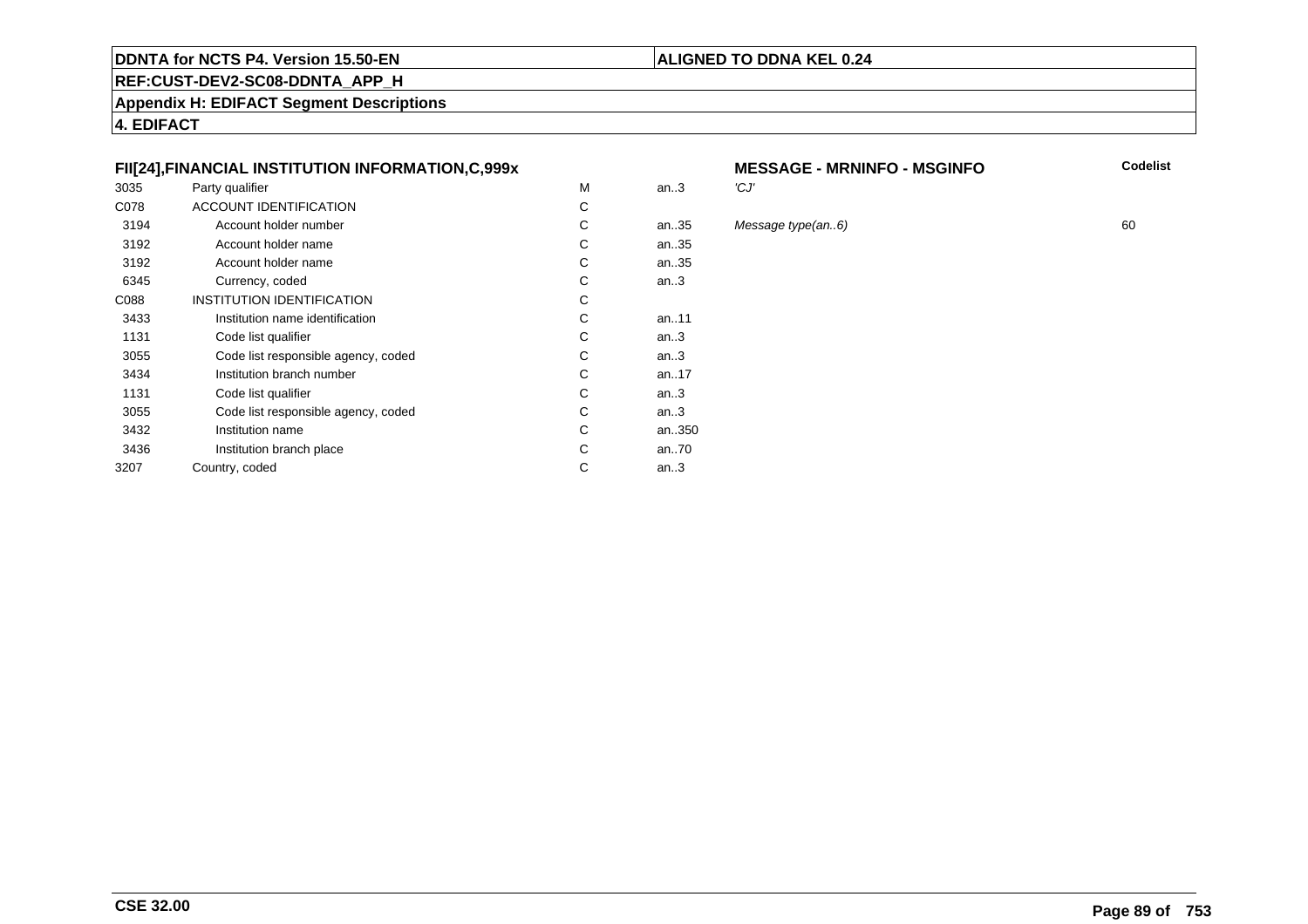**DDNTA for NCTS P4. Version 15.50-EN** | **ALIGNED TO DDNA KEL 0.24**

**REF:CUST-DEV2-SC08-DDNTA_APP_H**

**Appendix H: EDIFACT Segment Descriptions**

**4. EDIFACT**

| **FII[24],FINANCIAL INSTITUTION INFORMATION,C,999x** | | | | **MESSAGE - MRNINFO - MSGINFO** | **Codelist** |
|---|---|---|---|---|---|
| 3035 | Party qualifier | M | an..3 | *'CJ'* | |
| C078 | ACCOUNT IDENTIFICATION | C | | | |
| 3194 | Account holder number | C | an..35 | *Message type(an..6)* | 60 |
| 3192 | Account holder name | C | an..35 | | |
| 3192 | Account holder name | C | an..35 | | |
| 6345 | Currency, coded | C | an..3 | | |
| C088 | INSTITUTION IDENTIFICATION | C | | | |
| 3433 | Institution name identification | C | an..11 | | |
| 1131 | Code list qualifier | C | an..3 | | |
| 3055 | Code list responsible agency, coded | C | an..3 | | |
| 3434 | Institution branch number | C | an..17 | | |
| 1131 | Code list qualifier | C | an..3 | | |
| 3055 | Code list responsible agency, coded | C | an..3 | | |
| 3432 | Institution name | C | an..350 | | |
| 3436 | Institution branch place | C | an..70 | | |
| 3207 | Country, coded | C | an..3 | | |

**CSE 32.00**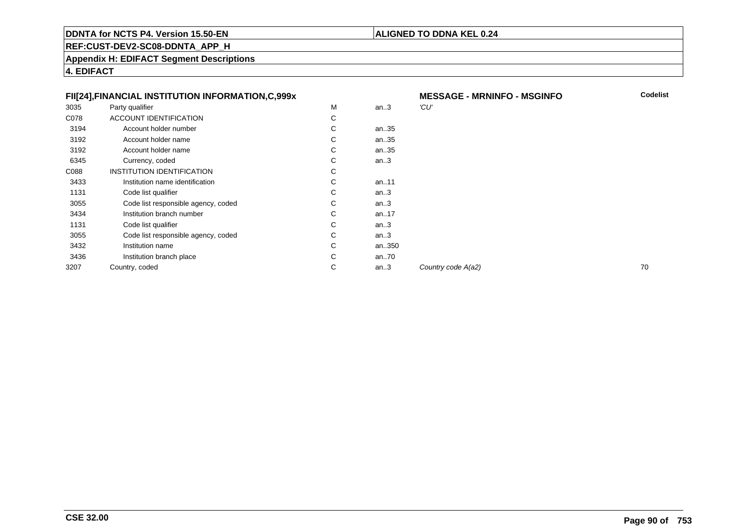**FII[24],FINANCIAL INSTITUTION INFORMATION,C,999x** — **MESSAGE - MRNINFO - MSGINFO**

| | | | | | Codelist |
|---|---|---|---|---|---|
| 3035 | Party qualifier | M | an..3 | *'CU'* | |
| C078 | ACCOUNT IDENTIFICATION | C | | | |
| 3194 | Account holder number | C | an..35 | | |
| 3192 | Account holder name | C | an..35 | | |
| 3192 | Account holder name | C | an..35 | | |
| 6345 | Currency, coded | C | an..3 | | |
| C088 | INSTITUTION IDENTIFICATION | C | | | |
| 3433 | Institution name identification | C | an..11 | | |
| 1131 | Code list qualifier | C | an..3 | | |
| 3055 | Code list responsible agency, coded | C | an..3 | | |
| 3434 | Institution branch number | C | an..17 | | |
| 1131 | Code list qualifier | C | an..3 | | |
| 3055 | Code list responsible agency, coded | C | an..3 | | |
| 3432 | Institution name | C | an..350 | | |
| 3436 | Institution branch place | C | an..70 | | |
| 3207 | Country, coded | C | an..3 | *Country code A(a2)* | 70 |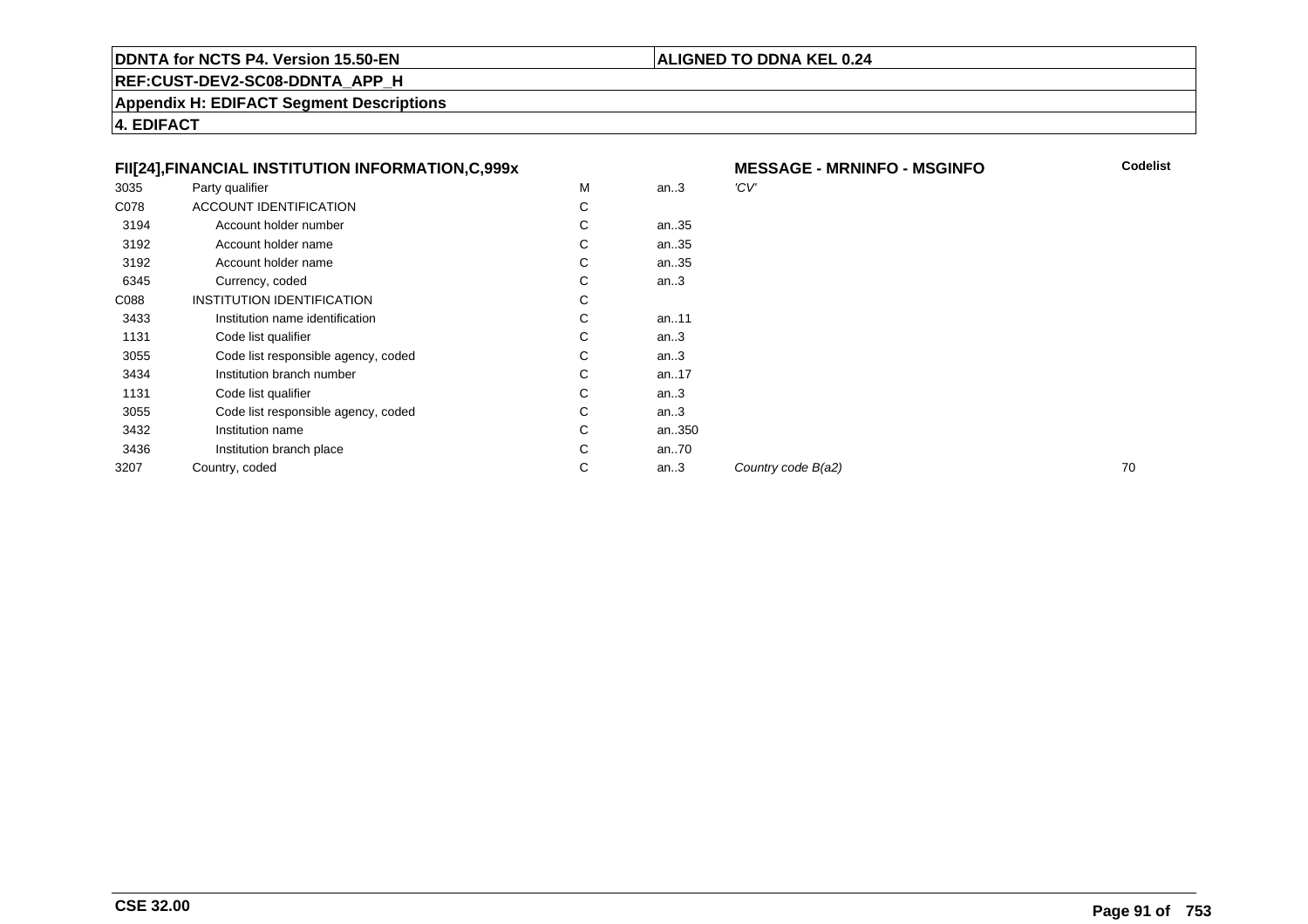**DDNTA for NCTS P4. Version 15.50-EN** | **ALIGNED TO DDNA KEL 0.24**

**REF:CUST-DEV2-SC08-DDNTA_APP_H**

**Appendix H: EDIFACT Segment Descriptions**

**4. EDIFACT**

### FII[24],FINANCIAL INSTITUTION INFORMATION,C,999x

**MESSAGE - MRNINFO - MSGINFO**

| | | | | | Codelist |
|---|---|---|---|---|---|
| 3035 | Party qualifier | M | an..3 | *'CV'* | |
| C078 | ACCOUNT IDENTIFICATION | C | | | |
| 3194 | Account holder number | C | an..35 | | |
| 3192 | Account holder name | C | an..35 | | |
| 3192 | Account holder name | C | an..35 | | |
| 6345 | Currency, coded | C | an..3 | | |
| C088 | INSTITUTION IDENTIFICATION | C | | | |
| 3433 | Institution name identification | C | an..11 | | |
| 1131 | Code list qualifier | C | an..3 | | |
| 3055 | Code list responsible agency, coded | C | an..3 | | |
| 3434 | Institution branch number | C | an..17 | | |
| 1131 | Code list qualifier | C | an..3 | | |
| 3055 | Code list responsible agency, coded | C | an..3 | | |
| 3432 | Institution name | C | an..350 | | |
| 3436 | Institution branch place | C | an..70 | | |
| 3207 | Country, coded | C | an..3 | *Country code B(a2)* | 70 |

**CSE 32.00**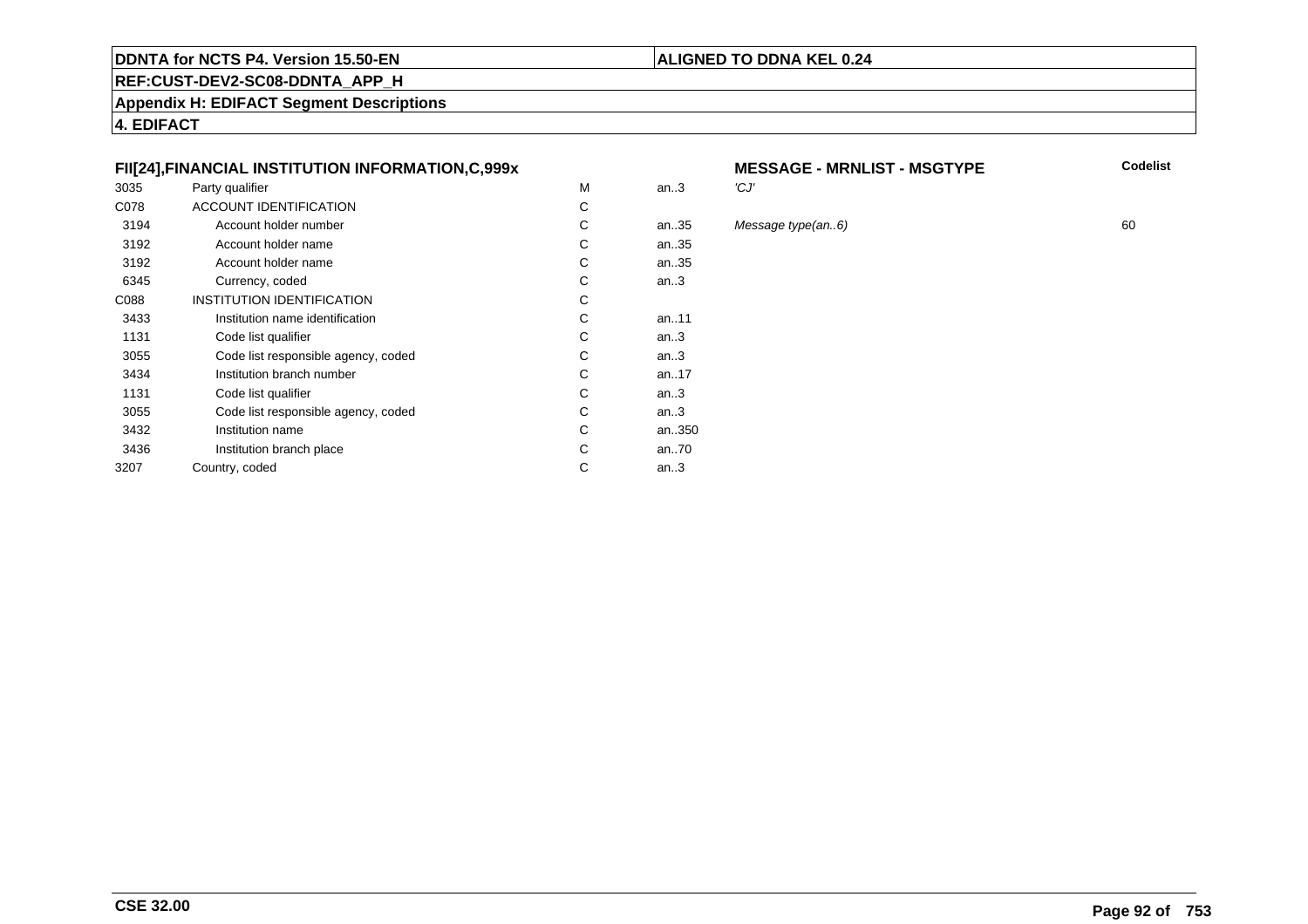**DDNTA for NCTS P4. Version 15.50-EN** | **ALIGNED TO DDNA KEL 0.24**

**REF:CUST-DEV2-SC08-DDNTA_APP_H**

**Appendix H: EDIFACT Segment Descriptions**

**4. EDIFACT**

### FII[24],FINANCIAL INSTITUTION INFORMATION,C,999x

**MESSAGE - MRNLIST - MSGTYPE**

| | | | | | Codelist |
|---|---|---|---|---|---|
| 3035 | Party qualifier | M | an..3 | *'CJ'* | |
| C078 | ACCOUNT IDENTIFICATION | C | | | |
| 3194 | Account holder number | C | an..35 | *Message type(an..6)* | 60 |
| 3192 | Account holder name | C | an..35 | | |
| 3192 | Account holder name | C | an..35 | | |
| 6345 | Currency, coded | C | an..3 | | |
| C088 | INSTITUTION IDENTIFICATION | C | | | |
| 3433 | Institution name identification | C | an..11 | | |
| 1131 | Code list qualifier | C | an..3 | | |
| 3055 | Code list responsible agency, coded | C | an..3 | | |
| 3434 | Institution branch number | C | an..17 | | |
| 1131 | Code list qualifier | C | an..3 | | |
| 3055 | Code list responsible agency, coded | C | an..3 | | |
| 3432 | Institution name | C | an..350 | | |
| 3436 | Institution branch place | C | an..70 | | |
| 3207 | Country, coded | C | an..3 | | |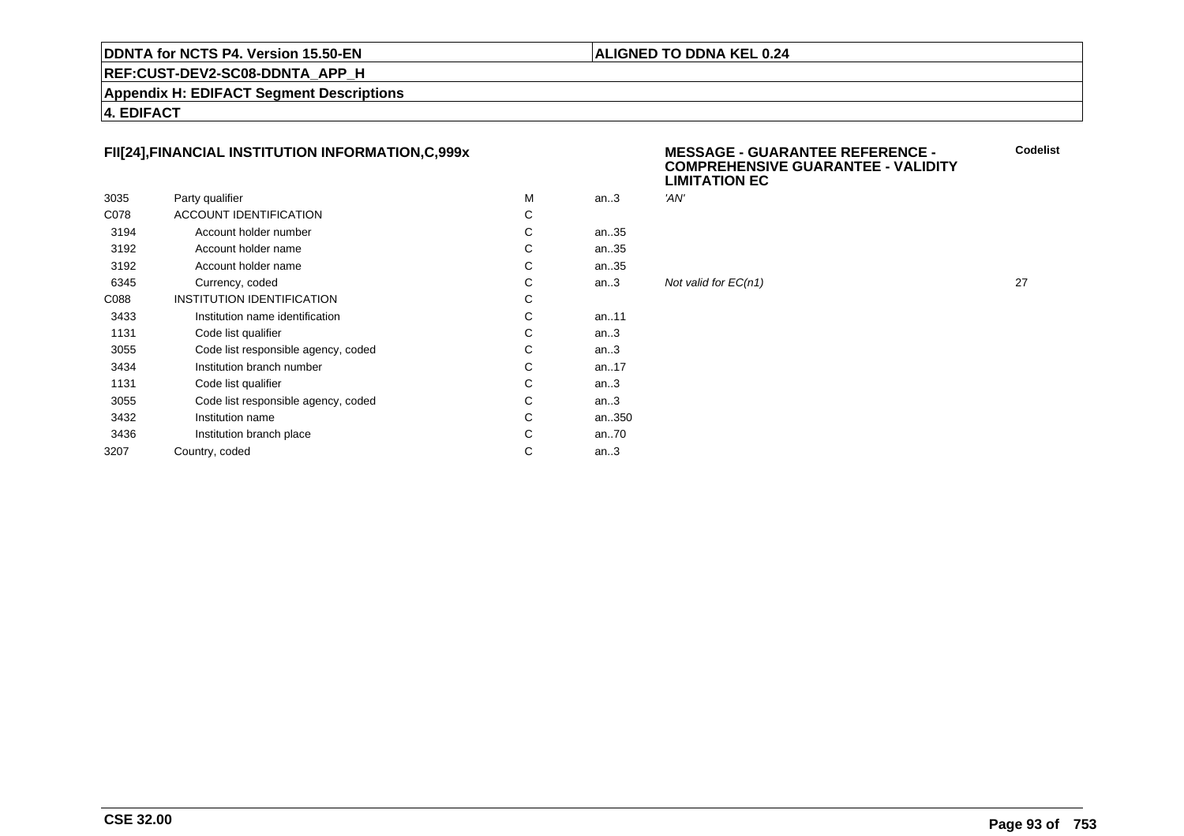**DDNTA for NCTS P4. Version 15.50-EN** | **ALIGNED TO DDNA KEL 0.24**

**REF:CUST-DEV2-SC08-DDNTA_APP_H**

**Appendix H: EDIFACT Segment Descriptions**

**4. EDIFACT**

**FII[24],FINANCIAL INSTITUTION INFORMATION,C,999x**

**MESSAGE - GUARANTEE REFERENCE - COMPREHENSIVE GUARANTEE - VALIDITY LIMITATION EC**

| | | | | | **Codelist** |
|---|---|---|---|---|---|
| 3035 | Party qualifier | M | an..3 | *'AN'* | |
| C078 | ACCOUNT IDENTIFICATION | C | | | |
| 3194 | Account holder number | C | an..35 | | |
| 3192 | Account holder name | C | an..35 | | |
| 3192 | Account holder name | C | an..35 | | |
| 6345 | Currency, coded | C | an..3 | *Not valid for EC(n1)* | 27 |
| C088 | INSTITUTION IDENTIFICATION | C | | | |
| 3433 | Institution name identification | C | an..11 | | |
| 1131 | Code list qualifier | C | an..3 | | |
| 3055 | Code list responsible agency, coded | C | an..3 | | |
| 3434 | Institution branch number | C | an..17 | | |
| 1131 | Code list qualifier | C | an..3 | | |
| 3055 | Code list responsible agency, coded | C | an..3 | | |
| 3432 | Institution name | C | an..350 | | |
| 3436 | Institution branch place | C | an..70 | | |
| 3207 | Country, coded | C | an..3 | | |

CSE 32.00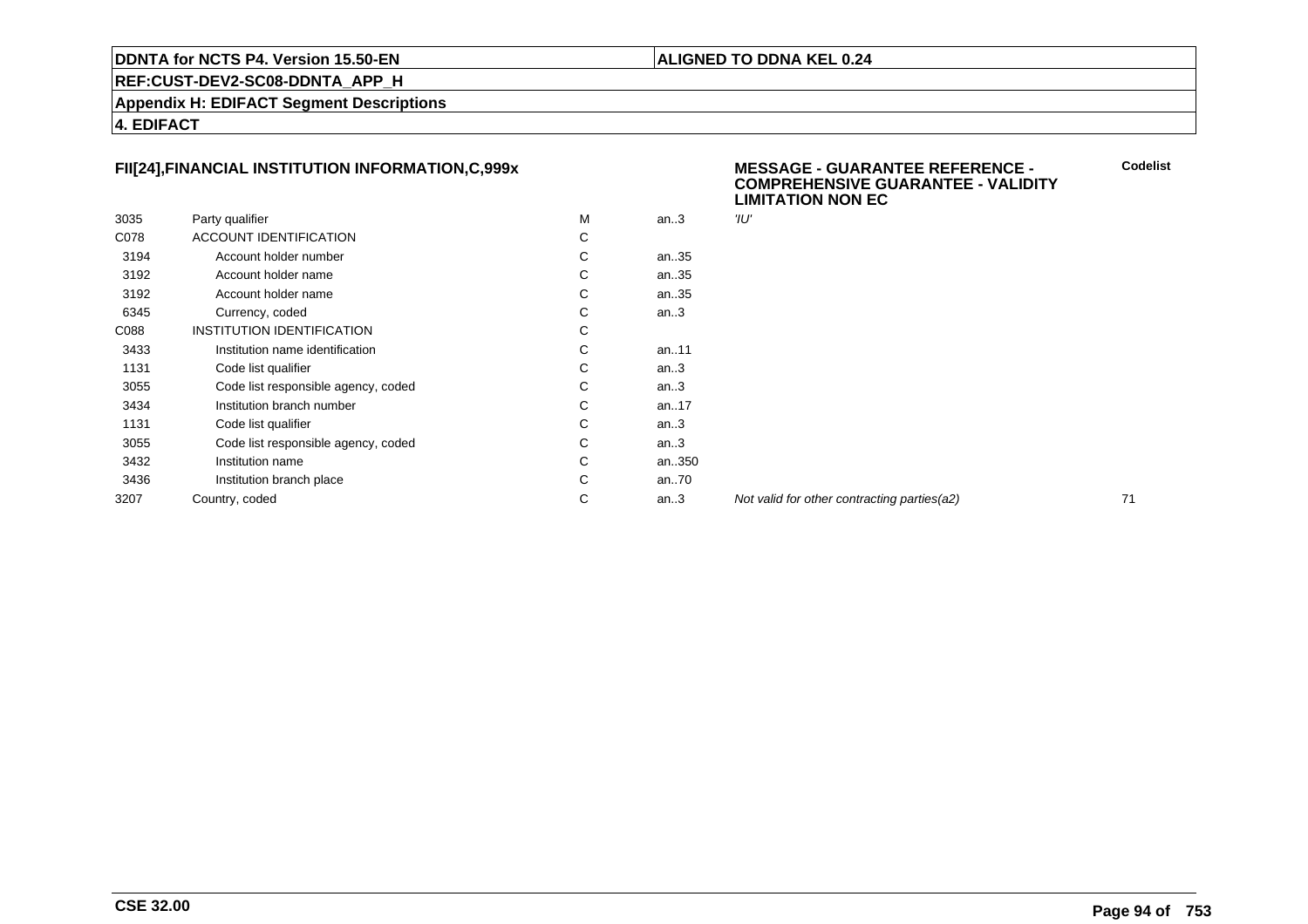**DDNTA for NCTS P4. Version 15.50-EN** | **ALIGNED TO DDNA KEL 0.24**

**REF:CUST-DEV2-SC08-DDNTA_APP_H**

**Appendix H: EDIFACT Segment Descriptions**

**4. EDIFACT**

### FII[24],FINANCIAL INSTITUTION INFORMATION,C,999x

**MESSAGE - GUARANTEE REFERENCE - COMPREHENSIVE GUARANTEE - VALIDITY LIMITATION NON EC**

| | | | | | Codelist |
|---|---|---|---|---|---|
| 3035 | Party qualifier | M | an..3 | *'IU'* | |
| C078 | ACCOUNT IDENTIFICATION | C | | | |
| 3194 | Account holder number | C | an..35 | | |
| 3192 | Account holder name | C | an..35 | | |
| 3192 | Account holder name | C | an..35 | | |
| 6345 | Currency, coded | C | an..3 | | |
| C088 | INSTITUTION IDENTIFICATION | C | | | |
| 3433 | Institution name identification | C | an..11 | | |
| 1131 | Code list qualifier | C | an..3 | | |
| 3055 | Code list responsible agency, coded | C | an..3 | | |
| 3434 | Institution branch number | C | an..17 | | |
| 1131 | Code list qualifier | C | an..3 | | |
| 3055 | Code list responsible agency, coded | C | an..3 | | |
| 3432 | Institution name | C | an..350 | | |
| 3436 | Institution branch place | C | an..70 | | |
| 3207 | Country, coded | C | an..3 | *Not valid for other contracting parties(a2)* | 71 |

**CSE 32.00**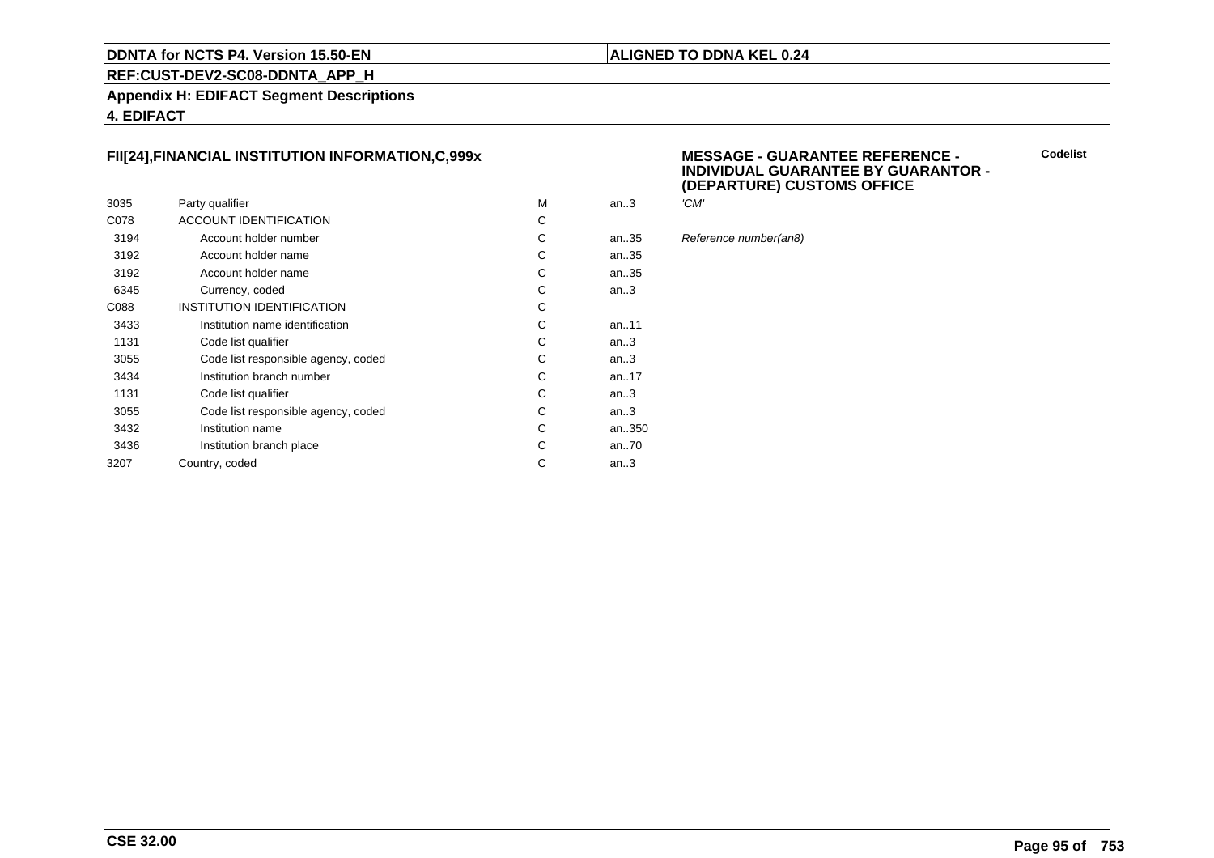**DDNTA for NCTS P4. Version 15.50-EN** | **ALIGNED TO DDNA KEL 0.24**

**REF:CUST-DEV2-SC08-DDNTA_APP_H**

**Appendix H: EDIFACT Segment Descriptions**

**4. EDIFACT**

### FII[24],FINANCIAL INSTITUTION INFORMATION,C,999x

**MESSAGE - GUARANTEE REFERENCE - INDIVIDUAL GUARANTEE BY GUARANTOR - (DEPARTURE) CUSTOMS OFFICE**

**Codelist**

| | | | | |
|---|---|---|---|---|
| 3035 | Party qualifier | M | an..3 | *'CM'* |
| C078 | ACCOUNT IDENTIFICATION | C | | |
| 3194 | Account holder number | C | an..35 | *Reference number(an8)* |
| 3192 | Account holder name | C | an..35 | |
| 3192 | Account holder name | C | an..35 | |
| 6345 | Currency, coded | C | an..3 | |
| C088 | INSTITUTION IDENTIFICATION | C | | |
| 3433 | Institution name identification | C | an..11 | |
| 1131 | Code list qualifier | C | an..3 | |
| 3055 | Code list responsible agency, coded | C | an..3 | |
| 3434 | Institution branch number | C | an..17 | |
| 1131 | Code list qualifier | C | an..3 | |
| 3055 | Code list responsible agency, coded | C | an..3 | |
| 3432 | Institution name | C | an..350 | |
| 3436 | Institution branch place | C | an..70 | |
| 3207 | Country, coded | C | an..3 | |

**CSE 32.00**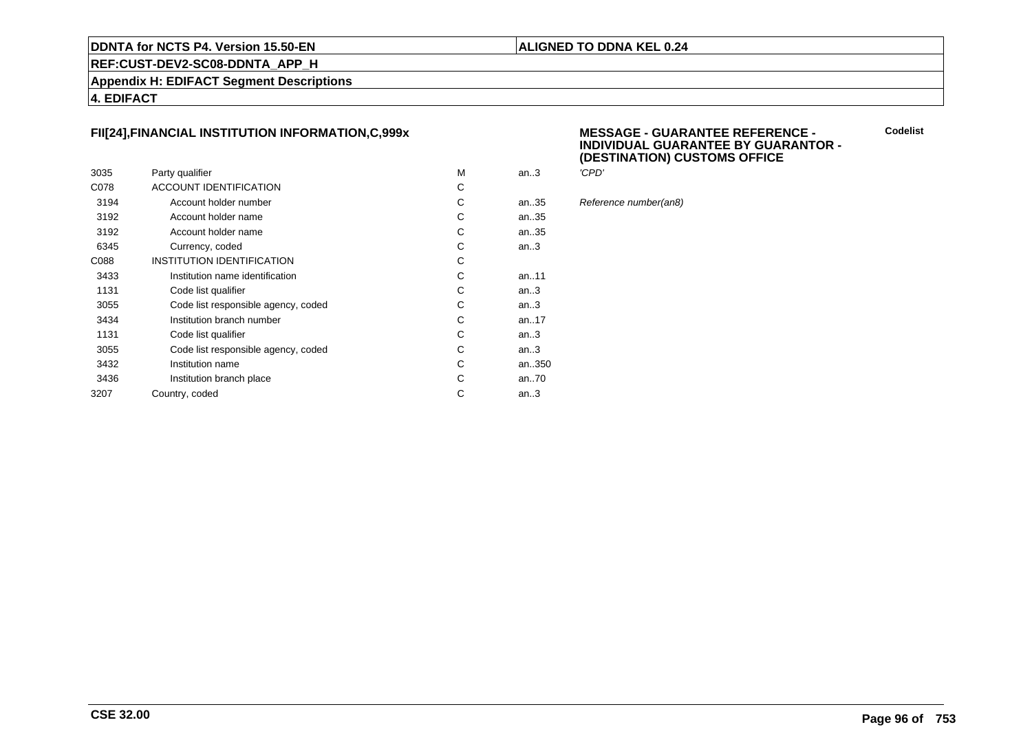## FII[24],FINANCIAL INSTITUTION INFORMATION,C,999x

**MESSAGE - GUARANTEE REFERENCE - INDIVIDUAL GUARANTEE BY GUARANTOR - (DESTINATION) CUSTOMS OFFICE**

**Codelist**

| | | | | |
|---|---|---|---|---|
| 3035 | Party qualifier | M | an..3 | *'CPD'* |
| C078 | ACCOUNT IDENTIFICATION | C | | |
| 3194 | Account holder number | C | an..35 | *Reference number(an8)* |
| 3192 | Account holder name | C | an..35 | |
| 3192 | Account holder name | C | an..35 | |
| 6345 | Currency, coded | C | an..3 | |
| C088 | INSTITUTION IDENTIFICATION | C | | |
| 3433 | Institution name identification | C | an..11 | |
| 1131 | Code list qualifier | C | an..3 | |
| 3055 | Code list responsible agency, coded | C | an..3 | |
| 3434 | Institution branch number | C | an..17 | |
| 1131 | Code list qualifier | C | an..3 | |
| 3055 | Code list responsible agency, coded | C | an..3 | |
| 3432 | Institution name | C | an..350 | |
| 3436 | Institution branch place | C | an..70 | |
| 3207 | Country, coded | C | an..3 | |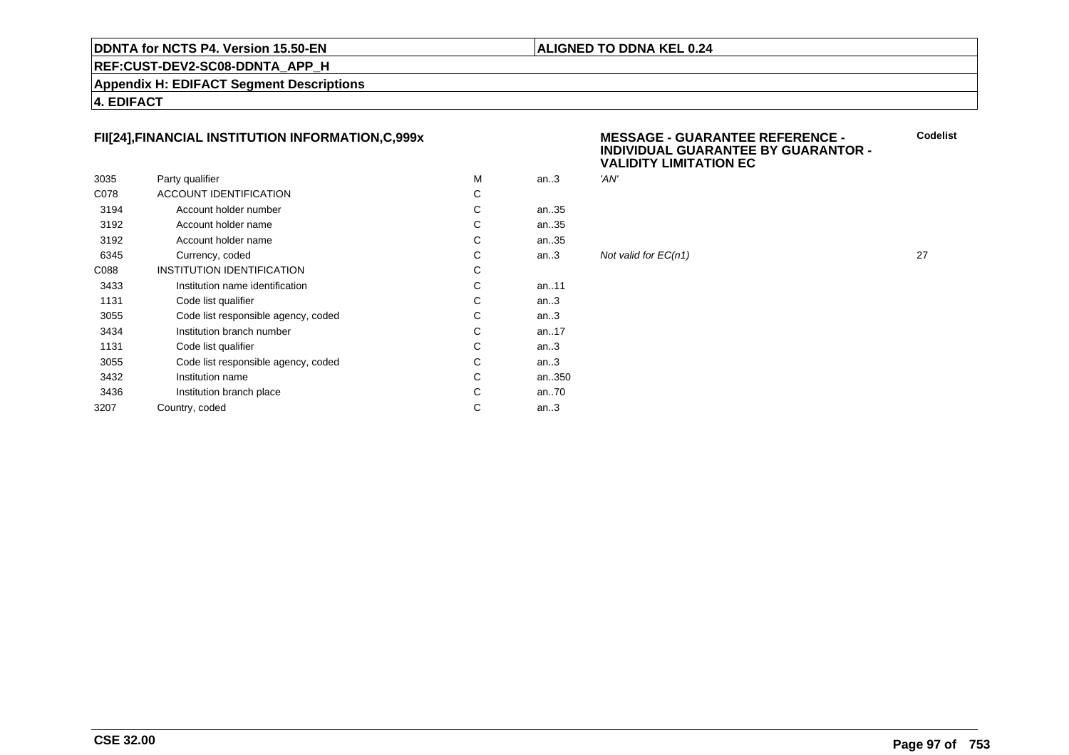## FII[24],FINANCIAL INSTITUTION INFORMATION,C,999x

**MESSAGE - GUARANTEE REFERENCE - INDIVIDUAL GUARANTEE BY GUARANTOR - VALIDITY LIMITATION EC**

| | | | | | Codelist |
|---|---|---|---|---|---|
| 3035 | Party qualifier | M | an..3 | *'AN'* | |
| C078 | ACCOUNT IDENTIFICATION | C | | | |
| 3194 | Account holder number | C | an..35 | | |
| 3192 | Account holder name | C | an..35 | | |
| 3192 | Account holder name | C | an..35 | | |
| 6345 | Currency, coded | C | an..3 | *Not valid for EC(n1)* | 27 |
| C088 | INSTITUTION IDENTIFICATION | C | | | |
| 3433 | Institution name identification | C | an..11 | | |
| 1131 | Code list qualifier | C | an..3 | | |
| 3055 | Code list responsible agency, coded | C | an..3 | | |
| 3434 | Institution branch number | C | an..17 | | |
| 1131 | Code list qualifier | C | an..3 | | |
| 3055 | Code list responsible agency, coded | C | an..3 | | |
| 3432 | Institution name | C | an..350 | | |
| 3436 | Institution branch place | C | an..70 | | |
| 3207 | Country, coded | C | an..3 | | |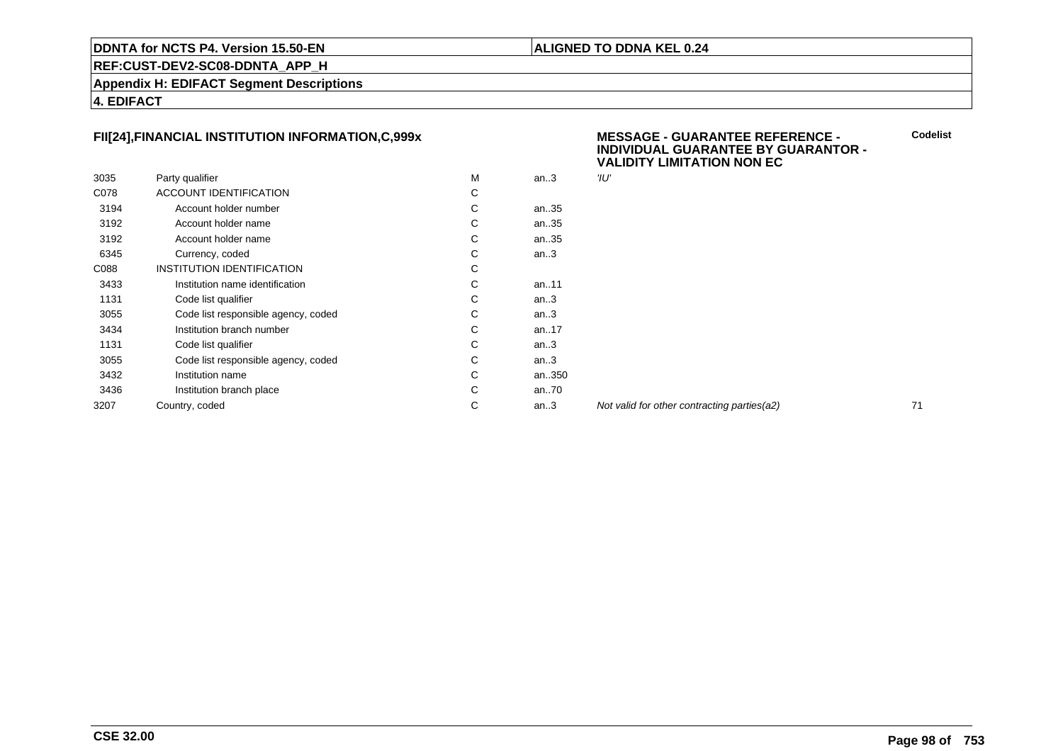**FII[24],FINANCIAL INSTITUTION INFORMATION,C,999x**

**MESSAGE - GUARANTEE REFERENCE - INDIVIDUAL GUARANTEE BY GUARANTOR - VALIDITY LIMITATION NON EC**

| | | | | | Codelist |
|---|---|---|---|---|---|
| 3035 | Party qualifier | M | an..3 | *'IU'* | |
| C078 | ACCOUNT IDENTIFICATION | C | | | |
| 3194 | Account holder number | C | an..35 | | |
| 3192 | Account holder name | C | an..35 | | |
| 3192 | Account holder name | C | an..35 | | |
| 6345 | Currency, coded | C | an..3 | | |
| C088 | INSTITUTION IDENTIFICATION | C | | | |
| 3433 | Institution name identification | C | an..11 | | |
| 1131 | Code list qualifier | C | an..3 | | |
| 3055 | Code list responsible agency, coded | C | an..3 | | |
| 3434 | Institution branch number | C | an..17 | | |
| 1131 | Code list qualifier | C | an..3 | | |
| 3055 | Code list responsible agency, coded | C | an..3 | | |
| 3432 | Institution name | C | an..350 | | |
| 3436 | Institution branch place | C | an..70 | | |
| 3207 | Country, coded | C | an..3 | *Not valid for other contracting parties(a2)* | 71 |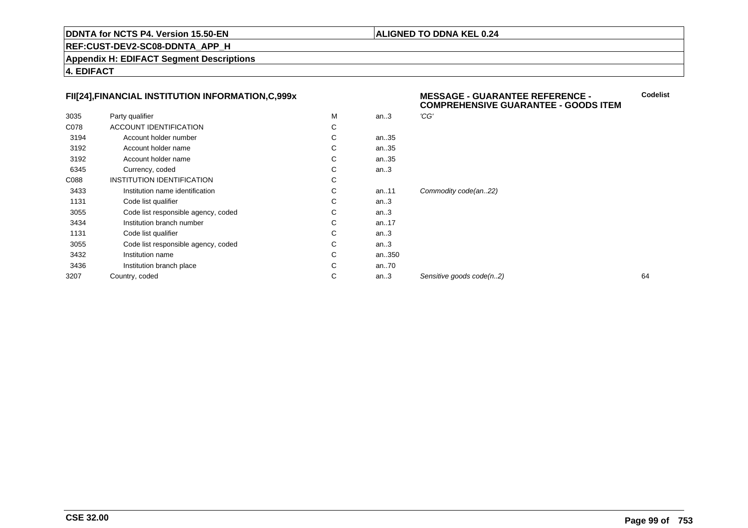DDNTA for NCTS P4. Version 15.50-EN | ALIGNED TO DDNA KEL 0.24

REF:CUST-DEV2-SC08-DDNTA_APP_H

**Appendix H: EDIFACT Segment Descriptions**

**4. EDIFACT**

### FII[24],FINANCIAL INSTITUTION INFORMATION,C,999x

| | | | | MESSAGE - GUARANTEE REFERENCE - COMPREHENSIVE GUARANTEE - GOODS ITEM | Codelist |
|---|---|---|---|---|---|
| 3035 | Party qualifier | M | an..3 | *'CG'* | |
| C078 | ACCOUNT IDENTIFICATION | C | | | |
| 3194 | Account holder number | C | an..35 | | |
| 3192 | Account holder name | C | an..35 | | |
| 3192 | Account holder name | C | an..35 | | |
| 6345 | Currency, coded | C | an..3 | | |
| C088 | INSTITUTION IDENTIFICATION | C | | | |
| 3433 | Institution name identification | C | an..11 | *Commodity code(an..22)* | |
| 1131 | Code list qualifier | C | an..3 | | |
| 3055 | Code list responsible agency, coded | C | an..3 | | |
| 3434 | Institution branch number | C | an..17 | | |
| 1131 | Code list qualifier | C | an..3 | | |
| 3055 | Code list responsible agency, coded | C | an..3 | | |
| 3432 | Institution name | C | an..350 | | |
| 3436 | Institution branch place | C | an..70 | | |
| 3207 | Country, coded | C | an..3 | *Sensitive goods code(n..2)* | 64 |

CSE 32.00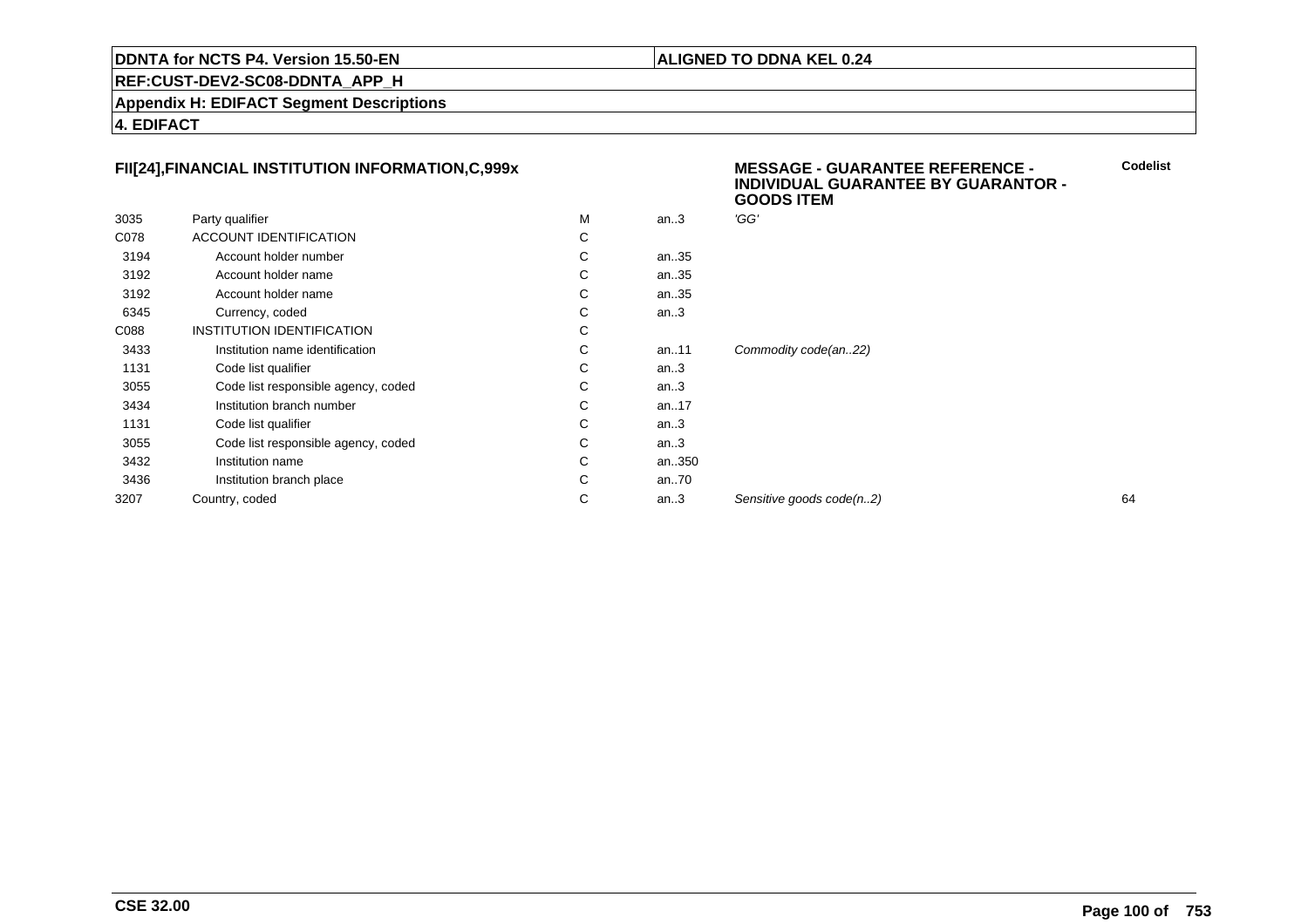**DDNTA for NCTS P4. Version 15.50-EN** | **ALIGNED TO DDNA KEL 0.24**

**REF:CUST-DEV2-SC08-DDNTA_APP_H**

**Appendix H: EDIFACT Segment Descriptions**

**4. EDIFACT**

**FII[24],FINANCIAL INSTITUTION INFORMATION,C,999x**

**MESSAGE - GUARANTEE REFERENCE - INDIVIDUAL GUARANTEE BY GUARANTOR - GOODS ITEM**

| | | | | | **Codelist** |
|---|---|---|---|---|---|
| 3035 | Party qualifier | M | an..3 | *'GG'* | |
| C078 | ACCOUNT IDENTIFICATION | C | | | |
| 3194 | Account holder number | C | an..35 | | |
| 3192 | Account holder name | C | an..35 | | |
| 3192 | Account holder name | C | an..35 | | |
| 6345 | Currency, coded | C | an..3 | | |
| C088 | INSTITUTION IDENTIFICATION | C | | | |
| 3433 | Institution name identification | C | an..11 | *Commodity code(an..22)* | |
| 1131 | Code list qualifier | C | an..3 | | |
| 3055 | Code list responsible agency, coded | C | an..3 | | |
| 3434 | Institution branch number | C | an..17 | | |
| 1131 | Code list qualifier | C | an..3 | | |
| 3055 | Code list responsible agency, coded | C | an..3 | | |
| 3432 | Institution name | C | an..350 | | |
| 3436 | Institution branch place | C | an..70 | | |
| 3207 | Country, coded | C | an..3 | *Sensitive goods code(n..2)* | 64 |

**CSE 32.00**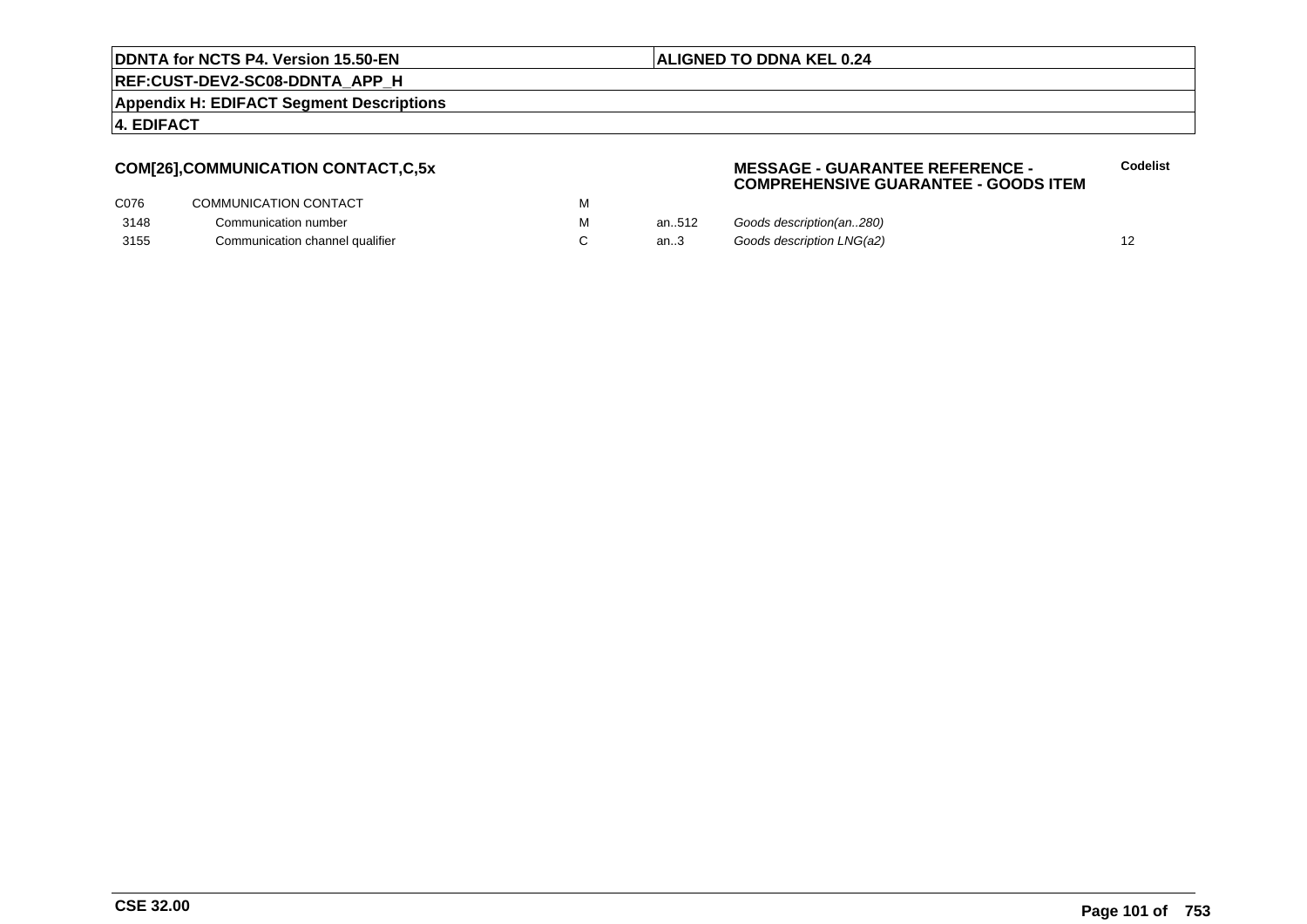**COM[26],COMMUNICATION CONTACT,C,5x**

**MESSAGE - GUARANTEE REFERENCE - COMPREHENSIVE GUARANTEE - GOODS ITEM**

| | | | | | Codelist |
|---|---|---|---|---|---|
| C076 | COMMUNICATION CONTACT | M | | | |
| 3148 | Communication number | M | an..512 | *Goods description(an..280)* | |
| 3155 | Communication channel qualifier | C | an..3 | *Goods description LNG(a2)* | 12 |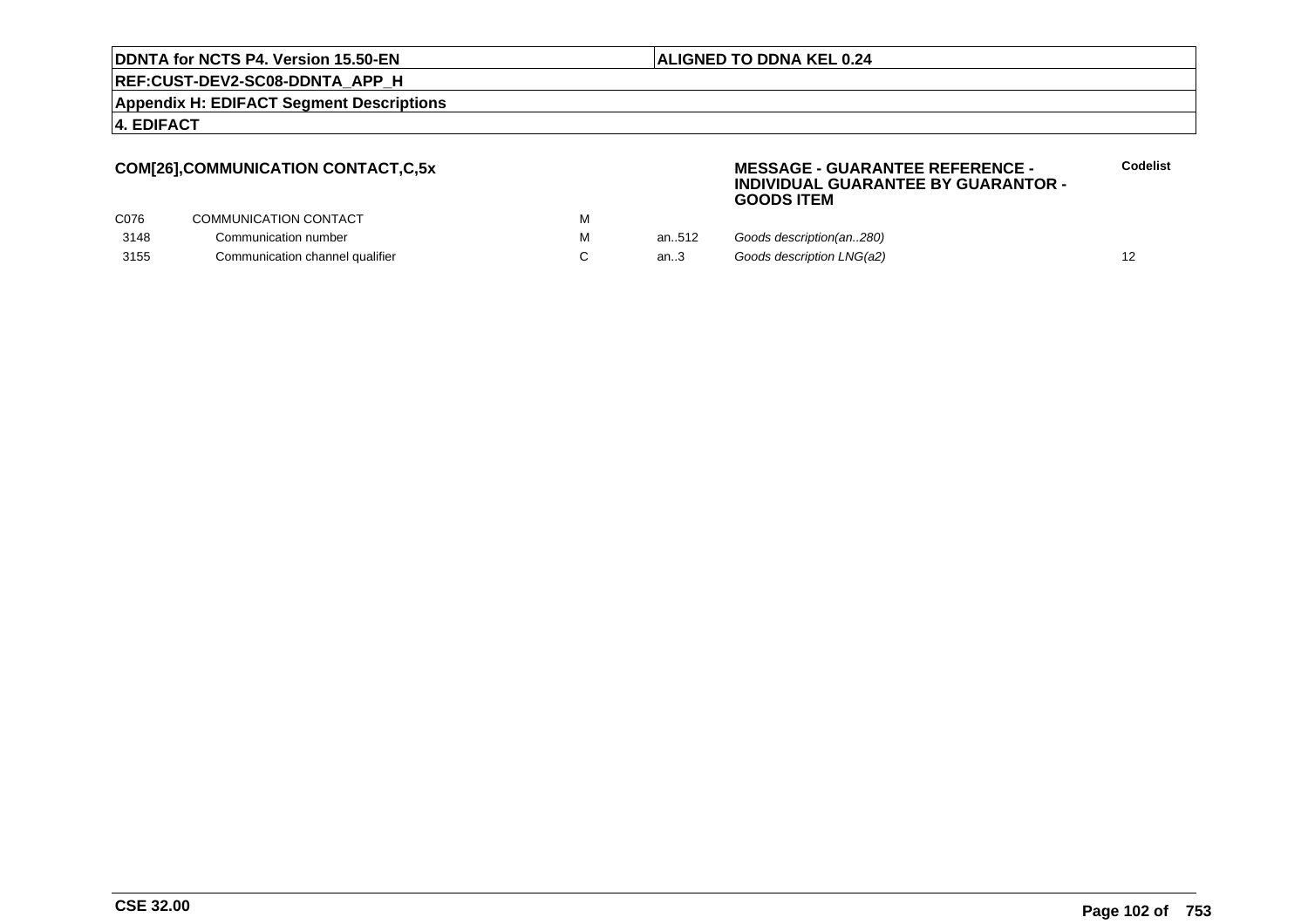**DDNTA for NCTS P4. Version 15.50-EN** | **ALIGNED TO DDNA KEL 0.24**

**REF:CUST-DEV2-SC08-DDNTA_APP_H**

**Appendix H: EDIFACT Segment Descriptions**

**4. EDIFACT**

**COM[26],COMMUNICATION CONTACT,C,5x**

**MESSAGE - GUARANTEE REFERENCE - INDIVIDUAL GUARANTEE BY GUARANTOR - GOODS ITEM**

| | | | | | **Codelist** |
|---|---|---|---|---|---|
| C076 | COMMUNICATION CONTACT | M | | | |
| 3148 | Communication number | M | an..512 | *Goods description(an..280)* | |
| 3155 | Communication channel qualifier | C | an..3 | *Goods description LNG(a2)* | 12 |

**CSE 32.00**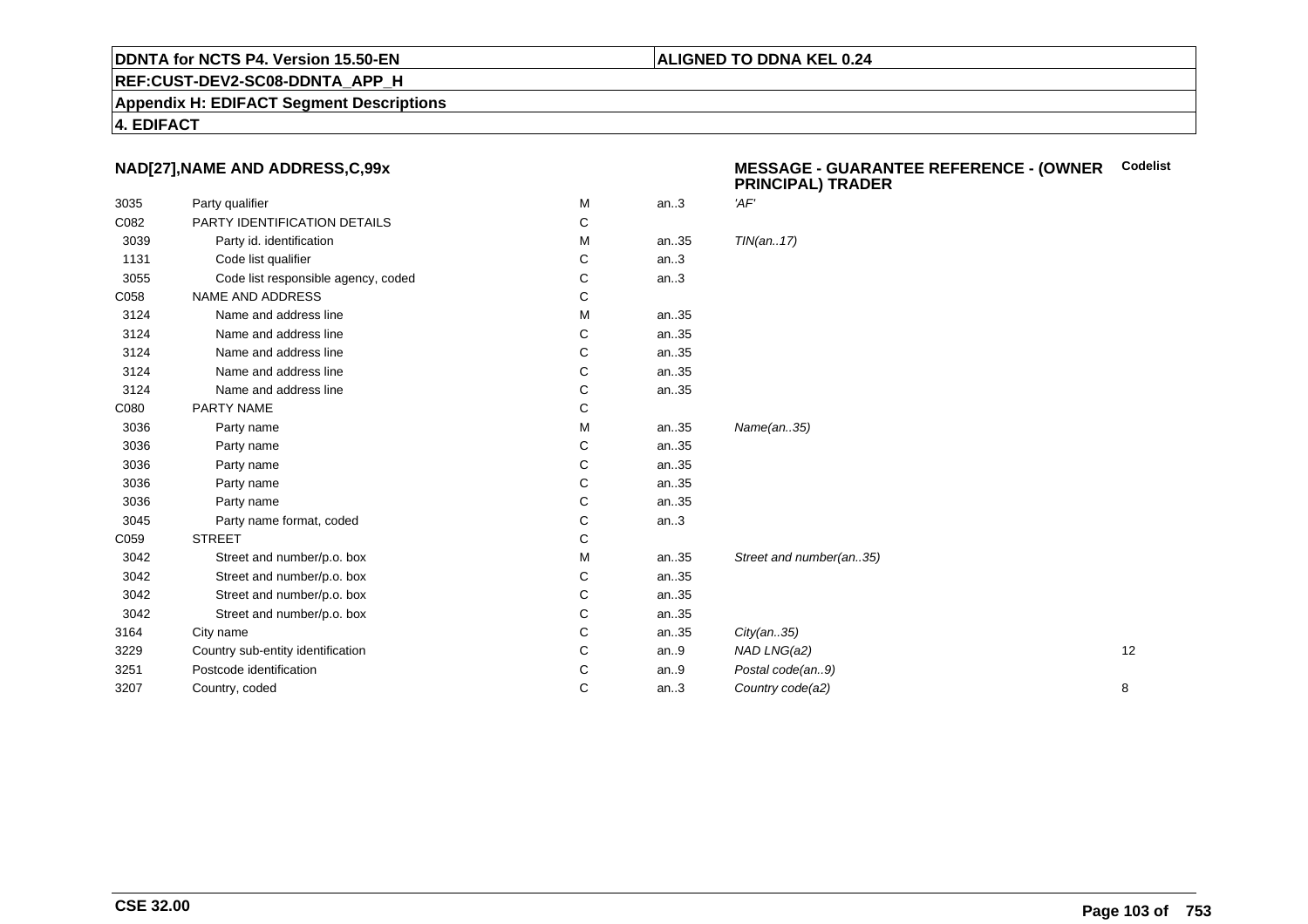**DDNTA for NCTS P4. Version 15.50-EN** | **ALIGNED TO DDNA KEL 0.24**

**REF:CUST-DEV2-SC08-DDNTA_APP_H**

**Appendix H: EDIFACT Segment Descriptions**

**4. EDIFACT**

## NAD[27],NAME AND ADDRESS,C,99x

**MESSAGE - GUARANTEE REFERENCE - (OWNER PRINCIPAL) TRADER**

| | | | | | Codelist |
|---|---|---|---|---|---|
| 3035 | Party qualifier | M | an..3 | *'AF'* | |
| C082 | PARTY IDENTIFICATION DETAILS | C | | | |
| 3039 | Party id. identification | M | an..35 | *TIN(an..17)* | |
| 1131 | Code list qualifier | C | an..3 | | |
| 3055 | Code list responsible agency, coded | C | an..3 | | |
| C058 | NAME AND ADDRESS | C | | | |
| 3124 | Name and address line | M | an..35 | | |
| 3124 | Name and address line | C | an..35 | | |
| 3124 | Name and address line | C | an..35 | | |
| 3124 | Name and address line | C | an..35 | | |
| 3124 | Name and address line | C | an..35 | | |
| C080 | PARTY NAME | C | | | |
| 3036 | Party name | M | an..35 | *Name(an..35)* | |
| 3036 | Party name | C | an..35 | | |
| 3036 | Party name | C | an..35 | | |
| 3036 | Party name | C | an..35 | | |
| 3036 | Party name | C | an..35 | | |
| 3045 | Party name format, coded | C | an..3 | | |
| C059 | STREET | C | | | |
| 3042 | Street and number/p.o. box | M | an..35 | *Street and number(an..35)* | |
| 3042 | Street and number/p.o. box | C | an..35 | | |
| 3042 | Street and number/p.o. box | C | an..35 | | |
| 3042 | Street and number/p.o. box | C | an..35 | | |
| 3164 | City name | C | an..35 | *City(an..35)* | |
| 3229 | Country sub-entity identification | C | an..9 | *NAD LNG(a2)* | 12 |
| 3251 | Postcode identification | C | an..9 | *Postal code(an..9)* | |
| 3207 | Country, coded | C | an..3 | *Country code(a2)* | 8 |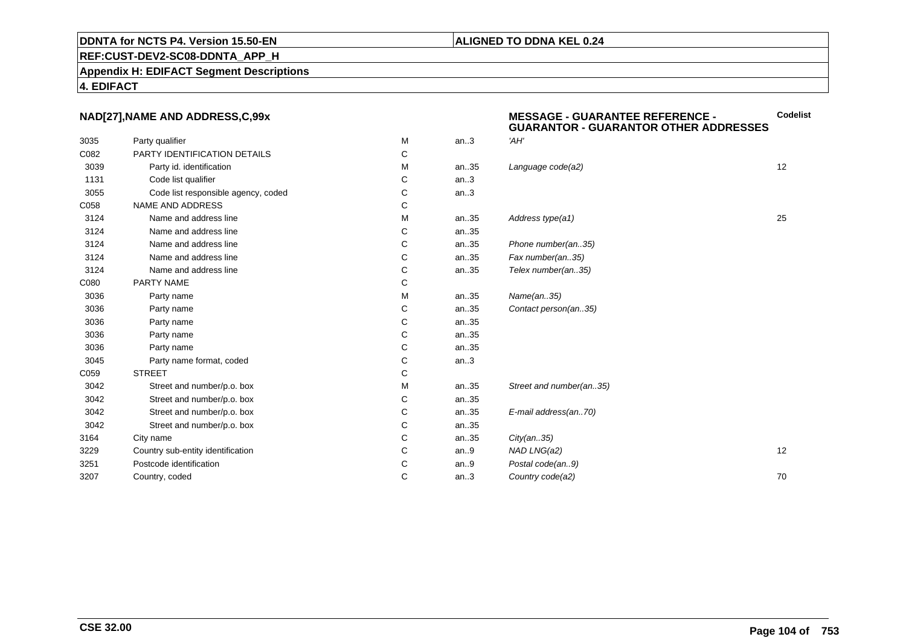**DDNTA for NCTS P4. Version 15.50-EN** | **ALIGNED TO DDNA KEL 0.24**

**REF:CUST-DEV2-SC08-DDNTA_APP_H**

**Appendix H: EDIFACT Segment Descriptions**

**4. EDIFACT**

### NAD[27],NAME AND ADDRESS,C,99x

**MESSAGE - GUARANTEE REFERENCE - GUARANTOR - GUARANTOR OTHER ADDRESSES**

| | | | | | Codelist |
|---|---|---|---|---|---|
| 3035 | Party qualifier | M | an..3 | *'AH'* | |
| C082 | PARTY IDENTIFICATION DETAILS | C | | | |
| 3039 | Party id. identification | M | an..35 | *Language code(a2)* | 12 |
| 1131 | Code list qualifier | C | an..3 | | |
| 3055 | Code list responsible agency, coded | C | an..3 | | |
| C058 | NAME AND ADDRESS | C | | | |
| 3124 | Name and address line | M | an..35 | *Address type(a1)* | 25 |
| 3124 | Name and address line | C | an..35 | | |
| 3124 | Name and address line | C | an..35 | *Phone number(an..35)* | |
| 3124 | Name and address line | C | an..35 | *Fax number(an..35)* | |
| 3124 | Name and address line | C | an..35 | *Telex number(an..35)* | |
| C080 | PARTY NAME | C | | | |
| 3036 | Party name | M | an..35 | *Name(an..35)* | |
| 3036 | Party name | C | an..35 | *Contact person(an..35)* | |
| 3036 | Party name | C | an..35 | | |
| 3036 | Party name | C | an..35 | | |
| 3036 | Party name | C | an..35 | | |
| 3045 | Party name format, coded | C | an..3 | | |
| C059 | STREET | C | | | |
| 3042 | Street and number/p.o. box | M | an..35 | *Street and number(an..35)* | |
| 3042 | Street and number/p.o. box | C | an..35 | | |
| 3042 | Street and number/p.o. box | C | an..35 | *E-mail address(an..70)* | |
| 3042 | Street and number/p.o. box | C | an..35 | | |
| 3164 | City name | C | an..35 | *City(an..35)* | |
| 3229 | Country sub-entity identification | C | an..9 | *NAD LNG(a2)* | 12 |
| 3251 | Postcode identification | C | an..9 | *Postal code(an..9)* | |
| 3207 | Country, coded | C | an..3 | *Country code(a2)* | 70 |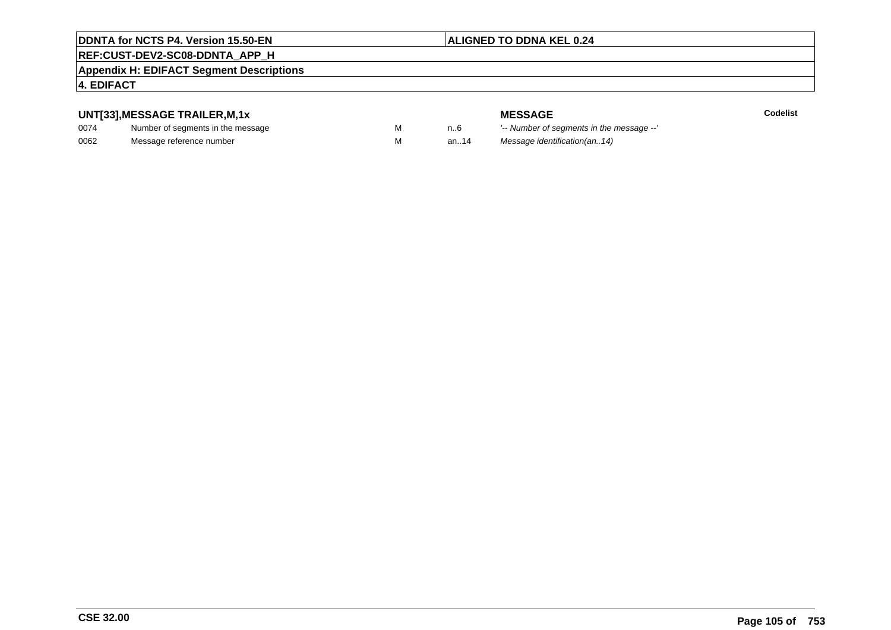## UNT[33],MESSAGE TRAILER,M,1x

| | | | | MESSAGE | Codelist |
|---|---|---|---|---|---|
| 0074 | Number of segments in the message | M | n..6 | *'-- Number of segments in the message --'* | |
| 0062 | Message reference number | M | an..14 | *Message identification(an..14)* | |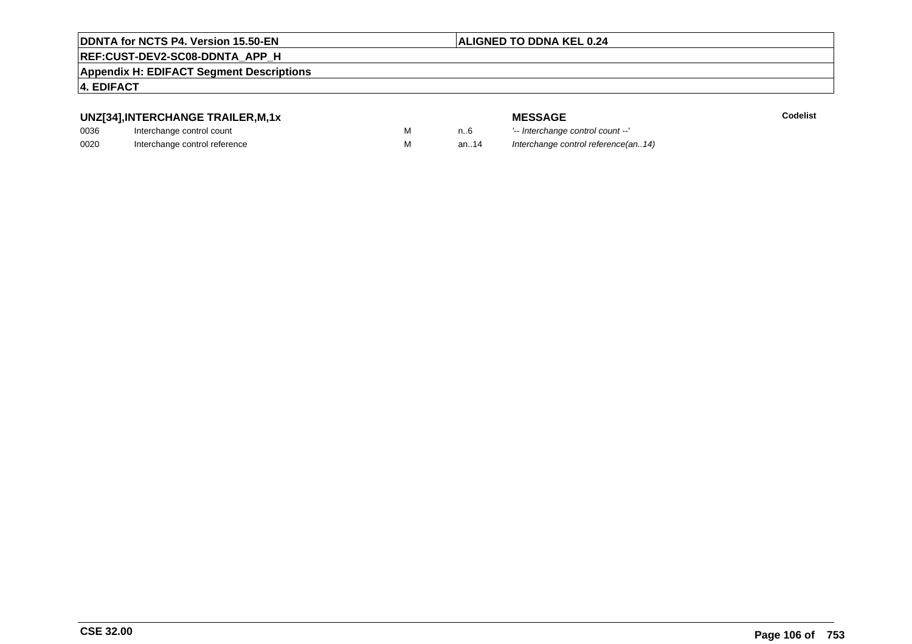### UNZ[34],INTERCHANGE TRAILER,M,1x

| | | | | MESSAGE | Codelist |
|---|---|---|---|---|---|
| 0036 | Interchange control count | M | n..6 | *'-- Interchange control count --'* | |
| 0020 | Interchange control reference | M | an..14 | *Interchange control reference(an..14)* | |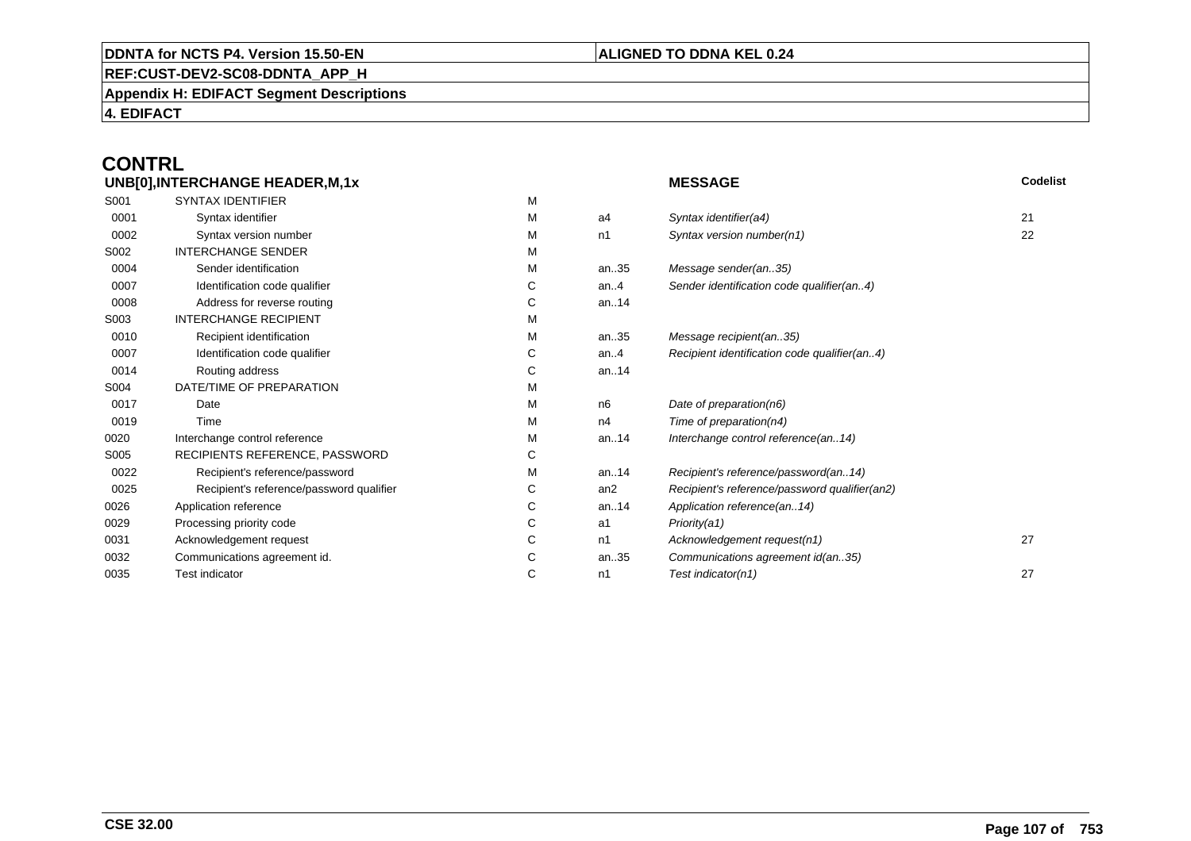# CONTRL

| UNB[0],INTERCHANGE HEADER,M,1x | | | | MESSAGE | Codelist |
|---|---|---|---|---|---|
| S001 | SYNTAX IDENTIFIER | M | | | |
| 0001 | Syntax identifier | M | a4 | *Syntax identifier(a4)* | 21 |
| 0002 | Syntax version number | M | n1 | *Syntax version number(n1)* | 22 |
| S002 | INTERCHANGE SENDER | M | | | |
| 0004 | Sender identification | M | an..35 | *Message sender(an..35)* | |
| 0007 | Identification code qualifier | C | an..4 | *Sender identification code qualifier(an..4)* | |
| 0008 | Address for reverse routing | C | an..14 | | |
| S003 | INTERCHANGE RECIPIENT | M | | | |
| 0010 | Recipient identification | M | an..35 | *Message recipient(an..35)* | |
| 0007 | Identification code qualifier | C | an..4 | *Recipient identification code qualifier(an..4)* | |
| 0014 | Routing address | C | an..14 | | |
| S004 | DATE/TIME OF PREPARATION | M | | | |
| 0017 | Date | M | n6 | *Date of preparation(n6)* | |
| 0019 | Time | M | n4 | *Time of preparation(n4)* | |
| 0020 | Interchange control reference | M | an..14 | *Interchange control reference(an..14)* | |
| S005 | RECIPIENTS REFERENCE, PASSWORD | C | | | |
| 0022 | Recipient's reference/password | M | an..14 | *Recipient's reference/password(an..14)* | |
| 0025 | Recipient's reference/password qualifier | C | an2 | *Recipient's reference/password qualifier(an2)* | |
| 0026 | Application reference | C | an..14 | *Application reference(an..14)* | |
| 0029 | Processing priority code | C | a1 | *Priority(a1)* | |
| 0031 | Acknowledgement request | C | n1 | *Acknowledgement request(n1)* | 27 |
| 0032 | Communications agreement id. | C | an..35 | *Communications agreement id(an..35)* | |
| 0035 | Test indicator | C | n1 | *Test indicator(n1)* | 27 |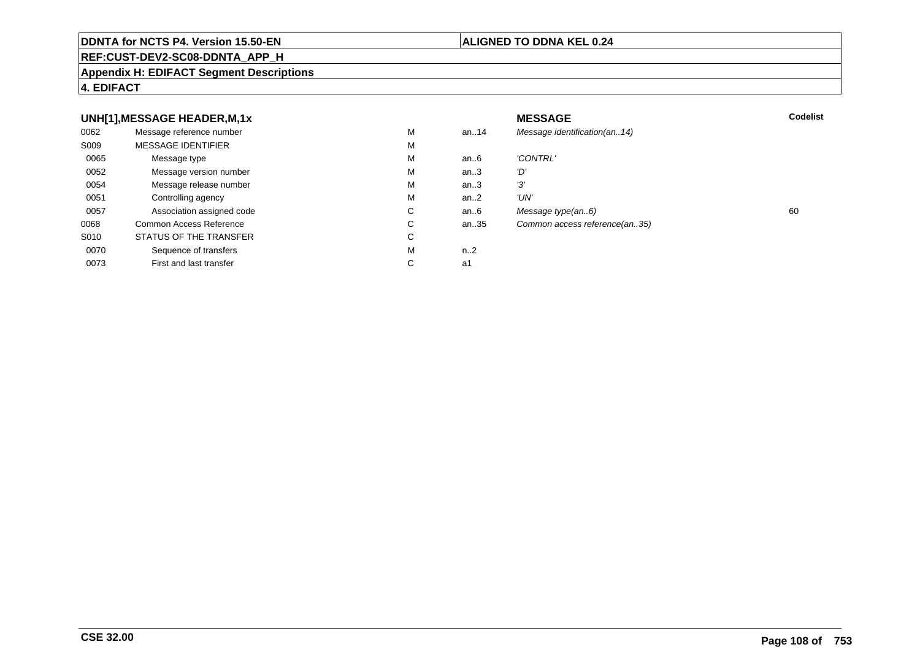**DDNTA for NCTS P4. Version 15.50-EN** | **ALIGNED TO DDNA KEL 0.24**

**REF:CUST-DEV2-SC08-DDNTA_APP_H**

**Appendix H: EDIFACT Segment Descriptions**

**4. EDIFACT**

### UNH[1],MESSAGE HEADER,M,1x

| | | | | MESSAGE | Codelist |
|---|---|---|---|---|---|
| 0062 | Message reference number | M | an..14 | *Message identification(an..14)* | |
| S009 | MESSAGE IDENTIFIER | M | | | |
| 0065 | Message type | M | an..6 | *'CONTRL'* | |
| 0052 | Message version number | M | an..3 | *'D'* | |
| 0054 | Message release number | M | an..3 | *'3'* | |
| 0051 | Controlling agency | M | an..2 | *'UN'* | |
| 0057 | Association assigned code | C | an..6 | *Message type(an..6)* | 60 |
| 0068 | Common Access Reference | C | an..35 | *Common access reference(an..35)* | |
| S010 | STATUS OF THE TRANSFER | C | | | |
| 0070 | Sequence of transfers | M | n..2 | | |
| 0073 | First and last transfer | C | a1 | | |

**CSE 32.00**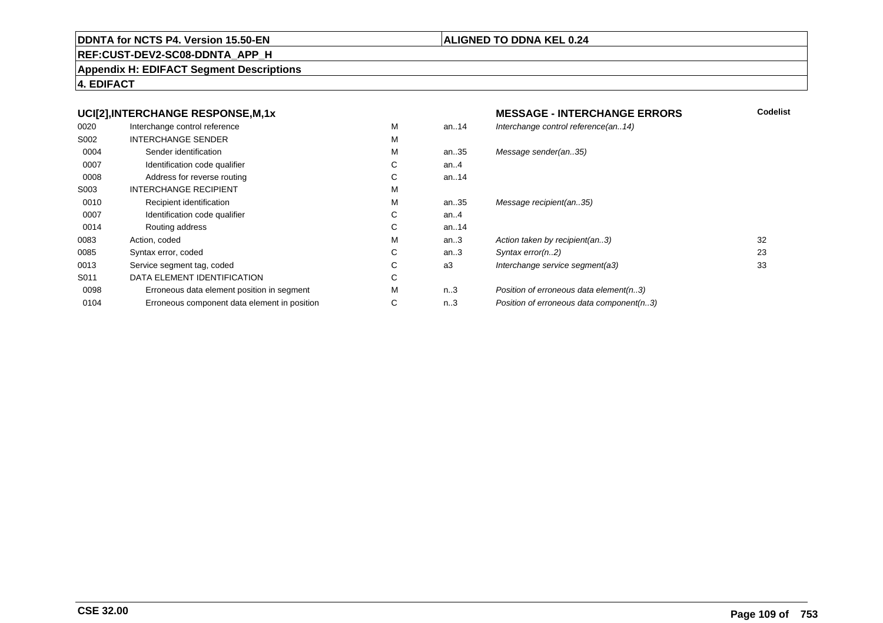**DDNTA for NCTS P4. Version 15.50-EN** | **ALIGNED TO DDNA KEL 0.24**

**REF:CUST-DEV2-SC08-DDNTA_APP_H**

**Appendix H: EDIFACT Segment Descriptions**

**4. EDIFACT**

| **UCI[2],INTERCHANGE RESPONSE,M,1x** | | | | **MESSAGE - INTERCHANGE ERRORS** | **Codelist** |
|---|---|---|---|---|---|
| 0020 | Interchange control reference | M | an..14 | *Interchange control reference(an..14)* | |
| S002 | INTERCHANGE SENDER | M | | | |
| 0004 | Sender identification | M | an..35 | *Message sender(an..35)* | |
| 0007 | Identification code qualifier | C | an..4 | | |
| 0008 | Address for reverse routing | C | an..14 | | |
| S003 | INTERCHANGE RECIPIENT | M | | | |
| 0010 | Recipient identification | M | an..35 | *Message recipient(an..35)* | |
| 0007 | Identification code qualifier | C | an..4 | | |
| 0014 | Routing address | C | an..14 | | |
| 0083 | Action, coded | M | an..3 | *Action taken by recipient(an..3)* | 32 |
| 0085 | Syntax error, coded | C | an..3 | *Syntax error(n..2)* | 23 |
| 0013 | Service segment tag, coded | C | a3 | *Interchange service segment(a3)* | 33 |
| S011 | DATA ELEMENT IDENTIFICATION | C | | | |
| 0098 | Erroneous data element position in segment | M | n..3 | *Position of erroneous data element(n..3)* | |
| 0104 | Erroneous component data element in position | C | n..3 | *Position of erroneous data component(n..3)* | |

**CSE 32.00**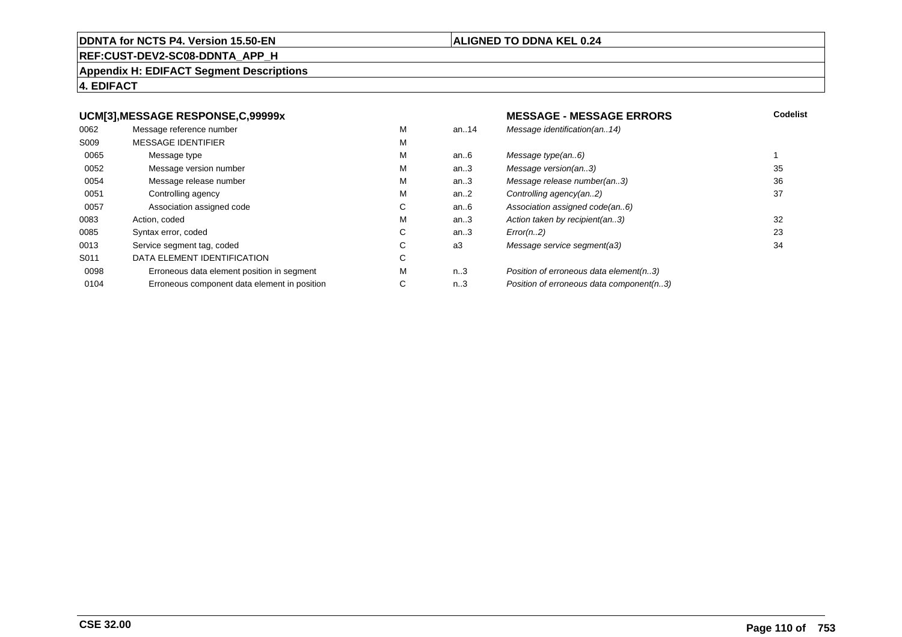**DDNTA for NCTS P4. Version 15.50-EN** | **ALIGNED TO DDNA KEL 0.24**

**REF:CUST-DEV2-SC08-DDNTA_APP_H**

**Appendix H: EDIFACT Segment Descriptions**

**4. EDIFACT**

| **UCM[3],MESSAGE RESPONSE,C,99999x** | | | | **MESSAGE - MESSAGE ERRORS** | **Codelist** |
|---|---|---|---|---|---|
| 0062 | Message reference number | M | an..14 | *Message identification(an..14)* | |
| S009 | MESSAGE IDENTIFIER | M | | | |
| 0065 | Message type | M | an..6 | *Message type(an..6)* | 1 |
| 0052 | Message version number | M | an..3 | *Message version(an..3)* | 35 |
| 0054 | Message release number | M | an..3 | *Message release number(an..3)* | 36 |
| 0051 | Controlling agency | M | an..2 | *Controlling agency(an..2)* | 37 |
| 0057 | Association assigned code | C | an..6 | *Association assigned code(an..6)* | |
| 0083 | Action, coded | M | an..3 | *Action taken by recipient(an..3)* | 32 |
| 0085 | Syntax error, coded | C | an..3 | *Error(n..2)* | 23 |
| 0013 | Service segment tag, coded | C | a3 | *Message service segment(a3)* | 34 |
| S011 | DATA ELEMENT IDENTIFICATION | C | | | |
| 0098 | Erroneous data element position in segment | M | n..3 | *Position of erroneous data element(n..3)* | |
| 0104 | Erroneous component data element in position | C | n..3 | *Position of erroneous data component(n..3)* | |

**CSE 32.00**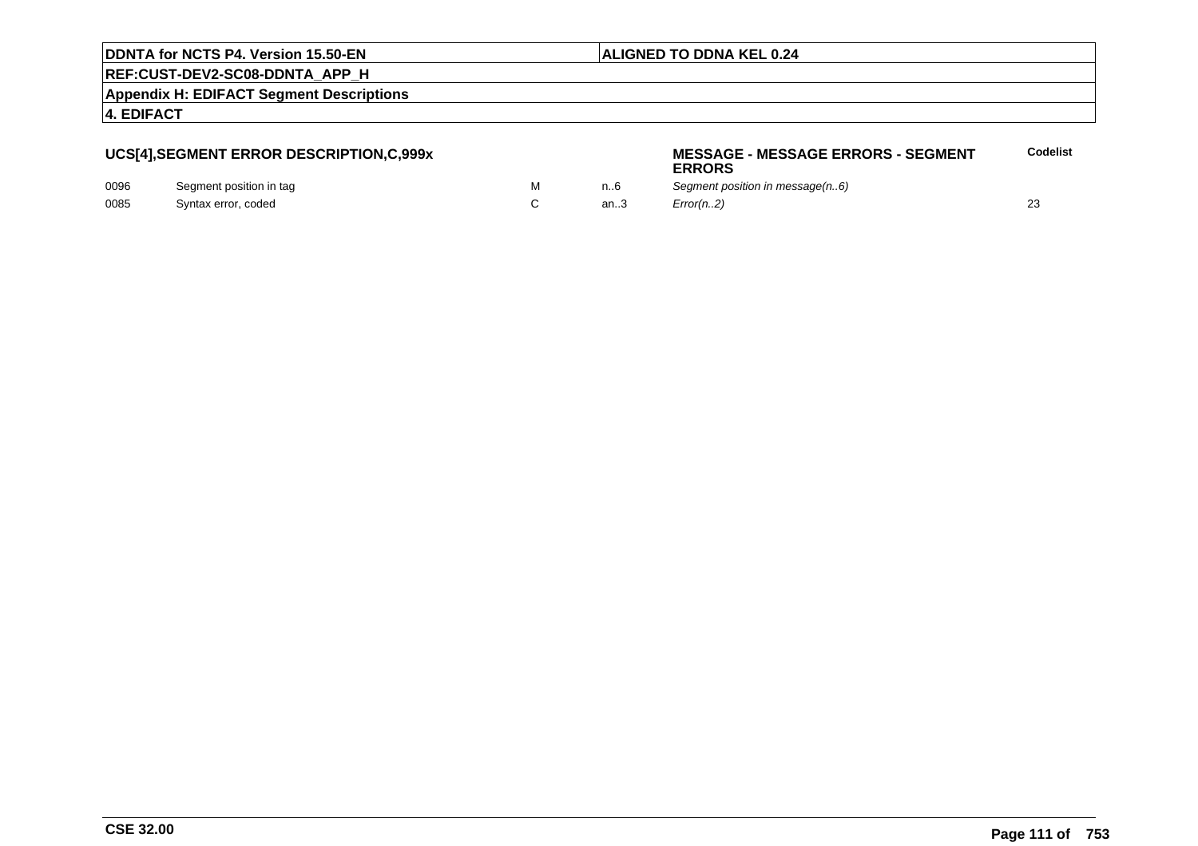**UCS[4],SEGMENT ERROR DESCRIPTION,C,999x**

**MESSAGE - MESSAGE ERRORS - SEGMENT ERRORS**

| | | | | | Codelist |
|---|---|---|---|---|---|
| 0096 | Segment position in tag | M | n..6 | *Segment position in message(n..6)* | |
| 0085 | Syntax error, coded | C | an..3 | *Error(n..2)* | 23 |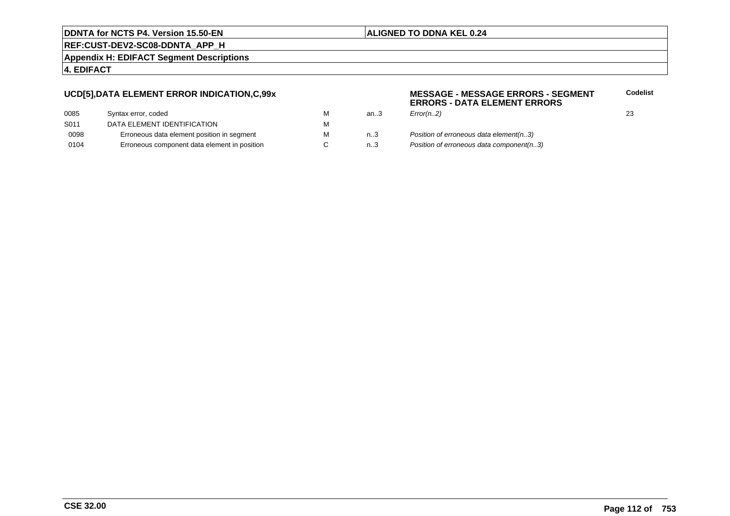## UCD[5],DATA ELEMENT ERROR INDICATION,C,99x

**MESSAGE - MESSAGE ERRORS - SEGMENT ERRORS - DATA ELEMENT ERRORS**

| | | | | | Codelist |
|---|---|---|---|---|---|
| 0085 | Syntax error, coded | M | an..3 | *Error(n..2)* | 23 |
| S011 | DATA ELEMENT IDENTIFICATION | M | | | |
| 0098 | Erroneous data element position in segment | M | n..3 | *Position of erroneous data element(n..3)* | |
| 0104 | Erroneous component data element in position | C | n..3 | *Position of erroneous data component(n..3)* | |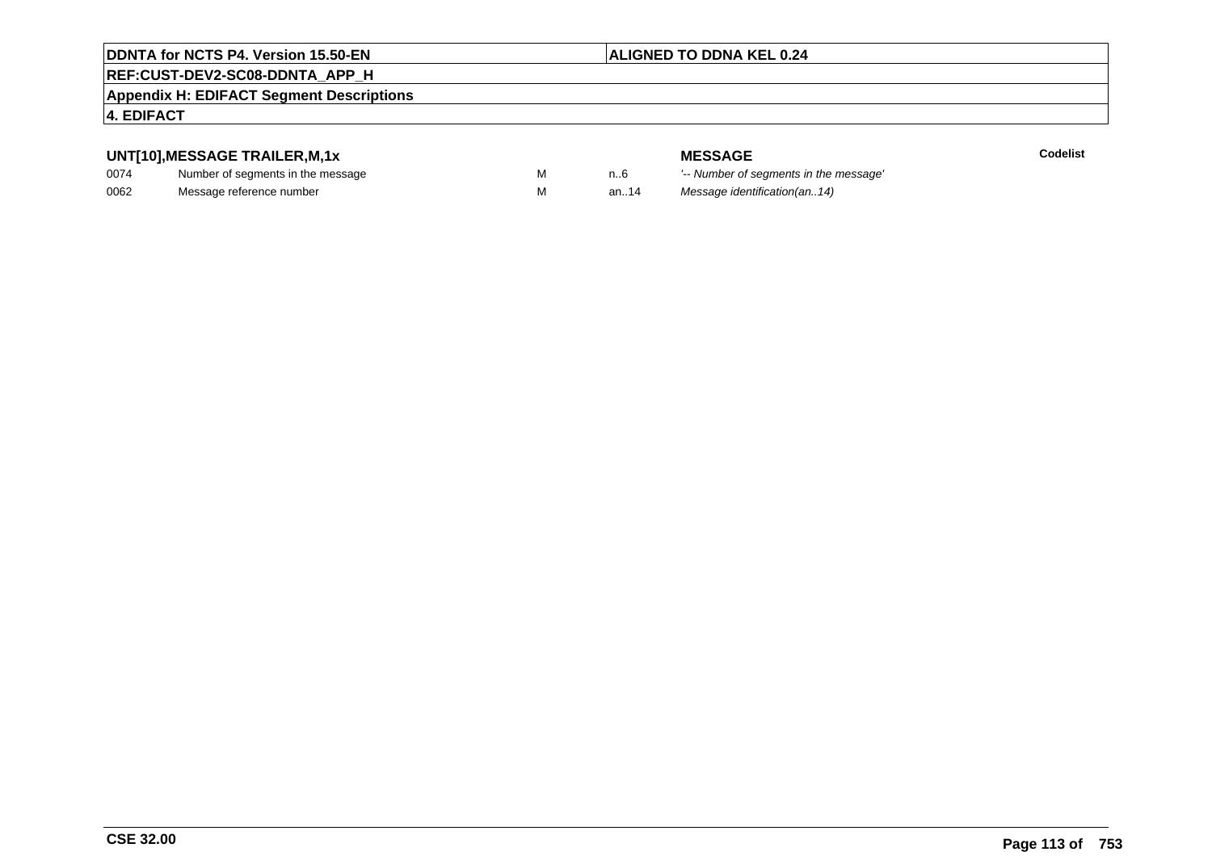**DDNTA for NCTS P4. Version 15.50-EN** | **ALIGNED TO DDNA KEL 0.24**

**REF:CUST-DEV2-SC08-DDNTA_APP_H**

**Appendix H: EDIFACT Segment Descriptions**

**4. EDIFACT**

| **UNT[10],MESSAGE TRAILER,M,1x** | | | | **MESSAGE** | **Codelist** |
|---|---|---|---|---|---|
| 0074 | Number of segments in the message | M | n..6 | *'-- Number of segments in the message'* | |
| 0062 | Message reference number | M | an..14 | *Message identification(an..14)* | |

**CSE 32.00**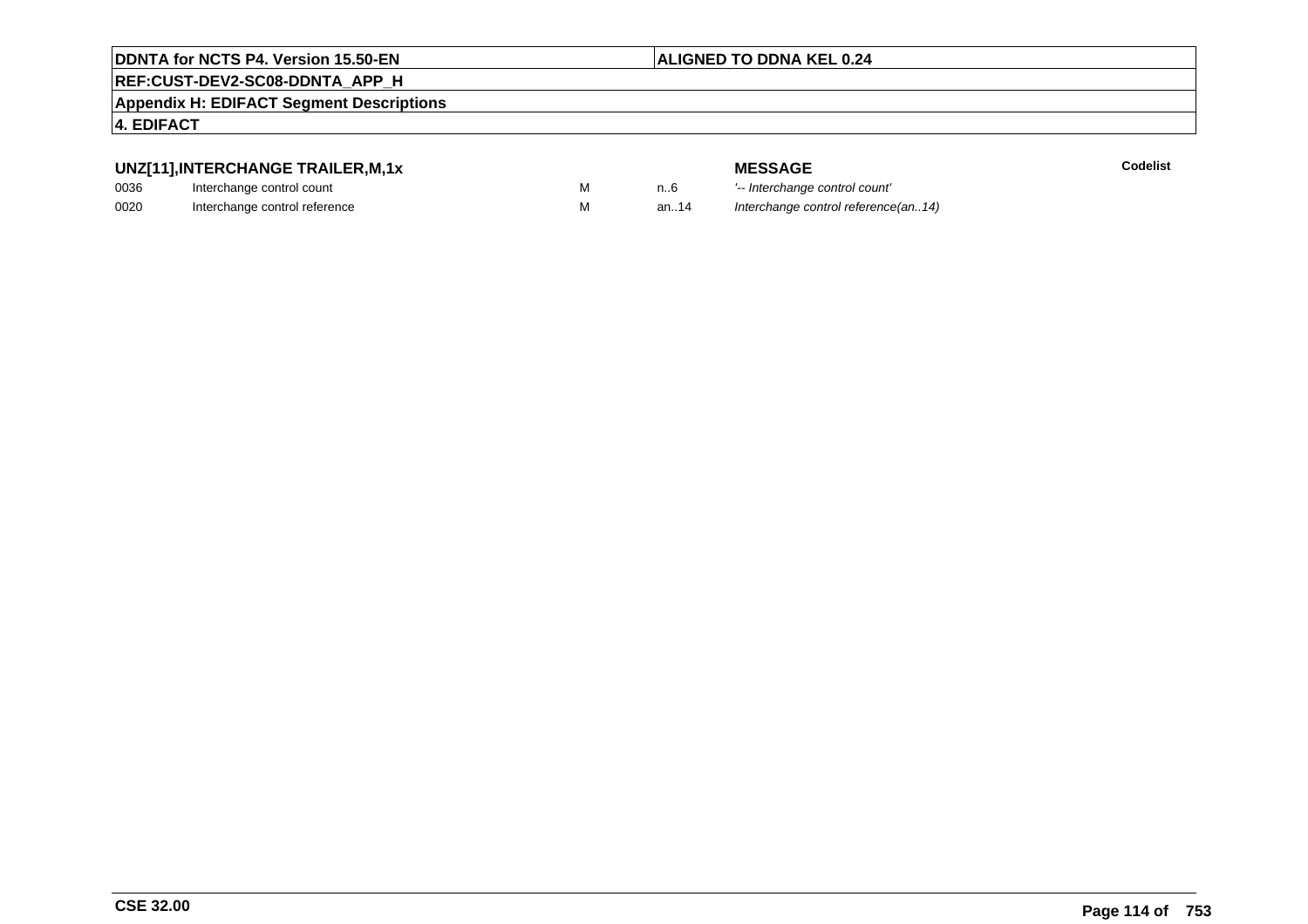**UNZ[11],INTERCHANGE TRAILER,M,1x**

| | | | | **MESSAGE** | **Codelist** |
|---|---|---|---|---|---|
| 0036 | Interchange control count | M | n..6 | *'-- Interchange control count'* | |
| 0020 | Interchange control reference | M | an..14 | *Interchange control reference(an..14)* | |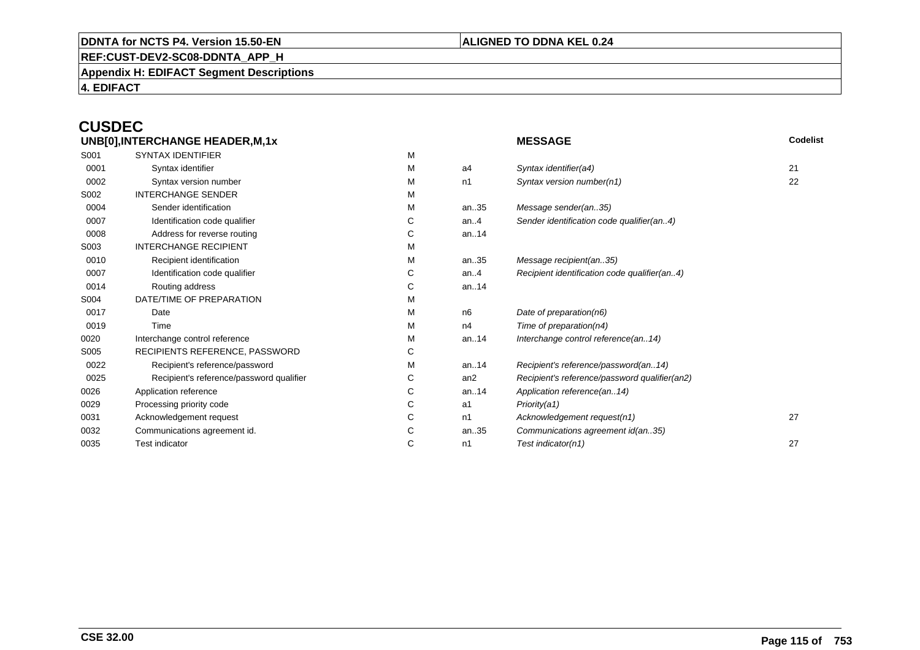# CUSDEC

| UNB[0],INTERCHANGE HEADER,M,1x | | | | MESSAGE | Codelist |
|---|---|---|---|---|---|
| S001 | SYNTAX IDENTIFIER | M | | | |
| 0001 | Syntax identifier | M | a4 | *Syntax identifier(a4)* | 21 |
| 0002 | Syntax version number | M | n1 | *Syntax version number(n1)* | 22 |
| S002 | INTERCHANGE SENDER | M | | | |
| 0004 | Sender identification | M | an..35 | *Message sender(an..35)* | |
| 0007 | Identification code qualifier | C | an..4 | *Sender identification code qualifier(an..4)* | |
| 0008 | Address for reverse routing | C | an..14 | | |
| S003 | INTERCHANGE RECIPIENT | M | | | |
| 0010 | Recipient identification | M | an..35 | *Message recipient(an..35)* | |
| 0007 | Identification code qualifier | C | an..4 | *Recipient identification code qualifier(an..4)* | |
| 0014 | Routing address | C | an..14 | | |
| S004 | DATE/TIME OF PREPARATION | M | | | |
| 0017 | Date | M | n6 | *Date of preparation(n6)* | |
| 0019 | Time | M | n4 | *Time of preparation(n4)* | |
| 0020 | Interchange control reference | M | an..14 | *Interchange control reference(an..14)* | |
| S005 | RECIPIENTS REFERENCE, PASSWORD | C | | | |
| 0022 | Recipient's reference/password | M | an..14 | *Recipient's reference/password(an..14)* | |
| 0025 | Recipient's reference/password qualifier | C | an2 | *Recipient's reference/password qualifier(an2)* | |
| 0026 | Application reference | C | an..14 | *Application reference(an..14)* | |
| 0029 | Processing priority code | C | a1 | *Priority(a1)* | |
| 0031 | Acknowledgement request | C | n1 | *Acknowledgement request(n1)* | 27 |
| 0032 | Communications agreement id. | C | an..35 | *Communications agreement id(an..35)* | |
| 0035 | Test indicator | C | n1 | *Test indicator(n1)* | 27 |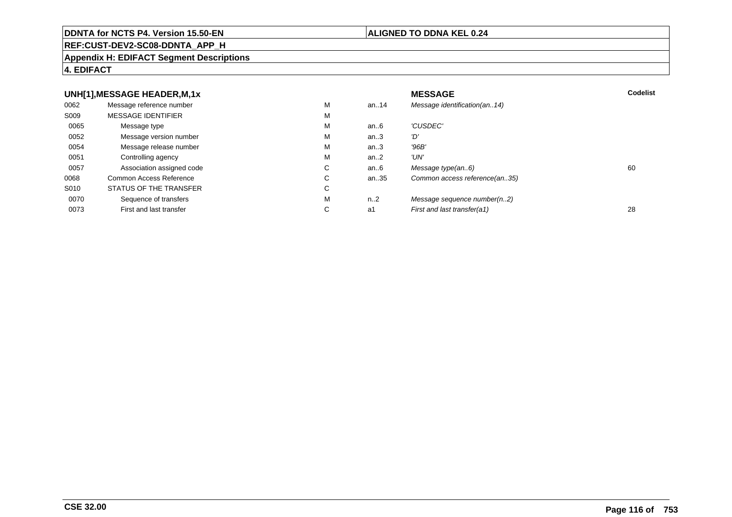**DDNTA for NCTS P4. Version 15.50-EN** | **ALIGNED TO DDNA KEL 0.24**

**REF:CUST-DEV2-SC08-DDNTA_APP_H**

**Appendix H: EDIFACT Segment Descriptions**

**4. EDIFACT**

| **UNH[1],MESSAGE HEADER,M,1x** | | | | **MESSAGE** | **Codelist** |
|---|---|---|---|---|---|
| 0062 | Message reference number | M | an..14 | *Message identification(an..14)* | |
| S009 | MESSAGE IDENTIFIER | M | | | |
| 0065 | Message type | M | an..6 | *'CUSDEC'* | |
| 0052 | Message version number | M | an..3 | *'D'* | |
| 0054 | Message release number | M | an..3 | *'96B'* | |
| 0051 | Controlling agency | M | an..2 | *'UN'* | |
| 0057 | Association assigned code | C | an..6 | *Message type(an..6)* | 60 |
| 0068 | Common Access Reference | C | an..35 | *Common access reference(an..35)* | |
| S010 | STATUS OF THE TRANSFER | C | | | |
| 0070 | Sequence of transfers | M | n..2 | *Message sequence number(n..2)* | |
| 0073 | First and last transfer | C | a1 | *First and last transfer(a1)* | 28 |

**CSE 32.00**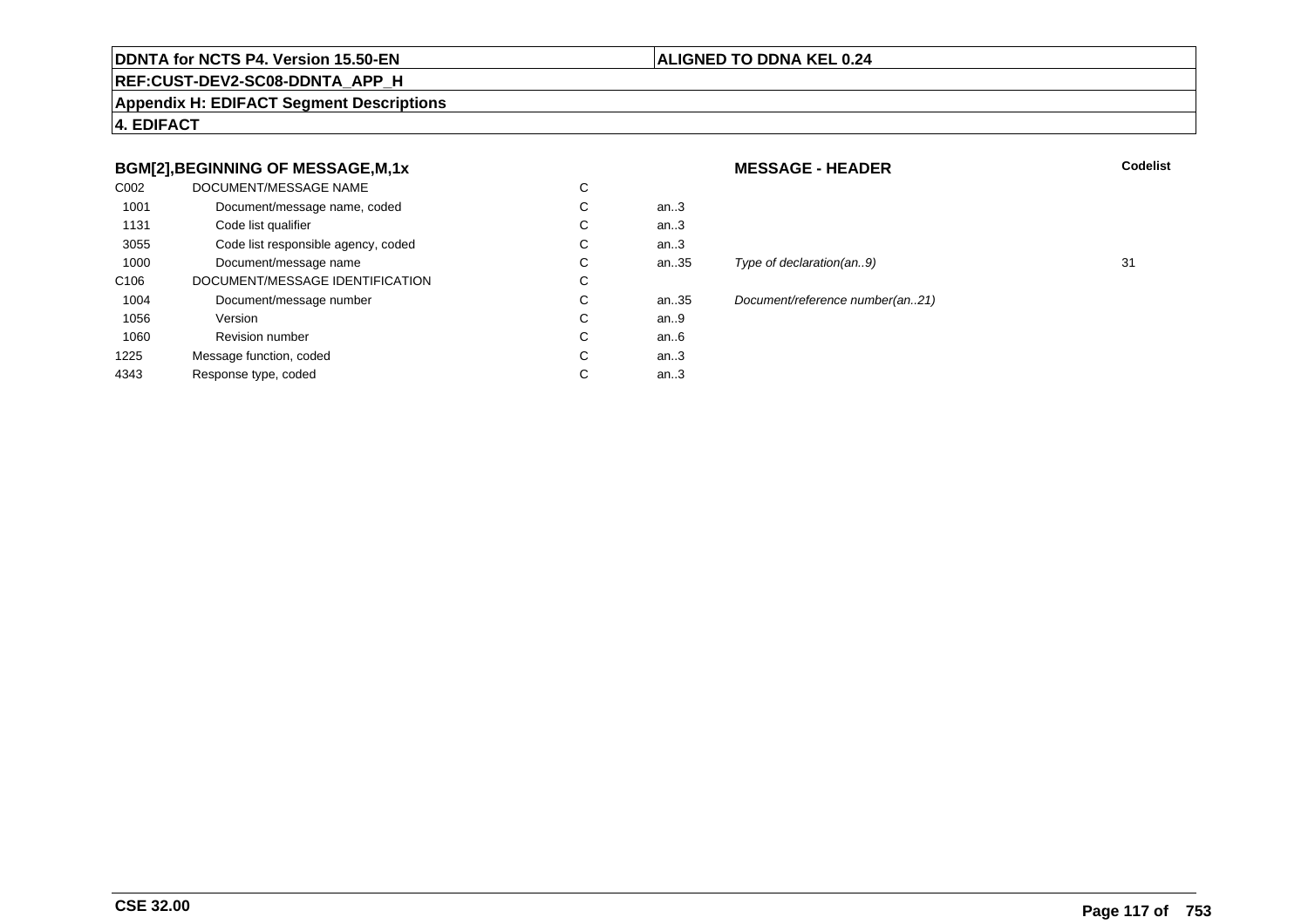**DDNTA for NCTS P4. Version 15.50-EN** | **ALIGNED TO DDNA KEL 0.24**

**REF:CUST-DEV2-SC08-DDNTA_APP_H**

**Appendix H: EDIFACT Segment Descriptions**

**4. EDIFACT**

### BGM[2],BEGINNING OF MESSAGE,M,1x

**MESSAGE - HEADER**

| | | | | | Codelist |
|---|---|---|---|---|---|
| C002 | DOCUMENT/MESSAGE NAME | C | | | |
| 1001 | Document/message name, coded | C | an..3 | | |
| 1131 | Code list qualifier | C | an..3 | | |
| 3055 | Code list responsible agency, coded | C | an..3 | | |
| 1000 | Document/message name | C | an..35 | *Type of declaration(an..9)* | 31 |
| C106 | DOCUMENT/MESSAGE IDENTIFICATION | C | | | |
| 1004 | Document/message number | C | an..35 | *Document/reference number(an..21)* | |
| 1056 | Version | C | an..9 | | |
| 1060 | Revision number | C | an..6 | | |
| 1225 | Message function, coded | C | an..3 | | |
| 4343 | Response type, coded | C | an..3 | | |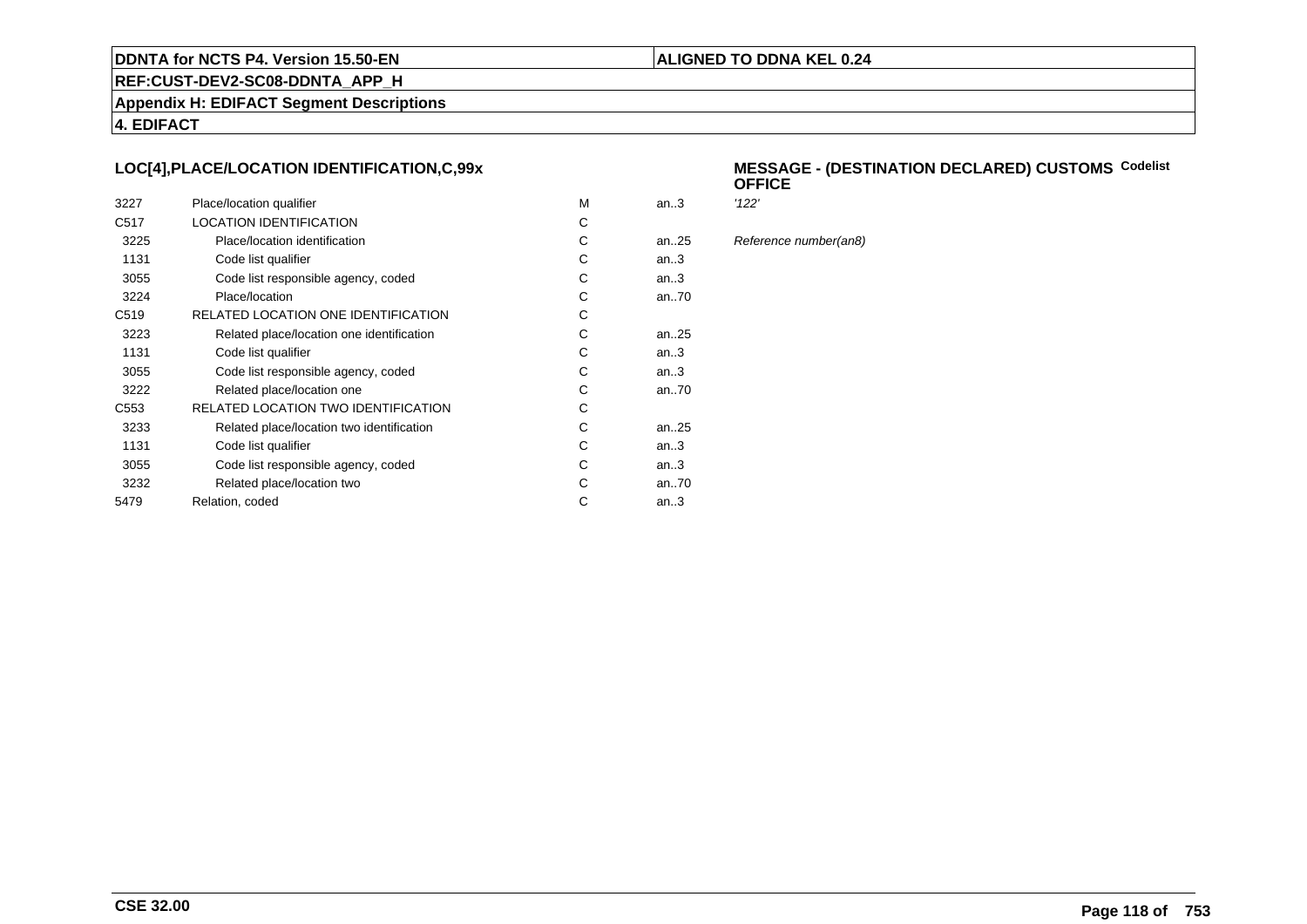**DDNTA for NCTS P4. Version 15.50-EN** | **ALIGNED TO DDNA KEL 0.24**

**REF:CUST-DEV2-SC08-DDNTA_APP_H**

**Appendix H: EDIFACT Segment Descriptions**

**4. EDIFACT**

### LOC[4],PLACE/LOCATION IDENTIFICATION,C,99x

### MESSAGE - (DESTINATION DECLARED) CUSTOMS OFFICE

Codelist

| | | | | |
|---|---|---|---|---|
| 3227 | Place/location qualifier | M | an..3 | *'122'* |
| C517 | LOCATION IDENTIFICATION | C | | |
| 3225 | Place/location identification | C | an..25 | *Reference number(an8)* |
| 1131 | Code list qualifier | C | an..3 | |
| 3055 | Code list responsible agency, coded | C | an..3 | |
| 3224 | Place/location | C | an..70 | |
| C519 | RELATED LOCATION ONE IDENTIFICATION | C | | |
| 3223 | Related place/location one identification | C | an..25 | |
| 1131 | Code list qualifier | C | an..3 | |
| 3055 | Code list responsible agency, coded | C | an..3 | |
| 3222 | Related place/location one | C | an..70 | |
| C553 | RELATED LOCATION TWO IDENTIFICATION | C | | |
| 3233 | Related place/location two identification | C | an..25 | |
| 1131 | Code list qualifier | C | an..3 | |
| 3055 | Code list responsible agency, coded | C | an..3 | |
| 3232 | Related place/location two | C | an..70 | |
| 5479 | Relation, coded | C | an..3 | |

**CSE 32.00**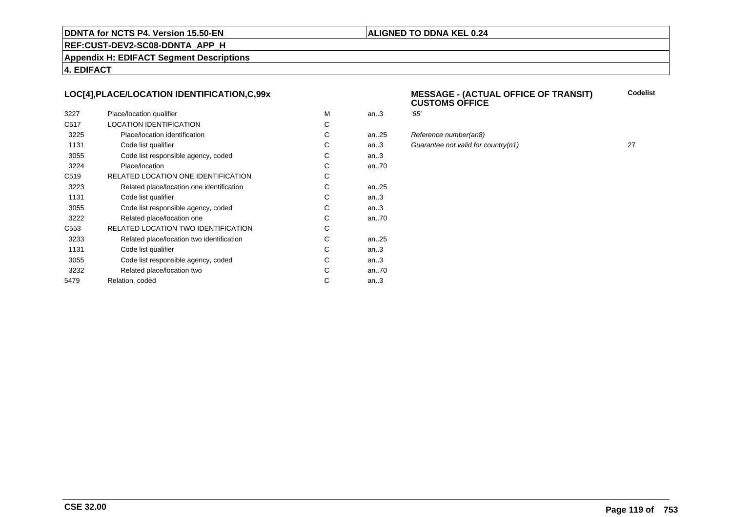**DDNTA for NCTS P4. Version 15.50-EN** | **ALIGNED TO DDNA KEL 0.24**

**REF:CUST-DEV2-SC08-DDNTA_APP_H**

**Appendix H: EDIFACT Segment Descriptions**

**4. EDIFACT**

### LOC[4],PLACE/LOCATION IDENTIFICATION,C,99x

### MESSAGE - (ACTUAL OFFICE OF TRANSIT) CUSTOMS OFFICE

| Tag | Name | Status | Format | Description | Codelist |
|---|---|---|---|---|---|
| 3227 | Place/location qualifier | M | an..3 | *'65'* | |
| C517 | LOCATION IDENTIFICATION | C | | | |
| 3225 | Place/location identification | C | an..25 | *Reference number(an8)* | |
| 1131 | Code list qualifier | C | an..3 | *Guarantee not valid for country(n1)* | 27 |
| 3055 | Code list responsible agency, coded | C | an..3 | | |
| 3224 | Place/location | C | an..70 | | |
| C519 | RELATED LOCATION ONE IDENTIFICATION | C | | | |
| 3223 | Related place/location one identification | C | an..25 | | |
| 1131 | Code list qualifier | C | an..3 | | |
| 3055 | Code list responsible agency, coded | C | an..3 | | |
| 3222 | Related place/location one | C | an..70 | | |
| C553 | RELATED LOCATION TWO IDENTIFICATION | C | | | |
| 3233 | Related place/location two identification | C | an..25 | | |
| 1131 | Code list qualifier | C | an..3 | | |
| 3055 | Code list responsible agency, coded | C | an..3 | | |
| 3232 | Related place/location two | C | an..70 | | |
| 5479 | Relation, coded | C | an..3 | | |

**CSE 32.00**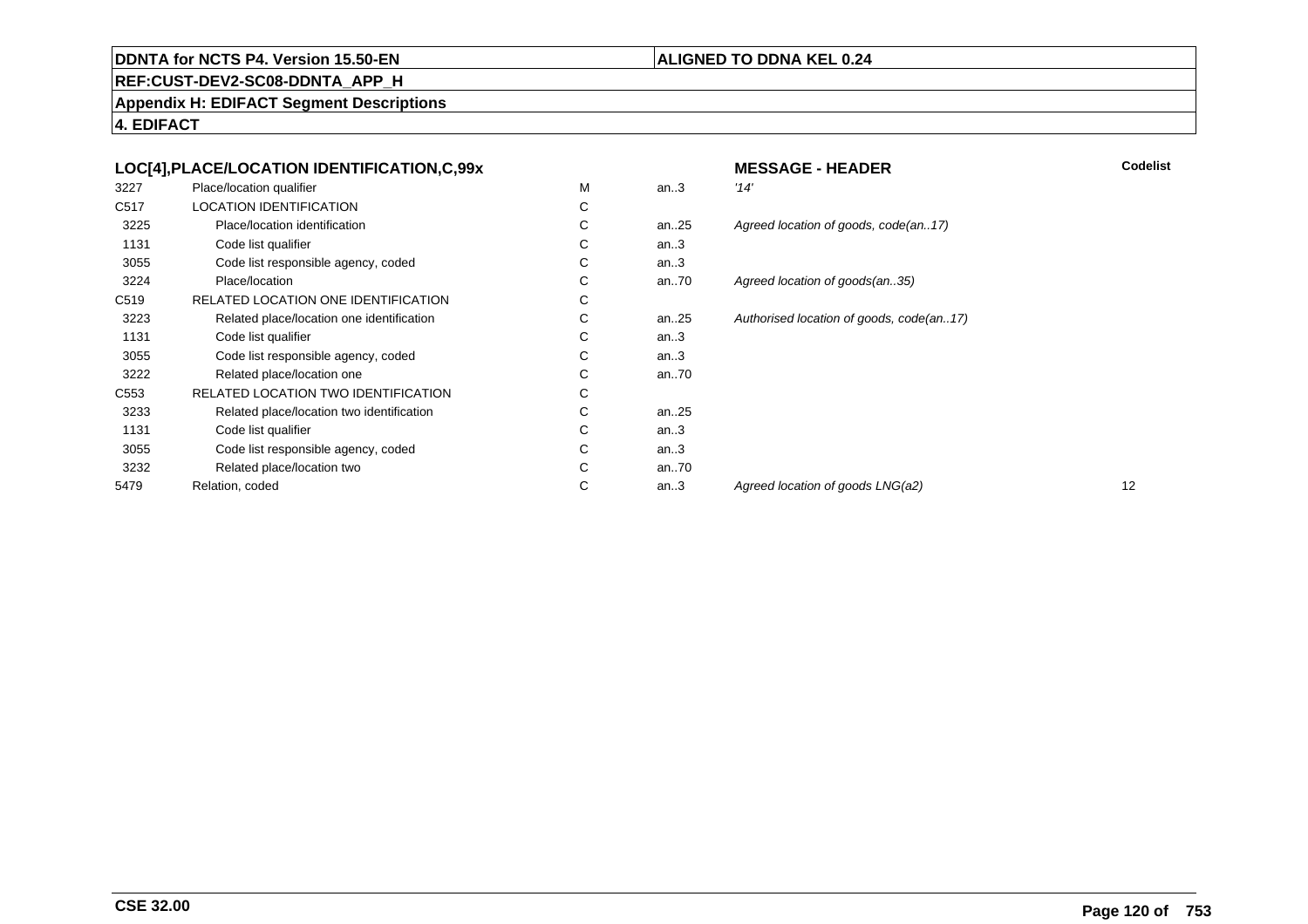**DDNTA for NCTS P4. Version 15.50-EN** | **ALIGNED TO DDNA KEL 0.24**

**REF:CUST-DEV2-SC08-DDNTA_APP_H**

**Appendix H: EDIFACT Segment Descriptions**

**4. EDIFACT**

| LOC[4],PLACE/LOCATION IDENTIFICATION,C,99x | | | | MESSAGE - HEADER | Codelist |
|---|---|---|---|---|---|
| 3227 | Place/location qualifier | M | an..3 | *'14'* | |
| C517 | LOCATION IDENTIFICATION | C | | | |
| 3225 | Place/location identification | C | an..25 | *Agreed location of goods, code(an..17)* | |
| 1131 | Code list qualifier | C | an..3 | | |
| 3055 | Code list responsible agency, coded | C | an..3 | | |
| 3224 | Place/location | C | an..70 | *Agreed location of goods(an..35)* | |
| C519 | RELATED LOCATION ONE IDENTIFICATION | C | | | |
| 3223 | Related place/location one identification | C | an..25 | *Authorised location of goods, code(an..17)* | |
| 1131 | Code list qualifier | C | an..3 | | |
| 3055 | Code list responsible agency, coded | C | an..3 | | |
| 3222 | Related place/location one | C | an..70 | | |
| C553 | RELATED LOCATION TWO IDENTIFICATION | C | | | |
| 3233 | Related place/location two identification | C | an..25 | | |
| 1131 | Code list qualifier | C | an..3 | | |
| 3055 | Code list responsible agency, coded | C | an..3 | | |
| 3232 | Related place/location two | C | an..70 | | |
| 5479 | Relation, coded | C | an..3 | *Agreed location of goods LNG(a2)* | 12 |

**CSE 32.00**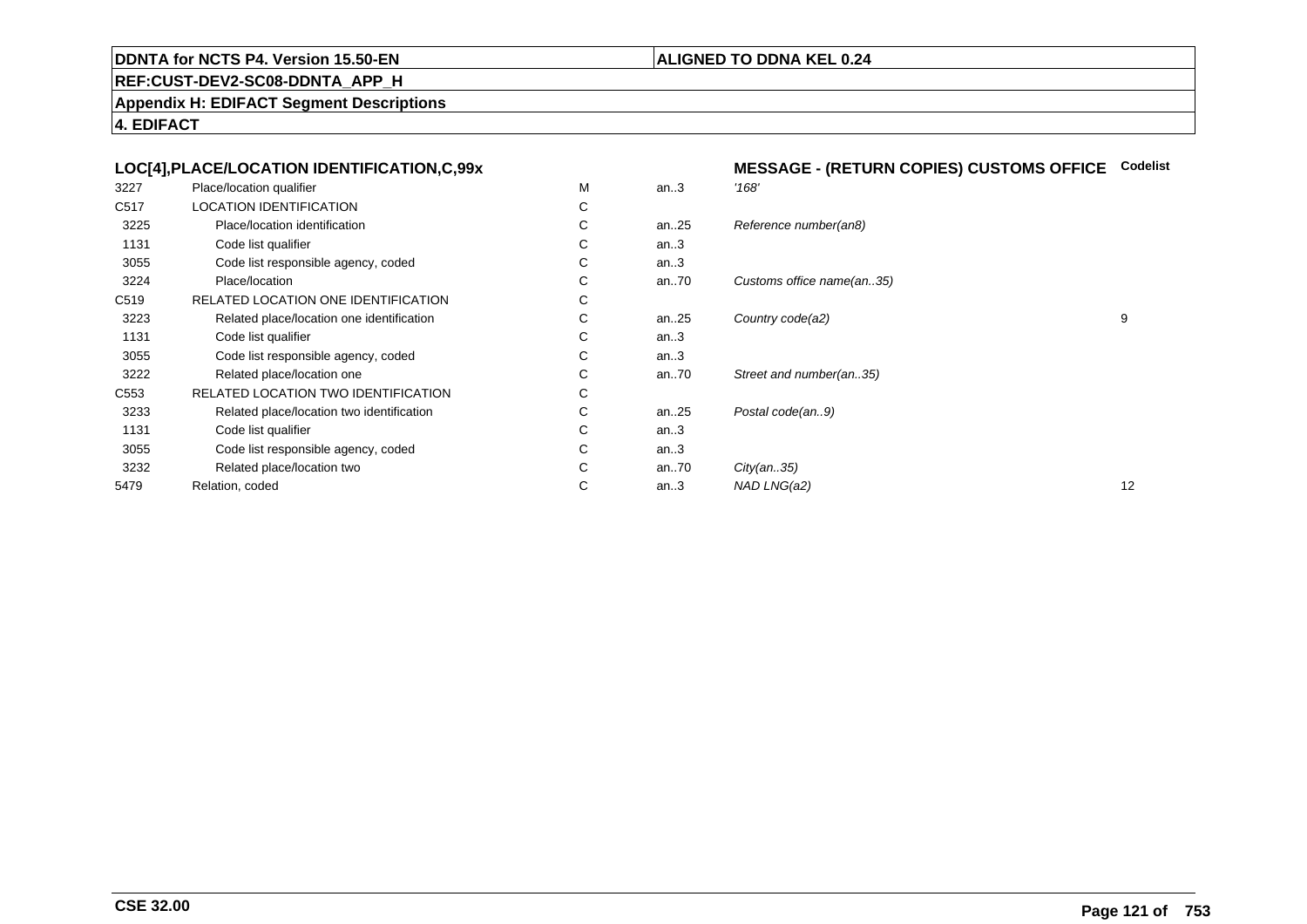**DDNTA for NCTS P4. Version 15.50-EN** | **ALIGNED TO DDNA KEL 0.24**

**REF:CUST-DEV2-SC08-DDNTA_APP_H**

**Appendix H: EDIFACT Segment Descriptions**

**4. EDIFACT**

### LOC[4],PLACE/LOCATION IDENTIFICATION,C,99x — MESSAGE - (RETURN COPIES) CUSTOMS OFFICE

| | | | | | Codelist |
|---|---|---|---|---|---|
| 3227 | Place/location qualifier | M | an..3 | *'168'* | |
| C517 | LOCATION IDENTIFICATION | C | | | |
| 3225 | Place/location identification | C | an..25 | *Reference number(an8)* | |
| 1131 | Code list qualifier | C | an..3 | | |
| 3055 | Code list responsible agency, coded | C | an..3 | | |
| 3224 | Place/location | C | an..70 | *Customs office name(an..35)* | |
| C519 | RELATED LOCATION ONE IDENTIFICATION | C | | | |
| 3223 | Related place/location one identification | C | an..25 | *Country code(a2)* | 9 |
| 1131 | Code list qualifier | C | an..3 | | |
| 3055 | Code list responsible agency, coded | C | an..3 | | |
| 3222 | Related place/location one | C | an..70 | *Street and number(an..35)* | |
| C553 | RELATED LOCATION TWO IDENTIFICATION | C | | | |
| 3233 | Related place/location two identification | C | an..25 | *Postal code(an..9)* | |
| 1131 | Code list qualifier | C | an..3 | | |
| 3055 | Code list responsible agency, coded | C | an..3 | | |
| 3232 | Related place/location two | C | an..70 | *City(an..35)* | |
| 5479 | Relation, coded | C | an..3 | *NAD LNG(a2)* | 12 |

**CSE 32.00**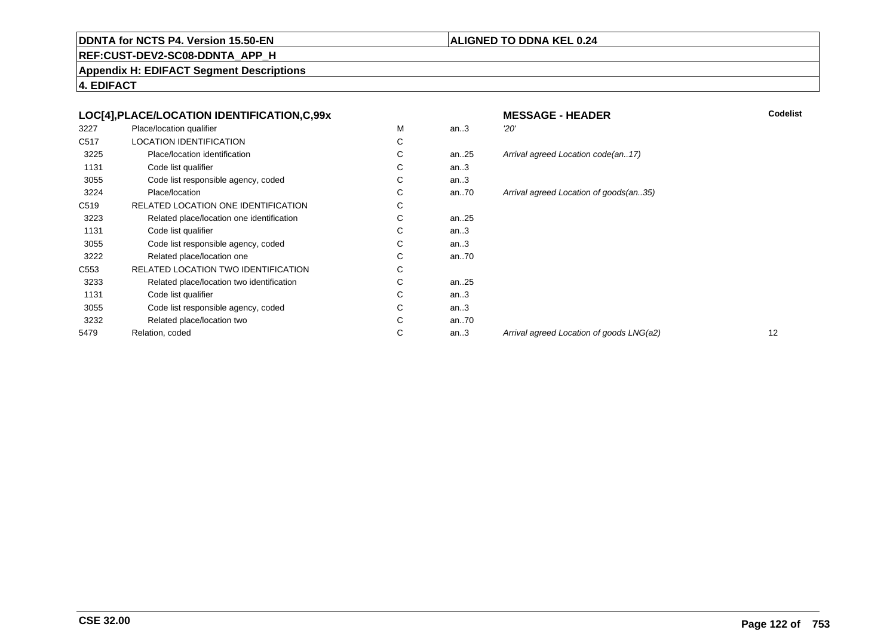**DDNTA for NCTS P4. Version 15.50-EN** | **ALIGNED TO DDNA KEL 0.24**

**REF:CUST-DEV2-SC08-DDNTA_APP_H**

**Appendix H: EDIFACT Segment Descriptions**

**4. EDIFACT**

| LOC[4],PLACE/LOCATION IDENTIFICATION,C,99x | | | | MESSAGE - HEADER | Codelist |
|---|---|---|---|---|---|
| 3227 | Place/location qualifier | M | an..3 | *'20'* | |
| C517 | LOCATION IDENTIFICATION | C | | | |
| 3225 | Place/location identification | C | an..25 | *Arrival agreed Location code(an..17)* | |
| 1131 | Code list qualifier | C | an..3 | | |
| 3055 | Code list responsible agency, coded | C | an..3 | | |
| 3224 | Place/location | C | an..70 | *Arrival agreed Location of goods(an..35)* | |
| C519 | RELATED LOCATION ONE IDENTIFICATION | C | | | |
| 3223 | Related place/location one identification | C | an..25 | | |
| 1131 | Code list qualifier | C | an..3 | | |
| 3055 | Code list responsible agency, coded | C | an..3 | | |
| 3222 | Related place/location one | C | an..70 | | |
| C553 | RELATED LOCATION TWO IDENTIFICATION | C | | | |
| 3233 | Related place/location two identification | C | an..25 | | |
| 1131 | Code list qualifier | C | an..3 | | |
| 3055 | Code list responsible agency, coded | C | an..3 | | |
| 3232 | Related place/location two | C | an..70 | | |
| 5479 | Relation, coded | C | an..3 | *Arrival agreed Location of goods LNG(a2)* | 12 |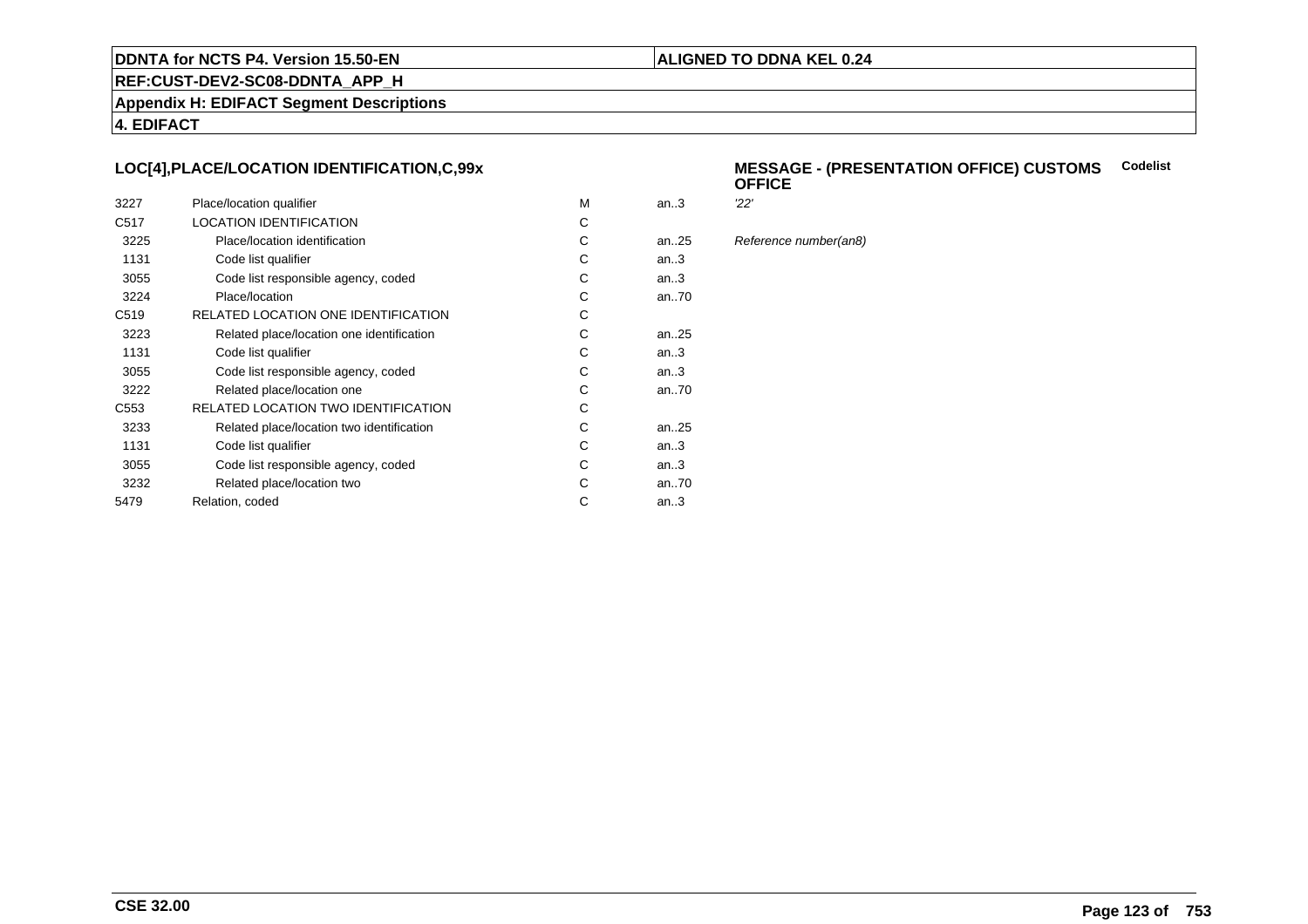## LOC[4],PLACE/LOCATION IDENTIFICATION,C,99x

**MESSAGE - (PRESENTATION OFFICE) CUSTOMS OFFICE** **Codelist**

| | | | | |
|---|---|---|---|---|
| 3227 | Place/location qualifier | M | an..3 | *'22'* |
| C517 | LOCATION IDENTIFICATION | C | | |
| 3225 | Place/location identification | C | an..25 | *Reference number(an8)* |
| 1131 | Code list qualifier | C | an..3 | |
| 3055 | Code list responsible agency, coded | C | an..3 | |
| 3224 | Place/location | C | an..70 | |
| C519 | RELATED LOCATION ONE IDENTIFICATION | C | | |
| 3223 | Related place/location one identification | C | an..25 | |
| 1131 | Code list qualifier | C | an..3 | |
| 3055 | Code list responsible agency, coded | C | an..3 | |
| 3222 | Related place/location one | C | an..70 | |
| C553 | RELATED LOCATION TWO IDENTIFICATION | C | | |
| 3233 | Related place/location two identification | C | an..25 | |
| 1131 | Code list qualifier | C | an..3 | |
| 3055 | Code list responsible agency, coded | C | an..3 | |
| 3232 | Related place/location two | C | an..70 | |
| 5479 | Relation, coded | C | an..3 | |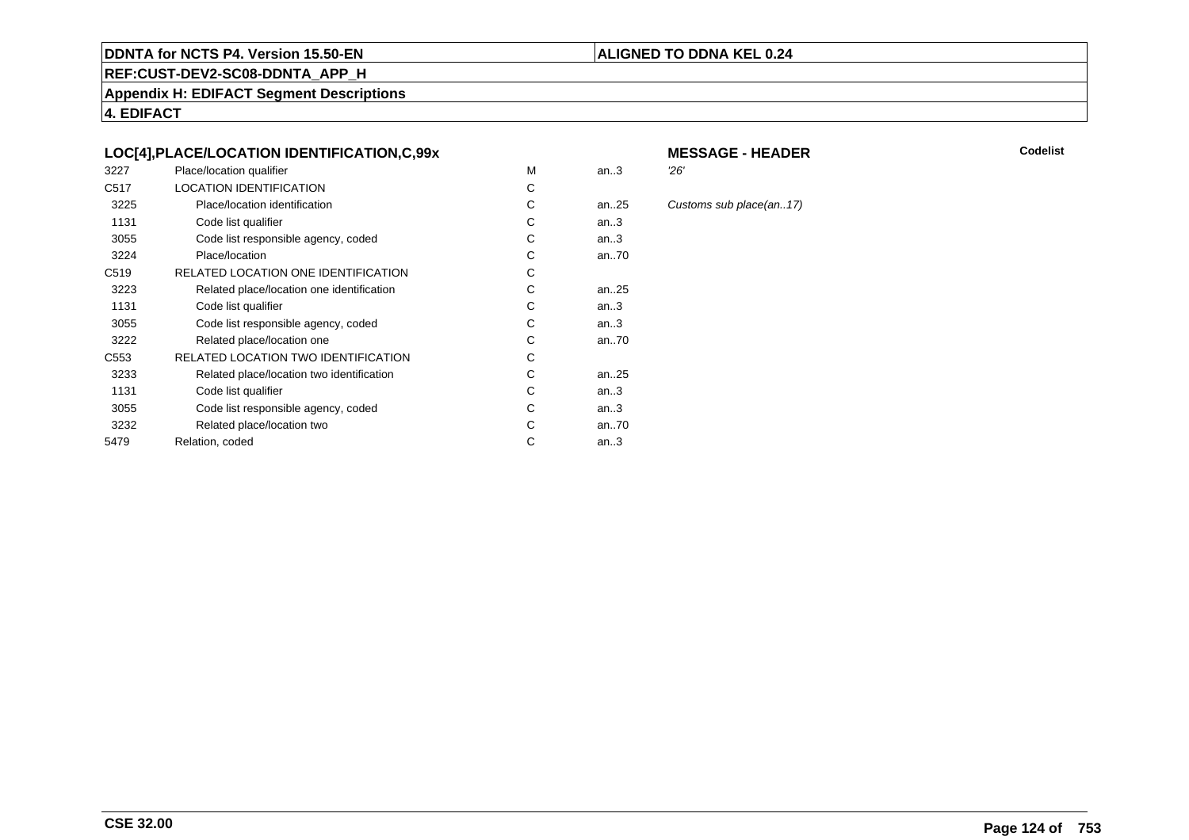**DDNTA for NCTS P4. Version 15.50-EN** | **ALIGNED TO DDNA KEL 0.24**

**REF:CUST-DEV2-SC08-DDNTA_APP_H**

**Appendix H: EDIFACT Segment Descriptions**

**4. EDIFACT**

### LOC[4],PLACE/LOCATION IDENTIFICATION,C,99x

**MESSAGE - HEADER**

| | | | | | Codelist |
|---|---|---|---|---|---|
| 3227 | Place/location qualifier | M | an..3 | *'26'* | |
| C517 | LOCATION IDENTIFICATION | C | | | |
| 3225 | Place/location identification | C | an..25 | *Customs sub place(an..17)* | |
| 1131 | Code list qualifier | C | an..3 | | |
| 3055 | Code list responsible agency, coded | C | an..3 | | |
| 3224 | Place/location | C | an..70 | | |
| C519 | RELATED LOCATION ONE IDENTIFICATION | C | | | |
| 3223 | Related place/location one identification | C | an..25 | | |
| 1131 | Code list qualifier | C | an..3 | | |
| 3055 | Code list responsible agency, coded | C | an..3 | | |
| 3222 | Related place/location one | C | an..70 | | |
| C553 | RELATED LOCATION TWO IDENTIFICATION | C | | | |
| 3233 | Related place/location two identification | C | an..25 | | |
| 1131 | Code list qualifier | C | an..3 | | |
| 3055 | Code list responsible agency, coded | C | an..3 | | |
| 3232 | Related place/location two | C | an..70 | | |
| 5479 | Relation, coded | C | an..3 | | |

**CSE 32.00**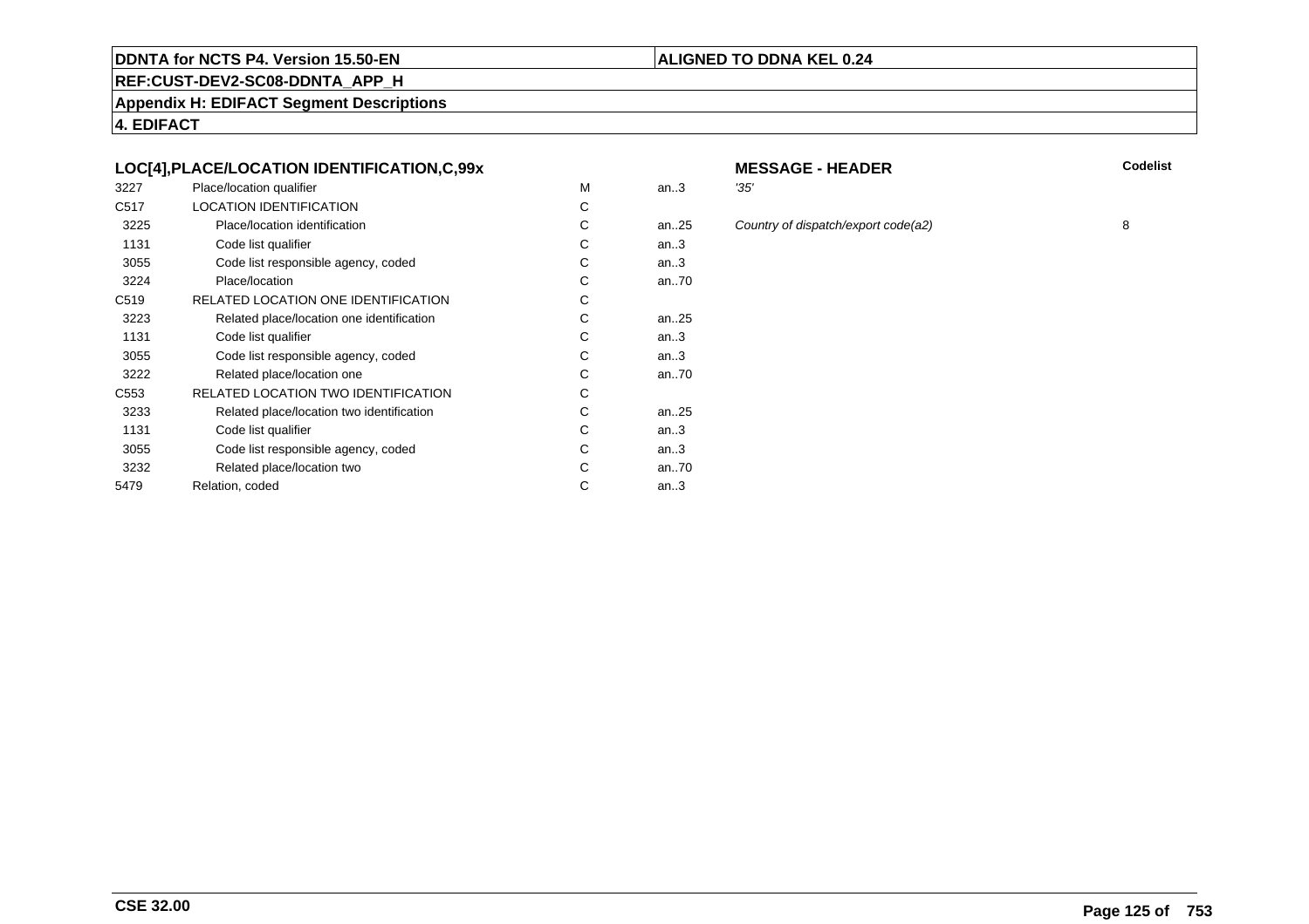**DDNTA for NCTS P4. Version 15.50-EN** | **ALIGNED TO DDNA KEL 0.24**

**REF:CUST-DEV2-SC08-DDNTA_APP_H**

**Appendix H: EDIFACT Segment Descriptions**

**4. EDIFACT**

### LOC[4],PLACE/LOCATION IDENTIFICATION,C,99x

**MESSAGE - HEADER**

| | | | | | Codelist |
|---|---|---|---|---|---|
| 3227 | Place/location qualifier | M | an..3 | *'35'* | |
| C517 | LOCATION IDENTIFICATION | C | | | |
| 3225 | Place/location identification | C | an..25 | *Country of dispatch/export code(a2)* | 8 |
| 1131 | Code list qualifier | C | an..3 | | |
| 3055 | Code list responsible agency, coded | C | an..3 | | |
| 3224 | Place/location | C | an..70 | | |
| C519 | RELATED LOCATION ONE IDENTIFICATION | C | | | |
| 3223 | Related place/location one identification | C | an..25 | | |
| 1131 | Code list qualifier | C | an..3 | | |
| 3055 | Code list responsible agency, coded | C | an..3 | | |
| 3222 | Related place/location one | C | an..70 | | |
| C553 | RELATED LOCATION TWO IDENTIFICATION | C | | | |
| 3233 | Related place/location two identification | C | an..25 | | |
| 1131 | Code list qualifier | C | an..3 | | |
| 3055 | Code list responsible agency, coded | C | an..3 | | |
| 3232 | Related place/location two | C | an..70 | | |
| 5479 | Relation, coded | C | an..3 | | |

**CSE 32.00**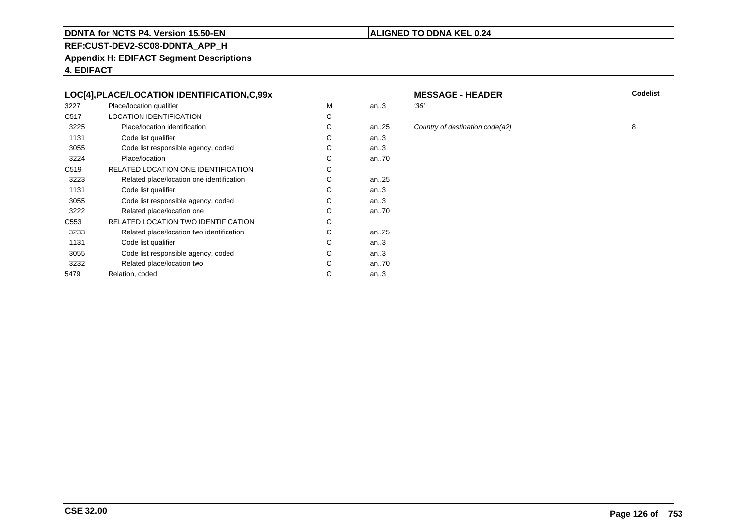## LOC[4],PLACE/LOCATION IDENTIFICATION,C,99x

**MESSAGE - HEADER**

| | | | | | Codelist |
|---|---|---|---|---|---|
| 3227 | Place/location qualifier | M | an..3 | *'36'* | |
| C517 | LOCATION IDENTIFICATION | C | | | |
| 3225 | Place/location identification | C | an..25 | *Country of destination code(a2)* | 8 |
| 1131 | Code list qualifier | C | an..3 | | |
| 3055 | Code list responsible agency, coded | C | an..3 | | |
| 3224 | Place/location | C | an..70 | | |
| C519 | RELATED LOCATION ONE IDENTIFICATION | C | | | |
| 3223 | Related place/location one identification | C | an..25 | | |
| 1131 | Code list qualifier | C | an..3 | | |
| 3055 | Code list responsible agency, coded | C | an..3 | | |
| 3222 | Related place/location one | C | an..70 | | |
| C553 | RELATED LOCATION TWO IDENTIFICATION | C | | | |
| 3233 | Related place/location two identification | C | an..25 | | |
| 1131 | Code list qualifier | C | an..3 | | |
| 3055 | Code list responsible agency, coded | C | an..3 | | |
| 3232 | Related place/location two | C | an..70 | | |
| 5479 | Relation, coded | C | an..3 | | |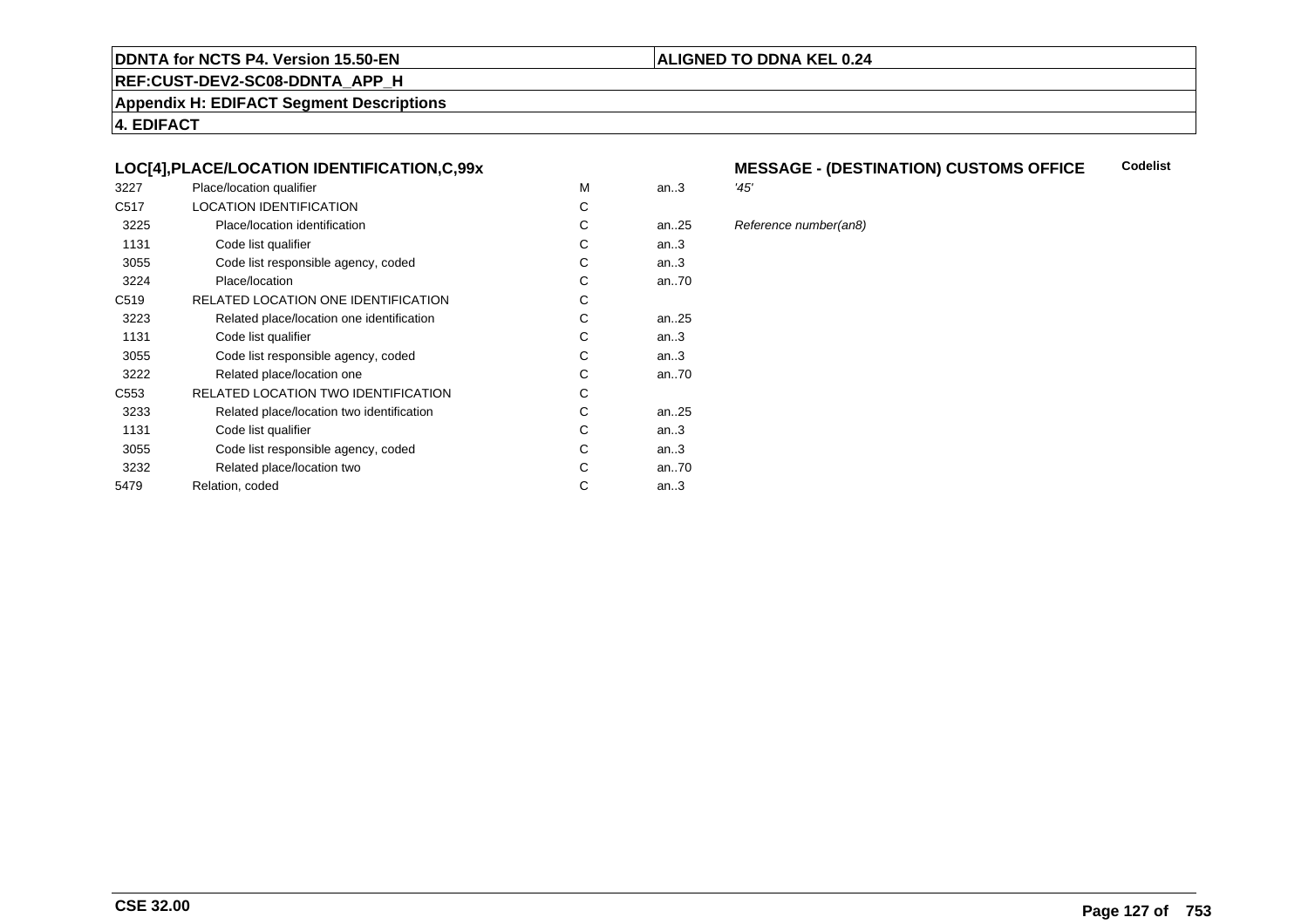**DDNTA for NCTS P4. Version 15.50-EN** | **ALIGNED TO DDNA KEL 0.24**

**REF:CUST-DEV2-SC08-DDNTA_APP_H**

**Appendix H: EDIFACT Segment Descriptions**

**4. EDIFACT**

### LOC[4],PLACE/LOCATION IDENTIFICATION,C,99x

**MESSAGE - (DESTINATION) CUSTOMS OFFICE** — **Codelist**

| Tag | Name | Status | Format | Description |
|---|---|---|---|---|
| 3227 | Place/location qualifier | M | an..3 | *'45'* |
| C517 | LOCATION IDENTIFICATION | C | | |
| 3225 | Place/location identification | C | an..25 | *Reference number(an8)* |
| 1131 | Code list qualifier | C | an..3 | |
| 3055 | Code list responsible agency, coded | C | an..3 | |
| 3224 | Place/location | C | an..70 | |
| C519 | RELATED LOCATION ONE IDENTIFICATION | C | | |
| 3223 | Related place/location one identification | C | an..25 | |
| 1131 | Code list qualifier | C | an..3 | |
| 3055 | Code list responsible agency, coded | C | an..3 | |
| 3222 | Related place/location one | C | an..70 | |
| C553 | RELATED LOCATION TWO IDENTIFICATION | C | | |
| 3233 | Related place/location two identification | C | an..25 | |
| 1131 | Code list qualifier | C | an..3 | |
| 3055 | Code list responsible agency, coded | C | an..3 | |
| 3232 | Related place/location two | C | an..70 | |
| 5479 | Relation, coded | C | an..3 | |

**CSE 32.00**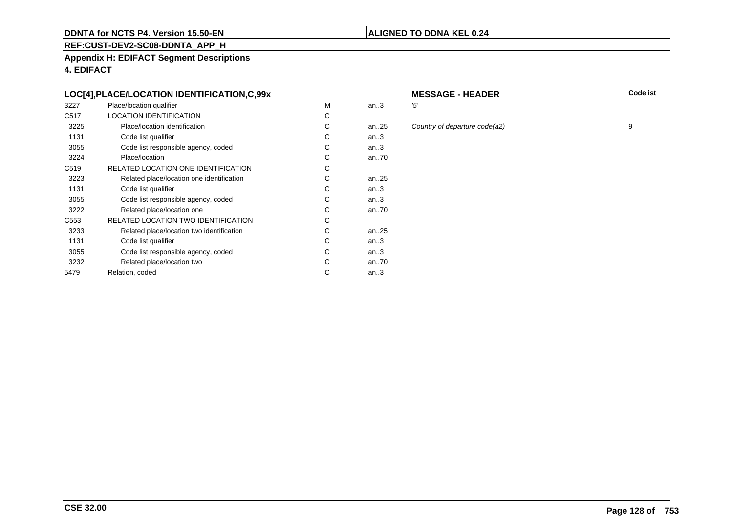**DDNTA for NCTS P4. Version 15.50-EN** | **ALIGNED TO DDNA KEL 0.24**

**REF:CUST-DEV2-SC08-DDNTA_APP_H**

**Appendix H: EDIFACT Segment Descriptions**

**4. EDIFACT**

| LOC[4],PLACE/LOCATION IDENTIFICATION,C,99x | | | | MESSAGE - HEADER | Codelist |
|---|---|---|---|---|---|
| 3227 | Place/location qualifier | M | an..3 | *'5'* | |
| C517 | LOCATION IDENTIFICATION | C | | | |
| 3225 | Place/location identification | C | an..25 | *Country of departure code(a2)* | 9 |
| 1131 | Code list qualifier | C | an..3 | | |
| 3055 | Code list responsible agency, coded | C | an..3 | | |
| 3224 | Place/location | C | an..70 | | |
| C519 | RELATED LOCATION ONE IDENTIFICATION | C | | | |
| 3223 | Related place/location one identification | C | an..25 | | |
| 1131 | Code list qualifier | C | an..3 | | |
| 3055 | Code list responsible agency, coded | C | an..3 | | |
| 3222 | Related place/location one | C | an..70 | | |
| C553 | RELATED LOCATION TWO IDENTIFICATION | C | | | |
| 3233 | Related place/location two identification | C | an..25 | | |
| 1131 | Code list qualifier | C | an..3 | | |
| 3055 | Code list responsible agency, coded | C | an..3 | | |
| 3232 | Related place/location two | C | an..70 | | |
| 5479 | Relation, coded | C | an..3 | | |

**CSE 32.00**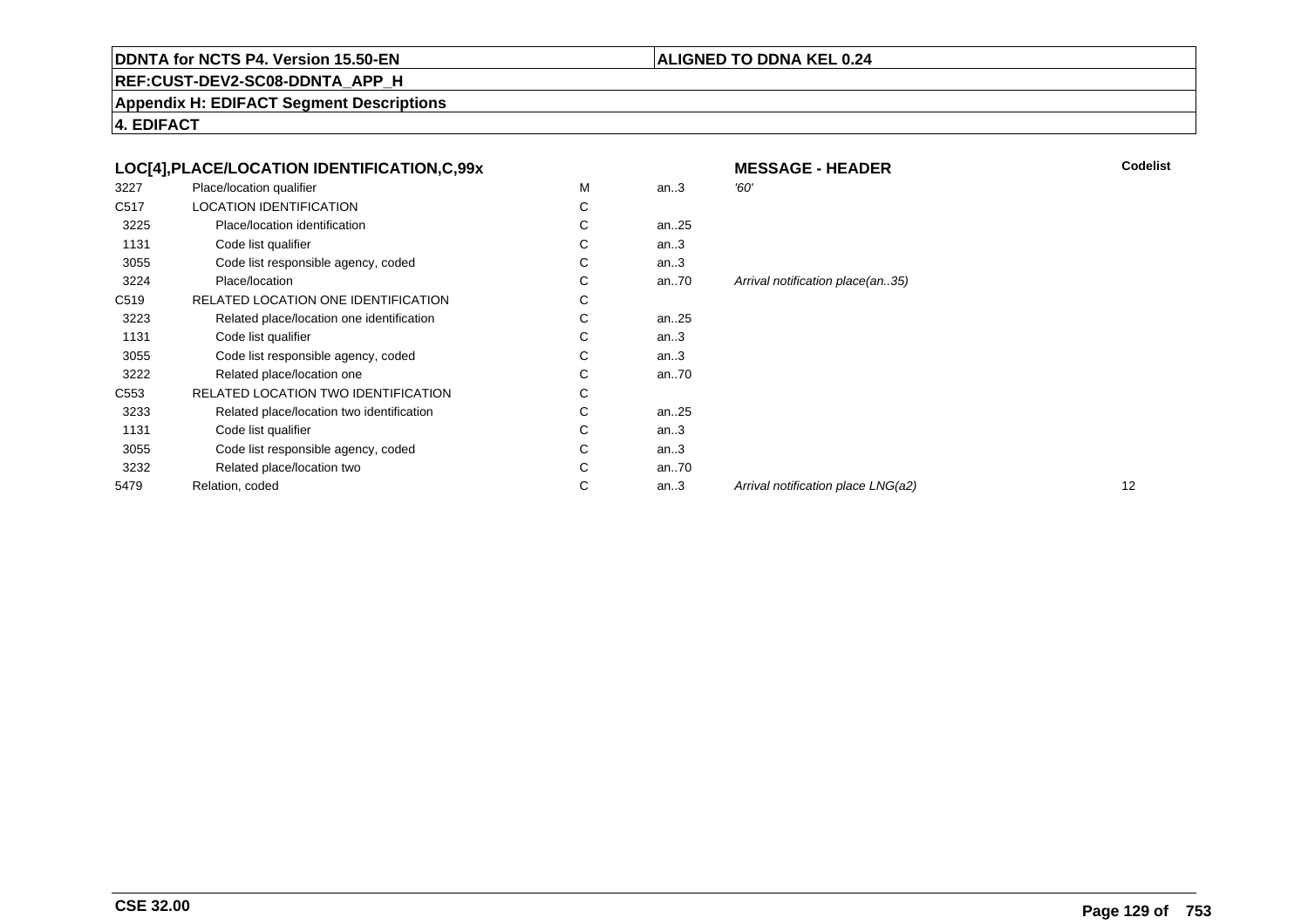**DDNTA for NCTS P4. Version 15.50-EN** | **ALIGNED TO DDNA KEL 0.24**

**REF:CUST-DEV2-SC08-DDNTA_APP_H**

**Appendix H: EDIFACT Segment Descriptions**

**4. EDIFACT**

| **LOC[4],PLACE/LOCATION IDENTIFICATION,C,99x** | | | | **MESSAGE - HEADER** | **Codelist** |
|---|---|---|---|---|---|
| 3227 | Place/location qualifier | M | an..3 | *'60'* | |
| C517 | LOCATION IDENTIFICATION | C | | | |
| 3225 | Place/location identification | C | an..25 | | |
| 1131 | Code list qualifier | C | an..3 | | |
| 3055 | Code list responsible agency, coded | C | an..3 | | |
| 3224 | Place/location | C | an..70 | *Arrival notification place(an..35)* | |
| C519 | RELATED LOCATION ONE IDENTIFICATION | C | | | |
| 3223 | Related place/location one identification | C | an..25 | | |
| 1131 | Code list qualifier | C | an..3 | | |
| 3055 | Code list responsible agency, coded | C | an..3 | | |
| 3222 | Related place/location one | C | an..70 | | |
| C553 | RELATED LOCATION TWO IDENTIFICATION | C | | | |
| 3233 | Related place/location two identification | C | an..25 | | |
| 1131 | Code list qualifier | C | an..3 | | |
| 3055 | Code list responsible agency, coded | C | an..3 | | |
| 3232 | Related place/location two | C | an..70 | | |
| 5479 | Relation, coded | C | an..3 | *Arrival notification place LNG(a2)* | 12 |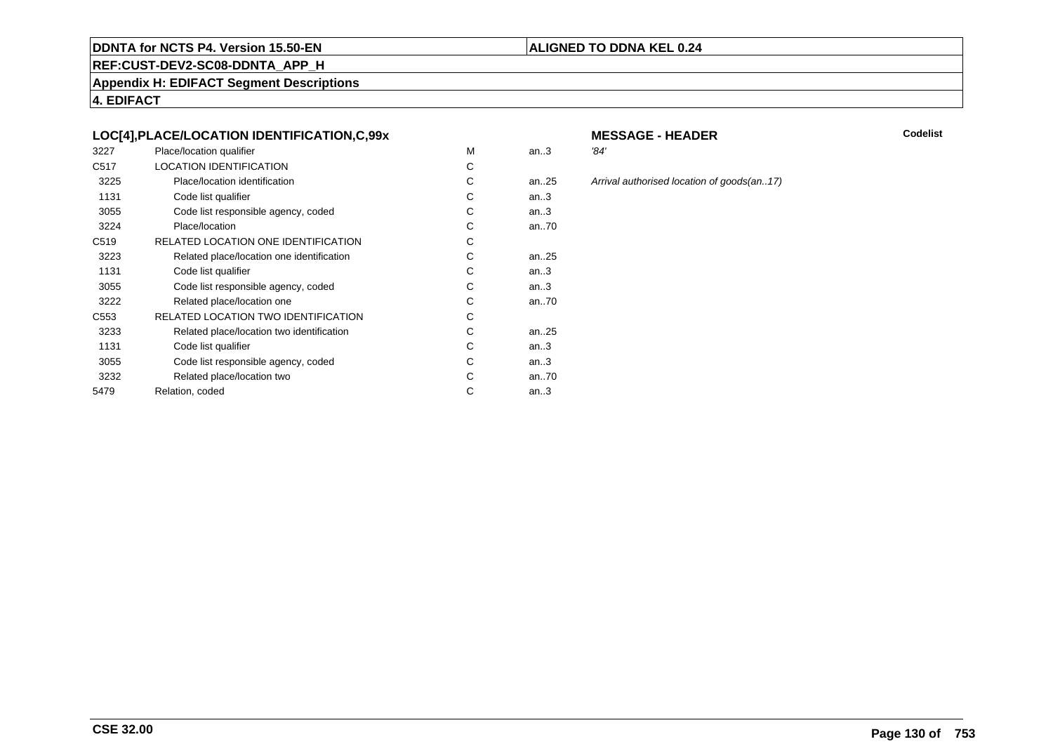**DDNTA for NCTS P4. Version 15.50-EN** | **ALIGNED TO DDNA KEL 0.24**

**REF:CUST-DEV2-SC08-DDNTA_APP_H**

**Appendix H: EDIFACT Segment Descriptions**

**4. EDIFACT**

### LOC[4],PLACE/LOCATION IDENTIFICATION,C,99x

**MESSAGE - HEADER** — **Codelist**

| | | | | |
|---|---|---|---|---|
| 3227 | Place/location qualifier | M | an..3 | *'84'* |
| C517 | LOCATION IDENTIFICATION | C | | |
| 3225 | Place/location identification | C | an..25 | *Arrival authorised location of goods(an..17)* |
| 1131 | Code list qualifier | C | an..3 | |
| 3055 | Code list responsible agency, coded | C | an..3 | |
| 3224 | Place/location | C | an..70 | |
| C519 | RELATED LOCATION ONE IDENTIFICATION | C | | |
| 3223 | Related place/location one identification | C | an..25 | |
| 1131 | Code list qualifier | C | an..3 | |
| 3055 | Code list responsible agency, coded | C | an..3 | |
| 3222 | Related place/location one | C | an..70 | |
| C553 | RELATED LOCATION TWO IDENTIFICATION | C | | |
| 3233 | Related place/location two identification | C | an..25 | |
| 1131 | Code list qualifier | C | an..3 | |
| 3055 | Code list responsible agency, coded | C | an..3 | |
| 3232 | Related place/location two | C | an..70 | |
| 5479 | Relation, coded | C | an..3 | |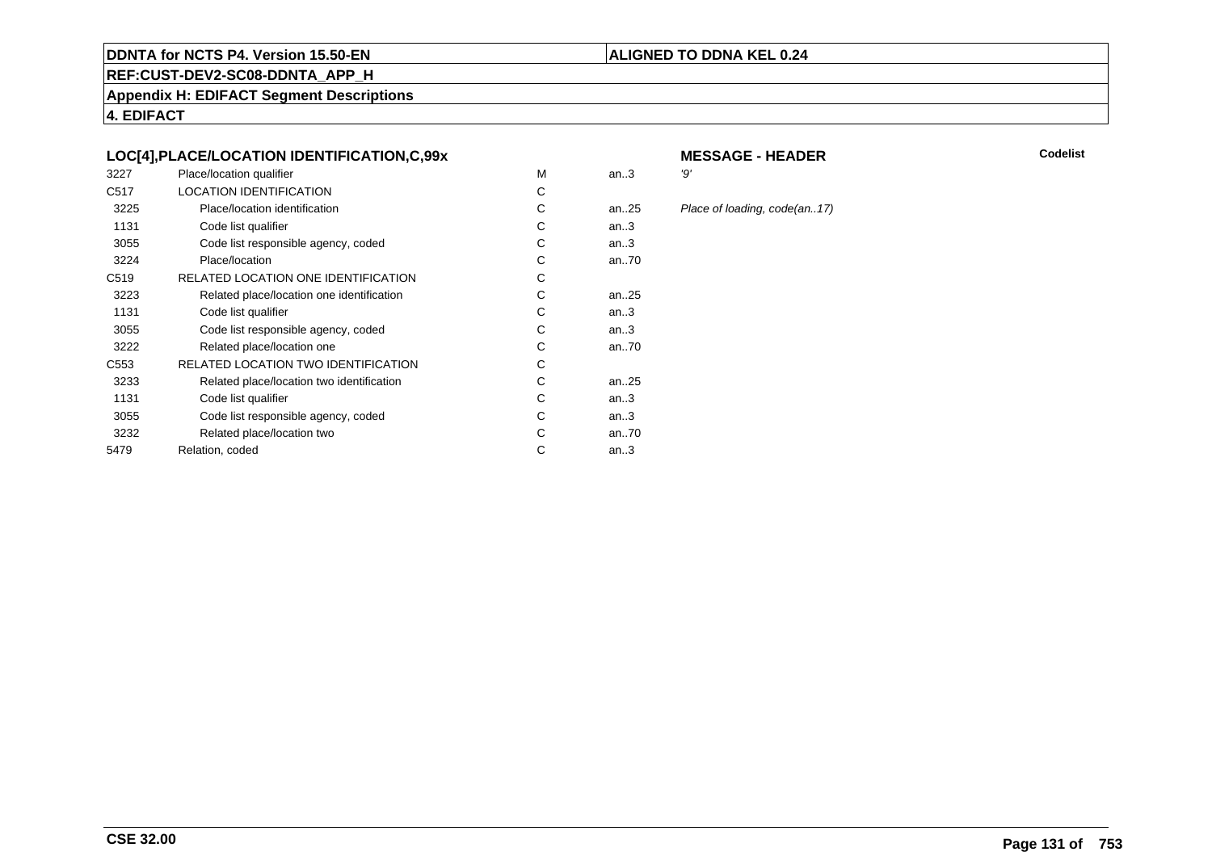**DDNTA for NCTS P4. Version 15.50-EN** | **ALIGNED TO DDNA KEL 0.24**

**REF:CUST-DEV2-SC08-DDNTA_APP_H**

**Appendix H: EDIFACT Segment Descriptions**

**4. EDIFACT**

### LOC[4],PLACE/LOCATION IDENTIFICATION,C,99x

**MESSAGE - HEADER** — **Codelist**

| | | | | |
|---|---|---|---|---|
| 3227 | Place/location qualifier | M | an..3 | *'9'* |
| C517 | LOCATION IDENTIFICATION | C | | |
| 3225 | Place/location identification | C | an..25 | *Place of loading, code(an..17)* |
| 1131 | Code list qualifier | C | an..3 | |
| 3055 | Code list responsible agency, coded | C | an..3 | |
| 3224 | Place/location | C | an..70 | |
| C519 | RELATED LOCATION ONE IDENTIFICATION | C | | |
| 3223 | Related place/location one identification | C | an..25 | |
| 1131 | Code list qualifier | C | an..3 | |
| 3055 | Code list responsible agency, coded | C | an..3 | |
| 3222 | Related place/location one | C | an..70 | |
| C553 | RELATED LOCATION TWO IDENTIFICATION | C | | |
| 3233 | Related place/location two identification | C | an..25 | |
| 1131 | Code list qualifier | C | an..3 | |
| 3055 | Code list responsible agency, coded | C | an..3 | |
| 3232 | Related place/location two | C | an..70 | |
| 5479 | Relation, coded | C | an..3 | |

**CSE 32.00**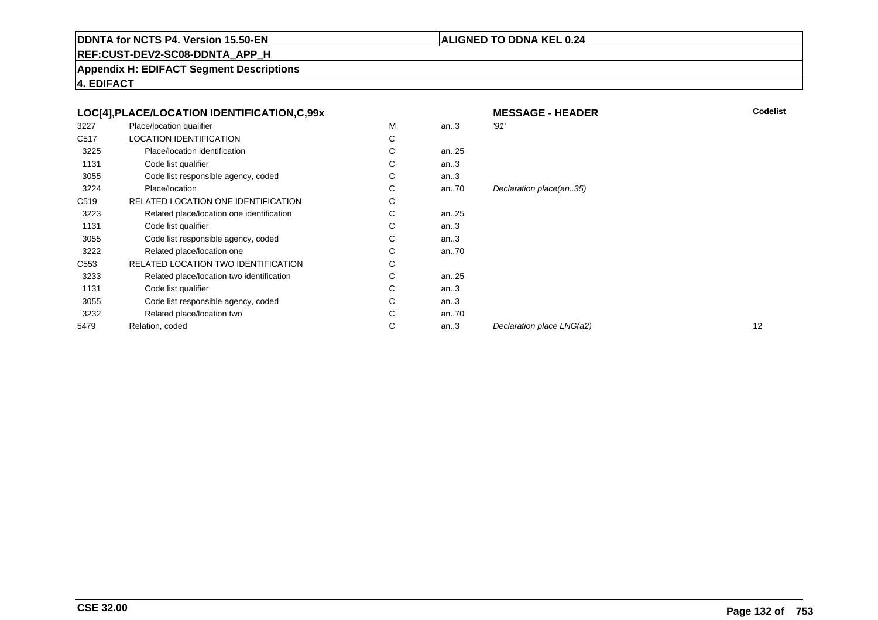## LOC[4],PLACE/LOCATION IDENTIFICATION,C,99x

**MESSAGE - HEADER**

| | | | | | Codelist |
|---|---|---|---|---|---|
| 3227 | Place/location qualifier | M | an..3 | *'91'* | |
| C517 | LOCATION IDENTIFICATION | C | | | |
| 3225 | Place/location identification | C | an..25 | | |
| 1131 | Code list qualifier | C | an..3 | | |
| 3055 | Code list responsible agency, coded | C | an..3 | | |
| 3224 | Place/location | C | an..70 | *Declaration place(an..35)* | |
| C519 | RELATED LOCATION ONE IDENTIFICATION | C | | | |
| 3223 | Related place/location one identification | C | an..25 | | |
| 1131 | Code list qualifier | C | an..3 | | |
| 3055 | Code list responsible agency, coded | C | an..3 | | |
| 3222 | Related place/location one | C | an..70 | | |
| C553 | RELATED LOCATION TWO IDENTIFICATION | C | | | |
| 3233 | Related place/location two identification | C | an..25 | | |
| 1131 | Code list qualifier | C | an..3 | | |
| 3055 | Code list responsible agency, coded | C | an..3 | | |
| 3232 | Related place/location two | C | an..70 | | |
| 5479 | Relation, coded | C | an..3 | *Declaration place LNG(a2)* | 12 |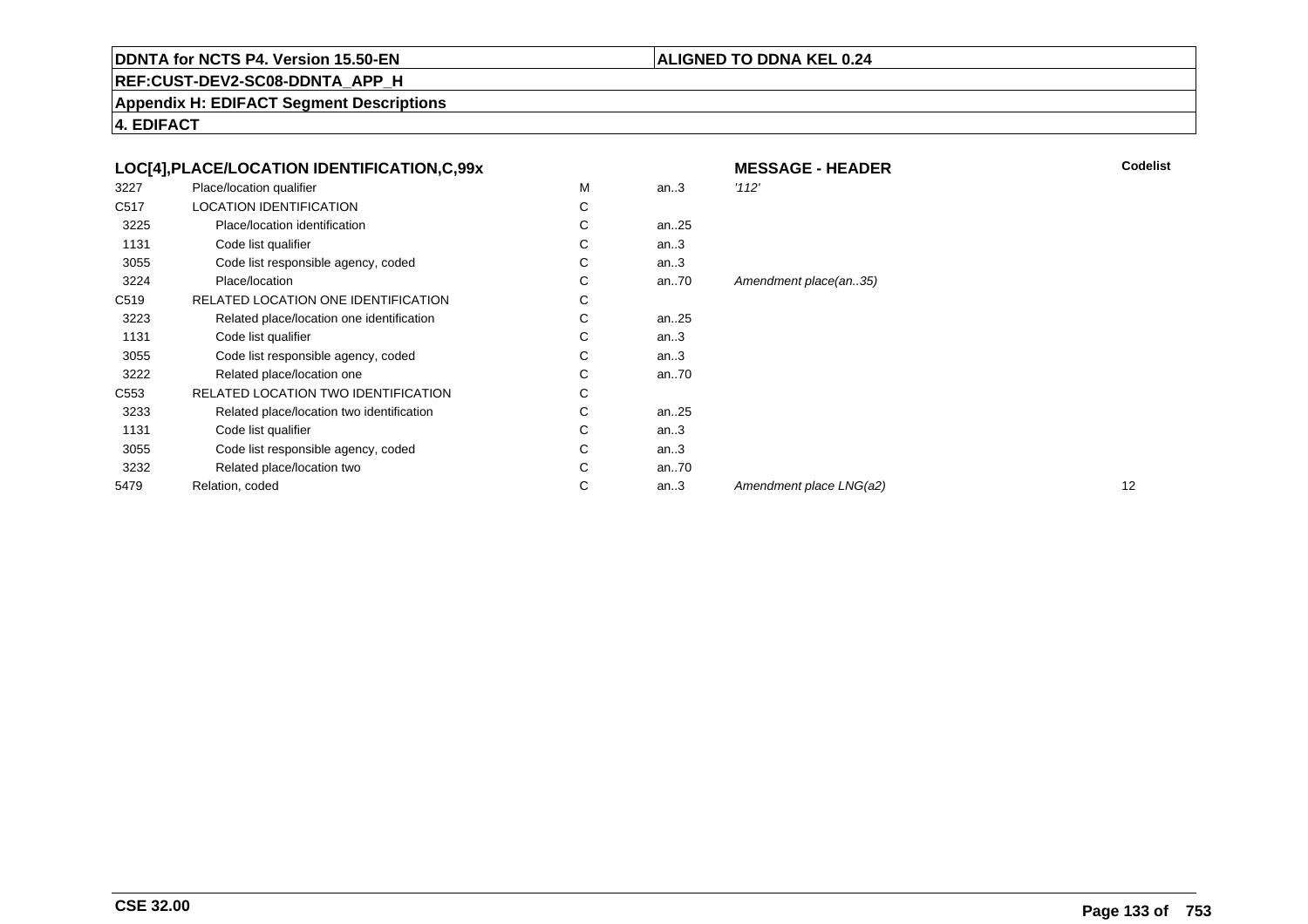**DDNTA for NCTS P4. Version 15.50-EN** | **ALIGNED TO DDNA KEL 0.24**

**REF:CUST-DEV2-SC08-DDNTA_APP_H**

**Appendix H: EDIFACT Segment Descriptions**

**4. EDIFACT**

| LOC[4],PLACE/LOCATION IDENTIFICATION,C,99x | | | | MESSAGE - HEADER | Codelist |
|---|---|---|---|---|---|
| 3227 | Place/location qualifier | M | an..3 | *'112'* | |
| C517 | LOCATION IDENTIFICATION | C | | | |
| 3225 | Place/location identification | C | an..25 | | |
| 1131 | Code list qualifier | C | an..3 | | |
| 3055 | Code list responsible agency, coded | C | an..3 | | |
| 3224 | Place/location | C | an..70 | *Amendment place(an..35)* | |
| C519 | RELATED LOCATION ONE IDENTIFICATION | C | | | |
| 3223 | Related place/location one identification | C | an..25 | | |
| 1131 | Code list qualifier | C | an..3 | | |
| 3055 | Code list responsible agency, coded | C | an..3 | | |
| 3222 | Related place/location one | C | an..70 | | |
| C553 | RELATED LOCATION TWO IDENTIFICATION | C | | | |
| 3233 | Related place/location two identification | C | an..25 | | |
| 1131 | Code list qualifier | C | an..3 | | |
| 3055 | Code list responsible agency, coded | C | an..3 | | |
| 3232 | Related place/location two | C | an..70 | | |
| 5479 | Relation, coded | C | an..3 | *Amendment place LNG(a2)* | 12 |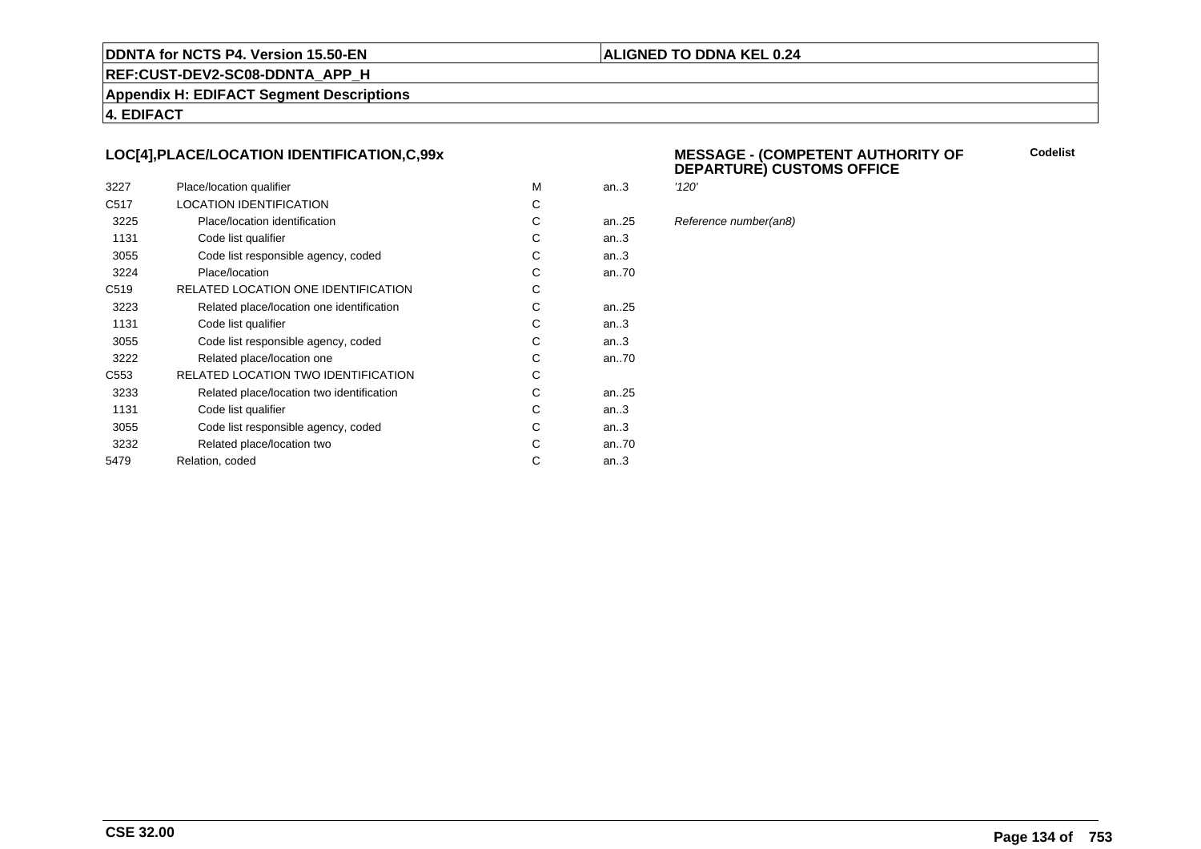**DDNTA for NCTS P4. Version 15.50-EN** | **ALIGNED TO DDNA KEL 0.24**

**REF:CUST-DEV2-SC08-DDNTA_APP_H**

**Appendix H: EDIFACT Segment Descriptions**

**4. EDIFACT**

## LOC[4],PLACE/LOCATION IDENTIFICATION,C,99x

**MESSAGE - (COMPETENT AUTHORITY OF DEPARTURE) CUSTOMS OFFICE**

| | | | | | Codelist |
|---|---|---|---|---|---|
| 3227 | Place/location qualifier | M | an..3 | *'120'* | |
| C517 | LOCATION IDENTIFICATION | C | | | |
| 3225 | Place/location identification | C | an..25 | *Reference number(an8)* | |
| 1131 | Code list qualifier | C | an..3 | | |
| 3055 | Code list responsible agency, coded | C | an..3 | | |
| 3224 | Place/location | C | an..70 | | |
| C519 | RELATED LOCATION ONE IDENTIFICATION | C | | | |
| 3223 | Related place/location one identification | C | an..25 | | |
| 1131 | Code list qualifier | C | an..3 | | |
| 3055 | Code list responsible agency, coded | C | an..3 | | |
| 3222 | Related place/location one | C | an..70 | | |
| C553 | RELATED LOCATION TWO IDENTIFICATION | C | | | |
| 3233 | Related place/location two identification | C | an..25 | | |
| 1131 | Code list qualifier | C | an..3 | | |
| 3055 | Code list responsible agency, coded | C | an..3 | | |
| 3232 | Related place/location two | C | an..70 | | |
| 5479 | Relation, coded | C | an..3 | | |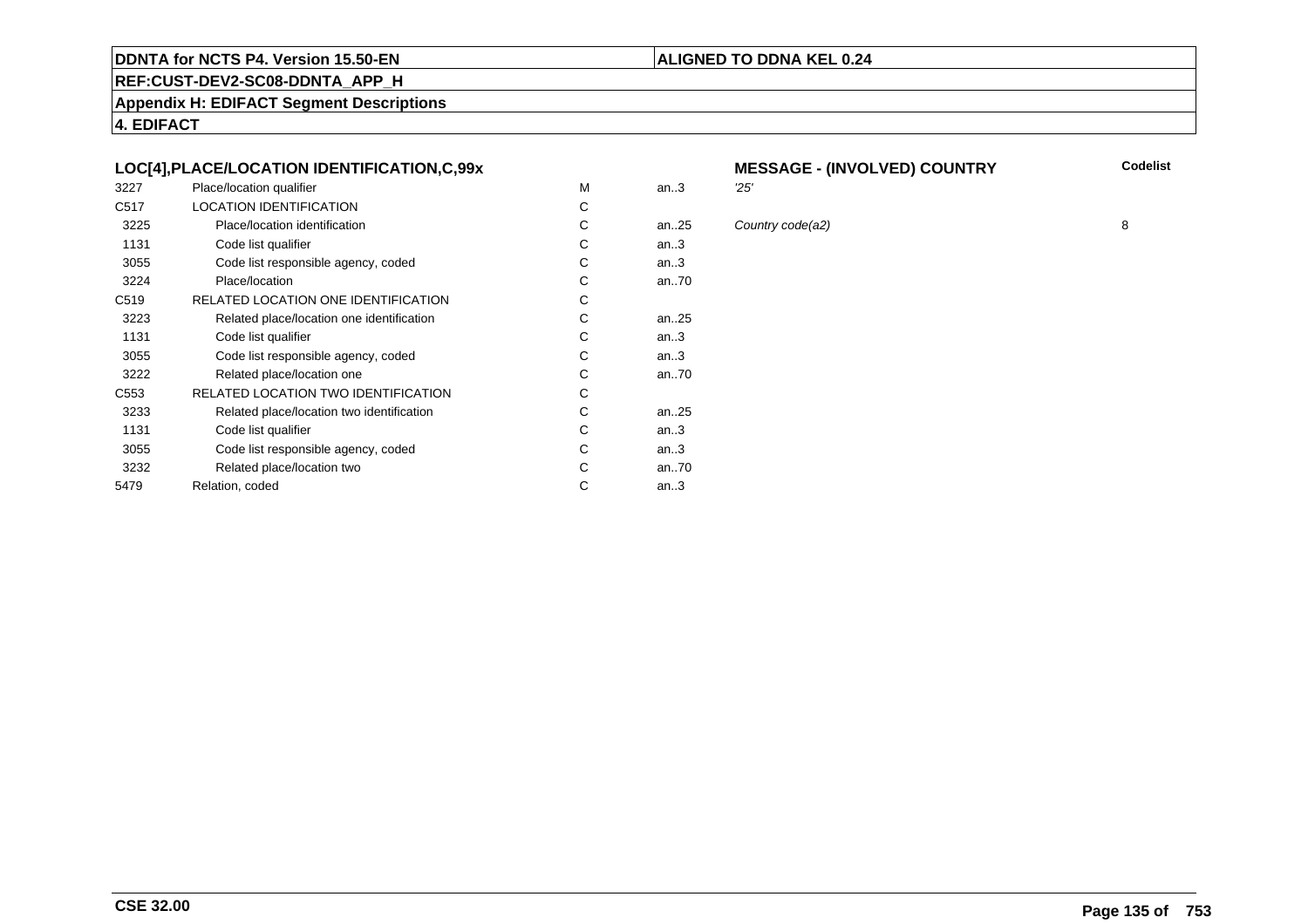**DDNTA for NCTS P4. Version 15.50-EN** | **ALIGNED TO DDNA KEL 0.24**

**REF:CUST-DEV2-SC08-DDNTA_APP_H**

**Appendix H: EDIFACT Segment Descriptions**

**4. EDIFACT**

### LOC[4],PLACE/LOCATION IDENTIFICATION,C,99x — MESSAGE - (INVOLVED) COUNTRY

| Tag | Name | Status | Format | Description | Codelist |
|---|---|---|---|---|---|
| 3227 | Place/location qualifier | M | an..3 | *'25'* | |
| C517 | LOCATION IDENTIFICATION | C | | | |
| 3225 | Place/location identification | C | an..25 | *Country code(a2)* | 8 |
| 1131 | Code list qualifier | C | an..3 | | |
| 3055 | Code list responsible agency, coded | C | an..3 | | |
| 3224 | Place/location | C | an..70 | | |
| C519 | RELATED LOCATION ONE IDENTIFICATION | C | | | |
| 3223 | Related place/location one identification | C | an..25 | | |
| 1131 | Code list qualifier | C | an..3 | | |
| 3055 | Code list responsible agency, coded | C | an..3 | | |
| 3222 | Related place/location one | C | an..70 | | |
| C553 | RELATED LOCATION TWO IDENTIFICATION | C | | | |
| 3233 | Related place/location two identification | C | an..25 | | |
| 1131 | Code list qualifier | C | an..3 | | |
| 3055 | Code list responsible agency, coded | C | an..3 | | |
| 3232 | Related place/location two | C | an..70 | | |
| 5479 | Relation, coded | C | an..3 | | |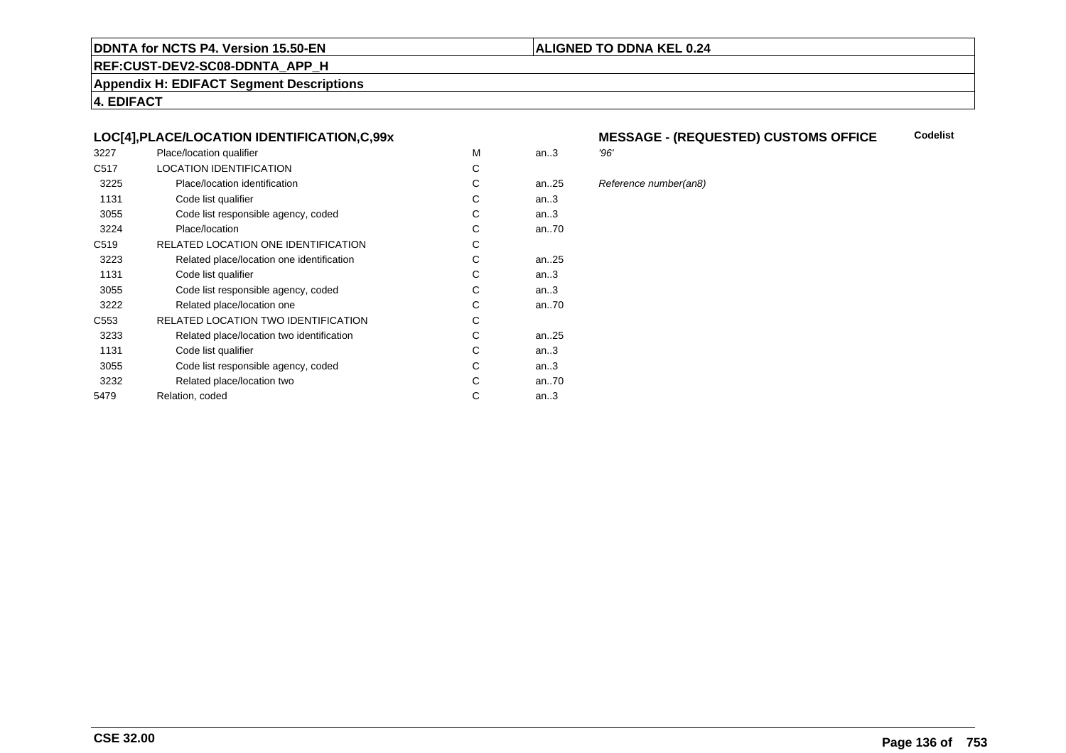**DDNTA for NCTS P4. Version 15.50-EN** | **ALIGNED TO DDNA KEL 0.24**

**REF:CUST-DEV2-SC08-DDNTA_APP_H**

**Appendix H: EDIFACT Segment Descriptions**

**4. EDIFACT**

### LOC[4],PLACE/LOCATION IDENTIFICATION,C,99x

**MESSAGE - (REQUESTED) CUSTOMS OFFICE** — **Codelist**

| | | | | |
|---|---|---|---|---|
| 3227 | Place/location qualifier | M | an..3 | *'96'* |
| C517 | LOCATION IDENTIFICATION | C | | |
| 3225 | Place/location identification | C | an..25 | *Reference number(an8)* |
| 1131 | Code list qualifier | C | an..3 | |
| 3055 | Code list responsible agency, coded | C | an..3 | |
| 3224 | Place/location | C | an..70 | |
| C519 | RELATED LOCATION ONE IDENTIFICATION | C | | |
| 3223 | Related place/location one identification | C | an..25 | |
| 1131 | Code list qualifier | C | an..3 | |
| 3055 | Code list responsible agency, coded | C | an..3 | |
| 3222 | Related place/location one | C | an..70 | |
| C553 | RELATED LOCATION TWO IDENTIFICATION | C | | |
| 3233 | Related place/location two identification | C | an..25 | |
| 1131 | Code list qualifier | C | an..3 | |
| 3055 | Code list responsible agency, coded | C | an..3 | |
| 3232 | Related place/location two | C | an..70 | |
| 5479 | Relation, coded | C | an..3 | |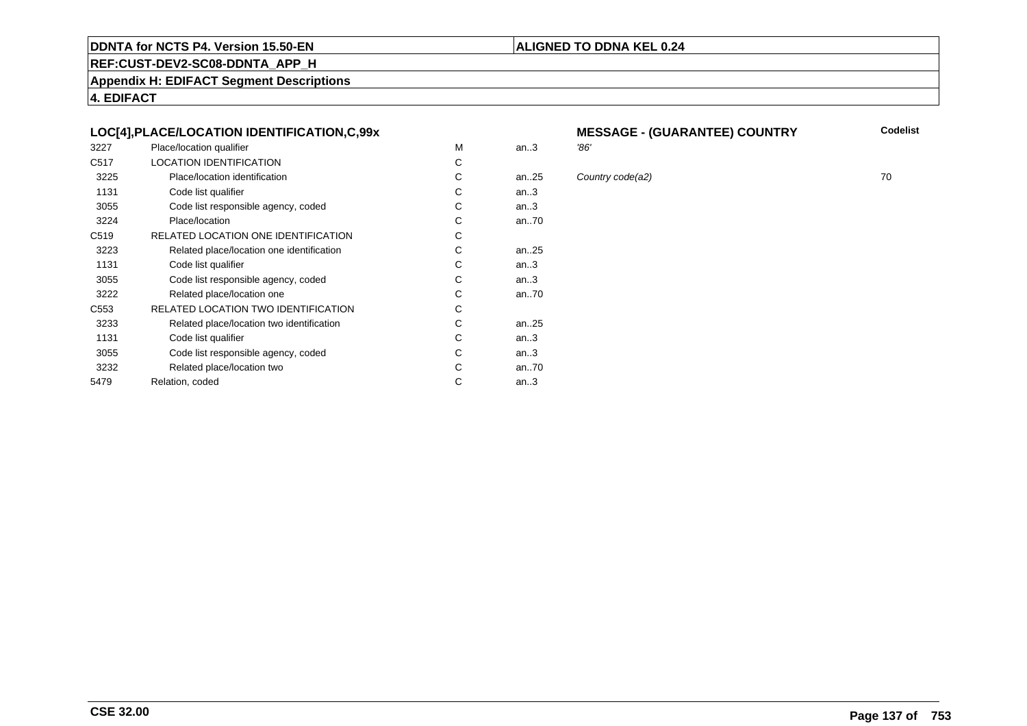**4. EDIFACT**

## LOC[4],PLACE/LOCATION IDENTIFICATION,C,99x

**MESSAGE - (GUARANTEE) COUNTRY**

| | | | | | **Codelist** |
|---|---|---|---|---|---|
| 3227 | Place/location qualifier | M | an..3 | *'86'* | |
| C517 | LOCATION IDENTIFICATION | C | | | |
| 3225 | Place/location identification | C | an..25 | *Country code(a2)* | 70 |
| 1131 | Code list qualifier | C | an..3 | | |
| 3055 | Code list responsible agency, coded | C | an..3 | | |
| 3224 | Place/location | C | an..70 | | |
| C519 | RELATED LOCATION ONE IDENTIFICATION | C | | | |
| 3223 | Related place/location one identification | C | an..25 | | |
| 1131 | Code list qualifier | C | an..3 | | |
| 3055 | Code list responsible agency, coded | C | an..3 | | |
| 3222 | Related place/location one | C | an..70 | | |
| C553 | RELATED LOCATION TWO IDENTIFICATION | C | | | |
| 3233 | Related place/location two identification | C | an..25 | | |
| 1131 | Code list qualifier | C | an..3 | | |
| 3055 | Code list responsible agency, coded | C | an..3 | | |
| 3232 | Related place/location two | C | an..70 | | |
| 5479 | Relation, coded | C | an..3 | | |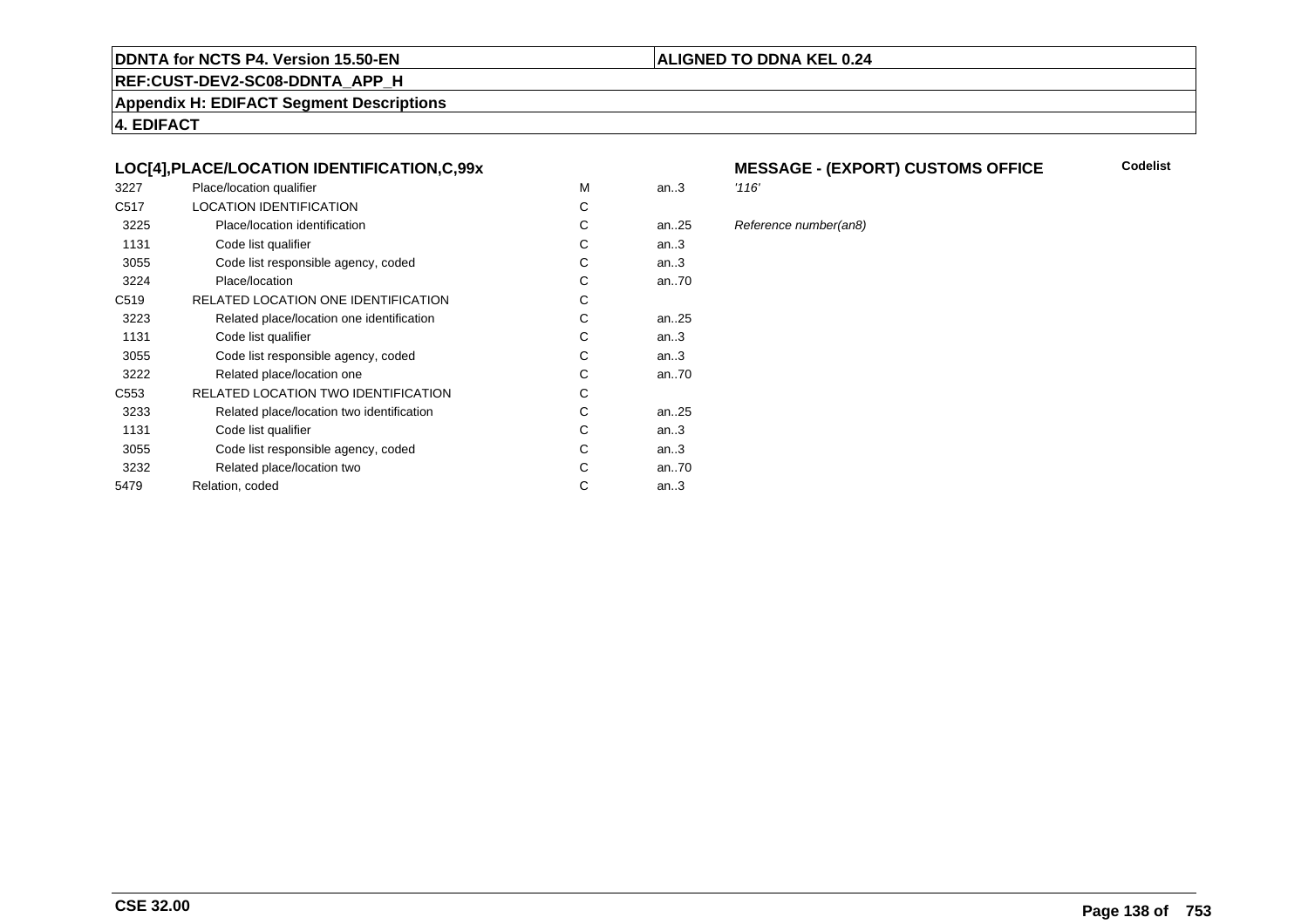**DDNTA for NCTS P4. Version 15.50-EN** | **ALIGNED TO DDNA KEL 0.24**

**REF:CUST-DEV2-SC08-DDNTA_APP_H**

**Appendix H: EDIFACT Segment Descriptions**

**4. EDIFACT**

### LOC[4],PLACE/LOCATION IDENTIFICATION,C,99x

**MESSAGE - (EXPORT) CUSTOMS OFFICE** — **Codelist**

| | | | | |
|---|---|---|---|---|
| 3227 | Place/location qualifier | M | an..3 | *'116'* |
| C517 | LOCATION IDENTIFICATION | C | | |
| 3225 | Place/location identification | C | an..25 | *Reference number(an8)* |
| 1131 | Code list qualifier | C | an..3 | |
| 3055 | Code list responsible agency, coded | C | an..3 | |
| 3224 | Place/location | C | an..70 | |
| C519 | RELATED LOCATION ONE IDENTIFICATION | C | | |
| 3223 | Related place/location one identification | C | an..25 | |
| 1131 | Code list qualifier | C | an..3 | |
| 3055 | Code list responsible agency, coded | C | an..3 | |
| 3222 | Related place/location one | C | an..70 | |
| C553 | RELATED LOCATION TWO IDENTIFICATION | C | | |
| 3233 | Related place/location two identification | C | an..25 | |
| 1131 | Code list qualifier | C | an..3 | |
| 3055 | Code list responsible agency, coded | C | an..3 | |
| 3232 | Related place/location two | C | an..70 | |
| 5479 | Relation, coded | C | an..3 | |

**CSE 32.00**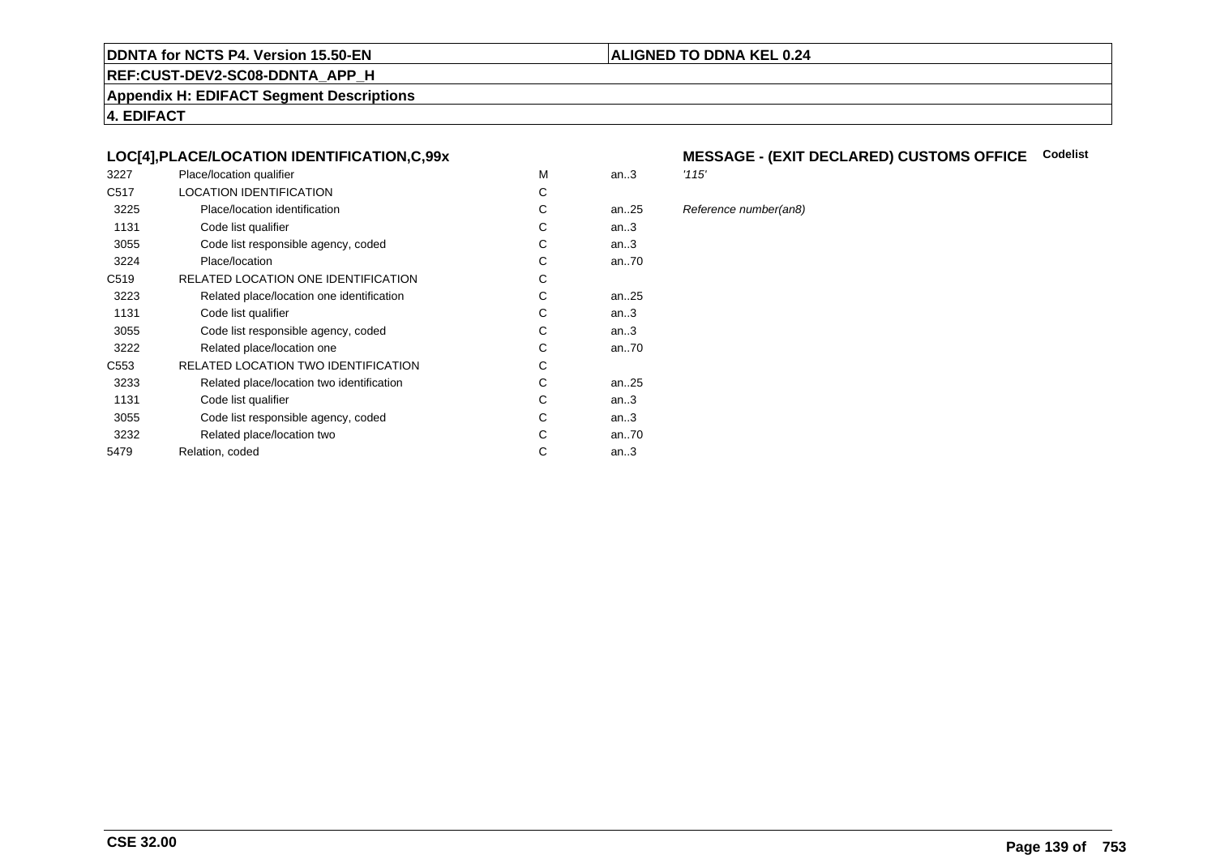**DDNTA for NCTS P4. Version 15.50-EN** | **ALIGNED TO DDNA KEL 0.24**

**REF:CUST-DEV2-SC08-DDNTA_APP_H**

**Appendix H: EDIFACT Segment Descriptions**

**4. EDIFACT**

### LOC[4],PLACE/LOCATION IDENTIFICATION,C,99x

**MESSAGE - (EXIT DECLARED) CUSTOMS OFFICE** **Codelist**

| | | | | |
|---|---|---|---|---|
| 3227 | Place/location qualifier | M | an..3 | *'115'* |
| C517 | LOCATION IDENTIFICATION | C | | |
| 3225 | Place/location identification | C | an..25 | *Reference number(an8)* |
| 1131 | Code list qualifier | C | an..3 | |
| 3055 | Code list responsible agency, coded | C | an..3 | |
| 3224 | Place/location | C | an..70 | |
| C519 | RELATED LOCATION ONE IDENTIFICATION | C | | |
| 3223 | Related place/location one identification | C | an..25 | |
| 1131 | Code list qualifier | C | an..3 | |
| 3055 | Code list responsible agency, coded | C | an..3 | |
| 3222 | Related place/location one | C | an..70 | |
| C553 | RELATED LOCATION TWO IDENTIFICATION | C | | |
| 3233 | Related place/location two identification | C | an..25 | |
| 1131 | Code list qualifier | C | an..3 | |
| 3055 | Code list responsible agency, coded | C | an..3 | |
| 3232 | Related place/location two | C | an..70 | |
| 5479 | Relation, coded | C | an..3 | |

**CSE 32.00**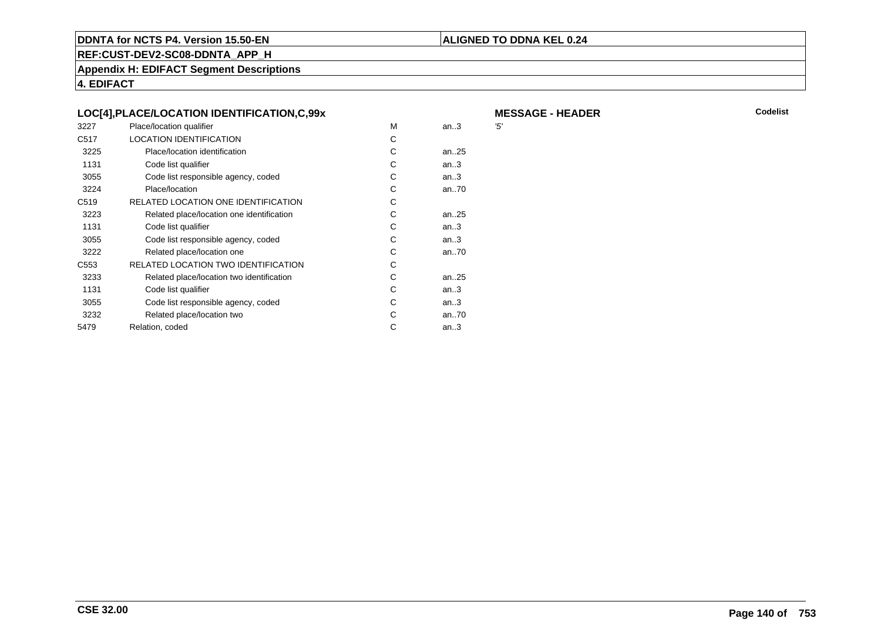DDNTA for NCTS P4. Version 15.50-EN

ALIGNED TO DDNA KEL 0.24

REF:CUST-DEV2-SC08-DDNTA_APP_H

Appendix H: EDIFACT Segment Descriptions

4. EDIFACT

### LOC[4],PLACE/LOCATION IDENTIFICATION,C,99x

**MESSAGE - HEADER**

| | | | | | Codelist |
|---|---|---|---|---|---|
| 3227 | Place/location qualifier | M | an..3 | '5' | |
| C517 | LOCATION IDENTIFICATION | C | | | |
| 3225 | Place/location identification | C | an..25 | | |
| 1131 | Code list qualifier | C | an..3 | | |
| 3055 | Code list responsible agency, coded | C | an..3 | | |
| 3224 | Place/location | C | an..70 | | |
| C519 | RELATED LOCATION ONE IDENTIFICATION | C | | | |
| 3223 | Related place/location one identification | C | an..25 | | |
| 1131 | Code list qualifier | C | an..3 | | |
| 3055 | Code list responsible agency, coded | C | an..3 | | |
| 3222 | Related place/location one | C | an..70 | | |
| C553 | RELATED LOCATION TWO IDENTIFICATION | C | | | |
| 3233 | Related place/location two identification | C | an..25 | | |
| 1131 | Code list qualifier | C | an..3 | | |
| 3055 | Code list responsible agency, coded | C | an..3 | | |
| 3232 | Related place/location two | C | an..70 | | |
| 5479 | Relation, coded | C | an..3 | | |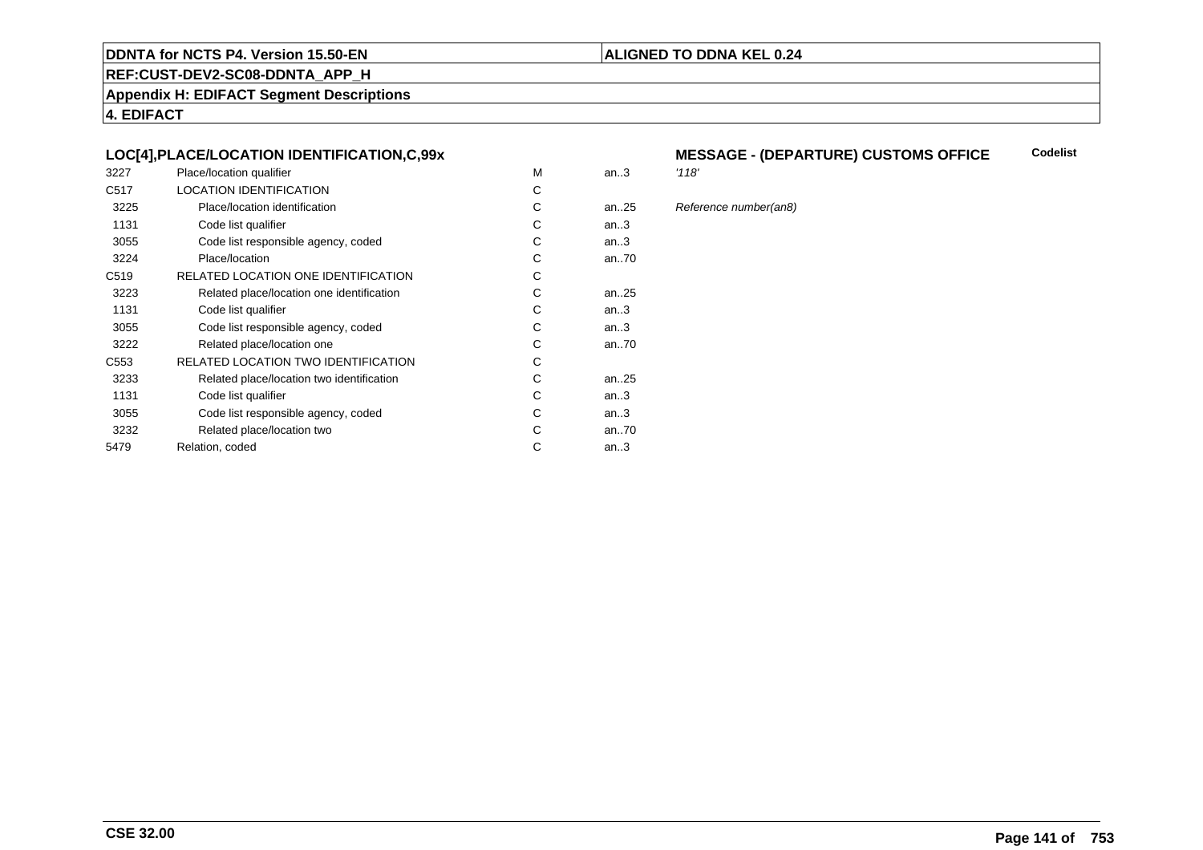**DDNTA for NCTS P4. Version 15.50-EN** | **ALIGNED TO DDNA KEL 0.24**

**REF:CUST-DEV2-SC08-DDNTA_APP_H**

**Appendix H: EDIFACT Segment Descriptions**

**4. EDIFACT**

### LOC[4],PLACE/LOCATION IDENTIFICATION,C,99x

### MESSAGE - (DEPARTURE) CUSTOMS OFFICE

| | | | | | Codelist |
|---|---|---|---|---|---|
| 3227 | Place/location qualifier | M | an..3 | *'118'* | |
| C517 | LOCATION IDENTIFICATION | C | | | |
| 3225 | Place/location identification | C | an..25 | *Reference number(an8)* | |
| 1131 | Code list qualifier | C | an..3 | | |
| 3055 | Code list responsible agency, coded | C | an..3 | | |
| 3224 | Place/location | C | an..70 | | |
| C519 | RELATED LOCATION ONE IDENTIFICATION | C | | | |
| 3223 | Related place/location one identification | C | an..25 | | |
| 1131 | Code list qualifier | C | an..3 | | |
| 3055 | Code list responsible agency, coded | C | an..3 | | |
| 3222 | Related place/location one | C | an..70 | | |
| C553 | RELATED LOCATION TWO IDENTIFICATION | C | | | |
| 3233 | Related place/location two identification | C | an..25 | | |
| 1131 | Code list qualifier | C | an..3 | | |
| 3055 | Code list responsible agency, coded | C | an..3 | | |
| 3232 | Related place/location two | C | an..70 | | |
| 5479 | Relation, coded | C | an..3 | | |

**CSE 32.00**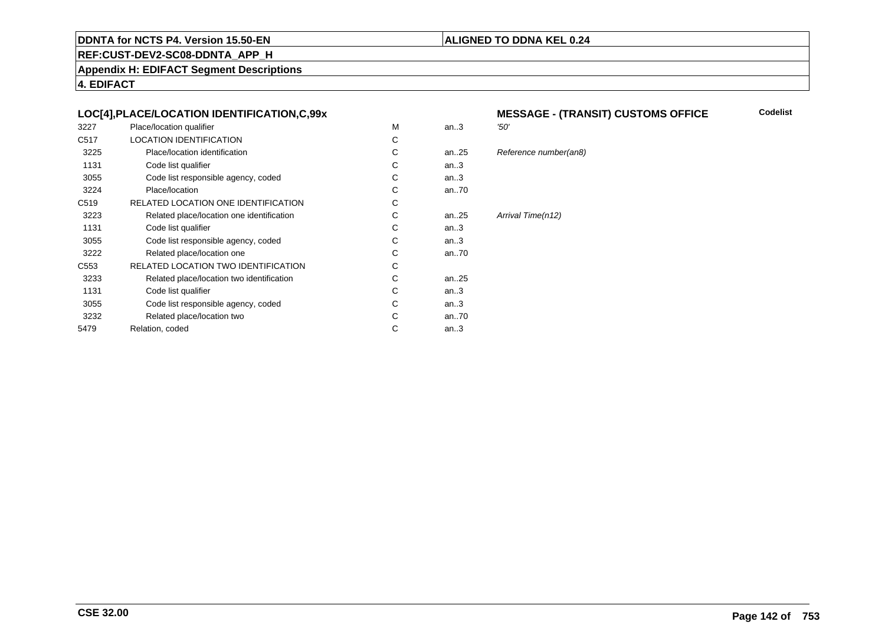**DDNTA for NCTS P4. Version 15.50-EN** | **ALIGNED TO DDNA KEL 0.24**

**REF:CUST-DEV2-SC08-DDNTA_APP_H**

**Appendix H: EDIFACT Segment Descriptions**

**4. EDIFACT**

### LOC[4],PLACE/LOCATION IDENTIFICATION,C,99x — MESSAGE - (TRANSIT) CUSTOMS OFFICE

| | | | | | Codelist |
|---|---|---|---|---|---|
| 3227 | Place/location qualifier | M | an..3 | *'50'* | |
| C517 | LOCATION IDENTIFICATION | C | | | |
| 3225 | Place/location identification | C | an..25 | *Reference number(an8)* | |
| 1131 | Code list qualifier | C | an..3 | | |
| 3055 | Code list responsible agency, coded | C | an..3 | | |
| 3224 | Place/location | C | an..70 | | |
| C519 | RELATED LOCATION ONE IDENTIFICATION | C | | | |
| 3223 | Related place/location one identification | C | an..25 | *Arrival Time(n12)* | |
| 1131 | Code list qualifier | C | an..3 | | |
| 3055 | Code list responsible agency, coded | C | an..3 | | |
| 3222 | Related place/location one | C | an..70 | | |
| C553 | RELATED LOCATION TWO IDENTIFICATION | C | | | |
| 3233 | Related place/location two identification | C | an..25 | | |
| 1131 | Code list qualifier | C | an..3 | | |
| 3055 | Code list responsible agency, coded | C | an..3 | | |
| 3232 | Related place/location two | C | an..70 | | |
| 5479 | Relation, coded | C | an..3 | | |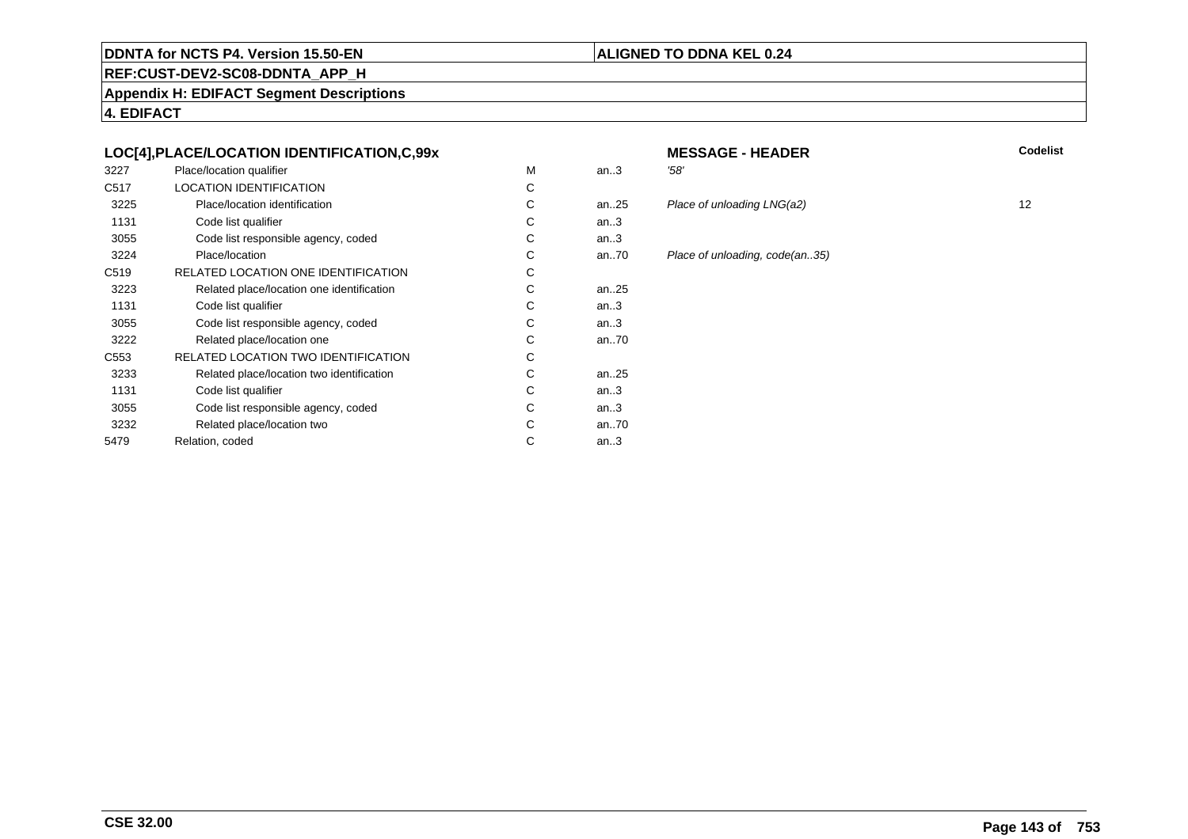**DDNTA for NCTS P4. Version 15.50-EN** | **ALIGNED TO DDNA KEL 0.24**

**REF:CUST-DEV2-SC08-DDNTA_APP_H**

**Appendix H: EDIFACT Segment Descriptions**

**4. EDIFACT**

| **LOC[4],PLACE/LOCATION IDENTIFICATION,C,99x** | | | | **MESSAGE - HEADER** | **Codelist** |
|---|---|---|---|---|---|
| 3227 | Place/location qualifier | M | an..3 | *'58'* | |
| C517 | LOCATION IDENTIFICATION | C | | | |
| 3225 | Place/location identification | C | an..25 | *Place of unloading LNG(a2)* | 12 |
| 1131 | Code list qualifier | C | an..3 | | |
| 3055 | Code list responsible agency, coded | C | an..3 | | |
| 3224 | Place/location | C | an..70 | *Place of unloading, code(an..35)* | |
| C519 | RELATED LOCATION ONE IDENTIFICATION | C | | | |
| 3223 | Related place/location one identification | C | an..25 | | |
| 1131 | Code list qualifier | C | an..3 | | |
| 3055 | Code list responsible agency, coded | C | an..3 | | |
| 3222 | Related place/location one | C | an..70 | | |
| C553 | RELATED LOCATION TWO IDENTIFICATION | C | | | |
| 3233 | Related place/location two identification | C | an..25 | | |
| 1131 | Code list qualifier | C | an..3 | | |
| 3055 | Code list responsible agency, coded | C | an..3 | | |
| 3232 | Related place/location two | C | an..70 | | |
| 5479 | Relation, coded | C | an..3 | | |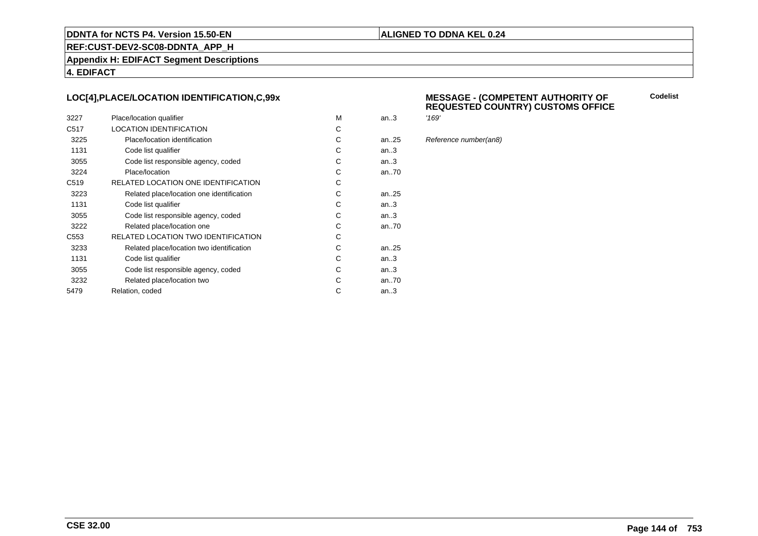## LOC[4],PLACE/LOCATION IDENTIFICATION,C,99x

### MESSAGE - (COMPETENT AUTHORITY OF REQUESTED COUNTRY) CUSTOMS OFFICE

**Codelist**

| | | | | |
|---|---|---|---|---|
| 3227 | Place/location qualifier | M | an..3 | *'169'* |
| C517 | LOCATION IDENTIFICATION | C | | |
| 3225 | Place/location identification | C | an..25 | *Reference number(an8)* |
| 1131 | Code list qualifier | C | an..3 | |
| 3055 | Code list responsible agency, coded | C | an..3 | |
| 3224 | Place/location | C | an..70 | |
| C519 | RELATED LOCATION ONE IDENTIFICATION | C | | |
| 3223 | Related place/location one identification | C | an..25 | |
| 1131 | Code list qualifier | C | an..3 | |
| 3055 | Code list responsible agency, coded | C | an..3 | |
| 3222 | Related place/location one | C | an..70 | |
| C553 | RELATED LOCATION TWO IDENTIFICATION | C | | |
| 3233 | Related place/location two identification | C | an..25 | |
| 1131 | Code list qualifier | C | an..3 | |
| 3055 | Code list responsible agency, coded | C | an..3 | |
| 3232 | Related place/location two | C | an..70 | |
| 5479 | Relation, coded | C | an..3 | |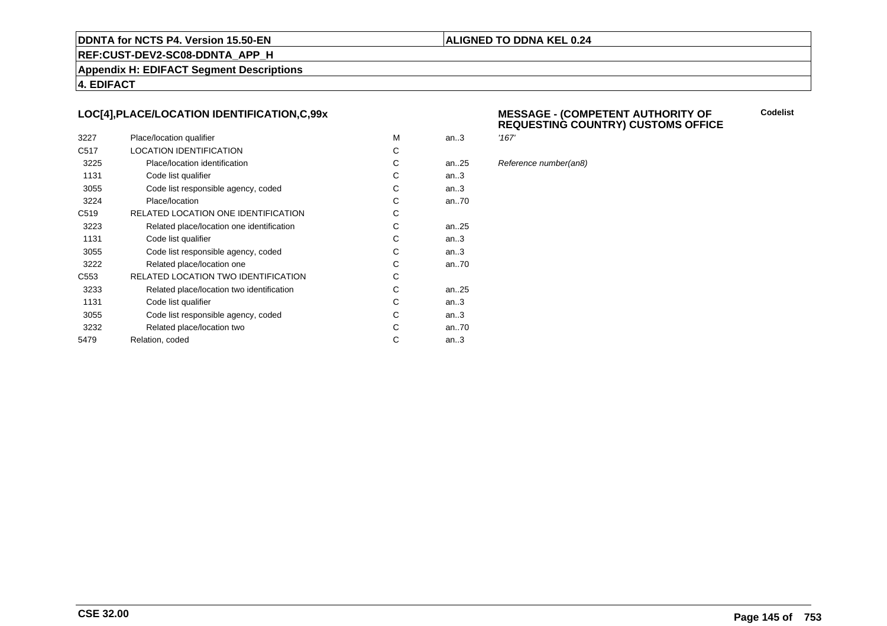**DDNTA for NCTS P4. Version 15.50-EN** | **ALIGNED TO DDNA KEL 0.24**

**REF:CUST-DEV2-SC08-DDNTA_APP_H**

**Appendix H: EDIFACT Segment Descriptions**

**4. EDIFACT**

### LOC[4],PLACE/LOCATION IDENTIFICATION,C,99x

**MESSAGE - (COMPETENT AUTHORITY OF REQUESTING COUNTRY) CUSTOMS OFFICE**

**Codelist**

| | | | | |
|---|---|---|---|---|
| 3227 | Place/location qualifier | M | an..3 | *'167'* |
| C517 | LOCATION IDENTIFICATION | C | | |
| 3225 | Place/location identification | C | an..25 | *Reference number(an8)* |
| 1131 | Code list qualifier | C | an..3 | |
| 3055 | Code list responsible agency, coded | C | an..3 | |
| 3224 | Place/location | C | an..70 | |
| C519 | RELATED LOCATION ONE IDENTIFICATION | C | | |
| 3223 | Related place/location one identification | C | an..25 | |
| 1131 | Code list qualifier | C | an..3 | |
| 3055 | Code list responsible agency, coded | C | an..3 | |
| 3222 | Related place/location one | C | an..70 | |
| C553 | RELATED LOCATION TWO IDENTIFICATION | C | | |
| 3233 | Related place/location two identification | C | an..25 | |
| 1131 | Code list qualifier | C | an..3 | |
| 3055 | Code list responsible agency, coded | C | an..3 | |
| 3232 | Related place/location two | C | an..70 | |
| 5479 | Relation, coded | C | an..3 | |

**CSE 32.00**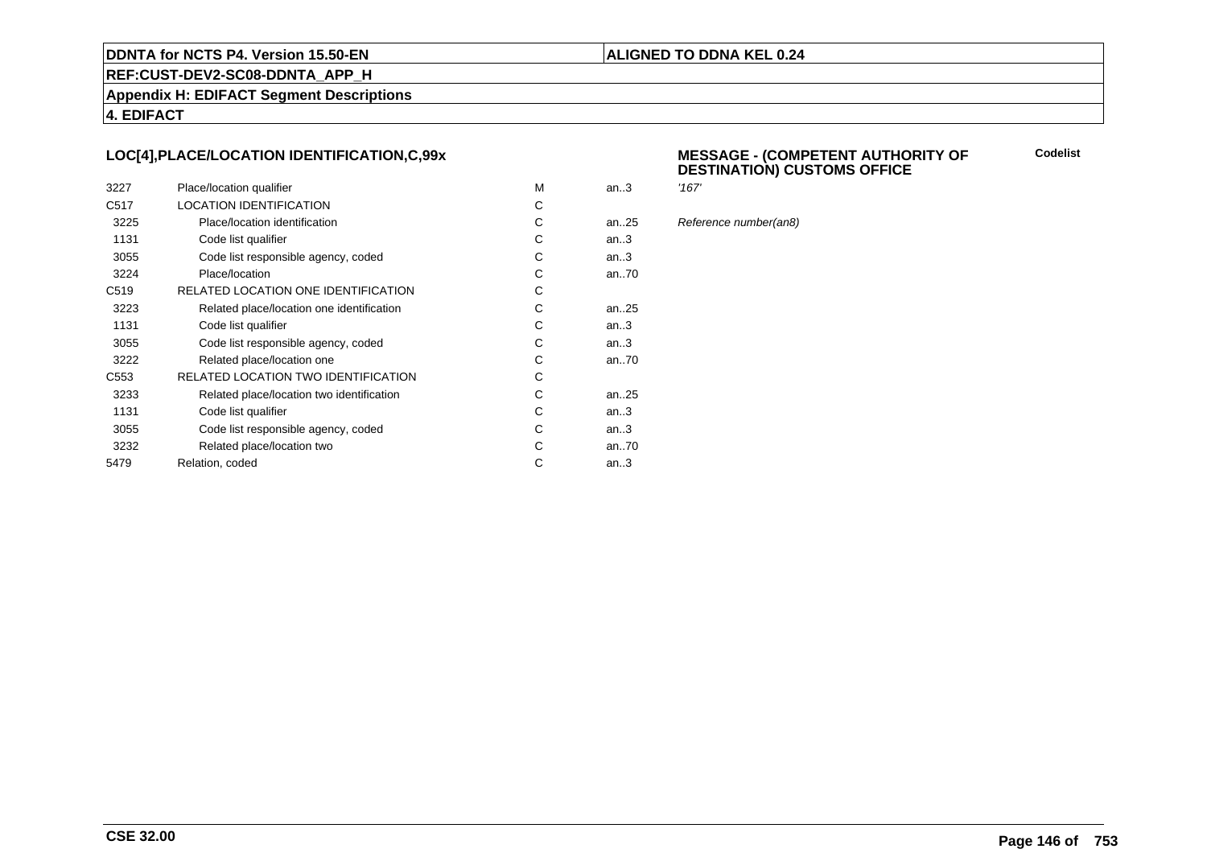## LOC[4],PLACE/LOCATION IDENTIFICATION,C,99x

**MESSAGE - (COMPETENT AUTHORITY OF DESTINATION) CUSTOMS OFFICE**

**Codelist**

| | | | | |
|---|---|---|---|---|
| 3227 | Place/location qualifier | M | an..3 | *'167'* |
| C517 | LOCATION IDENTIFICATION | C | | |
| 3225 | Place/location identification | C | an..25 | *Reference number(an8)* |
| 1131 | Code list qualifier | C | an..3 | |
| 3055 | Code list responsible agency, coded | C | an..3 | |
| 3224 | Place/location | C | an..70 | |
| C519 | RELATED LOCATION ONE IDENTIFICATION | C | | |
| 3223 | Related place/location one identification | C | an..25 | |
| 1131 | Code list qualifier | C | an..3 | |
| 3055 | Code list responsible agency, coded | C | an..3 | |
| 3222 | Related place/location one | C | an..70 | |
| C553 | RELATED LOCATION TWO IDENTIFICATION | C | | |
| 3233 | Related place/location two identification | C | an..25 | |
| 1131 | Code list qualifier | C | an..3 | |
| 3055 | Code list responsible agency, coded | C | an..3 | |
| 3232 | Related place/location two | C | an..70 | |
| 5479 | Relation, coded | C | an..3 | |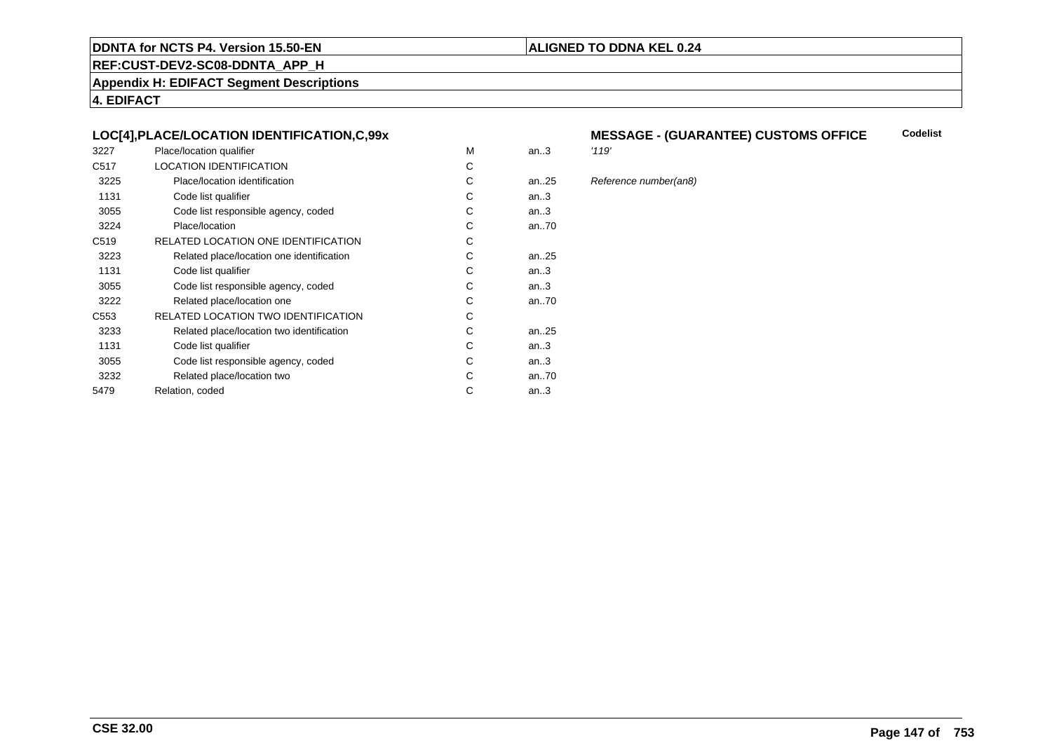### LOC[4],PLACE/LOCATION IDENTIFICATION,C,99x

**MESSAGE - (GUARANTEE) CUSTOMS OFFICE** **Codelist**

| | | | | |
|---|---|---|---|---|
| 3227 | Place/location qualifier | M | an..3 | *'119'* |
| C517 | LOCATION IDENTIFICATION | C | | |
| 3225 | Place/location identification | C | an..25 | *Reference number(an8)* |
| 1131 | Code list qualifier | C | an..3 | |
| 3055 | Code list responsible agency, coded | C | an..3 | |
| 3224 | Place/location | C | an..70 | |
| C519 | RELATED LOCATION ONE IDENTIFICATION | C | | |
| 3223 | Related place/location one identification | C | an..25 | |
| 1131 | Code list qualifier | C | an..3 | |
| 3055 | Code list responsible agency, coded | C | an..3 | |
| 3222 | Related place/location one | C | an..70 | |
| C553 | RELATED LOCATION TWO IDENTIFICATION | C | | |
| 3233 | Related place/location two identification | C | an..25 | |
| 1131 | Code list qualifier | C | an..3 | |
| 3055 | Code list responsible agency, coded | C | an..3 | |
| 3232 | Related place/location two | C | an..70 | |
| 5479 | Relation, coded | C | an..3 | |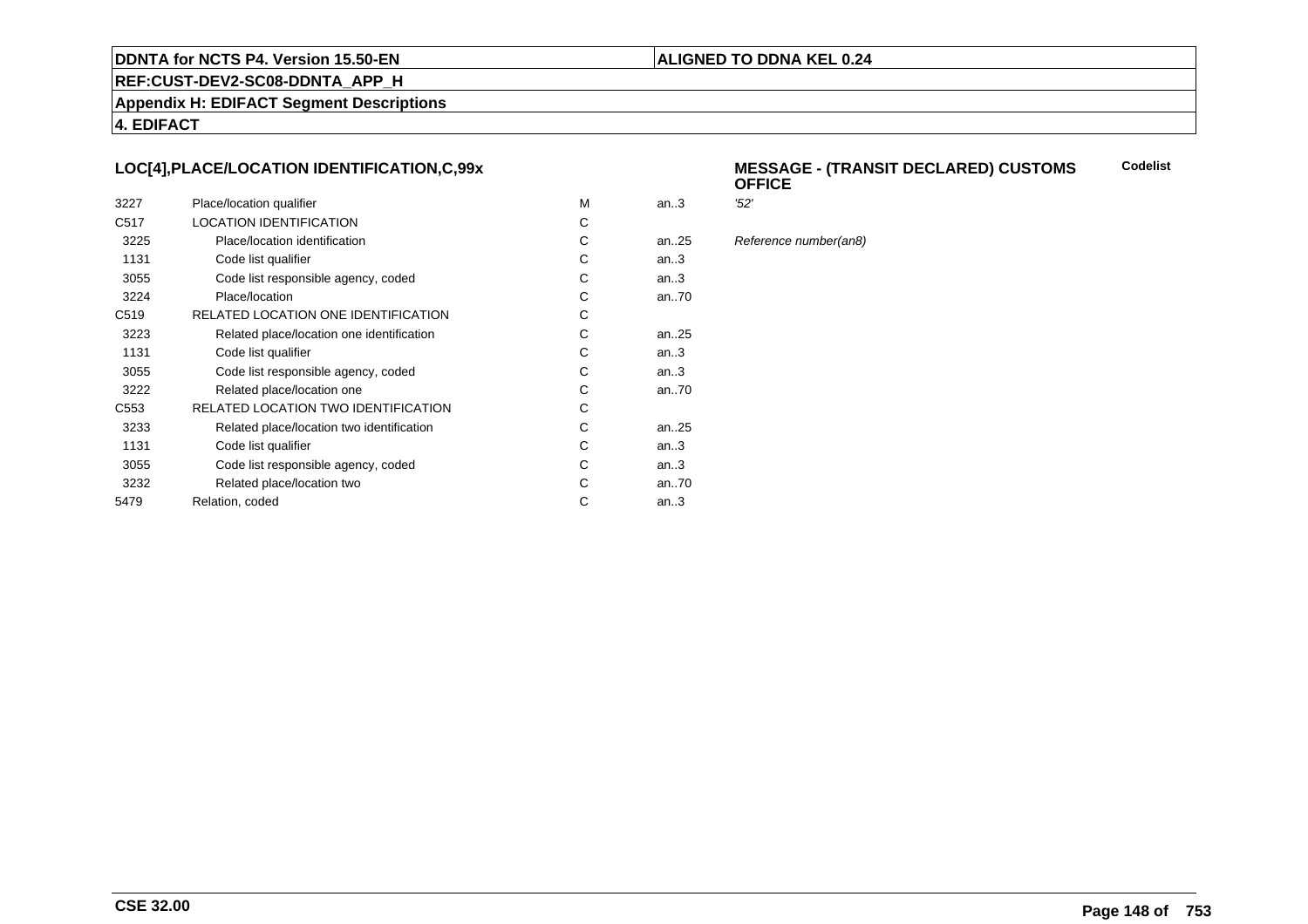### LOC[4],PLACE/LOCATION IDENTIFICATION,C,99x

**MESSAGE - (TRANSIT DECLARED) CUSTOMS OFFICE**

**Codelist**

| | | | | |
|---|---|---|---|---|
| 3227 | Place/location qualifier | M | an..3 | *'52'* |
| C517 | LOCATION IDENTIFICATION | C | | |
| 3225 | Place/location identification | C | an..25 | *Reference number(an8)* |
| 1131 | Code list qualifier | C | an..3 | |
| 3055 | Code list responsible agency, coded | C | an..3 | |
| 3224 | Place/location | C | an..70 | |
| C519 | RELATED LOCATION ONE IDENTIFICATION | C | | |
| 3223 | Related place/location one identification | C | an..25 | |
| 1131 | Code list qualifier | C | an..3 | |
| 3055 | Code list responsible agency, coded | C | an..3 | |
| 3222 | Related place/location one | C | an..70 | |
| C553 | RELATED LOCATION TWO IDENTIFICATION | C | | |
| 3233 | Related place/location two identification | C | an..25 | |
| 1131 | Code list qualifier | C | an..3 | |
| 3055 | Code list responsible agency, coded | C | an..3 | |
| 3232 | Related place/location two | C | an..70 | |
| 5479 | Relation, coded | C | an..3 | |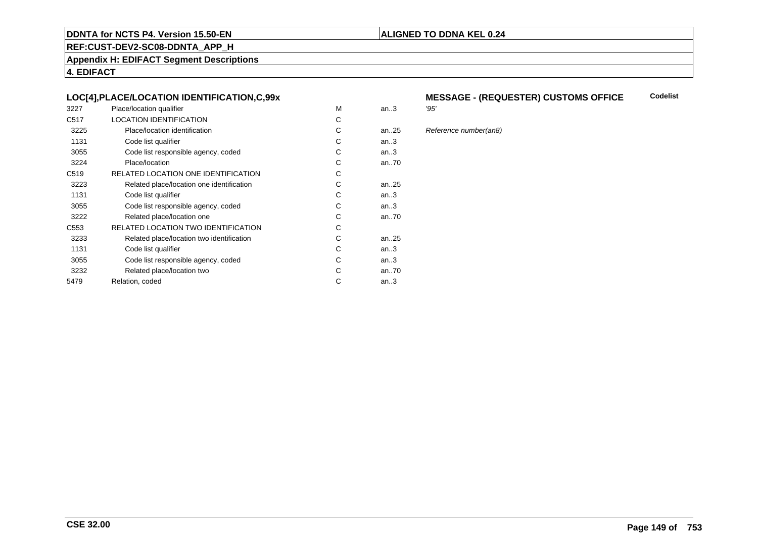**DDNTA for NCTS P4. Version 15.50-EN** | **ALIGNED TO DDNA KEL 0.24**

**REF:CUST-DEV2-SC08-DDNTA_APP_H**

**Appendix H: EDIFACT Segment Descriptions**

**4. EDIFACT**

### LOC[4],PLACE/LOCATION IDENTIFICATION,C,99x

**MESSAGE - (REQUESTER) CUSTOMS OFFICE** — **Codelist**

| | | | | |
|---|---|---|---|---|
| 3227 | Place/location qualifier | M | an..3 | *'95'* |
| C517 | LOCATION IDENTIFICATION | C | | |
| 3225 | Place/location identification | C | an..25 | *Reference number(an8)* |
| 1131 | Code list qualifier | C | an..3 | |
| 3055 | Code list responsible agency, coded | C | an..3 | |
| 3224 | Place/location | C | an..70 | |
| C519 | RELATED LOCATION ONE IDENTIFICATION | C | | |
| 3223 | Related place/location one identification | C | an..25 | |
| 1131 | Code list qualifier | C | an..3 | |
| 3055 | Code list responsible agency, coded | C | an..3 | |
| 3222 | Related place/location one | C | an..70 | |
| C553 | RELATED LOCATION TWO IDENTIFICATION | C | | |
| 3233 | Related place/location two identification | C | an..25 | |
| 1131 | Code list qualifier | C | an..3 | |
| 3055 | Code list responsible agency, coded | C | an..3 | |
| 3232 | Related place/location two | C | an..70 | |
| 5479 | Relation, coded | C | an..3 | |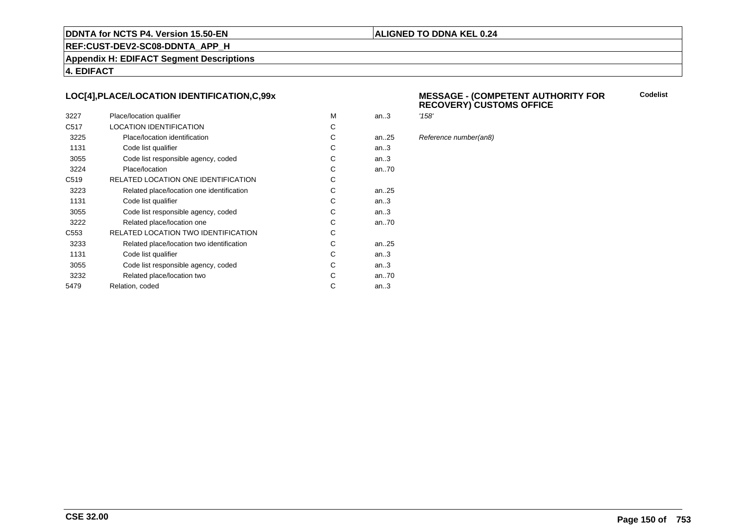## LOC[4],PLACE/LOCATION IDENTIFICATION,C,99x

**MESSAGE - (COMPETENT AUTHORITY FOR RECOVERY) CUSTOMS OFFICE**

| | | | | | **Codelist** |
|---|---|---|---|---|---|
| 3227 | Place/location qualifier | M | an..3 | *'158'* | |
| C517 | LOCATION IDENTIFICATION | C | | | |
| 3225 | Place/location identification | C | an..25 | *Reference number(an8)* | |
| 1131 | Code list qualifier | C | an..3 | | |
| 3055 | Code list responsible agency, coded | C | an..3 | | |
| 3224 | Place/location | C | an..70 | | |
| C519 | RELATED LOCATION ONE IDENTIFICATION | C | | | |
| 3223 | Related place/location one identification | C | an..25 | | |
| 1131 | Code list qualifier | C | an..3 | | |
| 3055 | Code list responsible agency, coded | C | an..3 | | |
| 3222 | Related place/location one | C | an..70 | | |
| C553 | RELATED LOCATION TWO IDENTIFICATION | C | | | |
| 3233 | Related place/location two identification | C | an..25 | | |
| 1131 | Code list qualifier | C | an..3 | | |
| 3055 | Code list responsible agency, coded | C | an..3 | | |
| 3232 | Related place/location two | C | an..70 | | |
| 5479 | Relation, coded | C | an..3 | | |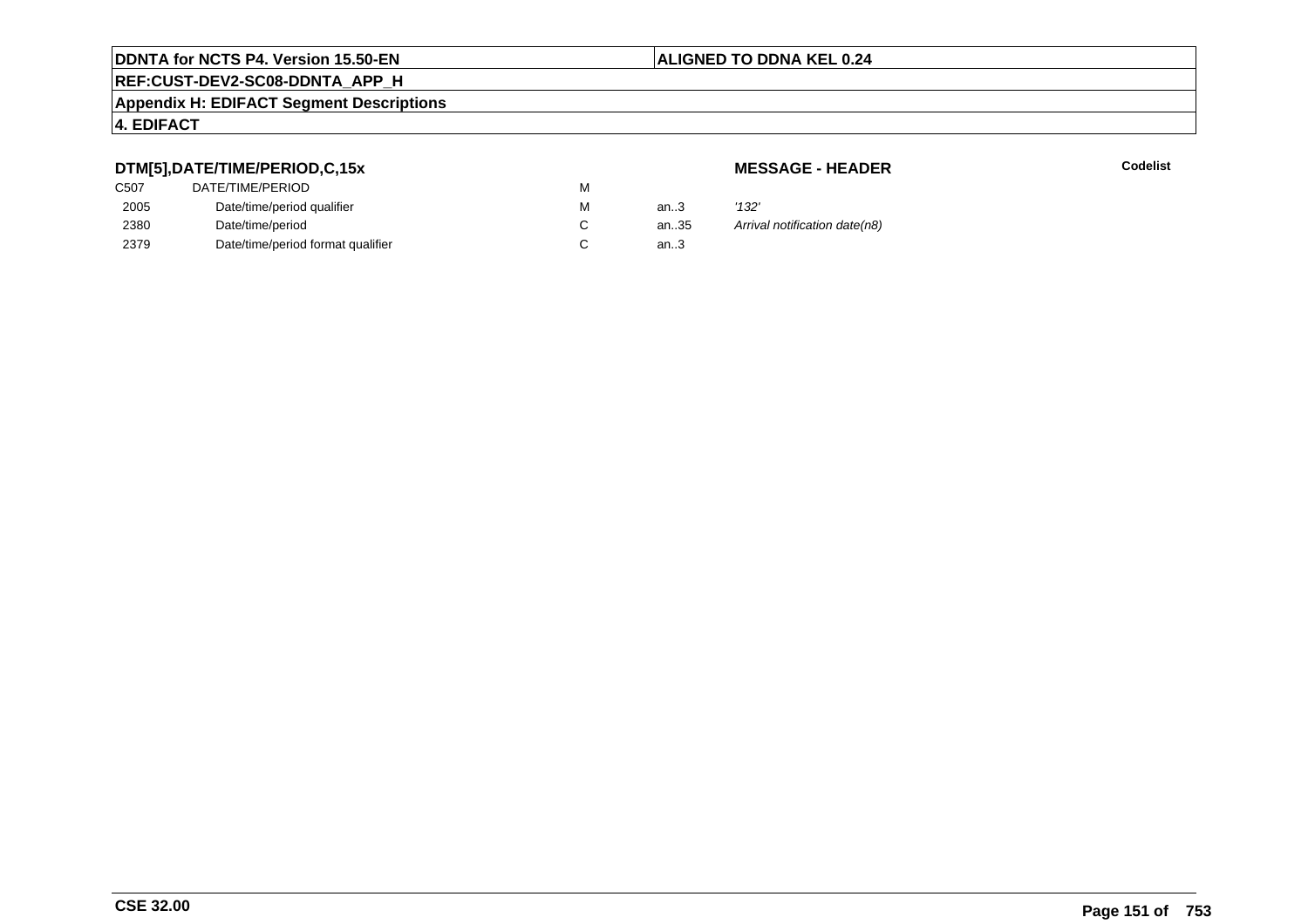**DTM[5],DATE/TIME/PERIOD,C,15x** **MESSAGE - HEADER** **Codelist**

| | | | | |
|---|---|---|---|---|
| C507 | DATE/TIME/PERIOD | M | | |
| 2005 | Date/time/period qualifier | M | an..3 | *'132'* |
| 2380 | Date/time/period | C | an..35 | *Arrival notification date(n8)* |
| 2379 | Date/time/period format qualifier | C | an..3 | |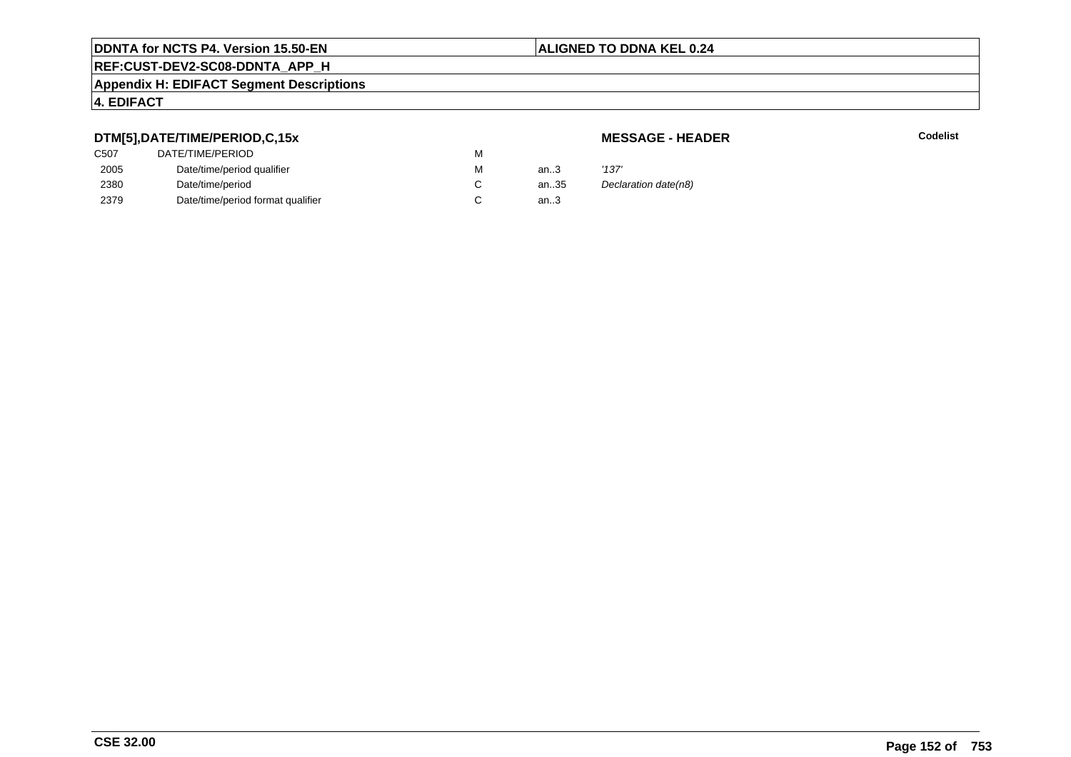**DTM[5],DATE/TIME/PERIOD,C,15x**

**MESSAGE - HEADER**

**Codelist**

| | | | | |
|---|---|---|---|---|
| C507 | DATE/TIME/PERIOD | M | | |
| 2005 | Date/time/period qualifier | M | an..3 | *'137'* |
| 2380 | Date/time/period | C | an..35 | *Declaration date(n8)* |
| 2379 | Date/time/period format qualifier | C | an..3 | |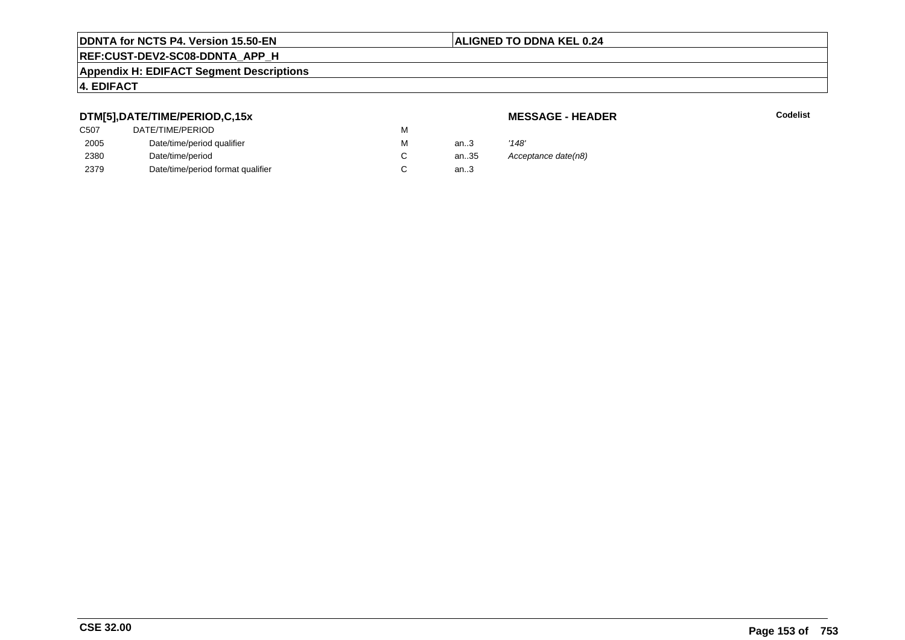**DTM[5],DATE/TIME/PERIOD,C,15x**

**MESSAGE - HEADER**

**Codelist**

| | | | | |
|---|---|---|---|---|
| C507 | DATE/TIME/PERIOD | M | | |
| 2005 | Date/time/period qualifier | M | an..3 | *'148'* |
| 2380 | Date/time/period | C | an..35 | *Acceptance date(n8)* |
| 2379 | Date/time/period format qualifier | C | an..3 | |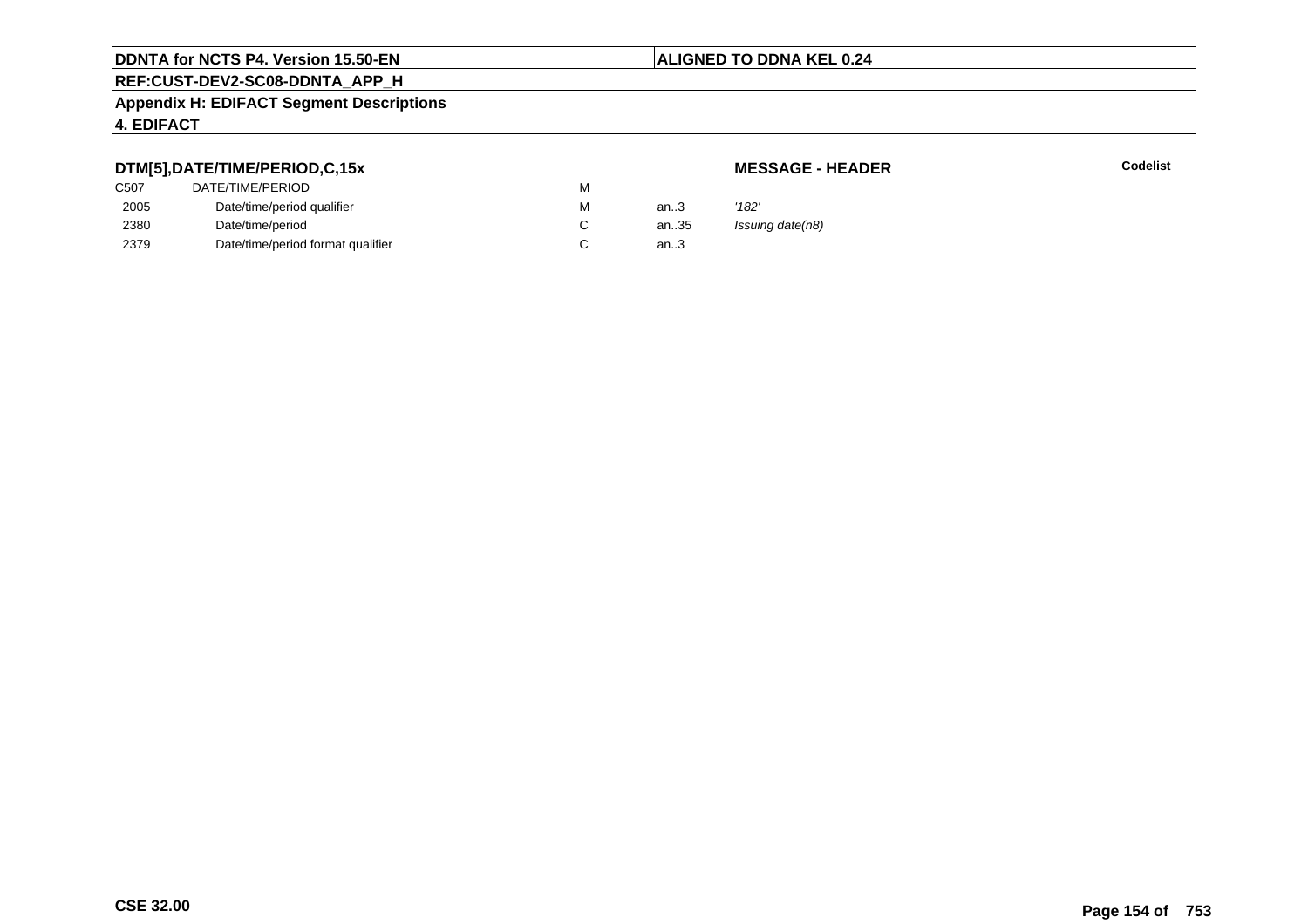## DTM[5],DATE/TIME/PERIOD,C,15x

**MESSAGE - HEADER**

**Codelist**

| | | | | |
|---|---|---|---|---|
| C507 | DATE/TIME/PERIOD | M | | |
| 2005 | Date/time/period qualifier | M | an..3 | *'182'* |
| 2380 | Date/time/period | C | an..35 | *Issuing date(n8)* |
| 2379 | Date/time/period format qualifier | C | an..3 | |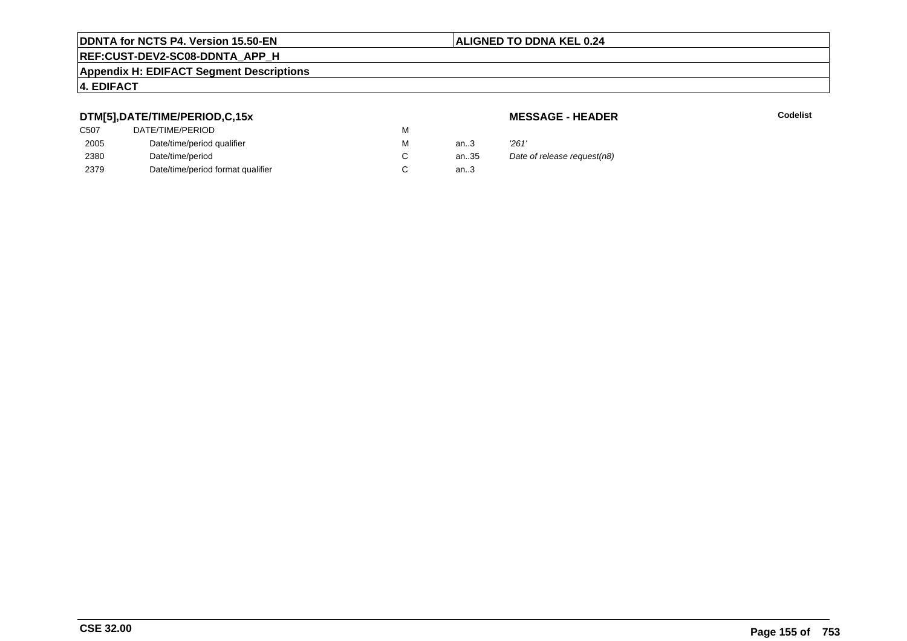## DTM[5],DATE/TIME/PERIOD,C,15x

**MESSAGE - HEADER**

**Codelist**

| | | | | |
|---|---|---|---|---|
| C507 | DATE/TIME/PERIOD | M | | |
| 2005 | Date/time/period qualifier | M | an..3 | *'261'* |
| 2380 | Date/time/period | C | an..35 | *Date of release request(n8)* |
| 2379 | Date/time/period format qualifier | C | an..3 | |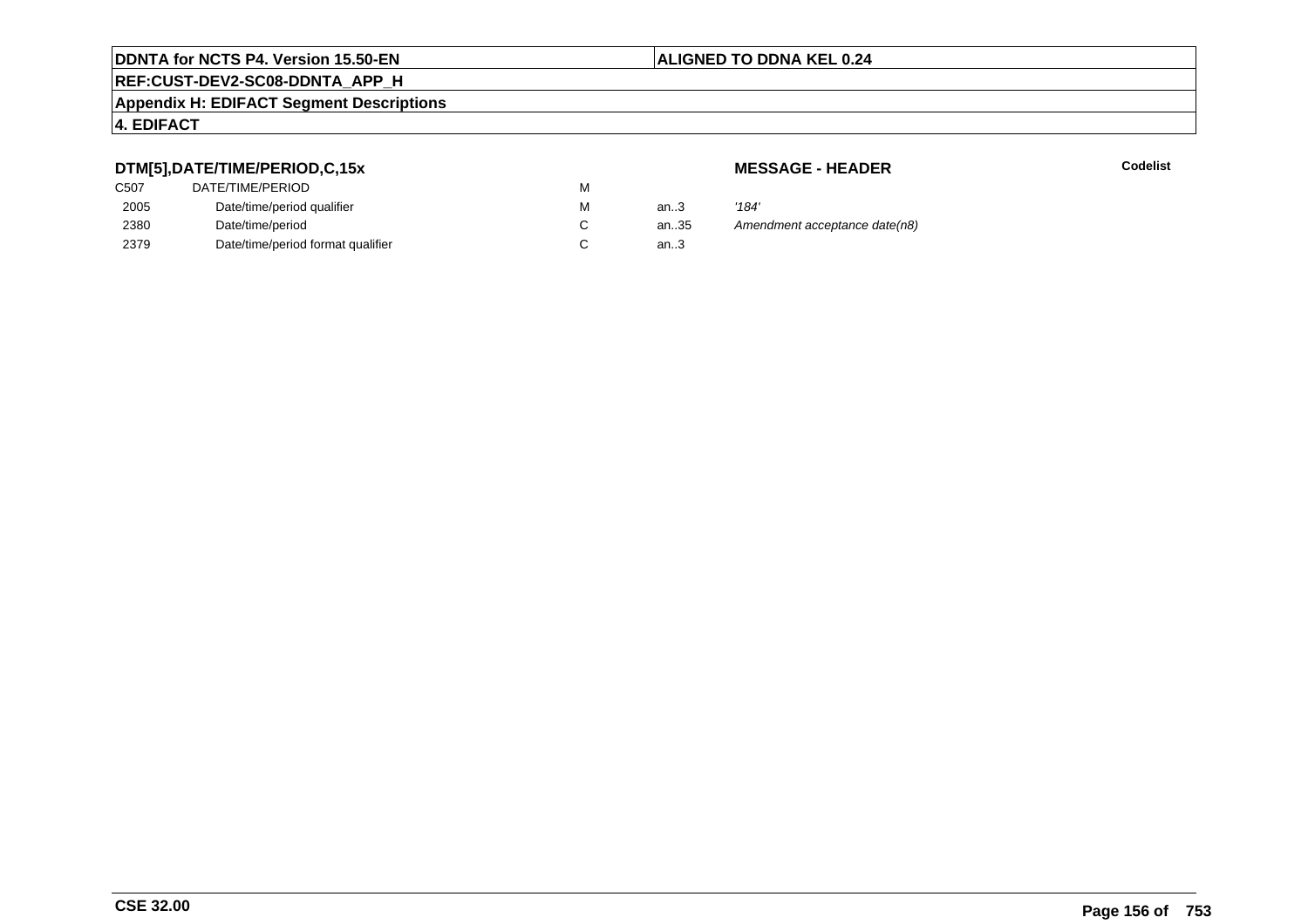**DDNTA for NCTS P4. Version 15.50-EN** | **ALIGNED TO DDNA KEL 0.24**

**REF:CUST-DEV2-SC08-DDNTA_APP_H**

**Appendix H: EDIFACT Segment Descriptions**

**4. EDIFACT**

### DTM[5],DATE/TIME/PERIOD,C,15x

**MESSAGE - HEADER** — **Codelist**

| | | | | |
|---|---|---|---|---|
| C507 | DATE/TIME/PERIOD | M | | |
| 2005 | Date/time/period qualifier | M | an..3 | *'184'* |
| 2380 | Date/time/period | C | an..35 | *Amendment acceptance date(n8)* |
| 2379 | Date/time/period format qualifier | C | an..3 | |

**CSE 32.00**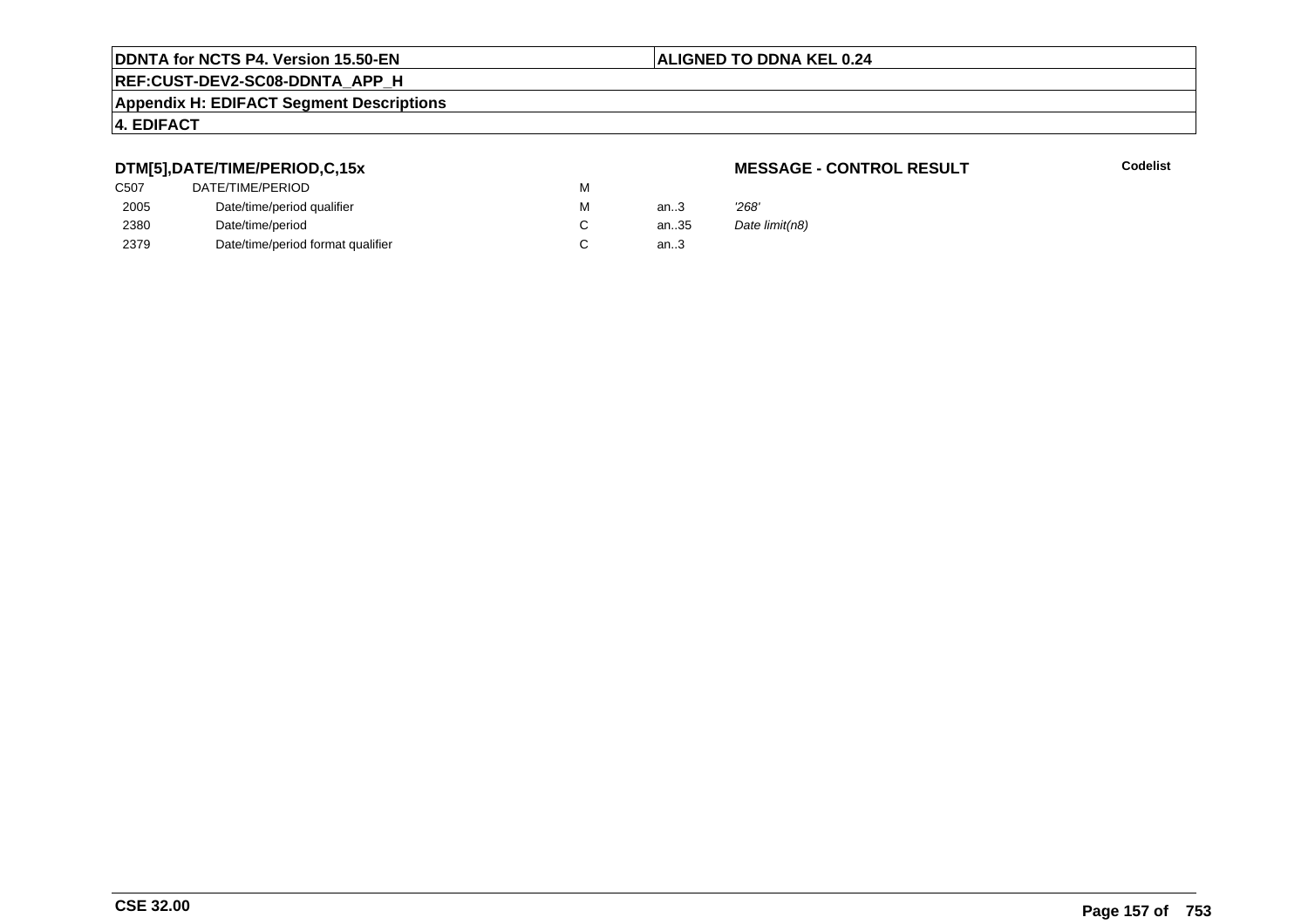**DDNTA for NCTS P4. Version 15.50-EN** | **ALIGNED TO DDNA KEL 0.24**

**REF:CUST-DEV2-SC08-DDNTA_APP_H**

**Appendix H: EDIFACT Segment Descriptions**

**4. EDIFACT**

### DTM[5],DATE/TIME/PERIOD,C,15x

**MESSAGE - CONTROL RESULT**

**Codelist**

| | | | | | |
|---|---|---|---|---|---|
| C507 | DATE/TIME/PERIOD | M | | | |
| 2005 | Date/time/period qualifier | M | an..3 | *'268'* | |
| 2380 | Date/time/period | C | an..35 | *Date limit(n8)* | |
| 2379 | Date/time/period format qualifier | C | an..3 | | |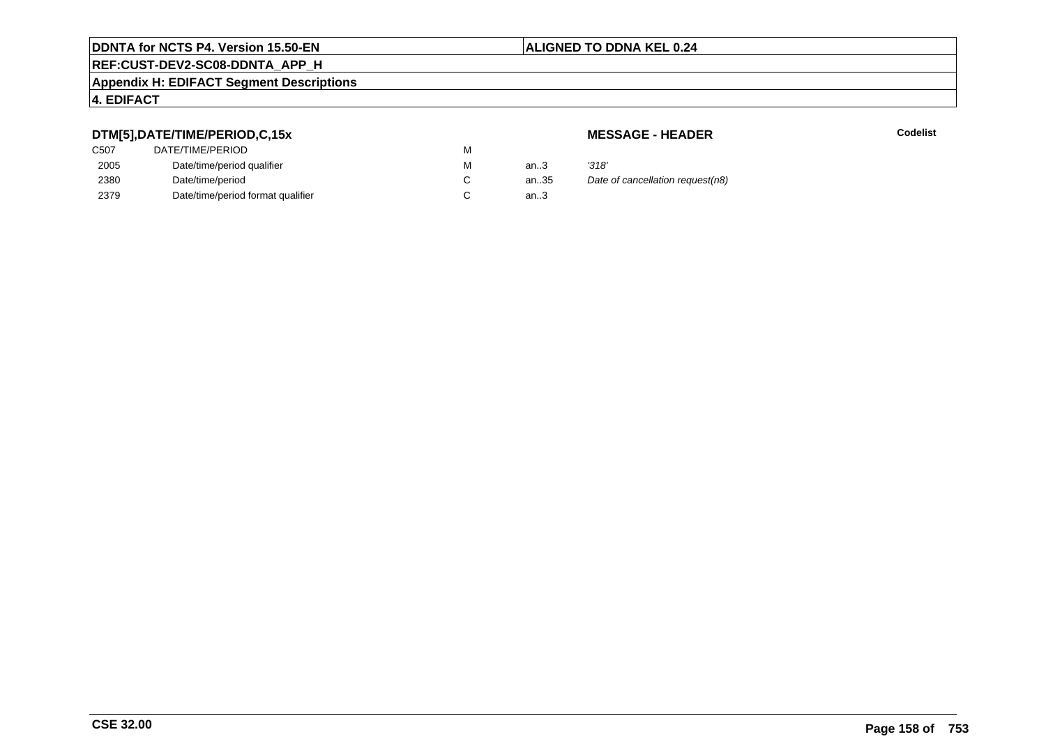**DDNTA for NCTS P4. Version 15.50-EN** | **ALIGNED TO DDNA KEL 0.24**

**REF:CUST-DEV2-SC08-DDNTA_APP_H**

**Appendix H: EDIFACT Segment Descriptions**

**4. EDIFACT**

### DTM[5],DATE/TIME/PERIOD,C,15x

**MESSAGE - HEADER**

**Codelist**

| | | | | |
|---|---|---|---|---|
| C507 | DATE/TIME/PERIOD | M | | |
| 2005 | Date/time/period qualifier | M | an..3 | *'318'* |
| 2380 | Date/time/period | C | an..35 | *Date of cancellation request(n8)* |
| 2379 | Date/time/period format qualifier | C | an..3 | |

**CSE 32.00**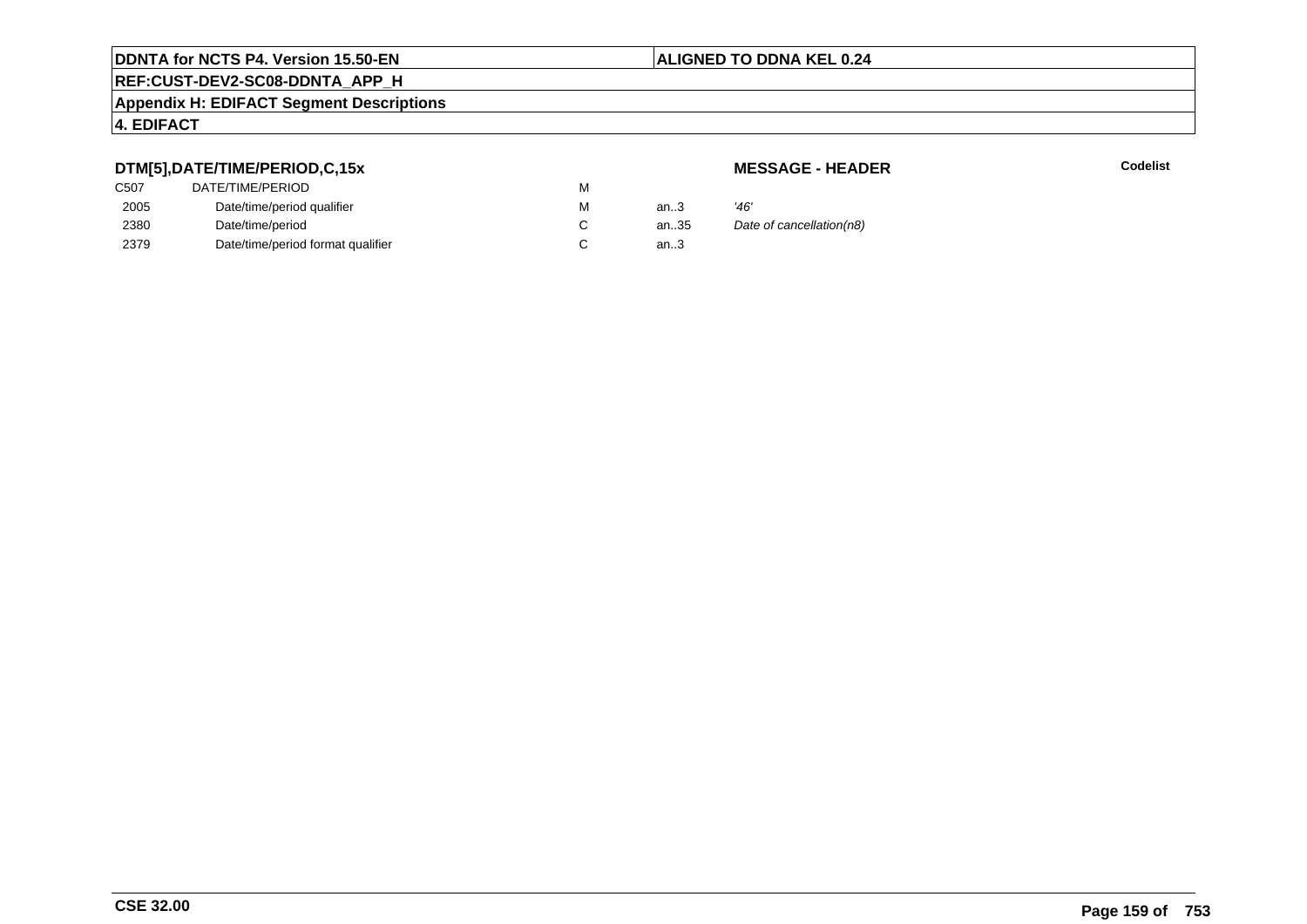**DTM[5],DATE/TIME/PERIOD,C,15x**

**MESSAGE - HEADER**

**Codelist**

| | | | | |
|---|---|---|---|---|
| C507 | DATE/TIME/PERIOD | M | | |
| 2005 | Date/time/period qualifier | M | an..3 | *'46'* |
| 2380 | Date/time/period | C | an..35 | *Date of cancellation(n8)* |
| 2379 | Date/time/period format qualifier | C | an..3 | |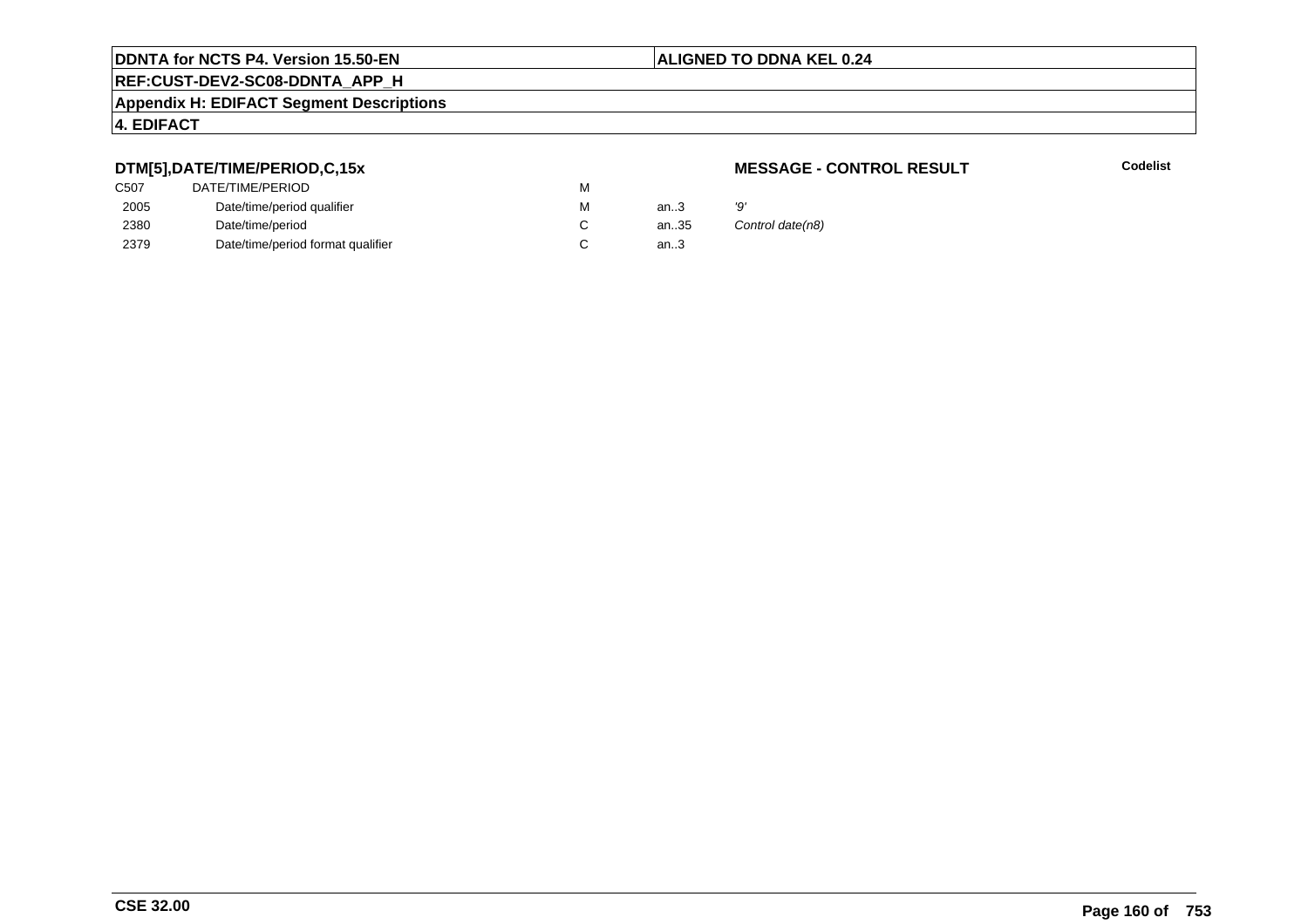**DDNTA for NCTS P4. Version 15.50-EN** | **ALIGNED TO DDNA KEL 0.24**

**REF:CUST-DEV2-SC08-DDNTA_APP_H**

**Appendix H: EDIFACT Segment Descriptions**

**4. EDIFACT**

### DTM[5],DATE/TIME/PERIOD,C,15x

**MESSAGE - CONTROL RESULT** | **Codelist**

| | | | | | |
|---|---|---|---|---|---|
| C507 | DATE/TIME/PERIOD | M | | | |
| 2005 | Date/time/period qualifier | M | an..3 | *'9'* | |
| 2380 | Date/time/period | C | an..35 | *Control date(n8)* | |
| 2379 | Date/time/period format qualifier | C | an..3 | | |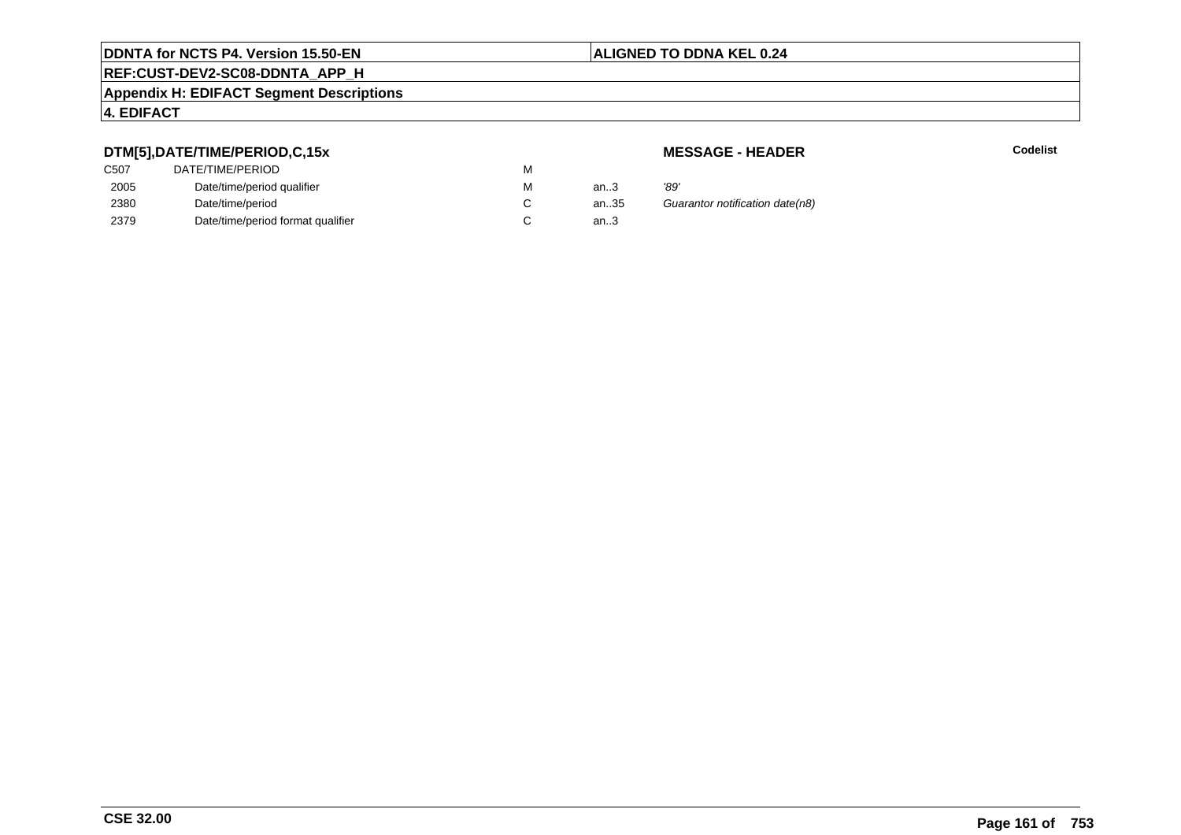## DTM[5],DATE/TIME/PERIOD,C,15x

**MESSAGE - HEADER**

**Codelist**

| | | | | |
|---|---|---|---|---|
| C507 | DATE/TIME/PERIOD | M | | |
| 2005 | Date/time/period qualifier | M | an..3 | *'89'* |
| 2380 | Date/time/period | C | an..35 | *Guarantor notification date(n8)* |
| 2379 | Date/time/period format qualifier | C | an..3 | |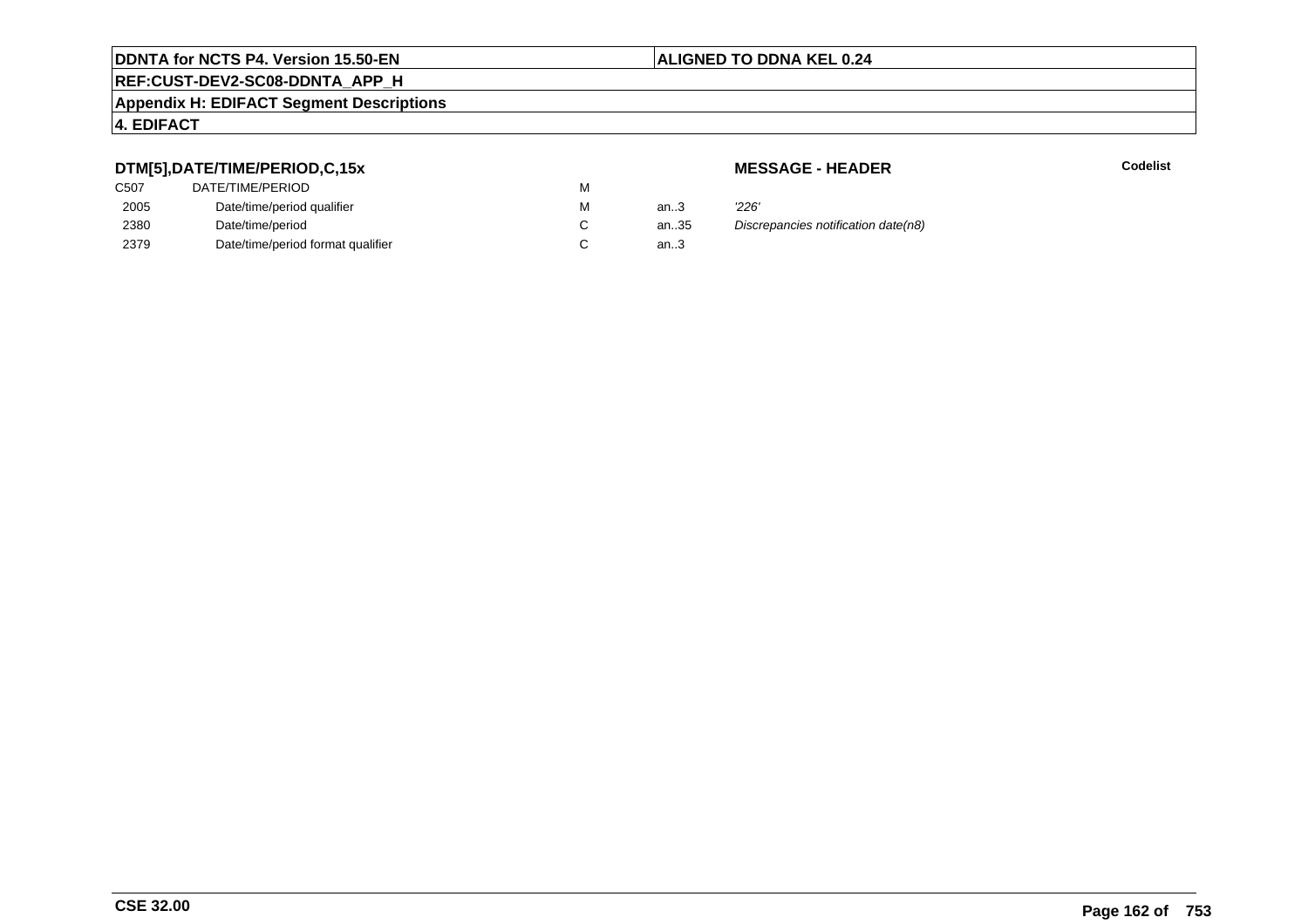**DDNTA for NCTS P4. Version 15.50-EN** | **ALIGNED TO DDNA KEL 0.24**

**REF:CUST-DEV2-SC08-DDNTA_APP_H**

**Appendix H: EDIFACT Segment Descriptions**

**4. EDIFACT**

### DTM[5],DATE/TIME/PERIOD,C,15x

**MESSAGE - HEADER** | **Codelist**

| | | | | | |
|---|---|---|---|---|---|
| C507 | DATE/TIME/PERIOD | M | | | |
| 2005 | Date/time/period qualifier | M | an..3 | *'226'* | |
| 2380 | Date/time/period | C | an..35 | *Discrepancies notification date(n8)* | |
| 2379 | Date/time/period format qualifier | C | an..3 | | |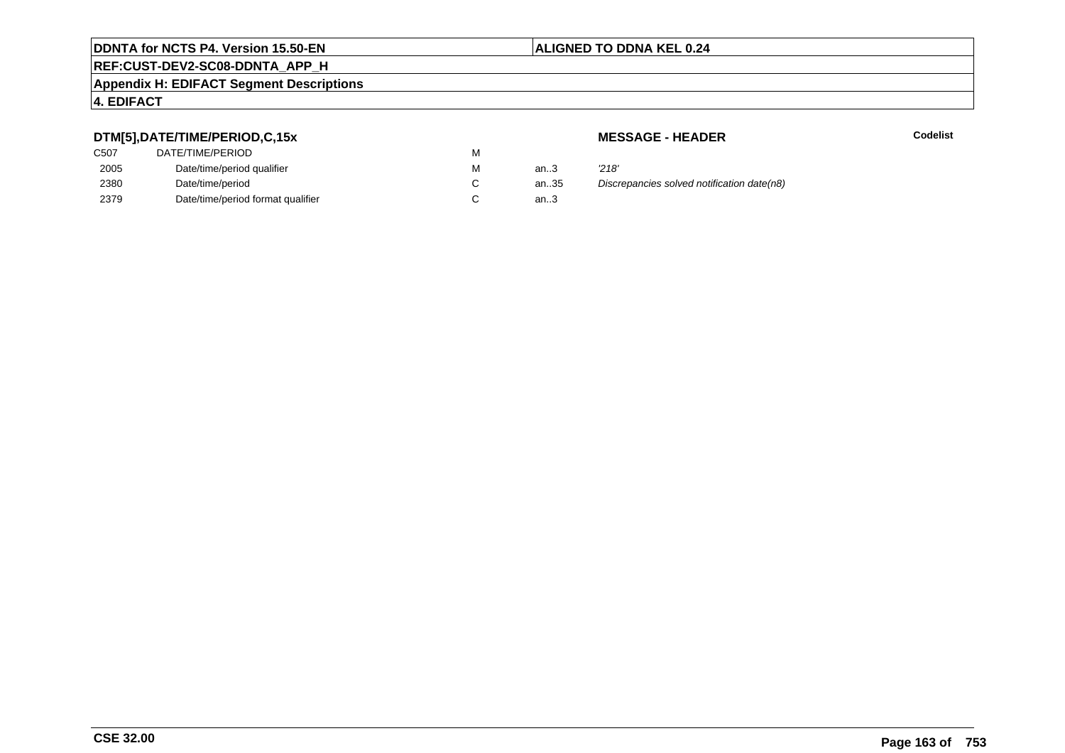**DTM[5],DATE/TIME/PERIOD,C,15x**

**MESSAGE - HEADER**

**Codelist**

| | | | | |
|---|---|---|---|---|
| C507 | DATE/TIME/PERIOD | M | | |
| 2005 | Date/time/period qualifier | M | an..3 | *'218'* |
| 2380 | Date/time/period | C | an..35 | *Discrepancies solved notification date(n8)* |
| 2379 | Date/time/period format qualifier | C | an..3 | |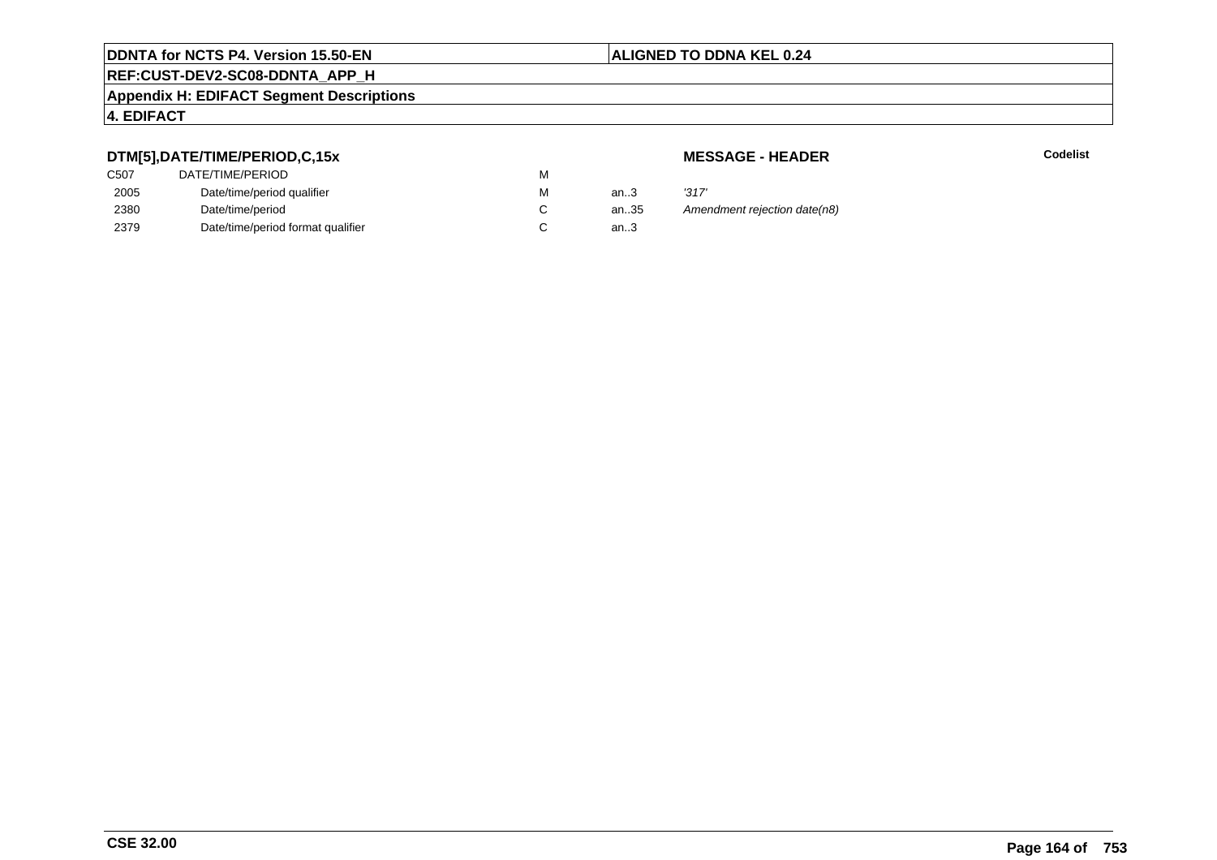**DTM[5],DATE/TIME/PERIOD,C,15x** **MESSAGE - HEADER** **Codelist**

| | | | | |
|---|---|---|---|---|
| C507 | DATE/TIME/PERIOD | M | | |
| 2005 | Date/time/period qualifier | M | an..3 | *'317'* |
| 2380 | Date/time/period | C | an..35 | *Amendment rejection date(n8)* |
| 2379 | Date/time/period format qualifier | C | an..3 | |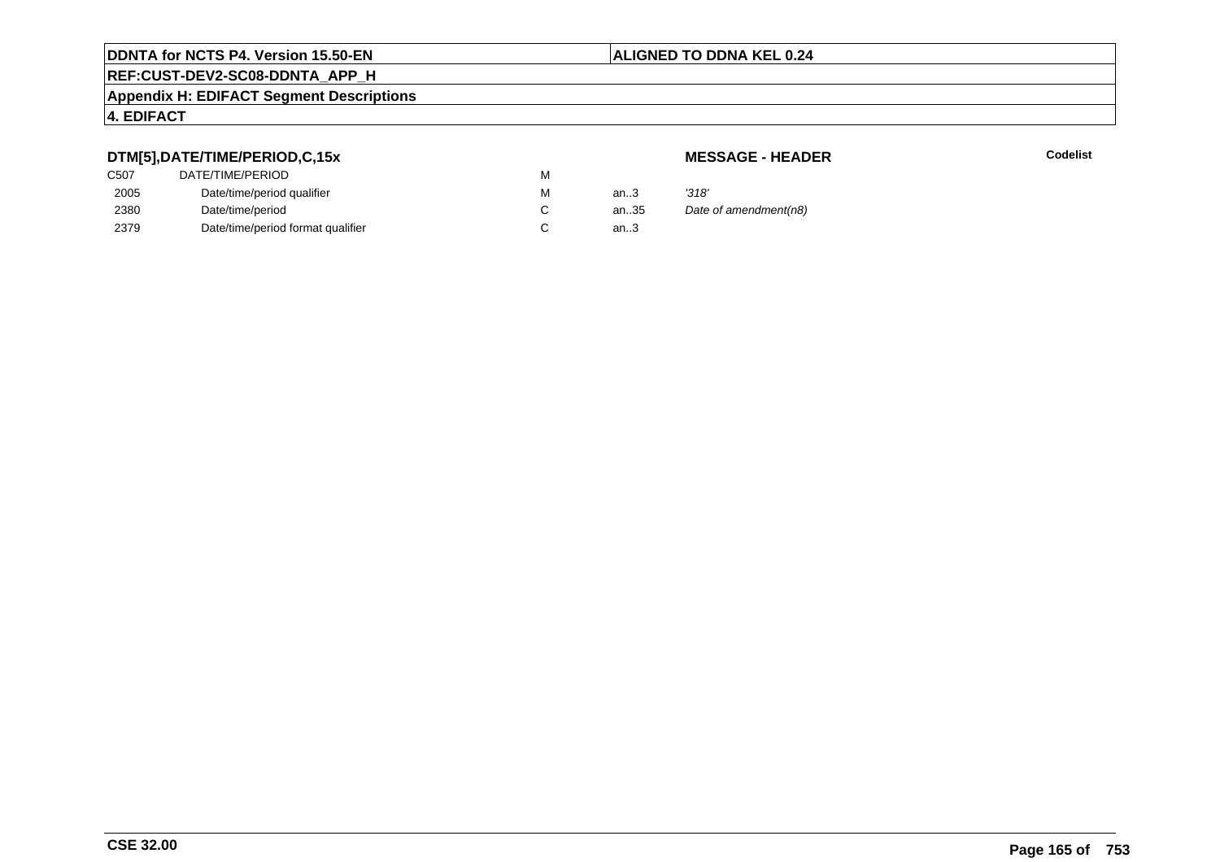**DTM[5],DATE/TIME/PERIOD,C,15x** | **MESSAGE - HEADER** | **Codelist**

| | | | | |
|---|---|---|---|---|
| C507 | DATE/TIME/PERIOD | M | | |
| 2005 | Date/time/period qualifier | M | an..3 | *'318'* |
| 2380 | Date/time/period | C | an..35 | *Date of amendment(n8)* |
| 2379 | Date/time/period format qualifier | C | an..3 | |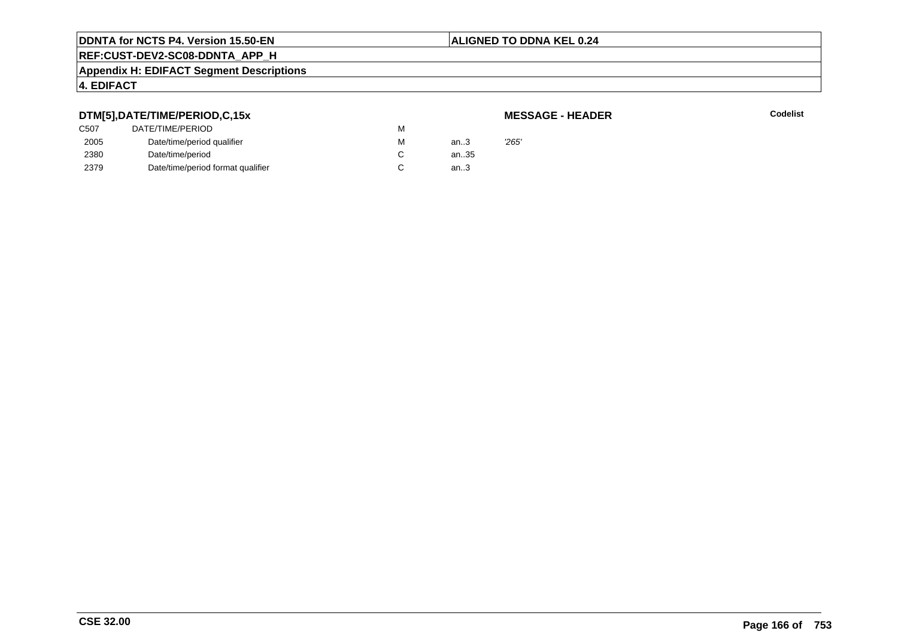**DTM[5],DATE/TIME/PERIOD,C,15x**

**MESSAGE - HEADER**

**Codelist**

| | | | | |
|---|---|---|---|---|
| C507 | DATE/TIME/PERIOD | M | | |
| 2005 | Date/time/period qualifier | M | an..3 | *'265'* |
| 2380 | Date/time/period | C | an..35 | |
| 2379 | Date/time/period format qualifier | C | an..3 | |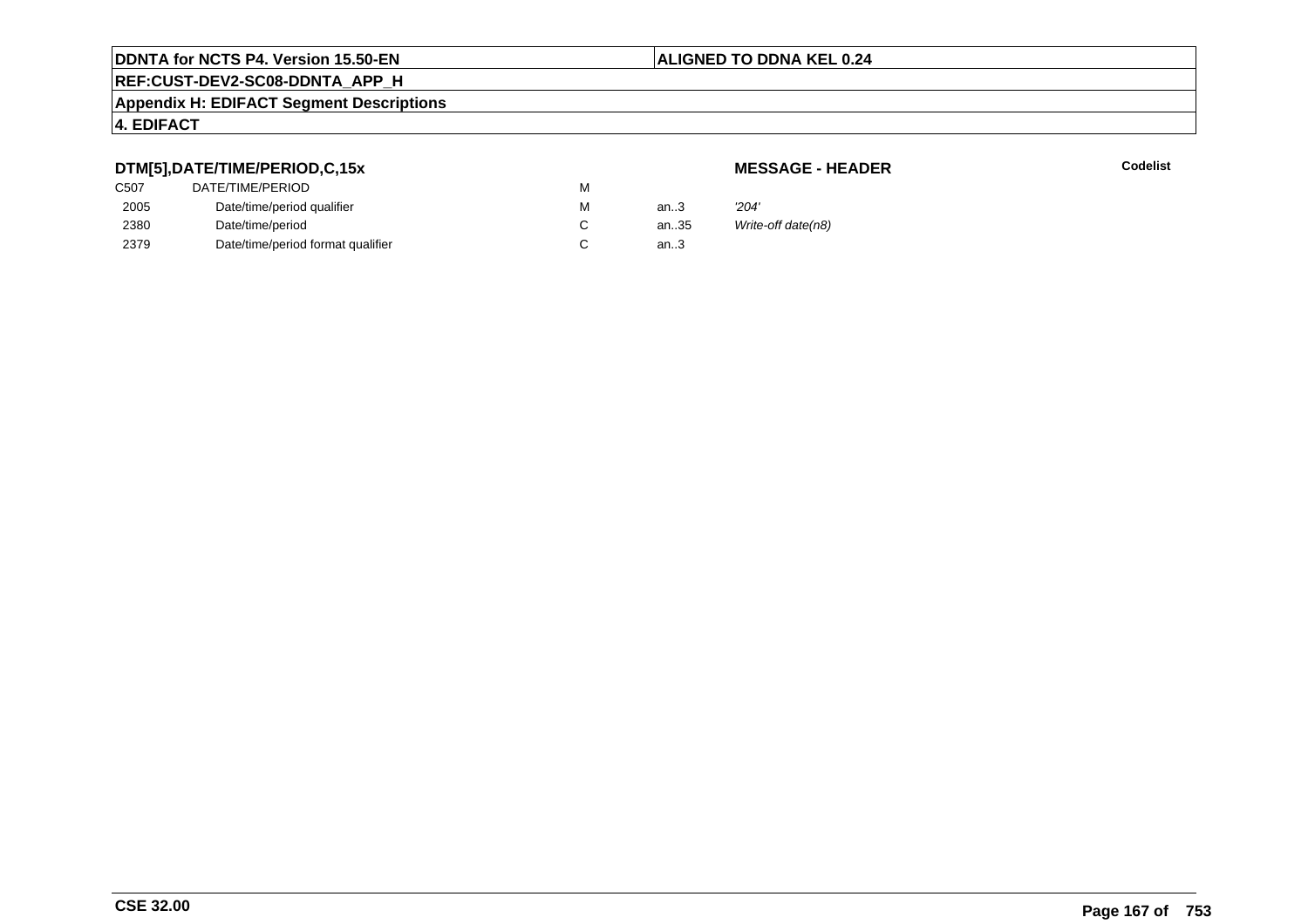**DDNTA for NCTS P4. Version 15.50-EN** | **ALIGNED TO DDNA KEL 0.24**

**REF:CUST-DEV2-SC08-DDNTA_APP_H**

**Appendix H: EDIFACT Segment Descriptions**

**4. EDIFACT**

**DTM[5],DATE/TIME/PERIOD,C,15x** **MESSAGE - HEADER** **Codelist**

| | | | | | |
|---|---|---|---|---|---|
| C507 | DATE/TIME/PERIOD | M | | | |
| 2005 | Date/time/period qualifier | M | an..3 | *'204'* | |
| 2380 | Date/time/period | C | an..35 | *Write-off date(n8)* | |
| 2379 | Date/time/period format qualifier | C | an..3 | | |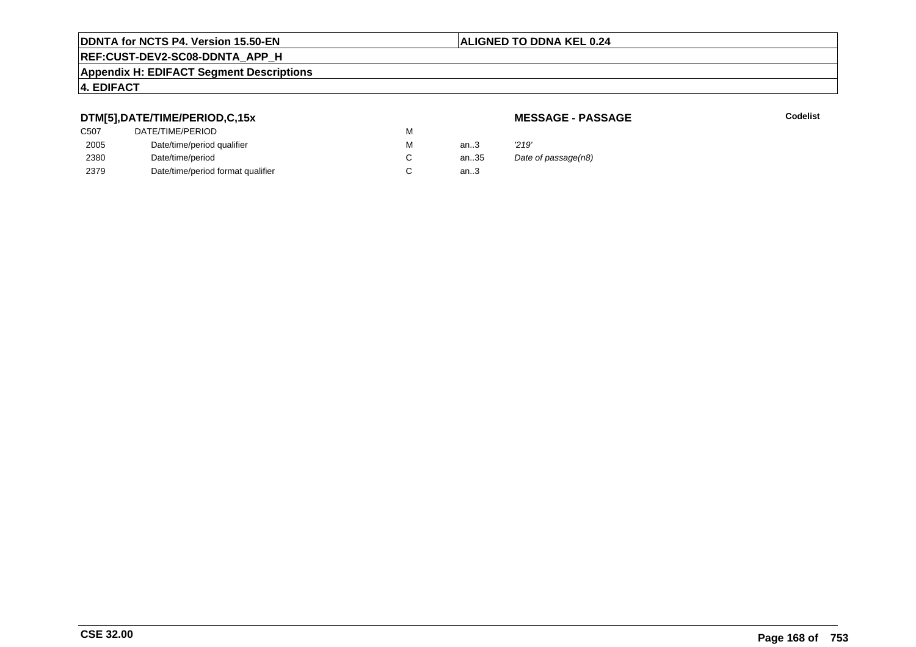**DTM[5],DATE/TIME/PERIOD,C,15x**

**MESSAGE - PASSAGE**

**Codelist**

| | | | | |
|---|---|---|---|---|
| C507 | DATE/TIME/PERIOD | M | | |
| 2005 | Date/time/period qualifier | M | an..3 | *'219'* |
| 2380 | Date/time/period | C | an..35 | *Date of passage(n8)* |
| 2379 | Date/time/period format qualifier | C | an..3 | |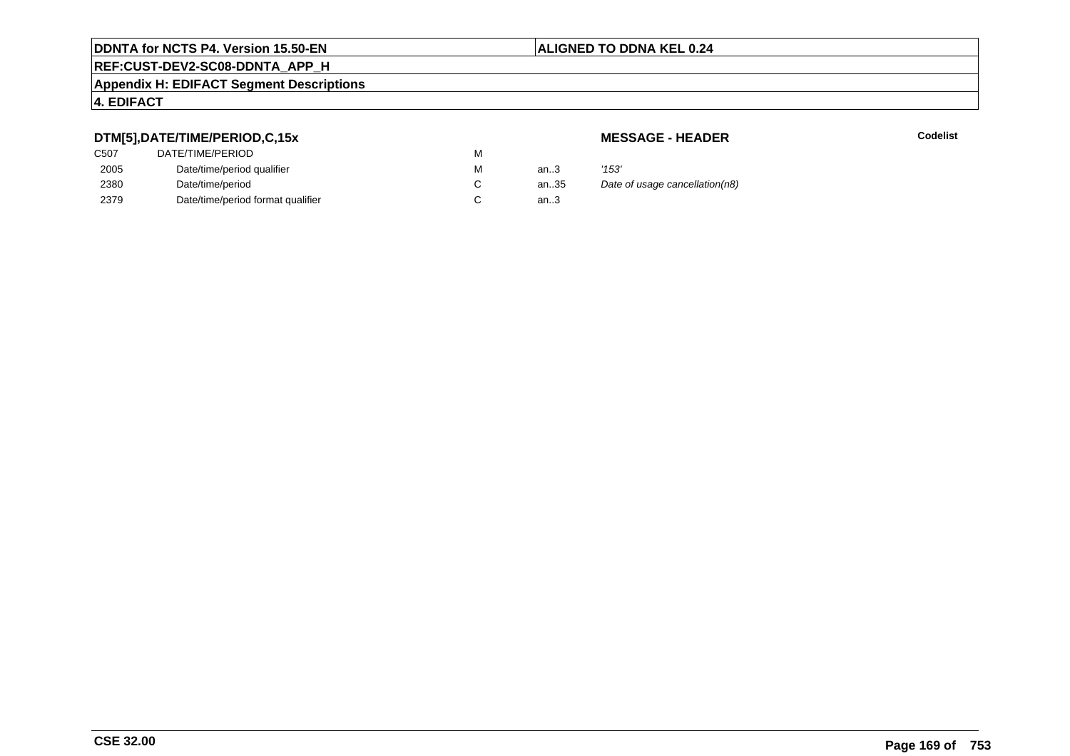**DDNTA for NCTS P4. Version 15.50-EN** | **ALIGNED TO DDNA KEL 0.24**

**REF:CUST-DEV2-SC08-DDNTA_APP_H**

**Appendix H: EDIFACT Segment Descriptions**

**4. EDIFACT**

**DTM[5],DATE/TIME/PERIOD,C,15x** **MESSAGE - HEADER** **Codelist**

| | | | | |
|---|---|---|---|---|
| C507 | DATE/TIME/PERIOD | M | | |
| 2005 | Date/time/period qualifier | M | an..3 | *'153'* |
| 2380 | Date/time/period | C | an..35 | *Date of usage cancellation(n8)* |
| 2379 | Date/time/period format qualifier | C | an..3 | |

**CSE 32.00**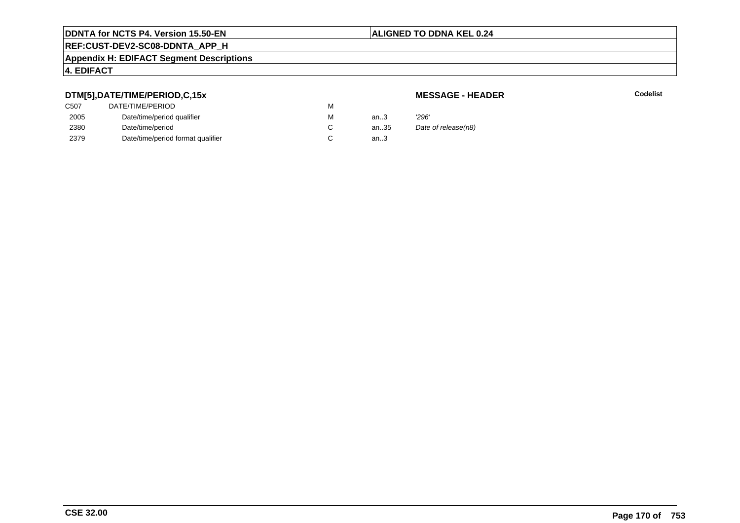**DTM[5],DATE/TIME/PERIOD,C,15x** **MESSAGE - HEADER** **Codelist**

| | | | | |
|---|---|---|---|---|
| C507 | DATE/TIME/PERIOD | M | | |
| 2005 | Date/time/period qualifier | M | an..3 | *'296'* |
| 2380 | Date/time/period | C | an..35 | *Date of release(n8)* |
| 2379 | Date/time/period format qualifier | C | an..3 | |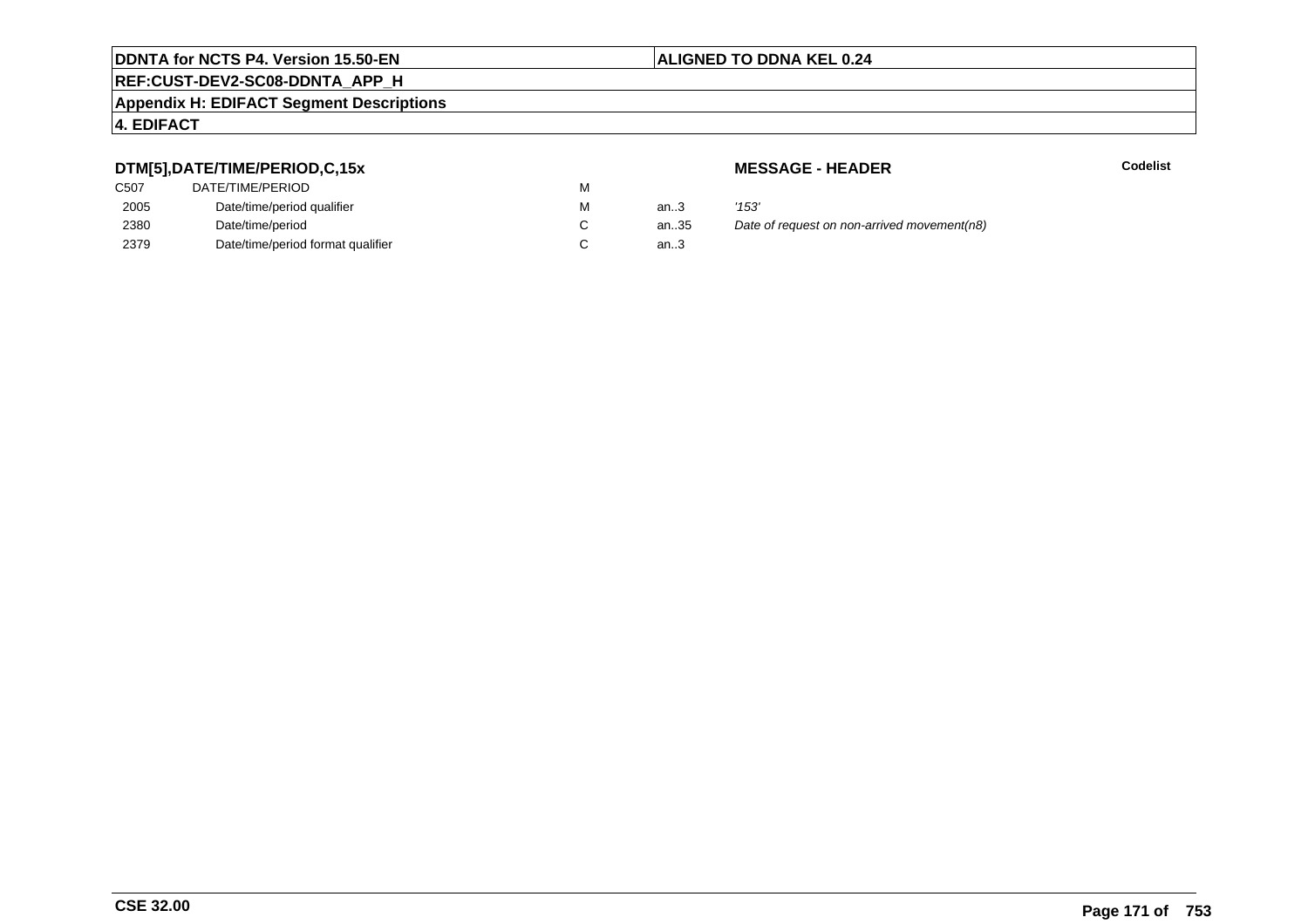### DTM[5],DATE/TIME/PERIOD,C,15x

**MESSAGE - HEADER**

**Codelist**

| | | | | |
|---|---|---|---|---|
| C507 | DATE/TIME/PERIOD | M | | |
| 2005 | Date/time/period qualifier | M | an..3 | *'153'* |
| 2380 | Date/time/period | C | an..35 | *Date of request on non-arrived movement(n8)* |
| 2379 | Date/time/period format qualifier | C | an..3 | |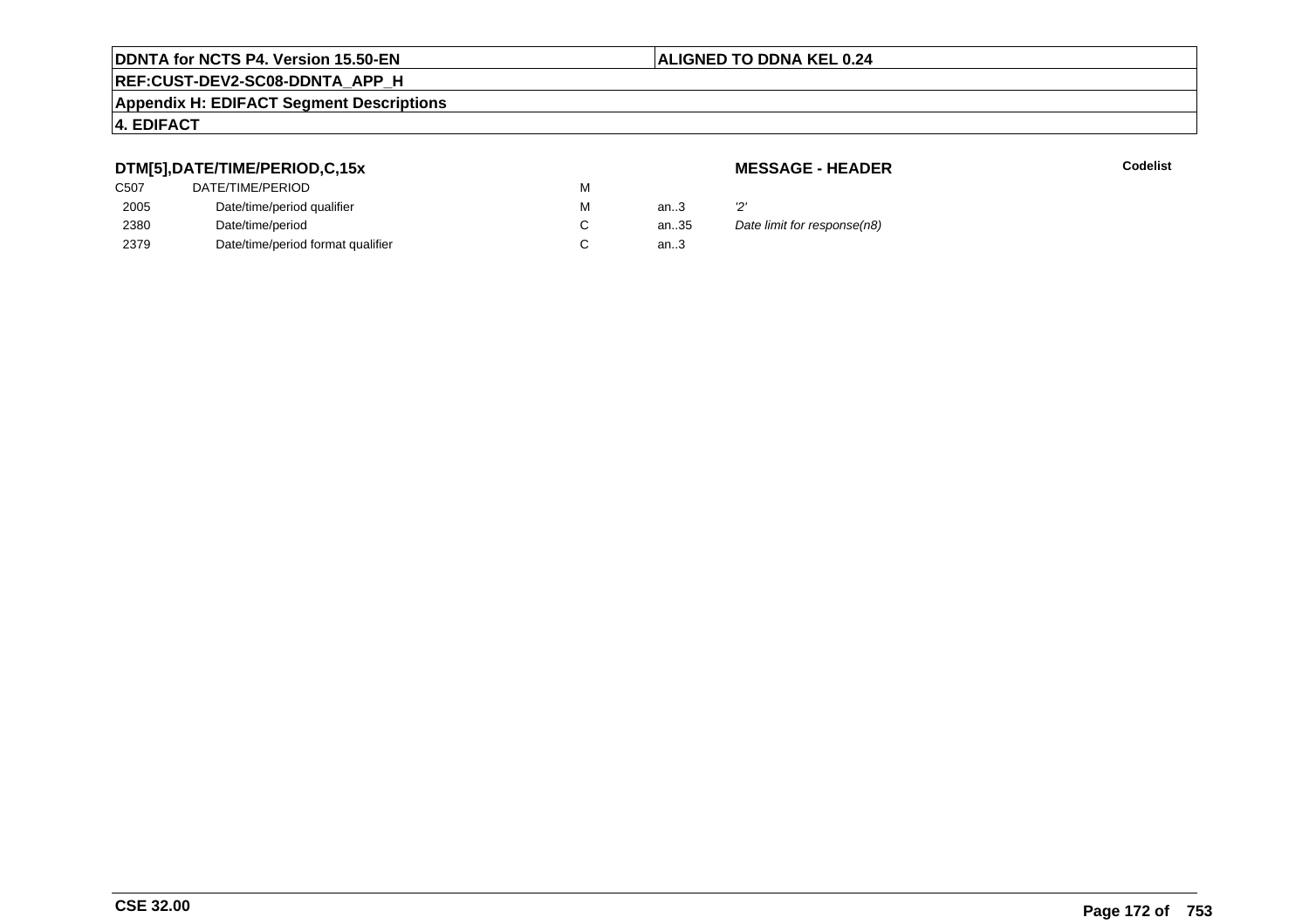**DTM[5],DATE/TIME/PERIOD,C,15x** **MESSAGE - HEADER** **Codelist**

| | | | | | |
|---|---|---|---|---|---|
| C507 | DATE/TIME/PERIOD | M | | | |
| 2005 | Date/time/period qualifier | M | an..3 | '2' | |
| 2380 | Date/time/period | C | an..35 | *Date limit for response(n8)* | |
| 2379 | Date/time/period format qualifier | C | an..3 | | |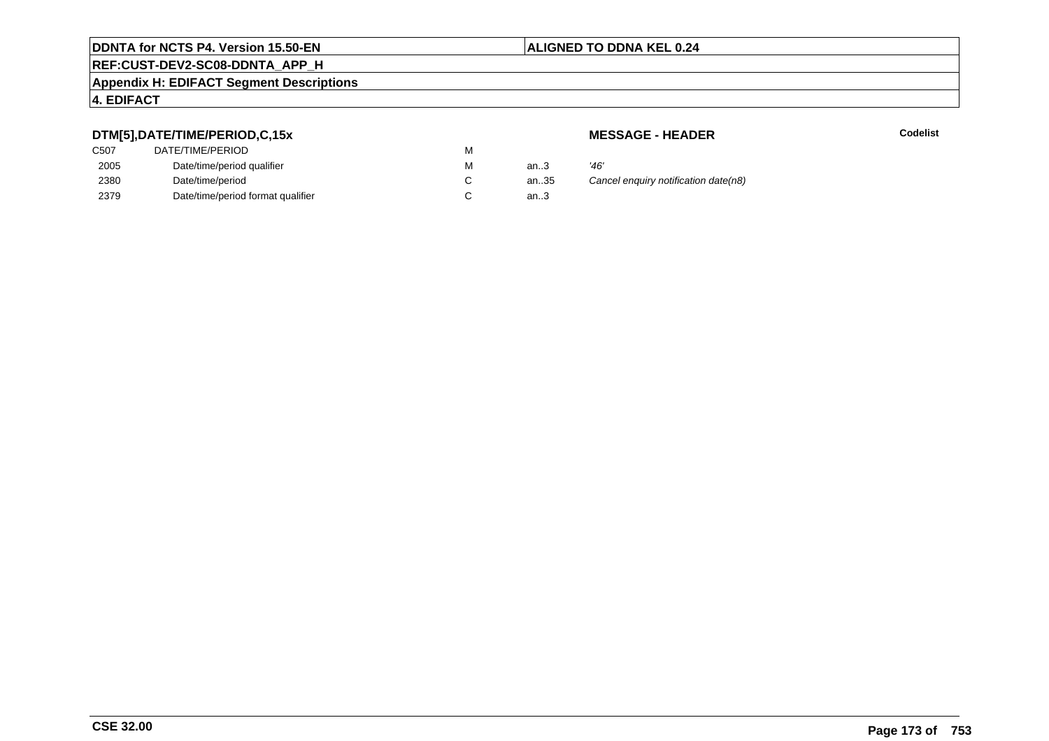**DDNTA for NCTS P4. Version 15.50-EN** | **ALIGNED TO DDNA KEL 0.24**

**REF:CUST-DEV2-SC08-DDNTA_APP_H**

**Appendix H: EDIFACT Segment Descriptions**

**4. EDIFACT**

### DTM[5],DATE/TIME/PERIOD,C,15x

**MESSAGE - HEADER** — **Codelist**

| | | | | |
|---|---|---|---|---|
| C507 | DATE/TIME/PERIOD | M | | |
| 2005 | Date/time/period qualifier | M | an..3 | *'46'* |
| 2380 | Date/time/period | C | an..35 | *Cancel enquiry notification date(n8)* |
| 2379 | Date/time/period format qualifier | C | an..3 | |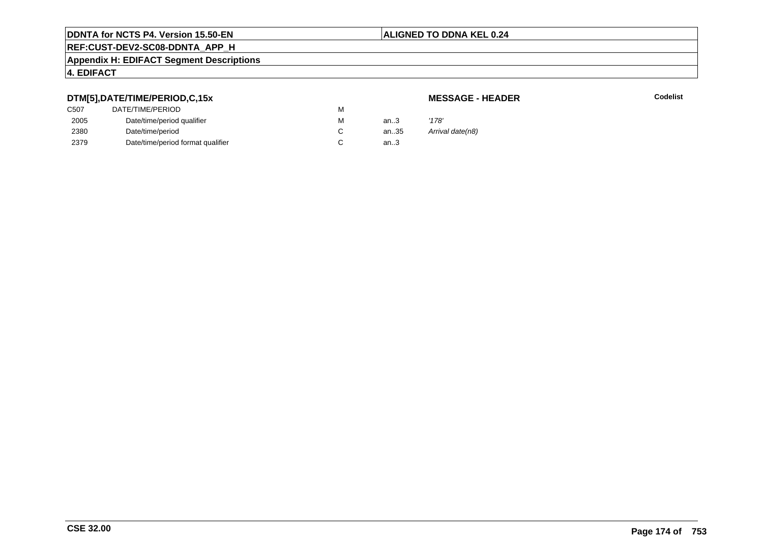DDNTA for NCTS P4. Version 15.50-EN | ALIGNED TO DDNA KEL 0.24

REF:CUST-DEV2-SC08-DDNTA_APP_H

Appendix H: EDIFACT Segment Descriptions

4. EDIFACT

**DTM[5],DATE/TIME/PERIOD,C,15x** — **MESSAGE - HEADER** — **Codelist**

| | | | | |
|---|---|---|---|---|
| C507 | DATE/TIME/PERIOD | M | | |
| 2005 | Date/time/period qualifier | M | an..3 | *'178'* |
| 2380 | Date/time/period | C | an..35 | *Arrival date(n8)* |
| 2379 | Date/time/period format qualifier | C | an..3 | |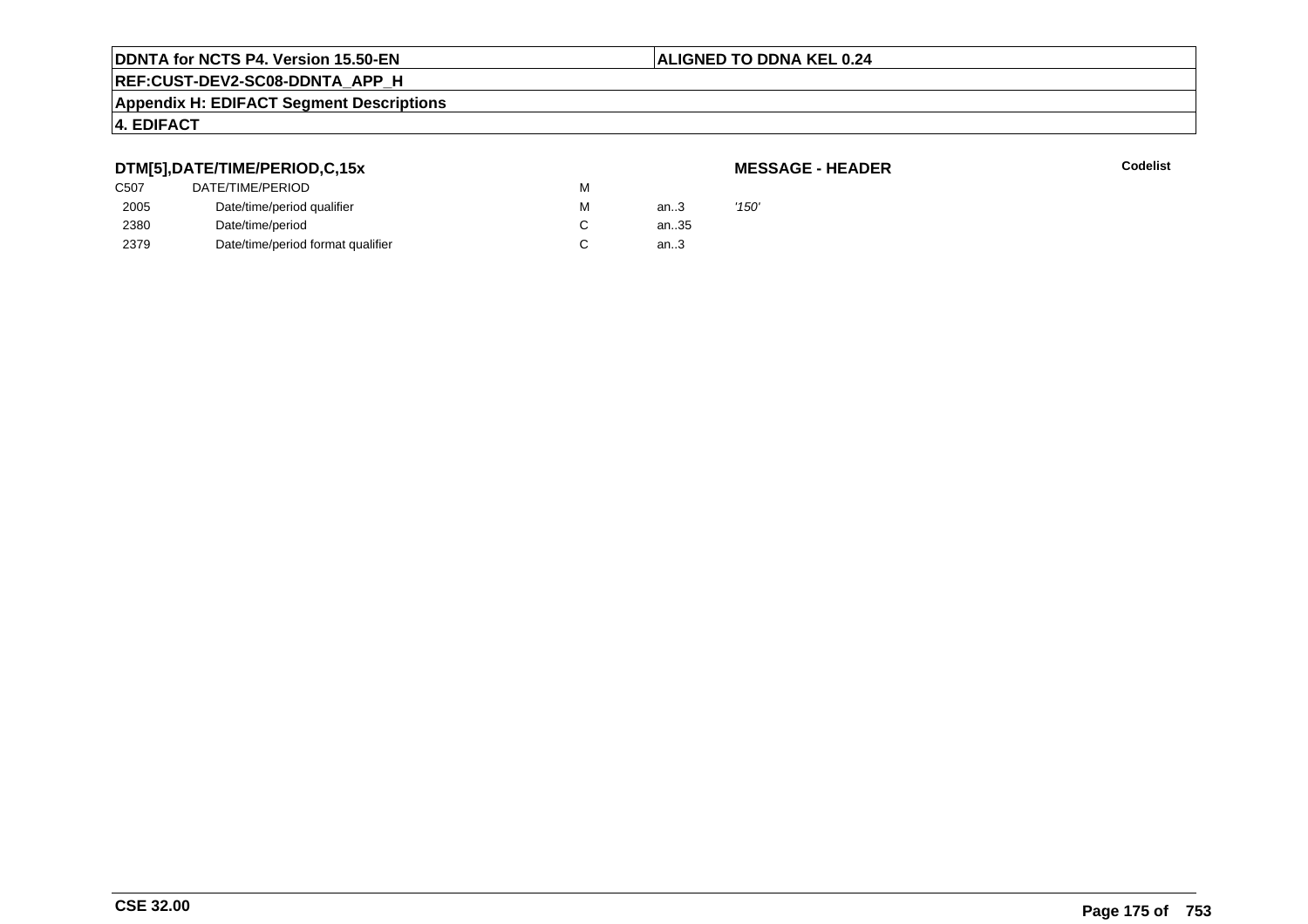**DTM[5],DATE/TIME/PERIOD,C,15x** **MESSAGE - HEADER** **Codelist**

| | | | | |
|---|---|---|---|---|
| C507 | DATE/TIME/PERIOD | M | | |
| 2005 | Date/time/period qualifier | M | an..3 | *'150'* |
| 2380 | Date/time/period | C | an..35 | |
| 2379 | Date/time/period format qualifier | C | an..3 | |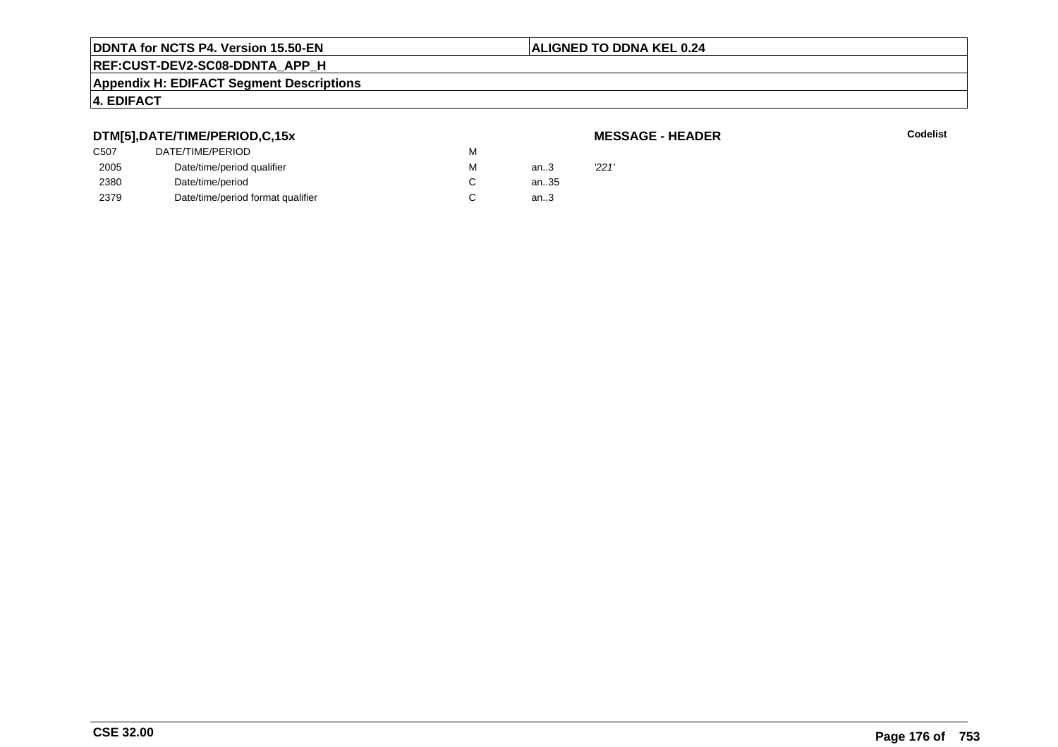**DTM[5],DATE/TIME/PERIOD,C,15x** **MESSAGE - HEADER** **Codelist**

| | | | | |
|---|---|---|---|---|
| C507 | DATE/TIME/PERIOD | M | | |
| 2005 | Date/time/period qualifier | M | an..3 | *'221'* |
| 2380 | Date/time/period | C | an..35 | |
| 2379 | Date/time/period format qualifier | C | an..3 | |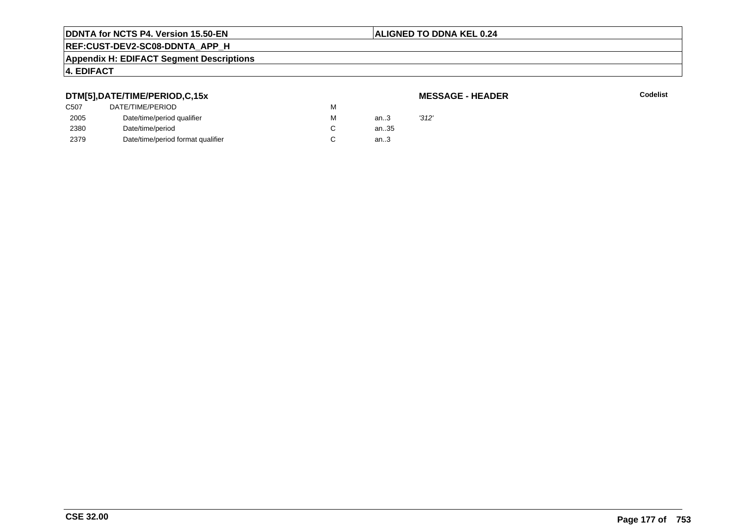## DTM[5],DATE/TIME/PERIOD,C,15x

**MESSAGE - HEADER**

**Codelist**

| | | | | |
|---|---|---|---|---|
| C507 | DATE/TIME/PERIOD | M | | |
| 2005 | Date/time/period qualifier | M | an..3 | *'312'* |
| 2380 | Date/time/period | C | an..35 | |
| 2379 | Date/time/period format qualifier | C | an..3 | |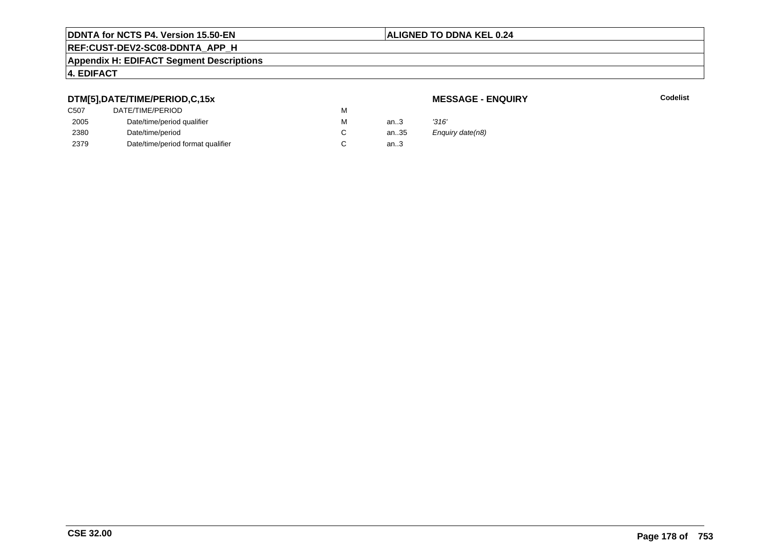**DDNTA for NCTS P4. Version 15.50-EN** | **ALIGNED TO DDNA KEL 0.24**

**REF:CUST-DEV2-SC08-DDNTA_APP_H**

**Appendix H: EDIFACT Segment Descriptions**

**4. EDIFACT**

### DTM[5],DATE/TIME/PERIOD,C,15x

**MESSAGE - ENQUIRY** | **Codelist**

| | | | | | |
|---|---|---|---|---|---|
| C507 | DATE/TIME/PERIOD | M | | | |
| 2005 | Date/time/period qualifier | M | an..3 | *'316'* | |
| 2380 | Date/time/period | C | an..35 | *Enquiry date(n8)* | |
| 2379 | Date/time/period format qualifier | C | an..3 | | |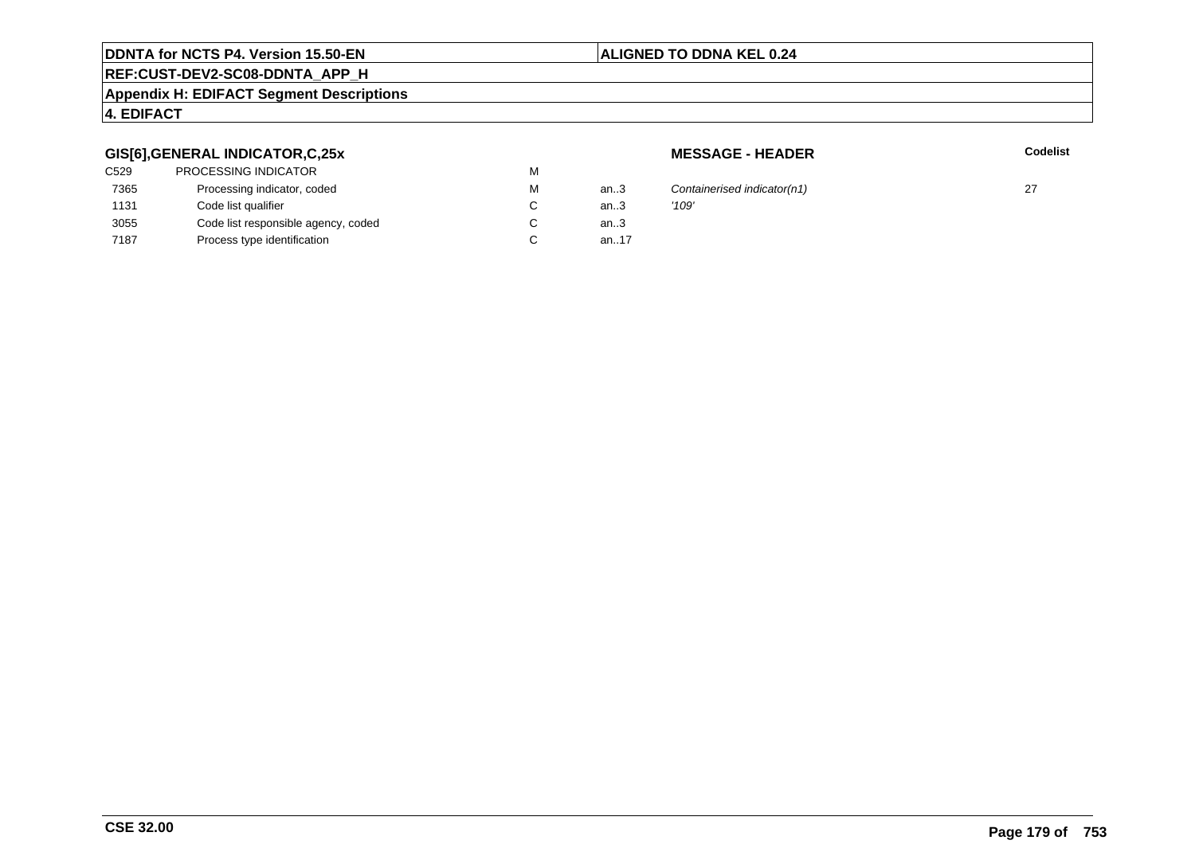**DDNTA for NCTS P4. Version 15.50-EN** | **ALIGNED TO DDNA KEL 0.24**

**REF:CUST-DEV2-SC08-DDNTA_APP_H**

**Appendix H: EDIFACT Segment Descriptions**

**4. EDIFACT**

### GIS[6],GENERAL INDICATOR,C,25x

**MESSAGE - HEADER**

| | | | | | Codelist |
|---|---|---|---|---|---|
| C529 | PROCESSING INDICATOR | M | | | |
| 7365 | Processing indicator, coded | M | an..3 | *Containerised indicator(n1)* | 27 |
| 1131 | Code list qualifier | C | an..3 | *'109'* | |
| 3055 | Code list responsible agency, coded | C | an..3 | | |
| 7187 | Process type identification | C | an..17 | | |

**CSE 32.00**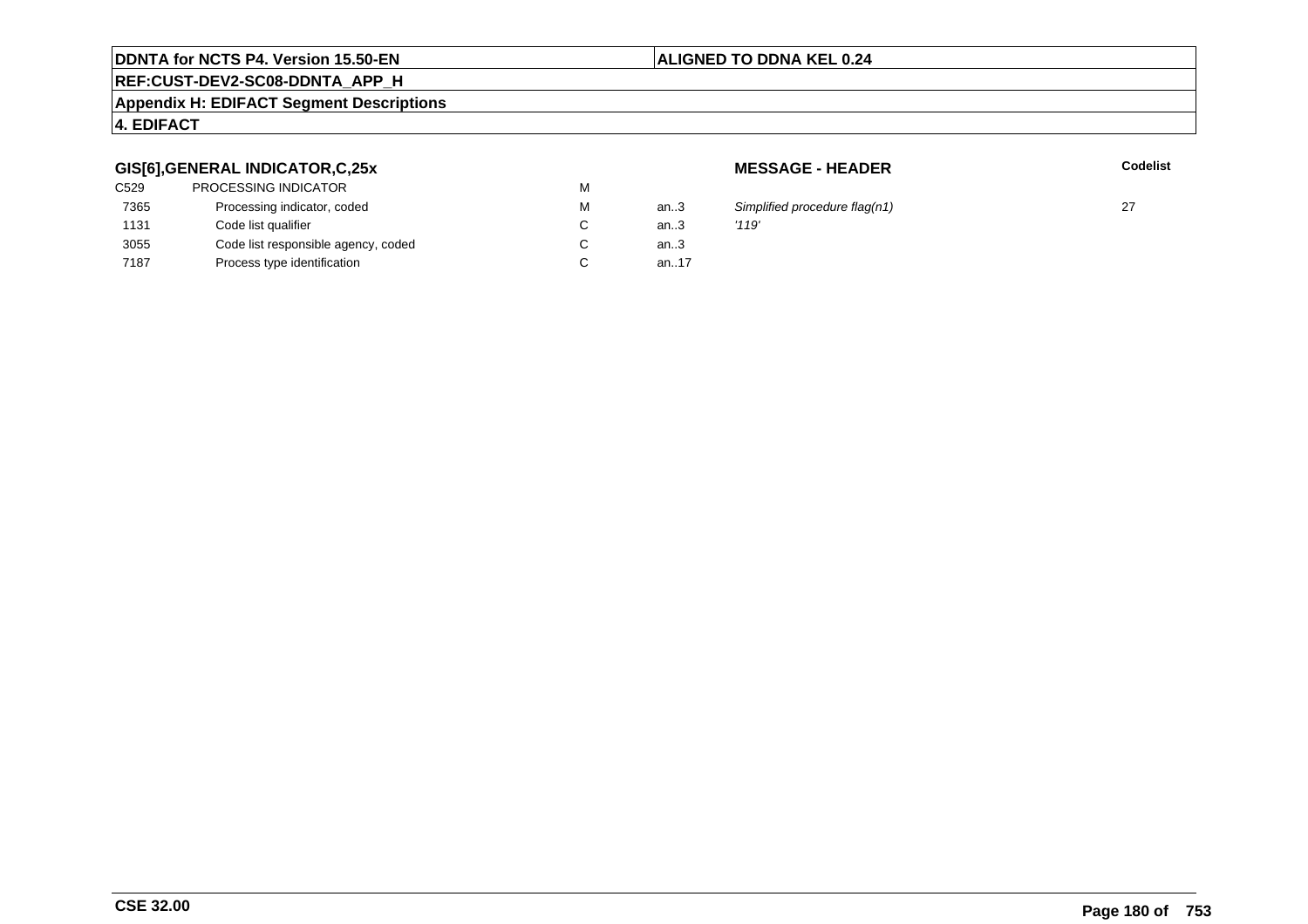## GIS[6],GENERAL INDICATOR,C,25x

**MESSAGE - HEADER**

| | | | | | **Codelist** |
|---|---|---|---|---|---|
| C529 | PROCESSING INDICATOR | M | | | |
| 7365 | Processing indicator, coded | M | an..3 | *Simplified procedure flag(n1)* | 27 |
| 1131 | Code list qualifier | C | an..3 | *'119'* | |
| 3055 | Code list responsible agency, coded | C | an..3 | | |
| 7187 | Process type identification | C | an..17 | | |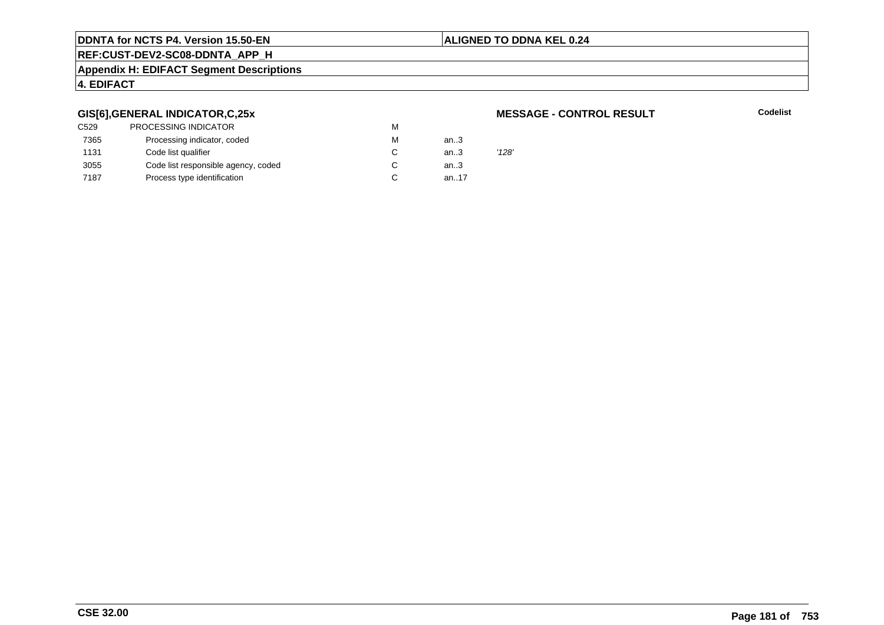## GIS[6],GENERAL INDICATOR,C,25x

**MESSAGE - CONTROL RESULT**

**Codelist**

| | | | | |
|---|---|---|---|---|
| C529 | PROCESSING INDICATOR | M | | |
| 7365 | Processing indicator, coded | M | an..3 | |
| 1131 | Code list qualifier | C | an..3 | *'128'* |
| 3055 | Code list responsible agency, coded | C | an..3 | |
| 7187 | Process type identification | C | an..17 | |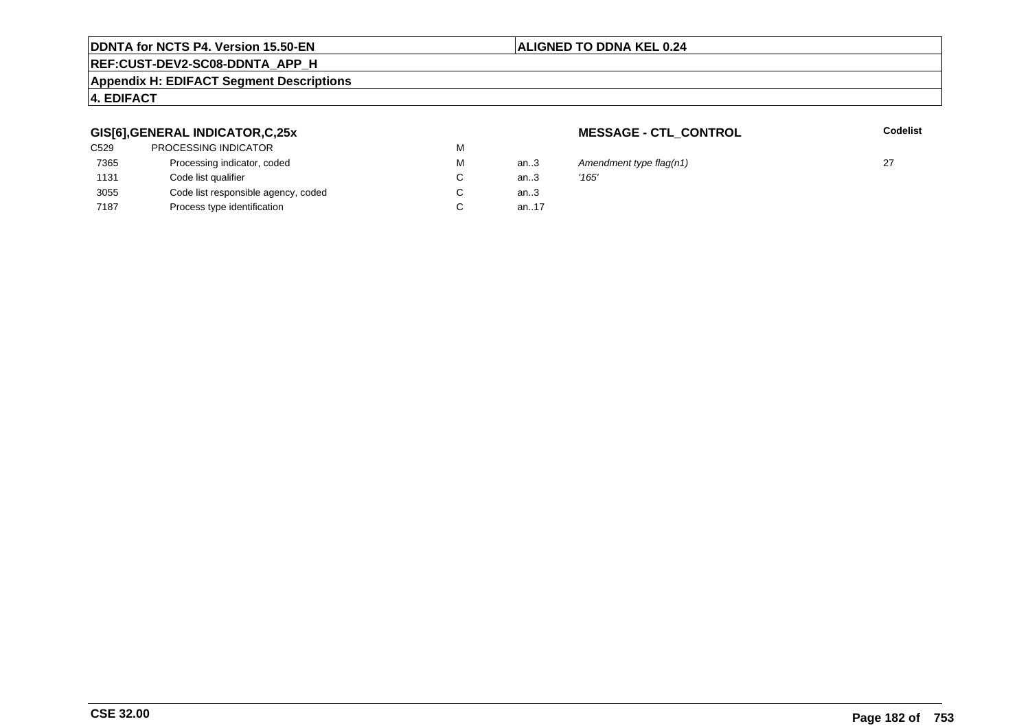**GIS[6],GENERAL INDICATOR,C,25x**

**MESSAGE - CTL_CONTROL**

| | | | | | Codelist |
|---|---|---|---|---|---|
| C529 | PROCESSING INDICATOR | M | | | |
| 7365 | Processing indicator, coded | M | an..3 | *Amendment type flag(n1)* | 27 |
| 1131 | Code list qualifier | C | an..3 | *'165'* | |
| 3055 | Code list responsible agency, coded | C | an..3 | | |
| 7187 | Process type identification | C | an..17 | | |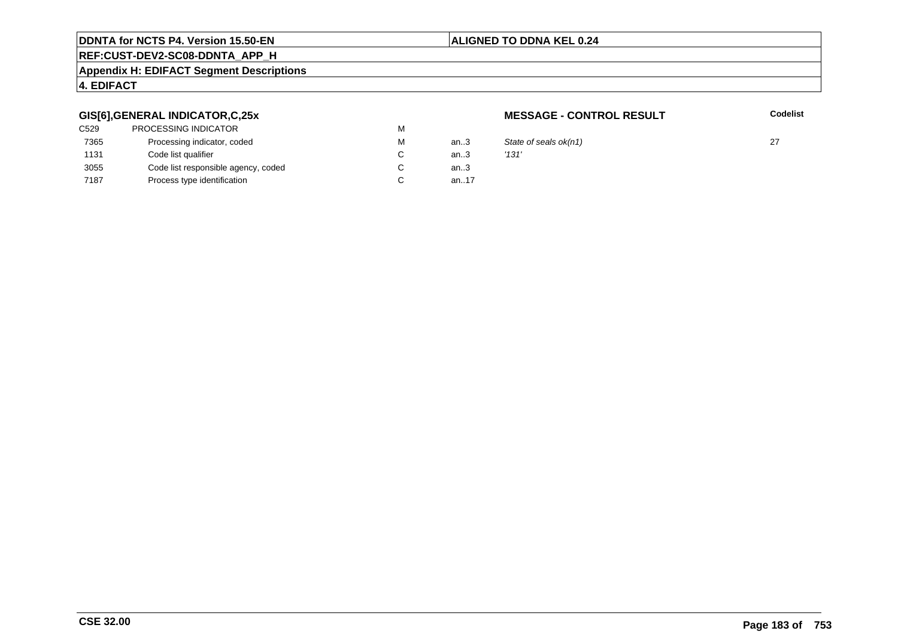**DDNTA for NCTS P4. Version 15.50-EN** | **ALIGNED TO DDNA KEL 0.24**

**REF:CUST-DEV2-SC08-DDNTA_APP_H**

**Appendix H: EDIFACT Segment Descriptions**

**4. EDIFACT**

### GIS[6],GENERAL INDICATOR,C,25x

**MESSAGE - CONTROL RESULT**

| | | | | | Codelist |
|---|---|---|---|---|---|
| C529 | PROCESSING INDICATOR | M | | | |
| 7365 | Processing indicator, coded | M | an..3 | *State of seals ok(n1)* | 27 |
| 1131 | Code list qualifier | C | an..3 | *'131'* | |
| 3055 | Code list responsible agency, coded | C | an..3 | | |
| 7187 | Process type identification | C | an..17 | | |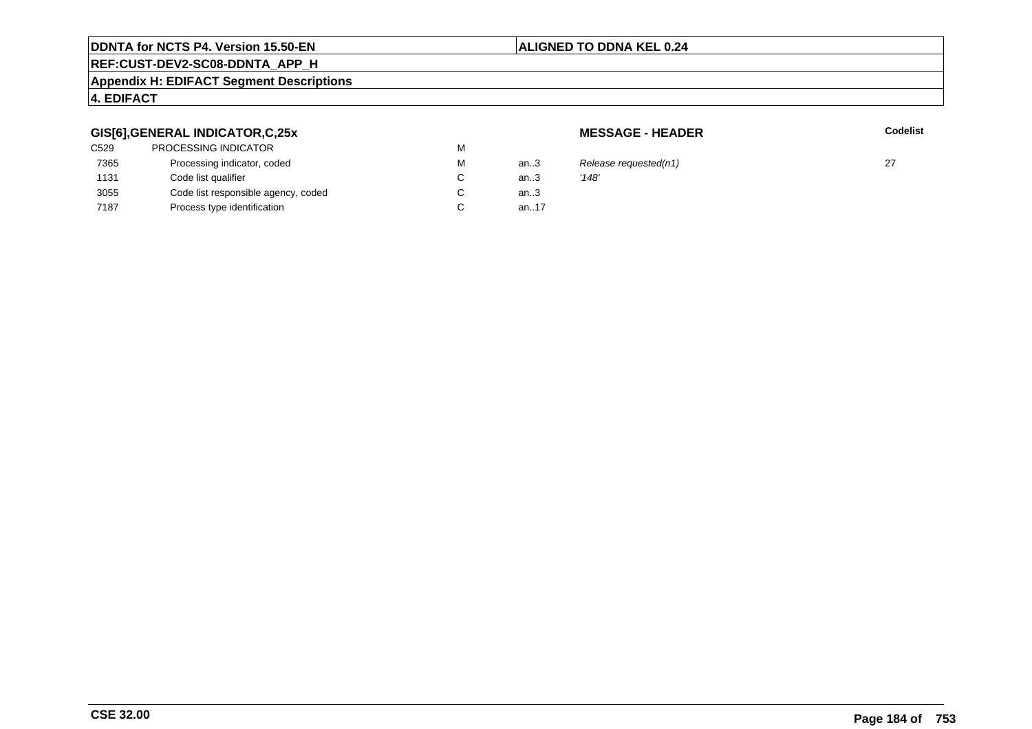**DDNTA for NCTS P4. Version 15.50-EN** | **ALIGNED TO DDNA KEL 0.24**

**REF:CUST-DEV2-SC08-DDNTA_APP_H**

**Appendix H: EDIFACT Segment Descriptions**

**4. EDIFACT**

### GIS[6],GENERAL INDICATOR,C,25x

**MESSAGE - HEADER**

| | | | | | Codelist |
|---|---|---|---|---|---|
| C529 | PROCESSING INDICATOR | M | | | |
| 7365 | Processing indicator, coded | M | an..3 | *Release requested(n1)* | 27 |
| 1131 | Code list qualifier | C | an..3 | *'148'* | |
| 3055 | Code list responsible agency, coded | C | an..3 | | |
| 7187 | Process type identification | C | an..17 | | |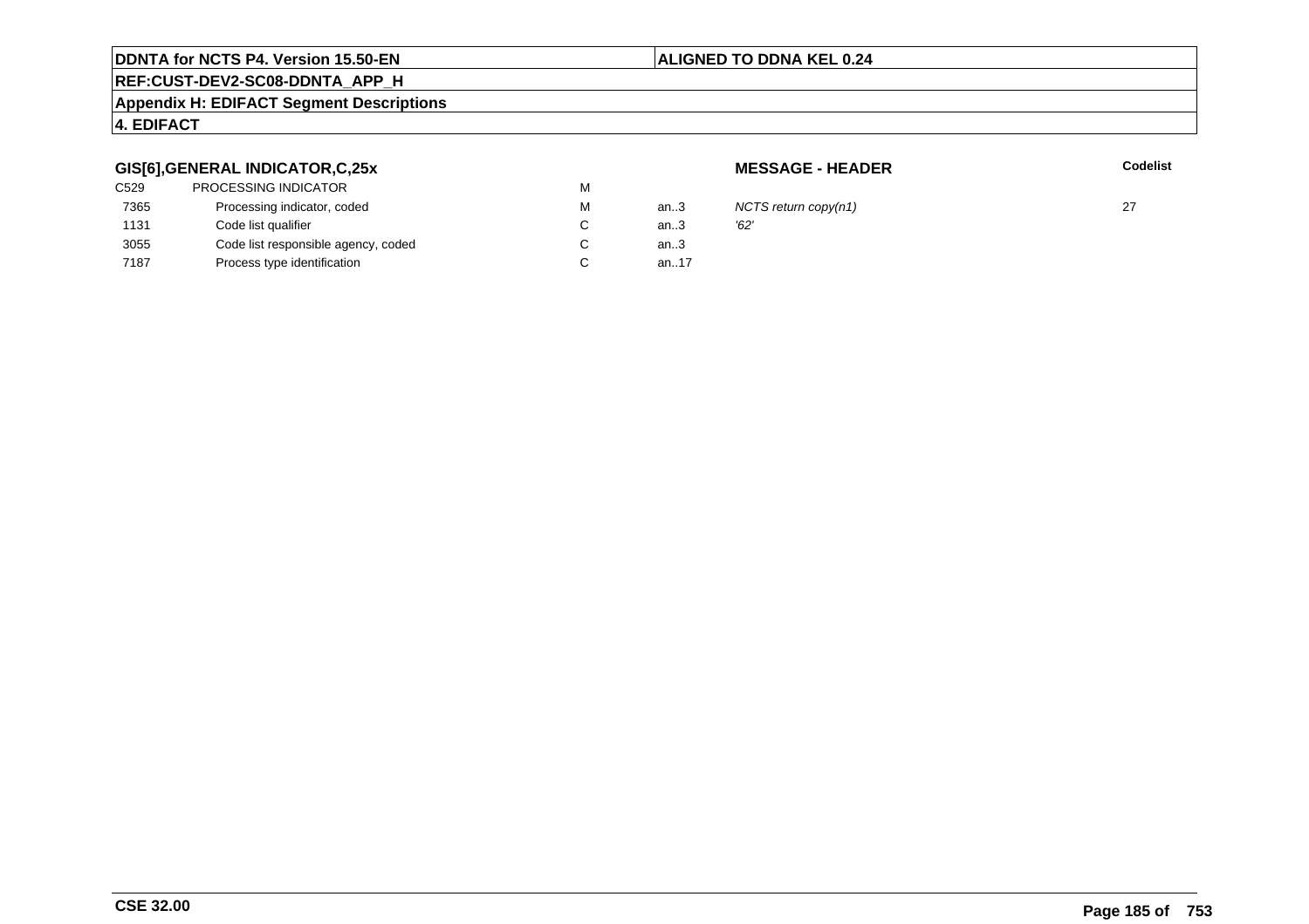## GIS[6],GENERAL INDICATOR,C,25x

**MESSAGE - HEADER**

| | | | | | **Codelist** |
|---|---|---|---|---|---|
| C529 | PROCESSING INDICATOR | M | | | |
| 7365 | Processing indicator, coded | M | an..3 | *NCTS return copy(n1)* | 27 |
| 1131 | Code list qualifier | C | an..3 | *'62'* | |
| 3055 | Code list responsible agency, coded | C | an..3 | | |
| 7187 | Process type identification | C | an..17 | | |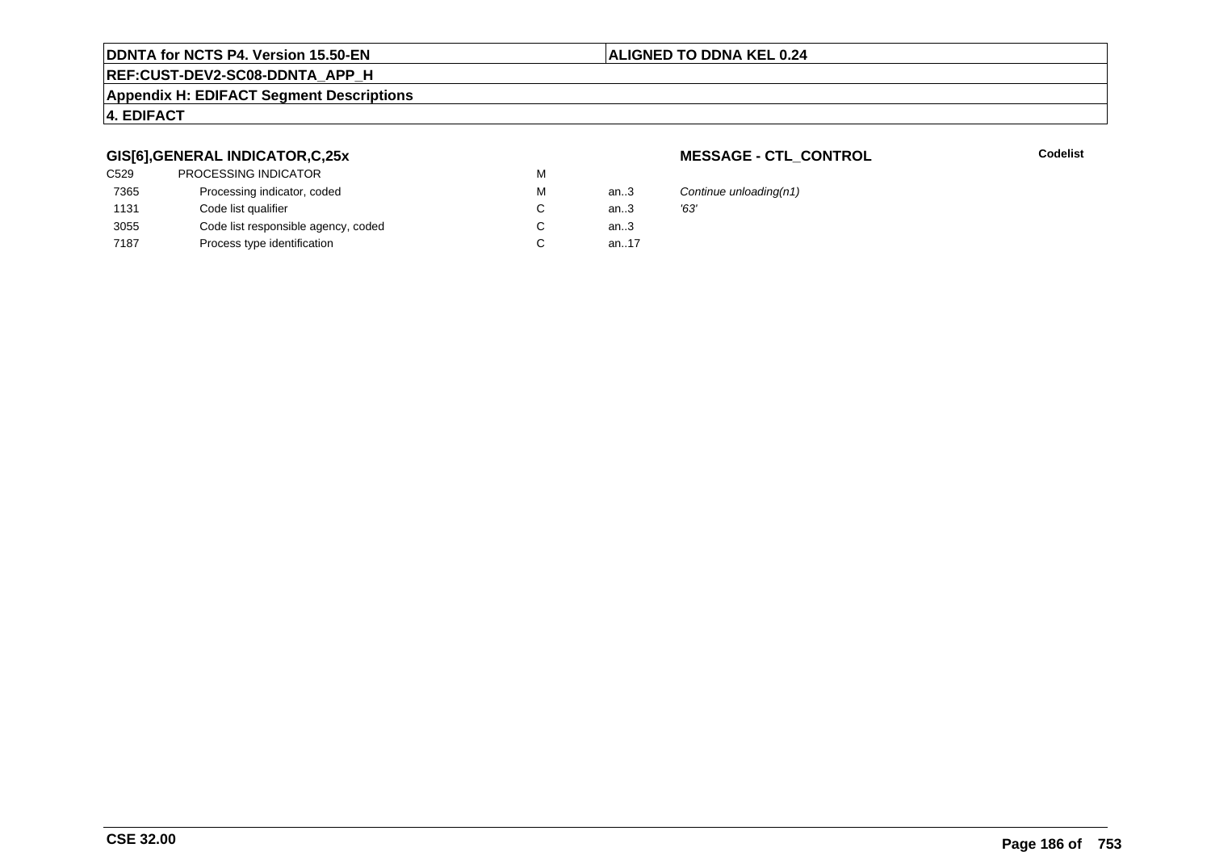## GIS[6],GENERAL INDICATOR,C,25x

**MESSAGE - CTL_CONTROL**

**Codelist**

| | | | | |
|---|---|---|---|---|
| C529 | PROCESSING INDICATOR | M | | |
| 7365 | Processing indicator, coded | M | an..3 | *Continue unloading(n1)* |
| 1131 | Code list qualifier | C | an..3 | *'63'* |
| 3055 | Code list responsible agency, coded | C | an..3 | |
| 7187 | Process type identification | C | an..17 | |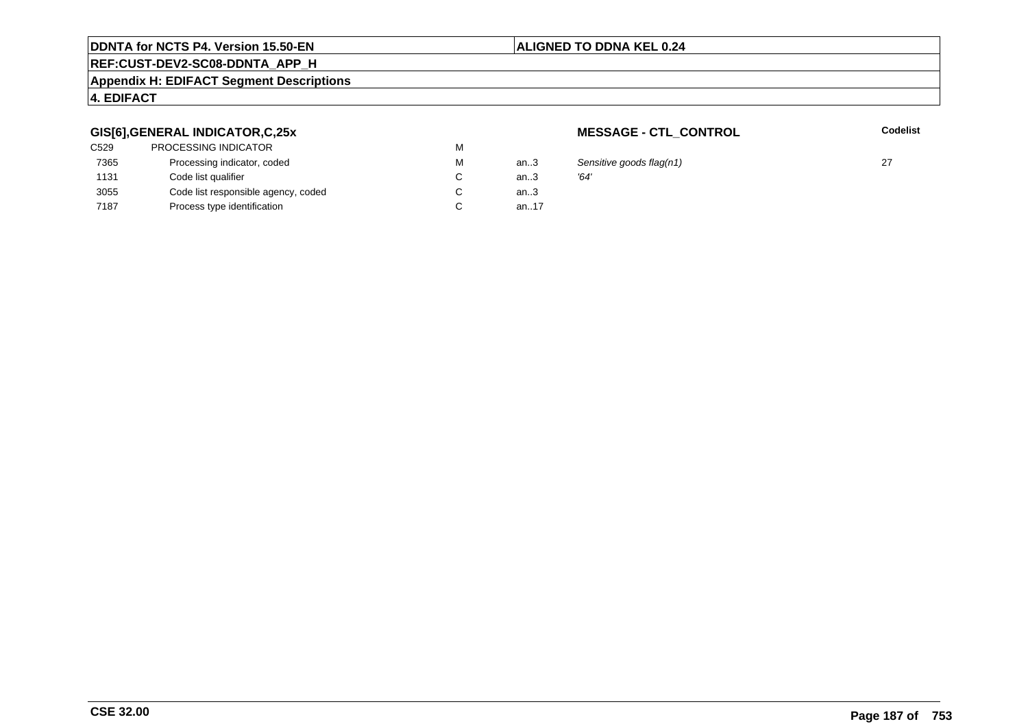| | | | | | |
|---|---|---|---|---|---|
| **GIS[6],GENERAL INDICATOR,C,25x** | | | | **MESSAGE - CTL_CONTROL** | **Codelist** |
| C529 | PROCESSING INDICATOR | M | | | |
| 7365 | Processing indicator, coded | M | an..3 | *Sensitive goods flag(n1)* | 27 |
| 1131 | Code list qualifier | C | an..3 | *'64'* | |
| 3055 | Code list responsible agency, coded | C | an..3 | | |
| 7187 | Process type identification | C | an..17 | | |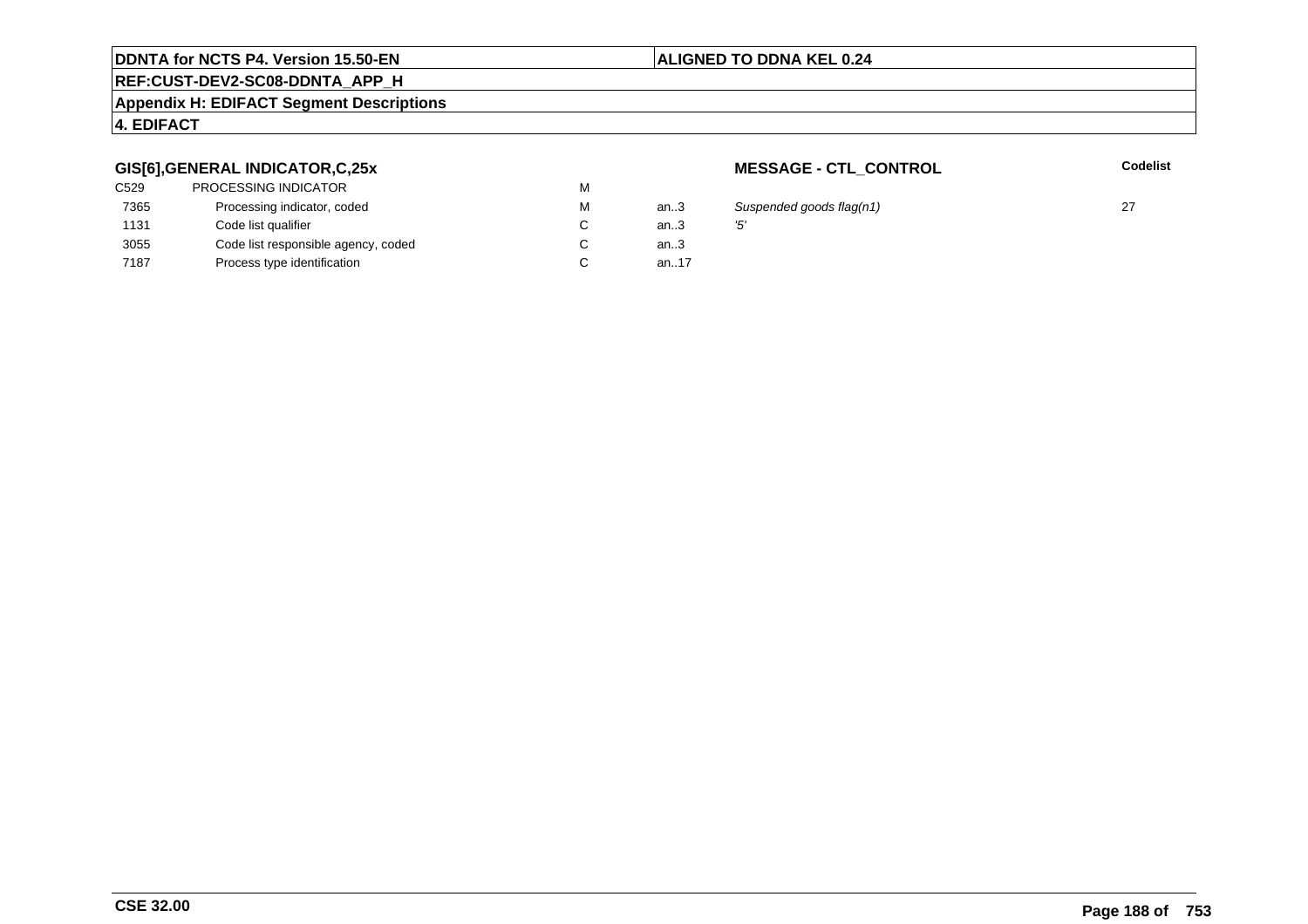## GIS[6],GENERAL INDICATOR,C,25x

**MESSAGE - CTL_CONTROL**

| | | | | | Codelist |
|---|---|---|---|---|---|
| C529 | PROCESSING INDICATOR | M | | | |
| 7365 | Processing indicator, coded | M | an..3 | *Suspended goods flag(n1)* | 27 |
| 1131 | Code list qualifier | C | an..3 | *'5'* | |
| 3055 | Code list responsible agency, coded | C | an..3 | | |
| 7187 | Process type identification | C | an..17 | | |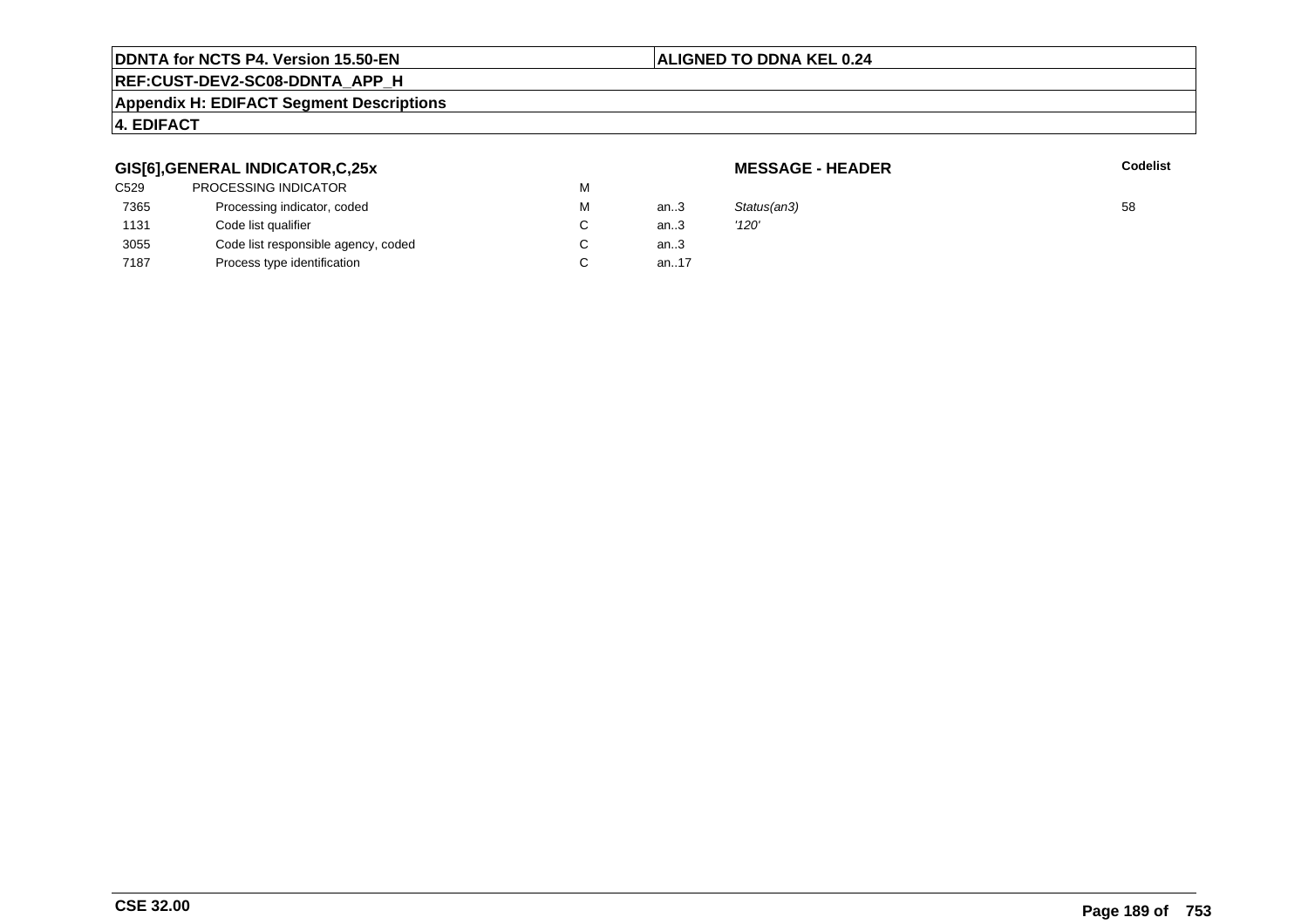**DDNTA for NCTS P4. Version 15.50-EN** | **ALIGNED TO DDNA KEL 0.24**

**REF:CUST-DEV2-SC08-DDNTA_APP_H**

**Appendix H: EDIFACT Segment Descriptions**

**4. EDIFACT**

### GIS[6],GENERAL INDICATOR,C,25x

**MESSAGE - HEADER**

| | | | | | Codelist |
|---|---|---|---|---|---|
| C529 | PROCESSING INDICATOR | M | | | |
| 7365 | Processing indicator, coded | M | an..3 | *Status(an3)* | 58 |
| 1131 | Code list qualifier | C | an..3 | *'120'* | |
| 3055 | Code list responsible agency, coded | C | an..3 | | |
| 7187 | Process type identification | C | an..17 | | |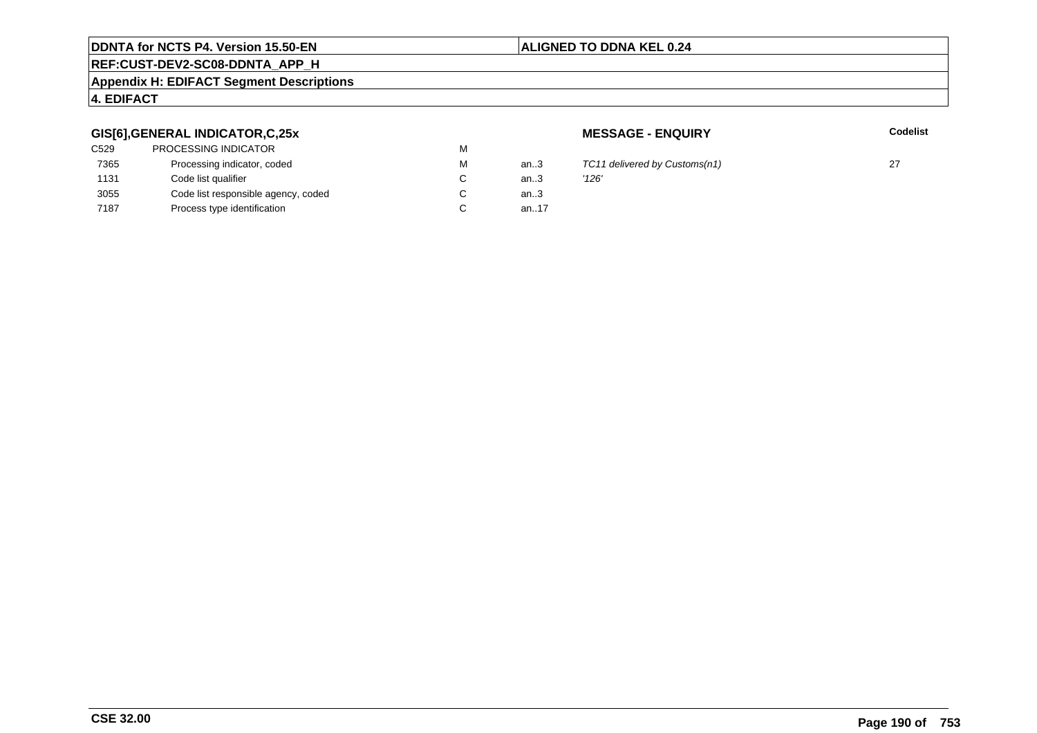**GIS[6],GENERAL INDICATOR,C,25x** **MESSAGE - ENQUIRY**

| | | | | | Codelist |
|---|---|---|---|---|---|
| C529 | PROCESSING INDICATOR | M | | | |
| 7365 | Processing indicator, coded | M | an..3 | *TC11 delivered by Customs(n1)* | 27 |
| 1131 | Code list qualifier | C | an..3 | *'126'* | |
| 3055 | Code list responsible agency, coded | C | an..3 | | |
| 7187 | Process type identification | C | an..17 | | |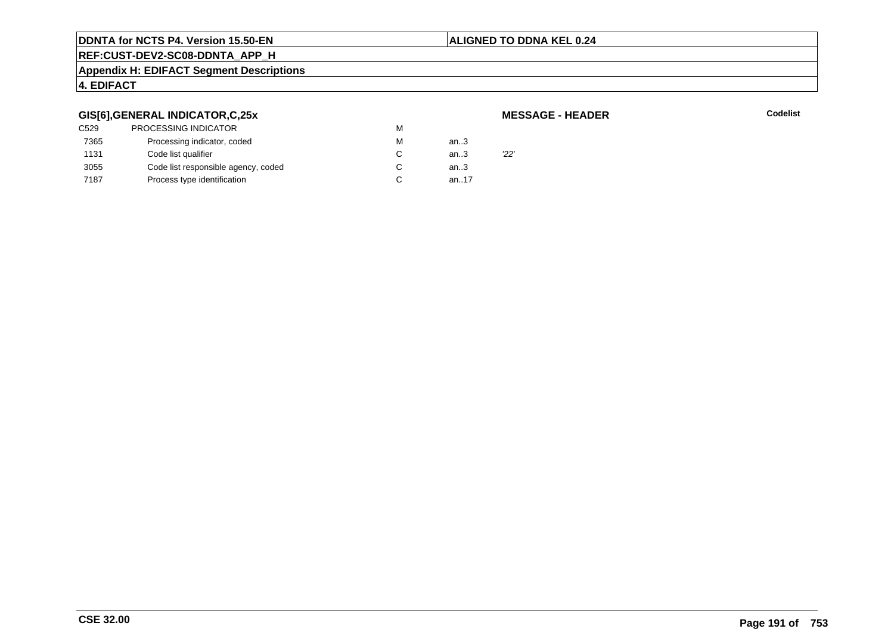**GIS[6],GENERAL INDICATOR,C,25x** — **MESSAGE - HEADER** — **Codelist**

| | | | | |
|---|---|---|---|---|
| C529 | PROCESSING INDICATOR | M | | |
| 7365 | Processing indicator, coded | M | an..3 | |
| 1131 | Code list qualifier | C | an..3 | *'22'* |
| 3055 | Code list responsible agency, coded | C | an..3 | |
| 7187 | Process type identification | C | an..17 | |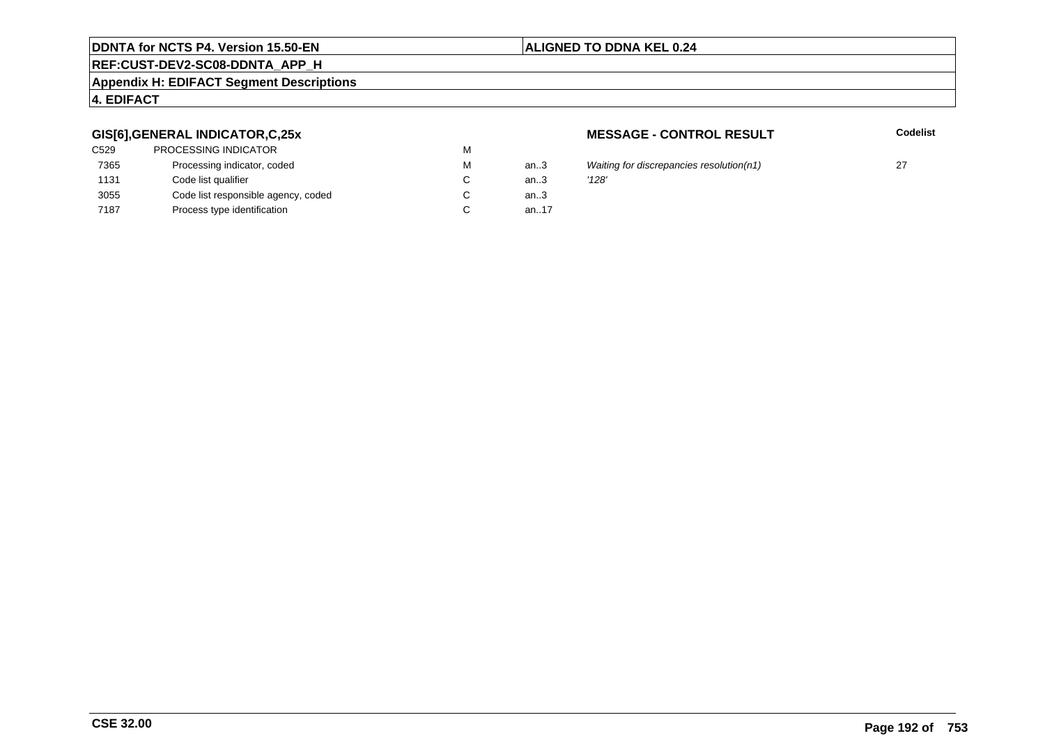**GIS[6],GENERAL INDICATOR,C,25x**

**MESSAGE - CONTROL RESULT**

| | | | | | Codelist |
|---|---|---|---|---|---|
| C529 | PROCESSING INDICATOR | M | | | |
| 7365 | Processing indicator, coded | M | an..3 | *Waiting for discrepancies resolution(n1)* | 27 |
| 1131 | Code list qualifier | C | an..3 | *'128'* | |
| 3055 | Code list responsible agency, coded | C | an..3 | | |
| 7187 | Process type identification | C | an..17 | | |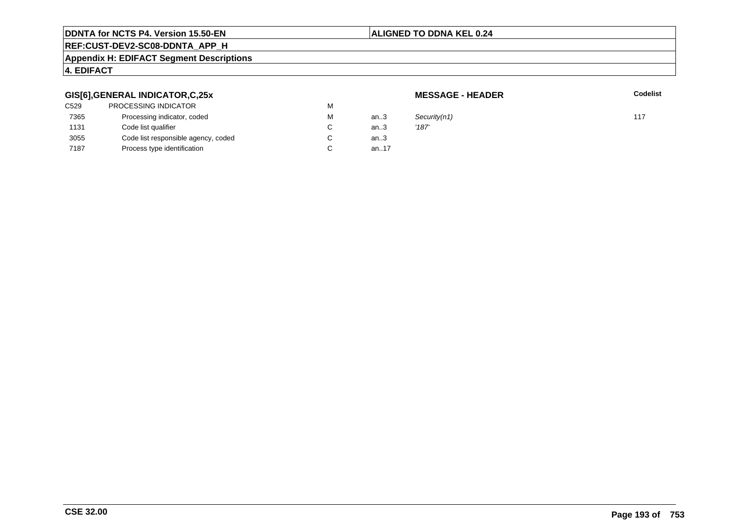**DDNTA for NCTS P4. Version 15.50-EN** | **ALIGNED TO DDNA KEL 0.24**

**REF:CUST-DEV2-SC08-DDNTA_APP_H**

**Appendix H: EDIFACT Segment Descriptions**

**4. EDIFACT**

**GIS[6],GENERAL INDICATOR,C,25x** — **MESSAGE - HEADER**

| | | | | | Codelist |
|---|---|---|---|---|---|
| C529 | PROCESSING INDICATOR | M | | | |
| 7365 | Processing indicator, coded | M | an..3 | *Security(n1)* | 117 |
| 1131 | Code list qualifier | C | an..3 | *'187'* | |
| 3055 | Code list responsible agency, coded | C | an..3 | | |
| 7187 | Process type identification | C | an..17 | | |

**CSE 32.00**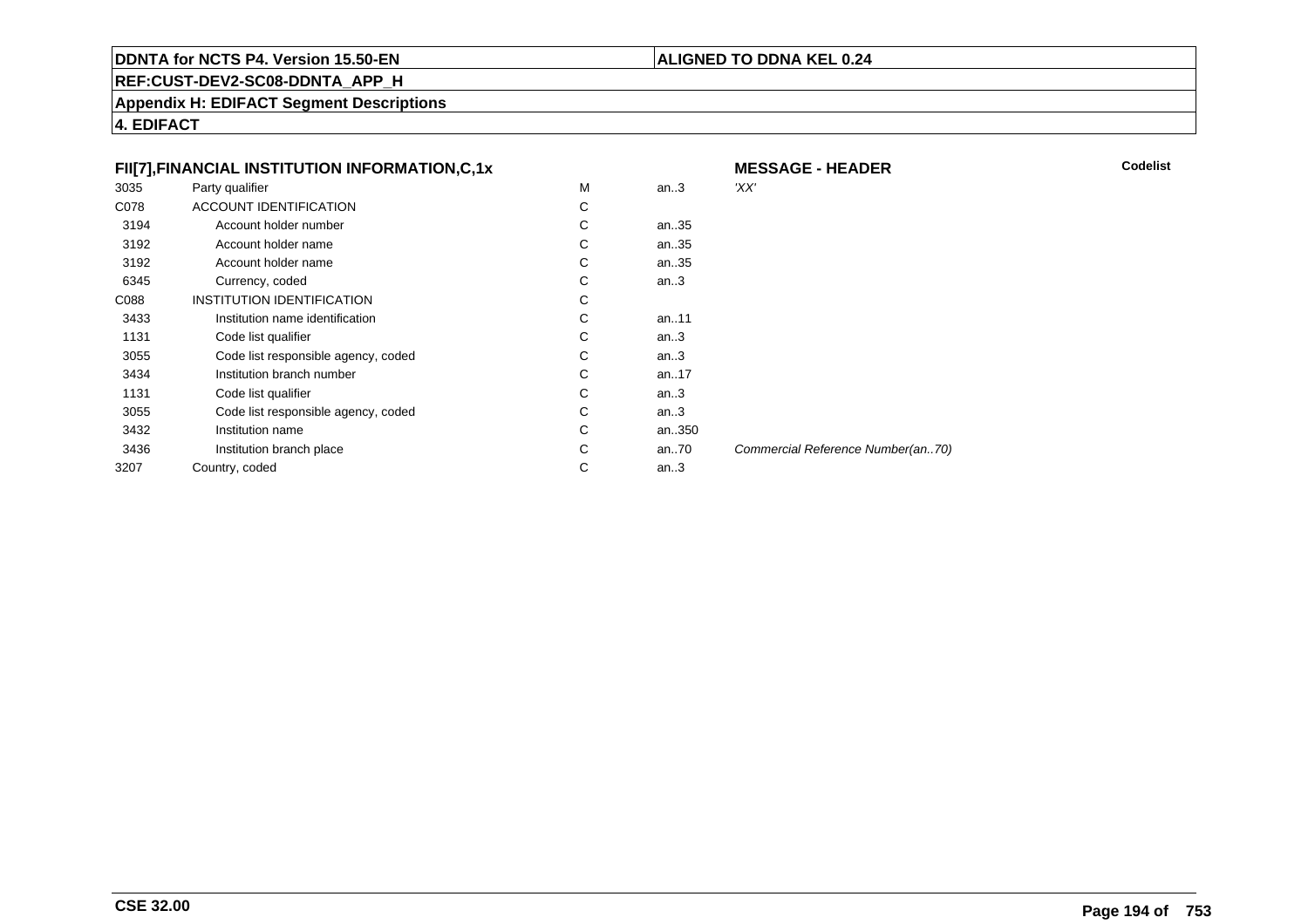**DDNTA for NCTS P4. Version 15.50-EN** | **ALIGNED TO DDNA KEL 0.24**

**REF:CUST-DEV2-SC08-DDNTA_APP_H**

**Appendix H: EDIFACT Segment Descriptions**

**4. EDIFACT**

### FII[7],FINANCIAL INSTITUTION INFORMATION,C,1x

**MESSAGE - HEADER**

| | | | | | Codelist |
|---|---|---|---|---|---|
| 3035 | Party qualifier | M | an..3 | *'XX'* | |
| C078 | ACCOUNT IDENTIFICATION | C | | | |
| 3194 | Account holder number | C | an..35 | | |
| 3192 | Account holder name | C | an..35 | | |
| 3192 | Account holder name | C | an..35 | | |
| 6345 | Currency, coded | C | an..3 | | |
| C088 | INSTITUTION IDENTIFICATION | C | | | |
| 3433 | Institution name identification | C | an..11 | | |
| 1131 | Code list qualifier | C | an..3 | | |
| 3055 | Code list responsible agency, coded | C | an..3 | | |
| 3434 | Institution branch number | C | an..17 | | |
| 1131 | Code list qualifier | C | an..3 | | |
| 3055 | Code list responsible agency, coded | C | an..3 | | |
| 3432 | Institution name | C | an..350 | | |
| 3436 | Institution branch place | C | an..70 | *Commercial Reference Number(an..70)* | |
| 3207 | Country, coded | C | an..3 | | |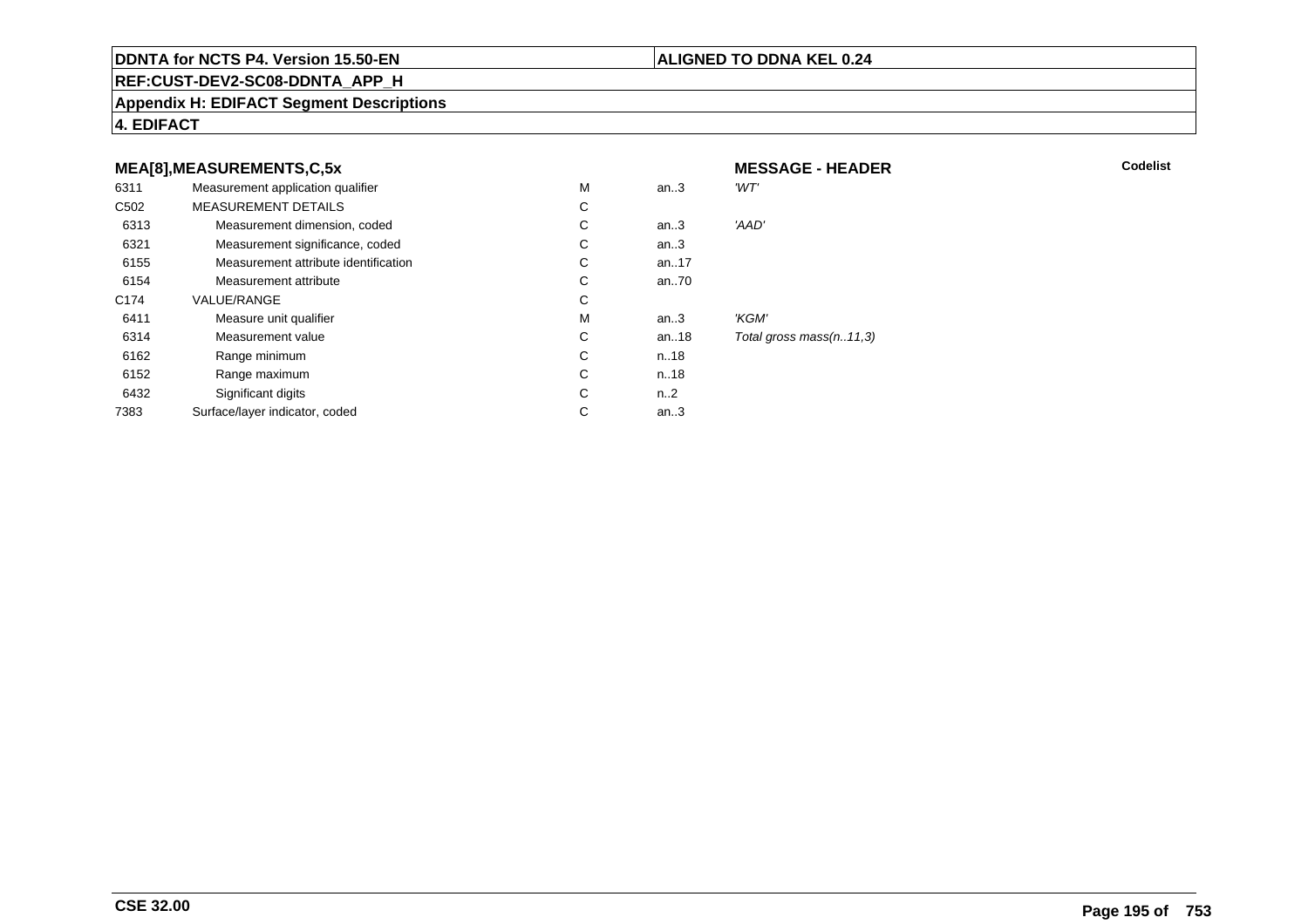**MEA[8],MEASUREMENTS,C,5x** — **MESSAGE - HEADER** — **Codelist**

| | | | | | |
|---|---|---|---|---|---|
| 6311 | Measurement application qualifier | M | an..3 | 'WT' | |
| C502 | MEASUREMENT DETAILS | C | | | |
| 6313 | Measurement dimension, coded | C | an..3 | 'AAD' | |
| 6321 | Measurement significance, coded | C | an..3 | | |
| 6155 | Measurement attribute identification | C | an..17 | | |
| 6154 | Measurement attribute | C | an..70 | | |
| C174 | VALUE/RANGE | C | | | |
| 6411 | Measure unit qualifier | M | an..3 | 'KGM' | |
| 6314 | Measurement value | C | an..18 | *Total gross mass(n..11,3)* | |
| 6162 | Range minimum | C | n..18 | | |
| 6152 | Range maximum | C | n..18 | | |
| 6432 | Significant digits | C | n..2 | | |
| 7383 | Surface/layer indicator, coded | C | an..3 | | |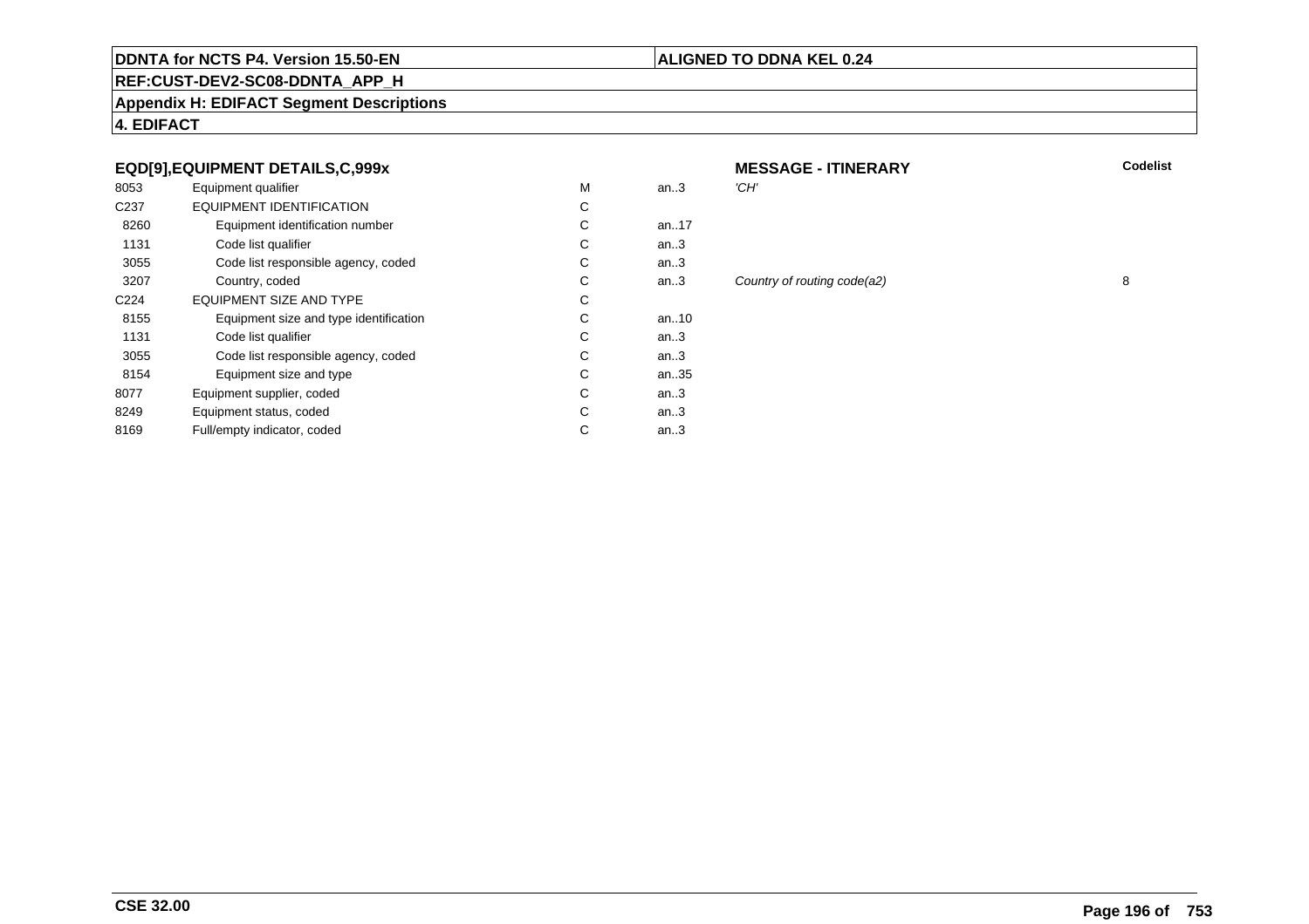**DDNTA for NCTS P4. Version 15.50-EN** | **ALIGNED TO DDNA KEL 0.24**

**REF:CUST-DEV2-SC08-DDNTA_APP_H**

**Appendix H: EDIFACT Segment Descriptions**

**4. EDIFACT**

### EQD[9],EQUIPMENT DETAILS,C,999x

| | | | | **MESSAGE - ITINERARY** | **Codelist** |
|---|---|---|---|---|---|
| 8053 | Equipment qualifier | M | an..3 | *'CH'* | |
| C237 | EQUIPMENT IDENTIFICATION | C | | | |
| 8260 | Equipment identification number | C | an..17 | | |
| 1131 | Code list qualifier | C | an..3 | | |
| 3055 | Code list responsible agency, coded | C | an..3 | | |
| 3207 | Country, coded | C | an..3 | *Country of routing code(a2)* | 8 |
| C224 | EQUIPMENT SIZE AND TYPE | C | | | |
| 8155 | Equipment size and type identification | C | an..10 | | |
| 1131 | Code list qualifier | C | an..3 | | |
| 3055 | Code list responsible agency, coded | C | an..3 | | |
| 8154 | Equipment size and type | C | an..35 | | |
| 8077 | Equipment supplier, coded | C | an..3 | | |
| 8249 | Equipment status, coded | C | an..3 | | |
| 8169 | Full/empty indicator, coded | C | an..3 | | |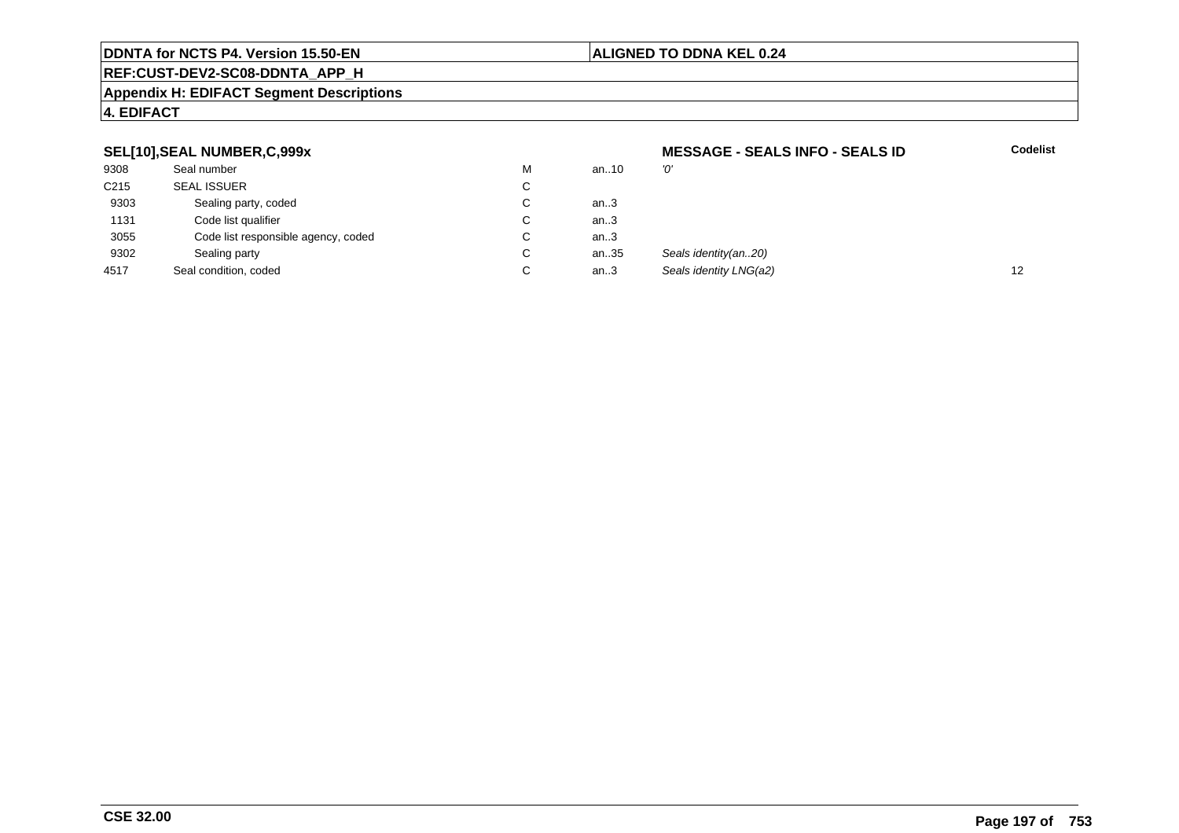DDNTA for NCTS P4. Version 15.50-EN | ALIGNED TO DDNA KEL 0.24

REF:CUST-DEV2-SC08-DDNTA_APP_H

**Appendix H: EDIFACT Segment Descriptions**

**4. EDIFACT**

| **SEL[10],SEAL NUMBER,C,999x** | | | | **MESSAGE - SEALS INFO - SEALS ID** | **Codelist** |
|---|---|---|---|---|---|
| 9308 | Seal number | M | an..10 | *'0'* | |
| C215 | SEAL ISSUER | C | | | |
| 9303 | Sealing party, coded | C | an..3 | | |
| 1131 | Code list qualifier | C | an..3 | | |
| 3055 | Code list responsible agency, coded | C | an..3 | | |
| 9302 | Sealing party | C | an..35 | *Seals identity(an..20)* | |
| 4517 | Seal condition, coded | C | an..3 | *Seals identity LNG(a2)* | 12 |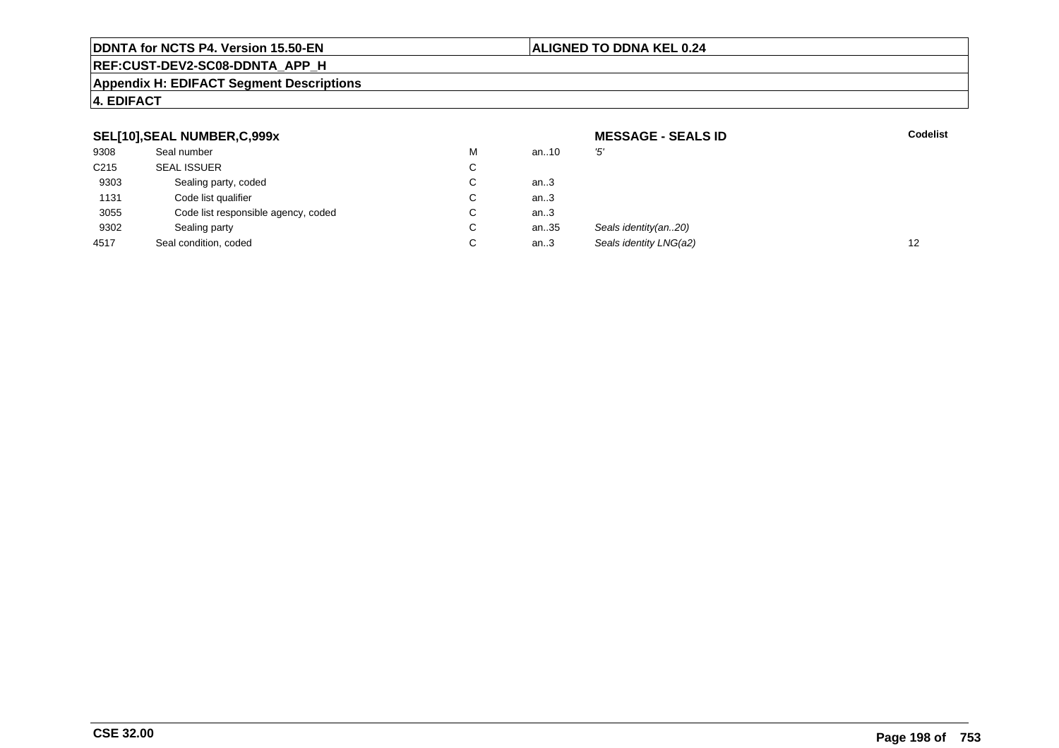**DDNTA for NCTS P4. Version 15.50-EN** | **ALIGNED TO DDNA KEL 0.24**

**REF:CUST-DEV2-SC08-DDNTA_APP_H**

**Appendix H: EDIFACT Segment Descriptions**

**4. EDIFACT**

| **SEL[10],SEAL NUMBER,C,999x** | | | | **MESSAGE - SEALS ID** | **Codelist** |
|---|---|---|---|---|---|
| 9308 | Seal number | M | an..10 | *'5'* | |
| C215 | SEAL ISSUER | C | | | |
| 9303 | Sealing party, coded | C | an..3 | | |
| 1131 | Code list qualifier | C | an..3 | | |
| 3055 | Code list responsible agency, coded | C | an..3 | | |
| 9302 | Sealing party | C | an..35 | *Seals identity(an..20)* | |
| 4517 | Seal condition, coded | C | an..3 | *Seals identity LNG(a2)* | 12 |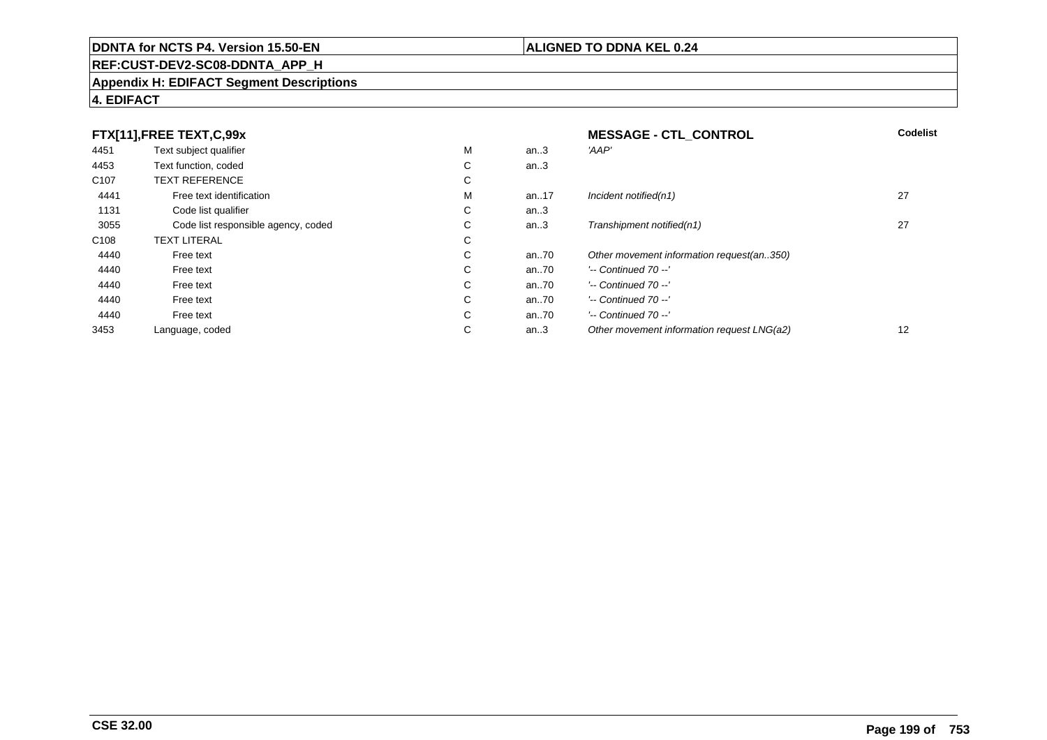**FTX[11],FREE TEXT,C,99x** | **MESSAGE - CTL_CONTROL** | **Codelist**

| | | | | | |
|---|---|---|---|---|---|
| 4451 | Text subject qualifier | M | an..3 | *'AAP'* | |
| 4453 | Text function, coded | C | an..3 | | |
| C107 | TEXT REFERENCE | C | | | |
| 4441 | Free text identification | M | an..17 | *Incident notified(n1)* | 27 |
| 1131 | Code list qualifier | C | an..3 | | |
| 3055 | Code list responsible agency, coded | C | an..3 | *Transhipment notified(n1)* | 27 |
| C108 | TEXT LITERAL | C | | | |
| 4440 | Free text | C | an..70 | *Other movement information request(an..350)* | |
| 4440 | Free text | C | an..70 | *'-- Continued 70 --'* | |
| 4440 | Free text | C | an..70 | *'-- Continued 70 --'* | |
| 4440 | Free text | C | an..70 | *'-- Continued 70 --'* | |
| 4440 | Free text | C | an..70 | *'-- Continued 70 --'* | |
| 3453 | Language, coded | C | an..3 | *Other movement information request LNG(a2)* | 12 |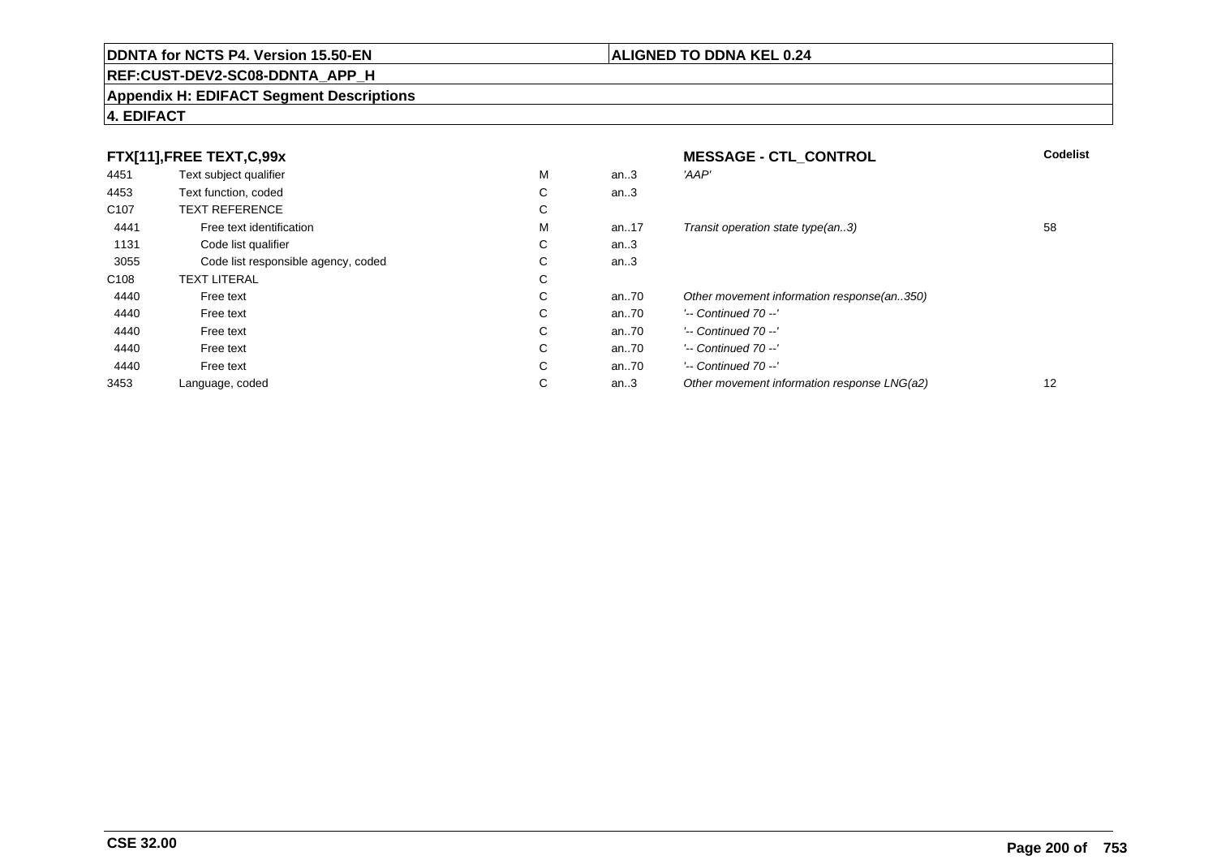**DDNTA for NCTS P4. Version 15.50-EN** | **ALIGNED TO DDNA KEL 0.24**

**REF:CUST-DEV2-SC08-DDNTA_APP_H**

**Appendix H: EDIFACT Segment Descriptions**

**4. EDIFACT**

| **FTX[11],FREE TEXT,C,99x** | | | | **MESSAGE - CTL_CONTROL** | **Codelist** |
|---|---|---|---|---|---|
| 4451 | Text subject qualifier | M | an..3 | *'AAP'* | |
| 4453 | Text function, coded | C | an..3 | | |
| C107 | TEXT REFERENCE | C | | | |
| 4441 | Free text identification | M | an..17 | *Transit operation state type(an..3)* | 58 |
| 1131 | Code list qualifier | C | an..3 | | |
| 3055 | Code list responsible agency, coded | C | an..3 | | |
| C108 | TEXT LITERAL | C | | | |
| 4440 | Free text | C | an..70 | *Other movement information response(an..350)* | |
| 4440 | Free text | C | an..70 | *'-- Continued 70 --'* | |
| 4440 | Free text | C | an..70 | *'-- Continued 70 --'* | |
| 4440 | Free text | C | an..70 | *'-- Continued 70 --'* | |
| 4440 | Free text | C | an..70 | *'-- Continued 70 --'* | |
| 3453 | Language, coded | C | an..3 | *Other movement information response LNG(a2)* | 12 |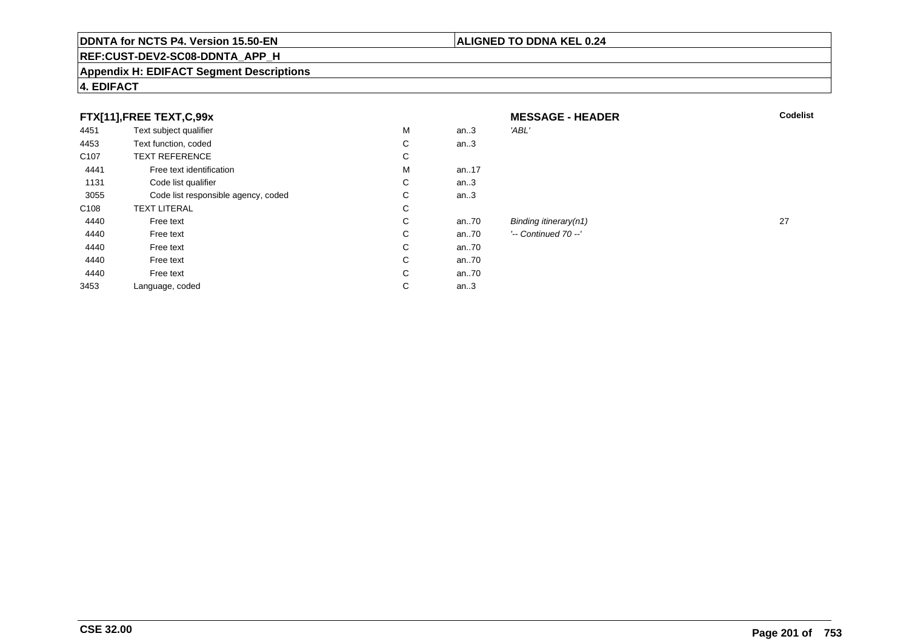**DDNTA for NCTS P4. Version 15.50-EN** | **ALIGNED TO DDNA KEL 0.24**

**REF:CUST-DEV2-SC08-DDNTA_APP_H**

**Appendix H: EDIFACT Segment Descriptions**

**4. EDIFACT**

### FTX[11],FREE TEXT,C,99x

**MESSAGE - HEADER**

| | | | | | Codelist |
|---|---|---|---|---|---|
| 4451 | Text subject qualifier | M | an..3 | *'ABL'* | |
| 4453 | Text function, coded | C | an..3 | | |
| C107 | TEXT REFERENCE | C | | | |
| 4441 | Free text identification | M | an..17 | | |
| 1131 | Code list qualifier | C | an..3 | | |
| 3055 | Code list responsible agency, coded | C | an..3 | | |
| C108 | TEXT LITERAL | C | | | |
| 4440 | Free text | C | an..70 | *Binding itinerary(n1)* | 27 |
| 4440 | Free text | C | an..70 | *'-- Continued 70 --'* | |
| 4440 | Free text | C | an..70 | | |
| 4440 | Free text | C | an..70 | | |
| 4440 | Free text | C | an..70 | | |
| 3453 | Language, coded | C | an..3 | | |

**CSE 32.00**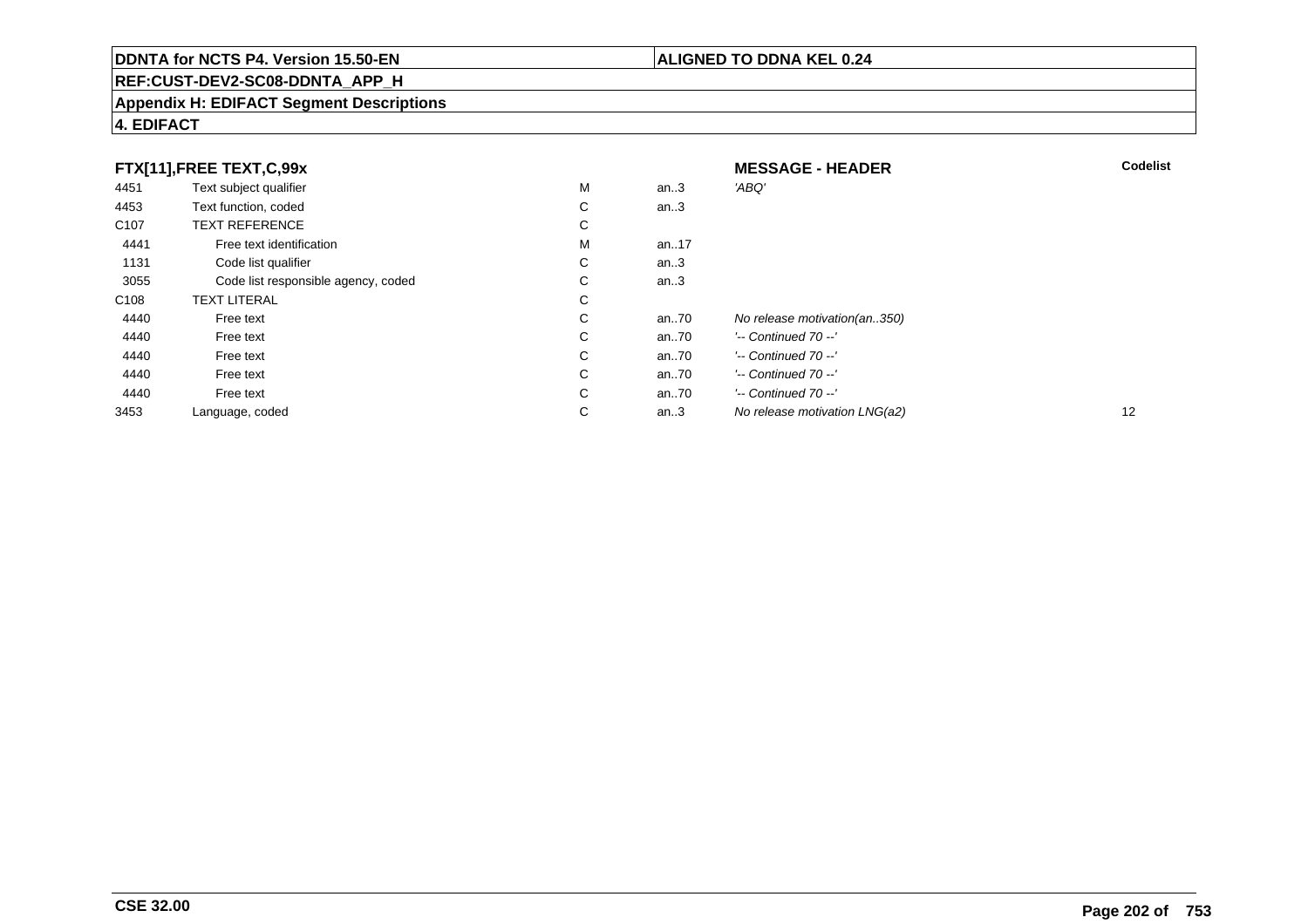**DDNTA for NCTS P4. Version 15.50-EN** | **ALIGNED TO DDNA KEL 0.24**

**REF:CUST-DEV2-SC08-DDNTA_APP_H**

**Appendix H: EDIFACT Segment Descriptions**

**4. EDIFACT**

### FTX[11],FREE TEXT,C,99x — MESSAGE - HEADER

| | | | | | Codelist |
|---|---|---|---|---|---|
| 4451 | Text subject qualifier | M | an..3 | *'ABQ'* | |
| 4453 | Text function, coded | C | an..3 | | |
| C107 | TEXT REFERENCE | C | | | |
| 4441 | Free text identification | M | an..17 | | |
| 1131 | Code list qualifier | C | an..3 | | |
| 3055 | Code list responsible agency, coded | C | an..3 | | |
| C108 | TEXT LITERAL | C | | | |
| 4440 | Free text | C | an..70 | *No release motivation(an..350)* | |
| 4440 | Free text | C | an..70 | *'-- Continued 70 --'* | |
| 4440 | Free text | C | an..70 | *'-- Continued 70 --'* | |
| 4440 | Free text | C | an..70 | *'-- Continued 70 --'* | |
| 4440 | Free text | C | an..70 | *'-- Continued 70 --'* | |
| 3453 | Language, coded | C | an..3 | *No release motivation LNG(a2)* | 12 |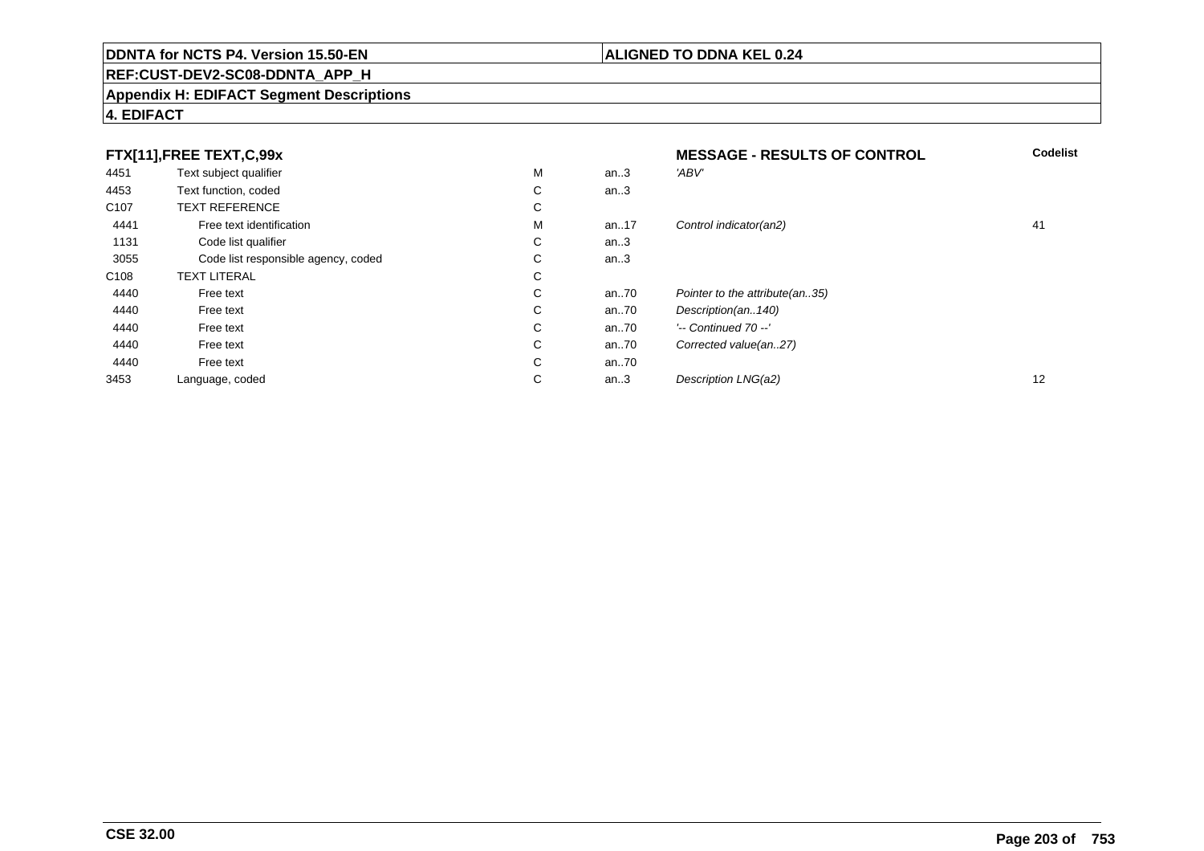**DDNTA for NCTS P4. Version 15.50-EN** | **ALIGNED TO DDNA KEL 0.24**

**REF:CUST-DEV2-SC08-DDNTA_APP_H**

**Appendix H: EDIFACT Segment Descriptions**

**4. EDIFACT**

| **FTX[11],FREE TEXT,C,99x** | | | | **MESSAGE - RESULTS OF CONTROL** | **Codelist** |
|---|---|---|---|---|---|
| 4451 | Text subject qualifier | M | an..3 | *'ABV'* | |
| 4453 | Text function, coded | C | an..3 | | |
| C107 | TEXT REFERENCE | C | | | |
| 4441 | Free text identification | M | an..17 | *Control indicator(an2)* | 41 |
| 1131 | Code list qualifier | C | an..3 | | |
| 3055 | Code list responsible agency, coded | C | an..3 | | |
| C108 | TEXT LITERAL | C | | | |
| 4440 | Free text | C | an..70 | *Pointer to the attribute(an..35)* | |
| 4440 | Free text | C | an..70 | *Description(an..140)* | |
| 4440 | Free text | C | an..70 | *'-- Continued 70 --'* | |
| 4440 | Free text | C | an..70 | *Corrected value(an..27)* | |
| 4440 | Free text | C | an..70 | | |
| 3453 | Language, coded | C | an..3 | *Description LNG(a2)* | 12 |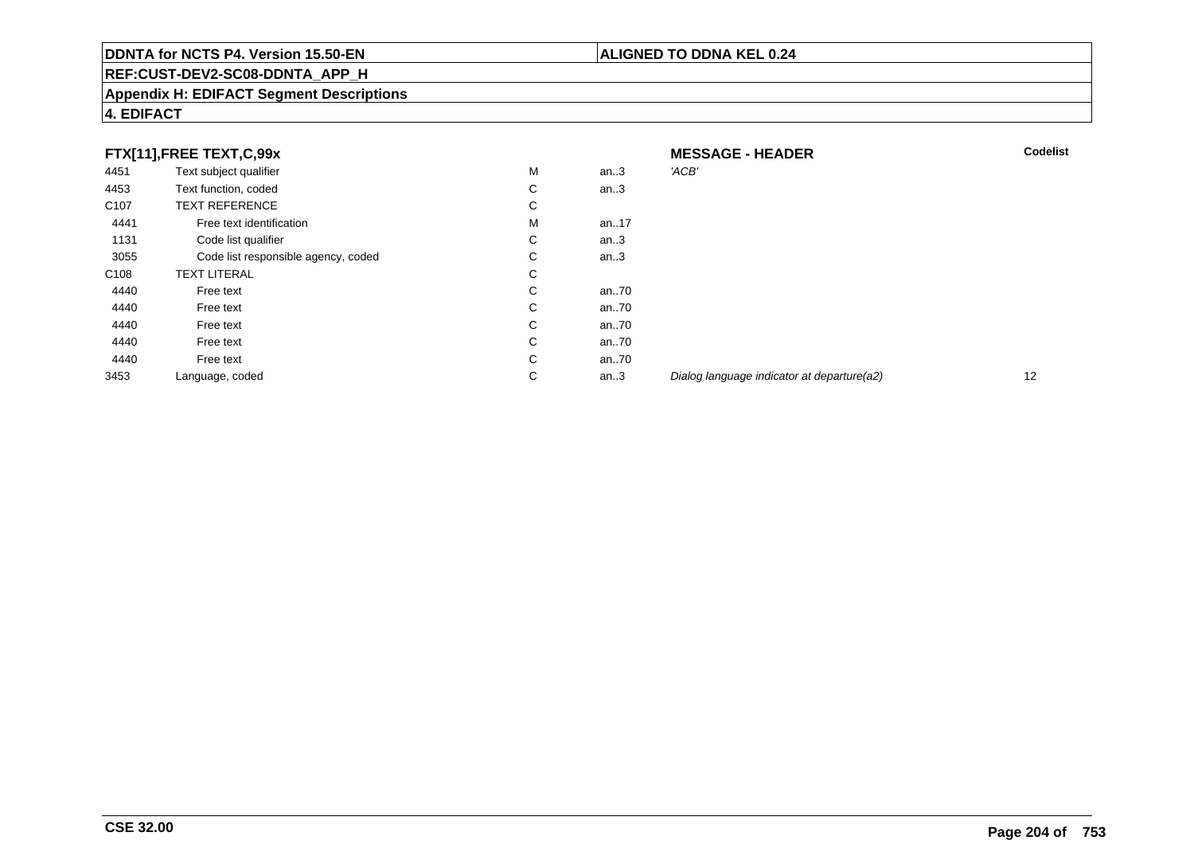**DDNTA for NCTS P4. Version 15.50-EN** | **ALIGNED TO DDNA KEL 0.24**

**REF:CUST-DEV2-SC08-DDNTA_APP_H**

**Appendix H: EDIFACT Segment Descriptions**

**4. EDIFACT**

| FTX[11],FREE TEXT,C,99x | | | | MESSAGE - HEADER | Codelist |
|---|---|---|---|---|---|
| 4451 | Text subject qualifier | M | an..3 | *'ACB'* | |
| 4453 | Text function, coded | C | an..3 | | |
| C107 | TEXT REFERENCE | C | | | |
| 4441 | Free text identification | M | an..17 | | |
| 1131 | Code list qualifier | C | an..3 | | |
| 3055 | Code list responsible agency, coded | C | an..3 | | |
| C108 | TEXT LITERAL | C | | | |
| 4440 | Free text | C | an..70 | | |
| 4440 | Free text | C | an..70 | | |
| 4440 | Free text | C | an..70 | | |
| 4440 | Free text | C | an..70 | | |
| 4440 | Free text | C | an..70 | | |
| 3453 | Language, coded | C | an..3 | *Dialog language indicator at departure(a2)* | 12 |

**CSE 32.00**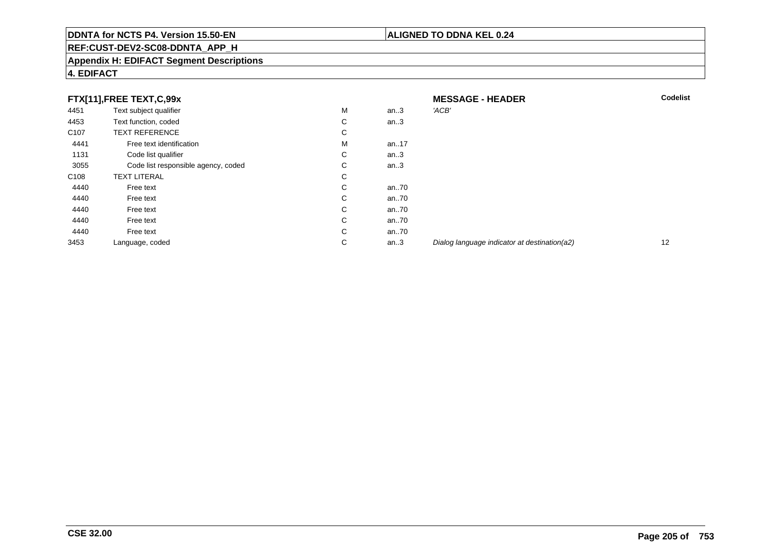**DDNTA for NCTS P4. Version 15.50-EN** | **ALIGNED TO DDNA KEL 0.24**

**REF:CUST-DEV2-SC08-DDNTA_APP_H**

**Appendix H: EDIFACT Segment Descriptions**

**4. EDIFACT**

**FTX[11],FREE TEXT,C,99x** — **MESSAGE - HEADER**

| | | | | | Codelist |
|---|---|---|---|---|---|
| 4451 | Text subject qualifier | M | an..3 | *'ACB'* | |
| 4453 | Text function, coded | C | an..3 | | |
| C107 | TEXT REFERENCE | C | | | |
| 4441 | Free text identification | M | an..17 | | |
| 1131 | Code list qualifier | C | an..3 | | |
| 3055 | Code list responsible agency, coded | C | an..3 | | |
| C108 | TEXT LITERAL | C | | | |
| 4440 | Free text | C | an..70 | | |
| 4440 | Free text | C | an..70 | | |
| 4440 | Free text | C | an..70 | | |
| 4440 | Free text | C | an..70 | | |
| 4440 | Free text | C | an..70 | | |
| 3453 | Language, coded | C | an..3 | *Dialog language indicator at destination(a2)* | 12 |

**CSE 32.00**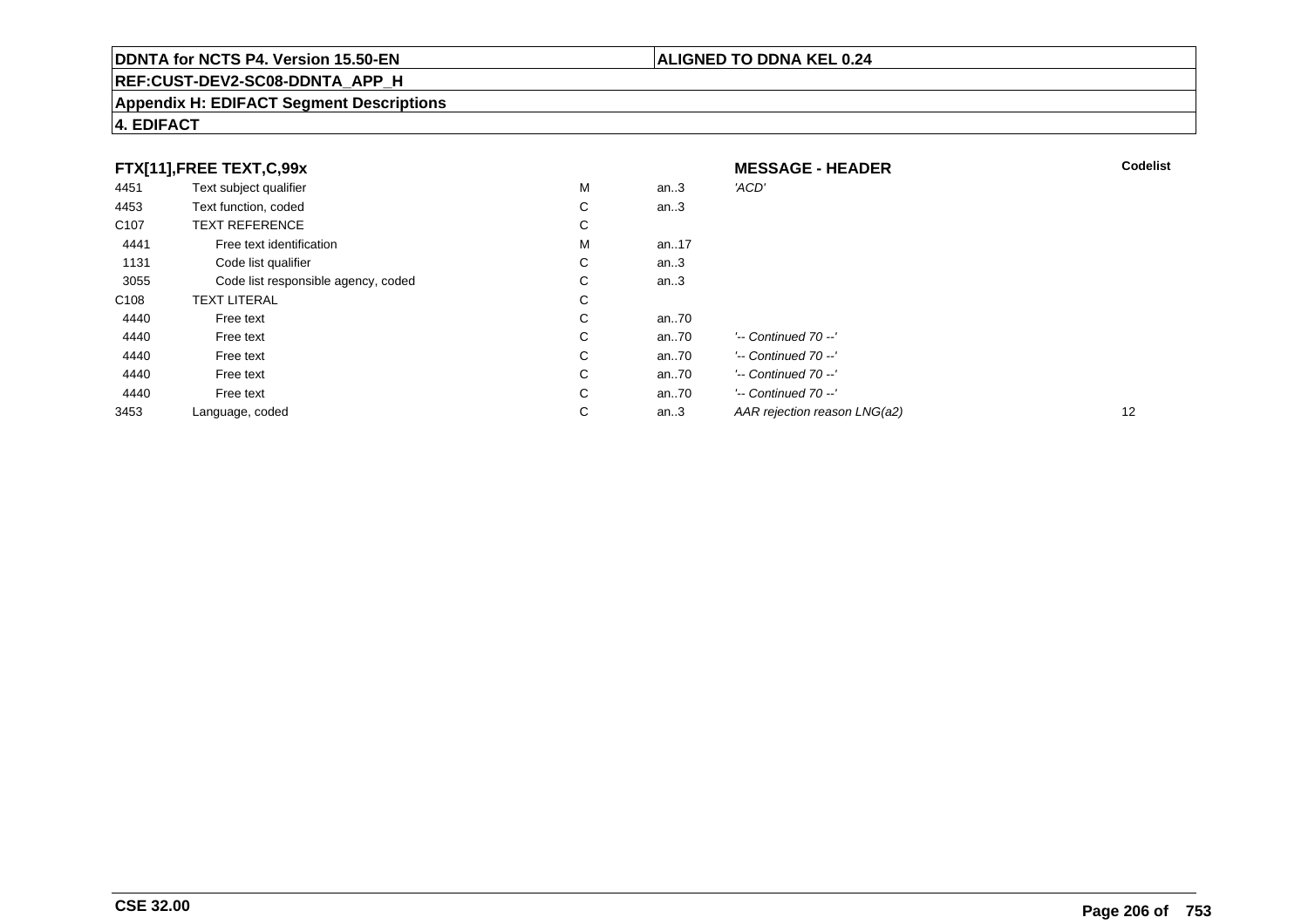**DDNTA for NCTS P4. Version 15.50-EN** | **ALIGNED TO DDNA KEL 0.24**

**REF:CUST-DEV2-SC08-DDNTA_APP_H**

**Appendix H: EDIFACT Segment Descriptions**

**4. EDIFACT**

| **FTX[11],FREE TEXT,C,99x** | | | | **MESSAGE - HEADER** | **Codelist** |
|---|---|---|---|---|---|
| 4451 | Text subject qualifier | M | an..3 | *'ACD'* | |
| 4453 | Text function, coded | C | an..3 | | |
| C107 | TEXT REFERENCE | C | | | |
| 4441 | Free text identification | M | an..17 | | |
| 1131 | Code list qualifier | C | an..3 | | |
| 3055 | Code list responsible agency, coded | C | an..3 | | |
| C108 | TEXT LITERAL | C | | | |
| 4440 | Free text | C | an..70 | | |
| 4440 | Free text | C | an..70 | *'-- Continued 70 --'* | |
| 4440 | Free text | C | an..70 | *'-- Continued 70 --'* | |
| 4440 | Free text | C | an..70 | *'-- Continued 70 --'* | |
| 4440 | Free text | C | an..70 | *'-- Continued 70 --'* | |
| 3453 | Language, coded | C | an..3 | *AAR rejection reason LNG(a2)* | 12 |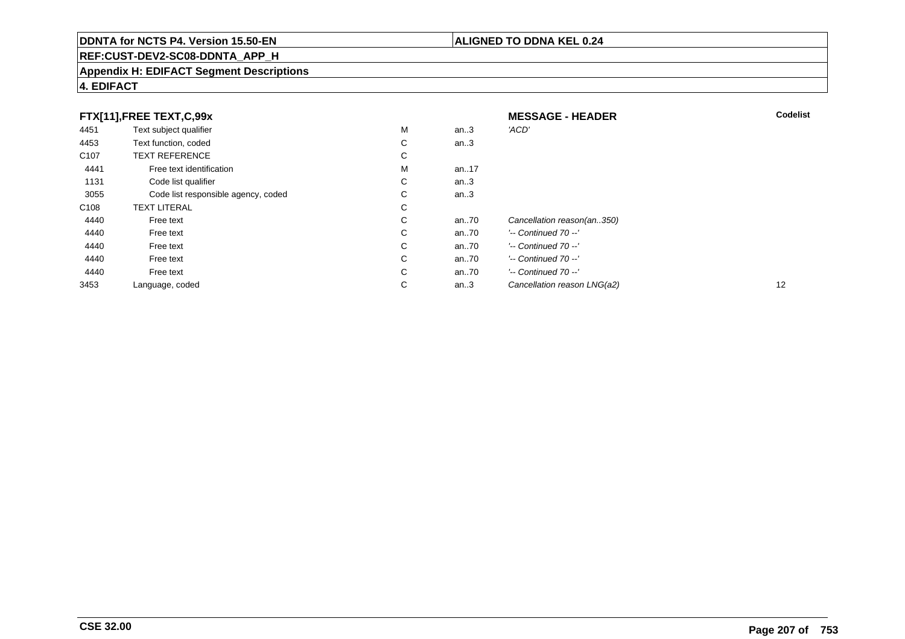**DDNTA for NCTS P4. Version 15.50-EN** | **ALIGNED TO DDNA KEL 0.24**

**REF:CUST-DEV2-SC08-DDNTA_APP_H**

**Appendix H: EDIFACT Segment Descriptions**

**4. EDIFACT**

### FTX[11],FREE TEXT,C,99x — MESSAGE - HEADER

| | | | | | Codelist |
|---|---|---|---|---|---|
| 4451 | Text subject qualifier | M | an..3 | *'ACD'* | |
| 4453 | Text function, coded | C | an..3 | | |
| C107 | TEXT REFERENCE | C | | | |
| 4441 | Free text identification | M | an..17 | | |
| 1131 | Code list qualifier | C | an..3 | | |
| 3055 | Code list responsible agency, coded | C | an..3 | | |
| C108 | TEXT LITERAL | C | | | |
| 4440 | Free text | C | an..70 | *Cancellation reason(an..350)* | |
| 4440 | Free text | C | an..70 | *'-- Continued 70 --'* | |
| 4440 | Free text | C | an..70 | *'-- Continued 70 --'* | |
| 4440 | Free text | C | an..70 | *'-- Continued 70 --'* | |
| 4440 | Free text | C | an..70 | *'-- Continued 70 --'* | |
| 3453 | Language, coded | C | an..3 | *Cancellation reason LNG(a2)* | 12 |

**CSE 32.00**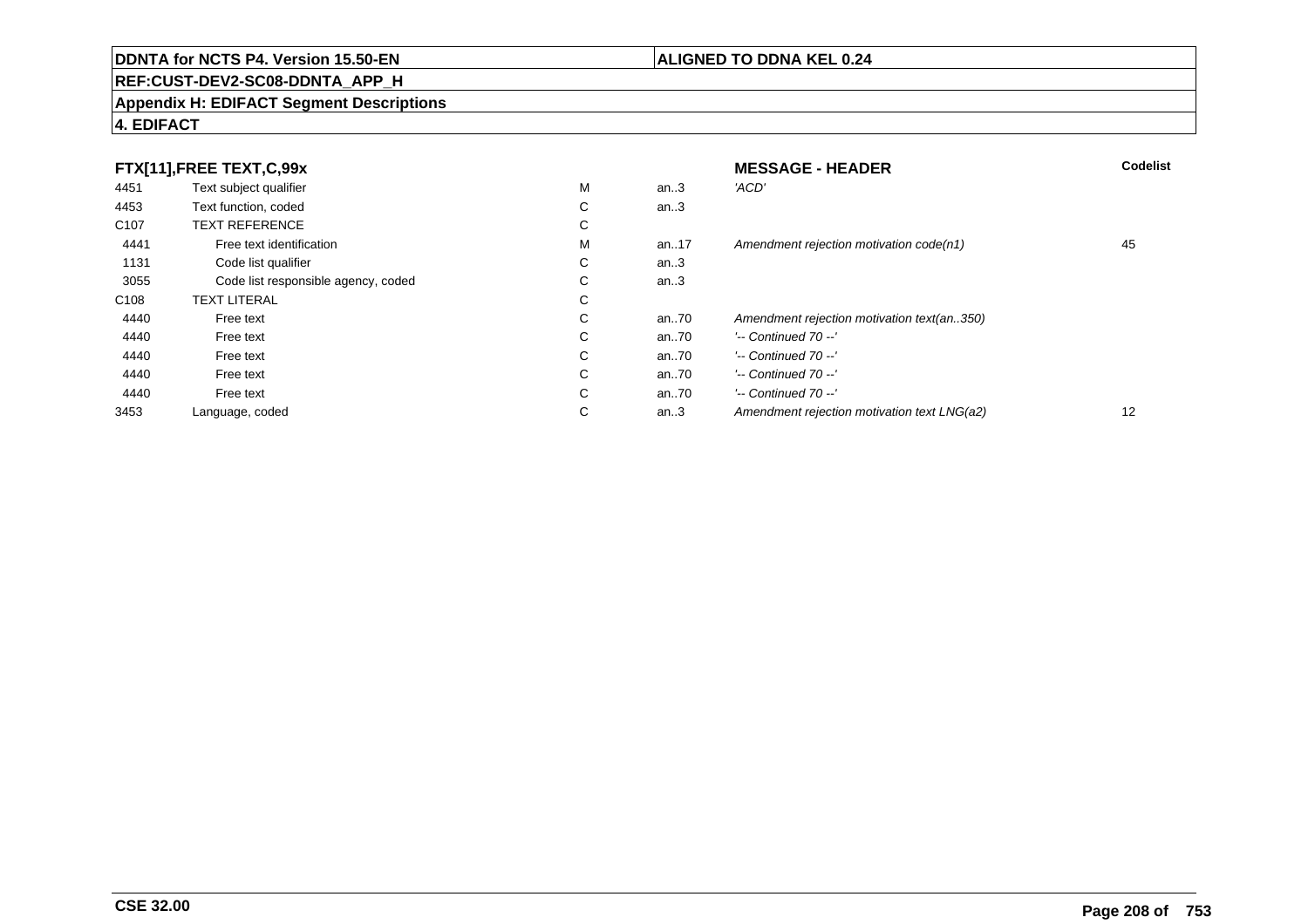**DDNTA for NCTS P4. Version 15.50-EN** | **ALIGNED TO DDNA KEL 0.24**

**REF:CUST-DEV2-SC08-DDNTA_APP_H**

**Appendix H: EDIFACT Segment Descriptions**

**4. EDIFACT**

| **FTX[11],FREE TEXT,C,99x** | | | | **MESSAGE - HEADER** | **Codelist** |
|---|---|---|---|---|---|
| 4451 | Text subject qualifier | M | an..3 | *'ACD'* | |
| 4453 | Text function, coded | C | an..3 | | |
| C107 | TEXT REFERENCE | C | | | |
| 4441 | Free text identification | M | an..17 | *Amendment rejection motivation code(n1)* | 45 |
| 1131 | Code list qualifier | C | an..3 | | |
| 3055 | Code list responsible agency, coded | C | an..3 | | |
| C108 | TEXT LITERAL | C | | | |
| 4440 | Free text | C | an..70 | *Amendment rejection motivation text(an..350)* | |
| 4440 | Free text | C | an..70 | *'-- Continued 70 --'* | |
| 4440 | Free text | C | an..70 | *'-- Continued 70 --'* | |
| 4440 | Free text | C | an..70 | *'-- Continued 70 --'* | |
| 4440 | Free text | C | an..70 | *'-- Continued 70 --'* | |
| 3453 | Language, coded | C | an..3 | *Amendment rejection motivation text LNG(a2)* | 12 |

**CSE 32.00**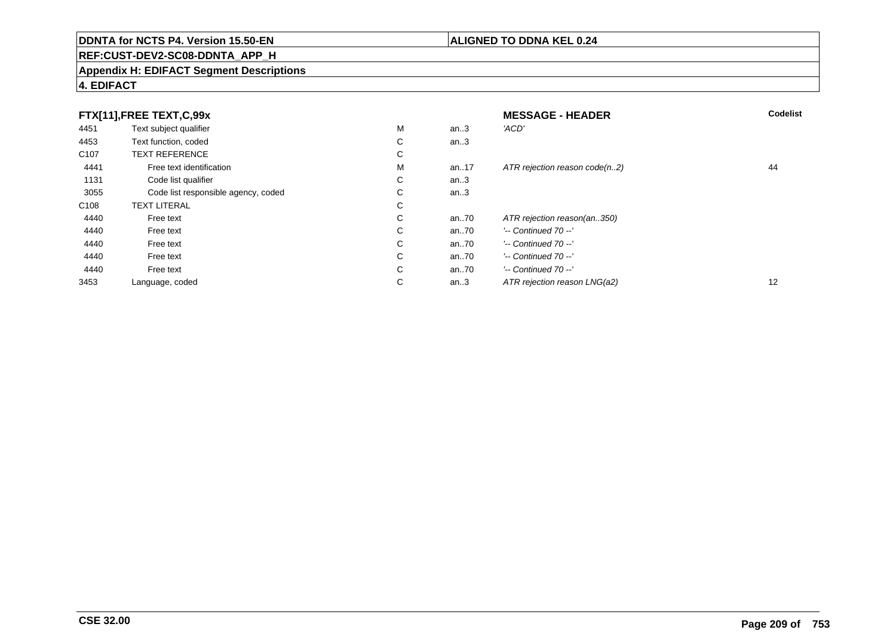**DDNTA for NCTS P4. Version 15.50-EN** | **ALIGNED TO DDNA KEL 0.24**

**REF:CUST-DEV2-SC08-DDNTA_APP_H**

**Appendix H: EDIFACT Segment Descriptions**

**4. EDIFACT**

| **FTX[11],FREE TEXT,C,99x** | | | | **MESSAGE - HEADER** | **Codelist** |
|---|---|---|---|---|---|
| 4451 | Text subject qualifier | M | an..3 | *'ACD'* | |
| 4453 | Text function, coded | C | an..3 | | |
| C107 | TEXT REFERENCE | C | | | |
| 4441 | Free text identification | M | an..17 | *ATR rejection reason code(n..2)* | 44 |
| 1131 | Code list qualifier | C | an..3 | | |
| 3055 | Code list responsible agency, coded | C | an..3 | | |
| C108 | TEXT LITERAL | C | | | |
| 4440 | Free text | C | an..70 | *ATR rejection reason(an..350)* | |
| 4440 | Free text | C | an..70 | *'-- Continued 70 --'* | |
| 4440 | Free text | C | an..70 | *'-- Continued 70 --'* | |
| 4440 | Free text | C | an..70 | *'-- Continued 70 --'* | |
| 4440 | Free text | C | an..70 | *'-- Continued 70 --'* | |
| 3453 | Language, coded | C | an..3 | *ATR rejection reason LNG(a2)* | 12 |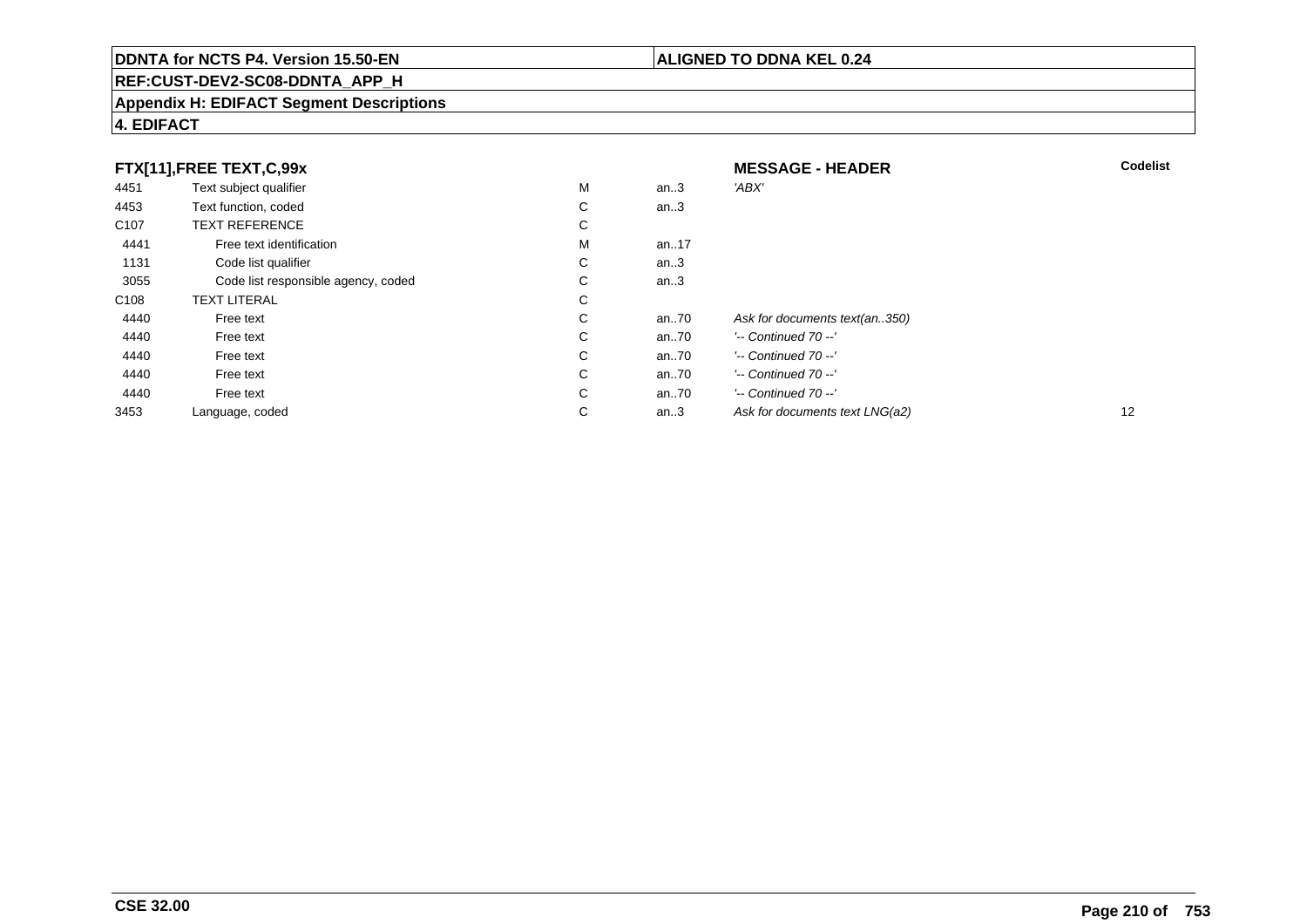**FTX[11],FREE TEXT,C,99x** — **MESSAGE - HEADER**

| | | | | | Codelist |
|---|---|---|---|---|---|
| 4451 | Text subject qualifier | M | an..3 | *'ABX'* | |
| 4453 | Text function, coded | C | an..3 | | |
| C107 | TEXT REFERENCE | C | | | |
| 4441 | Free text identification | M | an..17 | | |
| 1131 | Code list qualifier | C | an..3 | | |
| 3055 | Code list responsible agency, coded | C | an..3 | | |
| C108 | TEXT LITERAL | C | | | |
| 4440 | Free text | C | an..70 | *Ask for documents text(an..350)* | |
| 4440 | Free text | C | an..70 | *'-- Continued 70 --'* | |
| 4440 | Free text | C | an..70 | *'-- Continued 70 --'* | |
| 4440 | Free text | C | an..70 | *'-- Continued 70 --'* | |
| 4440 | Free text | C | an..70 | *'-- Continued 70 --'* | |
| 3453 | Language, coded | C | an..3 | *Ask for documents text LNG(a2)* | 12 |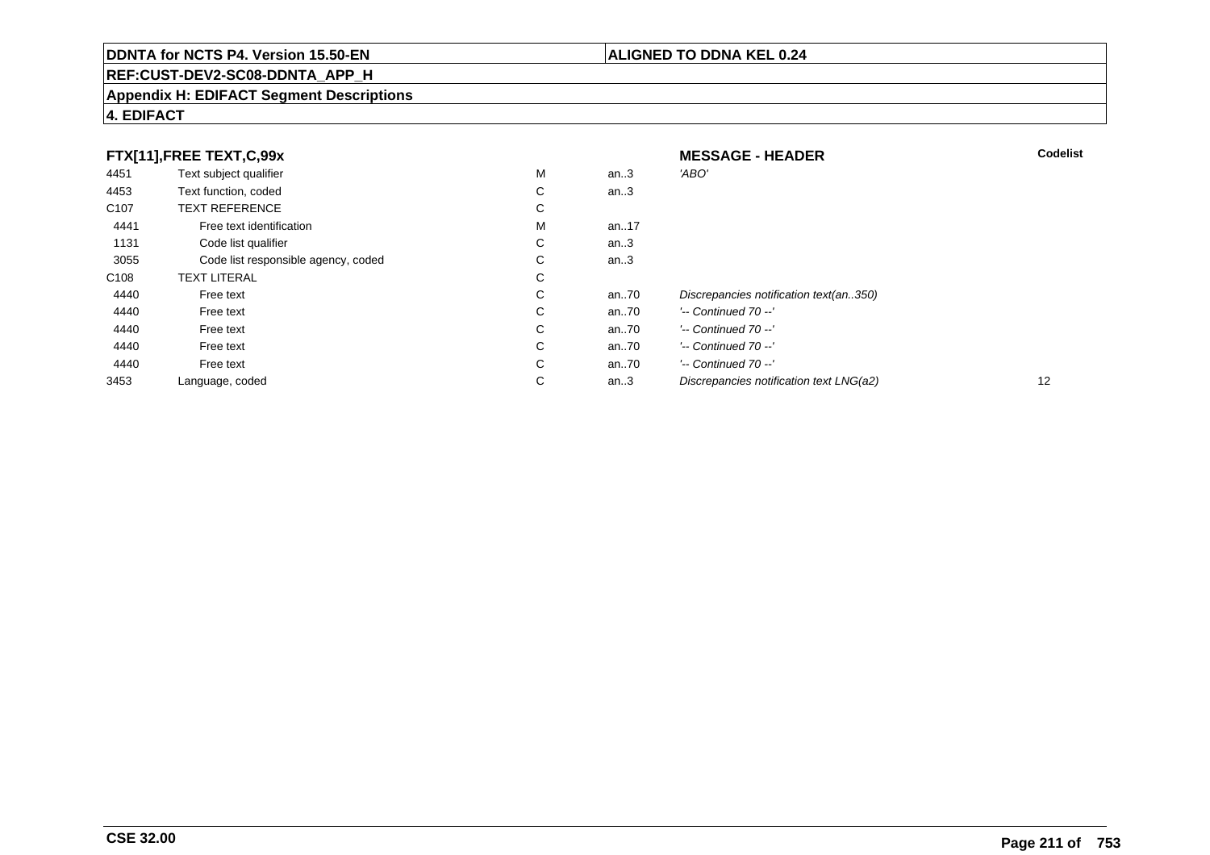**DDNTA for NCTS P4. Version 15.50-EN** | **ALIGNED TO DDNA KEL 0.24**

**REF:CUST-DEV2-SC08-DDNTA_APP_H**

**Appendix H: EDIFACT Segment Descriptions**

**4. EDIFACT**

| FTX[11],FREE TEXT,C,99x | | | | MESSAGE - HEADER | Codelist |
|---|---|---|---|---|---|
| 4451 | Text subject qualifier | M | an..3 | *'ABO'* | |
| 4453 | Text function, coded | C | an..3 | | |
| C107 | TEXT REFERENCE | C | | | |
| 4441 | Free text identification | M | an..17 | | |
| 1131 | Code list qualifier | C | an..3 | | |
| 3055 | Code list responsible agency, coded | C | an..3 | | |
| C108 | TEXT LITERAL | C | | | |
| 4440 | Free text | C | an..70 | *Discrepancies notification text(an..350)* | |
| 4440 | Free text | C | an..70 | *'-- Continued 70 --'* | |
| 4440 | Free text | C | an..70 | *'-- Continued 70 --'* | |
| 4440 | Free text | C | an..70 | *'-- Continued 70 --'* | |
| 4440 | Free text | C | an..70 | *'-- Continued 70 --'* | |
| 3453 | Language, coded | C | an..3 | *Discrepancies notification text LNG(a2)* | 12 |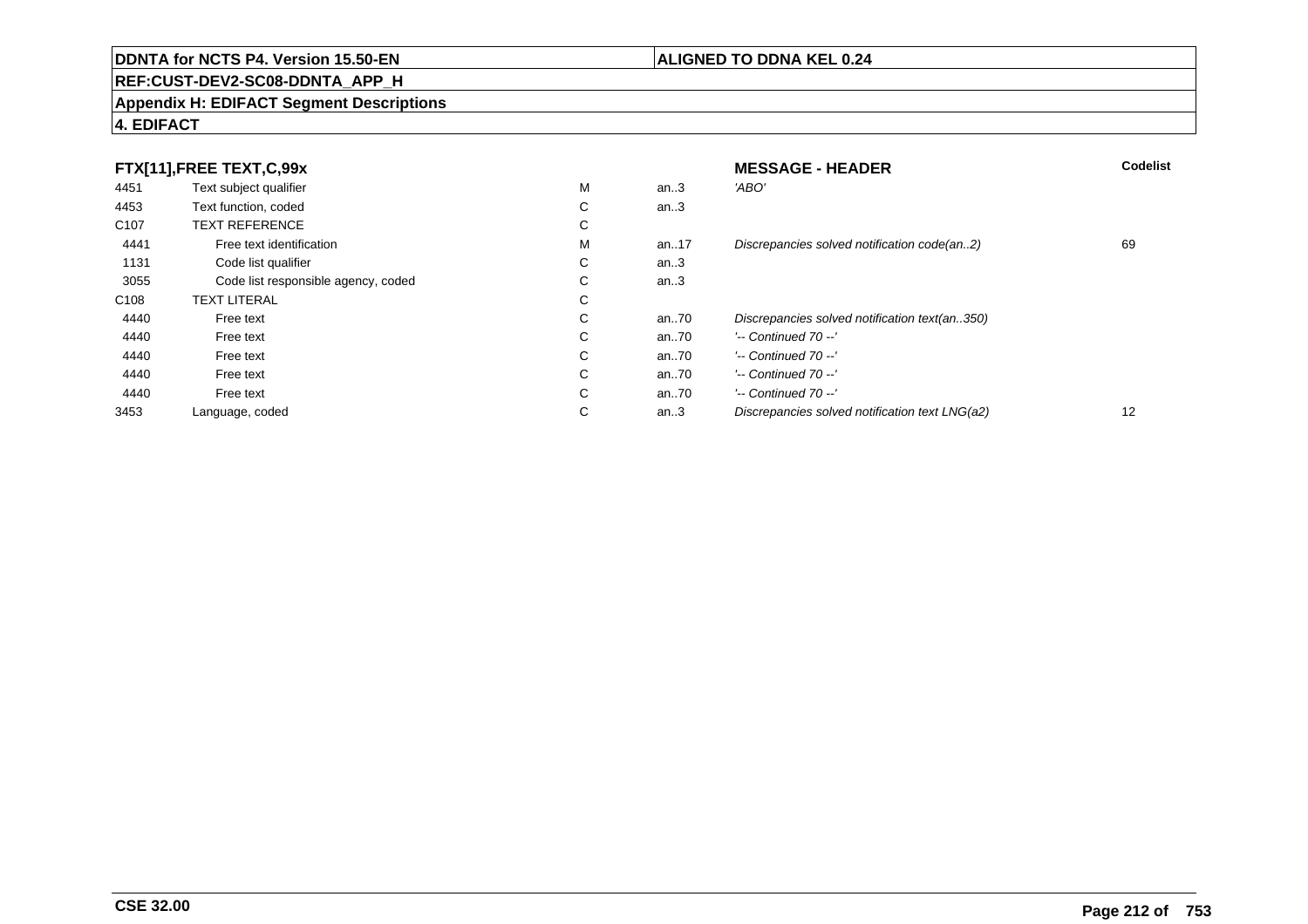**DDNTA for NCTS P4. Version 15.50-EN** | **ALIGNED TO DDNA KEL 0.24**

**REF:CUST-DEV2-SC08-DDNTA_APP_H**

**Appendix H: EDIFACT Segment Descriptions**

**4. EDIFACT**

| **FTX[11],FREE TEXT,C,99x** | | | | **MESSAGE - HEADER** | **Codelist** |
|---|---|---|---|---|---|
| 4451 | Text subject qualifier | M | an..3 | *'ABO'* | |
| 4453 | Text function, coded | C | an..3 | | |
| C107 | TEXT REFERENCE | C | | | |
| 4441 | Free text identification | M | an..17 | *Discrepancies solved notification code(an..2)* | 69 |
| 1131 | Code list qualifier | C | an..3 | | |
| 3055 | Code list responsible agency, coded | C | an..3 | | |
| C108 | TEXT LITERAL | C | | | |
| 4440 | Free text | C | an..70 | *Discrepancies solved notification text(an..350)* | |
| 4440 | Free text | C | an..70 | *'-- Continued 70 --'* | |
| 4440 | Free text | C | an..70 | *'-- Continued 70 --'* | |
| 4440 | Free text | C | an..70 | *'-- Continued 70 --'* | |
| 4440 | Free text | C | an..70 | *'-- Continued 70 --'* | |
| 3453 | Language, coded | C | an..3 | *Discrepancies solved notification text LNG(a2)* | 12 |

**CSE 32.00**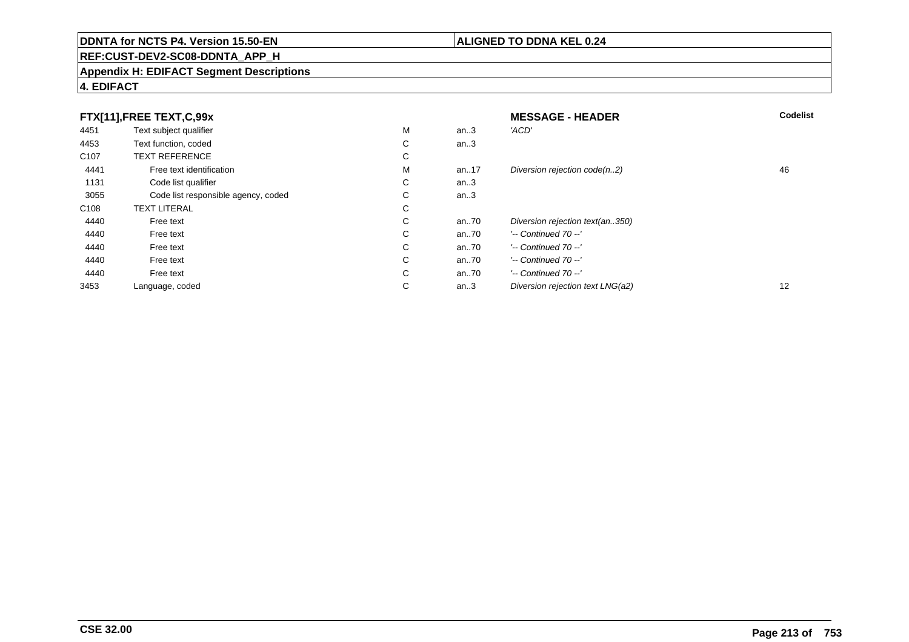**DDNTA for NCTS P4. Version 15.50-EN** | **ALIGNED TO DDNA KEL 0.24**

**REF:CUST-DEV2-SC08-DDNTA_APP_H**

**Appendix H: EDIFACT Segment Descriptions**

**4. EDIFACT**

| **FTX[11],FREE TEXT,C,99x** | | | | **MESSAGE - HEADER** | **Codelist** |
|---|---|---|---|---|---|
| 4451 | Text subject qualifier | M | an..3 | *'ACD'* | |
| 4453 | Text function, coded | C | an..3 | | |
| C107 | TEXT REFERENCE | C | | | |
| 4441 | Free text identification | M | an..17 | *Diversion rejection code(n..2)* | 46 |
| 1131 | Code list qualifier | C | an..3 | | |
| 3055 | Code list responsible agency, coded | C | an..3 | | |
| C108 | TEXT LITERAL | C | | | |
| 4440 | Free text | C | an..70 | *Diversion rejection text(an..350)* | |
| 4440 | Free text | C | an..70 | *'-- Continued 70 --'* | |
| 4440 | Free text | C | an..70 | *'-- Continued 70 --'* | |
| 4440 | Free text | C | an..70 | *'-- Continued 70 --'* | |
| 4440 | Free text | C | an..70 | *'-- Continued 70 --'* | |
| 3453 | Language, coded | C | an..3 | *Diversion rejection text LNG(a2)* | 12 |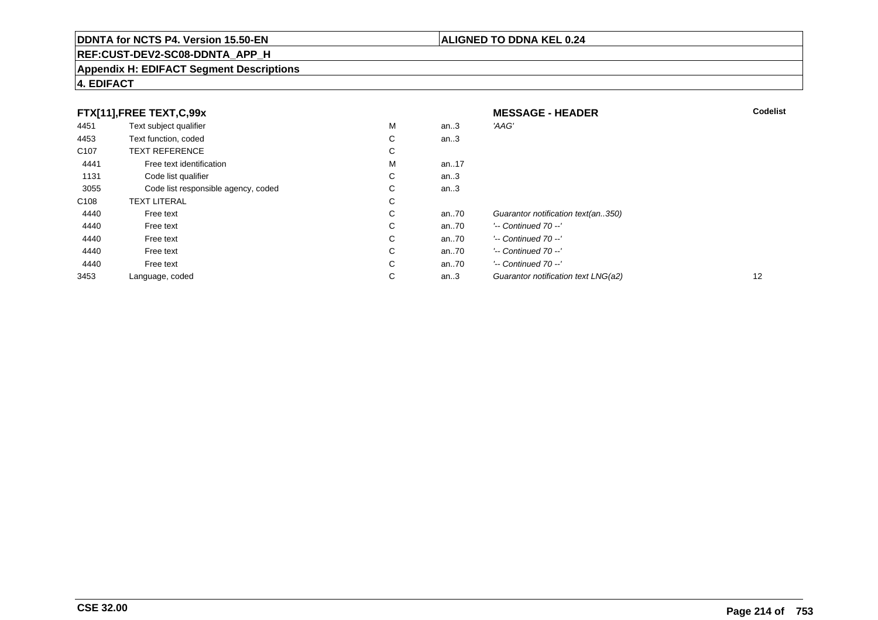**DDNTA for NCTS P4. Version 15.50-EN** | **ALIGNED TO DDNA KEL 0.24**

**REF:CUST-DEV2-SC08-DDNTA_APP_H**

**Appendix H: EDIFACT Segment Descriptions**

**4. EDIFACT**

| FTX[11],FREE TEXT,C,99x | | | | MESSAGE - HEADER | Codelist |
|---|---|---|---|---|---|
| 4451 | Text subject qualifier | M | an..3 | *'AAG'* | |
| 4453 | Text function, coded | C | an..3 | | |
| C107 | TEXT REFERENCE | C | | | |
| 4441 | Free text identification | M | an..17 | | |
| 1131 | Code list qualifier | C | an..3 | | |
| 3055 | Code list responsible agency, coded | C | an..3 | | |
| C108 | TEXT LITERAL | C | | | |
| 4440 | Free text | C | an..70 | *Guarantor notification text(an..350)* | |
| 4440 | Free text | C | an..70 | *'-- Continued 70 --'* | |
| 4440 | Free text | C | an..70 | *'-- Continued 70 --'* | |
| 4440 | Free text | C | an..70 | *'-- Continued 70 --'* | |
| 4440 | Free text | C | an..70 | *'-- Continued 70 --'* | |
| 3453 | Language, coded | C | an..3 | *Guarantor notification text LNG(a2)* | 12 |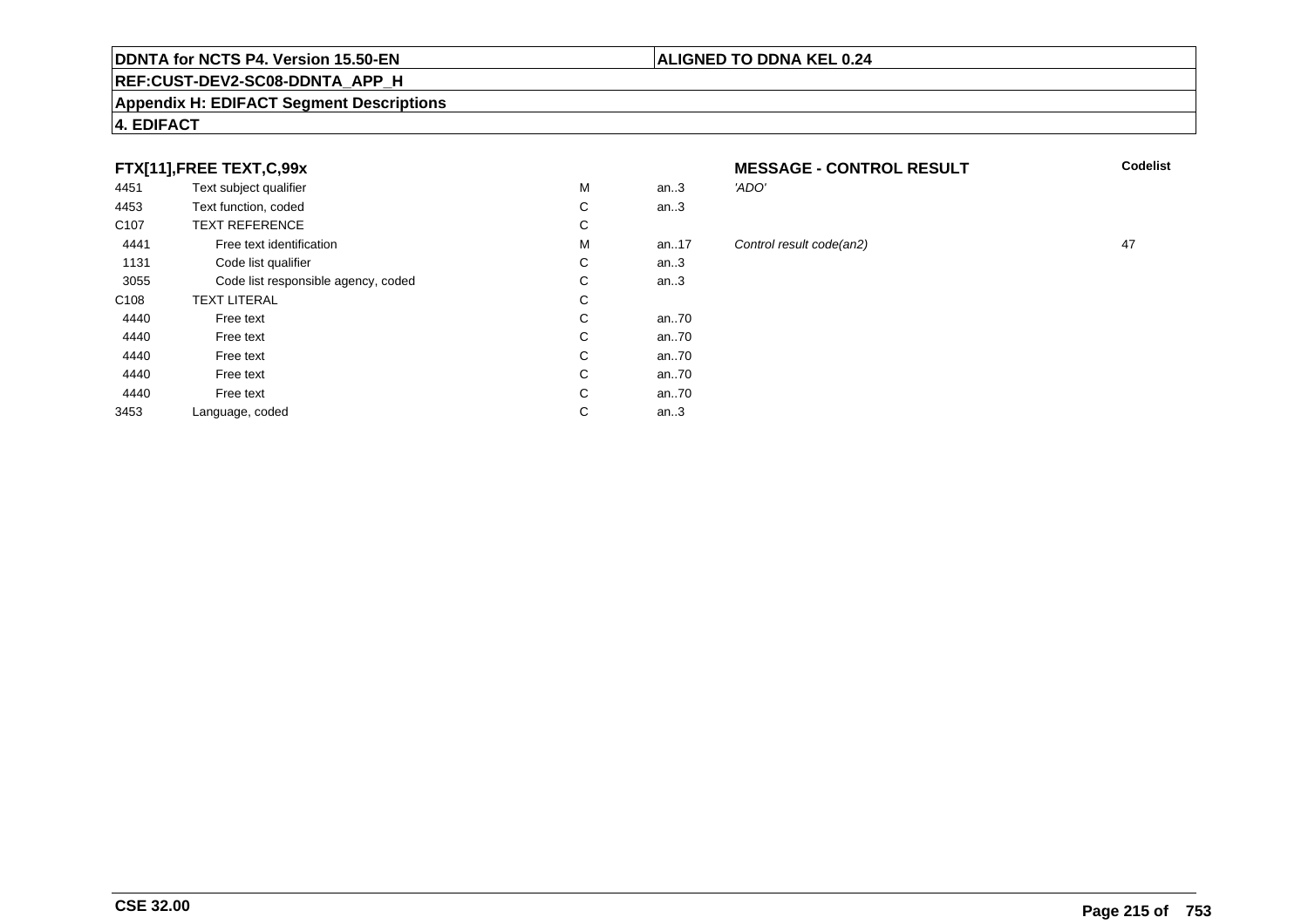**DDNTA for NCTS P4. Version 15.50-EN** | **ALIGNED TO DDNA KEL 0.24**

**REF:CUST-DEV2-SC08-DDNTA_APP_H**

**Appendix H: EDIFACT Segment Descriptions**

**4. EDIFACT**

### FTX[11],FREE TEXT,C,99x

**MESSAGE - CONTROL RESULT**

| | | | | | Codelist |
|---|---|---|---|---|---|
| 4451 | Text subject qualifier | M | an..3 | *'ADO'* | |
| 4453 | Text function, coded | C | an..3 | | |
| C107 | TEXT REFERENCE | C | | | |
| 4441 | Free text identification | M | an..17 | *Control result code(an2)* | 47 |
| 1131 | Code list qualifier | C | an..3 | | |
| 3055 | Code list responsible agency, coded | C | an..3 | | |
| C108 | TEXT LITERAL | C | | | |
| 4440 | Free text | C | an..70 | | |
| 4440 | Free text | C | an..70 | | |
| 4440 | Free text | C | an..70 | | |
| 4440 | Free text | C | an..70 | | |
| 4440 | Free text | C | an..70 | | |
| 3453 | Language, coded | C | an..3 | | |

**CSE 32.00**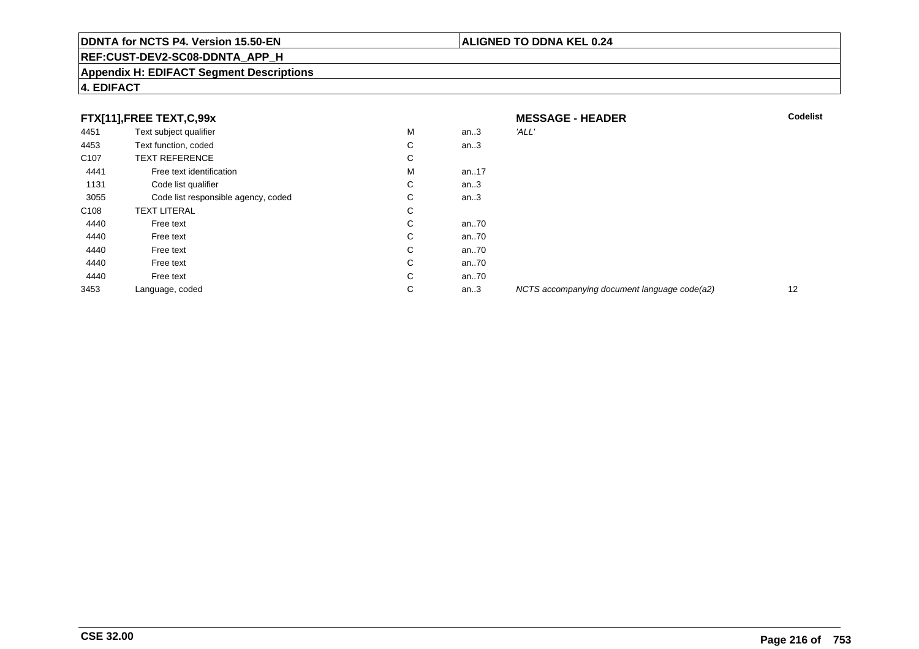**DDNTA for NCTS P4. Version 15.50-EN** | **ALIGNED TO DDNA KEL 0.24**

**REF:CUST-DEV2-SC08-DDNTA_APP_H**

**Appendix H: EDIFACT Segment Descriptions**

**4. EDIFACT**

| FTX[11],FREE TEXT,C,99x | | | | MESSAGE - HEADER | Codelist |
|---|---|---|---|---|---|
| 4451 | Text subject qualifier | M | an..3 | *'ALL'* | |
| 4453 | Text function, coded | C | an..3 | | |
| C107 | TEXT REFERENCE | C | | | |
| 4441 | Free text identification | M | an..17 | | |
| 1131 | Code list qualifier | C | an..3 | | |
| 3055 | Code list responsible agency, coded | C | an..3 | | |
| C108 | TEXT LITERAL | C | | | |
| 4440 | Free text | C | an..70 | | |
| 4440 | Free text | C | an..70 | | |
| 4440 | Free text | C | an..70 | | |
| 4440 | Free text | C | an..70 | | |
| 4440 | Free text | C | an..70 | | |
| 3453 | Language, coded | C | an..3 | *NCTS accompanying document language code(a2)* | 12 |

**CSE 32.00**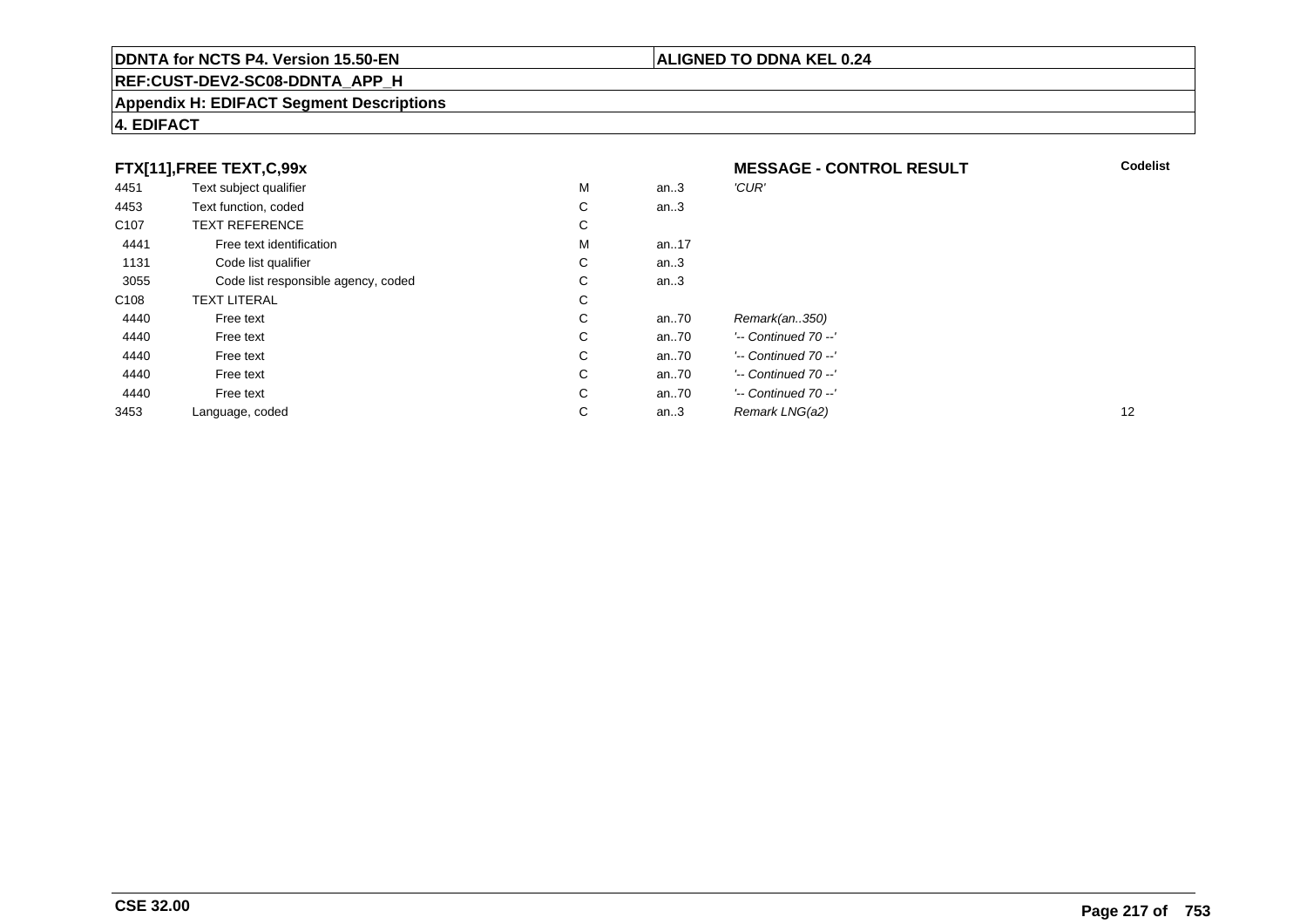**DDNTA for NCTS P4. Version 15.50-EN** | **ALIGNED TO DDNA KEL 0.24**

**REF:CUST-DEV2-SC08-DDNTA_APP_H**

**Appendix H: EDIFACT Segment Descriptions**

**4. EDIFACT**

**FTX[11],FREE TEXT,C,99x** — **MESSAGE - CONTROL RESULT**

| | | | | | Codelist |
|---|---|---|---|---|---|
| 4451 | Text subject qualifier | M | an..3 | *'CUR'* | |
| 4453 | Text function, coded | C | an..3 | | |
| C107 | TEXT REFERENCE | C | | | |
| 4441 | Free text identification | M | an..17 | | |
| 1131 | Code list qualifier | C | an..3 | | |
| 3055 | Code list responsible agency, coded | C | an..3 | | |
| C108 | TEXT LITERAL | C | | | |
| 4440 | Free text | C | an..70 | *Remark(an..350)* | |
| 4440 | Free text | C | an..70 | *'-- Continued 70 --'* | |
| 4440 | Free text | C | an..70 | *'-- Continued 70 --'* | |
| 4440 | Free text | C | an..70 | *'-- Continued 70 --'* | |
| 4440 | Free text | C | an..70 | *'-- Continued 70 --'* | |
| 3453 | Language, coded | C | an..3 | *Remark LNG(a2)* | 12 |

**CSE 32.00**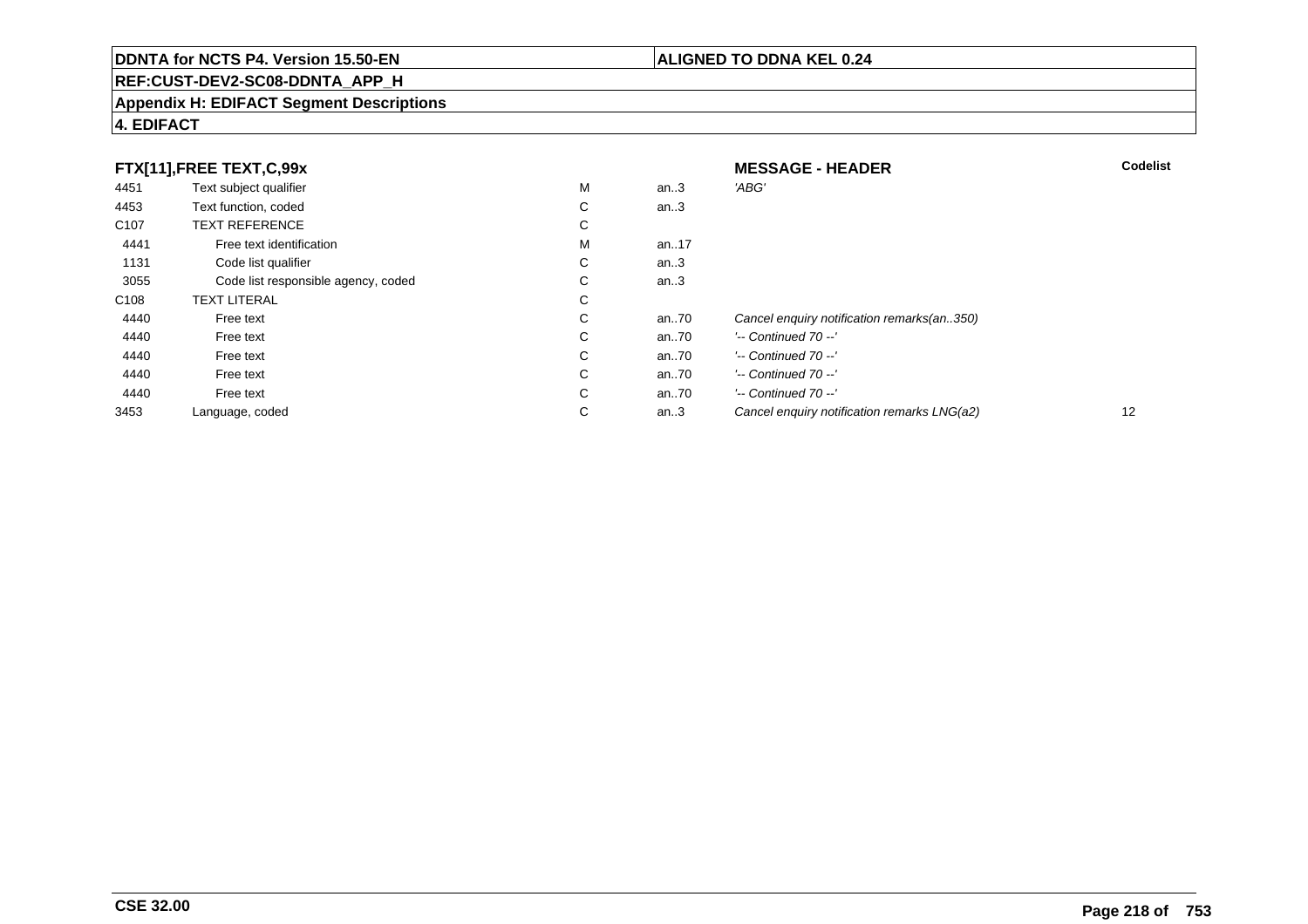**DDNTA for NCTS P4. Version 15.50-EN** | **ALIGNED TO DDNA KEL 0.24**

**REF:CUST-DEV2-SC08-DDNTA_APP_H**

**Appendix H: EDIFACT Segment Descriptions**

**4. EDIFACT**

### FTX[11],FREE TEXT,C,99x

**MESSAGE - HEADER**

| | | | | | Codelist |
|---|---|---|---|---|---|
| 4451 | Text subject qualifier | M | an..3 | *'ABG'* | |
| 4453 | Text function, coded | C | an..3 | | |
| C107 | TEXT REFERENCE | C | | | |
| 4441 | Free text identification | M | an..17 | | |
| 1131 | Code list qualifier | C | an..3 | | |
| 3055 | Code list responsible agency, coded | C | an..3 | | |
| C108 | TEXT LITERAL | C | | | |
| 4440 | Free text | C | an..70 | *Cancel enquiry notification remarks(an..350)* | |
| 4440 | Free text | C | an..70 | *'-- Continued 70 --'* | |
| 4440 | Free text | C | an..70 | *'-- Continued 70 --'* | |
| 4440 | Free text | C | an..70 | *'-- Continued 70 --'* | |
| 4440 | Free text | C | an..70 | *'-- Continued 70 --'* | |
| 3453 | Language, coded | C | an..3 | *Cancel enquiry notification remarks LNG(a2)* | 12 |

**CSE 32.00**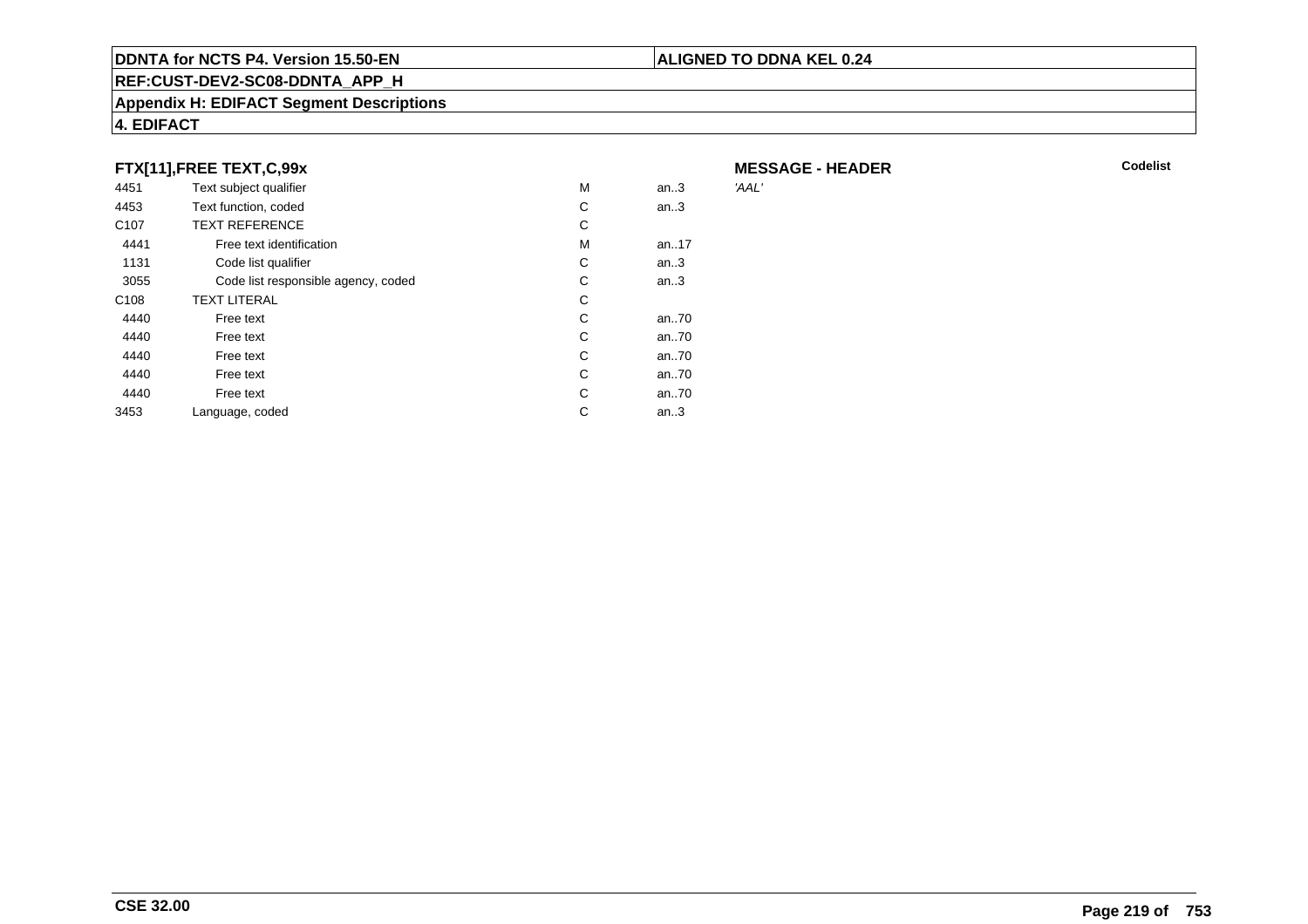## FTX[11],FREE TEXT,C,99x

**MESSAGE - HEADER**

| | | | | Codelist |
|---|---|---|---|---|
| 4451 | Text subject qualifier | M | an..3 | *'AAL'* |
| 4453 | Text function, coded | C | an..3 | |
| C107 | TEXT REFERENCE | C | | |
| 4441 | Free text identification | M | an..17 | |
| 1131 | Code list qualifier | C | an..3 | |
| 3055 | Code list responsible agency, coded | C | an..3 | |
| C108 | TEXT LITERAL | C | | |
| 4440 | Free text | C | an..70 | |
| 4440 | Free text | C | an..70 | |
| 4440 | Free text | C | an..70 | |
| 4440 | Free text | C | an..70 | |
| 4440 | Free text | C | an..70 | |
| 3453 | Language, coded | C | an..3 | |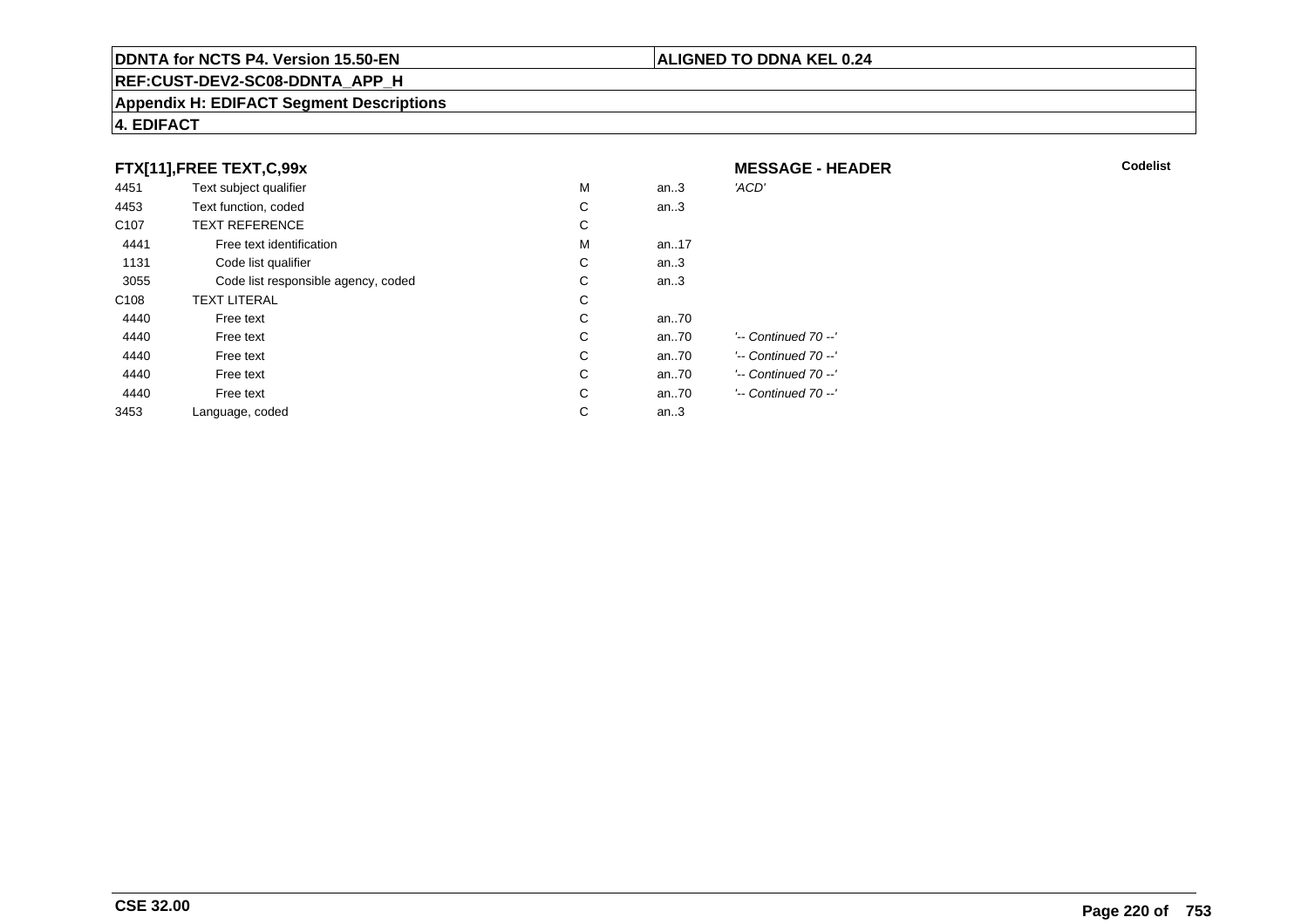**DDNTA for NCTS P4. Version 15.50-EN** | **ALIGNED TO DDNA KEL 0.24**

**REF:CUST-DEV2-SC08-DDNTA_APP_H**

**Appendix H: EDIFACT Segment Descriptions**

**4. EDIFACT**

### FTX[11],FREE TEXT,C,99x

**MESSAGE - HEADER** — **Codelist**

| | | | | |
|---|---|---|---|---|
| 4451 | Text subject qualifier | M | an..3 | *'ACD'* |
| 4453 | Text function, coded | C | an..3 | |
| C107 | TEXT REFERENCE | C | | |
| 4441 | Free text identification | M | an..17 | |
| 1131 | Code list qualifier | C | an..3 | |
| 3055 | Code list responsible agency, coded | C | an..3 | |
| C108 | TEXT LITERAL | C | | |
| 4440 | Free text | C | an..70 | |
| 4440 | Free text | C | an..70 | *'-- Continued 70 --'* |
| 4440 | Free text | C | an..70 | *'-- Continued 70 --'* |
| 4440 | Free text | C | an..70 | *'-- Continued 70 --'* |
| 4440 | Free text | C | an..70 | *'-- Continued 70 --'* |
| 3453 | Language, coded | C | an..3 | |

**CSE 32.00**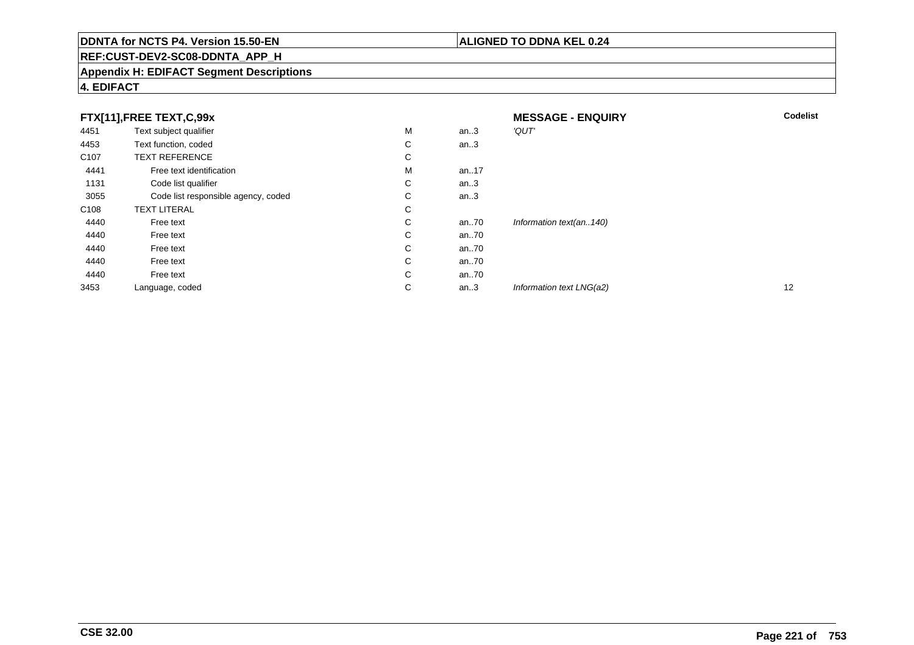**DDNTA for NCTS P4. Version 15.50-EN** | **ALIGNED TO DDNA KEL 0.24**

**REF:CUST-DEV2-SC08-DDNTA_APP_H**

**Appendix H: EDIFACT Segment Descriptions**

**4. EDIFACT**

| **FTX[11],FREE TEXT,C,99x** | | | | **MESSAGE - ENQUIRY** | **Codelist** |
|---|---|---|---|---|---|
| 4451 | Text subject qualifier | M | an..3 | *'QUT'* | |
| 4453 | Text function, coded | C | an..3 | | |
| C107 | TEXT REFERENCE | C | | | |
| 4441 | Free text identification | M | an..17 | | |
| 1131 | Code list qualifier | C | an..3 | | |
| 3055 | Code list responsible agency, coded | C | an..3 | | |
| C108 | TEXT LITERAL | C | | | |
| 4440 | Free text | C | an..70 | *Information text(an..140)* | |
| 4440 | Free text | C | an..70 | | |
| 4440 | Free text | C | an..70 | | |
| 4440 | Free text | C | an..70 | | |
| 4440 | Free text | C | an..70 | | |
| 3453 | Language, coded | C | an..3 | *Information text LNG(a2)* | 12 |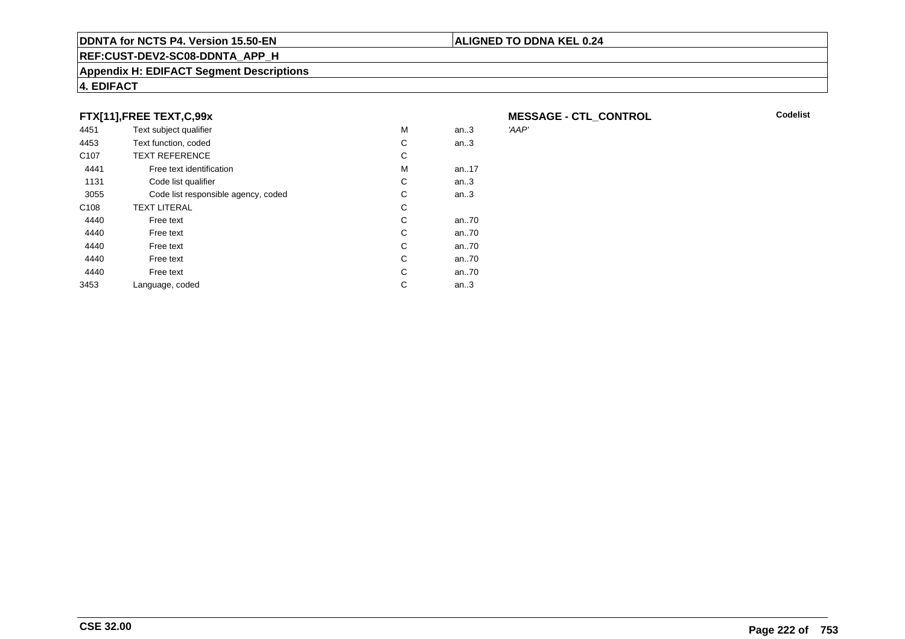## FTX[11],FREE TEXT,C,99x

**MESSAGE - CTL_CONTROL**

| | | | | Codelist |
|---|---|---|---|---|
| 4451 | Text subject qualifier | M | an..3 | *'AAP'* |
| 4453 | Text function, coded | C | an..3 | |
| C107 | TEXT REFERENCE | C | | |
| 4441 | Free text identification | M | an..17 | |
| 1131 | Code list qualifier | C | an..3 | |
| 3055 | Code list responsible agency, coded | C | an..3 | |
| C108 | TEXT LITERAL | C | | |
| 4440 | Free text | C | an..70 | |
| 4440 | Free text | C | an..70 | |
| 4440 | Free text | C | an..70 | |
| 4440 | Free text | C | an..70 | |
| 4440 | Free text | C | an..70 | |
| 3453 | Language, coded | C | an..3 | |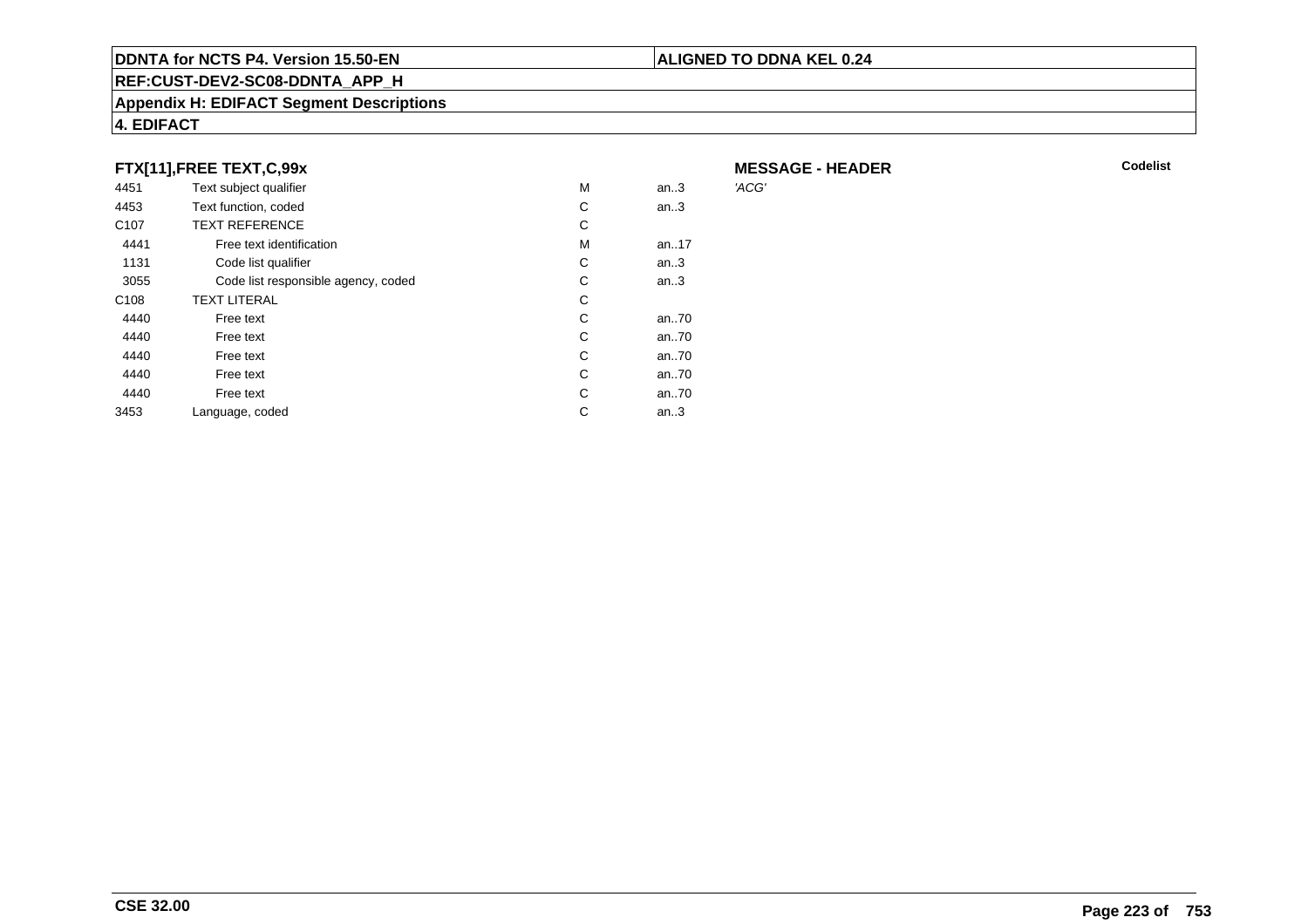## FTX[11],FREE TEXT,C,99x

**MESSAGE - HEADER**

| | | | | | Codelist |
|---|---|---|---|---|---|
| 4451 | Text subject qualifier | M | an..3 | *'ACG'* | |
| 4453 | Text function, coded | C | an..3 | | |
| C107 | TEXT REFERENCE | C | | | |
| 4441 | Free text identification | M | an..17 | | |
| 1131 | Code list qualifier | C | an..3 | | |
| 3055 | Code list responsible agency, coded | C | an..3 | | |
| C108 | TEXT LITERAL | C | | | |
| 4440 | Free text | C | an..70 | | |
| 4440 | Free text | C | an..70 | | |
| 4440 | Free text | C | an..70 | | |
| 4440 | Free text | C | an..70 | | |
| 4440 | Free text | C | an..70 | | |
| 3453 | Language, coded | C | an..3 | | |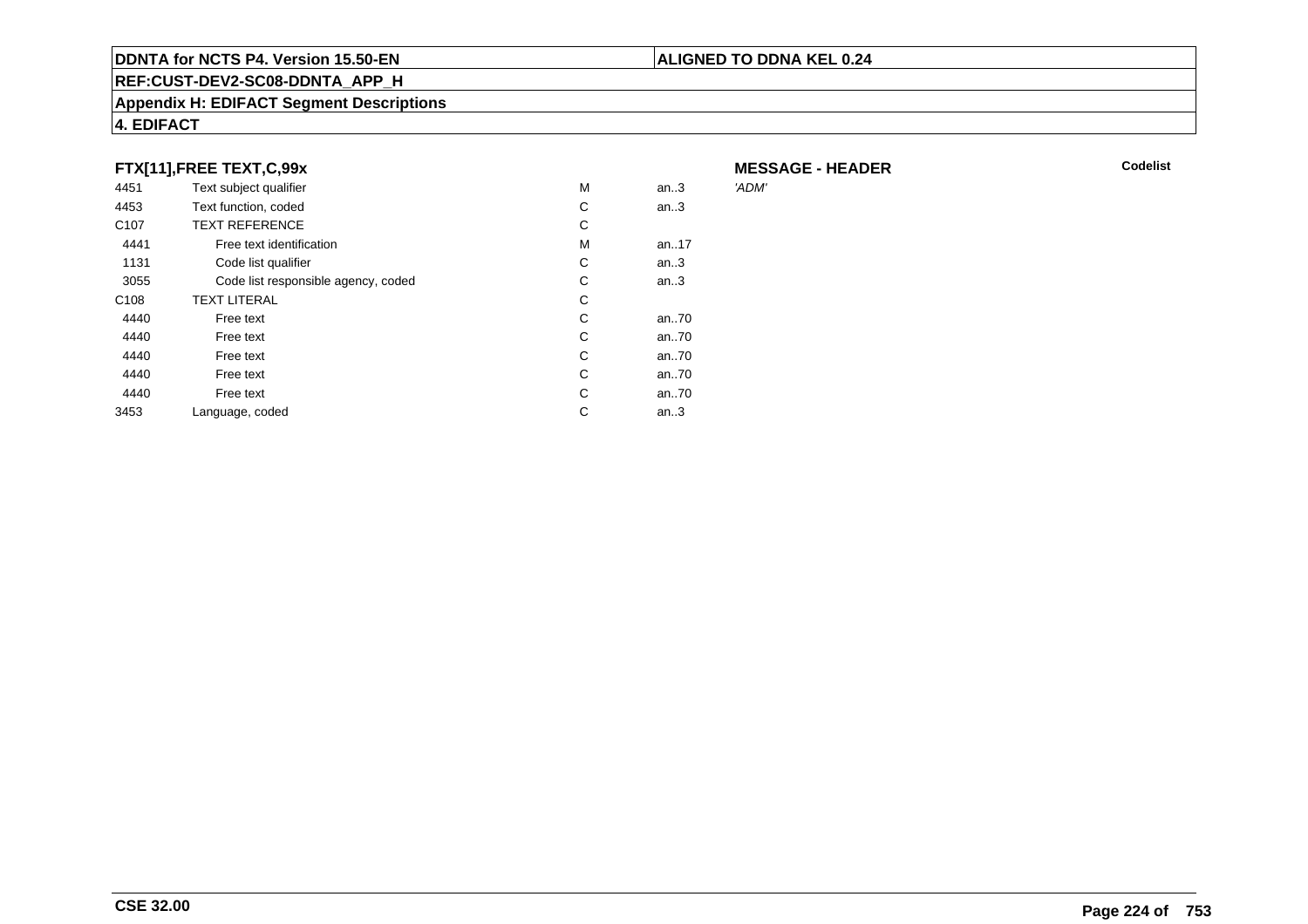**FTX[11],FREE TEXT,C,99x**

**MESSAGE - HEADER**

**Codelist**

| | | | | |
|---|---|---|---|---|
| 4451 | Text subject qualifier | M | an..3 | *'ADM'* |
| 4453 | Text function, coded | C | an..3 | |
| C107 | TEXT REFERENCE | C | | |
| 4441 | Free text identification | M | an..17 | |
| 1131 | Code list qualifier | C | an..3 | |
| 3055 | Code list responsible agency, coded | C | an..3 | |
| C108 | TEXT LITERAL | C | | |
| 4440 | Free text | C | an..70 | |
| 4440 | Free text | C | an..70 | |
| 4440 | Free text | C | an..70 | |
| 4440 | Free text | C | an..70 | |
| 4440 | Free text | C | an..70 | |
| 3453 | Language, coded | C | an..3 | |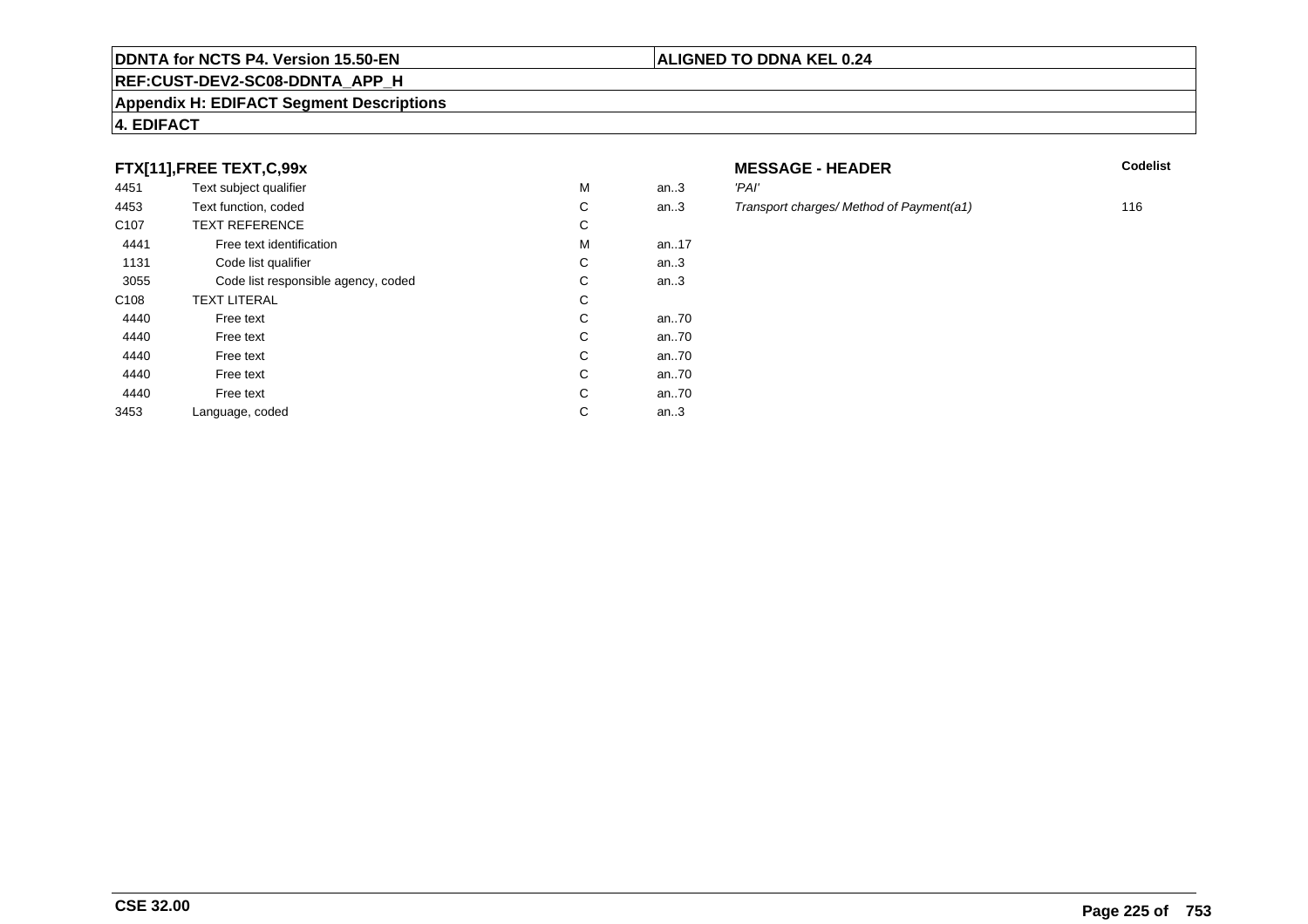**DDNTA for NCTS P4. Version 15.50-EN** | **ALIGNED TO DDNA KEL 0.24**

**REF:CUST-DEV2-SC08-DDNTA_APP_H**

**Appendix H: EDIFACT Segment Descriptions**

**4. EDIFACT**

### FTX[11],FREE TEXT,C,99x

**MESSAGE - HEADER**

| | | | | | Codelist |
|---|---|---|---|---|---|
| 4451 | Text subject qualifier | M | an..3 | *'PAI'* | |
| 4453 | Text function, coded | C | an..3 | *Transport charges/ Method of Payment(a1)* | 116 |
| C107 | TEXT REFERENCE | C | | | |
| 4441 | Free text identification | M | an..17 | | |
| 1131 | Code list qualifier | C | an..3 | | |
| 3055 | Code list responsible agency, coded | C | an..3 | | |
| C108 | TEXT LITERAL | C | | | |
| 4440 | Free text | C | an..70 | | |
| 4440 | Free text | C | an..70 | | |
| 4440 | Free text | C | an..70 | | |
| 4440 | Free text | C | an..70 | | |
| 4440 | Free text | C | an..70 | | |
| 3453 | Language, coded | C | an..3 | | |

**CSE 32.00**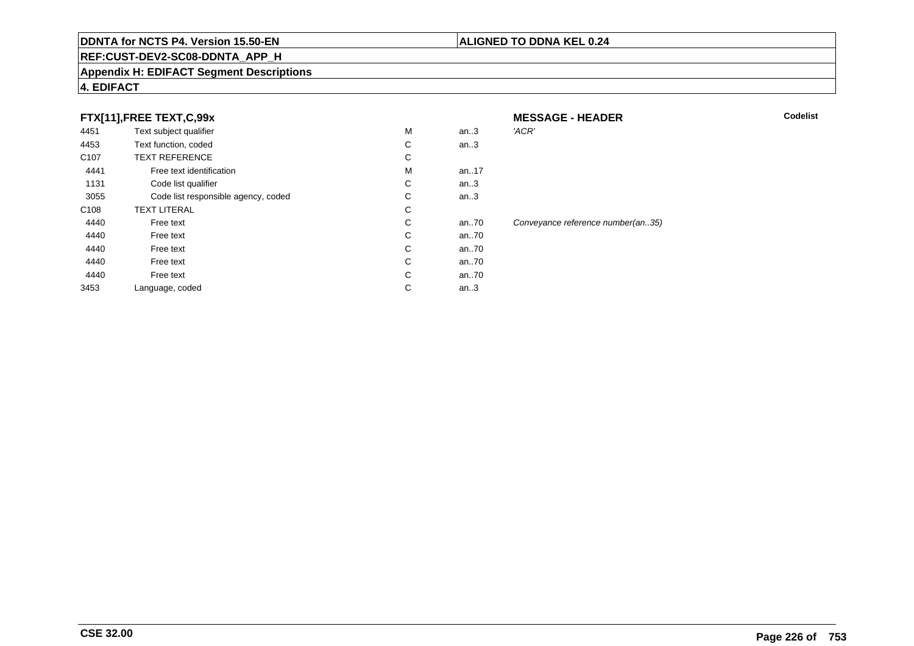DDNTA for NCTS P4. Version 15.50-EN | ALIGNED TO DDNA KEL 0.24

REF:CUST-DEV2-SC08-DDNTA_APP_H

Appendix H: EDIFACT Segment Descriptions

4. EDIFACT

### FTX[11],FREE TEXT,C,99x

**MESSAGE - HEADER** — **Codelist**

| | | | | |
|---|---|---|---|---|
| 4451 | Text subject qualifier | M | an..3 | *'ACR'* |
| 4453 | Text function, coded | C | an..3 | |
| C107 | TEXT REFERENCE | C | | |
| 4441 | Free text identification | M | an..17 | |
| 1131 | Code list qualifier | C | an..3 | |
| 3055 | Code list responsible agency, coded | C | an..3 | |
| C108 | TEXT LITERAL | C | | |
| 4440 | Free text | C | an..70 | *Conveyance reference number(an..35)* |
| 4440 | Free text | C | an..70 | |
| 4440 | Free text | C | an..70 | |
| 4440 | Free text | C | an..70 | |
| 4440 | Free text | C | an..70 | |
| 3453 | Language, coded | C | an..3 | |

CSE 32.00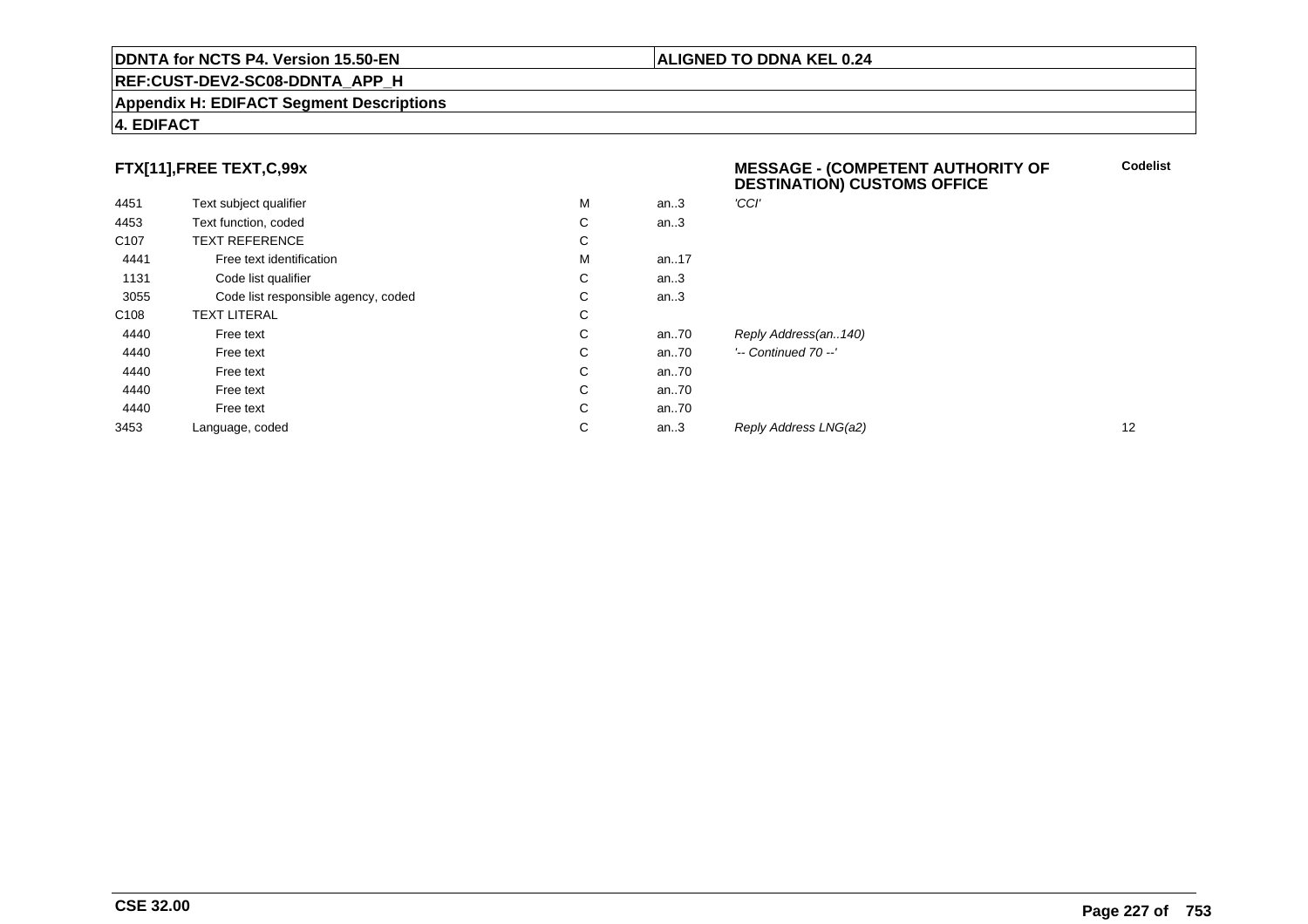**DDNTA for NCTS P4. Version 15.50-EN** | **ALIGNED TO DDNA KEL 0.24**

**REF:CUST-DEV2-SC08-DDNTA_APP_H**

**Appendix H: EDIFACT Segment Descriptions**

**4. EDIFACT**

### FTX[11],FREE TEXT,C,99x

**MESSAGE - (COMPETENT AUTHORITY OF DESTINATION) CUSTOMS OFFICE**

| | | | | | Codelist |
|---|---|---|---|---|---|
| 4451 | Text subject qualifier | M | an..3 | *'CCI'* | |
| 4453 | Text function, coded | C | an..3 | | |
| C107 | TEXT REFERENCE | C | | | |
| 4441 | Free text identification | M | an..17 | | |
| 1131 | Code list qualifier | C | an..3 | | |
| 3055 | Code list responsible agency, coded | C | an..3 | | |
| C108 | TEXT LITERAL | C | | | |
| 4440 | Free text | C | an..70 | *Reply Address(an..140)* | |
| 4440 | Free text | C | an..70 | *'-- Continued 70 --'* | |
| 4440 | Free text | C | an..70 | | |
| 4440 | Free text | C | an..70 | | |
| 4440 | Free text | C | an..70 | | |
| 3453 | Language, coded | C | an..3 | *Reply Address LNG(a2)* | 12 |

**CSE 32.00**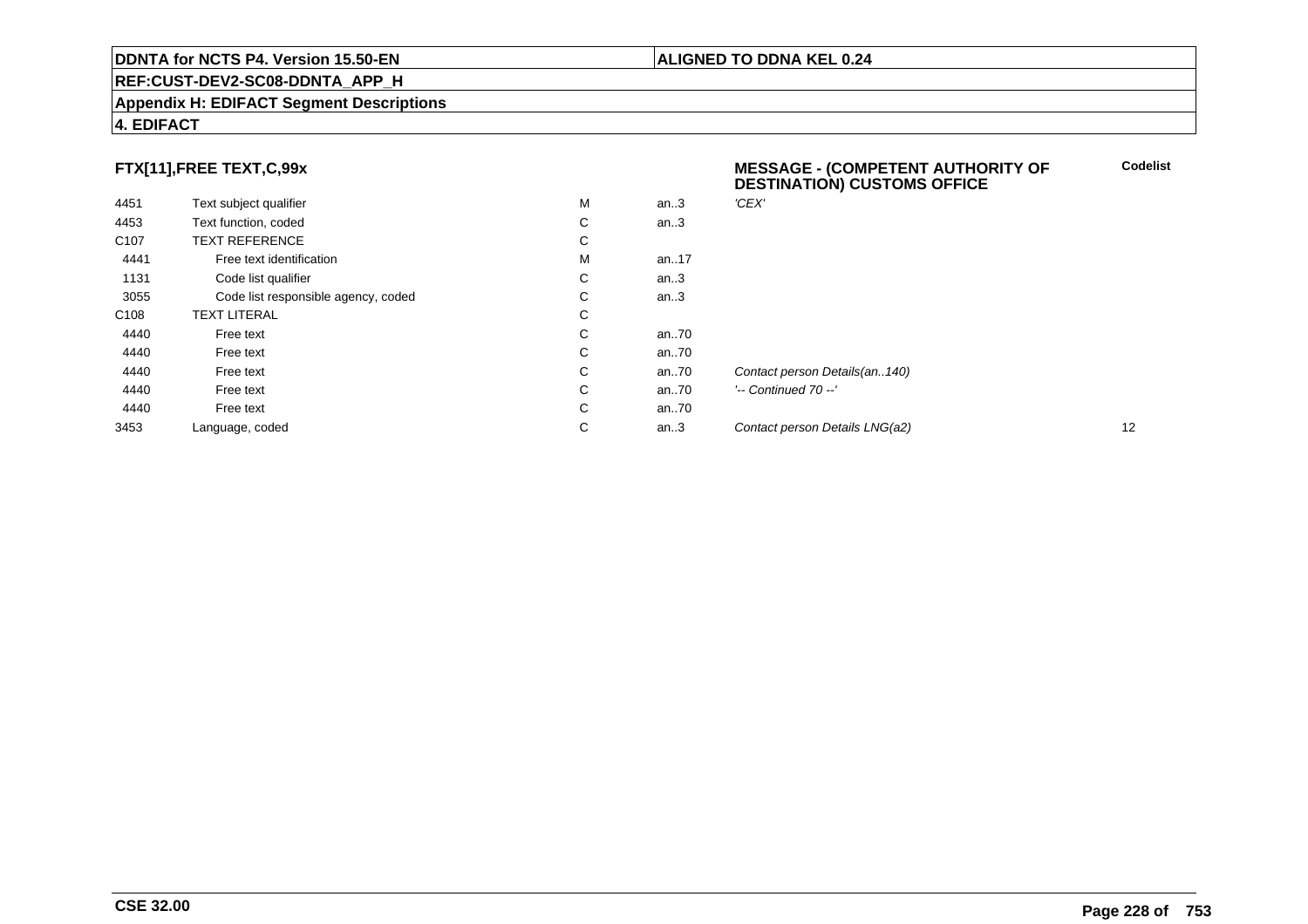**DDNTA for NCTS P4. Version 15.50-EN** | **ALIGNED TO DDNA KEL 0.24**

**REF:CUST-DEV2-SC08-DDNTA_APP_H**

**Appendix H: EDIFACT Segment Descriptions**

**4. EDIFACT**

### FTX[11],FREE TEXT,C,99x

**MESSAGE - (COMPETENT AUTHORITY OF DESTINATION) CUSTOMS OFFICE**

| | | | | | Codelist |
|---|---|---|---|---|---|
| 4451 | Text subject qualifier | M | an..3 | *'CEX'* | |
| 4453 | Text function, coded | C | an..3 | | |
| C107 | TEXT REFERENCE | C | | | |
| 4441 | Free text identification | M | an..17 | | |
| 1131 | Code list qualifier | C | an..3 | | |
| 3055 | Code list responsible agency, coded | C | an..3 | | |
| C108 | TEXT LITERAL | C | | | |
| 4440 | Free text | C | an..70 | | |
| 4440 | Free text | C | an..70 | | |
| 4440 | Free text | C | an..70 | *Contact person Details(an..140)* | |
| 4440 | Free text | C | an..70 | *'-- Continued 70 --'* | |
| 4440 | Free text | C | an..70 | | |
| 3453 | Language, coded | C | an..3 | *Contact person Details LNG(a2)* | 12 |

**CSE 32.00**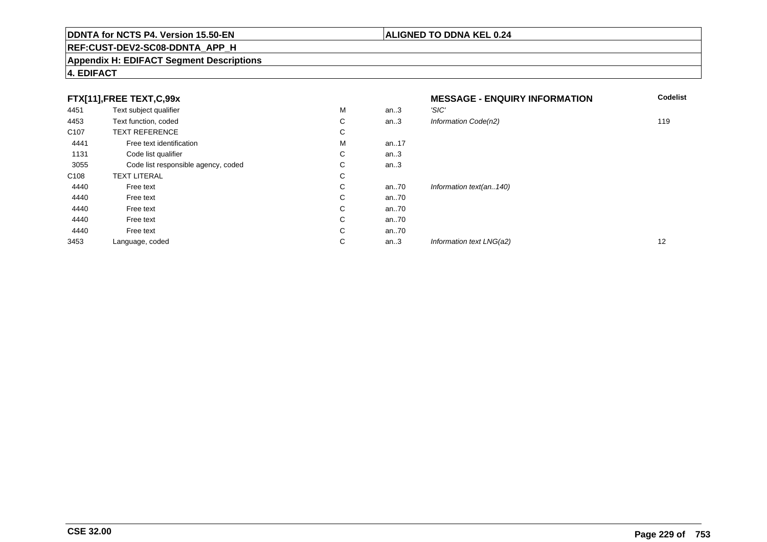**DDNTA for NCTS P4. Version 15.50-EN** | **ALIGNED TO DDNA KEL 0.24**

**REF:CUST-DEV2-SC08-DDNTA_APP_H**

**Appendix H: EDIFACT Segment Descriptions**

**4. EDIFACT**

### FTX[11],FREE TEXT,C,99x

**MESSAGE - ENQUIRY INFORMATION**

| | | | | | **Codelist** |
|---|---|---|---|---|---|
| 4451 | Text subject qualifier | M | an..3 | *'SIC'* | |
| 4453 | Text function, coded | C | an..3 | *Information Code(n2)* | 119 |
| C107 | TEXT REFERENCE | C | | | |
| 4441 | Free text identification | M | an..17 | | |
| 1131 | Code list qualifier | C | an..3 | | |
| 3055 | Code list responsible agency, coded | C | an..3 | | |
| C108 | TEXT LITERAL | C | | | |
| 4440 | Free text | C | an..70 | *Information text(an..140)* | |
| 4440 | Free text | C | an..70 | | |
| 4440 | Free text | C | an..70 | | |
| 4440 | Free text | C | an..70 | | |
| 4440 | Free text | C | an..70 | | |
| 3453 | Language, coded | C | an..3 | *Information text LNG(a2)* | 12 |

**CSE 32.00**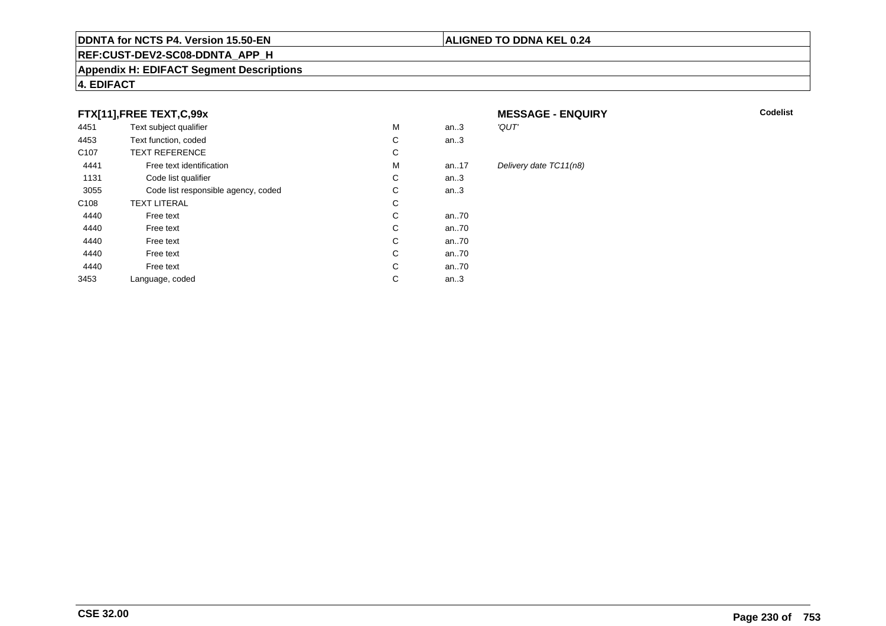**DDNTA for NCTS P4. Version 15.50-EN** | **ALIGNED TO DDNA KEL 0.24**

**REF:CUST-DEV2-SC08-DDNTA_APP_H**

**Appendix H: EDIFACT Segment Descriptions**

**4. EDIFACT**

### FTX[11],FREE TEXT,C,99x

**MESSAGE - ENQUIRY** | **Codelist**

| | | | | |
|---|---|---|---|---|
| 4451 | Text subject qualifier | M | an..3 | *'QUT'* |
| 4453 | Text function, coded | C | an..3 | |
| C107 | TEXT REFERENCE | C | | |
| 4441 | Free text identification | M | an..17 | *Delivery date TC11(n8)* |
| 1131 | Code list qualifier | C | an..3 | |
| 3055 | Code list responsible agency, coded | C | an..3 | |
| C108 | TEXT LITERAL | C | | |
| 4440 | Free text | C | an..70 | |
| 4440 | Free text | C | an..70 | |
| 4440 | Free text | C | an..70 | |
| 4440 | Free text | C | an..70 | |
| 4440 | Free text | C | an..70 | |
| 3453 | Language, coded | C | an..3 | |

**CSE 32.00**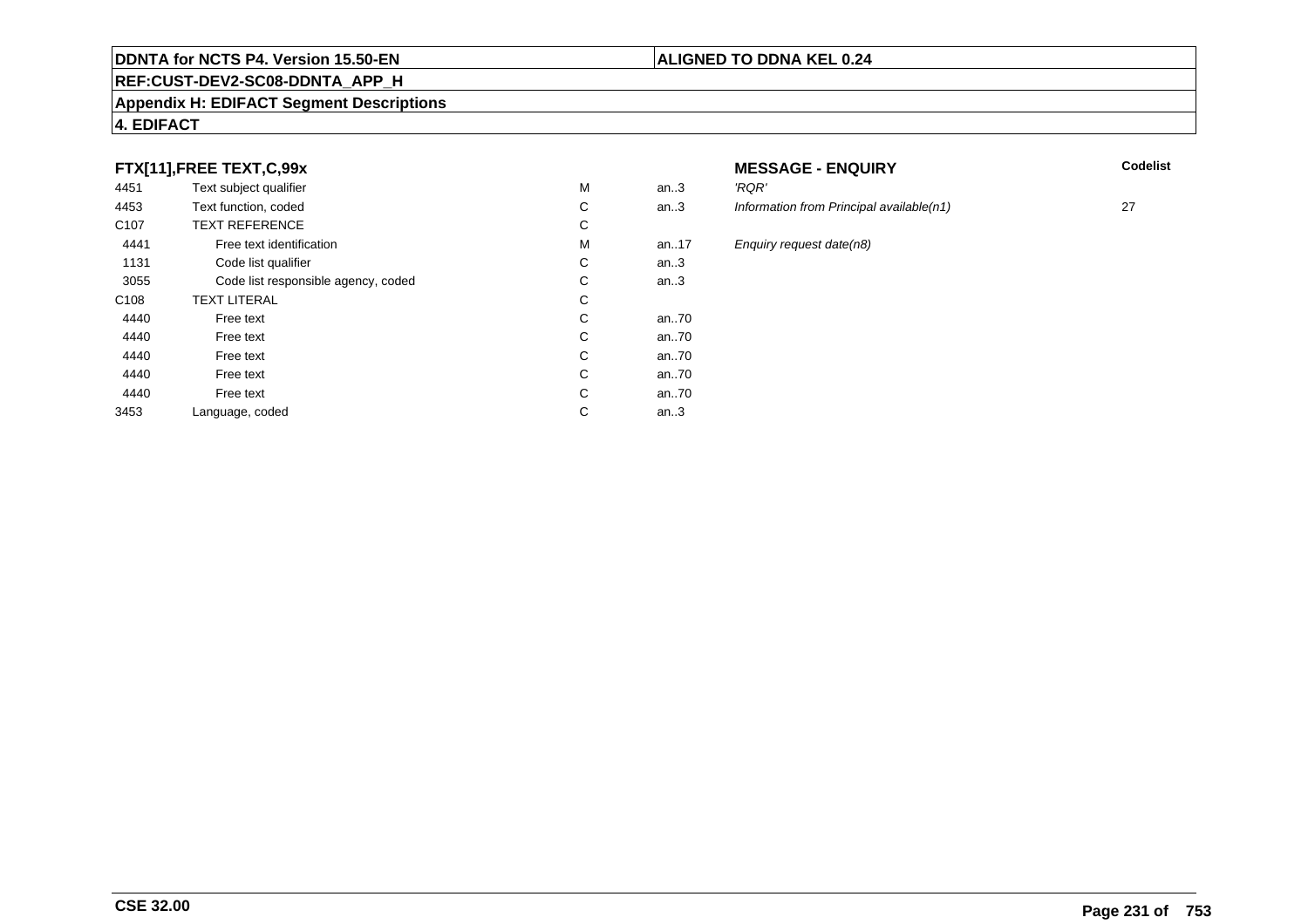**DDNTA for NCTS P4. Version 15.50-EN** | **ALIGNED TO DDNA KEL 0.24**

**REF:CUST-DEV2-SC08-DDNTA_APP_H**

**Appendix H: EDIFACT Segment Descriptions**

**4. EDIFACT**

| FTX[11],FREE TEXT,C,99x | | | | MESSAGE - ENQUIRY | Codelist |
|---|---|---|---|---|---|
| 4451 | Text subject qualifier | M | an..3 | *'RQR'* | |
| 4453 | Text function, coded | C | an..3 | *Information from Principal available(n1)* | 27 |
| C107 | TEXT REFERENCE | C | | | |
| 4441 | Free text identification | M | an..17 | *Enquiry request date(n8)* | |
| 1131 | Code list qualifier | C | an..3 | | |
| 3055 | Code list responsible agency, coded | C | an..3 | | |
| C108 | TEXT LITERAL | C | | | |
| 4440 | Free text | C | an..70 | | |
| 4440 | Free text | C | an..70 | | |
| 4440 | Free text | C | an..70 | | |
| 4440 | Free text | C | an..70 | | |
| 4440 | Free text | C | an..70 | | |
| 3453 | Language, coded | C | an..3 | | |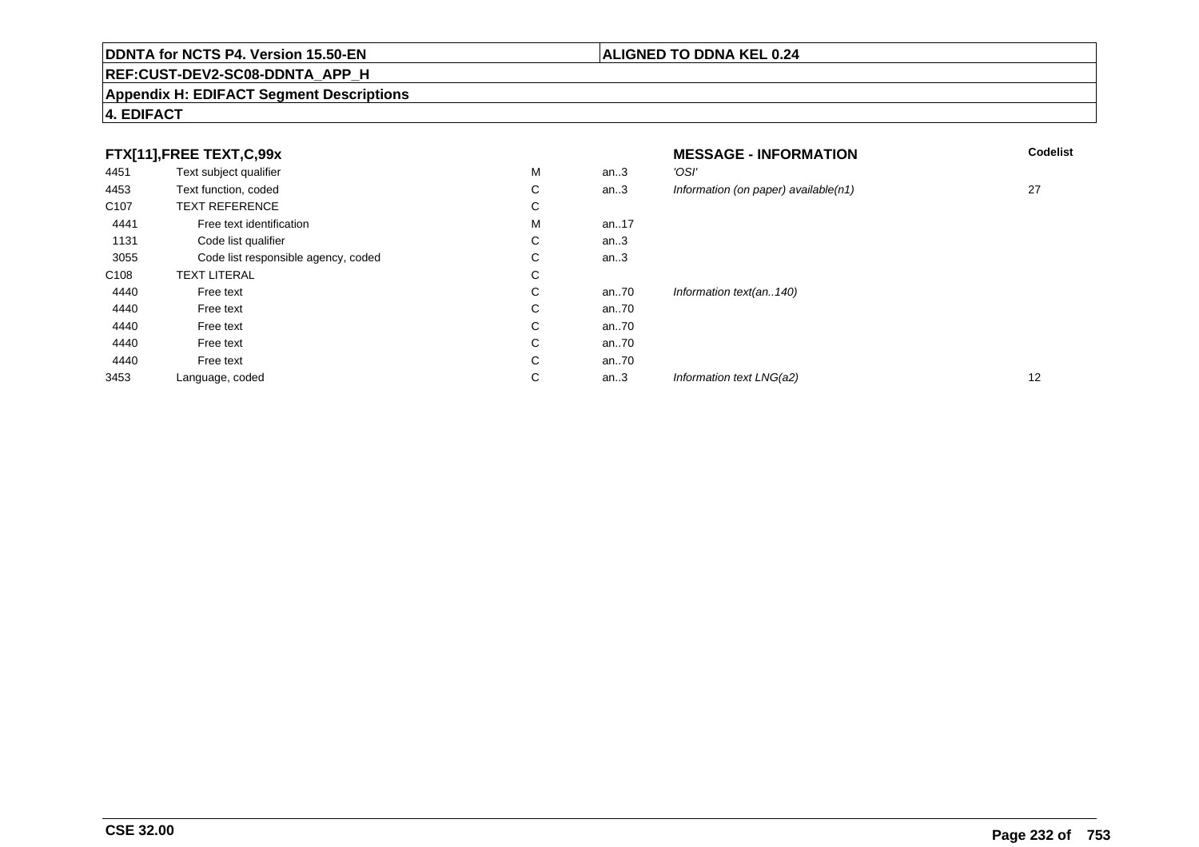**DDNTA for NCTS P4. Version 15.50-EN** | **ALIGNED TO DDNA KEL 0.24**

**REF:CUST-DEV2-SC08-DDNTA_APP_H**

**Appendix H: EDIFACT Segment Descriptions**

**4. EDIFACT**

| **FTX[11],FREE TEXT,C,99x** | | | | **MESSAGE - INFORMATION** | **Codelist** |
|---|---|---|---|---|---|
| 4451 | Text subject qualifier | M | an..3 | *'OSI'* | |
| 4453 | Text function, coded | C | an..3 | *Information (on paper) available(n1)* | 27 |
| C107 | TEXT REFERENCE | C | | | |
| 4441 | Free text identification | M | an..17 | | |
| 1131 | Code list qualifier | C | an..3 | | |
| 3055 | Code list responsible agency, coded | C | an..3 | | |
| C108 | TEXT LITERAL | C | | | |
| 4440 | Free text | C | an..70 | *Information text(an..140)* | |
| 4440 | Free text | C | an..70 | | |
| 4440 | Free text | C | an..70 | | |
| 4440 | Free text | C | an..70 | | |
| 4440 | Free text | C | an..70 | | |
| 3453 | Language, coded | C | an..3 | *Information text LNG(a2)* | 12 |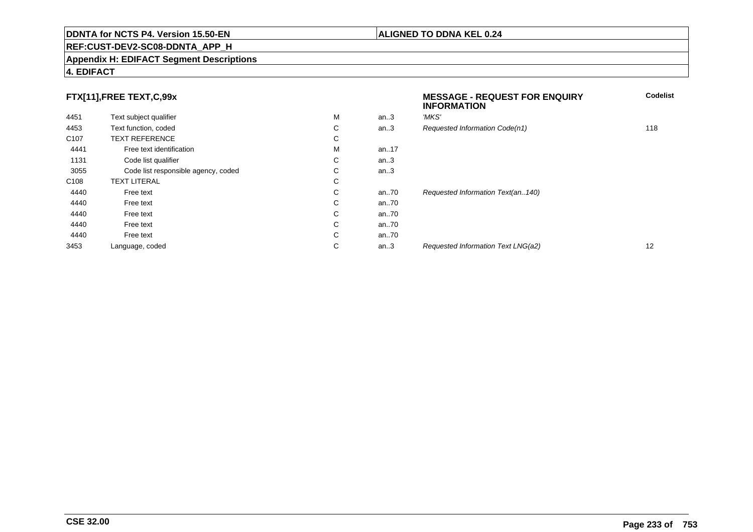**DDNTA for NCTS P4. Version 15.50-EN** | **ALIGNED TO DDNA KEL 0.24**

**REF:CUST-DEV2-SC08-DDNTA_APP_H**

**Appendix H: EDIFACT Segment Descriptions**

**4. EDIFACT**

### FTX[11],FREE TEXT,C,99x

**MESSAGE - REQUEST FOR ENQUIRY INFORMATION**

| | | | | | Codelist |
|---|---|---|---|---|---|
| 4451 | Text subject qualifier | M | an..3 | *'MKS'* | |
| 4453 | Text function, coded | C | an..3 | *Requested Information Code(n1)* | 118 |
| C107 | TEXT REFERENCE | C | | | |
| 4441 | Free text identification | M | an..17 | | |
| 1131 | Code list qualifier | C | an..3 | | |
| 3055 | Code list responsible agency, coded | C | an..3 | | |
| C108 | TEXT LITERAL | C | | | |
| 4440 | Free text | C | an..70 | *Requested Information Text(an..140)* | |
| 4440 | Free text | C | an..70 | | |
| 4440 | Free text | C | an..70 | | |
| 4440 | Free text | C | an..70 | | |
| 4440 | Free text | C | an..70 | | |
| 3453 | Language, coded | C | an..3 | *Requested Information Text LNG(a2)* | 12 |

**CSE 32.00**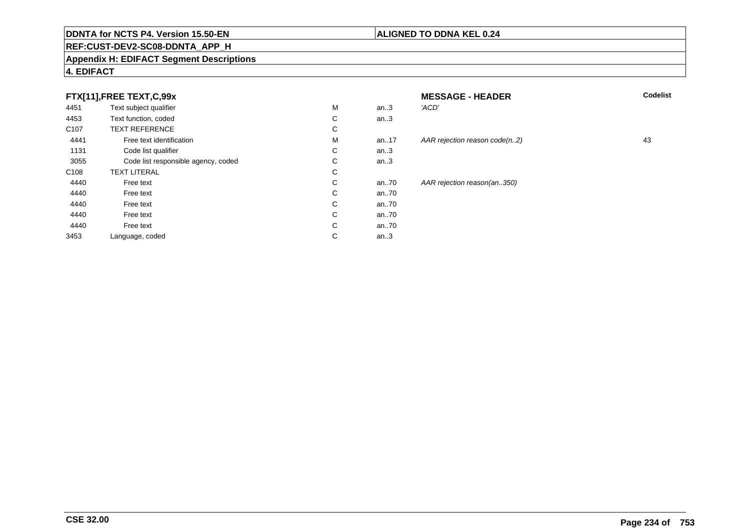**DDNTA for NCTS P4. Version 15.50-EN** | **ALIGNED TO DDNA KEL 0.24**

**REF:CUST-DEV2-SC08-DDNTA_APP_H**

**Appendix H: EDIFACT Segment Descriptions**

**4. EDIFACT**

### FTX[11],FREE TEXT,C,99x

**MESSAGE - HEADER**

| | | | | | Codelist |
|---|---|---|---|---|---|
| 4451 | Text subject qualifier | M | an..3 | *'ACD'* | |
| 4453 | Text function, coded | C | an..3 | | |
| C107 | TEXT REFERENCE | C | | | |
| 4441 | Free text identification | M | an..17 | *AAR rejection reason code(n..2)* | 43 |
| 1131 | Code list qualifier | C | an..3 | | |
| 3055 | Code list responsible agency, coded | C | an..3 | | |
| C108 | TEXT LITERAL | C | | | |
| 4440 | Free text | C | an..70 | *AAR rejection reason(an..350)* | |
| 4440 | Free text | C | an..70 | | |
| 4440 | Free text | C | an..70 | | |
| 4440 | Free text | C | an..70 | | |
| 4440 | Free text | C | an..70 | | |
| 3453 | Language, coded | C | an..3 | | |

**CSE 32.00**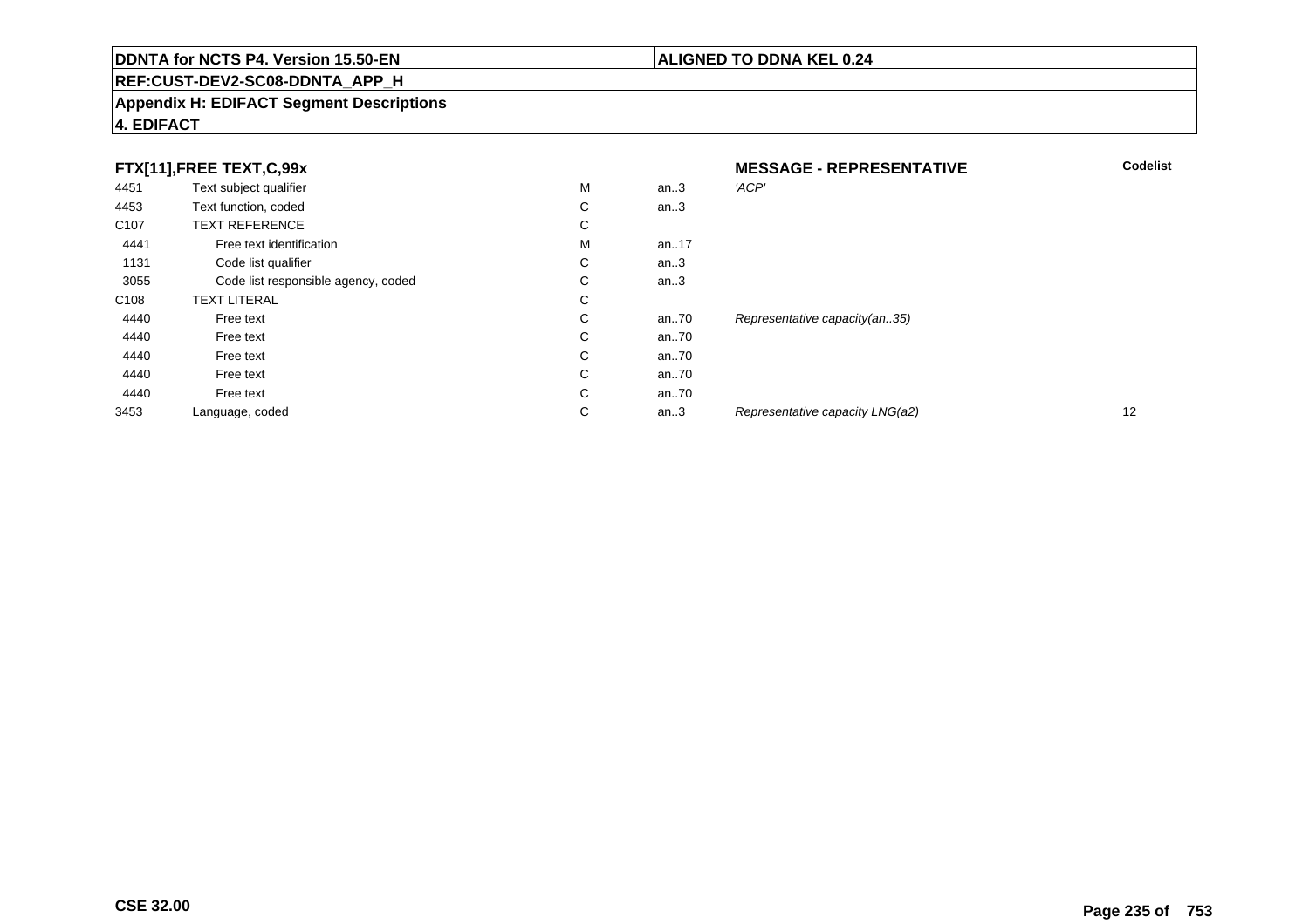**DDNTA for NCTS P4. Version 15.50-EN** | **ALIGNED TO DDNA KEL 0.24**

**REF:CUST-DEV2-SC08-DDNTA_APP_H**

**Appendix H: EDIFACT Segment Descriptions**

**4. EDIFACT**

| **FTX[11],FREE TEXT,C,99x** | | | | **MESSAGE - REPRESENTATIVE** | **Codelist** |
|---|---|---|---|---|---|
| 4451 | Text subject qualifier | M | an..3 | *'ACP'* | |
| 4453 | Text function, coded | C | an..3 | | |
| C107 | TEXT REFERENCE | C | | | |
| 4441 | Free text identification | M | an..17 | | |
| 1131 | Code list qualifier | C | an..3 | | |
| 3055 | Code list responsible agency, coded | C | an..3 | | |
| C108 | TEXT LITERAL | C | | | |
| 4440 | Free text | C | an..70 | *Representative capacity(an..35)* | |
| 4440 | Free text | C | an..70 | | |
| 4440 | Free text | C | an..70 | | |
| 4440 | Free text | C | an..70 | | |
| 4440 | Free text | C | an..70 | | |
| 3453 | Language, coded | C | an..3 | *Representative capacity LNG(a2)* | 12 |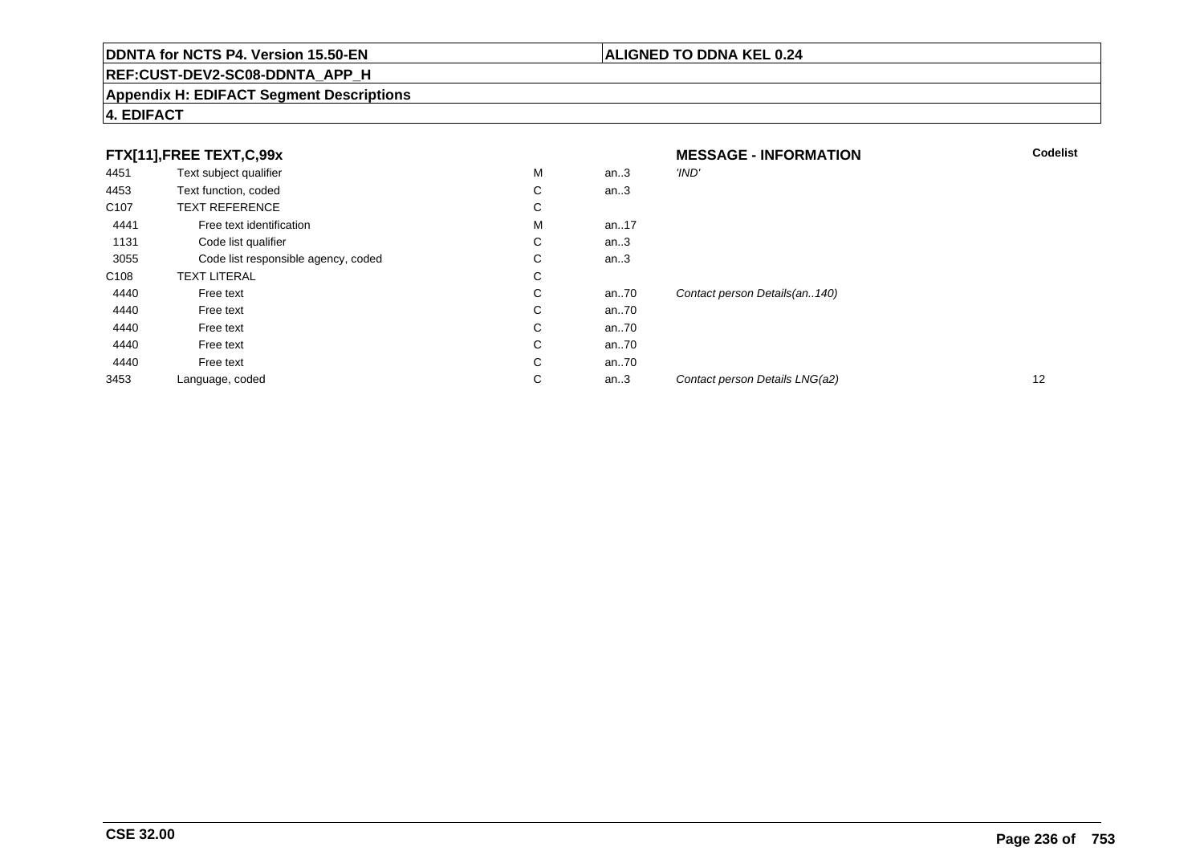**DDNTA for NCTS P4. Version 15.50-EN** | **ALIGNED TO DDNA KEL 0.24**

**REF:CUST-DEV2-SC08-DDNTA_APP_H**

**Appendix H: EDIFACT Segment Descriptions**

**4. EDIFACT**

| **FTX[11],FREE TEXT,C,99x** | | | | **MESSAGE - INFORMATION** | **Codelist** |
|---|---|---|---|---|---|
| 4451 | Text subject qualifier | M | an..3 | *'IND'* | |
| 4453 | Text function, coded | C | an..3 | | |
| C107 | TEXT REFERENCE | C | | | |
| 4441 | Free text identification | M | an..17 | | |
| 1131 | Code list qualifier | C | an..3 | | |
| 3055 | Code list responsible agency, coded | C | an..3 | | |
| C108 | TEXT LITERAL | C | | | |
| 4440 | Free text | C | an..70 | *Contact person Details(an..140)* | |
| 4440 | Free text | C | an..70 | | |
| 4440 | Free text | C | an..70 | | |
| 4440 | Free text | C | an..70 | | |
| 4440 | Free text | C | an..70 | | |
| 3453 | Language, coded | C | an..3 | *Contact person Details LNG(a2)* | 12 |

**CSE 32.00**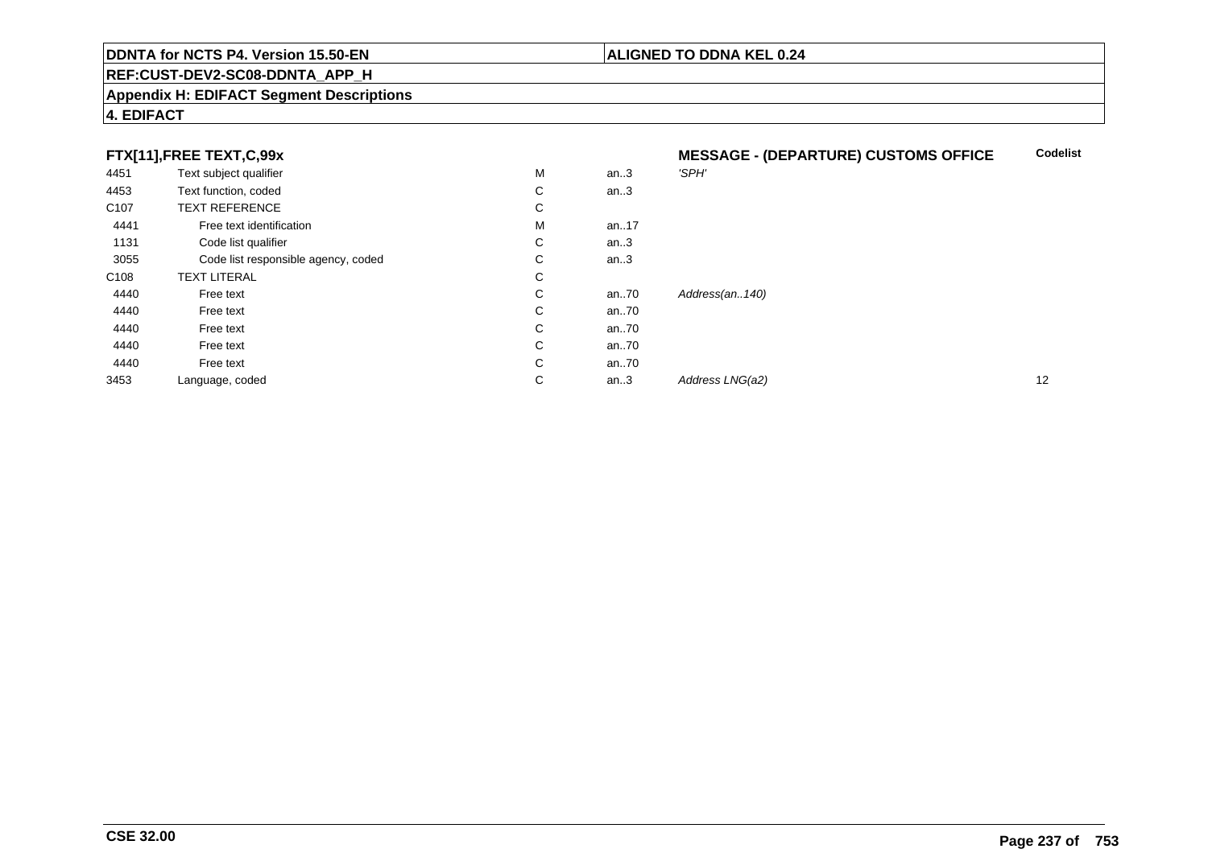**DDNTA for NCTS P4. Version 15.50-EN** | **ALIGNED TO DDNA KEL 0.24**

**REF:CUST-DEV2-SC08-DDNTA_APP_H**

**Appendix H: EDIFACT Segment Descriptions**

**4. EDIFACT**

### FTX[11],FREE TEXT,C,99x

**MESSAGE - (DEPARTURE) CUSTOMS OFFICE**

| | | | | | Codelist |
|---|---|---|---|---|---|
| 4451 | Text subject qualifier | M | an..3 | *'SPH'* | |
| 4453 | Text function, coded | C | an..3 | | |
| C107 | TEXT REFERENCE | C | | | |
| 4441 | Free text identification | M | an..17 | | |
| 1131 | Code list qualifier | C | an..3 | | |
| 3055 | Code list responsible agency, coded | C | an..3 | | |
| C108 | TEXT LITERAL | C | | | |
| 4440 | Free text | C | an..70 | *Address(an..140)* | |
| 4440 | Free text | C | an..70 | | |
| 4440 | Free text | C | an..70 | | |
| 4440 | Free text | C | an..70 | | |
| 4440 | Free text | C | an..70 | | |
| 3453 | Language, coded | C | an..3 | *Address LNG(a2)* | 12 |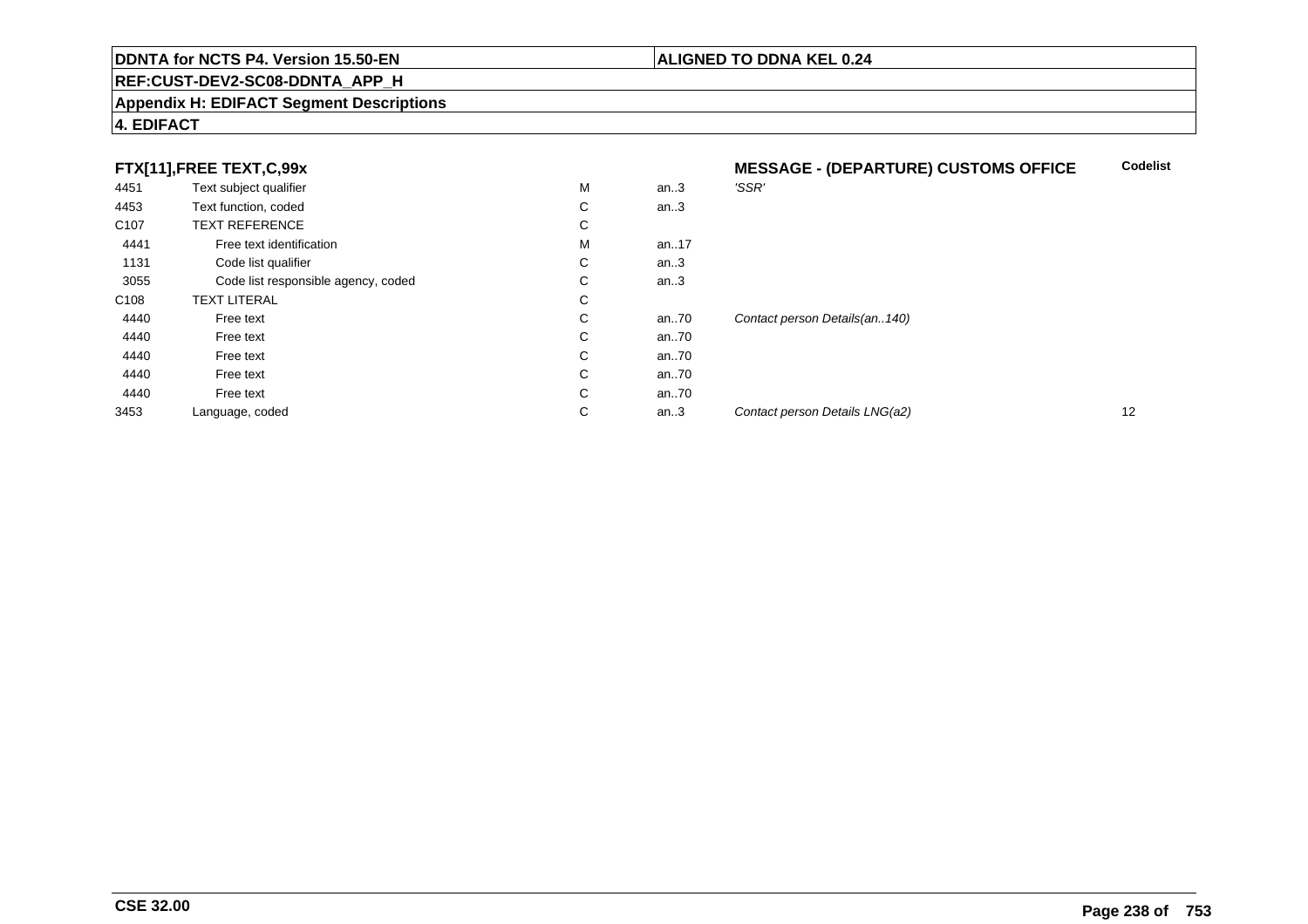**DDNTA for NCTS P4. Version 15.50-EN** | **ALIGNED TO DDNA KEL 0.24**

**REF:CUST-DEV2-SC08-DDNTA_APP_H**

**Appendix H: EDIFACT Segment Descriptions**

**4. EDIFACT**

| FTX[11],FREE TEXT,C,99x | | | | MESSAGE - (DEPARTURE) CUSTOMS OFFICE | Codelist |
|---|---|---|---|---|---|
| 4451 | Text subject qualifier | M | an..3 | 'SSR' | |
| 4453 | Text function, coded | C | an..3 | | |
| C107 | TEXT REFERENCE | C | | | |
| 4441 | Free text identification | M | an..17 | | |
| 1131 | Code list qualifier | C | an..3 | | |
| 3055 | Code list responsible agency, coded | C | an..3 | | |
| C108 | TEXT LITERAL | C | | | |
| 4440 | Free text | C | an..70 | *Contact person Details(an..140)* | |
| 4440 | Free text | C | an..70 | | |
| 4440 | Free text | C | an..70 | | |
| 4440 | Free text | C | an..70 | | |
| 4440 | Free text | C | an..70 | | |
| 3453 | Language, coded | C | an..3 | *Contact person Details LNG(a2)* | 12 |

**CSE 32.00**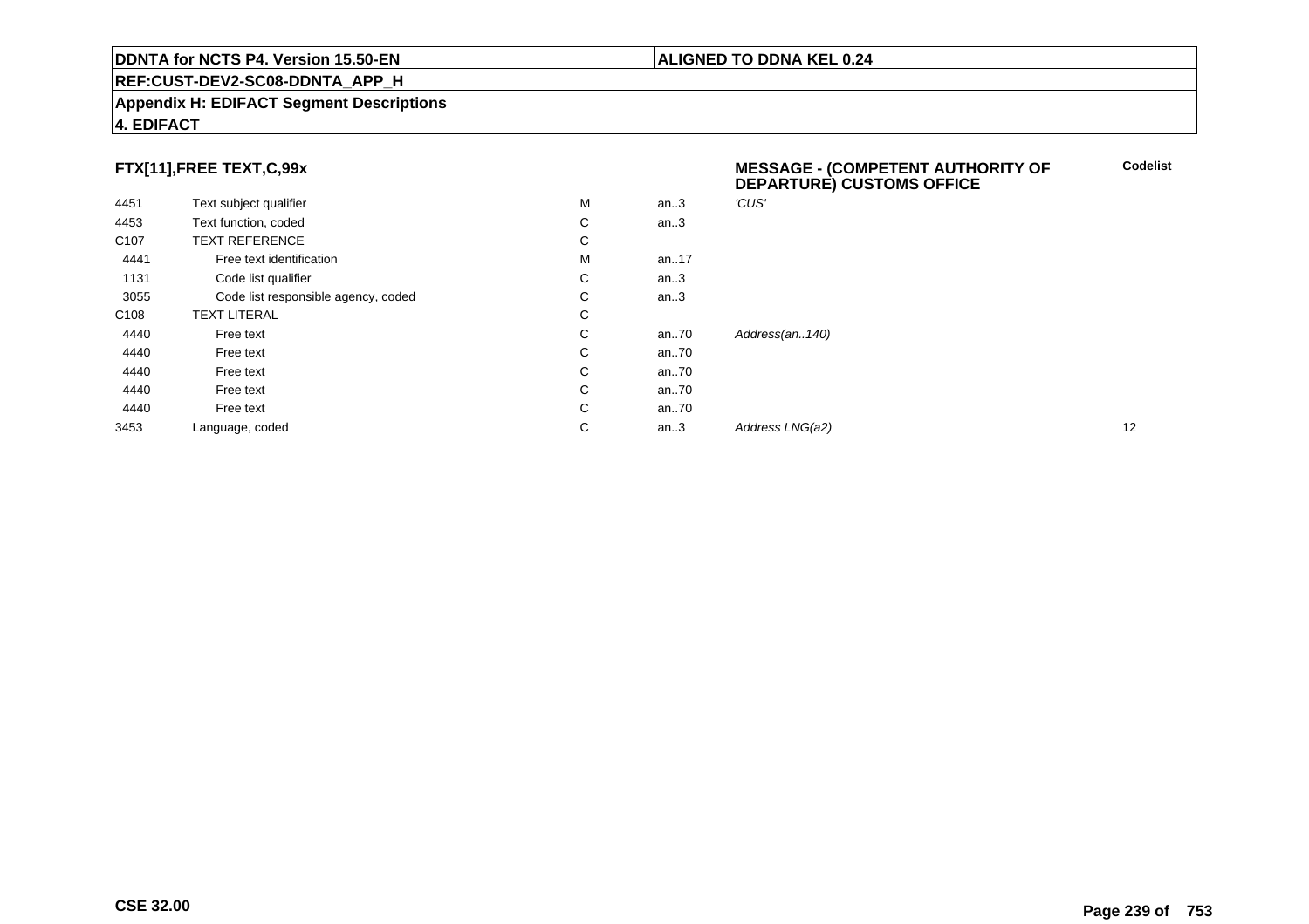**DDNTA for NCTS P4. Version 15.50-EN** | **ALIGNED TO DDNA KEL 0.24**

**REF:CUST-DEV2-SC08-DDNTA_APP_H**

**Appendix H: EDIFACT Segment Descriptions**

**4. EDIFACT**

### FTX[11],FREE TEXT,C,99x

**MESSAGE - (COMPETENT AUTHORITY OF DEPARTURE) CUSTOMS OFFICE**

| | | | | | Codelist |
|---|---|---|---|---|---|
| 4451 | Text subject qualifier | M | an..3 | *'CUS'* | |
| 4453 | Text function, coded | C | an..3 | | |
| C107 | TEXT REFERENCE | C | | | |
| 4441 | Free text identification | M | an..17 | | |
| 1131 | Code list qualifier | C | an..3 | | |
| 3055 | Code list responsible agency, coded | C | an..3 | | |
| C108 | TEXT LITERAL | C | | | |
| 4440 | Free text | C | an..70 | *Address(an..140)* | |
| 4440 | Free text | C | an..70 | | |
| 4440 | Free text | C | an..70 | | |
| 4440 | Free text | C | an..70 | | |
| 4440 | Free text | C | an..70 | | |
| 3453 | Language, coded | C | an..3 | *Address LNG(a2)* | 12 |

**CSE 32.00**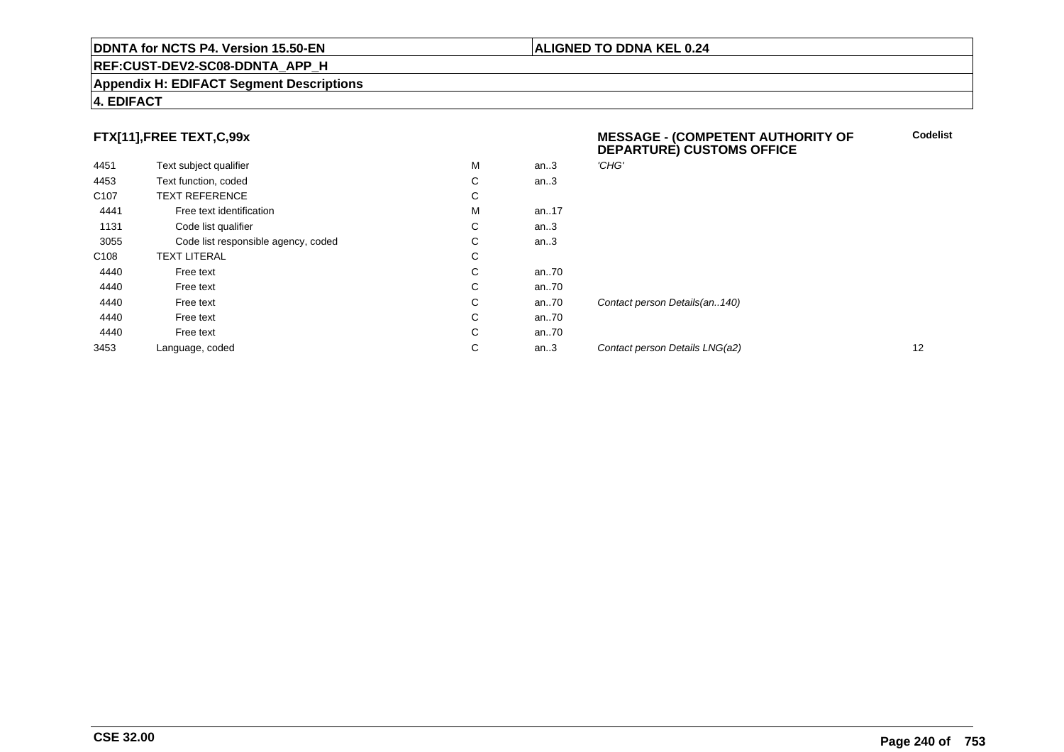**FTX[11],FREE TEXT,C,99x**

**MESSAGE - (COMPETENT AUTHORITY OF DEPARTURE) CUSTOMS OFFICE**

| | | | | | Codelist |
|---|---|---|---|---|---|
| 4451 | Text subject qualifier | M | an..3 | *'CHG'* | |
| 4453 | Text function, coded | C | an..3 | | |
| C107 | TEXT REFERENCE | C | | | |
| 4441 | Free text identification | M | an..17 | | |
| 1131 | Code list qualifier | C | an..3 | | |
| 3055 | Code list responsible agency, coded | C | an..3 | | |
| C108 | TEXT LITERAL | C | | | |
| 4440 | Free text | C | an..70 | | |
| 4440 | Free text | C | an..70 | | |
| 4440 | Free text | C | an..70 | *Contact person Details(an..140)* | |
| 4440 | Free text | C | an..70 | | |
| 4440 | Free text | C | an..70 | | |
| 3453 | Language, coded | C | an..3 | *Contact person Details LNG(a2)* | 12 |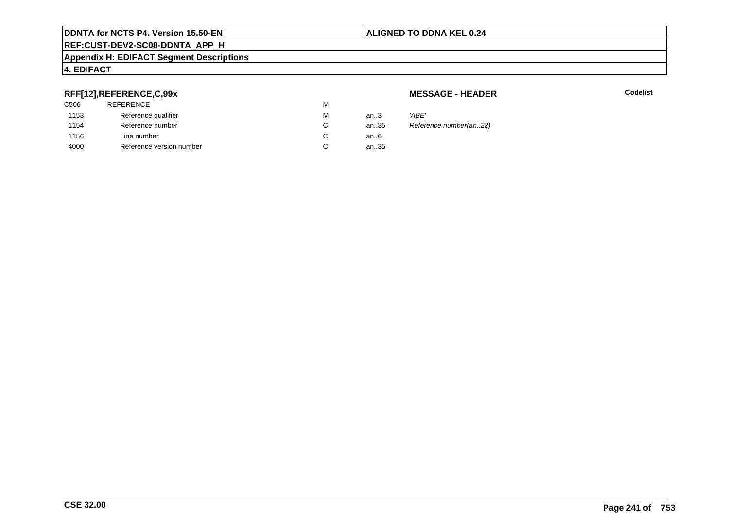**RFF[12],REFERENCE,C,99x**

**MESSAGE - HEADER**

**Codelist**

| | | | | |
|---|---|---|---|---|
| C506 | REFERENCE | M | | |
| 1153 | Reference qualifier | M | an..3 | *'ABE'* |
| 1154 | Reference number | C | an..35 | *Reference number(an..22)* |
| 1156 | Line number | C | an..6 | |
| 4000 | Reference version number | C | an..35 | |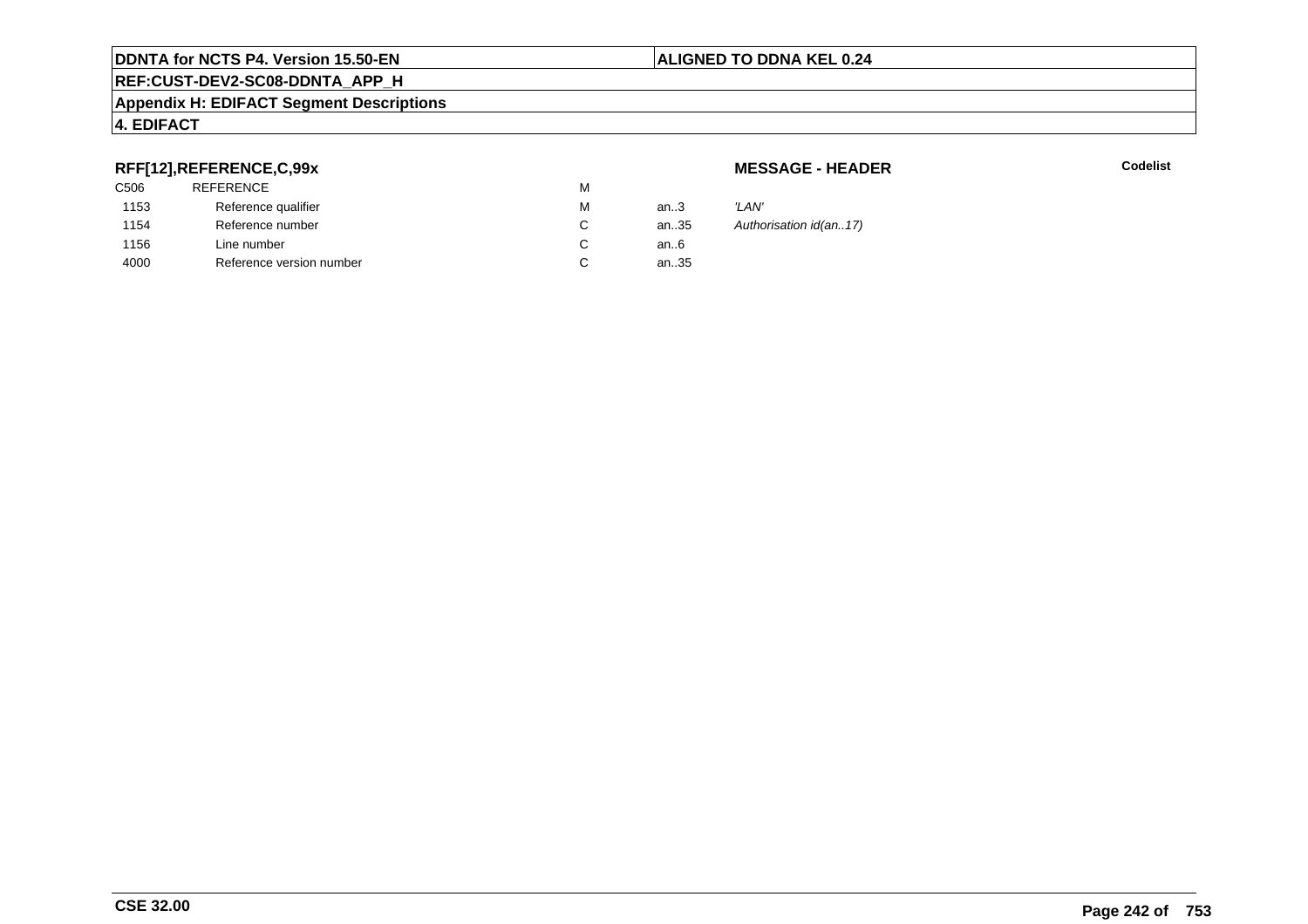**DDNTA for NCTS P4. Version 15.50-EN** | **ALIGNED TO DDNA KEL 0.24**

**REF:CUST-DEV2-SC08-DDNTA_APP_H**

**Appendix H: EDIFACT Segment Descriptions**

**4. EDIFACT**

**RFF[12],REFERENCE,C,99x** — **MESSAGE - HEADER** — **Codelist**

| | | | | | |
|---|---|---|---|---|---|
| C506 | REFERENCE | M | | | |
| 1153 | Reference qualifier | M | an..3 | *'LAN'* | |
| 1154 | Reference number | C | an..35 | *Authorisation id(an..17)* | |
| 1156 | Line number | C | an..6 | | |
| 4000 | Reference version number | C | an..35 | | |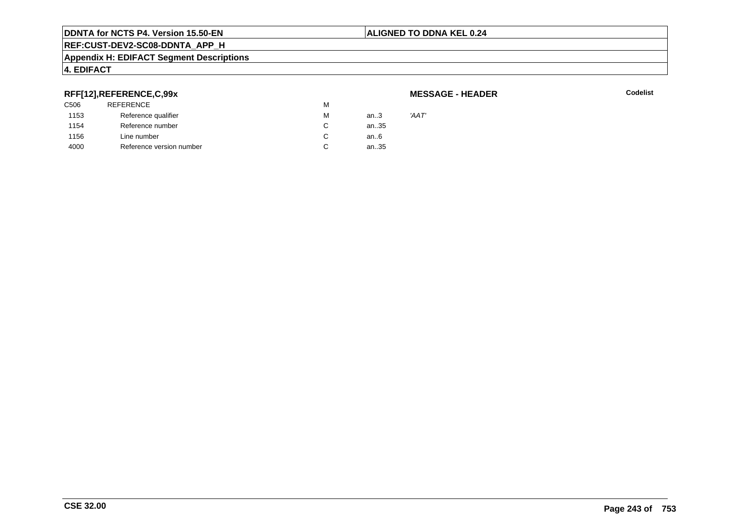## RFF[12],REFERENCE,C,99x

**MESSAGE - HEADER**

**Codelist**

| | | | | |
|---|---|---|---|---|
| C506 | REFERENCE | M | | |
| 1153 | Reference qualifier | M | an..3 | *'AAT'* |
| 1154 | Reference number | C | an..35 | |
| 1156 | Line number | C | an..6 | |
| 4000 | Reference version number | C | an..35 | |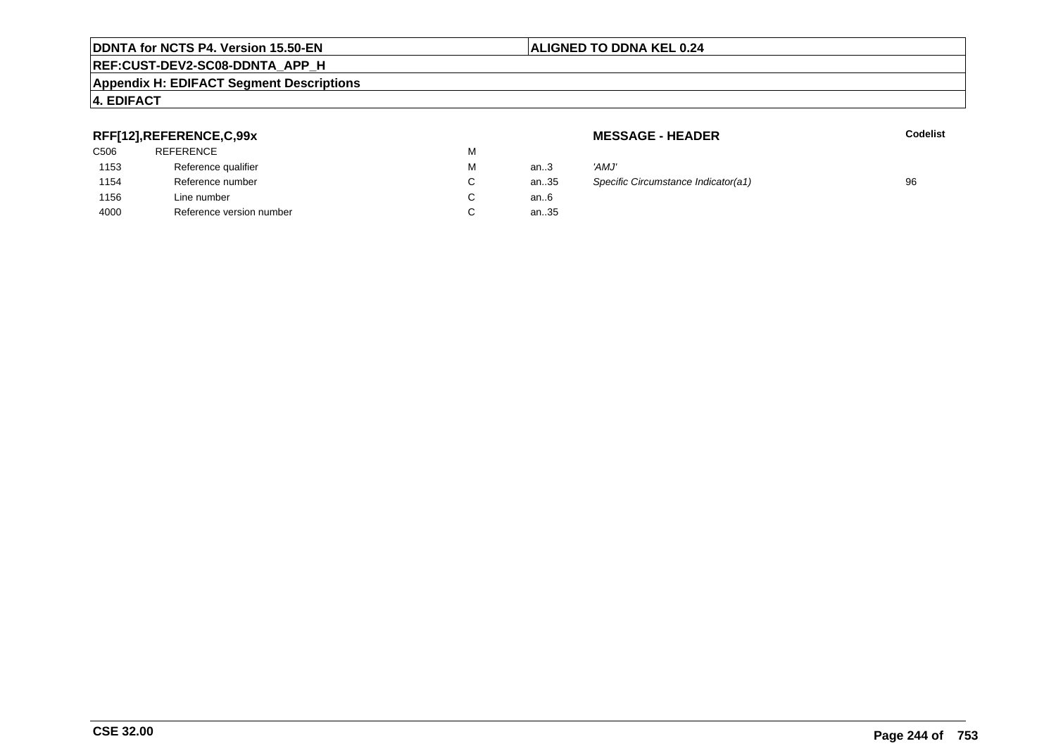**DDNTA for NCTS P4. Version 15.50-EN** | **ALIGNED TO DDNA KEL 0.24**

**REF:CUST-DEV2-SC08-DDNTA_APP_H**

**Appendix H: EDIFACT Segment Descriptions**

**4. EDIFACT**

**RFF[12],REFERENCE,C,99x** — **MESSAGE - HEADER**

| | | | | | Codelist |
|---|---|---|---|---|---|
| C506 | REFERENCE | M | | | |
| 1153 | Reference qualifier | M | an..3 | *'AMJ'* | |
| 1154 | Reference number | C | an..35 | *Specific Circumstance Indicator(a1)* | 96 |
| 1156 | Line number | C | an..6 | | |
| 4000 | Reference version number | C | an..35 | | |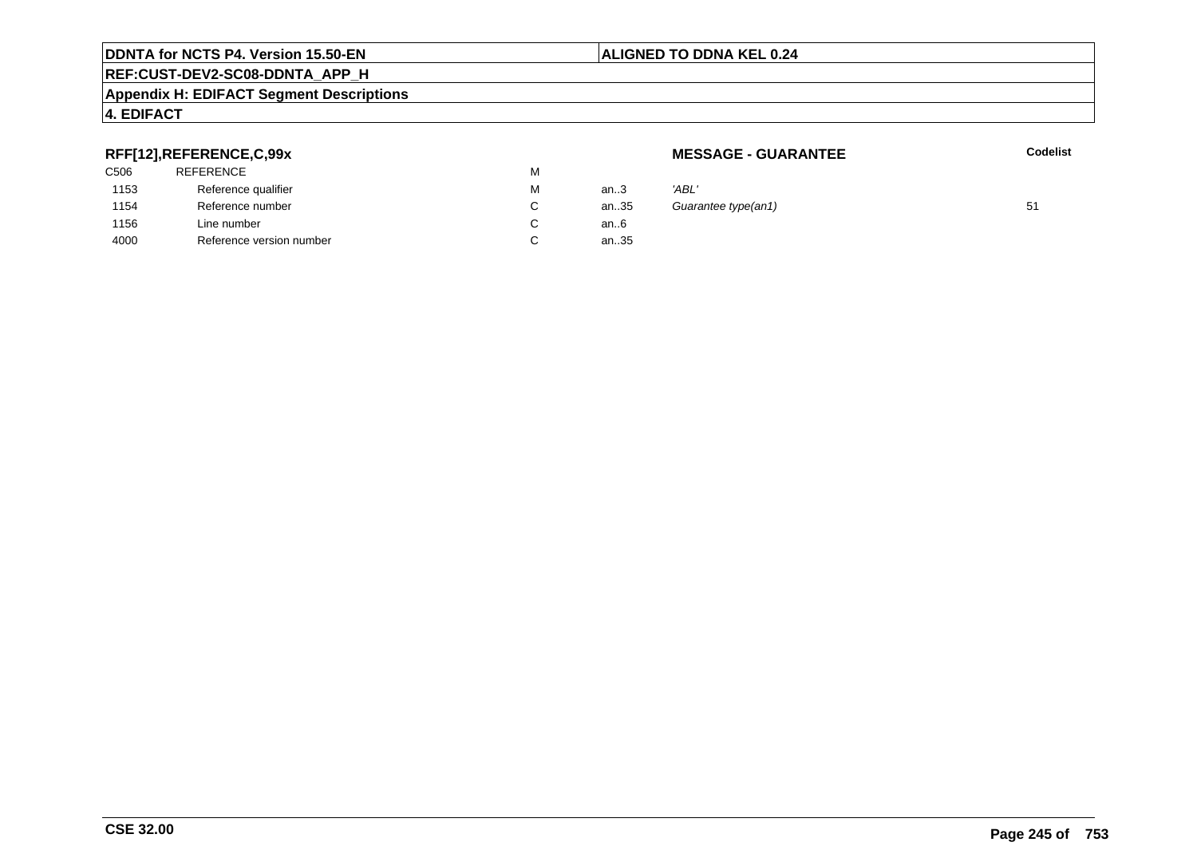**RFF[12],REFERENCE,C,99x**

**MESSAGE - GUARANTEE**

| | | | | | **Codelist** |
|---|---|---|---|---|---|
| C506 | REFERENCE | M | | | |
| 1153 | Reference qualifier | M | an..3 | *'ABL'* | |
| 1154 | Reference number | C | an..35 | *Guarantee type(an1)* | 51 |
| 1156 | Line number | C | an..6 | | |
| 4000 | Reference version number | C | an..35 | | |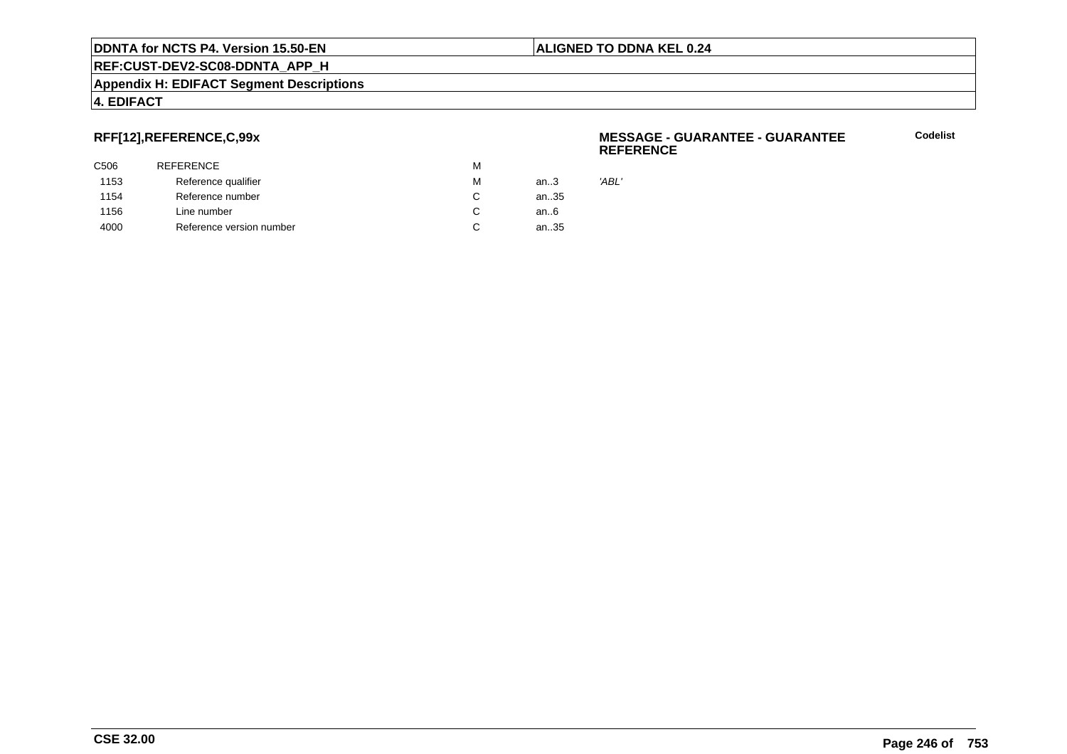## RFF[12],REFERENCE,C,99x

**MESSAGE - GUARANTEE - GUARANTEE REFERENCE**

**Codelist**

| | | | | |
|---|---|---|---|---|
| C506 | REFERENCE | M | | |
| 1153 | Reference qualifier | M | an..3 | *'ABL'* |
| 1154 | Reference number | C | an..35 | |
| 1156 | Line number | C | an..6 | |
| 4000 | Reference version number | C | an..35 | |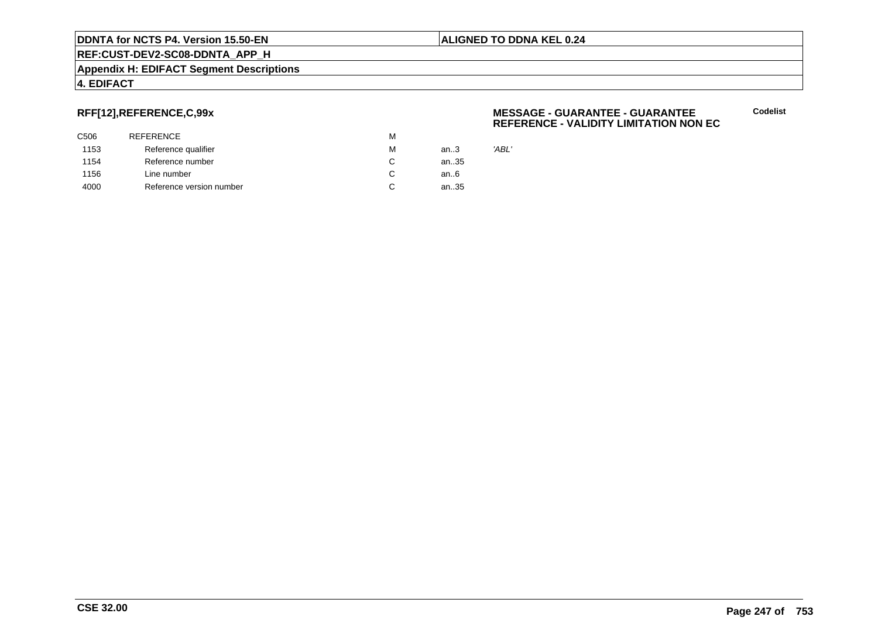## RFF[12],REFERENCE,C,99x

**MESSAGE - GUARANTEE - GUARANTEE REFERENCE - VALIDITY LIMITATION NON EC**

**Codelist**

| | | | | |
|---|---|---|---|---|
| C506 | REFERENCE | M | | |
| 1153 | Reference qualifier | M | an..3 | *'ABL'* |
| 1154 | Reference number | C | an..35 | |
| 1156 | Line number | C | an..6 | |
| 4000 | Reference version number | C | an..35 | |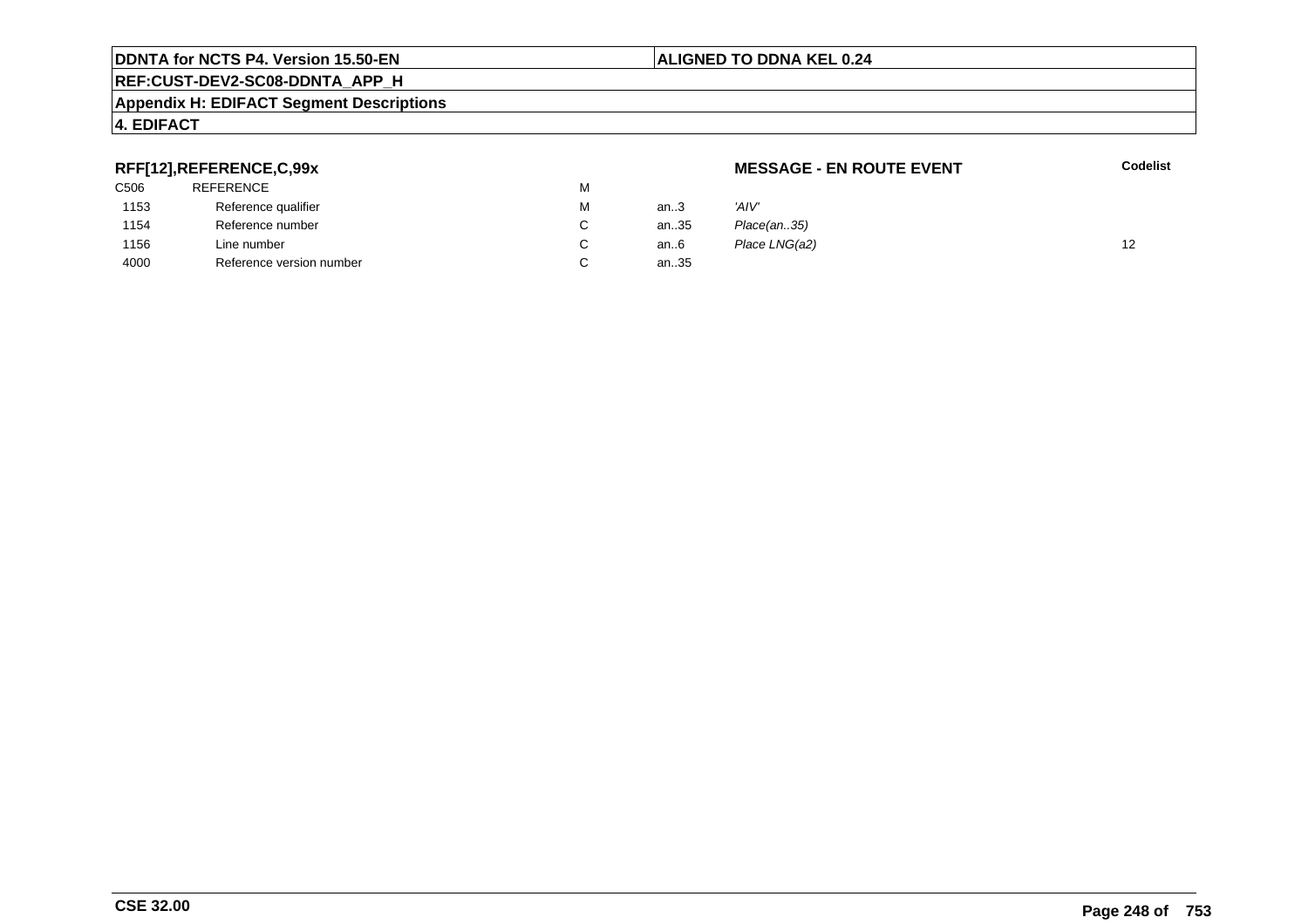**DDNTA for NCTS P4. Version 15.50-EN** | **ALIGNED TO DDNA KEL 0.24**

**REF:CUST-DEV2-SC08-DDNTA_APP_H**

**Appendix H: EDIFACT Segment Descriptions**

**4. EDIFACT**

**RFF[12],REFERENCE,C,99x** — **MESSAGE - EN ROUTE EVENT**

| | | | | | Codelist |
|---|---|---|---|---|---|
| C506 | REFERENCE | M | | | |
| 1153 | Reference qualifier | M | an..3 | *'AIV'* | |
| 1154 | Reference number | C | an..35 | *Place(an..35)* | |
| 1156 | Line number | C | an..6 | *Place LNG(a2)* | 12 |
| 4000 | Reference version number | C | an..35 | | |

**CSE 32.00**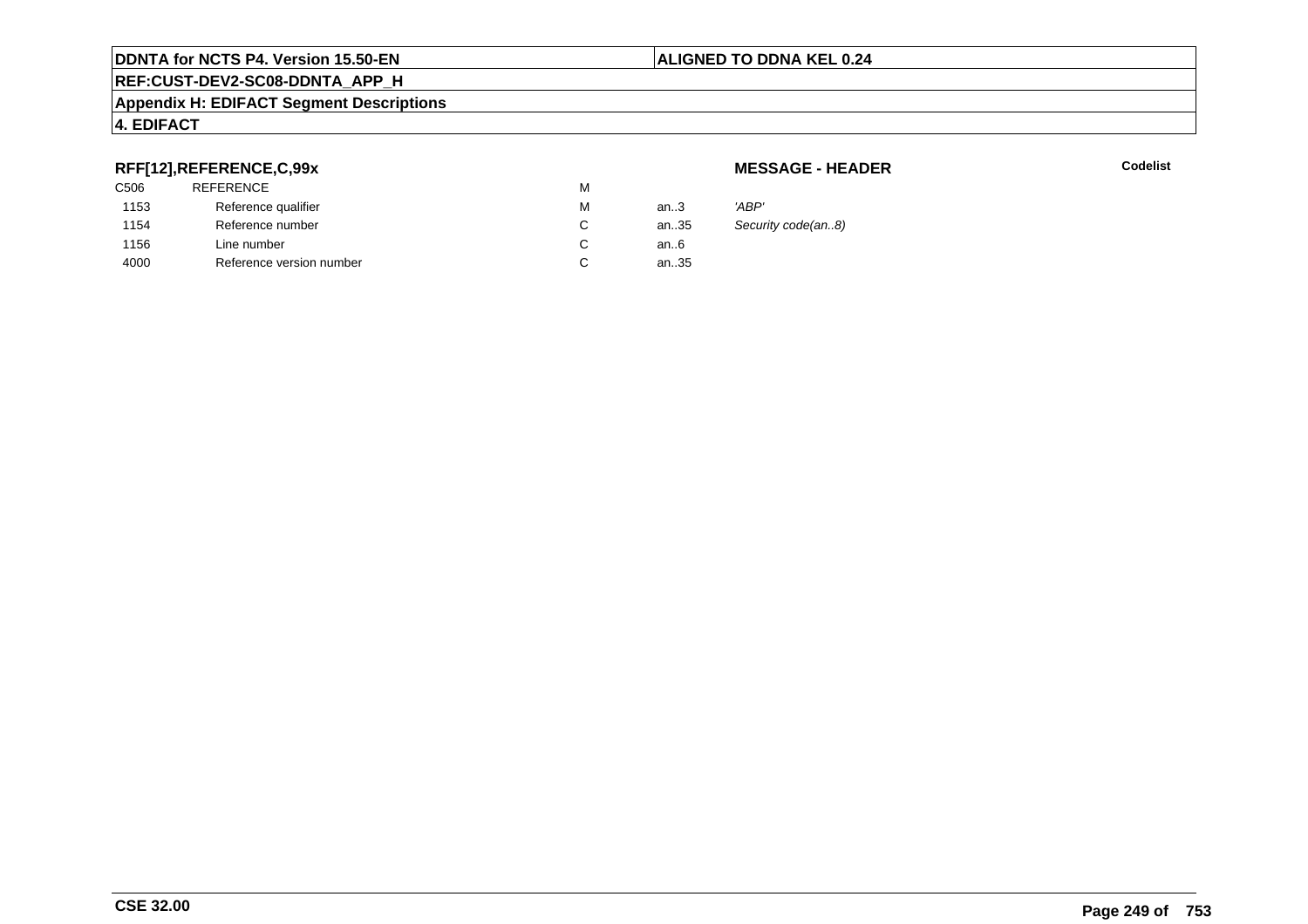## RFF[12],REFERENCE,C,99x

**MESSAGE - HEADER**

**Codelist**

| | | | | |
|---|---|---|---|---|
| C506 | REFERENCE | M | | |
| 1153 | Reference qualifier | M | an..3 | *'ABP'* |
| 1154 | Reference number | C | an..35 | *Security code(an..8)* |
| 1156 | Line number | C | an..6 | |
| 4000 | Reference version number | C | an..35 | |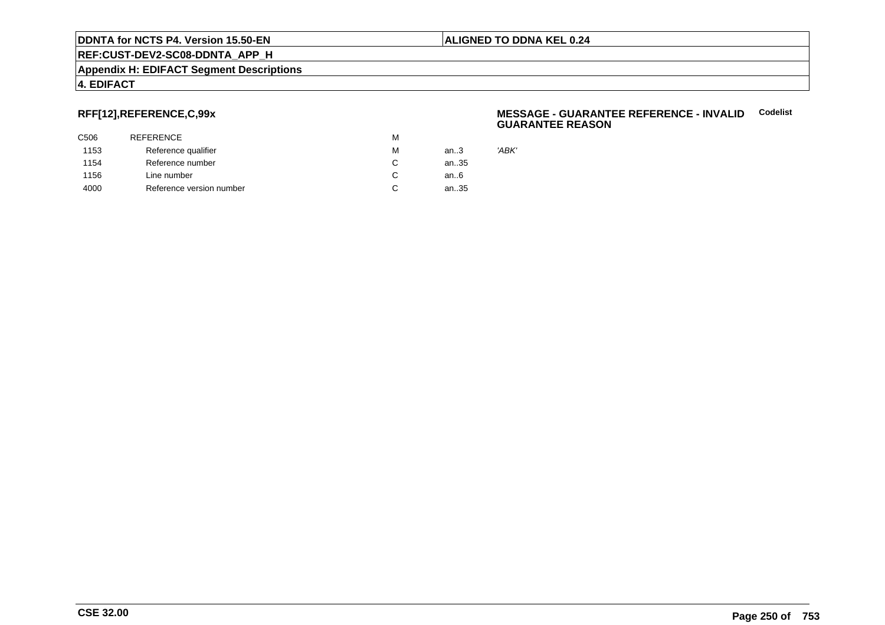## RFF[12],REFERENCE,C,99x

**MESSAGE - GUARANTEE REFERENCE - INVALID GUARANTEE REASON** **Codelist**

| | | | | |
|---|---|---|---|---|
| C506 | REFERENCE | M | | |
| 1153 | Reference qualifier | M | an..3 | *'ABK'* |
| 1154 | Reference number | C | an..35 | |
| 1156 | Line number | C | an..6 | |
| 4000 | Reference version number | C | an..35 | |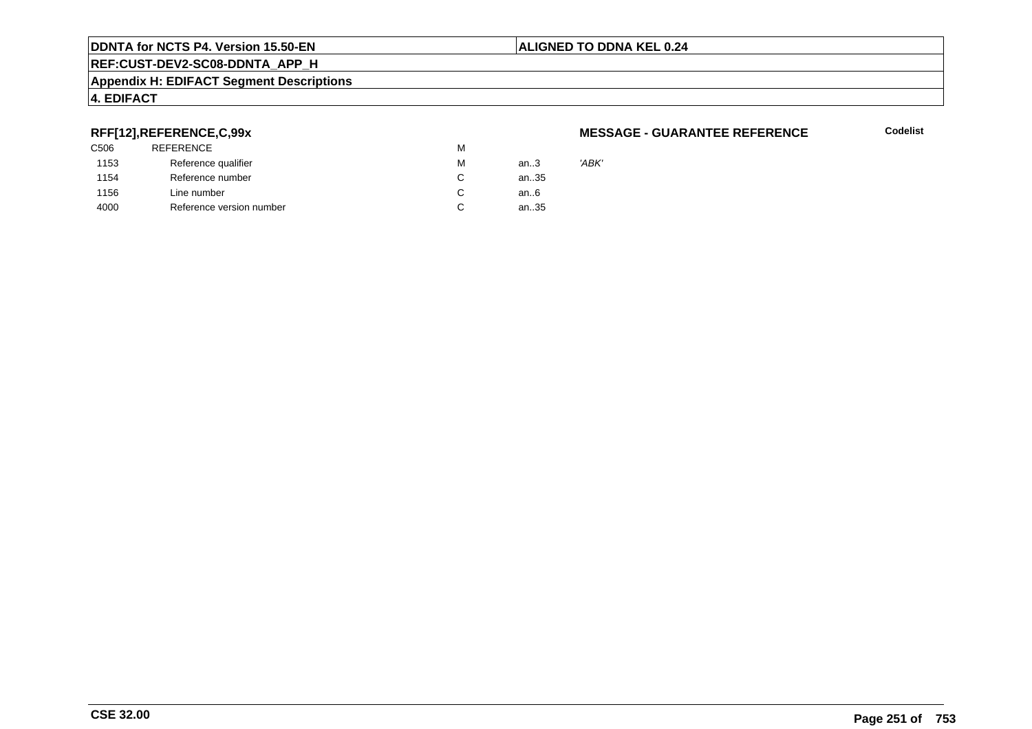**RFF[12],REFERENCE,C,99x**

**MESSAGE - GUARANTEE REFERENCE**

**Codelist**

| | | | | |
|---|---|---|---|---|
| C506 | REFERENCE | M | | |
| 1153 | Reference qualifier | M | an..3 | *'ABK'* |
| 1154 | Reference number | C | an..35 | |
| 1156 | Line number | C | an..6 | |
| 4000 | Reference version number | C | an..35 | |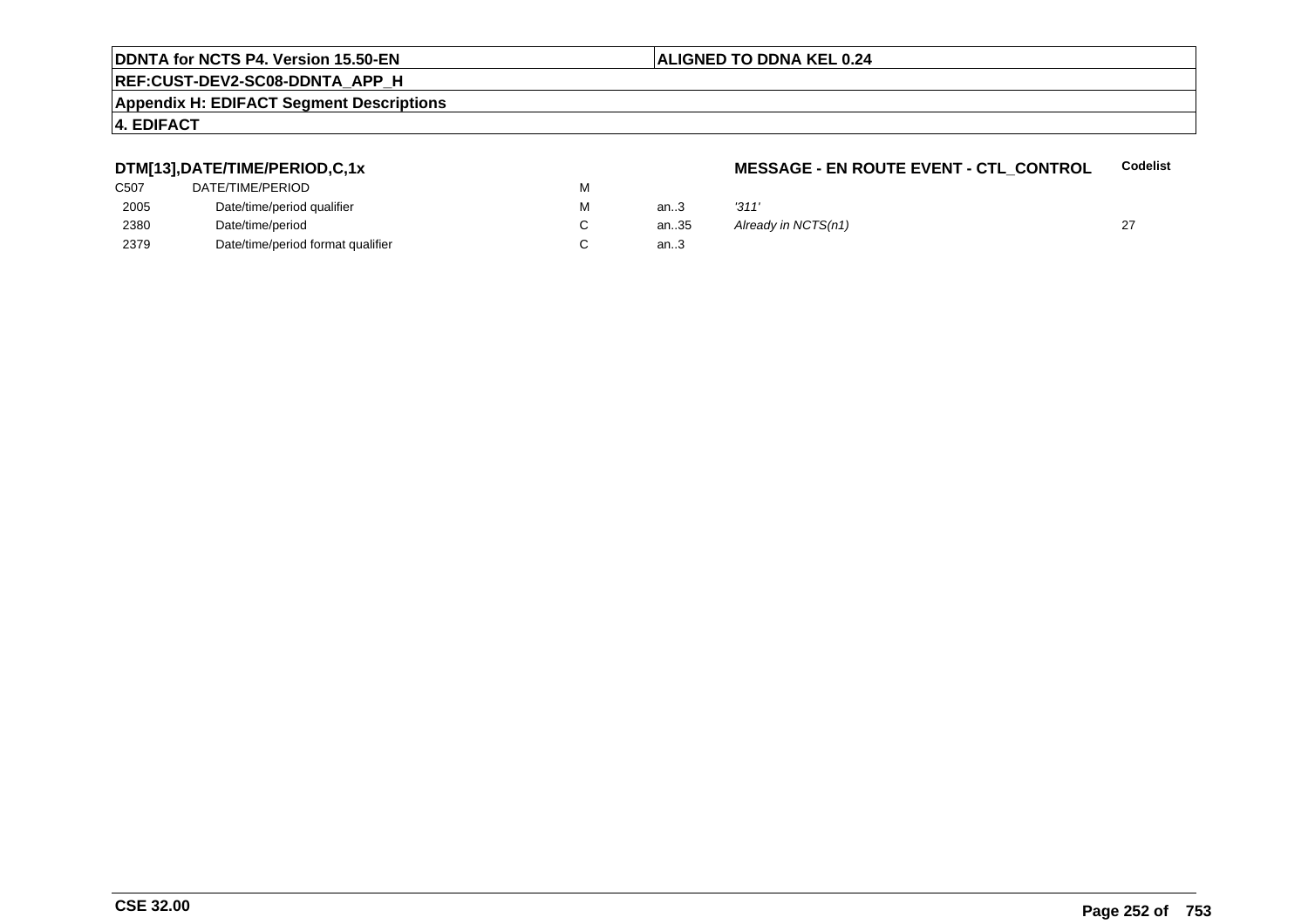**DDNTA for NCTS P4. Version 15.50-EN** | **ALIGNED TO DDNA KEL 0.24**

**REF:CUST-DEV2-SC08-DDNTA_APP_H**

**Appendix H: EDIFACT Segment Descriptions**

**4. EDIFACT**

**DTM[13],DATE/TIME/PERIOD,C,1x** — **MESSAGE - EN ROUTE EVENT - CTL_CONTROL**

| | | | | | Codelist |
|---|---|---|---|---|---|
| C507 | DATE/TIME/PERIOD | M | | | |
| 2005 | Date/time/period qualifier | M | an..3 | *'311'* | |
| 2380 | Date/time/period | C | an..35 | *Already in NCTS(n1)* | 27 |
| 2379 | Date/time/period format qualifier | C | an..3 | | |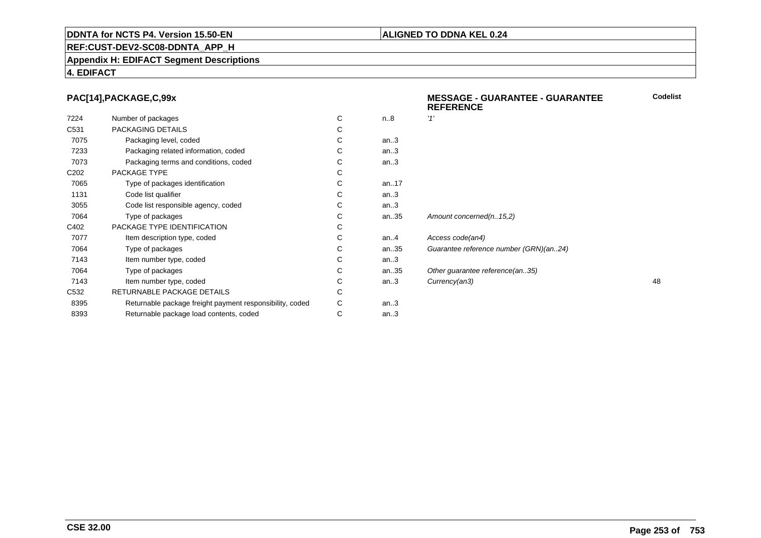**DDNTA for NCTS P4. Version 15.50-EN** | **ALIGNED TO DDNA KEL 0.24**

**REF:CUST-DEV2-SC08-DDNTA_APP_H**

**Appendix H: EDIFACT Segment Descriptions**

**4. EDIFACT**

### PAC[14],PACKAGE,C,99x

**MESSAGE - GUARANTEE - GUARANTEE REFERENCE**

| | | | | | Codelist |
|---|---|---|---|---|---|
| 7224 | Number of packages | C | n..8 | *'1'* | |
| C531 | PACKAGING DETAILS | C | | | |
| 7075 | Packaging level, coded | C | an..3 | | |
| 7233 | Packaging related information, coded | C | an..3 | | |
| 7073 | Packaging terms and conditions, coded | C | an..3 | | |
| C202 | PACKAGE TYPE | C | | | |
| 7065 | Type of packages identification | C | an..17 | | |
| 1131 | Code list qualifier | C | an..3 | | |
| 3055 | Code list responsible agency, coded | C | an..3 | | |
| 7064 | Type of packages | C | an..35 | *Amount concerned(n..15,2)* | |
| C402 | PACKAGE TYPE IDENTIFICATION | C | | | |
| 7077 | Item description type, coded | C | an..4 | *Access code(an4)* | |
| 7064 | Type of packages | C | an..35 | *Guarantee reference number (GRN)(an..24)* | |
| 7143 | Item number type, coded | C | an..3 | | |
| 7064 | Type of packages | C | an..35 | *Other guarantee reference(an..35)* | |
| 7143 | Item number type, coded | C | an..3 | *Currency(an3)* | 48 |
| C532 | RETURNABLE PACKAGE DETAILS | C | | | |
| 8395 | Returnable package freight payment responsibility, coded | C | an..3 | | |
| 8393 | Returnable package load contents, coded | C | an..3 | | |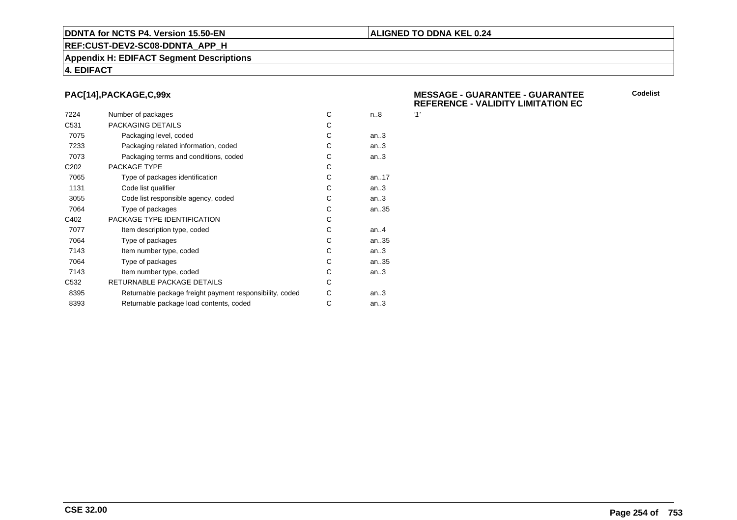## PAC[14],PACKAGE,C,99x

**MESSAGE - GUARANTEE - GUARANTEE REFERENCE - VALIDITY LIMITATION EC**

**Codelist**

| | | | | |
|---|---|---|---|---|
| 7224 | Number of packages | C | n..8 | *'1'* |
| C531 | PACKAGING DETAILS | C | | |
| 7075 | Packaging level, coded | C | an..3 | |
| 7233 | Packaging related information, coded | C | an..3 | |
| 7073 | Packaging terms and conditions, coded | C | an..3 | |
| C202 | PACKAGE TYPE | C | | |
| 7065 | Type of packages identification | C | an..17 | |
| 1131 | Code list qualifier | C | an..3 | |
| 3055 | Code list responsible agency, coded | C | an..3 | |
| 7064 | Type of packages | C | an..35 | |
| C402 | PACKAGE TYPE IDENTIFICATION | C | | |
| 7077 | Item description type, coded | C | an..4 | |
| 7064 | Type of packages | C | an..35 | |
| 7143 | Item number type, coded | C | an..3 | |
| 7064 | Type of packages | C | an..35 | |
| 7143 | Item number type, coded | C | an..3 | |
| C532 | RETURNABLE PACKAGE DETAILS | C | | |
| 8395 | Returnable package freight payment responsibility, coded | C | an..3 | |
| 8393 | Returnable package load contents, coded | C | an..3 | |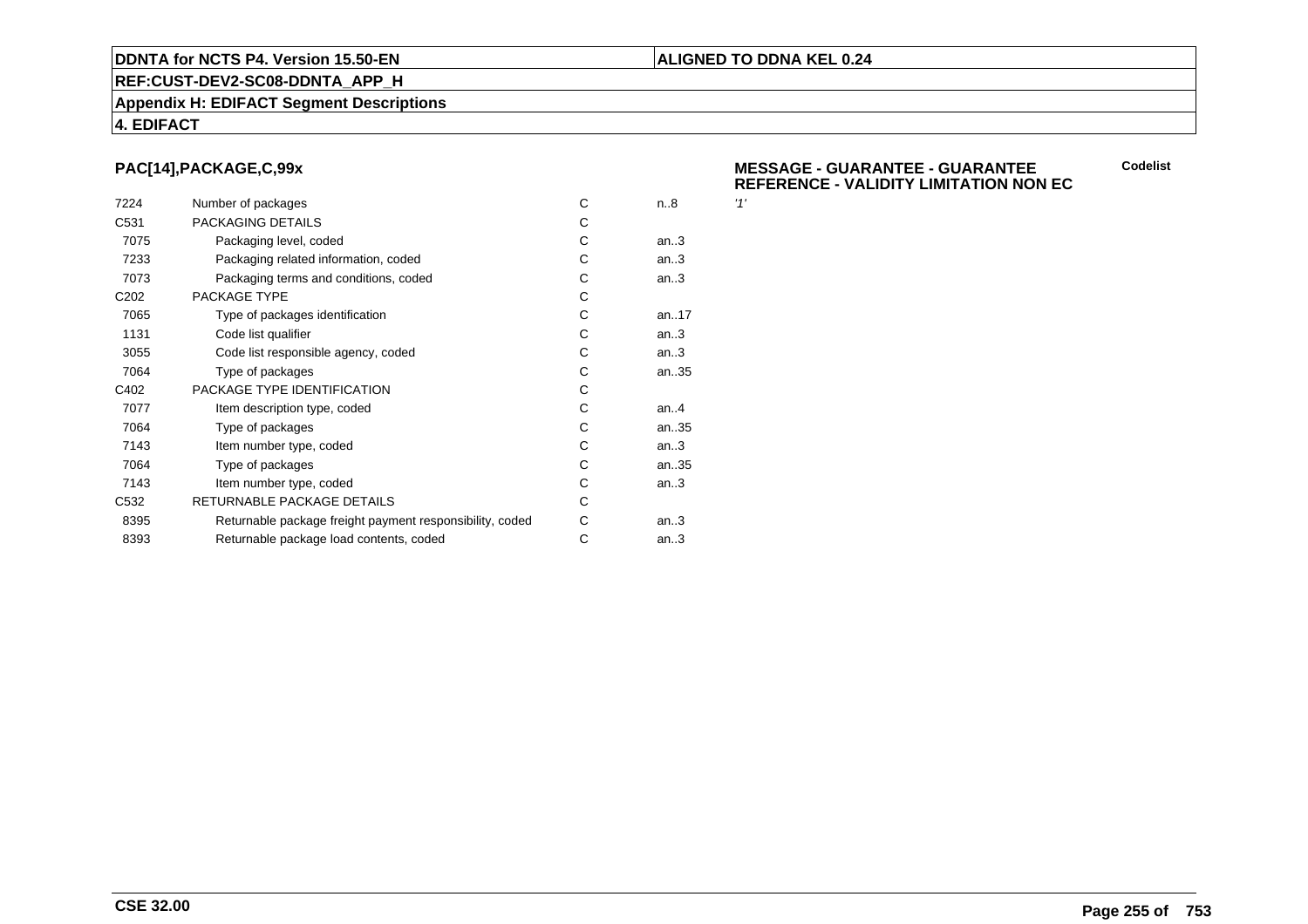**DDNTA for NCTS P4. Version 15.50-EN** | **ALIGNED TO DDNA KEL 0.24**

**REF:CUST-DEV2-SC08-DDNTA_APP_H**

**Appendix H: EDIFACT Segment Descriptions**

**4. EDIFACT**

## PAC[14],PACKAGE,C,99x

**MESSAGE - GUARANTEE - GUARANTEE REFERENCE - VALIDITY LIMITATION NON EC**

| | | | | Codelist |
|---|---|---|---|---|
| 7224 | Number of packages | C | n..8 | *'1'* |
| C531 | PACKAGING DETAILS | C | | |
| 7075 | Packaging level, coded | C | an..3 | |
| 7233 | Packaging related information, coded | C | an..3 | |
| 7073 | Packaging terms and conditions, coded | C | an..3 | |
| C202 | PACKAGE TYPE | C | | |
| 7065 | Type of packages identification | C | an..17 | |
| 1131 | Code list qualifier | C | an..3 | |
| 3055 | Code list responsible agency, coded | C | an..3 | |
| 7064 | Type of packages | C | an..35 | |
| C402 | PACKAGE TYPE IDENTIFICATION | C | | |
| 7077 | Item description type, coded | C | an..4 | |
| 7064 | Type of packages | C | an..35 | |
| 7143 | Item number type, coded | C | an..3 | |
| 7064 | Type of packages | C | an..35 | |
| 7143 | Item number type, coded | C | an..3 | |
| C532 | RETURNABLE PACKAGE DETAILS | C | | |
| 8395 | Returnable package freight payment responsibility, coded | C | an..3 | |
| 8393 | Returnable package load contents, coded | C | an..3 | |

**CSE 32.00**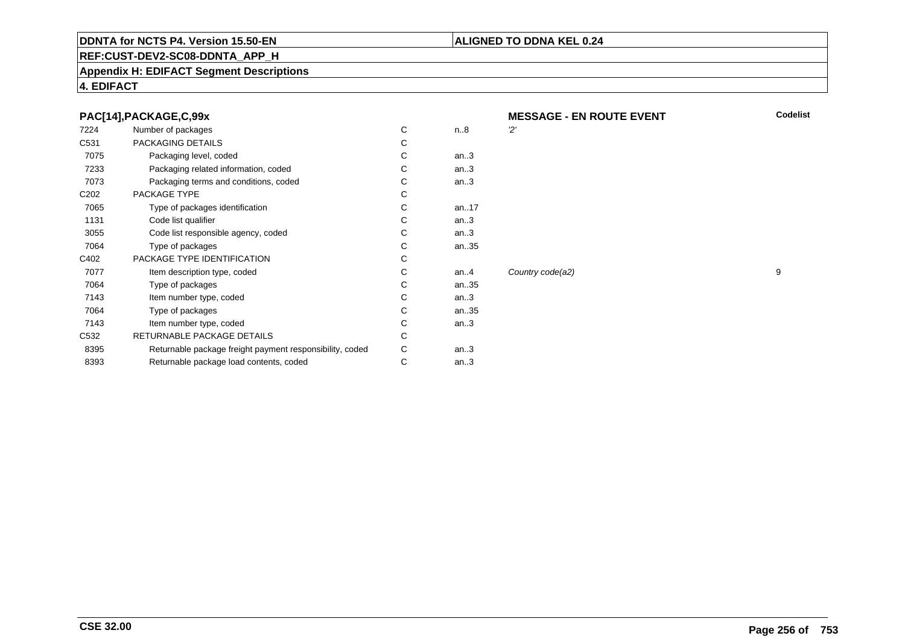**DDNTA for NCTS P4. Version 15.50-EN** | **ALIGNED TO DDNA KEL 0.24**

**REF:CUST-DEV2-SC08-DDNTA_APP_H**

**Appendix H: EDIFACT Segment Descriptions**

**4. EDIFACT**

**PAC[14],PACKAGE,C,99x** — **MESSAGE - EN ROUTE EVENT**

| | | | | | **Codelist** |
|---|---|---|---|---|---|
| 7224 | Number of packages | C | n..8 | *'2'* | |
| C531 | PACKAGING DETAILS | C | | | |
| 7075 | Packaging level, coded | C | an..3 | | |
| 7233 | Packaging related information, coded | C | an..3 | | |
| 7073 | Packaging terms and conditions, coded | C | an..3 | | |
| C202 | PACKAGE TYPE | C | | | |
| 7065 | Type of packages identification | C | an..17 | | |
| 1131 | Code list qualifier | C | an..3 | | |
| 3055 | Code list responsible agency, coded | C | an..3 | | |
| 7064 | Type of packages | C | an..35 | | |
| C402 | PACKAGE TYPE IDENTIFICATION | C | | | |
| 7077 | Item description type, coded | C | an..4 | *Country code(a2)* | 9 |
| 7064 | Type of packages | C | an..35 | | |
| 7143 | Item number type, coded | C | an..3 | | |
| 7064 | Type of packages | C | an..35 | | |
| 7143 | Item number type, coded | C | an..3 | | |
| C532 | RETURNABLE PACKAGE DETAILS | C | | | |
| 8395 | Returnable package freight payment responsibility, coded | C | an..3 | | |
| 8393 | Returnable package load contents, coded | C | an..3 | | |

**CSE 32.00**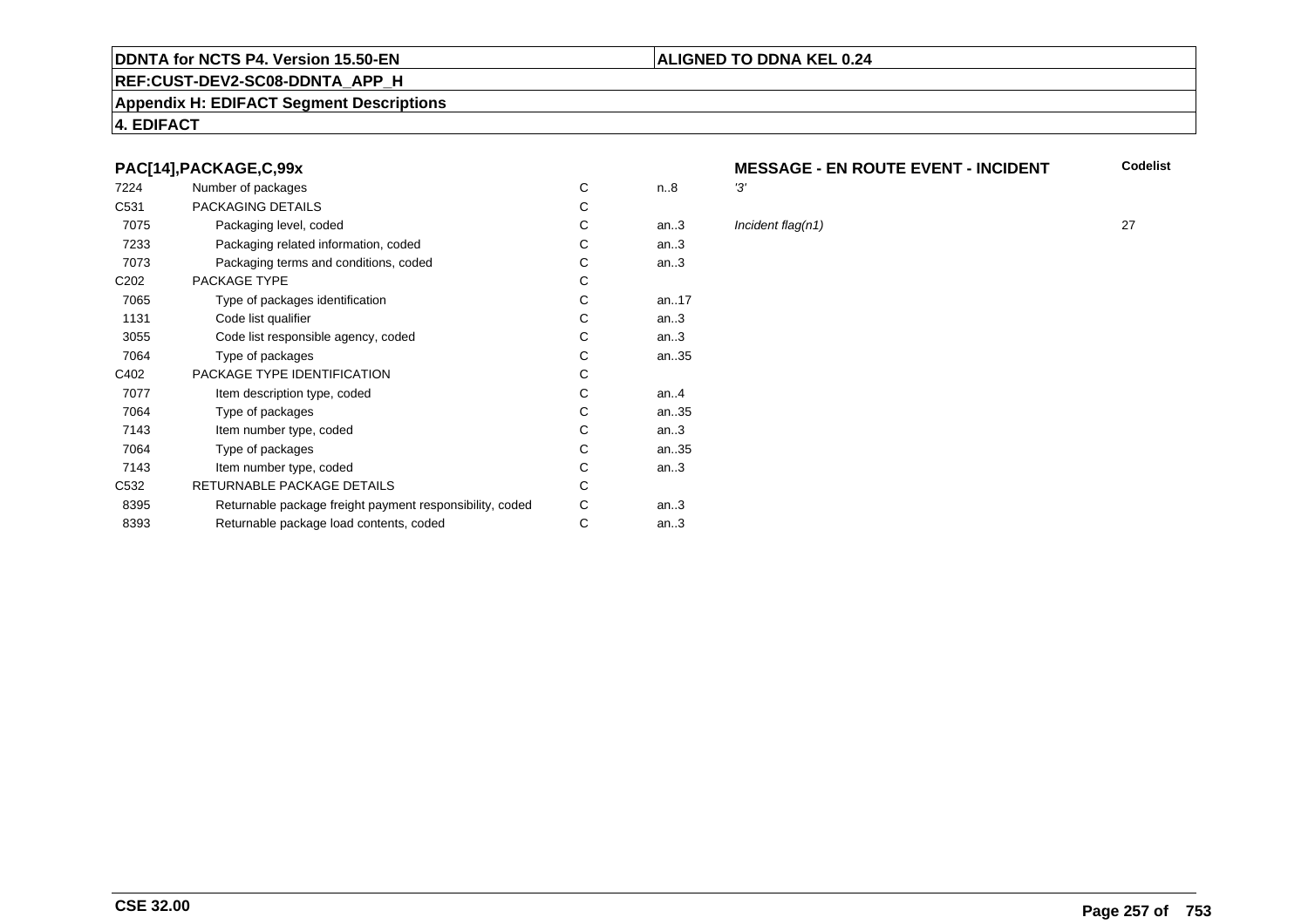**PAC[14],PACKAGE,C,99x**

**MESSAGE - EN ROUTE EVENT - INCIDENT**

| | | | | | Codelist |
|---|---|---|---|---|---|
| 7224 | Number of packages | C | n..8 | *'3'* | |
| C531 | PACKAGING DETAILS | C | | | |
| 7075 | Packaging level, coded | C | an..3 | *Incident flag(n1)* | 27 |
| 7233 | Packaging related information, coded | C | an..3 | | |
| 7073 | Packaging terms and conditions, coded | C | an..3 | | |
| C202 | PACKAGE TYPE | C | | | |
| 7065 | Type of packages identification | C | an..17 | | |
| 1131 | Code list qualifier | C | an..3 | | |
| 3055 | Code list responsible agency, coded | C | an..3 | | |
| 7064 | Type of packages | C | an..35 | | |
| C402 | PACKAGE TYPE IDENTIFICATION | C | | | |
| 7077 | Item description type, coded | C | an..4 | | |
| 7064 | Type of packages | C | an..35 | | |
| 7143 | Item number type, coded | C | an..3 | | |
| 7064 | Type of packages | C | an..35 | | |
| 7143 | Item number type, coded | C | an..3 | | |
| C532 | RETURNABLE PACKAGE DETAILS | C | | | |
| 8395 | Returnable package freight payment responsibility, coded | C | an..3 | | |
| 8393 | Returnable package load contents, coded | C | an..3 | | |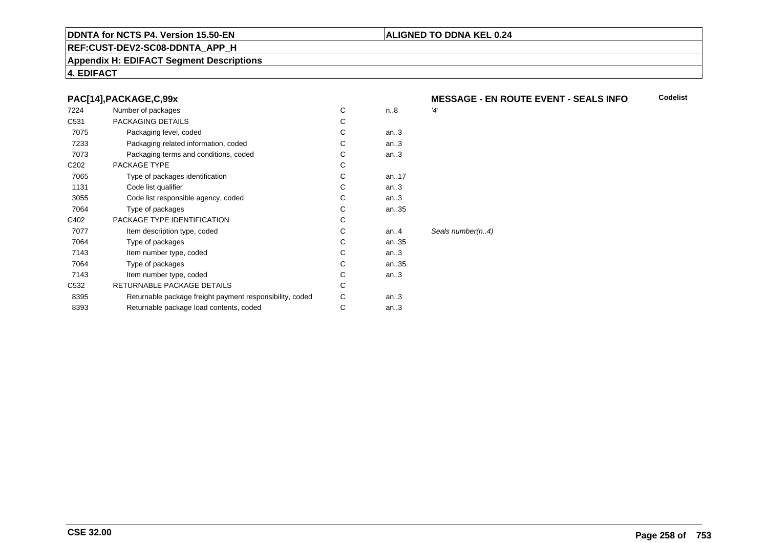**DDNTA for NCTS P4. Version 15.50-EN** | **ALIGNED TO DDNA KEL 0.24**

**REF:CUST-DEV2-SC08-DDNTA_APP_H**

**Appendix H: EDIFACT Segment Descriptions**

**4. EDIFACT**

### PAC[14],PACKAGE,C,99x

**MESSAGE - EN ROUTE EVENT - SEALS INFO** | **Codelist**

| | | | | | |
|---|---|---|---|---|---|
| 7224 | Number of packages | C | n..8 | *'4'* | |
| C531 | PACKAGING DETAILS | C | | | |
| 7075 | Packaging level, coded | C | an..3 | | |
| 7233 | Packaging related information, coded | C | an..3 | | |
| 7073 | Packaging terms and conditions, coded | C | an..3 | | |
| C202 | PACKAGE TYPE | C | | | |
| 7065 | Type of packages identification | C | an..17 | | |
| 1131 | Code list qualifier | C | an..3 | | |
| 3055 | Code list responsible agency, coded | C | an..3 | | |
| 7064 | Type of packages | C | an..35 | | |
| C402 | PACKAGE TYPE IDENTIFICATION | C | | | |
| 7077 | Item description type, coded | C | an..4 | *Seals number(n..4)* | |
| 7064 | Type of packages | C | an..35 | | |
| 7143 | Item number type, coded | C | an..3 | | |
| 7064 | Type of packages | C | an..35 | | |
| 7143 | Item number type, coded | C | an..3 | | |
| C532 | RETURNABLE PACKAGE DETAILS | C | | | |
| 8395 | Returnable package freight payment responsibility, coded | C | an..3 | | |
| 8393 | Returnable package load contents, coded | C | an..3 | | |

**CSE 32.00**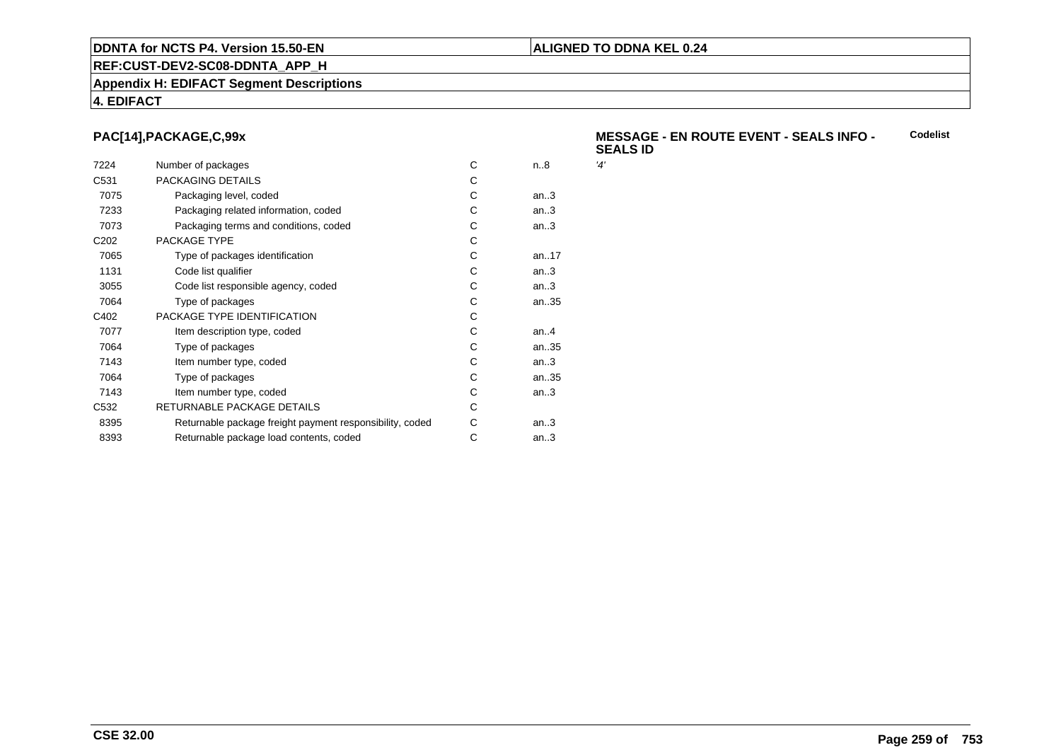**DDNTA for NCTS P4. Version 15.50-EN** | **ALIGNED TO DDNA KEL 0.24**

**REF:CUST-DEV2-SC08-DDNTA_APP_H**

**Appendix H: EDIFACT Segment Descriptions**

**4. EDIFACT**

### PAC[14],PACKAGE,C,99x

**MESSAGE - EN ROUTE EVENT - SEALS INFO - SEALS ID** | **Codelist**

| | | | | |
|---|---|---|---|---|
| 7224 | Number of packages | C | n..8 | *'4'* |
| C531 | PACKAGING DETAILS | C | | |
| 7075 | Packaging level, coded | C | an..3 | |
| 7233 | Packaging related information, coded | C | an..3 | |
| 7073 | Packaging terms and conditions, coded | C | an..3 | |
| C202 | PACKAGE TYPE | C | | |
| 7065 | Type of packages identification | C | an..17 | |
| 1131 | Code list qualifier | C | an..3 | |
| 3055 | Code list responsible agency, coded | C | an..3 | |
| 7064 | Type of packages | C | an..35 | |
| C402 | PACKAGE TYPE IDENTIFICATION | C | | |
| 7077 | Item description type, coded | C | an..4 | |
| 7064 | Type of packages | C | an..35 | |
| 7143 | Item number type, coded | C | an..3 | |
| 7064 | Type of packages | C | an..35 | |
| 7143 | Item number type, coded | C | an..3 | |
| C532 | RETURNABLE PACKAGE DETAILS | C | | |
| 8395 | Returnable package freight payment responsibility, coded | C | an..3 | |
| 8393 | Returnable package load contents, coded | C | an..3 | |

**CSE 32.00**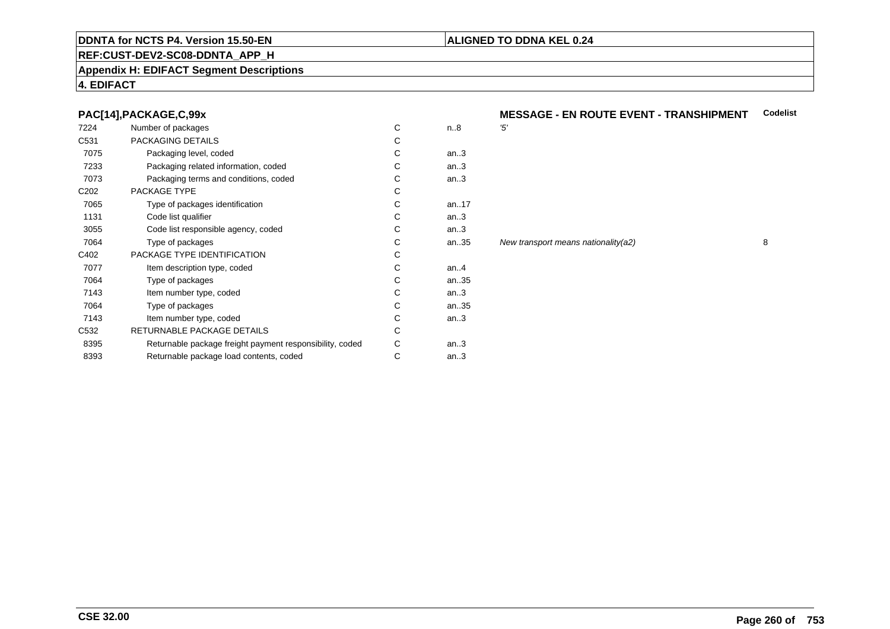**DDNTA for NCTS P4. Version 15.50-EN** | **ALIGNED TO DDNA KEL 0.24**

**REF:CUST-DEV2-SC08-DDNTA_APP_H**

**Appendix H: EDIFACT Segment Descriptions**

**4. EDIFACT**

## PAC[14],PACKAGE,C,99x

**MESSAGE - EN ROUTE EVENT - TRANSHIPMENT**

| | | | | | Codelist |
|---|---|---|---|---|---|
| 7224 | Number of packages | C | n..8 | *'5'* | |
| C531 | PACKAGING DETAILS | C | | | |
| 7075 | Packaging level, coded | C | an..3 | | |
| 7233 | Packaging related information, coded | C | an..3 | | |
| 7073 | Packaging terms and conditions, coded | C | an..3 | | |
| C202 | PACKAGE TYPE | C | | | |
| 7065 | Type of packages identification | C | an..17 | | |
| 1131 | Code list qualifier | C | an..3 | | |
| 3055 | Code list responsible agency, coded | C | an..3 | | |
| 7064 | Type of packages | C | an..35 | *New transport means nationality(a2)* | 8 |
| C402 | PACKAGE TYPE IDENTIFICATION | C | | | |
| 7077 | Item description type, coded | C | an..4 | | |
| 7064 | Type of packages | C | an..35 | | |
| 7143 | Item number type, coded | C | an..3 | | |
| 7064 | Type of packages | C | an..35 | | |
| 7143 | Item number type, coded | C | an..3 | | |
| C532 | RETURNABLE PACKAGE DETAILS | C | | | |
| 8395 | Returnable package freight payment responsibility, coded | C | an..3 | | |
| 8393 | Returnable package load contents, coded | C | an..3 | | |

**CSE 32.00**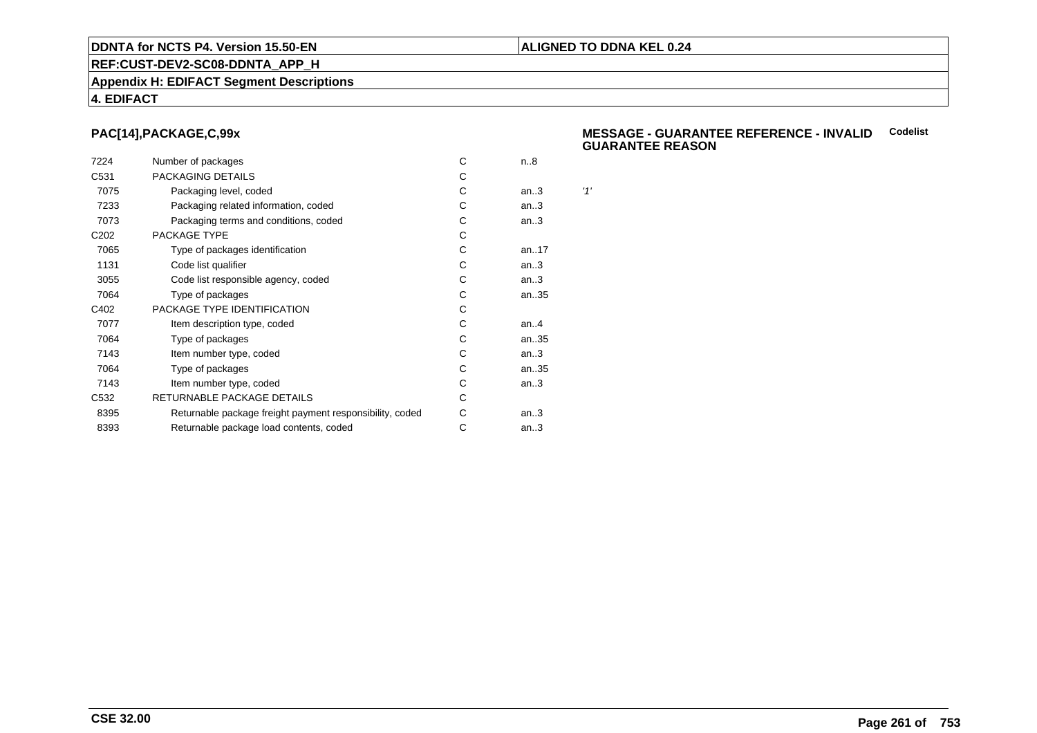## PAC[14],PACKAGE,C,99x

**MESSAGE - GUARANTEE REFERENCE - INVALID GUARANTEE REASON** **Codelist**

| | | | | |
|---|---|---|---|---|
| 7224 | Number of packages | C | n..8 | |
| C531 | PACKAGING DETAILS | C | | |
| 7075 | Packaging level, coded | C | an..3 | *'1'* |
| 7233 | Packaging related information, coded | C | an..3 | |
| 7073 | Packaging terms and conditions, coded | C | an..3 | |
| C202 | PACKAGE TYPE | C | | |
| 7065 | Type of packages identification | C | an..17 | |
| 1131 | Code list qualifier | C | an..3 | |
| 3055 | Code list responsible agency, coded | C | an..3 | |
| 7064 | Type of packages | C | an..35 | |
| C402 | PACKAGE TYPE IDENTIFICATION | C | | |
| 7077 | Item description type, coded | C | an..4 | |
| 7064 | Type of packages | C | an..35 | |
| 7143 | Item number type, coded | C | an..3 | |
| 7064 | Type of packages | C | an..35 | |
| 7143 | Item number type, coded | C | an..3 | |
| C532 | RETURNABLE PACKAGE DETAILS | C | | |
| 8395 | Returnable package freight payment responsibility, coded | C | an..3 | |
| 8393 | Returnable package load contents, coded | C | an..3 | |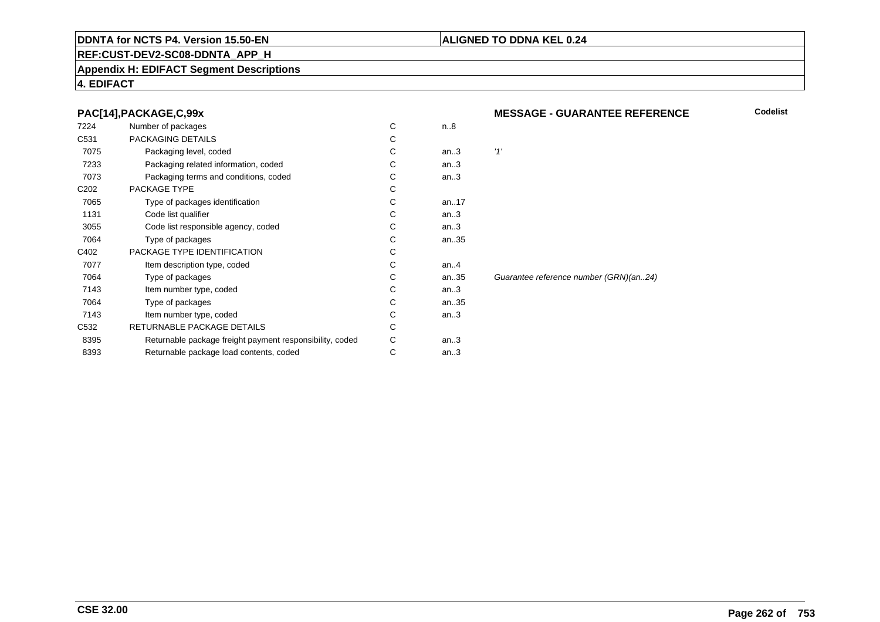**DDNTA for NCTS P4. Version 15.50-EN** | **ALIGNED TO DDNA KEL 0.24**

**REF:CUST-DEV2-SC08-DDNTA_APP_H**

**Appendix H: EDIFACT Segment Descriptions**

**4. EDIFACT**

### PAC[14],PACKAGE,C,99x — MESSAGE - GUARANTEE REFERENCE

| | | | | | Codelist |
|---|---|---|---|---|---|
| 7224 | Number of packages | C | n..8 | | |
| C531 | PACKAGING DETAILS | C | | | |
| 7075 | Packaging level, coded | C | an..3 | *'1'* | |
| 7233 | Packaging related information, coded | C | an..3 | | |
| 7073 | Packaging terms and conditions, coded | C | an..3 | | |
| C202 | PACKAGE TYPE | C | | | |
| 7065 | Type of packages identification | C | an..17 | | |
| 1131 | Code list qualifier | C | an..3 | | |
| 3055 | Code list responsible agency, coded | C | an..3 | | |
| 7064 | Type of packages | C | an..35 | | |
| C402 | PACKAGE TYPE IDENTIFICATION | C | | | |
| 7077 | Item description type, coded | C | an..4 | | |
| 7064 | Type of packages | C | an..35 | *Guarantee reference number (GRN)(an..24)* | |
| 7143 | Item number type, coded | C | an..3 | | |
| 7064 | Type of packages | C | an..35 | | |
| 7143 | Item number type, coded | C | an..3 | | |
| C532 | RETURNABLE PACKAGE DETAILS | C | | | |
| 8395 | Returnable package freight payment responsibility, coded | C | an..3 | | |
| 8393 | Returnable package load contents, coded | C | an..3 | | |

**CSE 32.00**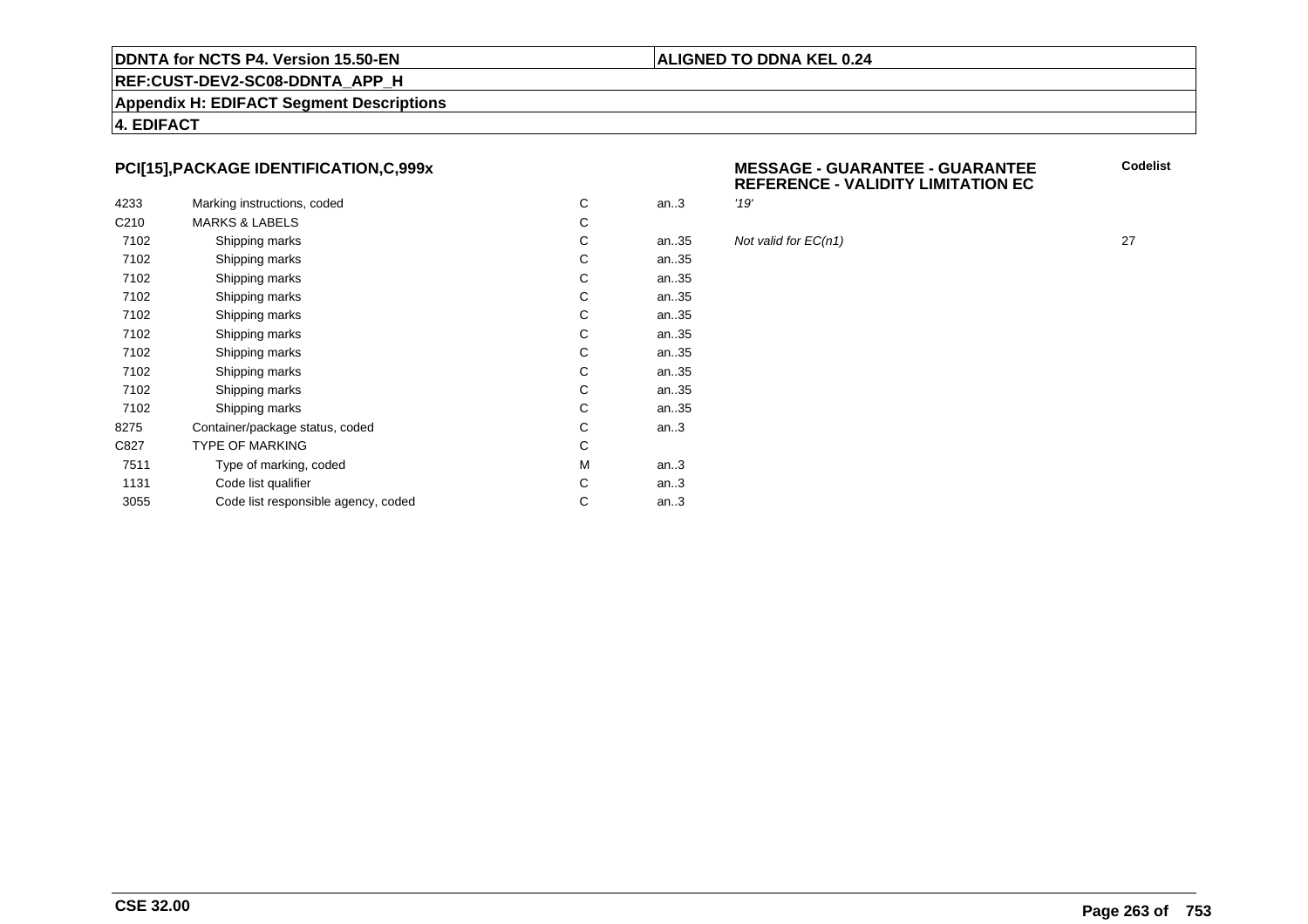**DDNTA for NCTS P4. Version 15.50-EN**

**ALIGNED TO DDNA KEL 0.24**

**REF:CUST-DEV2-SC08-DDNTA_APP_H**

**Appendix H: EDIFACT Segment Descriptions**

**4. EDIFACT**

## PCI[15],PACKAGE IDENTIFICATION,C,999x

**MESSAGE - GUARANTEE - GUARANTEE REFERENCE - VALIDITY LIMITATION EC**

| | | | | | Codelist |
|---|---|---|---|---|---|
| 4233 | Marking instructions, coded | C | an..3 | *'19'* | |
| C210 | MARKS & LABELS | C | | | |
| 7102 | Shipping marks | C | an..35 | *Not valid for EC(n1)* | 27 |
| 7102 | Shipping marks | C | an..35 | | |
| 7102 | Shipping marks | C | an..35 | | |
| 7102 | Shipping marks | C | an..35 | | |
| 7102 | Shipping marks | C | an..35 | | |
| 7102 | Shipping marks | C | an..35 | | |
| 7102 | Shipping marks | C | an..35 | | |
| 7102 | Shipping marks | C | an..35 | | |
| 7102 | Shipping marks | C | an..35 | | |
| 7102 | Shipping marks | C | an..35 | | |
| 8275 | Container/package status, coded | C | an..3 | | |
| C827 | TYPE OF MARKING | C | | | |
| 7511 | Type of marking, coded | M | an..3 | | |
| 1131 | Code list qualifier | C | an..3 | | |
| 3055 | Code list responsible agency, coded | C | an..3 | | |

**CSE 32.00**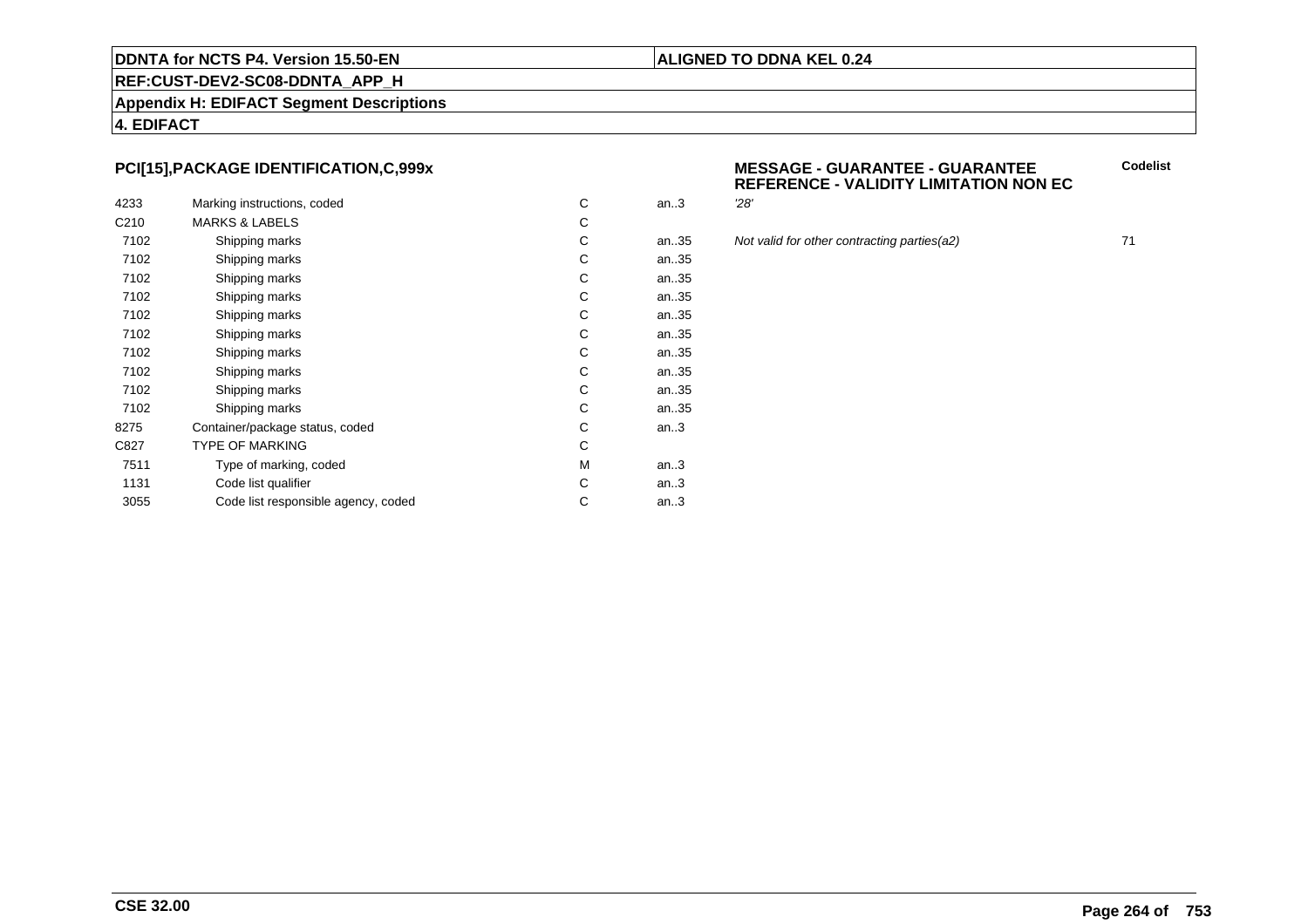**DDNTA for NCTS P4. Version 15.50-EN** | **ALIGNED TO DDNA KEL 0.24**

**REF:CUST-DEV2-SC08-DDNTA_APP_H**

**Appendix H: EDIFACT Segment Descriptions**

**4. EDIFACT**

### PCI[15],PACKAGE IDENTIFICATION,C,999x

**MESSAGE - GUARANTEE - GUARANTEE REFERENCE - VALIDITY LIMITATION NON EC**

| | | | | | Codelist |
|---|---|---|---|---|---|
| 4233 | Marking instructions, coded | C | an..3 | *'28'* | |
| C210 | MARKS & LABELS | C | | | |
| 7102 | Shipping marks | C | an..35 | *Not valid for other contracting parties(a2)* | 71 |
| 7102 | Shipping marks | C | an..35 | | |
| 7102 | Shipping marks | C | an..35 | | |
| 7102 | Shipping marks | C | an..35 | | |
| 7102 | Shipping marks | C | an..35 | | |
| 7102 | Shipping marks | C | an..35 | | |
| 7102 | Shipping marks | C | an..35 | | |
| 7102 | Shipping marks | C | an..35 | | |
| 7102 | Shipping marks | C | an..35 | | |
| 7102 | Shipping marks | C | an..35 | | |
| 8275 | Container/package status, coded | C | an..3 | | |
| C827 | TYPE OF MARKING | C | | | |
| 7511 | Type of marking, coded | M | an..3 | | |
| 1131 | Code list qualifier | C | an..3 | | |
| 3055 | Code list responsible agency, coded | C | an..3 | | |

**CSE 32.00**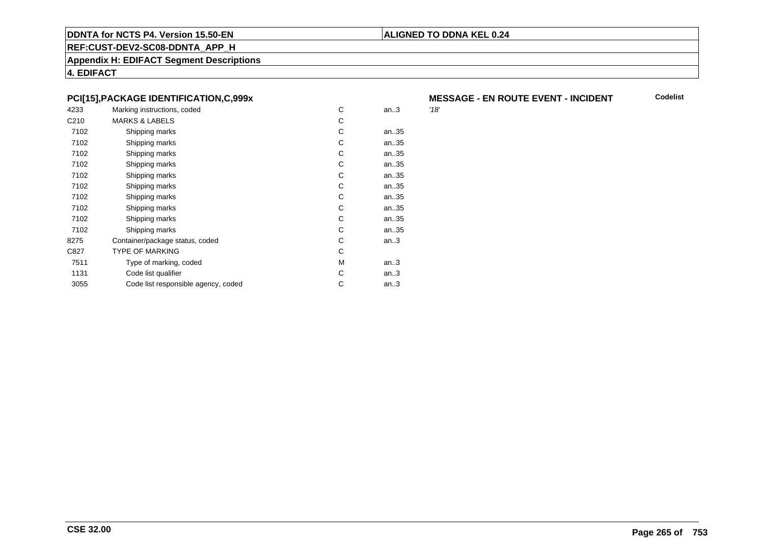**DDNTA for NCTS P4. Version 15.50-EN** | **ALIGNED TO DDNA KEL 0.24**

**REF:CUST-DEV2-SC08-DDNTA_APP_H**

**Appendix H: EDIFACT Segment Descriptions**

**4. EDIFACT**

### PCI[15],PACKAGE IDENTIFICATION,C,999x

**MESSAGE - EN ROUTE EVENT - INCIDENT** | **Codelist**

| | | | | | |
|---|---|---|---|---|---|
| 4233 | Marking instructions, coded | C | an..3 | *'18'* | |
| C210 | MARKS & LABELS | C | | | |
| 7102 | Shipping marks | C | an..35 | | |
| 7102 | Shipping marks | C | an..35 | | |
| 7102 | Shipping marks | C | an..35 | | |
| 7102 | Shipping marks | C | an..35 | | |
| 7102 | Shipping marks | C | an..35 | | |
| 7102 | Shipping marks | C | an..35 | | |
| 7102 | Shipping marks | C | an..35 | | |
| 7102 | Shipping marks | C | an..35 | | |
| 7102 | Shipping marks | C | an..35 | | |
| 7102 | Shipping marks | C | an..35 | | |
| 8275 | Container/package status, coded | C | an..3 | | |
| C827 | TYPE OF MARKING | C | | | |
| 7511 | Type of marking, coded | M | an..3 | | |
| 1131 | Code list qualifier | C | an..3 | | |
| 3055 | Code list responsible agency, coded | C | an..3 | | |

**CSE 32.00**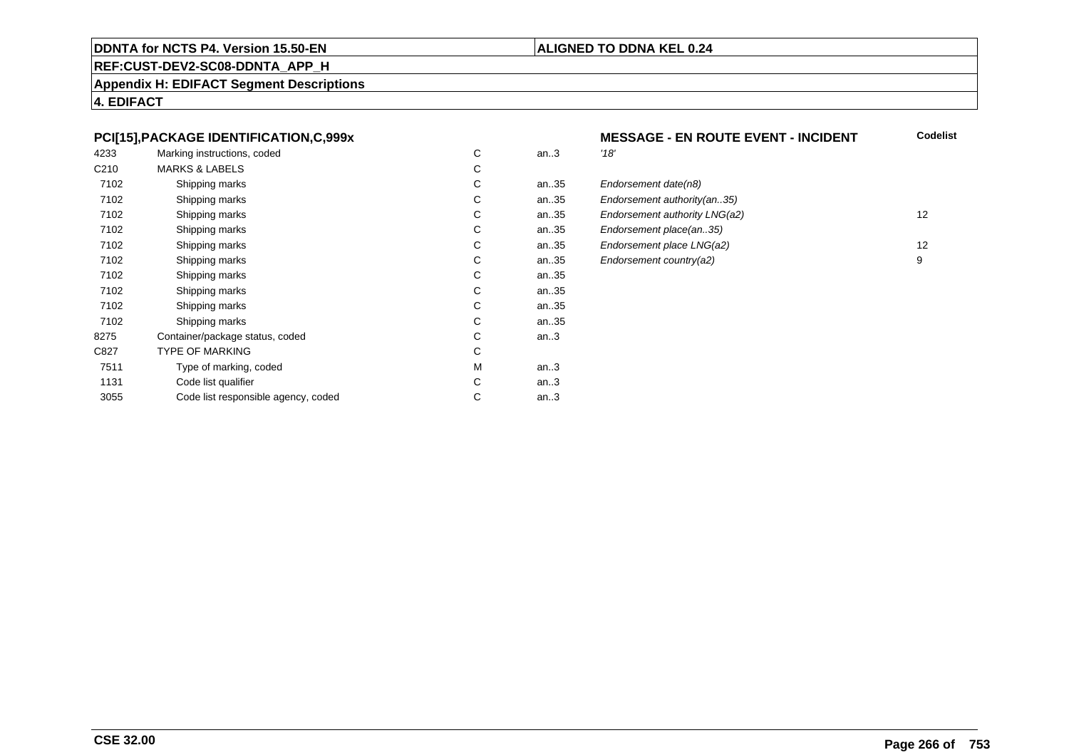**DDNTA for NCTS P4. Version 15.50-EN** | **ALIGNED TO DDNA KEL 0.24**

**REF:CUST-DEV2-SC08-DDNTA_APP_H**

**Appendix H: EDIFACT Segment Descriptions**

**4. EDIFACT**

| **PCI[15],PACKAGE IDENTIFICATION,C,999x** | | | | **MESSAGE - EN ROUTE EVENT - INCIDENT** | **Codelist** |
|---|---|---|---|---|---|
| 4233 | Marking instructions, coded | C | an..3 | *'18'* | |
| C210 | MARKS & LABELS | C | | | |
| 7102 | Shipping marks | C | an..35 | *Endorsement date(n8)* | |
| 7102 | Shipping marks | C | an..35 | *Endorsement authority(an..35)* | |
| 7102 | Shipping marks | C | an..35 | *Endorsement authority LNG(a2)* | 12 |
| 7102 | Shipping marks | C | an..35 | *Endorsement place(an..35)* | |
| 7102 | Shipping marks | C | an..35 | *Endorsement place LNG(a2)* | 12 |
| 7102 | Shipping marks | C | an..35 | *Endorsement country(a2)* | 9 |
| 7102 | Shipping marks | C | an..35 | | |
| 7102 | Shipping marks | C | an..35 | | |
| 7102 | Shipping marks | C | an..35 | | |
| 7102 | Shipping marks | C | an..35 | | |
| 8275 | Container/package status, coded | C | an..3 | | |
| C827 | TYPE OF MARKING | C | | | |
| 7511 | Type of marking, coded | M | an..3 | | |
| 1131 | Code list qualifier | C | an..3 | | |
| 3055 | Code list responsible agency, coded | C | an..3 | | |

**CSE 32.00**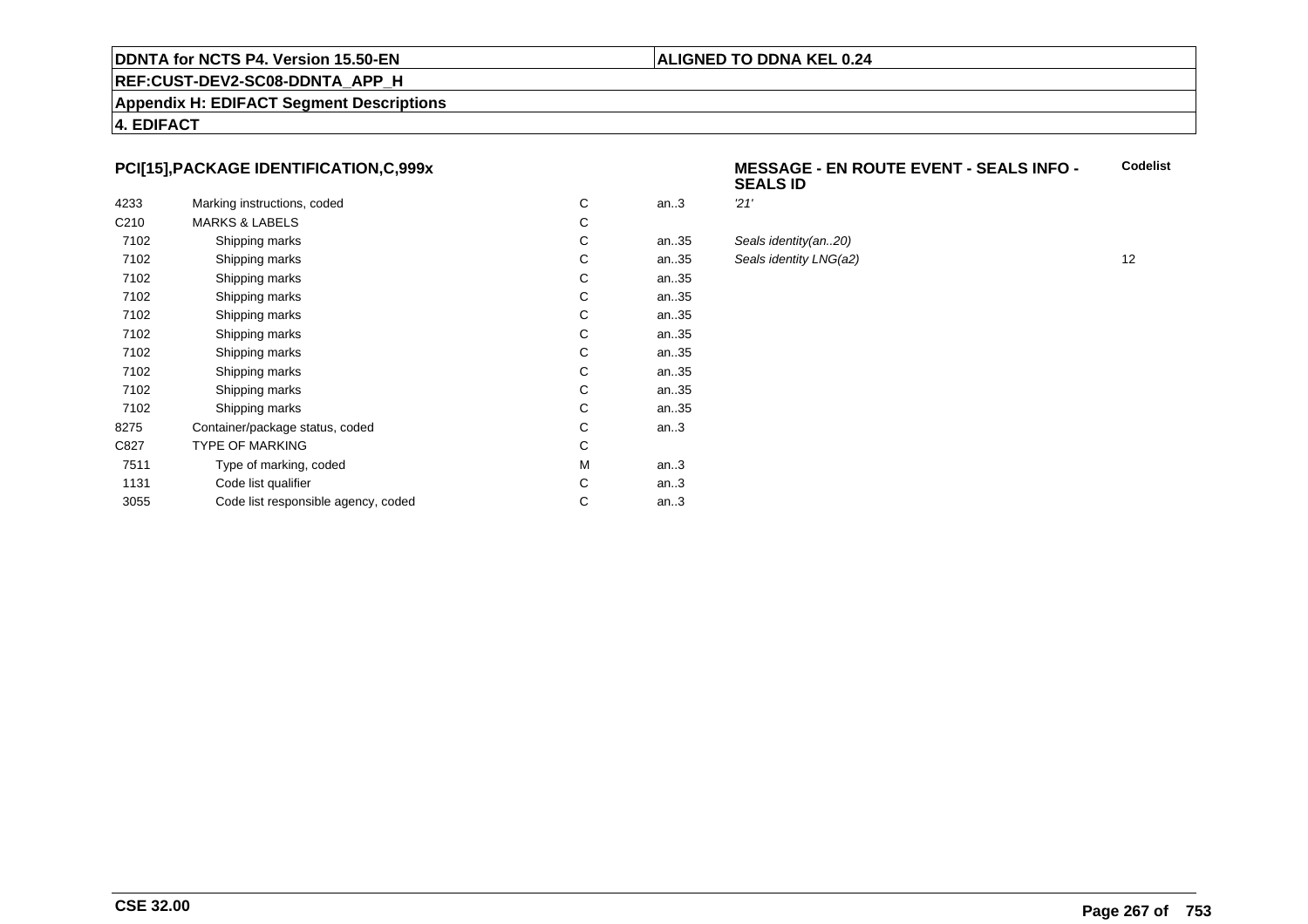## PCI[15],PACKAGE IDENTIFICATION,C,999x

**MESSAGE - EN ROUTE EVENT - SEALS INFO - SEALS ID**

| | | | | | Codelist |
|---|---|---|---|---|---|
| 4233 | Marking instructions, coded | C | an..3 | *'21'* | |
| C210 | MARKS & LABELS | C | | | |
| 7102 | Shipping marks | C | an..35 | *Seals identity(an..20)* | |
| 7102 | Shipping marks | C | an..35 | *Seals identity LNG(a2)* | 12 |
| 7102 | Shipping marks | C | an..35 | | |
| 7102 | Shipping marks | C | an..35 | | |
| 7102 | Shipping marks | C | an..35 | | |
| 7102 | Shipping marks | C | an..35 | | |
| 7102 | Shipping marks | C | an..35 | | |
| 7102 | Shipping marks | C | an..35 | | |
| 7102 | Shipping marks | C | an..35 | | |
| 7102 | Shipping marks | C | an..35 | | |
| 8275 | Container/package status, coded | C | an..3 | | |
| C827 | TYPE OF MARKING | C | | | |
| 7511 | Type of marking, coded | M | an..3 | | |
| 1131 | Code list qualifier | C | an..3 | | |
| 3055 | Code list responsible agency, coded | C | an..3 | | |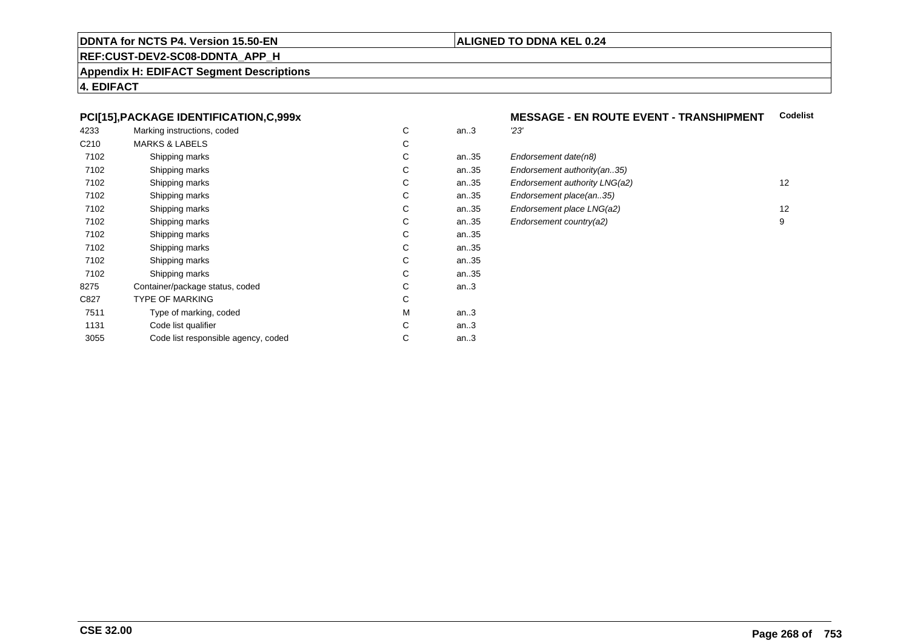**DDNTA for NCTS P4. Version 15.50-EN** | **ALIGNED TO DDNA KEL 0.24**

**REF:CUST-DEV2-SC08-DDNTA_APP_H**

**Appendix H: EDIFACT Segment Descriptions**

**4. EDIFACT**

### PCI[15],PACKAGE IDENTIFICATION,C,999x

**MESSAGE - EN ROUTE EVENT - TRANSHIPMENT**

| | | | | | Codelist |
|---|---|---|---|---|---|
| 4233 | Marking instructions, coded | C | an..3 | *'23'* | |
| C210 | MARKS & LABELS | C | | | |
| 7102 | Shipping marks | C | an..35 | *Endorsement date(n8)* | |
| 7102 | Shipping marks | C | an..35 | *Endorsement authority(an..35)* | |
| 7102 | Shipping marks | C | an..35 | *Endorsement authority LNG(a2)* | 12 |
| 7102 | Shipping marks | C | an..35 | *Endorsement place(an..35)* | |
| 7102 | Shipping marks | C | an..35 | *Endorsement place LNG(a2)* | 12 |
| 7102 | Shipping marks | C | an..35 | *Endorsement country(a2)* | 9 |
| 7102 | Shipping marks | C | an..35 | | |
| 7102 | Shipping marks | C | an..35 | | |
| 7102 | Shipping marks | C | an..35 | | |
| 7102 | Shipping marks | C | an..35 | | |
| 8275 | Container/package status, coded | C | an..3 | | |
| C827 | TYPE OF MARKING | C | | | |
| 7511 | Type of marking, coded | M | an..3 | | |
| 1131 | Code list qualifier | C | an..3 | | |
| 3055 | Code list responsible agency, coded | C | an..3 | | |

**CSE 32.00**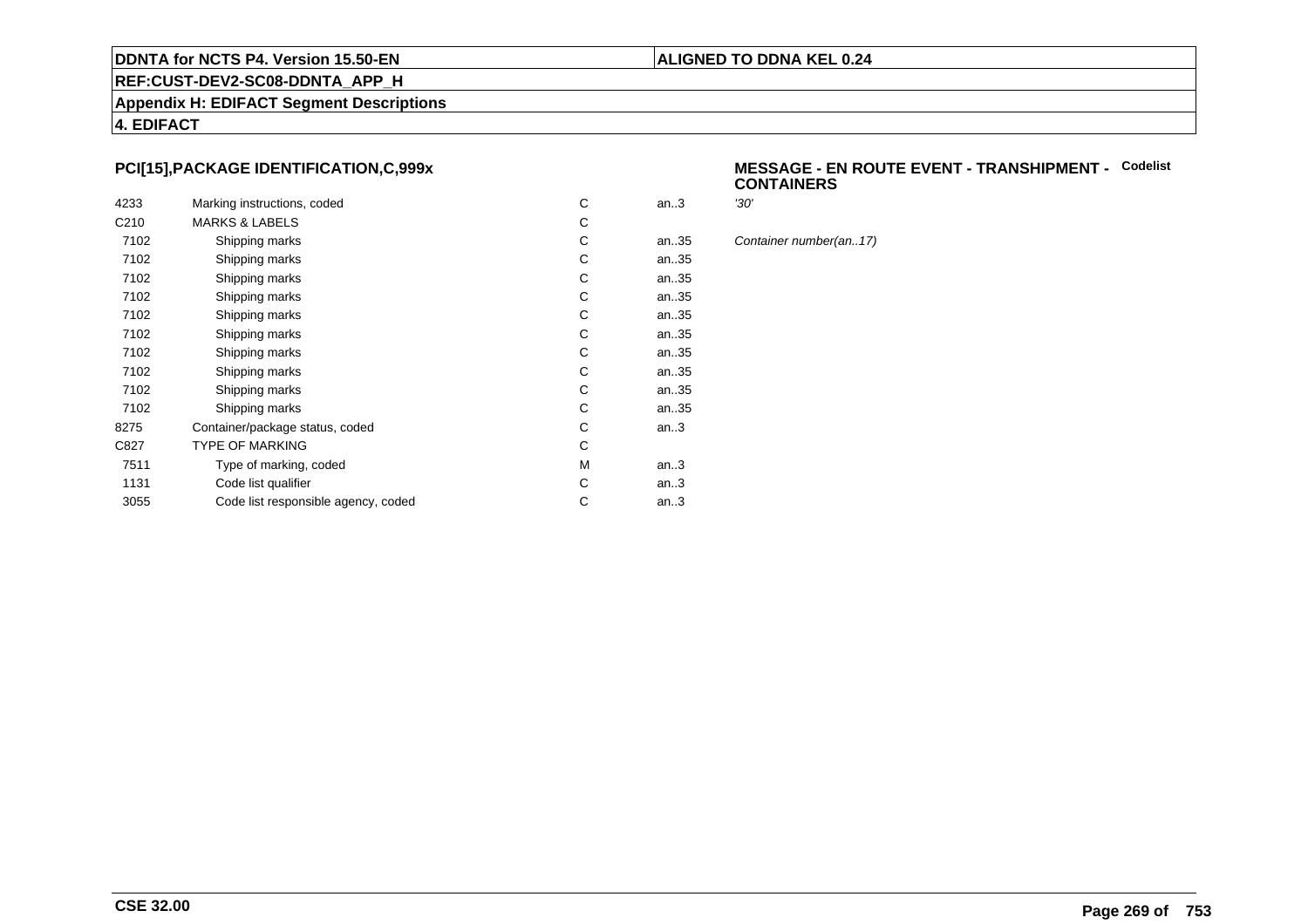## PCI[15],PACKAGE IDENTIFICATION,C,999x

**MESSAGE - EN ROUTE EVENT - TRANSHIPMENT - CONTAINERS** **Codelist**

| | | | | |
|---|---|---|---|---|
| 4233 | Marking instructions, coded | C | an..3 | *'30'* |
| C210 | MARKS & LABELS | C | | |
| 7102 | Shipping marks | C | an..35 | *Container number(an..17)* |
| 7102 | Shipping marks | C | an..35 | |
| 7102 | Shipping marks | C | an..35 | |
| 7102 | Shipping marks | C | an..35 | |
| 7102 | Shipping marks | C | an..35 | |
| 7102 | Shipping marks | C | an..35 | |
| 7102 | Shipping marks | C | an..35 | |
| 7102 | Shipping marks | C | an..35 | |
| 7102 | Shipping marks | C | an..35 | |
| 7102 | Shipping marks | C | an..35 | |
| 8275 | Container/package status, coded | C | an..3 | |
| C827 | TYPE OF MARKING | C | | |
| 7511 | Type of marking, coded | M | an..3 | |
| 1131 | Code list qualifier | C | an..3 | |
| 3055 | Code list responsible agency, coded | C | an..3 | |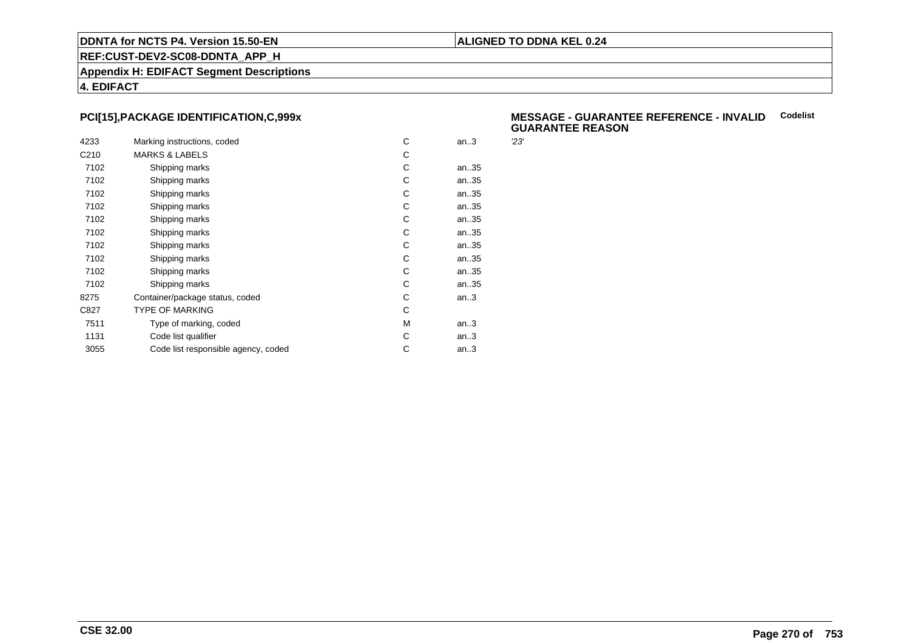## PCI[15],PACKAGE IDENTIFICATION,C,999x

**MESSAGE - GUARANTEE REFERENCE - INVALID GUARANTEE REASON** **Codelist**

| | | | | |
|---|---|---|---|---|
| 4233 | Marking instructions, coded | C | an..3 | *'23'* |
| C210 | MARKS & LABELS | C | | |
| 7102 | Shipping marks | C | an..35 | |
| 7102 | Shipping marks | C | an..35 | |
| 7102 | Shipping marks | C | an..35 | |
| 7102 | Shipping marks | C | an..35 | |
| 7102 | Shipping marks | C | an..35 | |
| 7102 | Shipping marks | C | an..35 | |
| 7102 | Shipping marks | C | an..35 | |
| 7102 | Shipping marks | C | an..35 | |
| 7102 | Shipping marks | C | an..35 | |
| 7102 | Shipping marks | C | an..35 | |
| 8275 | Container/package status, coded | C | an..3 | |
| C827 | TYPE OF MARKING | C | | |
| 7511 | Type of marking, coded | M | an..3 | |
| 1131 | Code list qualifier | C | an..3 | |
| 3055 | Code list responsible agency, coded | C | an..3 | |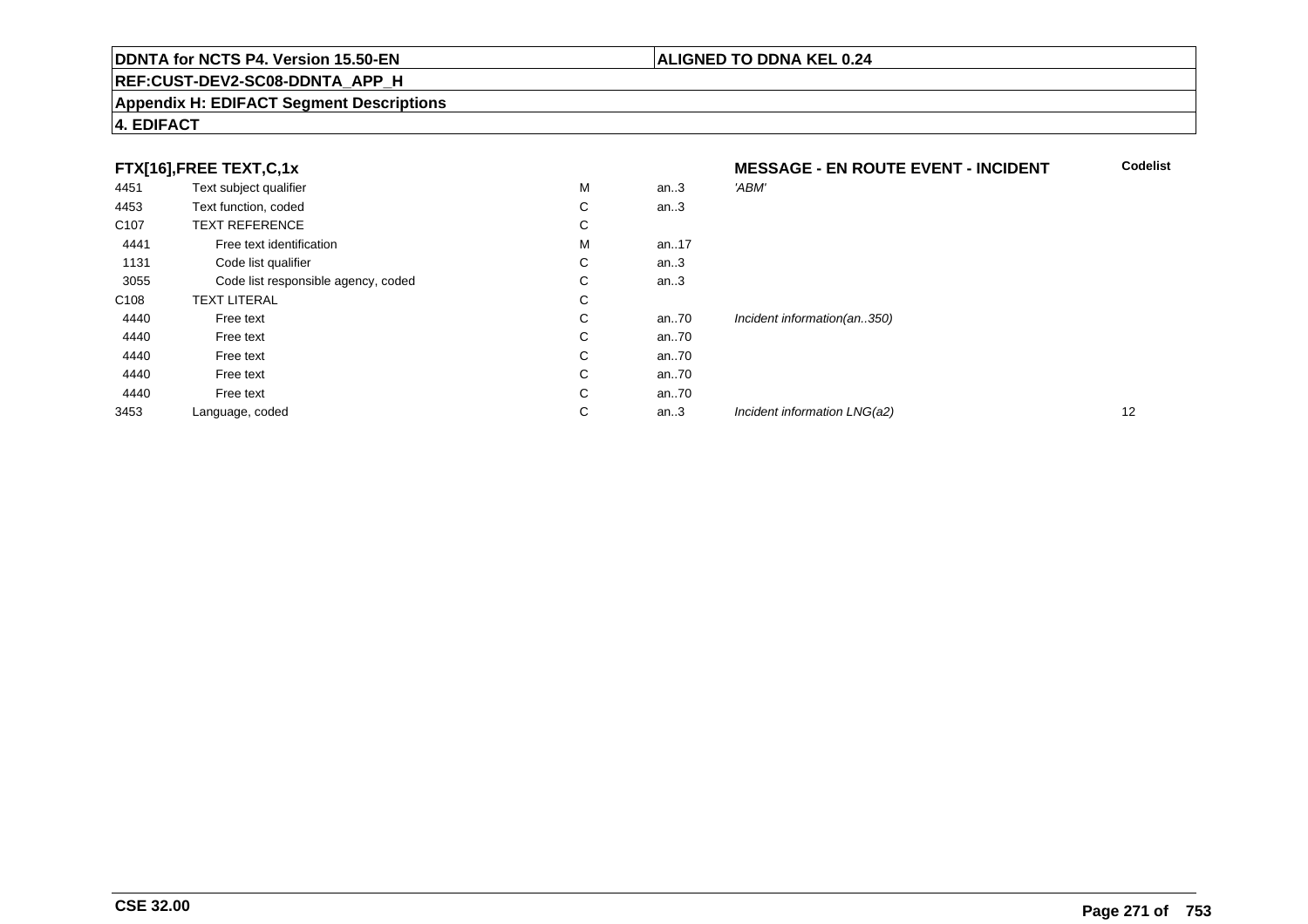## FTX[16],FREE TEXT,C,1x

**MESSAGE - EN ROUTE EVENT - INCIDENT**

| | | | | | **Codelist** |
|---|---|---|---|---|---|
| 4451 | Text subject qualifier | M | an..3 | *'ABM'* | |
| 4453 | Text function, coded | C | an..3 | | |
| C107 | TEXT REFERENCE | C | | | |
| 4441 | Free text identification | M | an..17 | | |
| 1131 | Code list qualifier | C | an..3 | | |
| 3055 | Code list responsible agency, coded | C | an..3 | | |
| C108 | TEXT LITERAL | C | | | |
| 4440 | Free text | C | an..70 | *Incident information(an..350)* | |
| 4440 | Free text | C | an..70 | | |
| 4440 | Free text | C | an..70 | | |
| 4440 | Free text | C | an..70 | | |
| 4440 | Free text | C | an..70 | | |
| 3453 | Language, coded | C | an..3 | *Incident information LNG(a2)* | 12 |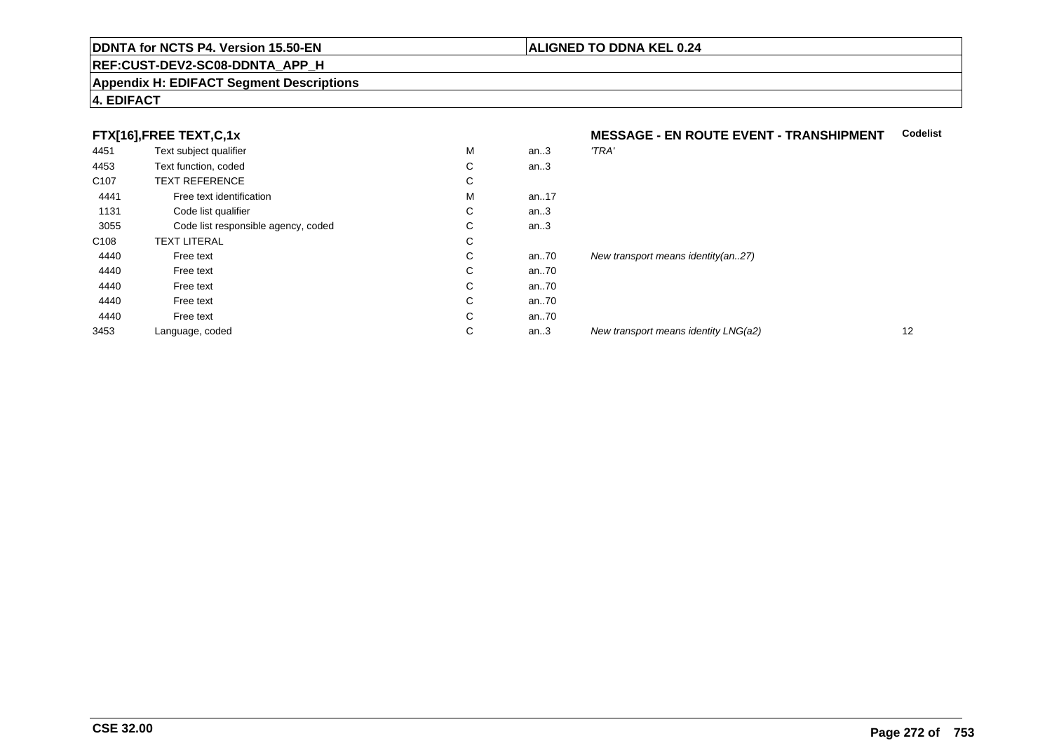**DDNTA for NCTS P4. Version 15.50-EN** | **ALIGNED TO DDNA KEL 0.24**

**REF:CUST-DEV2-SC08-DDNTA_APP_H**

**Appendix H: EDIFACT Segment Descriptions**

**4. EDIFACT**

**FTX[16],FREE TEXT,C,1x** — **MESSAGE - EN ROUTE EVENT - TRANSHIPMENT**

| | | | | | Codelist |
|---|---|---|---|---|---|
| 4451 | Text subject qualifier | M | an..3 | *'TRA'* | |
| 4453 | Text function, coded | C | an..3 | | |
| C107 | TEXT REFERENCE | C | | | |
| 4441 | Free text identification | M | an..17 | | |
| 1131 | Code list qualifier | C | an..3 | | |
| 3055 | Code list responsible agency, coded | C | an..3 | | |
| C108 | TEXT LITERAL | C | | | |
| 4440 | Free text | C | an..70 | *New transport means identity(an..27)* | |
| 4440 | Free text | C | an..70 | | |
| 4440 | Free text | C | an..70 | | |
| 4440 | Free text | C | an..70 | | |
| 4440 | Free text | C | an..70 | | |
| 3453 | Language, coded | C | an..3 | *New transport means identity LNG(a2)* | 12 |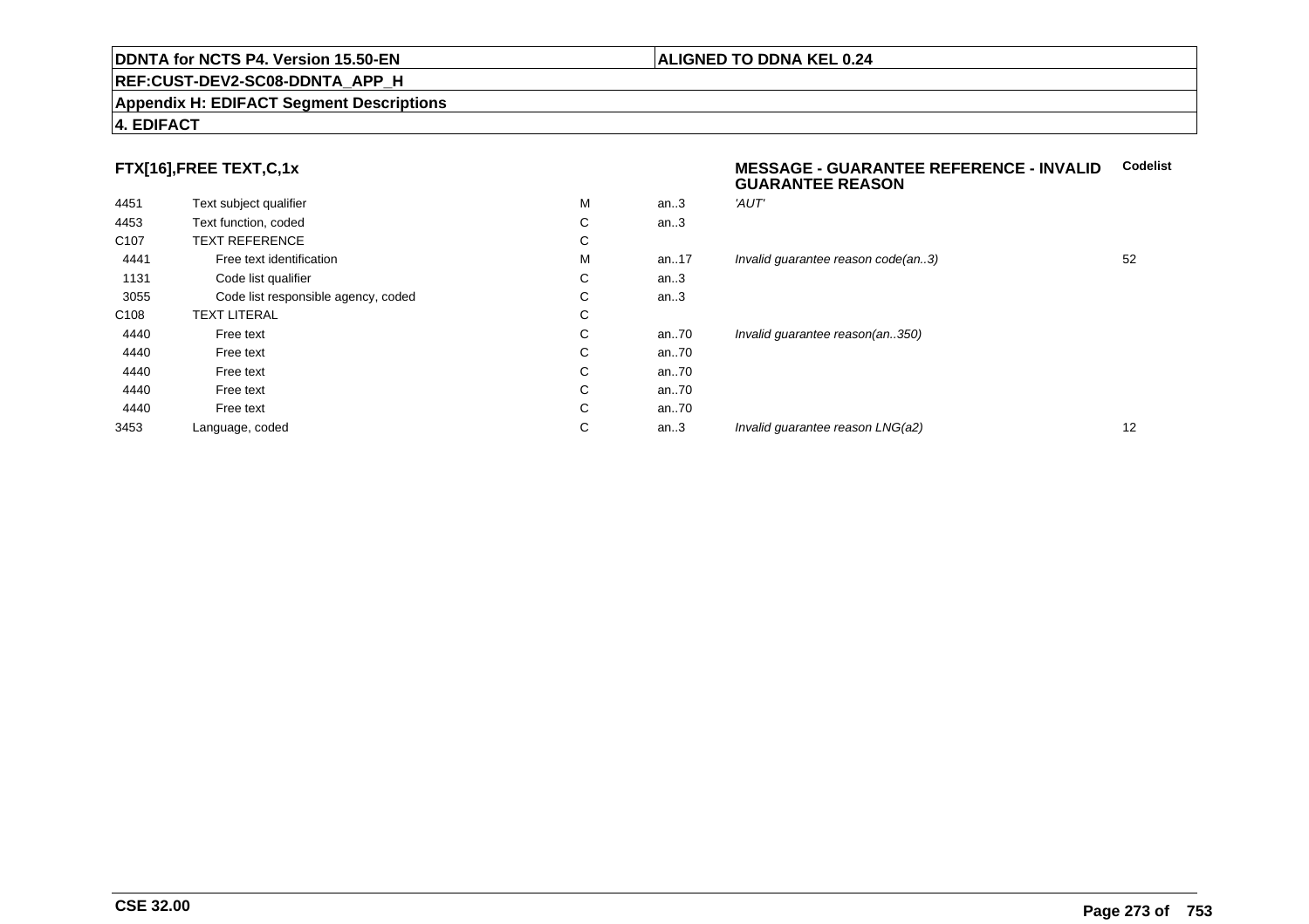**DDNTA for NCTS P4. Version 15.50-EN** | **ALIGNED TO DDNA KEL 0.24**

**REF:CUST-DEV2-SC08-DDNTA_APP_H**

**Appendix H: EDIFACT Segment Descriptions**

**4. EDIFACT**

### FTX[16],FREE TEXT,C,1x

**MESSAGE - GUARANTEE REFERENCE - INVALID GUARANTEE REASON**

| | | | | | Codelist |
|---|---|---|---|---|---|
| 4451 | Text subject qualifier | M | an..3 | *'AUT'* | |
| 4453 | Text function, coded | C | an..3 | | |
| C107 | TEXT REFERENCE | C | | | |
| 4441 | Free text identification | M | an..17 | *Invalid guarantee reason code(an..3)* | 52 |
| 1131 | Code list qualifier | C | an..3 | | |
| 3055 | Code list responsible agency, coded | C | an..3 | | |
| C108 | TEXT LITERAL | C | | | |
| 4440 | Free text | C | an..70 | *Invalid guarantee reason(an..350)* | |
| 4440 | Free text | C | an..70 | | |
| 4440 | Free text | C | an..70 | | |
| 4440 | Free text | C | an..70 | | |
| 4440 | Free text | C | an..70 | | |
| 3453 | Language, coded | C | an..3 | *Invalid guarantee reason LNG(a2)* | 12 |

CSE 32.00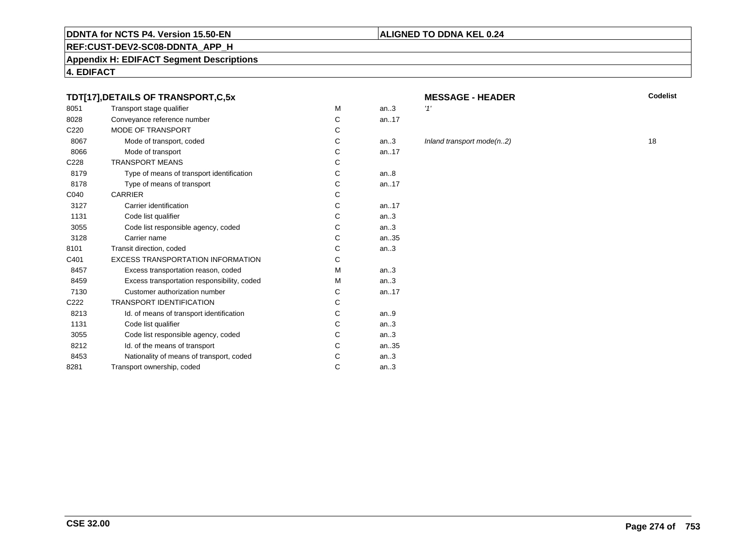**4. EDIFACT**

### TDT[17],DETAILS OF TRANSPORT,C,5x

**MESSAGE - HEADER**

| | | | | | Codelist |
|---|---|---|---|---|---|
| 8051 | Transport stage qualifier | M | an..3 | '1' | |
| 8028 | Conveyance reference number | C | an..17 | | |
| C220 | MODE OF TRANSPORT | C | | | |
| 8067 | Mode of transport, coded | C | an..3 | *Inland transport mode(n..2)* | 18 |
| 8066 | Mode of transport | C | an..17 | | |
| C228 | TRANSPORT MEANS | C | | | |
| 8179 | Type of means of transport identification | C | an..8 | | |
| 8178 | Type of means of transport | C | an..17 | | |
| C040 | CARRIER | C | | | |
| 3127 | Carrier identification | C | an..17 | | |
| 1131 | Code list qualifier | C | an..3 | | |
| 3055 | Code list responsible agency, coded | C | an..3 | | |
| 3128 | Carrier name | C | an..35 | | |
| 8101 | Transit direction, coded | C | an..3 | | |
| C401 | EXCESS TRANSPORTATION INFORMATION | C | | | |
| 8457 | Excess transportation reason, coded | M | an..3 | | |
| 8459 | Excess transportation responsibility, coded | M | an..3 | | |
| 7130 | Customer authorization number | C | an..17 | | |
| C222 | TRANSPORT IDENTIFICATION | C | | | |
| 8213 | Id. of means of transport identification | C | an..9 | | |
| 1131 | Code list qualifier | C | an..3 | | |
| 3055 | Code list responsible agency, coded | C | an..3 | | |
| 8212 | Id. of the means of transport | C | an..35 | | |
| 8453 | Nationality of means of transport, coded | C | an..3 | | |
| 8281 | Transport ownership, coded | C | an..3 | | |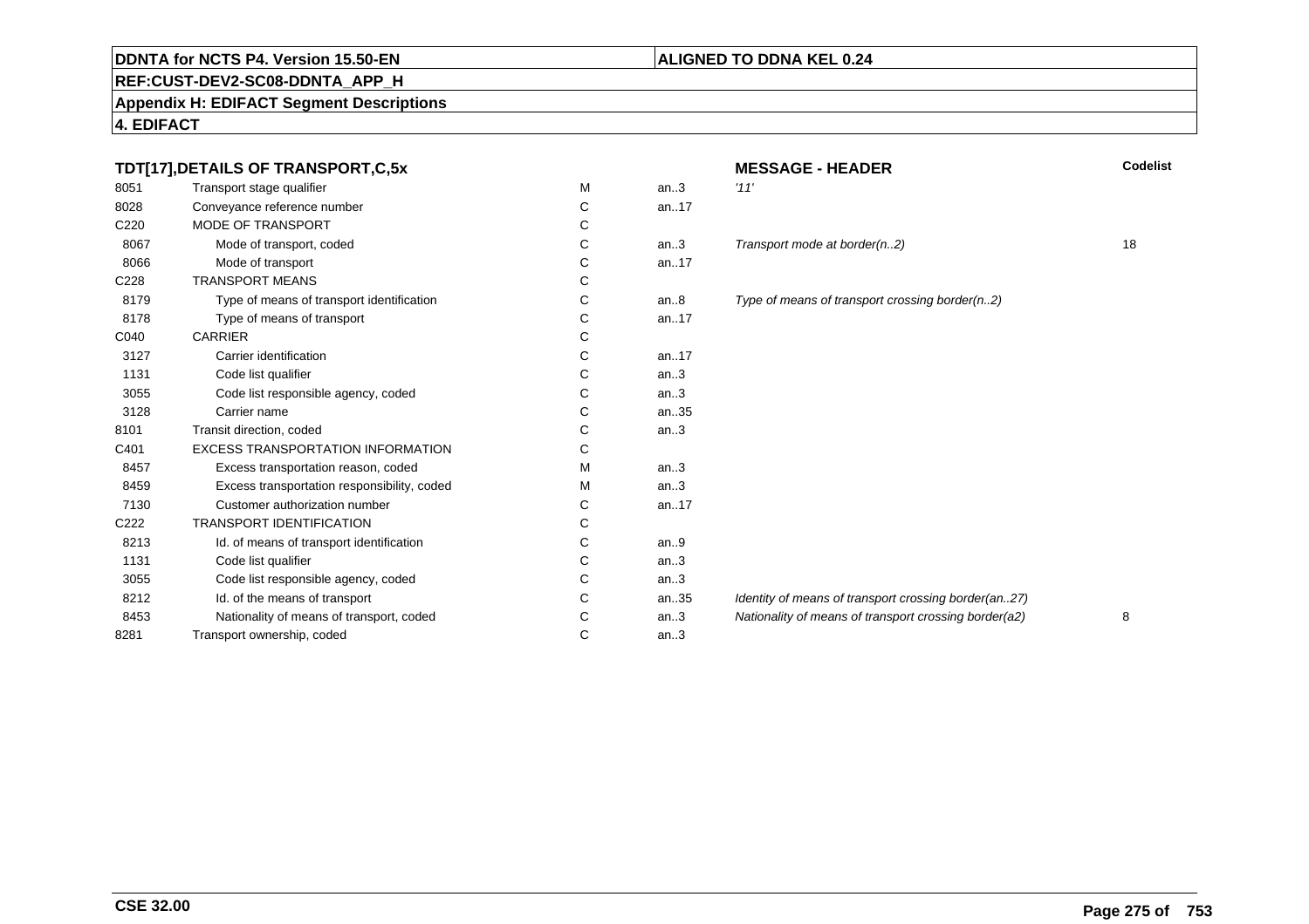**DDNTA for NCTS P4. Version 15.50-EN**

**ALIGNED TO DDNA KEL 0.24**

**REF:CUST-DEV2-SC08-DDNTA_APP_H**

**Appendix H: EDIFACT Segment Descriptions**

**4. EDIFACT**

| TDT[17],DETAILS OF TRANSPORT,C,5x | | | | MESSAGE - HEADER | Codelist |
|---|---|---|---|---|---|
| 8051 | Transport stage qualifier | M | an..3 | *'11'* | |
| 8028 | Conveyance reference number | C | an..17 | | |
| C220 | MODE OF TRANSPORT | C | | | |
| 8067 | Mode of transport, coded | C | an..3 | *Transport mode at border(n..2)* | 18 |
| 8066 | Mode of transport | C | an..17 | | |
| C228 | TRANSPORT MEANS | C | | | |
| 8179 | Type of means of transport identification | C | an..8 | *Type of means of transport crossing border(n..2)* | |
| 8178 | Type of means of transport | C | an..17 | | |
| C040 | CARRIER | C | | | |
| 3127 | Carrier identification | C | an..17 | | |
| 1131 | Code list qualifier | C | an..3 | | |
| 3055 | Code list responsible agency, coded | C | an..3 | | |
| 3128 | Carrier name | C | an..35 | | |
| 8101 | Transit direction, coded | C | an..3 | | |
| C401 | EXCESS TRANSPORTATION INFORMATION | C | | | |
| 8457 | Excess transportation reason, coded | M | an..3 | | |
| 8459 | Excess transportation responsibility, coded | M | an..3 | | |
| 7130 | Customer authorization number | C | an..17 | | |
| C222 | TRANSPORT IDENTIFICATION | C | | | |
| 8213 | Id. of means of transport identification | C | an..9 | | |
| 1131 | Code list qualifier | C | an..3 | | |
| 3055 | Code list responsible agency, coded | C | an..3 | | |
| 8212 | Id. of the means of transport | C | an..35 | *Identity of means of transport crossing border(an..27)* | |
| 8453 | Nationality of means of transport, coded | C | an..3 | *Nationality of means of transport crossing border(a2)* | 8 |
| 8281 | Transport ownership, coded | C | an..3 | | |

**CSE 32.00**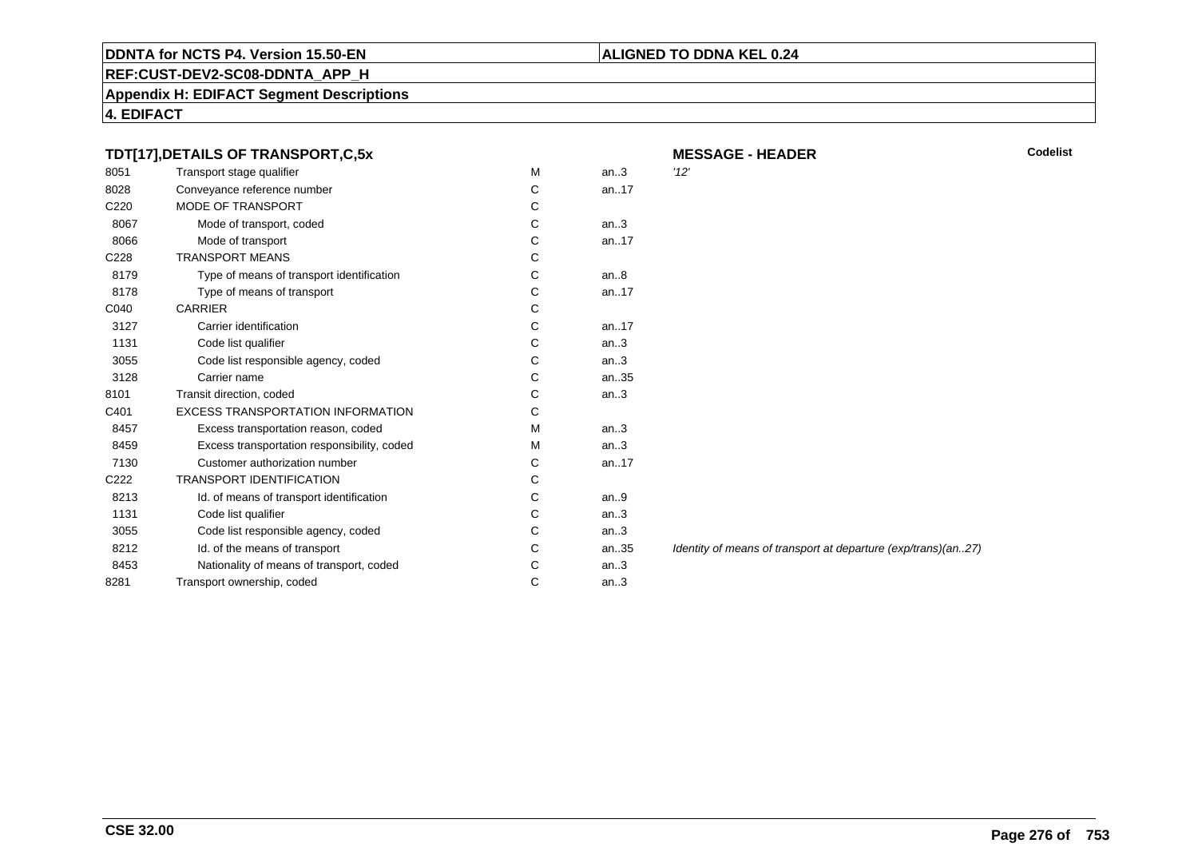**DDNTA for NCTS P4. Version 15.50-EN** | **ALIGNED TO DDNA KEL 0.24**

**REF:CUST-DEV2-SC08-DDNTA_APP_H**

**Appendix H: EDIFACT Segment Descriptions**

**4. EDIFACT**

| **TDT[17],DETAILS OF TRANSPORT,C,5x** | | | | **MESSAGE - HEADER** | **Codelist** |
|---|---|---|---|---|---|
| 8051 | Transport stage qualifier | M | an..3 | *'12'* | |
| 8028 | Conveyance reference number | C | an..17 | | |
| C220 | MODE OF TRANSPORT | C | | | |
| 8067 | Mode of transport, coded | C | an..3 | | |
| 8066 | Mode of transport | C | an..17 | | |
| C228 | TRANSPORT MEANS | C | | | |
| 8179 | Type of means of transport identification | C | an..8 | | |
| 8178 | Type of means of transport | C | an..17 | | |
| C040 | CARRIER | C | | | |
| 3127 | Carrier identification | C | an..17 | | |
| 1131 | Code list qualifier | C | an..3 | | |
| 3055 | Code list responsible agency, coded | C | an..3 | | |
| 3128 | Carrier name | C | an..35 | | |
| 8101 | Transit direction, coded | C | an..3 | | |
| C401 | EXCESS TRANSPORTATION INFORMATION | C | | | |
| 8457 | Excess transportation reason, coded | M | an..3 | | |
| 8459 | Excess transportation responsibility, coded | M | an..3 | | |
| 7130 | Customer authorization number | C | an..17 | | |
| C222 | TRANSPORT IDENTIFICATION | C | | | |
| 8213 | Id. of means of transport identification | C | an..9 | | |
| 1131 | Code list qualifier | C | an..3 | | |
| 3055 | Code list responsible agency, coded | C | an..3 | | |
| 8212 | Id. of the means of transport | C | an..35 | *Identity of means of transport at departure (exp/trans)(an..27)* | |
| 8453 | Nationality of means of transport, coded | C | an..3 | | |
| 8281 | Transport ownership, coded | C | an..3 | | |

**CSE 32.00**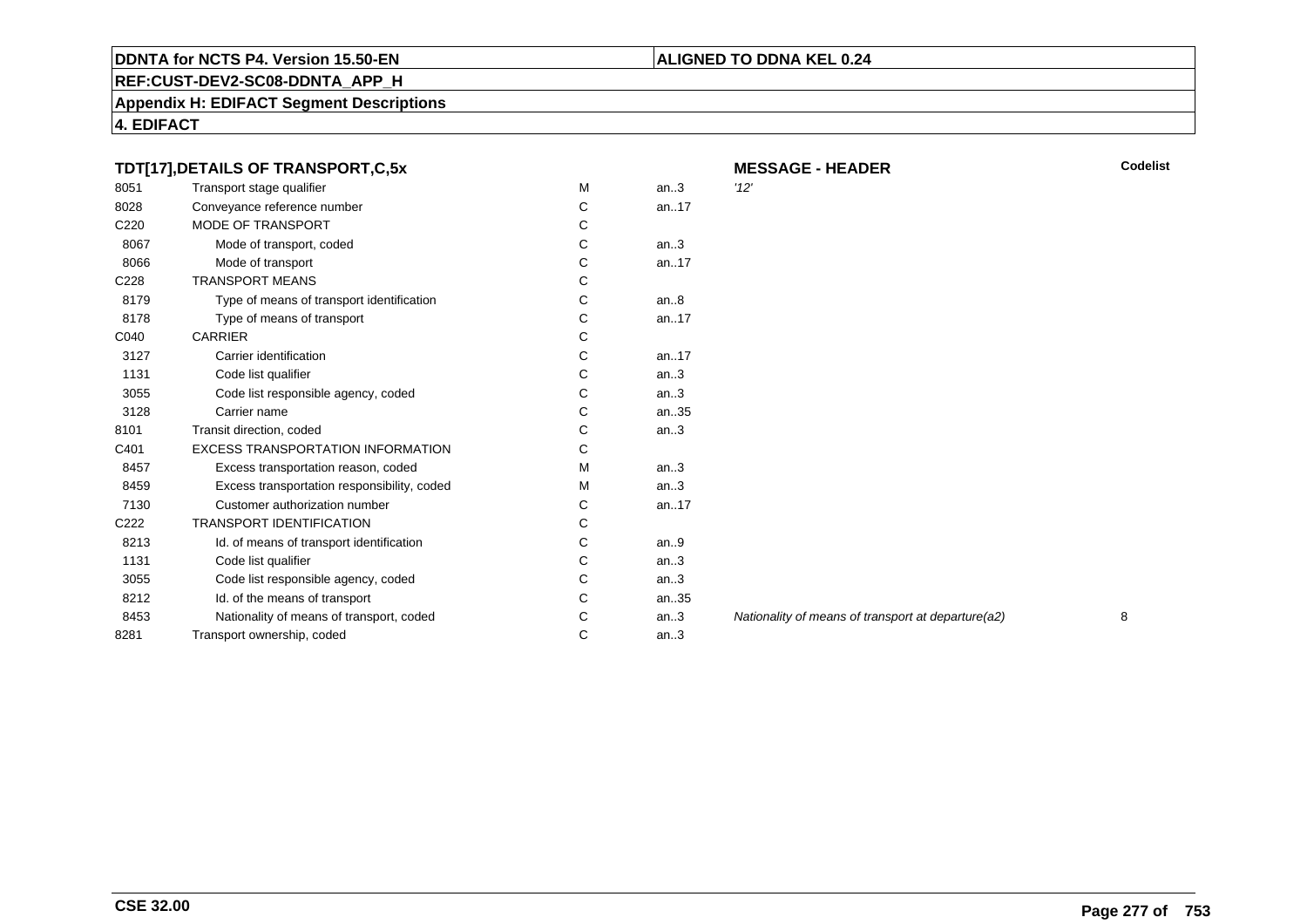**DDNTA for NCTS P4. Version 15.50-EN**

**ALIGNED TO DDNA KEL 0.24**

**REF:CUST-DEV2-SC08-DDNTA_APP_H**

**Appendix H: EDIFACT Segment Descriptions**

**4. EDIFACT**

### TDT[17],DETAILS OF TRANSPORT,C,5x

**MESSAGE - HEADER**

| | | | | | Codelist |
|---|---|---|---|---|---|
| 8051 | Transport stage qualifier | M | an..3 | *'12'* | |
| 8028 | Conveyance reference number | C | an..17 | | |
| C220 | MODE OF TRANSPORT | C | | | |
| 8067 | Mode of transport, coded | C | an..3 | | |
| 8066 | Mode of transport | C | an..17 | | |
| C228 | TRANSPORT MEANS | C | | | |
| 8179 | Type of means of transport identification | C | an..8 | | |
| 8178 | Type of means of transport | C | an..17 | | |
| C040 | CARRIER | C | | | |
| 3127 | Carrier identification | C | an..17 | | |
| 1131 | Code list qualifier | C | an..3 | | |
| 3055 | Code list responsible agency, coded | C | an..3 | | |
| 3128 | Carrier name | C | an..35 | | |
| 8101 | Transit direction, coded | C | an..3 | | |
| C401 | EXCESS TRANSPORTATION INFORMATION | C | | | |
| 8457 | Excess transportation reason, coded | M | an..3 | | |
| 8459 | Excess transportation responsibility, coded | M | an..3 | | |
| 7130 | Customer authorization number | C | an..17 | | |
| C222 | TRANSPORT IDENTIFICATION | C | | | |
| 8213 | Id. of means of transport identification | C | an..9 | | |
| 1131 | Code list qualifier | C | an..3 | | |
| 3055 | Code list responsible agency, coded | C | an..3 | | |
| 8212 | Id. of the means of transport | C | an..35 | | |
| 8453 | Nationality of means of transport, coded | C | an..3 | *Nationality of means of transport at departure(a2)* | 8 |
| 8281 | Transport ownership, coded | C | an..3 | | |

**CSE 32.00**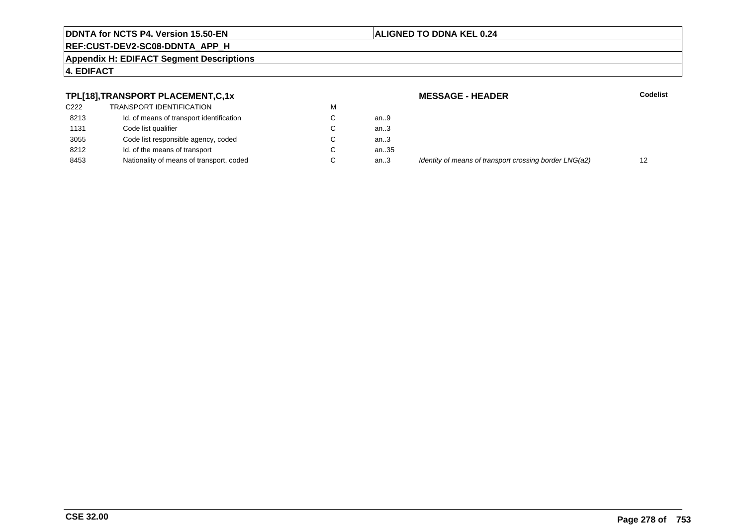**DDNTA for NCTS P4. Version 15.50-EN** | **ALIGNED TO DDNA KEL 0.24**

**REF:CUST-DEV2-SC08-DDNTA_APP_H**

**Appendix H: EDIFACT Segment Descriptions**

**4. EDIFACT**

### TPL[18],TRANSPORT PLACEMENT,C,1x

**MESSAGE - HEADER**

| | | | | | Codelist |
|---|---|---|---|---|---|
| C222 | TRANSPORT IDENTIFICATION | M | | | |
| 8213 | Id. of means of transport identification | C | an..9 | | |
| 1131 | Code list qualifier | C | an..3 | | |
| 3055 | Code list responsible agency, coded | C | an..3 | | |
| 8212 | Id. of the means of transport | C | an..35 | | |
| 8453 | Nationality of means of transport, coded | C | an..3 | *Identity of means of transport crossing border LNG(a2)* | 12 |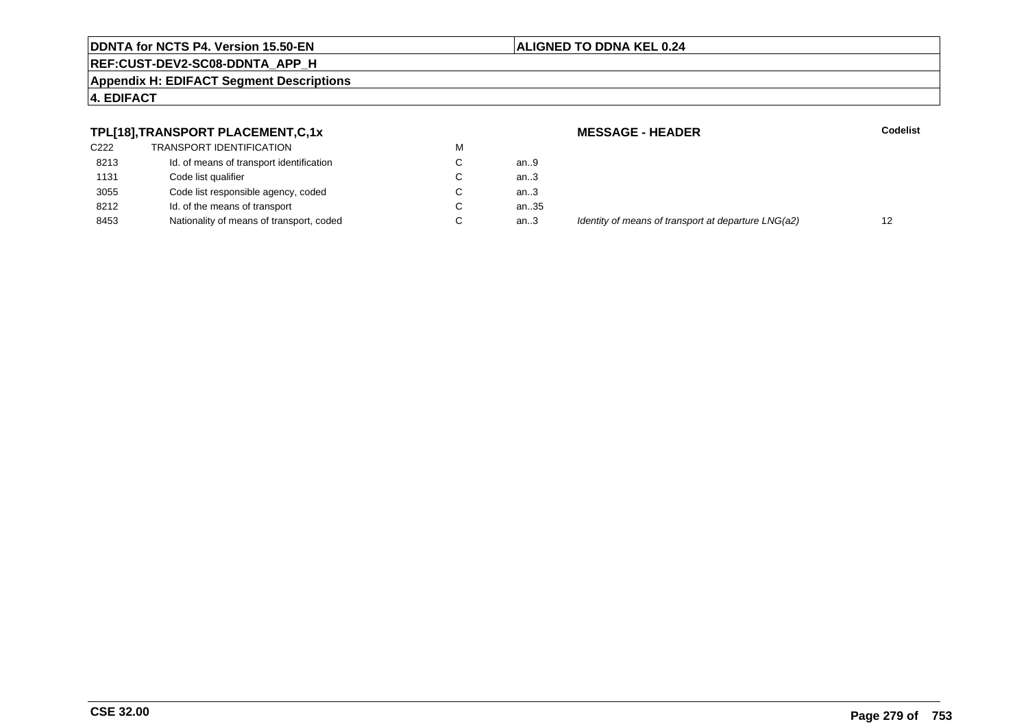## TPL[18],TRANSPORT PLACEMENT,C,1x

**MESSAGE - HEADER**

| | | | | | **Codelist** |
|---|---|---|---|---|---|
| C222 | TRANSPORT IDENTIFICATION | M | | | |
| 8213 | Id. of means of transport identification | C | an..9 | | |
| 1131 | Code list qualifier | C | an..3 | | |
| 3055 | Code list responsible agency, coded | C | an..3 | | |
| 8212 | Id. of the means of transport | C | an..35 | | |
| 8453 | Nationality of means of transport, coded | C | an..3 | *Identity of means of transport at departure LNG(a2)* | 12 |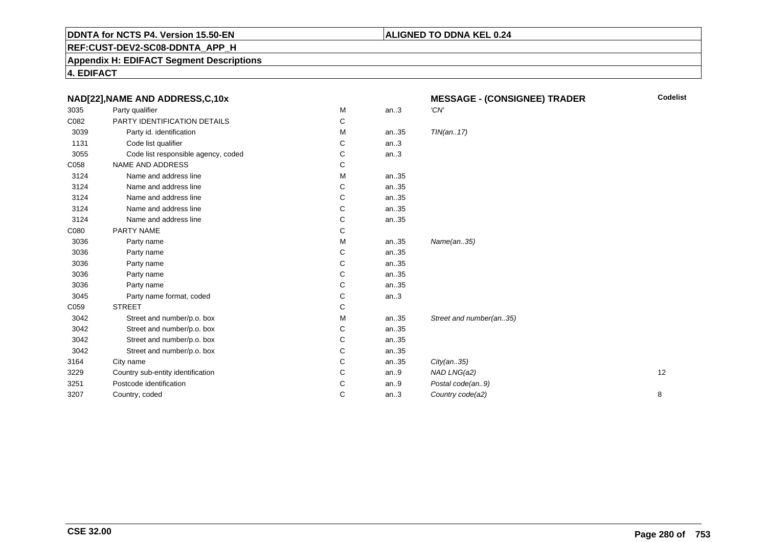**DDNTA for NCTS P4. Version 15.50-EN** | **ALIGNED TO DDNA KEL 0.24**

**REF:CUST-DEV2-SC08-DDNTA_APP_H**

**Appendix H: EDIFACT Segment Descriptions**

**4. EDIFACT**

### NAD[22],NAME AND ADDRESS,C,10x — MESSAGE - (CONSIGNEE) TRADER

| | | | | | Codelist |
|---|---|---|---|---|---|
| 3035 | Party qualifier | M | an..3 | *'CN'* | |
| C082 | PARTY IDENTIFICATION DETAILS | C | | | |
| 3039 | Party id. identification | M | an..35 | *TIN(an..17)* | |
| 1131 | Code list qualifier | C | an..3 | | |
| 3055 | Code list responsible agency, coded | C | an..3 | | |
| C058 | NAME AND ADDRESS | C | | | |
| 3124 | Name and address line | M | an..35 | | |
| 3124 | Name and address line | C | an..35 | | |
| 3124 | Name and address line | C | an..35 | | |
| 3124 | Name and address line | C | an..35 | | |
| 3124 | Name and address line | C | an..35 | | |
| C080 | PARTY NAME | C | | | |
| 3036 | Party name | M | an..35 | *Name(an..35)* | |
| 3036 | Party name | C | an..35 | | |
| 3036 | Party name | C | an..35 | | |
| 3036 | Party name | C | an..35 | | |
| 3036 | Party name | C | an..35 | | |
| 3045 | Party name format, coded | C | an..3 | | |
| C059 | STREET | C | | | |
| 3042 | Street and number/p.o. box | M | an..35 | *Street and number(an..35)* | |
| 3042 | Street and number/p.o. box | C | an..35 | | |
| 3042 | Street and number/p.o. box | C | an..35 | | |
| 3042 | Street and number/p.o. box | C | an..35 | | |
| 3164 | City name | C | an..35 | *City(an..35)* | |
| 3229 | Country sub-entity identification | C | an..9 | *NAD LNG(a2)* | 12 |
| 3251 | Postcode identification | C | an..9 | *Postal code(an..9)* | |
| 3207 | Country, coded | C | an..3 | *Country code(a2)* | 8 |

**CSE 32.00**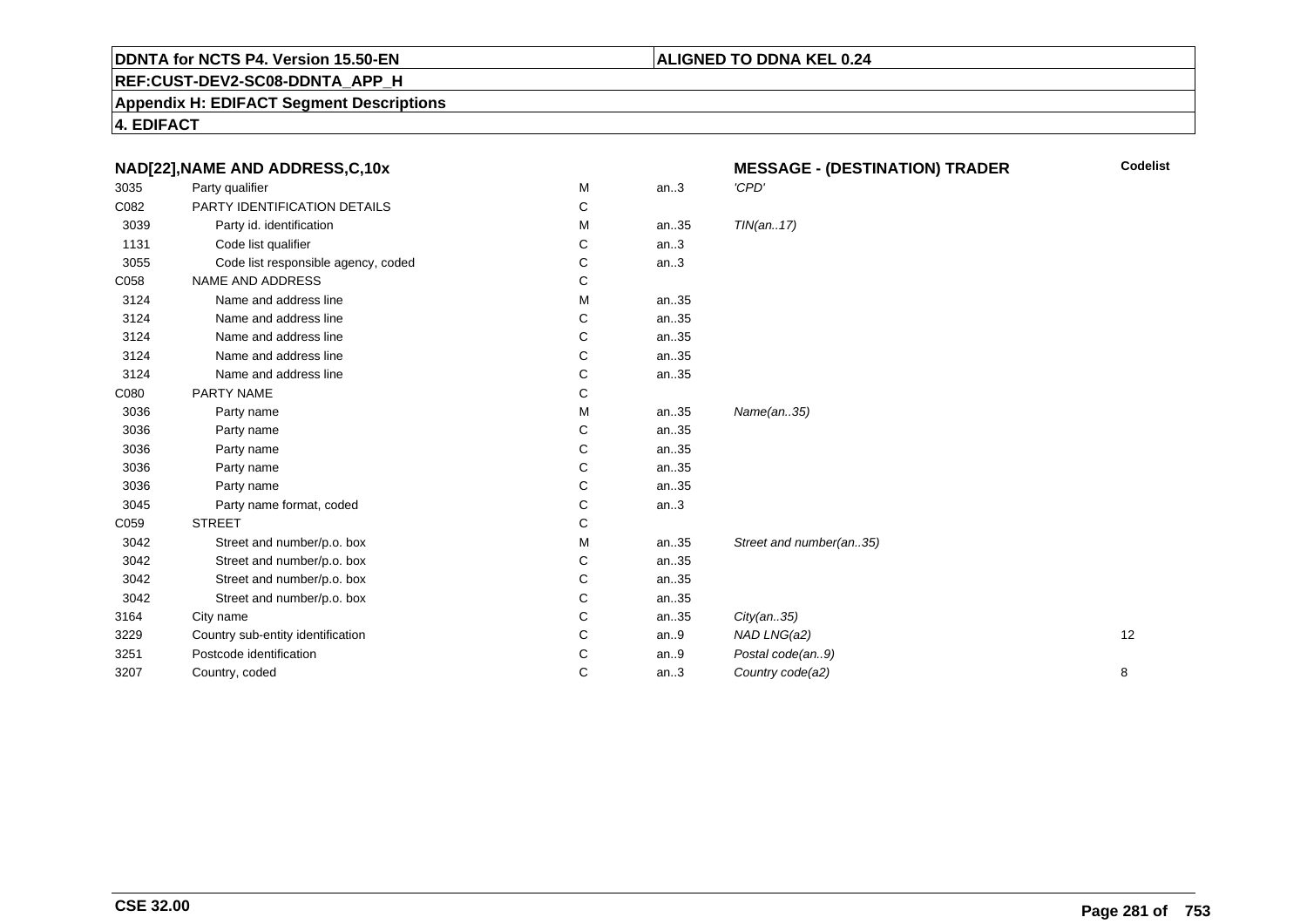**DDNTA for NCTS P4. Version 15.50-EN** | **ALIGNED TO DDNA KEL 0.24**

**REF:CUST-DEV2-SC08-DDNTA_APP_H**

**Appendix H: EDIFACT Segment Descriptions**

**4. EDIFACT**

| NAD[22],NAME AND ADDRESS,C,10x | | | | MESSAGE - (DESTINATION) TRADER | Codelist |
|---|---|---|---|---|---|
| 3035 | Party qualifier | M | an..3 | *'CPD'* | |
| C082 | PARTY IDENTIFICATION DETAILS | C | | | |
| 3039 | Party id. identification | M | an..35 | *TIN(an..17)* | |
| 1131 | Code list qualifier | C | an..3 | | |
| 3055 | Code list responsible agency, coded | C | an..3 | | |
| C058 | NAME AND ADDRESS | C | | | |
| 3124 | Name and address line | M | an..35 | | |
| 3124 | Name and address line | C | an..35 | | |
| 3124 | Name and address line | C | an..35 | | |
| 3124 | Name and address line | C | an..35 | | |
| 3124 | Name and address line | C | an..35 | | |
| C080 | PARTY NAME | C | | | |
| 3036 | Party name | M | an..35 | *Name(an..35)* | |
| 3036 | Party name | C | an..35 | | |
| 3036 | Party name | C | an..35 | | |
| 3036 | Party name | C | an..35 | | |
| 3036 | Party name | C | an..35 | | |
| 3045 | Party name format, coded | C | an..3 | | |
| C059 | STREET | C | | | |
| 3042 | Street and number/p.o. box | M | an..35 | *Street and number(an..35)* | |
| 3042 | Street and number/p.o. box | C | an..35 | | |
| 3042 | Street and number/p.o. box | C | an..35 | | |
| 3042 | Street and number/p.o. box | C | an..35 | | |
| 3164 | City name | C | an..35 | *City(an..35)* | |
| 3229 | Country sub-entity identification | C | an..9 | *NAD LNG(a2)* | 12 |
| 3251 | Postcode identification | C | an..9 | *Postal code(an..9)* | |
| 3207 | Country, coded | C | an..3 | *Country code(a2)* | 8 |

**CSE 32.00**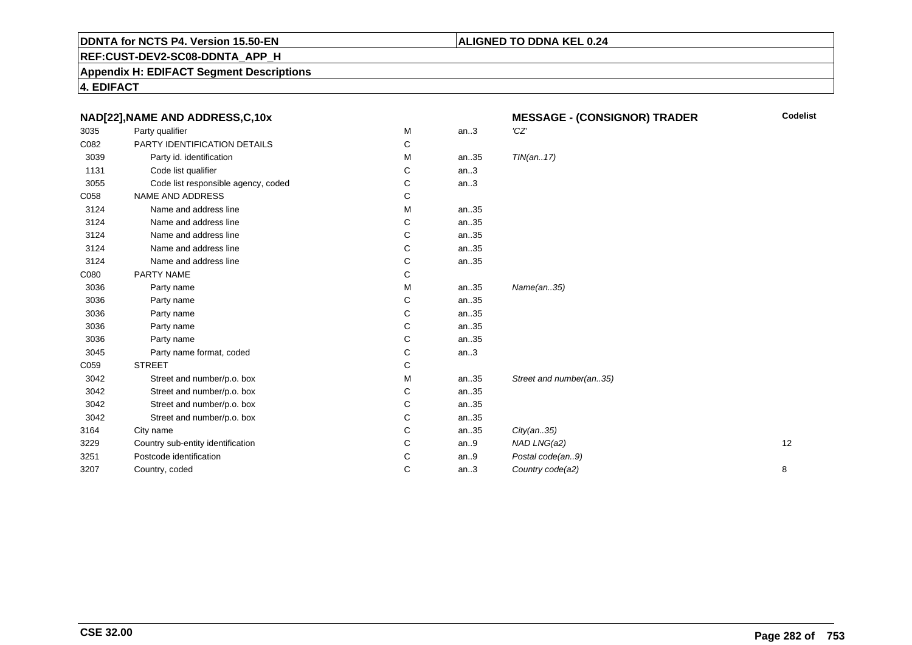**NAD[22],NAME AND ADDRESS,C,10x** | **MESSAGE - (CONSIGNOR) TRADER**

| | | | | | Codelist |
|---|---|---|---|---|---|
| 3035 | Party qualifier | M | an..3 | *'CZ'* | |
| C082 | PARTY IDENTIFICATION DETAILS | C | | | |
| 3039 | Party id. identification | M | an..35 | *TIN(an..17)* | |
| 1131 | Code list qualifier | C | an..3 | | |
| 3055 | Code list responsible agency, coded | C | an..3 | | |
| C058 | NAME AND ADDRESS | C | | | |
| 3124 | Name and address line | M | an..35 | | |
| 3124 | Name and address line | C | an..35 | | |
| 3124 | Name and address line | C | an..35 | | |
| 3124 | Name and address line | C | an..35 | | |
| 3124 | Name and address line | C | an..35 | | |
| C080 | PARTY NAME | C | | | |
| 3036 | Party name | M | an..35 | *Name(an..35)* | |
| 3036 | Party name | C | an..35 | | |
| 3036 | Party name | C | an..35 | | |
| 3036 | Party name | C | an..35 | | |
| 3036 | Party name | C | an..35 | | |
| 3045 | Party name format, coded | C | an..3 | | |
| C059 | STREET | C | | | |
| 3042 | Street and number/p.o. box | M | an..35 | *Street and number(an..35)* | |
| 3042 | Street and number/p.o. box | C | an..35 | | |
| 3042 | Street and number/p.o. box | C | an..35 | | |
| 3042 | Street and number/p.o. box | C | an..35 | | |
| 3164 | City name | C | an..35 | *City(an..35)* | |
| 3229 | Country sub-entity identification | C | an..9 | *NAD LNG(a2)* | 12 |
| 3251 | Postcode identification | C | an..9 | *Postal code(an..9)* | |
| 3207 | Country, coded | C | an..3 | *Country code(a2)* | 8 |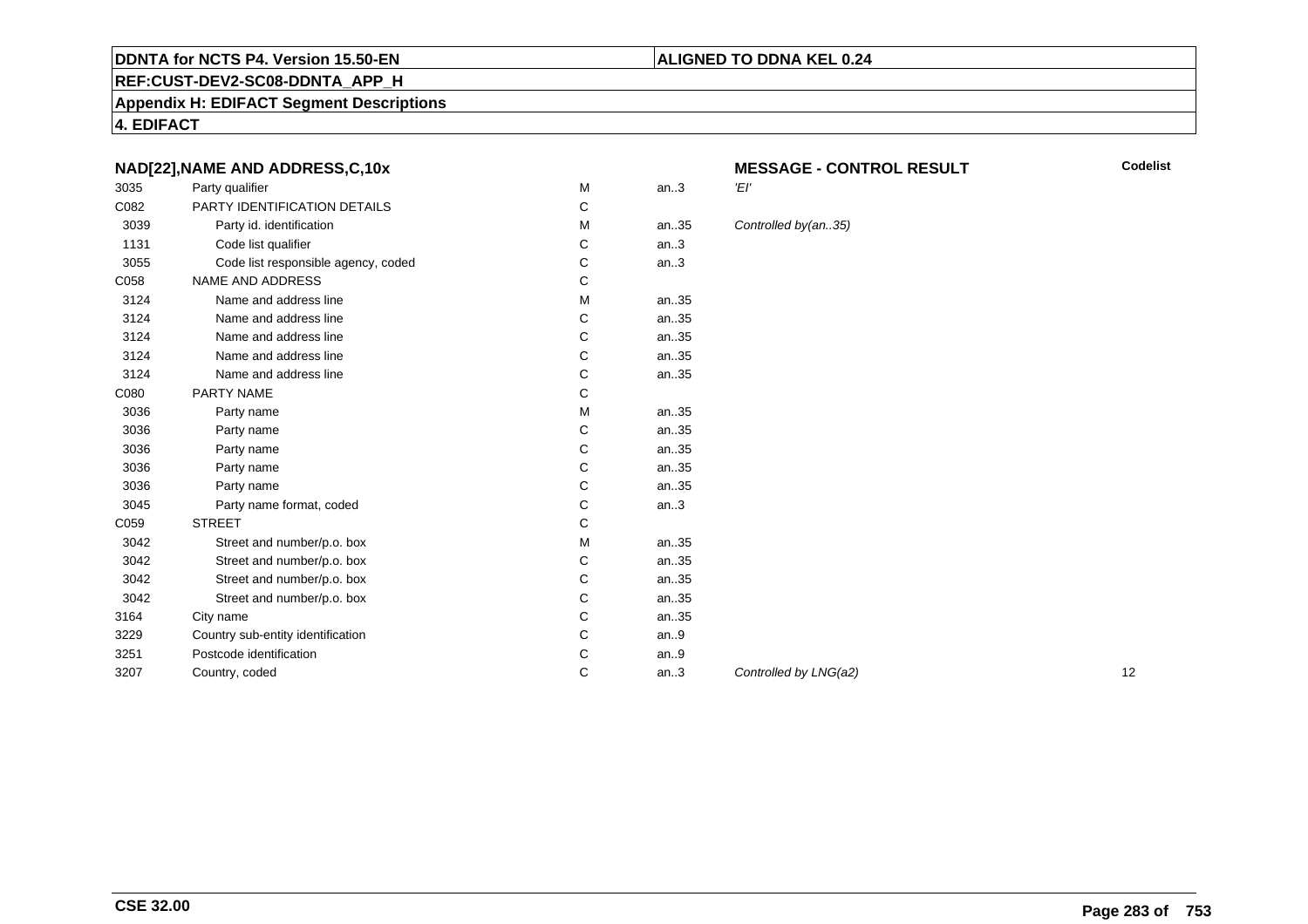**DDNTA for NCTS P4. Version 15.50-EN** | **ALIGNED TO DDNA KEL 0.24**

**REF:CUST-DEV2-SC08-DDNTA_APP_H**

**Appendix H: EDIFACT Segment Descriptions**

**4. EDIFACT**

### NAD[22],NAME AND ADDRESS,C,10x

**MESSAGE - CONTROL RESULT**

| | | | | | Codelist |
|---|---|---|---|---|---|
| 3035 | Party qualifier | M | an..3 | *'EI'* | |
| C082 | PARTY IDENTIFICATION DETAILS | C | | | |
| 3039 | Party id. identification | M | an..35 | *Controlled by(an..35)* | |
| 1131 | Code list qualifier | C | an..3 | | |
| 3055 | Code list responsible agency, coded | C | an..3 | | |
| C058 | NAME AND ADDRESS | C | | | |
| 3124 | Name and address line | M | an..35 | | |
| 3124 | Name and address line | C | an..35 | | |
| 3124 | Name and address line | C | an..35 | | |
| 3124 | Name and address line | C | an..35 | | |
| 3124 | Name and address line | C | an..35 | | |
| C080 | PARTY NAME | C | | | |
| 3036 | Party name | M | an..35 | | |
| 3036 | Party name | C | an..35 | | |
| 3036 | Party name | C | an..35 | | |
| 3036 | Party name | C | an..35 | | |
| 3036 | Party name | C | an..35 | | |
| 3045 | Party name format, coded | C | an..3 | | |
| C059 | STREET | C | | | |
| 3042 | Street and number/p.o. box | M | an..35 | | |
| 3042 | Street and number/p.o. box | C | an..35 | | |
| 3042 | Street and number/p.o. box | C | an..35 | | |
| 3042 | Street and number/p.o. box | C | an..35 | | |
| 3164 | City name | C | an..35 | | |
| 3229 | Country sub-entity identification | C | an..9 | | |
| 3251 | Postcode identification | C | an..9 | | |
| 3207 | Country, coded | C | an..3 | *Controlled by LNG(a2)* | 12 |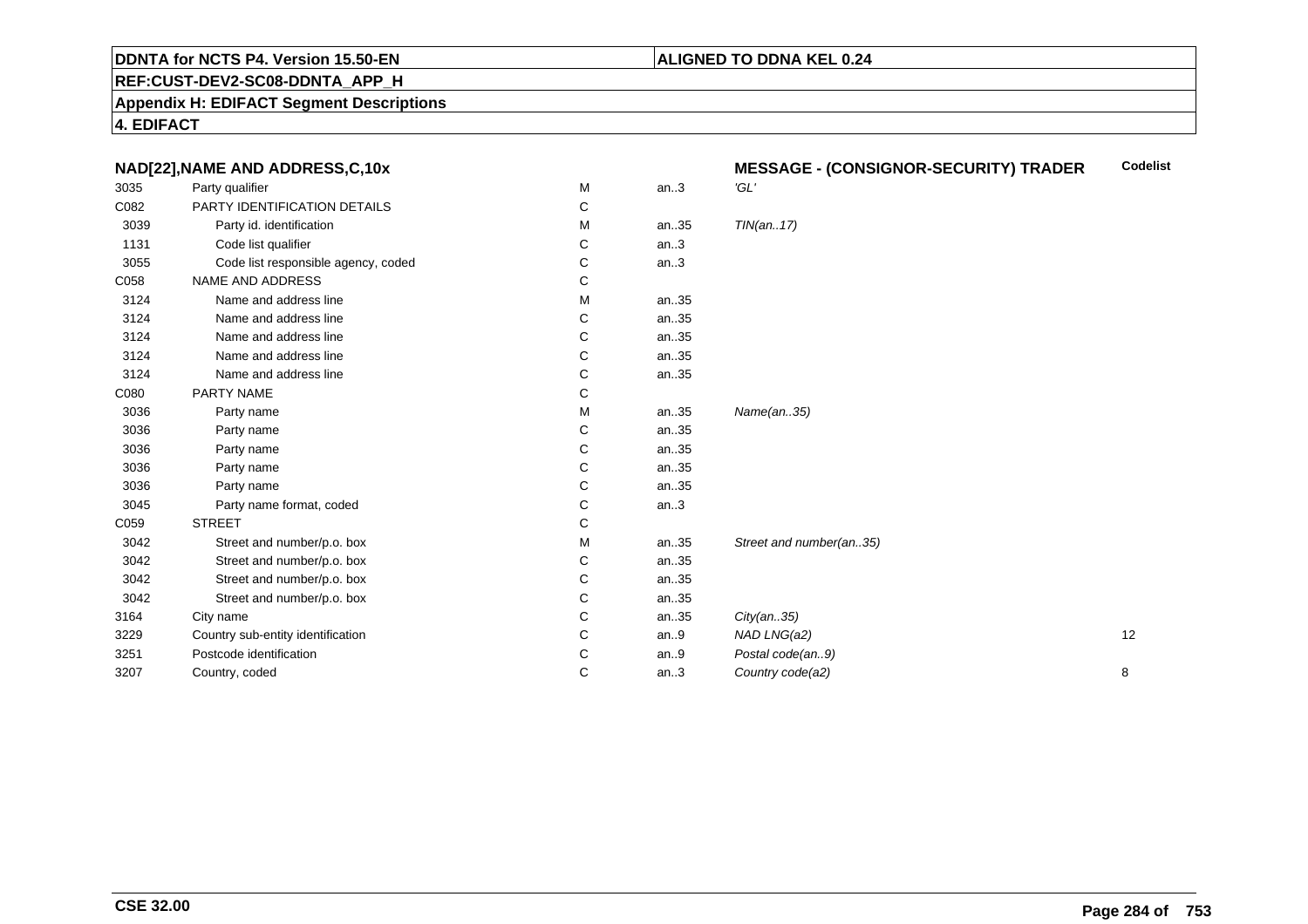**DDNTA for NCTS P4. Version 15.50-EN** | **ALIGNED TO DDNA KEL 0.24**

**REF:CUST-DEV2-SC08-DDNTA_APP_H**

**Appendix H: EDIFACT Segment Descriptions**

**4. EDIFACT**

| NAD[22],NAME AND ADDRESS,C,10x | | | | MESSAGE - (CONSIGNOR-SECURITY) TRADER | Codelist |
|---|---|---|---|---|---|
| 3035 | Party qualifier | M | an..3 | *'GL'* | |
| C082 | PARTY IDENTIFICATION DETAILS | C | | | |
| 3039 | Party id. identification | M | an..35 | *TIN(an..17)* | |
| 1131 | Code list qualifier | C | an..3 | | |
| 3055 | Code list responsible agency, coded | C | an..3 | | |
| C058 | NAME AND ADDRESS | C | | | |
| 3124 | Name and address line | M | an..35 | | |
| 3124 | Name and address line | C | an..35 | | |
| 3124 | Name and address line | C | an..35 | | |
| 3124 | Name and address line | C | an..35 | | |
| 3124 | Name and address line | C | an..35 | | |
| C080 | PARTY NAME | C | | | |
| 3036 | Party name | M | an..35 | *Name(an..35)* | |
| 3036 | Party name | C | an..35 | | |
| 3036 | Party name | C | an..35 | | |
| 3036 | Party name | C | an..35 | | |
| 3036 | Party name | C | an..35 | | |
| 3045 | Party name format, coded | C | an..3 | | |
| C059 | STREET | C | | | |
| 3042 | Street and number/p.o. box | M | an..35 | *Street and number(an..35)* | |
| 3042 | Street and number/p.o. box | C | an..35 | | |
| 3042 | Street and number/p.o. box | C | an..35 | | |
| 3042 | Street and number/p.o. box | C | an..35 | | |
| 3164 | City name | C | an..35 | *City(an..35)* | |
| 3229 | Country sub-entity identification | C | an..9 | *NAD LNG(a2)* | 12 |
| 3251 | Postcode identification | C | an..9 | *Postal code(an..9)* | |
| 3207 | Country, coded | C | an..3 | *Country code(a2)* | 8 |

**CSE 32.00**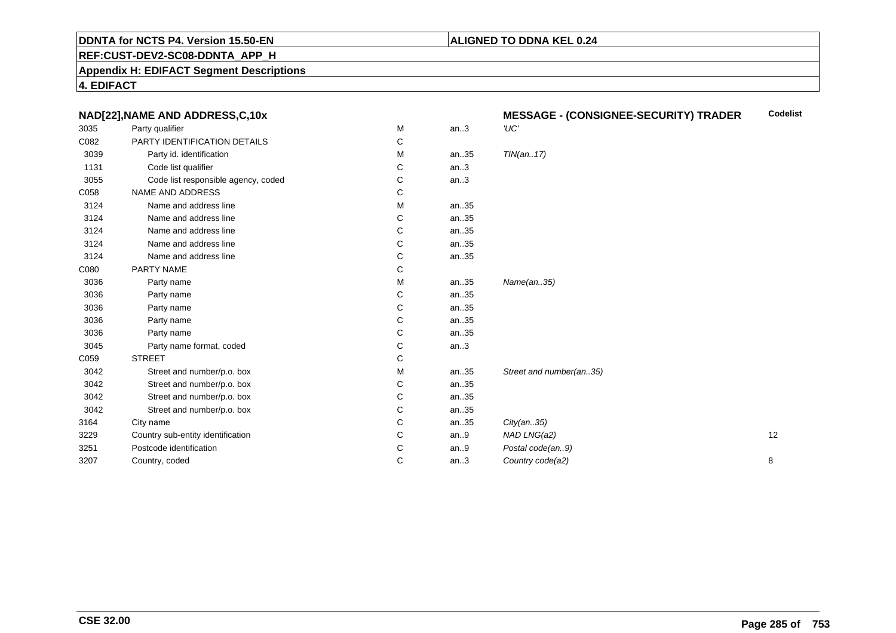**DDNTA for NCTS P4. Version 15.50-EN** | **ALIGNED TO DDNA KEL 0.24**

**REF:CUST-DEV2-SC08-DDNTA_APP_H**

**Appendix H: EDIFACT Segment Descriptions**

**4. EDIFACT**

| NAD[22],NAME AND ADDRESS,C,10x | | | | MESSAGE - (CONSIGNEE-SECURITY) TRADER | Codelist |
|---|---|---|---|---|---|
| 3035 | Party qualifier | M | an..3 | *'UC'* | |
| C082 | PARTY IDENTIFICATION DETAILS | C | | | |
| 3039 | Party id. identification | M | an..35 | *TIN(an..17)* | |
| 1131 | Code list qualifier | C | an..3 | | |
| 3055 | Code list responsible agency, coded | C | an..3 | | |
| C058 | NAME AND ADDRESS | C | | | |
| 3124 | Name and address line | M | an..35 | | |
| 3124 | Name and address line | C | an..35 | | |
| 3124 | Name and address line | C | an..35 | | |
| 3124 | Name and address line | C | an..35 | | |
| 3124 | Name and address line | C | an..35 | | |
| C080 | PARTY NAME | C | | | |
| 3036 | Party name | M | an..35 | *Name(an..35)* | |
| 3036 | Party name | C | an..35 | | |
| 3036 | Party name | C | an..35 | | |
| 3036 | Party name | C | an..35 | | |
| 3036 | Party name | C | an..35 | | |
| 3045 | Party name format, coded | C | an..3 | | |
| C059 | STREET | C | | | |
| 3042 | Street and number/p.o. box | M | an..35 | *Street and number(an..35)* | |
| 3042 | Street and number/p.o. box | C | an..35 | | |
| 3042 | Street and number/p.o. box | C | an..35 | | |
| 3042 | Street and number/p.o. box | C | an..35 | | |
| 3164 | City name | C | an..35 | *City(an..35)* | |
| 3229 | Country sub-entity identification | C | an..9 | *NAD LNG(a2)* | 12 |
| 3251 | Postcode identification | C | an..9 | *Postal code(an..9)* | |
| 3207 | Country, coded | C | an..3 | *Country code(a2)* | 8 |

**CSE 32.00**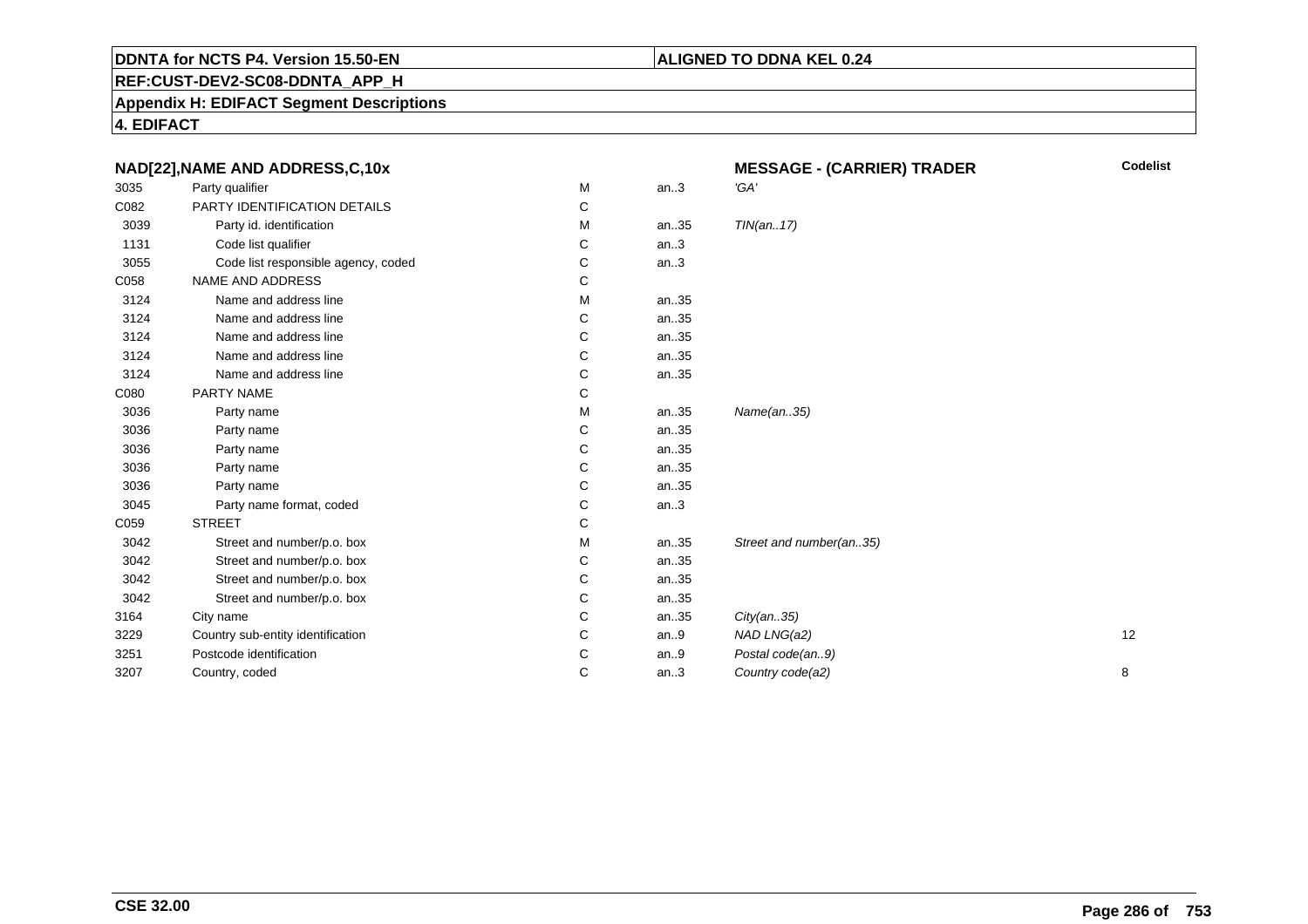**DDNTA for NCTS P4. Version 15.50-EN** | **ALIGNED TO DDNA KEL 0.24**

**REF:CUST-DEV2-SC08-DDNTA_APP_H**

**Appendix H: EDIFACT Segment Descriptions**

**4. EDIFACT**

| NAD[22],NAME AND ADDRESS,C,10x | | | | MESSAGE - (CARRIER) TRADER | Codelist |
|---|---|---|---|---|---|
| 3035 | Party qualifier | M | an..3 | *'GA'* | |
| C082 | PARTY IDENTIFICATION DETAILS | C | | | |
| 3039 | Party id. identification | M | an..35 | *TIN(an..17)* | |
| 1131 | Code list qualifier | C | an..3 | | |
| 3055 | Code list responsible agency, coded | C | an..3 | | |
| C058 | NAME AND ADDRESS | C | | | |
| 3124 | Name and address line | M | an..35 | | |
| 3124 | Name and address line | C | an..35 | | |
| 3124 | Name and address line | C | an..35 | | |
| 3124 | Name and address line | C | an..35 | | |
| 3124 | Name and address line | C | an..35 | | |
| C080 | PARTY NAME | C | | | |
| 3036 | Party name | M | an..35 | *Name(an..35)* | |
| 3036 | Party name | C | an..35 | | |
| 3036 | Party name | C | an..35 | | |
| 3036 | Party name | C | an..35 | | |
| 3036 | Party name | C | an..35 | | |
| 3045 | Party name format, coded | C | an..3 | | |
| C059 | STREET | C | | | |
| 3042 | Street and number/p.o. box | M | an..35 | *Street and number(an..35)* | |
| 3042 | Street and number/p.o. box | C | an..35 | | |
| 3042 | Street and number/p.o. box | C | an..35 | | |
| 3042 | Street and number/p.o. box | C | an..35 | | |
| 3164 | City name | C | an..35 | *City(an..35)* | |
| 3229 | Country sub-entity identification | C | an..9 | *NAD LNG(a2)* | 12 |
| 3251 | Postcode identification | C | an..9 | *Postal code(an..9)* | |
| 3207 | Country, coded | C | an..3 | *Country code(a2)* | 8 |

**CSE 32.00**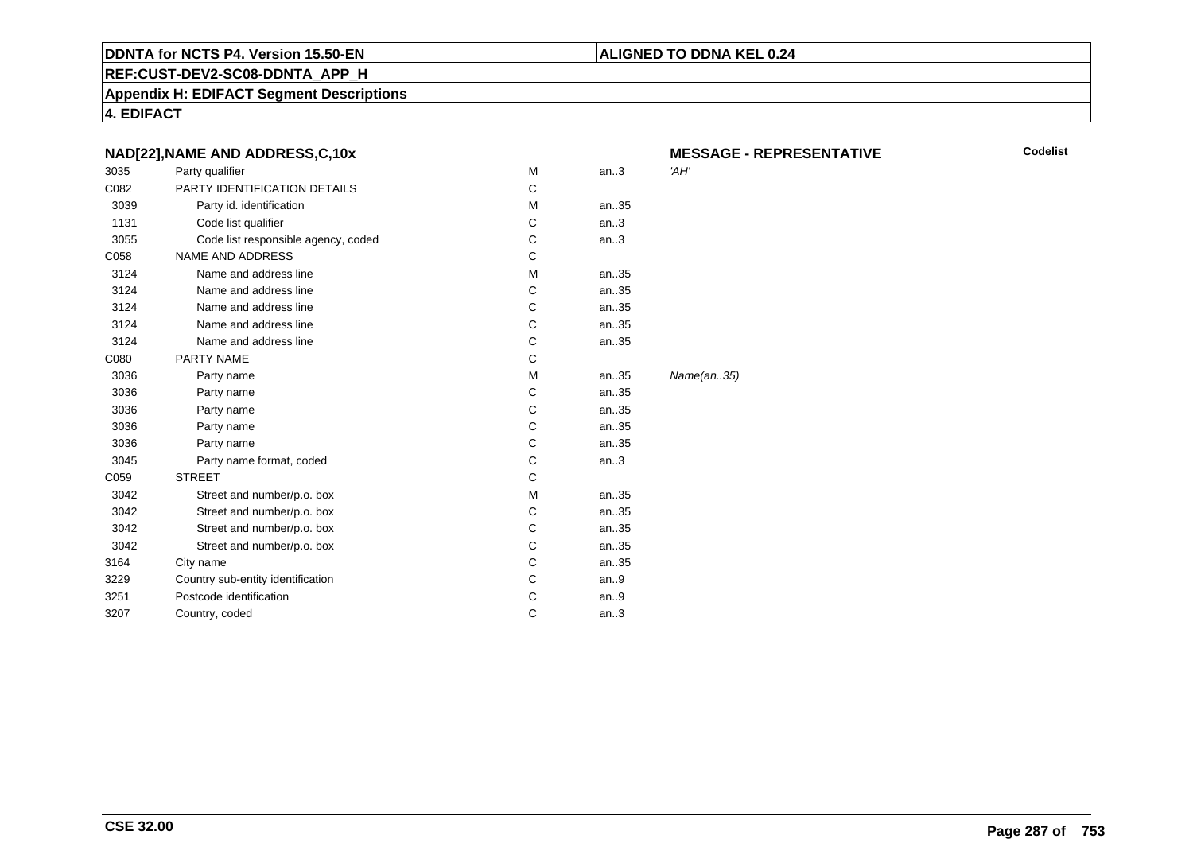**DDNTA for NCTS P4. Version 15.50-EN**

**ALIGNED TO DDNA KEL 0.24**

**REF:CUST-DEV2-SC08-DDNTA_APP_H**

**Appendix H: EDIFACT Segment Descriptions**

**4. EDIFACT**

| **NAD[22],NAME AND ADDRESS,C,10x** | | | | **MESSAGE - REPRESENTATIVE** | **Codelist** |
|---|---|---|---|---|---|
| 3035 | Party qualifier | M | an..3 | *'AH'* | |
| C082 | PARTY IDENTIFICATION DETAILS | C | | | |
| 3039 | Party id. identification | M | an..35 | | |
| 1131 | Code list qualifier | C | an..3 | | |
| 3055 | Code list responsible agency, coded | C | an..3 | | |
| C058 | NAME AND ADDRESS | C | | | |
| 3124 | Name and address line | M | an..35 | | |
| 3124 | Name and address line | C | an..35 | | |
| 3124 | Name and address line | C | an..35 | | |
| 3124 | Name and address line | C | an..35 | | |
| 3124 | Name and address line | C | an..35 | | |
| C080 | PARTY NAME | C | | | |
| 3036 | Party name | M | an..35 | *Name(an..35)* | |
| 3036 | Party name | C | an..35 | | |
| 3036 | Party name | C | an..35 | | |
| 3036 | Party name | C | an..35 | | |
| 3036 | Party name | C | an..35 | | |
| 3045 | Party name format, coded | C | an..3 | | |
| C059 | STREET | C | | | |
| 3042 | Street and number/p.o. box | M | an..35 | | |
| 3042 | Street and number/p.o. box | C | an..35 | | |
| 3042 | Street and number/p.o. box | C | an..35 | | |
| 3042 | Street and number/p.o. box | C | an..35 | | |
| 3164 | City name | C | an..35 | | |
| 3229 | Country sub-entity identification | C | an..9 | | |
| 3251 | Postcode identification | C | an..9 | | |
| 3207 | Country, coded | C | an..3 | | |

**CSE 32.00**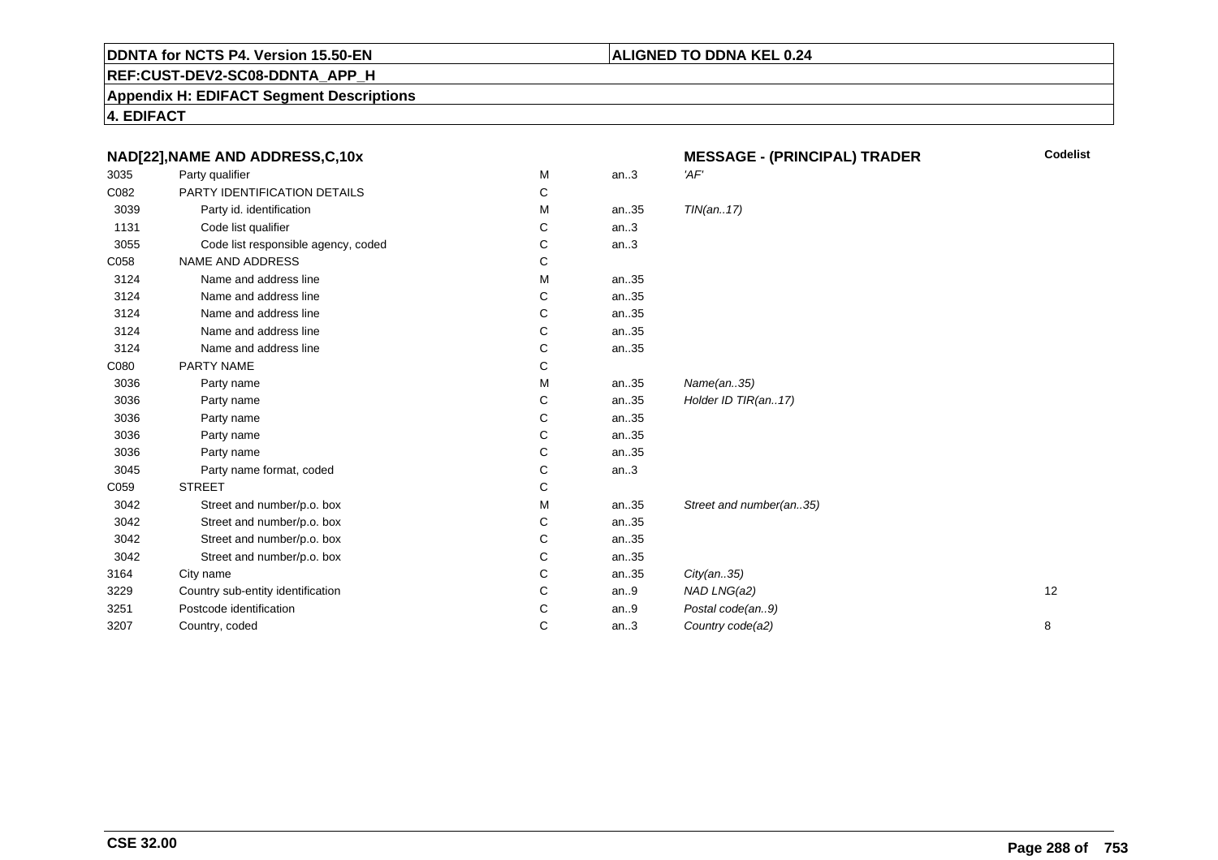**DDNTA for NCTS P4. Version 15.50-EN** | **ALIGNED TO DDNA KEL 0.24**

**REF:CUST-DEV2-SC08-DDNTA_APP_H**

**Appendix H: EDIFACT Segment Descriptions**

**4. EDIFACT**

| NAD[22],NAME AND ADDRESS,C,10x | | | | MESSAGE - (PRINCIPAL) TRADER | Codelist |
|---|---|---|---|---|---|
| 3035 | Party qualifier | M | an..3 | *'AF'* | |
| C082 | PARTY IDENTIFICATION DETAILS | C | | | |
| 3039 | Party id. identification | M | an..35 | *TIN(an..17)* | |
| 1131 | Code list qualifier | C | an..3 | | |
| 3055 | Code list responsible agency, coded | C | an..3 | | |
| C058 | NAME AND ADDRESS | C | | | |
| 3124 | Name and address line | M | an..35 | | |
| 3124 | Name and address line | C | an..35 | | |
| 3124 | Name and address line | C | an..35 | | |
| 3124 | Name and address line | C | an..35 | | |
| 3124 | Name and address line | C | an..35 | | |
| C080 | PARTY NAME | C | | | |
| 3036 | Party name | M | an..35 | *Name(an..35)* | |
| 3036 | Party name | C | an..35 | *Holder ID TIR(an..17)* | |
| 3036 | Party name | C | an..35 | | |
| 3036 | Party name | C | an..35 | | |
| 3036 | Party name | C | an..35 | | |
| 3045 | Party name format, coded | C | an..3 | | |
| C059 | STREET | C | | | |
| 3042 | Street and number/p.o. box | M | an..35 | *Street and number(an..35)* | |
| 3042 | Street and number/p.o. box | C | an..35 | | |
| 3042 | Street and number/p.o. box | C | an..35 | | |
| 3042 | Street and number/p.o. box | C | an..35 | | |
| 3164 | City name | C | an..35 | *City(an..35)* | |
| 3229 | Country sub-entity identification | C | an..9 | *NAD LNG(a2)* | 12 |
| 3251 | Postcode identification | C | an..9 | *Postal code(an..9)* | |
| 3207 | Country, coded | C | an..3 | *Country code(a2)* | 8 |

**CSE 32.00**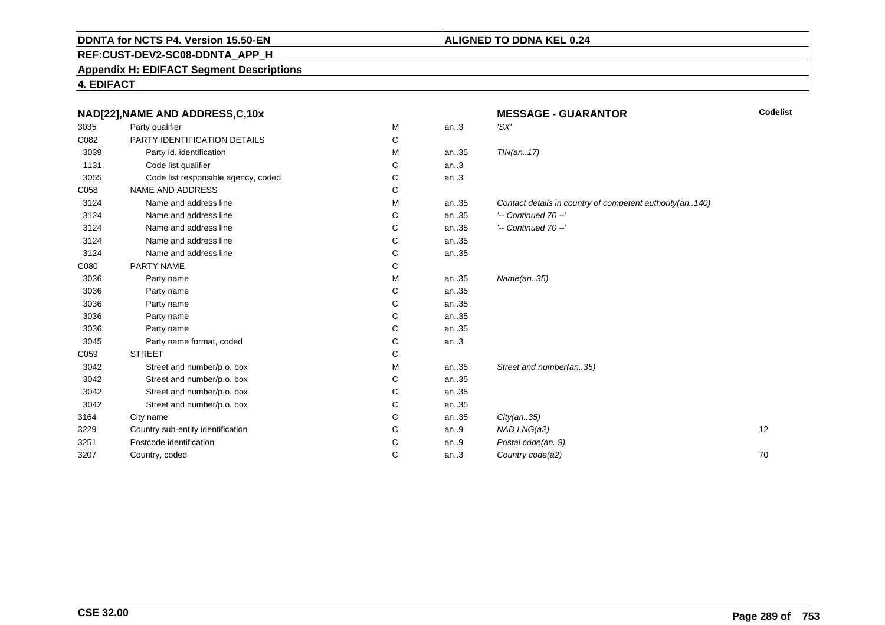**DDNTA for NCTS P4. Version 15.50-EN** | **ALIGNED TO DDNA KEL 0.24**

**REF:CUST-DEV2-SC08-DDNTA_APP_H**

**Appendix H: EDIFACT Segment Descriptions**

**4. EDIFACT**

| **NAD[22],NAME AND ADDRESS,C,10x** | | | | **MESSAGE - GUARANTOR** | **Codelist** |
|---|---|---|---|---|---|
| 3035 | Party qualifier | M | an..3 | *'SX'* | |
| C082 | PARTY IDENTIFICATION DETAILS | C | | | |
| 3039 | Party id. identification | M | an..35 | *TIN(an..17)* | |
| 1131 | Code list qualifier | C | an..3 | | |
| 3055 | Code list responsible agency, coded | C | an..3 | | |
| C058 | NAME AND ADDRESS | C | | | |
| 3124 | Name and address line | M | an..35 | *Contact details in country of competent authority(an..140)* | |
| 3124 | Name and address line | C | an..35 | *'-- Continued 70 --'* | |
| 3124 | Name and address line | C | an..35 | *'-- Continued 70 --'* | |
| 3124 | Name and address line | C | an..35 | | |
| 3124 | Name and address line | C | an..35 | | |
| C080 | PARTY NAME | C | | | |
| 3036 | Party name | M | an..35 | *Name(an..35)* | |
| 3036 | Party name | C | an..35 | | |
| 3036 | Party name | C | an..35 | | |
| 3036 | Party name | C | an..35 | | |
| 3036 | Party name | C | an..35 | | |
| 3045 | Party name format, coded | C | an..3 | | |
| C059 | STREET | C | | | |
| 3042 | Street and number/p.o. box | M | an..35 | *Street and number(an..35)* | |
| 3042 | Street and number/p.o. box | C | an..35 | | |
| 3042 | Street and number/p.o. box | C | an..35 | | |
| 3042 | Street and number/p.o. box | C | an..35 | | |
| 3164 | City name | C | an..35 | *City(an..35)* | |
| 3229 | Country sub-entity identification | C | an..9 | *NAD LNG(a2)* | 12 |
| 3251 | Postcode identification | C | an..9 | *Postal code(an..9)* | |
| 3207 | Country, coded | C | an..3 | *Country code(a2)* | 70 |

**CSE 32.00**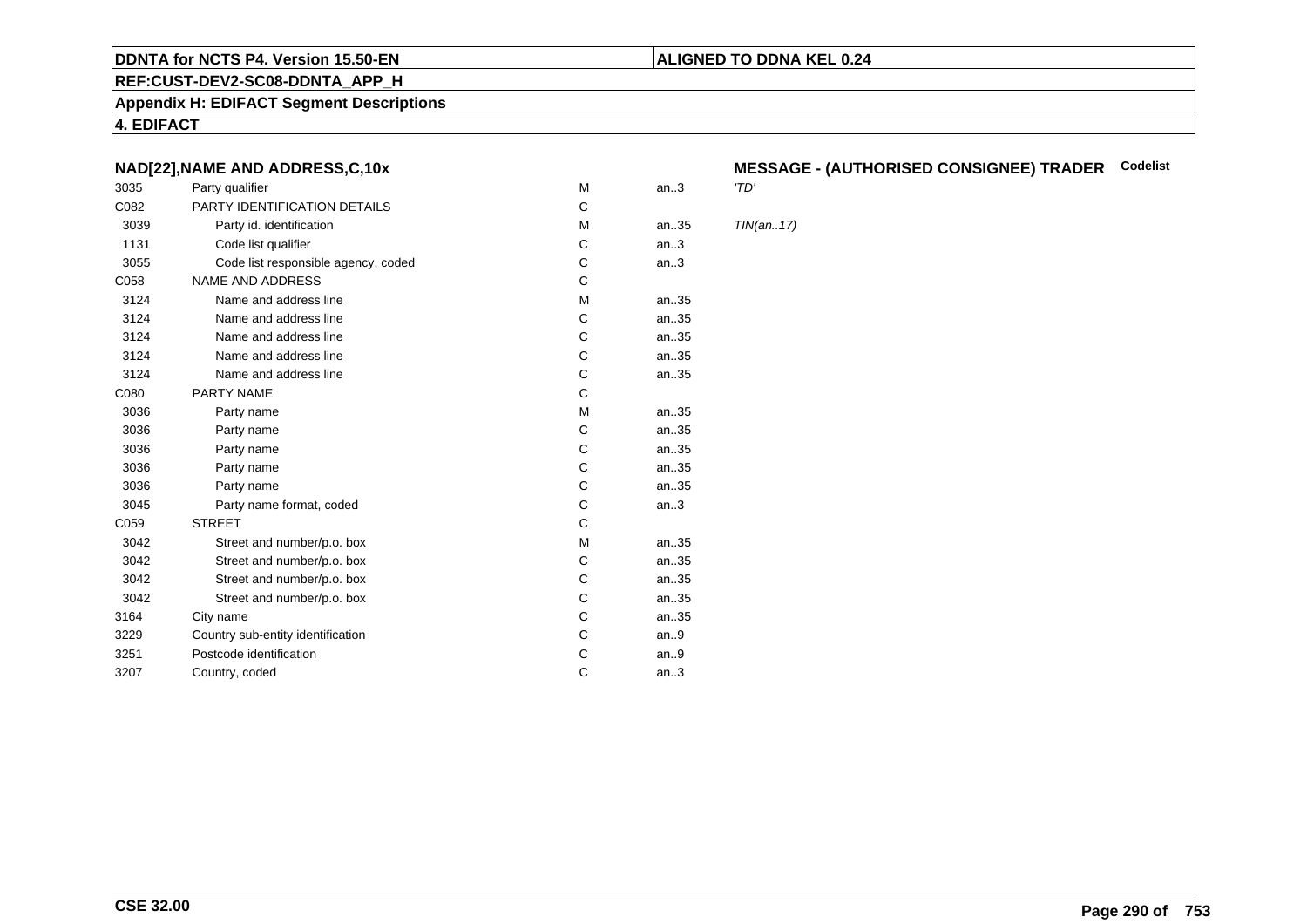**DDNTA for NCTS P4. Version 15.50-EN** | **ALIGNED TO DDNA KEL 0.24**

**REF:CUST-DEV2-SC08-DDNTA_APP_H**

**Appendix H: EDIFACT Segment Descriptions**

**4. EDIFACT**

### NAD[22],NAME AND ADDRESS,C,10x

**MESSAGE - (AUTHORISED CONSIGNEE) TRADER** **Codelist**

| | | | | | |
|---|---|---|---|---|---|
| 3035 | Party qualifier | M | an..3 | *'TD'* | |
| C082 | PARTY IDENTIFICATION DETAILS | C | | | |
| 3039 | Party id. identification | M | an..35 | *TIN(an..17)* | |
| 1131 | Code list qualifier | C | an..3 | | |
| 3055 | Code list responsible agency, coded | C | an..3 | | |
| C058 | NAME AND ADDRESS | C | | | |
| 3124 | Name and address line | M | an..35 | | |
| 3124 | Name and address line | C | an..35 | | |
| 3124 | Name and address line | C | an..35 | | |
| 3124 | Name and address line | C | an..35 | | |
| 3124 | Name and address line | C | an..35 | | |
| C080 | PARTY NAME | C | | | |
| 3036 | Party name | M | an..35 | | |
| 3036 | Party name | C | an..35 | | |
| 3036 | Party name | C | an..35 | | |
| 3036 | Party name | C | an..35 | | |
| 3036 | Party name | C | an..35 | | |
| 3045 | Party name format, coded | C | an..3 | | |
| C059 | STREET | C | | | |
| 3042 | Street and number/p.o. box | M | an..35 | | |
| 3042 | Street and number/p.o. box | C | an..35 | | |
| 3042 | Street and number/p.o. box | C | an..35 | | |
| 3042 | Street and number/p.o. box | C | an..35 | | |
| 3164 | City name | C | an..35 | | |
| 3229 | Country sub-entity identification | C | an..9 | | |
| 3251 | Postcode identification | C | an..9 | | |
| 3207 | Country, coded | C | an..3 | | |

**CSE 32.00**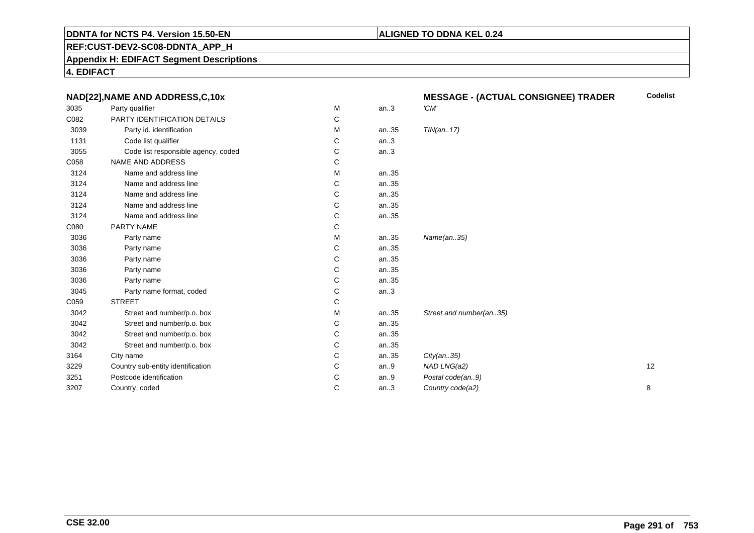**DDNTA for NCTS P4. Version 15.50-EN**

**ALIGNED TO DDNA KEL 0.24**

**REF:CUST-DEV2-SC08-DDNTA_APP_H**

**Appendix H: EDIFACT Segment Descriptions**

**4. EDIFACT**

| NAD[22],NAME AND ADDRESS,C,10x | | | | MESSAGE - (ACTUAL CONSIGNEE) TRADER | Codelist |
|---|---|---|---|---|---|
| 3035 | Party qualifier | M | an..3 | *'CM'* | |
| C082 | PARTY IDENTIFICATION DETAILS | C | | | |
| 3039 | Party id. identification | M | an..35 | *TIN(an..17)* | |
| 1131 | Code list qualifier | C | an..3 | | |
| 3055 | Code list responsible agency, coded | C | an..3 | | |
| C058 | NAME AND ADDRESS | C | | | |
| 3124 | Name and address line | M | an..35 | | |
| 3124 | Name and address line | C | an..35 | | |
| 3124 | Name and address line | C | an..35 | | |
| 3124 | Name and address line | C | an..35 | | |
| 3124 | Name and address line | C | an..35 | | |
| C080 | PARTY NAME | C | | | |
| 3036 | Party name | M | an..35 | *Name(an..35)* | |
| 3036 | Party name | C | an..35 | | |
| 3036 | Party name | C | an..35 | | |
| 3036 | Party name | C | an..35 | | |
| 3036 | Party name | C | an..35 | | |
| 3045 | Party name format, coded | C | an..3 | | |
| C059 | STREET | C | | | |
| 3042 | Street and number/p.o. box | M | an..35 | *Street and number(an..35)* | |
| 3042 | Street and number/p.o. box | C | an..35 | | |
| 3042 | Street and number/p.o. box | C | an..35 | | |
| 3042 | Street and number/p.o. box | C | an..35 | | |
| 3164 | City name | C | an..35 | *City(an..35)* | |
| 3229 | Country sub-entity identification | C | an..9 | *NAD LNG(a2)* | 12 |
| 3251 | Postcode identification | C | an..9 | *Postal code(an..9)* | |
| 3207 | Country, coded | C | an..3 | *Country code(a2)* | 8 |

**CSE 32.00**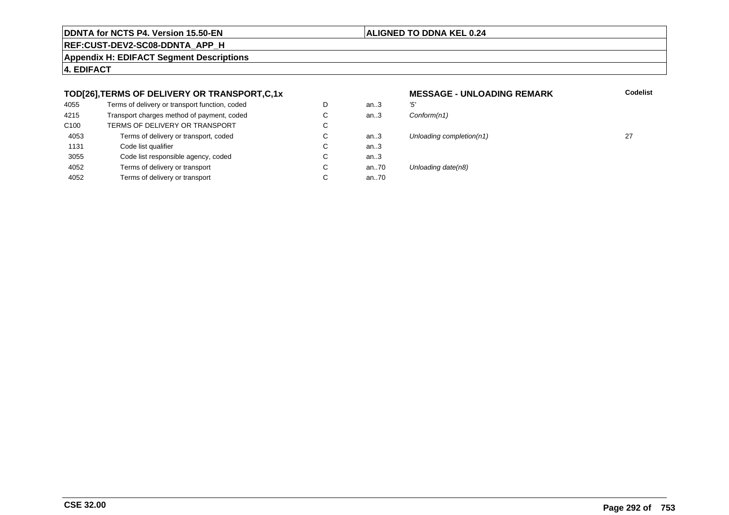## TOD[26],TERMS OF DELIVERY OR TRANSPORT,C,1x

**MESSAGE - UNLOADING REMARK**

| | | | | | Codelist |
|---|---|---|---|---|---|
| 4055 | Terms of delivery or transport function, coded | D | an..3 | *'5'* | |
| 4215 | Transport charges method of payment, coded | C | an..3 | *Conform(n1)* | |
| C100 | TERMS OF DELIVERY OR TRANSPORT | C | | | |
| 4053 | Terms of delivery or transport, coded | C | an..3 | *Unloading completion(n1)* | 27 |
| 1131 | Code list qualifier | C | an..3 | | |
| 3055 | Code list responsible agency, coded | C | an..3 | | |
| 4052 | Terms of delivery or transport | C | an..70 | *Unloading date(n8)* | |
| 4052 | Terms of delivery or transport | C | an..70 | | |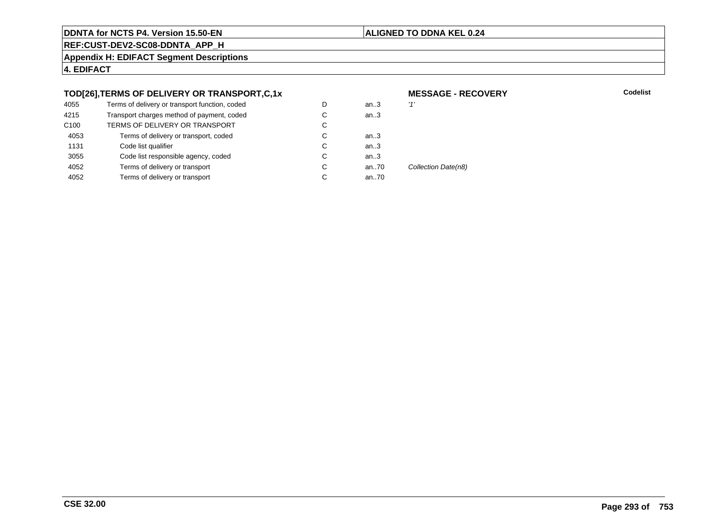**DDNTA for NCTS P4. Version 15.50-EN** | **ALIGNED TO DDNA KEL 0.24**

**REF:CUST-DEV2-SC08-DDNTA_APP_H**

**Appendix H: EDIFACT Segment Descriptions**

**4. EDIFACT**

### TOD[26],TERMS OF DELIVERY OR TRANSPORT,C,1x

**MESSAGE - RECOVERY**

| | | | | | Codelist |
|---|---|---|---|---|---|
| 4055 | Terms of delivery or transport function, coded | D | an..3 | *'1'* | |
| 4215 | Transport charges method of payment, coded | C | an..3 | | |
| C100 | TERMS OF DELIVERY OR TRANSPORT | C | | | |
| 4053 | Terms of delivery or transport, coded | C | an..3 | | |
| 1131 | Code list qualifier | C | an..3 | | |
| 3055 | Code list responsible agency, coded | C | an..3 | | |
| 4052 | Terms of delivery or transport | C | an..70 | *Collection Date(n8)* | |
| 4052 | Terms of delivery or transport | C | an..70 | | |

**CSE 32.00**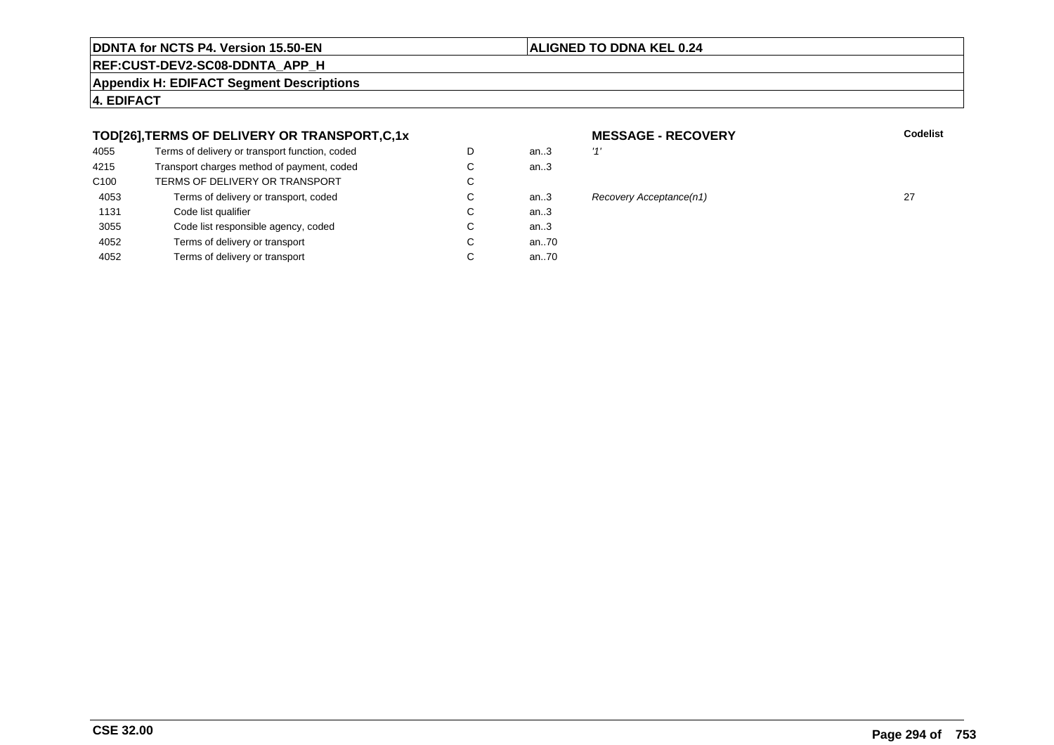**DDNTA for NCTS P4. Version 15.50-EN** | **ALIGNED TO DDNA KEL 0.24**

**REF:CUST-DEV2-SC08-DDNTA_APP_H**

**Appendix H: EDIFACT Segment Descriptions**

**4. EDIFACT**

| TOD[26],TERMS OF DELIVERY OR TRANSPORT,C,1x | | | | MESSAGE - RECOVERY | Codelist |
|---|---|---|---|---|---|
| 4055 | Terms of delivery or transport function, coded | D | an..3 | *'1'* | |
| 4215 | Transport charges method of payment, coded | C | an..3 | | |
| C100 | TERMS OF DELIVERY OR TRANSPORT | C | | | |
| 4053 | Terms of delivery or transport, coded | C | an..3 | *Recovery Acceptance(n1)* | 27 |
| 1131 | Code list qualifier | C | an..3 | | |
| 3055 | Code list responsible agency, coded | C | an..3 | | |
| 4052 | Terms of delivery or transport | C | an..70 | | |
| 4052 | Terms of delivery or transport | C | an..70 | | |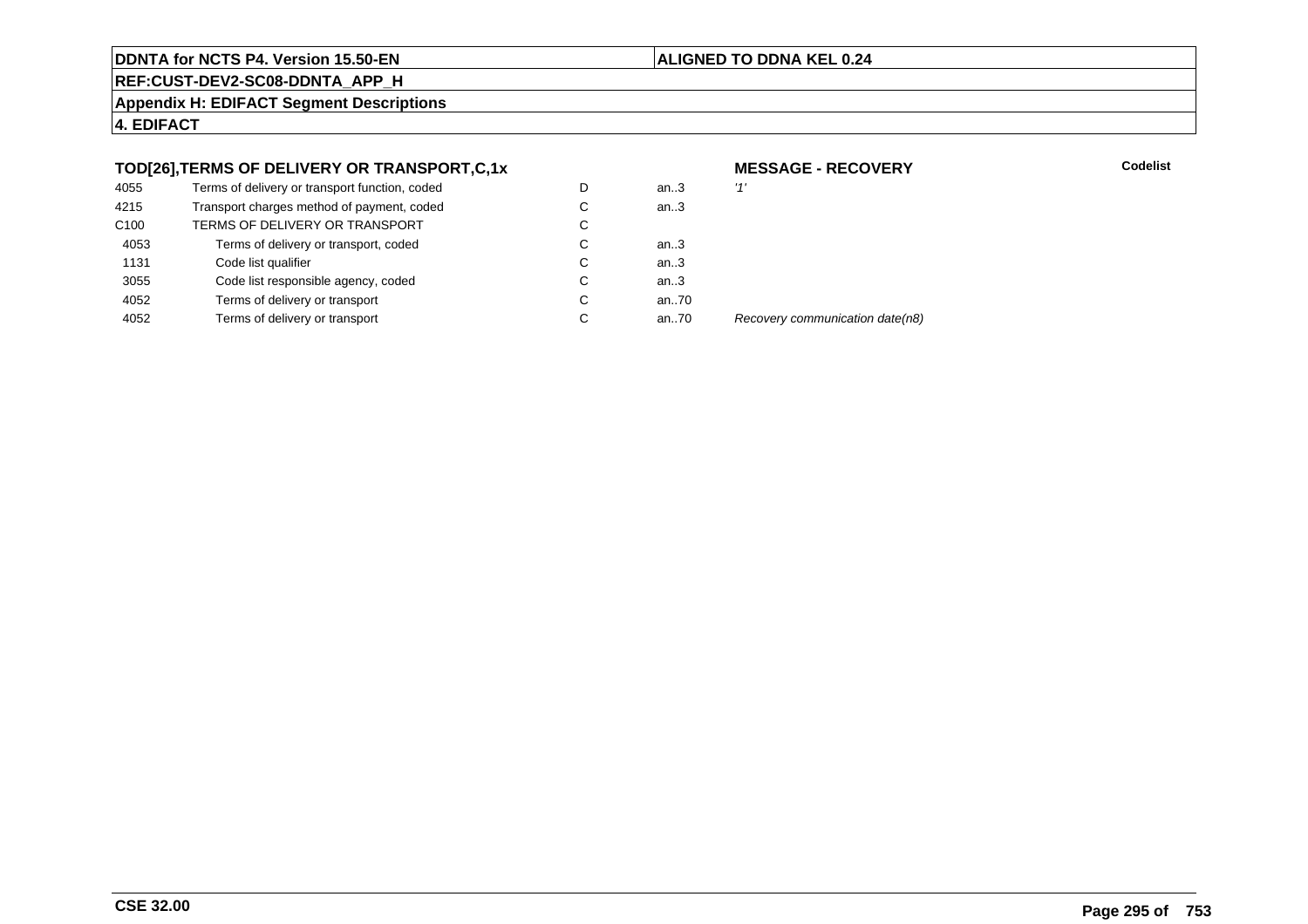**DDNTA for NCTS P4. Version 15.50-EN** | **ALIGNED TO DDNA KEL 0.24**

**REF:CUST-DEV2-SC08-DDNTA_APP_H**

**Appendix H: EDIFACT Segment Descriptions**

**4. EDIFACT**

### TOD[26],TERMS OF DELIVERY OR TRANSPORT,C,1x

**MESSAGE - RECOVERY**

| | | | | | Codelist |
|---|---|---|---|---|---|
| 4055 | Terms of delivery or transport function, coded | D | an..3 | *'1'* | |
| 4215 | Transport charges method of payment, coded | C | an..3 | | |
| C100 | TERMS OF DELIVERY OR TRANSPORT | C | | | |
| 4053 | Terms of delivery or transport, coded | C | an..3 | | |
| 1131 | Code list qualifier | C | an..3 | | |
| 3055 | Code list responsible agency, coded | C | an..3 | | |
| 4052 | Terms of delivery or transport | C | an..70 | | |
| 4052 | Terms of delivery or transport | C | an..70 | *Recovery communication date(n8)* | |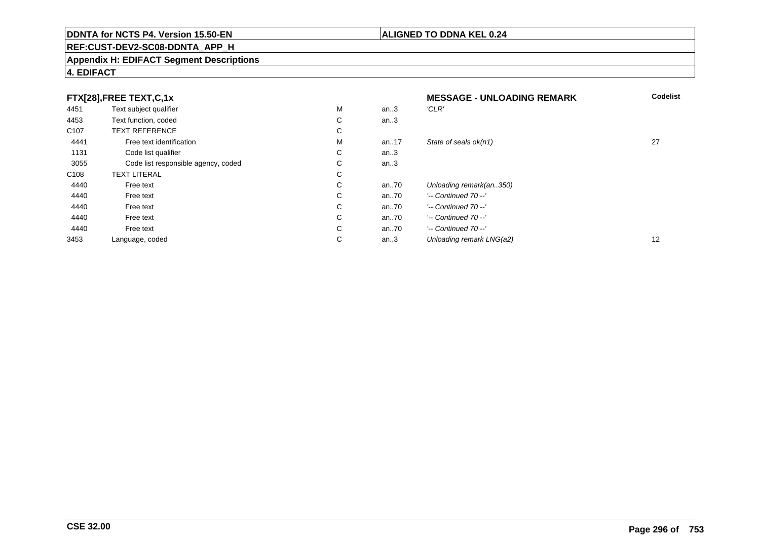**DDNTA for NCTS P4. Version 15.50-EN** | **ALIGNED TO DDNA KEL 0.24**

**REF:CUST-DEV2-SC08-DDNTA_APP_H**

**Appendix H: EDIFACT Segment Descriptions**

**4. EDIFACT**

| FTX[28],FREE TEXT,C,1x | | | | MESSAGE - UNLOADING REMARK | Codelist |
|---|---|---|---|---|---|
| 4451 | Text subject qualifier | M | an..3 | *'CLR'* | |
| 4453 | Text function, coded | C | an..3 | | |
| C107 | TEXT REFERENCE | C | | | |
| 4441 | Free text identification | M | an..17 | *State of seals ok(n1)* | 27 |
| 1131 | Code list qualifier | C | an..3 | | |
| 3055 | Code list responsible agency, coded | C | an..3 | | |
| C108 | TEXT LITERAL | C | | | |
| 4440 | Free text | C | an..70 | *Unloading remark(an..350)* | |
| 4440 | Free text | C | an..70 | *'-- Continued 70 --'* | |
| 4440 | Free text | C | an..70 | *'-- Continued 70 --'* | |
| 4440 | Free text | C | an..70 | *'-- Continued 70 --'* | |
| 4440 | Free text | C | an..70 | *'-- Continued 70 --'* | |
| 3453 | Language, coded | C | an..3 | *Unloading remark LNG(a2)* | 12 |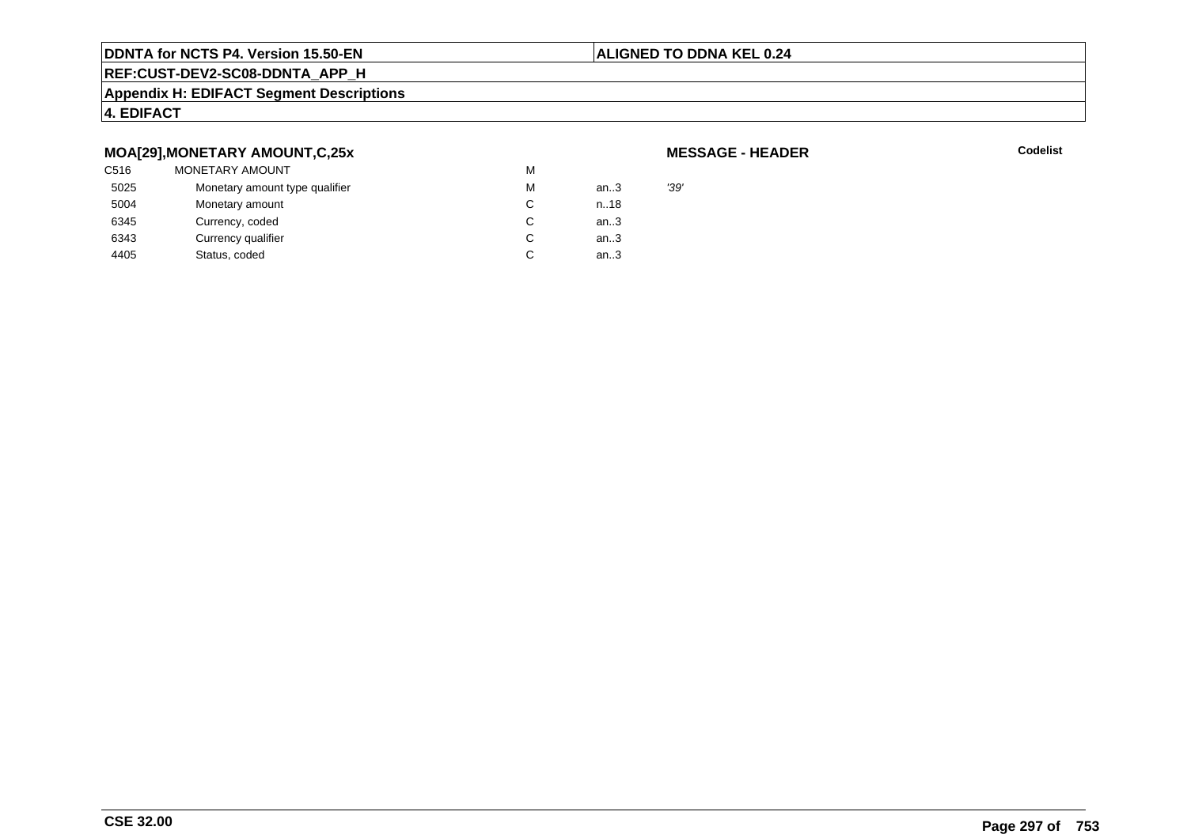**DDNTA for NCTS P4. Version 15.50-EN** | **ALIGNED TO DDNA KEL 0.24**

**REF:CUST-DEV2-SC08-DDNTA_APP_H**

**Appendix H: EDIFACT Segment Descriptions**

**4. EDIFACT**

### MOA[29],MONETARY AMOUNT,C,25x

**MESSAGE - HEADER**

| | | | | | Codelist |
|---|---|---|---|---|---|
| C516 | MONETARY AMOUNT | M | | | |
| 5025 | Monetary amount type qualifier | M | an..3 | '39' | |
| 5004 | Monetary amount | C | n..18 | | |
| 6345 | Currency, coded | C | an..3 | | |
| 6343 | Currency qualifier | C | an..3 | | |
| 4405 | Status, coded | C | an..3 | | |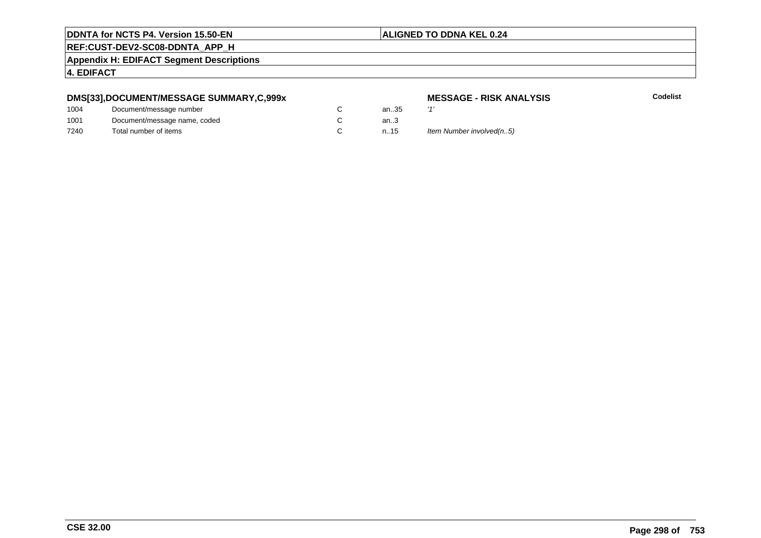## DMS[33],DOCUMENT/MESSAGE SUMMARY,C,999x

**MESSAGE - RISK ANALYSIS**

**Codelist**

| | | | | |
|---|---|---|---|---|
| 1004 | Document/message number | C | an..35 | *'1'* |
| 1001 | Document/message name, coded | C | an..3 | |
| 7240 | Total number of items | C | n..15 | *Item Number involved(n..5)* |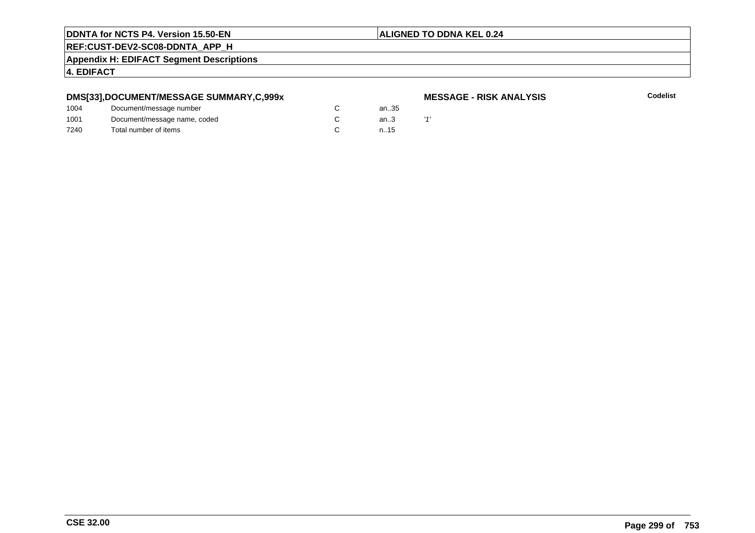**DDNTA for NCTS P4. Version 15.50-EN** | **ALIGNED TO DDNA KEL 0.24**

**REF:CUST-DEV2-SC08-DDNTA_APP_H**

**Appendix H: EDIFACT Segment Descriptions**

**4. EDIFACT**

**DMS[33],DOCUMENT/MESSAGE SUMMARY,C,999x** **MESSAGE - RISK ANALYSIS** **Codelist**

| | | | | |
|---|---|---|---|---|
| 1004 | Document/message number | C | an..35 | |
| 1001 | Document/message name, coded | C | an..3 | *'1'* |
| 7240 | Total number of items | C | n..15 | |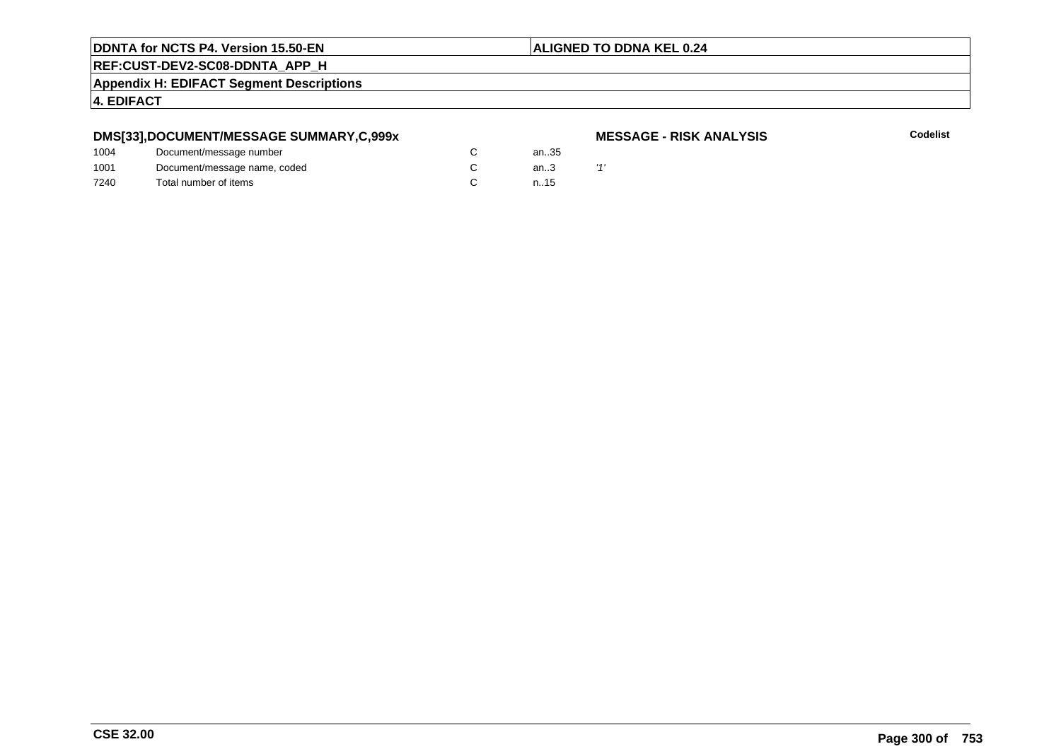**DDNTA for NCTS P4. Version 15.50-EN** | **ALIGNED TO DDNA KEL 0.24**

**REF:CUST-DEV2-SC08-DDNTA_APP_H**

**Appendix H: EDIFACT Segment Descriptions**

**4. EDIFACT**

### DMS[33],DOCUMENT/MESSAGE SUMMARY,C,999x

**MESSAGE - RISK ANALYSIS** **Codelist**

| | | | | |
|---|---|---|---|---|
| 1004 | Document/message number | C | an..35 | |
| 1001 | Document/message name, coded | C | an..3 | *'1'* |
| 7240 | Total number of items | C | n..15 | |

**CSE 32.00**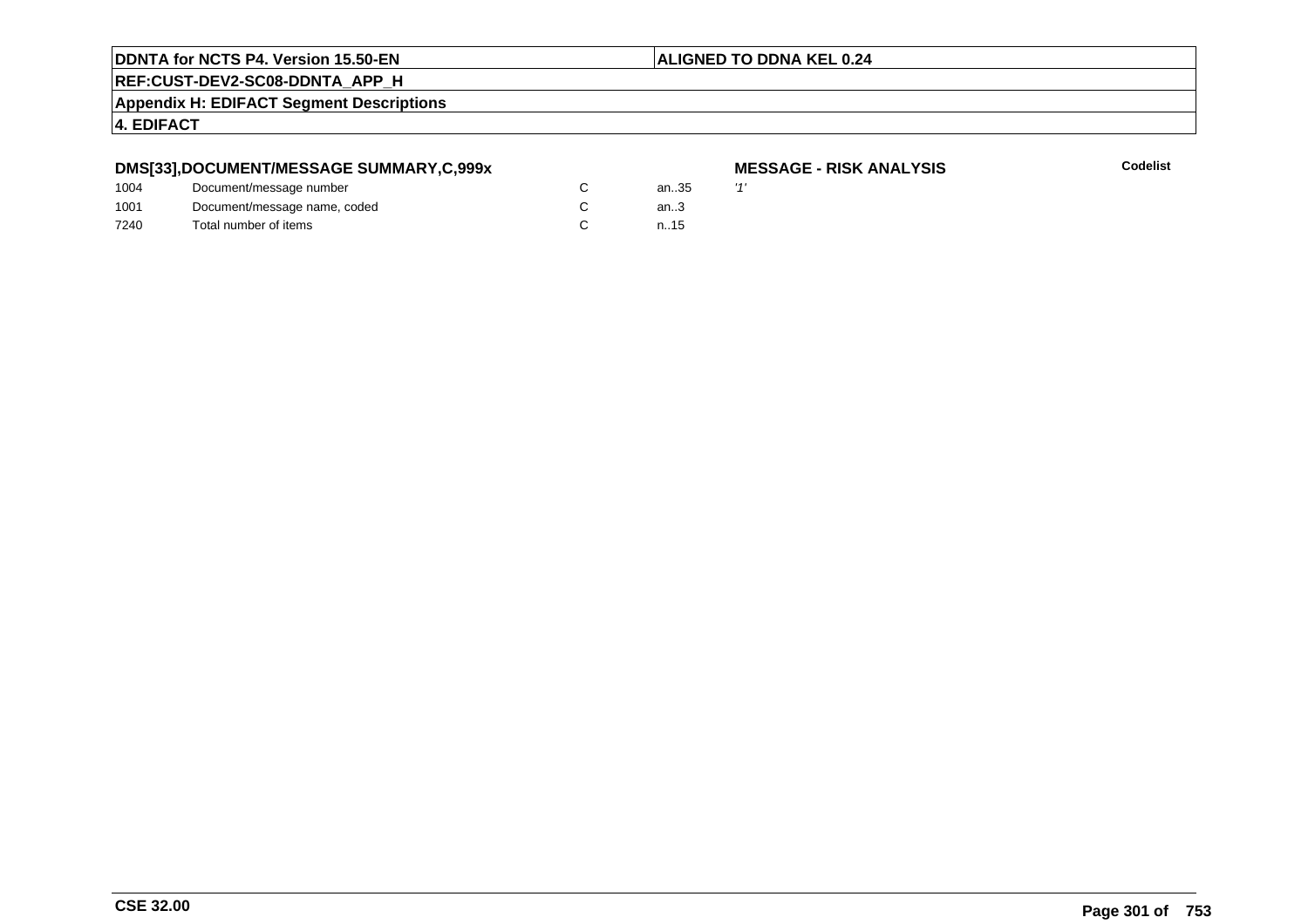**DMS[33],DOCUMENT/MESSAGE SUMMARY,C,999x**

**MESSAGE - RISK ANALYSIS**

**Codelist**

| | | | | |
|---|---|---|---|---|
| 1004 | Document/message number | C | an..35 | '1' |
| 1001 | Document/message name, coded | C | an..3 | |
| 7240 | Total number of items | C | n..15 | |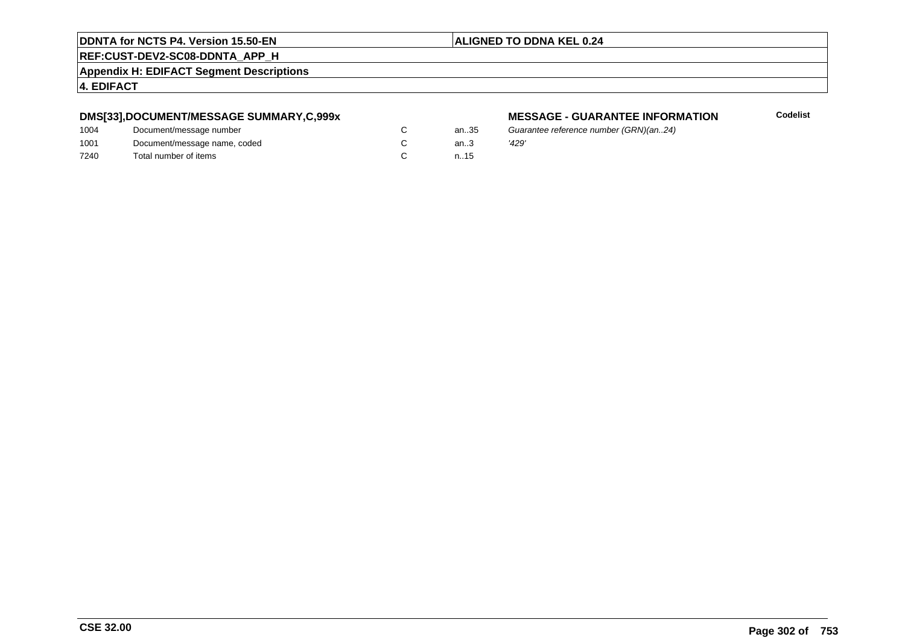### DMS[33],DOCUMENT/MESSAGE SUMMARY,C,999x

**MESSAGE - GUARANTEE INFORMATION**

| | | | | | Codelist |
|---|---|---|---|---|---|
| 1004 | Document/message number | C | an..35 | *Guarantee reference number (GRN)(an..24)* | |
| 1001 | Document/message name, coded | C | an..3 | *'429'* | |
| 7240 | Total number of items | C | n..15 | | |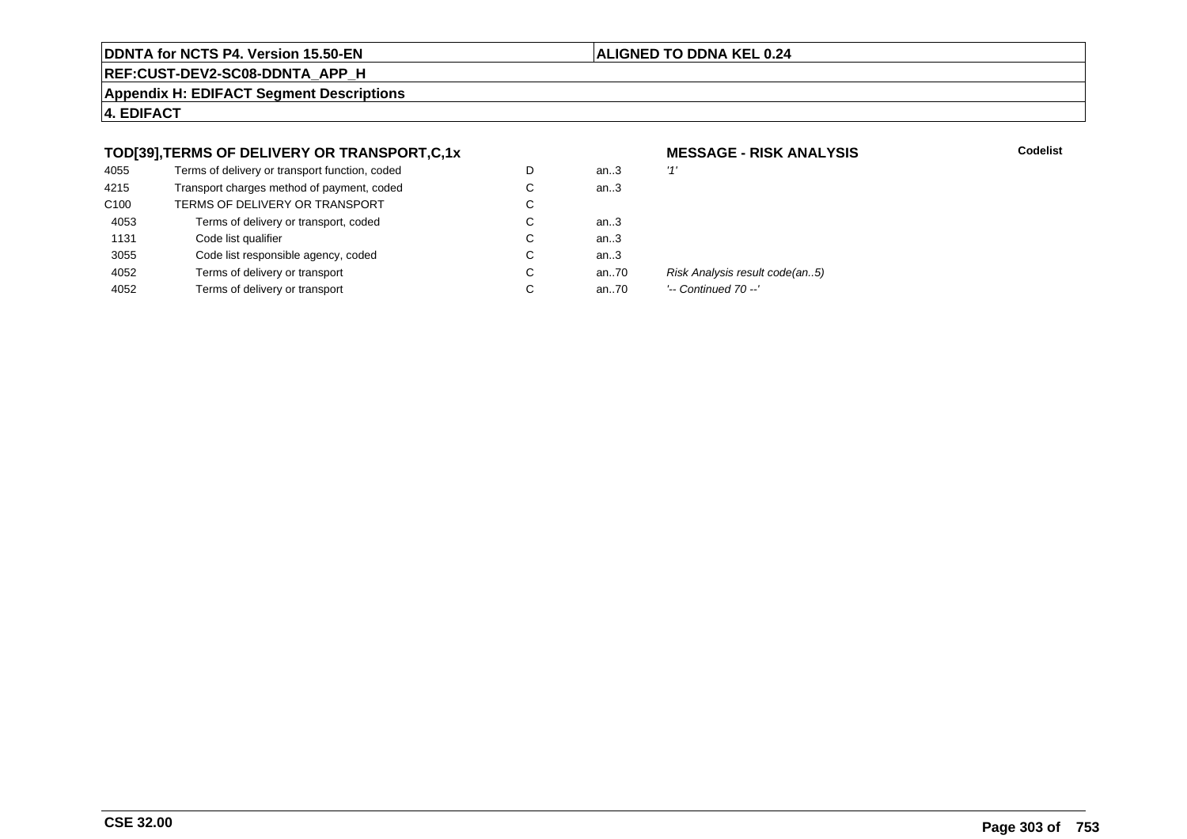**4. EDIFACT**

### TOD[39],TERMS OF DELIVERY OR TRANSPORT,C,1x

**MESSAGE - RISK ANALYSIS**

| | | | | | Codelist |
|---|---|---|---|---|---|
| 4055 | Terms of delivery or transport function, coded | D | an..3 | *'1'* | |
| 4215 | Transport charges method of payment, coded | C | an..3 | | |
| C100 | TERMS OF DELIVERY OR TRANSPORT | C | | | |
| 4053 | Terms of delivery or transport, coded | C | an..3 | | |
| 1131 | Code list qualifier | C | an..3 | | |
| 3055 | Code list responsible agency, coded | C | an..3 | | |
| 4052 | Terms of delivery or transport | C | an..70 | *Risk Analysis result code(an..5)* | |
| 4052 | Terms of delivery or transport | C | an..70 | *'-- Continued 70 --'* | |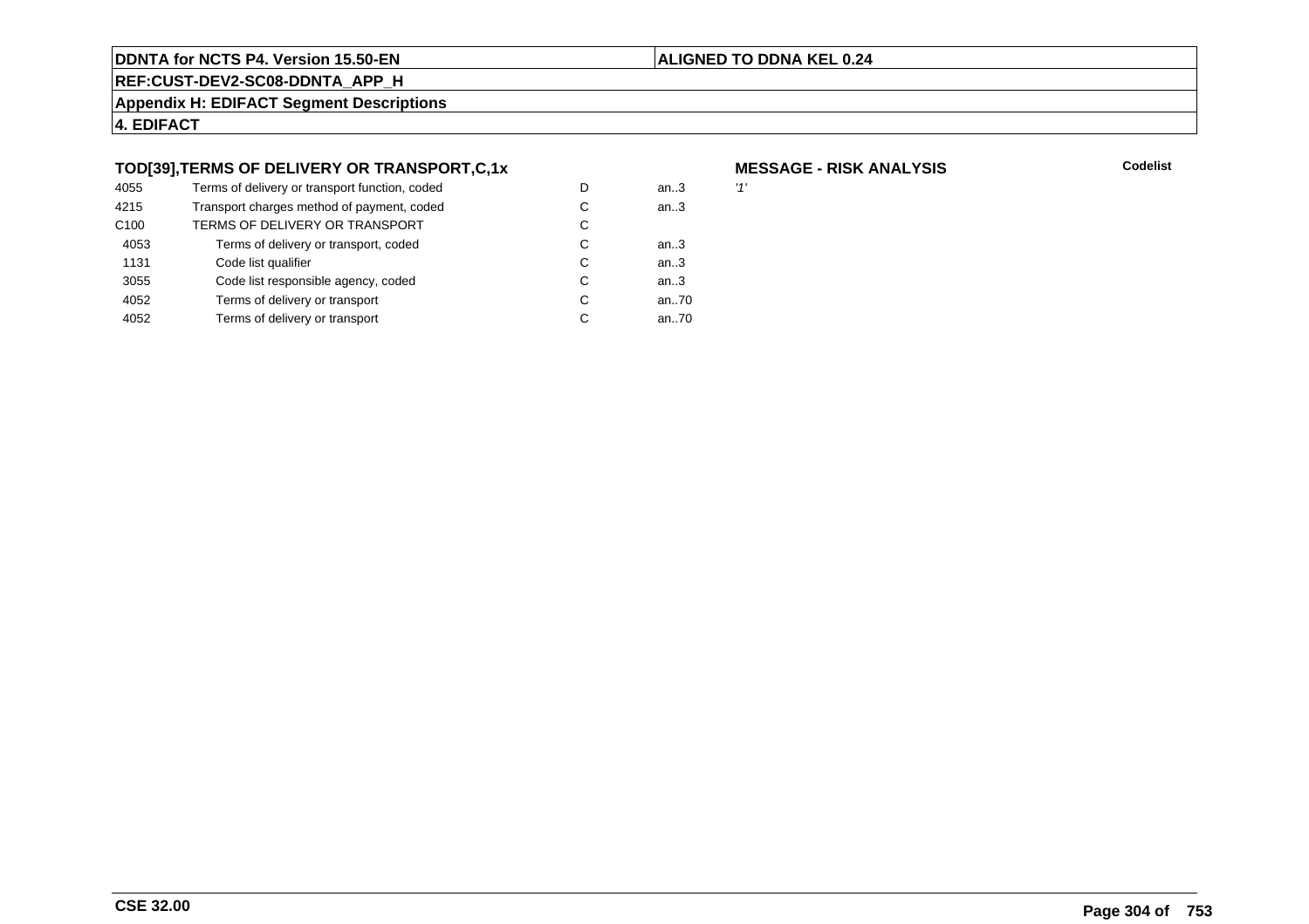**DDNTA for NCTS P4. Version 15.50-EN** | **ALIGNED TO DDNA KEL 0.24**

**REF:CUST-DEV2-SC08-DDNTA_APP_H**

**Appendix H: EDIFACT Segment Descriptions**

**4. EDIFACT**

### TOD[39],TERMS OF DELIVERY OR TRANSPORT,C,1x

**MESSAGE - RISK ANALYSIS**

| | | | | | Codelist |
|---|---|---|---|---|---|
| 4055 | Terms of delivery or transport function, coded | D | an..3 | *'1'* | |
| 4215 | Transport charges method of payment, coded | C | an..3 | | |
| C100 | TERMS OF DELIVERY OR TRANSPORT | C | | | |
| 4053 | Terms of delivery or transport, coded | C | an..3 | | |
| 1131 | Code list qualifier | C | an..3 | | |
| 3055 | Code list responsible agency, coded | C | an..3 | | |
| 4052 | Terms of delivery or transport | C | an..70 | | |
| 4052 | Terms of delivery or transport | C | an..70 | | |

**CSE 32.00**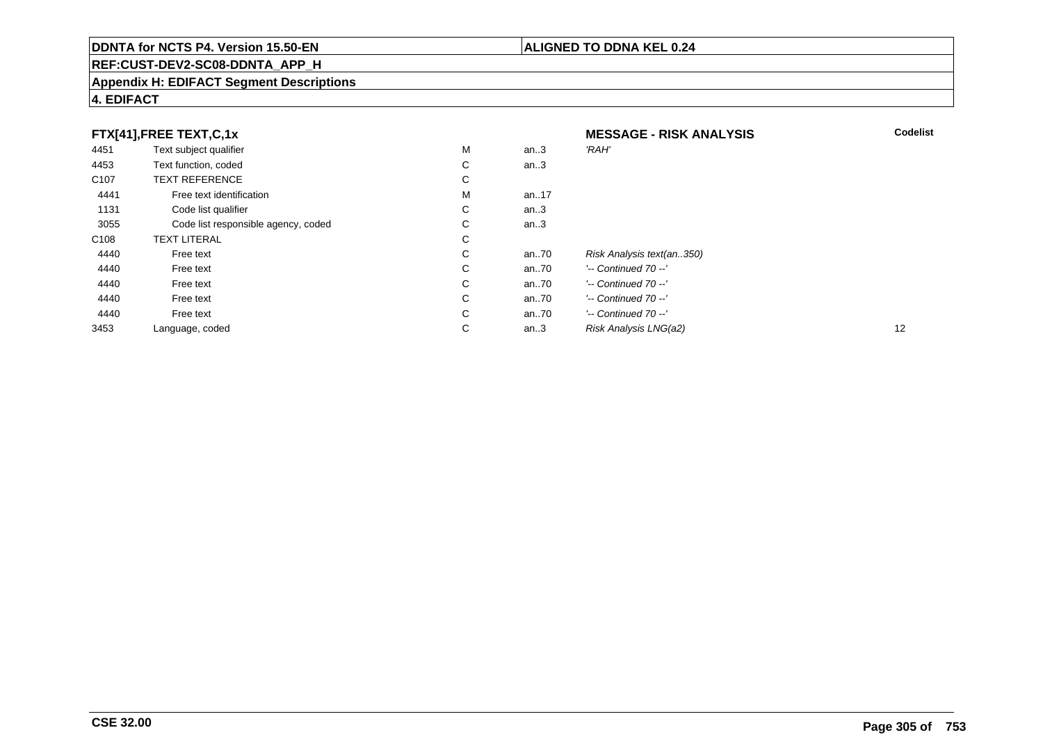**DDNTA for NCTS P4. Version 15.50-EN** | **ALIGNED TO DDNA KEL 0.24**

**REF:CUST-DEV2-SC08-DDNTA_APP_H**

**Appendix H: EDIFACT Segment Descriptions**

**4. EDIFACT**

**FTX[41],FREE TEXT,C,1x** — **MESSAGE - RISK ANALYSIS**

| | | | | | Codelist |
|---|---|---|---|---|---|
| 4451 | Text subject qualifier | M | an..3 | *'RAH'* | |
| 4453 | Text function, coded | C | an..3 | | |
| C107 | TEXT REFERENCE | C | | | |
| 4441 | Free text identification | M | an..17 | | |
| 1131 | Code list qualifier | C | an..3 | | |
| 3055 | Code list responsible agency, coded | C | an..3 | | |
| C108 | TEXT LITERAL | C | | | |
| 4440 | Free text | C | an..70 | *Risk Analysis text(an..350)* | |
| 4440 | Free text | C | an..70 | *'-- Continued 70 --'* | |
| 4440 | Free text | C | an..70 | *'-- Continued 70 --'* | |
| 4440 | Free text | C | an..70 | *'-- Continued 70 --'* | |
| 4440 | Free text | C | an..70 | *'-- Continued 70 --'* | |
| 3453 | Language, coded | C | an..3 | *Risk Analysis LNG(a2)* | 12 |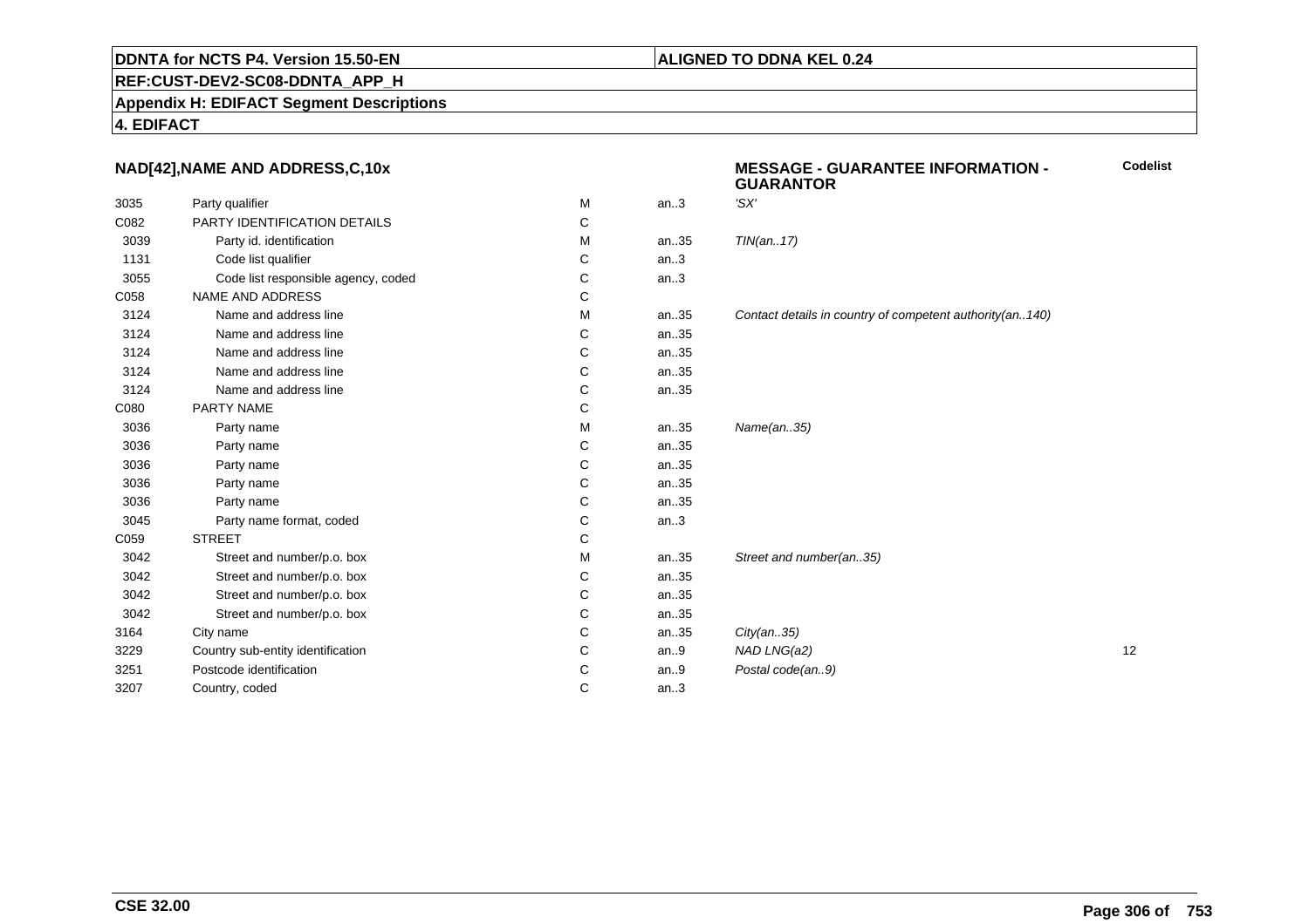**DDNTA for NCTS P4. Version 15.50-EN** | **ALIGNED TO DDNA KEL 0.24**

**REF:CUST-DEV2-SC08-DDNTA_APP_H**

**Appendix H: EDIFACT Segment Descriptions**

**4. EDIFACT**

### NAD[42],NAME AND ADDRESS,C,10x

**MESSAGE - GUARANTEE INFORMATION - GUARANTOR**

| | | | | | Codelist |
|---|---|---|---|---|---|
| 3035 | Party qualifier | M | an..3 | *'SX'* | |
| C082 | PARTY IDENTIFICATION DETAILS | C | | | |
| 3039 | Party id. identification | M | an..35 | *TIN(an..17)* | |
| 1131 | Code list qualifier | C | an..3 | | |
| 3055 | Code list responsible agency, coded | C | an..3 | | |
| C058 | NAME AND ADDRESS | C | | | |
| 3124 | Name and address line | M | an..35 | *Contact details in country of competent authority(an..140)* | |
| 3124 | Name and address line | C | an..35 | | |
| 3124 | Name and address line | C | an..35 | | |
| 3124 | Name and address line | C | an..35 | | |
| 3124 | Name and address line | C | an..35 | | |
| C080 | PARTY NAME | C | | | |
| 3036 | Party name | M | an..35 | *Name(an..35)* | |
| 3036 | Party name | C | an..35 | | |
| 3036 | Party name | C | an..35 | | |
| 3036 | Party name | C | an..35 | | |
| 3036 | Party name | C | an..35 | | |
| 3045 | Party name format, coded | C | an..3 | | |
| C059 | STREET | C | | | |
| 3042 | Street and number/p.o. box | M | an..35 | *Street and number(an..35)* | |
| 3042 | Street and number/p.o. box | C | an..35 | | |
| 3042 | Street and number/p.o. box | C | an..35 | | |
| 3042 | Street and number/p.o. box | C | an..35 | | |
| 3164 | City name | C | an..35 | *City(an..35)* | |
| 3229 | Country sub-entity identification | C | an..9 | *NAD LNG(a2)* | 12 |
| 3251 | Postcode identification | C | an..9 | *Postal code(an..9)* | |
| 3207 | Country, coded | C | an..3 | | |

**CSE 32.00**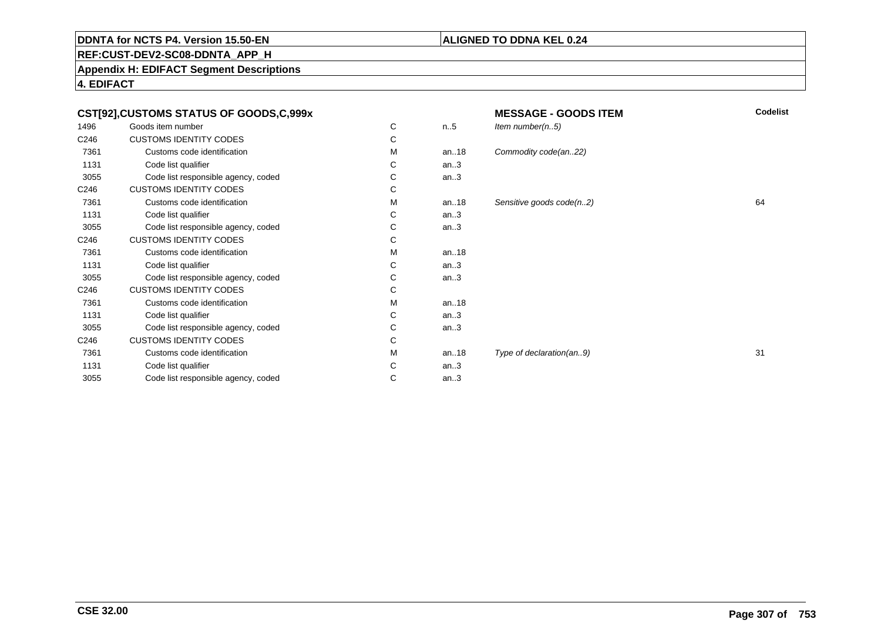**DDNTA for NCTS P4. Version 15.50-EN** | **ALIGNED TO DDNA KEL 0.24**

**REF:CUST-DEV2-SC08-DDNTA_APP_H**

**Appendix H: EDIFACT Segment Descriptions**

**4. EDIFACT**

| CST[92],CUSTOMS STATUS OF GOODS,C,999x | | | | MESSAGE - GOODS ITEM | Codelist |
|---|---|---|---|---|---|
| 1496 | Goods item number | C | n..5 | *Item number(n..5)* | |
| C246 | CUSTOMS IDENTITY CODES | C | | | |
| 7361 | Customs code identification | M | an..18 | *Commodity code(an..22)* | |
| 1131 | Code list qualifier | C | an..3 | | |
| 3055 | Code list responsible agency, coded | C | an..3 | | |
| C246 | CUSTOMS IDENTITY CODES | C | | | |
| 7361 | Customs code identification | M | an..18 | *Sensitive goods code(n..2)* | 64 |
| 1131 | Code list qualifier | C | an..3 | | |
| 3055 | Code list responsible agency, coded | C | an..3 | | |
| C246 | CUSTOMS IDENTITY CODES | C | | | |
| 7361 | Customs code identification | M | an..18 | | |
| 1131 | Code list qualifier | C | an..3 | | |
| 3055 | Code list responsible agency, coded | C | an..3 | | |
| C246 | CUSTOMS IDENTITY CODES | C | | | |
| 7361 | Customs code identification | M | an..18 | | |
| 1131 | Code list qualifier | C | an..3 | | |
| 3055 | Code list responsible agency, coded | C | an..3 | | |
| C246 | CUSTOMS IDENTITY CODES | C | | | |
| 7361 | Customs code identification | M | an..18 | *Type of declaration(an..9)* | 31 |
| 1131 | Code list qualifier | C | an..3 | | |
| 3055 | Code list responsible agency, coded | C | an..3 | | |

**CSE 32.00**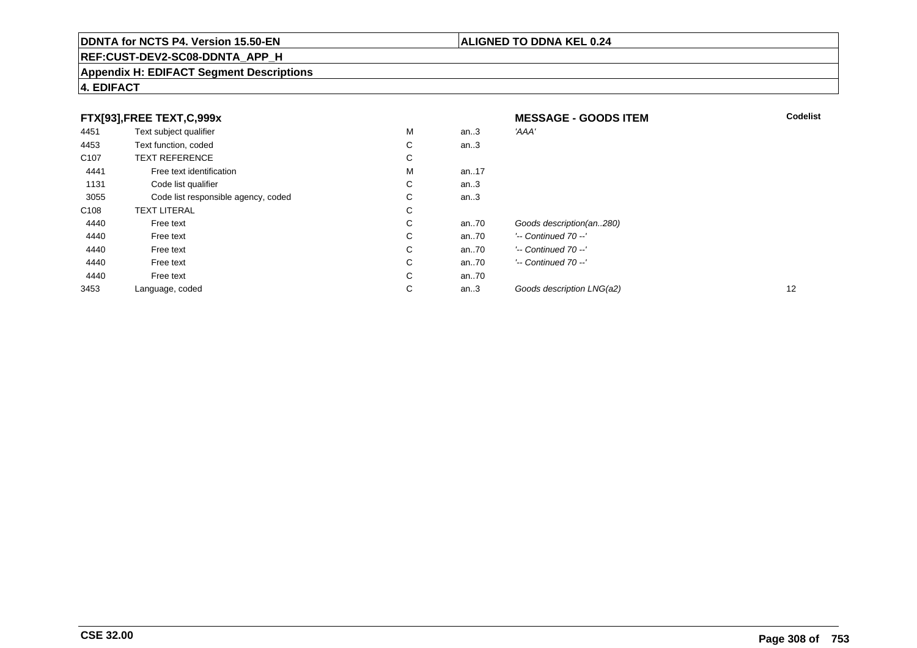**DDNTA for NCTS P4. Version 15.50-EN** | **ALIGNED TO DDNA KEL 0.24**

**REF:CUST-DEV2-SC08-DDNTA_APP_H**

**Appendix H: EDIFACT Segment Descriptions**

**4. EDIFACT**

| **FTX[93],FREE TEXT,C,999x** | | | | **MESSAGE - GOODS ITEM** | **Codelist** |
|---|---|---|---|---|---|
| 4451 | Text subject qualifier | M | an..3 | *'AAA'* | |
| 4453 | Text function, coded | C | an..3 | | |
| C107 | TEXT REFERENCE | C | | | |
| 4441 | Free text identification | M | an..17 | | |
| 1131 | Code list qualifier | C | an..3 | | |
| 3055 | Code list responsible agency, coded | C | an..3 | | |
| C108 | TEXT LITERAL | C | | | |
| 4440 | Free text | C | an..70 | *Goods description(an..280)* | |
| 4440 | Free text | C | an..70 | *'-- Continued 70 --'* | |
| 4440 | Free text | C | an..70 | *'-- Continued 70 --'* | |
| 4440 | Free text | C | an..70 | *'-- Continued 70 --'* | |
| 4440 | Free text | C | an..70 | | |
| 3453 | Language, coded | C | an..3 | *Goods description LNG(a2)* | 12 |

**CSE 32.00**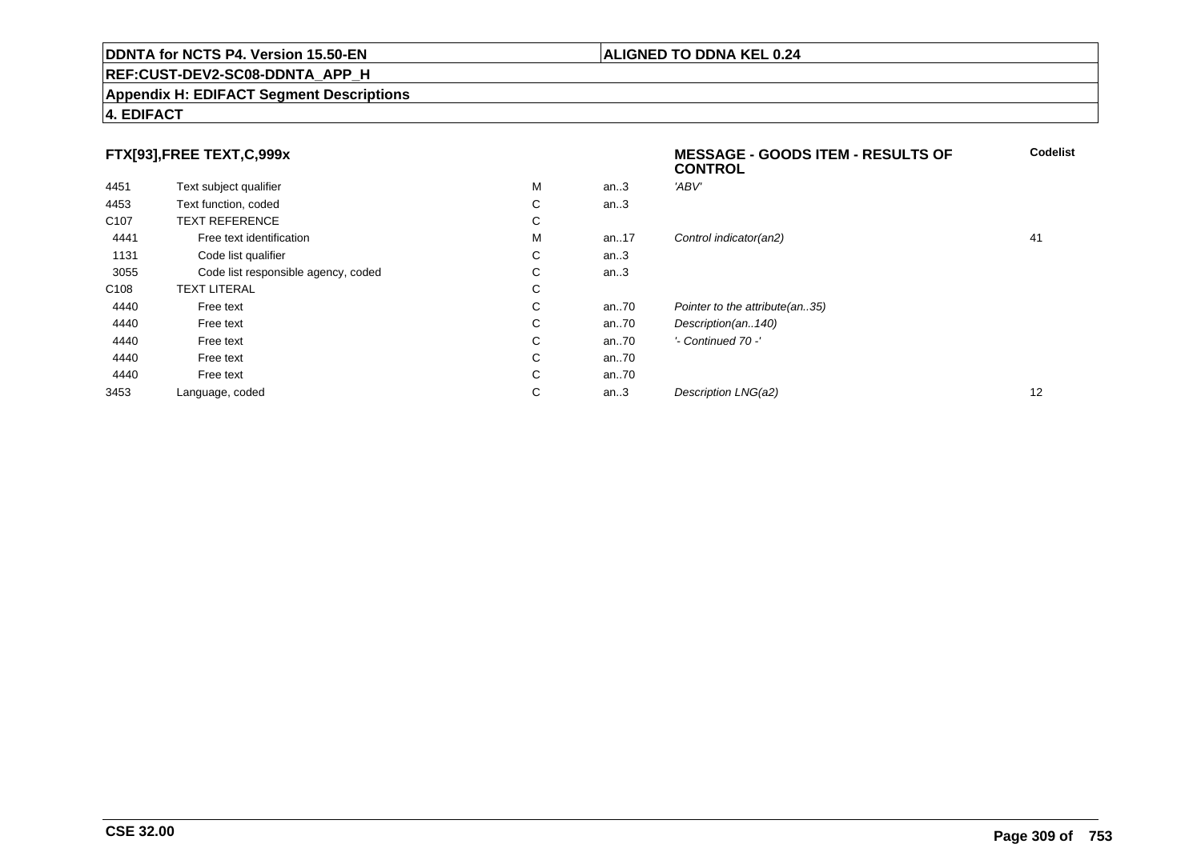**DDNTA for NCTS P4. Version 15.50-EN** | **ALIGNED TO DDNA KEL 0.24**

**REF:CUST-DEV2-SC08-DDNTA_APP_H**

**Appendix H: EDIFACT Segment Descriptions**

**4. EDIFACT**

| FTX[93],FREE TEXT,C,999x | | | | MESSAGE - GOODS ITEM - RESULTS OF CONTROL | Codelist |
|---|---|---|---|---|---|
| 4451 | Text subject qualifier | M | an..3 | *'ABV'* | |
| 4453 | Text function, coded | C | an..3 | | |
| C107 | TEXT REFERENCE | C | | | |
| 4441 | Free text identification | M | an..17 | *Control indicator(an2)* | 41 |
| 1131 | Code list qualifier | C | an..3 | | |
| 3055 | Code list responsible agency, coded | C | an..3 | | |
| C108 | TEXT LITERAL | C | | | |
| 4440 | Free text | C | an..70 | *Pointer to the attribute(an..35)* | |
| 4440 | Free text | C | an..70 | *Description(an..140)* | |
| 4440 | Free text | C | an..70 | *'- Continued 70 -'* | |
| 4440 | Free text | C | an..70 | | |
| 4440 | Free text | C | an..70 | | |
| 3453 | Language, coded | C | an..3 | *Description LNG(a2)* | 12 |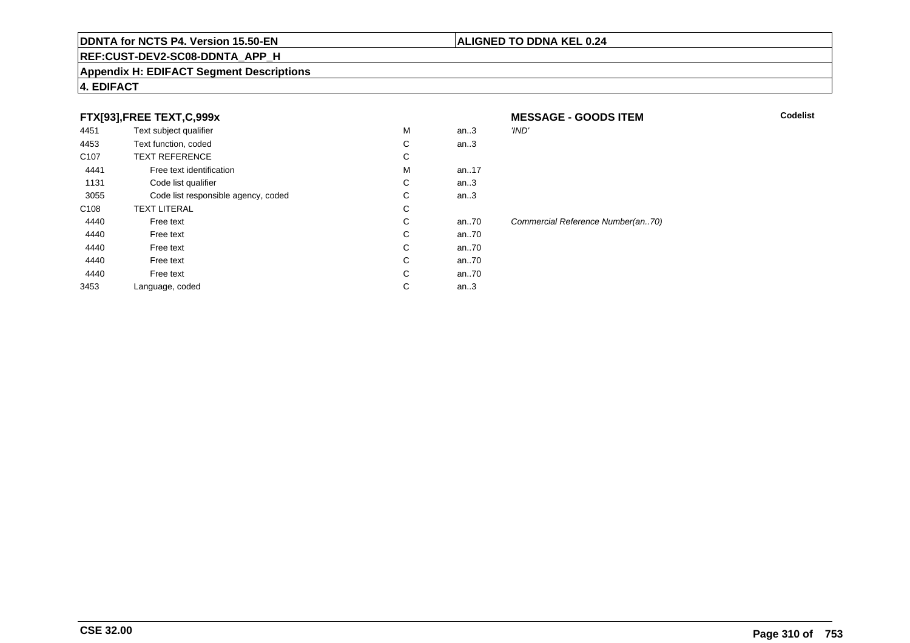**DDNTA for NCTS P4. Version 15.50-EN** | **ALIGNED TO DDNA KEL 0.24**

**REF:CUST-DEV2-SC08-DDNTA_APP_H**

**Appendix H: EDIFACT Segment Descriptions**

**4. EDIFACT**

### FTX[93],FREE TEXT,C,999x

**MESSAGE - GOODS ITEM**

| | | | | | Codelist |
|---|---|---|---|---|---|
| 4451 | Text subject qualifier | M | an..3 | *'IND'* | |
| 4453 | Text function, coded | C | an..3 | | |
| C107 | TEXT REFERENCE | C | | | |
| 4441 | Free text identification | M | an..17 | | |
| 1131 | Code list qualifier | C | an..3 | | |
| 3055 | Code list responsible agency, coded | C | an..3 | | |
| C108 | TEXT LITERAL | C | | | |
| 4440 | Free text | C | an..70 | *Commercial Reference Number(an..70)* | |
| 4440 | Free text | C | an..70 | | |
| 4440 | Free text | C | an..70 | | |
| 4440 | Free text | C | an..70 | | |
| 4440 | Free text | C | an..70 | | |
| 3453 | Language, coded | C | an..3 | | |

**CSE 32.00**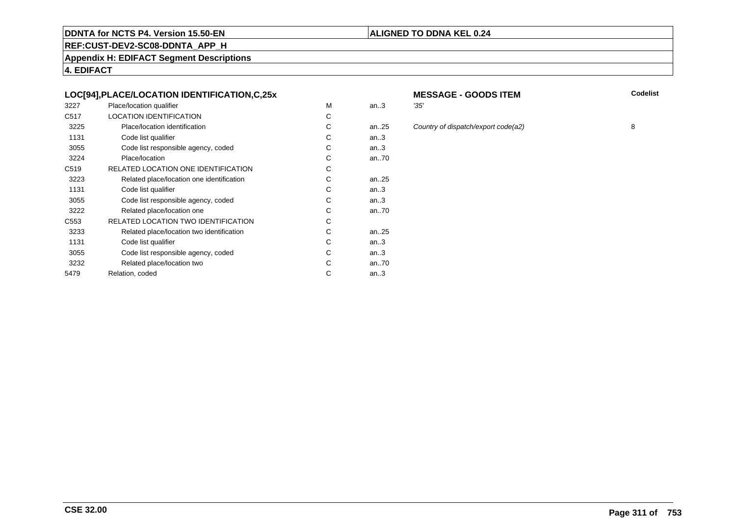**DDNTA for NCTS P4. Version 15.50-EN** | **ALIGNED TO DDNA KEL 0.24**

**REF:CUST-DEV2-SC08-DDNTA_APP_H**

**Appendix H: EDIFACT Segment Descriptions**

**4. EDIFACT**

### LOC[94],PLACE/LOCATION IDENTIFICATION,C,25x

**MESSAGE - GOODS ITEM**

| | | | | | Codelist |
|---|---|---|---|---|---|
| 3227 | Place/location qualifier | M | an..3 | *'35'* | |
| C517 | LOCATION IDENTIFICATION | C | | | |
| 3225 | Place/location identification | C | an..25 | *Country of dispatch/export code(a2)* | 8 |
| 1131 | Code list qualifier | C | an..3 | | |
| 3055 | Code list responsible agency, coded | C | an..3 | | |
| 3224 | Place/location | C | an..70 | | |
| C519 | RELATED LOCATION ONE IDENTIFICATION | C | | | |
| 3223 | Related place/location one identification | C | an..25 | | |
| 1131 | Code list qualifier | C | an..3 | | |
| 3055 | Code list responsible agency, coded | C | an..3 | | |
| 3222 | Related place/location one | C | an..70 | | |
| C553 | RELATED LOCATION TWO IDENTIFICATION | C | | | |
| 3233 | Related place/location two identification | C | an..25 | | |
| 1131 | Code list qualifier | C | an..3 | | |
| 3055 | Code list responsible agency, coded | C | an..3 | | |
| 3232 | Related place/location two | C | an..70 | | |
| 5479 | Relation, coded | C | an..3 | | |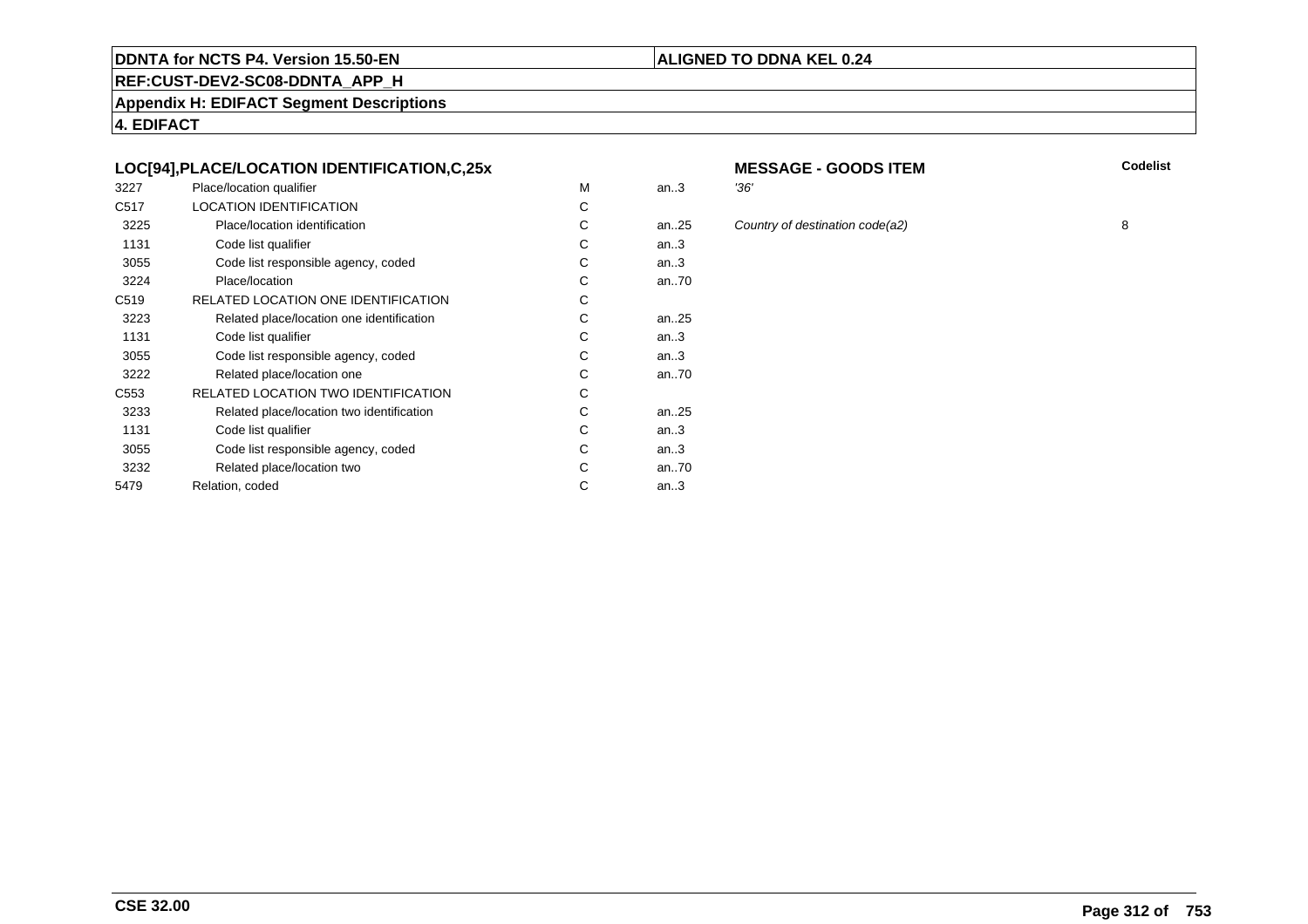**DDNTA for NCTS P4. Version 15.50-EN** | **ALIGNED TO DDNA KEL 0.24**

**REF:CUST-DEV2-SC08-DDNTA_APP_H**

**Appendix H: EDIFACT Segment Descriptions**

**4. EDIFACT**

### LOC[94],PLACE/LOCATION IDENTIFICATION,C,25x

**MESSAGE - GOODS ITEM**

| | | | | | Codelist |
|---|---|---|---|---|---|
| 3227 | Place/location qualifier | M | an..3 | *'36'* | |
| C517 | LOCATION IDENTIFICATION | C | | | |
| 3225 | Place/location identification | C | an..25 | *Country of destination code(a2)* | 8 |
| 1131 | Code list qualifier | C | an..3 | | |
| 3055 | Code list responsible agency, coded | C | an..3 | | |
| 3224 | Place/location | C | an..70 | | |
| C519 | RELATED LOCATION ONE IDENTIFICATION | C | | | |
| 3223 | Related place/location one identification | C | an..25 | | |
| 1131 | Code list qualifier | C | an..3 | | |
| 3055 | Code list responsible agency, coded | C | an..3 | | |
| 3222 | Related place/location one | C | an..70 | | |
| C553 | RELATED LOCATION TWO IDENTIFICATION | C | | | |
| 3233 | Related place/location two identification | C | an..25 | | |
| 1131 | Code list qualifier | C | an..3 | | |
| 3055 | Code list responsible agency, coded | C | an..3 | | |
| 3232 | Related place/location two | C | an..70 | | |
| 5479 | Relation, coded | C | an..3 | | |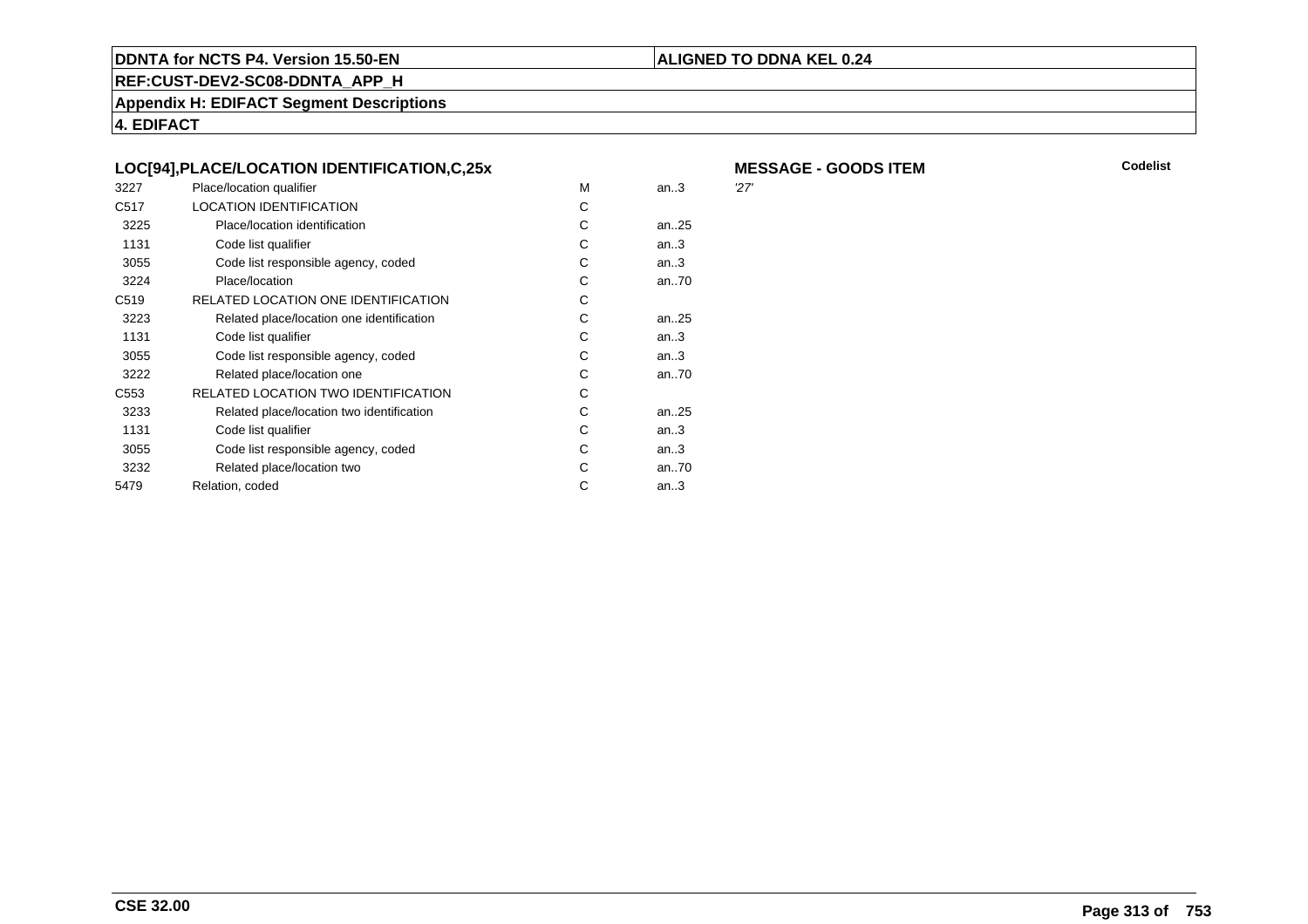**DDNTA for NCTS P4. Version 15.50-EN** | **ALIGNED TO DDNA KEL 0.24**

**REF:CUST-DEV2-SC08-DDNTA_APP_H**

**Appendix H: EDIFACT Segment Descriptions**

**4. EDIFACT**

### LOC[94],PLACE/LOCATION IDENTIFICATION,C,25x

**MESSAGE - GOODS ITEM**

| | | | | Codelist |
|---|---|---|---|---|
| 3227 | Place/location qualifier | M | an..3 | '27' |
| C517 | LOCATION IDENTIFICATION | C | | |
| 3225 | Place/location identification | C | an..25 | |
| 1131 | Code list qualifier | C | an..3 | |
| 3055 | Code list responsible agency, coded | C | an..3 | |
| 3224 | Place/location | C | an..70 | |
| C519 | RELATED LOCATION ONE IDENTIFICATION | C | | |
| 3223 | Related place/location one identification | C | an..25 | |
| 1131 | Code list qualifier | C | an..3 | |
| 3055 | Code list responsible agency, coded | C | an..3 | |
| 3222 | Related place/location one | C | an..70 | |
| C553 | RELATED LOCATION TWO IDENTIFICATION | C | | |
| 3233 | Related place/location two identification | C | an..25 | |
| 1131 | Code list qualifier | C | an..3 | |
| 3055 | Code list responsible agency, coded | C | an..3 | |
| 3232 | Related place/location two | C | an..70 | |
| 5479 | Relation, coded | C | an..3 | |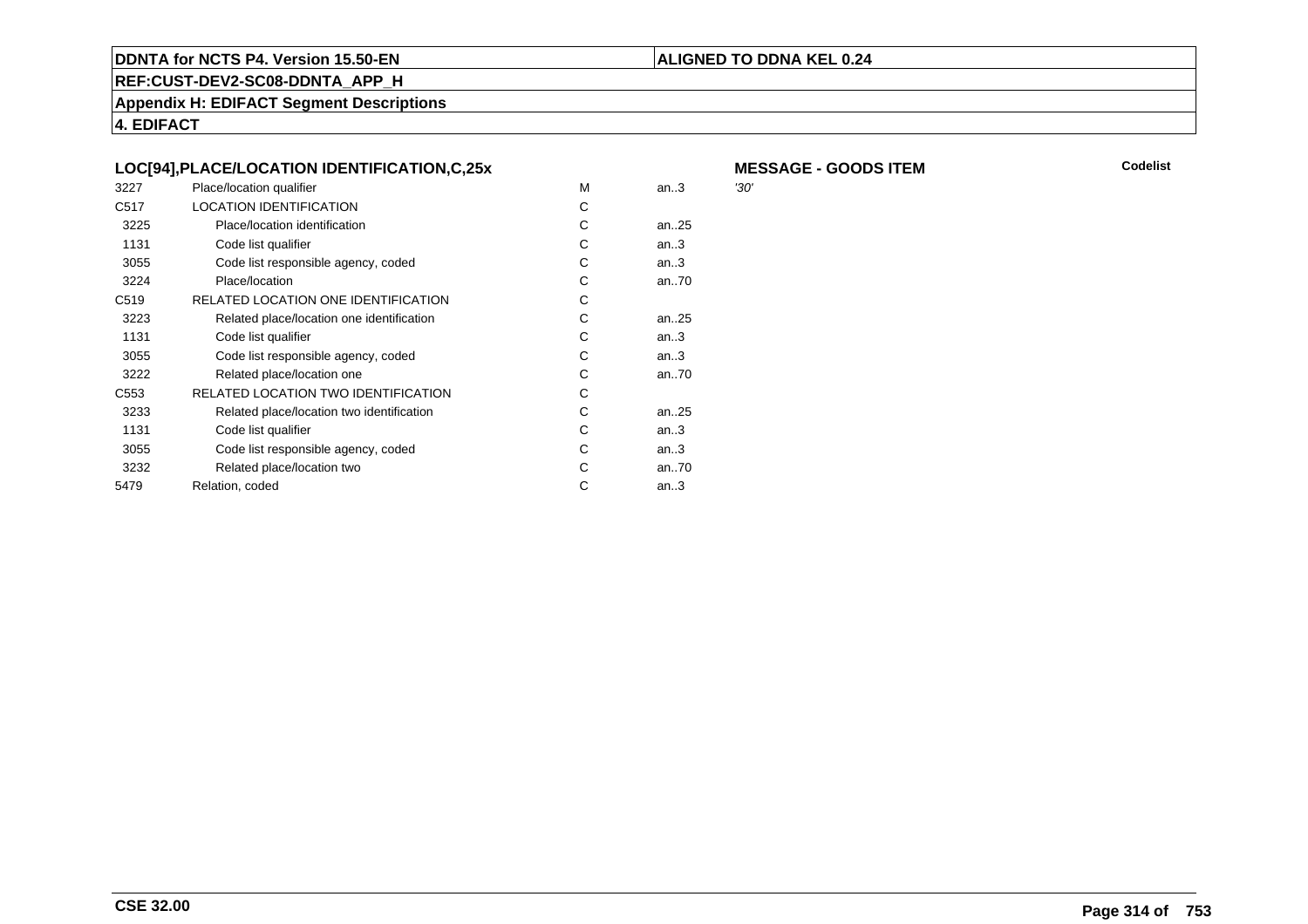**DDNTA for NCTS P4. Version 15.50-EN** | **ALIGNED TO DDNA KEL 0.24**

**REF:CUST-DEV2-SC08-DDNTA_APP_H**

**Appendix H: EDIFACT Segment Descriptions**

**4. EDIFACT**

### LOC[94],PLACE/LOCATION IDENTIFICATION,C,25x

**MESSAGE - GOODS ITEM**

| | | | | | Codelist |
|---|---|---|---|---|---|
| 3227 | Place/location qualifier | M | an..3 | '30' | |
| C517 | LOCATION IDENTIFICATION | C | | | |
| 3225 | Place/location identification | C | an..25 | | |
| 1131 | Code list qualifier | C | an..3 | | |
| 3055 | Code list responsible agency, coded | C | an..3 | | |
| 3224 | Place/location | C | an..70 | | |
| C519 | RELATED LOCATION ONE IDENTIFICATION | C | | | |
| 3223 | Related place/location one identification | C | an..25 | | |
| 1131 | Code list qualifier | C | an..3 | | |
| 3055 | Code list responsible agency, coded | C | an..3 | | |
| 3222 | Related place/location one | C | an..70 | | |
| C553 | RELATED LOCATION TWO IDENTIFICATION | C | | | |
| 3233 | Related place/location two identification | C | an..25 | | |
| 1131 | Code list qualifier | C | an..3 | | |
| 3055 | Code list responsible agency, coded | C | an..3 | | |
| 3232 | Related place/location two | C | an..70 | | |
| 5479 | Relation, coded | C | an..3 | | |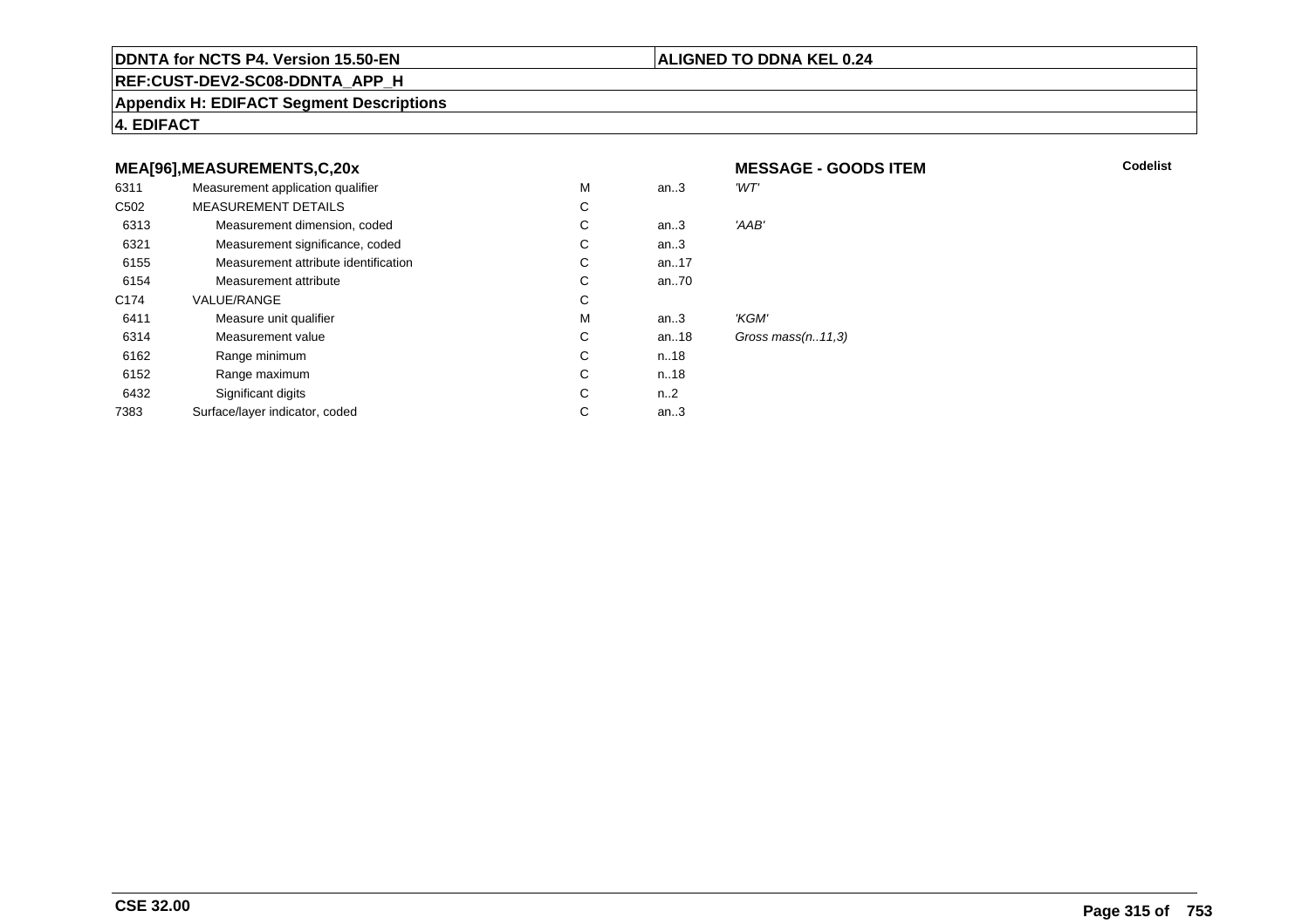**DDNTA for NCTS P4. Version 15.50-EN** | **ALIGNED TO DDNA KEL 0.24**

**REF:CUST-DEV2-SC08-DDNTA_APP_H**

**Appendix H: EDIFACT Segment Descriptions**

**4. EDIFACT**

### MEA[96],MEASUREMENTS,C,20x

**MESSAGE - GOODS ITEM** | **Codelist**

| | | | | |
|---|---|---|---|---|
| 6311 | Measurement application qualifier | M | an..3 | *'WT'* |
| C502 | MEASUREMENT DETAILS | C | | |
| 6313 | Measurement dimension, coded | C | an..3 | *'AAB'* |
| 6321 | Measurement significance, coded | C | an..3 | |
| 6155 | Measurement attribute identification | C | an..17 | |
| 6154 | Measurement attribute | C | an..70 | |
| C174 | VALUE/RANGE | C | | |
| 6411 | Measure unit qualifier | M | an..3 | *'KGM'* |
| 6314 | Measurement value | C | an..18 | *Gross mass(n..11,3)* |
| 6162 | Range minimum | C | n..18 | |
| 6152 | Range maximum | C | n..18 | |
| 6432 | Significant digits | C | n..2 | |
| 7383 | Surface/layer indicator, coded | C | an..3 | |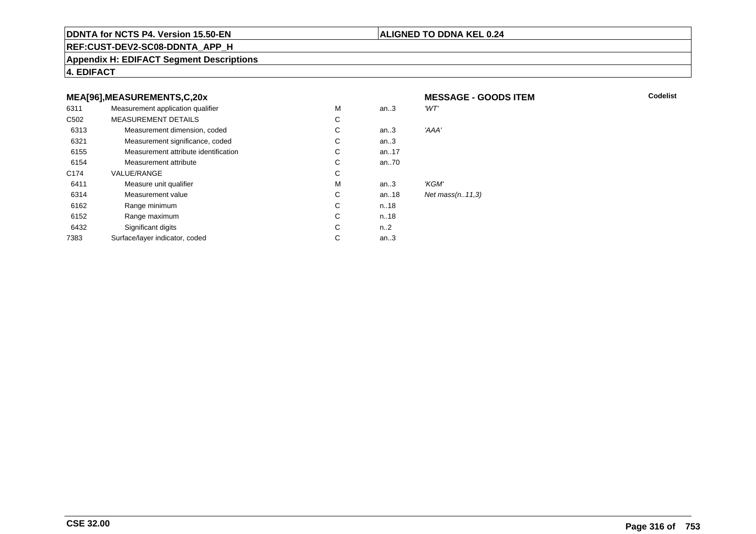**DDNTA for NCTS P4. Version 15.50-EN** | **ALIGNED TO DDNA KEL 0.24**

**REF:CUST-DEV2-SC08-DDNTA_APP_H**

**Appendix H: EDIFACT Segment Descriptions**

**4. EDIFACT**

### MEA[96],MEASUREMENTS,C,20x — MESSAGE - GOODS ITEM

| | | | | | Codelist |
|---|---|---|---|---|---|
| 6311 | Measurement application qualifier | M | an..3 | *'WT'* | |
| C502 | MEASUREMENT DETAILS | C | | | |
| 6313 | Measurement dimension, coded | C | an..3 | *'AAA'* | |
| 6321 | Measurement significance, coded | C | an..3 | | |
| 6155 | Measurement attribute identification | C | an..17 | | |
| 6154 | Measurement attribute | C | an..70 | | |
| C174 | VALUE/RANGE | C | | | |
| 6411 | Measure unit qualifier | M | an..3 | *'KGM'* | |
| 6314 | Measurement value | C | an..18 | *Net mass(n..11,3)* | |
| 6162 | Range minimum | C | n..18 | | |
| 6152 | Range maximum | C | n..18 | | |
| 6432 | Significant digits | C | n..2 | | |
| 7383 | Surface/layer indicator, coded | C | an..3 | | |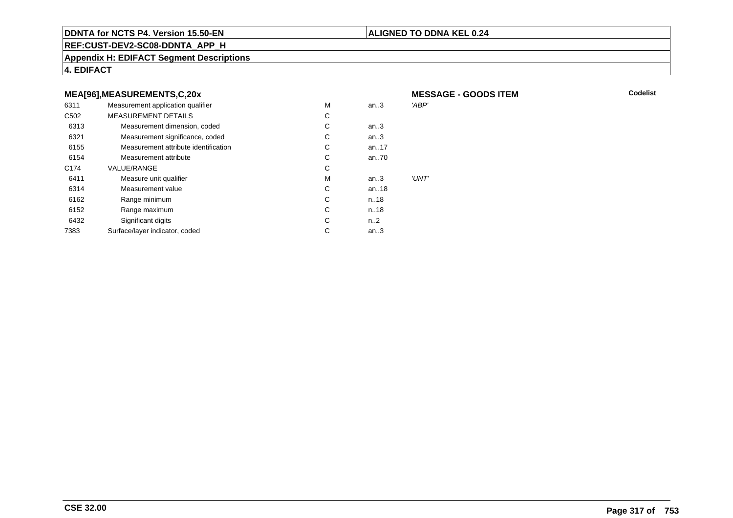**DDNTA for NCTS P4. Version 15.50-EN** | **ALIGNED TO DDNA KEL 0.24**

**REF:CUST-DEV2-SC08-DDNTA_APP_H**

**Appendix H: EDIFACT Segment Descriptions**

**4. EDIFACT**

**MEA[96],MEASUREMENTS,C,20x** **MESSAGE - GOODS ITEM** **Codelist**

| | | | | |
|---|---|---|---|---|
| 6311 | Measurement application qualifier | M | an..3 | *'ABP'* |
| C502 | MEASUREMENT DETAILS | C | | |
| 6313 | Measurement dimension, coded | C | an..3 | |
| 6321 | Measurement significance, coded | C | an..3 | |
| 6155 | Measurement attribute identification | C | an..17 | |
| 6154 | Measurement attribute | C | an..70 | |
| C174 | VALUE/RANGE | C | | |
| 6411 | Measure unit qualifier | M | an..3 | *'UNT'* |
| 6314 | Measurement value | C | an..18 | |
| 6162 | Range minimum | C | n..18 | |
| 6152 | Range maximum | C | n..18 | |
| 6432 | Significant digits | C | n..2 | |
| 7383 | Surface/layer indicator, coded | C | an..3 | |

**CSE 32.00**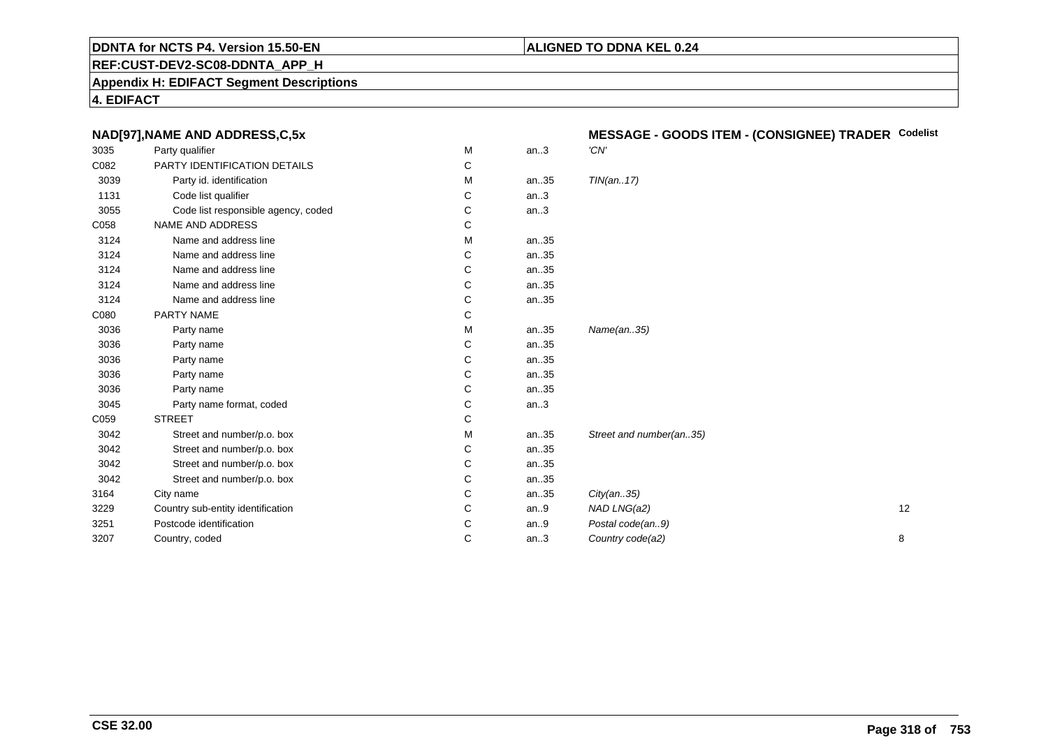**DDNTA for NCTS P4. Version 15.50-EN** | **ALIGNED TO DDNA KEL 0.24**

**REF:CUST-DEV2-SC08-DDNTA_APP_H**

**Appendix H: EDIFACT Segment Descriptions**

**4. EDIFACT**

### NAD[97],NAME AND ADDRESS,C,5x — MESSAGE - GOODS ITEM - (CONSIGNEE) TRADER

| | | | | | Codelist |
|---|---|---|---|---|---|
| 3035 | Party qualifier | M | an..3 | *'CN'* | |
| C082 | PARTY IDENTIFICATION DETAILS | C | | | |
| 3039 | Party id. identification | M | an..35 | *TIN(an..17)* | |
| 1131 | Code list qualifier | C | an..3 | | |
| 3055 | Code list responsible agency, coded | C | an..3 | | |
| C058 | NAME AND ADDRESS | C | | | |
| 3124 | Name and address line | M | an..35 | | |
| 3124 | Name and address line | C | an..35 | | |
| 3124 | Name and address line | C | an..35 | | |
| 3124 | Name and address line | C | an..35 | | |
| 3124 | Name and address line | C | an..35 | | |
| C080 | PARTY NAME | C | | | |
| 3036 | Party name | M | an..35 | *Name(an..35)* | |
| 3036 | Party name | C | an..35 | | |
| 3036 | Party name | C | an..35 | | |
| 3036 | Party name | C | an..35 | | |
| 3036 | Party name | C | an..35 | | |
| 3045 | Party name format, coded | C | an..3 | | |
| C059 | STREET | C | | | |
| 3042 | Street and number/p.o. box | M | an..35 | *Street and number(an..35)* | |
| 3042 | Street and number/p.o. box | C | an..35 | | |
| 3042 | Street and number/p.o. box | C | an..35 | | |
| 3042 | Street and number/p.o. box | C | an..35 | | |
| 3164 | City name | C | an..35 | *City(an..35)* | |
| 3229 | Country sub-entity identification | C | an..9 | *NAD LNG(a2)* | 12 |
| 3251 | Postcode identification | C | an..9 | *Postal code(an..9)* | |
| 3207 | Country, coded | C | an..3 | *Country code(a2)* | 8 |

**CSE 32.00**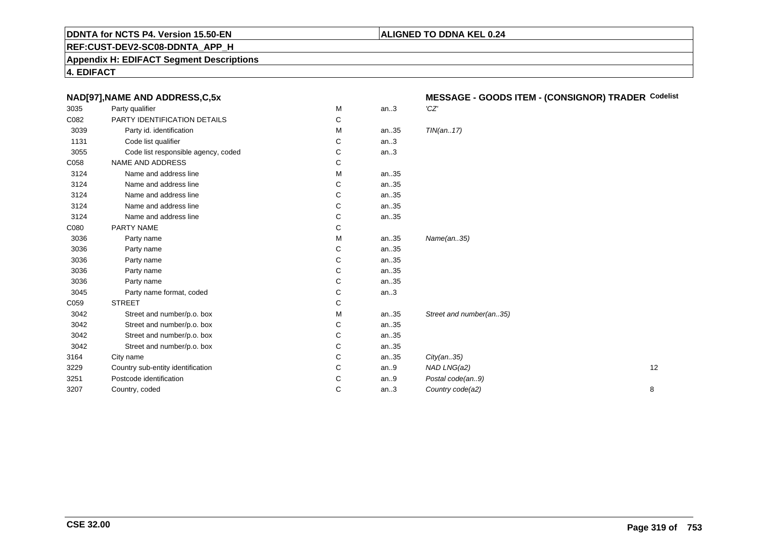**DDNTA for NCTS P4. Version 15.50-EN** | **ALIGNED TO DDNA KEL 0.24**

**REF:CUST-DEV2-SC08-DDNTA_APP_H**

**Appendix H: EDIFACT Segment Descriptions**

**4. EDIFACT**

**NAD[97],NAME AND ADDRESS,C,5x** — **MESSAGE - GOODS ITEM - (CONSIGNOR) TRADER**

| | | | | | Codelist |
|---|---|---|---|---|---|
| 3035 | Party qualifier | M | an..3 | *'CZ'* | |
| C082 | PARTY IDENTIFICATION DETAILS | C | | | |
| 3039 | Party id. identification | M | an..35 | *TIN(an..17)* | |
| 1131 | Code list qualifier | C | an..3 | | |
| 3055 | Code list responsible agency, coded | C | an..3 | | |
| C058 | NAME AND ADDRESS | C | | | |
| 3124 | Name and address line | M | an..35 | | |
| 3124 | Name and address line | C | an..35 | | |
| 3124 | Name and address line | C | an..35 | | |
| 3124 | Name and address line | C | an..35 | | |
| 3124 | Name and address line | C | an..35 | | |
| C080 | PARTY NAME | C | | | |
| 3036 | Party name | M | an..35 | *Name(an..35)* | |
| 3036 | Party name | C | an..35 | | |
| 3036 | Party name | C | an..35 | | |
| 3036 | Party name | C | an..35 | | |
| 3036 | Party name | C | an..35 | | |
| 3045 | Party name format, coded | C | an..3 | | |
| C059 | STREET | C | | | |
| 3042 | Street and number/p.o. box | M | an..35 | *Street and number(an..35)* | |
| 3042 | Street and number/p.o. box | C | an..35 | | |
| 3042 | Street and number/p.o. box | C | an..35 | | |
| 3042 | Street and number/p.o. box | C | an..35 | | |
| 3164 | City name | C | an..35 | *City(an..35)* | |
| 3229 | Country sub-entity identification | C | an..9 | *NAD LNG(a2)* | 12 |
| 3251 | Postcode identification | C | an..9 | *Postal code(an..9)* | |
| 3207 | Country, coded | C | an..3 | *Country code(a2)* | 8 |

**CSE 32.00**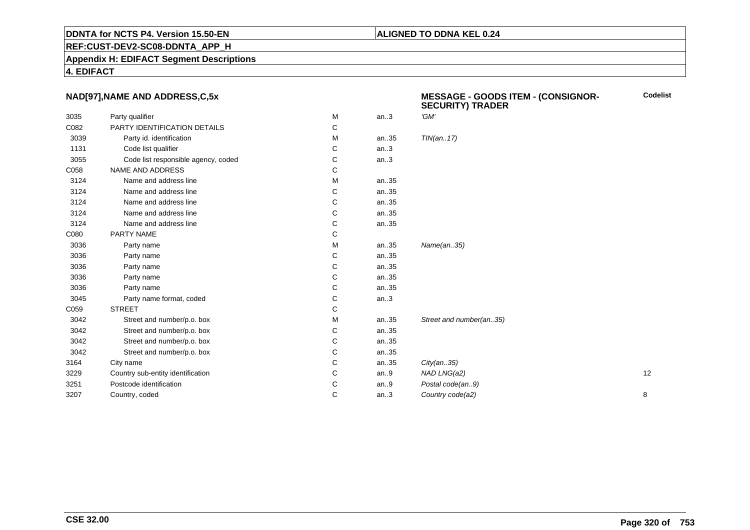**DDNTA for NCTS P4. Version 15.50-EN** | **ALIGNED TO DDNA KEL 0.24**

**REF:CUST-DEV2-SC08-DDNTA_APP_H**

**Appendix H: EDIFACT Segment Descriptions**

**4. EDIFACT**

### NAD[97],NAME AND ADDRESS,C,5x

**MESSAGE - GOODS ITEM - (CONSIGNOR-SECURITY) TRADER**

| | | | | | Codelist |
|---|---|---|---|---|---|
| 3035 | Party qualifier | M | an..3 | *'GM'* | |
| C082 | PARTY IDENTIFICATION DETAILS | C | | | |
| 3039 | Party id. identification | M | an..35 | *TIN(an..17)* | |
| 1131 | Code list qualifier | C | an..3 | | |
| 3055 | Code list responsible agency, coded | C | an..3 | | |
| C058 | NAME AND ADDRESS | C | | | |
| 3124 | Name and address line | M | an..35 | | |
| 3124 | Name and address line | C | an..35 | | |
| 3124 | Name and address line | C | an..35 | | |
| 3124 | Name and address line | C | an..35 | | |
| 3124 | Name and address line | C | an..35 | | |
| C080 | PARTY NAME | C | | | |
| 3036 | Party name | M | an..35 | *Name(an..35)* | |
| 3036 | Party name | C | an..35 | | |
| 3036 | Party name | C | an..35 | | |
| 3036 | Party name | C | an..35 | | |
| 3036 | Party name | C | an..35 | | |
| 3045 | Party name format, coded | C | an..3 | | |
| C059 | STREET | C | | | |
| 3042 | Street and number/p.o. box | M | an..35 | *Street and number(an..35)* | |
| 3042 | Street and number/p.o. box | C | an..35 | | |
| 3042 | Street and number/p.o. box | C | an..35 | | |
| 3042 | Street and number/p.o. box | C | an..35 | | |
| 3164 | City name | C | an..35 | *City(an..35)* | |
| 3229 | Country sub-entity identification | C | an..9 | *NAD LNG(a2)* | 12 |
| 3251 | Postcode identification | C | an..9 | *Postal code(an..9)* | |
| 3207 | Country, coded | C | an..3 | *Country code(a2)* | 8 |

**CSE 32.00**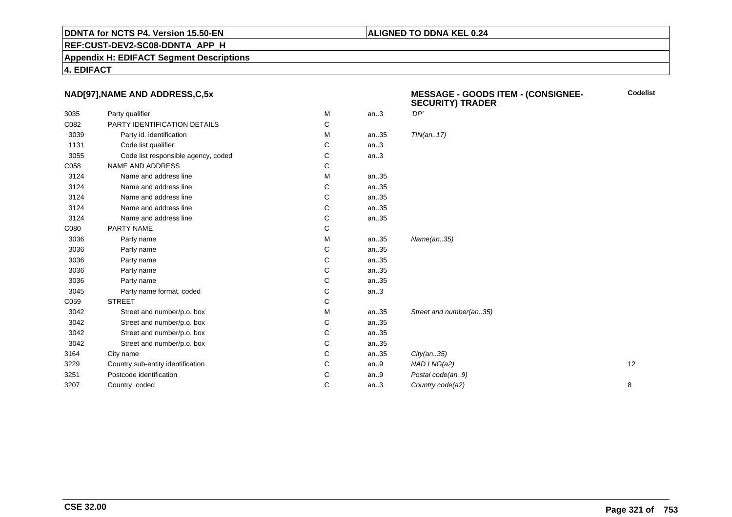**DDNTA for NCTS P4. Version 15.50-EN**

**ALIGNED TO DDNA KEL 0.24**

**REF:CUST-DEV2-SC08-DDNTA_APP_H**

**Appendix H: EDIFACT Segment Descriptions**

**4. EDIFACT**

**NAD[97],NAME AND ADDRESS,C,5x**

**MESSAGE - GOODS ITEM - (CONSIGNEE-SECURITY) TRADER**

| | | | | | Codelist |
|---|---|---|---|---|---|
| 3035 | Party qualifier | M | an..3 | *'DP'* | |
| C082 | PARTY IDENTIFICATION DETAILS | C | | | |
| 3039 | Party id. identification | M | an..35 | *TIN(an..17)* | |
| 1131 | Code list qualifier | C | an..3 | | |
| 3055 | Code list responsible agency, coded | C | an..3 | | |
| C058 | NAME AND ADDRESS | C | | | |
| 3124 | Name and address line | M | an..35 | | |
| 3124 | Name and address line | C | an..35 | | |
| 3124 | Name and address line | C | an..35 | | |
| 3124 | Name and address line | C | an..35 | | |
| 3124 | Name and address line | C | an..35 | | |
| C080 | PARTY NAME | C | | | |
| 3036 | Party name | M | an..35 | *Name(an..35)* | |
| 3036 | Party name | C | an..35 | | |
| 3036 | Party name | C | an..35 | | |
| 3036 | Party name | C | an..35 | | |
| 3036 | Party name | C | an..35 | | |
| 3045 | Party name format, coded | C | an..3 | | |
| C059 | STREET | C | | | |
| 3042 | Street and number/p.o. box | M | an..35 | *Street and number(an..35)* | |
| 3042 | Street and number/p.o. box | C | an..35 | | |
| 3042 | Street and number/p.o. box | C | an..35 | | |
| 3042 | Street and number/p.o. box | C | an..35 | | |
| 3164 | City name | C | an..35 | *City(an..35)* | |
| 3229 | Country sub-entity identification | C | an..9 | *NAD LNG(a2)* | 12 |
| 3251 | Postcode identification | C | an..9 | *Postal code(an..9)* | |
| 3207 | Country, coded | C | an..3 | *Country code(a2)* | 8 |

**CSE 32.00**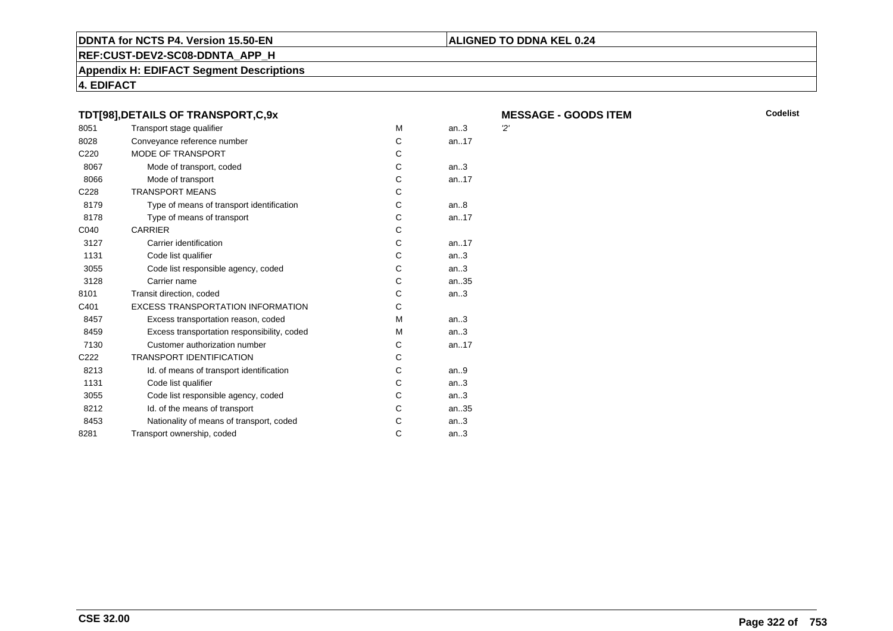**DDNTA for NCTS P4. Version 15.50-EN** | **ALIGNED TO DDNA KEL 0.24**

**REF:CUST-DEV2-SC08-DDNTA_APP_H**

**Appendix H: EDIFACT Segment Descriptions**

**4. EDIFACT**

### TDT[98],DETAILS OF TRANSPORT,C,9x

**MESSAGE - GOODS ITEM** | **Codelist**

| | | | | |
|---|---|---|---|---|
| 8051 | Transport stage qualifier | M | an..3 | '2' |
| 8028 | Conveyance reference number | C | an..17 | |
| C220 | MODE OF TRANSPORT | C | | |
| 8067 | Mode of transport, coded | C | an..3 | |
| 8066 | Mode of transport | C | an..17 | |
| C228 | TRANSPORT MEANS | C | | |
| 8179 | Type of means of transport identification | C | an..8 | |
| 8178 | Type of means of transport | C | an..17 | |
| C040 | CARRIER | C | | |
| 3127 | Carrier identification | C | an..17 | |
| 1131 | Code list qualifier | C | an..3 | |
| 3055 | Code list responsible agency, coded | C | an..3 | |
| 3128 | Carrier name | C | an..35 | |
| 8101 | Transit direction, coded | C | an..3 | |
| C401 | EXCESS TRANSPORTATION INFORMATION | C | | |
| 8457 | Excess transportation reason, coded | M | an..3 | |
| 8459 | Excess transportation responsibility, coded | M | an..3 | |
| 7130 | Customer authorization number | C | an..17 | |
| C222 | TRANSPORT IDENTIFICATION | C | | |
| 8213 | Id. of means of transport identification | C | an..9 | |
| 1131 | Code list qualifier | C | an..3 | |
| 3055 | Code list responsible agency, coded | C | an..3 | |
| 8212 | Id. of the means of transport | C | an..35 | |
| 8453 | Nationality of means of transport, coded | C | an..3 | |
| 8281 | Transport ownership, coded | C | an..3 | |

**CSE 32.00**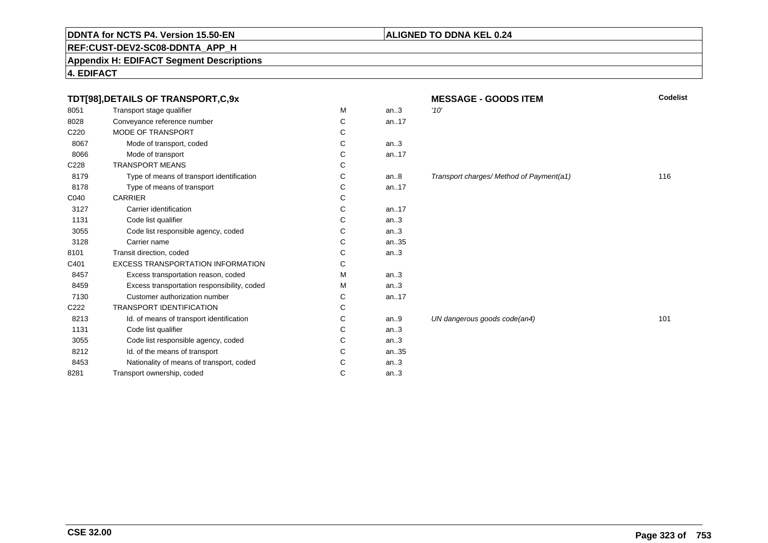**DDNTA for NCTS P4. Version 15.50-EN** | **ALIGNED TO DDNA KEL 0.24**

**REF:CUST-DEV2-SC08-DDNTA_APP_H**

**Appendix H: EDIFACT Segment Descriptions**

**4. EDIFACT**

| **TDT[98],DETAILS OF TRANSPORT,C,9x** | | | | **MESSAGE - GOODS ITEM** | **Codelist** |
|---|---|---|---|---|---|
| 8051 | Transport stage qualifier | M | an..3 | *'10'* | |
| 8028 | Conveyance reference number | C | an..17 | | |
| C220 | MODE OF TRANSPORT | C | | | |
| 8067 | Mode of transport, coded | C | an..3 | | |
| 8066 | Mode of transport | C | an..17 | | |
| C228 | TRANSPORT MEANS | C | | | |
| 8179 | Type of means of transport identification | C | an..8 | *Transport charges/ Method of Payment(a1)* | 116 |
| 8178 | Type of means of transport | C | an..17 | | |
| C040 | CARRIER | C | | | |
| 3127 | Carrier identification | C | an..17 | | |
| 1131 | Code list qualifier | C | an..3 | | |
| 3055 | Code list responsible agency, coded | C | an..3 | | |
| 3128 | Carrier name | C | an..35 | | |
| 8101 | Transit direction, coded | C | an..3 | | |
| C401 | EXCESS TRANSPORTATION INFORMATION | C | | | |
| 8457 | Excess transportation reason, coded | M | an..3 | | |
| 8459 | Excess transportation responsibility, coded | M | an..3 | | |
| 7130 | Customer authorization number | C | an..17 | | |
| C222 | TRANSPORT IDENTIFICATION | C | | | |
| 8213 | Id. of means of transport identification | C | an..9 | *UN dangerous goods code(an4)* | 101 |
| 1131 | Code list qualifier | C | an..3 | | |
| 3055 | Code list responsible agency, coded | C | an..3 | | |
| 8212 | Id. of the means of transport | C | an..35 | | |
| 8453 | Nationality of means of transport, coded | C | an..3 | | |
| 8281 | Transport ownership, coded | C | an..3 | | |

**CSE 32.00**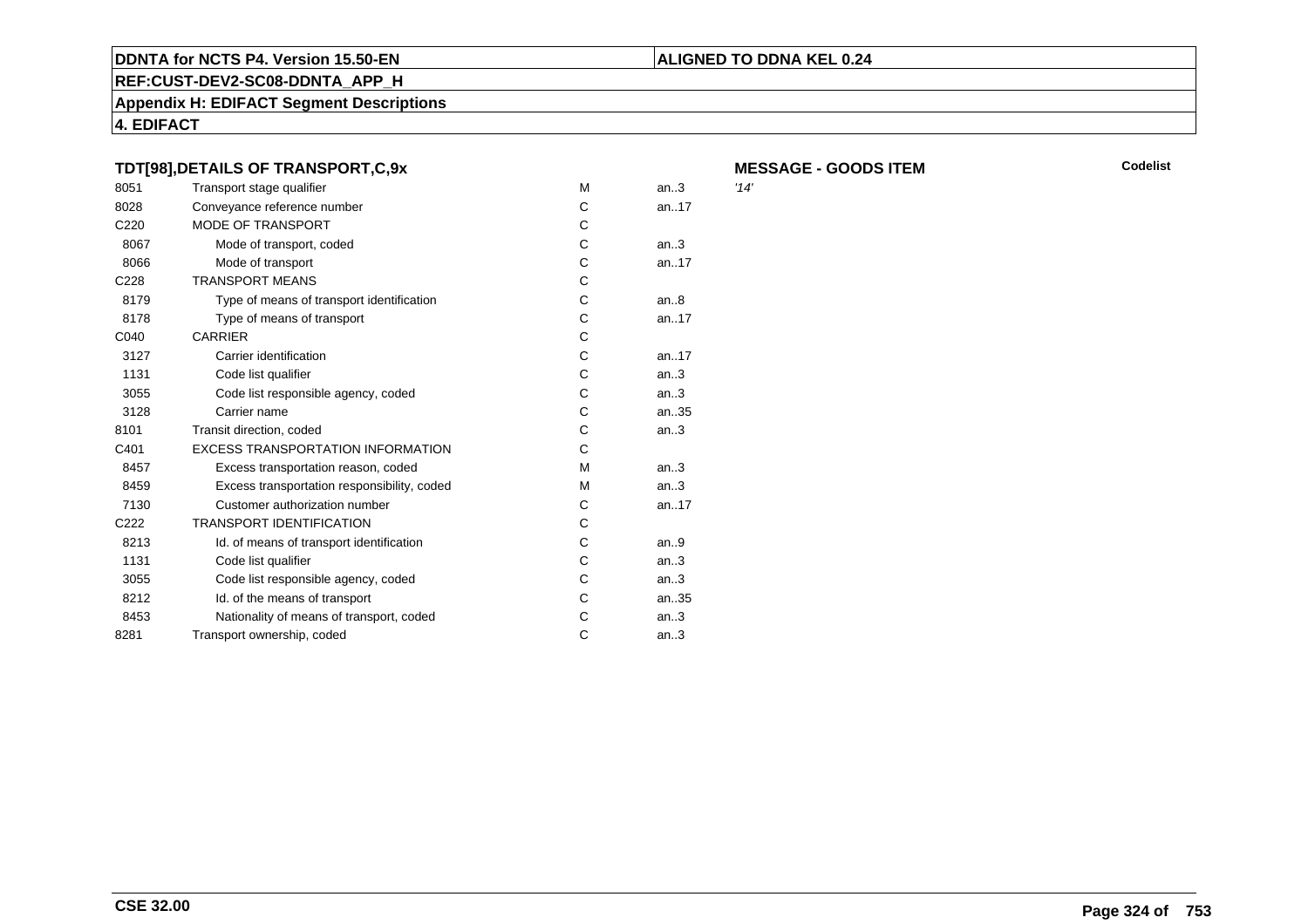**TDT[98],DETAILS OF TRANSPORT,C,9x**

**MESSAGE - GOODS ITEM**

| | | | | Codelist |
|---|---|---|---|---|
| 8051 | Transport stage qualifier | M | an..3 | '14' |
| 8028 | Conveyance reference number | C | an..17 | |
| C220 | MODE OF TRANSPORT | C | | |
| 8067 | Mode of transport, coded | C | an..3 | |
| 8066 | Mode of transport | C | an..17 | |
| C228 | TRANSPORT MEANS | C | | |
| 8179 | Type of means of transport identification | C | an..8 | |
| 8178 | Type of means of transport | C | an..17 | |
| C040 | CARRIER | C | | |
| 3127 | Carrier identification | C | an..17 | |
| 1131 | Code list qualifier | C | an..3 | |
| 3055 | Code list responsible agency, coded | C | an..3 | |
| 3128 | Carrier name | C | an..35 | |
| 8101 | Transit direction, coded | C | an..3 | |
| C401 | EXCESS TRANSPORTATION INFORMATION | C | | |
| 8457 | Excess transportation reason, coded | M | an..3 | |
| 8459 | Excess transportation responsibility, coded | M | an..3 | |
| 7130 | Customer authorization number | C | an..17 | |
| C222 | TRANSPORT IDENTIFICATION | C | | |
| 8213 | Id. of means of transport identification | C | an..9 | |
| 1131 | Code list qualifier | C | an..3 | |
| 3055 | Code list responsible agency, coded | C | an..3 | |
| 8212 | Id. of the means of transport | C | an..35 | |
| 8453 | Nationality of means of transport, coded | C | an..3 | |
| 8281 | Transport ownership, coded | C | an..3 | |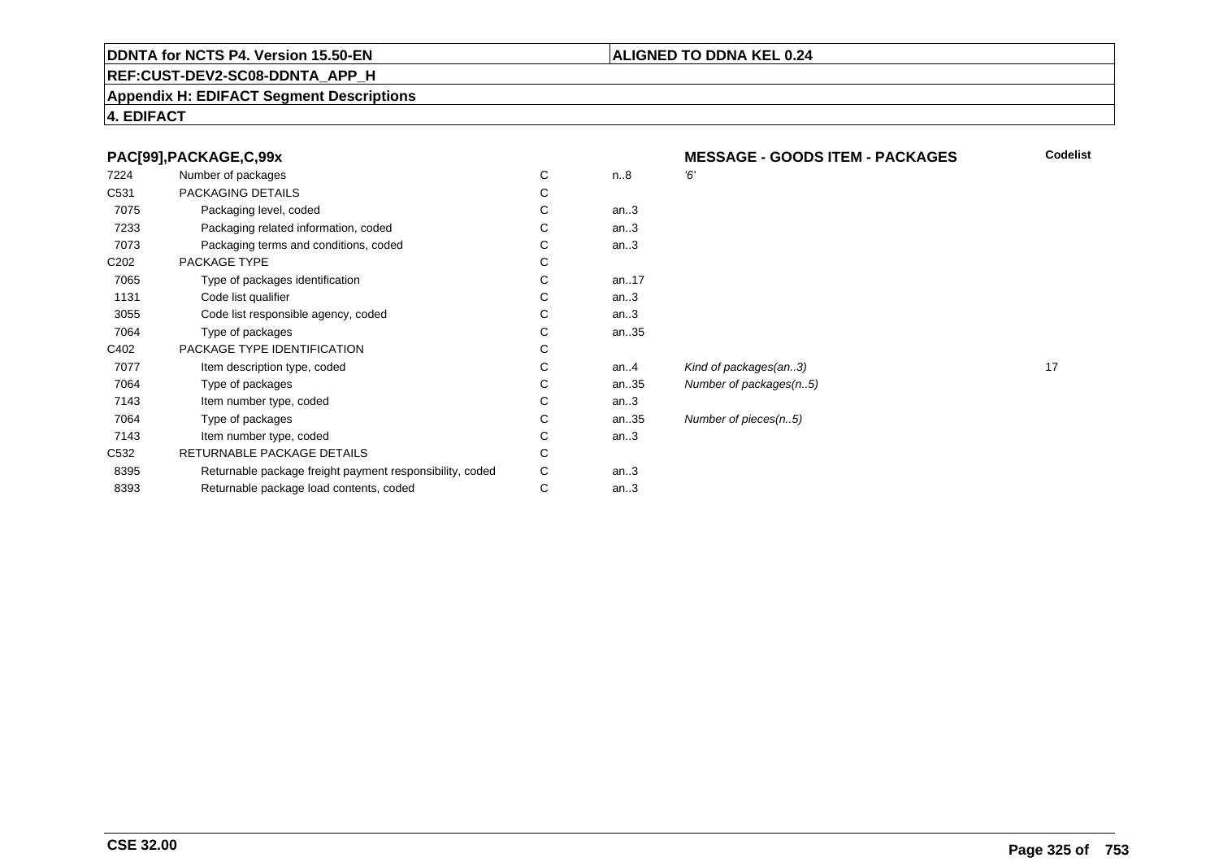**DDNTA for NCTS P4. Version 15.50-EN** | **ALIGNED TO DDNA KEL 0.24**

**REF:CUST-DEV2-SC08-DDNTA_APP_H**

**Appendix H: EDIFACT Segment Descriptions**

**4. EDIFACT**

| PAC[99],PACKAGE,C,99x | | | | MESSAGE - GOODS ITEM - PACKAGES | Codelist |
|---|---|---|---|---|---|
| 7224 | Number of packages | C | n..8 | *'6'* | |
| C531 | PACKAGING DETAILS | C | | | |
| 7075 | Packaging level, coded | C | an..3 | | |
| 7233 | Packaging related information, coded | C | an..3 | | |
| 7073 | Packaging terms and conditions, coded | C | an..3 | | |
| C202 | PACKAGE TYPE | C | | | |
| 7065 | Type of packages identification | C | an..17 | | |
| 1131 | Code list qualifier | C | an..3 | | |
| 3055 | Code list responsible agency, coded | C | an..3 | | |
| 7064 | Type of packages | C | an..35 | | |
| C402 | PACKAGE TYPE IDENTIFICATION | C | | | |
| 7077 | Item description type, coded | C | an..4 | *Kind of packages(an..3)* | 17 |
| 7064 | Type of packages | C | an..35 | *Number of packages(n..5)* | |
| 7143 | Item number type, coded | C | an..3 | | |
| 7064 | Type of packages | C | an..35 | *Number of pieces(n..5)* | |
| 7143 | Item number type, coded | C | an..3 | | |
| C532 | RETURNABLE PACKAGE DETAILS | C | | | |
| 8395 | Returnable package freight payment responsibility, coded | C | an..3 | | |
| 8393 | Returnable package load contents, coded | C | an..3 | | |

**CSE 32.00**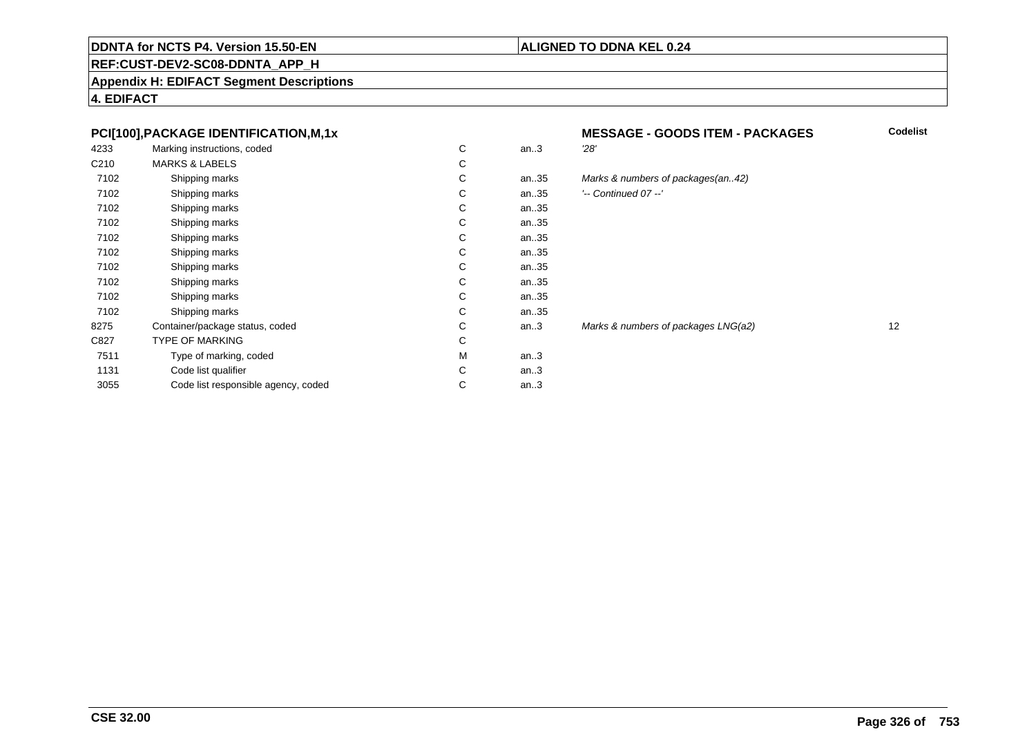**DDNTA for NCTS P4. Version 15.50-EN** | **ALIGNED TO DDNA KEL 0.24**

**REF:CUST-DEV2-SC08-DDNTA_APP_H**

**Appendix H: EDIFACT Segment Descriptions**

**4. EDIFACT**

| **PCI[100],PACKAGE IDENTIFICATION,M,1x** | | | | **MESSAGE - GOODS ITEM - PACKAGES** | **Codelist** |
|---|---|---|---|---|---|
| 4233 | Marking instructions, coded | C | an..3 | *'28'* | |
| C210 | MARKS & LABELS | C | | | |
| 7102 | Shipping marks | C | an..35 | *Marks & numbers of packages(an..42)* | |
| 7102 | Shipping marks | C | an..35 | *'-- Continued 07 --'* | |
| 7102 | Shipping marks | C | an..35 | | |
| 7102 | Shipping marks | C | an..35 | | |
| 7102 | Shipping marks | C | an..35 | | |
| 7102 | Shipping marks | C | an..35 | | |
| 7102 | Shipping marks | C | an..35 | | |
| 7102 | Shipping marks | C | an..35 | | |
| 7102 | Shipping marks | C | an..35 | | |
| 7102 | Shipping marks | C | an..35 | | |
| 8275 | Container/package status, coded | C | an..3 | *Marks & numbers of packages LNG(a2)* | 12 |
| C827 | TYPE OF MARKING | C | | | |
| 7511 | Type of marking, coded | M | an..3 | | |
| 1131 | Code list qualifier | C | an..3 | | |
| 3055 | Code list responsible agency, coded | C | an..3 | | |

**CSE 32.00**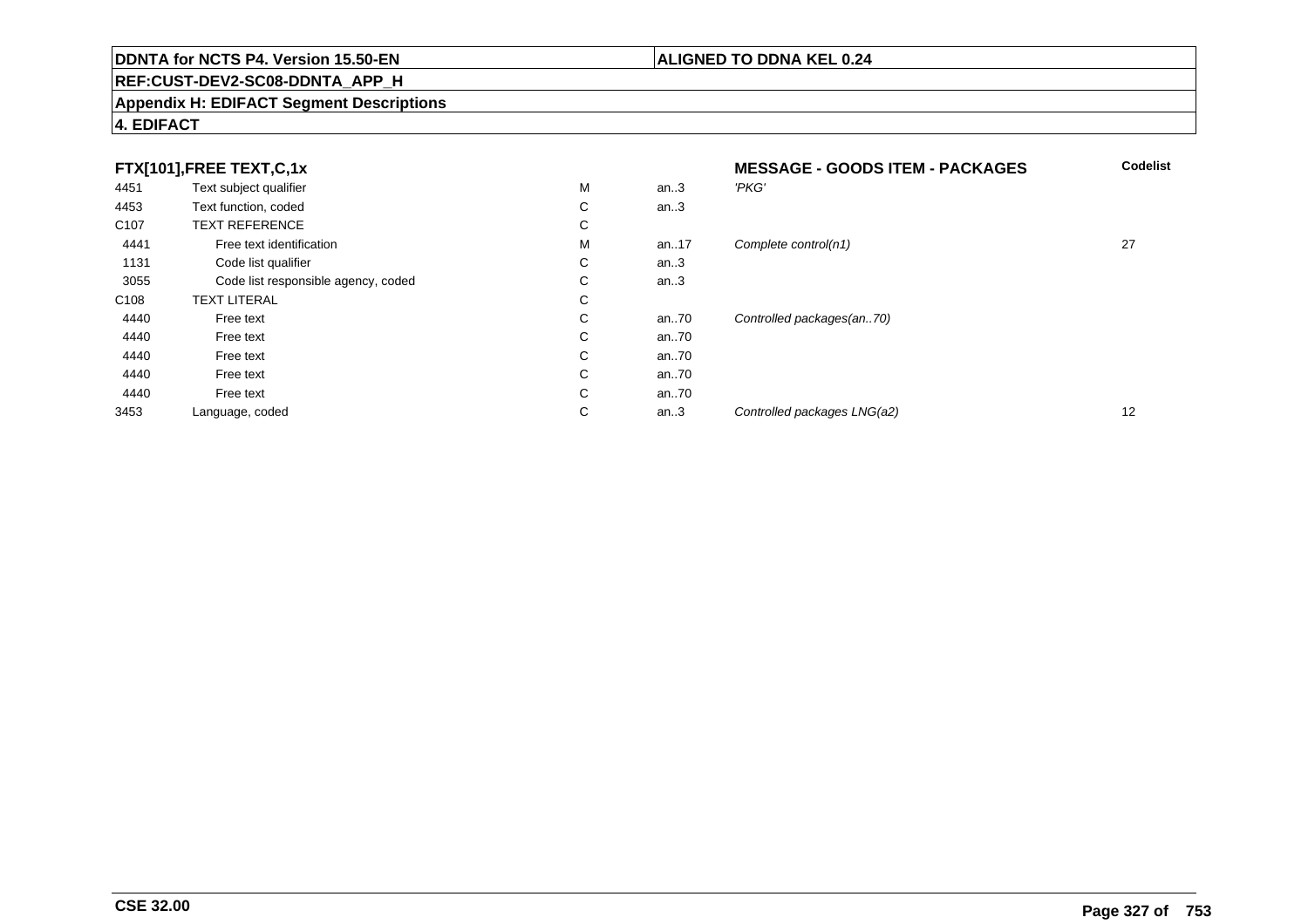**DDNTA for NCTS P4. Version 15.50-EN** | **ALIGNED TO DDNA KEL 0.24**

**REF:CUST-DEV2-SC08-DDNTA_APP_H**

**Appendix H: EDIFACT Segment Descriptions**

**4. EDIFACT**

| **FTX[101],FREE TEXT,C,1x** | | | | **MESSAGE - GOODS ITEM - PACKAGES** | **Codelist** |
|---|---|---|---|---|---|
| 4451 | Text subject qualifier | M | an..3 | *'PKG'* | |
| 4453 | Text function, coded | C | an..3 | | |
| C107 | TEXT REFERENCE | C | | | |
| 4441 | Free text identification | M | an..17 | *Complete control(n1)* | 27 |
| 1131 | Code list qualifier | C | an..3 | | |
| 3055 | Code list responsible agency, coded | C | an..3 | | |
| C108 | TEXT LITERAL | C | | | |
| 4440 | Free text | C | an..70 | *Controlled packages(an..70)* | |
| 4440 | Free text | C | an..70 | | |
| 4440 | Free text | C | an..70 | | |
| 4440 | Free text | C | an..70 | | |
| 4440 | Free text | C | an..70 | | |
| 3453 | Language, coded | C | an..3 | *Controlled packages LNG(a2)* | 12 |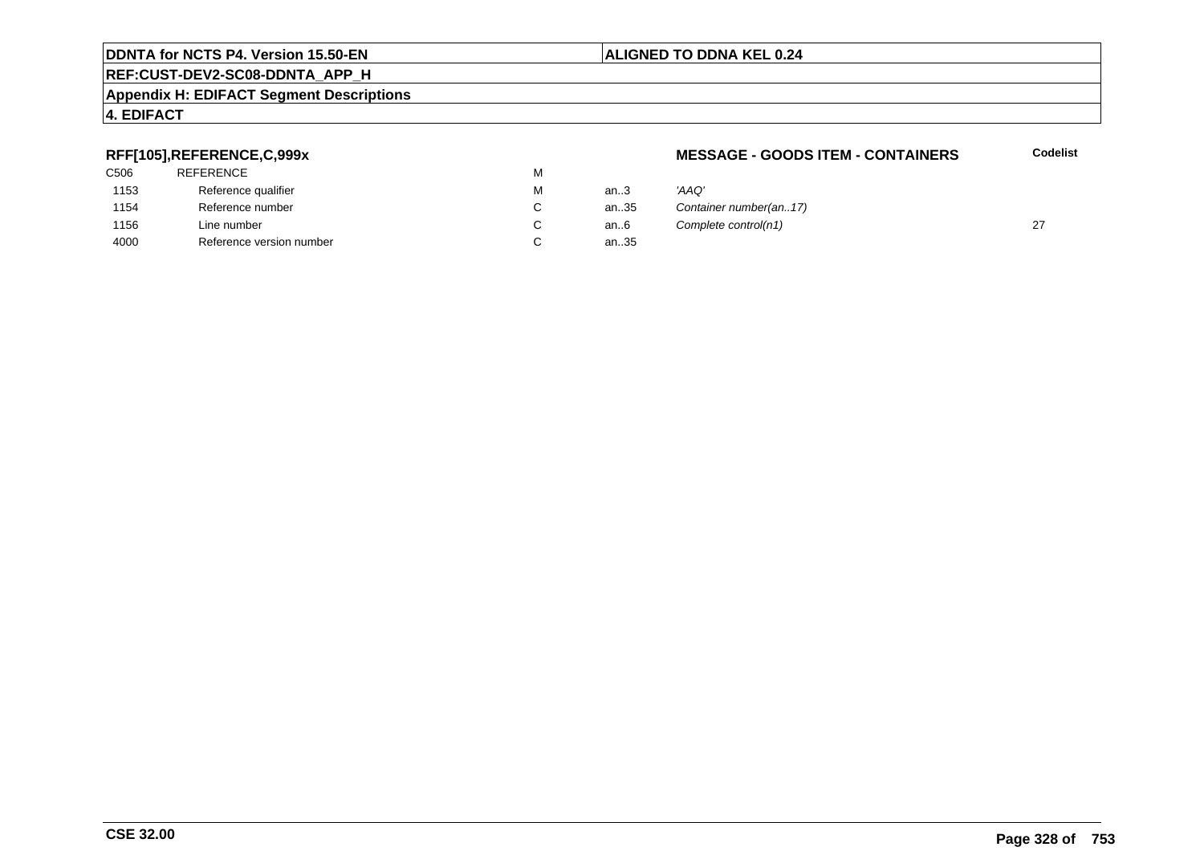**DDNTA for NCTS P4. Version 15.50-EN** | **ALIGNED TO DDNA KEL 0.24**

**REF:CUST-DEV2-SC08-DDNTA_APP_H**

**Appendix H: EDIFACT Segment Descriptions**

**4. EDIFACT**

### RFF[105],REFERENCE,C,999x — MESSAGE - GOODS ITEM - CONTAINERS

| | | | | | Codelist |
|---|---|---|---|---|---|
| C506 | REFERENCE | M | | | |
| 1153 | Reference qualifier | M | an..3 | *'AAQ'* | |
| 1154 | Reference number | C | an..35 | *Container number(an..17)* | |
| 1156 | Line number | C | an..6 | *Complete control(n1)* | 27 |
| 4000 | Reference version number | C | an..35 | | |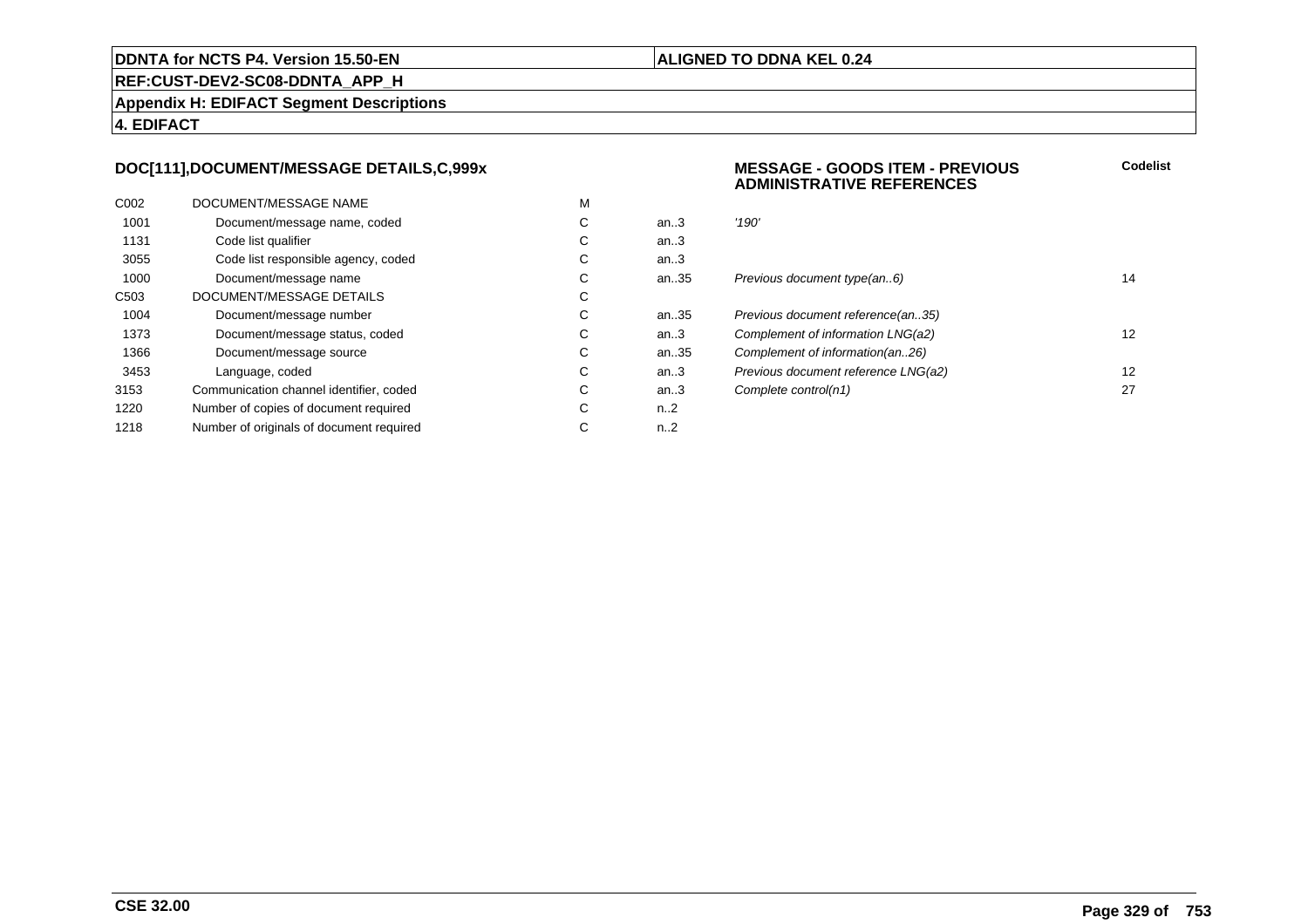## DOC[111],DOCUMENT/MESSAGE DETAILS,C,999x

**MESSAGE - GOODS ITEM - PREVIOUS ADMINISTRATIVE REFERENCES**

| | | | | | Codelist |
|---|---|---|---|---|---|
| C002 | DOCUMENT/MESSAGE NAME | M | | | |
| 1001 | Document/message name, coded | C | an..3 | *'190'* | |
| 1131 | Code list qualifier | C | an..3 | | |
| 3055 | Code list responsible agency, coded | C | an..3 | | |
| 1000 | Document/message name | C | an..35 | *Previous document type(an..6)* | 14 |
| C503 | DOCUMENT/MESSAGE DETAILS | C | | | |
| 1004 | Document/message number | C | an..35 | *Previous document reference(an..35)* | |
| 1373 | Document/message status, coded | C | an..3 | *Complement of information LNG(a2)* | 12 |
| 1366 | Document/message source | C | an..35 | *Complement of information(an..26)* | |
| 3453 | Language, coded | C | an..3 | *Previous document reference LNG(a2)* | 12 |
| 3153 | Communication channel identifier, coded | C | an..3 | *Complete control(n1)* | 27 |
| 1220 | Number of copies of document required | C | n..2 | | |
| 1218 | Number of originals of document required | C | n..2 | | |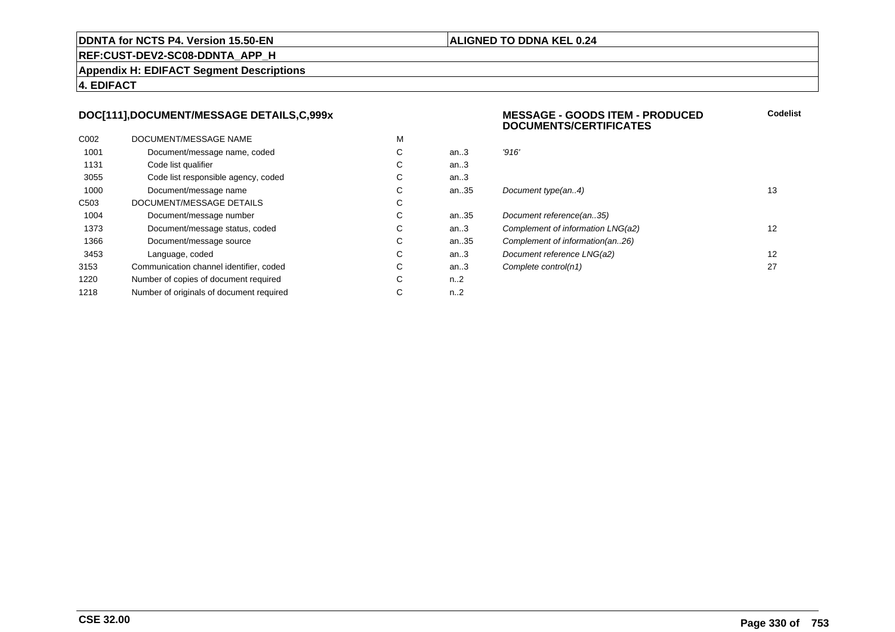**DDNTA for NCTS P4. Version 15.50-EN** | **ALIGNED TO DDNA KEL 0.24**

**REF:CUST-DEV2-SC08-DDNTA_APP_H**

**Appendix H: EDIFACT Segment Descriptions**

**4. EDIFACT**

### DOC[111],DOCUMENT/MESSAGE DETAILS,C,999x

**MESSAGE - GOODS ITEM - PRODUCED DOCUMENTS/CERTIFICATES**

| | | | | | Codelist |
|---|---|---|---|---|---|
| C002 | DOCUMENT/MESSAGE NAME | M | | | |
| 1001 | Document/message name, coded | C | an..3 | *'916'* | |
| 1131 | Code list qualifier | C | an..3 | | |
| 3055 | Code list responsible agency, coded | C | an..3 | | |
| 1000 | Document/message name | C | an..35 | *Document type(an..4)* | 13 |
| C503 | DOCUMENT/MESSAGE DETAILS | C | | | |
| 1004 | Document/message number | C | an..35 | *Document reference(an..35)* | |
| 1373 | Document/message status, coded | C | an..3 | *Complement of information LNG(a2)* | 12 |
| 1366 | Document/message source | C | an..35 | *Complement of information(an..26)* | |
| 3453 | Language, coded | C | an..3 | *Document reference LNG(a2)* | 12 |
| 3153 | Communication channel identifier, coded | C | an..3 | *Complete control(n1)* | 27 |
| 1220 | Number of copies of document required | C | n..2 | | |
| 1218 | Number of originals of document required | C | n..2 | | |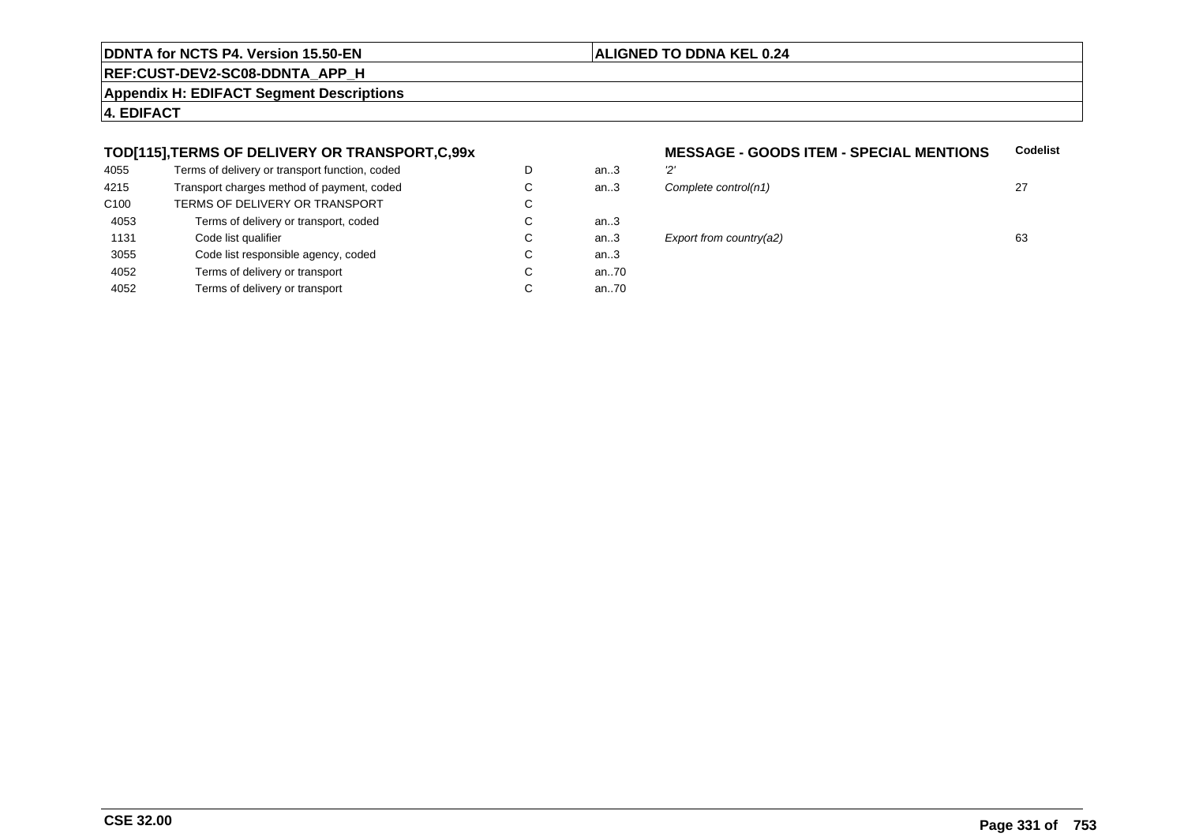**DDNTA for NCTS P4. Version 15.50-EN** | **ALIGNED TO DDNA KEL 0.24**

**REF:CUST-DEV2-SC08-DDNTA_APP_H**

**Appendix H: EDIFACT Segment Descriptions**

**4. EDIFACT**

### TOD[115],TERMS OF DELIVERY OR TRANSPORT,C,99x

**MESSAGE - GOODS ITEM - SPECIAL MENTIONS**

| | | | | | Codelist |
|---|---|---|---|---|---|
| 4055 | Terms of delivery or transport function, coded | D | an..3 | *'2'* | |
| 4215 | Transport charges method of payment, coded | C | an..3 | *Complete control(n1)* | 27 |
| C100 | TERMS OF DELIVERY OR TRANSPORT | C | | | |
| 4053 | Terms of delivery or transport, coded | C | an..3 | | |
| 1131 | Code list qualifier | C | an..3 | *Export from country(a2)* | 63 |
| 3055 | Code list responsible agency, coded | C | an..3 | | |
| 4052 | Terms of delivery or transport | C | an..70 | | |
| 4052 | Terms of delivery or transport | C | an..70 | | |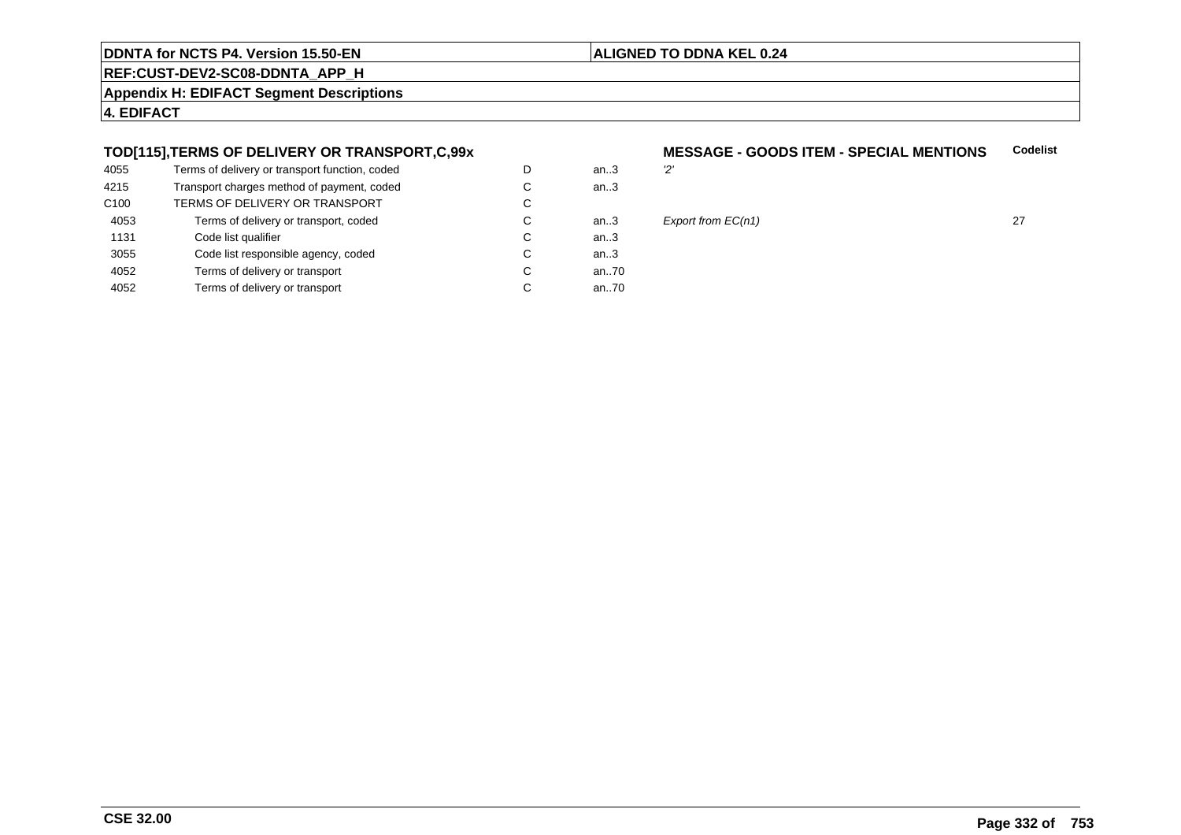**DDNTA for NCTS P4. Version 15.50-EN** | **ALIGNED TO DDNA KEL 0.24**

**REF:CUST-DEV2-SC08-DDNTA_APP_H**

**Appendix H: EDIFACT Segment Descriptions**

**4. EDIFACT**

| **TOD[115],TERMS OF DELIVERY OR TRANSPORT,C,99x** | | | | **MESSAGE - GOODS ITEM - SPECIAL MENTIONS** | **Codelist** |
|---|---|---|---|---|---|
| 4055 | Terms of delivery or transport function, coded | D | an..3 | *'2'* | |
| 4215 | Transport charges method of payment, coded | C | an..3 | | |
| C100 | TERMS OF DELIVERY OR TRANSPORT | C | | | |
| 4053 | Terms of delivery or transport, coded | C | an..3 | *Export from EC(n1)* | 27 |
| 1131 | Code list qualifier | C | an..3 | | |
| 3055 | Code list responsible agency, coded | C | an..3 | | |
| 4052 | Terms of delivery or transport | C | an..70 | | |
| 4052 | Terms of delivery or transport | C | an..70 | | |

**CSE 32.00**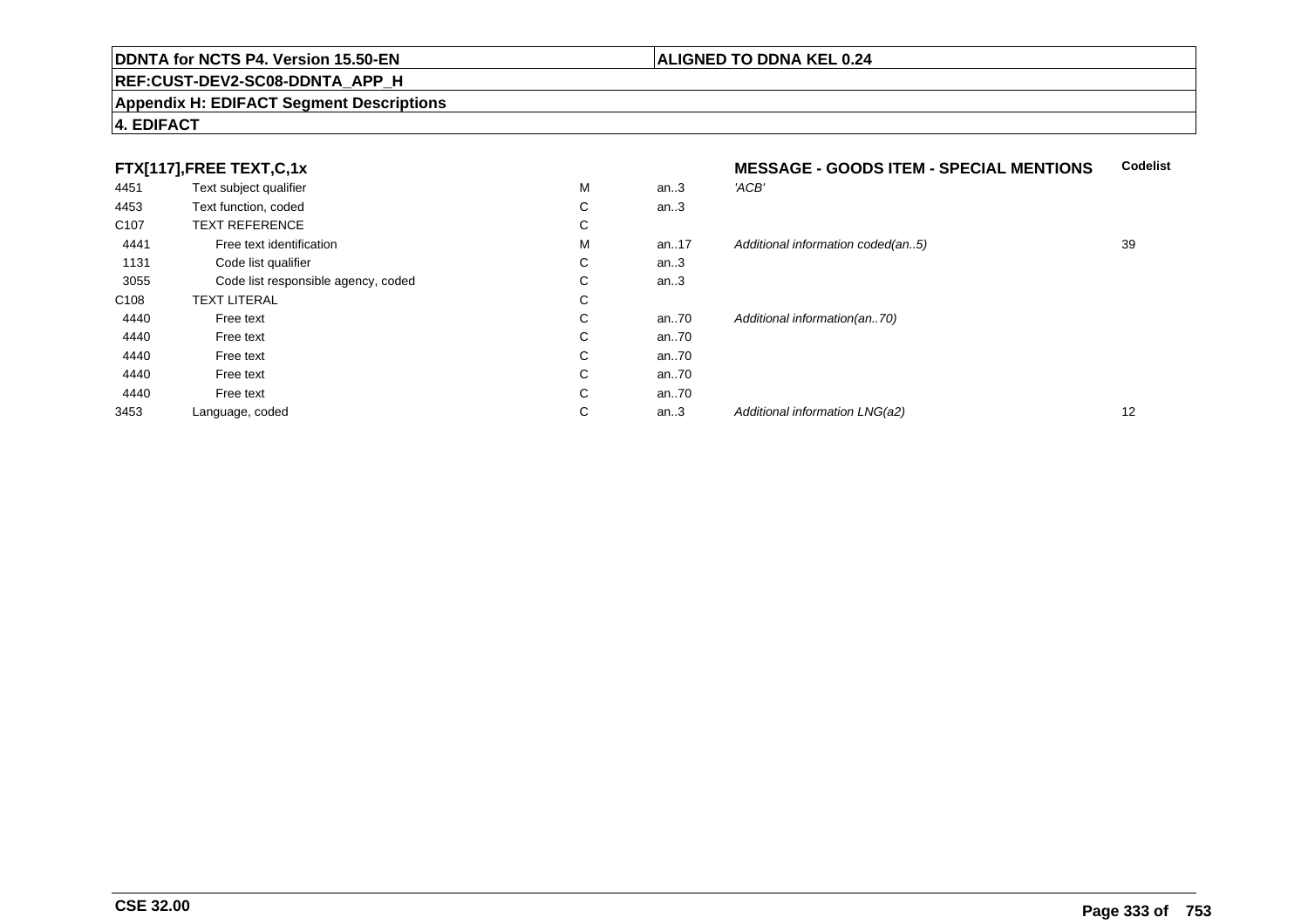**DDNTA for NCTS P4. Version 15.50-EN** | **ALIGNED TO DDNA KEL 0.24**

**REF:CUST-DEV2-SC08-DDNTA_APP_H**

**Appendix H: EDIFACT Segment Descriptions**

**4. EDIFACT**

| FTX[117],FREE TEXT,C,1x | | | | MESSAGE - GOODS ITEM - SPECIAL MENTIONS | Codelist |
|---|---|---|---|---|---|
| 4451 | Text subject qualifier | M | an..3 | *'ACB'* | |
| 4453 | Text function, coded | C | an..3 | | |
| C107 | TEXT REFERENCE | C | | | |
| 4441 | Free text identification | M | an..17 | *Additional information coded(an..5)* | 39 |
| 1131 | Code list qualifier | C | an..3 | | |
| 3055 | Code list responsible agency, coded | C | an..3 | | |
| C108 | TEXT LITERAL | C | | | |
| 4440 | Free text | C | an..70 | *Additional information(an..70)* | |
| 4440 | Free text | C | an..70 | | |
| 4440 | Free text | C | an..70 | | |
| 4440 | Free text | C | an..70 | | |
| 4440 | Free text | C | an..70 | | |
| 3453 | Language, coded | C | an..3 | *Additional information LNG(a2)* | 12 |

**CSE 32.00**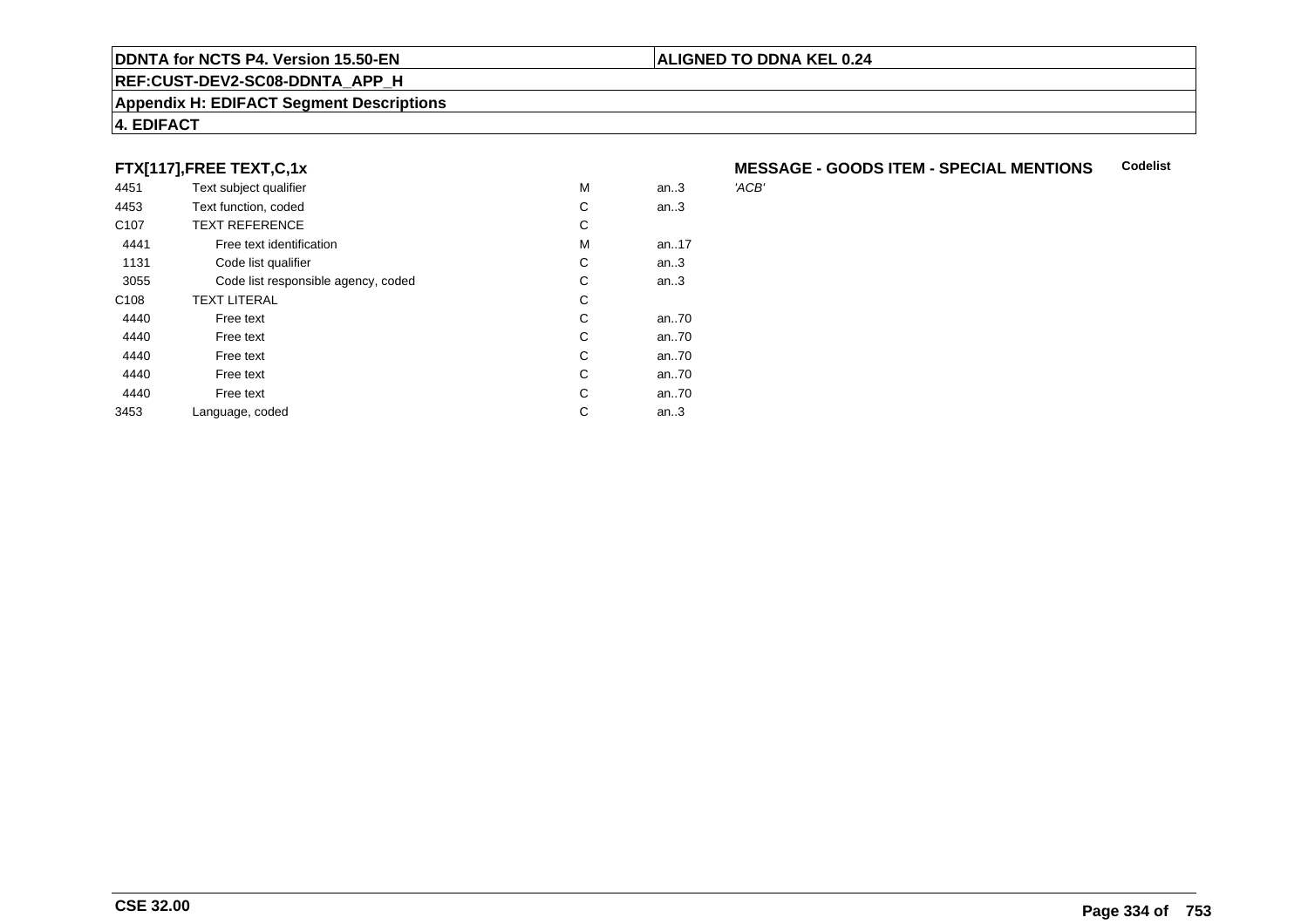**DDNTA for NCTS P4. Version 15.50-EN** | **ALIGNED TO DDNA KEL 0.24**

**REF:CUST-DEV2-SC08-DDNTA_APP_H**

**Appendix H: EDIFACT Segment Descriptions**

**4. EDIFACT**

### FTX[117],FREE TEXT,C,1x

**MESSAGE - GOODS ITEM - SPECIAL MENTIONS** — **Codelist**

| | | | | |
|---|---|---|---|---|
| 4451 | Text subject qualifier | M | an..3 | *'ACB'* |
| 4453 | Text function, coded | C | an..3 | |
| C107 | TEXT REFERENCE | C | | |
| 4441 | Free text identification | M | an..17 | |
| 1131 | Code list qualifier | C | an..3 | |
| 3055 | Code list responsible agency, coded | C | an..3 | |
| C108 | TEXT LITERAL | C | | |
| 4440 | Free text | C | an..70 | |
| 4440 | Free text | C | an..70 | |
| 4440 | Free text | C | an..70 | |
| 4440 | Free text | C | an..70 | |
| 4440 | Free text | C | an..70 | |
| 3453 | Language, coded | C | an..3 | |

**CSE 32.00**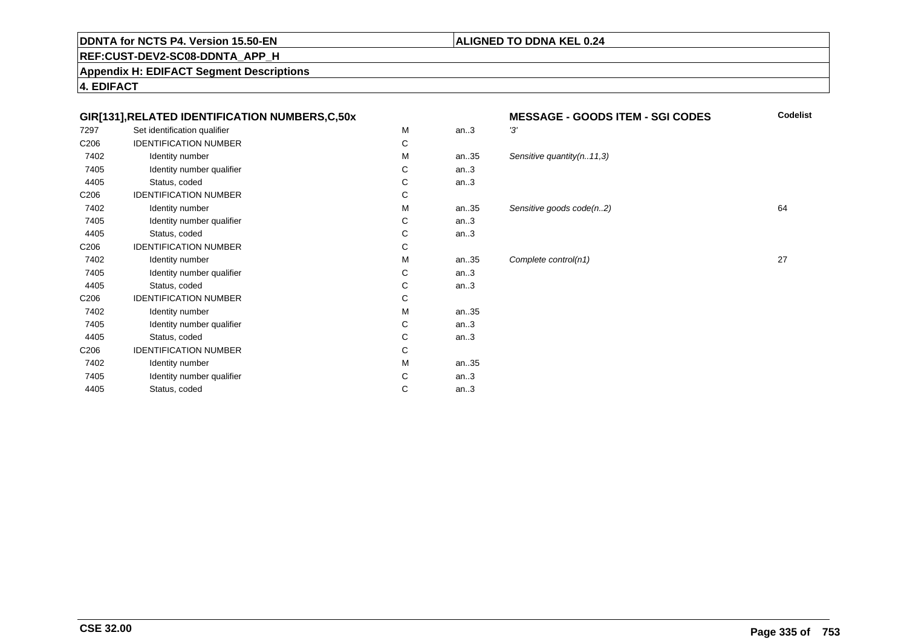**DDNTA for NCTS P4. Version 15.50-EN** | **ALIGNED TO DDNA KEL 0.24**

**REF:CUST-DEV2-SC08-DDNTA_APP_H**

**Appendix H: EDIFACT Segment Descriptions**

**4. EDIFACT**

| GIR[131],RELATED IDENTIFICATION NUMBERS,C,50x | | | | MESSAGE - GOODS ITEM - SGI CODES | Codelist |
|---|---|---|---|---|---|
| 7297 | Set identification qualifier | M | an..3 | *'3'* | |
| C206 | IDENTIFICATION NUMBER | C | | | |
| 7402 | Identity number | M | an..35 | *Sensitive quantity(n..11,3)* | |
| 7405 | Identity number qualifier | C | an..3 | | |
| 4405 | Status, coded | C | an..3 | | |
| C206 | IDENTIFICATION NUMBER | C | | | |
| 7402 | Identity number | M | an..35 | *Sensitive goods code(n..2)* | 64 |
| 7405 | Identity number qualifier | C | an..3 | | |
| 4405 | Status, coded | C | an..3 | | |
| C206 | IDENTIFICATION NUMBER | C | | | |
| 7402 | Identity number | M | an..35 | *Complete control(n1)* | 27 |
| 7405 | Identity number qualifier | C | an..3 | | |
| 4405 | Status, coded | C | an..3 | | |
| C206 | IDENTIFICATION NUMBER | C | | | |
| 7402 | Identity number | M | an..35 | | |
| 7405 | Identity number qualifier | C | an..3 | | |
| 4405 | Status, coded | C | an..3 | | |
| C206 | IDENTIFICATION NUMBER | C | | | |
| 7402 | Identity number | M | an..35 | | |
| 7405 | Identity number qualifier | C | an..3 | | |
| 4405 | Status, coded | C | an..3 | | |

**CSE 32.00**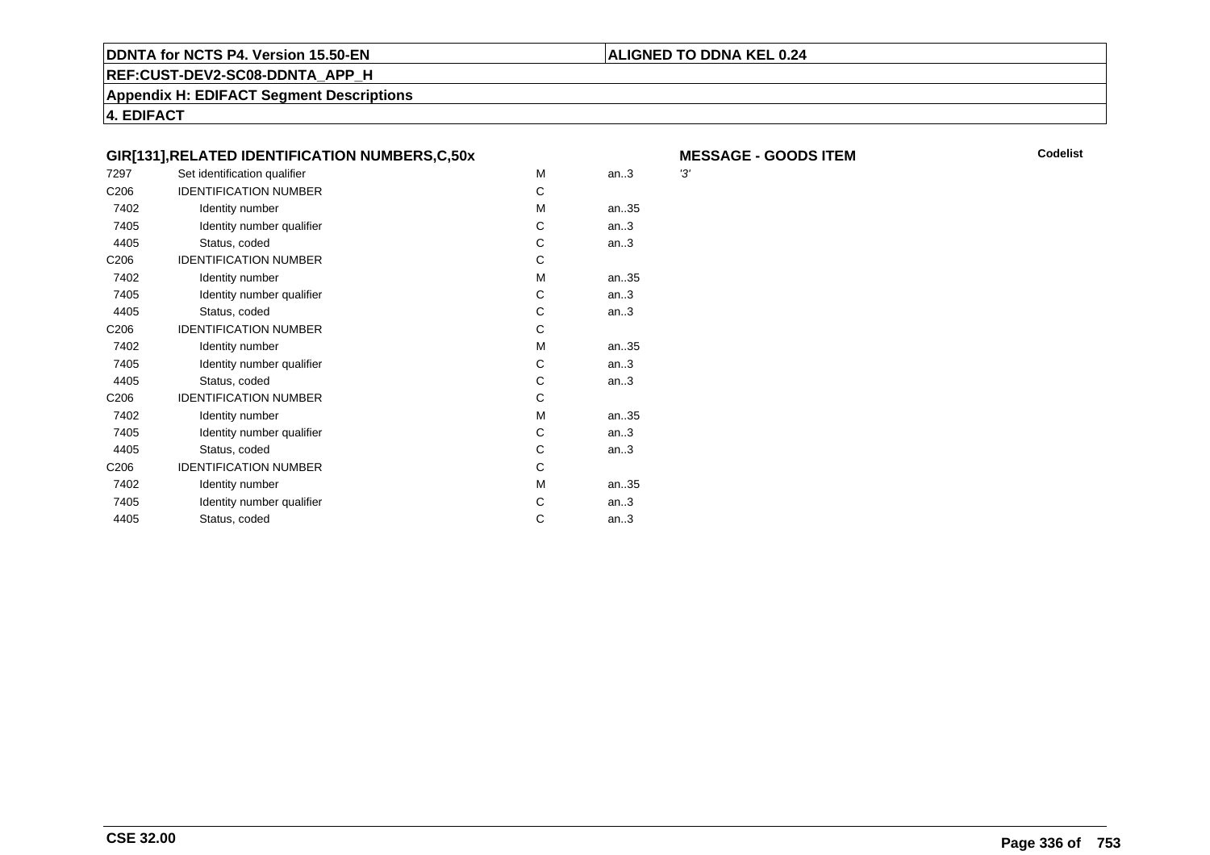**DDNTA for NCTS P4. Version 15.50-EN** | **ALIGNED TO DDNA KEL 0.24**

**REF:CUST-DEV2-SC08-DDNTA_APP_H**

**Appendix H: EDIFACT Segment Descriptions**

**4. EDIFACT**

### GIR[131],RELATED IDENTIFICATION NUMBERS,C,50x

**MESSAGE - GOODS ITEM**

| | | | | Codelist |
|---|---|---|---|---|
| 7297 | Set identification qualifier | M | an..3 | '3' |
| C206 | IDENTIFICATION NUMBER | C | | |
| 7402 | Identity number | M | an..35 | |
| 7405 | Identity number qualifier | C | an..3 | |
| 4405 | Status, coded | C | an..3 | |
| C206 | IDENTIFICATION NUMBER | C | | |
| 7402 | Identity number | M | an..35 | |
| 7405 | Identity number qualifier | C | an..3 | |
| 4405 | Status, coded | C | an..3 | |
| C206 | IDENTIFICATION NUMBER | C | | |
| 7402 | Identity number | M | an..35 | |
| 7405 | Identity number qualifier | C | an..3 | |
| 4405 | Status, coded | C | an..3 | |
| C206 | IDENTIFICATION NUMBER | C | | |
| 7402 | Identity number | M | an..35 | |
| 7405 | Identity number qualifier | C | an..3 | |
| 4405 | Status, coded | C | an..3 | |
| C206 | IDENTIFICATION NUMBER | C | | |
| 7402 | Identity number | M | an..35 | |
| 7405 | Identity number qualifier | C | an..3 | |
| 4405 | Status, coded | C | an..3 | |

**CSE 32.00**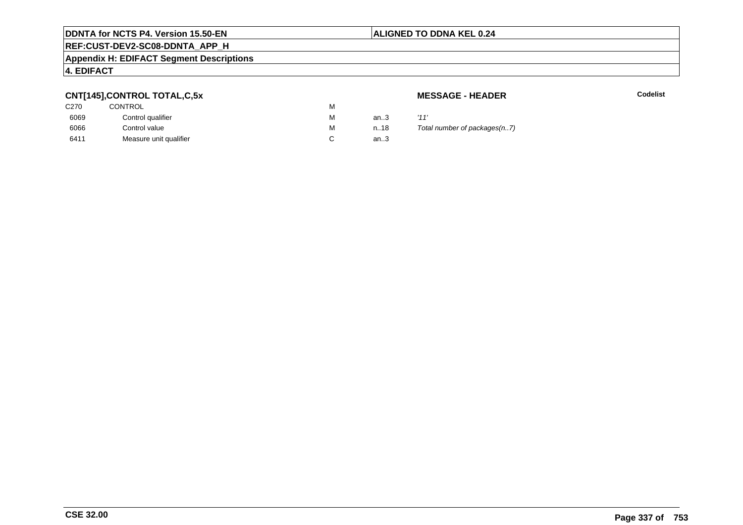## CNT[145],CONTROL TOTAL,C,5x

**MESSAGE - HEADER** **Codelist**

| | | | | |
|---|---|---|---|---|
| C270 | CONTROL | M | | |
| 6069 | Control qualifier | M | an..3 | *'11'* |
| 6066 | Control value | M | n..18 | *Total number of packages(n..7)* |
| 6411 | Measure unit qualifier | C | an..3 | |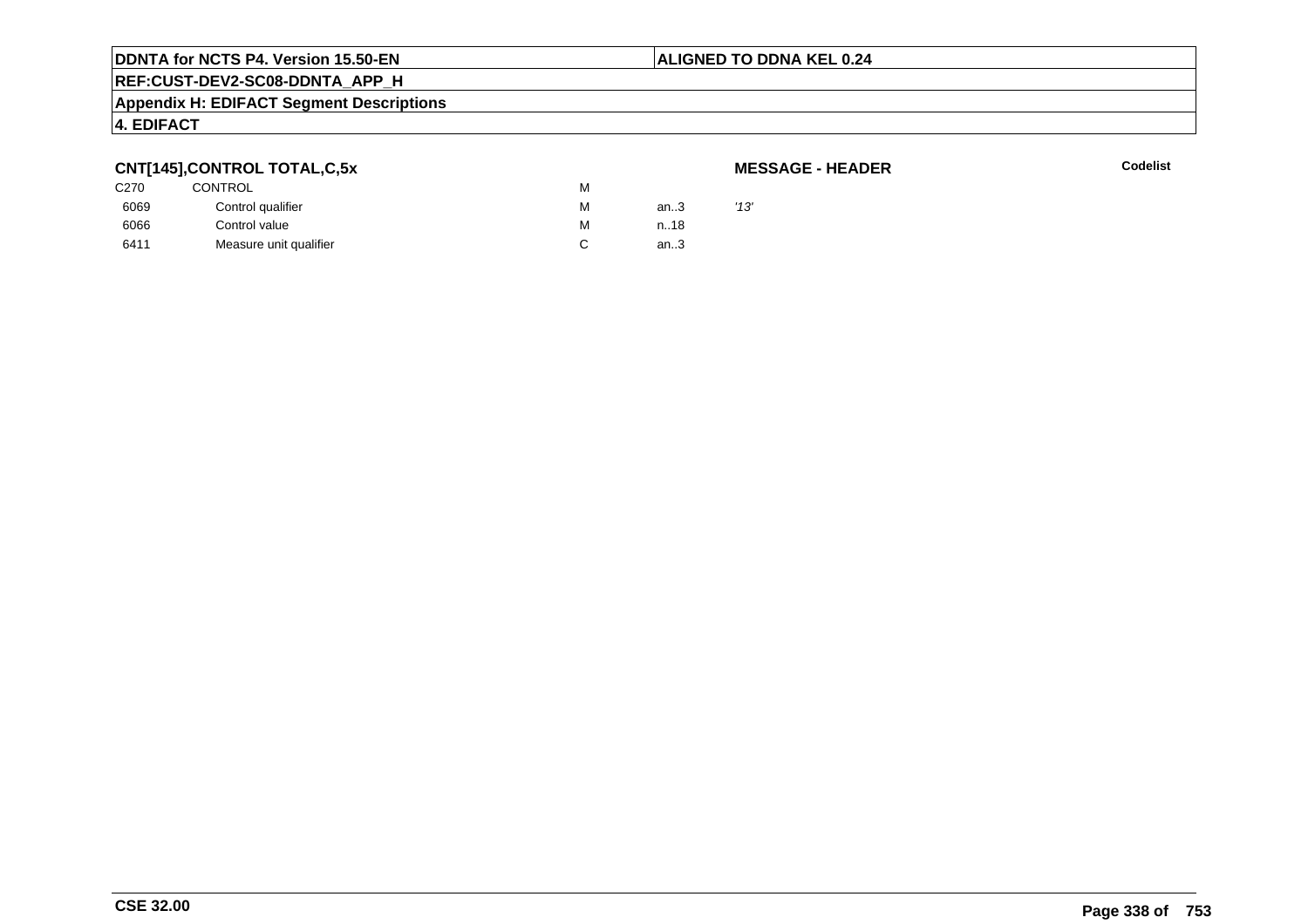## CNT[145],CONTROL TOTAL,C,5x

**MESSAGE - HEADER**

**Codelist**

| | | | | |
|---|---|---|---|---|
| C270 | CONTROL | M | | |
| 6069 | Control qualifier | M | an..3 | *'13'* |
| 6066 | Control value | M | n..18 | |
| 6411 | Measure unit qualifier | C | an..3 | |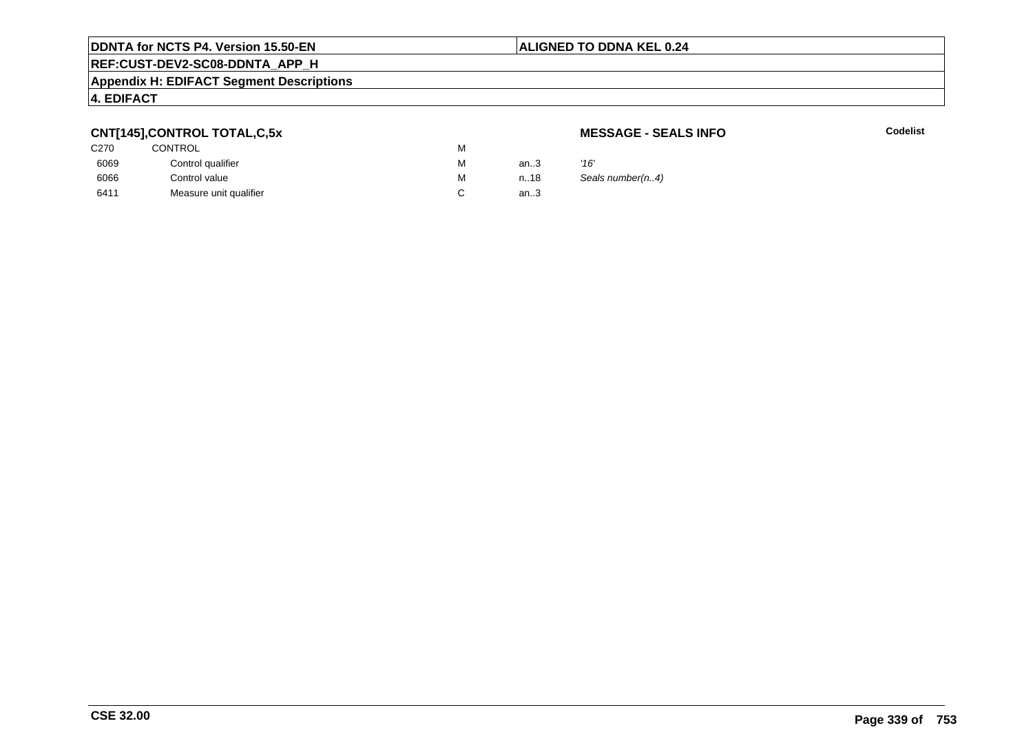**DDNTA for NCTS P4. Version 15.50-EN** | **ALIGNED TO DDNA KEL 0.24**

**REF:CUST-DEV2-SC08-DDNTA_APP_H**

**Appendix H: EDIFACT Segment Descriptions**

**4. EDIFACT**

### CNT[145],CONTROL TOTAL,C,5x

**MESSAGE - SEALS INFO** | **Codelist**

| | | | | | |
|---|---|---|---|---|---|
| C270 | CONTROL | M | | | |
| 6069 | Control qualifier | M | an..3 | *'16'* | |
| 6066 | Control value | M | n..18 | *Seals number(n..4)* | |
| 6411 | Measure unit qualifier | C | an..3 | | |

**CSE 32.00**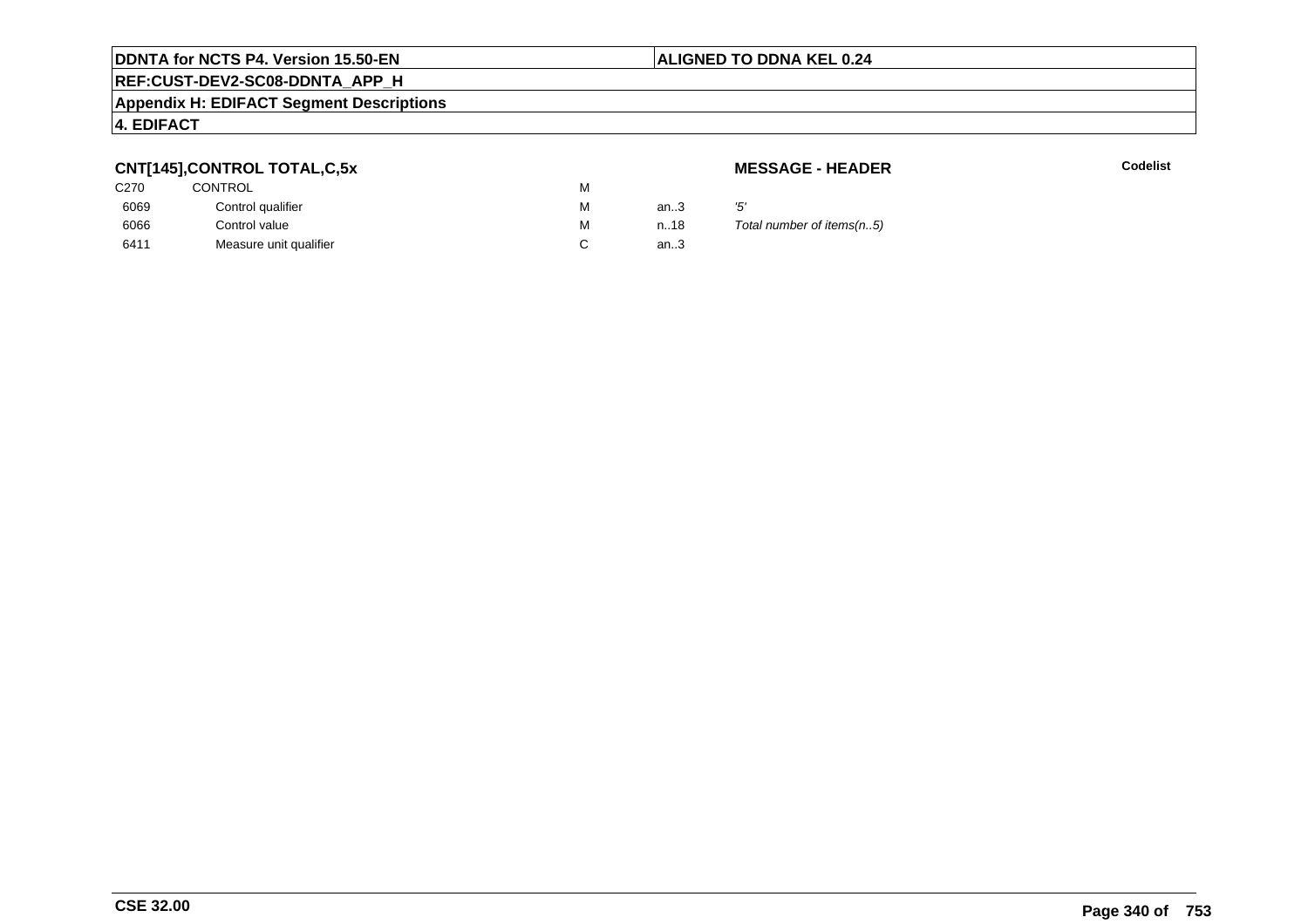**DDNTA for NCTS P4. Version 15.50-EN** | **ALIGNED TO DDNA KEL 0.24**

**REF:CUST-DEV2-SC08-DDNTA_APP_H**

**Appendix H: EDIFACT Segment Descriptions**

**4. EDIFACT**

### CNT[145],CONTROL TOTAL,C,5x

**MESSAGE - HEADER** | **Codelist**

| | | | | | |
|---|---|---|---|---|---|
| C270 | CONTROL | M | | | |
| 6069 | Control qualifier | M | an..3 | *'5'* | |
| 6066 | Control value | M | n..18 | *Total number of items(n..5)* | |
| 6411 | Measure unit qualifier | C | an..3 | | |

**CSE 32.00**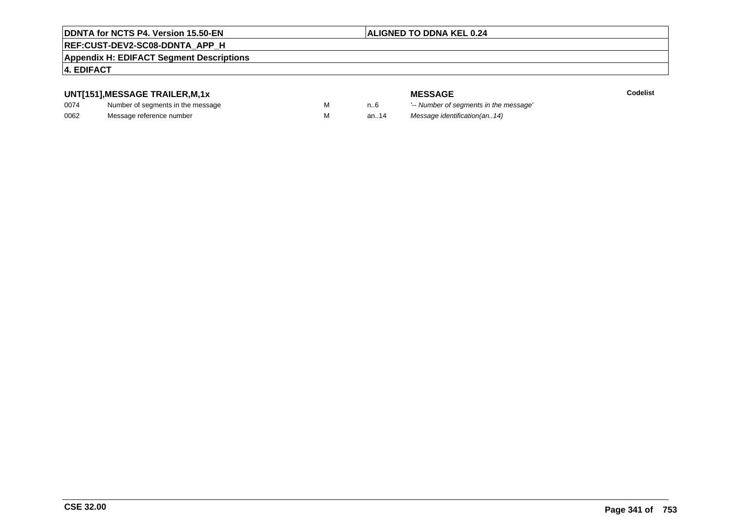**DDNTA for NCTS P4. Version 15.50-EN** | **ALIGNED TO DDNA KEL 0.24**

**REF:CUST-DEV2-SC08-DDNTA_APP_H**

**Appendix H: EDIFACT Segment Descriptions**

**4. EDIFACT**

### UNT[151],MESSAGE TRAILER,M,1x

| | | | | **MESSAGE** | **Codelist** |
|---|---|---|---|---|---|
| 0074 | Number of segments in the message | M | n..6 | *'-- Number of segments in the message'* | |
| 0062 | Message reference number | M | an..14 | *Message identification(an..14)* | |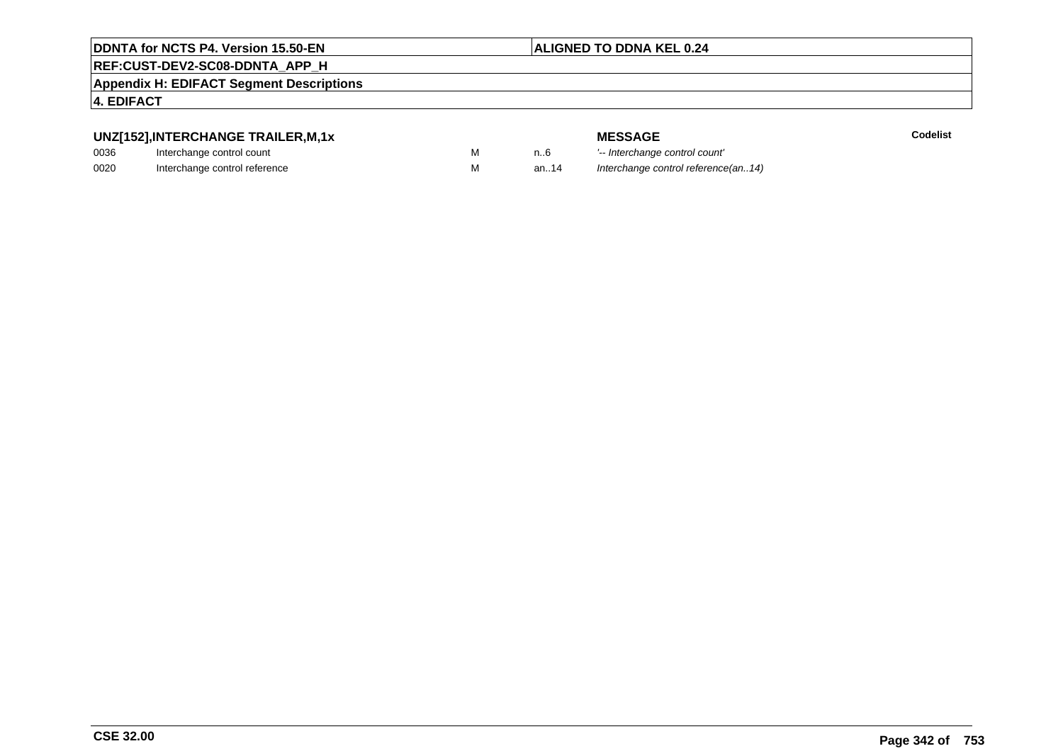**UNZ[152],INTERCHANGE TRAILER,M,1x**

| | | | | MESSAGE | Codelist |
|---|---|---|---|---|---|
| 0036 | Interchange control count | M | n..6 | *'-- Interchange control count'* | |
| 0020 | Interchange control reference | M | an..14 | *Interchange control reference(an..14)* | |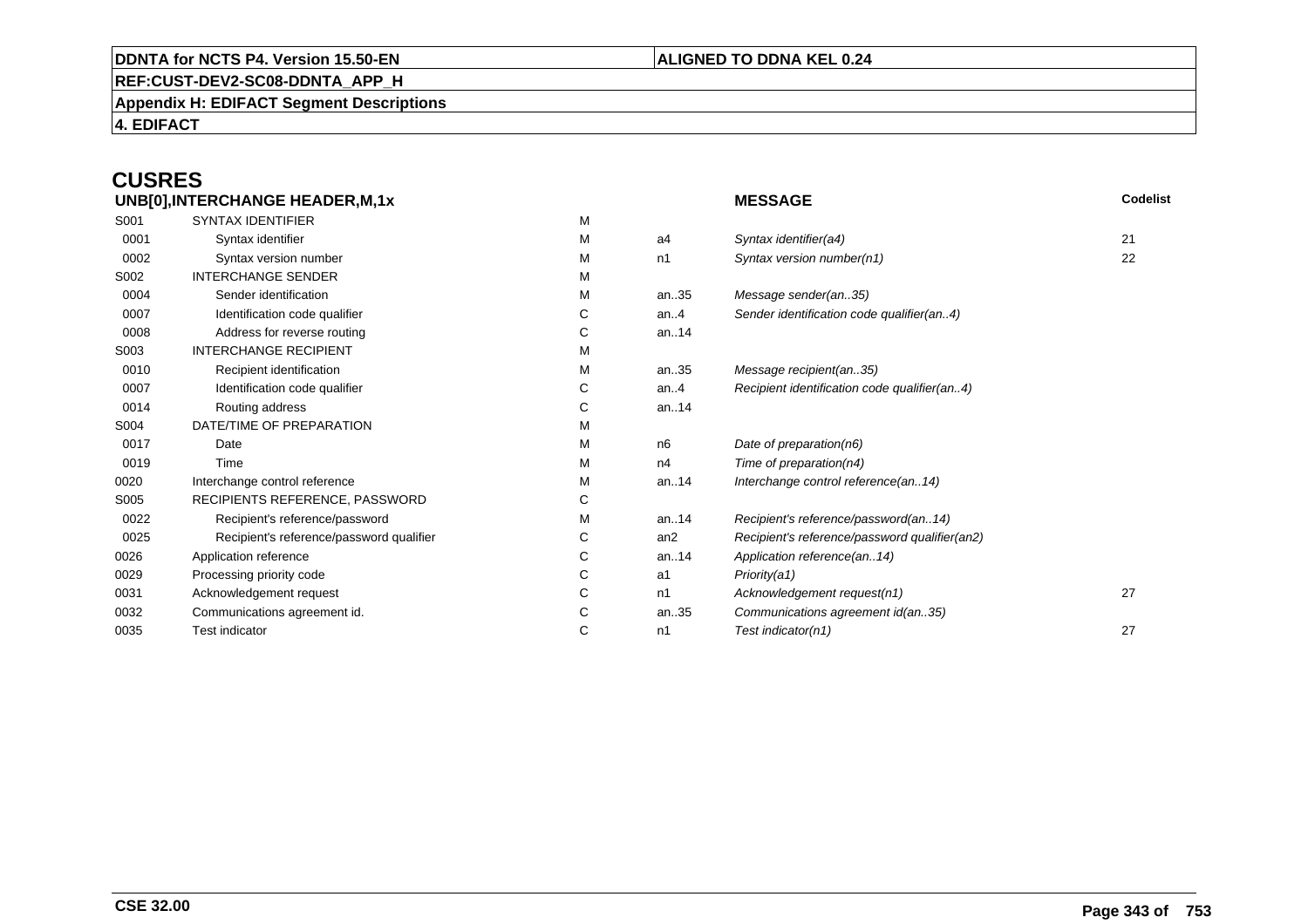# CUSRES

| UNB[0],INTERCHANGE HEADER,M,1x | | | | MESSAGE | Codelist |
|---|---|---|---|---|---|
| S001 | SYNTAX IDENTIFIER | M | | | |
| 0001 | Syntax identifier | M | a4 | *Syntax identifier(a4)* | 21 |
| 0002 | Syntax version number | M | n1 | *Syntax version number(n1)* | 22 |
| S002 | INTERCHANGE SENDER | M | | | |
| 0004 | Sender identification | M | an..35 | *Message sender(an..35)* | |
| 0007 | Identification code qualifier | C | an..4 | *Sender identification code qualifier(an..4)* | |
| 0008 | Address for reverse routing | C | an..14 | | |
| S003 | INTERCHANGE RECIPIENT | M | | | |
| 0010 | Recipient identification | M | an..35 | *Message recipient(an..35)* | |
| 0007 | Identification code qualifier | C | an..4 | *Recipient identification code qualifier(an..4)* | |
| 0014 | Routing address | C | an..14 | | |
| S004 | DATE/TIME OF PREPARATION | M | | | |
| 0017 | Date | M | n6 | *Date of preparation(n6)* | |
| 0019 | Time | M | n4 | *Time of preparation(n4)* | |
| 0020 | Interchange control reference | M | an..14 | *Interchange control reference(an..14)* | |
| S005 | RECIPIENTS REFERENCE, PASSWORD | C | | | |
| 0022 | Recipient's reference/password | M | an..14 | *Recipient's reference/password(an..14)* | |
| 0025 | Recipient's reference/password qualifier | C | an2 | *Recipient's reference/password qualifier(an2)* | |
| 0026 | Application reference | C | an..14 | *Application reference(an..14)* | |
| 0029 | Processing priority code | C | a1 | *Priority(a1)* | |
| 0031 | Acknowledgement request | C | n1 | *Acknowledgement request(n1)* | 27 |
| 0032 | Communications agreement id. | C | an..35 | *Communications agreement id(an..35)* | |
| 0035 | Test indicator | C | n1 | *Test indicator(n1)* | 27 |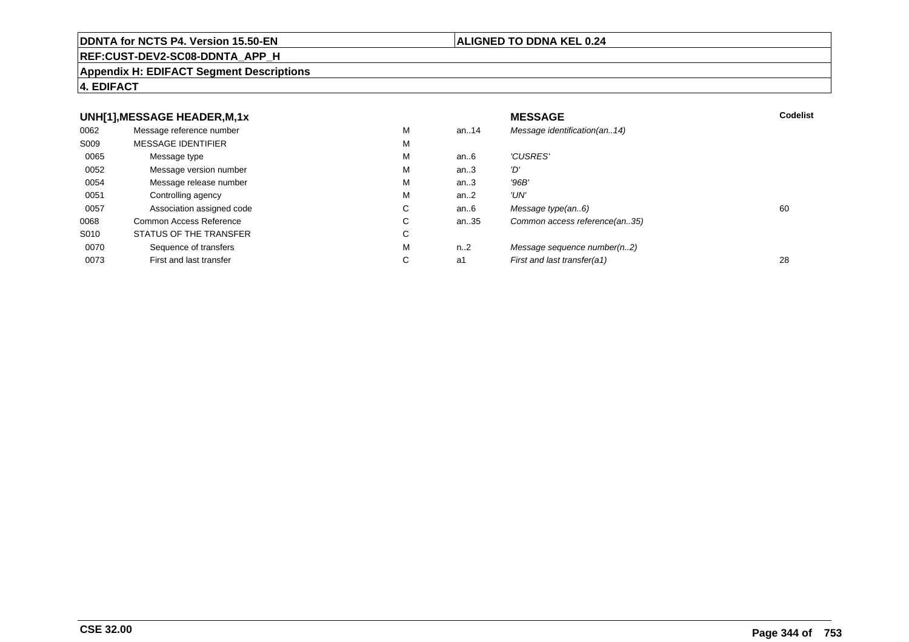## UNH[1],MESSAGE HEADER,M,1x

| | | | | MESSAGE | Codelist |
|---|---|---|---|---|---|
| 0062 | Message reference number | M | an..14 | *Message identification(an..14)* | |
| S009 | MESSAGE IDENTIFIER | M | | | |
| 0065 | Message type | M | an..6 | *'CUSRES'* | |
| 0052 | Message version number | M | an..3 | *'D'* | |
| 0054 | Message release number | M | an..3 | *'96B'* | |
| 0051 | Controlling agency | M | an..2 | *'UN'* | |
| 0057 | Association assigned code | C | an..6 | *Message type(an..6)* | 60 |
| 0068 | Common Access Reference | C | an..35 | *Common access reference(an..35)* | |
| S010 | STATUS OF THE TRANSFER | C | | | |
| 0070 | Sequence of transfers | M | n..2 | *Message sequence number(n..2)* | |
| 0073 | First and last transfer | C | a1 | *First and last transfer(a1)* | 28 |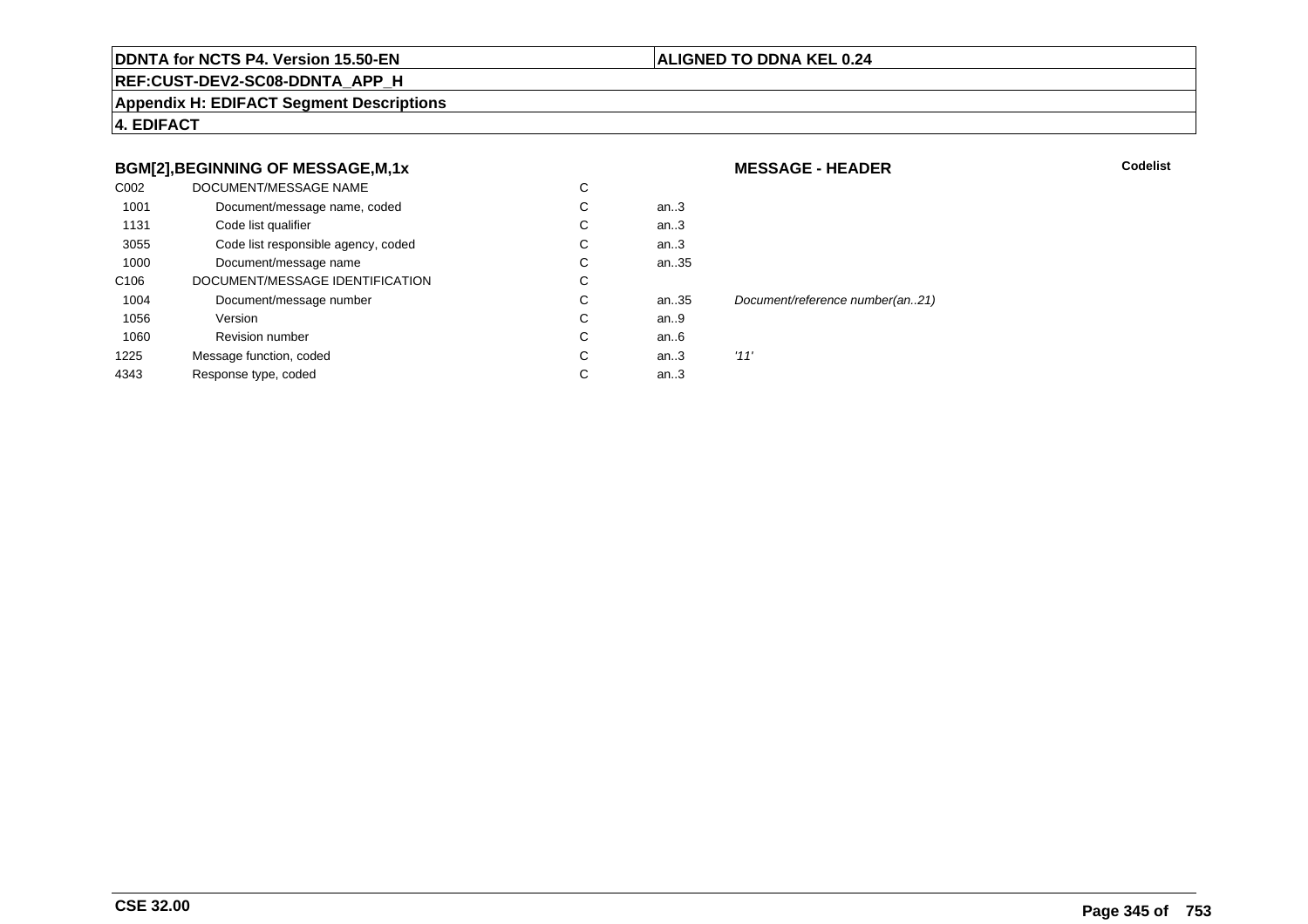**DDNTA for NCTS P4. Version 15.50-EN** | **ALIGNED TO DDNA KEL 0.24**

**REF:CUST-DEV2-SC08-DDNTA_APP_H**

**Appendix H: EDIFACT Segment Descriptions**

**4. EDIFACT**

### BGM[2],BEGINNING OF MESSAGE,M,1x

**MESSAGE - HEADER** — **Codelist**

| | | | | |
|---|---|---|---|---|
| C002 | DOCUMENT/MESSAGE NAME | C | | |
| 1001 | Document/message name, coded | C | an..3 | |
| 1131 | Code list qualifier | C | an..3 | |
| 3055 | Code list responsible agency, coded | C | an..3 | |
| 1000 | Document/message name | C | an..35 | |
| C106 | DOCUMENT/MESSAGE IDENTIFICATION | C | | |
| 1004 | Document/message number | C | an..35 | *Document/reference number(an..21)* |
| 1056 | Version | C | an..9 | |
| 1060 | Revision number | C | an..6 | |
| 1225 | Message function, coded | C | an..3 | *'11'* |
| 4343 | Response type, coded | C | an..3 | |

**CSE 32.00**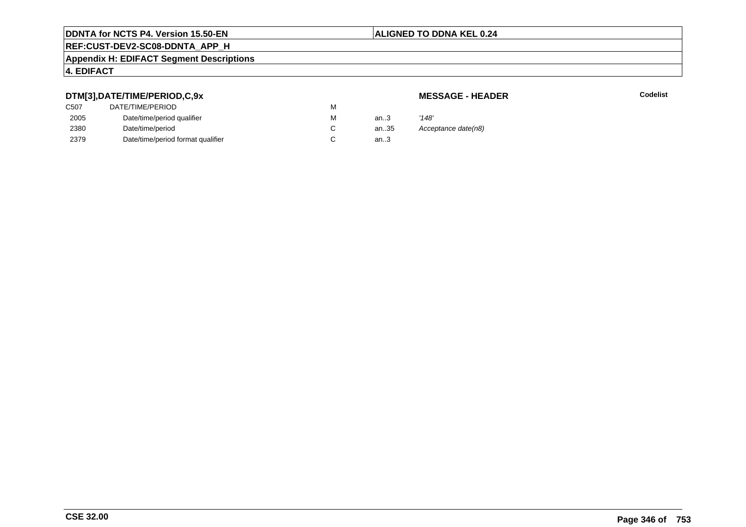### DTM[3],DATE/TIME/PERIOD,C,9x

**MESSAGE - HEADER**

**Codelist**

| | | | | |
|---|---|---|---|---|
| C507 | DATE/TIME/PERIOD | M | | |
| 2005 | Date/time/period qualifier | M | an..3 | *'148'* |
| 2380 | Date/time/period | C | an..35 | *Acceptance date(n8)* |
| 2379 | Date/time/period format qualifier | C | an..3 | |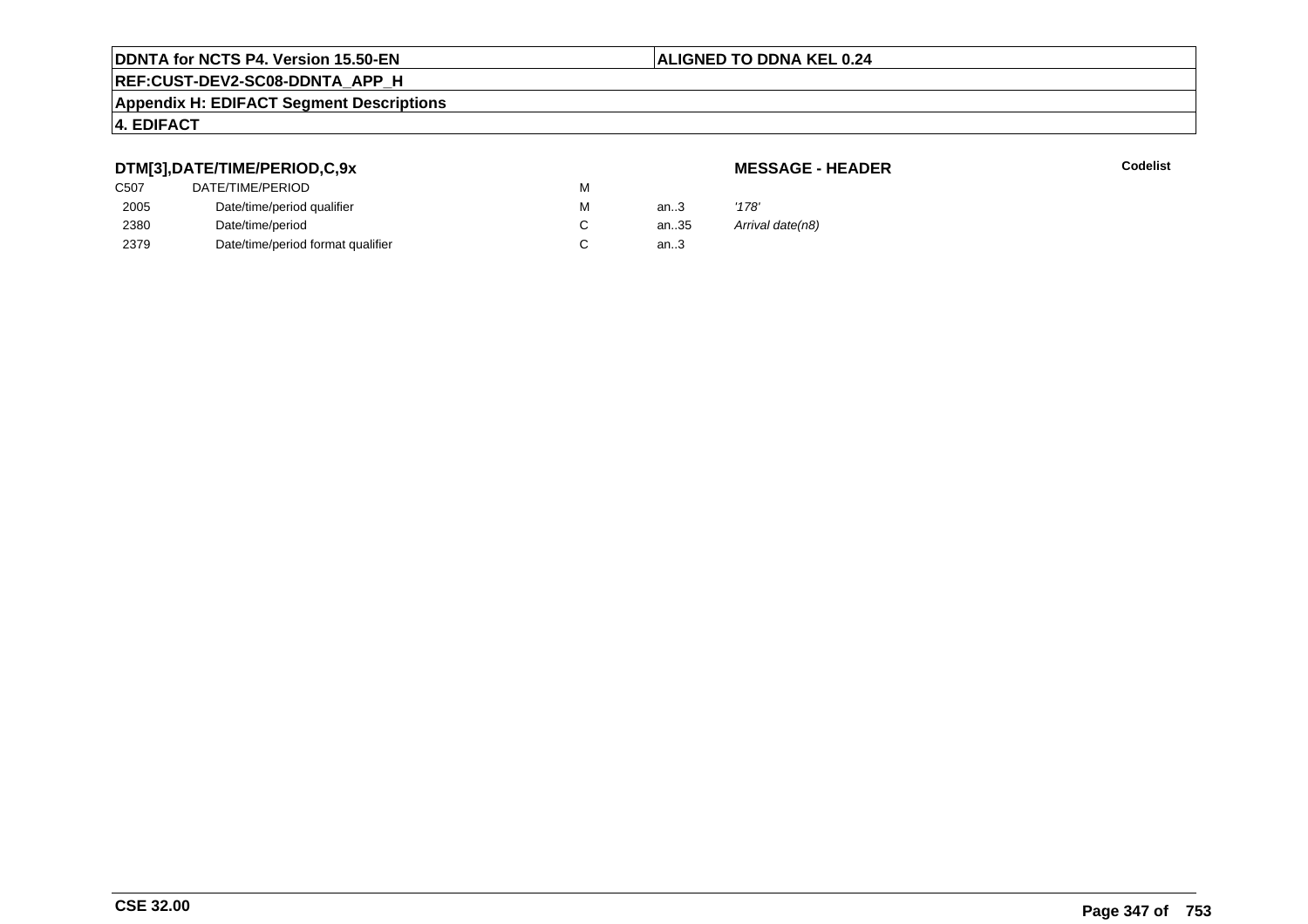**DTM[3],DATE/TIME/PERIOD,C,9x** **MESSAGE - HEADER** **Codelist**

| | | | | |
|---|---|---|---|---|
| C507 | DATE/TIME/PERIOD | M | | |
| 2005 | Date/time/period qualifier | M | an..3 | *'178'* |
| 2380 | Date/time/period | C | an..35 | *Arrival date(n8)* |
| 2379 | Date/time/period format qualifier | C | an..3 | |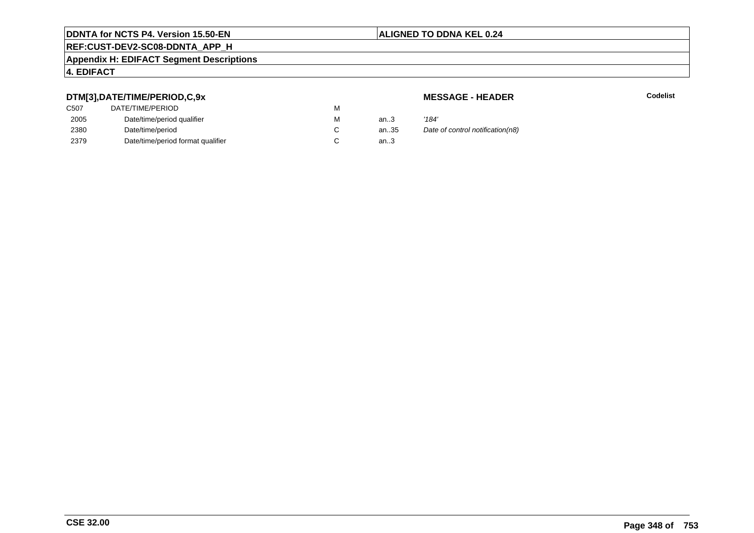## DTM[3],DATE/TIME/PERIOD,C,9x

**MESSAGE - HEADER**

**Codelist**

| | | | | |
|---|---|---|---|---|
| C507 | DATE/TIME/PERIOD | M | | |
| 2005 | Date/time/period qualifier | M | an..3 | *'184'* |
| 2380 | Date/time/period | C | an..35 | *Date of control notification(n8)* |
| 2379 | Date/time/period format qualifier | C | an..3 | |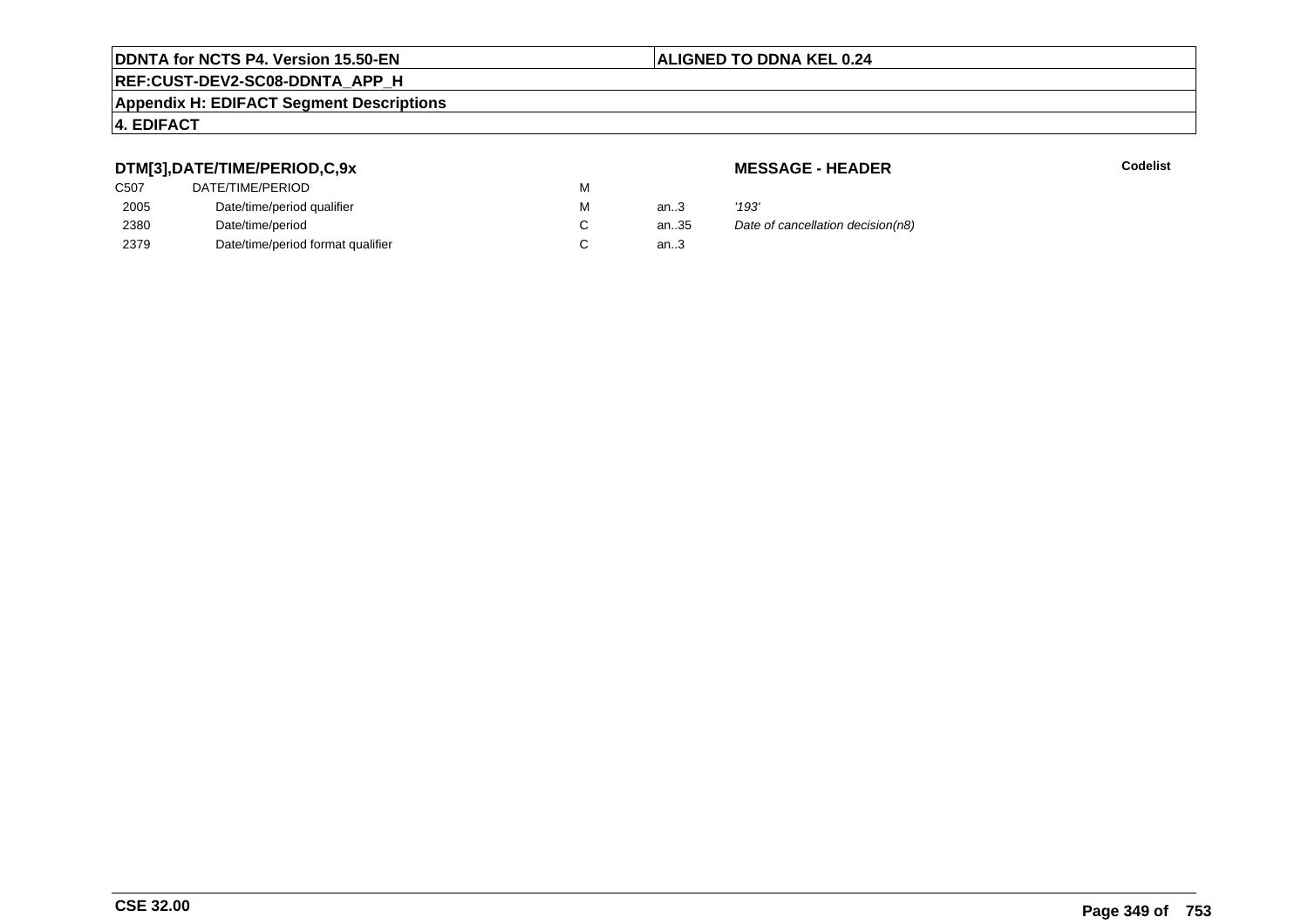## DTM[3],DATE/TIME/PERIOD,C,9x

**MESSAGE - HEADER**

**Codelist**

| | | | | |
|---|---|---|---|---|
| C507 | DATE/TIME/PERIOD | M | | |
| 2005 | Date/time/period qualifier | M | an..3 | *'193'* |
| 2380 | Date/time/period | C | an..35 | *Date of cancellation decision(n8)* |
| 2379 | Date/time/period format qualifier | C | an..3 | |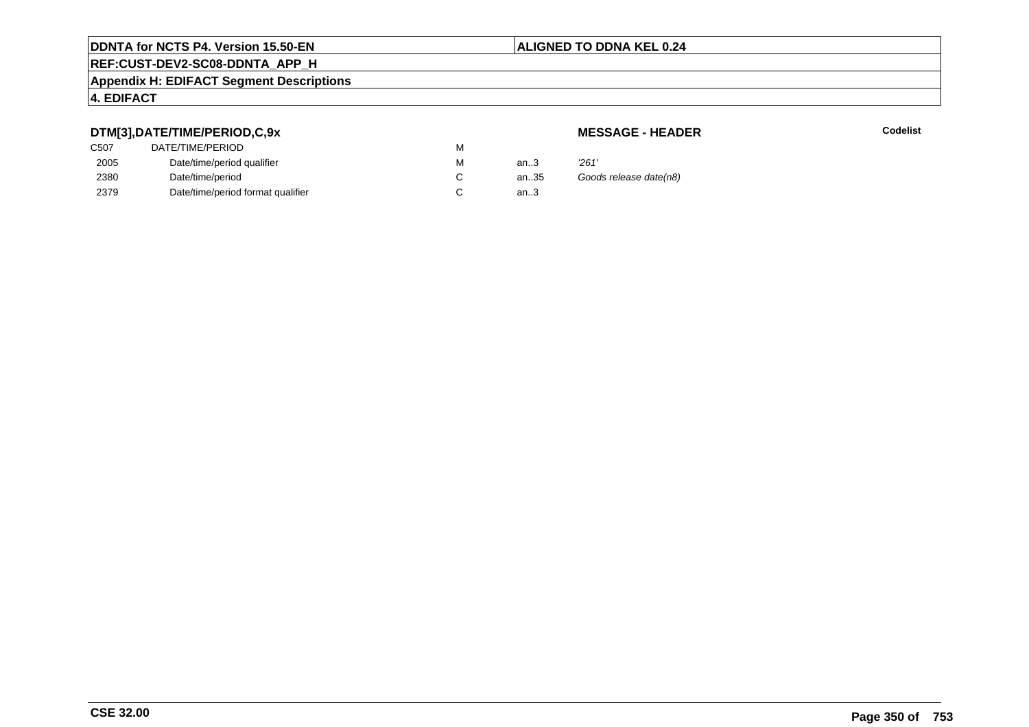## DTM[3],DATE/TIME/PERIOD,C,9x

**MESSAGE - HEADER**

**Codelist**

| | | | | |
|---|---|---|---|---|
| C507 | DATE/TIME/PERIOD | M | | |
| 2005 | Date/time/period qualifier | M | an..3 | *'261'* |
| 2380 | Date/time/period | C | an..35 | *Goods release date(n8)* |
| 2379 | Date/time/period format qualifier | C | an..3 | |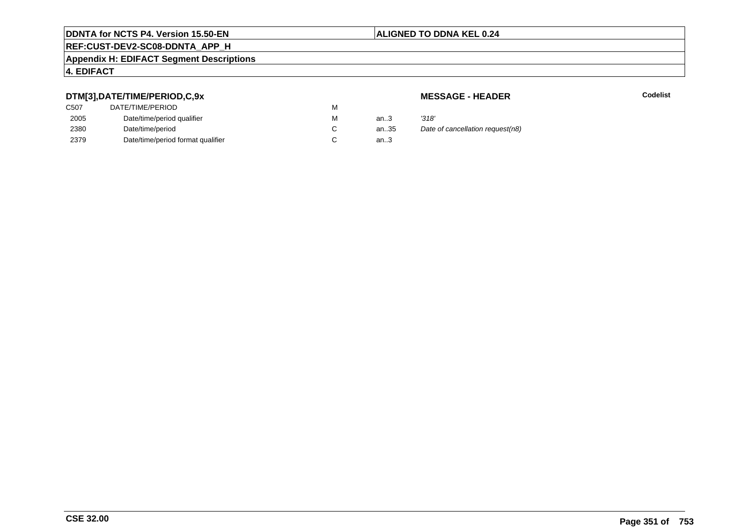**DDNTA for NCTS P4. Version 15.50-EN** | **ALIGNED TO DDNA KEL 0.24**

**REF:CUST-DEV2-SC08-DDNTA_APP_H**

**Appendix H: EDIFACT Segment Descriptions**

**4. EDIFACT**

### DTM[3],DATE/TIME/PERIOD,C,9x

**MESSAGE - HEADER** **Codelist**

| | | | | | |
|---|---|---|---|---|---|
| C507 | DATE/TIME/PERIOD | M | | | |
| 2005 | Date/time/period qualifier | M | an..3 | *'318'* | |
| 2380 | Date/time/period | C | an..35 | *Date of cancellation request(n8)* | |
| 2379 | Date/time/period format qualifier | C | an..3 | | |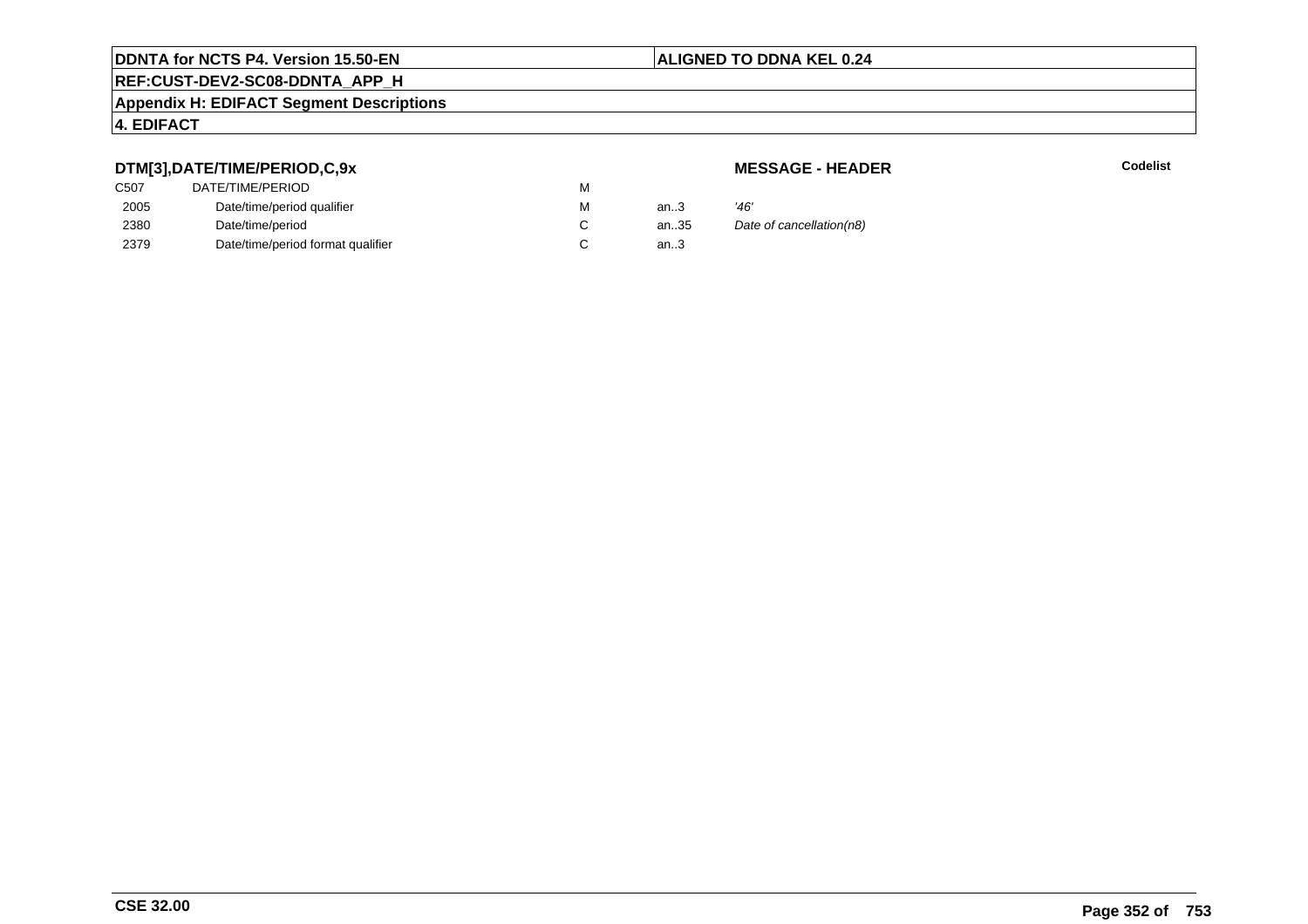## DTM[3],DATE/TIME/PERIOD,C,9x

**MESSAGE - HEADER**

**Codelist**

| | | | | |
|---|---|---|---|---|
| C507 | DATE/TIME/PERIOD | M | | |
| 2005 | Date/time/period qualifier | M | an..3 | *'46'* |
| 2380 | Date/time/period | C | an..35 | *Date of cancellation(n8)* |
| 2379 | Date/time/period format qualifier | C | an..3 | |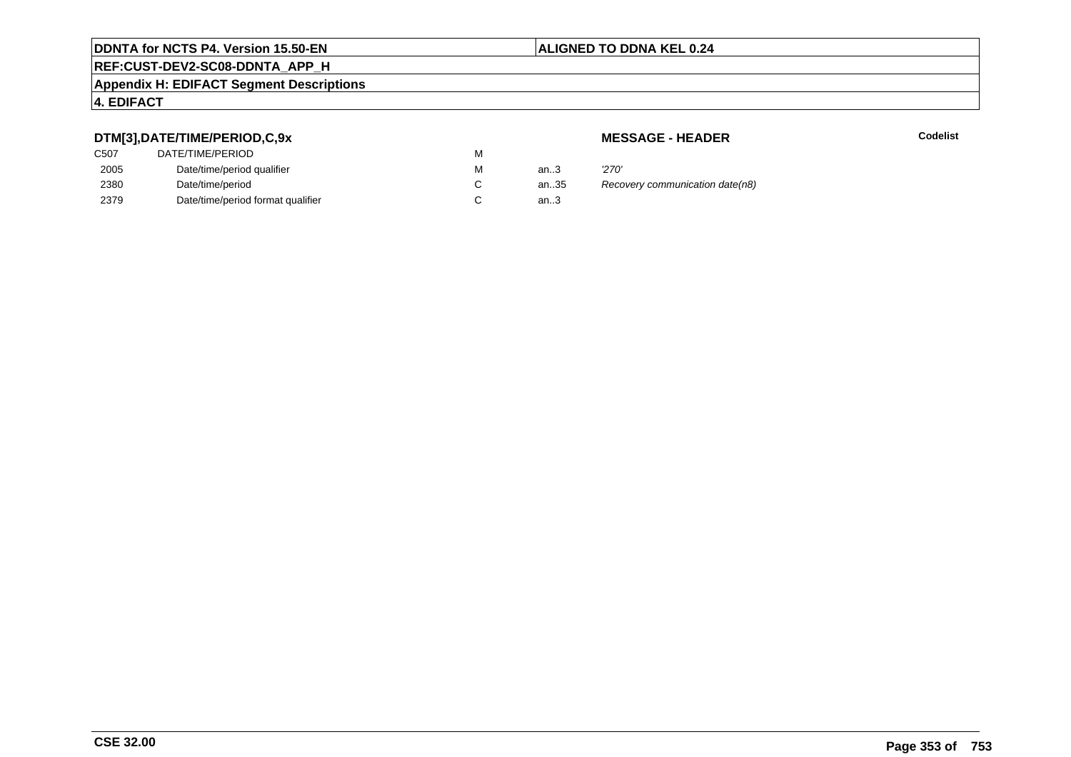**DTM[3],DATE/TIME/PERIOD,C,9x**

**MESSAGE - HEADER**

**Codelist**

| | | | | |
|---|---|---|---|---|
| C507 | DATE/TIME/PERIOD | M | | |
| 2005 | Date/time/period qualifier | M | an..3 | *'270'* |
| 2380 | Date/time/period | C | an..35 | *Recovery communication date(n8)* |
| 2379 | Date/time/period format qualifier | C | an..3 | |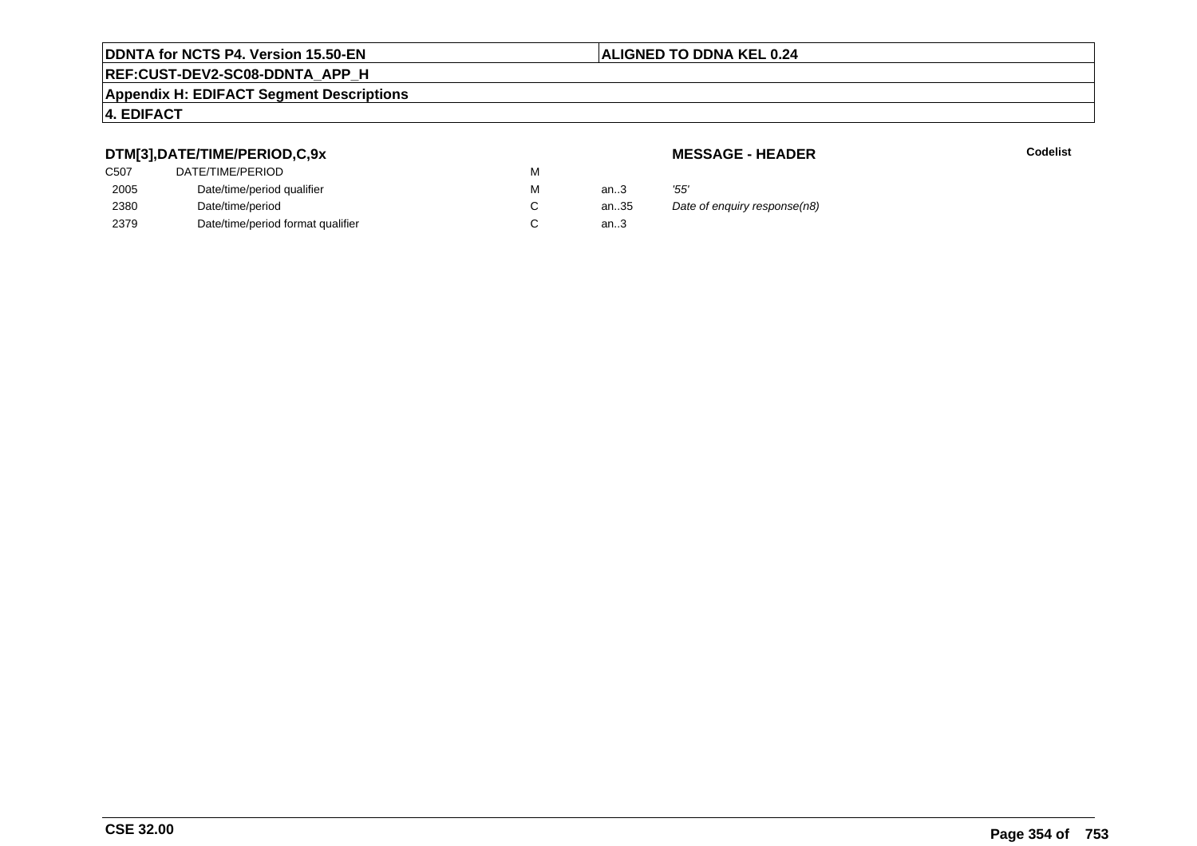### DTM[3],DATE/TIME/PERIOD,C,9x

**MESSAGE - HEADER**

**Codelist**

| | | | | |
|---|---|---|---|---|
| C507 | DATE/TIME/PERIOD | M | | |
| 2005 | Date/time/period qualifier | M | an..3 | *'55'* |
| 2380 | Date/time/period | C | an..35 | *Date of enquiry response(n8)* |
| 2379 | Date/time/period format qualifier | C | an..3 | |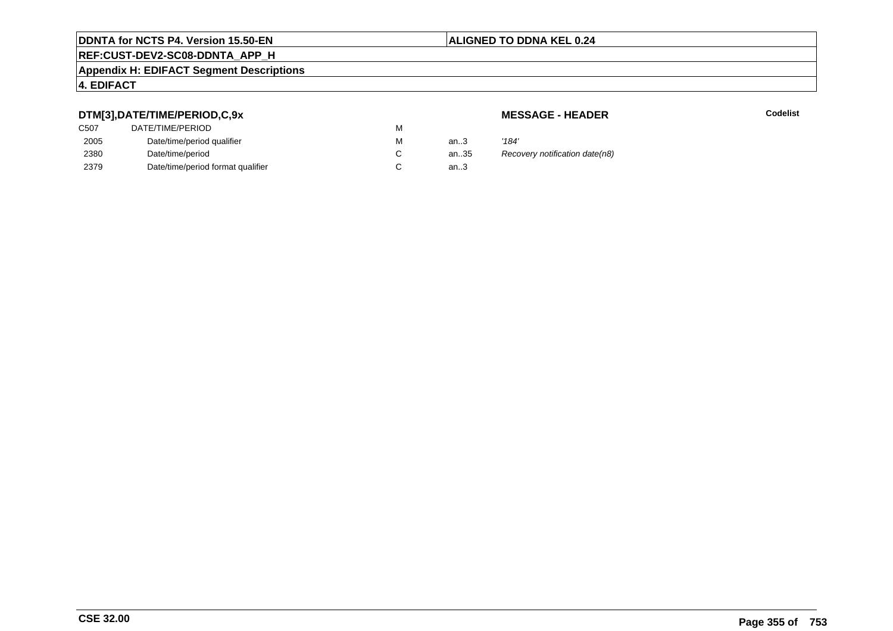**DTM[3],DATE/TIME/PERIOD,C,9x**

**MESSAGE - HEADER**

**Codelist**

| | | | | |
|---|---|---|---|---|
| C507 | DATE/TIME/PERIOD | M | | |
| 2005 | Date/time/period qualifier | M | an..3 | *'184'* |
| 2380 | Date/time/period | C | an..35 | *Recovery notification date(n8)* |
| 2379 | Date/time/period format qualifier | C | an..3 | |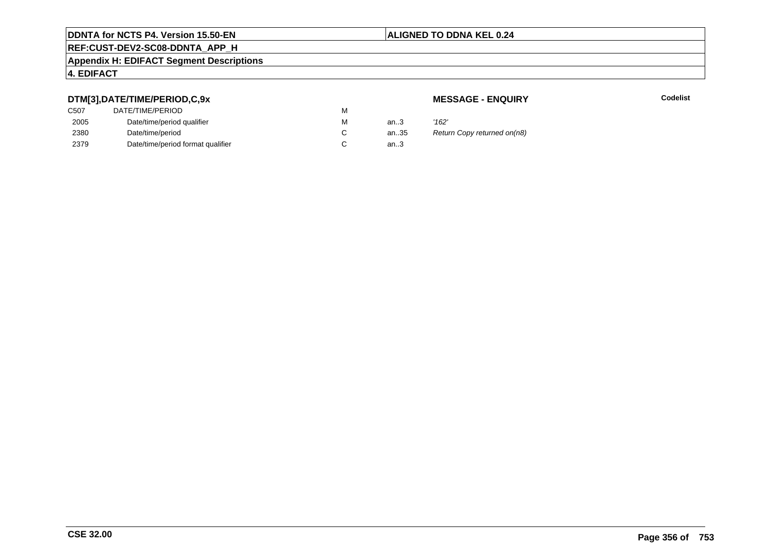## DTM[3],DATE/TIME/PERIOD,C,9x

**MESSAGE - ENQUIRY**

**Codelist**

| | | | | |
|---|---|---|---|---|
| C507 | DATE/TIME/PERIOD | M | | |
| 2005 | Date/time/period qualifier | M | an..3 | *'162'* |
| 2380 | Date/time/period | C | an..35 | *Return Copy returned on(n8)* |
| 2379 | Date/time/period format qualifier | C | an..3 | |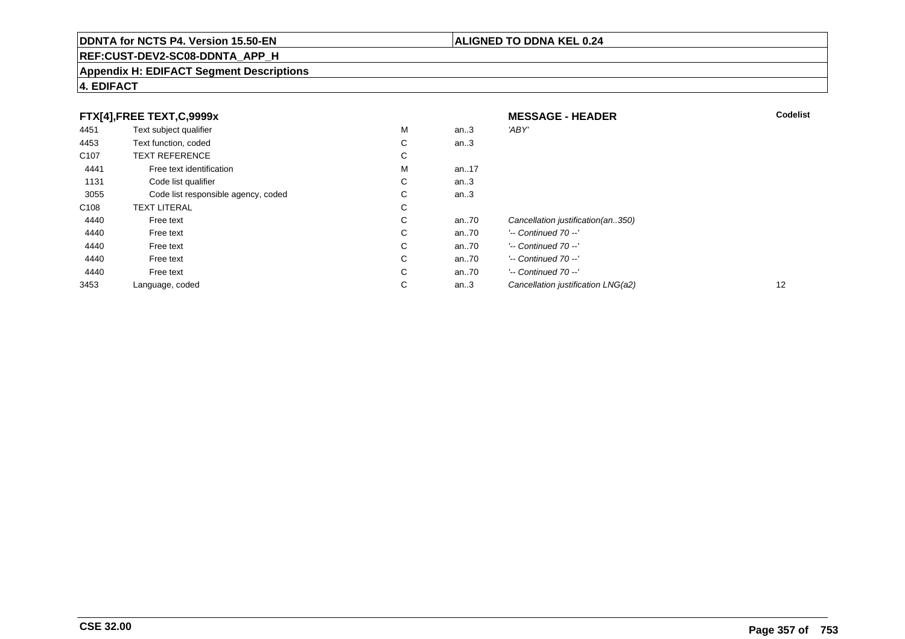**DDNTA for NCTS P4. Version 15.50-EN** | **ALIGNED TO DDNA KEL 0.24**

**REF:CUST-DEV2-SC08-DDNTA_APP_H**

**Appendix H: EDIFACT Segment Descriptions**

**4. EDIFACT**

| FTX[4],FREE TEXT,C,9999x | | | | MESSAGE - HEADER | Codelist |
|---|---|---|---|---|---|
| 4451 | Text subject qualifier | M | an..3 | *'ABY'* | |
| 4453 | Text function, coded | C | an..3 | | |
| C107 | TEXT REFERENCE | C | | | |
| 4441 | Free text identification | M | an..17 | | |
| 1131 | Code list qualifier | C | an..3 | | |
| 3055 | Code list responsible agency, coded | C | an..3 | | |
| C108 | TEXT LITERAL | C | | | |
| 4440 | Free text | C | an..70 | *Cancellation justification(an..350)* | |
| 4440 | Free text | C | an..70 | *'-- Continued 70 --'* | |
| 4440 | Free text | C | an..70 | *'-- Continued 70 --'* | |
| 4440 | Free text | C | an..70 | *'-- Continued 70 --'* | |
| 4440 | Free text | C | an..70 | *'-- Continued 70 --'* | |
| 3453 | Language, coded | C | an..3 | *Cancellation justification LNG(a2)* | 12 |

**CSE 32.00**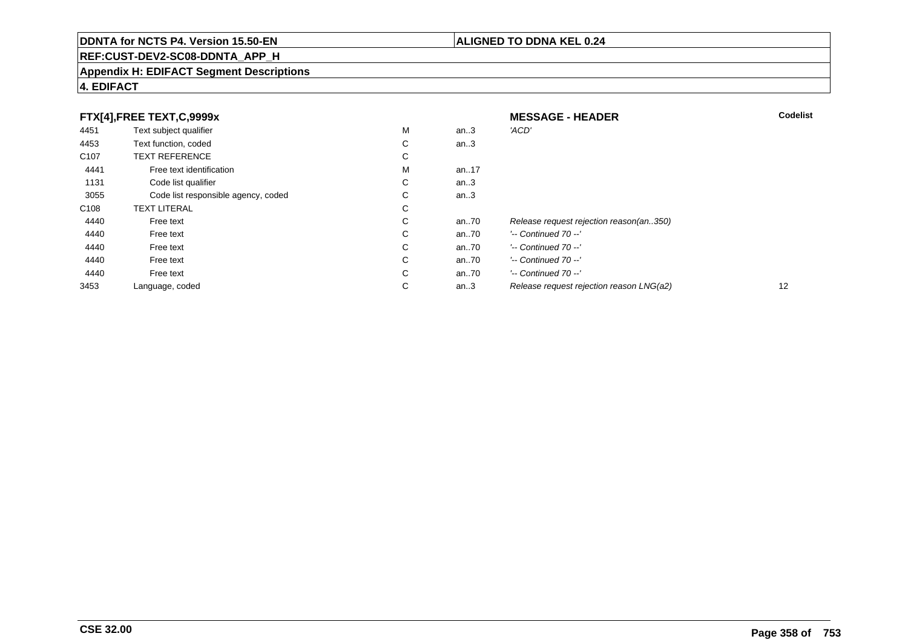**DDNTA for NCTS P4. Version 15.50-EN** | **ALIGNED TO DDNA KEL 0.24**

**REF:CUST-DEV2-SC08-DDNTA_APP_H**

**Appendix H: EDIFACT Segment Descriptions**

**4. EDIFACT**

| FTX[4],FREE TEXT,C,9999x | | | | MESSAGE - HEADER | Codelist |
|---|---|---|---|---|---|
| 4451 | Text subject qualifier | M | an..3 | *'ACD'* | |
| 4453 | Text function, coded | C | an..3 | | |
| C107 | TEXT REFERENCE | C | | | |
| 4441 | Free text identification | M | an..17 | | |
| 1131 | Code list qualifier | C | an..3 | | |
| 3055 | Code list responsible agency, coded | C | an..3 | | |
| C108 | TEXT LITERAL | C | | | |
| 4440 | Free text | C | an..70 | *Release request rejection reason(an..350)* | |
| 4440 | Free text | C | an..70 | *'-- Continued 70 --'* | |
| 4440 | Free text | C | an..70 | *'-- Continued 70 --'* | |
| 4440 | Free text | C | an..70 | *'-- Continued 70 --'* | |
| 4440 | Free text | C | an..70 | *'-- Continued 70 --'* | |
| 3453 | Language, coded | C | an..3 | *Release request rejection reason LNG(a2)* | 12 |

**CSE 32.00**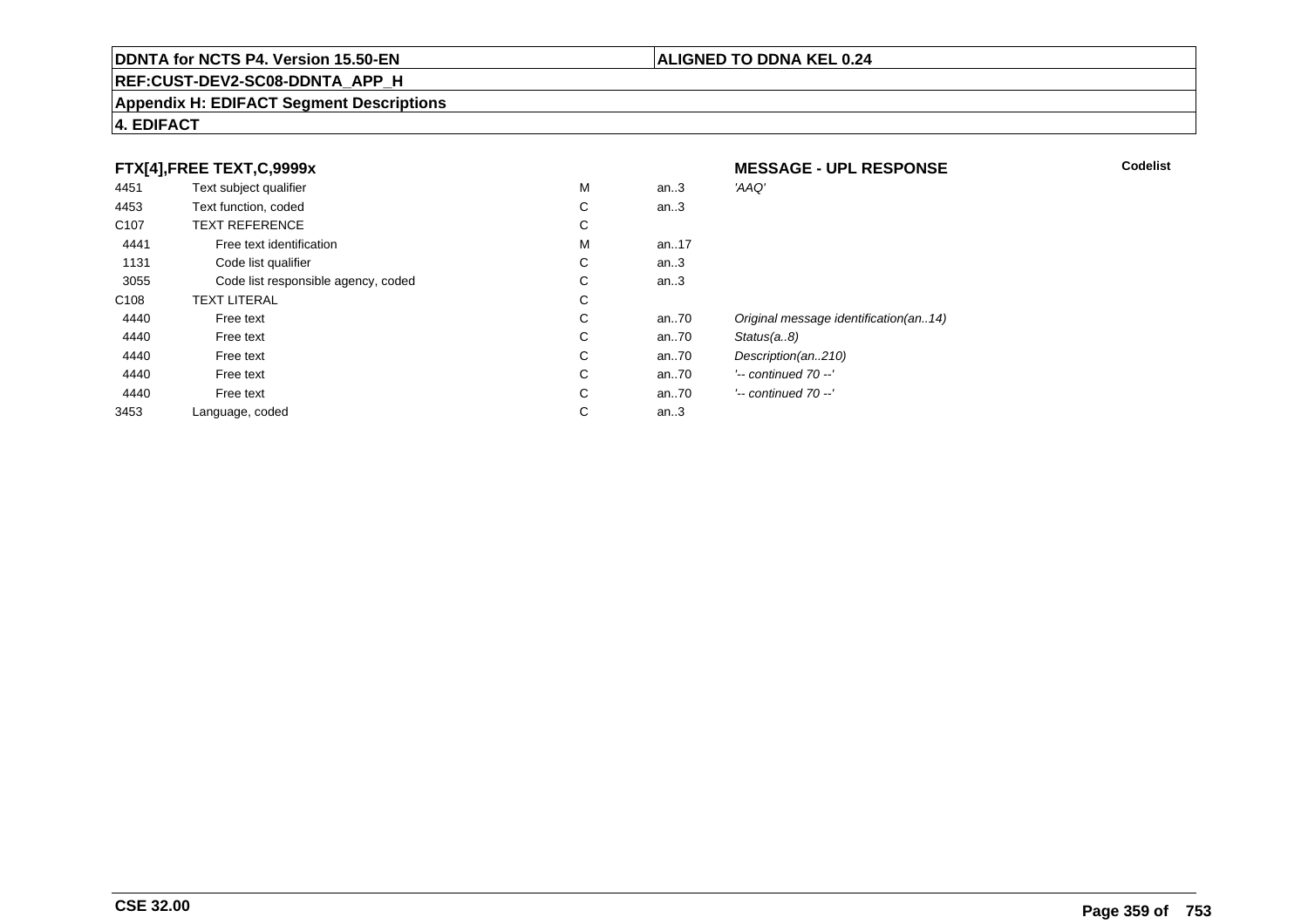**DDNTA for NCTS P4. Version 15.50-EN** | **ALIGNED TO DDNA KEL 0.24**

**REF:CUST-DEV2-SC08-DDNTA_APP_H**

**Appendix H: EDIFACT Segment Descriptions**

**4. EDIFACT**

**FTX[4],FREE TEXT,C,9999x** — **MESSAGE - UPL RESPONSE** — **Codelist**

| | | | | | |
|---|---|---|---|---|---|
| 4451 | Text subject qualifier | M | an..3 | *'AAQ'* | |
| 4453 | Text function, coded | C | an..3 | | |
| C107 | TEXT REFERENCE | C | | | |
| 4441 | Free text identification | M | an..17 | | |
| 1131 | Code list qualifier | C | an..3 | | |
| 3055 | Code list responsible agency, coded | C | an..3 | | |
| C108 | TEXT LITERAL | C | | | |
| 4440 | Free text | C | an..70 | *Original message identification(an..14)* | |
| 4440 | Free text | C | an..70 | *Status(a..8)* | |
| 4440 | Free text | C | an..70 | *Description(an..210)* | |
| 4440 | Free text | C | an..70 | *'-- continued 70 --'* | |
| 4440 | Free text | C | an..70 | *'-- continued 70 --'* | |
| 3453 | Language, coded | C | an..3 | | |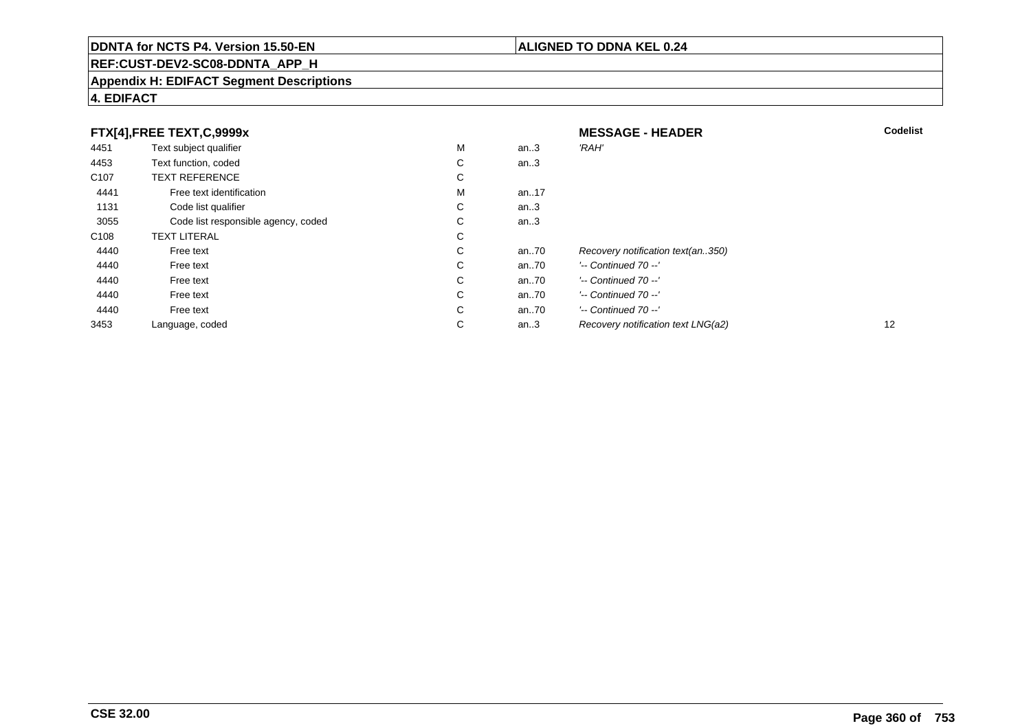**DDNTA for NCTS P4. Version 15.50-EN** | **ALIGNED TO DDNA KEL 0.24**

**REF:CUST-DEV2-SC08-DDNTA_APP_H**

**Appendix H: EDIFACT Segment Descriptions**

**4. EDIFACT**

| **FTX[4],FREE TEXT,C,9999x** | | | | **MESSAGE - HEADER** | **Codelist** |
|---|---|---|---|---|---|
| 4451 | Text subject qualifier | M | an..3 | *'RAH'* | |
| 4453 | Text function, coded | C | an..3 | | |
| C107 | TEXT REFERENCE | C | | | |
| 4441 | Free text identification | M | an..17 | | |
| 1131 | Code list qualifier | C | an..3 | | |
| 3055 | Code list responsible agency, coded | C | an..3 | | |
| C108 | TEXT LITERAL | C | | | |
| 4440 | Free text | C | an..70 | *Recovery notification text(an..350)* | |
| 4440 | Free text | C | an..70 | *'-- Continued 70 --'* | |
| 4440 | Free text | C | an..70 | *'-- Continued 70 --'* | |
| 4440 | Free text | C | an..70 | *'-- Continued 70 --'* | |
| 4440 | Free text | C | an..70 | *'-- Continued 70 --'* | |
| 3453 | Language, coded | C | an..3 | *Recovery notification text LNG(a2)* | 12 |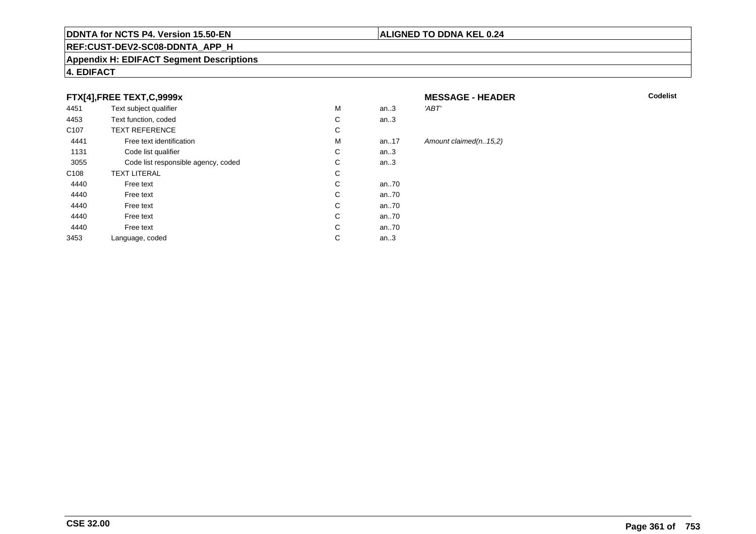**FTX[4],FREE TEXT,C,9999x** **MESSAGE - HEADER** **Codelist**

| | | | | |
|---|---|---|---|---|
| 4451 | Text subject qualifier | M | an..3 | *'ABT'* |
| 4453 | Text function, coded | C | an..3 | |
| C107 | TEXT REFERENCE | C | | |
| 4441 | Free text identification | M | an..17 | *Amount claimed(n..15,2)* |
| 1131 | Code list qualifier | C | an..3 | |
| 3055 | Code list responsible agency, coded | C | an..3 | |
| C108 | TEXT LITERAL | C | | |
| 4440 | Free text | C | an..70 | |
| 4440 | Free text | C | an..70 | |
| 4440 | Free text | C | an..70 | |
| 4440 | Free text | C | an..70 | |
| 4440 | Free text | C | an..70 | |
| 3453 | Language, coded | C | an..3 | |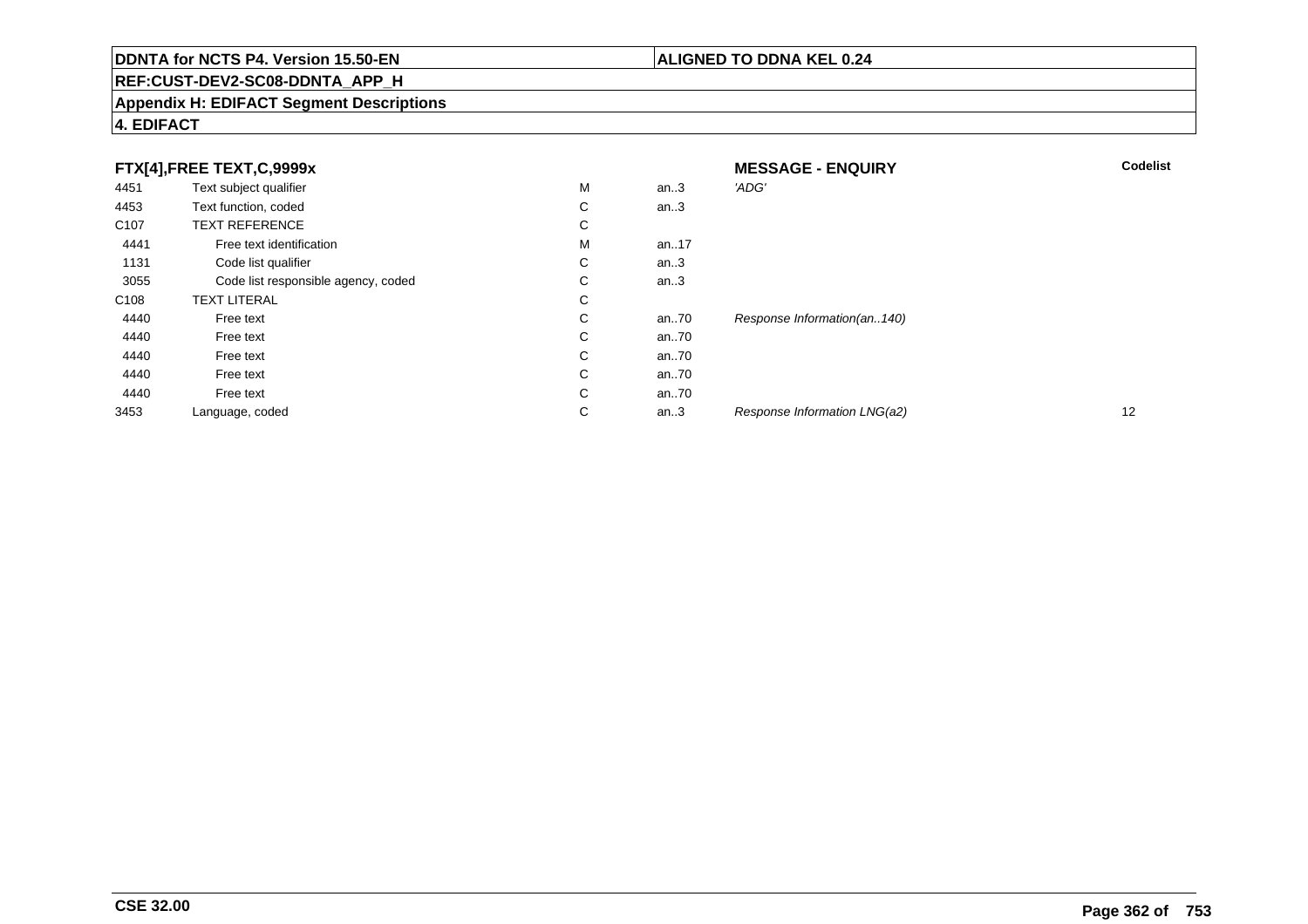**DDNTA for NCTS P4. Version 15.50-EN** | **ALIGNED TO DDNA KEL 0.24**

**REF:CUST-DEV2-SC08-DDNTA_APP_H**

**Appendix H: EDIFACT Segment Descriptions**

**4. EDIFACT**

**FTX[4],FREE TEXT,C,9999x** — **MESSAGE - ENQUIRY**

| | | | | | **Codelist** |
|---|---|---|---|---|---|
| 4451 | Text subject qualifier | M | an..3 | *'ADG'* | |
| 4453 | Text function, coded | C | an..3 | | |
| C107 | TEXT REFERENCE | C | | | |
| 4441 | Free text identification | M | an..17 | | |
| 1131 | Code list qualifier | C | an..3 | | |
| 3055 | Code list responsible agency, coded | C | an..3 | | |
| C108 | TEXT LITERAL | C | | | |
| 4440 | Free text | C | an..70 | *Response Information(an..140)* | |
| 4440 | Free text | C | an..70 | | |
| 4440 | Free text | C | an..70 | | |
| 4440 | Free text | C | an..70 | | |
| 4440 | Free text | C | an..70 | | |
| 3453 | Language, coded | C | an..3 | *Response Information LNG(a2)* | 12 |

**CSE 32.00**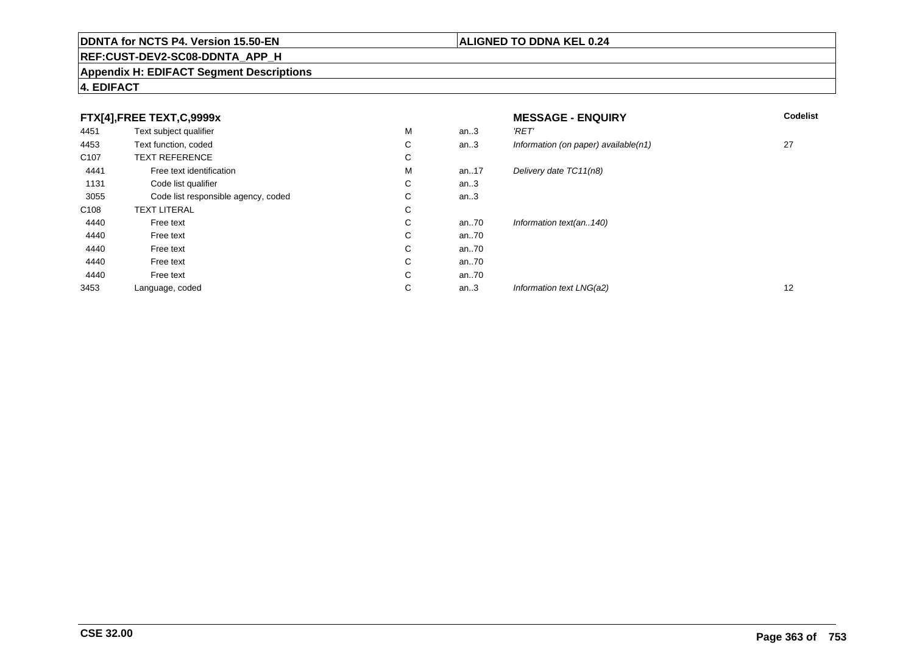**FTX[4],FREE TEXT,C,9999x** — **MESSAGE - ENQUIRY**

| | | | | | Codelist |
|---|---|---|---|---|---|
| 4451 | Text subject qualifier | M | an..3 | *'RET'* | |
| 4453 | Text function, coded | C | an..3 | *Information (on paper) available(n1)* | 27 |
| C107 | TEXT REFERENCE | C | | | |
| 4441 | Free text identification | M | an..17 | *Delivery date TC11(n8)* | |
| 1131 | Code list qualifier | C | an..3 | | |
| 3055 | Code list responsible agency, coded | C | an..3 | | |
| C108 | TEXT LITERAL | C | | | |
| 4440 | Free text | C | an..70 | *Information text(an..140)* | |
| 4440 | Free text | C | an..70 | | |
| 4440 | Free text | C | an..70 | | |
| 4440 | Free text | C | an..70 | | |
| 4440 | Free text | C | an..70 | | |
| 3453 | Language, coded | C | an..3 | *Information text LNG(a2)* | 12 |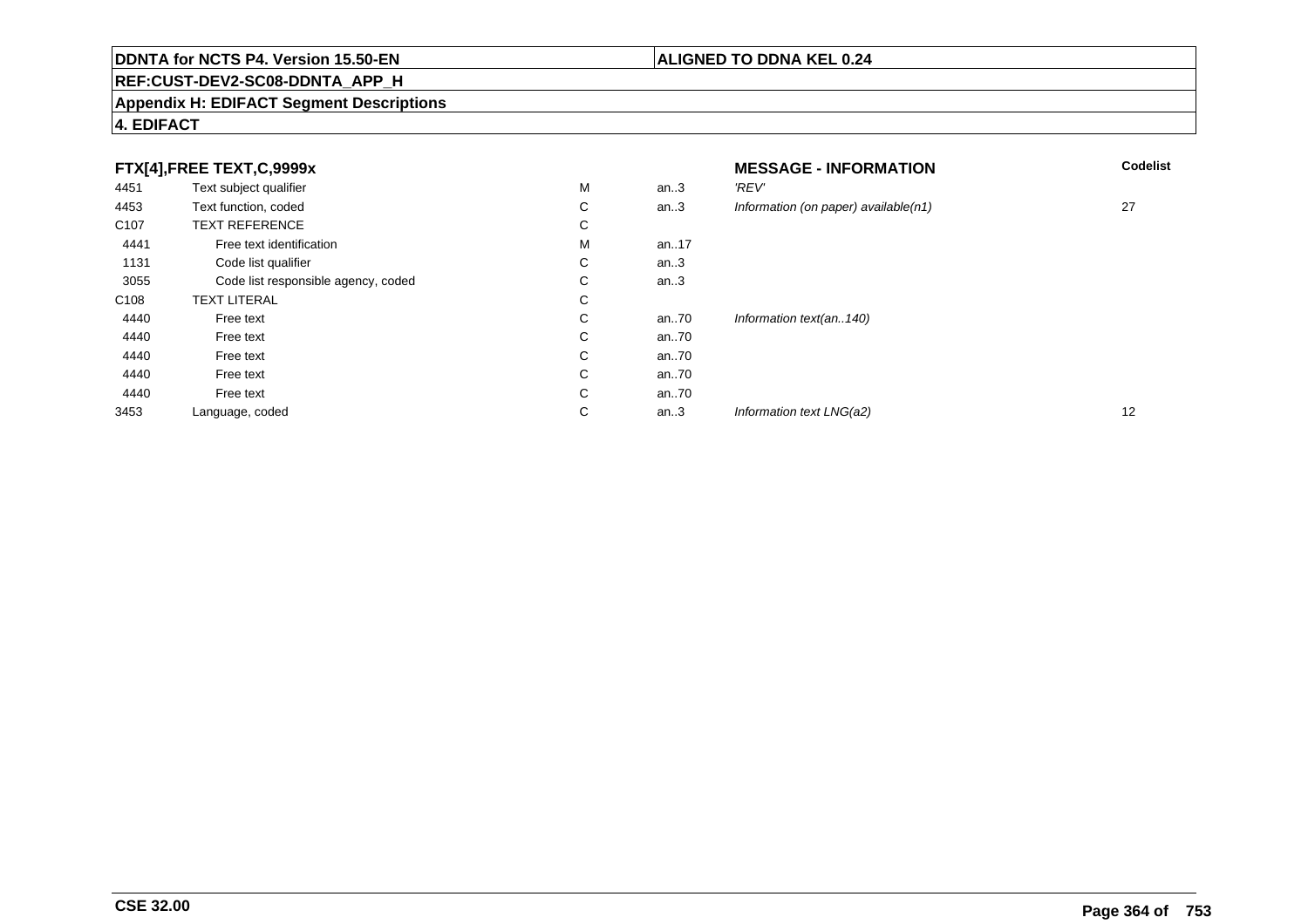## FTX[4],FREE TEXT,C,9999x

| | | | | MESSAGE - INFORMATION | Codelist |
|---|---|---|---|---|---|
| 4451 | Text subject qualifier | M | an..3 | *'REV'* | |
| 4453 | Text function, coded | C | an..3 | *Information (on paper) available(n1)* | 27 |
| C107 | TEXT REFERENCE | C | | | |
| 4441 | Free text identification | M | an..17 | | |
| 1131 | Code list qualifier | C | an..3 | | |
| 3055 | Code list responsible agency, coded | C | an..3 | | |
| C108 | TEXT LITERAL | C | | | |
| 4440 | Free text | C | an..70 | *Information text(an..140)* | |
| 4440 | Free text | C | an..70 | | |
| 4440 | Free text | C | an..70 | | |
| 4440 | Free text | C | an..70 | | |
| 4440 | Free text | C | an..70 | | |
| 3453 | Language, coded | C | an..3 | *Information text LNG(a2)* | 12 |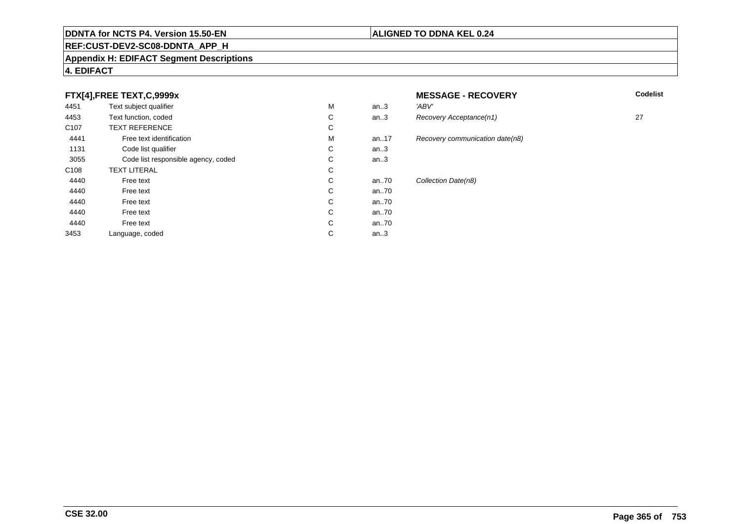## FTX[4],FREE TEXT,C,9999x

**MESSAGE - RECOVERY**

| | | | | | Codelist |
|---|---|---|---|---|---|
| 4451 | Text subject qualifier | M | an..3 | *'ABV'* | |
| 4453 | Text function, coded | C | an..3 | *Recovery Acceptance(n1)* | 27 |
| C107 | TEXT REFERENCE | C | | | |
| 4441 | Free text identification | M | an..17 | *Recovery communication date(n8)* | |
| 1131 | Code list qualifier | C | an..3 | | |
| 3055 | Code list responsible agency, coded | C | an..3 | | |
| C108 | TEXT LITERAL | C | | | |
| 4440 | Free text | C | an..70 | *Collection Date(n8)* | |
| 4440 | Free text | C | an..70 | | |
| 4440 | Free text | C | an..70 | | |
| 4440 | Free text | C | an..70 | | |
| 4440 | Free text | C | an..70 | | |
| 3453 | Language, coded | C | an..3 | | |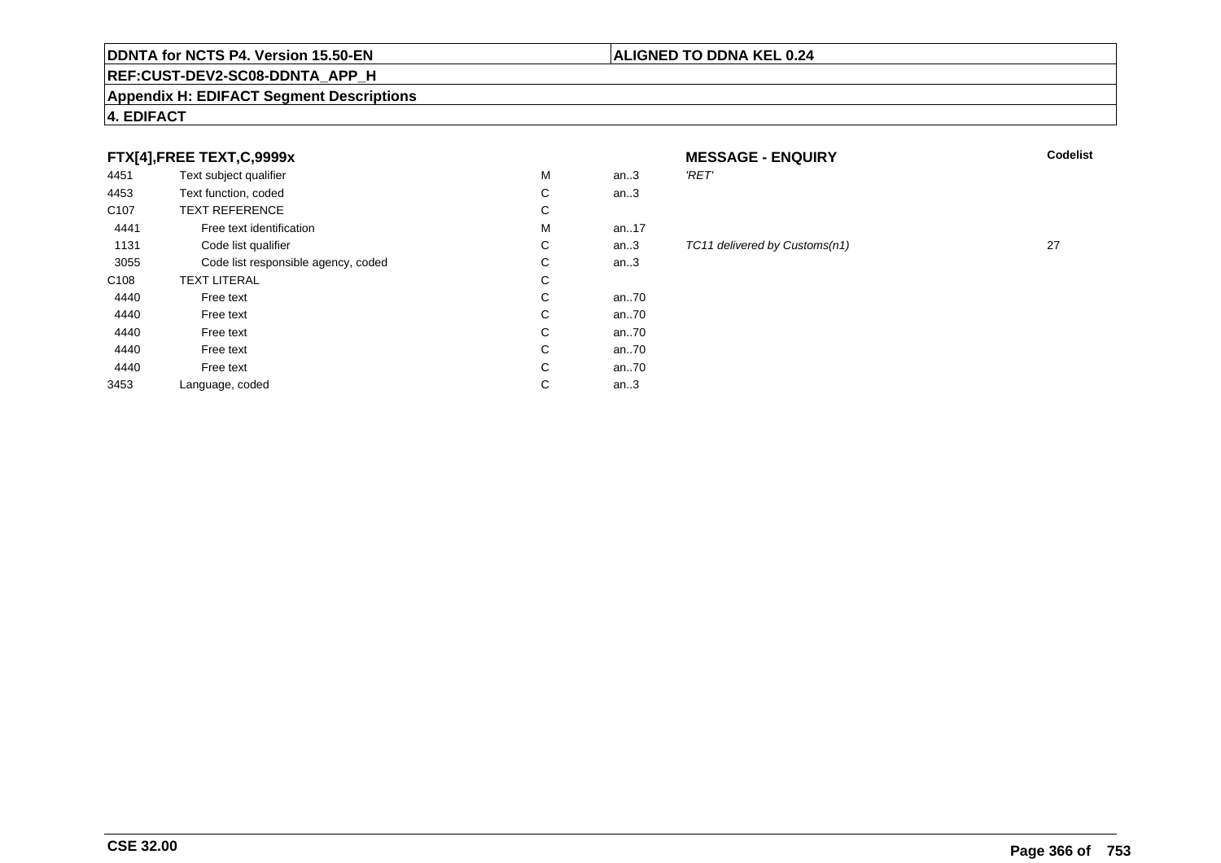## FTX[4],FREE TEXT,C,9999x

**MESSAGE - ENQUIRY**

| | | | | | Codelist |
|---|---|---|---|---|---|
| 4451 | Text subject qualifier | M | an..3 | *'RET'* | |
| 4453 | Text function, coded | C | an..3 | | |
| C107 | TEXT REFERENCE | C | | | |
| 4441 | Free text identification | M | an..17 | | |
| 1131 | Code list qualifier | C | an..3 | *TC11 delivered by Customs(n1)* | 27 |
| 3055 | Code list responsible agency, coded | C | an..3 | | |
| C108 | TEXT LITERAL | C | | | |
| 4440 | Free text | C | an..70 | | |
| 4440 | Free text | C | an..70 | | |
| 4440 | Free text | C | an..70 | | |
| 4440 | Free text | C | an..70 | | |
| 4440 | Free text | C | an..70 | | |
| 3453 | Language, coded | C | an..3 | | |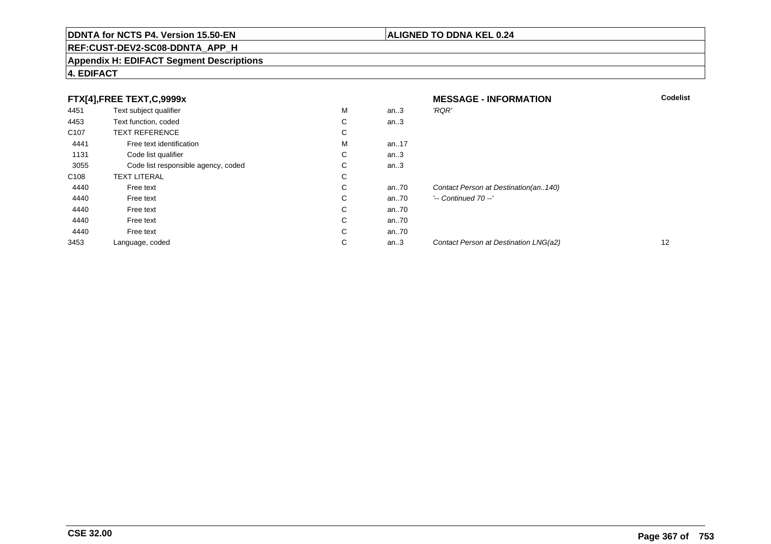**DDNTA for NCTS P4. Version 15.50-EN** | **ALIGNED TO DDNA KEL 0.24**

**REF:CUST-DEV2-SC08-DDNTA_APP_H**

**Appendix H: EDIFACT Segment Descriptions**

**4. EDIFACT**

### FTX[4],FREE TEXT,C,9999x — MESSAGE - INFORMATION

| | | | | | Codelist |
|---|---|---|---|---|---|
| 4451 | Text subject qualifier | M | an..3 | *'RQR'* | |
| 4453 | Text function, coded | C | an..3 | | |
| C107 | TEXT REFERENCE | C | | | |
| 4441 | Free text identification | M | an..17 | | |
| 1131 | Code list qualifier | C | an..3 | | |
| 3055 | Code list responsible agency, coded | C | an..3 | | |
| C108 | TEXT LITERAL | C | | | |
| 4440 | Free text | C | an..70 | *Contact Person at Destination(an..140)* | |
| 4440 | Free text | C | an..70 | *'-- Continued 70 --'* | |
| 4440 | Free text | C | an..70 | | |
| 4440 | Free text | C | an..70 | | |
| 4440 | Free text | C | an..70 | | |
| 3453 | Language, coded | C | an..3 | *Contact Person at Destination LNG(a2)* | 12 |

**CSE 32.00**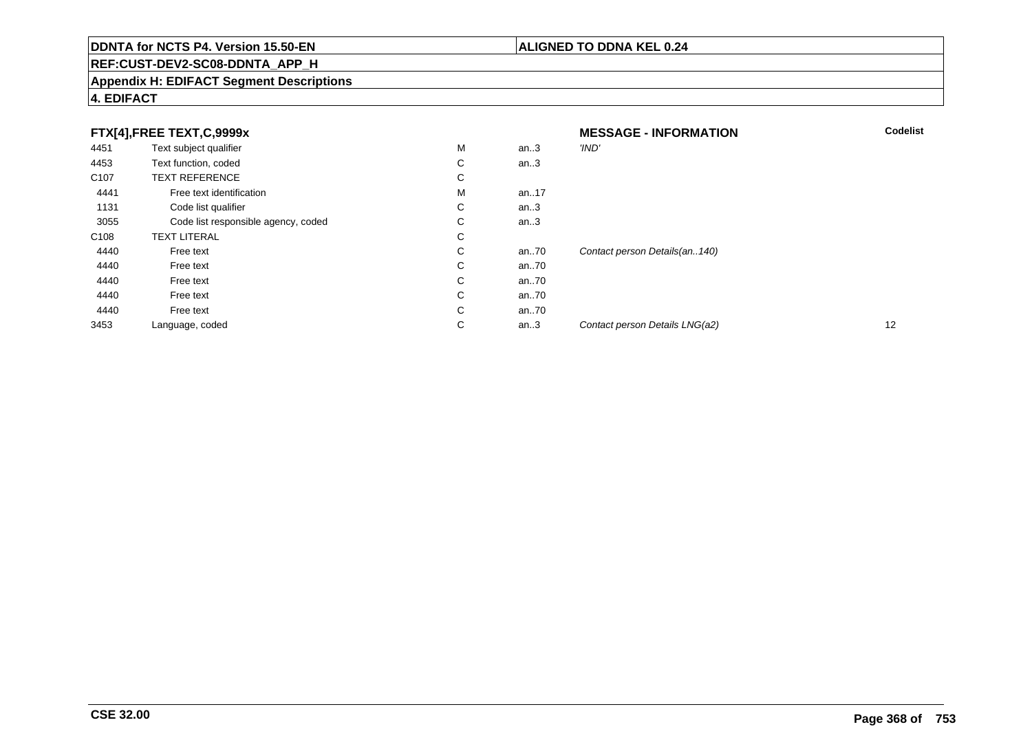**DDNTA for NCTS P4. Version 15.50-EN** | **ALIGNED TO DDNA KEL 0.24**

**REF:CUST-DEV2-SC08-DDNTA_APP_H**

**Appendix H: EDIFACT Segment Descriptions**

**4. EDIFACT**

| **FTX[4],FREE TEXT,C,9999x** | | | | **MESSAGE - INFORMATION** | **Codelist** |
|---|---|---|---|---|---|
| 4451 | Text subject qualifier | M | an..3 | *'IND'* | |
| 4453 | Text function, coded | C | an..3 | | |
| C107 | TEXT REFERENCE | C | | | |
| 4441 | Free text identification | M | an..17 | | |
| 1131 | Code list qualifier | C | an..3 | | |
| 3055 | Code list responsible agency, coded | C | an..3 | | |
| C108 | TEXT LITERAL | C | | | |
| 4440 | Free text | C | an..70 | *Contact person Details(an..140)* | |
| 4440 | Free text | C | an..70 | | |
| 4440 | Free text | C | an..70 | | |
| 4440 | Free text | C | an..70 | | |
| 4440 | Free text | C | an..70 | | |
| 3453 | Language, coded | C | an..3 | *Contact person Details LNG(a2)* | 12 |

**CSE 32.00**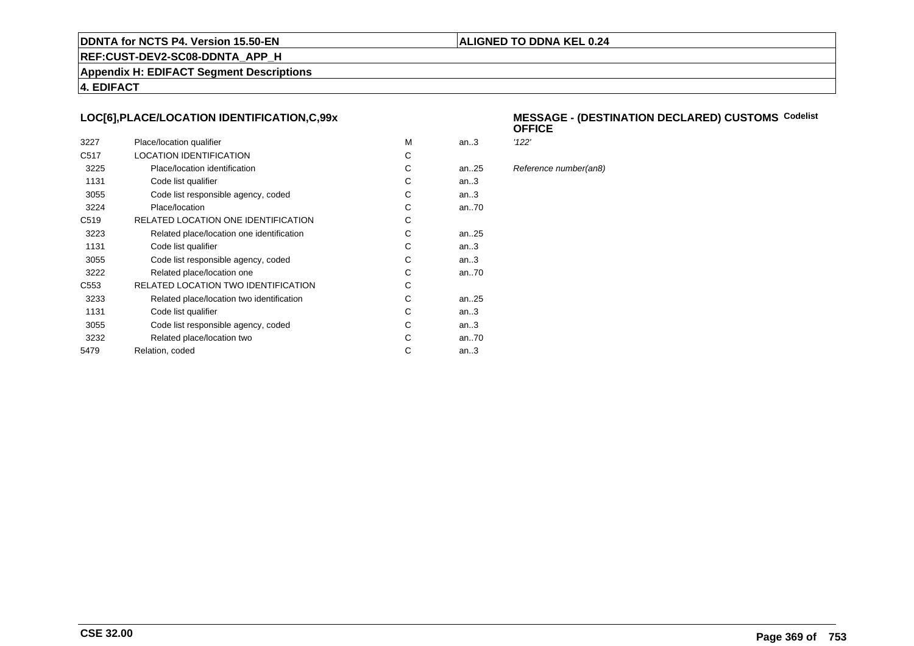**DDNTA for NCTS P4. Version 15.50-EN** | **ALIGNED TO DDNA KEL 0.24**

**REF:CUST-DEV2-SC08-DDNTA_APP_H**

**Appendix H: EDIFACT Segment Descriptions**

**4. EDIFACT**

### LOC[6],PLACE/LOCATION IDENTIFICATION,C,99x

### MESSAGE - (DESTINATION DECLARED) CUSTOMS OFFICE

**Codelist**

| | | | | |
|---|---|---|---|---|
| 3227 | Place/location qualifier | M | an..3 | *'122'* |
| C517 | LOCATION IDENTIFICATION | C | | |
| 3225 | Place/location identification | C | an..25 | *Reference number(an8)* |
| 1131 | Code list qualifier | C | an..3 | |
| 3055 | Code list responsible agency, coded | C | an..3 | |
| 3224 | Place/location | C | an..70 | |
| C519 | RELATED LOCATION ONE IDENTIFICATION | C | | |
| 3223 | Related place/location one identification | C | an..25 | |
| 1131 | Code list qualifier | C | an..3 | |
| 3055 | Code list responsible agency, coded | C | an..3 | |
| 3222 | Related place/location one | C | an..70 | |
| C553 | RELATED LOCATION TWO IDENTIFICATION | C | | |
| 3233 | Related place/location two identification | C | an..25 | |
| 1131 | Code list qualifier | C | an..3 | |
| 3055 | Code list responsible agency, coded | C | an..3 | |
| 3232 | Related place/location two | C | an..70 | |
| 5479 | Relation, coded | C | an..3 | |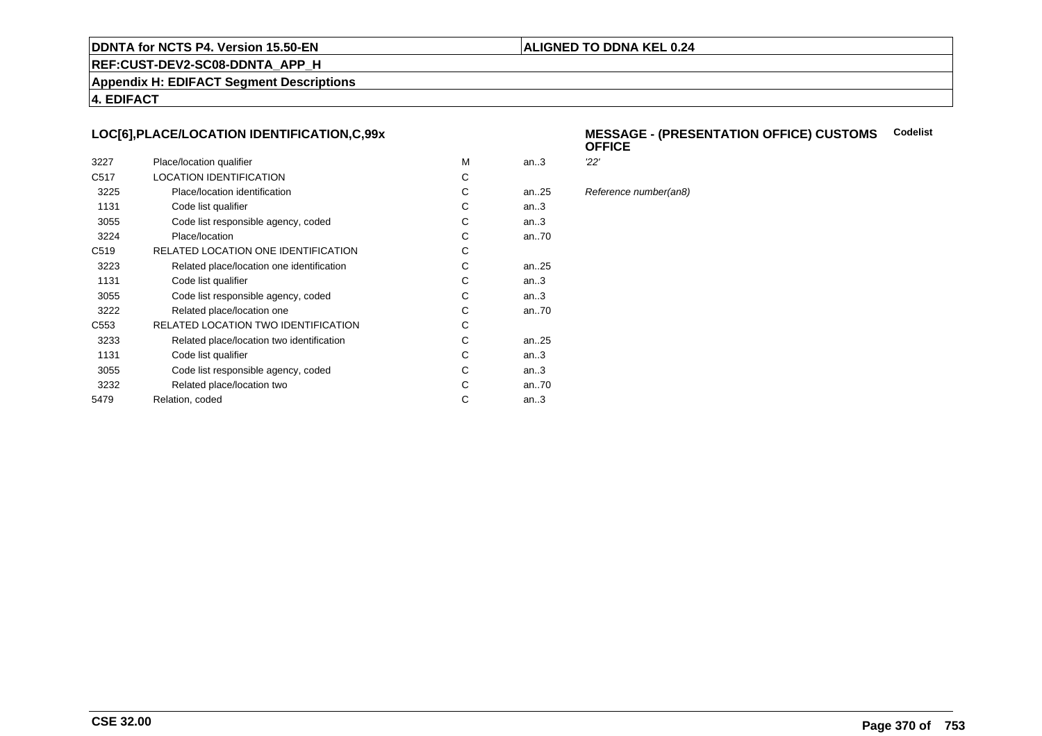## LOC[6],PLACE/LOCATION IDENTIFICATION,C,99x

**MESSAGE - (PRESENTATION OFFICE) CUSTOMS OFFICE** **Codelist**

| | | | | |
|---|---|---|---|---|
| 3227 | Place/location qualifier | M | an..3 | *'22'* |
| C517 | LOCATION IDENTIFICATION | C | | |
| 3225 | Place/location identification | C | an..25 | *Reference number(an8)* |
| 1131 | Code list qualifier | C | an..3 | |
| 3055 | Code list responsible agency, coded | C | an..3 | |
| 3224 | Place/location | C | an..70 | |
| C519 | RELATED LOCATION ONE IDENTIFICATION | C | | |
| 3223 | Related place/location one identification | C | an..25 | |
| 1131 | Code list qualifier | C | an..3 | |
| 3055 | Code list responsible agency, coded | C | an..3 | |
| 3222 | Related place/location one | C | an..70 | |
| C553 | RELATED LOCATION TWO IDENTIFICATION | C | | |
| 3233 | Related place/location two identification | C | an..25 | |
| 1131 | Code list qualifier | C | an..3 | |
| 3055 | Code list responsible agency, coded | C | an..3 | |
| 3232 | Related place/location two | C | an..70 | |
| 5479 | Relation, coded | C | an..3 | |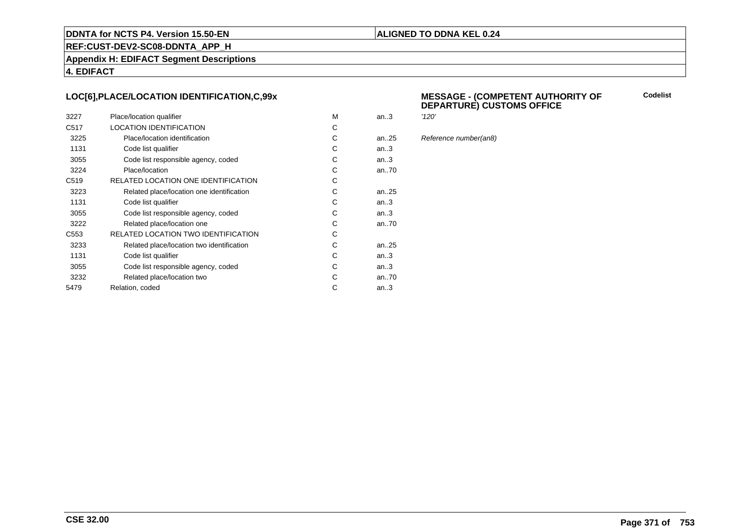**DDNTA for NCTS P4. Version 15.50-EN** | **ALIGNED TO DDNA KEL 0.24**

**REF:CUST-DEV2-SC08-DDNTA_APP_H**

**Appendix H: EDIFACT Segment Descriptions**

**4. EDIFACT**

### LOC[6],PLACE/LOCATION IDENTIFICATION,C,99x

**MESSAGE - (COMPETENT AUTHORITY OF DEPARTURE) CUSTOMS OFFICE**

**Codelist**

| | | | | |
|---|---|---|---|---|
| 3227 | Place/location qualifier | M | an..3 | *'120'* |
| C517 | LOCATION IDENTIFICATION | C | | |
| 3225 | Place/location identification | C | an..25 | *Reference number(an8)* |
| 1131 | Code list qualifier | C | an..3 | |
| 3055 | Code list responsible agency, coded | C | an..3 | |
| 3224 | Place/location | C | an..70 | |
| C519 | RELATED LOCATION ONE IDENTIFICATION | C | | |
| 3223 | Related place/location one identification | C | an..25 | |
| 1131 | Code list qualifier | C | an..3 | |
| 3055 | Code list responsible agency, coded | C | an..3 | |
| 3222 | Related place/location one | C | an..70 | |
| C553 | RELATED LOCATION TWO IDENTIFICATION | C | | |
| 3233 | Related place/location two identification | C | an..25 | |
| 1131 | Code list qualifier | C | an..3 | |
| 3055 | Code list responsible agency, coded | C | an..3 | |
| 3232 | Related place/location two | C | an..70 | |
| 5479 | Relation, coded | C | an..3 | |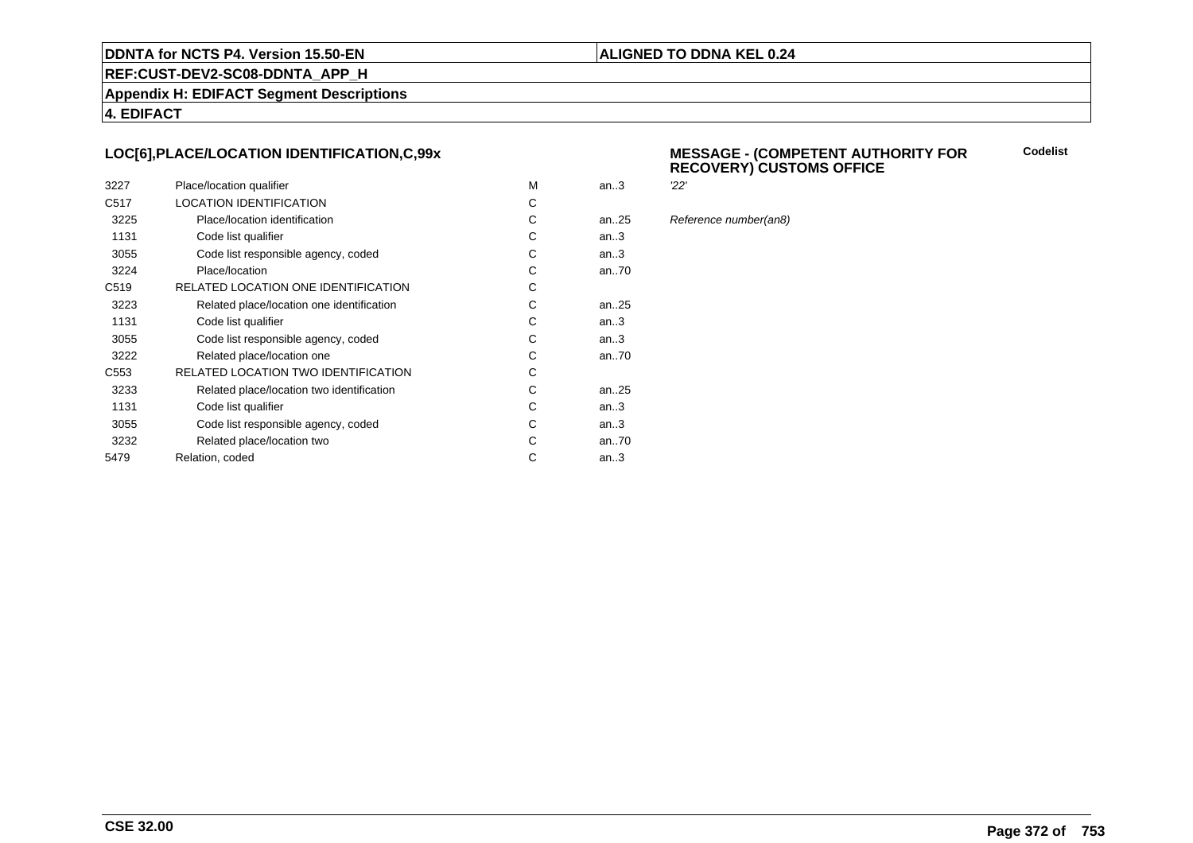**DDNTA for NCTS P4. Version 15.50-EN** | **ALIGNED TO DDNA KEL 0.24**

**REF:CUST-DEV2-SC08-DDNTA_APP_H**

**Appendix H: EDIFACT Segment Descriptions**

**4. EDIFACT**

### LOC[6],PLACE/LOCATION IDENTIFICATION,C,99x

**MESSAGE - (COMPETENT AUTHORITY FOR RECOVERY) CUSTOMS OFFICE**

| | | | | | Codelist |
|---|---|---|---|---|---|
| 3227 | Place/location qualifier | M | an..3 | *'22'* | |
| C517 | LOCATION IDENTIFICATION | C | | | |
| 3225 | Place/location identification | C | an..25 | *Reference number(an8)* | |
| 1131 | Code list qualifier | C | an..3 | | |
| 3055 | Code list responsible agency, coded | C | an..3 | | |
| 3224 | Place/location | C | an..70 | | |
| C519 | RELATED LOCATION ONE IDENTIFICATION | C | | | |
| 3223 | Related place/location one identification | C | an..25 | | |
| 1131 | Code list qualifier | C | an..3 | | |
| 3055 | Code list responsible agency, coded | C | an..3 | | |
| 3222 | Related place/location one | C | an..70 | | |
| C553 | RELATED LOCATION TWO IDENTIFICATION | C | | | |
| 3233 | Related place/location two identification | C | an..25 | | |
| 1131 | Code list qualifier | C | an..3 | | |
| 3055 | Code list responsible agency, coded | C | an..3 | | |
| 3232 | Related place/location two | C | an..70 | | |
| 5479 | Relation, coded | C | an..3 | | |

**CSE 32.00**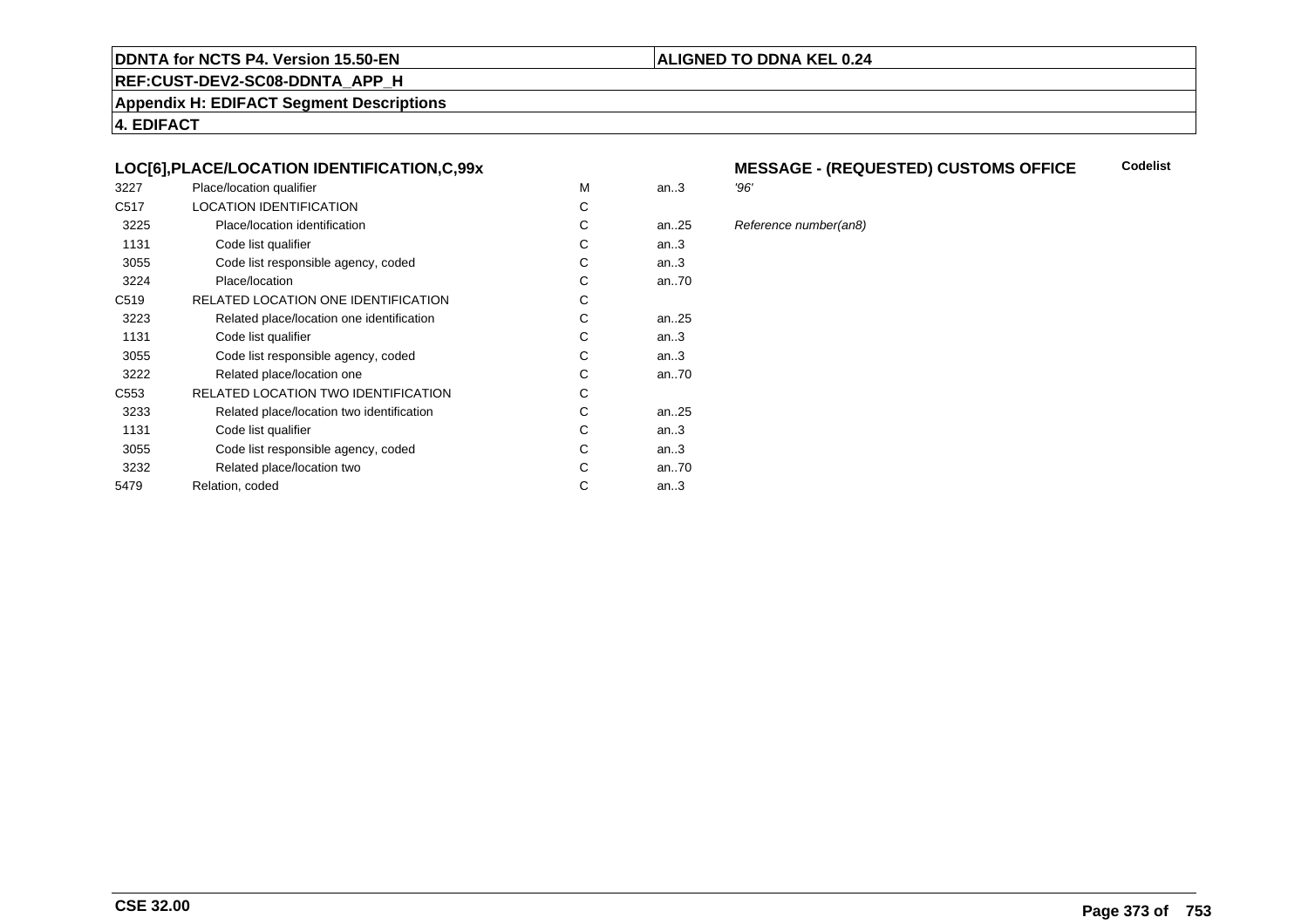**DDNTA for NCTS P4. Version 15.50-EN** | **ALIGNED TO DDNA KEL 0.24**

**REF:CUST-DEV2-SC08-DDNTA_APP_H**

**Appendix H: EDIFACT Segment Descriptions**

**4. EDIFACT**

### LOC[6],PLACE/LOCATION IDENTIFICATION,C,99x

**MESSAGE - (REQUESTED) CUSTOMS OFFICE** **Codelist**

| | | | | | |
|---|---|---|---|---|---|
| 3227 | Place/location qualifier | M | an..3 | *'96'* | |
| C517 | LOCATION IDENTIFICATION | C | | | |
| 3225 | Place/location identification | C | an..25 | *Reference number(an8)* | |
| 1131 | Code list qualifier | C | an..3 | | |
| 3055 | Code list responsible agency, coded | C | an..3 | | |
| 3224 | Place/location | C | an..70 | | |
| C519 | RELATED LOCATION ONE IDENTIFICATION | C | | | |
| 3223 | Related place/location one identification | C | an..25 | | |
| 1131 | Code list qualifier | C | an..3 | | |
| 3055 | Code list responsible agency, coded | C | an..3 | | |
| 3222 | Related place/location one | C | an..70 | | |
| C553 | RELATED LOCATION TWO IDENTIFICATION | C | | | |
| 3233 | Related place/location two identification | C | an..25 | | |
| 1131 | Code list qualifier | C | an..3 | | |
| 3055 | Code list responsible agency, coded | C | an..3 | | |
| 3232 | Related place/location two | C | an..70 | | |
| 5479 | Relation, coded | C | an..3 | | |

**CSE 32.00**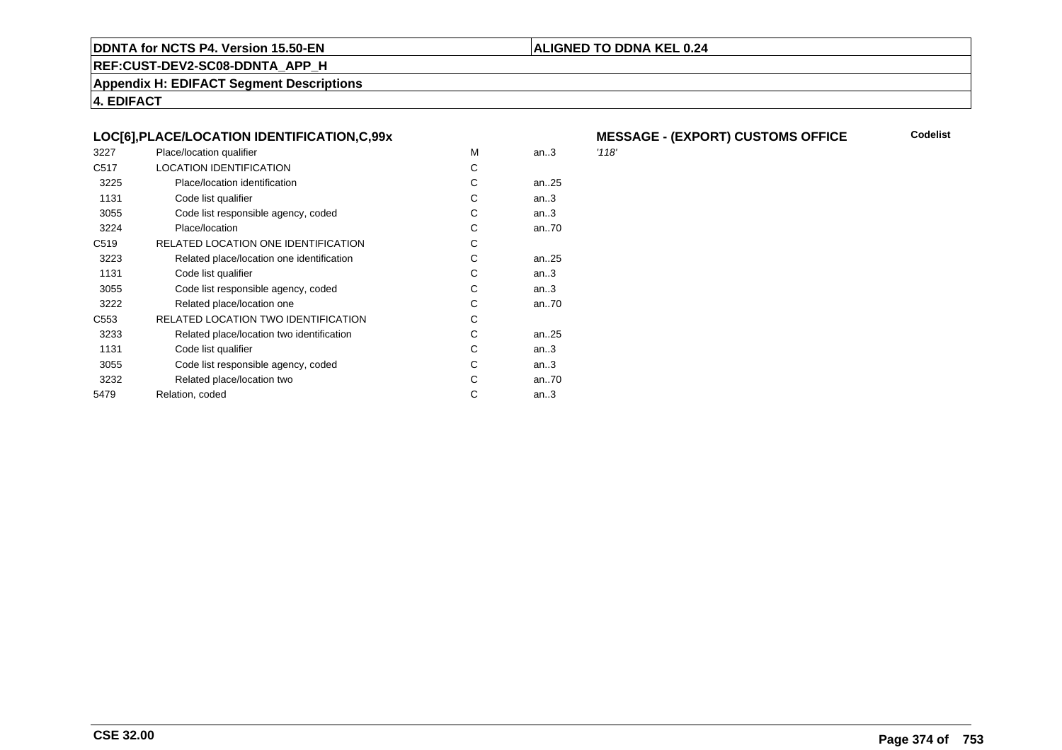**DDNTA for NCTS P4. Version 15.50-EN** | **ALIGNED TO DDNA KEL 0.24**

**REF:CUST-DEV2-SC08-DDNTA_APP_H**

**Appendix H: EDIFACT Segment Descriptions**

**4. EDIFACT**

### LOC[6],PLACE/LOCATION IDENTIFICATION,C,99x

**MESSAGE - (EXPORT) CUSTOMS OFFICE** — **Codelist**

| | | | | |
|---|---|---|---|---|
| 3227 | Place/location qualifier | M | an..3 | *'118'* |
| C517 | LOCATION IDENTIFICATION | C | | |
| 3225 | Place/location identification | C | an..25 | |
| 1131 | Code list qualifier | C | an..3 | |
| 3055 | Code list responsible agency, coded | C | an..3 | |
| 3224 | Place/location | C | an..70 | |
| C519 | RELATED LOCATION ONE IDENTIFICATION | C | | |
| 3223 | Related place/location one identification | C | an..25 | |
| 1131 | Code list qualifier | C | an..3 | |
| 3055 | Code list responsible agency, coded | C | an..3 | |
| 3222 | Related place/location one | C | an..70 | |
| C553 | RELATED LOCATION TWO IDENTIFICATION | C | | |
| 3233 | Related place/location two identification | C | an..25 | |
| 1131 | Code list qualifier | C | an..3 | |
| 3055 | Code list responsible agency, coded | C | an..3 | |
| 3232 | Related place/location two | C | an..70 | |
| 5479 | Relation, coded | C | an..3 | |

**CSE 32.00**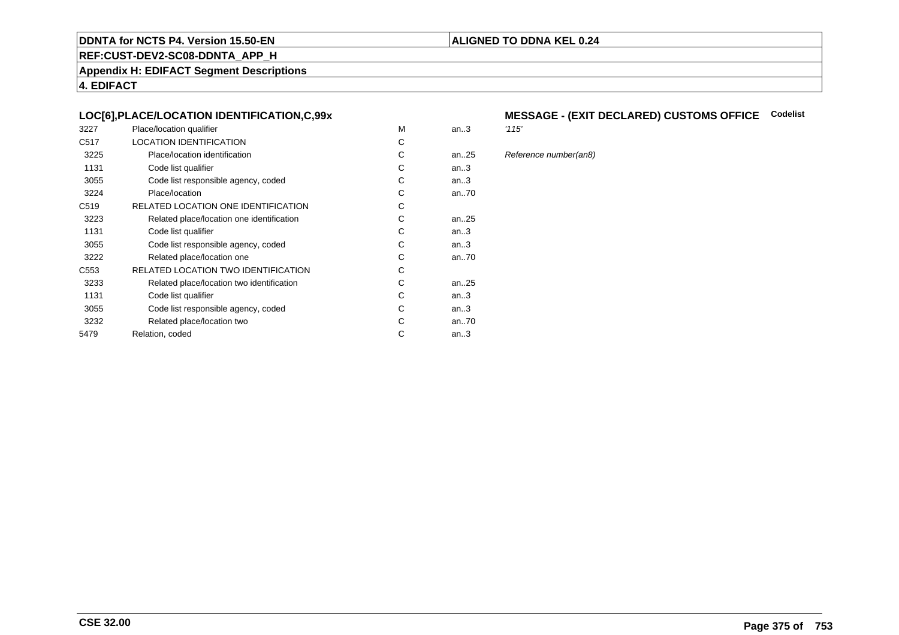**DDNTA for NCTS P4. Version 15.50-EN** | **ALIGNED TO DDNA KEL 0.24**

**REF:CUST-DEV2-SC08-DDNTA_APP_H**

**Appendix H: EDIFACT Segment Descriptions**

**4. EDIFACT**

### LOC[6],PLACE/LOCATION IDENTIFICATION,C,99x

### MESSAGE - (EXIT DECLARED) CUSTOMS OFFICE — Codelist

| | | | | |
|---|---|---|---|---|
| 3227 | Place/location qualifier | M | an..3 | *'115'* |
| C517 | LOCATION IDENTIFICATION | C | | |
| 3225 | Place/location identification | C | an..25 | *Reference number(an8)* |
| 1131 | Code list qualifier | C | an..3 | |
| 3055 | Code list responsible agency, coded | C | an..3 | |
| 3224 | Place/location | C | an..70 | |
| C519 | RELATED LOCATION ONE IDENTIFICATION | C | | |
| 3223 | Related place/location one identification | C | an..25 | |
| 1131 | Code list qualifier | C | an..3 | |
| 3055 | Code list responsible agency, coded | C | an..3 | |
| 3222 | Related place/location one | C | an..70 | |
| C553 | RELATED LOCATION TWO IDENTIFICATION | C | | |
| 3233 | Related place/location two identification | C | an..25 | |
| 1131 | Code list qualifier | C | an..3 | |
| 3055 | Code list responsible agency, coded | C | an..3 | |
| 3232 | Related place/location two | C | an..70 | |
| 5479 | Relation, coded | C | an..3 | |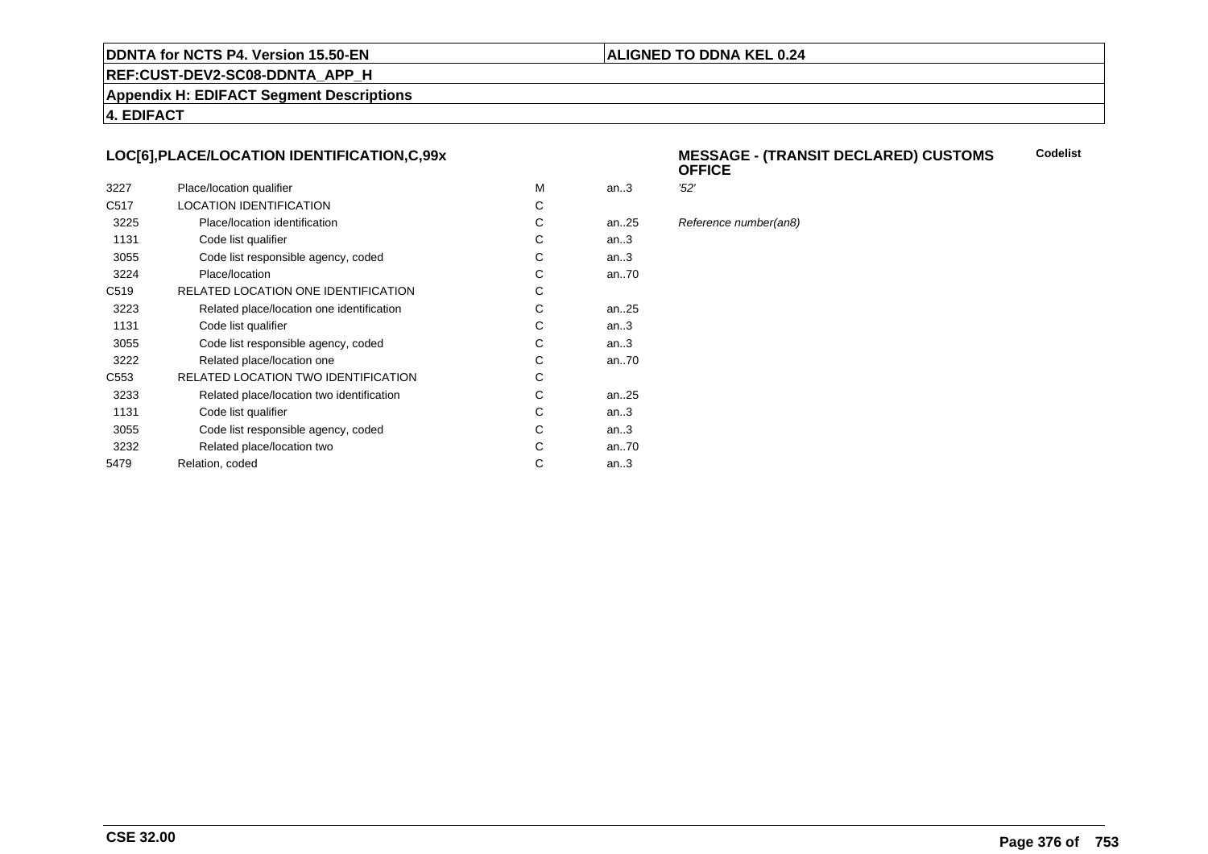DDNTA for NCTS P4. Version 15.50-EN

ALIGNED TO DDNA KEL 0.24

REF:CUST-DEV2-SC08-DDNTA_APP_H

Appendix H: EDIFACT Segment Descriptions

4. EDIFACT

### LOC[6],PLACE/LOCATION IDENTIFICATION,C,99x

### MESSAGE - (TRANSIT DECLARED) CUSTOMS OFFICE

| | | | | | Codelist |
|---|---|---|---|---|---|
| 3227 | Place/location qualifier | M | an..3 | *'52'* | |
| C517 | LOCATION IDENTIFICATION | C | | | |
| 3225 | Place/location identification | C | an..25 | *Reference number(an8)* | |
| 1131 | Code list qualifier | C | an..3 | | |
| 3055 | Code list responsible agency, coded | C | an..3 | | |
| 3224 | Place/location | C | an..70 | | |
| C519 | RELATED LOCATION ONE IDENTIFICATION | C | | | |
| 3223 | Related place/location one identification | C | an..25 | | |
| 1131 | Code list qualifier | C | an..3 | | |
| 3055 | Code list responsible agency, coded | C | an..3 | | |
| 3222 | Related place/location one | C | an..70 | | |
| C553 | RELATED LOCATION TWO IDENTIFICATION | C | | | |
| 3233 | Related place/location two identification | C | an..25 | | |
| 1131 | Code list qualifier | C | an..3 | | |
| 3055 | Code list responsible agency, coded | C | an..3 | | |
| 3232 | Related place/location two | C | an..70 | | |
| 5479 | Relation, coded | C | an..3 | | |

CSE 32.00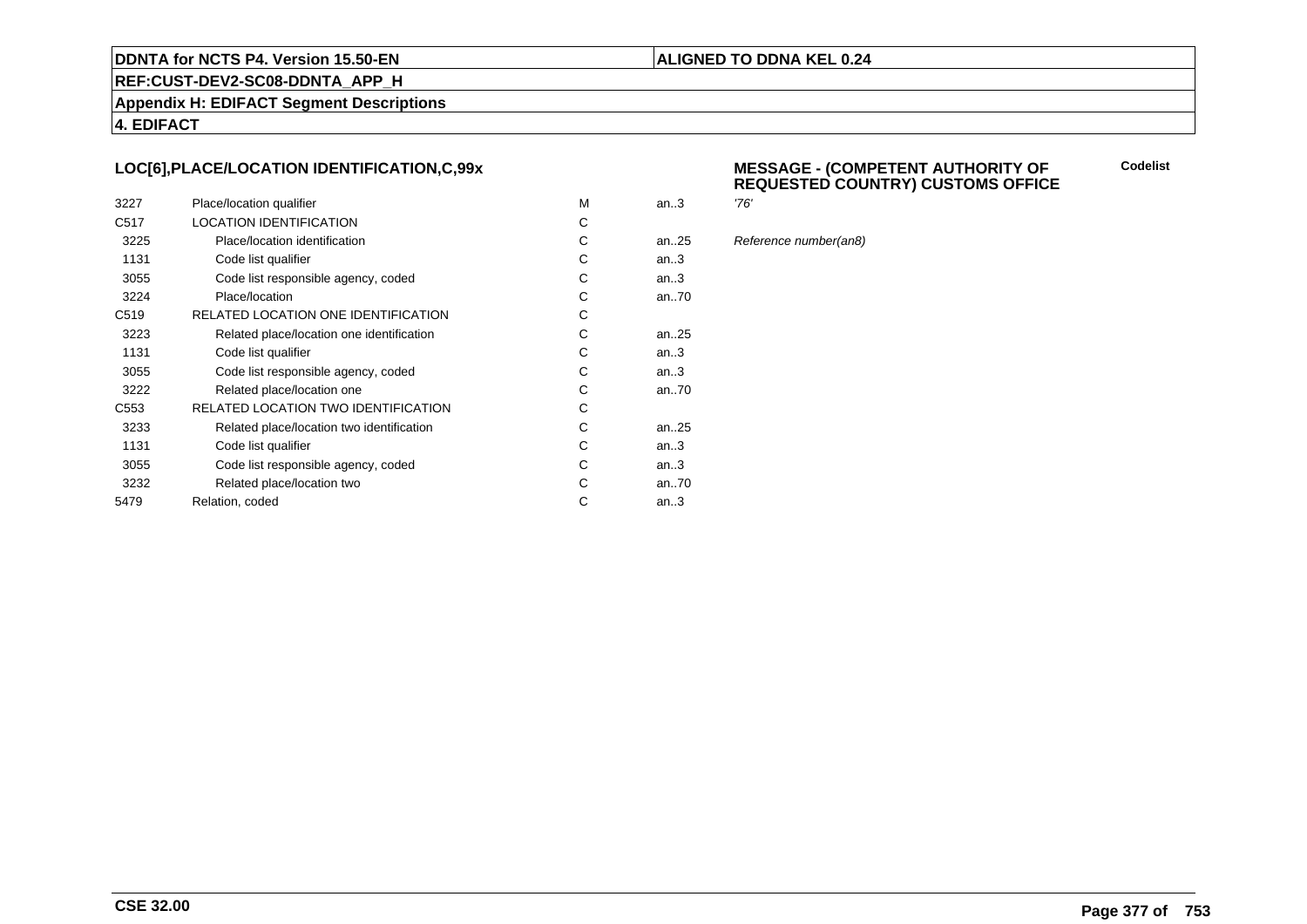## LOC[6],PLACE/LOCATION IDENTIFICATION,C,99x

### MESSAGE - (COMPETENT AUTHORITY OF REQUESTED COUNTRY) CUSTOMS OFFICE

**Codelist**

| | | | | |
|---|---|---|---|---|
| 3227 | Place/location qualifier | M | an..3 | *'76'* |
| C517 | LOCATION IDENTIFICATION | C | | |
| 3225 | Place/location identification | C | an..25 | *Reference number(an8)* |
| 1131 | Code list qualifier | C | an..3 | |
| 3055 | Code list responsible agency, coded | C | an..3 | |
| 3224 | Place/location | C | an..70 | |
| C519 | RELATED LOCATION ONE IDENTIFICATION | C | | |
| 3223 | Related place/location one identification | C | an..25 | |
| 1131 | Code list qualifier | C | an..3 | |
| 3055 | Code list responsible agency, coded | C | an..3 | |
| 3222 | Related place/location one | C | an..70 | |
| C553 | RELATED LOCATION TWO IDENTIFICATION | C | | |
| 3233 | Related place/location two identification | C | an..25 | |
| 1131 | Code list qualifier | C | an..3 | |
| 3055 | Code list responsible agency, coded | C | an..3 | |
| 3232 | Related place/location two | C | an..70 | |
| 5479 | Relation, coded | C | an..3 | |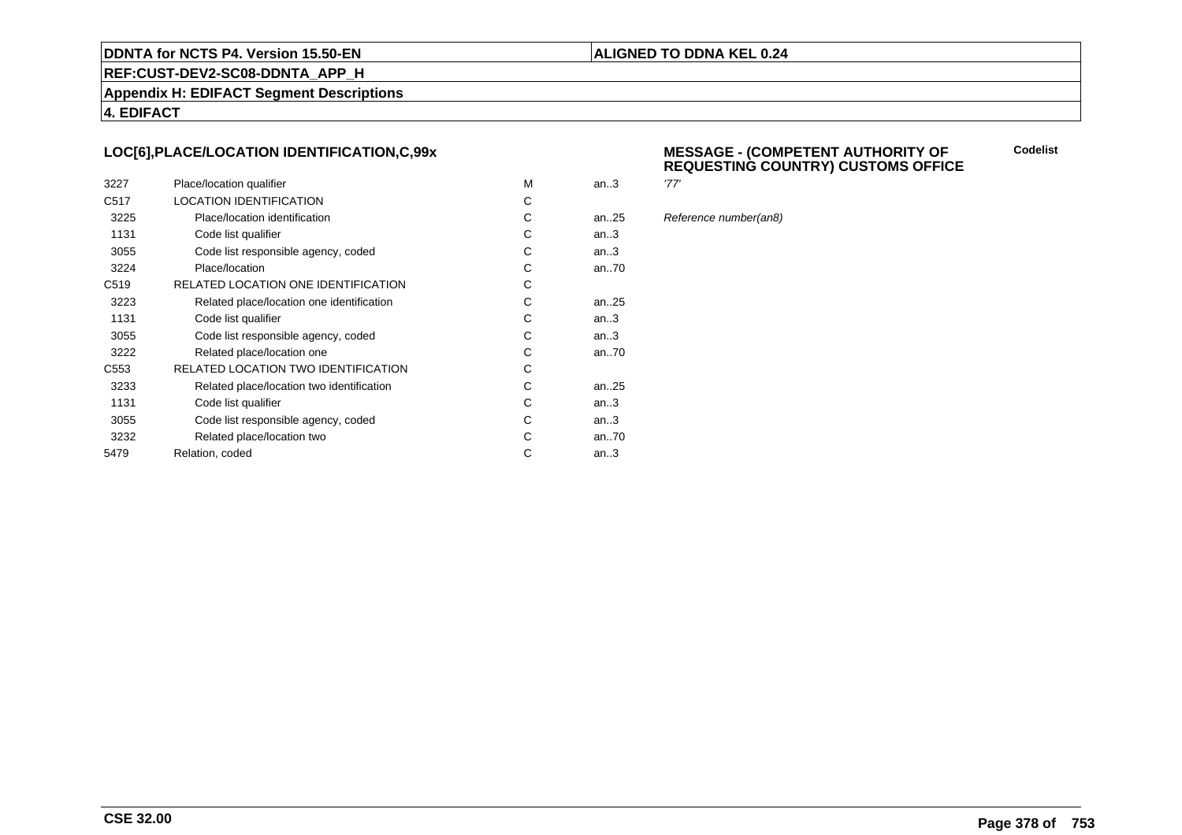**DDNTA for NCTS P4. Version 15.50-EN** | **ALIGNED TO DDNA KEL 0.24**

**REF:CUST-DEV2-SC08-DDNTA_APP_H**

**Appendix H: EDIFACT Segment Descriptions**

**4. EDIFACT**

### LOC[6],PLACE/LOCATION IDENTIFICATION,C,99x

### MESSAGE - (COMPETENT AUTHORITY OF REQUESTING COUNTRY) CUSTOMS OFFICE

| | | | | Codelist |
|---|---|---|---|---|
| 3227 | Place/location qualifier | M | an..3 | *'77'* |
| C517 | LOCATION IDENTIFICATION | C | | |
| 3225 | Place/location identification | C | an..25 | *Reference number(an8)* |
| 1131 | Code list qualifier | C | an..3 | |
| 3055 | Code list responsible agency, coded | C | an..3 | |
| 3224 | Place/location | C | an..70 | |
| C519 | RELATED LOCATION ONE IDENTIFICATION | C | | |
| 3223 | Related place/location one identification | C | an..25 | |
| 1131 | Code list qualifier | C | an..3 | |
| 3055 | Code list responsible agency, coded | C | an..3 | |
| 3222 | Related place/location one | C | an..70 | |
| C553 | RELATED LOCATION TWO IDENTIFICATION | C | | |
| 3233 | Related place/location two identification | C | an..25 | |
| 1131 | Code list qualifier | C | an..3 | |
| 3055 | Code list responsible agency, coded | C | an..3 | |
| 3232 | Related place/location two | C | an..70 | |
| 5479 | Relation, coded | C | an..3 | |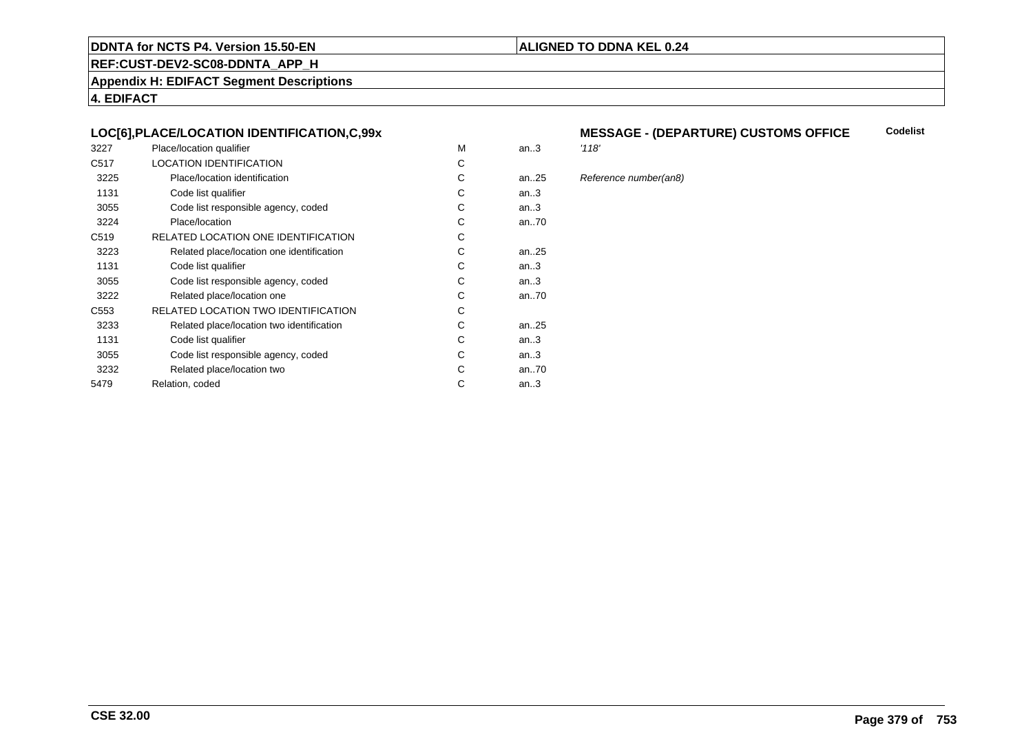**DDNTA for NCTS P4. Version 15.50-EN** | **ALIGNED TO DDNA KEL 0.24**

**REF:CUST-DEV2-SC08-DDNTA_APP_H**

**Appendix H: EDIFACT Segment Descriptions**

**4. EDIFACT**

### LOC[6],PLACE/LOCATION IDENTIFICATION,C,99x

**MESSAGE - (DEPARTURE) CUSTOMS OFFICE** — **Codelist**

| | | | | |
|---|---|---|---|---|
| 3227 | Place/location qualifier | M | an..3 | *'118'* |
| C517 | LOCATION IDENTIFICATION | C | | |
| 3225 | Place/location identification | C | an..25 | *Reference number(an8)* |
| 1131 | Code list qualifier | C | an..3 | |
| 3055 | Code list responsible agency, coded | C | an..3 | |
| 3224 | Place/location | C | an..70 | |
| C519 | RELATED LOCATION ONE IDENTIFICATION | C | | |
| 3223 | Related place/location one identification | C | an..25 | |
| 1131 | Code list qualifier | C | an..3 | |
| 3055 | Code list responsible agency, coded | C | an..3 | |
| 3222 | Related place/location one | C | an..70 | |
| C553 | RELATED LOCATION TWO IDENTIFICATION | C | | |
| 3233 | Related place/location two identification | C | an..25 | |
| 1131 | Code list qualifier | C | an..3 | |
| 3055 | Code list responsible agency, coded | C | an..3 | |
| 3232 | Related place/location two | C | an..70 | |
| 5479 | Relation, coded | C | an..3 | |

**CSE 32.00**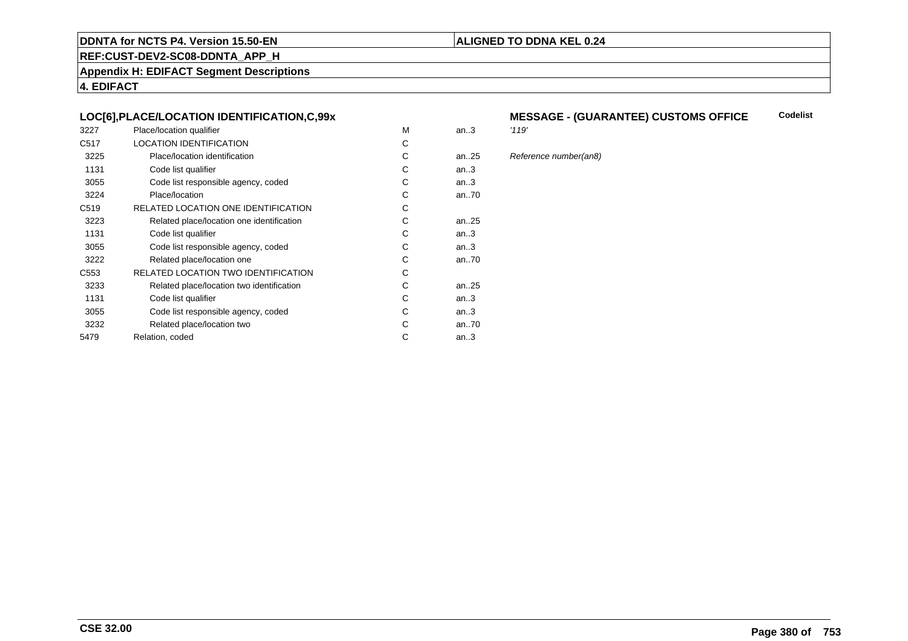**DDNTA for NCTS P4. Version 15.50-EN** | **ALIGNED TO DDNA KEL 0.24**

**REF:CUST-DEV2-SC08-DDNTA_APP_H**

**Appendix H: EDIFACT Segment Descriptions**

**4. EDIFACT**

### LOC[6],PLACE/LOCATION IDENTIFICATION,C,99x

**MESSAGE - (GUARANTEE) CUSTOMS OFFICE** — Codelist

| | | | | |
|---|---|---|---|---|
| 3227 | Place/location qualifier | M | an..3 | *'119'* |
| C517 | LOCATION IDENTIFICATION | C | | |
| 3225 | Place/location identification | C | an..25 | *Reference number(an8)* |
| 1131 | Code list qualifier | C | an..3 | |
| 3055 | Code list responsible agency, coded | C | an..3 | |
| 3224 | Place/location | C | an..70 | |
| C519 | RELATED LOCATION ONE IDENTIFICATION | C | | |
| 3223 | Related place/location one identification | C | an..25 | |
| 1131 | Code list qualifier | C | an..3 | |
| 3055 | Code list responsible agency, coded | C | an..3 | |
| 3222 | Related place/location one | C | an..70 | |
| C553 | RELATED LOCATION TWO IDENTIFICATION | C | | |
| 3233 | Related place/location two identification | C | an..25 | |
| 1131 | Code list qualifier | C | an..3 | |
| 3055 | Code list responsible agency, coded | C | an..3 | |
| 3232 | Related place/location two | C | an..70 | |
| 5479 | Relation, coded | C | an..3 | |

**CSE 32.00**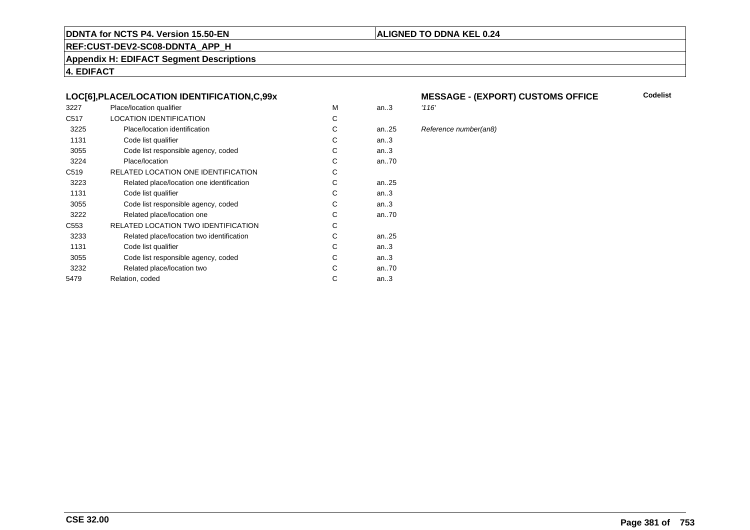**DDNTA for NCTS P4. Version 15.50-EN** | **ALIGNED TO DDNA KEL 0.24**

**REF:CUST-DEV2-SC08-DDNTA_APP_H**

**Appendix H: EDIFACT Segment Descriptions**

**4. EDIFACT**

### LOC[6],PLACE/LOCATION IDENTIFICATION,C,99x

**MESSAGE - (EXPORT) CUSTOMS OFFICE** — **Codelist**

| | | | | |
|---|---|---|---|---|
| 3227 | Place/location qualifier | M | an..3 | *'116'* |
| C517 | LOCATION IDENTIFICATION | C | | |
| 3225 | Place/location identification | C | an..25 | *Reference number(an8)* |
| 1131 | Code list qualifier | C | an..3 | |
| 3055 | Code list responsible agency, coded | C | an..3 | |
| 3224 | Place/location | C | an..70 | |
| C519 | RELATED LOCATION ONE IDENTIFICATION | C | | |
| 3223 | Related place/location one identification | C | an..25 | |
| 1131 | Code list qualifier | C | an..3 | |
| 3055 | Code list responsible agency, coded | C | an..3 | |
| 3222 | Related place/location one | C | an..70 | |
| C553 | RELATED LOCATION TWO IDENTIFICATION | C | | |
| 3233 | Related place/location two identification | C | an..25 | |
| 1131 | Code list qualifier | C | an..3 | |
| 3055 | Code list responsible agency, coded | C | an..3 | |
| 3232 | Related place/location two | C | an..70 | |
| 5479 | Relation, coded | C | an..3 | |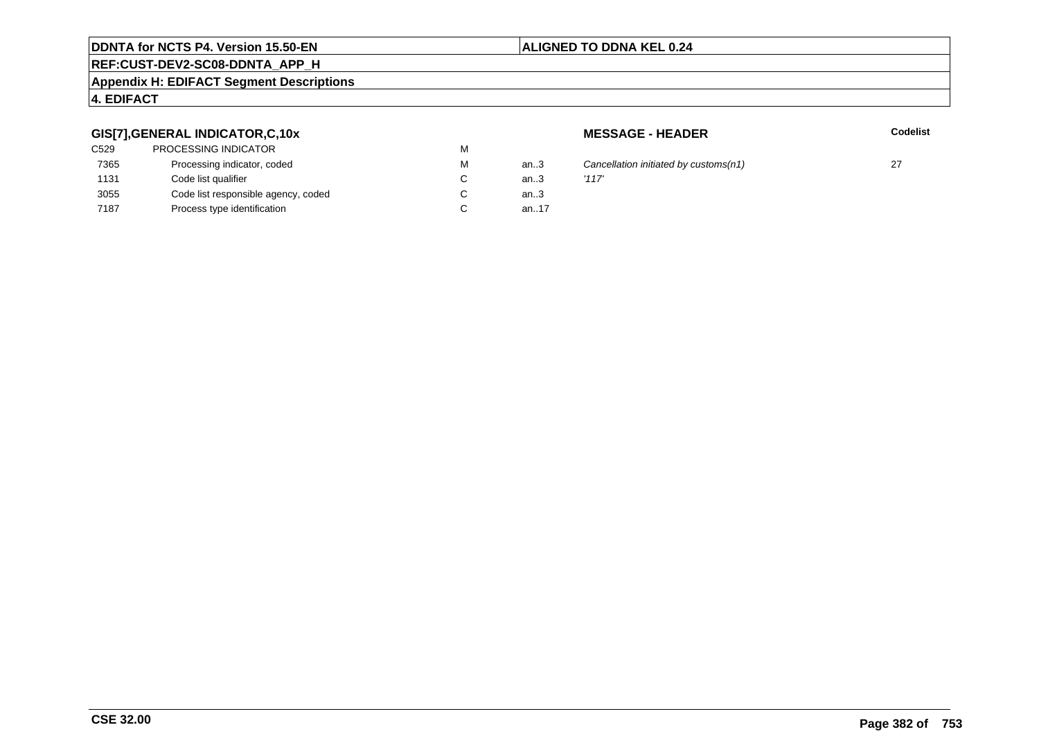## GIS[7],GENERAL INDICATOR,C,10x

**MESSAGE - HEADER**

| | | | | | **Codelist** |
|---|---|---|---|---|---|
| C529 | PROCESSING INDICATOR | M | | | |
| 7365 | Processing indicator, coded | M | an..3 | *Cancellation initiated by customs(n1)* | 27 |
| 1131 | Code list qualifier | C | an..3 | *'117'* | |
| 3055 | Code list responsible agency, coded | C | an..3 | | |
| 7187 | Process type identification | C | an..17 | | |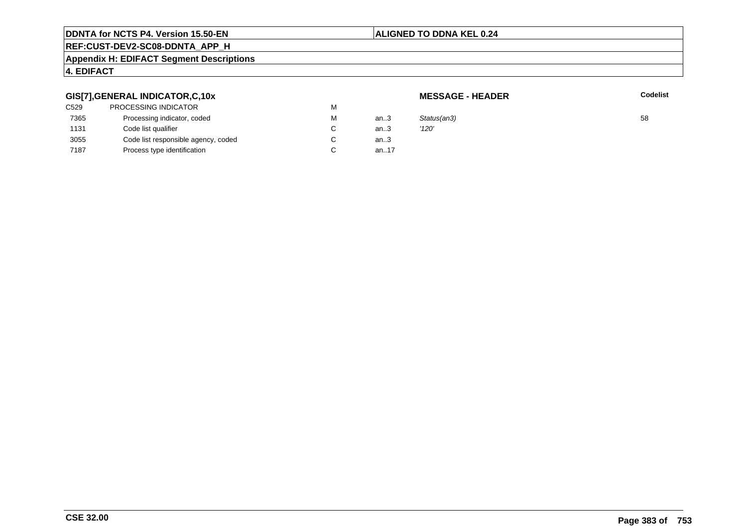**DDNTA for NCTS P4. Version 15.50-EN** | **ALIGNED TO DDNA KEL 0.24**

**REF:CUST-DEV2-SC08-DDNTA_APP_H**

**Appendix H: EDIFACT Segment Descriptions**

**4. EDIFACT**

### GIS[7],GENERAL INDICATOR,C,10x

**MESSAGE - HEADER**

| | | | | | **Codelist** |
|---|---|---|---|---|---|
| C529 | PROCESSING INDICATOR | M | | | |
| 7365 | Processing indicator, coded | M | an..3 | *Status(an3)* | 58 |
| 1131 | Code list qualifier | C | an..3 | *'120'* | |
| 3055 | Code list responsible agency, coded | C | an..3 | | |
| 7187 | Process type identification | C | an..17 | | |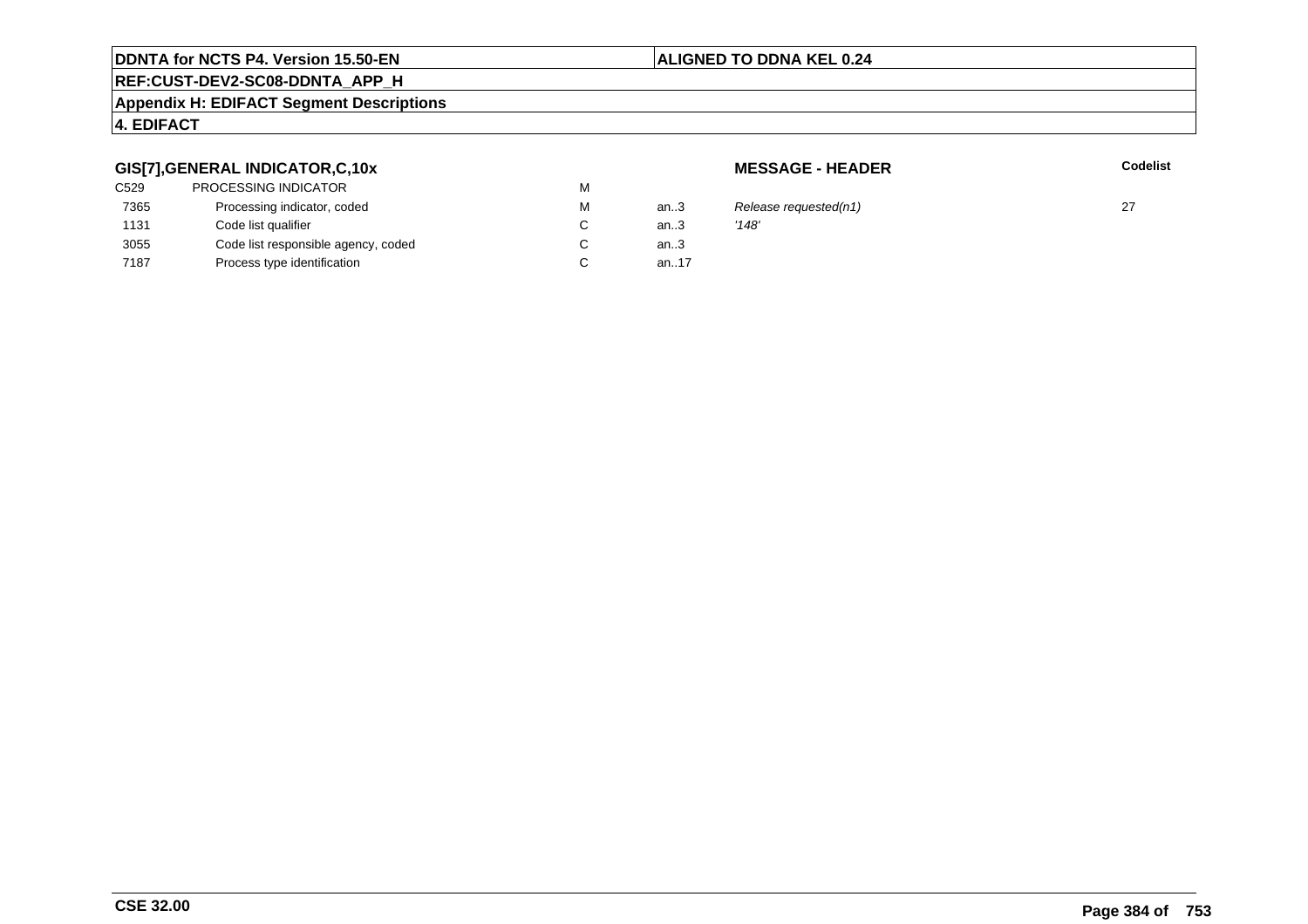**DDNTA for NCTS P4. Version 15.50-EN** | **ALIGNED TO DDNA KEL 0.24**

**REF:CUST-DEV2-SC08-DDNTA_APP_H**

**Appendix H: EDIFACT Segment Descriptions**

**4. EDIFACT**

### GIS[7],GENERAL INDICATOR,C,10x

**MESSAGE - HEADER**

| | | | | | Codelist |
|---|---|---|---|---|---|
| C529 | PROCESSING INDICATOR | M | | | |
| 7365 | Processing indicator, coded | M | an..3 | *Release requested(n1)* | 27 |
| 1131 | Code list qualifier | C | an..3 | *'148'* | |
| 3055 | Code list responsible agency, coded | C | an..3 | | |
| 7187 | Process type identification | C | an..17 | | |

**CSE 32.00**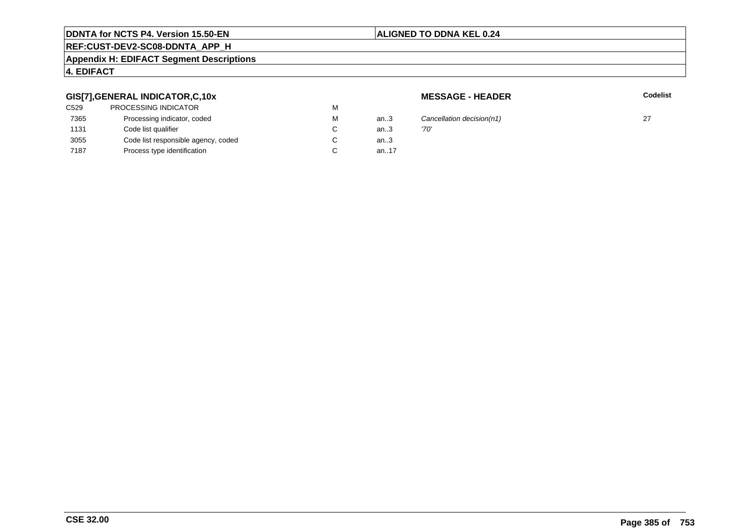**GIS[7],GENERAL INDICATOR,C,10x** — **MESSAGE - HEADER**

| | | | | | Codelist |
|---|---|---|---|---|---|
| C529 | PROCESSING INDICATOR | M | | | |
| 7365 | Processing indicator, coded | M | an..3 | *Cancellation decision(n1)* | 27 |
| 1131 | Code list qualifier | C | an..3 | *'70'* | |
| 3055 | Code list responsible agency, coded | C | an..3 | | |
| 7187 | Process type identification | C | an..17 | | |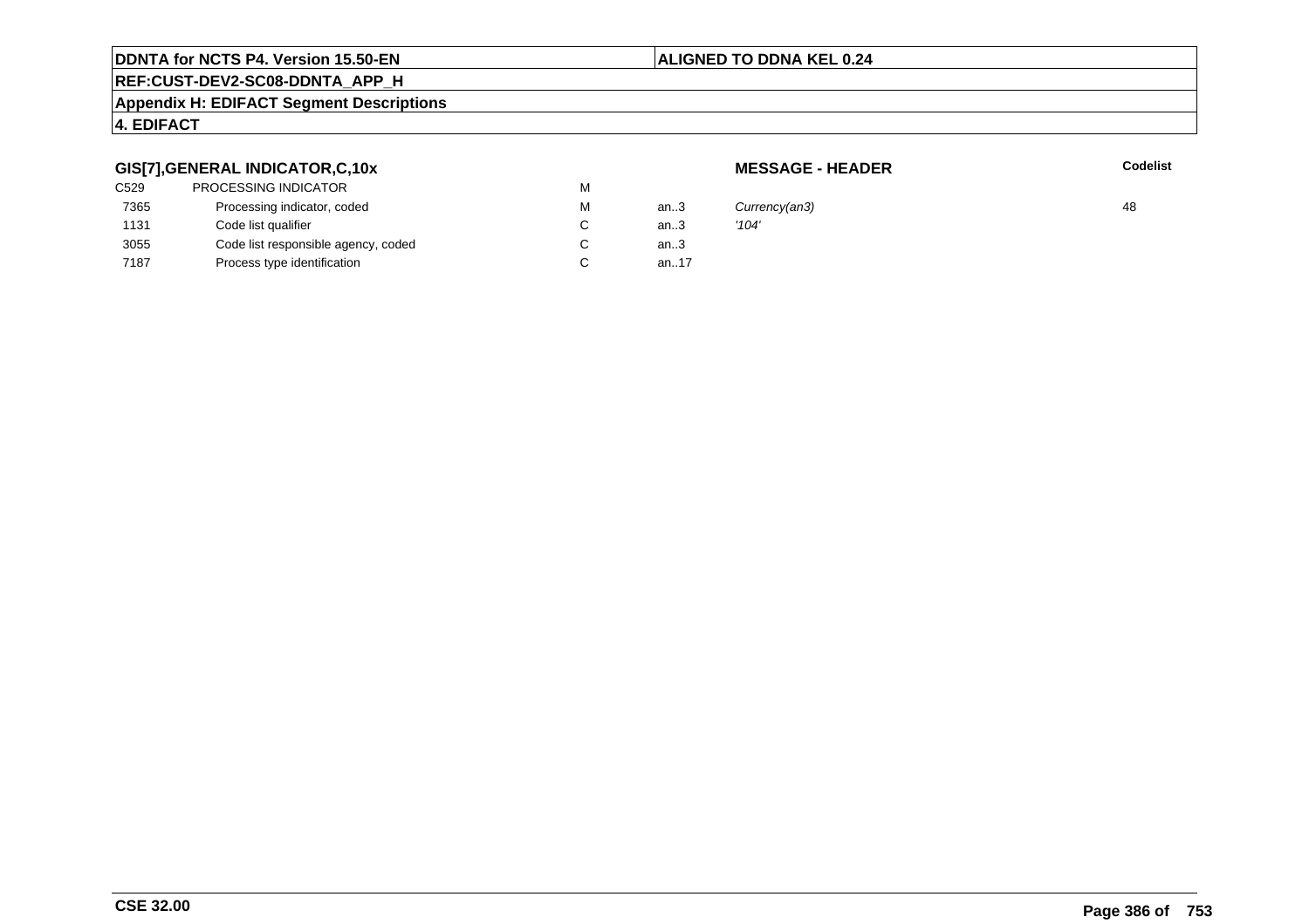**DDNTA for NCTS P4. Version 15.50-EN** | **ALIGNED TO DDNA KEL 0.24**

**REF:CUST-DEV2-SC08-DDNTA_APP_H**

**Appendix H: EDIFACT Segment Descriptions**

**4. EDIFACT**

**GIS[7],GENERAL INDICATOR,C,10x** | **MESSAGE - HEADER**

| | | | | | **Codelist** |
|---|---|---|---|---|---|
| C529 | PROCESSING INDICATOR | M | | | |
| 7365 | Processing indicator, coded | M | an..3 | *Currency(an3)* | 48 |
| 1131 | Code list qualifier | C | an..3 | *'104'* | |
| 3055 | Code list responsible agency, coded | C | an..3 | | |
| 7187 | Process type identification | C | an..17 | | |

**CSE 32.00**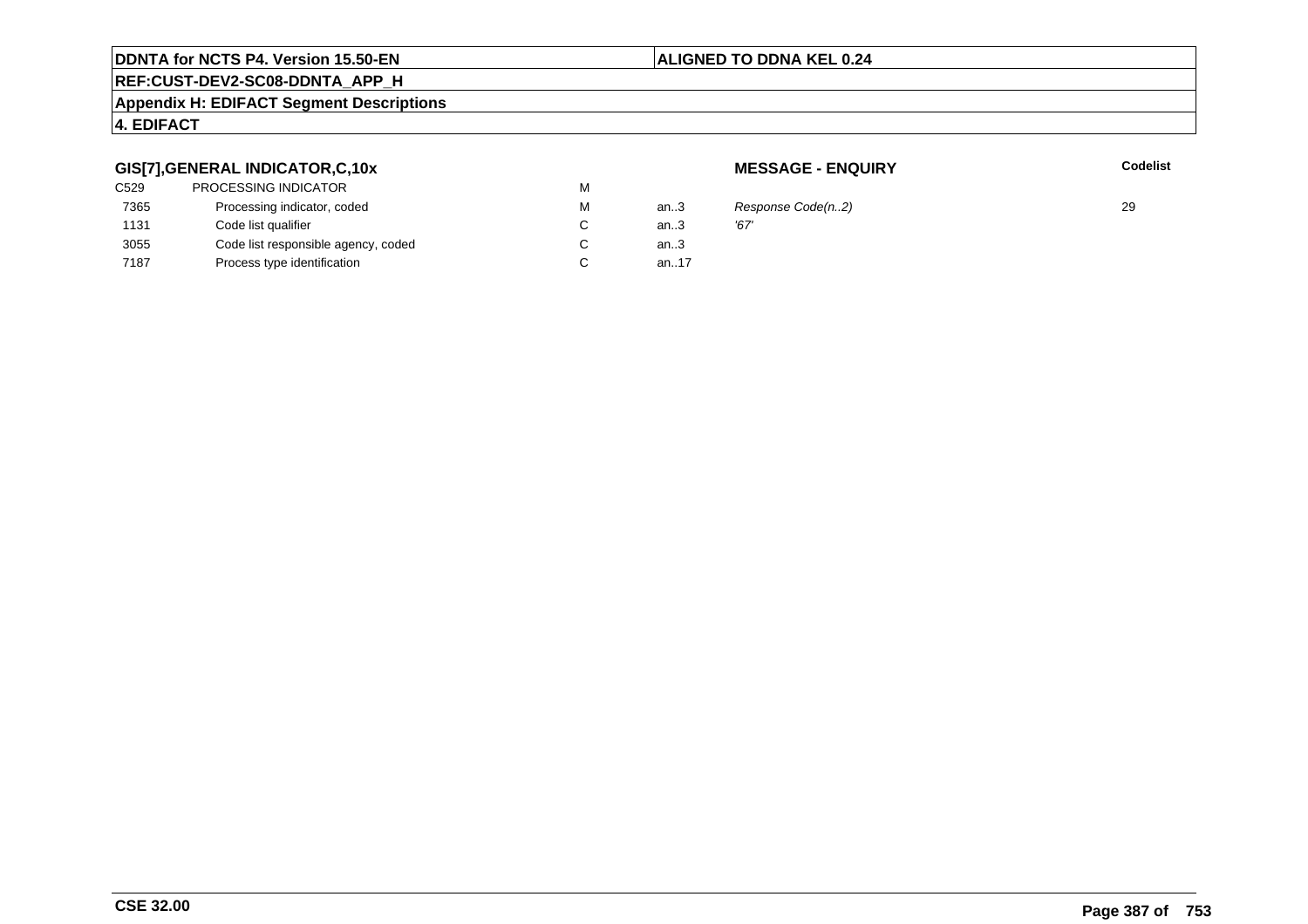**DDNTA for NCTS P4. Version 15.50-EN** | **ALIGNED TO DDNA KEL 0.24**

**REF:CUST-DEV2-SC08-DDNTA_APP_H**

**Appendix H: EDIFACT Segment Descriptions**

**4. EDIFACT**

### GIS[7],GENERAL INDICATOR,C,10x

**MESSAGE - ENQUIRY**

| | | | | | **Codelist** |
|---|---|---|---|---|---|
| C529 | PROCESSING INDICATOR | M | | | |
| 7365 | Processing indicator, coded | M | an..3 | *Response Code(n..2)* | 29 |
| 1131 | Code list qualifier | C | an..3 | *'67'* | |
| 3055 | Code list responsible agency, coded | C | an..3 | | |
| 7187 | Process type identification | C | an..17 | | |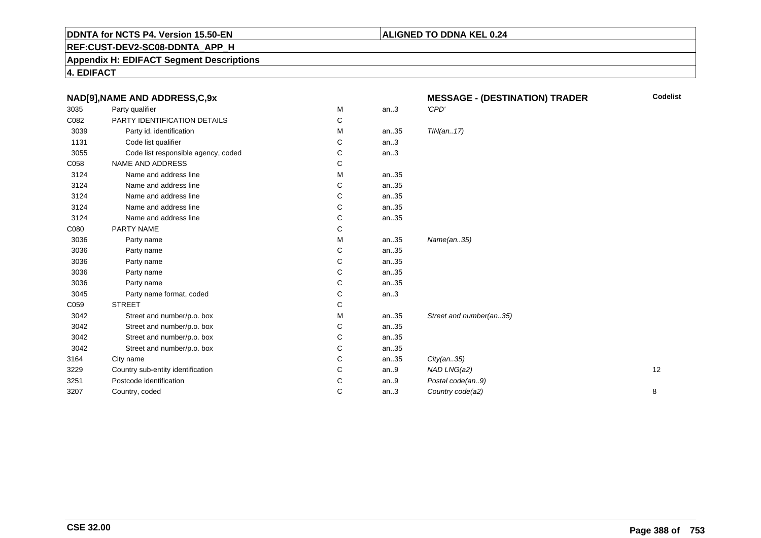**DDNTA for NCTS P4. Version 15.50-EN** | **ALIGNED TO DDNA KEL 0.24**

**REF:CUST-DEV2-SC08-DDNTA_APP_H**

**Appendix H: EDIFACT Segment Descriptions**

**4. EDIFACT**

| NAD[9],NAME AND ADDRESS,C,9x | | | | MESSAGE - (DESTINATION) TRADER | Codelist |
|---|---|---|---|---|---|
| 3035 | Party qualifier | M | an..3 | *'CPD'* | |
| C082 | PARTY IDENTIFICATION DETAILS | C | | | |
| 3039 | Party id. identification | M | an..35 | *TIN(an..17)* | |
| 1131 | Code list qualifier | C | an..3 | | |
| 3055 | Code list responsible agency, coded | C | an..3 | | |
| C058 | NAME AND ADDRESS | C | | | |
| 3124 | Name and address line | M | an..35 | | |
| 3124 | Name and address line | C | an..35 | | |
| 3124 | Name and address line | C | an..35 | | |
| 3124 | Name and address line | C | an..35 | | |
| 3124 | Name and address line | C | an..35 | | |
| C080 | PARTY NAME | C | | | |
| 3036 | Party name | M | an..35 | *Name(an..35)* | |
| 3036 | Party name | C | an..35 | | |
| 3036 | Party name | C | an..35 | | |
| 3036 | Party name | C | an..35 | | |
| 3036 | Party name | C | an..35 | | |
| 3045 | Party name format, coded | C | an..3 | | |
| C059 | STREET | C | | | |
| 3042 | Street and number/p.o. box | M | an..35 | *Street and number(an..35)* | |
| 3042 | Street and number/p.o. box | C | an..35 | | |
| 3042 | Street and number/p.o. box | C | an..35 | | |
| 3042 | Street and number/p.o. box | C | an..35 | | |
| 3164 | City name | C | an..35 | *City(an..35)* | |
| 3229 | Country sub-entity identification | C | an..9 | *NAD LNG(a2)* | 12 |
| 3251 | Postcode identification | C | an..9 | *Postal code(an..9)* | |
| 3207 | Country, coded | C | an..3 | *Country code(a2)* | 8 |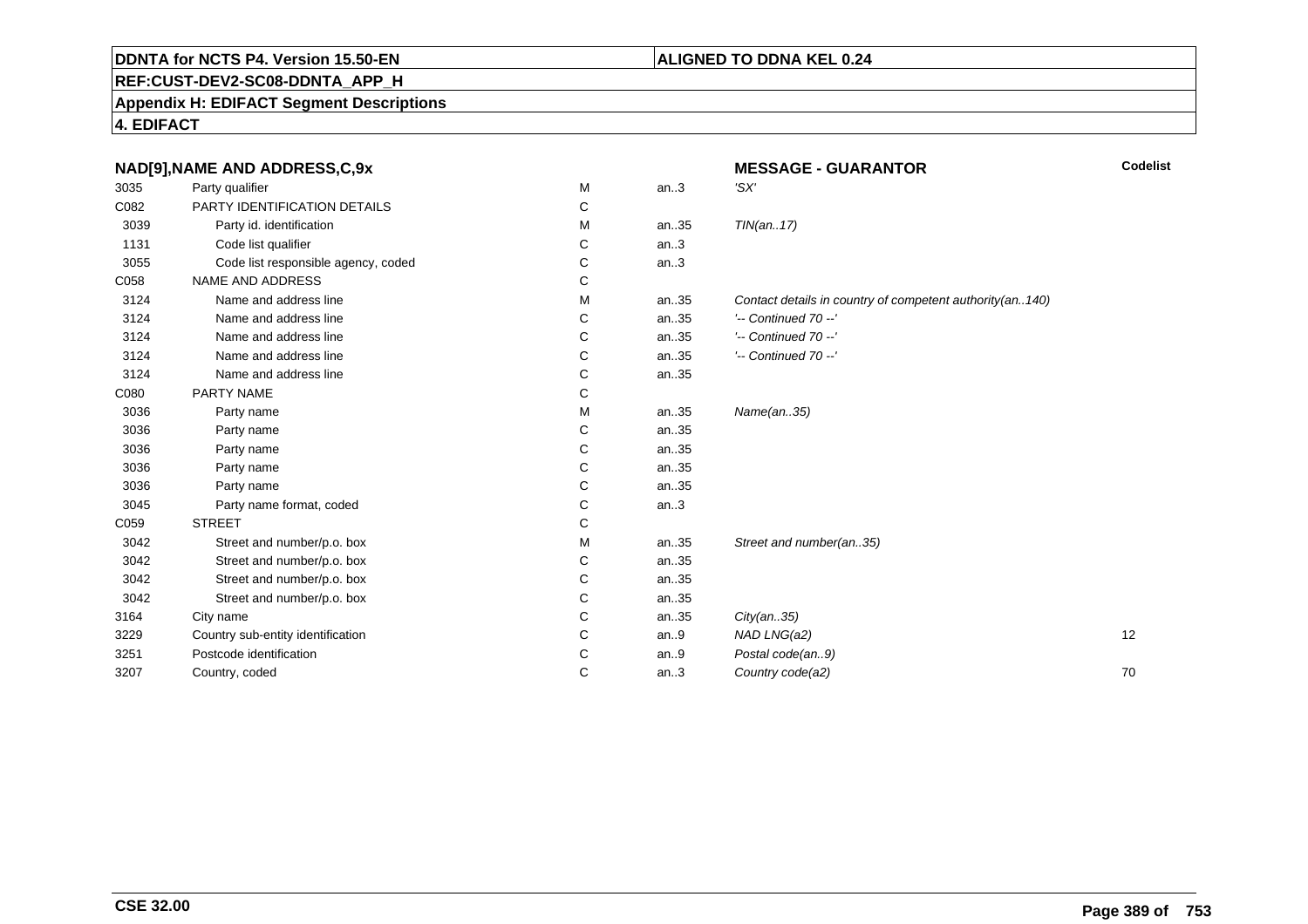**DDNTA for NCTS P4. Version 15.50-EN**

**ALIGNED TO DDNA KEL 0.24**

**REF:CUST-DEV2-SC08-DDNTA_APP_H**

**Appendix H: EDIFACT Segment Descriptions**

**4. EDIFACT**

| NAD[9],NAME AND ADDRESS,C,9x | | | | MESSAGE - GUARANTOR | Codelist |
|---|---|---|---|---|---|
| 3035 | Party qualifier | M | an..3 | 'SX' | |
| C082 | PARTY IDENTIFICATION DETAILS | C | | | |
| 3039 | Party id. identification | M | an..35 | TIN(an..17) | |
| 1131 | Code list qualifier | C | an..3 | | |
| 3055 | Code list responsible agency, coded | C | an..3 | | |
| C058 | NAME AND ADDRESS | C | | | |
| 3124 | Name and address line | M | an..35 | Contact details in country of competent authority(an..140) | |
| 3124 | Name and address line | C | an..35 | '-- Continued 70 --' | |
| 3124 | Name and address line | C | an..35 | '-- Continued 70 --' | |
| 3124 | Name and address line | C | an..35 | '-- Continued 70 --' | |
| 3124 | Name and address line | C | an..35 | | |
| C080 | PARTY NAME | C | | | |
| 3036 | Party name | M | an..35 | Name(an..35) | |
| 3036 | Party name | C | an..35 | | |
| 3036 | Party name | C | an..35 | | |
| 3036 | Party name | C | an..35 | | |
| 3036 | Party name | C | an..35 | | |
| 3045 | Party name format, coded | C | an..3 | | |
| C059 | STREET | C | | | |
| 3042 | Street and number/p.o. box | M | an..35 | Street and number(an..35) | |
| 3042 | Street and number/p.o. box | C | an..35 | | |
| 3042 | Street and number/p.o. box | C | an..35 | | |
| 3042 | Street and number/p.o. box | C | an..35 | | |
| 3164 | City name | C | an..35 | City(an..35) | |
| 3229 | Country sub-entity identification | C | an..9 | NAD LNG(a2) | 12 |
| 3251 | Postcode identification | C | an..9 | Postal code(an..9) | |
| 3207 | Country, coded | C | an..3 | Country code(a2) | 70 |

**CSE 32.00**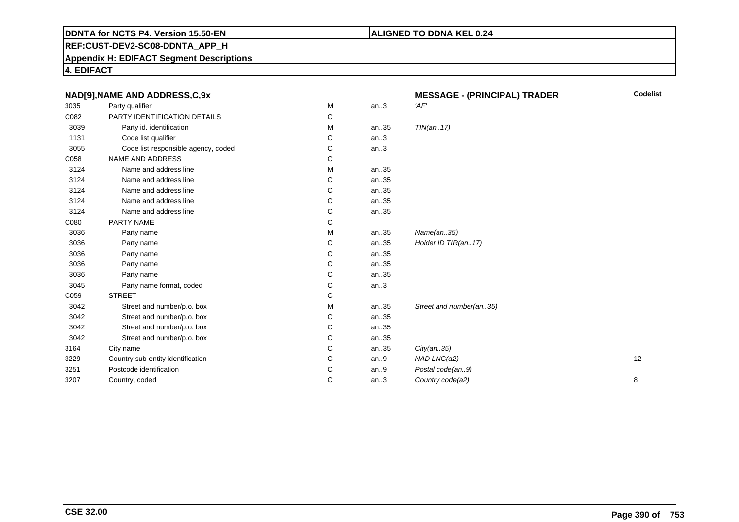**DDNTA for NCTS P4. Version 15.50-EN** | **ALIGNED TO DDNA KEL 0.24**

**REF:CUST-DEV2-SC08-DDNTA_APP_H**

**Appendix H: EDIFACT Segment Descriptions**

**4. EDIFACT**

| **NAD[9],NAME AND ADDRESS,C,9x** | | | | **MESSAGE - (PRINCIPAL) TRADER** | **Codelist** |
|---|---|---|---|---|---|
| 3035 | Party qualifier | M | an..3 | *'AF'* | |
| C082 | PARTY IDENTIFICATION DETAILS | C | | | |
| 3039 | Party id. identification | M | an..35 | *TIN(an..17)* | |
| 1131 | Code list qualifier | C | an..3 | | |
| 3055 | Code list responsible agency, coded | C | an..3 | | |
| C058 | NAME AND ADDRESS | C | | | |
| 3124 | Name and address line | M | an..35 | | |
| 3124 | Name and address line | C | an..35 | | |
| 3124 | Name and address line | C | an..35 | | |
| 3124 | Name and address line | C | an..35 | | |
| 3124 | Name and address line | C | an..35 | | |
| C080 | PARTY NAME | C | | | |
| 3036 | Party name | M | an..35 | *Name(an..35)* | |
| 3036 | Party name | C | an..35 | *Holder ID TIR(an..17)* | |
| 3036 | Party name | C | an..35 | | |
| 3036 | Party name | C | an..35 | | |
| 3036 | Party name | C | an..35 | | |
| 3045 | Party name format, coded | C | an..3 | | |
| C059 | STREET | C | | | |
| 3042 | Street and number/p.o. box | M | an..35 | *Street and number(an..35)* | |
| 3042 | Street and number/p.o. box | C | an..35 | | |
| 3042 | Street and number/p.o. box | C | an..35 | | |
| 3042 | Street and number/p.o. box | C | an..35 | | |
| 3164 | City name | C | an..35 | *City(an..35)* | |
| 3229 | Country sub-entity identification | C | an..9 | *NAD LNG(a2)* | 12 |
| 3251 | Postcode identification | C | an..9 | *Postal code(an..9)* | |
| 3207 | Country, coded | C | an..3 | *Country code(a2)* | 8 |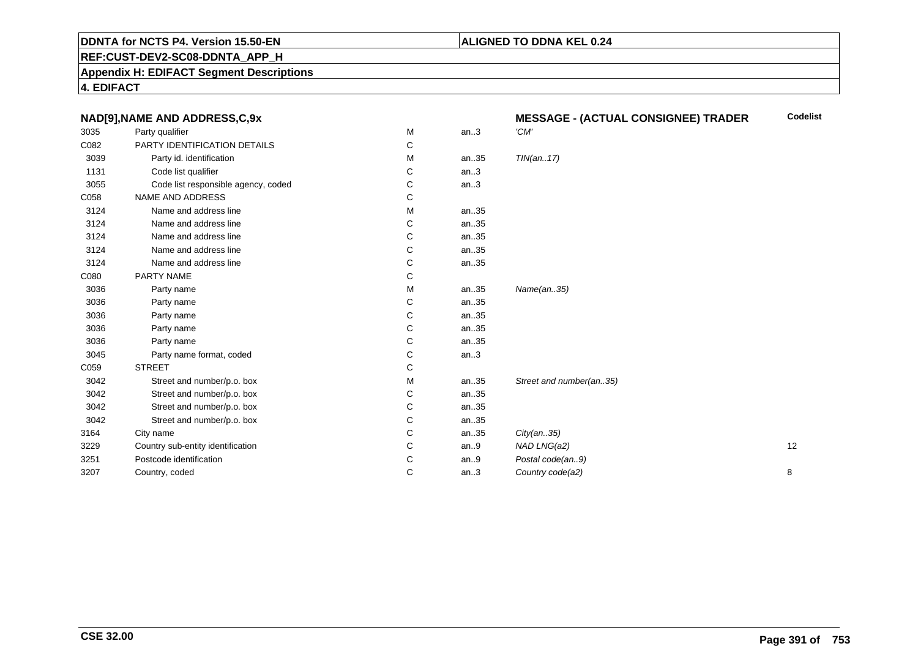**DDNTA for NCTS P4. Version 15.50-EN** | **ALIGNED TO DDNA KEL 0.24**

**REF:CUST-DEV2-SC08-DDNTA_APP_H**

**Appendix H: EDIFACT Segment Descriptions**

**4. EDIFACT**

| NAD[9],NAME AND ADDRESS,C,9x | | | | MESSAGE - (ACTUAL CONSIGNEE) TRADER | Codelist |
|---|---|---|---|---|---|
| 3035 | Party qualifier | M | an..3 | *'CM'* | |
| C082 | PARTY IDENTIFICATION DETAILS | C | | | |
| 3039 | Party id. identification | M | an..35 | *TIN(an..17)* | |
| 1131 | Code list qualifier | C | an..3 | | |
| 3055 | Code list responsible agency, coded | C | an..3 | | |
| C058 | NAME AND ADDRESS | C | | | |
| 3124 | Name and address line | M | an..35 | | |
| 3124 | Name and address line | C | an..35 | | |
| 3124 | Name and address line | C | an..35 | | |
| 3124 | Name and address line | C | an..35 | | |
| 3124 | Name and address line | C | an..35 | | |
| C080 | PARTY NAME | C | | | |
| 3036 | Party name | M | an..35 | *Name(an..35)* | |
| 3036 | Party name | C | an..35 | | |
| 3036 | Party name | C | an..35 | | |
| 3036 | Party name | C | an..35 | | |
| 3036 | Party name | C | an..35 | | |
| 3045 | Party name format, coded | C | an..3 | | |
| C059 | STREET | C | | | |
| 3042 | Street and number/p.o. box | M | an..35 | *Street and number(an..35)* | |
| 3042 | Street and number/p.o. box | C | an..35 | | |
| 3042 | Street and number/p.o. box | C | an..35 | | |
| 3042 | Street and number/p.o. box | C | an..35 | | |
| 3164 | City name | C | an..35 | *City(an..35)* | |
| 3229 | Country sub-entity identification | C | an..9 | *NAD LNG(a2)* | 12 |
| 3251 | Postcode identification | C | an..9 | *Postal code(an..9)* | |
| 3207 | Country, coded | C | an..3 | *Country code(a2)* | 8 |

**CSE 32.00**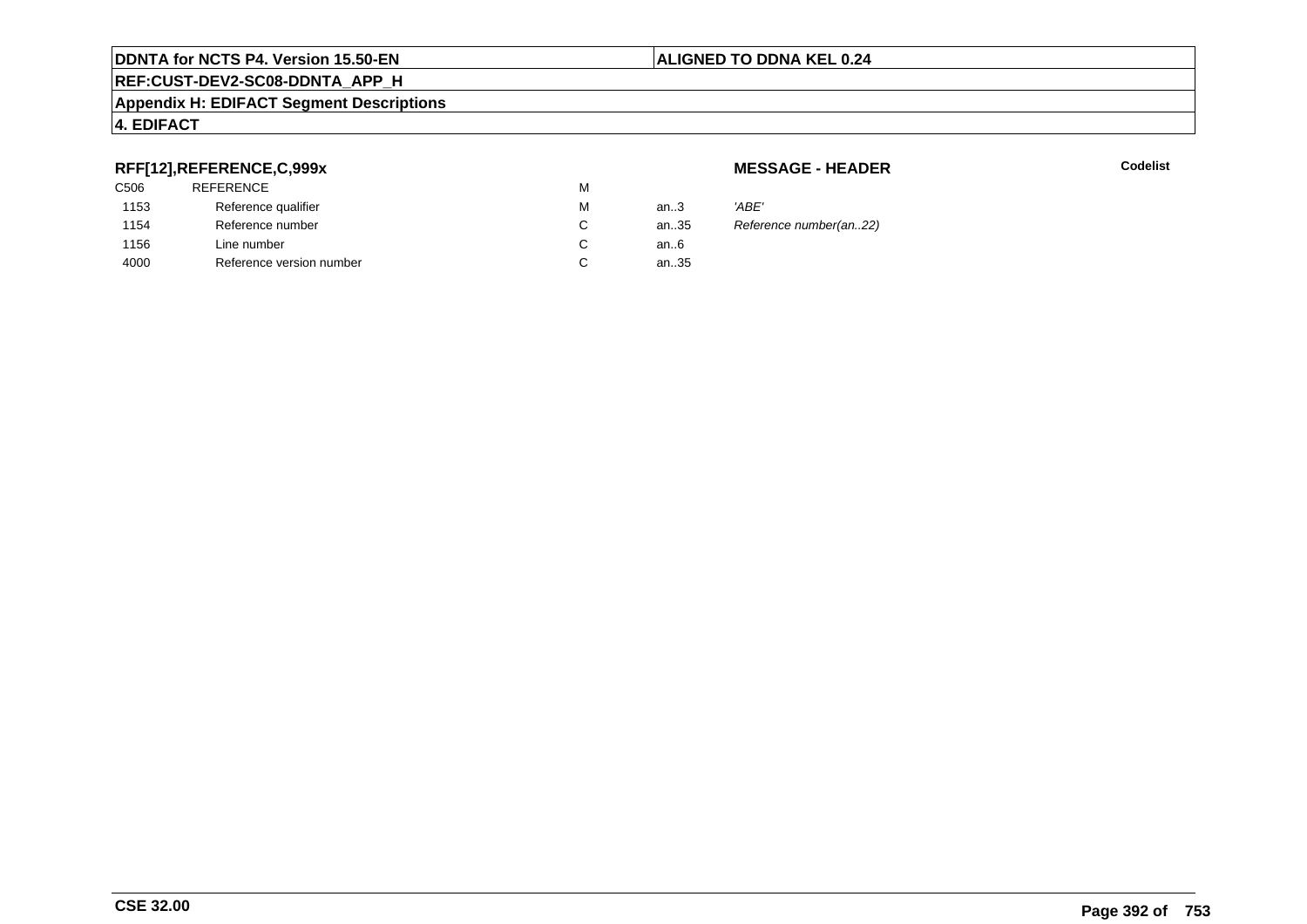**DDNTA for NCTS P4. Version 15.50-EN** | **ALIGNED TO DDNA KEL 0.24**

**REF:CUST-DEV2-SC08-DDNTA_APP_H**

**Appendix H: EDIFACT Segment Descriptions**

**4. EDIFACT**

### RFF[12],REFERENCE,C,999x

**MESSAGE - HEADER** — **Codelist**

| | | | | |
|---|---|---|---|---|
| C506 | REFERENCE | M | | |
| 1153 | Reference qualifier | M | an..3 | *'ABE'* |
| 1154 | Reference number | C | an..35 | *Reference number(an..22)* |
| 1156 | Line number | C | an..6 | |
| 4000 | Reference version number | C | an..35 | |

**CSE 32.00**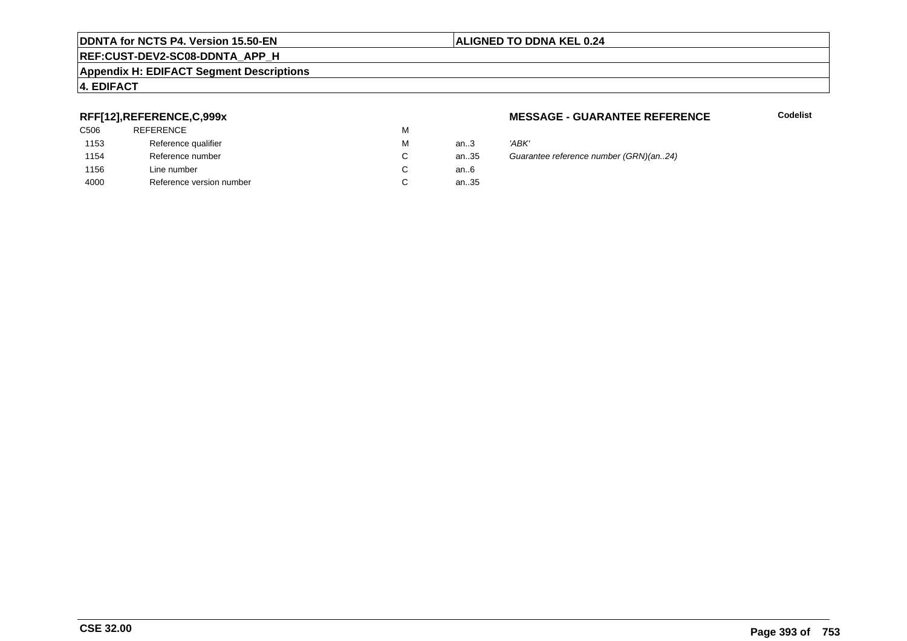**DDNTA for NCTS P4. Version 15.50-EN** | **ALIGNED TO DDNA KEL 0.24**

**REF:CUST-DEV2-SC08-DDNTA_APP_H**

**Appendix H: EDIFACT Segment Descriptions**

**4. EDIFACT**

### RFF[12],REFERENCE,C,999x

**MESSAGE - GUARANTEE REFERENCE**

**Codelist**

| | | | | |
|---|---|---|---|---|
| C506 | REFERENCE | M | | |
| 1153 | Reference qualifier | M | an..3 | *'ABK'* |
| 1154 | Reference number | C | an..35 | *Guarantee reference number (GRN)(an..24)* |
| 1156 | Line number | C | an..6 | |
| 4000 | Reference version number | C | an..35 | |

**CSE 32.00**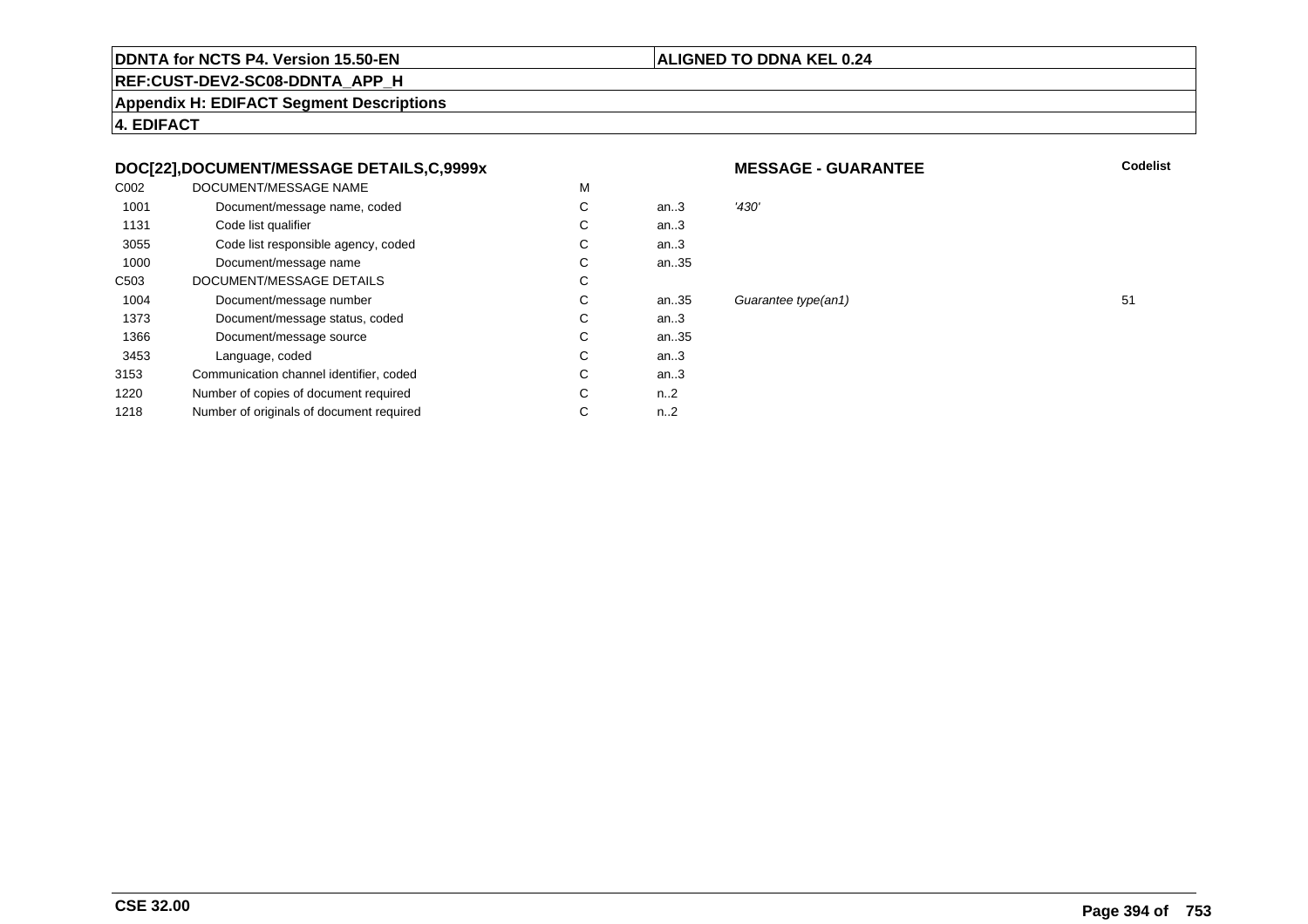**DDNTA for NCTS P4. Version 15.50-EN** | **ALIGNED TO DDNA KEL 0.24**

**REF:CUST-DEV2-SC08-DDNTA_APP_H**

**Appendix H: EDIFACT Segment Descriptions**

**4. EDIFACT**

### DOC[22],DOCUMENT/MESSAGE DETAILS,C,9999x

**MESSAGE - GUARANTEE**

| | | | | | Codelist |
|---|---|---|---|---|---|
| C002 | DOCUMENT/MESSAGE NAME | M | | | |
| 1001 | Document/message name, coded | C | an..3 | *'430'* | |
| 1131 | Code list qualifier | C | an..3 | | |
| 3055 | Code list responsible agency, coded | C | an..3 | | |
| 1000 | Document/message name | C | an..35 | | |
| C503 | DOCUMENT/MESSAGE DETAILS | C | | | |
| 1004 | Document/message number | C | an..35 | *Guarantee type(an1)* | 51 |
| 1373 | Document/message status, coded | C | an..3 | | |
| 1366 | Document/message source | C | an..35 | | |
| 3453 | Language, coded | C | an..3 | | |
| 3153 | Communication channel identifier, coded | C | an..3 | | |
| 1220 | Number of copies of document required | C | n..2 | | |
| 1218 | Number of originals of document required | C | n..2 | | |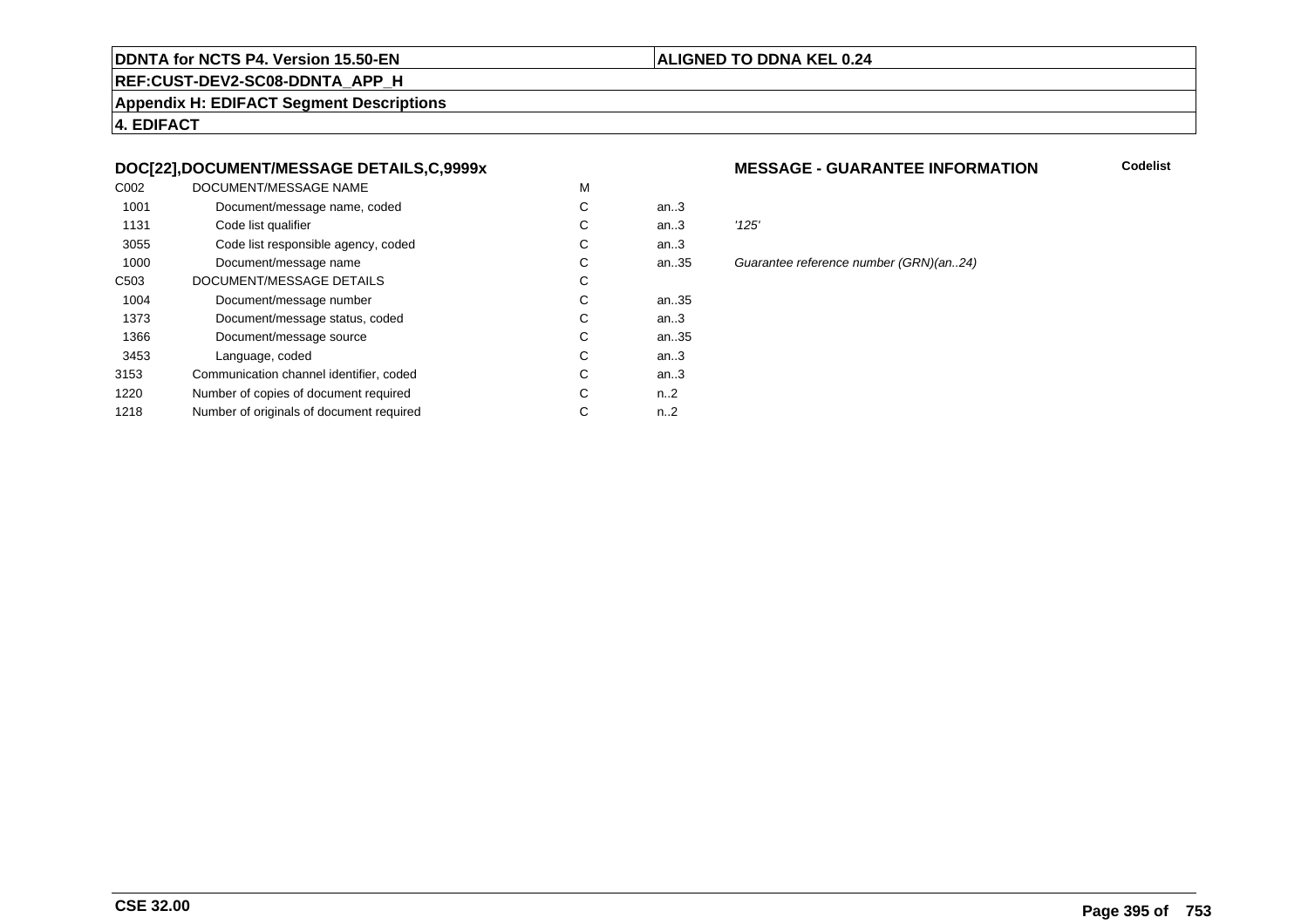**DDNTA for NCTS P4. Version 15.50-EN** | **ALIGNED TO DDNA KEL 0.24**

**REF:CUST-DEV2-SC08-DDNTA_APP_H**

**Appendix H: EDIFACT Segment Descriptions**

**4. EDIFACT**

### DOC[22],DOCUMENT/MESSAGE DETAILS,C,9999x

**MESSAGE - GUARANTEE INFORMATION** — **Codelist**

| | | | | |
|---|---|---|---|---|
| C002 | DOCUMENT/MESSAGE NAME | M | | |
| 1001 | Document/message name, coded | C | an..3 | |
| 1131 | Code list qualifier | C | an..3 | *'125'* |
| 3055 | Code list responsible agency, coded | C | an..3 | |
| 1000 | Document/message name | C | an..35 | *Guarantee reference number (GRN)(an..24)* |
| C503 | DOCUMENT/MESSAGE DETAILS | C | | |
| 1004 | Document/message number | C | an..35 | |
| 1373 | Document/message status, coded | C | an..3 | |
| 1366 | Document/message source | C | an..35 | |
| 3453 | Language, coded | C | an..3 | |
| 3153 | Communication channel identifier, coded | C | an..3 | |
| 1220 | Number of copies of document required | C | n..2 | |
| 1218 | Number of originals of document required | C | n..2 | |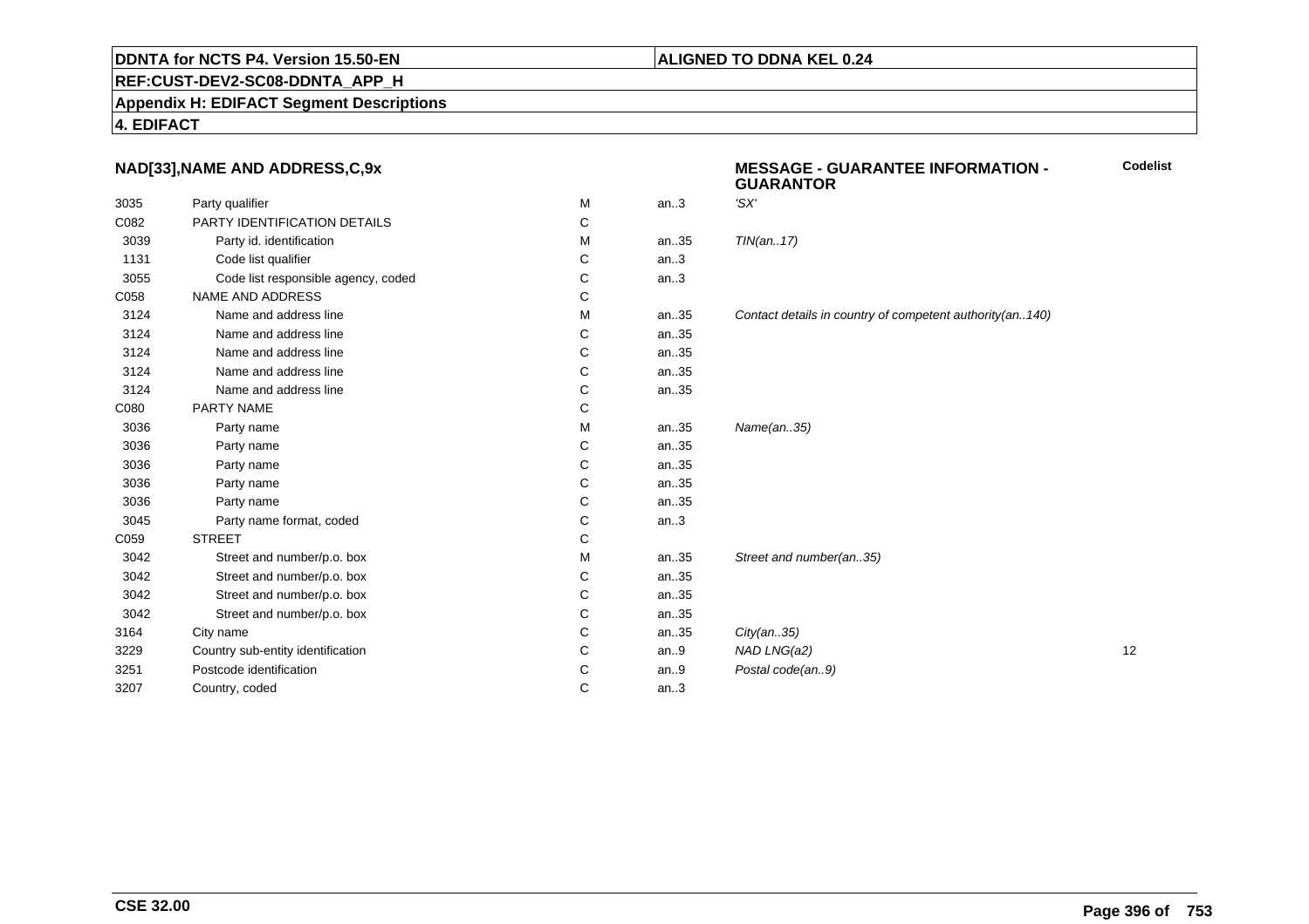**DDNTA for NCTS P4. Version 15.50-EN** | **ALIGNED TO DDNA KEL 0.24**

**REF:CUST-DEV2-SC08-DDNTA_APP_H**

**Appendix H: EDIFACT Segment Descriptions**

**4. EDIFACT**

### NAD[33],NAME AND ADDRESS,C,9x

**MESSAGE - GUARANTEE INFORMATION - GUARANTOR**

| | | | | | Codelist |
|---|---|---|---|---|---|
| 3035 | Party qualifier | M | an..3 | *'SX'* | |
| C082 | PARTY IDENTIFICATION DETAILS | C | | | |
| 3039 | Party id. identification | M | an..35 | *TIN(an..17)* | |
| 1131 | Code list qualifier | C | an..3 | | |
| 3055 | Code list responsible agency, coded | C | an..3 | | |
| C058 | NAME AND ADDRESS | C | | | |
| 3124 | Name and address line | M | an..35 | *Contact details in country of competent authority(an..140)* | |
| 3124 | Name and address line | C | an..35 | | |
| 3124 | Name and address line | C | an..35 | | |
| 3124 | Name and address line | C | an..35 | | |
| 3124 | Name and address line | C | an..35 | | |
| C080 | PARTY NAME | C | | | |
| 3036 | Party name | M | an..35 | *Name(an..35)* | |
| 3036 | Party name | C | an..35 | | |
| 3036 | Party name | C | an..35 | | |
| 3036 | Party name | C | an..35 | | |
| 3036 | Party name | C | an..35 | | |
| 3045 | Party name format, coded | C | an..3 | | |
| C059 | STREET | C | | | |
| 3042 | Street and number/p.o. box | M | an..35 | *Street and number(an..35)* | |
| 3042 | Street and number/p.o. box | C | an..35 | | |
| 3042 | Street and number/p.o. box | C | an..35 | | |
| 3042 | Street and number/p.o. box | C | an..35 | | |
| 3164 | City name | C | an..35 | *City(an..35)* | |
| 3229 | Country sub-entity identification | C | an..9 | *NAD LNG(a2)* | 12 |
| 3251 | Postcode identification | C | an..9 | *Postal code(an..9)* | |
| 3207 | Country, coded | C | an..3 | | |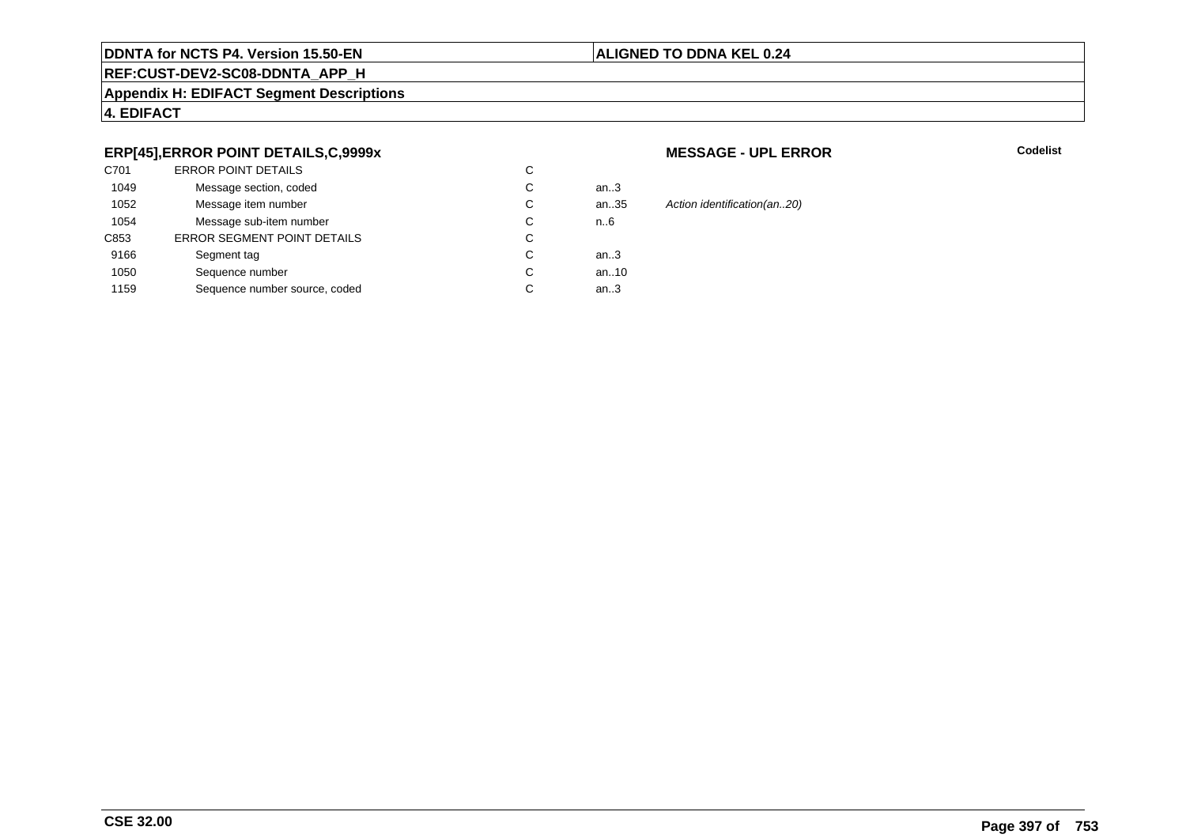## ERP[45],ERROR POINT DETAILS,C,9999x

**MESSAGE - UPL ERROR**

**Codelist**

| | | | | |
|---|---|---|---|---|
| C701 | ERROR POINT DETAILS | C | | |
| 1049 | Message section, coded | C | an..3 | |
| 1052 | Message item number | C | an..35 | *Action identification(an..20)* |
| 1054 | Message sub-item number | C | n..6 | |
| C853 | ERROR SEGMENT POINT DETAILS | C | | |
| 9166 | Segment tag | C | an..3 | |
| 1050 | Sequence number | C | an..10 | |
| 1159 | Sequence number source, coded | C | an..3 | |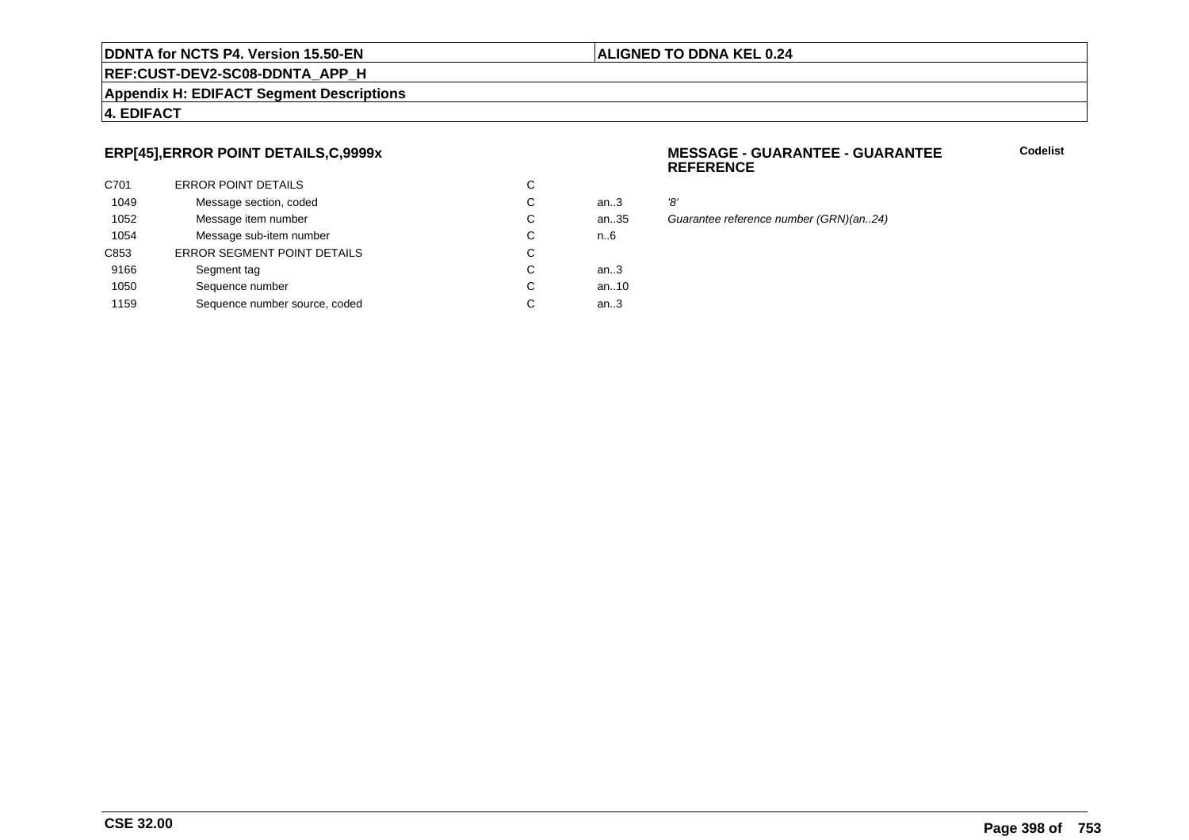## ERP[45],ERROR POINT DETAILS,C,9999x

**MESSAGE - GUARANTEE - GUARANTEE REFERENCE**

**Codelist**

| | | | | |
|---|---|---|---|---|
| C701 | ERROR POINT DETAILS | C | | |
| 1049 | Message section, coded | C | an..3 | *'8'* |
| 1052 | Message item number | C | an..35 | *Guarantee reference number (GRN)(an..24)* |
| 1054 | Message sub-item number | C | n..6 | |
| C853 | ERROR SEGMENT POINT DETAILS | C | | |
| 9166 | Segment tag | C | an..3 | |
| 1050 | Sequence number | C | an..10 | |
| 1159 | Sequence number source, coded | C | an..3 | |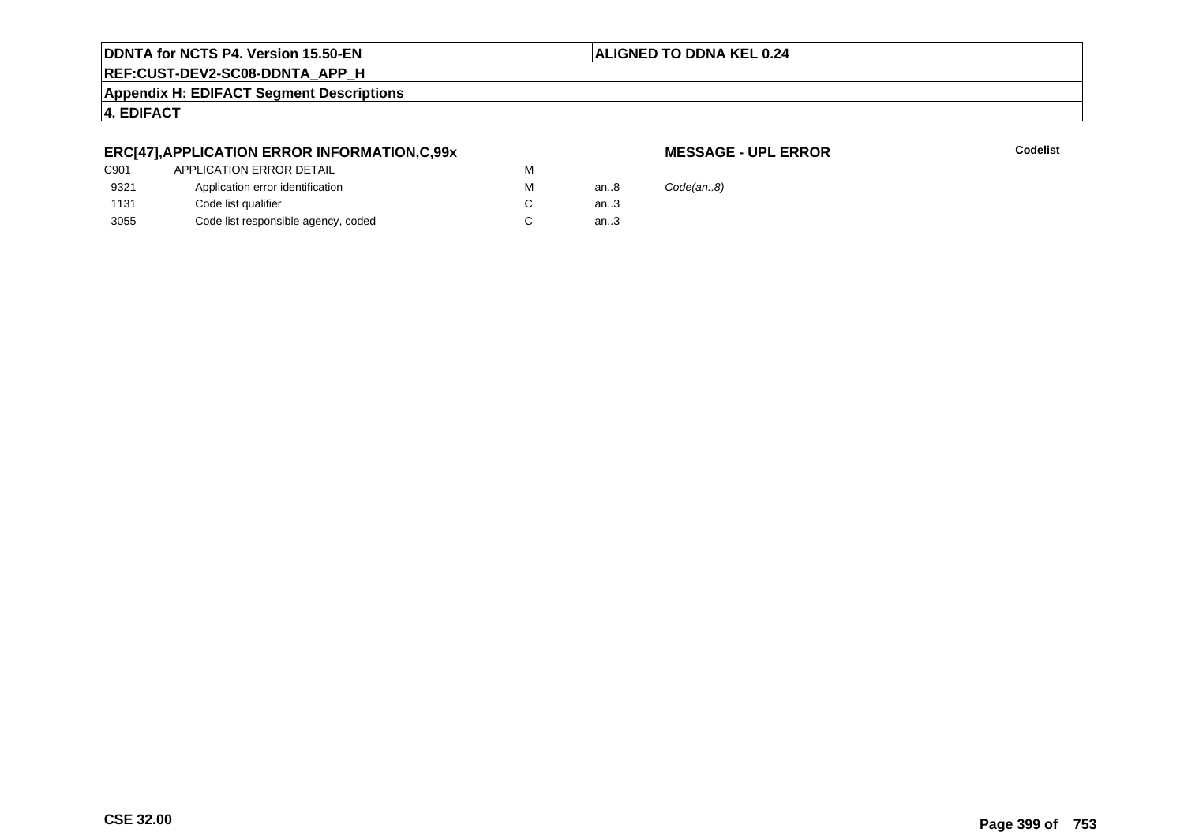## ERC[47],APPLICATION ERROR INFORMATION,C,99x

**MESSAGE - UPL ERROR**

**Codelist**

| | | | | |
|---|---|---|---|---|
| C901 | APPLICATION ERROR DETAIL | M | | |
| 9321 | Application error identification | M | an..8 | *Code(an..8)* |
| 1131 | Code list qualifier | C | an..3 | |
| 3055 | Code list responsible agency, coded | C | an..3 | |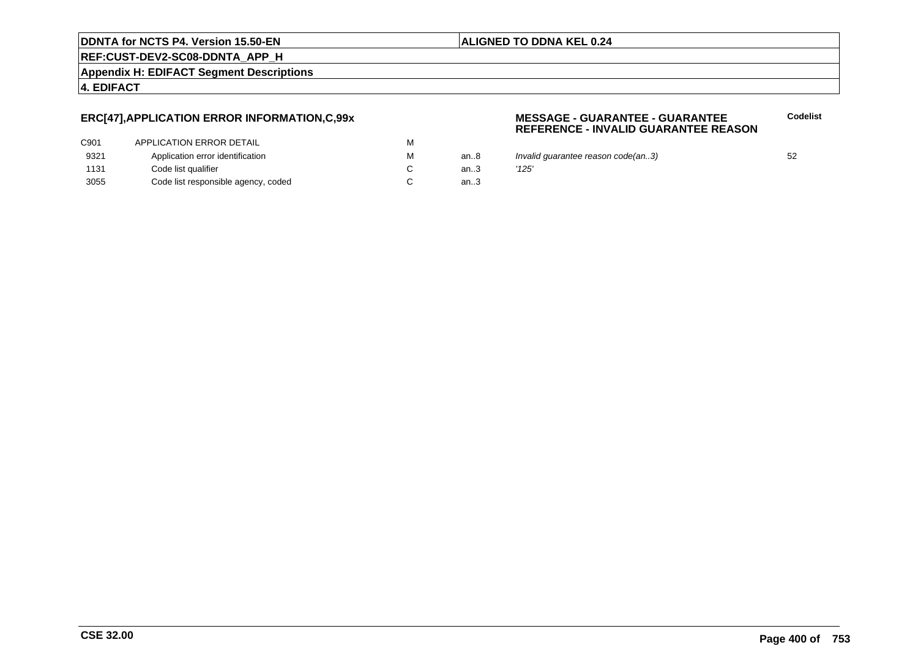### ERC[47],APPLICATION ERROR INFORMATION,C,99x

**MESSAGE - GUARANTEE - GUARANTEE REFERENCE - INVALID GUARANTEE REASON**

| | | | | | Codelist |
|---|---|---|---|---|---|
| C901 | APPLICATION ERROR DETAIL | M | | | |
| 9321 | Application error identification | M | an..8 | *Invalid guarantee reason code(an..3)* | 52 |
| 1131 | Code list qualifier | C | an..3 | *'125'* | |
| 3055 | Code list responsible agency, coded | C | an..3 | | |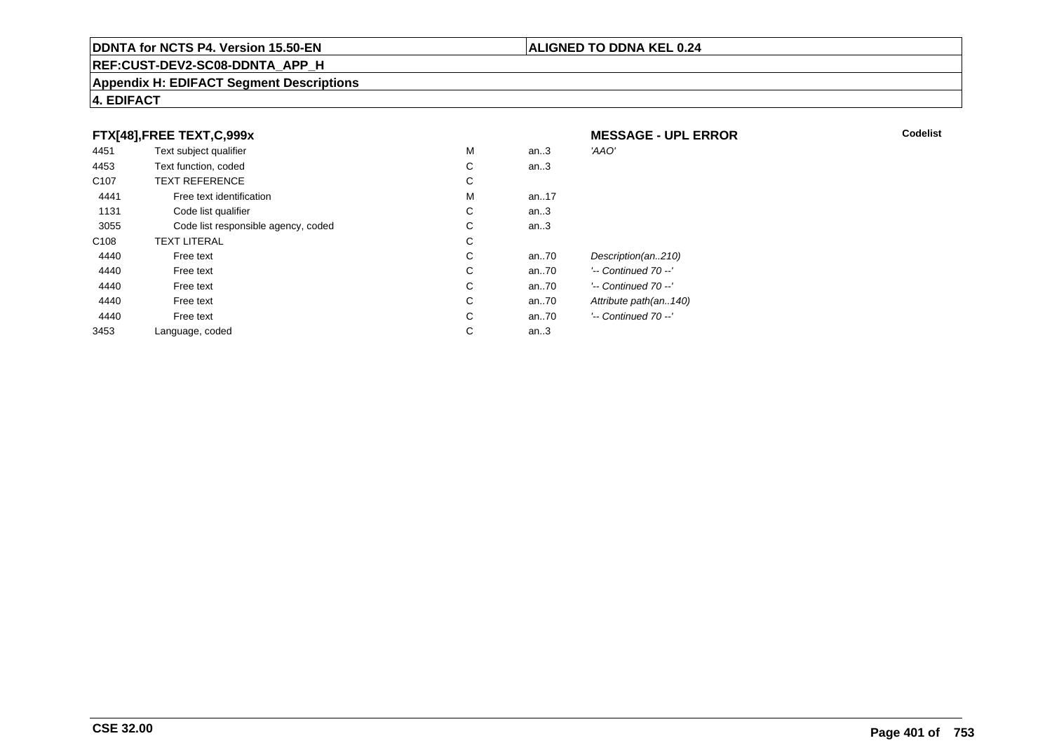**DDNTA for NCTS P4. Version 15.50-EN** | **ALIGNED TO DDNA KEL 0.24**

**REF:CUST-DEV2-SC08-DDNTA_APP_H**

**Appendix H: EDIFACT Segment Descriptions**

**4. EDIFACT**

### FTX[48],FREE TEXT,C,999x — MESSAGE - UPL ERROR

| | | | | | Codelist |
|---|---|---|---|---|---|
| 4451 | Text subject qualifier | M | an..3 | *'AAO'* | |
| 4453 | Text function, coded | C | an..3 | | |
| C107 | TEXT REFERENCE | C | | | |
| 4441 | Free text identification | M | an..17 | | |
| 1131 | Code list qualifier | C | an..3 | | |
| 3055 | Code list responsible agency, coded | C | an..3 | | |
| C108 | TEXT LITERAL | C | | | |
| 4440 | Free text | C | an..70 | *Description(an..210)* | |
| 4440 | Free text | C | an..70 | *'-- Continued 70 --'* | |
| 4440 | Free text | C | an..70 | *'-- Continued 70 --'* | |
| 4440 | Free text | C | an..70 | *Attribute path(an..140)* | |
| 4440 | Free text | C | an..70 | *'-- Continued 70 --'* | |
| 3453 | Language, coded | C | an..3 | | |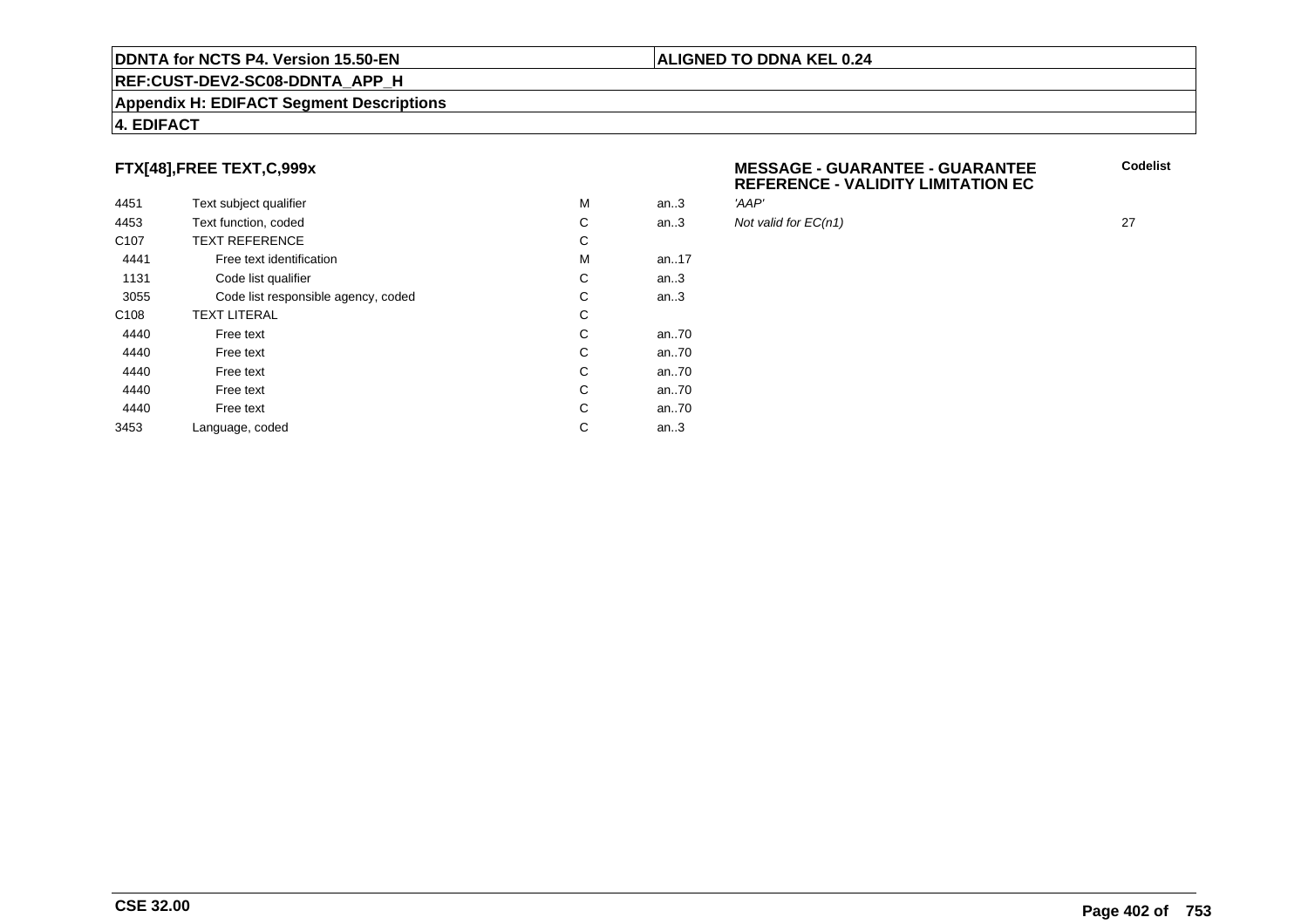## FTX[48],FREE TEXT,C,999x

**MESSAGE - GUARANTEE - GUARANTEE REFERENCE - VALIDITY LIMITATION EC**

| | | | | | Codelist |
|---|---|---|---|---|---|
| 4451 | Text subject qualifier | M | an..3 | *'AAP'* | |
| 4453 | Text function, coded | C | an..3 | *Not valid for EC(n1)* | 27 |
| C107 | TEXT REFERENCE | C | | | |
| 4441 | Free text identification | M | an..17 | | |
| 1131 | Code list qualifier | C | an..3 | | |
| 3055 | Code list responsible agency, coded | C | an..3 | | |
| C108 | TEXT LITERAL | C | | | |
| 4440 | Free text | C | an..70 | | |
| 4440 | Free text | C | an..70 | | |
| 4440 | Free text | C | an..70 | | |
| 4440 | Free text | C | an..70 | | |
| 4440 | Free text | C | an..70 | | |
| 3453 | Language, coded | C | an..3 | | |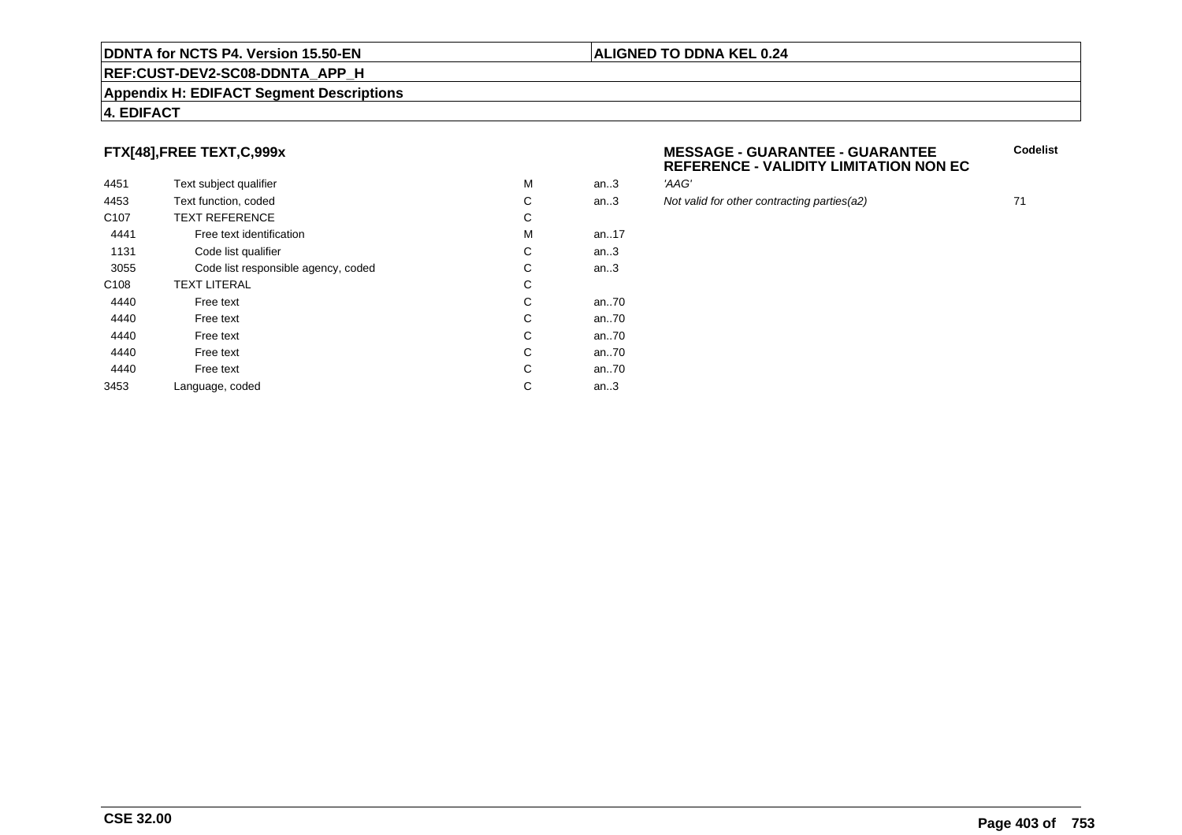## FTX[48],FREE TEXT,C,999x

**MESSAGE - GUARANTEE - GUARANTEE REFERENCE - VALIDITY LIMITATION NON EC**

| | | | | | **Codelist** |
|---|---|---|---|---|---|
| 4451 | Text subject qualifier | M | an..3 | *'AAG'* | |
| 4453 | Text function, coded | C | an..3 | *Not valid for other contracting parties(a2)* | 71 |
| C107 | TEXT REFERENCE | C | | | |
| 4441 | Free text identification | M | an..17 | | |
| 1131 | Code list qualifier | C | an..3 | | |
| 3055 | Code list responsible agency, coded | C | an..3 | | |
| C108 | TEXT LITERAL | C | | | |
| 4440 | Free text | C | an..70 | | |
| 4440 | Free text | C | an..70 | | |
| 4440 | Free text | C | an..70 | | |
| 4440 | Free text | C | an..70 | | |
| 4440 | Free text | C | an..70 | | |
| 3453 | Language, coded | C | an..3 | | |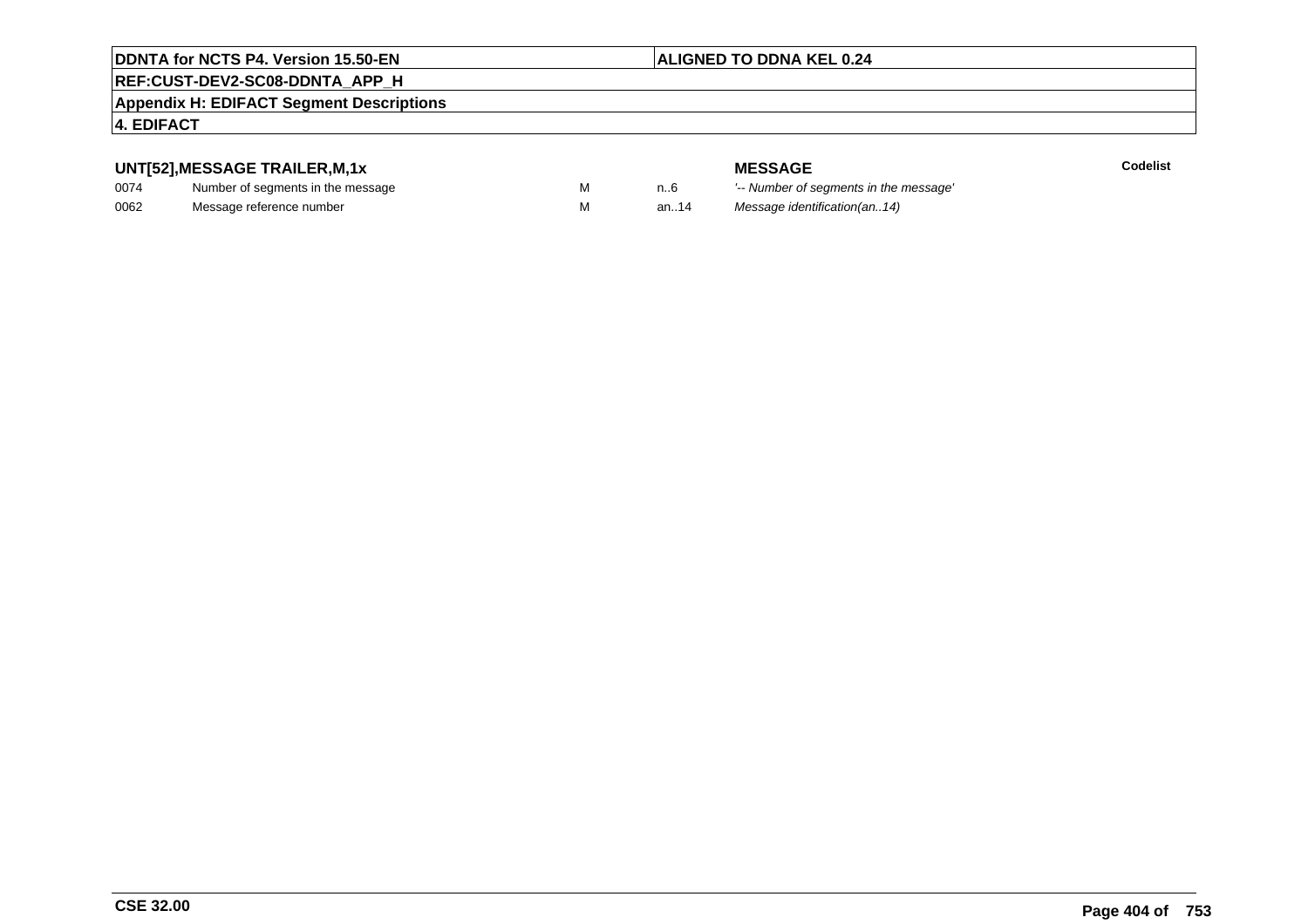## UNT[52],MESSAGE TRAILER,M,1x

| | | | | MESSAGE | Codelist |
|---|---|---|---|---|---|
| 0074 | Number of segments in the message | M | n..6 | *'-- Number of segments in the message'* | |
| 0062 | Message reference number | M | an..14 | *Message identification(an..14)* | |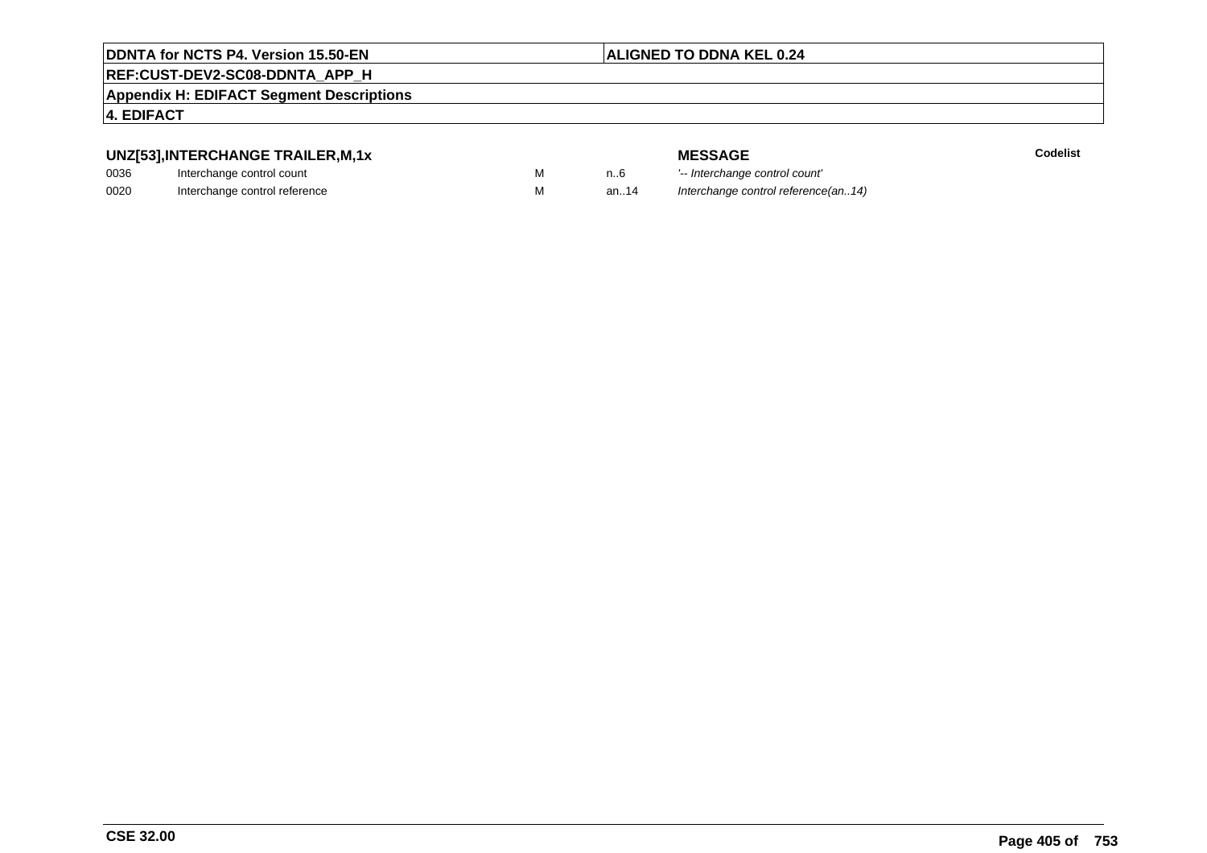### UNZ[53],INTERCHANGE TRAILER,M,1x

| | | | | MESSAGE | Codelist |
|---|---|---|---|---|---|
| 0036 | Interchange control count | M | n..6 | *'-- Interchange control count'* | |
| 0020 | Interchange control reference | M | an..14 | *Interchange control reference(an..14)* | |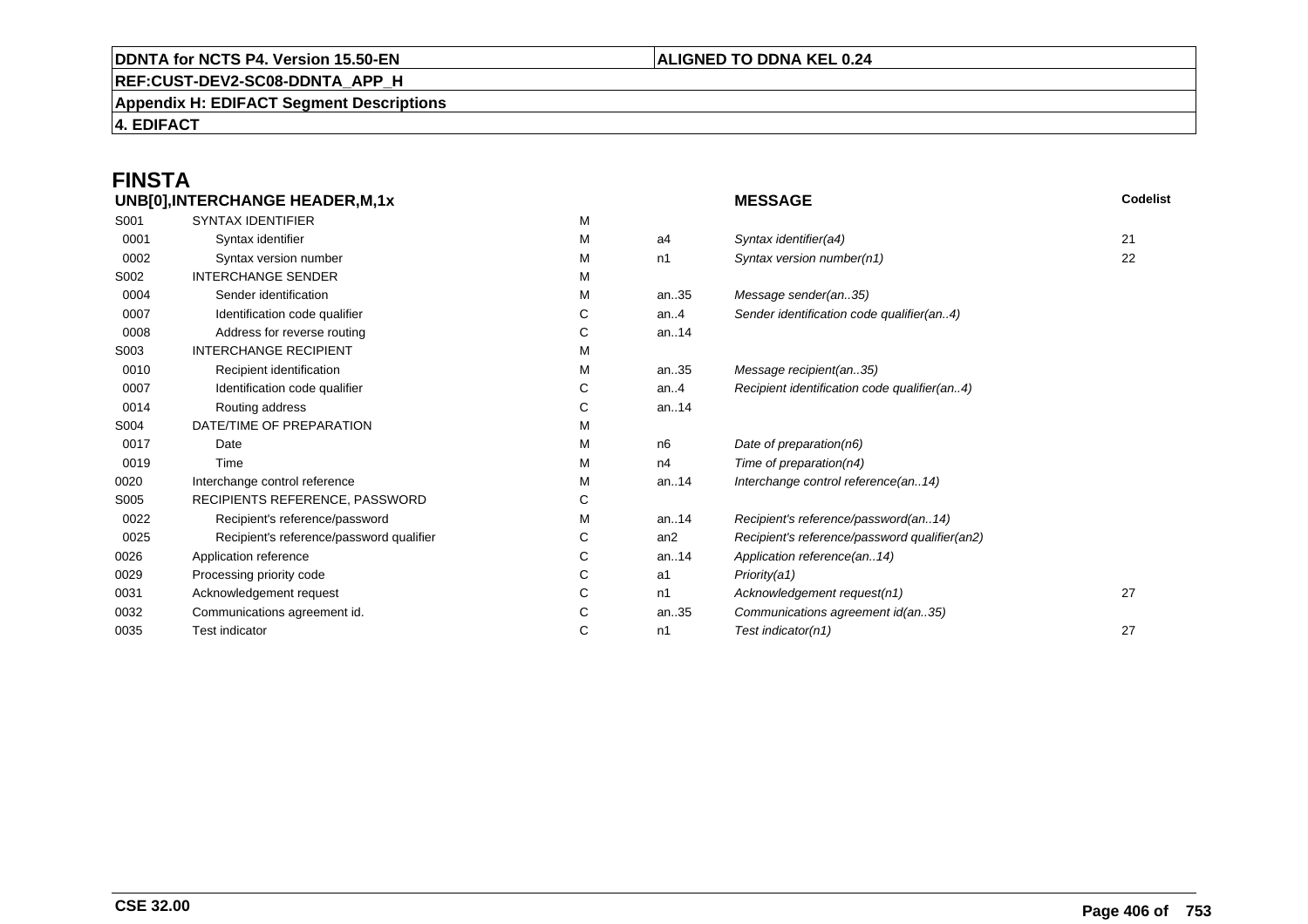# FINSTA

## UNB[0],INTERCHANGE HEADER,M,1x

| | | | | MESSAGE | Codelist |
|---|---|---|---|---|---|
| S001 | SYNTAX IDENTIFIER | M | | | |
| 0001 | Syntax identifier | M | a4 | *Syntax identifier(a4)* | 21 |
| 0002 | Syntax version number | M | n1 | *Syntax version number(n1)* | 22 |
| S002 | INTERCHANGE SENDER | M | | | |
| 0004 | Sender identification | M | an..35 | *Message sender(an..35)* | |
| 0007 | Identification code qualifier | C | an..4 | *Sender identification code qualifier(an..4)* | |
| 0008 | Address for reverse routing | C | an..14 | | |
| S003 | INTERCHANGE RECIPIENT | M | | | |
| 0010 | Recipient identification | M | an..35 | *Message recipient(an..35)* | |
| 0007 | Identification code qualifier | C | an..4 | *Recipient identification code qualifier(an..4)* | |
| 0014 | Routing address | C | an..14 | | |
| S004 | DATE/TIME OF PREPARATION | M | | | |
| 0017 | Date | M | n6 | *Date of preparation(n6)* | |
| 0019 | Time | M | n4 | *Time of preparation(n4)* | |
| 0020 | Interchange control reference | M | an..14 | *Interchange control reference(an..14)* | |
| S005 | RECIPIENTS REFERENCE, PASSWORD | C | | | |
| 0022 | Recipient's reference/password | M | an..14 | *Recipient's reference/password(an..14)* | |
| 0025 | Recipient's reference/password qualifier | C | an2 | *Recipient's reference/password qualifier(an2)* | |
| 0026 | Application reference | C | an..14 | *Application reference(an..14)* | |
| 0029 | Processing priority code | C | a1 | *Priority(a1)* | |
| 0031 | Acknowledgement request | C | n1 | *Acknowledgement request(n1)* | 27 |
| 0032 | Communications agreement id. | C | an..35 | *Communications agreement id(an..35)* | |
| 0035 | Test indicator | C | n1 | *Test indicator(n1)* | 27 |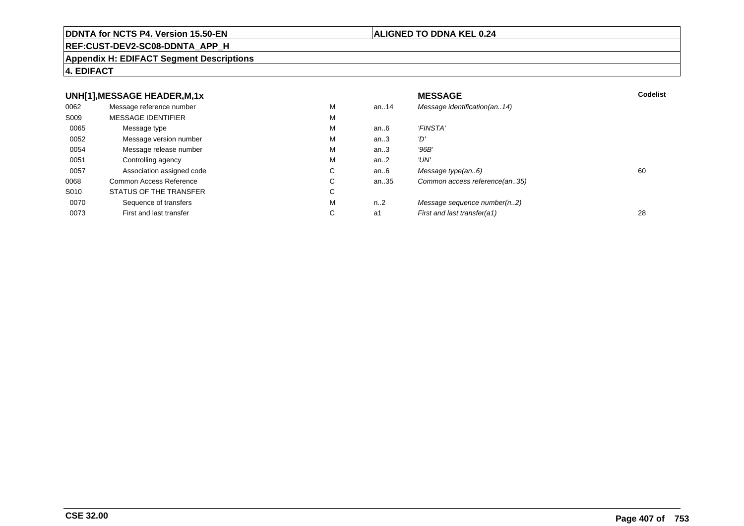**DDNTA for NCTS P4. Version 15.50-EN** | **ALIGNED TO DDNA KEL 0.24**

**REF:CUST-DEV2-SC08-DDNTA_APP_H**

**Appendix H: EDIFACT Segment Descriptions**

**4. EDIFACT**

| **UNH[1],MESSAGE HEADER,M,1x** | | | | **MESSAGE** | **Codelist** |
|---|---|---|---|---|---|
| 0062 | Message reference number | M | an..14 | *Message identification(an..14)* | |
| S009 | MESSAGE IDENTIFIER | M | | | |
| 0065 | Message type | M | an..6 | *'FINSTA'* | |
| 0052 | Message version number | M | an..3 | *'D'* | |
| 0054 | Message release number | M | an..3 | *'96B'* | |
| 0051 | Controlling agency | M | an..2 | *'UN'* | |
| 0057 | Association assigned code | C | an..6 | *Message type(an..6)* | 60 |
| 0068 | Common Access Reference | C | an..35 | *Common access reference(an..35)* | |
| S010 | STATUS OF THE TRANSFER | C | | | |
| 0070 | Sequence of transfers | M | n..2 | *Message sequence number(n..2)* | |
| 0073 | First and last transfer | C | a1 | *First and last transfer(a1)* | 28 |

**CSE 32.00**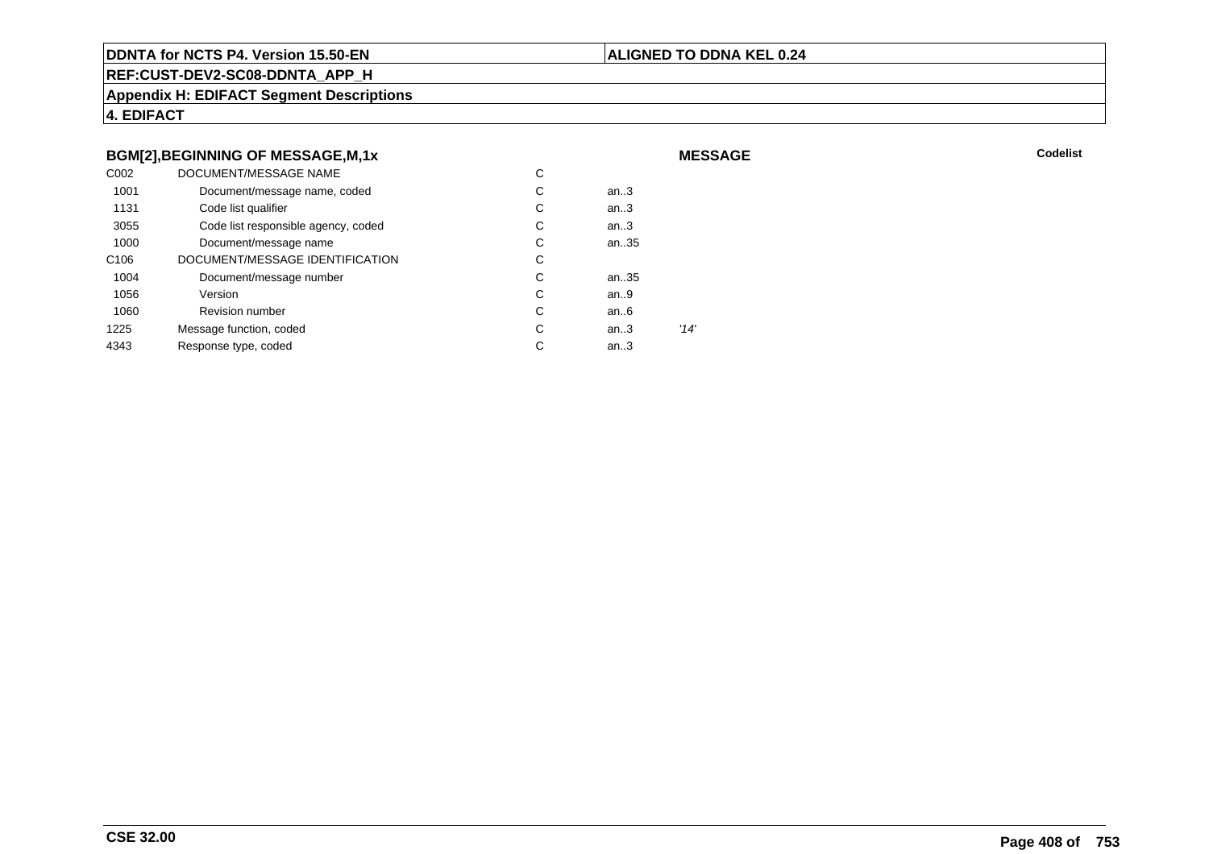DDNTA for NCTS P4. Version 15.50-EN | ALIGNED TO DDNA KEL 0.24

REF:CUST-DEV2-SC08-DDNTA_APP_H

Appendix H: EDIFACT Segment Descriptions

4. EDIFACT

**BGM[2],BEGINNING OF MESSAGE,M,1x** — **MESSAGE** — **Codelist**

| | | | | | |
|---|---|---|---|---|---|
| C002 | DOCUMENT/MESSAGE NAME | C | | | |
| 1001 | Document/message name, coded | C | an..3 | | |
| 1131 | Code list qualifier | C | an..3 | | |
| 3055 | Code list responsible agency, coded | C | an..3 | | |
| 1000 | Document/message name | C | an..35 | | |
| C106 | DOCUMENT/MESSAGE IDENTIFICATION | C | | | |
| 1004 | Document/message number | C | an..35 | | |
| 1056 | Version | C | an..9 | | |
| 1060 | Revision number | C | an..6 | | |
| 1225 | Message function, coded | C | an..3 | *'14'* | |
| 4343 | Response type, coded | C | an..3 | | |

CSE 32.00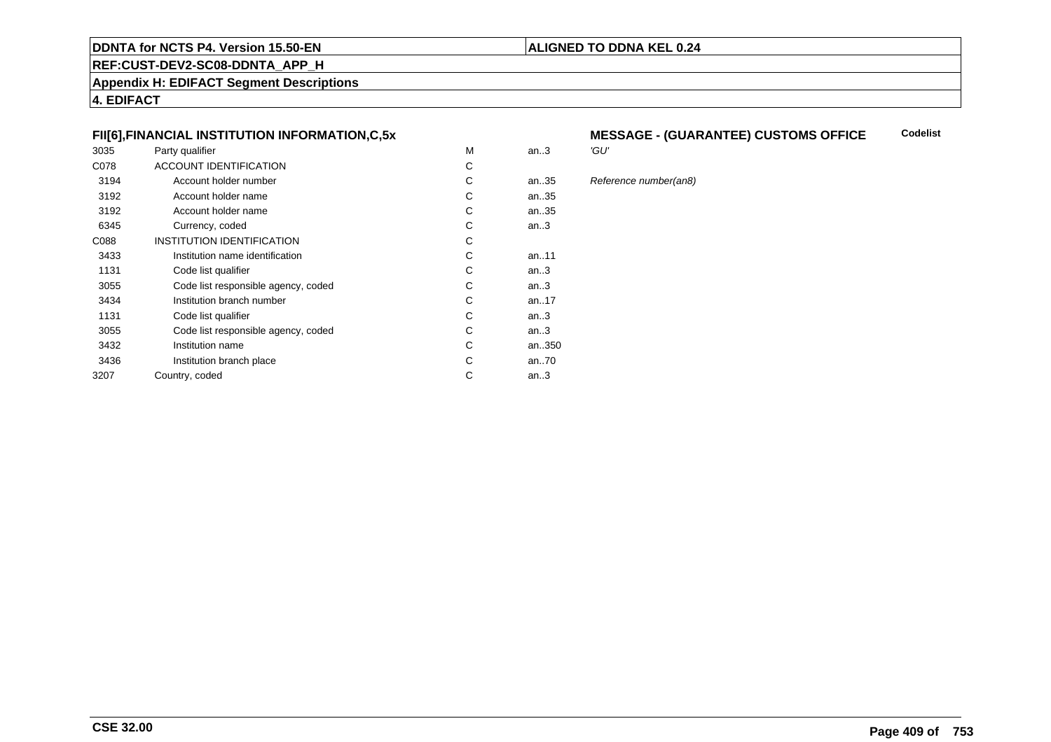**DDNTA for NCTS P4. Version 15.50-EN** | **ALIGNED TO DDNA KEL 0.24**

**REF:CUST-DEV2-SC08-DDNTA_APP_H**

**Appendix H: EDIFACT Segment Descriptions**

**4. EDIFACT**

### FII[6],FINANCIAL INSTITUTION INFORMATION,C,5x

**MESSAGE - (GUARANTEE) CUSTOMS OFFICE** — **Codelist**

| | | | | |
|---|---|---|---|---|
| 3035 | Party qualifier | M | an..3 | *'GU'* |
| C078 | ACCOUNT IDENTIFICATION | C | | |
| 3194 | Account holder number | C | an..35 | *Reference number(an8)* |
| 3192 | Account holder name | C | an..35 | |
| 3192 | Account holder name | C | an..35 | |
| 6345 | Currency, coded | C | an..3 | |
| C088 | INSTITUTION IDENTIFICATION | C | | |
| 3433 | Institution name identification | C | an..11 | |
| 1131 | Code list qualifier | C | an..3 | |
| 3055 | Code list responsible agency, coded | C | an..3 | |
| 3434 | Institution branch number | C | an..17 | |
| 1131 | Code list qualifier | C | an..3 | |
| 3055 | Code list responsible agency, coded | C | an..3 | |
| 3432 | Institution name | C | an..350 | |
| 3436 | Institution branch place | C | an..70 | |
| 3207 | Country, coded | C | an..3 | |

**CSE 32.00**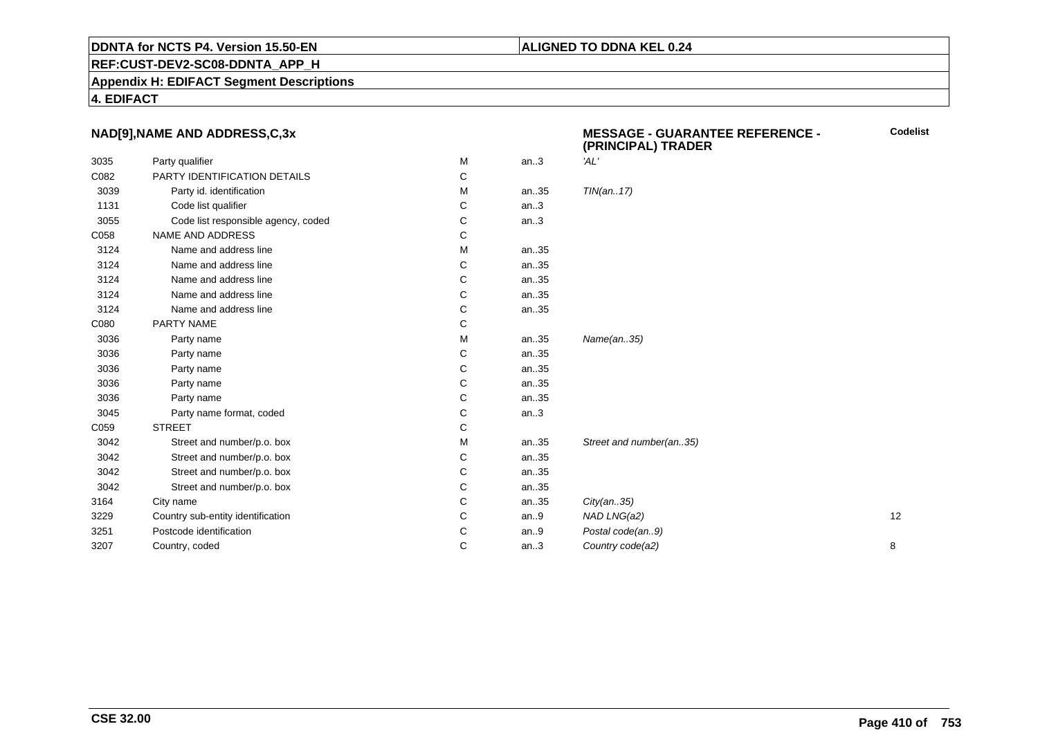**DDNTA for NCTS P4. Version 15.50-EN** | **ALIGNED TO DDNA KEL 0.24**

**REF:CUST-DEV2-SC08-DDNTA_APP_H**

**Appendix H: EDIFACT Segment Descriptions**

**4. EDIFACT**

### NAD[9],NAME AND ADDRESS,C,3x

**MESSAGE - GUARANTEE REFERENCE - (PRINCIPAL) TRADER**

| | | | | | Codelist |
|---|---|---|---|---|---|
| 3035 | Party qualifier | M | an..3 | *'AL'* | |
| C082 | PARTY IDENTIFICATION DETAILS | C | | | |
| 3039 | Party id. identification | M | an..35 | *TIN(an..17)* | |
| 1131 | Code list qualifier | C | an..3 | | |
| 3055 | Code list responsible agency, coded | C | an..3 | | |
| C058 | NAME AND ADDRESS | C | | | |
| 3124 | Name and address line | M | an..35 | | |
| 3124 | Name and address line | C | an..35 | | |
| 3124 | Name and address line | C | an..35 | | |
| 3124 | Name and address line | C | an..35 | | |
| 3124 | Name and address line | C | an..35 | | |
| C080 | PARTY NAME | C | | | |
| 3036 | Party name | M | an..35 | *Name(an..35)* | |
| 3036 | Party name | C | an..35 | | |
| 3036 | Party name | C | an..35 | | |
| 3036 | Party name | C | an..35 | | |
| 3036 | Party name | C | an..35 | | |
| 3045 | Party name format, coded | C | an..3 | | |
| C059 | STREET | C | | | |
| 3042 | Street and number/p.o. box | M | an..35 | *Street and number(an..35)* | |
| 3042 | Street and number/p.o. box | C | an..35 | | |
| 3042 | Street and number/p.o. box | C | an..35 | | |
| 3042 | Street and number/p.o. box | C | an..35 | | |
| 3164 | City name | C | an..35 | *City(an..35)* | |
| 3229 | Country sub-entity identification | C | an..9 | *NAD LNG(a2)* | 12 |
| 3251 | Postcode identification | C | an..9 | *Postal code(an..9)* | |
| 3207 | Country, coded | C | an..3 | *Country code(a2)* | 8 |

**CSE 32.00**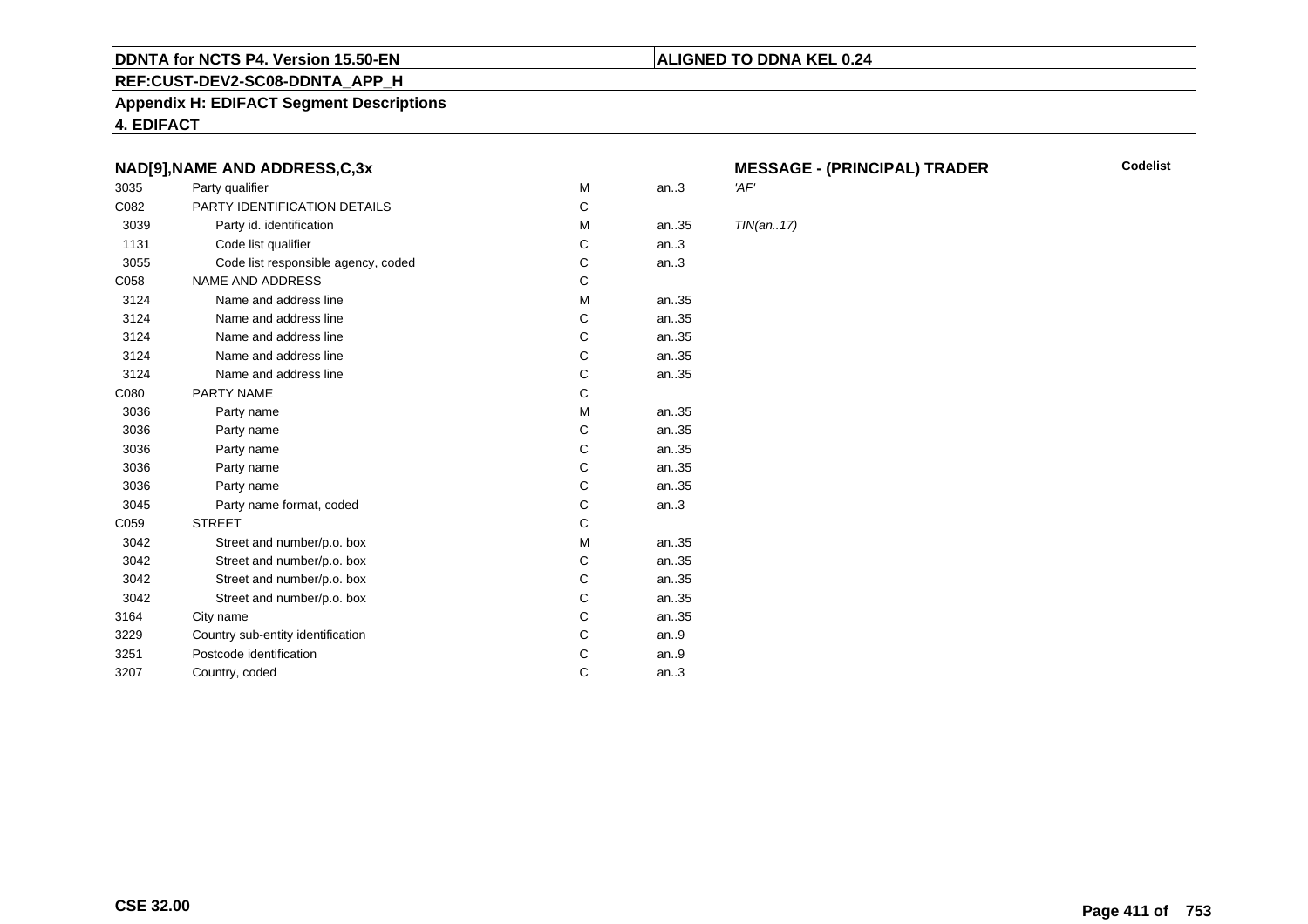**DDNTA for NCTS P4. Version 15.50-EN** | **ALIGNED TO DDNA KEL 0.24**

**REF:CUST-DEV2-SC08-DDNTA_APP_H**

**Appendix H: EDIFACT Segment Descriptions**

**4. EDIFACT**

### NAD[9],NAME AND ADDRESS,C,3x

**MESSAGE - (PRINCIPAL) TRADER**

| | | | | | Codelist |
|---|---|---|---|---|---|
| 3035 | Party qualifier | M | an..3 | *'AF'* | |
| C082 | PARTY IDENTIFICATION DETAILS | C | | | |
| 3039 | Party id. identification | M | an..35 | *TIN(an..17)* | |
| 1131 | Code list qualifier | C | an..3 | | |
| 3055 | Code list responsible agency, coded | C | an..3 | | |
| C058 | NAME AND ADDRESS | C | | | |
| 3124 | Name and address line | M | an..35 | | |
| 3124 | Name and address line | C | an..35 | | |
| 3124 | Name and address line | C | an..35 | | |
| 3124 | Name and address line | C | an..35 | | |
| 3124 | Name and address line | C | an..35 | | |
| C080 | PARTY NAME | C | | | |
| 3036 | Party name | M | an..35 | | |
| 3036 | Party name | C | an..35 | | |
| 3036 | Party name | C | an..35 | | |
| 3036 | Party name | C | an..35 | | |
| 3036 | Party name | C | an..35 | | |
| 3045 | Party name format, coded | C | an..3 | | |
| C059 | STREET | C | | | |
| 3042 | Street and number/p.o. box | M | an..35 | | |
| 3042 | Street and number/p.o. box | C | an..35 | | |
| 3042 | Street and number/p.o. box | C | an..35 | | |
| 3042 | Street and number/p.o. box | C | an..35 | | |
| 3164 | City name | C | an..35 | | |
| 3229 | Country sub-entity identification | C | an..9 | | |
| 3251 | Postcode identification | C | an..9 | | |
| 3207 | Country, coded | C | an..3 | | |

**CSE 32.00**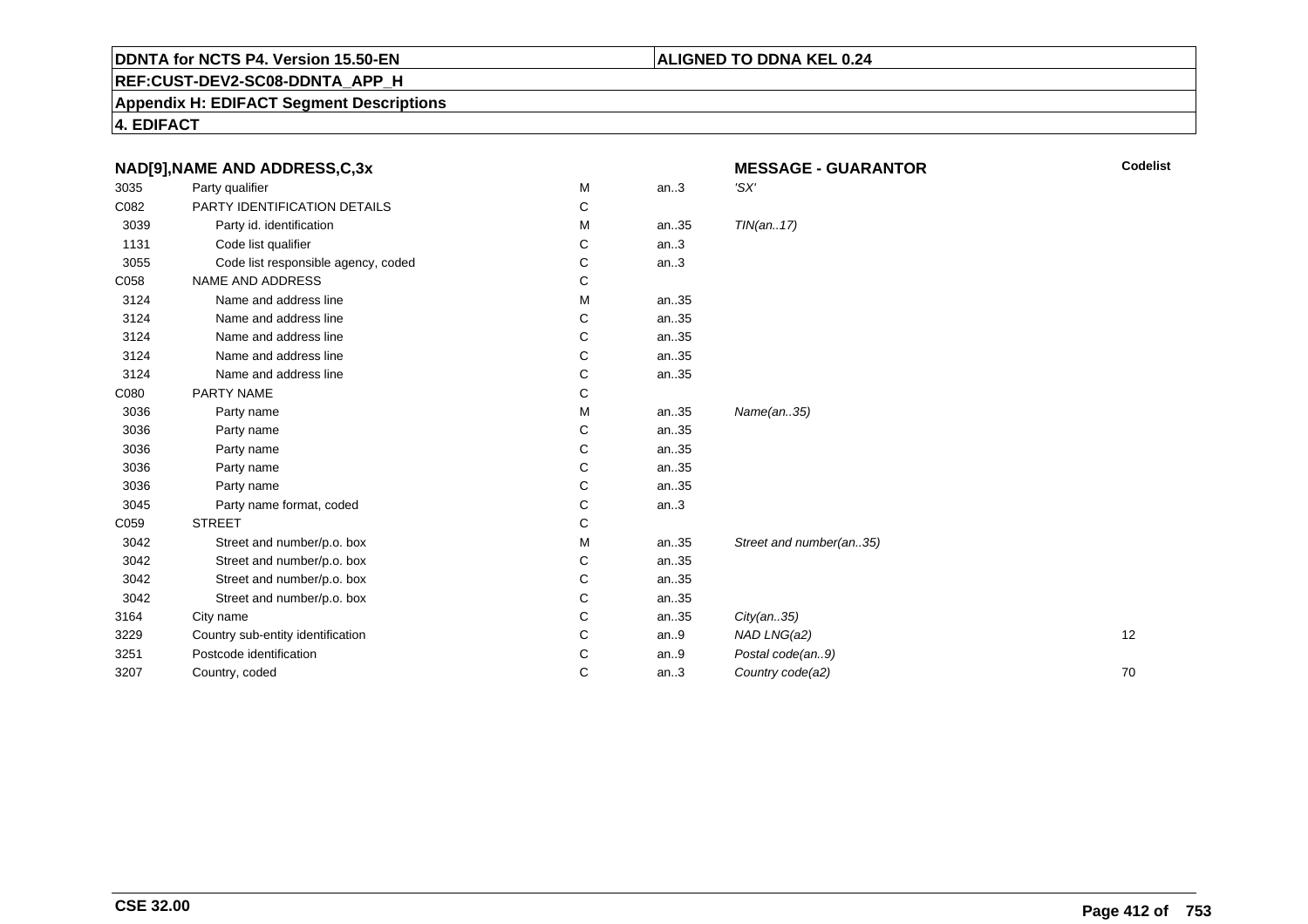**DDNTA for NCTS P4. Version 15.50-EN** | **ALIGNED TO DDNA KEL 0.24**

**REF:CUST-DEV2-SC08-DDNTA_APP_H**

**Appendix H: EDIFACT Segment Descriptions**

**4. EDIFACT**

| **NAD[9],NAME AND ADDRESS,C,3x** | | | | **MESSAGE - GUARANTOR** | **Codelist** |
|---|---|---|---|---|---|
| 3035 | Party qualifier | M | an..3 | *'SX'* | |
| C082 | PARTY IDENTIFICATION DETAILS | C | | | |
| 3039 | Party id. identification | M | an..35 | *TIN(an..17)* | |
| 1131 | Code list qualifier | C | an..3 | | |
| 3055 | Code list responsible agency, coded | C | an..3 | | |
| C058 | NAME AND ADDRESS | C | | | |
| 3124 | Name and address line | M | an..35 | | |
| 3124 | Name and address line | C | an..35 | | |
| 3124 | Name and address line | C | an..35 | | |
| 3124 | Name and address line | C | an..35 | | |
| 3124 | Name and address line | C | an..35 | | |
| C080 | PARTY NAME | C | | | |
| 3036 | Party name | M | an..35 | *Name(an..35)* | |
| 3036 | Party name | C | an..35 | | |
| 3036 | Party name | C | an..35 | | |
| 3036 | Party name | C | an..35 | | |
| 3036 | Party name | C | an..35 | | |
| 3045 | Party name format, coded | C | an..3 | | |
| C059 | STREET | C | | | |
| 3042 | Street and number/p.o. box | M | an..35 | *Street and number(an..35)* | |
| 3042 | Street and number/p.o. box | C | an..35 | | |
| 3042 | Street and number/p.o. box | C | an..35 | | |
| 3042 | Street and number/p.o. box | C | an..35 | | |
| 3164 | City name | C | an..35 | *City(an..35)* | |
| 3229 | Country sub-entity identification | C | an..9 | *NAD LNG(a2)* | 12 |
| 3251 | Postcode identification | C | an..9 | *Postal code(an..9)* | |
| 3207 | Country, coded | C | an..3 | *Country code(a2)* | 70 |

**CSE 32.00**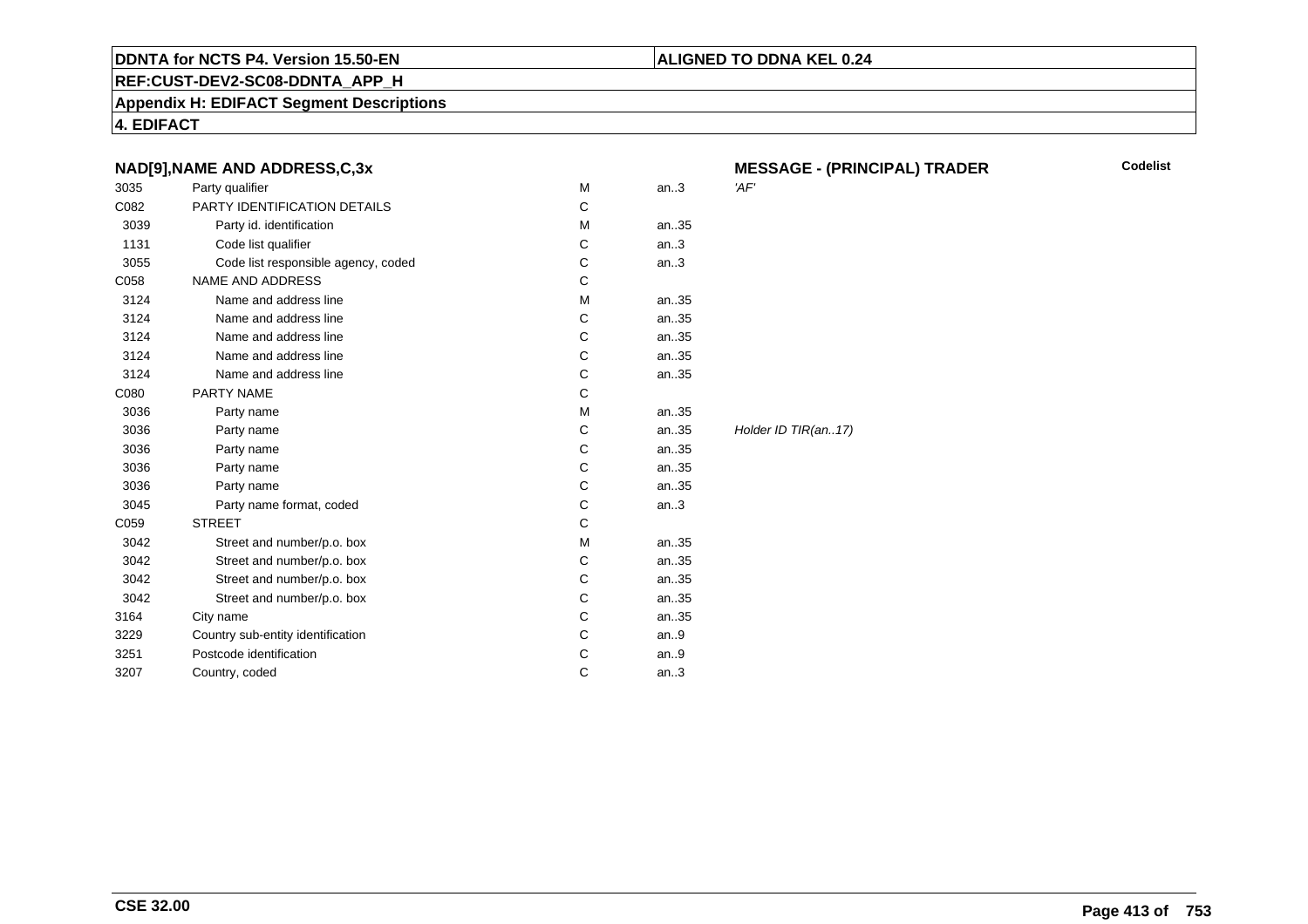**DDNTA for NCTS P4. Version 15.50-EN**

**ALIGNED TO DDNA KEL 0.24**

**REF:CUST-DEV2-SC08-DDNTA_APP_H**

**Appendix H: EDIFACT Segment Descriptions**

**4. EDIFACT**

| NAD[9],NAME AND ADDRESS,C,3x | | | | MESSAGE - (PRINCIPAL) TRADER | Codelist |
|---|---|---|---|---|---|
| 3035 | Party qualifier | M | an..3 | *'AF'* | |
| C082 | PARTY IDENTIFICATION DETAILS | C | | | |
| 3039 | Party id. identification | M | an..35 | | |
| 1131 | Code list qualifier | C | an..3 | | |
| 3055 | Code list responsible agency, coded | C | an..3 | | |
| C058 | NAME AND ADDRESS | C | | | |
| 3124 | Name and address line | M | an..35 | | |
| 3124 | Name and address line | C | an..35 | | |
| 3124 | Name and address line | C | an..35 | | |
| 3124 | Name and address line | C | an..35 | | |
| 3124 | Name and address line | C | an..35 | | |
| C080 | PARTY NAME | C | | | |
| 3036 | Party name | M | an..35 | | |
| 3036 | Party name | C | an..35 | *Holder ID TIR(an..17)* | |
| 3036 | Party name | C | an..35 | | |
| 3036 | Party name | C | an..35 | | |
| 3036 | Party name | C | an..35 | | |
| 3045 | Party name format, coded | C | an..3 | | |
| C059 | STREET | C | | | |
| 3042 | Street and number/p.o. box | M | an..35 | | |
| 3042 | Street and number/p.o. box | C | an..35 | | |
| 3042 | Street and number/p.o. box | C | an..35 | | |
| 3042 | Street and number/p.o. box | C | an..35 | | |
| 3164 | City name | C | an..35 | | |
| 3229 | Country sub-entity identification | C | an..9 | | |
| 3251 | Postcode identification | C | an..9 | | |
| 3207 | Country, coded | C | an..3 | | |

**CSE 32.00**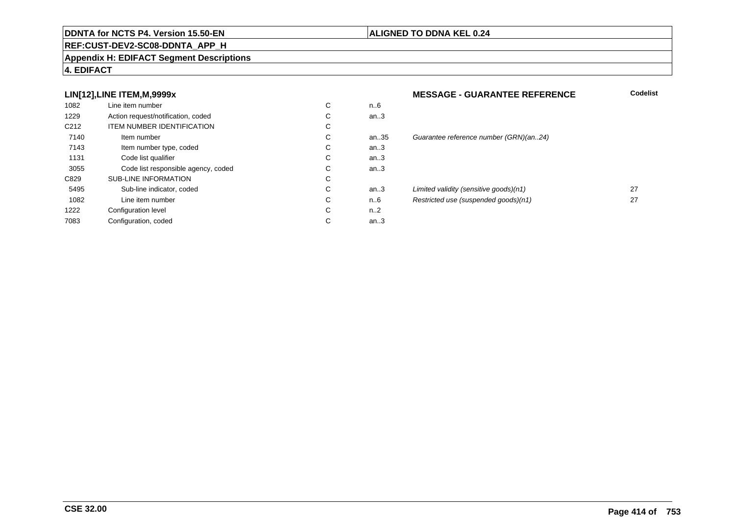**DDNTA for NCTS P4. Version 15.50-EN** | **ALIGNED TO DDNA KEL 0.24**

**REF:CUST-DEV2-SC08-DDNTA_APP_H**

**Appendix H: EDIFACT Segment Descriptions**

**4. EDIFACT**

### LIN[12],LINE ITEM,M,9999x — MESSAGE - GUARANTEE REFERENCE

| | | | | | Codelist |
|---|---|---|---|---|---|
| 1082 | Line item number | C | n..6 | | |
| 1229 | Action request/notification, coded | C | an..3 | | |
| C212 | ITEM NUMBER IDENTIFICATION | C | | | |
| 7140 | Item number | C | an..35 | *Guarantee reference number (GRN)(an..24)* | |
| 7143 | Item number type, coded | C | an..3 | | |
| 1131 | Code list qualifier | C | an..3 | | |
| 3055 | Code list responsible agency, coded | C | an..3 | | |
| C829 | SUB-LINE INFORMATION | C | | | |
| 5495 | Sub-line indicator, coded | C | an..3 | *Limited validity (sensitive goods)(n1)* | 27 |
| 1082 | Line item number | C | n..6 | *Restricted use (suspended goods)(n1)* | 27 |
| 1222 | Configuration level | C | n..2 | | |
| 7083 | Configuration, coded | C | an..3 | | |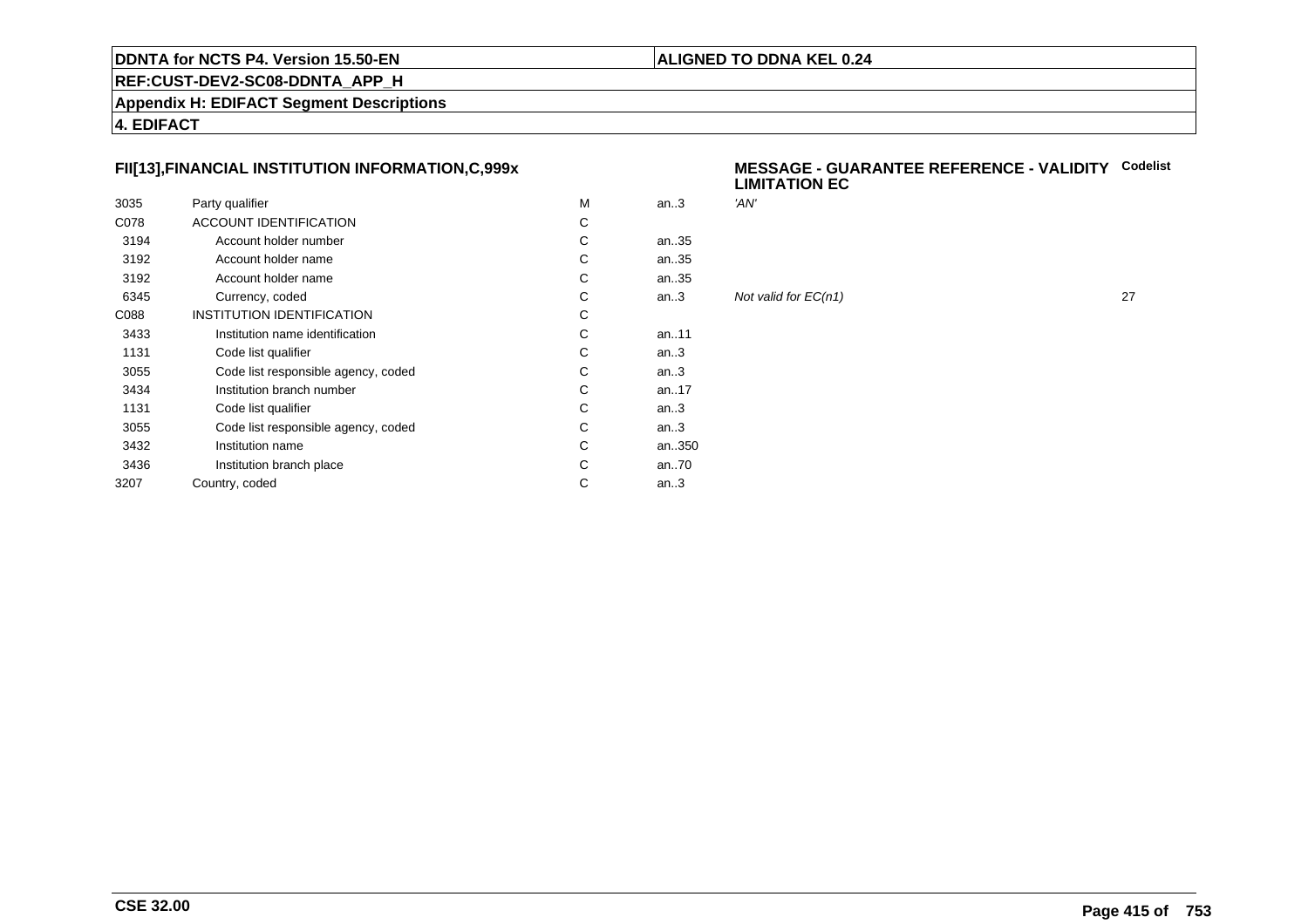# DDNTA for NCTS P4. Version 15.50-EN

**ALIGNED TO DDNA KEL 0.24**

**REF:CUST-DEV2-SC08-DDNTA_APP_H**

**Appendix H: EDIFACT Segment Descriptions**

**4. EDIFACT**

## FII[13],FINANCIAL INSTITUTION INFORMATION,C,999x

**MESSAGE - GUARANTEE REFERENCE - VALIDITY LIMITATION EC**

| | | | | | Codelist |
|---|---|---|---|---|---|
| 3035 | Party qualifier | M | an..3 | *'AN'* | |
| C078 | ACCOUNT IDENTIFICATION | C | | | |
| 3194 | Account holder number | C | an..35 | | |
| 3192 | Account holder name | C | an..35 | | |
| 3192 | Account holder name | C | an..35 | | |
| 6345 | Currency, coded | C | an..3 | *Not valid for EC(n1)* | 27 |
| C088 | INSTITUTION IDENTIFICATION | C | | | |
| 3433 | Institution name identification | C | an..11 | | |
| 1131 | Code list qualifier | C | an..3 | | |
| 3055 | Code list responsible agency, coded | C | an..3 | | |
| 3434 | Institution branch number | C | an..17 | | |
| 1131 | Code list qualifier | C | an..3 | | |
| 3055 | Code list responsible agency, coded | C | an..3 | | |
| 3432 | Institution name | C | an..350 | | |
| 3436 | Institution branch place | C | an..70 | | |
| 3207 | Country, coded | C | an..3 | | |

CSE 32.00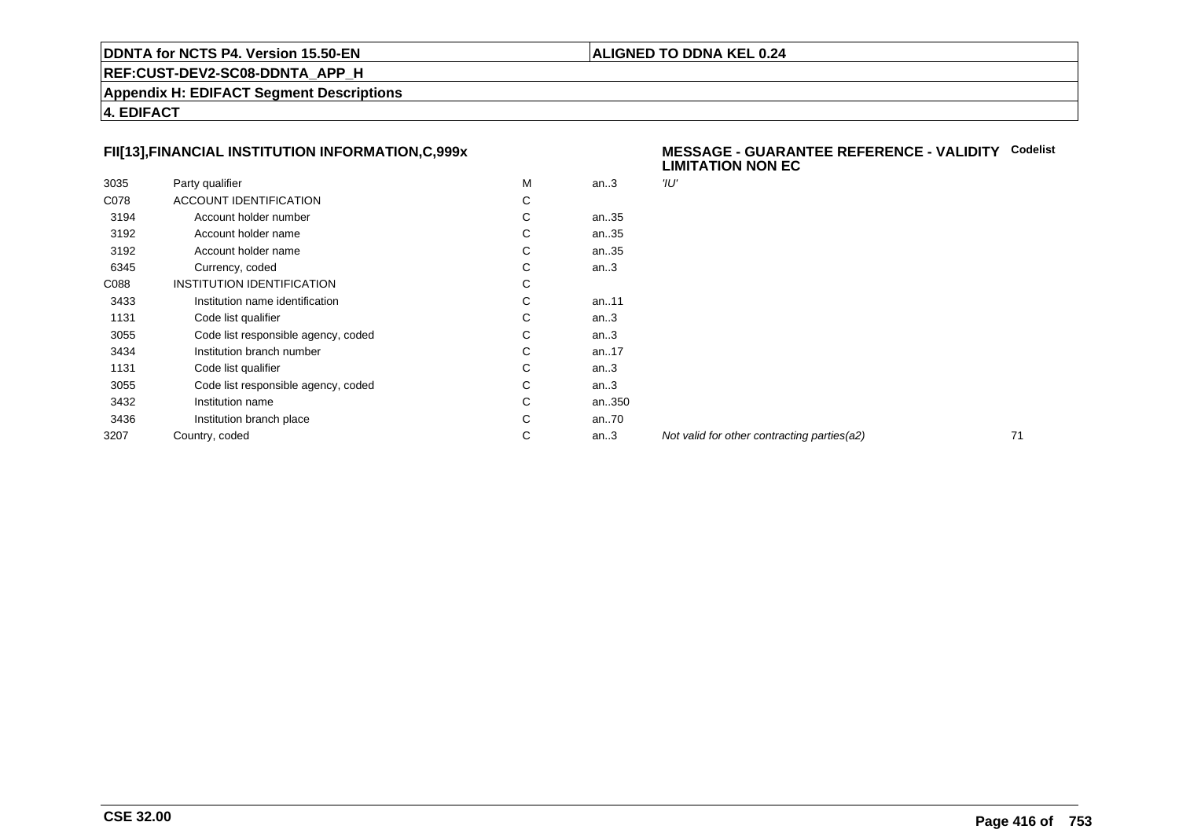**FII[13],FINANCIAL INSTITUTION INFORMATION,C,999x**

**MESSAGE - GUARANTEE REFERENCE - VALIDITY LIMITATION NON EC**

| | | | | | Codelist |
|---|---|---|---|---|---|
| 3035 | Party qualifier | M | an..3 | *'IU'* | |
| C078 | ACCOUNT IDENTIFICATION | C | | | |
| 3194 | Account holder number | C | an..35 | | |
| 3192 | Account holder name | C | an..35 | | |
| 3192 | Account holder name | C | an..35 | | |
| 6345 | Currency, coded | C | an..3 | | |
| C088 | INSTITUTION IDENTIFICATION | C | | | |
| 3433 | Institution name identification | C | an..11 | | |
| 1131 | Code list qualifier | C | an..3 | | |
| 3055 | Code list responsible agency, coded | C | an..3 | | |
| 3434 | Institution branch number | C | an..17 | | |
| 1131 | Code list qualifier | C | an..3 | | |
| 3055 | Code list responsible agency, coded | C | an..3 | | |
| 3432 | Institution name | C | an..350 | | |
| 3436 | Institution branch place | C | an..70 | | |
| 3207 | Country, coded | C | an..3 | *Not valid for other contracting parties(a2)* | 71 |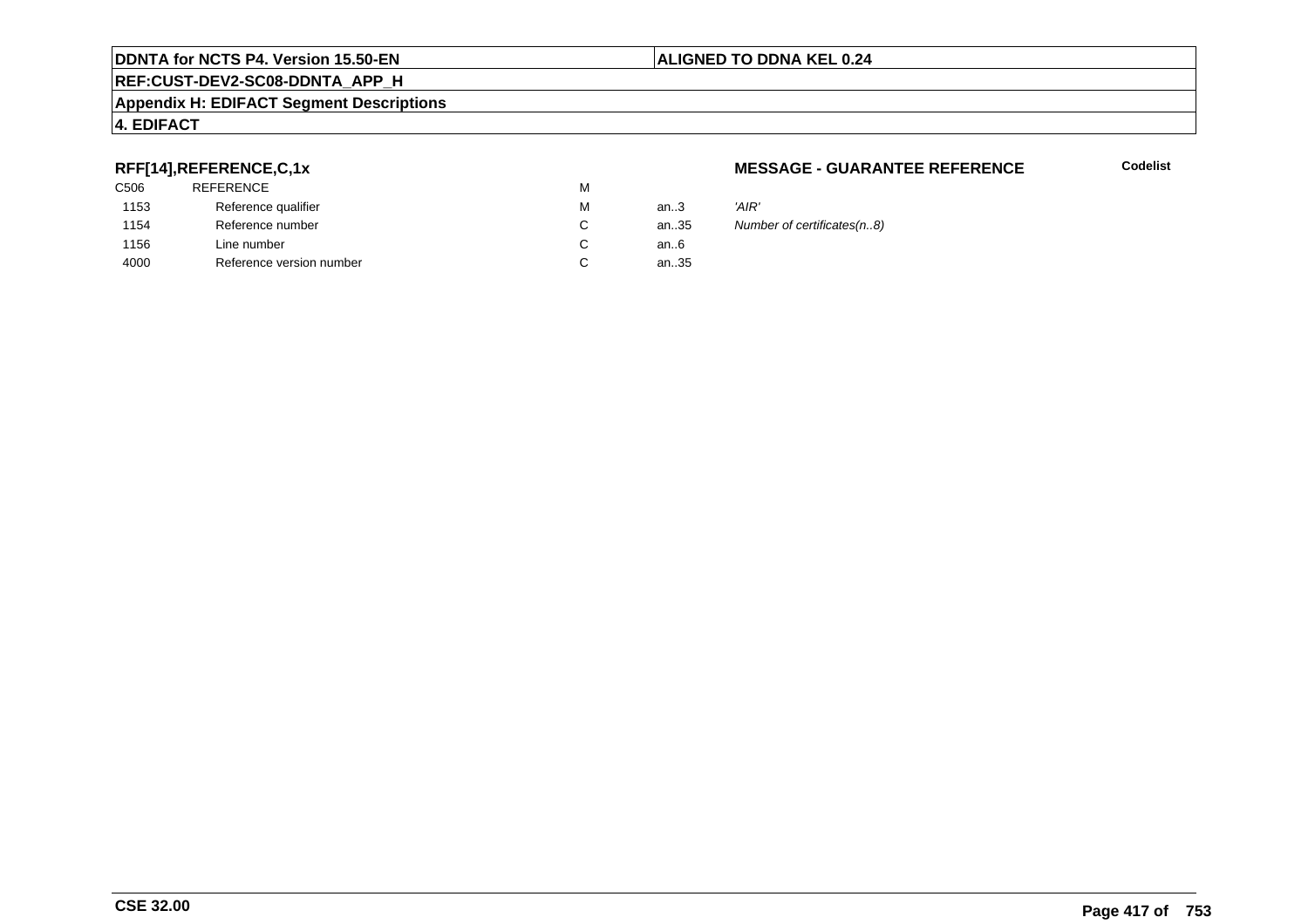**RFF[14],REFERENCE,C,1x** — **MESSAGE - GUARANTEE REFERENCE** — **Codelist**

| | | | | |
|---|---|---|---|---|
| C506 | REFERENCE | M | | |
| 1153 | Reference qualifier | M | an..3 | *'AIR'* |
| 1154 | Reference number | C | an..35 | *Number of certificates(n..8)* |
| 1156 | Line number | C | an..6 | |
| 4000 | Reference version number | C | an..35 | |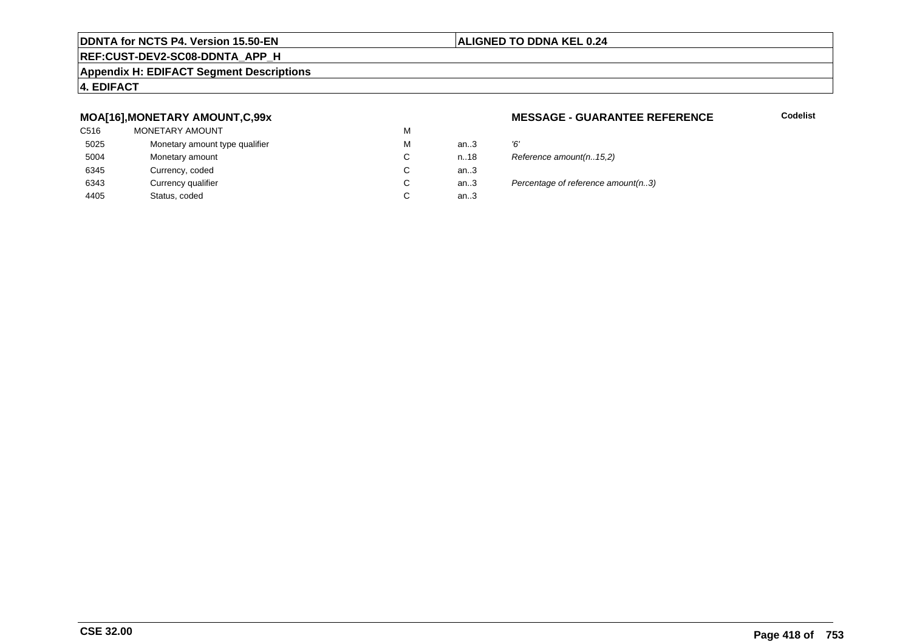**MOA[16],MONETARY AMOUNT,C,99x**

**MESSAGE - GUARANTEE REFERENCE**

**Codelist**

| | | | | |
|---|---|---|---|---|
| C516 | MONETARY AMOUNT | M | | |
| 5025 | Monetary amount type qualifier | M | an..3 | *'6'* |
| 5004 | Monetary amount | C | n..18 | *Reference amount(n..15,2)* |
| 6345 | Currency, coded | C | an..3 | |
| 6343 | Currency qualifier | C | an..3 | *Percentage of reference amount(n..3)* |
| 4405 | Status, coded | C | an..3 | |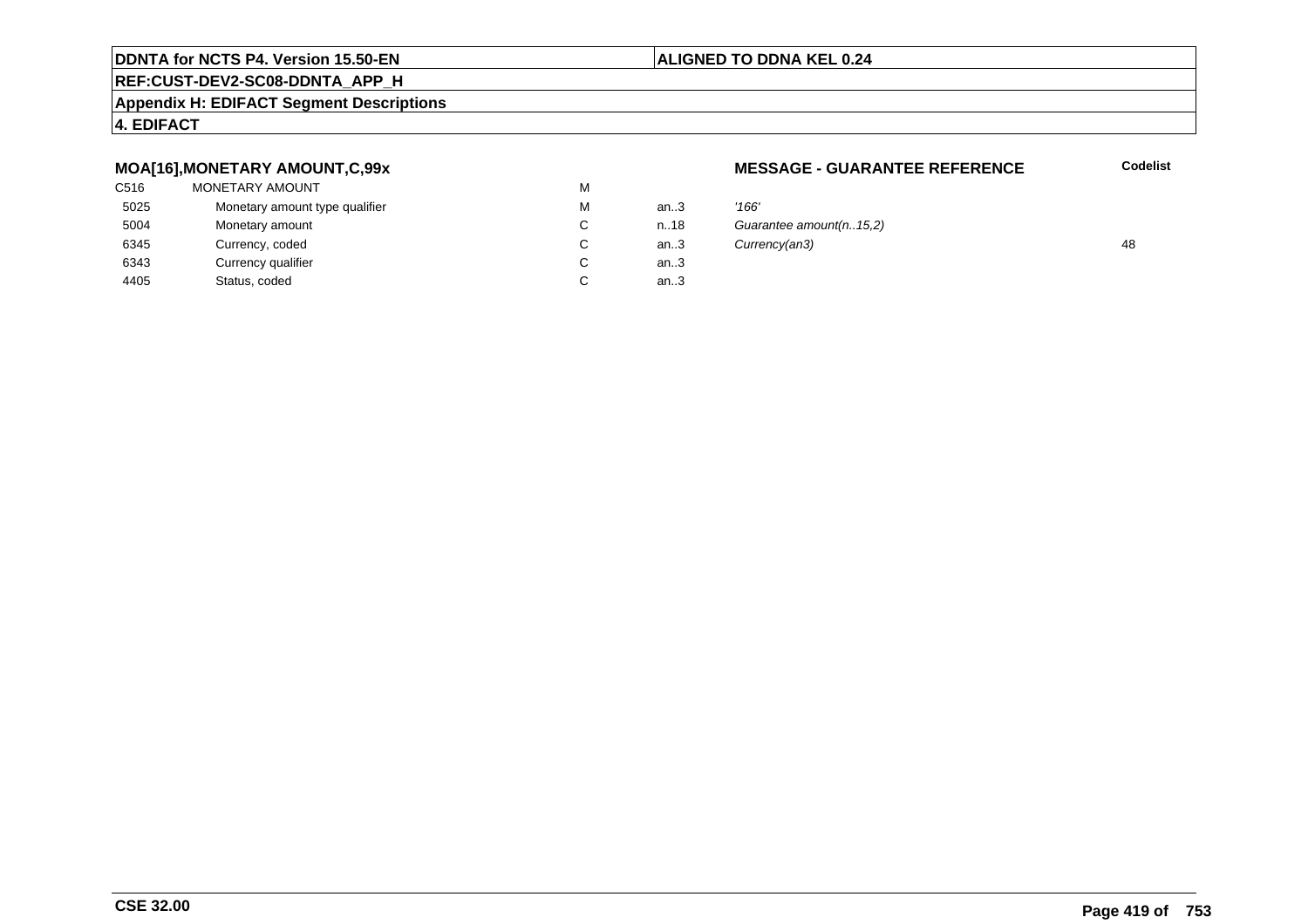## MOA[16],MONETARY AMOUNT,C,99x

**MESSAGE - GUARANTEE REFERENCE**

| | | | | | Codelist |
|---|---|---|---|---|---|
| C516 | MONETARY AMOUNT | M | | | |
| 5025 | Monetary amount type qualifier | M | an..3 | *'166'* | |
| 5004 | Monetary amount | C | n..18 | *Guarantee amount(n..15,2)* | |
| 6345 | Currency, coded | C | an..3 | *Currency(an3)* | 48 |
| 6343 | Currency qualifier | C | an..3 | | |
| 4405 | Status, coded | C | an..3 | | |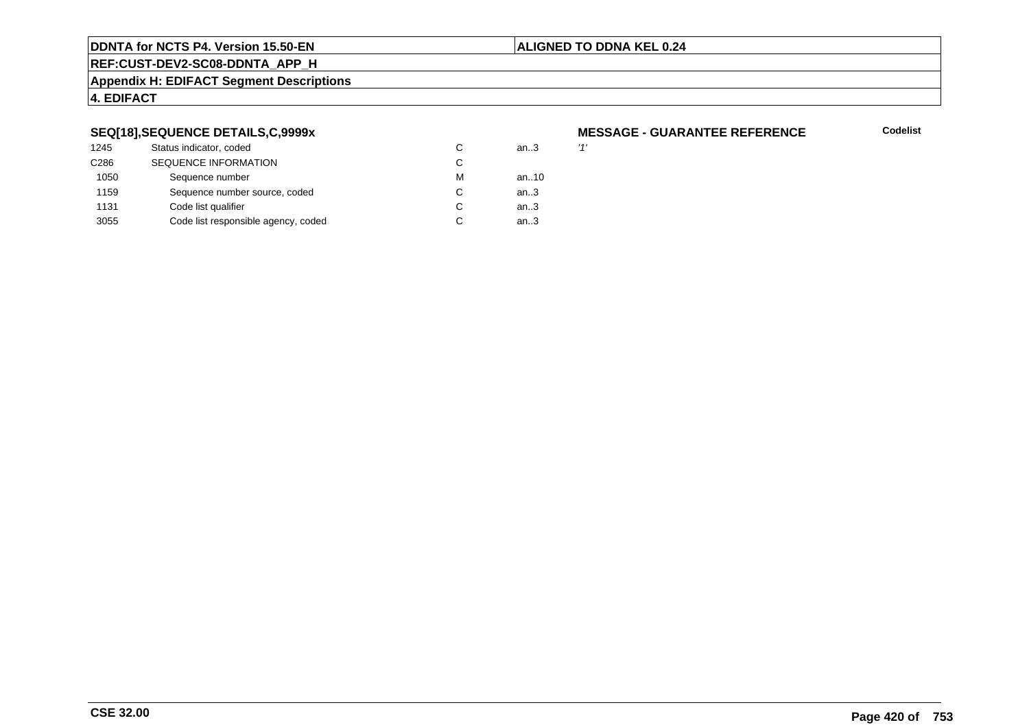**DDNTA for NCTS P4. Version 15.50-EN** | **ALIGNED TO DDNA KEL 0.24**

**REF:CUST-DEV2-SC08-DDNTA_APP_H**

**Appendix H: EDIFACT Segment Descriptions**

**4. EDIFACT**

### SEQ[18],SEQUENCE DETAILS,C,9999x

**MESSAGE - GUARANTEE REFERENCE**

| | | | | | Codelist |
|---|---|---|---|---|---|
| 1245 | Status indicator, coded | C | an..3 | *'1'* | |
| C286 | SEQUENCE INFORMATION | C | | | |
| 1050 | Sequence number | M | an..10 | | |
| 1159 | Sequence number source, coded | C | an..3 | | |
| 1131 | Code list qualifier | C | an..3 | | |
| 3055 | Code list responsible agency, coded | C | an..3 | | |

**CSE 32.00**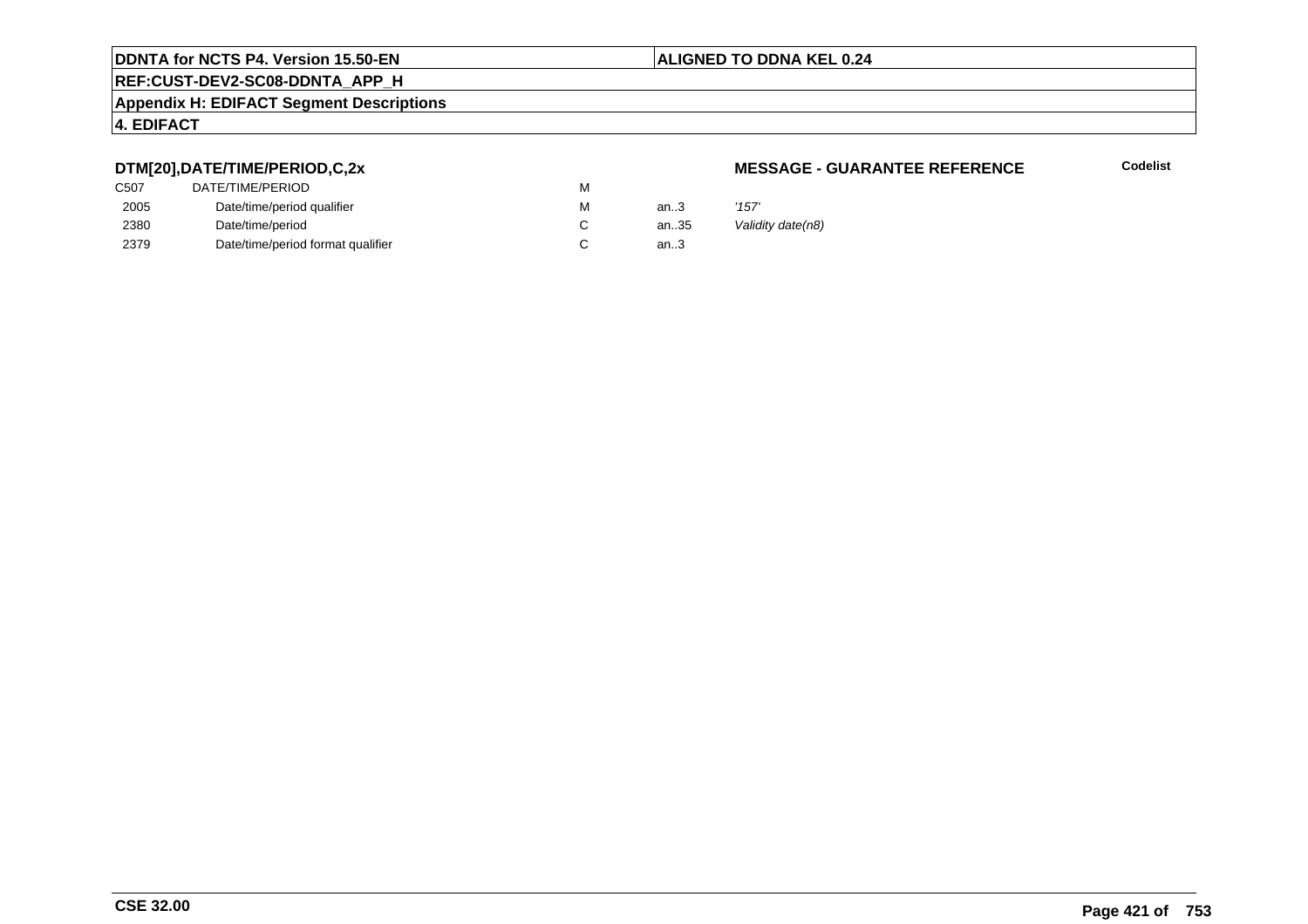**DDNTA for NCTS P4. Version 15.50-EN** | **ALIGNED TO DDNA KEL 0.24**

**REF:CUST-DEV2-SC08-DDNTA_APP_H**

**Appendix H: EDIFACT Segment Descriptions**

**4. EDIFACT**

### DTM[20],DATE/TIME/PERIOD,C,2x

**MESSAGE - GUARANTEE REFERENCE** **Codelist**

| | | | | |
|---|---|---|---|---|
| C507 | DATE/TIME/PERIOD | M | | |
| 2005 | Date/time/period qualifier | M | an..3 | *'157'* |
| 2380 | Date/time/period | C | an..35 | *Validity date(n8)* |
| 2379 | Date/time/period format qualifier | C | an..3 | |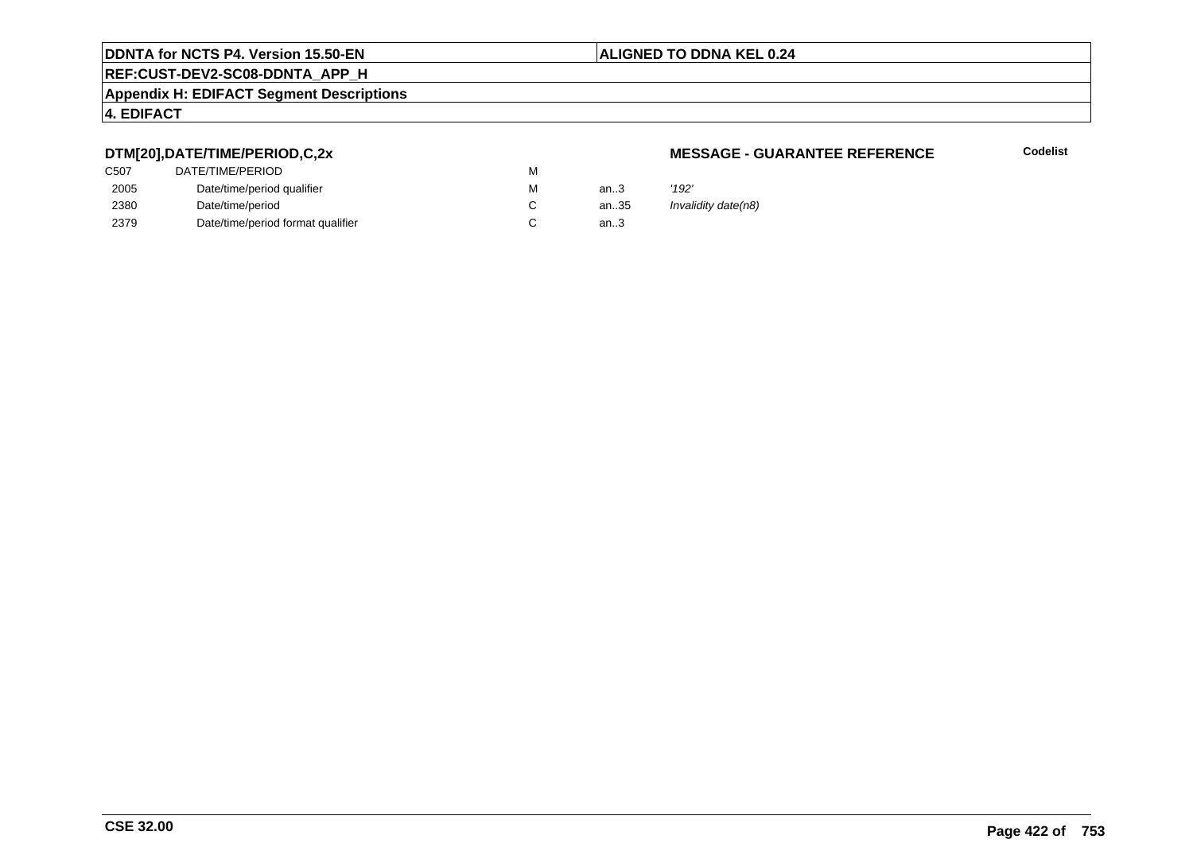**DTM[20],DATE/TIME/PERIOD,C,2x** **MESSAGE - GUARANTEE REFERENCE** **Codelist**

| | | | | |
|---|---|---|---|---|
| C507 | DATE/TIME/PERIOD | M | | |
| 2005 | Date/time/period qualifier | M | an..3 | *'192'* |
| 2380 | Date/time/period | C | an..35 | *Invalidity date(n8)* |
| 2379 | Date/time/period format qualifier | C | an..3 | |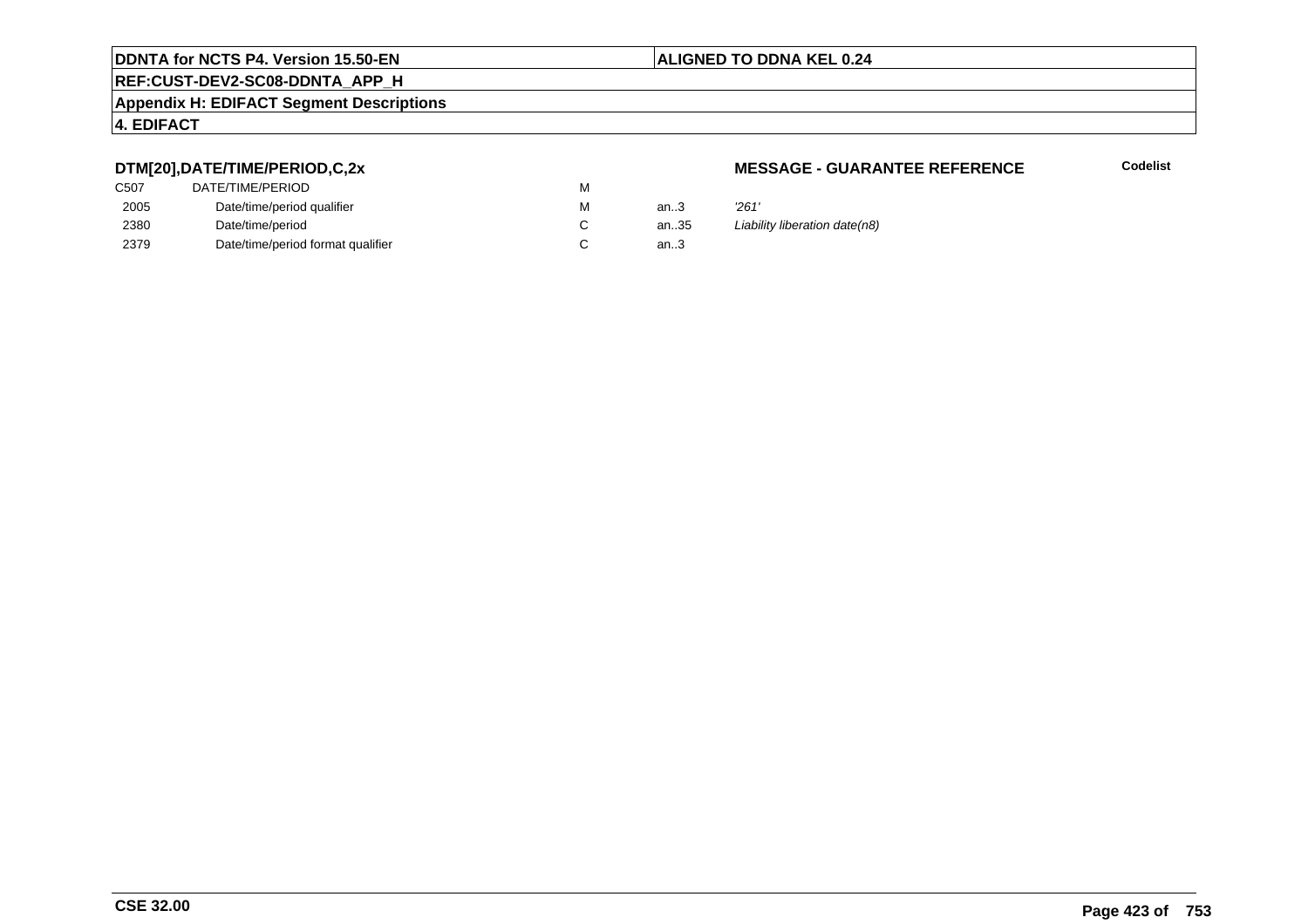**DTM[20],DATE/TIME/PERIOD,C,2x** **MESSAGE - GUARANTEE REFERENCE** **Codelist**

| | | | | |
|---|---|---|---|---|
| C507 | DATE/TIME/PERIOD | M | | |
| 2005 | Date/time/period qualifier | M | an..3 | *'261'* |
| 2380 | Date/time/period | C | an..35 | *Liability liberation date(n8)* |
| 2379 | Date/time/period format qualifier | C | an..3 | |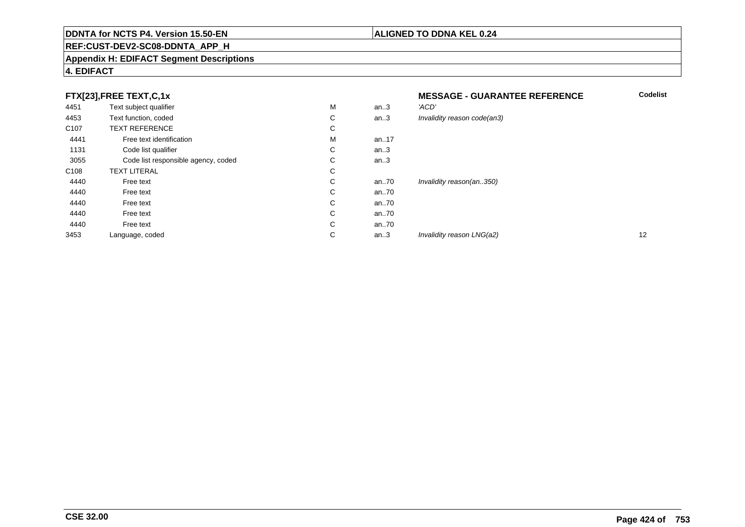**DDNTA for NCTS P4. Version 15.50-EN** | **ALIGNED TO DDNA KEL 0.24**

**REF:CUST-DEV2-SC08-DDNTA_APP_H**

**Appendix H: EDIFACT Segment Descriptions**

**4. EDIFACT**

| **FTX[23],FREE TEXT,C,1x** | | | | **MESSAGE - GUARANTEE REFERENCE** | **Codelist** |
|---|---|---|---|---|---|
| 4451 | Text subject qualifier | M | an..3 | *'ACD'* | |
| 4453 | Text function, coded | C | an..3 | *Invalidity reason code(an3)* | |
| C107 | TEXT REFERENCE | C | | | |
| 4441 | Free text identification | M | an..17 | | |
| 1131 | Code list qualifier | C | an..3 | | |
| 3055 | Code list responsible agency, coded | C | an..3 | | |
| C108 | TEXT LITERAL | C | | | |
| 4440 | Free text | C | an..70 | *Invalidity reason(an..350)* | |
| 4440 | Free text | C | an..70 | | |
| 4440 | Free text | C | an..70 | | |
| 4440 | Free text | C | an..70 | | |
| 4440 | Free text | C | an..70 | | |
| 3453 | Language, coded | C | an..3 | *Invalidity reason LNG(a2)* | 12 |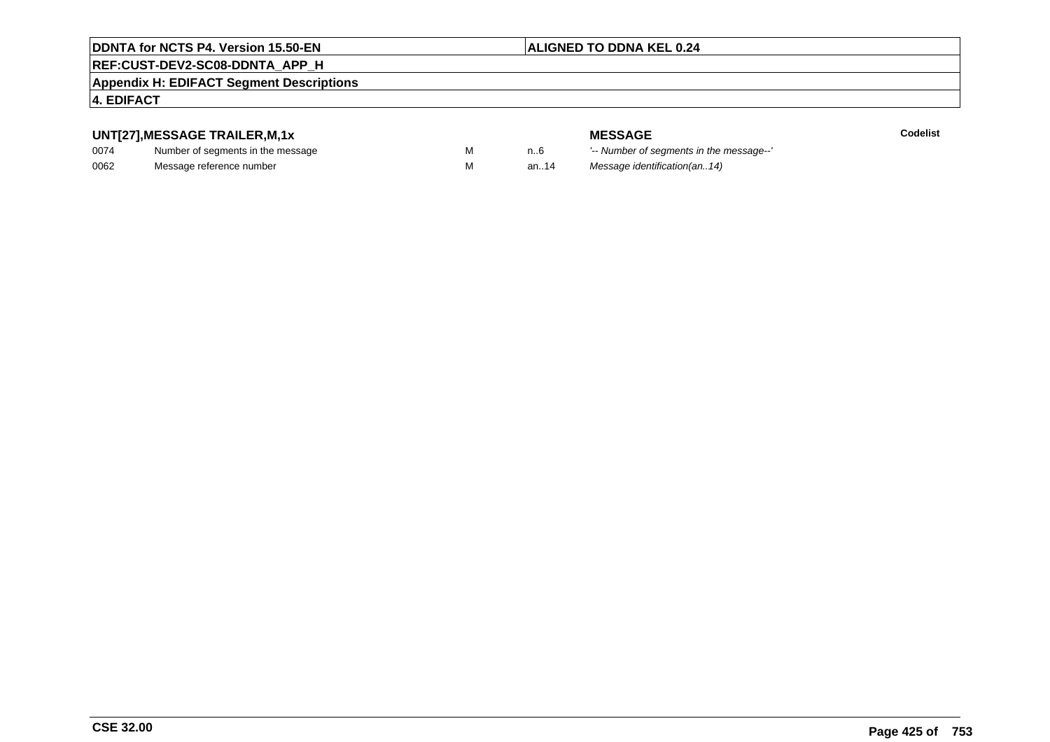### UNT[27],MESSAGE TRAILER,M,1x

| | | | | MESSAGE | Codelist |
|---|---|---|---|---|---|
| 0074 | Number of segments in the message | M | n..6 | *'-- Number of segments in the message--'* | |
| 0062 | Message reference number | M | an..14 | *Message identification(an..14)* | |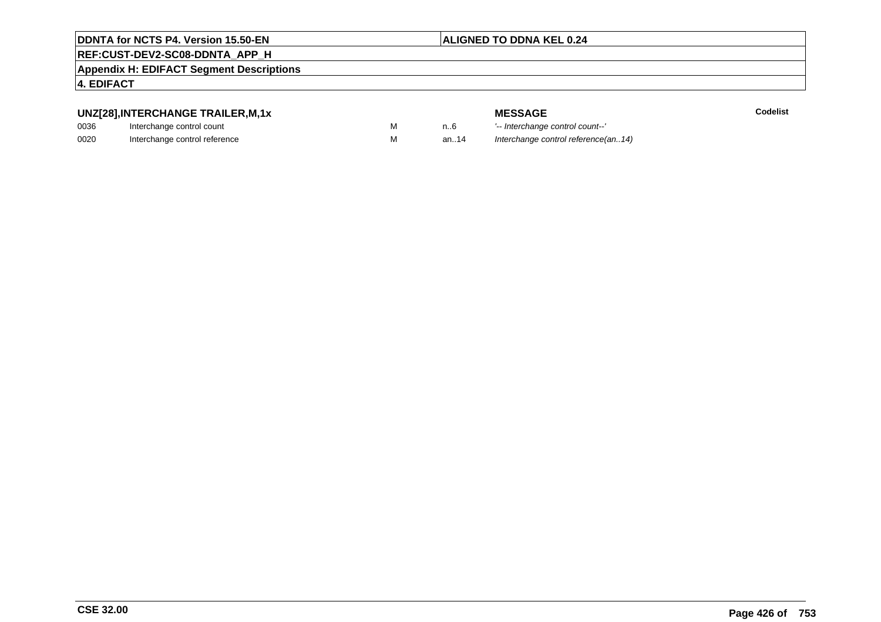## UNZ[28],INTERCHANGE TRAILER,M,1x

| | | | | MESSAGE | Codelist |
|---|---|---|---|---|---|
| 0036 | Interchange control count | M | n..6 | *'-- Interchange control count--'* | |
| 0020 | Interchange control reference | M | an..14 | *Interchange control reference(an..14)* | |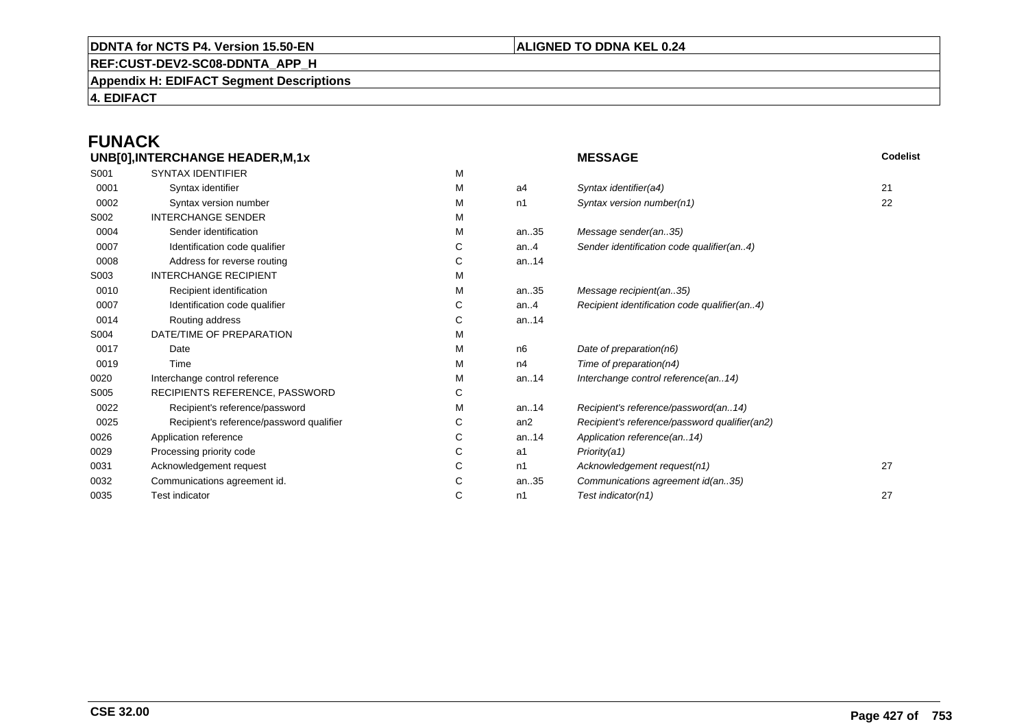# FUNACK

| UNB[0],INTERCHANGE HEADER,M,1x | | | | MESSAGE | Codelist |
|---|---|---|---|---|---|
| S001 | SYNTAX IDENTIFIER | M | | | |
| 0001 | Syntax identifier | M | a4 | *Syntax identifier(a4)* | 21 |
| 0002 | Syntax version number | M | n1 | *Syntax version number(n1)* | 22 |
| S002 | INTERCHANGE SENDER | M | | | |
| 0004 | Sender identification | M | an..35 | *Message sender(an..35)* | |
| 0007 | Identification code qualifier | C | an..4 | *Sender identification code qualifier(an..4)* | |
| 0008 | Address for reverse routing | C | an..14 | | |
| S003 | INTERCHANGE RECIPIENT | M | | | |
| 0010 | Recipient identification | M | an..35 | *Message recipient(an..35)* | |
| 0007 | Identification code qualifier | C | an..4 | *Recipient identification code qualifier(an..4)* | |
| 0014 | Routing address | C | an..14 | | |
| S004 | DATE/TIME OF PREPARATION | M | | | |
| 0017 | Date | M | n6 | *Date of preparation(n6)* | |
| 0019 | Time | M | n4 | *Time of preparation(n4)* | |
| 0020 | Interchange control reference | M | an..14 | *Interchange control reference(an..14)* | |
| S005 | RECIPIENTS REFERENCE, PASSWORD | C | | | |
| 0022 | Recipient's reference/password | M | an..14 | *Recipient's reference/password(an..14)* | |
| 0025 | Recipient's reference/password qualifier | C | an2 | *Recipient's reference/password qualifier(an2)* | |
| 0026 | Application reference | C | an..14 | *Application reference(an..14)* | |
| 0029 | Processing priority code | C | a1 | *Priority(a1)* | |
| 0031 | Acknowledgement request | C | n1 | *Acknowledgement request(n1)* | 27 |
| 0032 | Communications agreement id. | C | an..35 | *Communications agreement id(an..35)* | |
| 0035 | Test indicator | C | n1 | *Test indicator(n1)* | 27 |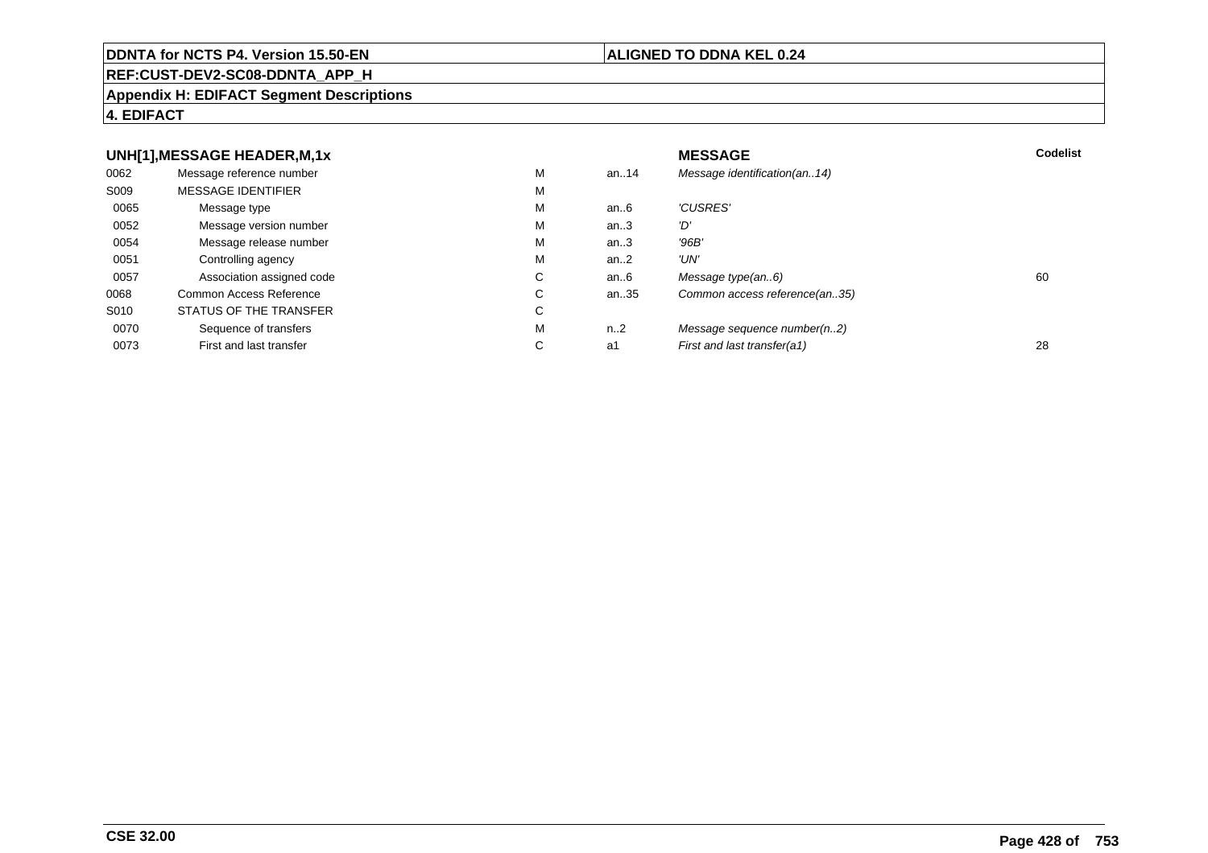**DDNTA for NCTS P4. Version 15.50-EN** | **ALIGNED TO DDNA KEL 0.24**

**REF:CUST-DEV2-SC08-DDNTA_APP_H**

**Appendix H: EDIFACT Segment Descriptions**

**4. EDIFACT**

### UNH[1],MESSAGE HEADER,M,1x

| | | | | **MESSAGE** | **Codelist** |
|---|---|---|---|---|---|
| 0062 | Message reference number | M | an..14 | *Message identification(an..14)* | |
| S009 | MESSAGE IDENTIFIER | M | | | |
| 0065 | Message type | M | an..6 | *'CUSRES'* | |
| 0052 | Message version number | M | an..3 | *'D'* | |
| 0054 | Message release number | M | an..3 | *'96B'* | |
| 0051 | Controlling agency | M | an..2 | *'UN'* | |
| 0057 | Association assigned code | C | an..6 | *Message type(an..6)* | 60 |
| 0068 | Common Access Reference | C | an..35 | *Common access reference(an..35)* | |
| S010 | STATUS OF THE TRANSFER | C | | | |
| 0070 | Sequence of transfers | M | n..2 | *Message sequence number(n..2)* | |
| 0073 | First and last transfer | C | a1 | *First and last transfer(a1)* | 28 |

**CSE 32.00**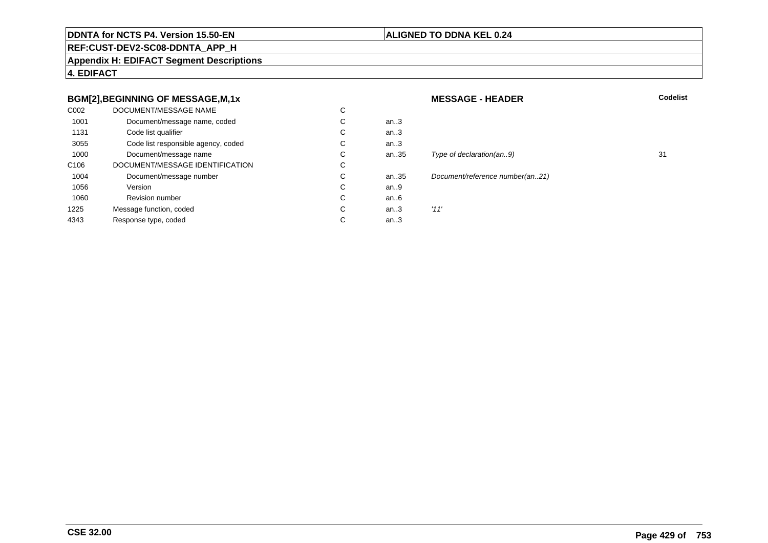**DDNTA for NCTS P4. Version 15.50-EN** | **ALIGNED TO DDNA KEL 0.24**

**REF:CUST-DEV2-SC08-DDNTA_APP_H**

**Appendix H: EDIFACT Segment Descriptions**

**4. EDIFACT**

### BGM[2],BEGINNING OF MESSAGE,M,1x

**MESSAGE - HEADER**

| | | | | | Codelist |
|---|---|---|---|---|---|
| C002 | DOCUMENT/MESSAGE NAME | C | | | |
| 1001 | Document/message name, coded | C | an..3 | | |
| 1131 | Code list qualifier | C | an..3 | | |
| 3055 | Code list responsible agency, coded | C | an..3 | | |
| 1000 | Document/message name | C | an..35 | *Type of declaration(an..9)* | 31 |
| C106 | DOCUMENT/MESSAGE IDENTIFICATION | C | | | |
| 1004 | Document/message number | C | an..35 | *Document/reference number(an..21)* | |
| 1056 | Version | C | an..9 | | |
| 1060 | Revision number | C | an..6 | | |
| 1225 | Message function, coded | C | an..3 | *'11'* | |
| 4343 | Response type, coded | C | an..3 | | |

**CSE 32.00**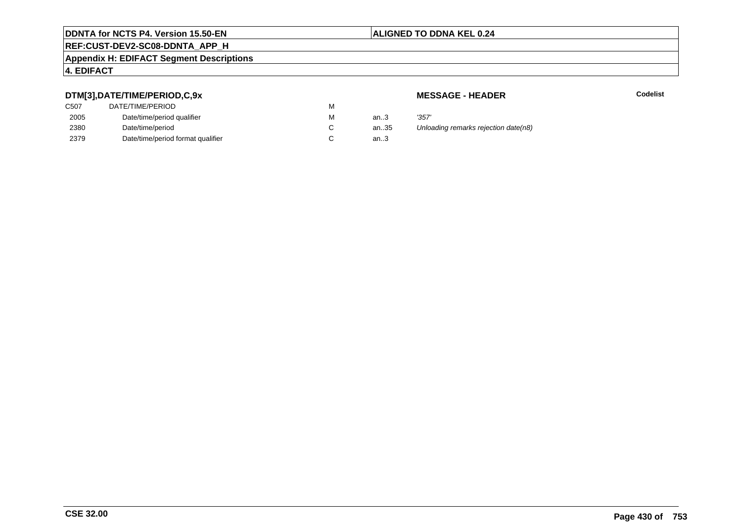**DDNTA for NCTS P4. Version 15.50-EN** | **ALIGNED TO DDNA KEL 0.24**

**REF:CUST-DEV2-SC08-DDNTA_APP_H**

**Appendix H: EDIFACT Segment Descriptions**

**4. EDIFACT**

### DTM[3],DATE/TIME/PERIOD,C,9x

**MESSAGE - HEADER** | **Codelist**

| | | | | | |
|---|---|---|---|---|---|
| C507 | DATE/TIME/PERIOD | M | | | |
| 2005 | Date/time/period qualifier | M | an..3 | *'357'* | |
| 2380 | Date/time/period | C | an..35 | *Unloading remarks rejection date(n8)* | |
| 2379 | Date/time/period format qualifier | C | an..3 | | |

**CSE 32.00**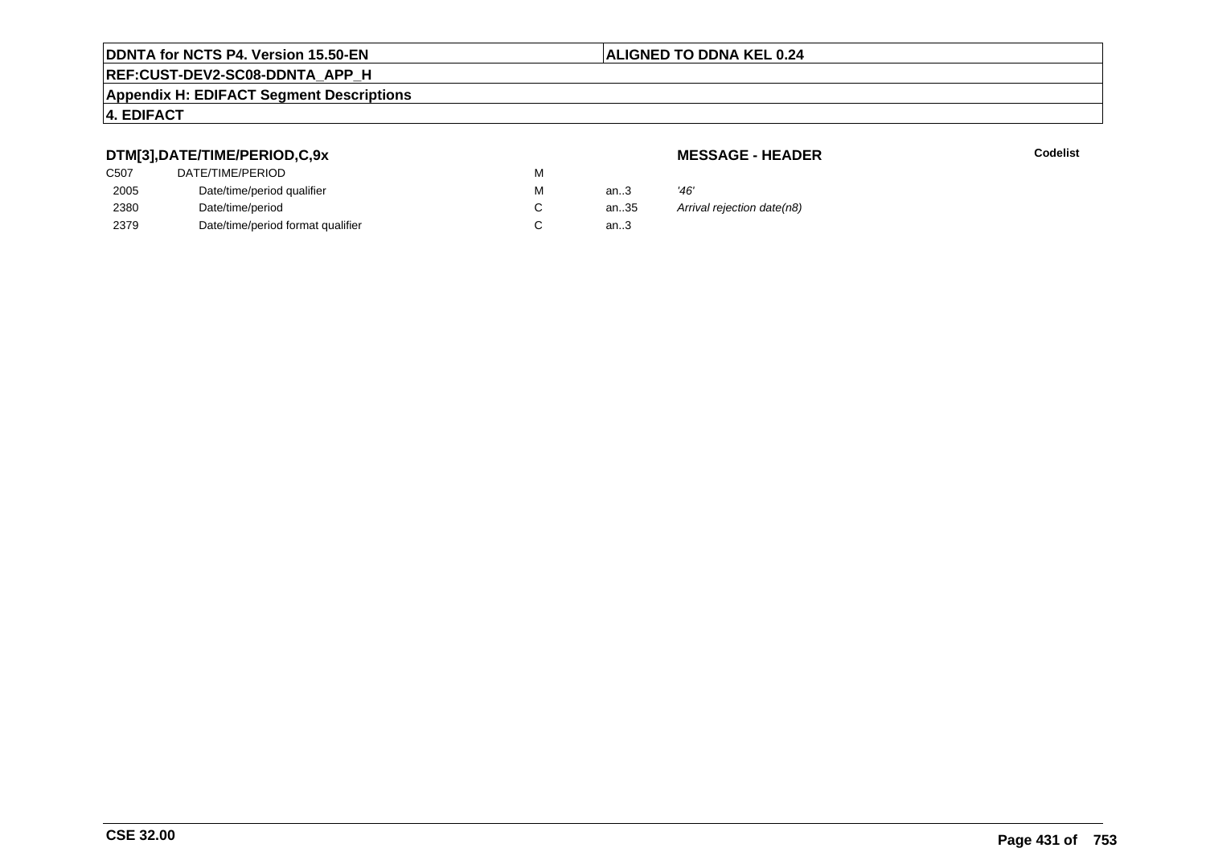### DTM[3],DATE/TIME/PERIOD,C,9x

**MESSAGE - HEADER**

**Codelist**

| | | | | |
|---|---|---|---|---|
| C507 | DATE/TIME/PERIOD | M | | |
| 2005 | Date/time/period qualifier | M | an..3 | *'46'* |
| 2380 | Date/time/period | C | an..35 | *Arrival rejection date(n8)* |
| 2379 | Date/time/period format qualifier | C | an..3 | |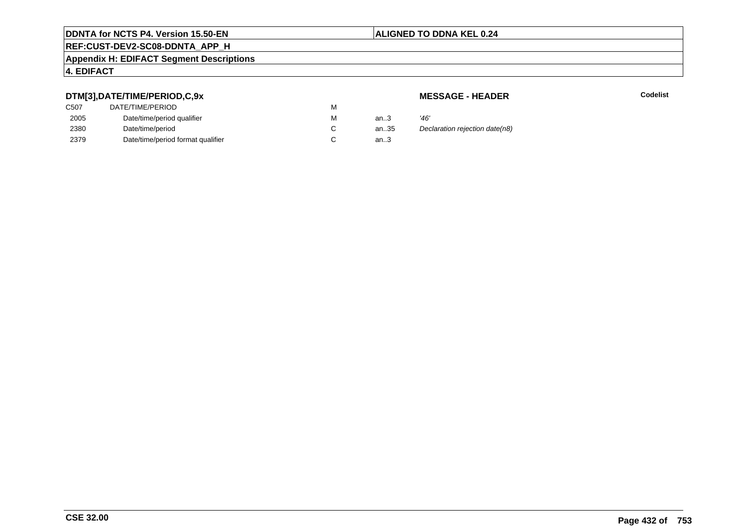**DDNTA for NCTS P4. Version 15.50-EN** | **ALIGNED TO DDNA KEL 0.24**

**REF:CUST-DEV2-SC08-DDNTA_APP_H**

**Appendix H: EDIFACT Segment Descriptions**

**4. EDIFACT**

### DTM[3],DATE/TIME/PERIOD,C,9x

**MESSAGE - HEADER**

**Codelist**

| | | | | | |
|---|---|---|---|---|---|
| C507 | DATE/TIME/PERIOD | M | | | |
| 2005 | Date/time/period qualifier | M | an..3 | *'46'* | |
| 2380 | Date/time/period | C | an..35 | *Declaration rejection date(n8)* | |
| 2379 | Date/time/period format qualifier | C | an..3 | | |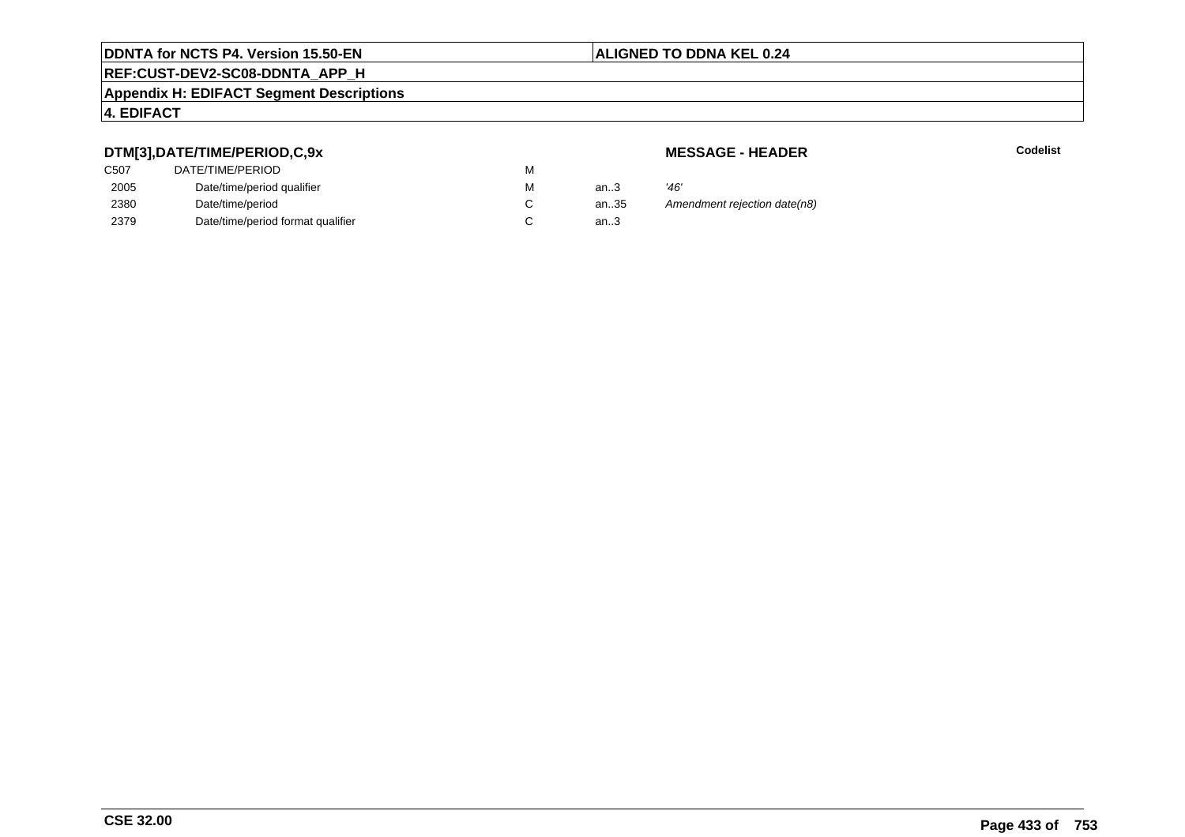**DDNTA for NCTS P4. Version 15.50-EN** | **ALIGNED TO DDNA KEL 0.24**

**REF:CUST-DEV2-SC08-DDNTA_APP_H**

**Appendix H: EDIFACT Segment Descriptions**

**4. EDIFACT**

### DTM[3],DATE/TIME/PERIOD,C,9x

**MESSAGE - HEADER** **Codelist**

| | | | | |
|---|---|---|---|---|
| C507 | DATE/TIME/PERIOD | M | | |
| 2005 | Date/time/period qualifier | M | an..3 | *'46'* |
| 2380 | Date/time/period | C | an..35 | *Amendment rejection date(n8)* |
| 2379 | Date/time/period format qualifier | C | an..3 | |

**CSE 32.00**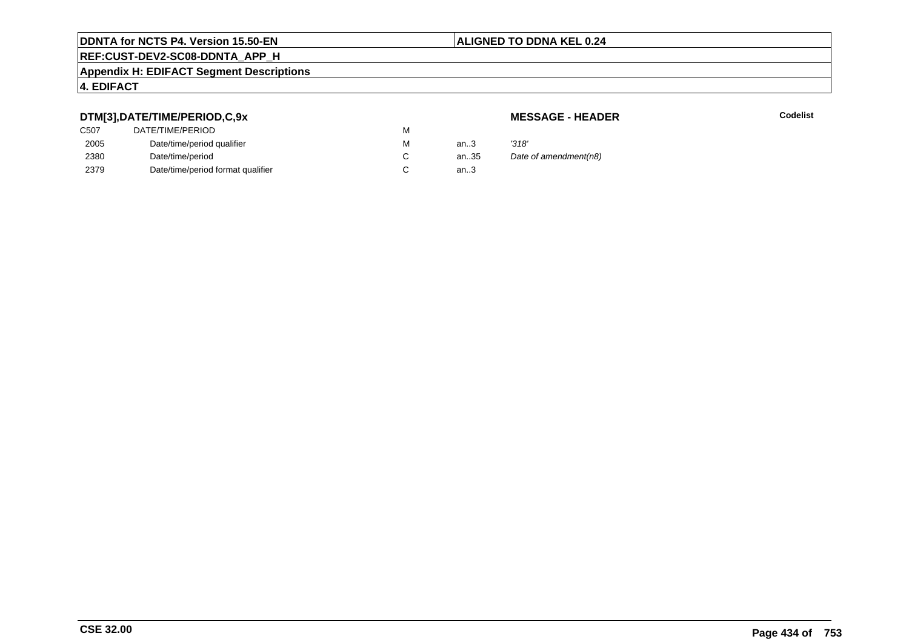**DDNTA for NCTS P4. Version 15.50-EN** | **ALIGNED TO DDNA KEL 0.24**

**REF:CUST-DEV2-SC08-DDNTA_APP_H**

**Appendix H: EDIFACT Segment Descriptions**

**4. EDIFACT**

### DTM[3],DATE/TIME/PERIOD,C,9x

**MESSAGE - HEADER** | **Codelist**

| | | | | | |
|---|---|---|---|---|---|
| C507 | DATE/TIME/PERIOD | M | | | |
| 2005 | Date/time/period qualifier | M | an..3 | *'318'* | |
| 2380 | Date/time/period | C | an..35 | *Date of amendment(n8)* | |
| 2379 | Date/time/period format qualifier | C | an..3 | | |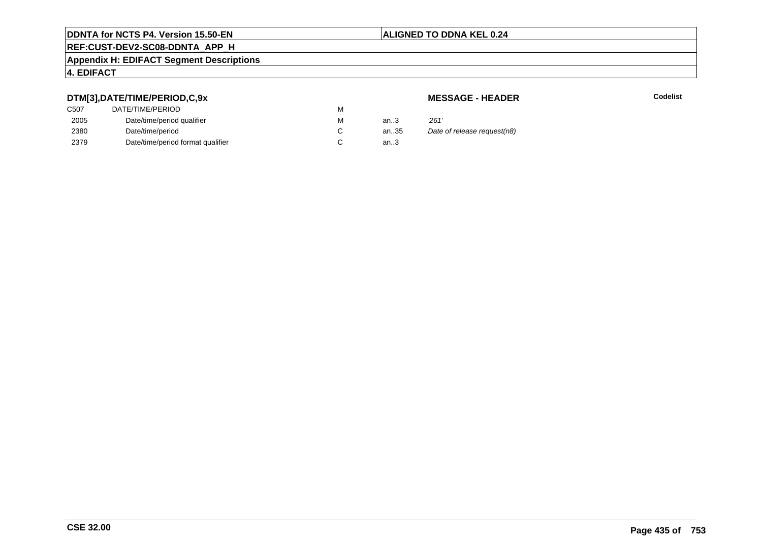**DDNTA for NCTS P4. Version 15.50-EN** | **ALIGNED TO DDNA KEL 0.24**

**REF:CUST-DEV2-SC08-DDNTA_APP_H**

**Appendix H: EDIFACT Segment Descriptions**

**4. EDIFACT**

### DTM[3],DATE/TIME/PERIOD,C,9x

**MESSAGE - HEADER** — **Codelist**

| | | | | |
|---|---|---|---|---|
| C507 | DATE/TIME/PERIOD | M | | |
| 2005 | Date/time/period qualifier | M | an..3 | *'261'* |
| 2380 | Date/time/period | C | an..35 | *Date of release request(n8)* |
| 2379 | Date/time/period format qualifier | C | an..3 | |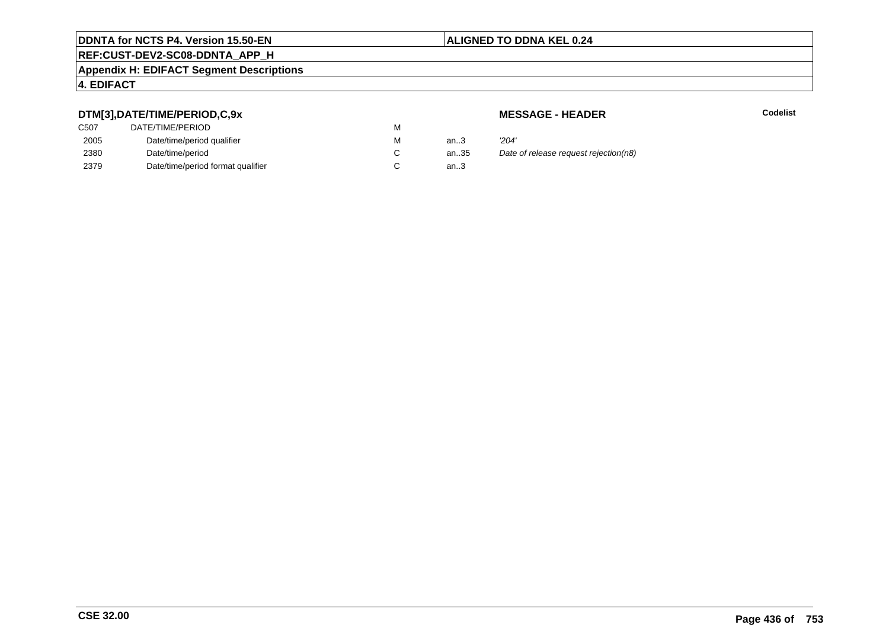**DDNTA for NCTS P4. Version 15.50-EN** | **ALIGNED TO DDNA KEL 0.24**

**REF:CUST-DEV2-SC08-DDNTA_APP_H**

**Appendix H: EDIFACT Segment Descriptions**

**4. EDIFACT**

### DTM[3],DATE/TIME/PERIOD,C,9x

**MESSAGE - HEADER** **Codelist**

| | | | | | |
|---|---|---|---|---|---|
| C507 | DATE/TIME/PERIOD | M | | | |
| 2005 | Date/time/period qualifier | M | an..3 | *'204'* | |
| 2380 | Date/time/period | C | an..35 | *Date of release request rejection(n8)* | |
| 2379 | Date/time/period format qualifier | C | an..3 | | |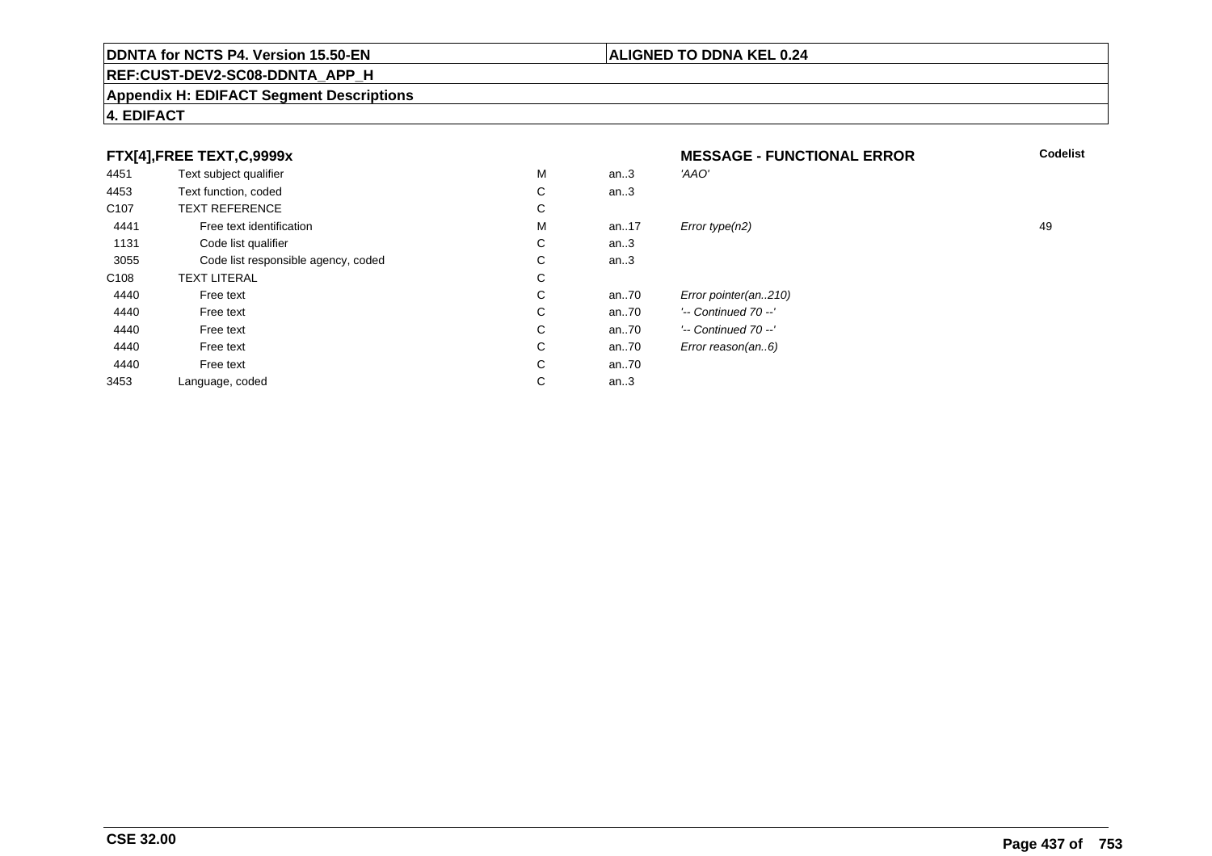**DDNTA for NCTS P4. Version 15.50-EN** | **ALIGNED TO DDNA KEL 0.24**

**REF:CUST-DEV2-SC08-DDNTA_APP_H**

**Appendix H: EDIFACT Segment Descriptions**

**4. EDIFACT**

| FTX[4],FREE TEXT,C,9999x | | | | MESSAGE - FUNCTIONAL ERROR | Codelist |
|---|---|---|---|---|---|
| 4451 | Text subject qualifier | M | an..3 | *'AAO'* | |
| 4453 | Text function, coded | C | an..3 | | |
| C107 | TEXT REFERENCE | C | | | |
| 4441 | Free text identification | M | an..17 | *Error type(n2)* | 49 |
| 1131 | Code list qualifier | C | an..3 | | |
| 3055 | Code list responsible agency, coded | C | an..3 | | |
| C108 | TEXT LITERAL | C | | | |
| 4440 | Free text | C | an..70 | *Error pointer(an..210)* | |
| 4440 | Free text | C | an..70 | *'-- Continued 70 --'* | |
| 4440 | Free text | C | an..70 | *'-- Continued 70 --'* | |
| 4440 | Free text | C | an..70 | *Error reason(an..6)* | |
| 4440 | Free text | C | an..70 | | |
| 3453 | Language, coded | C | an..3 | | |

**CSE 32.00**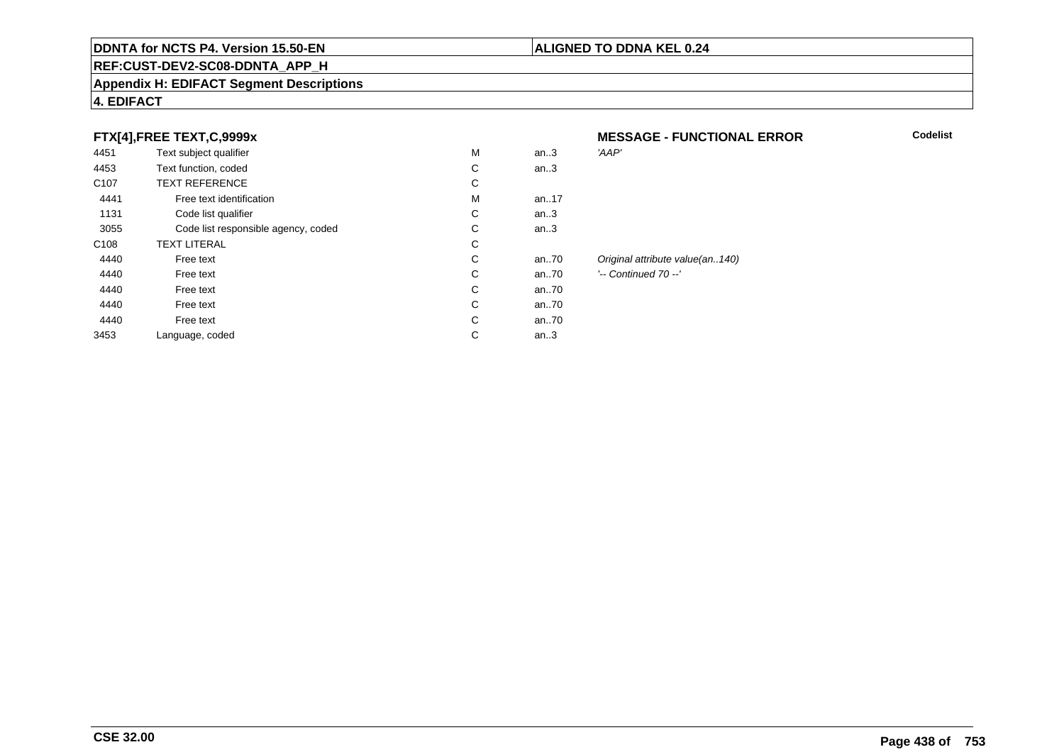## FTX[4],FREE TEXT,C,9999x

**MESSAGE - FUNCTIONAL ERROR**

**Codelist**

| | | | | |
|---|---|---|---|---|
| 4451 | Text subject qualifier | M | an..3 | *'AAP'* |
| 4453 | Text function, coded | C | an..3 | |
| C107 | TEXT REFERENCE | C | | |
| 4441 | Free text identification | M | an..17 | |
| 1131 | Code list qualifier | C | an..3 | |
| 3055 | Code list responsible agency, coded | C | an..3 | |
| C108 | TEXT LITERAL | C | | |
| 4440 | Free text | C | an..70 | *Original attribute value(an..140)* |
| 4440 | Free text | C | an..70 | *'-- Continued 70 --'* |
| 4440 | Free text | C | an..70 | |
| 4440 | Free text | C | an..70 | |
| 4440 | Free text | C | an..70 | |
| 3453 | Language, coded | C | an..3 | |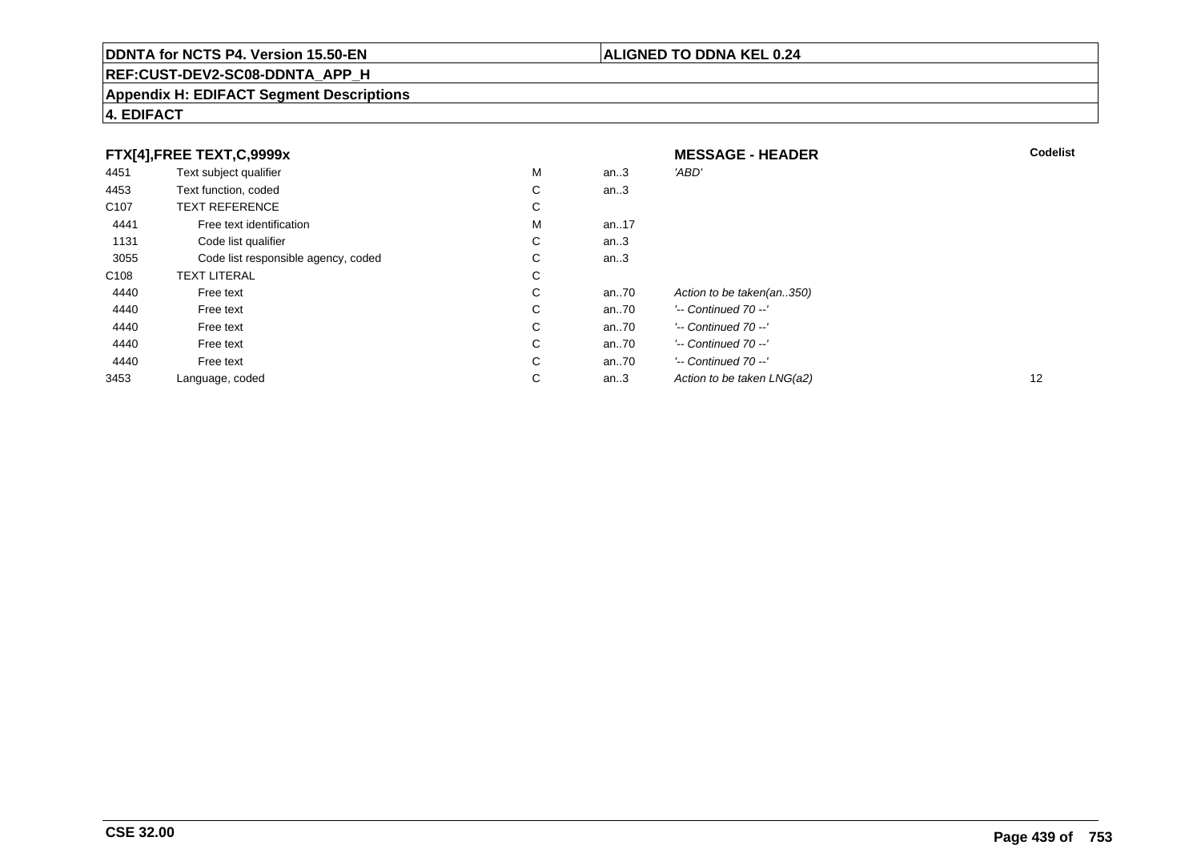**DDNTA for NCTS P4. Version 15.50-EN** | **ALIGNED TO DDNA KEL 0.24**

**REF:CUST-DEV2-SC08-DDNTA_APP_H**

**Appendix H: EDIFACT Segment Descriptions**

**4. EDIFACT**

| **FTX[4],FREE TEXT,C,9999x** | | | | **MESSAGE - HEADER** | **Codelist** |
|---|---|---|---|---|---|
| 4451 | Text subject qualifier | M | an..3 | *'ABD'* | |
| 4453 | Text function, coded | C | an..3 | | |
| C107 | TEXT REFERENCE | C | | | |
| 4441 | Free text identification | M | an..17 | | |
| 1131 | Code list qualifier | C | an..3 | | |
| 3055 | Code list responsible agency, coded | C | an..3 | | |
| C108 | TEXT LITERAL | C | | | |
| 4440 | Free text | C | an..70 | *Action to be taken(an..350)* | |
| 4440 | Free text | C | an..70 | *'-- Continued 70 --'* | |
| 4440 | Free text | C | an..70 | *'-- Continued 70 --'* | |
| 4440 | Free text | C | an..70 | *'-- Continued 70 --'* | |
| 4440 | Free text | C | an..70 | *'-- Continued 70 --'* | |
| 3453 | Language, coded | C | an..3 | *Action to be taken LNG(a2)* | 12 |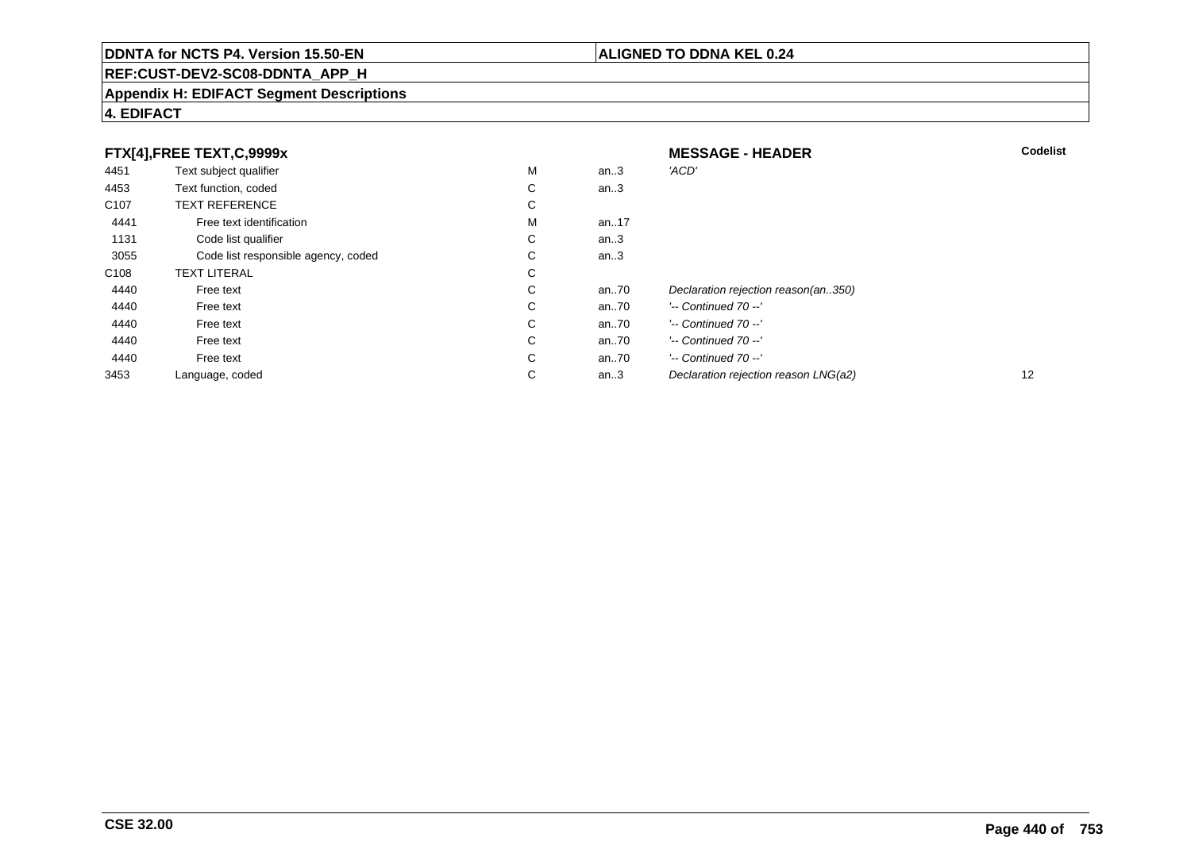**DDNTA for NCTS P4. Version 15.50-EN** | **ALIGNED TO DDNA KEL 0.24**

**REF:CUST-DEV2-SC08-DDNTA_APP_H**

**Appendix H: EDIFACT Segment Descriptions**

**4. EDIFACT**

### FTX[4],FREE TEXT,C,9999x — MESSAGE - HEADER

| | | | | | Codelist |
|---|---|---|---|---|---|
| 4451 | Text subject qualifier | M | an..3 | *'ACD'* | |
| 4453 | Text function, coded | C | an..3 | | |
| C107 | TEXT REFERENCE | C | | | |
| 4441 | Free text identification | M | an..17 | | |
| 1131 | Code list qualifier | C | an..3 | | |
| 3055 | Code list responsible agency, coded | C | an..3 | | |
| C108 | TEXT LITERAL | C | | | |
| 4440 | Free text | C | an..70 | *Declaration rejection reason(an..350)* | |
| 4440 | Free text | C | an..70 | *'-- Continued 70 --'* | |
| 4440 | Free text | C | an..70 | *'-- Continued 70 --'* | |
| 4440 | Free text | C | an..70 | *'-- Continued 70 --'* | |
| 4440 | Free text | C | an..70 | *'-- Continued 70 --'* | |
| 3453 | Language, coded | C | an..3 | *Declaration rejection reason LNG(a2)* | 12 |

**CSE 32.00**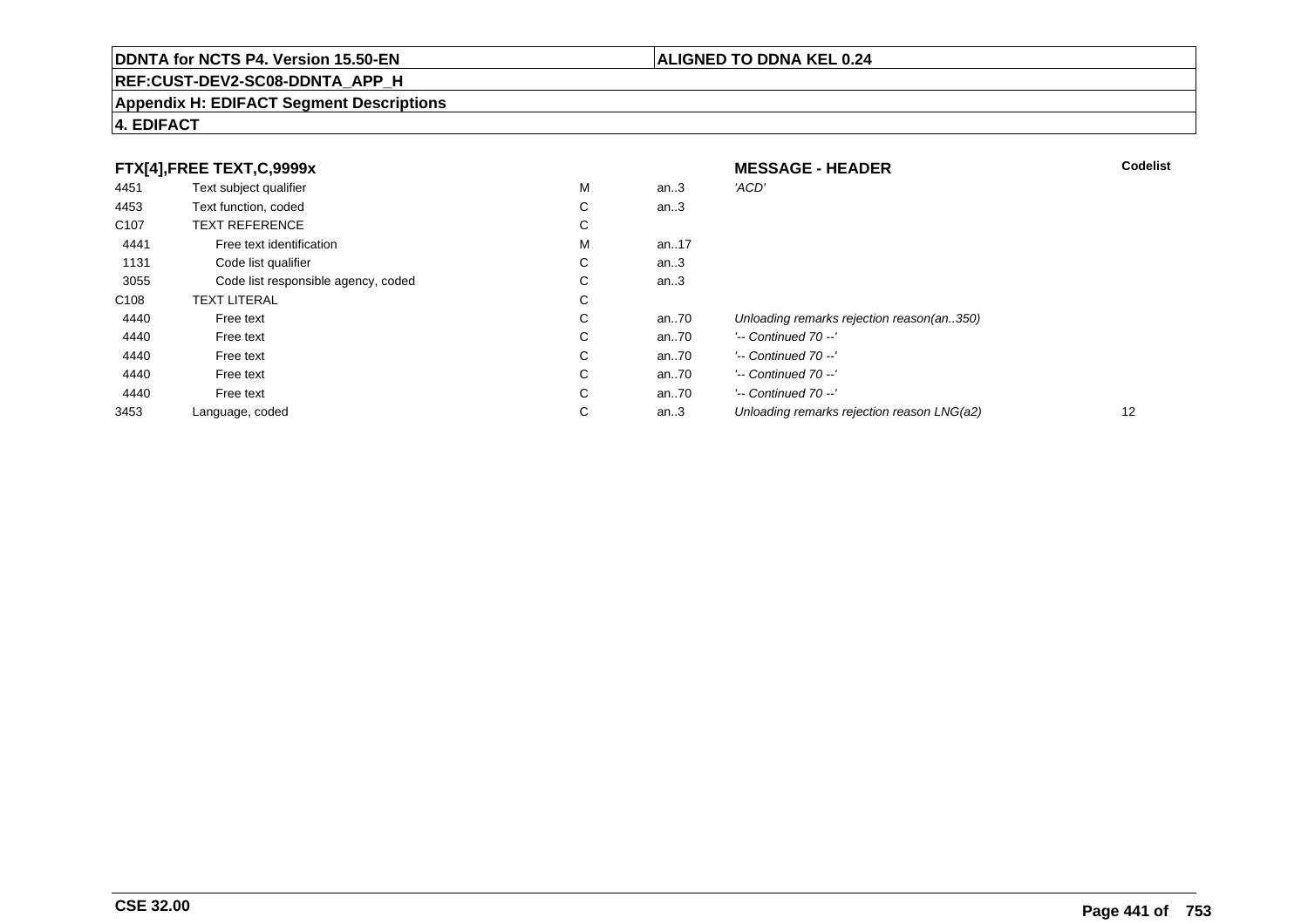**4. EDIFACT**

**FTX[4],FREE TEXT,C,9999x** — **MESSAGE - HEADER**

| | | | | | Codelist |
|---|---|---|---|---|---|
| 4451 | Text subject qualifier | M | an..3 | *'ACD'* | |
| 4453 | Text function, coded | C | an..3 | | |
| C107 | TEXT REFERENCE | C | | | |
| 4441 | Free text identification | M | an..17 | | |
| 1131 | Code list qualifier | C | an..3 | | |
| 3055 | Code list responsible agency, coded | C | an..3 | | |
| C108 | TEXT LITERAL | C | | | |
| 4440 | Free text | C | an..70 | *Unloading remarks rejection reason(an..350)* | |
| 4440 | Free text | C | an..70 | *'-- Continued 70 --'* | |
| 4440 | Free text | C | an..70 | *'-- Continued 70 --'* | |
| 4440 | Free text | C | an..70 | *'-- Continued 70 --'* | |
| 4440 | Free text | C | an..70 | *'-- Continued 70 --'* | |
| 3453 | Language, coded | C | an..3 | *Unloading remarks rejection reason LNG(a2)* | 12 |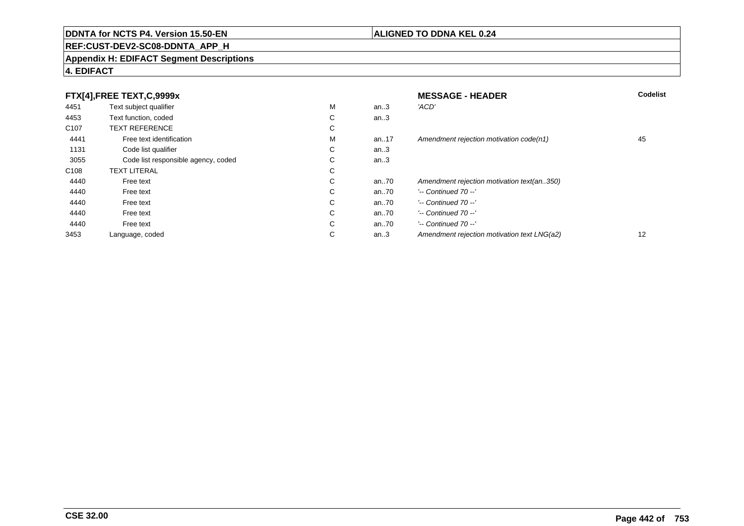**DDNTA for NCTS P4. Version 15.50-EN** | **ALIGNED TO DDNA KEL 0.24**

**REF:CUST-DEV2-SC08-DDNTA_APP_H**

**Appendix H: EDIFACT Segment Descriptions**

**4. EDIFACT**

| **FTX[4],FREE TEXT,C,9999x** | | | | **MESSAGE - HEADER** | **Codelist** |
|---|---|---|---|---|---|
| 4451 | Text subject qualifier | M | an..3 | *'ACD'* | |
| 4453 | Text function, coded | C | an..3 | | |
| C107 | TEXT REFERENCE | C | | | |
| 4441 | Free text identification | M | an..17 | *Amendment rejection motivation code(n1)* | 45 |
| 1131 | Code list qualifier | C | an..3 | | |
| 3055 | Code list responsible agency, coded | C | an..3 | | |
| C108 | TEXT LITERAL | C | | | |
| 4440 | Free text | C | an..70 | *Amendment rejection motivation text(an..350)* | |
| 4440 | Free text | C | an..70 | *'-- Continued 70 --'* | |
| 4440 | Free text | C | an..70 | *'-- Continued 70 --'* | |
| 4440 | Free text | C | an..70 | *'-- Continued 70 --'* | |
| 4440 | Free text | C | an..70 | *'-- Continued 70 --'* | |
| 3453 | Language, coded | C | an..3 | *Amendment rejection motivation text LNG(a2)* | 12 |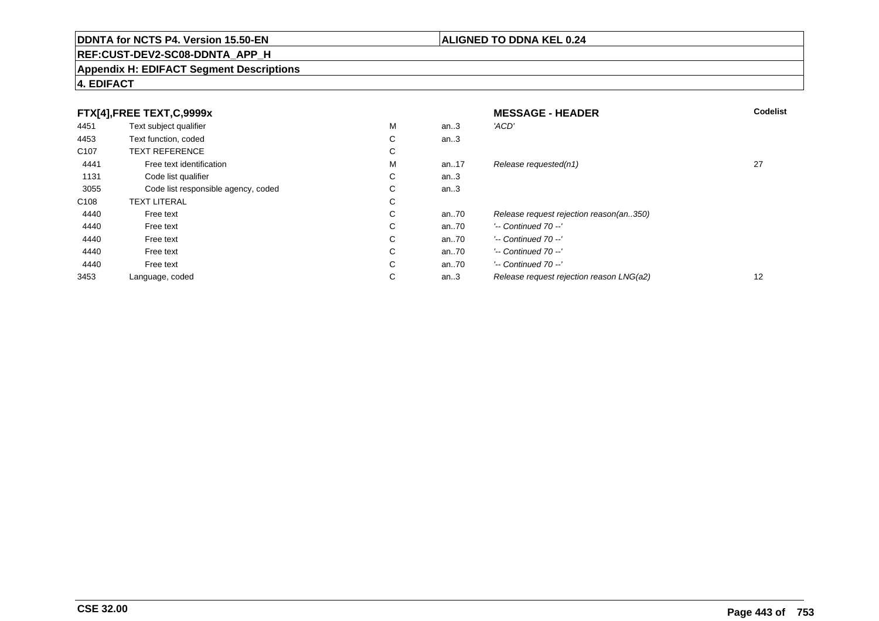DDNTA for NCTS P4. Version 15.50-EN | ALIGNED TO DDNA KEL 0.24

REF:CUST-DEV2-SC08-DDNTA_APP_H

**Appendix H: EDIFACT Segment Descriptions**

**4. EDIFACT**

| FTX[4],FREE TEXT,C,9999x | | | | MESSAGE - HEADER | Codelist |
|---|---|---|---|---|---|
| 4451 | Text subject qualifier | M | an..3 | *'ACD'* | |
| 4453 | Text function, coded | C | an..3 | | |
| C107 | TEXT REFERENCE | C | | | |
| 4441 | Free text identification | M | an..17 | *Release requested(n1)* | 27 |
| 1131 | Code list qualifier | C | an..3 | | |
| 3055 | Code list responsible agency, coded | C | an..3 | | |
| C108 | TEXT LITERAL | C | | | |
| 4440 | Free text | C | an..70 | *Release request rejection reason(an..350)* | |
| 4440 | Free text | C | an..70 | *'-- Continued 70 --'* | |
| 4440 | Free text | C | an..70 | *'-- Continued 70 --'* | |
| 4440 | Free text | C | an..70 | *'-- Continued 70 --'* | |
| 4440 | Free text | C | an..70 | *'-- Continued 70 --'* | |
| 3453 | Language, coded | C | an..3 | *Release request rejection reason LNG(a2)* | 12 |

CSE 32.00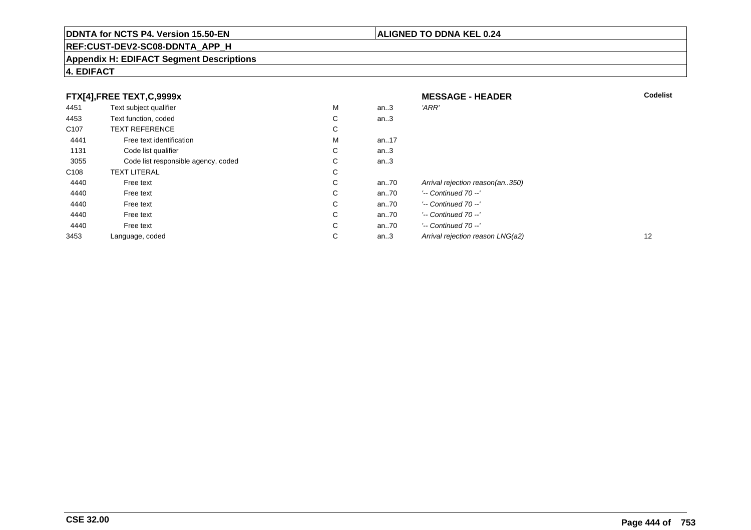**DDNTA for NCTS P4. Version 15.50-EN** | **ALIGNED TO DDNA KEL 0.24**

**REF:CUST-DEV2-SC08-DDNTA_APP_H**

**Appendix H: EDIFACT Segment Descriptions**

**4. EDIFACT**

| **FTX[4],FREE TEXT,C,9999x** | | | | **MESSAGE - HEADER** | **Codelist** |
|---|---|---|---|---|---|
| 4451 | Text subject qualifier | M | an..3 | *'ARR'* | |
| 4453 | Text function, coded | C | an..3 | | |
| C107 | TEXT REFERENCE | C | | | |
| 4441 | Free text identification | M | an..17 | | |
| 1131 | Code list qualifier | C | an..3 | | |
| 3055 | Code list responsible agency, coded | C | an..3 | | |
| C108 | TEXT LITERAL | C | | | |
| 4440 | Free text | C | an..70 | *Arrival rejection reason(an..350)* | |
| 4440 | Free text | C | an..70 | *'-- Continued 70 --'* | |
| 4440 | Free text | C | an..70 | *'-- Continued 70 --'* | |
| 4440 | Free text | C | an..70 | *'-- Continued 70 --'* | |
| 4440 | Free text | C | an..70 | *'-- Continued 70 --'* | |
| 3453 | Language, coded | C | an..3 | *Arrival rejection reason LNG(a2)* | 12 |

**CSE 32.00**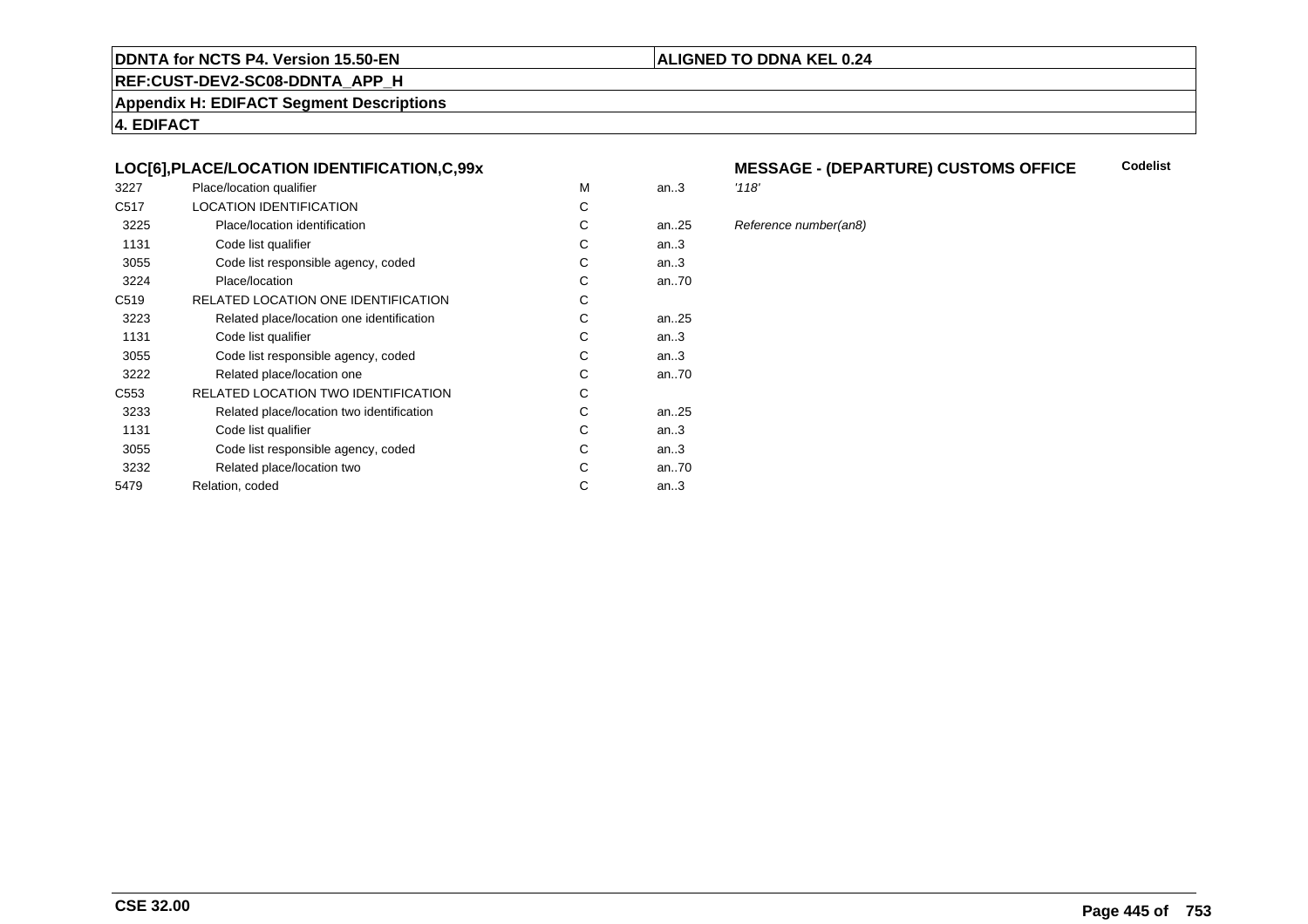**DDNTA for NCTS P4. Version 15.50-EN** | **ALIGNED TO DDNA KEL 0.24**

**REF:CUST-DEV2-SC08-DDNTA_APP_H**

**Appendix H: EDIFACT Segment Descriptions**

**4. EDIFACT**

### LOC[6],PLACE/LOCATION IDENTIFICATION,C,99x

**MESSAGE - (DEPARTURE) CUSTOMS OFFICE** — **Codelist**

| | | | | |
|---|---|---|---|---|
| 3227 | Place/location qualifier | M | an..3 | *'118'* |
| C517 | LOCATION IDENTIFICATION | C | | |
| 3225 | Place/location identification | C | an..25 | *Reference number(an8)* |
| 1131 | Code list qualifier | C | an..3 | |
| 3055 | Code list responsible agency, coded | C | an..3 | |
| 3224 | Place/location | C | an..70 | |
| C519 | RELATED LOCATION ONE IDENTIFICATION | C | | |
| 3223 | Related place/location one identification | C | an..25 | |
| 1131 | Code list qualifier | C | an..3 | |
| 3055 | Code list responsible agency, coded | C | an..3 | |
| 3222 | Related place/location one | C | an..70 | |
| C553 | RELATED LOCATION TWO IDENTIFICATION | C | | |
| 3233 | Related place/location two identification | C | an..25 | |
| 1131 | Code list qualifier | C | an..3 | |
| 3055 | Code list responsible agency, coded | C | an..3 | |
| 3232 | Related place/location two | C | an..70 | |
| 5479 | Relation, coded | C | an..3 | |

**CSE 32.00**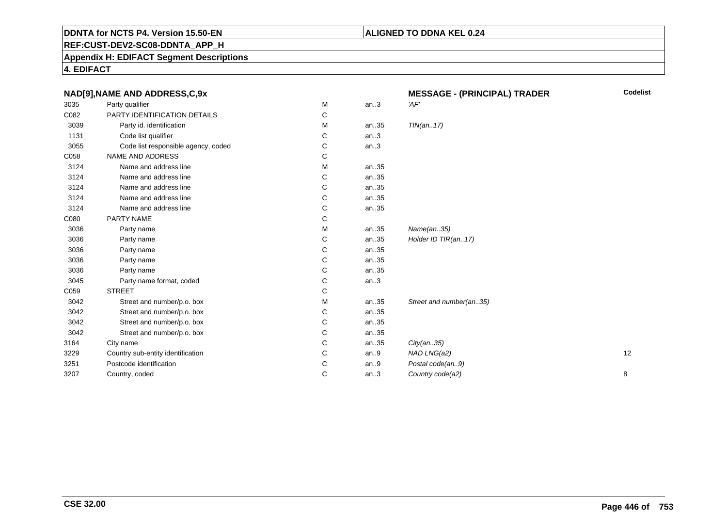**DDNTA for NCTS P4. Version 15.50-EN** | **ALIGNED TO DDNA KEL 0.24**

**REF:CUST-DEV2-SC08-DDNTA_APP_H**

**Appendix H: EDIFACT Segment Descriptions**

**4. EDIFACT**

| NAD[9],NAME AND ADDRESS,C,9x | | | | MESSAGE - (PRINCIPAL) TRADER | Codelist |
|---|---|---|---|---|---|
| 3035 | Party qualifier | M | an..3 | 'AF' | |
| C082 | PARTY IDENTIFICATION DETAILS | C | | | |
| 3039 | Party id. identification | M | an..35 | TIN(an..17) | |
| 1131 | Code list qualifier | C | an..3 | | |
| 3055 | Code list responsible agency, coded | C | an..3 | | |
| C058 | NAME AND ADDRESS | C | | | |
| 3124 | Name and address line | M | an..35 | | |
| 3124 | Name and address line | C | an..35 | | |
| 3124 | Name and address line | C | an..35 | | |
| 3124 | Name and address line | C | an..35 | | |
| 3124 | Name and address line | C | an..35 | | |
| C080 | PARTY NAME | C | | | |
| 3036 | Party name | M | an..35 | Name(an..35) | |
| 3036 | Party name | C | an..35 | Holder ID TIR(an..17) | |
| 3036 | Party name | C | an..35 | | |
| 3036 | Party name | C | an..35 | | |
| 3036 | Party name | C | an..35 | | |
| 3045 | Party name format, coded | C | an..3 | | |
| C059 | STREET | C | | | |
| 3042 | Street and number/p.o. box | M | an..35 | Street and number(an..35) | |
| 3042 | Street and number/p.o. box | C | an..35 | | |
| 3042 | Street and number/p.o. box | C | an..35 | | |
| 3042 | Street and number/p.o. box | C | an..35 | | |
| 3164 | City name | C | an..35 | City(an..35) | |
| 3229 | Country sub-entity identification | C | an..9 | NAD LNG(a2) | 12 |
| 3251 | Postcode identification | C | an..9 | Postal code(an..9) | |
| 3207 | Country, coded | C | an..3 | Country code(a2) | 8 |

**CSE 32.00**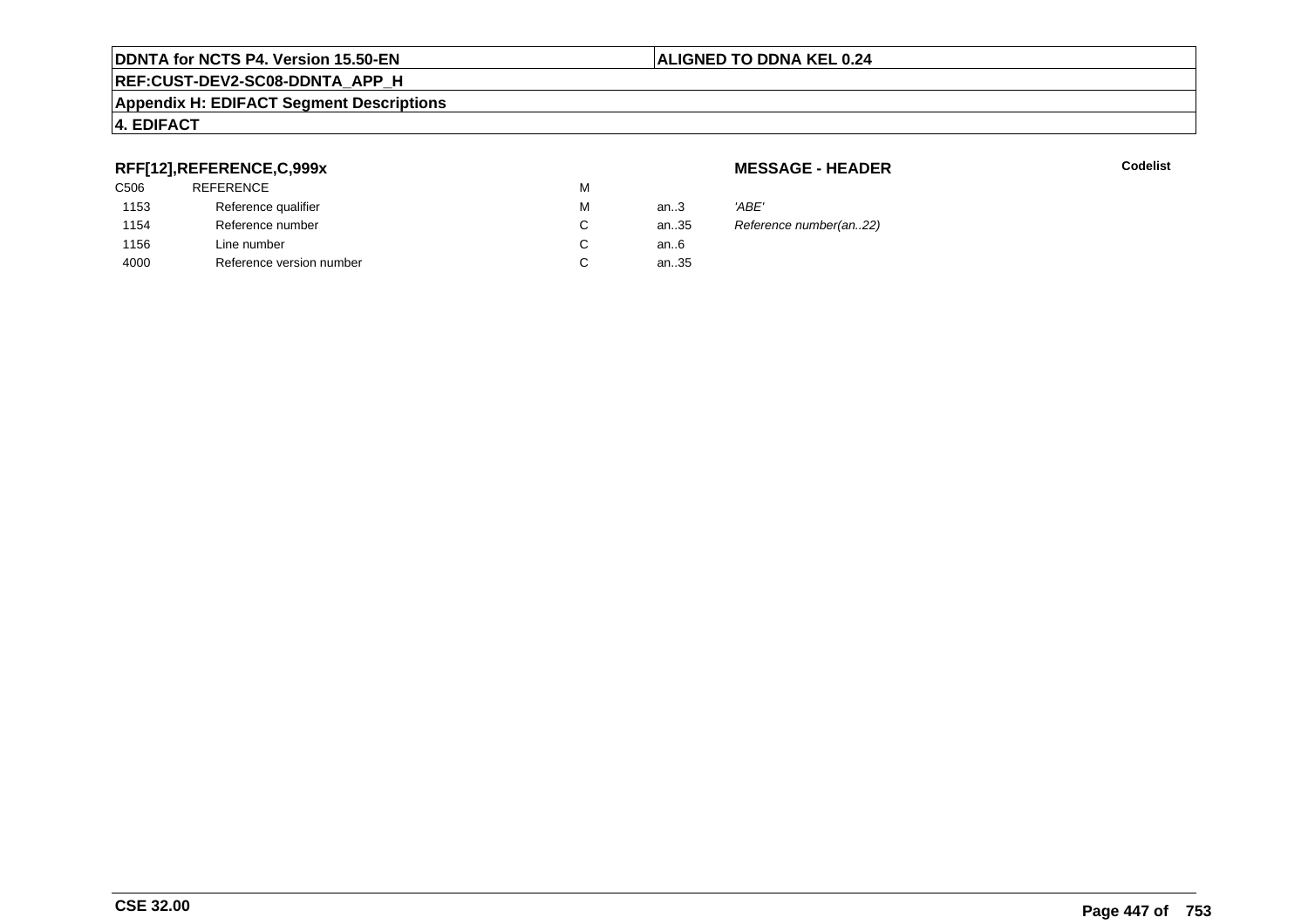**DDNTA for NCTS P4. Version 15.50-EN** | **ALIGNED TO DDNA KEL 0.24**

**REF:CUST-DEV2-SC08-DDNTA_APP_H**

**Appendix H: EDIFACT Segment Descriptions**

**4. EDIFACT**

### RFF[12],REFERENCE,C,999x

**MESSAGE - HEADER** | **Codelist**

| | | | | |
|---|---|---|---|---|
| C506 | REFERENCE | M | | |
| 1153 | Reference qualifier | M | an..3 | *'ABE'* |
| 1154 | Reference number | C | an..35 | *Reference number(an..22)* |
| 1156 | Line number | C | an..6 | |
| 4000 | Reference version number | C | an..35 | |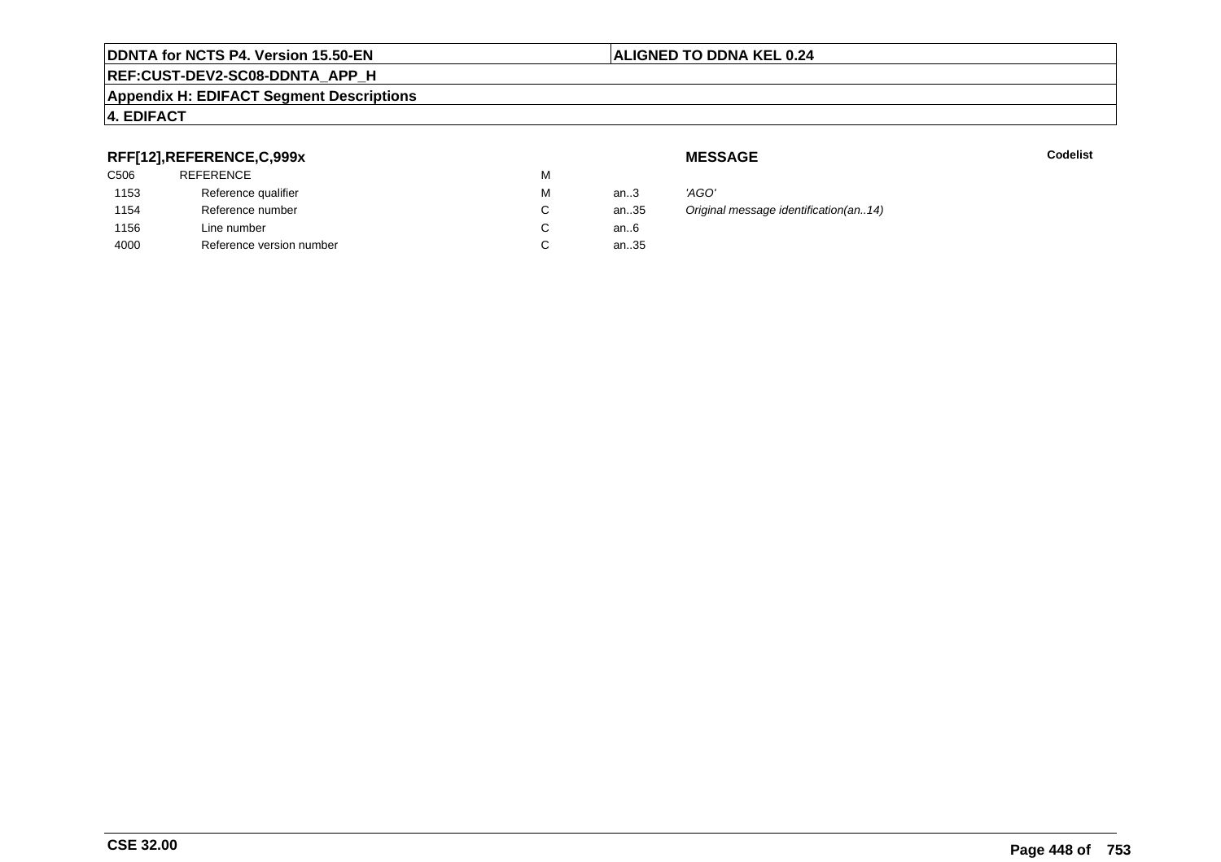**RFF[12],REFERENCE,C,999x**

**MESSAGE** | **Codelist**

| | | | | |
|---|---|---|---|---|
| C506 | REFERENCE | M | | |
| 1153 | Reference qualifier | M | an..3 | *'AGO'* |
| 1154 | Reference number | C | an..35 | *Original message identification(an..14)* |
| 1156 | Line number | C | an..6 | |
| 4000 | Reference version number | C | an..35 | |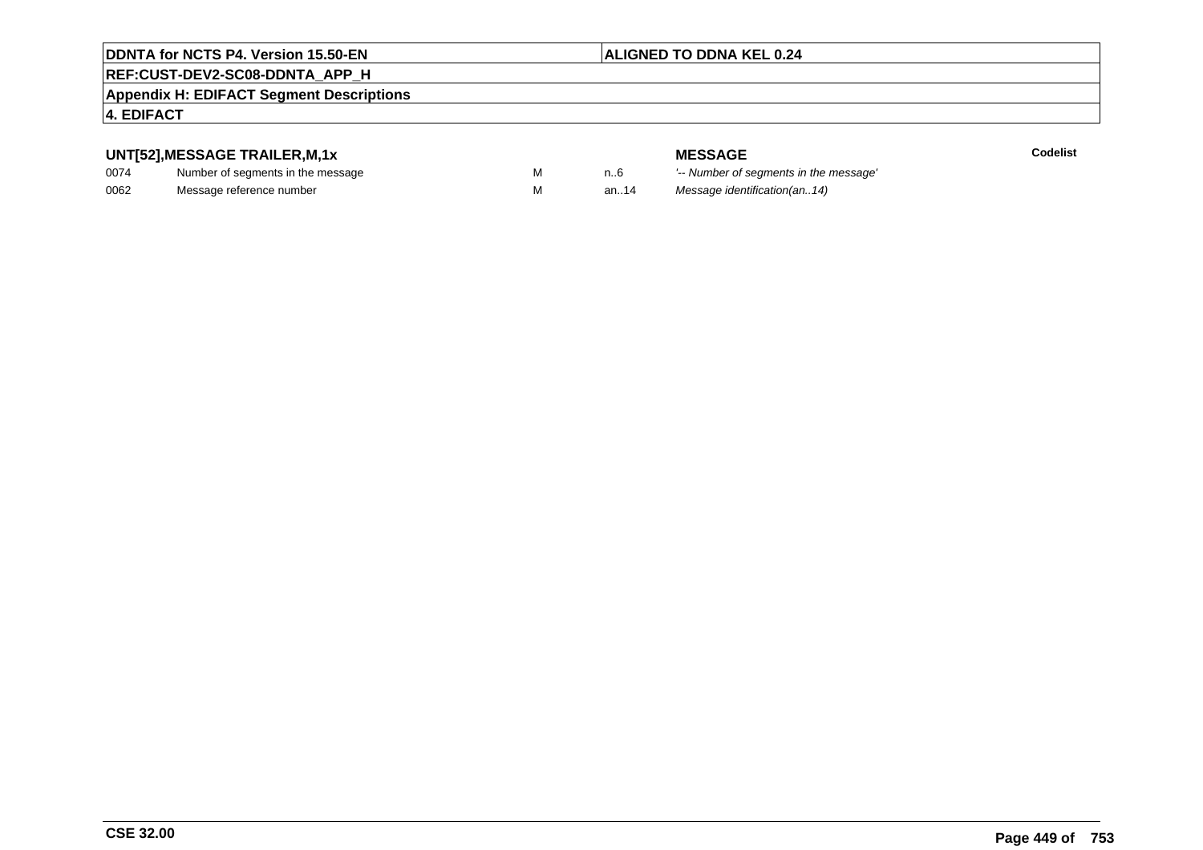**UNT[52],MESSAGE TRAILER,M,1x**

| | | | | MESSAGE | Codelist |
|---|---|---|---|---|---|
| 0074 | Number of segments in the message | M | n..6 | *'-- Number of segments in the message'* | |
| 0062 | Message reference number | M | an..14 | *Message identification(an..14)* | |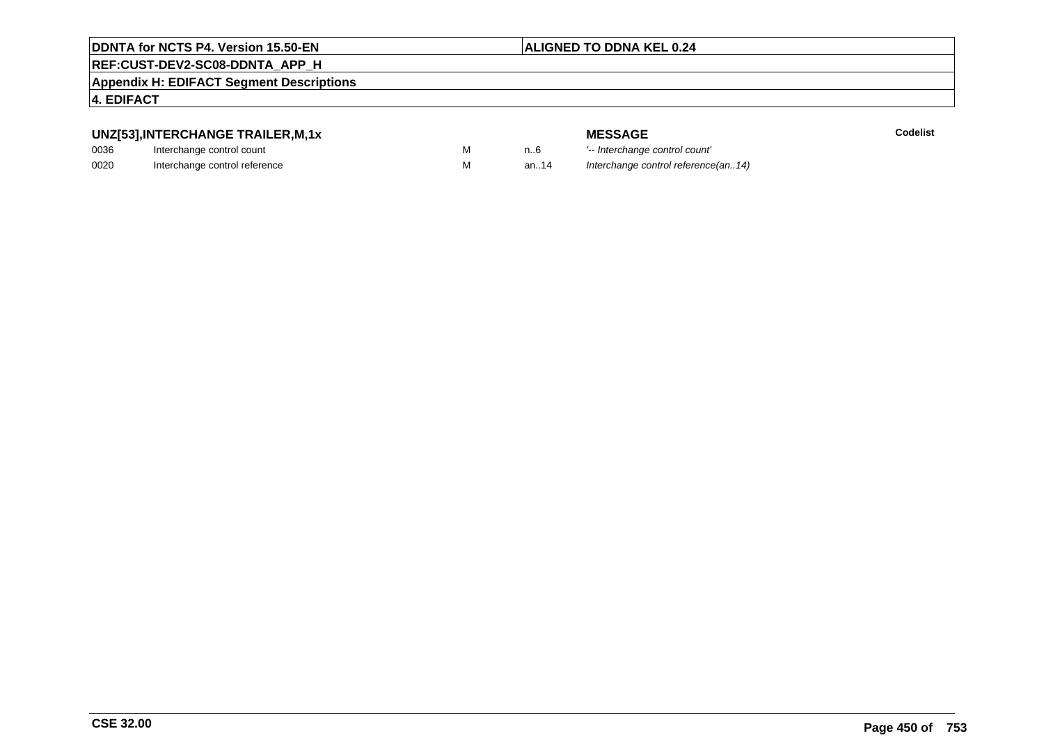**DDNTA for NCTS P4. Version 15.50-EN** | **ALIGNED TO DDNA KEL 0.24**

**REF:CUST-DEV2-SC08-DDNTA_APP_H**

**Appendix H: EDIFACT Segment Descriptions**

**4. EDIFACT**

### UNZ[53],INTERCHANGE TRAILER,M,1x

| | | | | **MESSAGE** | **Codelist** |
|---|---|---|---|---|---|
| 0036 | Interchange control count | M | n..6 | *'-- Interchange control count'* | |
| 0020 | Interchange control reference | M | an..14 | *Interchange control reference(an..14)* | |

**CSE 32.00**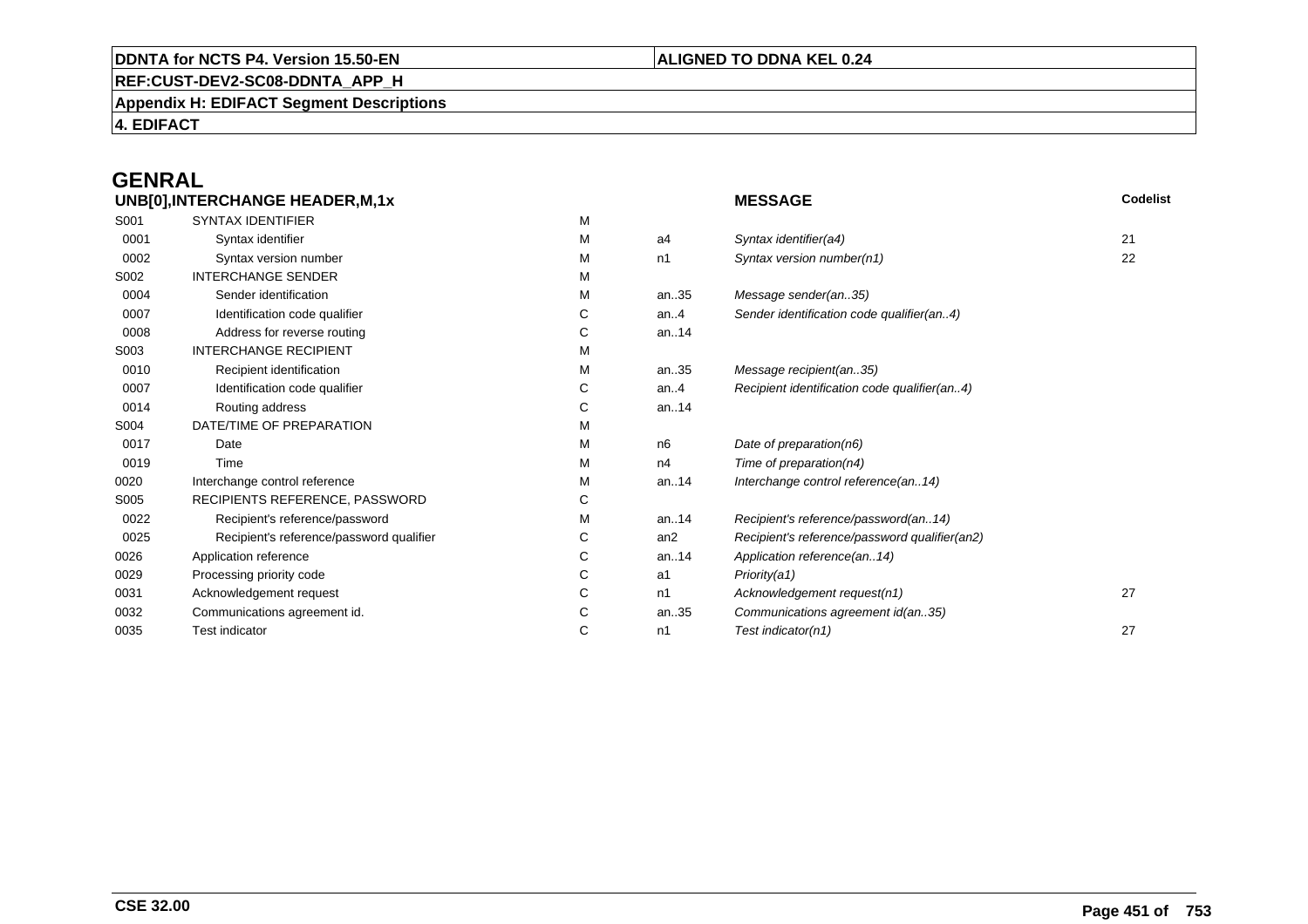# GENRAL

| UNB[0],INTERCHANGE HEADER,M,1x | | | | MESSAGE | Codelist |
|---|---|---|---|---|---|
| S001 | SYNTAX IDENTIFIER | M | | | |
| 0001 | Syntax identifier | M | a4 | *Syntax identifier(a4)* | 21 |
| 0002 | Syntax version number | M | n1 | *Syntax version number(n1)* | 22 |
| S002 | INTERCHANGE SENDER | M | | | |
| 0004 | Sender identification | M | an..35 | *Message sender(an..35)* | |
| 0007 | Identification code qualifier | C | an..4 | *Sender identification code qualifier(an..4)* | |
| 0008 | Address for reverse routing | C | an..14 | | |
| S003 | INTERCHANGE RECIPIENT | M | | | |
| 0010 | Recipient identification | M | an..35 | *Message recipient(an..35)* | |
| 0007 | Identification code qualifier | C | an..4 | *Recipient identification code qualifier(an..4)* | |
| 0014 | Routing address | C | an..14 | | |
| S004 | DATE/TIME OF PREPARATION | M | | | |
| 0017 | Date | M | n6 | *Date of preparation(n6)* | |
| 0019 | Time | M | n4 | *Time of preparation(n4)* | |
| 0020 | Interchange control reference | M | an..14 | *Interchange control reference(an..14)* | |
| S005 | RECIPIENTS REFERENCE, PASSWORD | C | | | |
| 0022 | Recipient's reference/password | M | an..14 | *Recipient's reference/password(an..14)* | |
| 0025 | Recipient's reference/password qualifier | C | an2 | *Recipient's reference/password qualifier(an2)* | |
| 0026 | Application reference | C | an..14 | *Application reference(an..14)* | |
| 0029 | Processing priority code | C | a1 | *Priority(a1)* | |
| 0031 | Acknowledgement request | C | n1 | *Acknowledgement request(n1)* | 27 |
| 0032 | Communications agreement id. | C | an..35 | *Communications agreement id(an..35)* | |
| 0035 | Test indicator | C | n1 | *Test indicator(n1)* | 27 |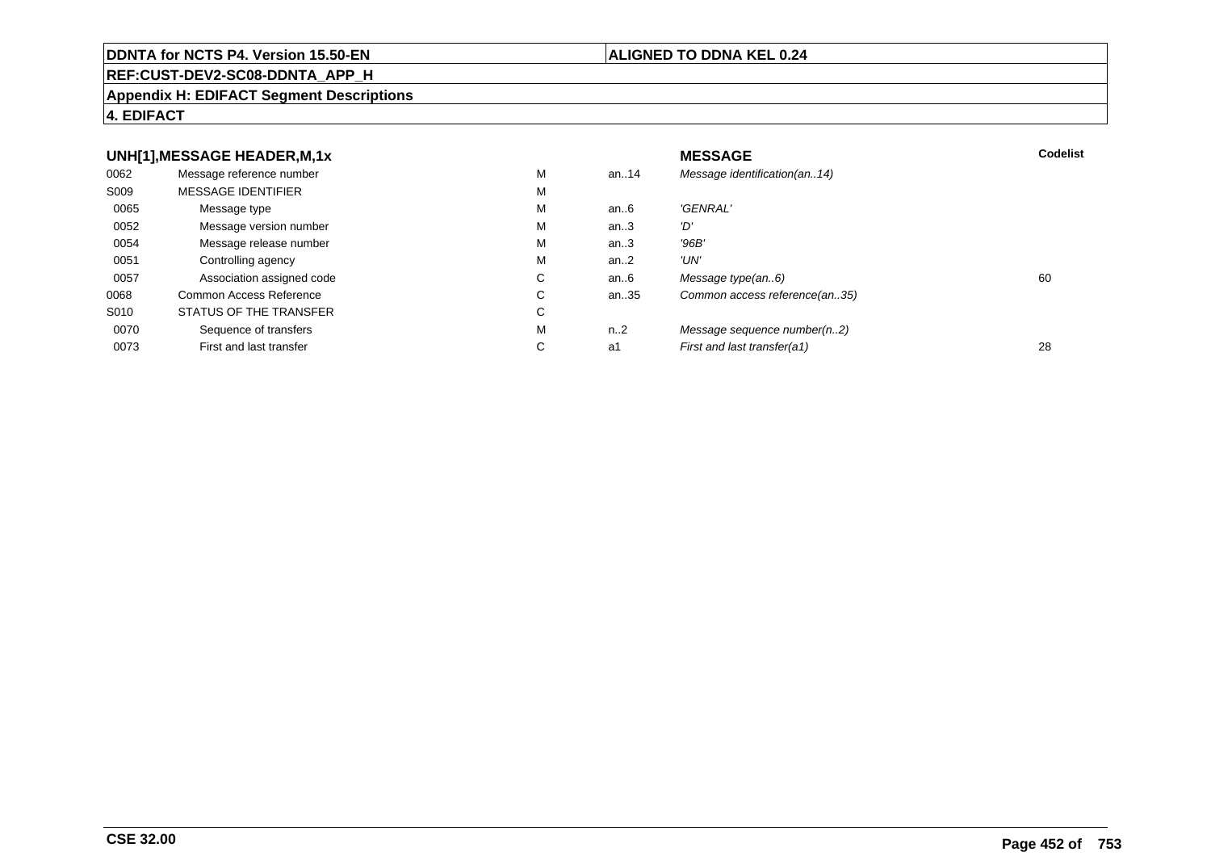**DDNTA for NCTS P4. Version 15.50-EN** | **ALIGNED TO DDNA KEL 0.24**

**REF:CUST-DEV2-SC08-DDNTA_APP_H**

**Appendix H: EDIFACT Segment Descriptions**

**4. EDIFACT**

| UNH[1],MESSAGE HEADER,M,1x | | | | MESSAGE | Codelist |
|---|---|---|---|---|---|
| 0062 | Message reference number | M | an..14 | *Message identification(an..14)* | |
| S009 | MESSAGE IDENTIFIER | M | | | |
| 0065 | Message type | M | an..6 | *'GENRAL'* | |
| 0052 | Message version number | M | an..3 | *'D'* | |
| 0054 | Message release number | M | an..3 | *'96B'* | |
| 0051 | Controlling agency | M | an..2 | *'UN'* | |
| 0057 | Association assigned code | C | an..6 | *Message type(an..6)* | 60 |
| 0068 | Common Access Reference | C | an..35 | *Common access reference(an..35)* | |
| S010 | STATUS OF THE TRANSFER | C | | | |
| 0070 | Sequence of transfers | M | n..2 | *Message sequence number(n..2)* | |
| 0073 | First and last transfer | C | a1 | *First and last transfer(a1)* | 28 |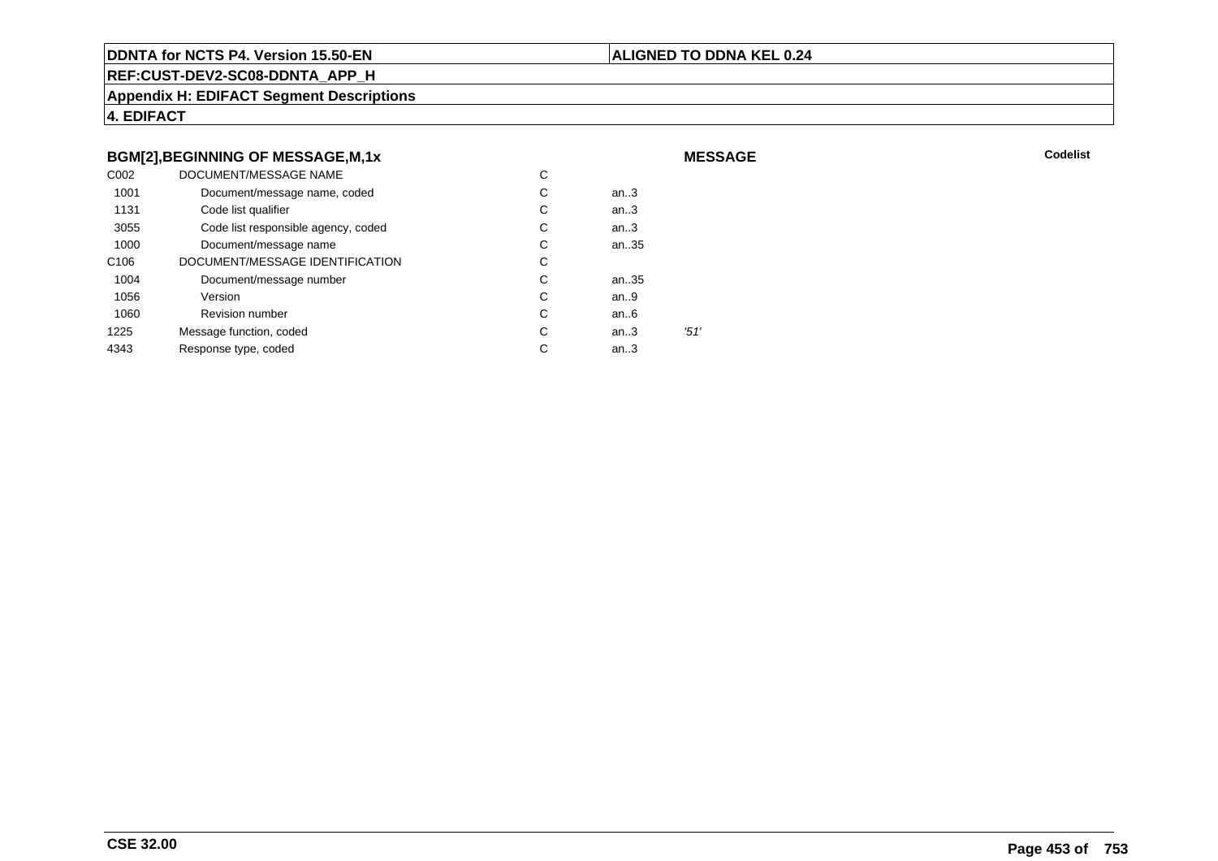**DDNTA for NCTS P4. Version 15.50-EN** | **ALIGNED TO DDNA KEL 0.24**

**REF:CUST-DEV2-SC08-DDNTA_APP_H**

**Appendix H: EDIFACT Segment Descriptions**

**4. EDIFACT**

### BGM[2],BEGINNING OF MESSAGE,M,1x

**MESSAGE** | **Codelist**

| | | | | |
|---|---|---|---|---|
| C002 | DOCUMENT/MESSAGE NAME | C | | |
| 1001 | Document/message name, coded | C | an..3 | |
| 1131 | Code list qualifier | C | an..3 | |
| 3055 | Code list responsible agency, coded | C | an..3 | |
| 1000 | Document/message name | C | an..35 | |
| C106 | DOCUMENT/MESSAGE IDENTIFICATION | C | | |
| 1004 | Document/message number | C | an..35 | |
| 1056 | Version | C | an..9 | |
| 1060 | Revision number | C | an..6 | |
| 1225 | Message function, coded | C | an..3 | *'51'* |
| 4343 | Response type, coded | C | an..3 | |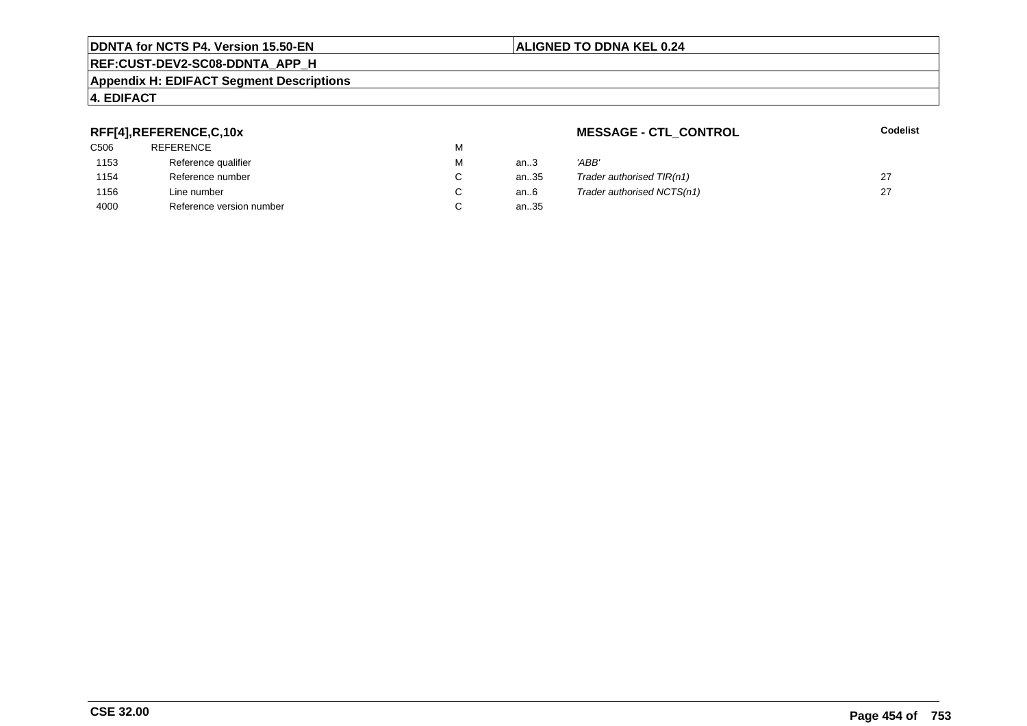**DDNTA for NCTS P4. Version 15.50-EN** | **ALIGNED TO DDNA KEL 0.24**

**REF:CUST-DEV2-SC08-DDNTA_APP_H**

**Appendix H: EDIFACT Segment Descriptions**

**4. EDIFACT**

### RFF[4],REFERENCE,C,10x

**MESSAGE - CTL_CONTROL**

| | | | | | Codelist |
|---|---|---|---|---|---|
| C506 | REFERENCE | M | | | |
| 1153 | Reference qualifier | M | an..3 | *'ABB'* | |
| 1154 | Reference number | C | an..35 | *Trader authorised TIR(n1)* | 27 |
| 1156 | Line number | C | an..6 | *Trader authorised NCTS(n1)* | 27 |
| 4000 | Reference version number | C | an..35 | | |

**CSE 32.00**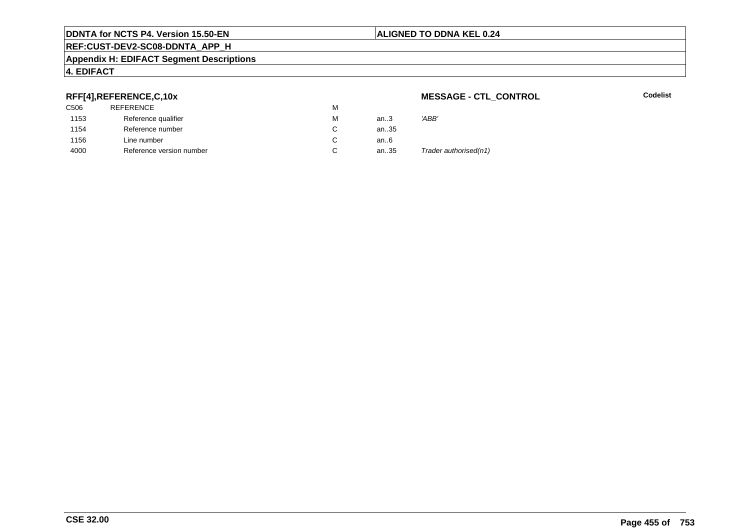**DDNTA for NCTS P4. Version 15.50-EN** | **ALIGNED TO DDNA KEL 0.24**

**REF:CUST-DEV2-SC08-DDNTA_APP_H**

**Appendix H: EDIFACT Segment Descriptions**

**4. EDIFACT**

**RFF[4],REFERENCE,C,10x** **MESSAGE - CTL_CONTROL** **Codelist**

| | | | | |
|---|---|---|---|---|
| C506 | REFERENCE | M | | |
| 1153 | Reference qualifier | M | an..3 | *'ABB'* |
| 1154 | Reference number | C | an..35 | |
| 1156 | Line number | C | an..6 | |
| 4000 | Reference version number | C | an..35 | *Trader authorised(n1)* |

**CSE 32.00**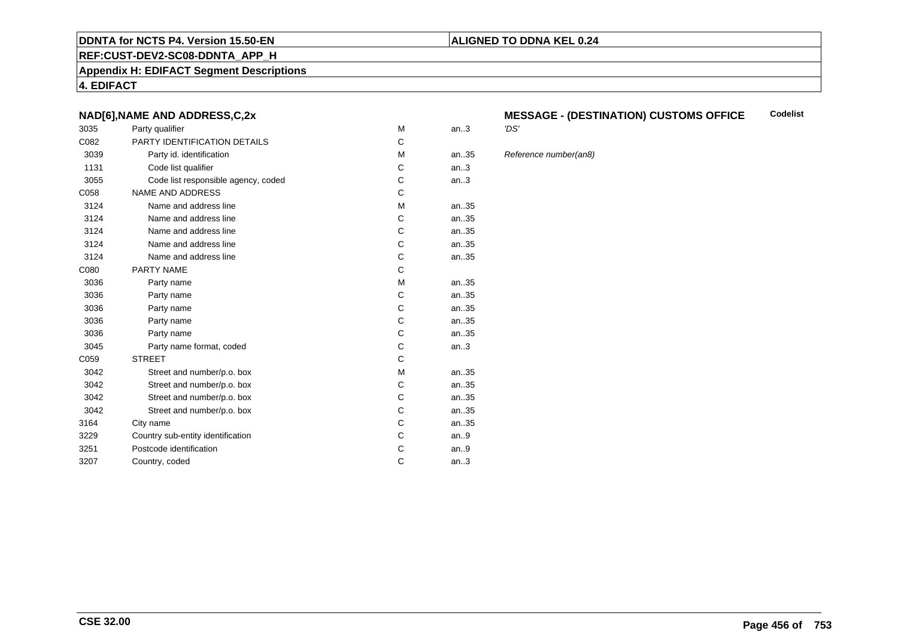**DDNTA for NCTS P4. Version 15.50-EN** | **ALIGNED TO DDNA KEL 0.24**

**REF:CUST-DEV2-SC08-DDNTA_APP_H**

**Appendix H: EDIFACT Segment Descriptions**

**4. EDIFACT**

### NAD[6],NAME AND ADDRESS,C,2x

**MESSAGE - (DESTINATION) CUSTOMS OFFICE** — **Codelist**

| | | | | |
|---|---|---|---|---|
| 3035 | Party qualifier | M | an..3 | *'DS'* |
| C082 | PARTY IDENTIFICATION DETAILS | C | | |
| 3039 | Party id. identification | M | an..35 | *Reference number(an8)* |
| 1131 | Code list qualifier | C | an..3 | |
| 3055 | Code list responsible agency, coded | C | an..3 | |
| C058 | NAME AND ADDRESS | C | | |
| 3124 | Name and address line | M | an..35 | |
| 3124 | Name and address line | C | an..35 | |
| 3124 | Name and address line | C | an..35 | |
| 3124 | Name and address line | C | an..35 | |
| 3124 | Name and address line | C | an..35 | |
| C080 | PARTY NAME | C | | |
| 3036 | Party name | M | an..35 | |
| 3036 | Party name | C | an..35 | |
| 3036 | Party name | C | an..35 | |
| 3036 | Party name | C | an..35 | |
| 3036 | Party name | C | an..35 | |
| 3045 | Party name format, coded | C | an..3 | |
| C059 | STREET | C | | |
| 3042 | Street and number/p.o. box | M | an..35 | |
| 3042 | Street and number/p.o. box | C | an..35 | |
| 3042 | Street and number/p.o. box | C | an..35 | |
| 3042 | Street and number/p.o. box | C | an..35 | |
| 3164 | City name | C | an..35 | |
| 3229 | Country sub-entity identification | C | an..9 | |
| 3251 | Postcode identification | C | an..9 | |
| 3207 | Country, coded | C | an..3 | |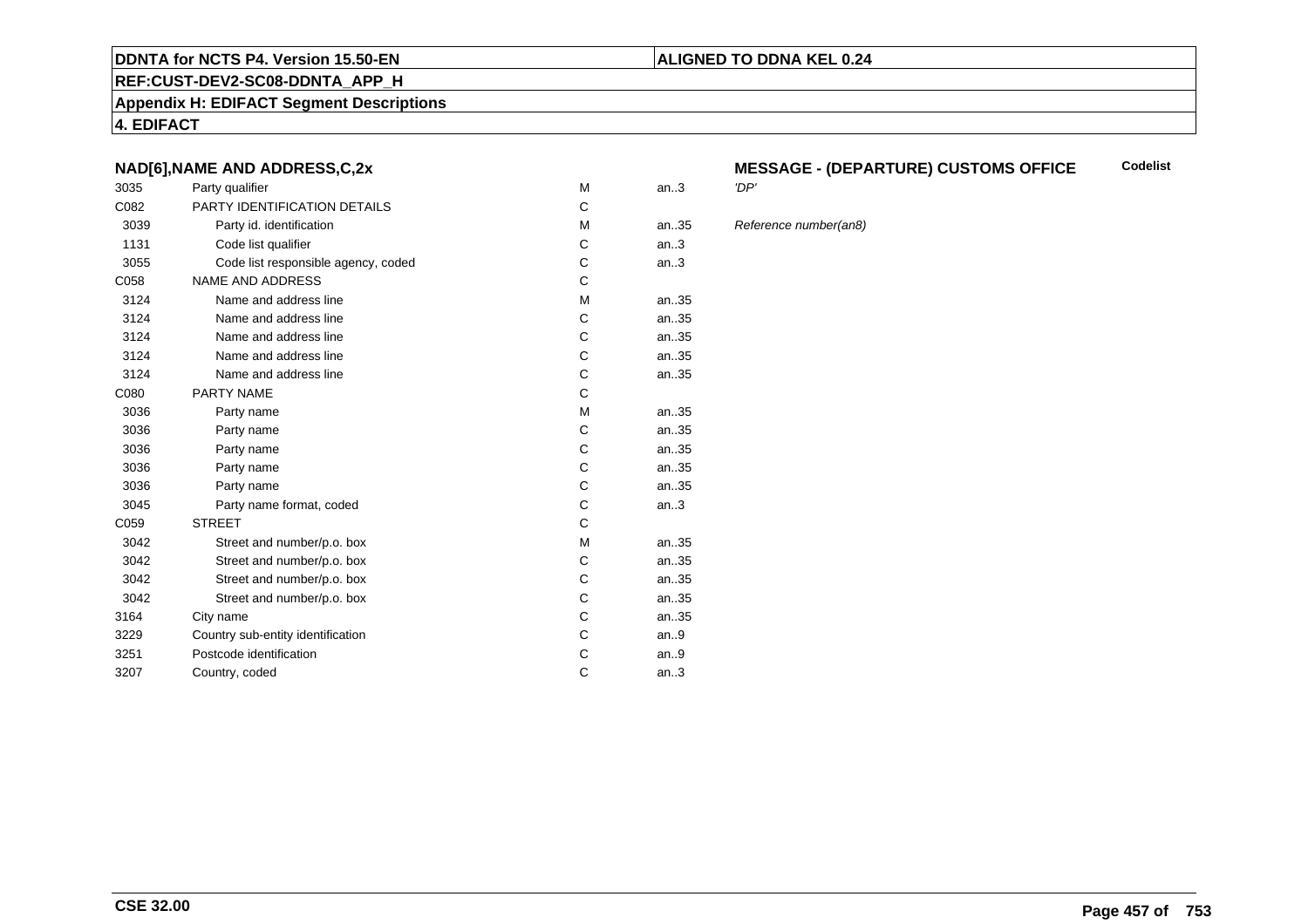**DDNTA for NCTS P4. Version 15.50-EN** | **ALIGNED TO DDNA KEL 0.24**

**REF:CUST-DEV2-SC08-DDNTA_APP_H**

**Appendix H: EDIFACT Segment Descriptions**

**4. EDIFACT**

### NAD[6],NAME AND ADDRESS,C,2x

**MESSAGE - (DEPARTURE) CUSTOMS OFFICE** — **Codelist**

| | | | | |
|---|---|---|---|---|
| 3035 | Party qualifier | M | an..3 | *'DP'* |
| C082 | PARTY IDENTIFICATION DETAILS | C | | |
| 3039 | Party id. identification | M | an..35 | *Reference number(an8)* |
| 1131 | Code list qualifier | C | an..3 | |
| 3055 | Code list responsible agency, coded | C | an..3 | |
| C058 | NAME AND ADDRESS | C | | |
| 3124 | Name and address line | M | an..35 | |
| 3124 | Name and address line | C | an..35 | |
| 3124 | Name and address line | C | an..35 | |
| 3124 | Name and address line | C | an..35 | |
| 3124 | Name and address line | C | an..35 | |
| C080 | PARTY NAME | C | | |
| 3036 | Party name | M | an..35 | |
| 3036 | Party name | C | an..35 | |
| 3036 | Party name | C | an..35 | |
| 3036 | Party name | C | an..35 | |
| 3036 | Party name | C | an..35 | |
| 3045 | Party name format, coded | C | an..3 | |
| C059 | STREET | C | | |
| 3042 | Street and number/p.o. box | M | an..35 | |
| 3042 | Street and number/p.o. box | C | an..35 | |
| 3042 | Street and number/p.o. box | C | an..35 | |
| 3042 | Street and number/p.o. box | C | an..35 | |
| 3164 | City name | C | an..35 | |
| 3229 | Country sub-entity identification | C | an..9 | |
| 3251 | Postcode identification | C | an..9 | |
| 3207 | Country, coded | C | an..3 | |

**CSE 32.00**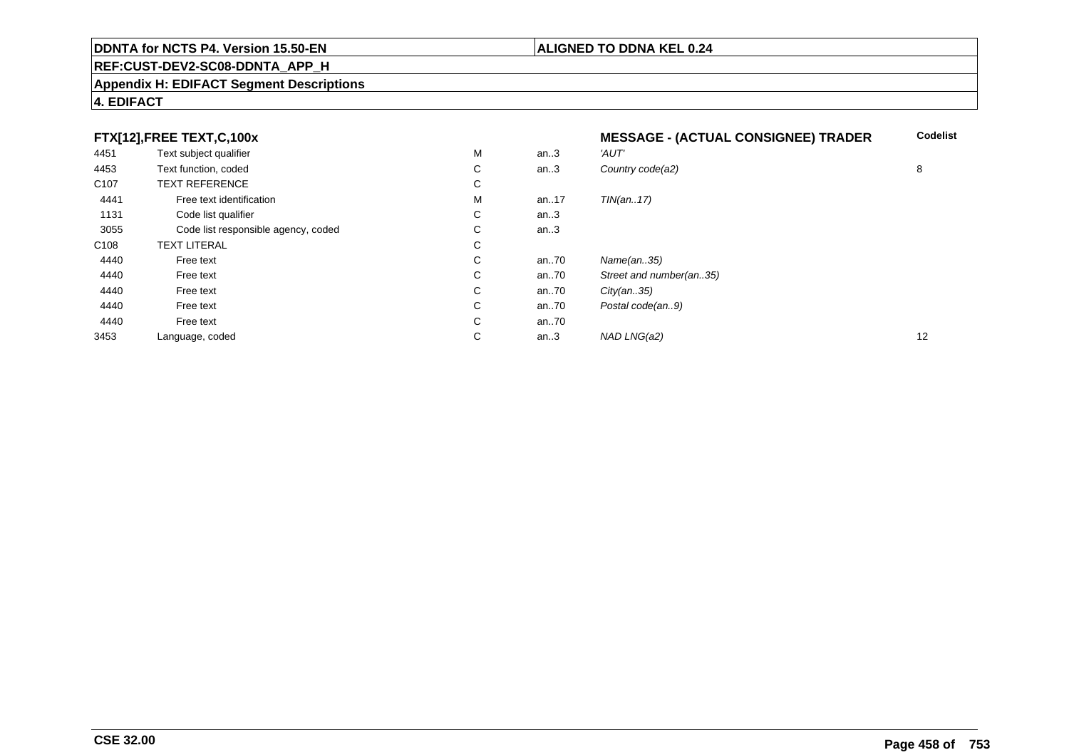**FTX[12],FREE TEXT,C,100x** — **MESSAGE - (ACTUAL CONSIGNEE) TRADER**

| | | | | | Codelist |
|---|---|---|---|---|---|
| 4451 | Text subject qualifier | M | an..3 | *'AUT'* | |
| 4453 | Text function, coded | C | an..3 | *Country code(a2)* | 8 |
| C107 | TEXT REFERENCE | C | | | |
| 4441 | Free text identification | M | an..17 | *TIN(an..17)* | |
| 1131 | Code list qualifier | C | an..3 | | |
| 3055 | Code list responsible agency, coded | C | an..3 | | |
| C108 | TEXT LITERAL | C | | | |
| 4440 | Free text | C | an..70 | *Name(an..35)* | |
| 4440 | Free text | C | an..70 | *Street and number(an..35)* | |
| 4440 | Free text | C | an..70 | *City(an..35)* | |
| 4440 | Free text | C | an..70 | *Postal code(an..9)* | |
| 4440 | Free text | C | an..70 | | |
| 3453 | Language, coded | C | an..3 | *NAD LNG(a2)* | 12 |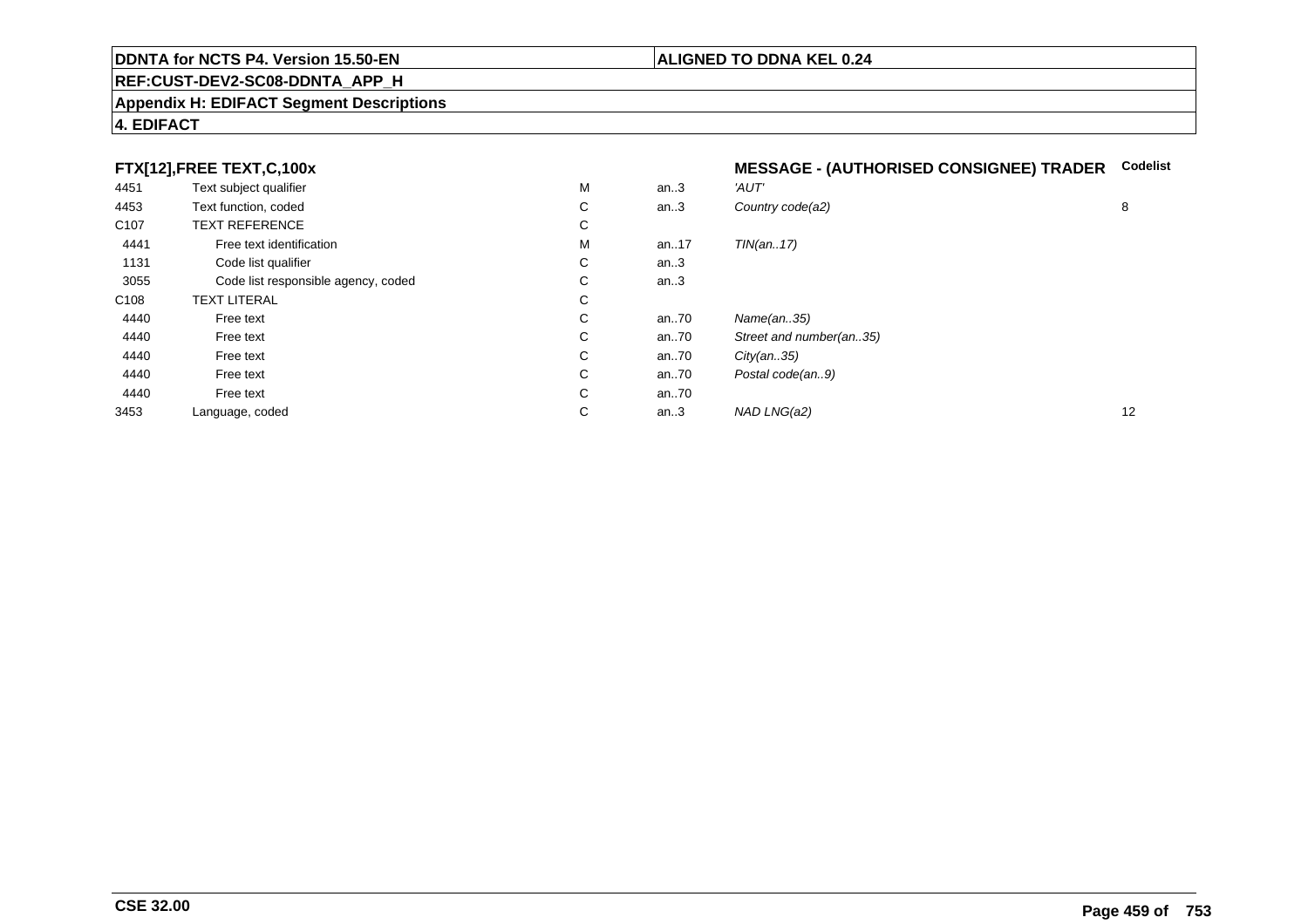**FTX[12],FREE TEXT,C,100x** — **MESSAGE - (AUTHORISED CONSIGNEE) TRADER**

| | | | | | Codelist |
|---|---|---|---|---|---|
| 4451 | Text subject qualifier | M | an..3 | *'AUT'* | |
| 4453 | Text function, coded | C | an..3 | *Country code(a2)* | 8 |
| C107 | TEXT REFERENCE | C | | | |
| 4441 | Free text identification | M | an..17 | *TIN(an..17)* | |
| 1131 | Code list qualifier | C | an..3 | | |
| 3055 | Code list responsible agency, coded | C | an..3 | | |
| C108 | TEXT LITERAL | C | | | |
| 4440 | Free text | C | an..70 | *Name(an..35)* | |
| 4440 | Free text | C | an..70 | *Street and number(an..35)* | |
| 4440 | Free text | C | an..70 | *City(an..35)* | |
| 4440 | Free text | C | an..70 | *Postal code(an..9)* | |
| 4440 | Free text | C | an..70 | | |
| 3453 | Language, coded | C | an..3 | *NAD LNG(a2)* | 12 |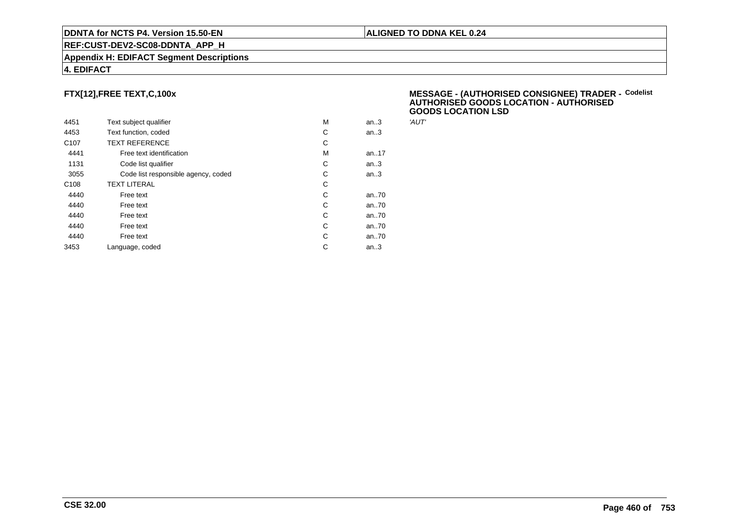## FTX[12],FREE TEXT,C,100x

**MESSAGE - (AUTHORISED CONSIGNEE) TRADER - AUTHORISED GOODS LOCATION - AUTHORISED GOODS LOCATION LSD** **Codelist**

| | | | | |
|---|---|---|---|---|
| 4451 | Text subject qualifier | M | an..3 | *'AUT'* |
| 4453 | Text function, coded | C | an..3 | |
| C107 | TEXT REFERENCE | C | | |
| 4441 | Free text identification | M | an..17 | |
| 1131 | Code list qualifier | C | an..3 | |
| 3055 | Code list responsible agency, coded | C | an..3 | |
| C108 | TEXT LITERAL | C | | |
| 4440 | Free text | C | an..70 | |
| 4440 | Free text | C | an..70 | |
| 4440 | Free text | C | an..70 | |
| 4440 | Free text | C | an..70 | |
| 4440 | Free text | C | an..70 | |
| 3453 | Language, coded | C | an..3 | |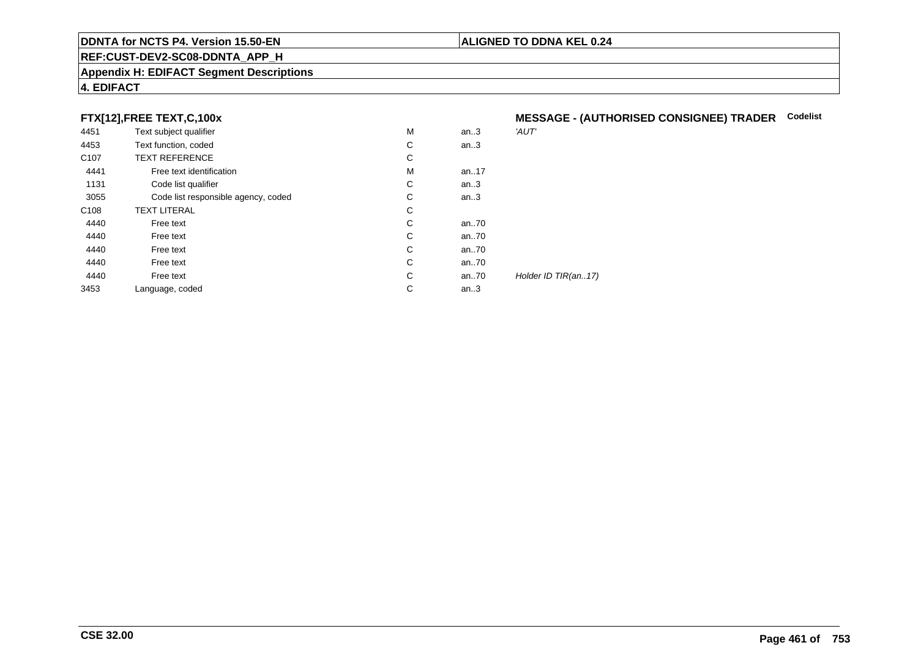## FTX[12],FREE TEXT,C,100x

**MESSAGE - (AUTHORISED CONSIGNEE) TRADER** **Codelist**

| | | | | |
|---|---|---|---|---|
| 4451 | Text subject qualifier | M | an..3 | *'AUT'* |
| 4453 | Text function, coded | C | an..3 | |
| C107 | TEXT REFERENCE | C | | |
| 4441 | Free text identification | M | an..17 | |
| 1131 | Code list qualifier | C | an..3 | |
| 3055 | Code list responsible agency, coded | C | an..3 | |
| C108 | TEXT LITERAL | C | | |
| 4440 | Free text | C | an..70 | |
| 4440 | Free text | C | an..70 | |
| 4440 | Free text | C | an..70 | |
| 4440 | Free text | C | an..70 | |
| 4440 | Free text | C | an..70 | *Holder ID TIR(an..17)* |
| 3453 | Language, coded | C | an..3 | |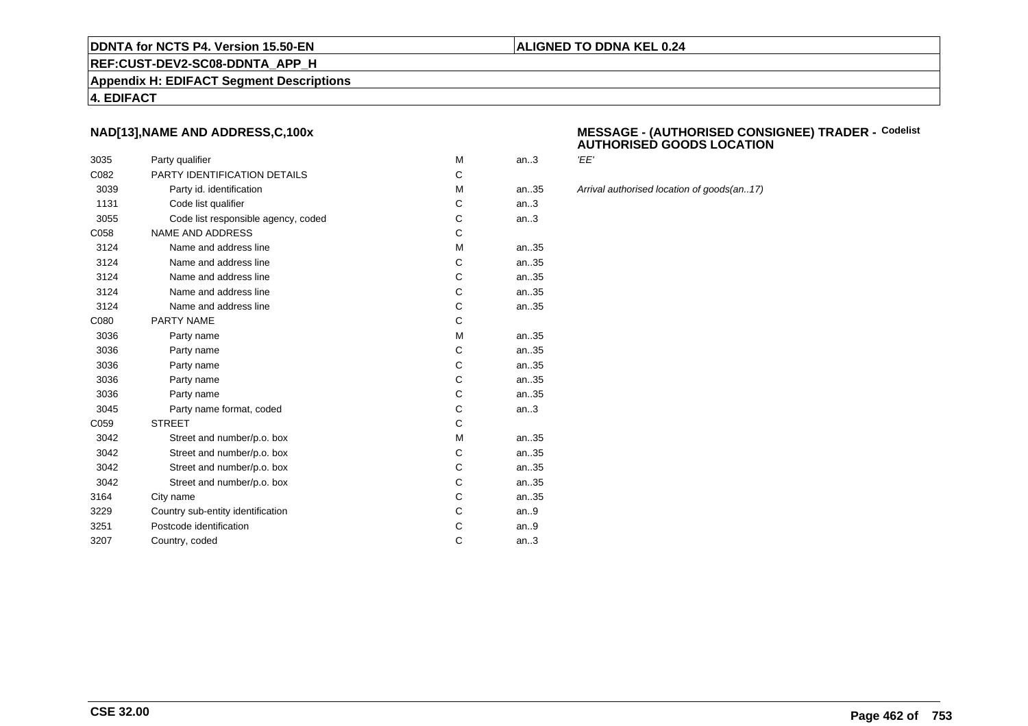**DDNTA for NCTS P4. Version 15.50-EN** | **ALIGNED TO DDNA KEL 0.24**

**REF:CUST-DEV2-SC08-DDNTA_APP_H**

**Appendix H: EDIFACT Segment Descriptions**

**4. EDIFACT**

### NAD[13],NAME AND ADDRESS,C,100x

### MESSAGE - (AUTHORISED CONSIGNEE) TRADER - AUTHORISED GOODS LOCATION

Codelist

| | | | | |
|---|---|---|---|---|
| 3035 | Party qualifier | M | an..3 | *'EE'* |
| C082 | PARTY IDENTIFICATION DETAILS | C | | |
| 3039 | Party id. identification | M | an..35 | *Arrival authorised location of goods(an..17)* |
| 1131 | Code list qualifier | C | an..3 | |
| 3055 | Code list responsible agency, coded | C | an..3 | |
| C058 | NAME AND ADDRESS | C | | |
| 3124 | Name and address line | M | an..35 | |
| 3124 | Name and address line | C | an..35 | |
| 3124 | Name and address line | C | an..35 | |
| 3124 | Name and address line | C | an..35 | |
| 3124 | Name and address line | C | an..35 | |
| C080 | PARTY NAME | C | | |
| 3036 | Party name | M | an..35 | |
| 3036 | Party name | C | an..35 | |
| 3036 | Party name | C | an..35 | |
| 3036 | Party name | C | an..35 | |
| 3036 | Party name | C | an..35 | |
| 3045 | Party name format, coded | C | an..3 | |
| C059 | STREET | C | | |
| 3042 | Street and number/p.o. box | M | an..35 | |
| 3042 | Street and number/p.o. box | C | an..35 | |
| 3042 | Street and number/p.o. box | C | an..35 | |
| 3042 | Street and number/p.o. box | C | an..35 | |
| 3164 | City name | C | an..35 | |
| 3229 | Country sub-entity identification | C | an..9 | |
| 3251 | Postcode identification | C | an..9 | |
| 3207 | Country, coded | C | an..3 | |

**CSE 32.00**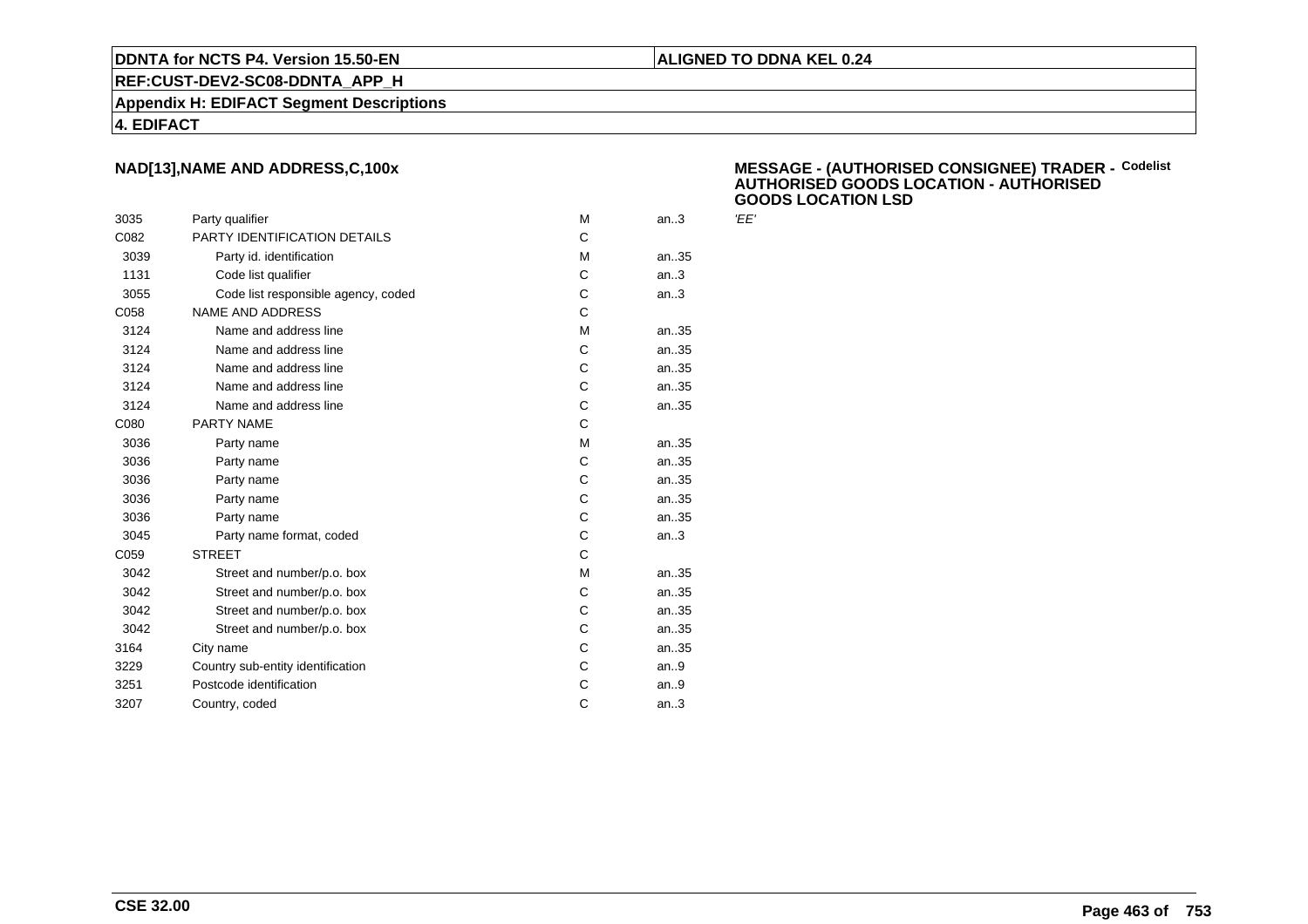## NAD[13],NAME AND ADDRESS,C,100x

**MESSAGE - (AUTHORISED CONSIGNEE) TRADER - AUTHORISED GOODS LOCATION - AUTHORISED GOODS LOCATION LSD** Codelist

| | | | | |
|---|---|---|---|---|
| 3035 | Party qualifier | M | an..3 | *'EE'* |
| C082 | PARTY IDENTIFICATION DETAILS | C | | |
| 3039 | Party id. identification | M | an..35 | |
| 1131 | Code list qualifier | C | an..3 | |
| 3055 | Code list responsible agency, coded | C | an..3 | |
| C058 | NAME AND ADDRESS | C | | |
| 3124 | Name and address line | M | an..35 | |
| 3124 | Name and address line | C | an..35 | |
| 3124 | Name and address line | C | an..35 | |
| 3124 | Name and address line | C | an..35 | |
| 3124 | Name and address line | C | an..35 | |
| C080 | PARTY NAME | C | | |
| 3036 | Party name | M | an..35 | |
| 3036 | Party name | C | an..35 | |
| 3036 | Party name | C | an..35 | |
| 3036 | Party name | C | an..35 | |
| 3036 | Party name | C | an..35 | |
| 3045 | Party name format, coded | C | an..3 | |
| C059 | STREET | C | | |
| 3042 | Street and number/p.o. box | M | an..35 | |
| 3042 | Street and number/p.o. box | C | an..35 | |
| 3042 | Street and number/p.o. box | C | an..35 | |
| 3042 | Street and number/p.o. box | C | an..35 | |
| 3164 | City name | C | an..35 | |
| 3229 | Country sub-entity identification | C | an..9 | |
| 3251 | Postcode identification | C | an..9 | |
| 3207 | Country, coded | C | an..3 | |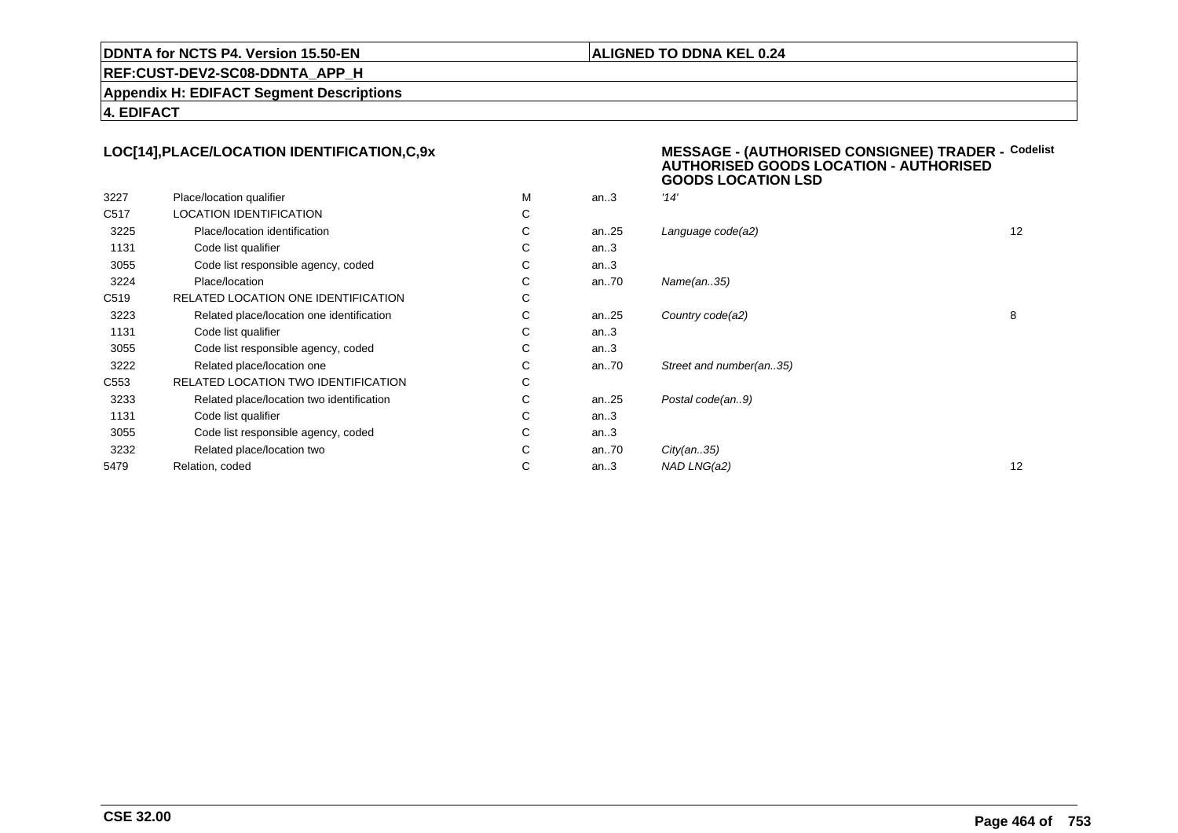**DDNTA for NCTS P4. Version 15.50-EN** | **ALIGNED TO DDNA KEL 0.24**

**REF:CUST-DEV2-SC08-DDNTA_APP_H**

**Appendix H: EDIFACT Segment Descriptions**

**4. EDIFACT**

### LOC[14],PLACE/LOCATION IDENTIFICATION,C,9x

**MESSAGE - (AUTHORISED CONSIGNEE) TRADER - AUTHORISED GOODS LOCATION - AUTHORISED GOODS LOCATION LSD**

| | | | | | Codelist |
|---|---|---|---|---|---|
| 3227 | Place/location qualifier | M | an..3 | *'14'* | |
| C517 | LOCATION IDENTIFICATION | C | | | |
| 3225 | Place/location identification | C | an..25 | *Language code(a2)* | 12 |
| 1131 | Code list qualifier | C | an..3 | | |
| 3055 | Code list responsible agency, coded | C | an..3 | | |
| 3224 | Place/location | C | an..70 | *Name(an..35)* | |
| C519 | RELATED LOCATION ONE IDENTIFICATION | C | | | |
| 3223 | Related place/location one identification | C | an..25 | *Country code(a2)* | 8 |
| 1131 | Code list qualifier | C | an..3 | | |
| 3055 | Code list responsible agency, coded | C | an..3 | | |
| 3222 | Related place/location one | C | an..70 | *Street and number(an..35)* | |
| C553 | RELATED LOCATION TWO IDENTIFICATION | C | | | |
| 3233 | Related place/location two identification | C | an..25 | *Postal code(an..9)* | |
| 1131 | Code list qualifier | C | an..3 | | |
| 3055 | Code list responsible agency, coded | C | an..3 | | |
| 3232 | Related place/location two | C | an..70 | *City(an..35)* | |
| 5479 | Relation, coded | C | an..3 | *NAD LNG(a2)* | 12 |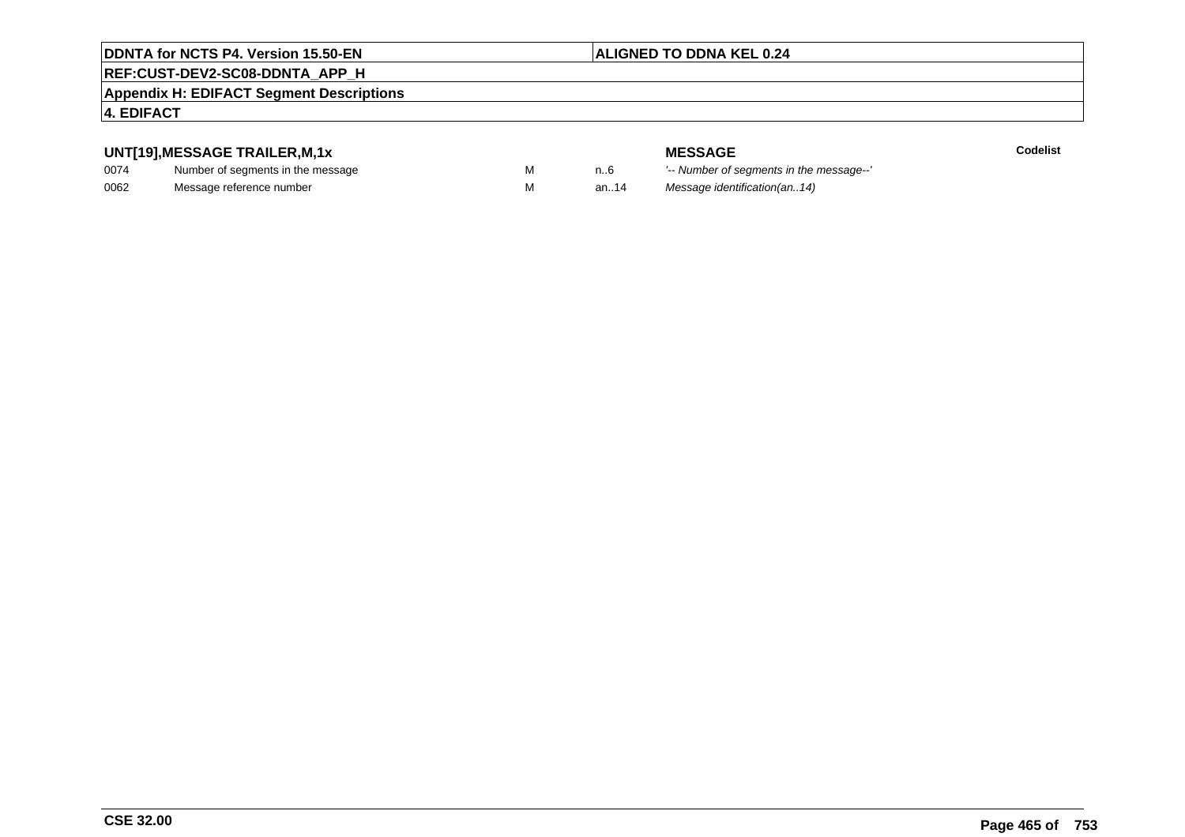## UNT[19],MESSAGE TRAILER,M,1x

| | | | | MESSAGE | Codelist |
|---|---|---|---|---|---|
| 0074 | Number of segments in the message | M | n..6 | *'-- Number of segments in the message--'* | |
| 0062 | Message reference number | M | an..14 | *Message identification(an..14)* | |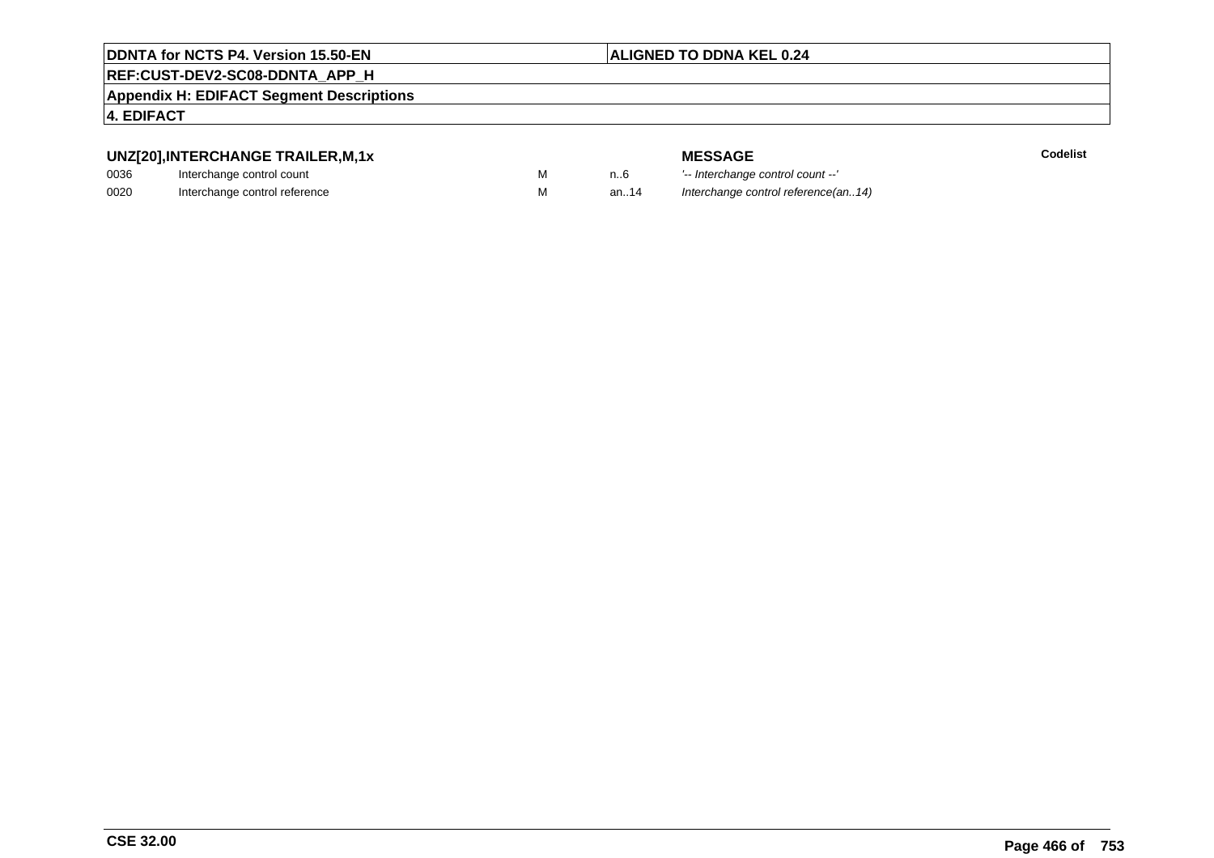**UNZ[20],INTERCHANGE TRAILER,M,1x**

| | | | | **MESSAGE** | **Codelist** |
|---|---|---|---|---|---|
| 0036 | Interchange control count | M | n..6 | *'-- Interchange control count --'* | |
| 0020 | Interchange control reference | M | an..14 | *Interchange control reference(an..14)* | |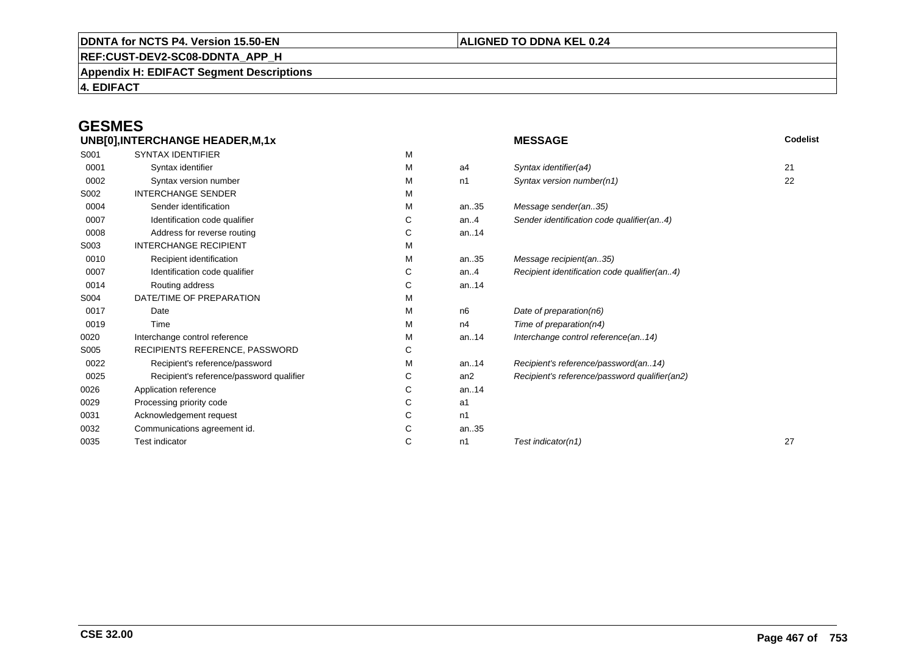**DDNTA for NCTS P4. Version 15.50-EN** | **ALIGNED TO DDNA KEL 0.24**

**REF:CUST-DEV2-SC08-DDNTA_APP_H**

**Appendix H: EDIFACT Segment Descriptions**

**4. EDIFACT**

# GESMES

| UNB[0],INTERCHANGE HEADER,M,1x | | | | MESSAGE | Codelist |
|---|---|---|---|---|---|
| S001 | SYNTAX IDENTIFIER | M | | | |
| 0001 | Syntax identifier | M | a4 | *Syntax identifier(a4)* | 21 |
| 0002 | Syntax version number | M | n1 | *Syntax version number(n1)* | 22 |
| S002 | INTERCHANGE SENDER | M | | | |
| 0004 | Sender identification | M | an..35 | *Message sender(an..35)* | |
| 0007 | Identification code qualifier | C | an..4 | *Sender identification code qualifier(an..4)* | |
| 0008 | Address for reverse routing | C | an..14 | | |
| S003 | INTERCHANGE RECIPIENT | M | | | |
| 0010 | Recipient identification | M | an..35 | *Message recipient(an..35)* | |
| 0007 | Identification code qualifier | C | an..4 | *Recipient identification code qualifier(an..4)* | |
| 0014 | Routing address | C | an..14 | | |
| S004 | DATE/TIME OF PREPARATION | M | | | |
| 0017 | Date | M | n6 | *Date of preparation(n6)* | |
| 0019 | Time | M | n4 | *Time of preparation(n4)* | |
| 0020 | Interchange control reference | M | an..14 | *Interchange control reference(an..14)* | |
| S005 | RECIPIENTS REFERENCE, PASSWORD | C | | | |
| 0022 | Recipient's reference/password | M | an..14 | *Recipient's reference/password(an..14)* | |
| 0025 | Recipient's reference/password qualifier | C | an2 | *Recipient's reference/password qualifier(an2)* | |
| 0026 | Application reference | C | an..14 | | |
| 0029 | Processing priority code | C | a1 | | |
| 0031 | Acknowledgement request | C | n1 | | |
| 0032 | Communications agreement id. | C | an..35 | | |
| 0035 | Test indicator | C | n1 | *Test indicator(n1)* | 27 |

**CSE 32.00**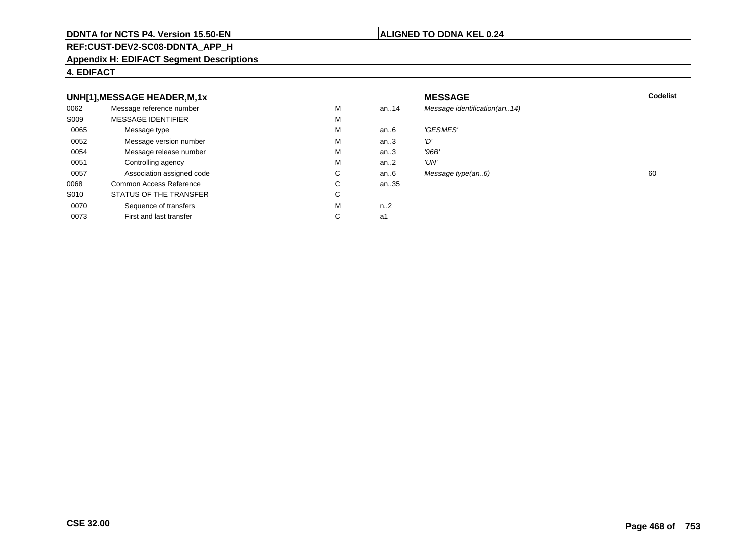**DDNTA for NCTS P4. Version 15.50-EN** | **ALIGNED TO DDNA KEL 0.24**

**REF:CUST-DEV2-SC08-DDNTA_APP_H**

**Appendix H: EDIFACT Segment Descriptions**

**4. EDIFACT**

### UNH[1],MESSAGE HEADER,M,1x

| | | | | MESSAGE | Codelist |
|---|---|---|---|---|---|
| 0062 | Message reference number | M | an..14 | *Message identification(an..14)* | |
| S009 | MESSAGE IDENTIFIER | M | | | |
| 0065 | Message type | M | an..6 | *'GESMES'* | |
| 0052 | Message version number | M | an..3 | *'D'* | |
| 0054 | Message release number | M | an..3 | *'96B'* | |
| 0051 | Controlling agency | M | an..2 | *'UN'* | |
| 0057 | Association assigned code | C | an..6 | *Message type(an..6)* | 60 |
| 0068 | Common Access Reference | C | an..35 | | |
| S010 | STATUS OF THE TRANSFER | C | | | |
| 0070 | Sequence of transfers | M | n..2 | | |
| 0073 | First and last transfer | C | a1 | | |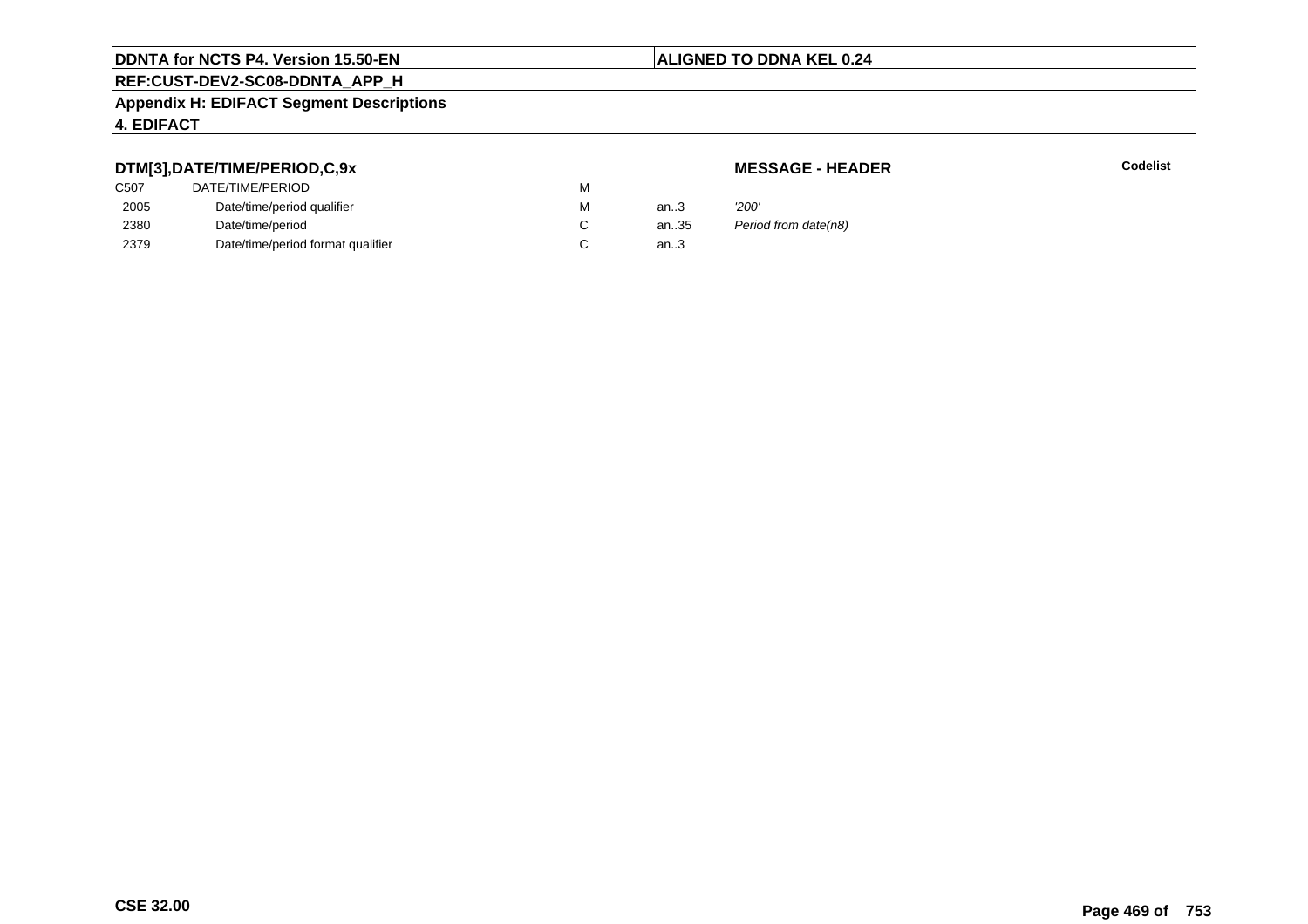### DTM[3],DATE/TIME/PERIOD,C,9x

**MESSAGE - HEADER**

**Codelist**

| | | | | |
|---|---|---|---|---|
| C507 | DATE/TIME/PERIOD | M | | |
| 2005 | Date/time/period qualifier | M | an..3 | *'200'* |
| 2380 | Date/time/period | C | an..35 | *Period from date(n8)* |
| 2379 | Date/time/period format qualifier | C | an..3 | |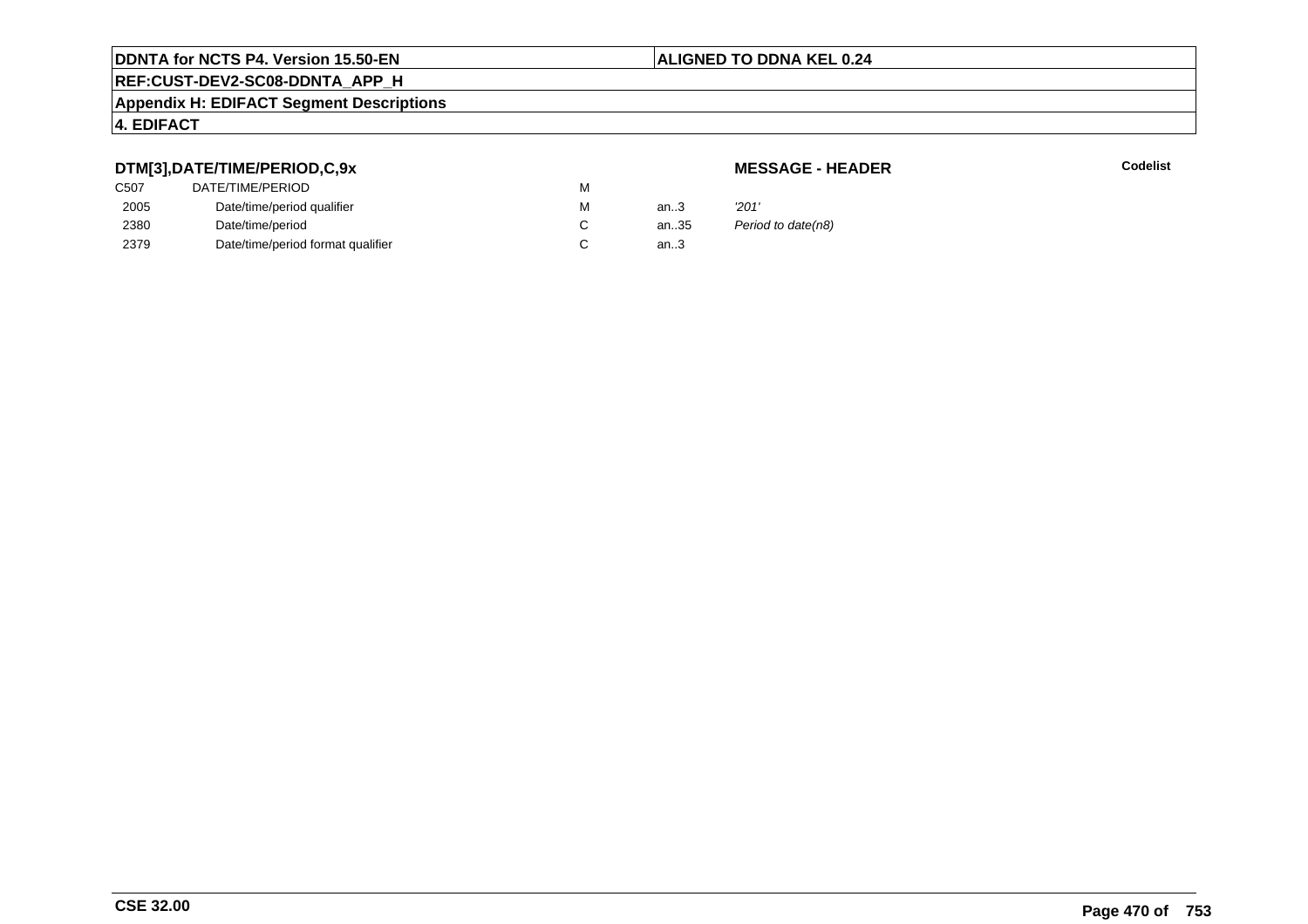**DDNTA for NCTS P4. Version 15.50-EN** | **ALIGNED TO DDNA KEL 0.24**

**REF:CUST-DEV2-SC08-DDNTA_APP_H**

**Appendix H: EDIFACT Segment Descriptions**

**4. EDIFACT**

### DTM[3],DATE/TIME/PERIOD,C,9x

**MESSAGE - HEADER** **Codelist**

| | | | | |
|---|---|---|---|---|
| C507 | DATE/TIME/PERIOD | M | | |
| 2005 | Date/time/period qualifier | M | an..3 | *'201'* |
| 2380 | Date/time/period | C | an..35 | *Period to date(n8)* |
| 2379 | Date/time/period format qualifier | C | an..3 | |

**CSE 32.00**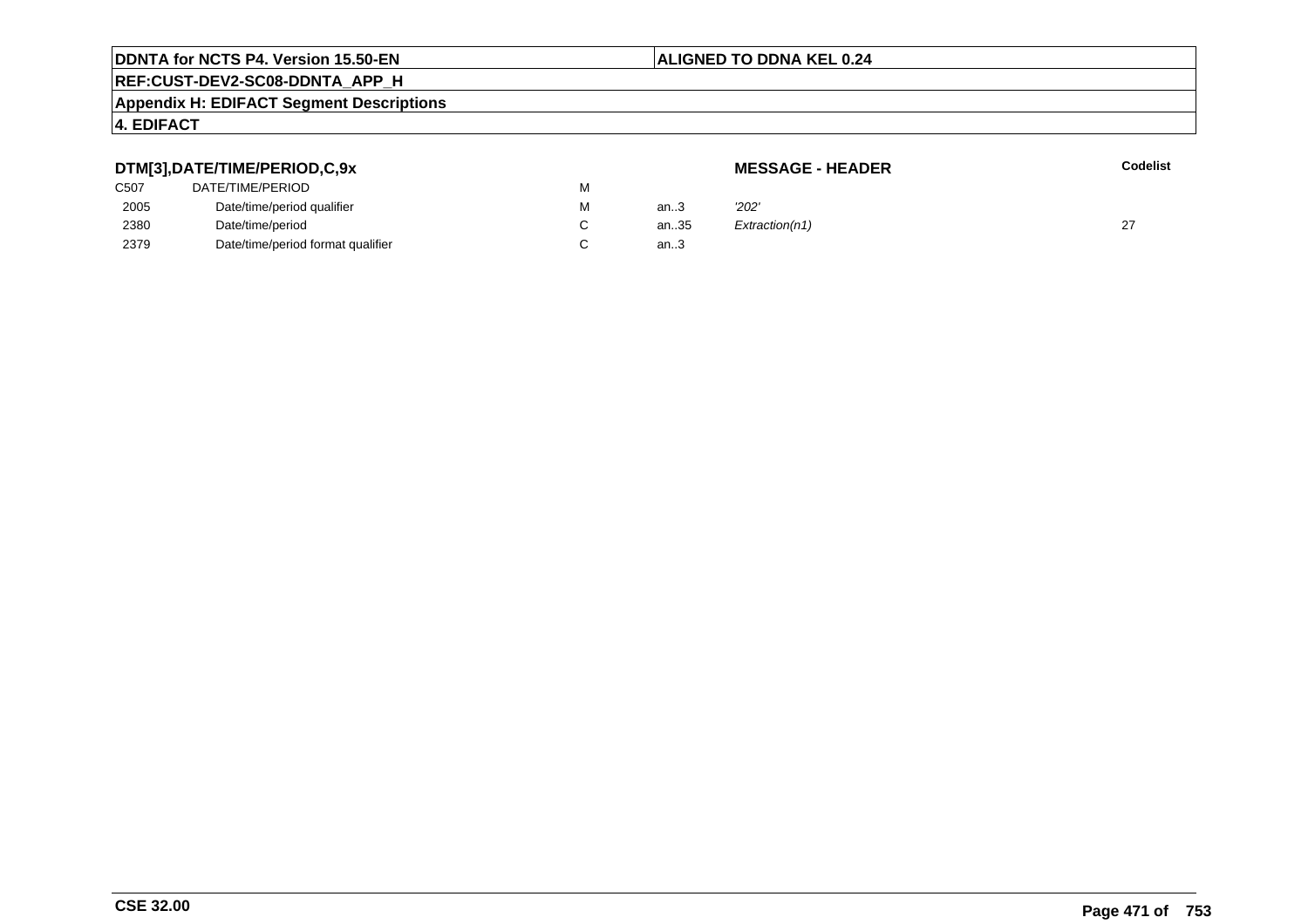**DTM[3],DATE/TIME/PERIOD,C,9x** | **MESSAGE - HEADER**

| | | | | | **Codelist** |
|---|---|---|---|---|---|
| C507 | DATE/TIME/PERIOD | M | | | |
| 2005 | Date/time/period qualifier | M | an..3 | *'202'* | |
| 2380 | Date/time/period | C | an..35 | *Extraction(n1)* | 27 |
| 2379 | Date/time/period format qualifier | C | an..3 | | |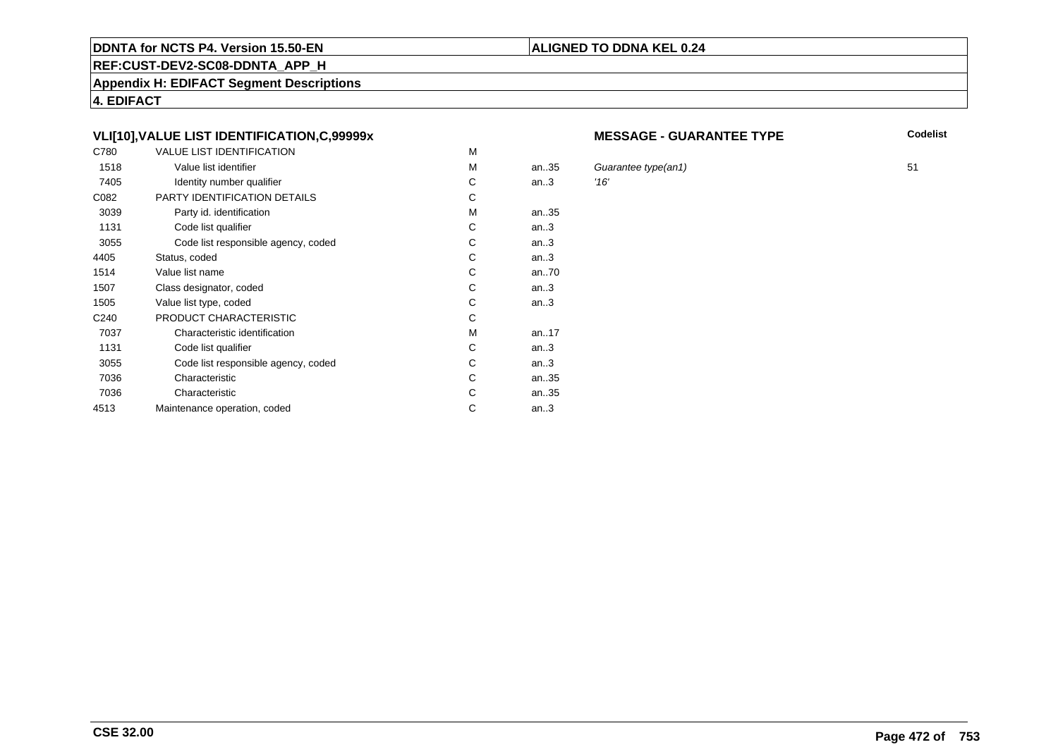**DDNTA for NCTS P4. Version 15.50-EN**

**ALIGNED TO DDNA KEL 0.24**

**REF:CUST-DEV2-SC08-DDNTA_APP_H**

**Appendix H: EDIFACT Segment Descriptions**

**4. EDIFACT**

### VLI[10],VALUE LIST IDENTIFICATION,C,99999x

**MESSAGE - GUARANTEE TYPE**

| | | | | | Codelist |
|---|---|---|---|---|---|
| C780 | VALUE LIST IDENTIFICATION | M | | | |
| 1518 | Value list identifier | M | an..35 | *Guarantee type(an1)* | 51 |
| 7405 | Identity number qualifier | C | an..3 | *'16'* | |
| C082 | PARTY IDENTIFICATION DETAILS | C | | | |
| 3039 | Party id. identification | M | an..35 | | |
| 1131 | Code list qualifier | C | an..3 | | |
| 3055 | Code list responsible agency, coded | C | an..3 | | |
| 4405 | Status, coded | C | an..3 | | |
| 1514 | Value list name | C | an..70 | | |
| 1507 | Class designator, coded | C | an..3 | | |
| 1505 | Value list type, coded | C | an..3 | | |
| C240 | PRODUCT CHARACTERISTIC | C | | | |
| 7037 | Characteristic identification | M | an..17 | | |
| 1131 | Code list qualifier | C | an..3 | | |
| 3055 | Code list responsible agency, coded | C | an..3 | | |
| 7036 | Characteristic | C | an..35 | | |
| 7036 | Characteristic | C | an..35 | | |
| 4513 | Maintenance operation, coded | C | an..3 | | |

**CSE 32.00**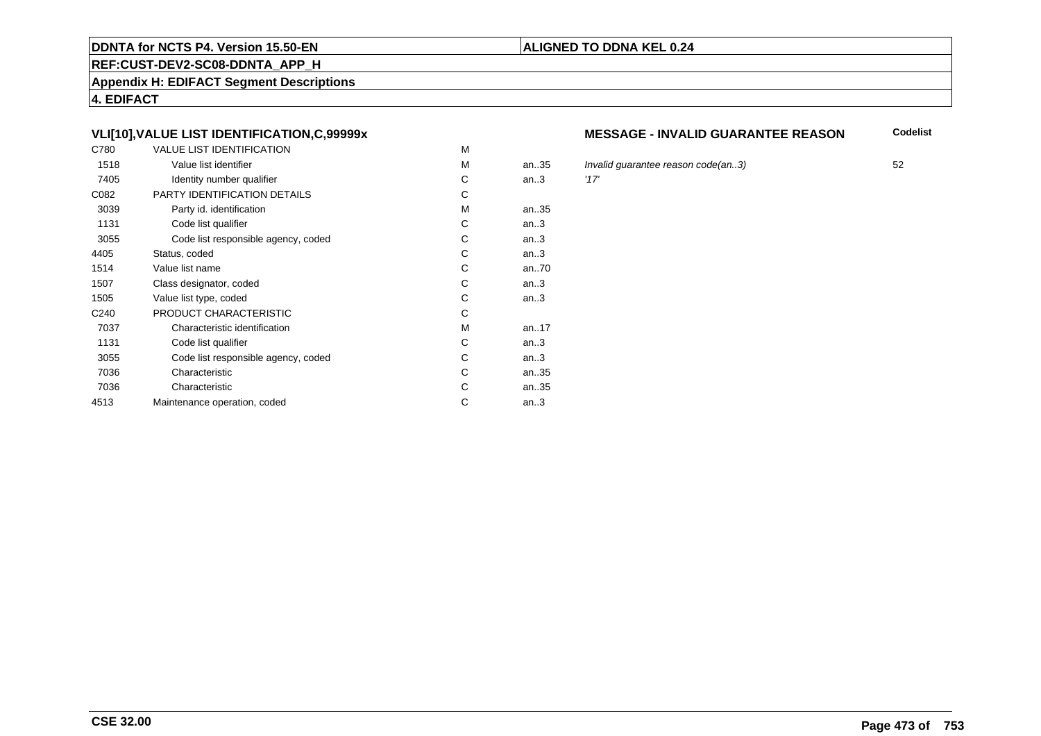## VLI[10],VALUE LIST IDENTIFICATION,C,99999x

**MESSAGE - INVALID GUARANTEE REASON**

| | | | | | Codelist |
|---|---|---|---|---|---|
| C780 | VALUE LIST IDENTIFICATION | M | | | |
| 1518 | Value list identifier | M | an..35 | *Invalid guarantee reason code(an..3)* | 52 |
| 7405 | Identity number qualifier | C | an..3 | *'17'* | |
| C082 | PARTY IDENTIFICATION DETAILS | C | | | |
| 3039 | Party id. identification | M | an..35 | | |
| 1131 | Code list qualifier | C | an..3 | | |
| 3055 | Code list responsible agency, coded | C | an..3 | | |
| 4405 | Status, coded | C | an..3 | | |
| 1514 | Value list name | C | an..70 | | |
| 1507 | Class designator, coded | C | an..3 | | |
| 1505 | Value list type, coded | C | an..3 | | |
| C240 | PRODUCT CHARACTERISTIC | C | | | |
| 7037 | Characteristic identification | M | an..17 | | |
| 1131 | Code list qualifier | C | an..3 | | |
| 3055 | Code list responsible agency, coded | C | an..3 | | |
| 7036 | Characteristic | C | an..35 | | |
| 7036 | Characteristic | C | an..35 | | |
| 4513 | Maintenance operation, coded | C | an..3 | | |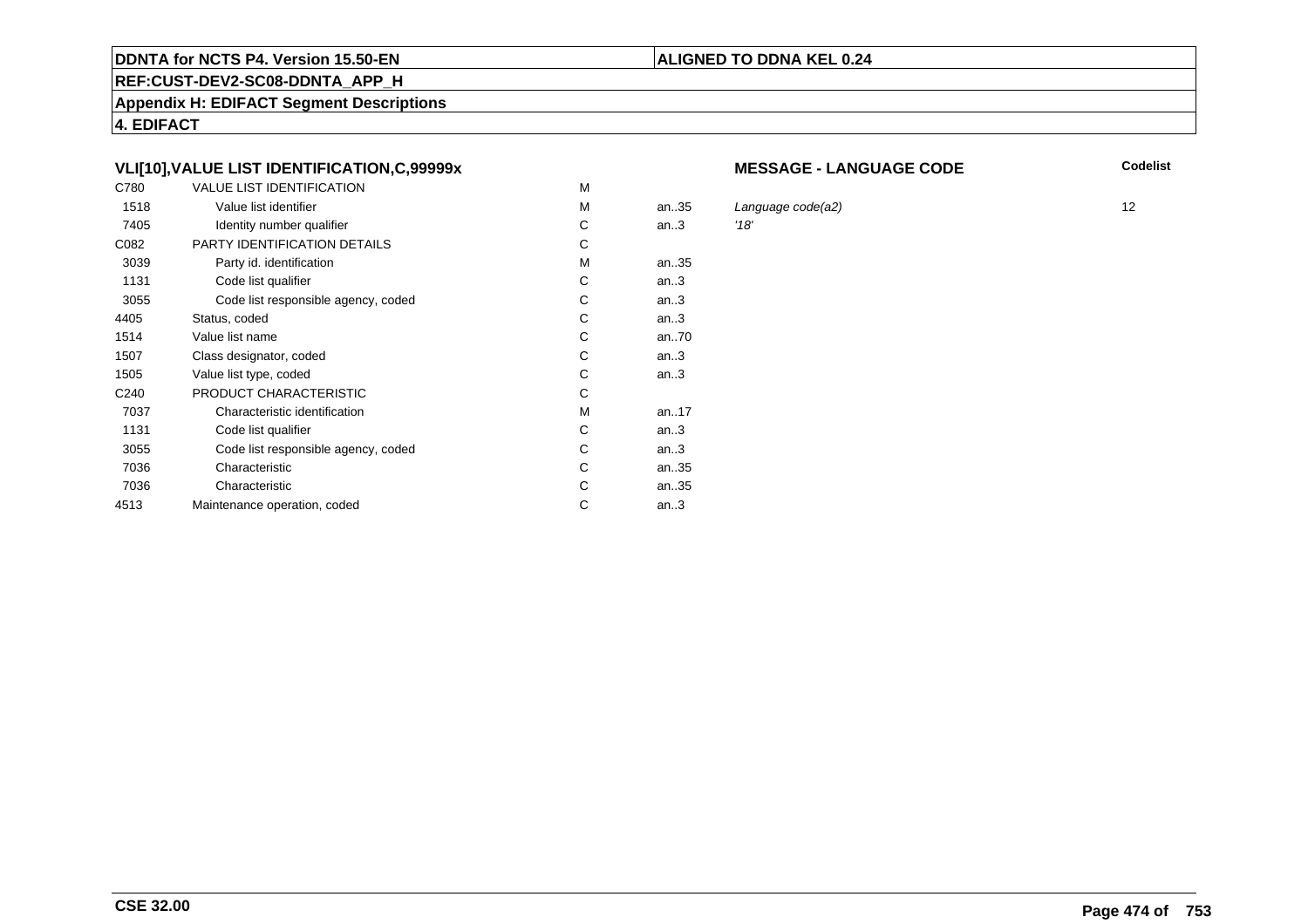**DDNTA for NCTS P4. Version 15.50-EN**

**ALIGNED TO DDNA KEL 0.24**

**REF:CUST-DEV2-SC08-DDNTA_APP_H**

**Appendix H: EDIFACT Segment Descriptions**

**4. EDIFACT**

### VLI[10],VALUE LIST IDENTIFICATION,C,99999x

**MESSAGE - LANGUAGE CODE**

| | | | | | Codelist |
|---|---|---|---|---|---|
| C780 | VALUE LIST IDENTIFICATION | M | | | |
| 1518 | Value list identifier | M | an..35 | *Language code(a2)* | 12 |
| 7405 | Identity number qualifier | C | an..3 | *'18'* | |
| C082 | PARTY IDENTIFICATION DETAILS | C | | | |
| 3039 | Party id. identification | M | an..35 | | |
| 1131 | Code list qualifier | C | an..3 | | |
| 3055 | Code list responsible agency, coded | C | an..3 | | |
| 4405 | Status, coded | C | an..3 | | |
| 1514 | Value list name | C | an..70 | | |
| 1507 | Class designator, coded | C | an..3 | | |
| 1505 | Value list type, coded | C | an..3 | | |
| C240 | PRODUCT CHARACTERISTIC | C | | | |
| 7037 | Characteristic identification | M | an..17 | | |
| 1131 | Code list qualifier | C | an..3 | | |
| 3055 | Code list responsible agency, coded | C | an..3 | | |
| 7036 | Characteristic | C | an..35 | | |
| 7036 | Characteristic | C | an..35 | | |
| 4513 | Maintenance operation, coded | C | an..3 | | |

**CSE 32.00**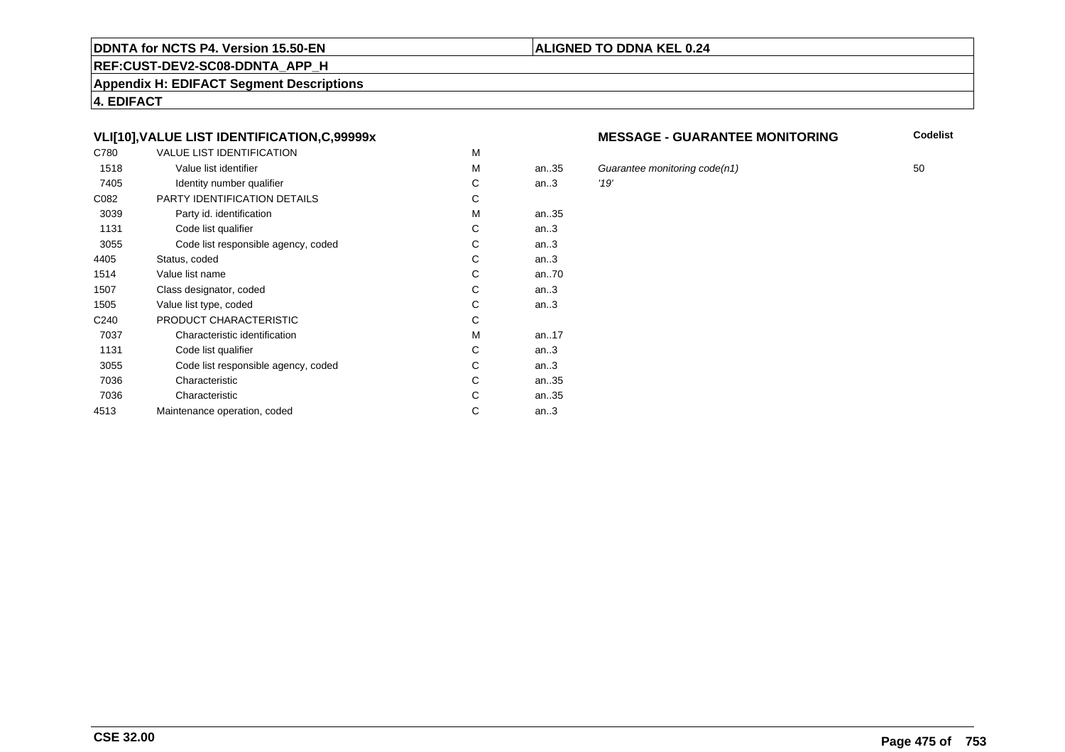**DDNTA for NCTS P4. Version 15.50-EN** | **ALIGNED TO DDNA KEL 0.24**

**REF:CUST-DEV2-SC08-DDNTA_APP_H**

**Appendix H: EDIFACT Segment Descriptions**

**4. EDIFACT**

### VLI[10],VALUE LIST IDENTIFICATION,C,99999x

**MESSAGE - GUARANTEE MONITORING**

| | | | | | Codelist |
|---|---|---|---|---|---|
| C780 | VALUE LIST IDENTIFICATION | M | | | |
| 1518 | Value list identifier | M | an..35 | *Guarantee monitoring code(n1)* | 50 |
| 7405 | Identity number qualifier | C | an..3 | *'19'* | |
| C082 | PARTY IDENTIFICATION DETAILS | C | | | |
| 3039 | Party id. identification | M | an..35 | | |
| 1131 | Code list qualifier | C | an..3 | | |
| 3055 | Code list responsible agency, coded | C | an..3 | | |
| 4405 | Status, coded | C | an..3 | | |
| 1514 | Value list name | C | an..70 | | |
| 1507 | Class designator, coded | C | an..3 | | |
| 1505 | Value list type, coded | C | an..3 | | |
| C240 | PRODUCT CHARACTERISTIC | C | | | |
| 7037 | Characteristic identification | M | an..17 | | |
| 1131 | Code list qualifier | C | an..3 | | |
| 3055 | Code list responsible agency, coded | C | an..3 | | |
| 7036 | Characteristic | C | an..35 | | |
| 7036 | Characteristic | C | an..35 | | |
| 4513 | Maintenance operation, coded | C | an..3 | | |

**CSE 32.00**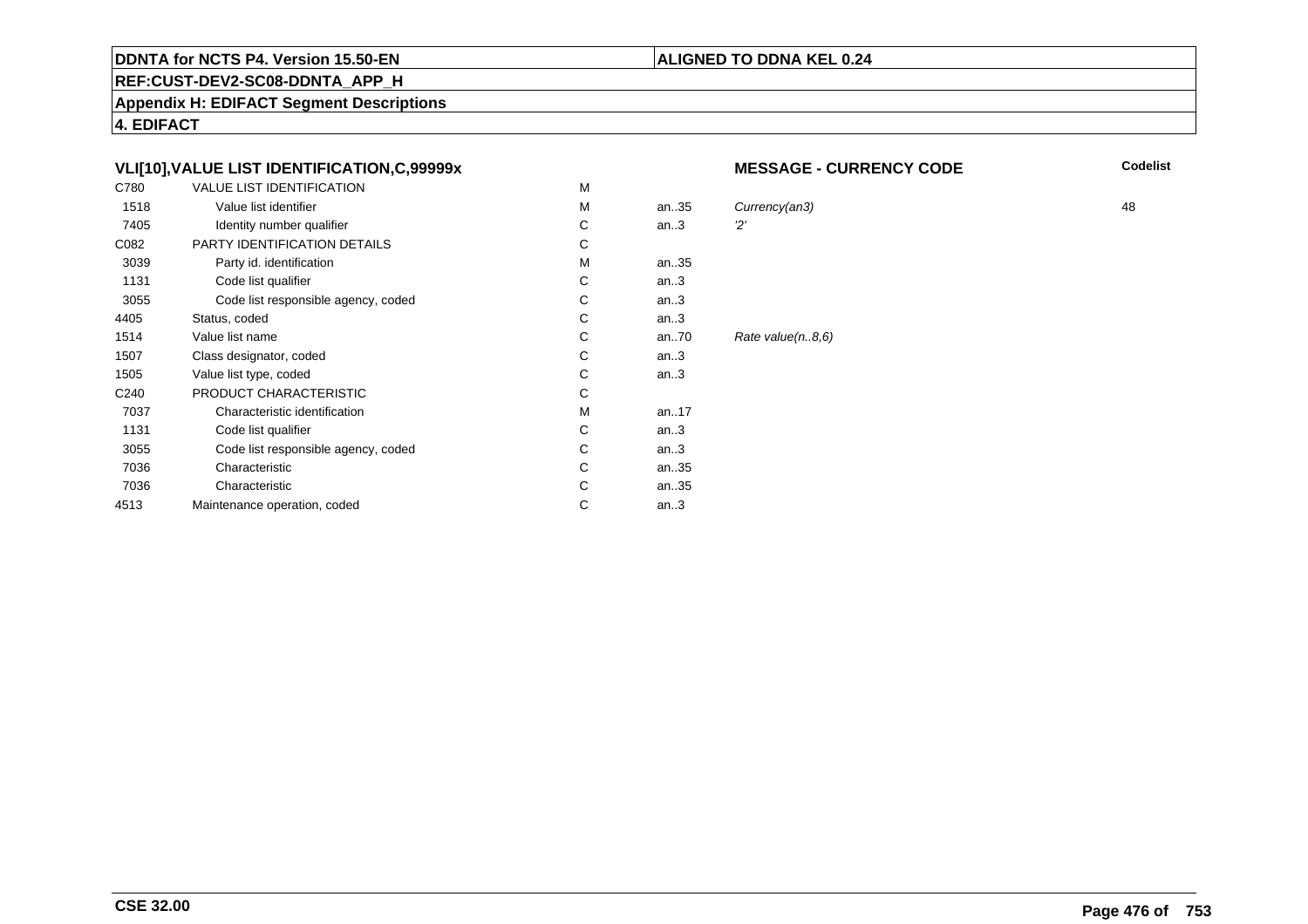**DDNTA for NCTS P4. Version 15.50-EN** | **ALIGNED TO DDNA KEL 0.24**

**REF:CUST-DEV2-SC08-DDNTA_APP_H**

**Appendix H: EDIFACT Segment Descriptions**

**4. EDIFACT**

### VLI[10],VALUE LIST IDENTIFICATION,C,99999x

**MESSAGE - CURRENCY CODE**

| | | | | | Codelist |
|---|---|---|---|---|---|
| C780 | VALUE LIST IDENTIFICATION | M | | | |
| 1518 | Value list identifier | M | an..35 | *Currency(an3)* | 48 |
| 7405 | Identity number qualifier | C | an..3 | *'2'* | |
| C082 | PARTY IDENTIFICATION DETAILS | C | | | |
| 3039 | Party id. identification | M | an..35 | | |
| 1131 | Code list qualifier | C | an..3 | | |
| 3055 | Code list responsible agency, coded | C | an..3 | | |
| 4405 | Status, coded | C | an..3 | | |
| 1514 | Value list name | C | an..70 | *Rate value(n..8,6)* | |
| 1507 | Class designator, coded | C | an..3 | | |
| 1505 | Value list type, coded | C | an..3 | | |
| C240 | PRODUCT CHARACTERISTIC | C | | | |
| 7037 | Characteristic identification | M | an..17 | | |
| 1131 | Code list qualifier | C | an..3 | | |
| 3055 | Code list responsible agency, coded | C | an..3 | | |
| 7036 | Characteristic | C | an..35 | | |
| 7036 | Characteristic | C | an..35 | | |
| 4513 | Maintenance operation, coded | C | an..3 | | |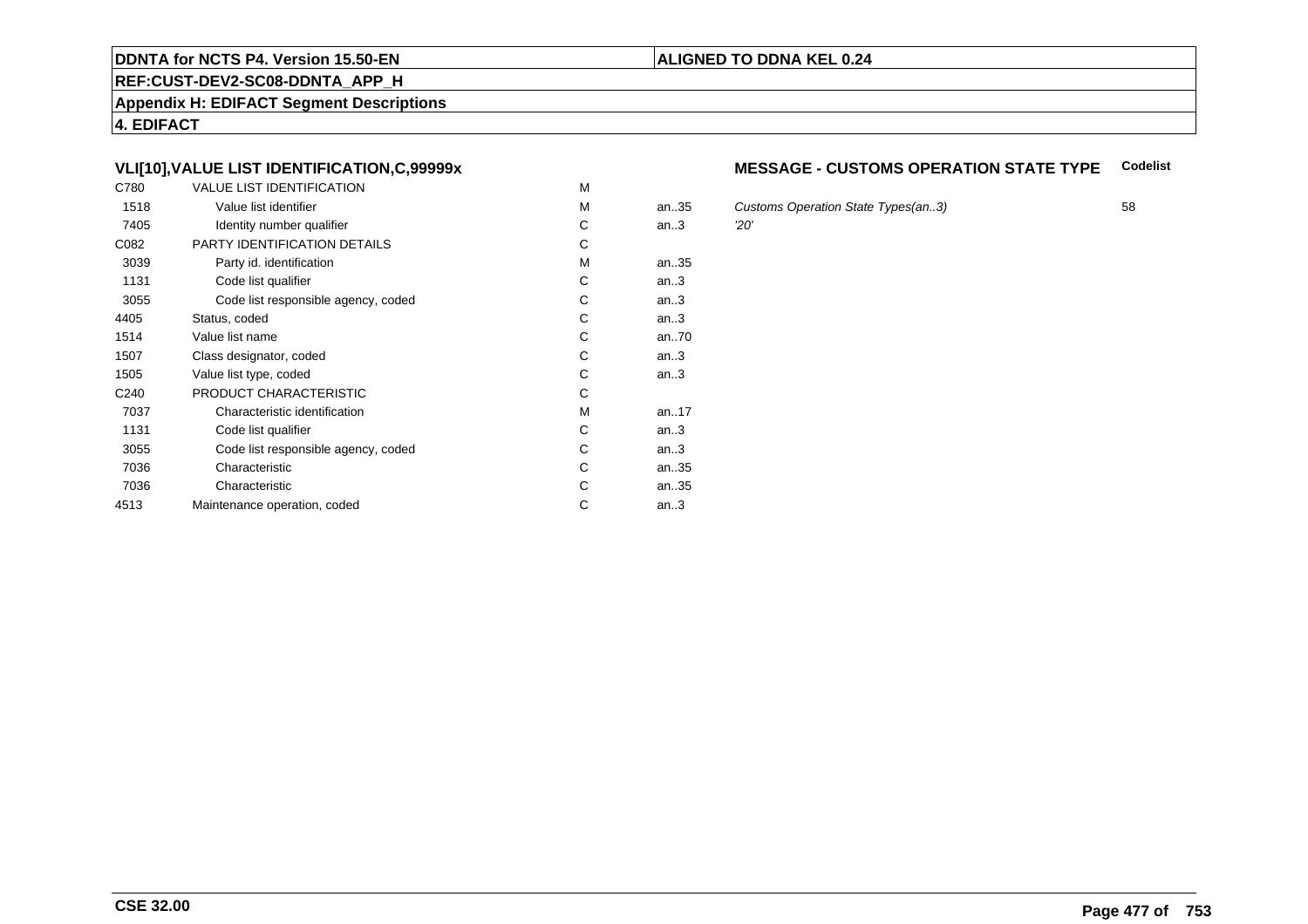**DDNTA for NCTS P4. Version 15.50-EN** | **ALIGNED TO DDNA KEL 0.24**

**REF:CUST-DEV2-SC08-DDNTA_APP_H**

**Appendix H: EDIFACT Segment Descriptions**

**4. EDIFACT**

### VLI[10],VALUE LIST IDENTIFICATION,C,99999x

### MESSAGE - CUSTOMS OPERATION STATE TYPE

| | | | | | Codelist |
|---|---|---|---|---|---|
| C780 | VALUE LIST IDENTIFICATION | M | | | |
| 1518 | Value list identifier | M | an..35 | *Customs Operation State Types(an..3)* | 58 |
| 7405 | Identity number qualifier | C | an..3 | *'20'* | |
| C082 | PARTY IDENTIFICATION DETAILS | C | | | |
| 3039 | Party id. identification | M | an..35 | | |
| 1131 | Code list qualifier | C | an..3 | | |
| 3055 | Code list responsible agency, coded | C | an..3 | | |
| 4405 | Status, coded | C | an..3 | | |
| 1514 | Value list name | C | an..70 | | |
| 1507 | Class designator, coded | C | an..3 | | |
| 1505 | Value list type, coded | C | an..3 | | |
| C240 | PRODUCT CHARACTERISTIC | C | | | |
| 7037 | Characteristic identification | M | an..17 | | |
| 1131 | Code list qualifier | C | an..3 | | |
| 3055 | Code list responsible agency, coded | C | an..3 | | |
| 7036 | Characteristic | C | an..35 | | |
| 7036 | Characteristic | C | an..35 | | |
| 4513 | Maintenance operation, coded | C | an..3 | | |

**CSE 32.00**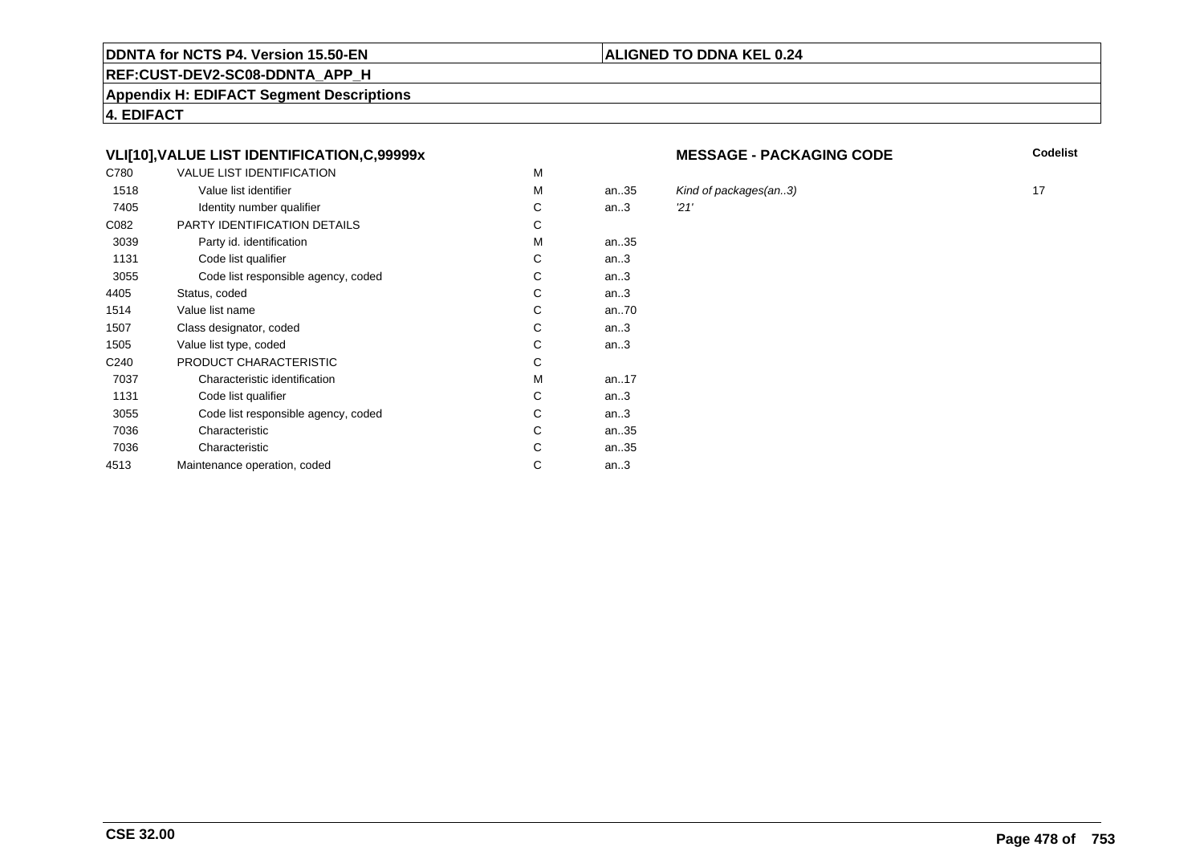**DDNTA for NCTS P4. Version 15.50-EN** | **ALIGNED TO DDNA KEL 0.24**

**REF:CUST-DEV2-SC08-DDNTA_APP_H**

**Appendix H: EDIFACT Segment Descriptions**

**4. EDIFACT**

### VLI[10],VALUE LIST IDENTIFICATION,C,99999x

**MESSAGE - PACKAGING CODE**

| | | | | | Codelist |
|---|---|---|---|---|---|
| C780 | VALUE LIST IDENTIFICATION | M | | | |
| 1518 | Value list identifier | M | an..35 | *Kind of packages(an..3)* | 17 |
| 7405 | Identity number qualifier | C | an..3 | *'21'* | |
| C082 | PARTY IDENTIFICATION DETAILS | C | | | |
| 3039 | Party id. identification | M | an..35 | | |
| 1131 | Code list qualifier | C | an..3 | | |
| 3055 | Code list responsible agency, coded | C | an..3 | | |
| 4405 | Status, coded | C | an..3 | | |
| 1514 | Value list name | C | an..70 | | |
| 1507 | Class designator, coded | C | an..3 | | |
| 1505 | Value list type, coded | C | an..3 | | |
| C240 | PRODUCT CHARACTERISTIC | C | | | |
| 7037 | Characteristic identification | M | an..17 | | |
| 1131 | Code list qualifier | C | an..3 | | |
| 3055 | Code list responsible agency, coded | C | an..3 | | |
| 7036 | Characteristic | C | an..35 | | |
| 7036 | Characteristic | C | an..35 | | |
| 4513 | Maintenance operation, coded | C | an..3 | | |

**CSE 32.00**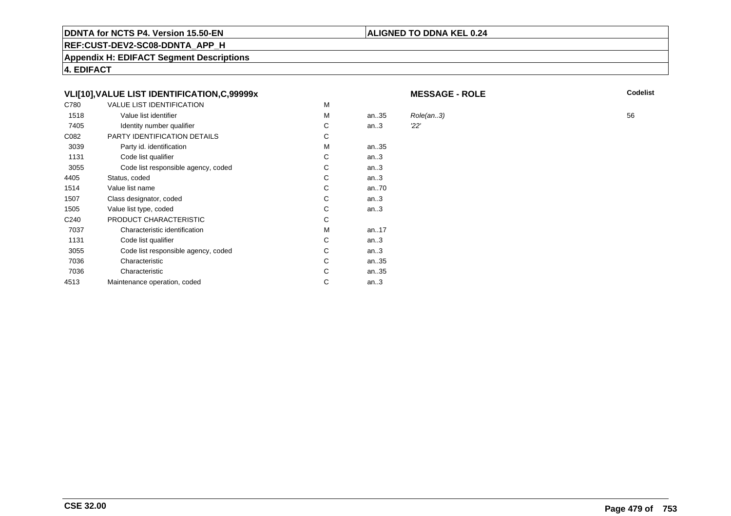**DDNTA for NCTS P4. Version 15.50-EN**

**ALIGNED TO DDNA KEL 0.24**

**REF:CUST-DEV2-SC08-DDNTA_APP_H**

**Appendix H: EDIFACT Segment Descriptions**

**4. EDIFACT**

### VLI[10],VALUE LIST IDENTIFICATION,C,99999x

**MESSAGE - ROLE**

| | | | | | **Codelist** |
|---|---|---|---|---|---|
| C780 | VALUE LIST IDENTIFICATION | M | | | |
| 1518 | Value list identifier | M | an..35 | *Role(an..3)* | 56 |
| 7405 | Identity number qualifier | C | an..3 | *'22'* | |
| C082 | PARTY IDENTIFICATION DETAILS | C | | | |
| 3039 | Party id. identification | M | an..35 | | |
| 1131 | Code list qualifier | C | an..3 | | |
| 3055 | Code list responsible agency, coded | C | an..3 | | |
| 4405 | Status, coded | C | an..3 | | |
| 1514 | Value list name | C | an..70 | | |
| 1507 | Class designator, coded | C | an..3 | | |
| 1505 | Value list type, coded | C | an..3 | | |
| C240 | PRODUCT CHARACTERISTIC | C | | | |
| 7037 | Characteristic identification | M | an..17 | | |
| 1131 | Code list qualifier | C | an..3 | | |
| 3055 | Code list responsible agency, coded | C | an..3 | | |
| 7036 | Characteristic | C | an..35 | | |
| 7036 | Characteristic | C | an..35 | | |
| 4513 | Maintenance operation, coded | C | an..3 | | |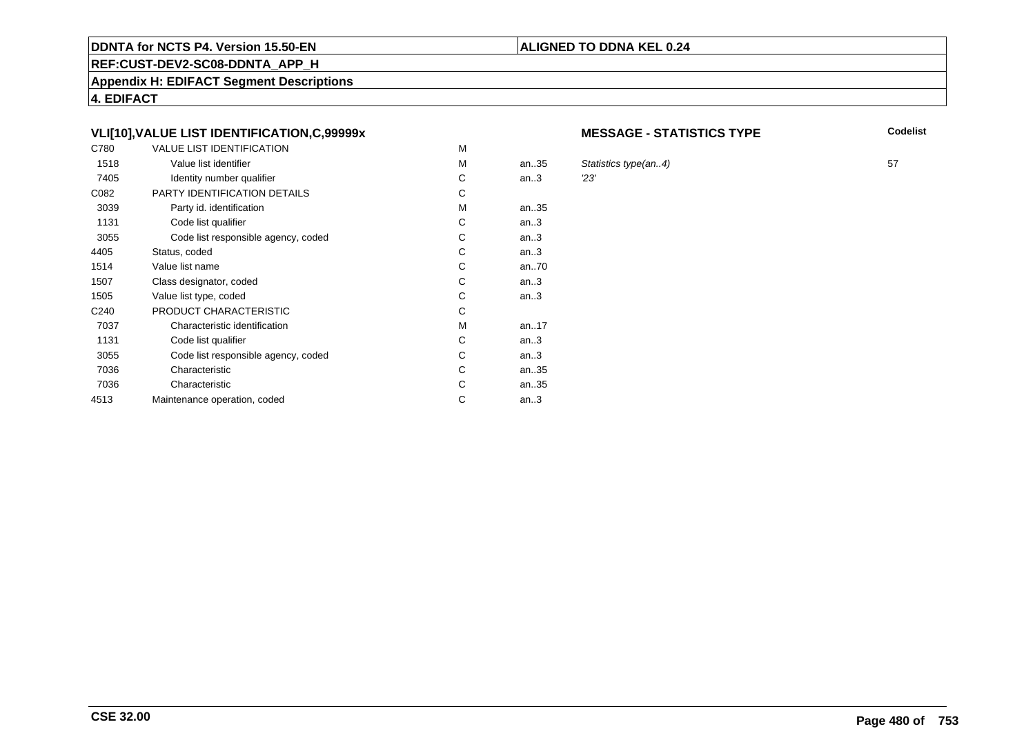**DDNTA for NCTS P4. Version 15.50-EN** | **ALIGNED TO DDNA KEL 0.24**

**REF:CUST-DEV2-SC08-DDNTA_APP_H**

**Appendix H: EDIFACT Segment Descriptions**

**4. EDIFACT**

### VLI[10],VALUE LIST IDENTIFICATION,C,99999x

**MESSAGE - STATISTICS TYPE**

| | | | | | Codelist |
|---|---|---|---|---|---|
| C780 | VALUE LIST IDENTIFICATION | M | | | |
| 1518 | Value list identifier | M | an..35 | *Statistics type(an..4)* | 57 |
| 7405 | Identity number qualifier | C | an..3 | *'23'* | |
| C082 | PARTY IDENTIFICATION DETAILS | C | | | |
| 3039 | Party id. identification | M | an..35 | | |
| 1131 | Code list qualifier | C | an..3 | | |
| 3055 | Code list responsible agency, coded | C | an..3 | | |
| 4405 | Status, coded | C | an..3 | | |
| 1514 | Value list name | C | an..70 | | |
| 1507 | Class designator, coded | C | an..3 | | |
| 1505 | Value list type, coded | C | an..3 | | |
| C240 | PRODUCT CHARACTERISTIC | C | | | |
| 7037 | Characteristic identification | M | an..17 | | |
| 1131 | Code list qualifier | C | an..3 | | |
| 3055 | Code list responsible agency, coded | C | an..3 | | |
| 7036 | Characteristic | C | an..35 | | |
| 7036 | Characteristic | C | an..35 | | |
| 4513 | Maintenance operation, coded | C | an..3 | | |

**CSE 32.00**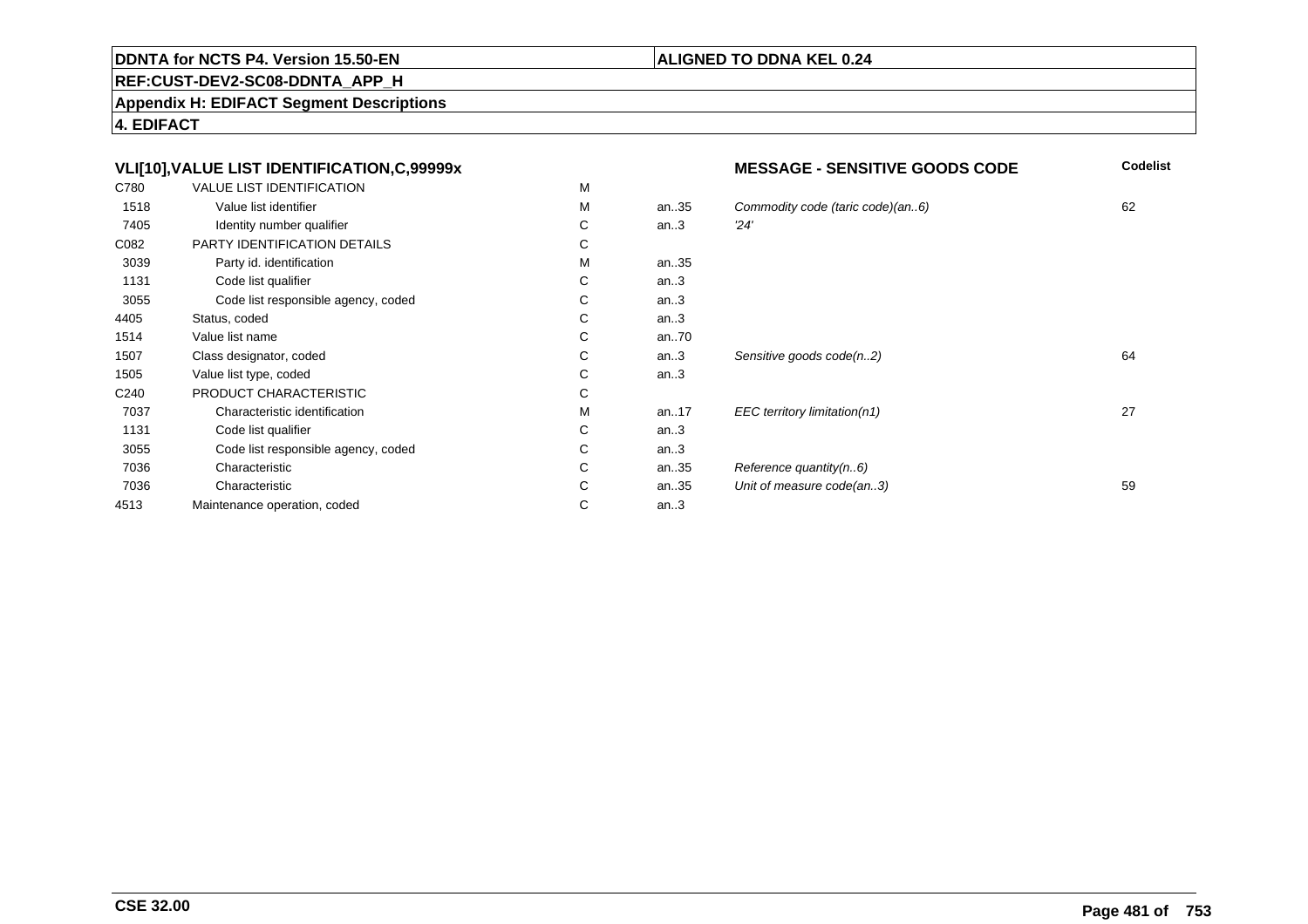**DDNTA for NCTS P4. Version 15.50-EN**

**ALIGNED TO DDNA KEL 0.24**

**REF:CUST-DEV2-SC08-DDNTA_APP_H**

**Appendix H: EDIFACT Segment Descriptions**

**4. EDIFACT**

| **VLI[10],VALUE LIST IDENTIFICATION,C,99999x** | | | | **MESSAGE - SENSITIVE GOODS CODE** | **Codelist** |
|---|---|---|---|---|---|
| C780 | VALUE LIST IDENTIFICATION | M | | | |
| 1518 | Value list identifier | M | an..35 | *Commodity code (taric code)(an..6)* | 62 |
| 7405 | Identity number qualifier | C | an..3 | *'24'* | |
| C082 | PARTY IDENTIFICATION DETAILS | C | | | |
| 3039 | Party id. identification | M | an..35 | | |
| 1131 | Code list qualifier | C | an..3 | | |
| 3055 | Code list responsible agency, coded | C | an..3 | | |
| 4405 | Status, coded | C | an..3 | | |
| 1514 | Value list name | C | an..70 | | |
| 1507 | Class designator, coded | C | an..3 | *Sensitive goods code(n..2)* | 64 |
| 1505 | Value list type, coded | C | an..3 | | |
| C240 | PRODUCT CHARACTERISTIC | C | | | |
| 7037 | Characteristic identification | M | an..17 | *EEC territory limitation(n1)* | 27 |
| 1131 | Code list qualifier | C | an..3 | | |
| 3055 | Code list responsible agency, coded | C | an..3 | | |
| 7036 | Characteristic | C | an..35 | *Reference quantity(n..6)* | |
| 7036 | Characteristic | C | an..35 | *Unit of measure code(an..3)* | 59 |
| 4513 | Maintenance operation, coded | C | an..3 | | |

**CSE 32.00**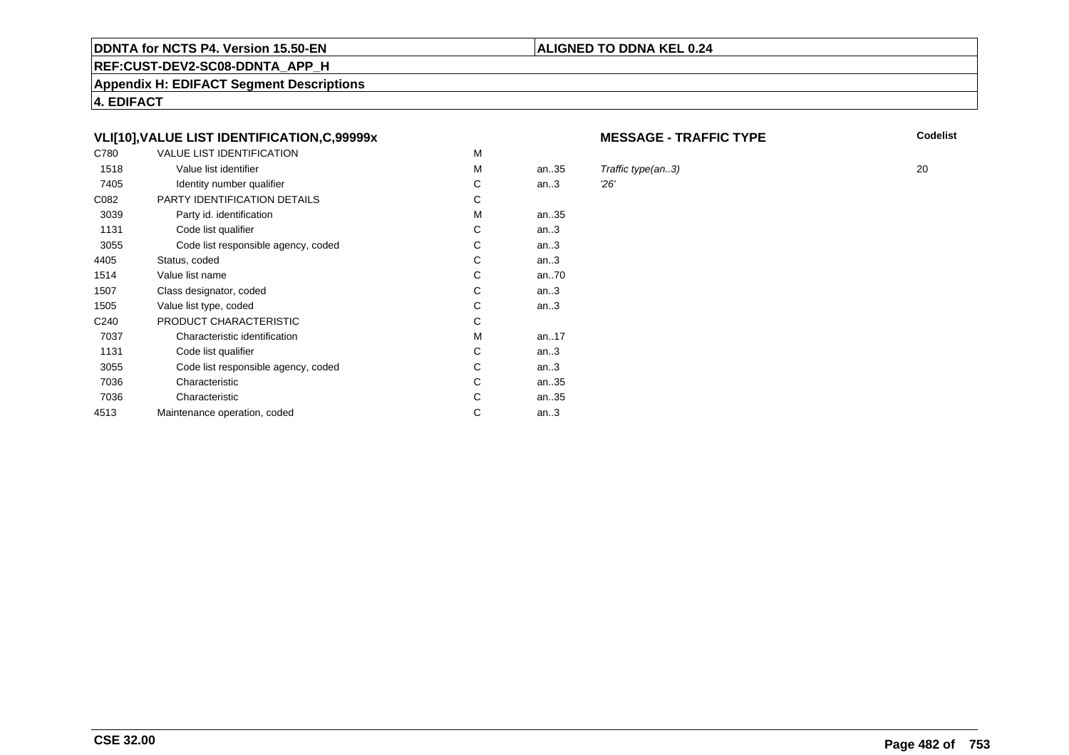**DDNTA for NCTS P4. Version 15.50-EN** | **ALIGNED TO DDNA KEL 0.24**

**REF:CUST-DEV2-SC08-DDNTA_APP_H**

**Appendix H: EDIFACT Segment Descriptions**

**4. EDIFACT**

### VLI[10],VALUE LIST IDENTIFICATION,C,99999x

**MESSAGE - TRAFFIC TYPE**

| Tag | Name | Status | Format | Description | Codelist |
|---|---|---|---|---|---|
| C780 | VALUE LIST IDENTIFICATION | M | | | |
| 1518 | Value list identifier | M | an..35 | *Traffic type(an..3)* | 20 |
| 7405 | Identity number qualifier | C | an..3 | *'26'* | |
| C082 | PARTY IDENTIFICATION DETAILS | C | | | |
| 3039 | Party id. identification | M | an..35 | | |
| 1131 | Code list qualifier | C | an..3 | | |
| 3055 | Code list responsible agency, coded | C | an..3 | | |
| 4405 | Status, coded | C | an..3 | | |
| 1514 | Value list name | C | an..70 | | |
| 1507 | Class designator, coded | C | an..3 | | |
| 1505 | Value list type, coded | C | an..3 | | |
| C240 | PRODUCT CHARACTERISTIC | C | | | |
| 7037 | Characteristic identification | M | an..17 | | |
| 1131 | Code list qualifier | C | an..3 | | |
| 3055 | Code list responsible agency, coded | C | an..3 | | |
| 7036 | Characteristic | C | an..35 | | |
| 7036 | Characteristic | C | an..35 | | |
| 4513 | Maintenance operation, coded | C | an..3 | | |

**CSE 32.00**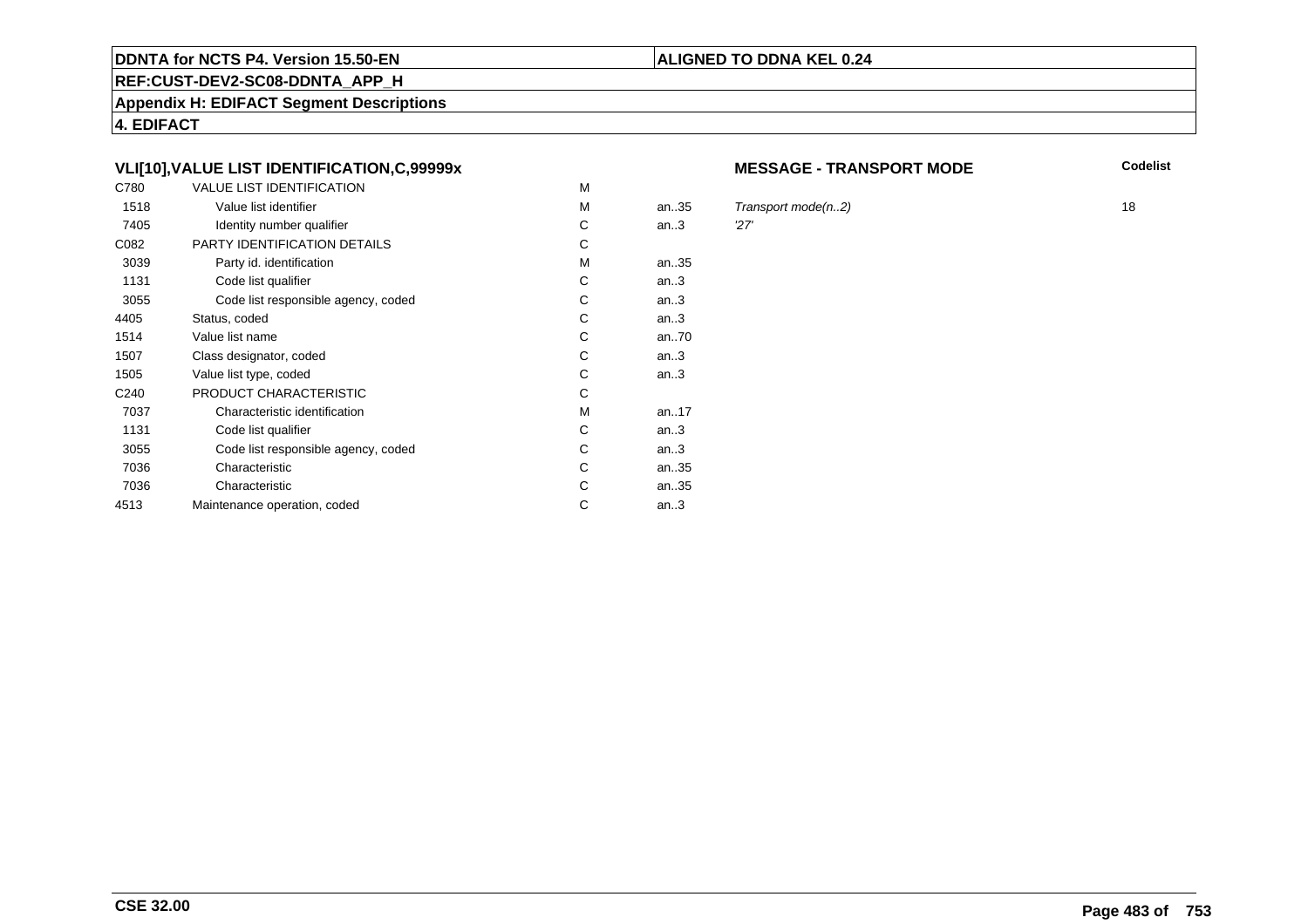**DDNTA for NCTS P4. Version 15.50-EN** | **ALIGNED TO DDNA KEL 0.24**

**REF:CUST-DEV2-SC08-DDNTA_APP_H**

**Appendix H: EDIFACT Segment Descriptions**

**4. EDIFACT**

### VLI[10],VALUE LIST IDENTIFICATION,C,99999x

**MESSAGE - TRANSPORT MODE**

| | | | | | Codelist |
|---|---|---|---|---|---|
| C780 | VALUE LIST IDENTIFICATION | M | | | |
| 1518 | Value list identifier | M | an..35 | *Transport mode(n..2)* | 18 |
| 7405 | Identity number qualifier | C | an..3 | *'27'* | |
| C082 | PARTY IDENTIFICATION DETAILS | C | | | |
| 3039 | Party id. identification | M | an..35 | | |
| 1131 | Code list qualifier | C | an..3 | | |
| 3055 | Code list responsible agency, coded | C | an..3 | | |
| 4405 | Status, coded | C | an..3 | | |
| 1514 | Value list name | C | an..70 | | |
| 1507 | Class designator, coded | C | an..3 | | |
| 1505 | Value list type, coded | C | an..3 | | |
| C240 | PRODUCT CHARACTERISTIC | C | | | |
| 7037 | Characteristic identification | M | an..17 | | |
| 1131 | Code list qualifier | C | an..3 | | |
| 3055 | Code list responsible agency, coded | C | an..3 | | |
| 7036 | Characteristic | C | an..35 | | |
| 7036 | Characteristic | C | an..35 | | |
| 4513 | Maintenance operation, coded | C | an..3 | | |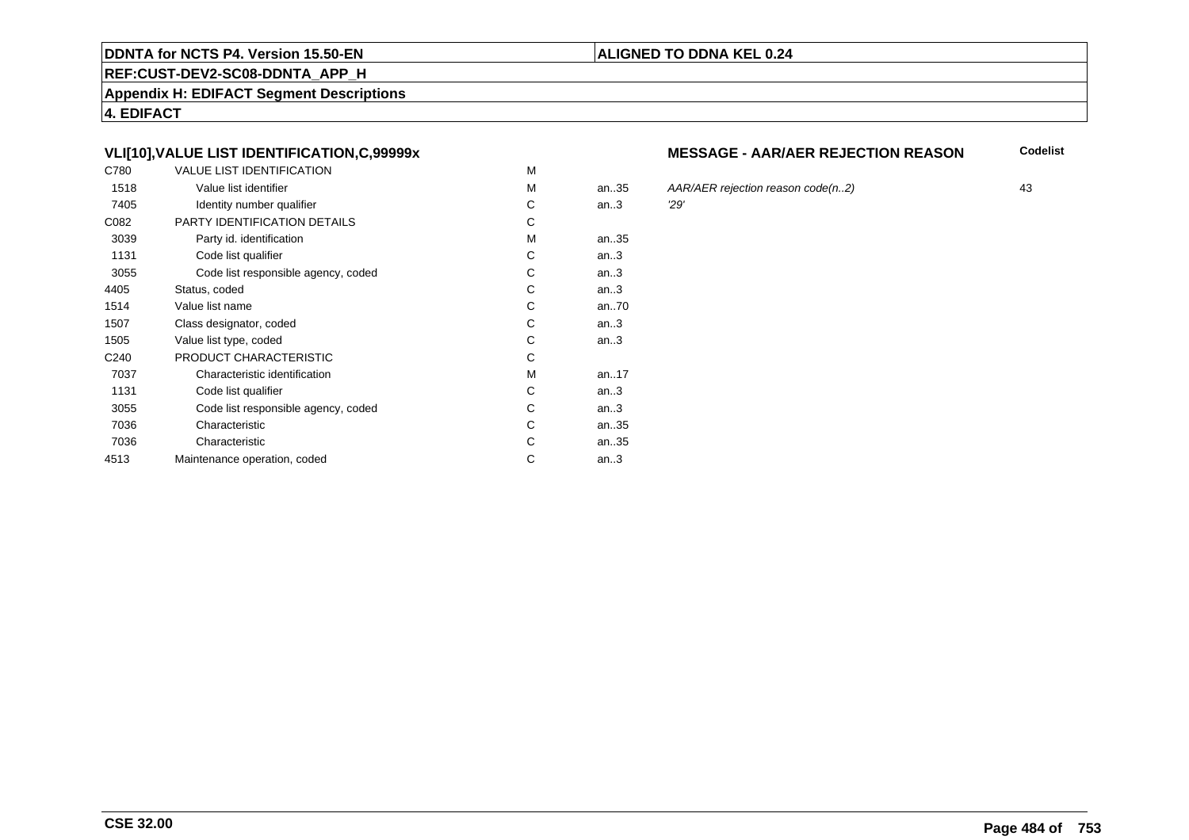**4. EDIFACT**

### VLI[10],VALUE LIST IDENTIFICATION,C,99999x

**MESSAGE - AAR/AER REJECTION REASON**

| | | | | | Codelist |
|---|---|---|---|---|---|
| C780 | VALUE LIST IDENTIFICATION | M | | | |
| 1518 | Value list identifier | M | an..35 | *AAR/AER rejection reason code(n..2)* | 43 |
| 7405 | Identity number qualifier | C | an..3 | *'29'* | |
| C082 | PARTY IDENTIFICATION DETAILS | C | | | |
| 3039 | Party id. identification | M | an..35 | | |
| 1131 | Code list qualifier | C | an..3 | | |
| 3055 | Code list responsible agency, coded | C | an..3 | | |
| 4405 | Status, coded | C | an..3 | | |
| 1514 | Value list name | C | an..70 | | |
| 1507 | Class designator, coded | C | an..3 | | |
| 1505 | Value list type, coded | C | an..3 | | |
| C240 | PRODUCT CHARACTERISTIC | C | | | |
| 7037 | Characteristic identification | M | an..17 | | |
| 1131 | Code list qualifier | C | an..3 | | |
| 3055 | Code list responsible agency, coded | C | an..3 | | |
| 7036 | Characteristic | C | an..35 | | |
| 7036 | Characteristic | C | an..35 | | |
| 4513 | Maintenance operation, coded | C | an..3 | | |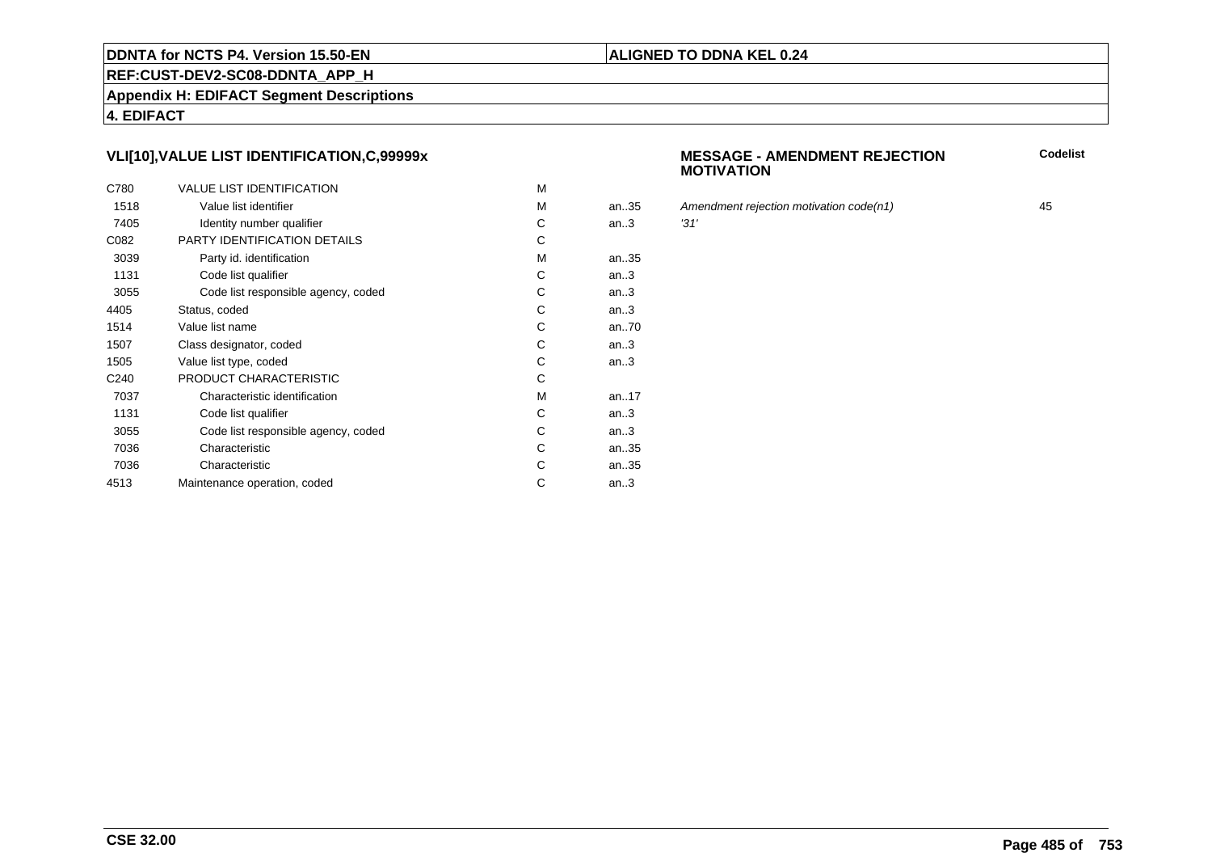**DDNTA for NCTS P4. Version 15.50-EN** | **ALIGNED TO DDNA KEL 0.24**

**REF:CUST-DEV2-SC08-DDNTA_APP_H**

**Appendix H: EDIFACT Segment Descriptions**

**4. EDIFACT**

### VLI[10],VALUE LIST IDENTIFICATION,C,99999x

**MESSAGE - AMENDMENT REJECTION MOTIVATION**

| | | | | | Codelist |
|---|---|---|---|---|---|
| C780 | VALUE LIST IDENTIFICATION | M | | | |
| 1518 | Value list identifier | M | an..35 | *Amendment rejection motivation code(n1)* | 45 |
| 7405 | Identity number qualifier | C | an..3 | *'31'* | |
| C082 | PARTY IDENTIFICATION DETAILS | C | | | |
| 3039 | Party id. identification | M | an..35 | | |
| 1131 | Code list qualifier | C | an..3 | | |
| 3055 | Code list responsible agency, coded | C | an..3 | | |
| 4405 | Status, coded | C | an..3 | | |
| 1514 | Value list name | C | an..70 | | |
| 1507 | Class designator, coded | C | an..3 | | |
| 1505 | Value list type, coded | C | an..3 | | |
| C240 | PRODUCT CHARACTERISTIC | C | | | |
| 7037 | Characteristic identification | M | an..17 | | |
| 1131 | Code list qualifier | C | an..3 | | |
| 3055 | Code list responsible agency, coded | C | an..3 | | |
| 7036 | Characteristic | C | an..35 | | |
| 7036 | Characteristic | C | an..35 | | |
| 4513 | Maintenance operation, coded | C | an..3 | | |

**CSE 32.00**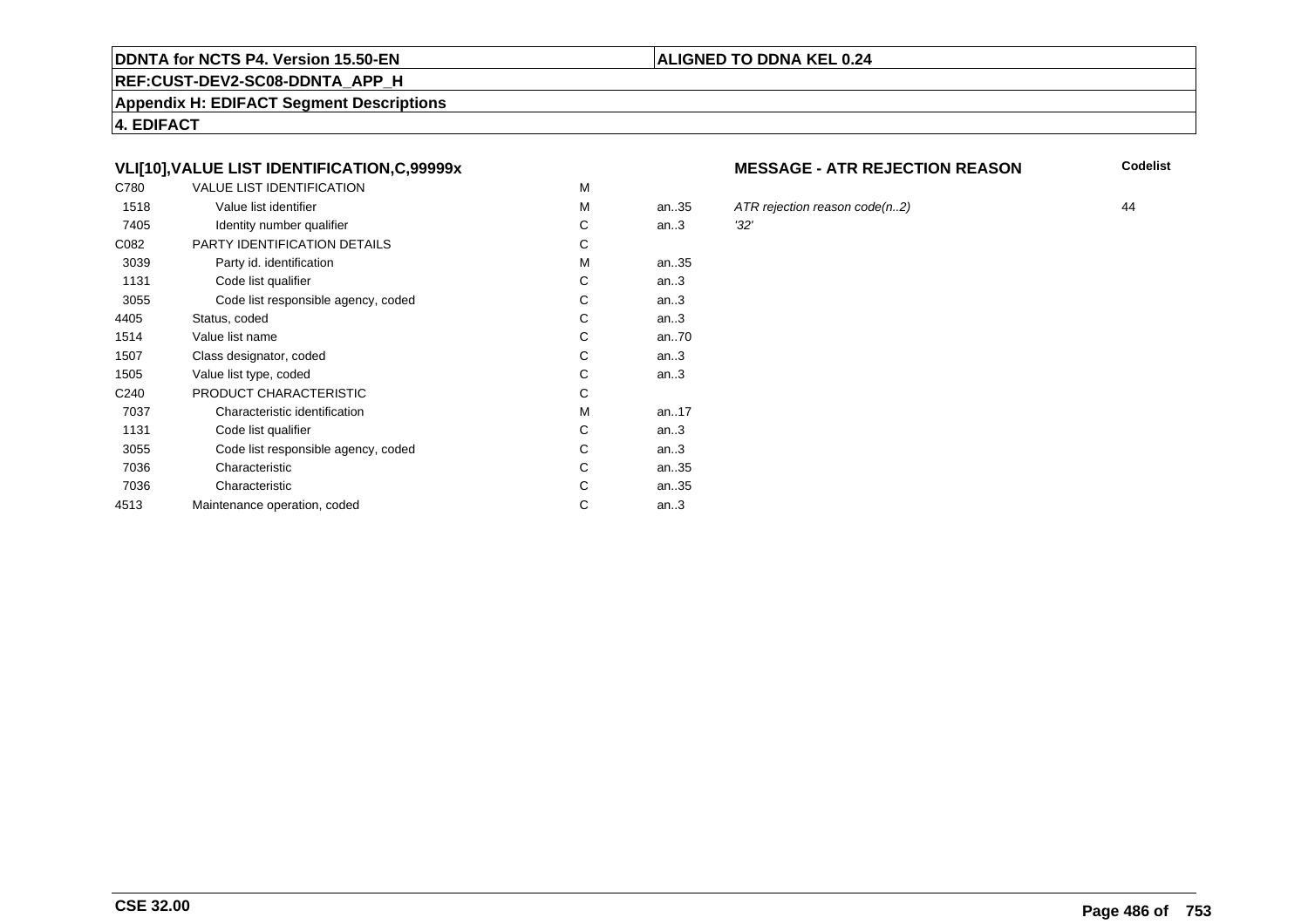**DDNTA for NCTS P4. Version 15.50-EN**

**ALIGNED TO DDNA KEL 0.24**

**REF:CUST-DEV2-SC08-DDNTA_APP_H**

**Appendix H: EDIFACT Segment Descriptions**

**4. EDIFACT**

### VLI[10],VALUE LIST IDENTIFICATION,C,99999x

**MESSAGE - ATR REJECTION REASON**

| | | | | | Codelist |
|---|---|---|---|---|---|
| C780 | VALUE LIST IDENTIFICATION | M | | | |
| 1518 | Value list identifier | M | an..35 | *ATR rejection reason code(n..2)* | 44 |
| 7405 | Identity number qualifier | C | an..3 | *'32'* | |
| C082 | PARTY IDENTIFICATION DETAILS | C | | | |
| 3039 | Party id. identification | M | an..35 | | |
| 1131 | Code list qualifier | C | an..3 | | |
| 3055 | Code list responsible agency, coded | C | an..3 | | |
| 4405 | Status, coded | C | an..3 | | |
| 1514 | Value list name | C | an..70 | | |
| 1507 | Class designator, coded | C | an..3 | | |
| 1505 | Value list type, coded | C | an..3 | | |
| C240 | PRODUCT CHARACTERISTIC | C | | | |
| 7037 | Characteristic identification | M | an..17 | | |
| 1131 | Code list qualifier | C | an..3 | | |
| 3055 | Code list responsible agency, coded | C | an..3 | | |
| 7036 | Characteristic | C | an..35 | | |
| 7036 | Characteristic | C | an..35 | | |
| 4513 | Maintenance operation, coded | C | an..3 | | |

**CSE 32.00**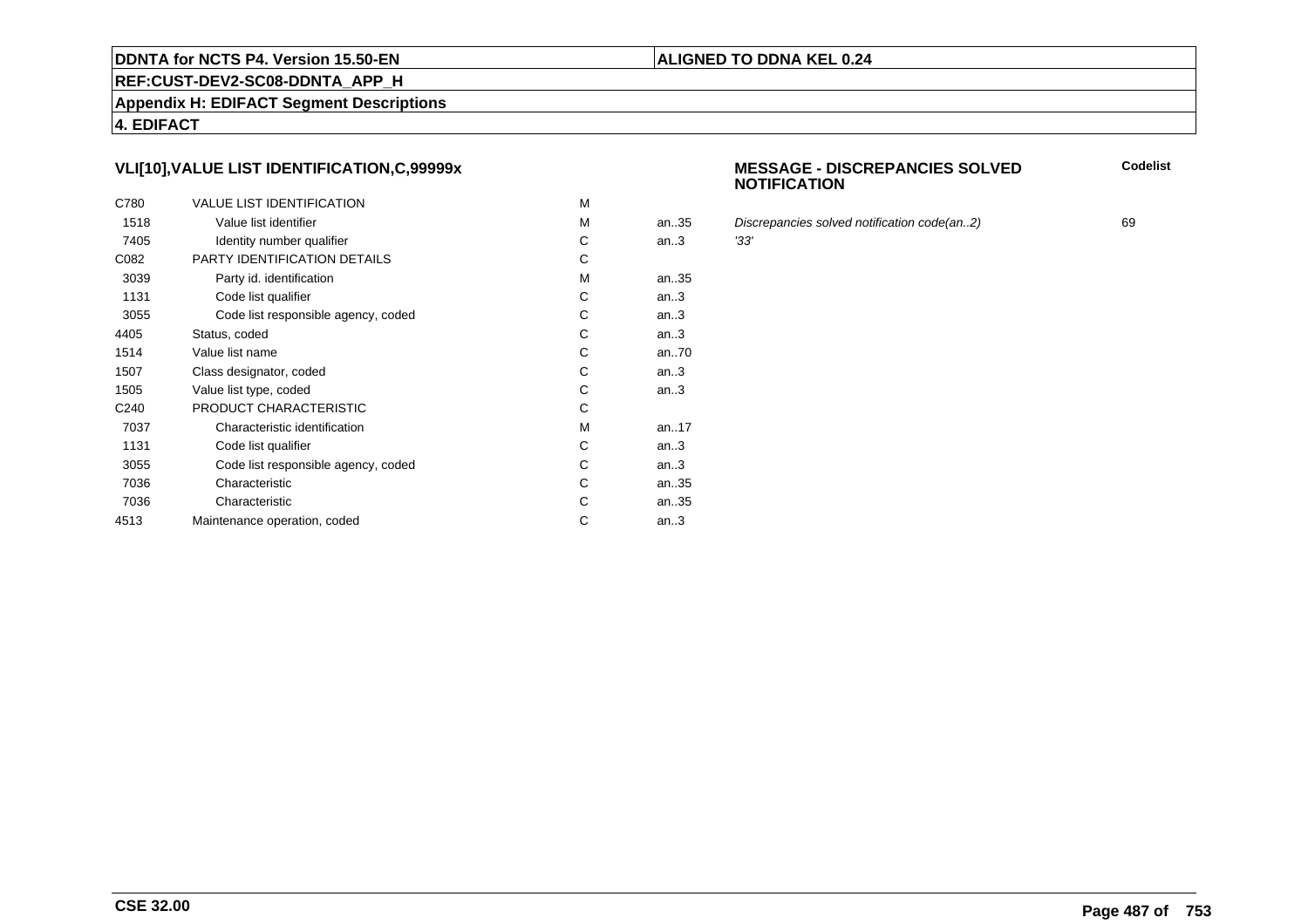## VLI[10],VALUE LIST IDENTIFICATION,C,99999x

**MESSAGE - DISCREPANCIES SOLVED NOTIFICATION**

| | | | | | **Codelist** |
|---|---|---|---|---|---|
| C780 | VALUE LIST IDENTIFICATION | M | | | |
| 1518 | Value list identifier | M | an..35 | *Discrepancies solved notification code(an..2)* | 69 |
| 7405 | Identity number qualifier | C | an..3 | *'33'* | |
| C082 | PARTY IDENTIFICATION DETAILS | C | | | |
| 3039 | Party id. identification | M | an..35 | | |
| 1131 | Code list qualifier | C | an..3 | | |
| 3055 | Code list responsible agency, coded | C | an..3 | | |
| 4405 | Status, coded | C | an..3 | | |
| 1514 | Value list name | C | an..70 | | |
| 1507 | Class designator, coded | C | an..3 | | |
| 1505 | Value list type, coded | C | an..3 | | |
| C240 | PRODUCT CHARACTERISTIC | C | | | |
| 7037 | Characteristic identification | M | an..17 | | |
| 1131 | Code list qualifier | C | an..3 | | |
| 3055 | Code list responsible agency, coded | C | an..3 | | |
| 7036 | Characteristic | C | an..35 | | |
| 7036 | Characteristic | C | an..35 | | |
| 4513 | Maintenance operation, coded | C | an..3 | | |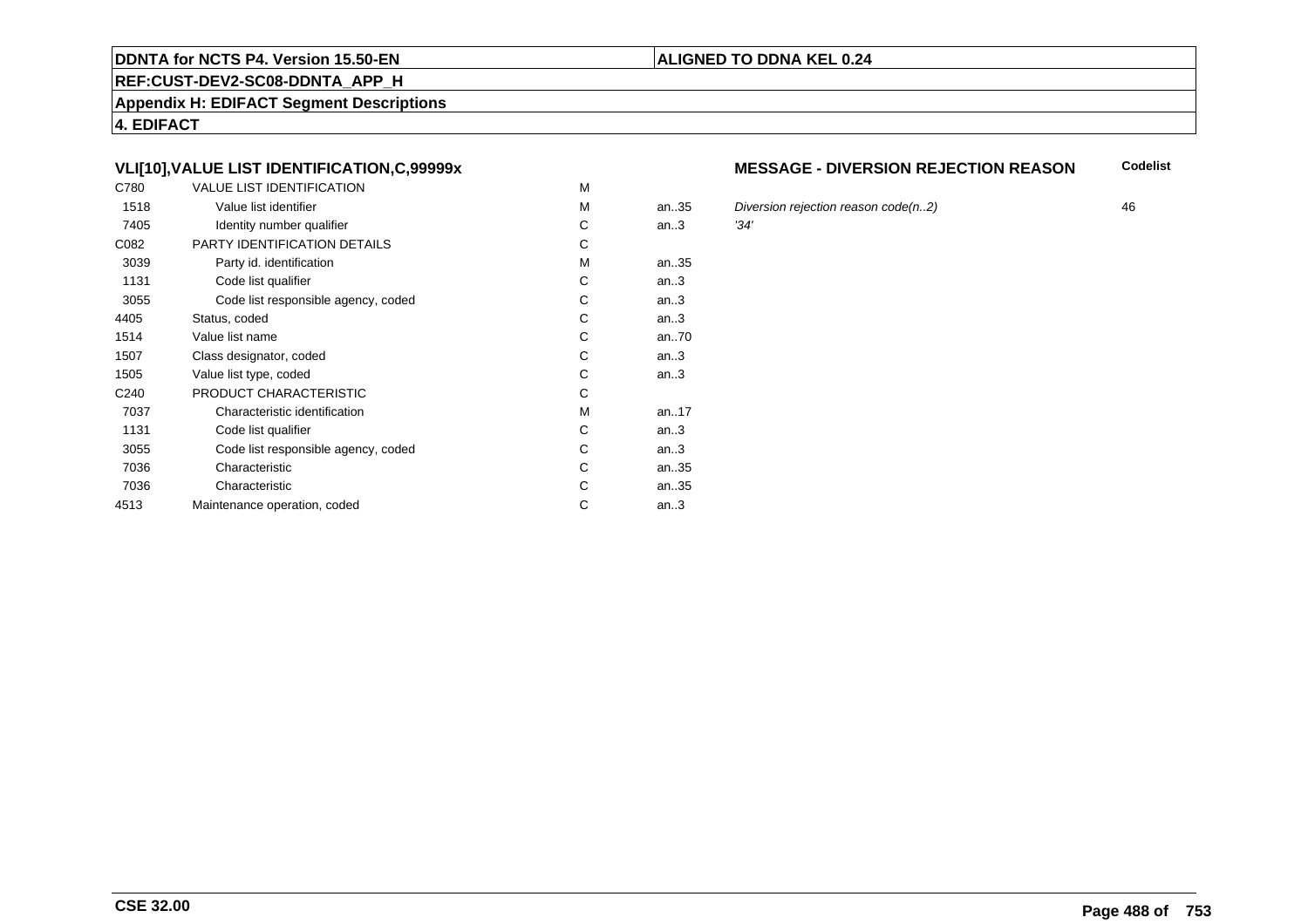**DDNTA for NCTS P4. Version 15.50-EN**

**ALIGNED TO DDNA KEL 0.24**

**REF:CUST-DEV2-SC08-DDNTA_APP_H**

**Appendix H: EDIFACT Segment Descriptions**

**4. EDIFACT**

### VLI[10],VALUE LIST IDENTIFICATION,C,99999x

### MESSAGE - DIVERSION REJECTION REASON

| | | | | | Codelist |
|---|---|---|---|---|---|
| C780 | VALUE LIST IDENTIFICATION | M | | | |
| 1518 | Value list identifier | M | an..35 | *Diversion rejection reason code(n..2)* | 46 |
| 7405 | Identity number qualifier | C | an..3 | *'34'* | |
| C082 | PARTY IDENTIFICATION DETAILS | C | | | |
| 3039 | Party id. identification | M | an..35 | | |
| 1131 | Code list qualifier | C | an..3 | | |
| 3055 | Code list responsible agency, coded | C | an..3 | | |
| 4405 | Status, coded | C | an..3 | | |
| 1514 | Value list name | C | an..70 | | |
| 1507 | Class designator, coded | C | an..3 | | |
| 1505 | Value list type, coded | C | an..3 | | |
| C240 | PRODUCT CHARACTERISTIC | C | | | |
| 7037 | Characteristic identification | M | an..17 | | |
| 1131 | Code list qualifier | C | an..3 | | |
| 3055 | Code list responsible agency, coded | C | an..3 | | |
| 7036 | Characteristic | C | an..35 | | |
| 7036 | Characteristic | C | an..35 | | |
| 4513 | Maintenance operation, coded | C | an..3 | | |

**CSE 32.00**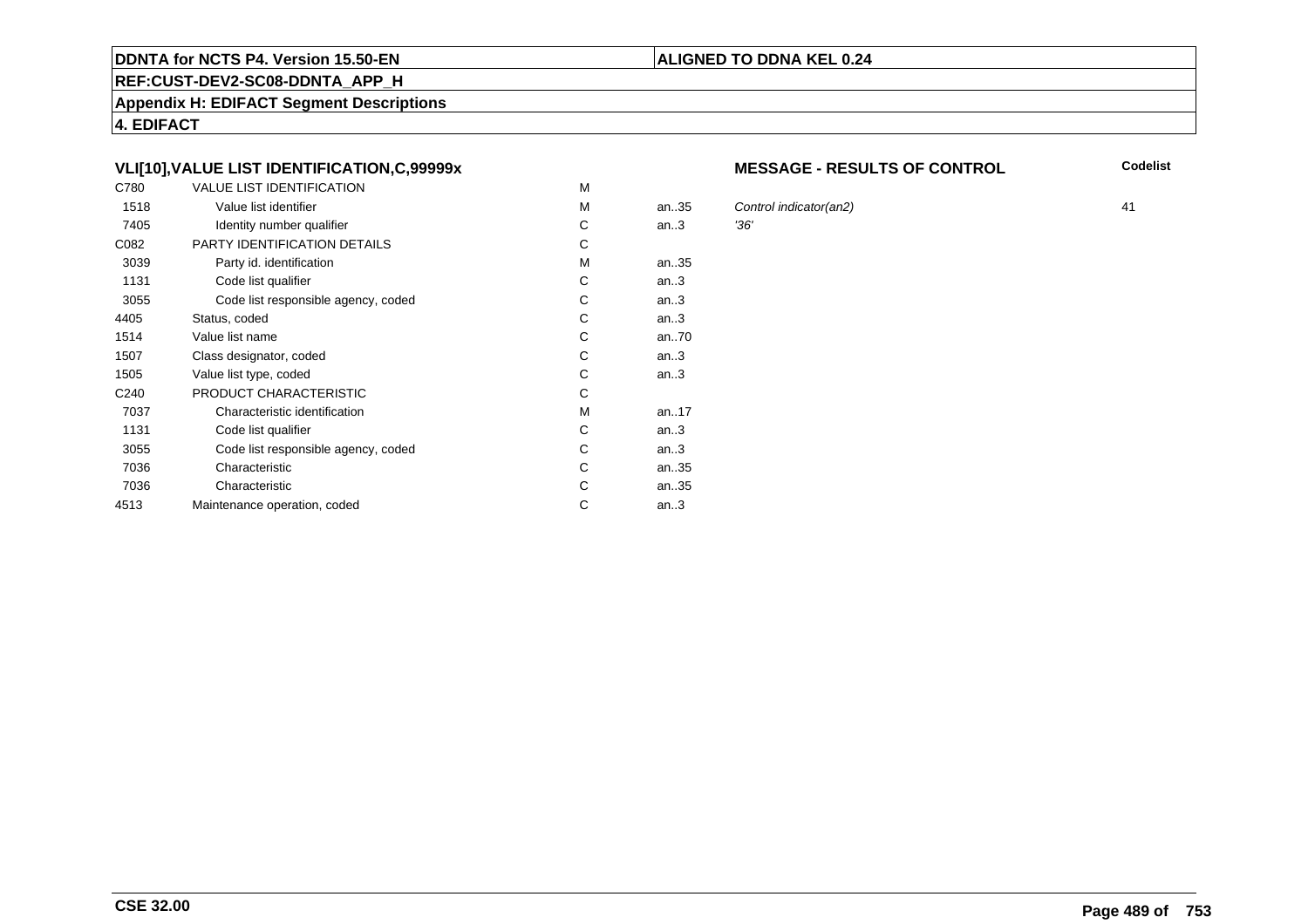**DDNTA for NCTS P4. Version 15.50-EN** | **ALIGNED TO DDNA KEL 0.24**

**REF:CUST-DEV2-SC08-DDNTA_APP_H**

**Appendix H: EDIFACT Segment Descriptions**

**4. EDIFACT**

### VLI[10],VALUE LIST IDENTIFICATION,C,99999x

**MESSAGE - RESULTS OF CONTROL**

| | | | | | Codelist |
|---|---|---|---|---|---|
| C780 | VALUE LIST IDENTIFICATION | M | | | |
| 1518 | Value list identifier | M | an..35 | *Control indicator(an2)* | 41 |
| 7405 | Identity number qualifier | C | an..3 | *'36'* | |
| C082 | PARTY IDENTIFICATION DETAILS | C | | | |
| 3039 | Party id. identification | M | an..35 | | |
| 1131 | Code list qualifier | C | an..3 | | |
| 3055 | Code list responsible agency, coded | C | an..3 | | |
| 4405 | Status, coded | C | an..3 | | |
| 1514 | Value list name | C | an..70 | | |
| 1507 | Class designator, coded | C | an..3 | | |
| 1505 | Value list type, coded | C | an..3 | | |
| C240 | PRODUCT CHARACTERISTIC | C | | | |
| 7037 | Characteristic identification | M | an..17 | | |
| 1131 | Code list qualifier | C | an..3 | | |
| 3055 | Code list responsible agency, coded | C | an..3 | | |
| 7036 | Characteristic | C | an..35 | | |
| 7036 | Characteristic | C | an..35 | | |
| 4513 | Maintenance operation, coded | C | an..3 | | |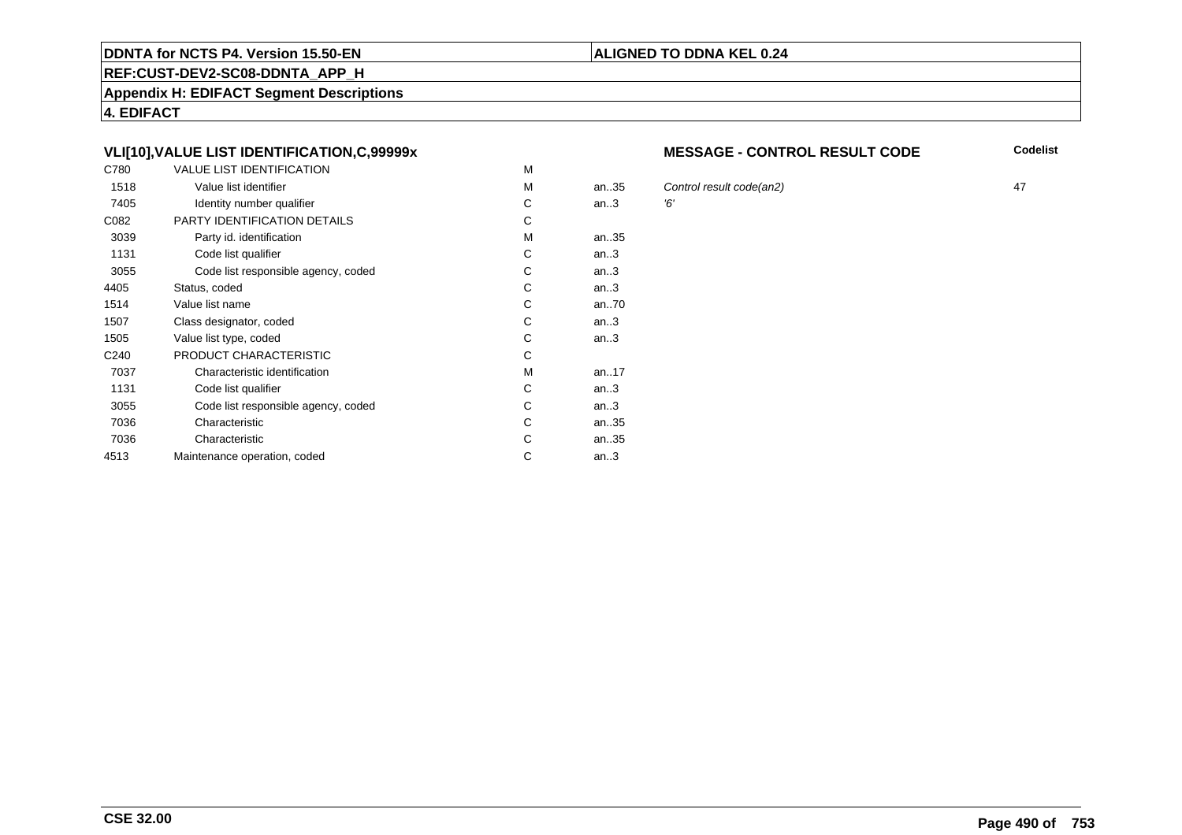**DDNTA for NCTS P4. Version 15.50-EN** | **ALIGNED TO DDNA KEL 0.24**

**REF:CUST-DEV2-SC08-DDNTA_APP_H**

**Appendix H: EDIFACT Segment Descriptions**

**4. EDIFACT**

### VLI[10],VALUE LIST IDENTIFICATION,C,99999x

**MESSAGE - CONTROL RESULT CODE**

| Tag | Name | Status | Format | Description | Codelist |
|---|---|---|---|---|---|
| C780 | VALUE LIST IDENTIFICATION | M | | | |
| 1518 | Value list identifier | M | an..35 | *Control result code(an2)* | 47 |
| 7405 | Identity number qualifier | C | an..3 | *'6'* | |
| C082 | PARTY IDENTIFICATION DETAILS | C | | | |
| 3039 | Party id. identification | M | an..35 | | |
| 1131 | Code list qualifier | C | an..3 | | |
| 3055 | Code list responsible agency, coded | C | an..3 | | |
| 4405 | Status, coded | C | an..3 | | |
| 1514 | Value list name | C | an..70 | | |
| 1507 | Class designator, coded | C | an..3 | | |
| 1505 | Value list type, coded | C | an..3 | | |
| C240 | PRODUCT CHARACTERISTIC | C | | | |
| 7037 | Characteristic identification | M | an..17 | | |
| 1131 | Code list qualifier | C | an..3 | | |
| 3055 | Code list responsible agency, coded | C | an..3 | | |
| 7036 | Characteristic | C | an..35 | | |
| 7036 | Characteristic | C | an..35 | | |
| 4513 | Maintenance operation, coded | C | an..3 | | |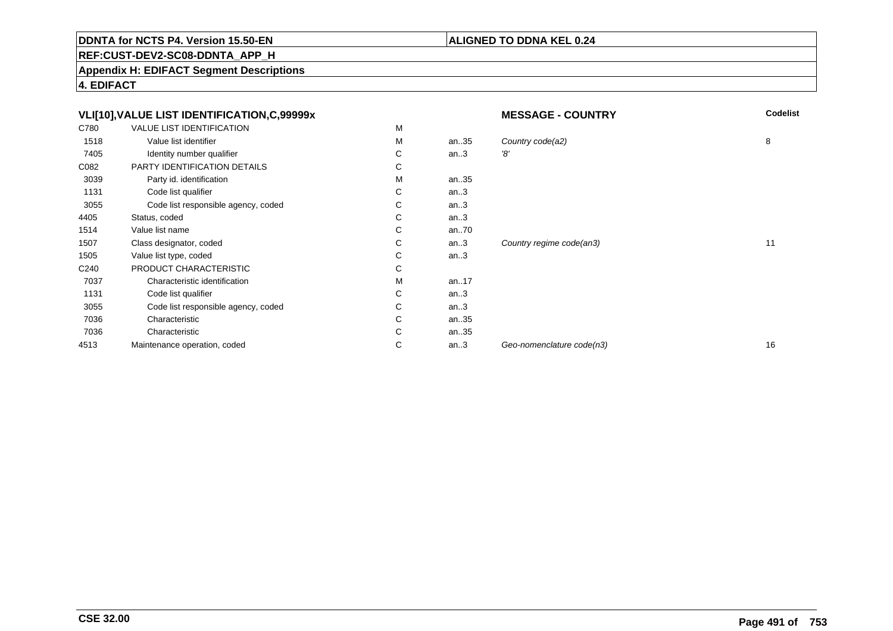**DDNTA for NCTS P4. Version 15.50-EN** | **ALIGNED TO DDNA KEL 0.24**

**REF:CUST-DEV2-SC08-DDNTA_APP_H**

**Appendix H: EDIFACT Segment Descriptions**

**4. EDIFACT**

| **VLI[10],VALUE LIST IDENTIFICATION,C,99999x** | | | | **MESSAGE - COUNTRY** | **Codelist** |
|---|---|---|---|---|---|
| C780 | VALUE LIST IDENTIFICATION | M | | | |
| 1518 | Value list identifier | M | an..35 | *Country code(a2)* | 8 |
| 7405 | Identity number qualifier | C | an..3 | *'8'* | |
| C082 | PARTY IDENTIFICATION DETAILS | C | | | |
| 3039 | Party id. identification | M | an..35 | | |
| 1131 | Code list qualifier | C | an..3 | | |
| 3055 | Code list responsible agency, coded | C | an..3 | | |
| 4405 | Status, coded | C | an..3 | | |
| 1514 | Value list name | C | an..70 | | |
| 1507 | Class designator, coded | C | an..3 | *Country regime code(an3)* | 11 |
| 1505 | Value list type, coded | C | an..3 | | |
| C240 | PRODUCT CHARACTERISTIC | C | | | |
| 7037 | Characteristic identification | M | an..17 | | |
| 1131 | Code list qualifier | C | an..3 | | |
| 3055 | Code list responsible agency, coded | C | an..3 | | |
| 7036 | Characteristic | C | an..35 | | |
| 7036 | Characteristic | C | an..35 | | |
| 4513 | Maintenance operation, coded | C | an..3 | *Geo-nomenclature code(n3)* | 16 |

**CSE 32.00**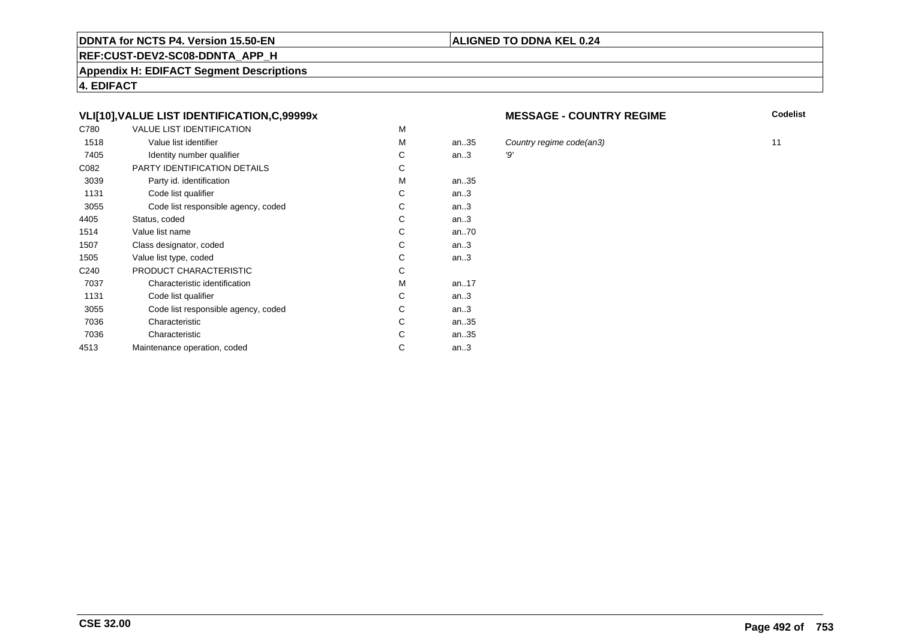**DDNTA for NCTS P4. Version 15.50-EN**

**ALIGNED TO DDNA KEL 0.24**

**REF:CUST-DEV2-SC08-DDNTA_APP_H**

**Appendix H: EDIFACT Segment Descriptions**

**4. EDIFACT**

### VLI[10],VALUE LIST IDENTIFICATION,C,99999x

**MESSAGE - COUNTRY REGIME**

| | | | | | Codelist |
|---|---|---|---|---|---|
| C780 | VALUE LIST IDENTIFICATION | M | | | |
| 1518 | Value list identifier | M | an..35 | *Country regime code(an3)* | 11 |
| 7405 | Identity number qualifier | C | an..3 | *'9'* | |
| C082 | PARTY IDENTIFICATION DETAILS | C | | | |
| 3039 | Party id. identification | M | an..35 | | |
| 1131 | Code list qualifier | C | an..3 | | |
| 3055 | Code list responsible agency, coded | C | an..3 | | |
| 4405 | Status, coded | C | an..3 | | |
| 1514 | Value list name | C | an..70 | | |
| 1507 | Class designator, coded | C | an..3 | | |
| 1505 | Value list type, coded | C | an..3 | | |
| C240 | PRODUCT CHARACTERISTIC | C | | | |
| 7037 | Characteristic identification | M | an..17 | | |
| 1131 | Code list qualifier | C | an..3 | | |
| 3055 | Code list responsible agency, coded | C | an..3 | | |
| 7036 | Characteristic | C | an..35 | | |
| 7036 | Characteristic | C | an..35 | | |
| 4513 | Maintenance operation, coded | C | an..3 | | |

**CSE 32.00**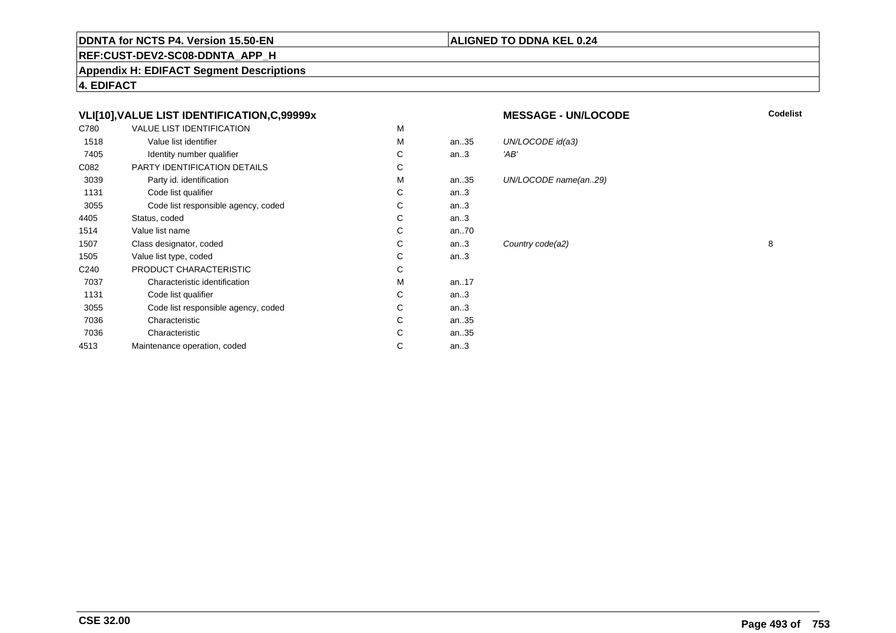**DDNTA for NCTS P4. Version 15.50-EN** | **ALIGNED TO DDNA KEL 0.24**

**REF:CUST-DEV2-SC08-DDNTA_APP_H**

**Appendix H: EDIFACT Segment Descriptions**

**4. EDIFACT**

## VLI[10],VALUE LIST IDENTIFICATION,C,99999x

**MESSAGE - UN/LOCODE**

| | | | | | Codelist |
|---|---|---|---|---|---|
| C780 | VALUE LIST IDENTIFICATION | M | | | |
| 1518 | Value list identifier | M | an..35 | *UN/LOCODE id(a3)* | |
| 7405 | Identity number qualifier | C | an..3 | *'AB'* | |
| C082 | PARTY IDENTIFICATION DETAILS | C | | | |
| 3039 | Party id. identification | M | an..35 | *UN/LOCODE name(an..29)* | |
| 1131 | Code list qualifier | C | an..3 | | |
| 3055 | Code list responsible agency, coded | C | an..3 | | |
| 4405 | Status, coded | C | an..3 | | |
| 1514 | Value list name | C | an..70 | | |
| 1507 | Class designator, coded | C | an..3 | *Country code(a2)* | 8 |
| 1505 | Value list type, coded | C | an..3 | | |
| C240 | PRODUCT CHARACTERISTIC | C | | | |
| 7037 | Characteristic identification | M | an..17 | | |
| 1131 | Code list qualifier | C | an..3 | | |
| 3055 | Code list responsible agency, coded | C | an..3 | | |
| 7036 | Characteristic | C | an..35 | | |
| 7036 | Characteristic | C | an..35 | | |
| 4513 | Maintenance operation, coded | C | an..3 | | |

**CSE 32.00**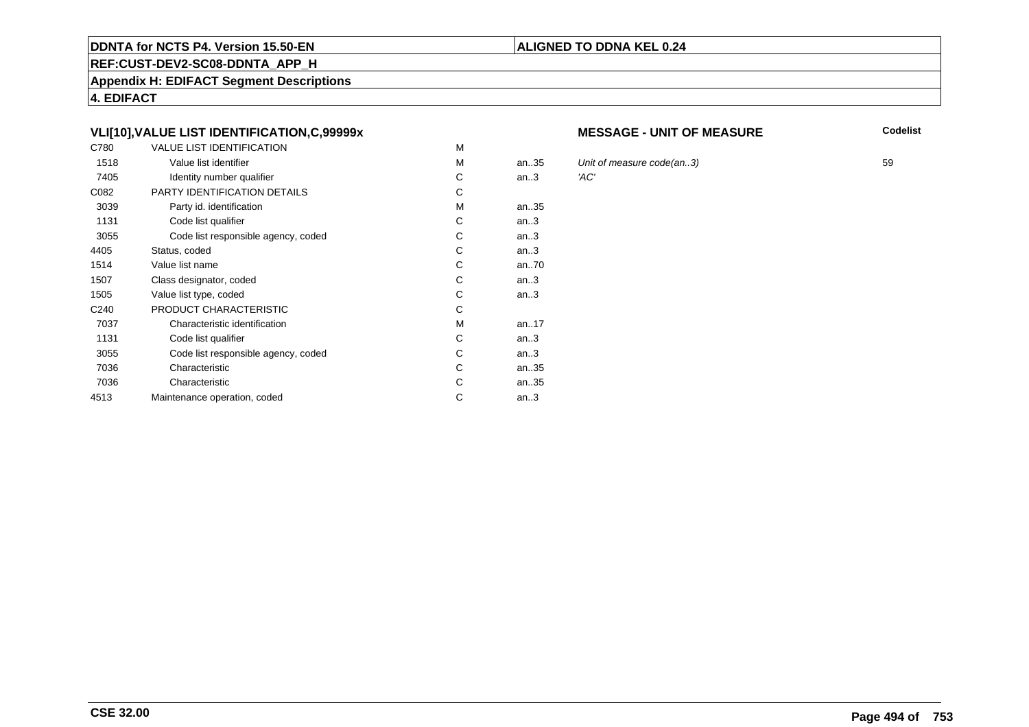**DDNTA for NCTS P4. Version 15.50-EN** | **ALIGNED TO DDNA KEL 0.24**

**REF:CUST-DEV2-SC08-DDNTA_APP_H**

**Appendix H: EDIFACT Segment Descriptions**

**4. EDIFACT**

### VLI[10],VALUE LIST IDENTIFICATION,C,99999x

**MESSAGE - UNIT OF MEASURE**

| | | | | | Codelist |
|---|---|---|---|---|---|
| C780 | VALUE LIST IDENTIFICATION | M | | | |
| 1518 | Value list identifier | M | an..35 | *Unit of measure code(an..3)* | 59 |
| 7405 | Identity number qualifier | C | an..3 | *'AC'* | |
| C082 | PARTY IDENTIFICATION DETAILS | C | | | |
| 3039 | Party id. identification | M | an..35 | | |
| 1131 | Code list qualifier | C | an..3 | | |
| 3055 | Code list responsible agency, coded | C | an..3 | | |
| 4405 | Status, coded | C | an..3 | | |
| 1514 | Value list name | C | an..70 | | |
| 1507 | Class designator, coded | C | an..3 | | |
| 1505 | Value list type, coded | C | an..3 | | |
| C240 | PRODUCT CHARACTERISTIC | C | | | |
| 7037 | Characteristic identification | M | an..17 | | |
| 1131 | Code list qualifier | C | an..3 | | |
| 3055 | Code list responsible agency, coded | C | an..3 | | |
| 7036 | Characteristic | C | an..35 | | |
| 7036 | Characteristic | C | an..35 | | |
| 4513 | Maintenance operation, coded | C | an..3 | | |

**CSE 32.00**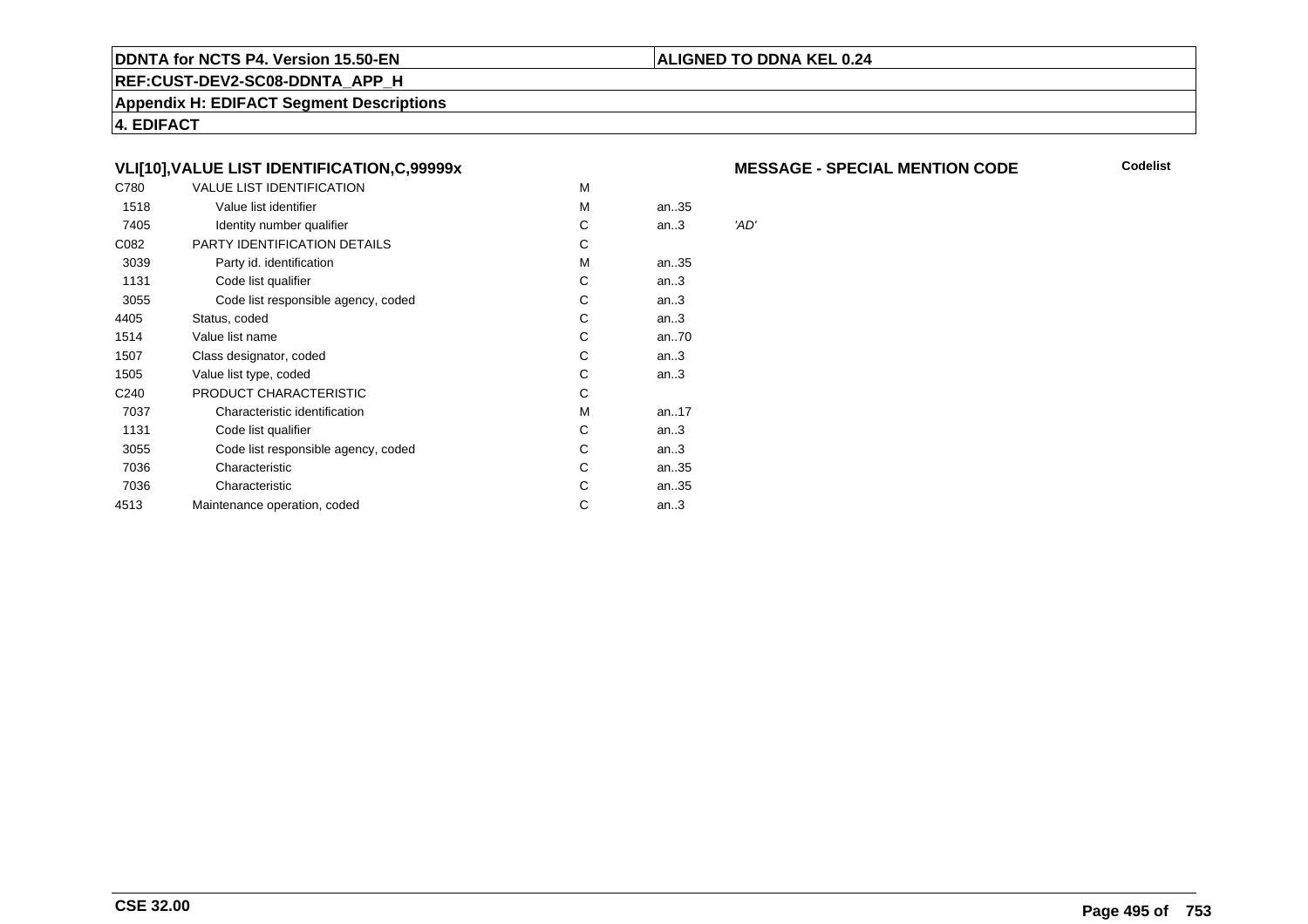## VLI[10],VALUE LIST IDENTIFICATION,C,99999x

**MESSAGE - SPECIAL MENTION CODE** **Codelist**

| | | | | |
|---|---|---|---|---|
| C780 | VALUE LIST IDENTIFICATION | M | | |
| 1518 | Value list identifier | M | an..35 | |
| 7405 | Identity number qualifier | C | an..3 | *'AD'* |
| C082 | PARTY IDENTIFICATION DETAILS | C | | |
| 3039 | Party id. identification | M | an..35 | |
| 1131 | Code list qualifier | C | an..3 | |
| 3055 | Code list responsible agency, coded | C | an..3 | |
| 4405 | Status, coded | C | an..3 | |
| 1514 | Value list name | C | an..70 | |
| 1507 | Class designator, coded | C | an..3 | |
| 1505 | Value list type, coded | C | an..3 | |
| C240 | PRODUCT CHARACTERISTIC | C | | |
| 7037 | Characteristic identification | M | an..17 | |
| 1131 | Code list qualifier | C | an..3 | |
| 3055 | Code list responsible agency, coded | C | an..3 | |
| 7036 | Characteristic | C | an..35 | |
| 7036 | Characteristic | C | an..35 | |
| 4513 | Maintenance operation, coded | C | an..3 | |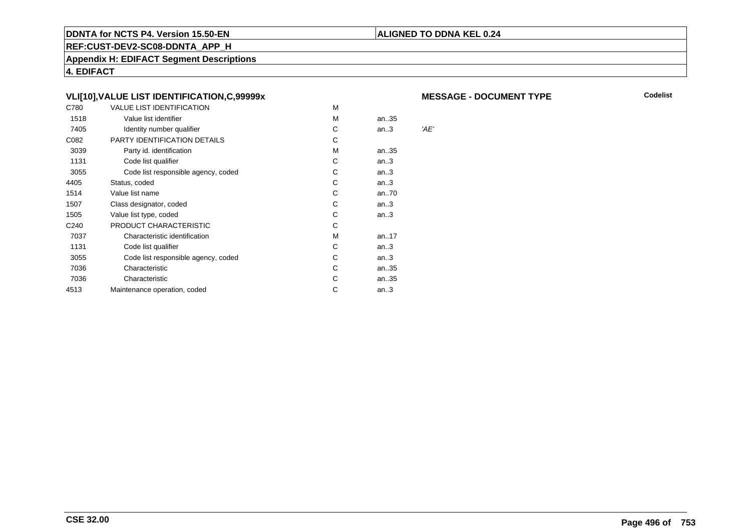**DDNTA for NCTS P4. Version 15.50-EN** | **ALIGNED TO DDNA KEL 0.24**

**REF:CUST-DEV2-SC08-DDNTA_APP_H**

**Appendix H: EDIFACT Segment Descriptions**

**4. EDIFACT**

### VLI[10],VALUE LIST IDENTIFICATION,C,99999x

**MESSAGE - DOCUMENT TYPE**

**Codelist**

| | | | | |
|---|---|---|---|---|
| C780 | VALUE LIST IDENTIFICATION | M | | |
| 1518 | Value list identifier | M | an..35 | |
| 7405 | Identity number qualifier | C | an..3 | *'AE'* |
| C082 | PARTY IDENTIFICATION DETAILS | C | | |
| 3039 | Party id. identification | M | an..35 | |
| 1131 | Code list qualifier | C | an..3 | |
| 3055 | Code list responsible agency, coded | C | an..3 | |
| 4405 | Status, coded | C | an..3 | |
| 1514 | Value list name | C | an..70 | |
| 1507 | Class designator, coded | C | an..3 | |
| 1505 | Value list type, coded | C | an..3 | |
| C240 | PRODUCT CHARACTERISTIC | C | | |
| 7037 | Characteristic identification | M | an..17 | |
| 1131 | Code list qualifier | C | an..3 | |
| 3055 | Code list responsible agency, coded | C | an..3 | |
| 7036 | Characteristic | C | an..35 | |
| 7036 | Characteristic | C | an..35 | |
| 4513 | Maintenance operation, coded | C | an..3 | |

**CSE 32.00**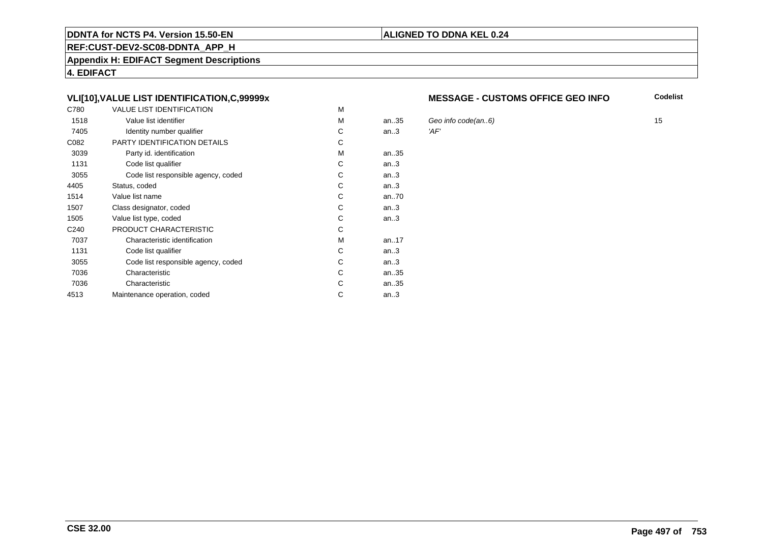**DDNTA for NCTS P4. Version 15.50-EN** | **ALIGNED TO DDNA KEL 0.24**

**REF:CUST-DEV2-SC08-DDNTA_APP_H**

**Appendix H: EDIFACT Segment Descriptions**

**4. EDIFACT**

### VLI[10],VALUE LIST IDENTIFICATION,C,99999x

**MESSAGE - CUSTOMS OFFICE GEO INFO**

| | | | | | Codelist |
|---|---|---|---|---|---|
| C780 | VALUE LIST IDENTIFICATION | M | | | |
| 1518 | Value list identifier | M | an..35 | *Geo info code(an..6)* | 15 |
| 7405 | Identity number qualifier | C | an..3 | *'AF'* | |
| C082 | PARTY IDENTIFICATION DETAILS | C | | | |
| 3039 | Party id. identification | M | an..35 | | |
| 1131 | Code list qualifier | C | an..3 | | |
| 3055 | Code list responsible agency, coded | C | an..3 | | |
| 4405 | Status, coded | C | an..3 | | |
| 1514 | Value list name | C | an..70 | | |
| 1507 | Class designator, coded | C | an..3 | | |
| 1505 | Value list type, coded | C | an..3 | | |
| C240 | PRODUCT CHARACTERISTIC | C | | | |
| 7037 | Characteristic identification | M | an..17 | | |
| 1131 | Code list qualifier | C | an..3 | | |
| 3055 | Code list responsible agency, coded | C | an..3 | | |
| 7036 | Characteristic | C | an..35 | | |
| 7036 | Characteristic | C | an..35 | | |
| 4513 | Maintenance operation, coded | C | an..3 | | |

**CSE 32.00**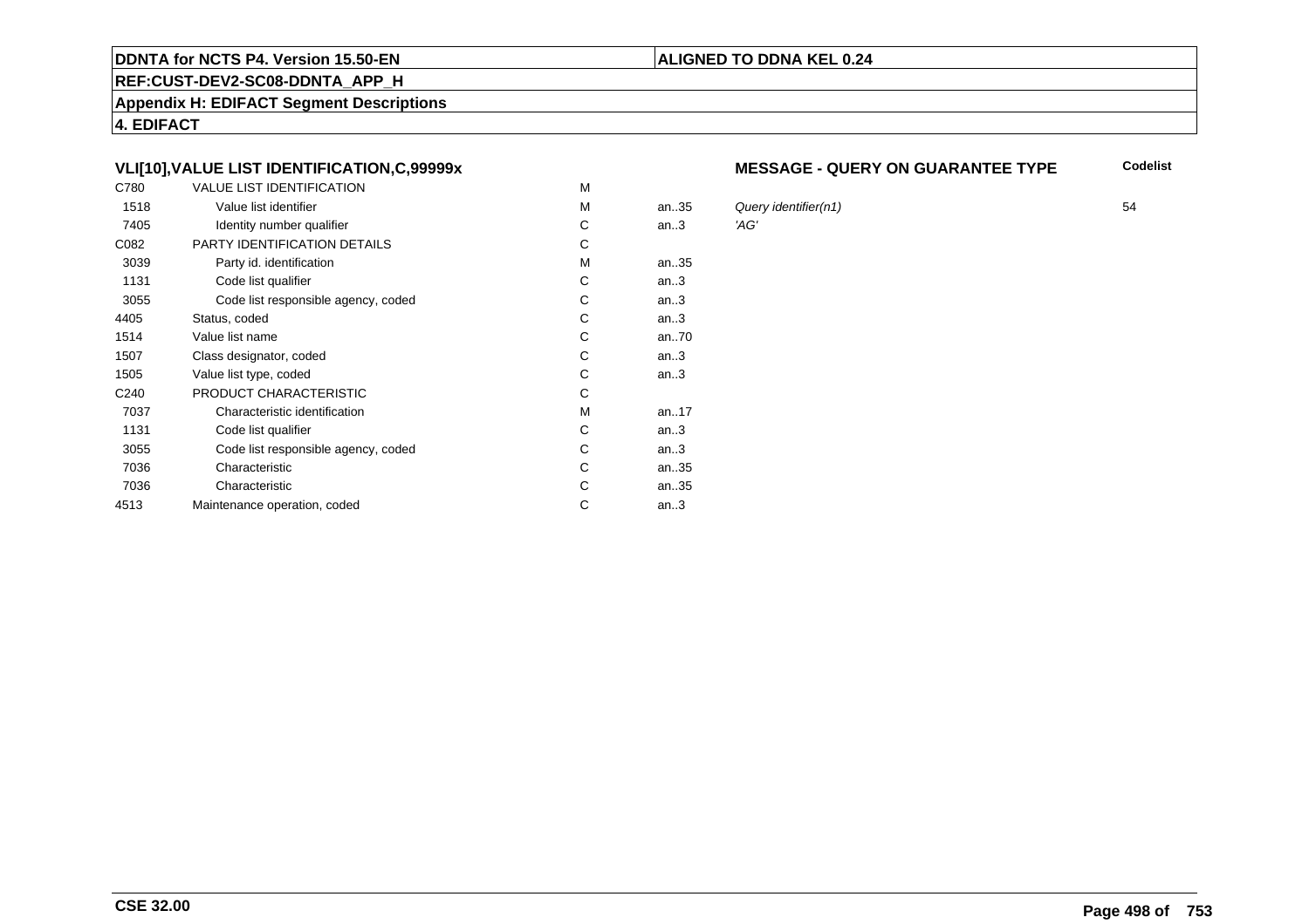**DDNTA for NCTS P4. Version 15.50-EN** | **ALIGNED TO DDNA KEL 0.24**

**REF:CUST-DEV2-SC08-DDNTA_APP_H**

**Appendix H: EDIFACT Segment Descriptions**

**4. EDIFACT**

### VLI[10],VALUE LIST IDENTIFICATION,C,99999x

**MESSAGE - QUERY ON GUARANTEE TYPE**

| | | | | | Codelist |
|---|---|---|---|---|---|
| C780 | VALUE LIST IDENTIFICATION | M | | | |
| 1518 | Value list identifier | M | an..35 | *Query identifier(n1)* | 54 |
| 7405 | Identity number qualifier | C | an..3 | *'AG'* | |
| C082 | PARTY IDENTIFICATION DETAILS | C | | | |
| 3039 | Party id. identification | M | an..35 | | |
| 1131 | Code list qualifier | C | an..3 | | |
| 3055 | Code list responsible agency, coded | C | an..3 | | |
| 4405 | Status, coded | C | an..3 | | |
| 1514 | Value list name | C | an..70 | | |
| 1507 | Class designator, coded | C | an..3 | | |
| 1505 | Value list type, coded | C | an..3 | | |
| C240 | PRODUCT CHARACTERISTIC | C | | | |
| 7037 | Characteristic identification | M | an..17 | | |
| 1131 | Code list qualifier | C | an..3 | | |
| 3055 | Code list responsible agency, coded | C | an..3 | | |
| 7036 | Characteristic | C | an..35 | | |
| 7036 | Characteristic | C | an..35 | | |
| 4513 | Maintenance operation, coded | C | an..3 | | |

**CSE 32.00**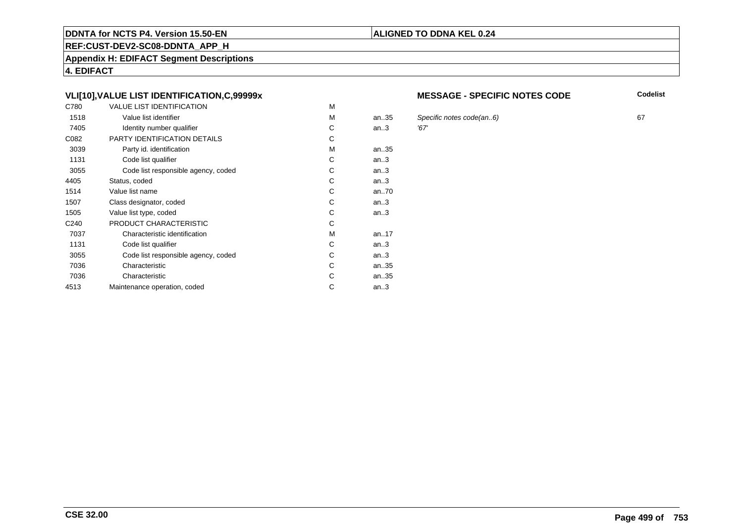**DDNTA for NCTS P4. Version 15.50-EN** | **ALIGNED TO DDNA KEL 0.24**

**REF:CUST-DEV2-SC08-DDNTA_APP_H**

**Appendix H: EDIFACT Segment Descriptions**

**4. EDIFACT**

### VLI[10],VALUE LIST IDENTIFICATION,C,99999x

**MESSAGE - SPECIFIC NOTES CODE**

| | | | | | Codelist |
|---|---|---|---|---|---|
| C780 | VALUE LIST IDENTIFICATION | M | | | |
| 1518 | Value list identifier | M | an..35 | *Specific notes code(an..6)* | 67 |
| 7405 | Identity number qualifier | C | an..3 | *'67'* | |
| C082 | PARTY IDENTIFICATION DETAILS | C | | | |
| 3039 | Party id. identification | M | an..35 | | |
| 1131 | Code list qualifier | C | an..3 | | |
| 3055 | Code list responsible agency, coded | C | an..3 | | |
| 4405 | Status, coded | C | an..3 | | |
| 1514 | Value list name | C | an..70 | | |
| 1507 | Class designator, coded | C | an..3 | | |
| 1505 | Value list type, coded | C | an..3 | | |
| C240 | PRODUCT CHARACTERISTIC | C | | | |
| 7037 | Characteristic identification | M | an..17 | | |
| 1131 | Code list qualifier | C | an..3 | | |
| 3055 | Code list responsible agency, coded | C | an..3 | | |
| 7036 | Characteristic | C | an..35 | | |
| 7036 | Characteristic | C | an..35 | | |
| 4513 | Maintenance operation, coded | C | an..3 | | |

**CSE 32.00**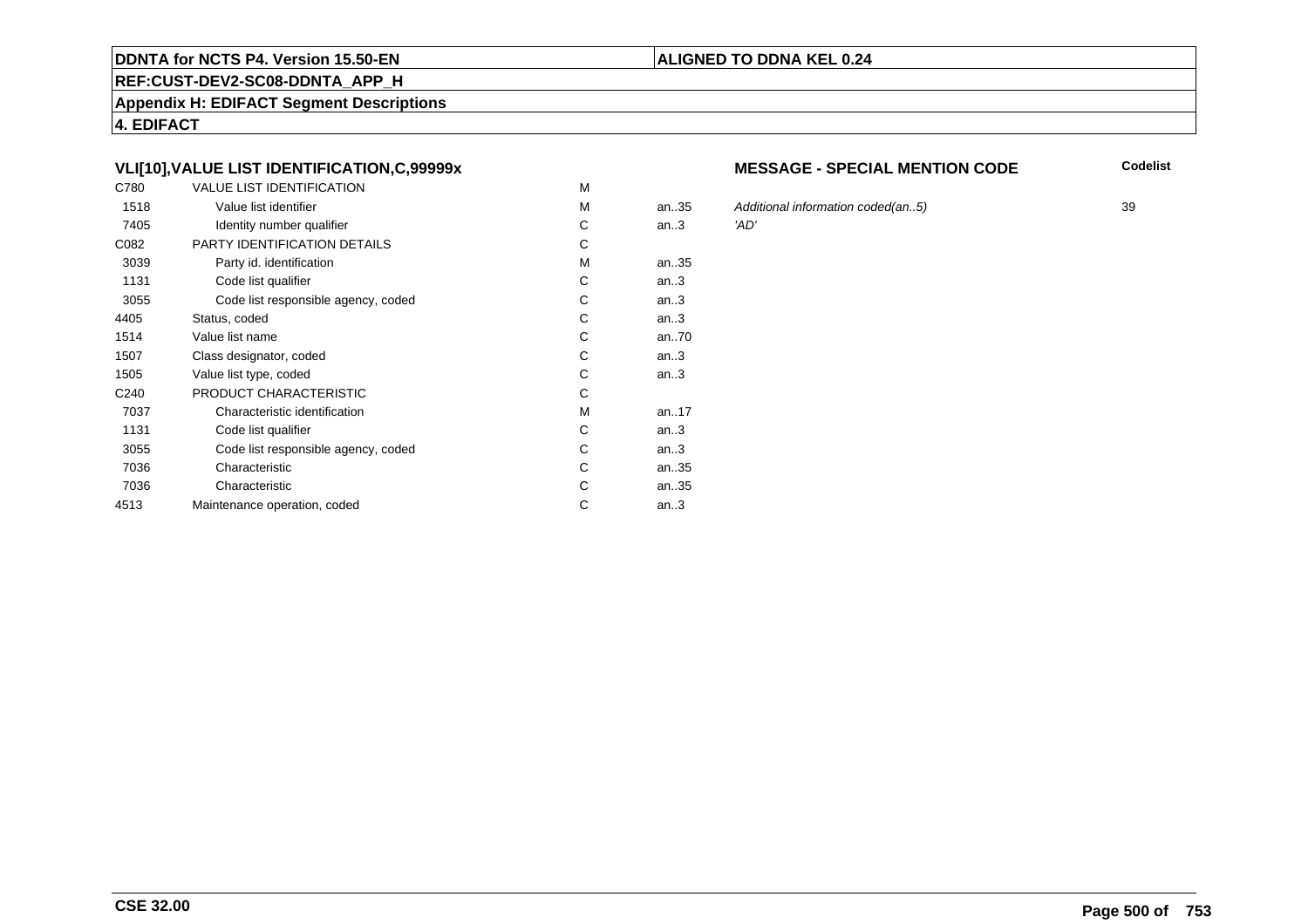**DDNTA for NCTS P4. Version 15.50-EN** | **ALIGNED TO DDNA KEL 0.24**

**REF:CUST-DEV2-SC08-DDNTA_APP_H**

**Appendix H: EDIFACT Segment Descriptions**

**4. EDIFACT**

### VLI[10],VALUE LIST IDENTIFICATION,C,99999x

**MESSAGE - SPECIAL MENTION CODE**

| | | | | | Codelist |
|---|---|---|---|---|---|
| C780 | VALUE LIST IDENTIFICATION | M | | | |
| 1518 | Value list identifier | M | an..35 | *Additional information coded(an..5)* | 39 |
| 7405 | Identity number qualifier | C | an..3 | *'AD'* | |
| C082 | PARTY IDENTIFICATION DETAILS | C | | | |
| 3039 | Party id. identification | M | an..35 | | |
| 1131 | Code list qualifier | C | an..3 | | |
| 3055 | Code list responsible agency, coded | C | an..3 | | |
| 4405 | Status, coded | C | an..3 | | |
| 1514 | Value list name | C | an..70 | | |
| 1507 | Class designator, coded | C | an..3 | | |
| 1505 | Value list type, coded | C | an..3 | | |
| C240 | PRODUCT CHARACTERISTIC | C | | | |
| 7037 | Characteristic identification | M | an..17 | | |
| 1131 | Code list qualifier | C | an..3 | | |
| 3055 | Code list responsible agency, coded | C | an..3 | | |
| 7036 | Characteristic | C | an..35 | | |
| 7036 | Characteristic | C | an..35 | | |
| 4513 | Maintenance operation, coded | C | an..3 | | |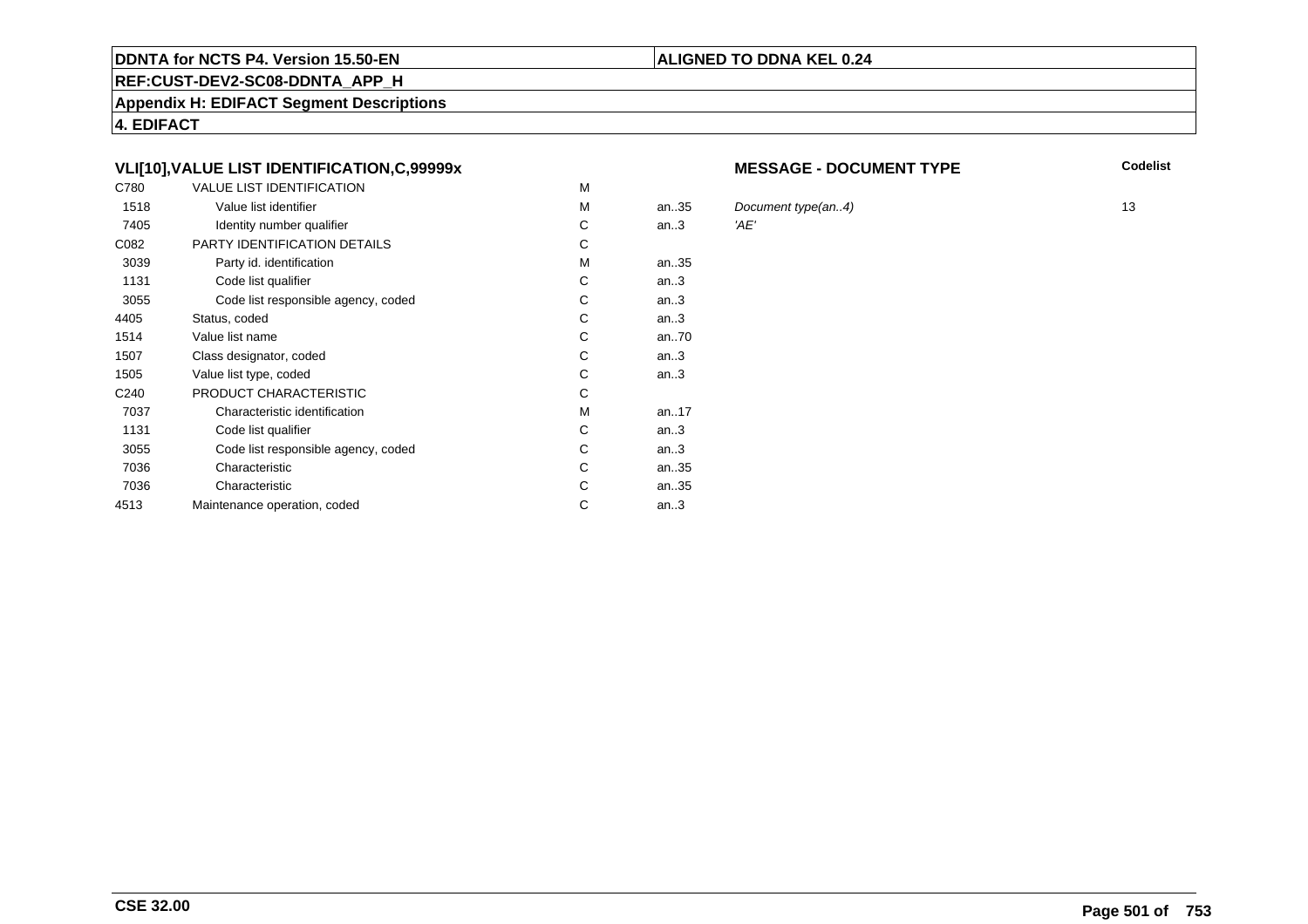**DDNTA for NCTS P4. Version 15.50-EN** | **ALIGNED TO DDNA KEL 0.24**

**REF:CUST-DEV2-SC08-DDNTA_APP_H**

**Appendix H: EDIFACT Segment Descriptions**

**4. EDIFACT**

### VLI[10],VALUE LIST IDENTIFICATION,C,99999x

**MESSAGE - DOCUMENT TYPE**

| | | | | | Codelist |
|---|---|---|---|---|---|
| C780 | VALUE LIST IDENTIFICATION | M | | | |
| 1518 | Value list identifier | M | an..35 | *Document type(an..4)* | 13 |
| 7405 | Identity number qualifier | C | an..3 | *'AE'* | |
| C082 | PARTY IDENTIFICATION DETAILS | C | | | |
| 3039 | Party id. identification | M | an..35 | | |
| 1131 | Code list qualifier | C | an..3 | | |
| 3055 | Code list responsible agency, coded | C | an..3 | | |
| 4405 | Status, coded | C | an..3 | | |
| 1514 | Value list name | C | an..70 | | |
| 1507 | Class designator, coded | C | an..3 | | |
| 1505 | Value list type, coded | C | an..3 | | |
| C240 | PRODUCT CHARACTERISTIC | C | | | |
| 7037 | Characteristic identification | M | an..17 | | |
| 1131 | Code list qualifier | C | an..3 | | |
| 3055 | Code list responsible agency, coded | C | an..3 | | |
| 7036 | Characteristic | C | an..35 | | |
| 7036 | Characteristic | C | an..35 | | |
| 4513 | Maintenance operation, coded | C | an..3 | | |

**CSE 32.00**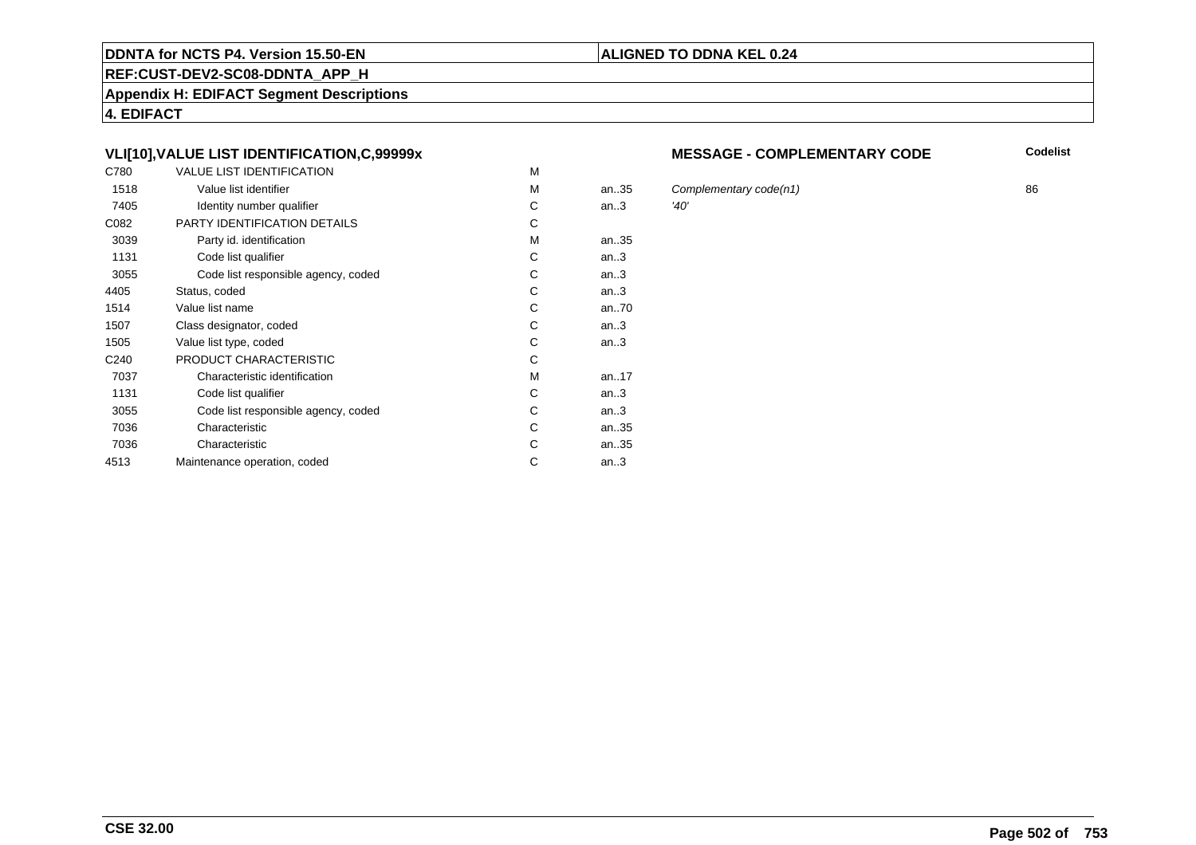**DDNTA for NCTS P4. Version 15.50-EN** | **ALIGNED TO DDNA KEL 0.24**

**REF:CUST-DEV2-SC08-DDNTA_APP_H**

**Appendix H: EDIFACT Segment Descriptions**

**4. EDIFACT**

### VLI[10],VALUE LIST IDENTIFICATION,C,99999x

**MESSAGE - COMPLEMENTARY CODE**

| | | | | | Codelist |
|---|---|---|---|---|---|
| C780 | VALUE LIST IDENTIFICATION | M | | | |
| 1518 | Value list identifier | M | an..35 | *Complementary code(n1)* | 86 |
| 7405 | Identity number qualifier | C | an..3 | *'40'* | |
| C082 | PARTY IDENTIFICATION DETAILS | C | | | |
| 3039 | Party id. identification | M | an..35 | | |
| 1131 | Code list qualifier | C | an..3 | | |
| 3055 | Code list responsible agency, coded | C | an..3 | | |
| 4405 | Status, coded | C | an..3 | | |
| 1514 | Value list name | C | an..70 | | |
| 1507 | Class designator, coded | C | an..3 | | |
| 1505 | Value list type, coded | C | an..3 | | |
| C240 | PRODUCT CHARACTERISTIC | C | | | |
| 7037 | Characteristic identification | M | an..17 | | |
| 1131 | Code list qualifier | C | an..3 | | |
| 3055 | Code list responsible agency, coded | C | an..3 | | |
| 7036 | Characteristic | C | an..35 | | |
| 7036 | Characteristic | C | an..35 | | |
| 4513 | Maintenance operation, coded | C | an..3 | | |

**CSE 32.00**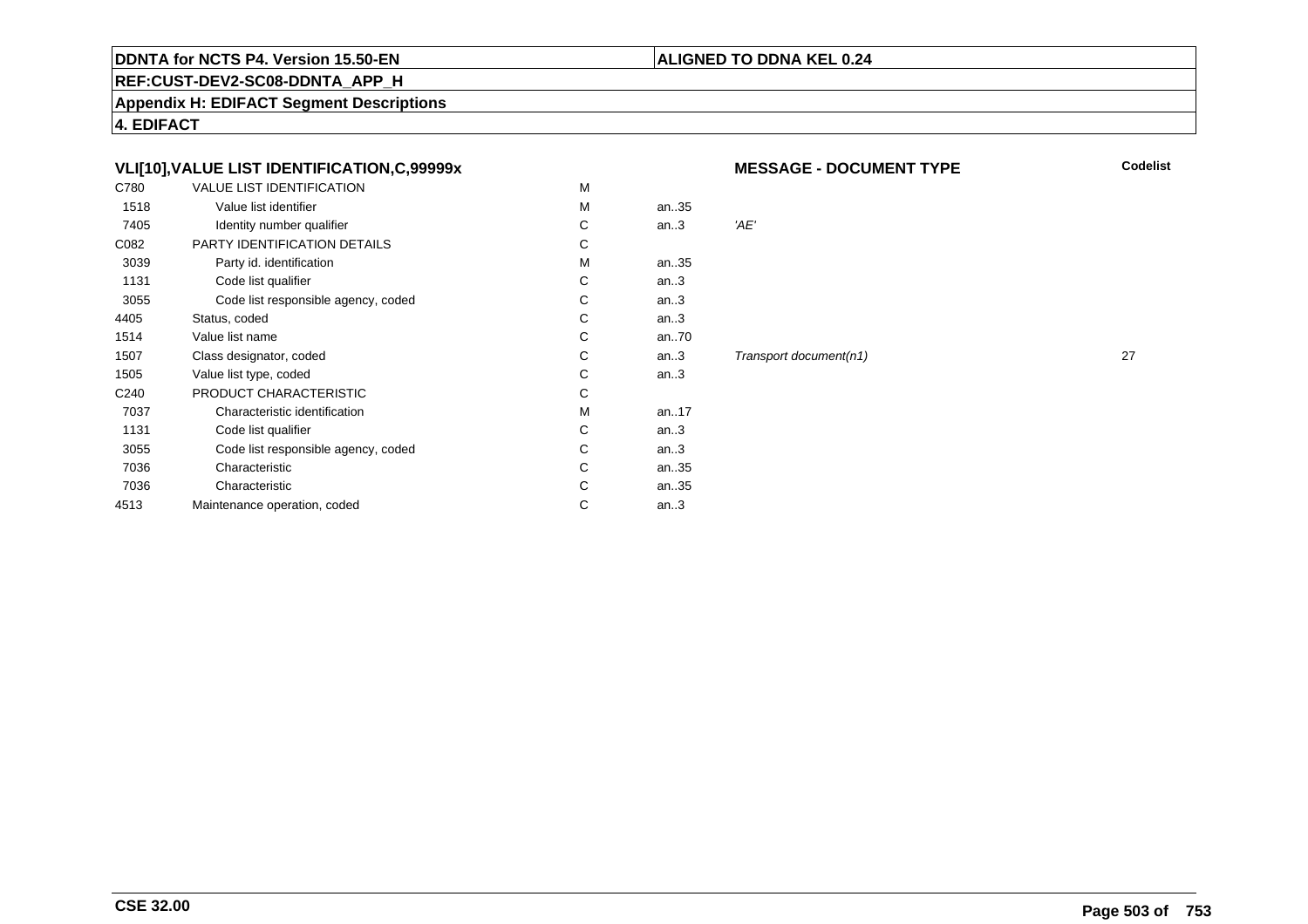**DDNTA for NCTS P4. Version 15.50-EN** | **ALIGNED TO DDNA KEL 0.24**

**REF:CUST-DEV2-SC08-DDNTA_APP_H**

**Appendix H: EDIFACT Segment Descriptions**

**4. EDIFACT**

### VLI[10],VALUE LIST IDENTIFICATION,C,99999x — MESSAGE - DOCUMENT TYPE

| | | | | | Codelist |
|---|---|---|---|---|---|
| C780 | VALUE LIST IDENTIFICATION | M | | | |
| 1518 | Value list identifier | M | an..35 | | |
| 7405 | Identity number qualifier | C | an..3 | *'AE'* | |
| C082 | PARTY IDENTIFICATION DETAILS | C | | | |
| 3039 | Party id. identification | M | an..35 | | |
| 1131 | Code list qualifier | C | an..3 | | |
| 3055 | Code list responsible agency, coded | C | an..3 | | |
| 4405 | Status, coded | C | an..3 | | |
| 1514 | Value list name | C | an..70 | | |
| 1507 | Class designator, coded | C | an..3 | *Transport document(n1)* | 27 |
| 1505 | Value list type, coded | C | an..3 | | |
| C240 | PRODUCT CHARACTERISTIC | C | | | |
| 7037 | Characteristic identification | M | an..17 | | |
| 1131 | Code list qualifier | C | an..3 | | |
| 3055 | Code list responsible agency, coded | C | an..3 | | |
| 7036 | Characteristic | C | an..35 | | |
| 7036 | Characteristic | C | an..35 | | |
| 4513 | Maintenance operation, coded | C | an..3 | | |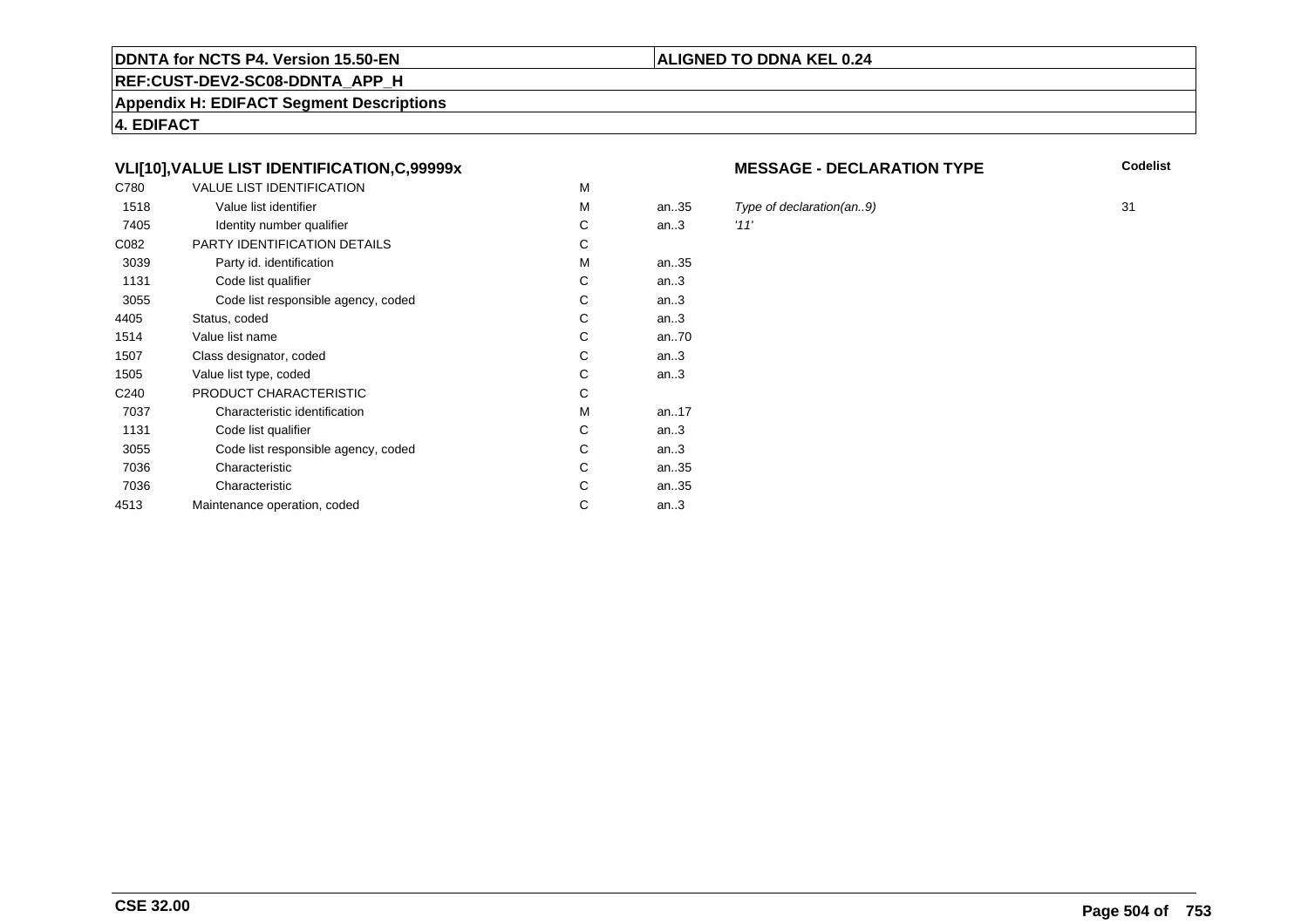**DDNTA for NCTS P4. Version 15.50-EN** | **ALIGNED TO DDNA KEL 0.24**

**REF:CUST-DEV2-SC08-DDNTA_APP_H**

**Appendix H: EDIFACT Segment Descriptions**

**4. EDIFACT**

### VLI[10],VALUE LIST IDENTIFICATION,C,99999x

**MESSAGE - DECLARATION TYPE**

| Tag | Name | Status | Format | Description | Codelist |
|---|---|---|---|---|---|
| C780 | VALUE LIST IDENTIFICATION | M | | | |
| 1518 | Value list identifier | M | an..35 | *Type of declaration(an..9)* | 31 |
| 7405 | Identity number qualifier | C | an..3 | *'11'* | |
| C082 | PARTY IDENTIFICATION DETAILS | C | | | |
| 3039 | Party id. identification | M | an..35 | | |
| 1131 | Code list qualifier | C | an..3 | | |
| 3055 | Code list responsible agency, coded | C | an..3 | | |
| 4405 | Status, coded | C | an..3 | | |
| 1514 | Value list name | C | an..70 | | |
| 1507 | Class designator, coded | C | an..3 | | |
| 1505 | Value list type, coded | C | an..3 | | |
| C240 | PRODUCT CHARACTERISTIC | C | | | |
| 7037 | Characteristic identification | M | an..17 | | |
| 1131 | Code list qualifier | C | an..3 | | |
| 3055 | Code list responsible agency, coded | C | an..3 | | |
| 7036 | Characteristic | C | an..35 | | |
| 7036 | Characteristic | C | an..35 | | |
| 4513 | Maintenance operation, coded | C | an..3 | | |

**CSE 32.00**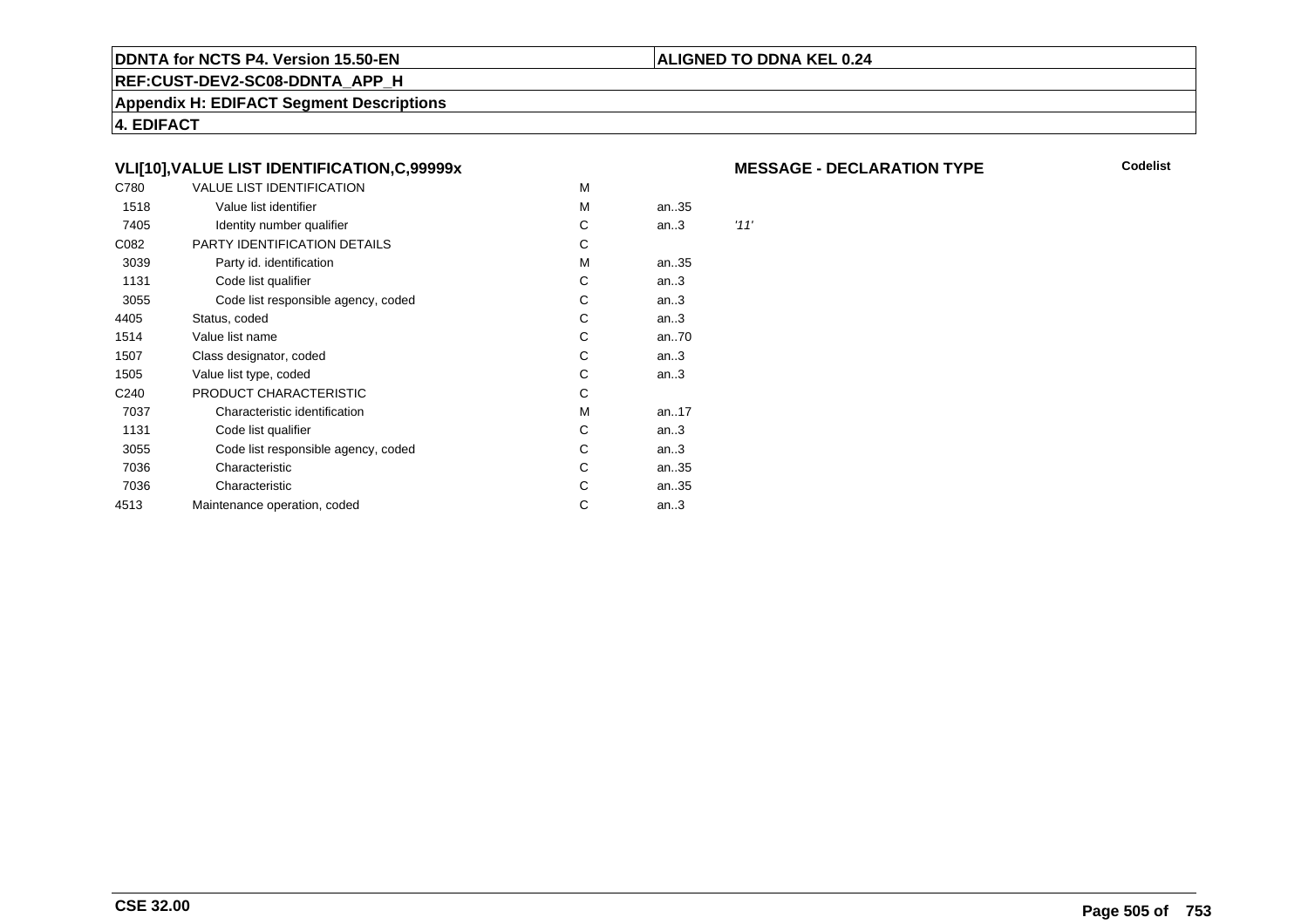**DDNTA for NCTS P4. Version 15.50-EN**

**ALIGNED TO DDNA KEL 0.24**

**REF:CUST-DEV2-SC08-DDNTA_APP_H**

**Appendix H: EDIFACT Segment Descriptions**

**4. EDIFACT**

### VLI[10],VALUE LIST IDENTIFICATION,C,99999x

**MESSAGE - DECLARATION TYPE** **Codelist**

| Code | Name | M/C | Format | Value |
|---|---|---|---|---|
| C780 | VALUE LIST IDENTIFICATION | M | | |
| 1518 | Value list identifier | M | an..35 | |
| 7405 | Identity number qualifier | C | an..3 | *'11'* |
| C082 | PARTY IDENTIFICATION DETAILS | C | | |
| 3039 | Party id. identification | M | an..35 | |
| 1131 | Code list qualifier | C | an..3 | |
| 3055 | Code list responsible agency, coded | C | an..3 | |
| 4405 | Status, coded | C | an..3 | |
| 1514 | Value list name | C | an..70 | |
| 1507 | Class designator, coded | C | an..3 | |
| 1505 | Value list type, coded | C | an..3 | |
| C240 | PRODUCT CHARACTERISTIC | C | | |
| 7037 | Characteristic identification | M | an..17 | |
| 1131 | Code list qualifier | C | an..3 | |
| 3055 | Code list responsible agency, coded | C | an..3 | |
| 7036 | Characteristic | C | an..35 | |
| 7036 | Characteristic | C | an..35 | |
| 4513 | Maintenance operation, coded | C | an..3 | |

**CSE 32.00**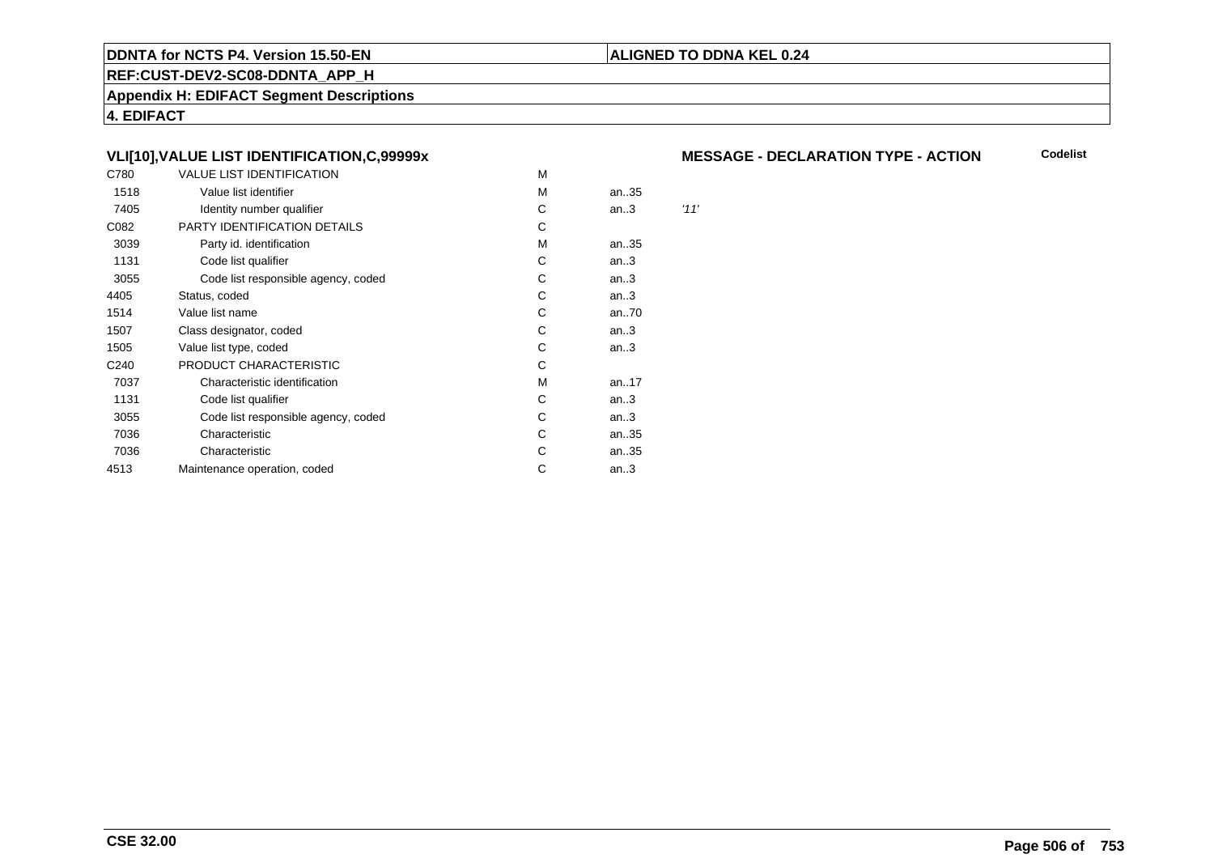**DDNTA for NCTS P4. Version 15.50-EN** | **ALIGNED TO DDNA KEL 0.24**

**REF:CUST-DEV2-SC08-DDNTA_APP_H**

**Appendix H: EDIFACT Segment Descriptions**

**4. EDIFACT**

### VLI[10],VALUE LIST IDENTIFICATION,C,99999x

**MESSAGE - DECLARATION TYPE - ACTION** — **Codelist**

| | | | | |
|---|---|---|---|---|
| C780 | VALUE LIST IDENTIFICATION | M | | |
| 1518 | Value list identifier | M | an..35 | |
| 7405 | Identity number qualifier | C | an..3 | *'11'* |
| C082 | PARTY IDENTIFICATION DETAILS | C | | |
| 3039 | Party id. identification | M | an..35 | |
| 1131 | Code list qualifier | C | an..3 | |
| 3055 | Code list responsible agency, coded | C | an..3 | |
| 4405 | Status, coded | C | an..3 | |
| 1514 | Value list name | C | an..70 | |
| 1507 | Class designator, coded | C | an..3 | |
| 1505 | Value list type, coded | C | an..3 | |
| C240 | PRODUCT CHARACTERISTIC | C | | |
| 7037 | Characteristic identification | M | an..17 | |
| 1131 | Code list qualifier | C | an..3 | |
| 3055 | Code list responsible agency, coded | C | an..3 | |
| 7036 | Characteristic | C | an..35 | |
| 7036 | Characteristic | C | an..35 | |
| 4513 | Maintenance operation, coded | C | an..3 | |

**CSE 32.00**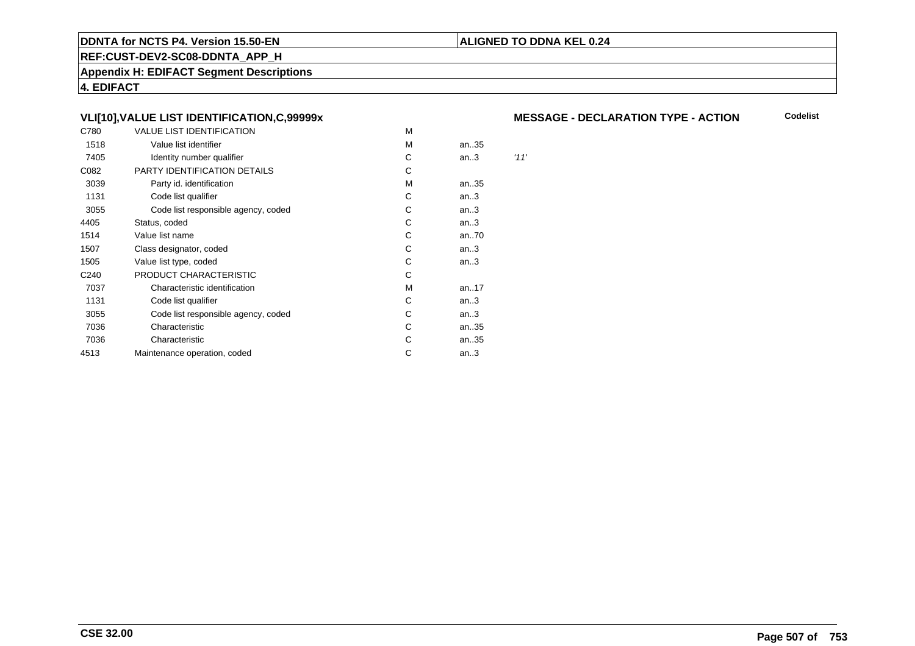**DDNTA for NCTS P4. Version 15.50-EN** | **ALIGNED TO DDNA KEL 0.24**

**REF:CUST-DEV2-SC08-DDNTA_APP_H**

**Appendix H: EDIFACT Segment Descriptions**

**4. EDIFACT**

### VLI[10],VALUE LIST IDENTIFICATION,C,99999x

**MESSAGE - DECLARATION TYPE - ACTION** — **Codelist**

| | | | | |
|---|---|---|---|---|
| C780 | VALUE LIST IDENTIFICATION | M | | |
| 1518 | Value list identifier | M | an..35 | |
| 7405 | Identity number qualifier | C | an..3 | *'11'* |
| C082 | PARTY IDENTIFICATION DETAILS | C | | |
| 3039 | Party id. identification | M | an..35 | |
| 1131 | Code list qualifier | C | an..3 | |
| 3055 | Code list responsible agency, coded | C | an..3 | |
| 4405 | Status, coded | C | an..3 | |
| 1514 | Value list name | C | an..70 | |
| 1507 | Class designator, coded | C | an..3 | |
| 1505 | Value list type, coded | C | an..3 | |
| C240 | PRODUCT CHARACTERISTIC | C | | |
| 7037 | Characteristic identification | M | an..17 | |
| 1131 | Code list qualifier | C | an..3 | |
| 3055 | Code list responsible agency, coded | C | an..3 | |
| 7036 | Characteristic | C | an..35 | |
| 7036 | Characteristic | C | an..35 | |
| 4513 | Maintenance operation, coded | C | an..3 | |

**CSE 32.00**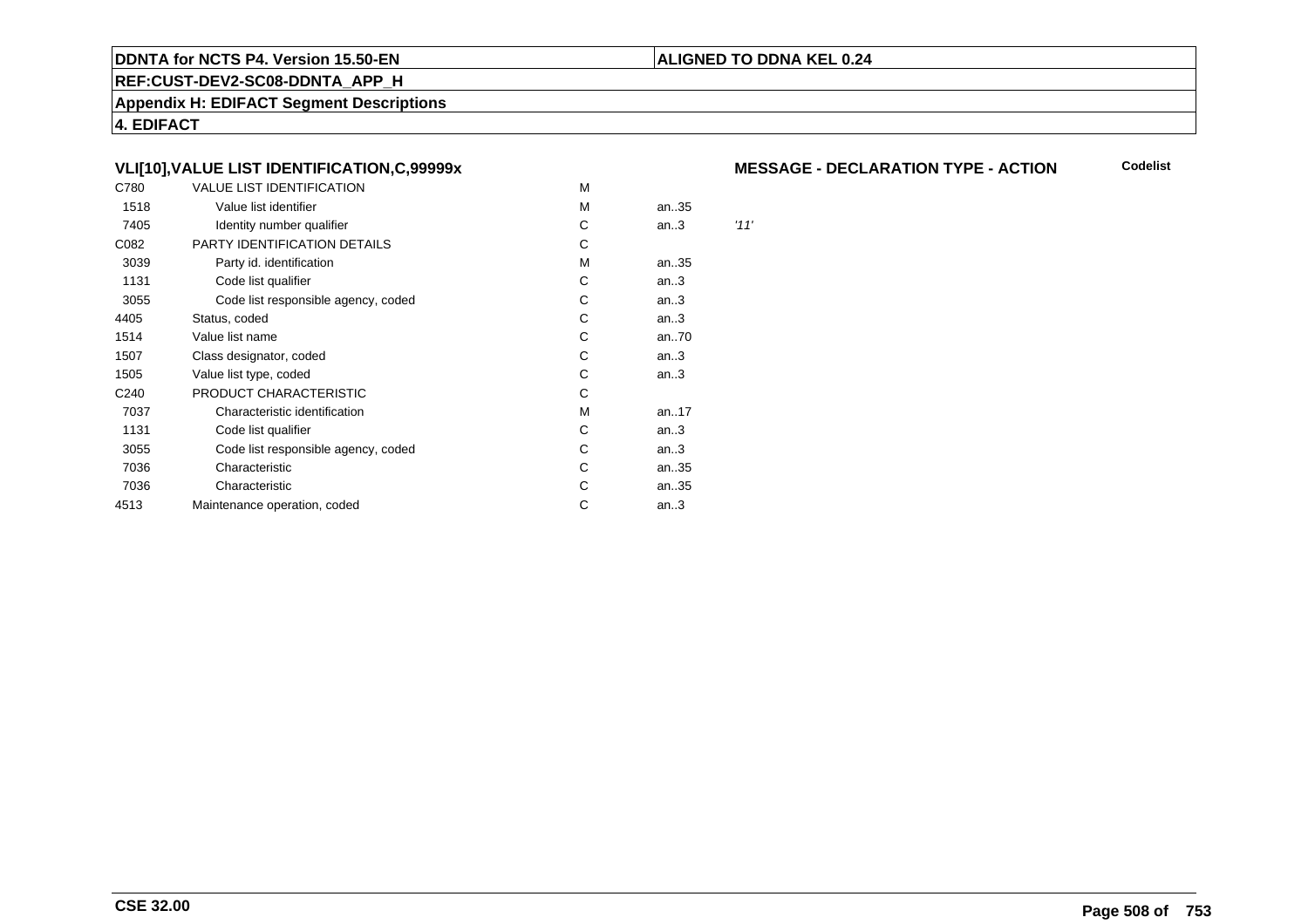**DDNTA for NCTS P4. Version 15.50-EN** | **ALIGNED TO DDNA KEL 0.24**

**REF:CUST-DEV2-SC08-DDNTA_APP_H**

**Appendix H: EDIFACT Segment Descriptions**

**4. EDIFACT**

### VLI[10],VALUE LIST IDENTIFICATION,C,99999x

**MESSAGE - DECLARATION TYPE - ACTION** — **Codelist**

| | | | | |
|---|---|---|---|---|
| C780 | VALUE LIST IDENTIFICATION | M | | |
| 1518 | Value list identifier | M | an..35 | |
| 7405 | Identity number qualifier | C | an..3 | *'11'* |
| C082 | PARTY IDENTIFICATION DETAILS | C | | |
| 3039 | Party id. identification | M | an..35 | |
| 1131 | Code list qualifier | C | an..3 | |
| 3055 | Code list responsible agency, coded | C | an..3 | |
| 4405 | Status, coded | C | an..3 | |
| 1514 | Value list name | C | an..70 | |
| 1507 | Class designator, coded | C | an..3 | |
| 1505 | Value list type, coded | C | an..3 | |
| C240 | PRODUCT CHARACTERISTIC | C | | |
| 7037 | Characteristic identification | M | an..17 | |
| 1131 | Code list qualifier | C | an..3 | |
| 3055 | Code list responsible agency, coded | C | an..3 | |
| 7036 | Characteristic | C | an..35 | |
| 7036 | Characteristic | C | an..35 | |
| 4513 | Maintenance operation, coded | C | an..3 | |

**CSE 32.00**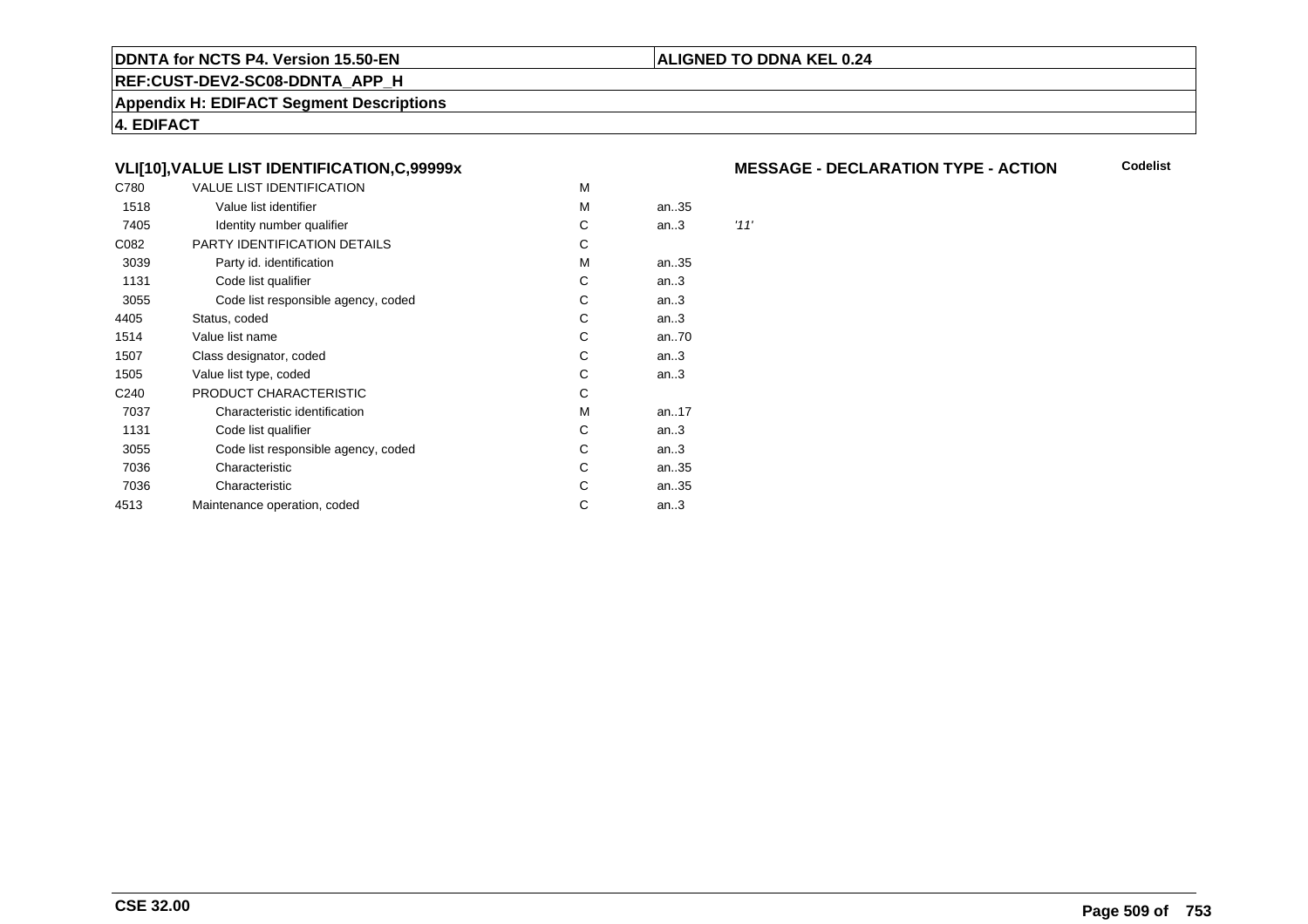**DDNTA for NCTS P4. Version 15.50-EN** | **ALIGNED TO DDNA KEL 0.24**

**REF:CUST-DEV2-SC08-DDNTA_APP_H**

**Appendix H: EDIFACT Segment Descriptions**

**4. EDIFACT**

### VLI[10],VALUE LIST IDENTIFICATION,C,99999x

**MESSAGE - DECLARATION TYPE - ACTION** — **Codelist**

| Code | Name | Status | Format | Value |
|---|---|---|---|---|
| C780 | VALUE LIST IDENTIFICATION | M | | |
| 1518 | Value list identifier | M | an..35 | |
| 7405 | Identity number qualifier | C | an..3 | *'11'* |
| C082 | PARTY IDENTIFICATION DETAILS | C | | |
| 3039 | Party id. identification | M | an..35 | |
| 1131 | Code list qualifier | C | an..3 | |
| 3055 | Code list responsible agency, coded | C | an..3 | |
| 4405 | Status, coded | C | an..3 | |
| 1514 | Value list name | C | an..70 | |
| 1507 | Class designator, coded | C | an..3 | |
| 1505 | Value list type, coded | C | an..3 | |
| C240 | PRODUCT CHARACTERISTIC | C | | |
| 7037 | Characteristic identification | M | an..17 | |
| 1131 | Code list qualifier | C | an..3 | |
| 3055 | Code list responsible agency, coded | C | an..3 | |
| 7036 | Characteristic | C | an..35 | |
| 7036 | Characteristic | C | an..35 | |
| 4513 | Maintenance operation, coded | C | an..3 | |

**CSE 32.00**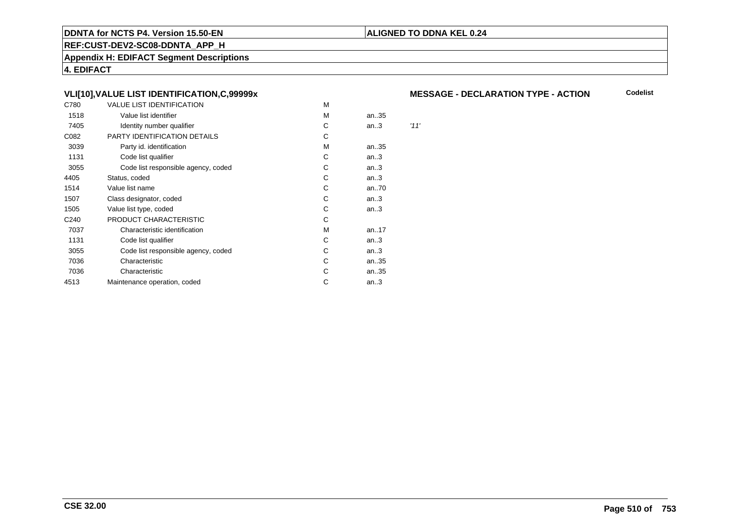**DDNTA for NCTS P4. Version 15.50-EN** | **ALIGNED TO DDNA KEL 0.24**

**REF:CUST-DEV2-SC08-DDNTA_APP_H**

**Appendix H: EDIFACT Segment Descriptions**

**4. EDIFACT**

### VLI[10],VALUE LIST IDENTIFICATION,C,99999x

**MESSAGE - DECLARATION TYPE - ACTION** | **Codelist**

| | | | | |
|---|---|---|---|---|
| C780 | VALUE LIST IDENTIFICATION | M | | |
| 1518 | Value list identifier | M | an..35 | |
| 7405 | Identity number qualifier | C | an..3 | *'11'* |
| C082 | PARTY IDENTIFICATION DETAILS | C | | |
| 3039 | Party id. identification | M | an..35 | |
| 1131 | Code list qualifier | C | an..3 | |
| 3055 | Code list responsible agency, coded | C | an..3 | |
| 4405 | Status, coded | C | an..3 | |
| 1514 | Value list name | C | an..70 | |
| 1507 | Class designator, coded | C | an..3 | |
| 1505 | Value list type, coded | C | an..3 | |
| C240 | PRODUCT CHARACTERISTIC | C | | |
| 7037 | Characteristic identification | M | an..17 | |
| 1131 | Code list qualifier | C | an..3 | |
| 3055 | Code list responsible agency, coded | C | an..3 | |
| 7036 | Characteristic | C | an..35 | |
| 7036 | Characteristic | C | an..35 | |
| 4513 | Maintenance operation, coded | C | an..3 | |

**CSE 32.00**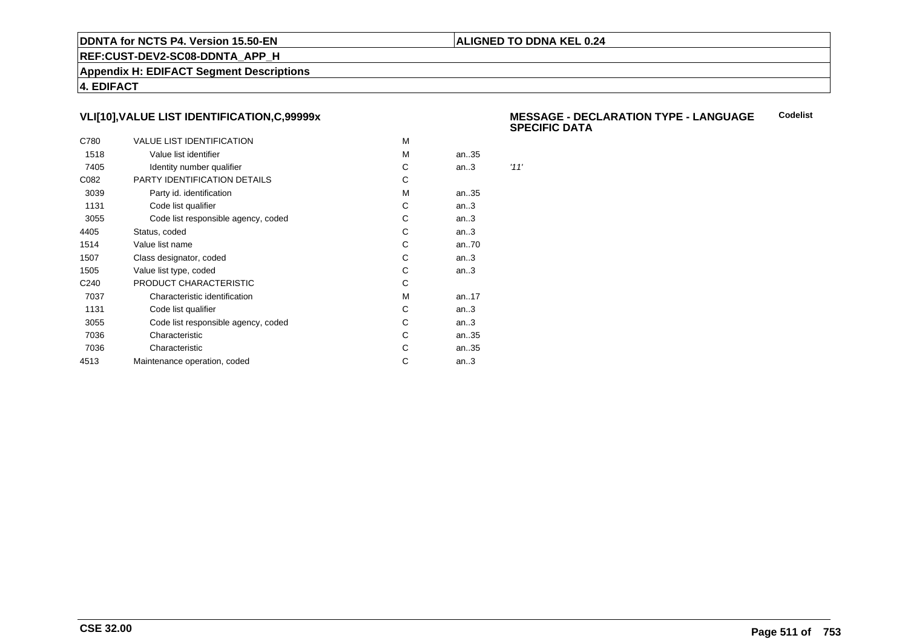### VLI[10],VALUE LIST IDENTIFICATION,C,99999x

**MESSAGE - DECLARATION TYPE - LANGUAGE SPECIFIC DATA** — **Codelist**

| | | | | |
|---|---|---|---|---|
| C780 | VALUE LIST IDENTIFICATION | M | | |
| 1518 | Value list identifier | M | an..35 | |
| 7405 | Identity number qualifier | C | an..3 | *'11'* |
| C082 | PARTY IDENTIFICATION DETAILS | C | | |
| 3039 | Party id. identification | M | an..35 | |
| 1131 | Code list qualifier | C | an..3 | |
| 3055 | Code list responsible agency, coded | C | an..3 | |
| 4405 | Status, coded | C | an..3 | |
| 1514 | Value list name | C | an..70 | |
| 1507 | Class designator, coded | C | an..3 | |
| 1505 | Value list type, coded | C | an..3 | |
| C240 | PRODUCT CHARACTERISTIC | C | | |
| 7037 | Characteristic identification | M | an..17 | |
| 1131 | Code list qualifier | C | an..3 | |
| 3055 | Code list responsible agency, coded | C | an..3 | |
| 7036 | Characteristic | C | an..35 | |
| 7036 | Characteristic | C | an..35 | |
| 4513 | Maintenance operation, coded | C | an..3 | |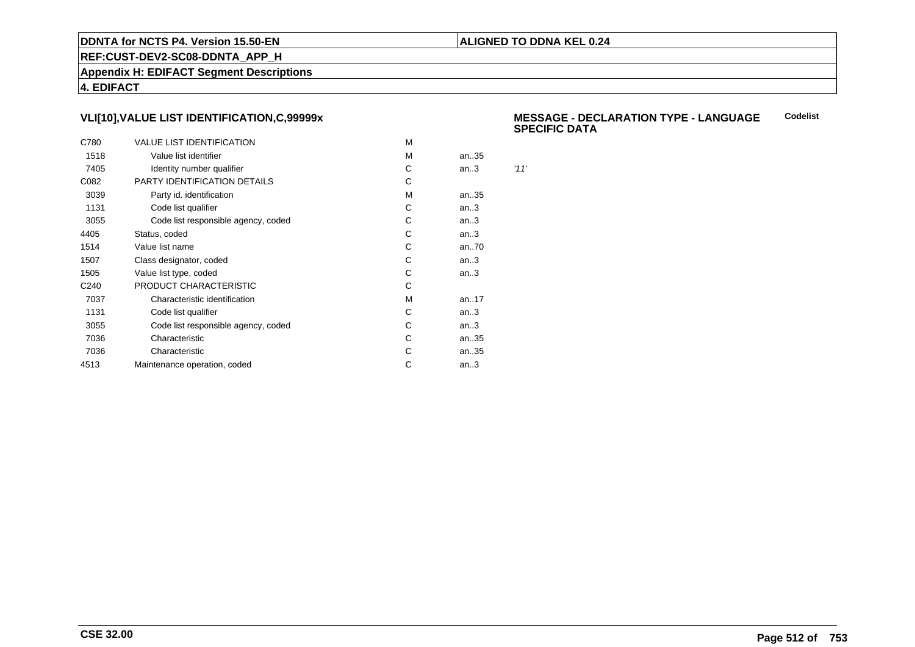DDNTA for NCTS P4. Version 15.50-EN | ALIGNED TO DDNA KEL 0.24

REF:CUST-DEV2-SC08-DDNTA_APP_H

Appendix H: EDIFACT Segment Descriptions

4. EDIFACT

### VLI[10],VALUE LIST IDENTIFICATION,C,99999x

**MESSAGE - DECLARATION TYPE - LANGUAGE SPECIFIC DATA** — **Codelist**

| | | | | |
|---|---|---|---|---|
| C780 | VALUE LIST IDENTIFICATION | M | | |
| 1518 | Value list identifier | M | an..35 | |
| 7405 | Identity number qualifier | C | an..3 | *'11'* |
| C082 | PARTY IDENTIFICATION DETAILS | C | | |
| 3039 | Party id. identification | M | an..35 | |
| 1131 | Code list qualifier | C | an..3 | |
| 3055 | Code list responsible agency, coded | C | an..3 | |
| 4405 | Status, coded | C | an..3 | |
| 1514 | Value list name | C | an..70 | |
| 1507 | Class designator, coded | C | an..3 | |
| 1505 | Value list type, coded | C | an..3 | |
| C240 | PRODUCT CHARACTERISTIC | C | | |
| 7037 | Characteristic identification | M | an..17 | |
| 1131 | Code list qualifier | C | an..3 | |
| 3055 | Code list responsible agency, coded | C | an..3 | |
| 7036 | Characteristic | C | an..35 | |
| 7036 | Characteristic | C | an..35 | |
| 4513 | Maintenance operation, coded | C | an..3 | |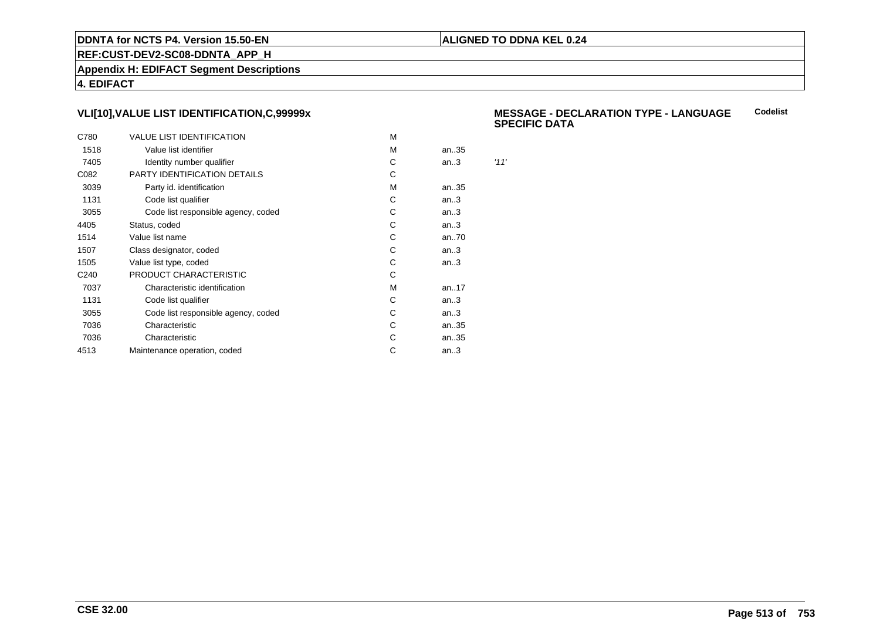### VLI[10],VALUE LIST IDENTIFICATION,C,99999x

**MESSAGE - DECLARATION TYPE - LANGUAGE SPECIFIC DATA** **Codelist**

| | | | | |
|---|---|---|---|---|
| C780 | VALUE LIST IDENTIFICATION | M | | |
| 1518 | Value list identifier | M | an..35 | |
| 7405 | Identity number qualifier | C | an..3 | *'11'* |
| C082 | PARTY IDENTIFICATION DETAILS | C | | |
| 3039 | Party id. identification | M | an..35 | |
| 1131 | Code list qualifier | C | an..3 | |
| 3055 | Code list responsible agency, coded | C | an..3 | |
| 4405 | Status, coded | C | an..3 | |
| 1514 | Value list name | C | an..70 | |
| 1507 | Class designator, coded | C | an..3 | |
| 1505 | Value list type, coded | C | an..3 | |
| C240 | PRODUCT CHARACTERISTIC | C | | |
| 7037 | Characteristic identification | M | an..17 | |
| 1131 | Code list qualifier | C | an..3 | |
| 3055 | Code list responsible agency, coded | C | an..3 | |
| 7036 | Characteristic | C | an..35 | |
| 7036 | Characteristic | C | an..35 | |
| 4513 | Maintenance operation, coded | C | an..3 | |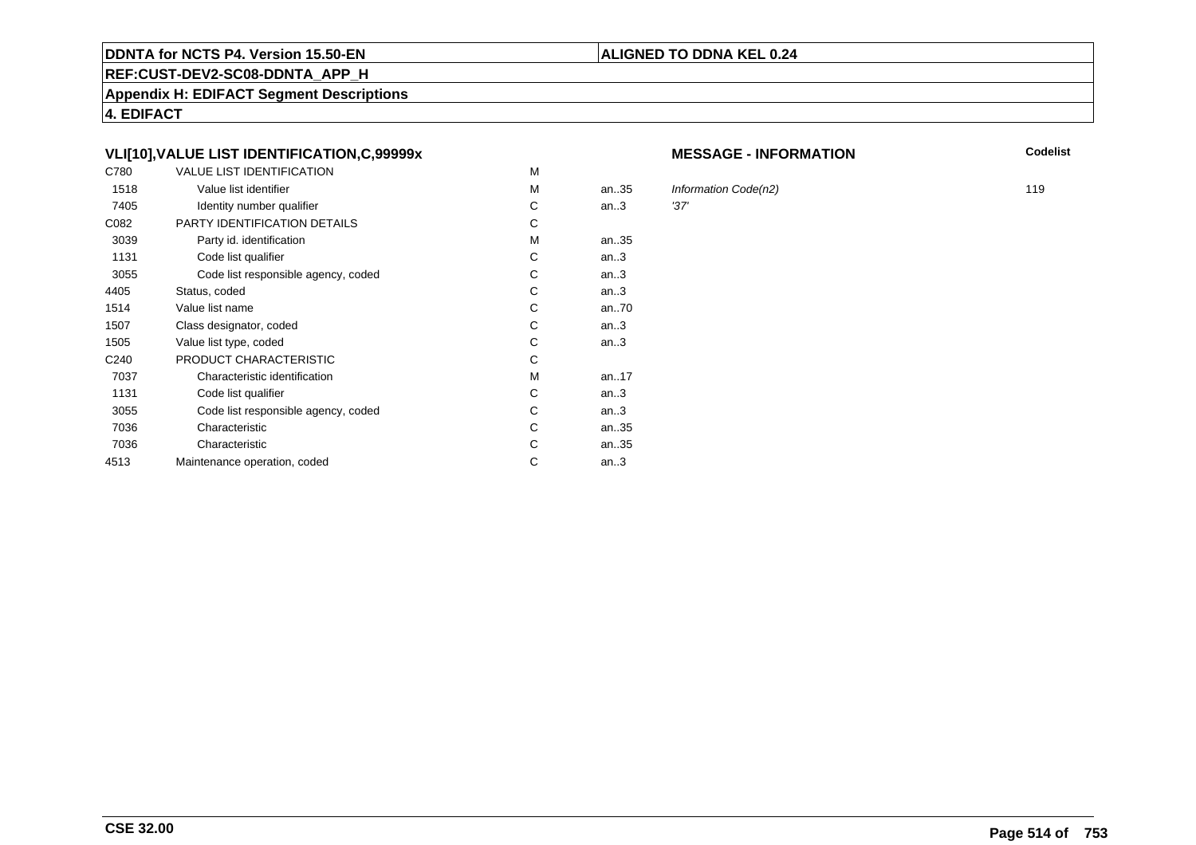**DDNTA for NCTS P4. Version 15.50-EN** | **ALIGNED TO DDNA KEL 0.24**

**REF:CUST-DEV2-SC08-DDNTA_APP_H**

**Appendix H: EDIFACT Segment Descriptions**

**4. EDIFACT**

### VLI[10],VALUE LIST IDENTIFICATION,C,99999x

| | | | | MESSAGE - INFORMATION | Codelist |
|---|---|---|---|---|---|
| C780 | VALUE LIST IDENTIFICATION | M | | | |
| 1518 | Value list identifier | M | an..35 | *Information Code(n2)* | 119 |
| 7405 | Identity number qualifier | C | an..3 | *'37'* | |
| C082 | PARTY IDENTIFICATION DETAILS | C | | | |
| 3039 | Party id. identification | M | an..35 | | |
| 1131 | Code list qualifier | C | an..3 | | |
| 3055 | Code list responsible agency, coded | C | an..3 | | |
| 4405 | Status, coded | C | an..3 | | |
| 1514 | Value list name | C | an..70 | | |
| 1507 | Class designator, coded | C | an..3 | | |
| 1505 | Value list type, coded | C | an..3 | | |
| C240 | PRODUCT CHARACTERISTIC | C | | | |
| 7037 | Characteristic identification | M | an..17 | | |
| 1131 | Code list qualifier | C | an..3 | | |
| 3055 | Code list responsible agency, coded | C | an..3 | | |
| 7036 | Characteristic | C | an..35 | | |
| 7036 | Characteristic | C | an..35 | | |
| 4513 | Maintenance operation, coded | C | an..3 | | |

**CSE 32.00**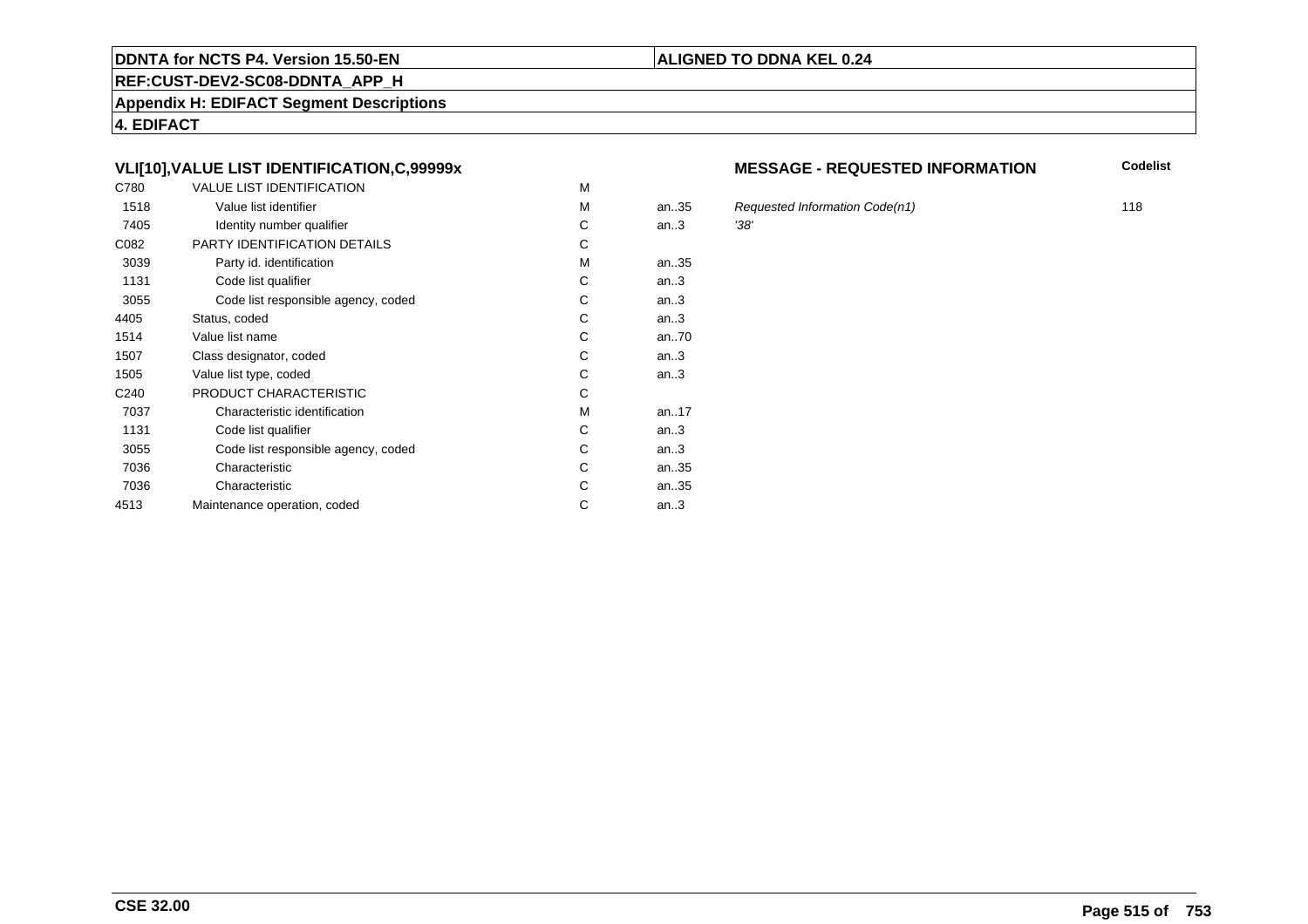**DDNTA for NCTS P4. Version 15.50-EN** | **ALIGNED TO DDNA KEL 0.24**

**REF:CUST-DEV2-SC08-DDNTA_APP_H**

**Appendix H: EDIFACT Segment Descriptions**

**4. EDIFACT**

### VLI[10],VALUE LIST IDENTIFICATION,C,99999x

**MESSAGE - REQUESTED INFORMATION**

| | | | | | Codelist |
|---|---|---|---|---|---|
| C780 | VALUE LIST IDENTIFICATION | M | | | |
| 1518 | Value list identifier | M | an..35 | *Requested Information Code(n1)* | 118 |
| 7405 | Identity number qualifier | C | an..3 | *'38'* | |
| C082 | PARTY IDENTIFICATION DETAILS | C | | | |
| 3039 | Party id. identification | M | an..35 | | |
| 1131 | Code list qualifier | C | an..3 | | |
| 3055 | Code list responsible agency, coded | C | an..3 | | |
| 4405 | Status, coded | C | an..3 | | |
| 1514 | Value list name | C | an..70 | | |
| 1507 | Class designator, coded | C | an..3 | | |
| 1505 | Value list type, coded | C | an..3 | | |
| C240 | PRODUCT CHARACTERISTIC | C | | | |
| 7037 | Characteristic identification | M | an..17 | | |
| 1131 | Code list qualifier | C | an..3 | | |
| 3055 | Code list responsible agency, coded | C | an..3 | | |
| 7036 | Characteristic | C | an..35 | | |
| 7036 | Characteristic | C | an..35 | | |
| 4513 | Maintenance operation, coded | C | an..3 | | |

**CSE 32.00**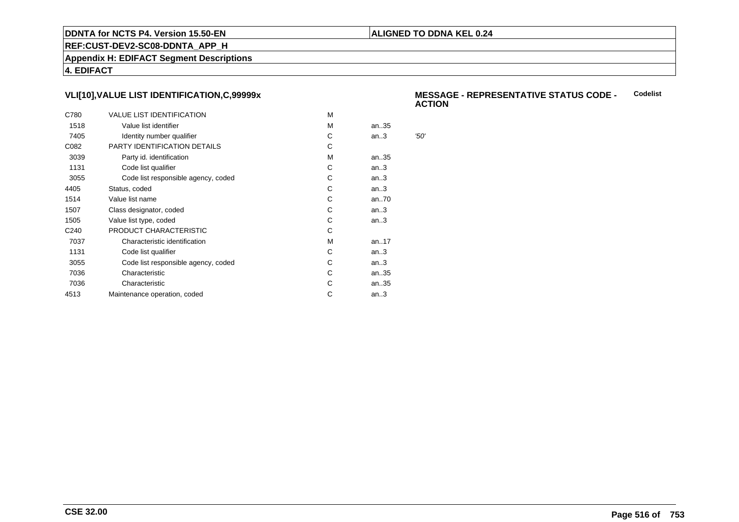**DDNTA for NCTS P4. Version 15.50-EN** | **ALIGNED TO DDNA KEL 0.24**

**REF:CUST-DEV2-SC08-DDNTA_APP_H**

**Appendix H: EDIFACT Segment Descriptions**

**4. EDIFACT**

### VLI[10],VALUE LIST IDENTIFICATION,C,99999x

**MESSAGE - REPRESENTATIVE STATUS CODE - ACTION** **Codelist**

| | | | | |
|---|---|---|---|---|
| C780 | VALUE LIST IDENTIFICATION | M | | |
| 1518 | Value list identifier | M | an..35 | |
| 7405 | Identity number qualifier | C | an..3 | *'50'* |
| C082 | PARTY IDENTIFICATION DETAILS | C | | |
| 3039 | Party id. identification | M | an..35 | |
| 1131 | Code list qualifier | C | an..3 | |
| 3055 | Code list responsible agency, coded | C | an..3 | |
| 4405 | Status, coded | C | an..3 | |
| 1514 | Value list name | C | an..70 | |
| 1507 | Class designator, coded | C | an..3 | |
| 1505 | Value list type, coded | C | an..3 | |
| C240 | PRODUCT CHARACTERISTIC | C | | |
| 7037 | Characteristic identification | M | an..17 | |
| 1131 | Code list qualifier | C | an..3 | |
| 3055 | Code list responsible agency, coded | C | an..3 | |
| 7036 | Characteristic | C | an..35 | |
| 7036 | Characteristic | C | an..35 | |
| 4513 | Maintenance operation, coded | C | an..3 | |

**CSE 32.00**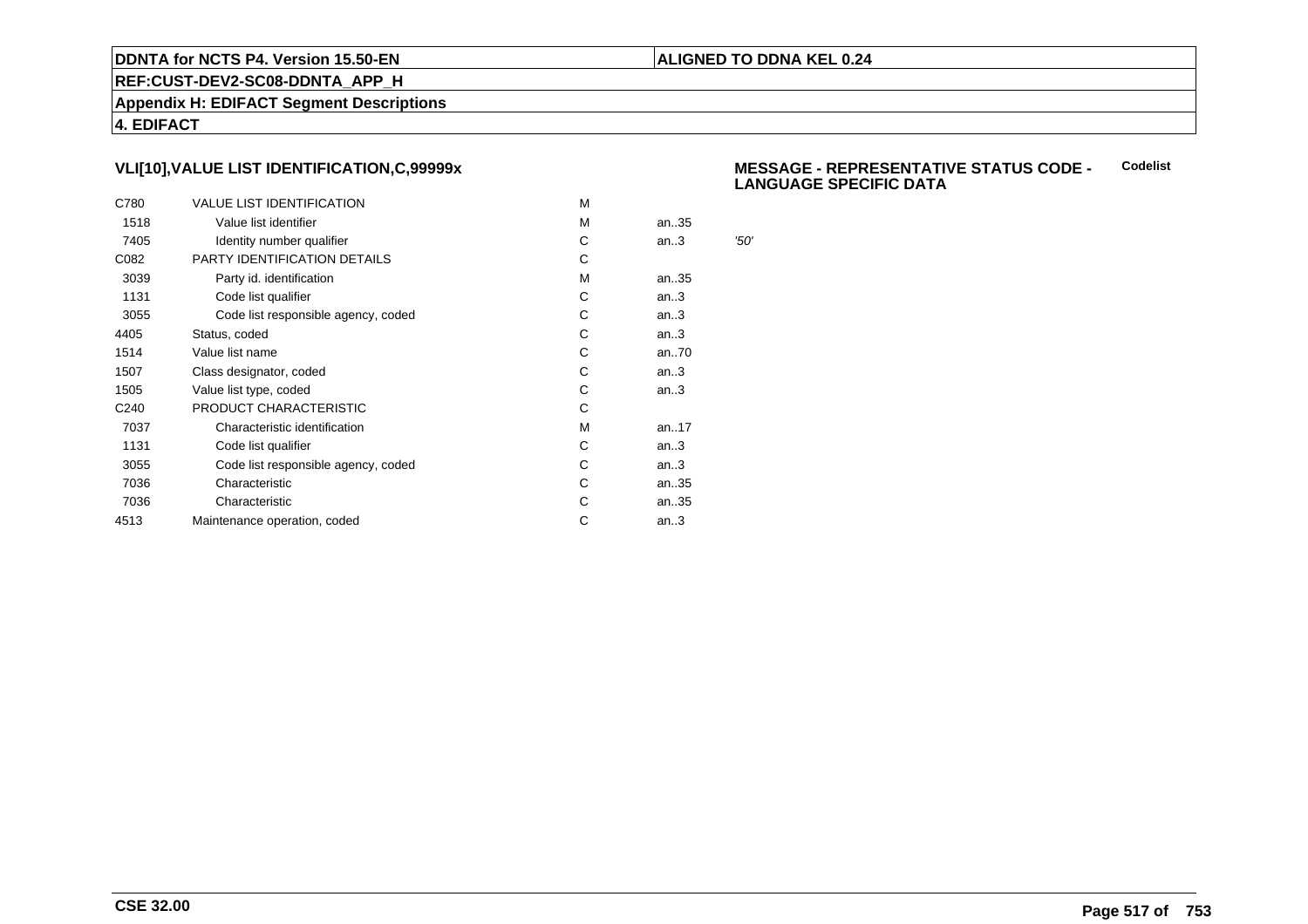**DDNTA for NCTS P4. Version 15.50-EN** | **ALIGNED TO DDNA KEL 0.24**

**REF:CUST-DEV2-SC08-DDNTA_APP_H**

**Appendix H: EDIFACT Segment Descriptions**

**4. EDIFACT**

### VLI[10],VALUE LIST IDENTIFICATION,C,99999x

**MESSAGE - REPRESENTATIVE STATUS CODE - LANGUAGE SPECIFIC DATA** **Codelist**

| | | | | |
|---|---|---|---|---|
| C780 | VALUE LIST IDENTIFICATION | M | | |
| 1518 | Value list identifier | M | an..35 | |
| 7405 | Identity number qualifier | C | an..3 | *'50'* |
| C082 | PARTY IDENTIFICATION DETAILS | C | | |
| 3039 | Party id. identification | M | an..35 | |
| 1131 | Code list qualifier | C | an..3 | |
| 3055 | Code list responsible agency, coded | C | an..3 | |
| 4405 | Status, coded | C | an..3 | |
| 1514 | Value list name | C | an..70 | |
| 1507 | Class designator, coded | C | an..3 | |
| 1505 | Value list type, coded | C | an..3 | |
| C240 | PRODUCT CHARACTERISTIC | C | | |
| 7037 | Characteristic identification | M | an..17 | |
| 1131 | Code list qualifier | C | an..3 | |
| 3055 | Code list responsible agency, coded | C | an..3 | |
| 7036 | Characteristic | C | an..35 | |
| 7036 | Characteristic | C | an..35 | |
| 4513 | Maintenance operation, coded | C | an..3 | |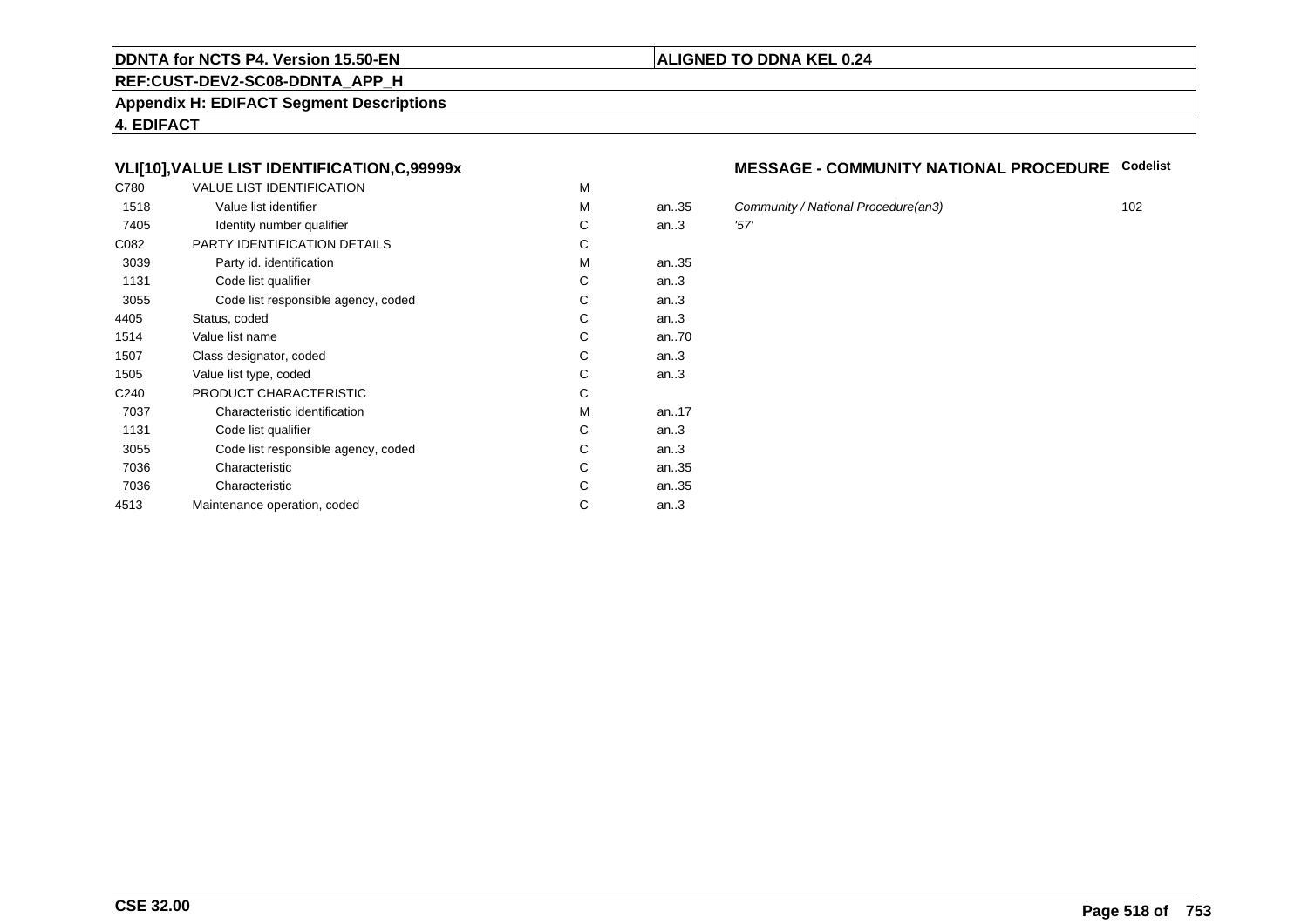**DDNTA for NCTS P4. Version 15.50-EN** | **ALIGNED TO DDNA KEL 0.24**

**REF:CUST-DEV2-SC08-DDNTA_APP_H**

**Appendix H: EDIFACT Segment Descriptions**

**4. EDIFACT**

### VLI[10],VALUE LIST IDENTIFICATION,C,99999x

### MESSAGE - COMMUNITY NATIONAL PROCEDURE

| | | | | | Codelist |
|---|---|---|---|---|---|
| C780 | VALUE LIST IDENTIFICATION | M | | | |
| 1518 | Value list identifier | M | an..35 | *Community / National Procedure(an3)* | 102 |
| 7405 | Identity number qualifier | C | an..3 | *'57'* | |
| C082 | PARTY IDENTIFICATION DETAILS | C | | | |
| 3039 | Party id. identification | M | an..35 | | |
| 1131 | Code list qualifier | C | an..3 | | |
| 3055 | Code list responsible agency, coded | C | an..3 | | |
| 4405 | Status, coded | C | an..3 | | |
| 1514 | Value list name | C | an..70 | | |
| 1507 | Class designator, coded | C | an..3 | | |
| 1505 | Value list type, coded | C | an..3 | | |
| C240 | PRODUCT CHARACTERISTIC | C | | | |
| 7037 | Characteristic identification | M | an..17 | | |
| 1131 | Code list qualifier | C | an..3 | | |
| 3055 | Code list responsible agency, coded | C | an..3 | | |
| 7036 | Characteristic | C | an..35 | | |
| 7036 | Characteristic | C | an..35 | | |
| 4513 | Maintenance operation, coded | C | an..3 | | |

**CSE 32.00**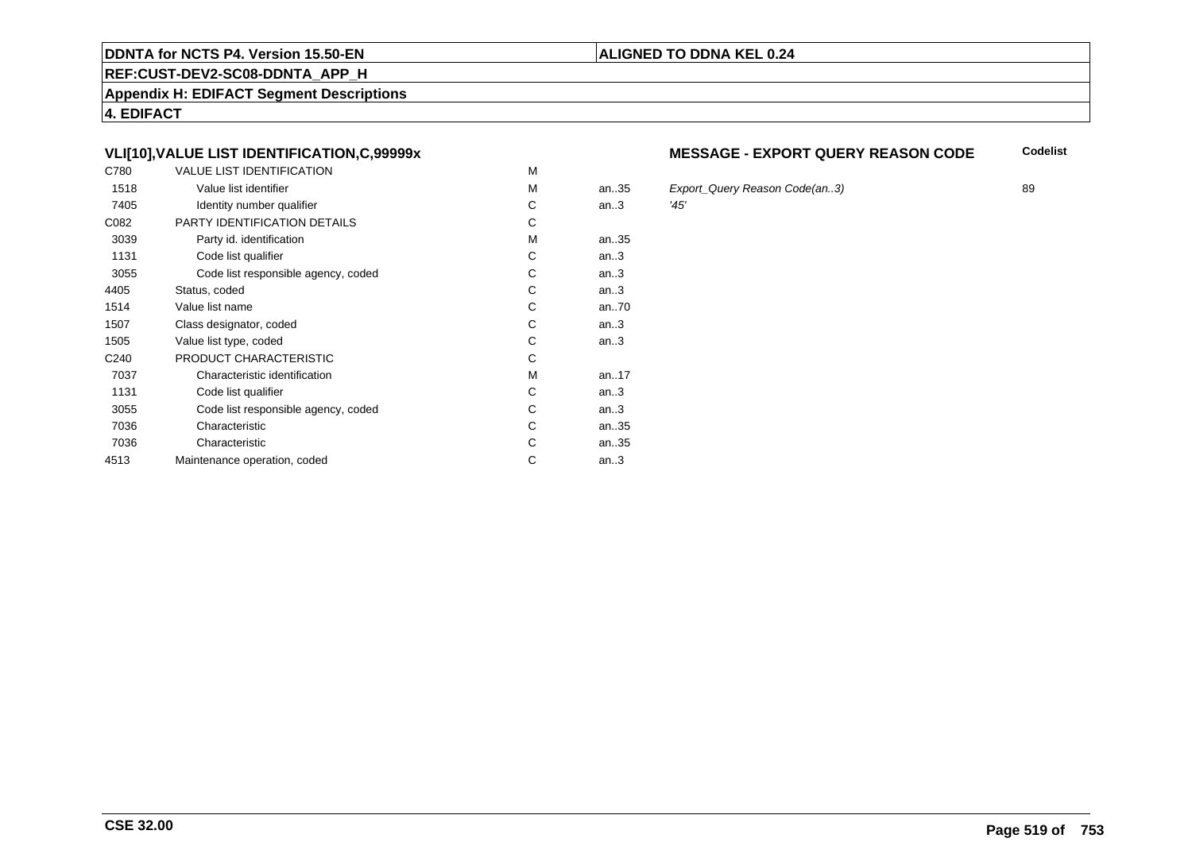**DDNTA for NCTS P4. Version 15.50-EN** | **ALIGNED TO DDNA KEL 0.24**

**REF:CUST-DEV2-SC08-DDNTA_APP_H**

**Appendix H: EDIFACT Segment Descriptions**

**4. EDIFACT**

### VLI[10],VALUE LIST IDENTIFICATION,C,99999x

**MESSAGE - EXPORT QUERY REASON CODE**

| | | | | | Codelist |
|---|---|---|---|---|---|
| C780 | VALUE LIST IDENTIFICATION | M | | | |
| 1518 | Value list identifier | M | an..35 | *Export_Query Reason Code(an..3)* | 89 |
| 7405 | Identity number qualifier | C | an..3 | *'45'* | |
| C082 | PARTY IDENTIFICATION DETAILS | C | | | |
| 3039 | Party id. identification | M | an..35 | | |
| 1131 | Code list qualifier | C | an..3 | | |
| 3055 | Code list responsible agency, coded | C | an..3 | | |
| 4405 | Status, coded | C | an..3 | | |
| 1514 | Value list name | C | an..70 | | |
| 1507 | Class designator, coded | C | an..3 | | |
| 1505 | Value list type, coded | C | an..3 | | |
| C240 | PRODUCT CHARACTERISTIC | C | | | |
| 7037 | Characteristic identification | M | an..17 | | |
| 1131 | Code list qualifier | C | an..3 | | |
| 3055 | Code list responsible agency, coded | C | an..3 | | |
| 7036 | Characteristic | C | an..35 | | |
| 7036 | Characteristic | C | an..35 | | |
| 4513 | Maintenance operation, coded | C | an..3 | | |

**CSE 32.00**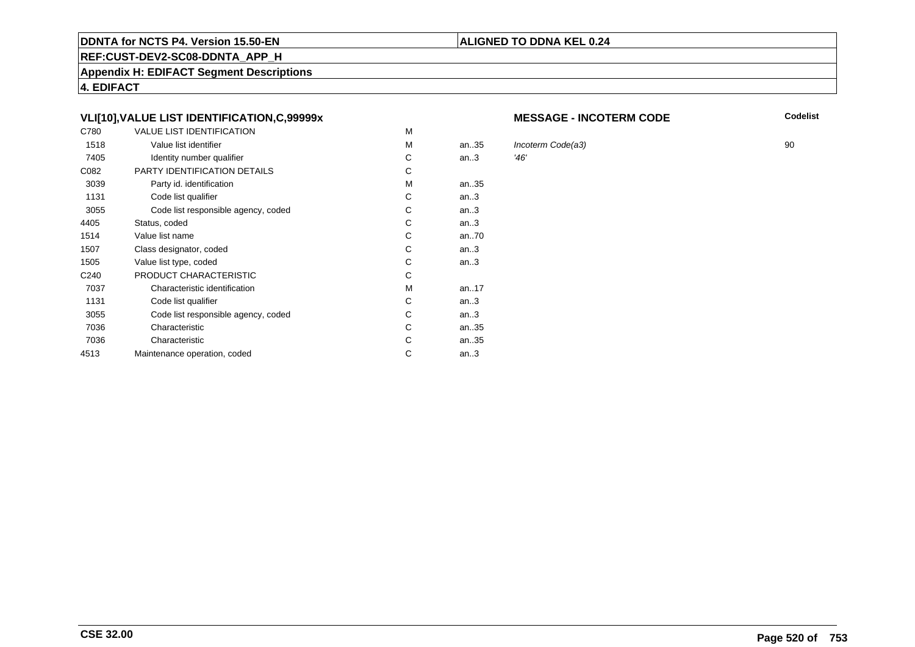**DDNTA for NCTS P4. Version 15.50-EN** | **ALIGNED TO DDNA KEL 0.24**

**REF:CUST-DEV2-SC08-DDNTA_APP_H**

**Appendix H: EDIFACT Segment Descriptions**

**4. EDIFACT**

### VLI[10],VALUE LIST IDENTIFICATION,C,99999x

**MESSAGE - INCOTERM CODE**

| Tag | Name | Status | Format | Description | Codelist |
|---|---|---|---|---|---|
| C780 | VALUE LIST IDENTIFICATION | M | | | |
| 1518 | Value list identifier | M | an..35 | *Incoterm Code(a3)* | 90 |
| 7405 | Identity number qualifier | C | an..3 | *'46'* | |
| C082 | PARTY IDENTIFICATION DETAILS | C | | | |
| 3039 | Party id. identification | M | an..35 | | |
| 1131 | Code list qualifier | C | an..3 | | |
| 3055 | Code list responsible agency, coded | C | an..3 | | |
| 4405 | Status, coded | C | an..3 | | |
| 1514 | Value list name | C | an..70 | | |
| 1507 | Class designator, coded | C | an..3 | | |
| 1505 | Value list type, coded | C | an..3 | | |
| C240 | PRODUCT CHARACTERISTIC | C | | | |
| 7037 | Characteristic identification | M | an..17 | | |
| 1131 | Code list qualifier | C | an..3 | | |
| 3055 | Code list responsible agency, coded | C | an..3 | | |
| 7036 | Characteristic | C | an..35 | | |
| 7036 | Characteristic | C | an..35 | | |
| 4513 | Maintenance operation, coded | C | an..3 | | |

**CSE 32.00**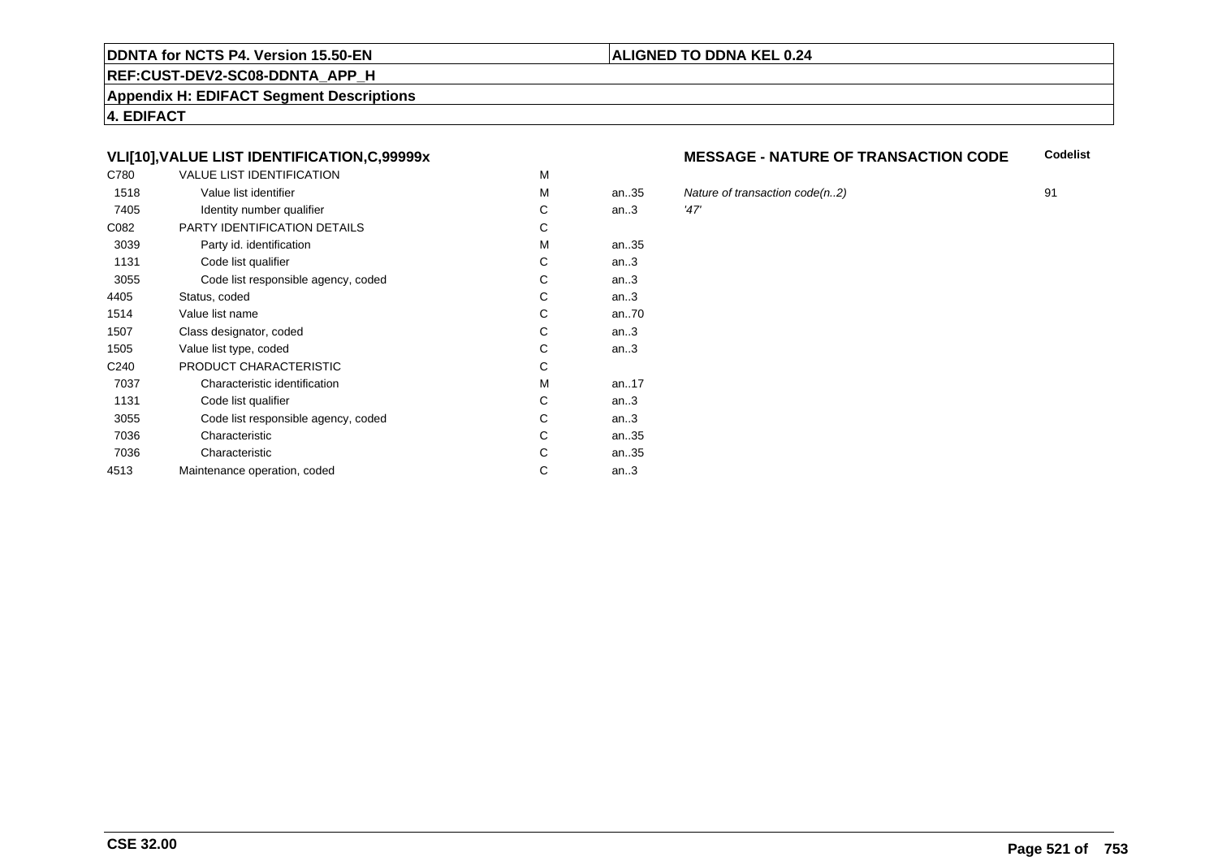**DDNTA for NCTS P4. Version 15.50-EN** | **ALIGNED TO DDNA KEL 0.24**

**REF:CUST-DEV2-SC08-DDNTA_APP_H**

**Appendix H: EDIFACT Segment Descriptions**

**4. EDIFACT**

### VLI[10],VALUE LIST IDENTIFICATION,C,99999x

**MESSAGE - NATURE OF TRANSACTION CODE**

| | | | | | Codelist |
|---|---|---|---|---|---|
| C780 | VALUE LIST IDENTIFICATION | M | | | |
| 1518 | Value list identifier | M | an..35 | *Nature of transaction code(n..2)* | 91 |
| 7405 | Identity number qualifier | C | an..3 | *'47'* | |
| C082 | PARTY IDENTIFICATION DETAILS | C | | | |
| 3039 | Party id. identification | M | an..35 | | |
| 1131 | Code list qualifier | C | an..3 | | |
| 3055 | Code list responsible agency, coded | C | an..3 | | |
| 4405 | Status, coded | C | an..3 | | |
| 1514 | Value list name | C | an..70 | | |
| 1507 | Class designator, coded | C | an..3 | | |
| 1505 | Value list type, coded | C | an..3 | | |
| C240 | PRODUCT CHARACTERISTIC | C | | | |
| 7037 | Characteristic identification | M | an..17 | | |
| 1131 | Code list qualifier | C | an..3 | | |
| 3055 | Code list responsible agency, coded | C | an..3 | | |
| 7036 | Characteristic | C | an..35 | | |
| 7036 | Characteristic | C | an..35 | | |
| 4513 | Maintenance operation, coded | C | an..3 | | |

**CSE 32.00**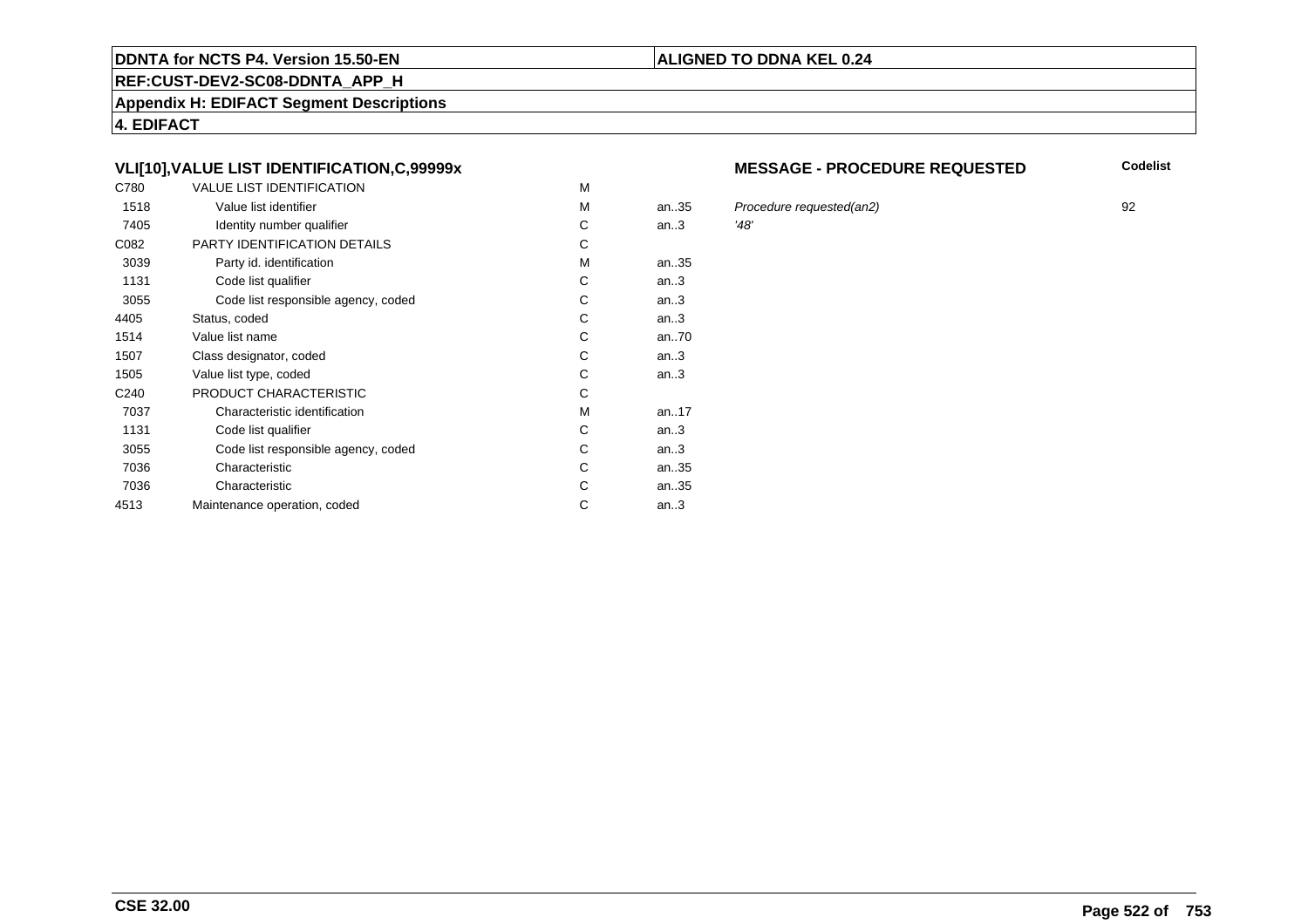**DDNTA for NCTS P4. Version 15.50-EN** | **ALIGNED TO DDNA KEL 0.24**

**REF:CUST-DEV2-SC08-DDNTA_APP_H**

**Appendix H: EDIFACT Segment Descriptions**

**4. EDIFACT**

### VLI[10],VALUE LIST IDENTIFICATION,C,99999x

**MESSAGE - PROCEDURE REQUESTED**

| | | | | | Codelist |
|---|---|---|---|---|---|
| C780 | VALUE LIST IDENTIFICATION | M | | | |
| 1518 | Value list identifier | M | an..35 | *Procedure requested(an2)* | 92 |
| 7405 | Identity number qualifier | C | an..3 | *'48'* | |
| C082 | PARTY IDENTIFICATION DETAILS | C | | | |
| 3039 | Party id. identification | M | an..35 | | |
| 1131 | Code list qualifier | C | an..3 | | |
| 3055 | Code list responsible agency, coded | C | an..3 | | |
| 4405 | Status, coded | C | an..3 | | |
| 1514 | Value list name | C | an..70 | | |
| 1507 | Class designator, coded | C | an..3 | | |
| 1505 | Value list type, coded | C | an..3 | | |
| C240 | PRODUCT CHARACTERISTIC | C | | | |
| 7037 | Characteristic identification | M | an..17 | | |
| 1131 | Code list qualifier | C | an..3 | | |
| 3055 | Code list responsible agency, coded | C | an..3 | | |
| 7036 | Characteristic | C | an..35 | | |
| 7036 | Characteristic | C | an..35 | | |
| 4513 | Maintenance operation, coded | C | an..3 | | |

**CSE 32.00**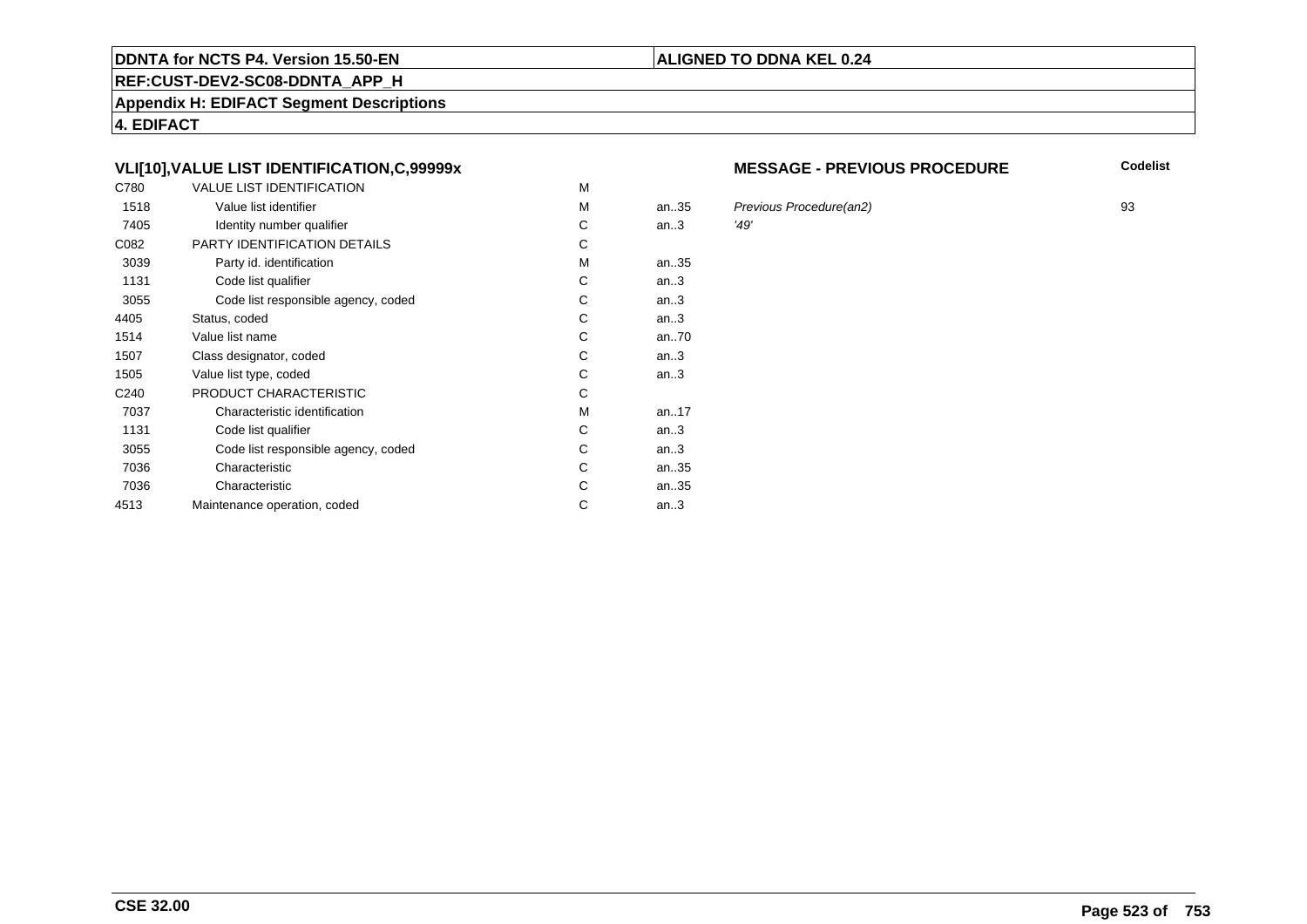**DDNTA for NCTS P4. Version 15.50-EN** | **ALIGNED TO DDNA KEL 0.24**

**REF:CUST-DEV2-SC08-DDNTA_APP_H**

**Appendix H: EDIFACT Segment Descriptions**

**4. EDIFACT**

### VLI[10],VALUE LIST IDENTIFICATION,C,99999x

**MESSAGE - PREVIOUS PROCEDURE**

| | | | | | Codelist |
|---|---|---|---|---|---|
| C780 | VALUE LIST IDENTIFICATION | M | | | |
| 1518 | Value list identifier | M | an..35 | *Previous Procedure(an2)* | 93 |
| 7405 | Identity number qualifier | C | an..3 | *'49'* | |
| C082 | PARTY IDENTIFICATION DETAILS | C | | | |
| 3039 | Party id. identification | M | an..35 | | |
| 1131 | Code list qualifier | C | an..3 | | |
| 3055 | Code list responsible agency, coded | C | an..3 | | |
| 4405 | Status, coded | C | an..3 | | |
| 1514 | Value list name | C | an..70 | | |
| 1507 | Class designator, coded | C | an..3 | | |
| 1505 | Value list type, coded | C | an..3 | | |
| C240 | PRODUCT CHARACTERISTIC | C | | | |
| 7037 | Characteristic identification | M | an..17 | | |
| 1131 | Code list qualifier | C | an..3 | | |
| 3055 | Code list responsible agency, coded | C | an..3 | | |
| 7036 | Characteristic | C | an..35 | | |
| 7036 | Characteristic | C | an..35 | | |
| 4513 | Maintenance operation, coded | C | an..3 | | |

**CSE 32.00**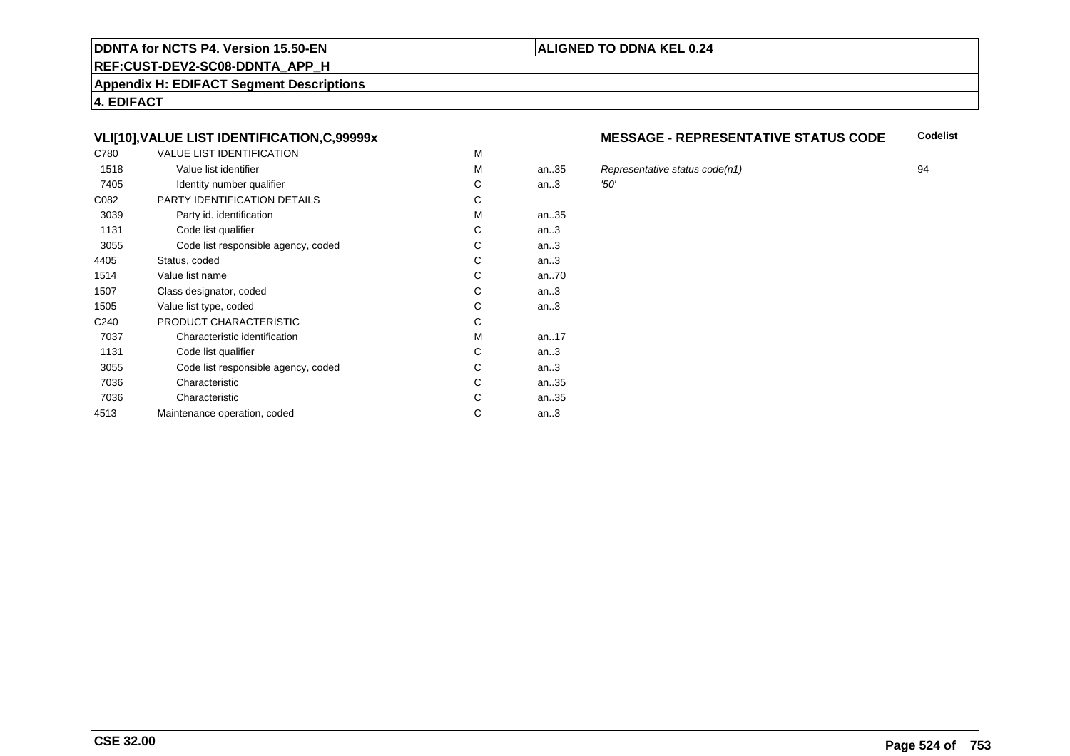**DDNTA for NCTS P4. Version 15.50-EN**

**ALIGNED TO DDNA KEL 0.24**

**REF:CUST-DEV2-SC08-DDNTA_APP_H**

**Appendix H: EDIFACT Segment Descriptions**

**4. EDIFACT**

### VLI[10],VALUE LIST IDENTIFICATION,C,99999x

### MESSAGE - REPRESENTATIVE STATUS CODE

| | | | | | Codelist |
|---|---|---|---|---|---|
| C780 | VALUE LIST IDENTIFICATION | M | | | |
| 1518 | Value list identifier | M | an..35 | *Representative status code(n1)* | 94 |
| 7405 | Identity number qualifier | C | an..3 | *'50'* | |
| C082 | PARTY IDENTIFICATION DETAILS | C | | | |
| 3039 | Party id. identification | M | an..35 | | |
| 1131 | Code list qualifier | C | an..3 | | |
| 3055 | Code list responsible agency, coded | C | an..3 | | |
| 4405 | Status, coded | C | an..3 | | |
| 1514 | Value list name | C | an..70 | | |
| 1507 | Class designator, coded | C | an..3 | | |
| 1505 | Value list type, coded | C | an..3 | | |
| C240 | PRODUCT CHARACTERISTIC | C | | | |
| 7037 | Characteristic identification | M | an..17 | | |
| 1131 | Code list qualifier | C | an..3 | | |
| 3055 | Code list responsible agency, coded | C | an..3 | | |
| 7036 | Characteristic | C | an..35 | | |
| 7036 | Characteristic | C | an..35 | | |
| 4513 | Maintenance operation, coded | C | an..3 | | |

**CSE 32.00**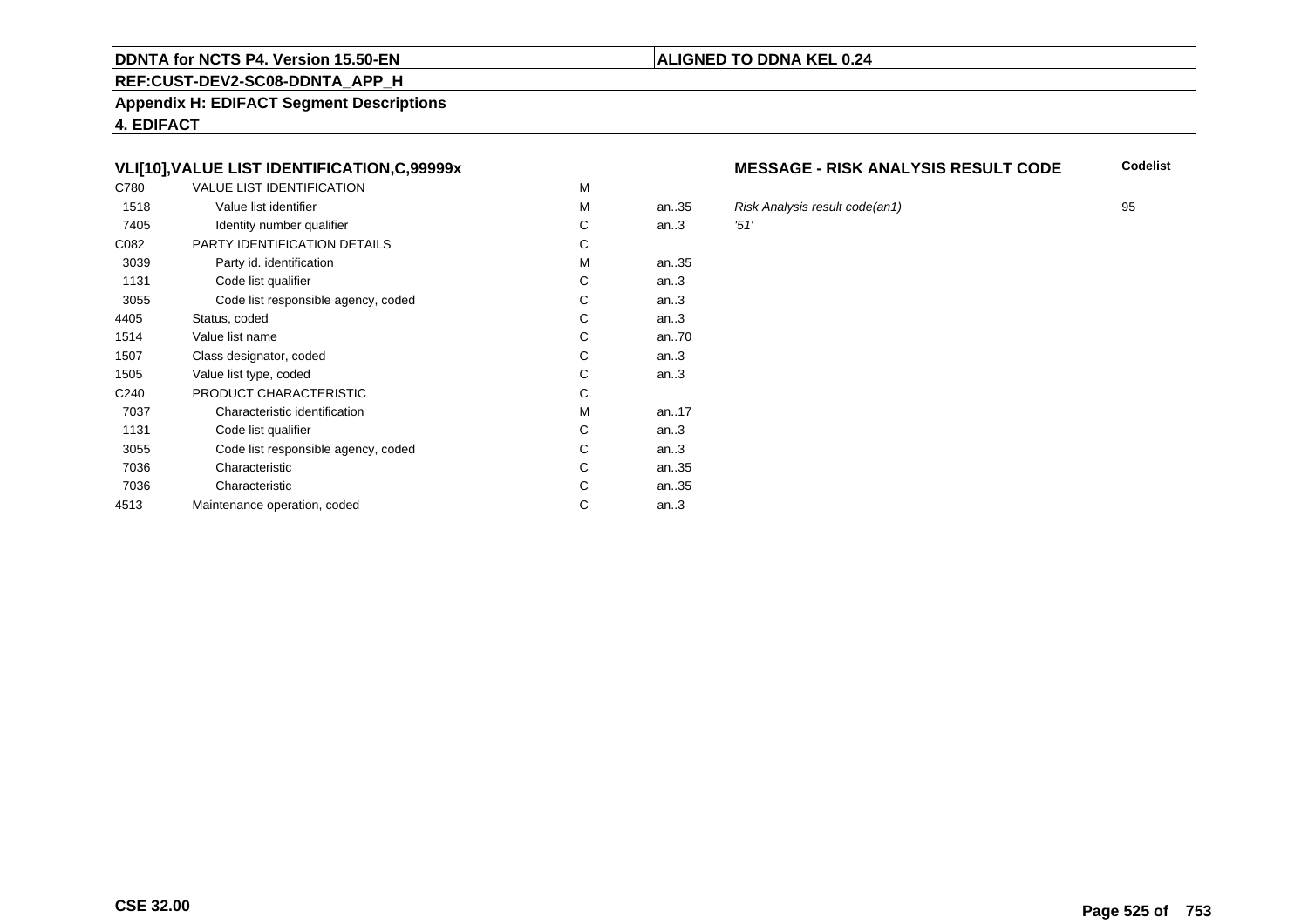**DDNTA for NCTS P4. Version 15.50-EN** | **ALIGNED TO DDNA KEL 0.24**

**REF:CUST-DEV2-SC08-DDNTA_APP_H**

**Appendix H: EDIFACT Segment Descriptions**

**4. EDIFACT**

### VLI[10],VALUE LIST IDENTIFICATION,C,99999x

**MESSAGE - RISK ANALYSIS RESULT CODE**

| | | | | | Codelist |
|---|---|---|---|---|---|
| C780 | VALUE LIST IDENTIFICATION | M | | | |
| 1518 | Value list identifier | M | an..35 | *Risk Analysis result code(an1)* | 95 |
| 7405 | Identity number qualifier | C | an..3 | *'51'* | |
| C082 | PARTY IDENTIFICATION DETAILS | C | | | |
| 3039 | Party id. identification | M | an..35 | | |
| 1131 | Code list qualifier | C | an..3 | | |
| 3055 | Code list responsible agency, coded | C | an..3 | | |
| 4405 | Status, coded | C | an..3 | | |
| 1514 | Value list name | C | an..70 | | |
| 1507 | Class designator, coded | C | an..3 | | |
| 1505 | Value list type, coded | C | an..3 | | |
| C240 | PRODUCT CHARACTERISTIC | C | | | |
| 7037 | Characteristic identification | M | an..17 | | |
| 1131 | Code list qualifier | C | an..3 | | |
| 3055 | Code list responsible agency, coded | C | an..3 | | |
| 7036 | Characteristic | C | an..35 | | |
| 7036 | Characteristic | C | an..35 | | |
| 4513 | Maintenance operation, coded | C | an..3 | | |

**CSE 32.00**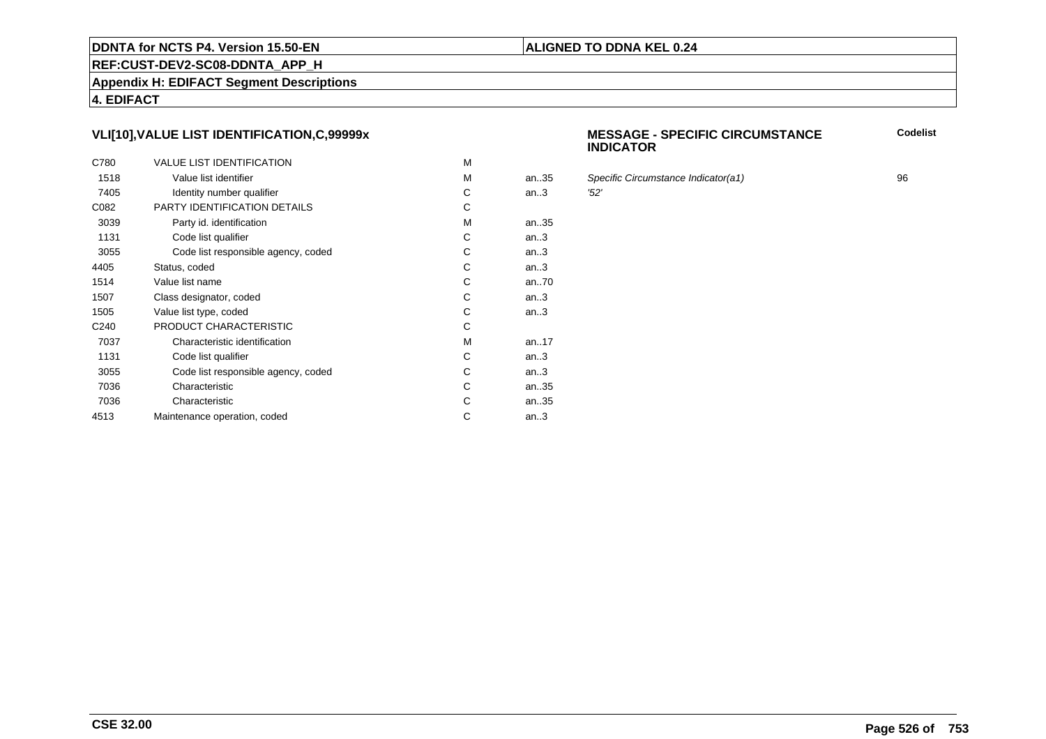## VLI[10],VALUE LIST IDENTIFICATION,C,99999x

| | | | | MESSAGE - SPECIFIC CIRCUMSTANCE INDICATOR | Codelist |
|---|---|---|---|---|---|
| C780 | VALUE LIST IDENTIFICATION | M | | | |
| 1518 | Value list identifier | M | an..35 | *Specific Circumstance Indicator(a1)* | 96 |
| 7405 | Identity number qualifier | C | an..3 | *'52'* | |
| C082 | PARTY IDENTIFICATION DETAILS | C | | | |
| 3039 | Party id. identification | M | an..35 | | |
| 1131 | Code list qualifier | C | an..3 | | |
| 3055 | Code list responsible agency, coded | C | an..3 | | |
| 4405 | Status, coded | C | an..3 | | |
| 1514 | Value list name | C | an..70 | | |
| 1507 | Class designator, coded | C | an..3 | | |
| 1505 | Value list type, coded | C | an..3 | | |
| C240 | PRODUCT CHARACTERISTIC | C | | | |
| 7037 | Characteristic identification | M | an..17 | | |
| 1131 | Code list qualifier | C | an..3 | | |
| 3055 | Code list responsible agency, coded | C | an..3 | | |
| 7036 | Characteristic | C | an..35 | | |
| 7036 | Characteristic | C | an..35 | | |
| 4513 | Maintenance operation, coded | C | an..3 | | |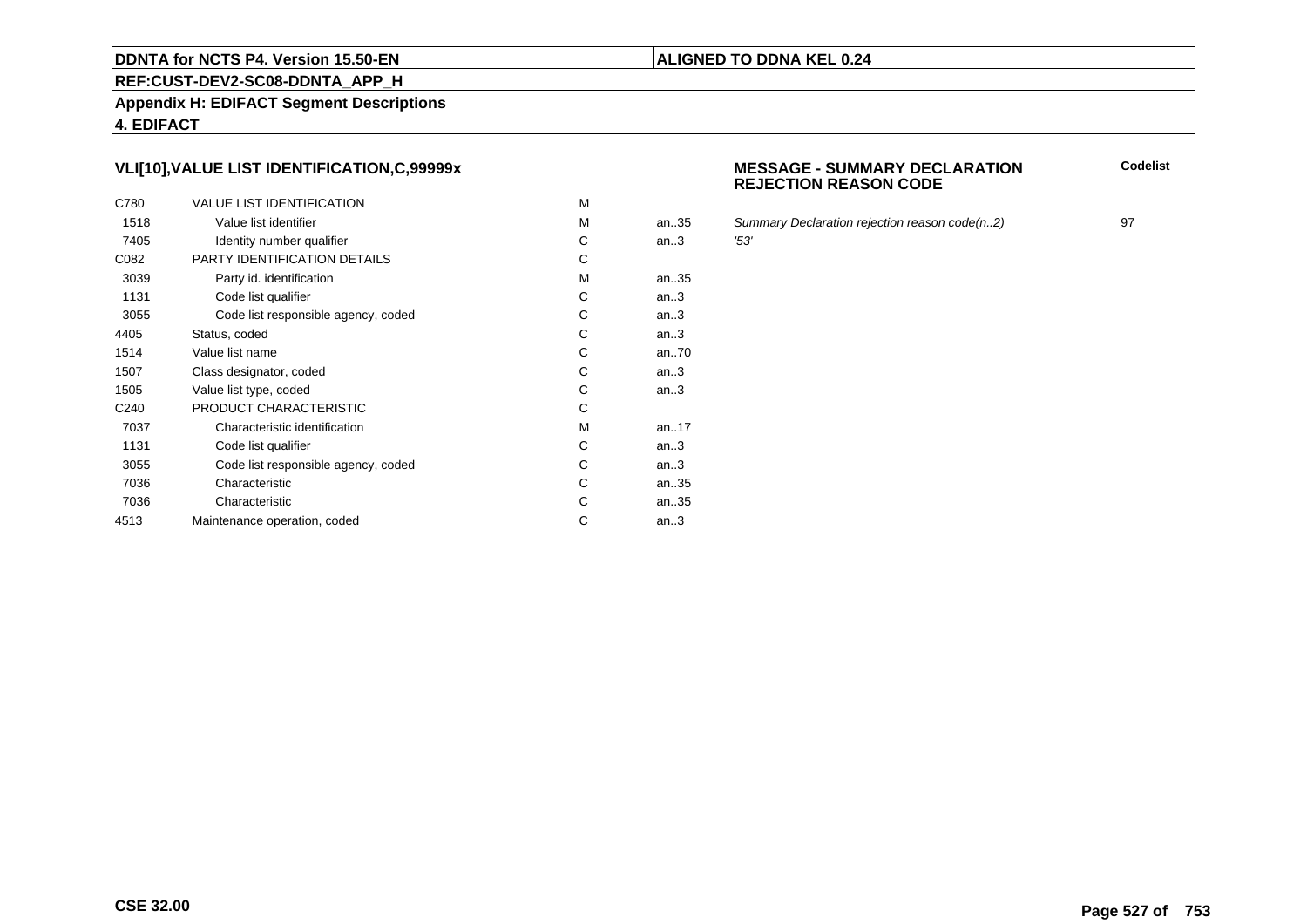**VLI[10],VALUE LIST IDENTIFICATION,C,99999x**

**MESSAGE - SUMMARY DECLARATION REJECTION REASON CODE**

| | | | | | Codelist |
|---|---|---|---|---|---|
| C780 | VALUE LIST IDENTIFICATION | M | | | |
| 1518 | Value list identifier | M | an..35 | *Summary Declaration rejection reason code(n..2)* | 97 |
| 7405 | Identity number qualifier | C | an..3 | *'53'* | |
| C082 | PARTY IDENTIFICATION DETAILS | C | | | |
| 3039 | Party id. identification | M | an..35 | | |
| 1131 | Code list qualifier | C | an..3 | | |
| 3055 | Code list responsible agency, coded | C | an..3 | | |
| 4405 | Status, coded | C | an..3 | | |
| 1514 | Value list name | C | an..70 | | |
| 1507 | Class designator, coded | C | an..3 | | |
| 1505 | Value list type, coded | C | an..3 | | |
| C240 | PRODUCT CHARACTERISTIC | C | | | |
| 7037 | Characteristic identification | M | an..17 | | |
| 1131 | Code list qualifier | C | an..3 | | |
| 3055 | Code list responsible agency, coded | C | an..3 | | |
| 7036 | Characteristic | C | an..35 | | |
| 7036 | Characteristic | C | an..35 | | |
| 4513 | Maintenance operation, coded | C | an..3 | | |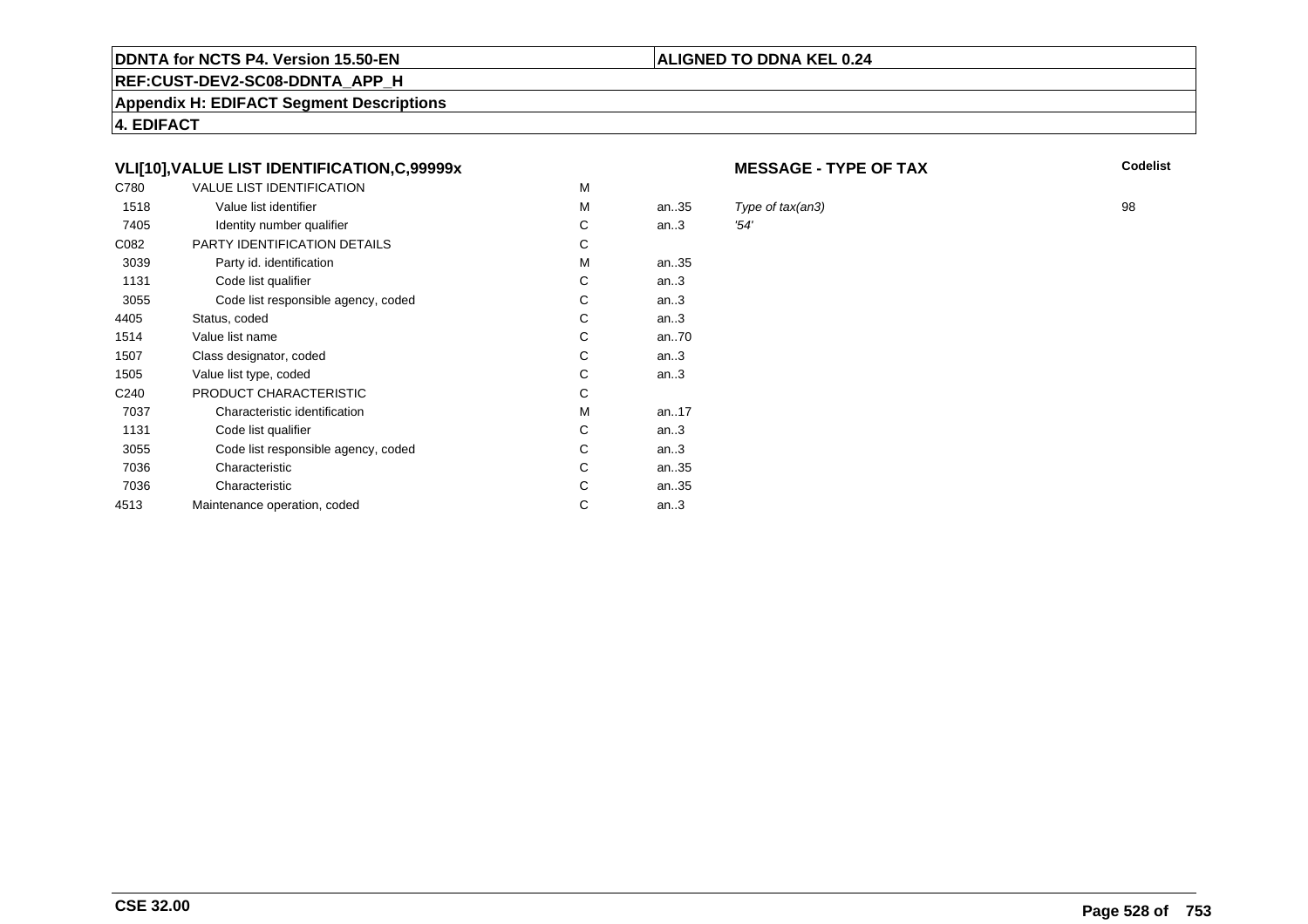**DDNTA for NCTS P4. Version 15.50-EN**

**ALIGNED TO DDNA KEL 0.24**

**REF:CUST-DEV2-SC08-DDNTA_APP_H**

**Appendix H: EDIFACT Segment Descriptions**

**4. EDIFACT**

### VLI[10],VALUE LIST IDENTIFICATION,C,99999x

**MESSAGE - TYPE OF TAX**

| | | | | | Codelist |
|---|---|---|---|---|---|
| C780 | VALUE LIST IDENTIFICATION | M | | | |
| 1518 | Value list identifier | M | an..35 | *Type of tax(an3)* | 98 |
| 7405 | Identity number qualifier | C | an..3 | *'54'* | |
| C082 | PARTY IDENTIFICATION DETAILS | C | | | |
| 3039 | Party id. identification | M | an..35 | | |
| 1131 | Code list qualifier | C | an..3 | | |
| 3055 | Code list responsible agency, coded | C | an..3 | | |
| 4405 | Status, coded | C | an..3 | | |
| 1514 | Value list name | C | an..70 | | |
| 1507 | Class designator, coded | C | an..3 | | |
| 1505 | Value list type, coded | C | an..3 | | |
| C240 | PRODUCT CHARACTERISTIC | C | | | |
| 7037 | Characteristic identification | M | an..17 | | |
| 1131 | Code list qualifier | C | an..3 | | |
| 3055 | Code list responsible agency, coded | C | an..3 | | |
| 7036 | Characteristic | C | an..35 | | |
| 7036 | Characteristic | C | an..35 | | |
| 4513 | Maintenance operation, coded | C | an..3 | | |

**CSE 32.00**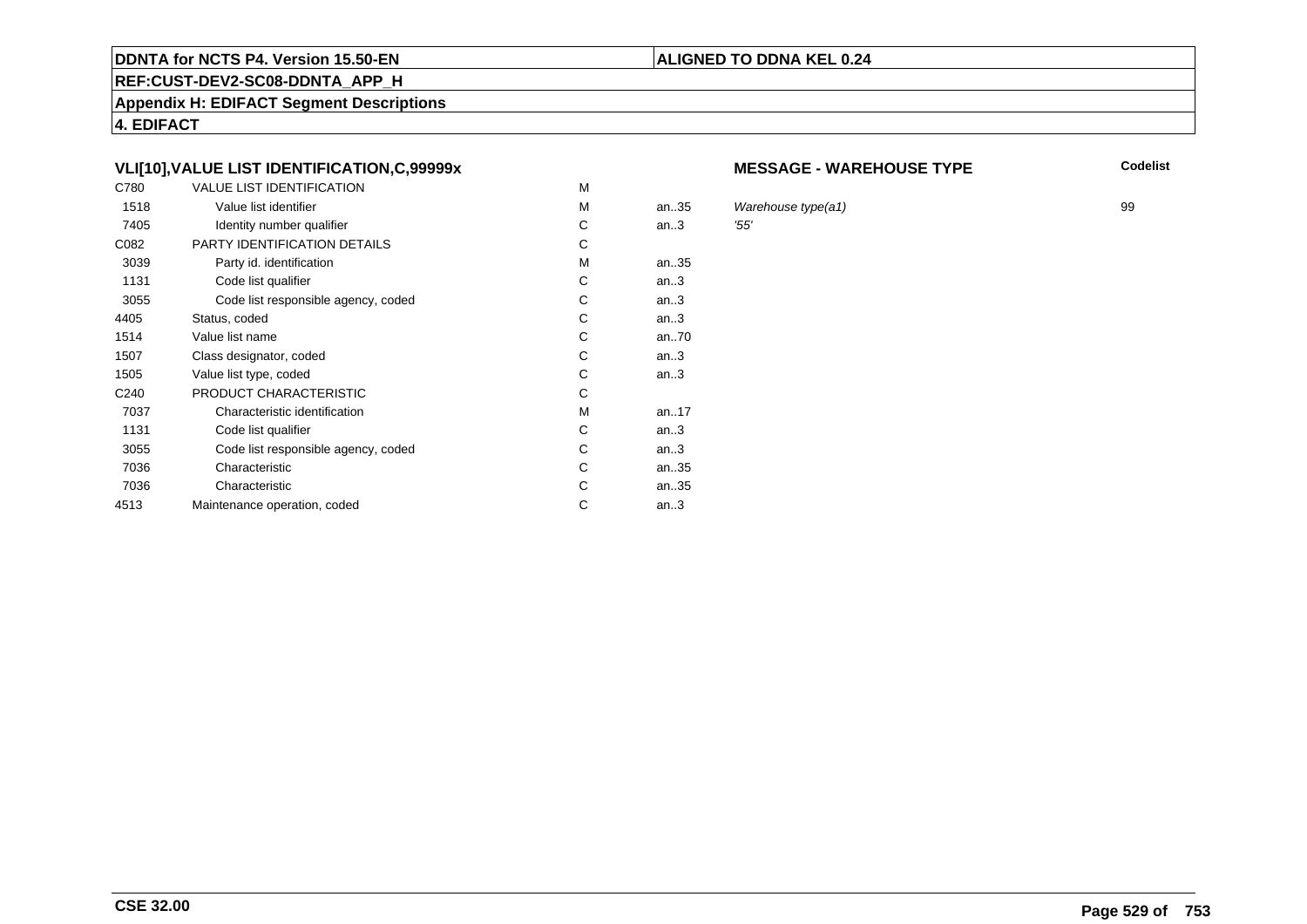**4. EDIFACT**

### VLI[10],VALUE LIST IDENTIFICATION,C,99999x

**MESSAGE - WAREHOUSE TYPE**

| | | | | | Codelist |
|---|---|---|---|---|---|
| C780 | VALUE LIST IDENTIFICATION | M | | | |
| 1518 | Value list identifier | M | an..35 | *Warehouse type(a1)* | 99 |
| 7405 | Identity number qualifier | C | an..3 | *'55'* | |
| C082 | PARTY IDENTIFICATION DETAILS | C | | | |
| 3039 | Party id. identification | M | an..35 | | |
| 1131 | Code list qualifier | C | an..3 | | |
| 3055 | Code list responsible agency, coded | C | an..3 | | |
| 4405 | Status, coded | C | an..3 | | |
| 1514 | Value list name | C | an..70 | | |
| 1507 | Class designator, coded | C | an..3 | | |
| 1505 | Value list type, coded | C | an..3 | | |
| C240 | PRODUCT CHARACTERISTIC | C | | | |
| 7037 | Characteristic identification | M | an..17 | | |
| 1131 | Code list qualifier | C | an..3 | | |
| 3055 | Code list responsible agency, coded | C | an..3 | | |
| 7036 | Characteristic | C | an..35 | | |
| 7036 | Characteristic | C | an..35 | | |
| 4513 | Maintenance operation, coded | C | an..3 | | |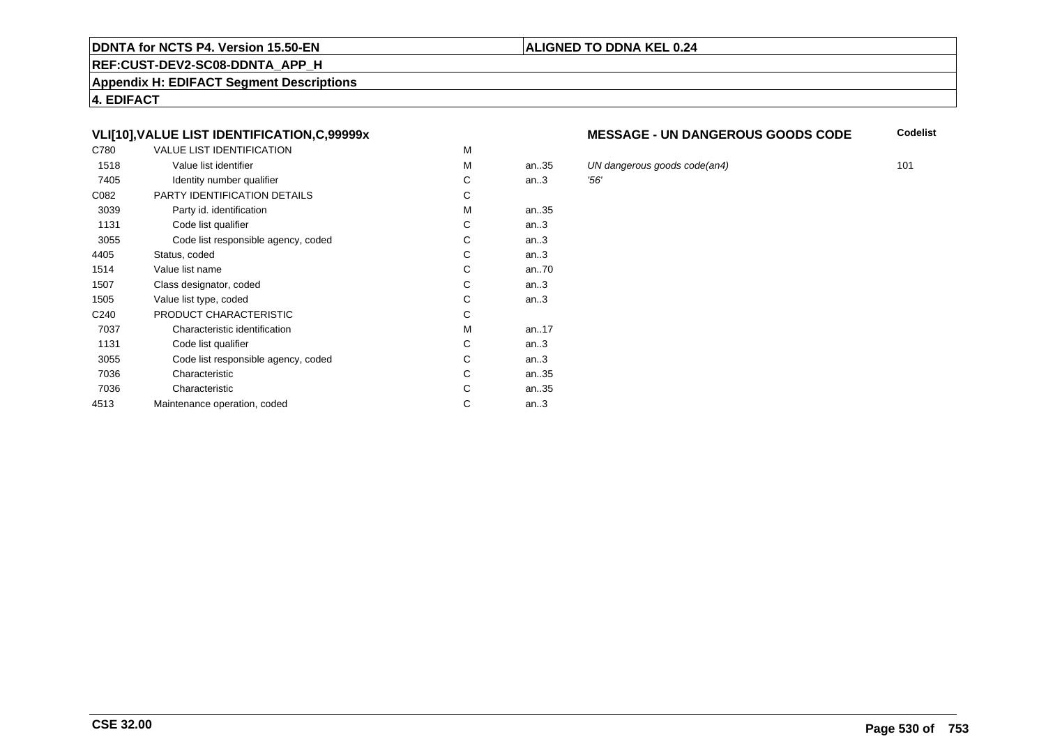## VLI[10],VALUE LIST IDENTIFICATION,C,99999x

**MESSAGE - UN DANGEROUS GOODS CODE**

| Code | Name | Status | Format | Description | Codelist |
|---|---|---|---|---|---|
| C780 | VALUE LIST IDENTIFICATION | M | | | |
| 1518 | Value list identifier | M | an..35 | *UN dangerous goods code(an4)* | 101 |
| 7405 | Identity number qualifier | C | an..3 | *'56'* | |
| C082 | PARTY IDENTIFICATION DETAILS | C | | | |
| 3039 | Party id. identification | M | an..35 | | |
| 1131 | Code list qualifier | C | an..3 | | |
| 3055 | Code list responsible agency, coded | C | an..3 | | |
| 4405 | Status, coded | C | an..3 | | |
| 1514 | Value list name | C | an..70 | | |
| 1507 | Class designator, coded | C | an..3 | | |
| 1505 | Value list type, coded | C | an..3 | | |
| C240 | PRODUCT CHARACTERISTIC | C | | | |
| 7037 | Characteristic identification | M | an..17 | | |
| 1131 | Code list qualifier | C | an..3 | | |
| 3055 | Code list responsible agency, coded | C | an..3 | | |
| 7036 | Characteristic | C | an..35 | | |
| 7036 | Characteristic | C | an..35 | | |
| 4513 | Maintenance operation, coded | C | an..3 | | |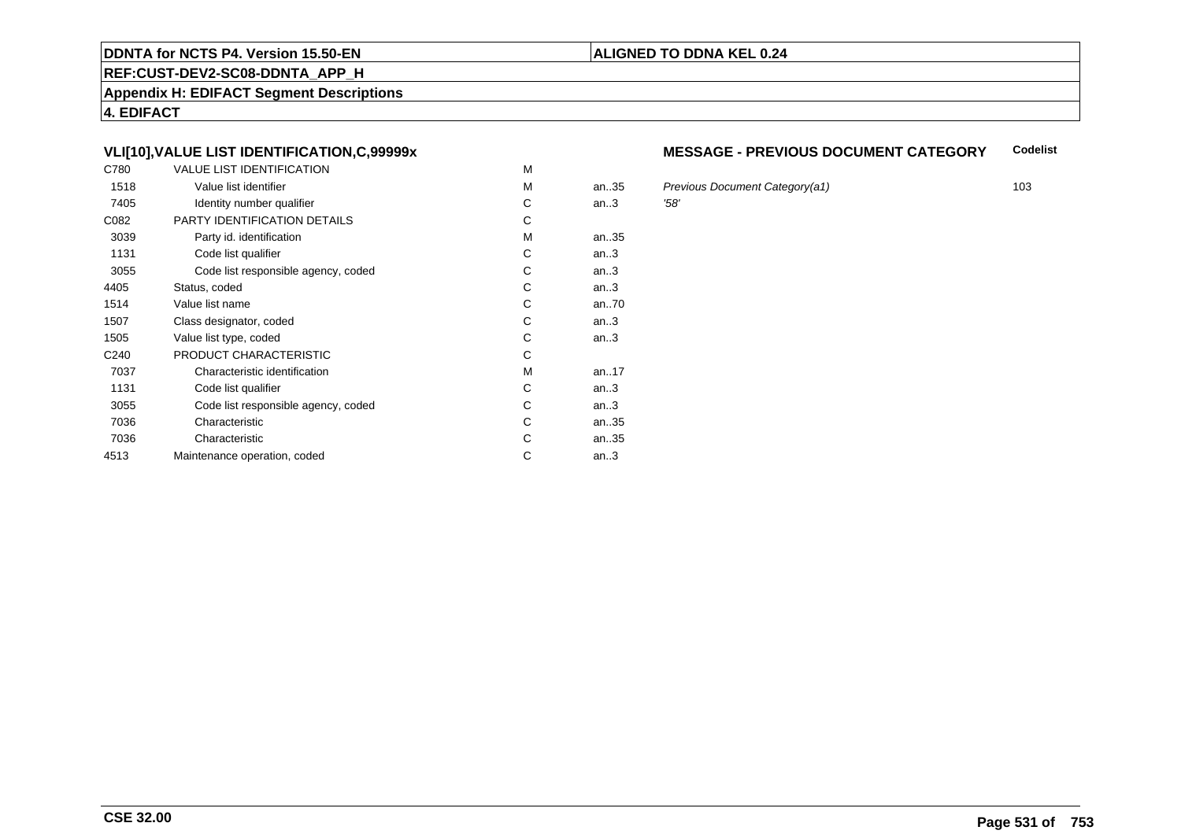**DDNTA for NCTS P4. Version 15.50-EN** | **ALIGNED TO DDNA KEL 0.24**

**REF:CUST-DEV2-SC08-DDNTA_APP_H**

**Appendix H: EDIFACT Segment Descriptions**

**4. EDIFACT**

### VLI[10],VALUE LIST IDENTIFICATION,C,99999x

**MESSAGE - PREVIOUS DOCUMENT CATEGORY** — **Codelist**

| | | | | | |
|---|---|---|---|---|---|
| C780 | VALUE LIST IDENTIFICATION | M | | | |
| 1518 | Value list identifier | M | an..35 | *Previous Document Category(a1)* | 103 |
| 7405 | Identity number qualifier | C | an..3 | *'58'* | |
| C082 | PARTY IDENTIFICATION DETAILS | C | | | |
| 3039 | Party id. identification | M | an..35 | | |
| 1131 | Code list qualifier | C | an..3 | | |
| 3055 | Code list responsible agency, coded | C | an..3 | | |
| 4405 | Status, coded | C | an..3 | | |
| 1514 | Value list name | C | an..70 | | |
| 1507 | Class designator, coded | C | an..3 | | |
| 1505 | Value list type, coded | C | an..3 | | |
| C240 | PRODUCT CHARACTERISTIC | C | | | |
| 7037 | Characteristic identification | M | an..17 | | |
| 1131 | Code list qualifier | C | an..3 | | |
| 3055 | Code list responsible agency, coded | C | an..3 | | |
| 7036 | Characteristic | C | an..35 | | |
| 7036 | Characteristic | C | an..35 | | |
| 4513 | Maintenance operation, coded | C | an..3 | | |

**CSE 32.00**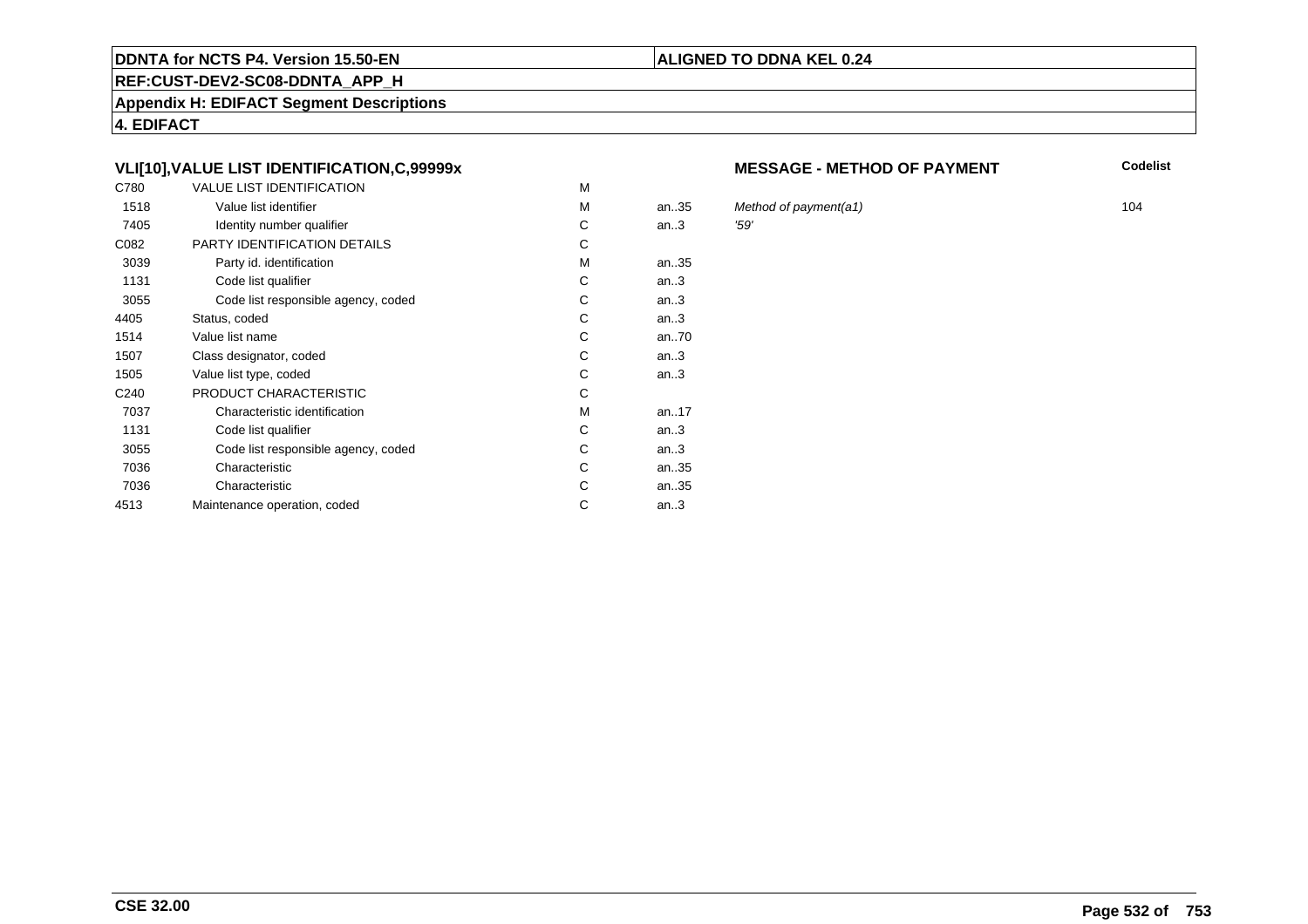**DDNTA for NCTS P4. Version 15.50-EN** | **ALIGNED TO DDNA KEL 0.24**

**REF:CUST-DEV2-SC08-DDNTA_APP_H**

**Appendix H: EDIFACT Segment Descriptions**

**4. EDIFACT**

### VLI[10],VALUE LIST IDENTIFICATION,C,99999x

**MESSAGE - METHOD OF PAYMENT**

| | | | | | Codelist |
|---|---|---|---|---|---|
| C780 | VALUE LIST IDENTIFICATION | M | | | |
| 1518 | Value list identifier | M | an..35 | *Method of payment(a1)* | 104 |
| 7405 | Identity number qualifier | C | an..3 | *'59'* | |
| C082 | PARTY IDENTIFICATION DETAILS | C | | | |
| 3039 | Party id. identification | M | an..35 | | |
| 1131 | Code list qualifier | C | an..3 | | |
| 3055 | Code list responsible agency, coded | C | an..3 | | |
| 4405 | Status, coded | C | an..3 | | |
| 1514 | Value list name | C | an..70 | | |
| 1507 | Class designator, coded | C | an..3 | | |
| 1505 | Value list type, coded | C | an..3 | | |
| C240 | PRODUCT CHARACTERISTIC | C | | | |
| 7037 | Characteristic identification | M | an..17 | | |
| 1131 | Code list qualifier | C | an..3 | | |
| 3055 | Code list responsible agency, coded | C | an..3 | | |
| 7036 | Characteristic | C | an..35 | | |
| 7036 | Characteristic | C | an..35 | | |
| 4513 | Maintenance operation, coded | C | an..3 | | |

**CSE 32.00**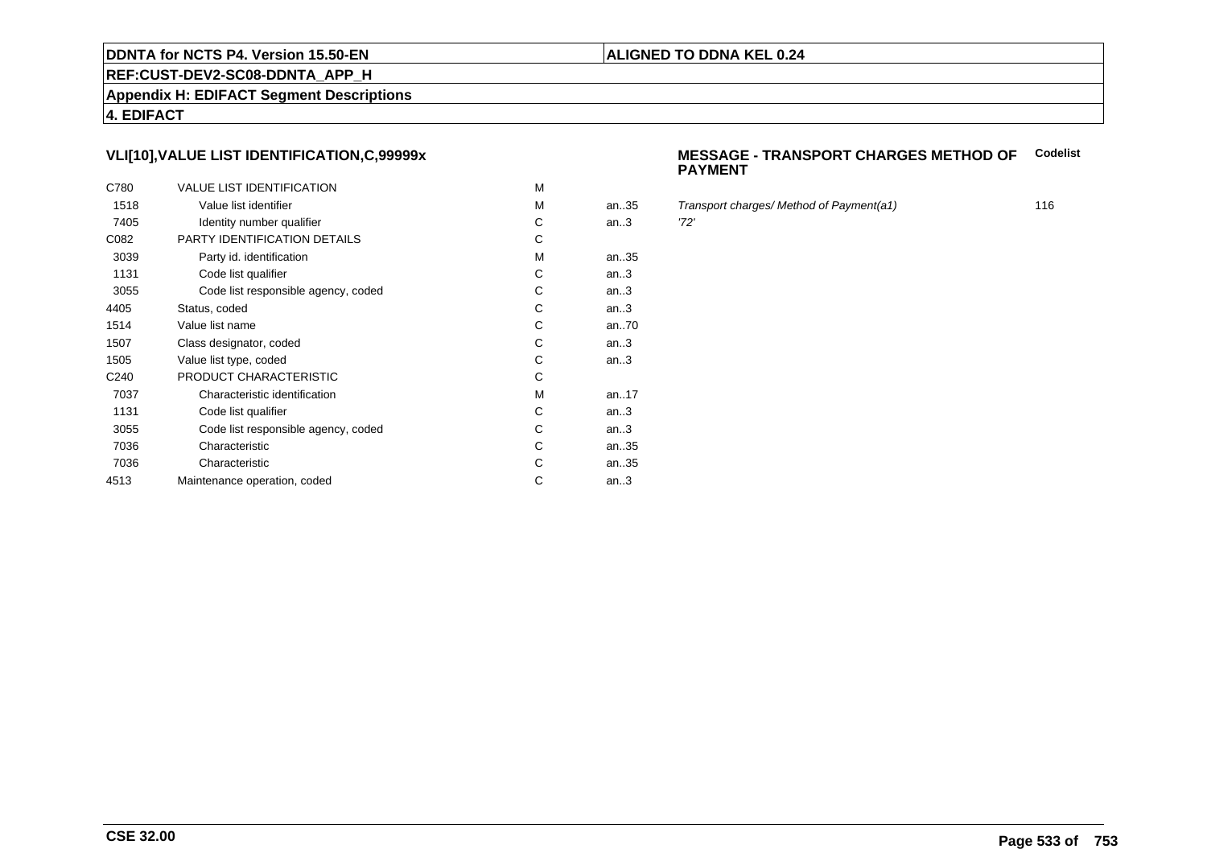**DDNTA for NCTS P4. Version 15.50-EN** | **ALIGNED TO DDNA KEL 0.24**

**REF:CUST-DEV2-SC08-DDNTA_APP_H**

**Appendix H: EDIFACT Segment Descriptions**

**4. EDIFACT**

### VLI[10],VALUE LIST IDENTIFICATION,C,99999x

**MESSAGE - TRANSPORT CHARGES METHOD OF PAYMENT** — **Codelist**

| | | | | | |
|---|---|---|---|---|---|
| C780 | VALUE LIST IDENTIFICATION | M | | | |
| 1518 | Value list identifier | M | an..35 | *Transport charges/ Method of Payment(a1)* | 116 |
| 7405 | Identity number qualifier | C | an..3 | *'72'* | |
| C082 | PARTY IDENTIFICATION DETAILS | C | | | |
| 3039 | Party id. identification | M | an..35 | | |
| 1131 | Code list qualifier | C | an..3 | | |
| 3055 | Code list responsible agency, coded | C | an..3 | | |
| 4405 | Status, coded | C | an..3 | | |
| 1514 | Value list name | C | an..70 | | |
| 1507 | Class designator, coded | C | an..3 | | |
| 1505 | Value list type, coded | C | an..3 | | |
| C240 | PRODUCT CHARACTERISTIC | C | | | |
| 7037 | Characteristic identification | M | an..17 | | |
| 1131 | Code list qualifier | C | an..3 | | |
| 3055 | Code list responsible agency, coded | C | an..3 | | |
| 7036 | Characteristic | C | an..35 | | |
| 7036 | Characteristic | C | an..35 | | |
| 4513 | Maintenance operation, coded | C | an..3 | | |

**CSE 32.00**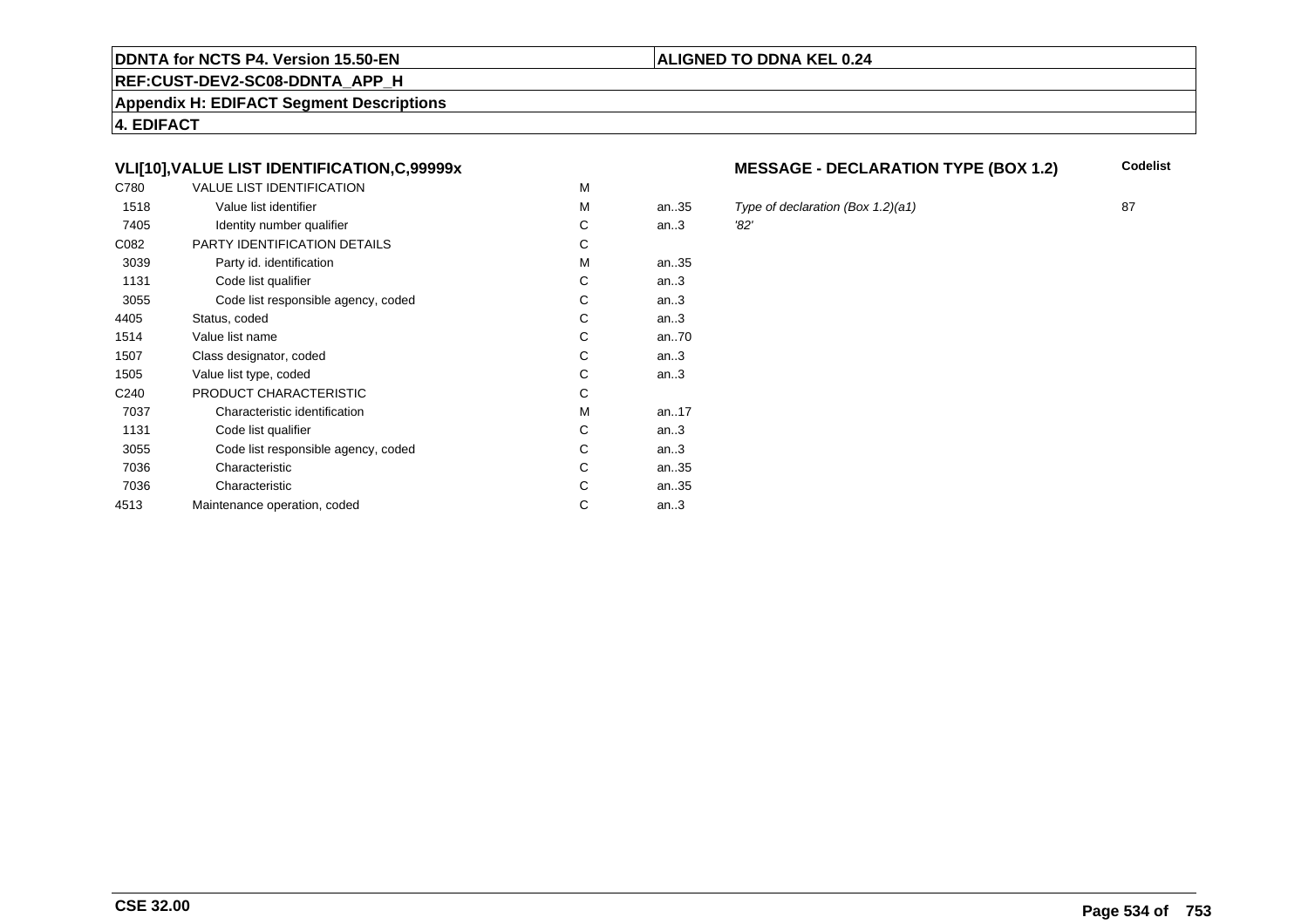**DDNTA for NCTS P4. Version 15.50-EN** | **ALIGNED TO DDNA KEL 0.24**

**REF:CUST-DEV2-SC08-DDNTA_APP_H**

**Appendix H: EDIFACT Segment Descriptions**

**4. EDIFACT**

### VLI[10],VALUE LIST IDENTIFICATION,C,99999x

### MESSAGE - DECLARATION TYPE (BOX 1.2)

| | | | | | Codelist |
|---|---|---|---|---|---|
| C780 | VALUE LIST IDENTIFICATION | M | | | |
| 1518 | Value list identifier | M | an..35 | *Type of declaration (Box 1.2)(a1)* | 87 |
| 7405 | Identity number qualifier | C | an..3 | *'82'* | |
| C082 | PARTY IDENTIFICATION DETAILS | C | | | |
| 3039 | Party id. identification | M | an..35 | | |
| 1131 | Code list qualifier | C | an..3 | | |
| 3055 | Code list responsible agency, coded | C | an..3 | | |
| 4405 | Status, coded | C | an..3 | | |
| 1514 | Value list name | C | an..70 | | |
| 1507 | Class designator, coded | C | an..3 | | |
| 1505 | Value list type, coded | C | an..3 | | |
| C240 | PRODUCT CHARACTERISTIC | C | | | |
| 7037 | Characteristic identification | M | an..17 | | |
| 1131 | Code list qualifier | C | an..3 | | |
| 3055 | Code list responsible agency, coded | C | an..3 | | |
| 7036 | Characteristic | C | an..35 | | |
| 7036 | Characteristic | C | an..35 | | |
| 4513 | Maintenance operation, coded | C | an..3 | | |

**CSE 32.00**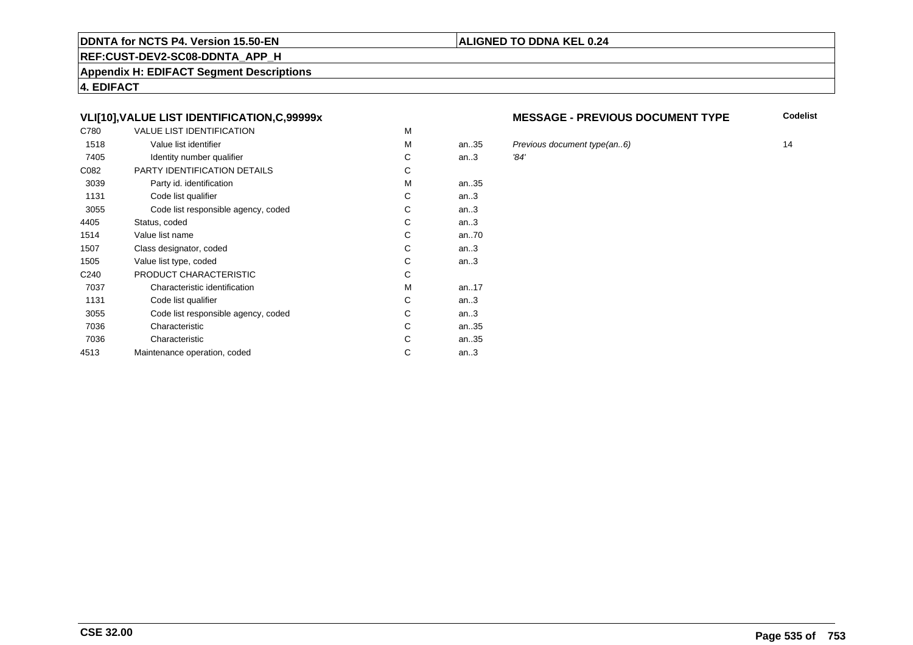**DDNTA for NCTS P4. Version 15.50-EN** | **ALIGNED TO DDNA KEL 0.24**

**REF:CUST-DEV2-SC08-DDNTA_APP_H**

**Appendix H: EDIFACT Segment Descriptions**

**4. EDIFACT**

### VLI[10],VALUE LIST IDENTIFICATION,C,99999x

**MESSAGE - PREVIOUS DOCUMENT TYPE**

| | | | | | Codelist |
|---|---|---|---|---|---|
| C780 | VALUE LIST IDENTIFICATION | M | | | |
| 1518 | Value list identifier | M | an..35 | *Previous document type(an..6)* | 14 |
| 7405 | Identity number qualifier | C | an..3 | *'84'* | |
| C082 | PARTY IDENTIFICATION DETAILS | C | | | |
| 3039 | Party id. identification | M | an..35 | | |
| 1131 | Code list qualifier | C | an..3 | | |
| 3055 | Code list responsible agency, coded | C | an..3 | | |
| 4405 | Status, coded | C | an..3 | | |
| 1514 | Value list name | C | an..70 | | |
| 1507 | Class designator, coded | C | an..3 | | |
| 1505 | Value list type, coded | C | an..3 | | |
| C240 | PRODUCT CHARACTERISTIC | C | | | |
| 7037 | Characteristic identification | M | an..17 | | |
| 1131 | Code list qualifier | C | an..3 | | |
| 3055 | Code list responsible agency, coded | C | an..3 | | |
| 7036 | Characteristic | C | an..35 | | |
| 7036 | Characteristic | C | an..35 | | |
| 4513 | Maintenance operation, coded | C | an..3 | | |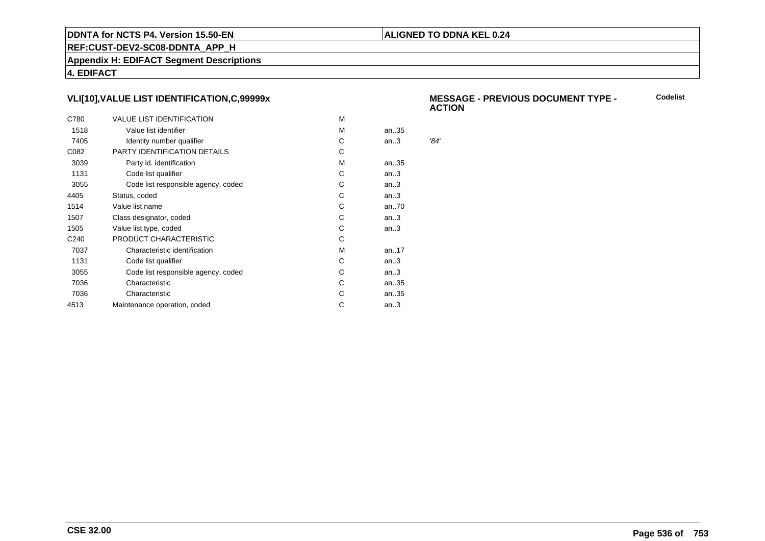**DDNTA for NCTS P4. Version 15.50-EN** | **ALIGNED TO DDNA KEL 0.24**

**REF:CUST-DEV2-SC08-DDNTA_APP_H**

**Appendix H: EDIFACT Segment Descriptions**

**4. EDIFACT**

### VLI[10],VALUE LIST IDENTIFICATION,C,99999x

**MESSAGE - PREVIOUS DOCUMENT TYPE - ACTION** **Codelist**

| | | | | |
|---|---|---|---|---|
| C780 | VALUE LIST IDENTIFICATION | M | | |
| 1518 | Value list identifier | M | an..35 | |
| 7405 | Identity number qualifier | C | an..3 | *'84'* |
| C082 | PARTY IDENTIFICATION DETAILS | C | | |
| 3039 | Party id. identification | M | an..35 | |
| 1131 | Code list qualifier | C | an..3 | |
| 3055 | Code list responsible agency, coded | C | an..3 | |
| 4405 | Status, coded | C | an..3 | |
| 1514 | Value list name | C | an..70 | |
| 1507 | Class designator, coded | C | an..3 | |
| 1505 | Value list type, coded | C | an..3 | |
| C240 | PRODUCT CHARACTERISTIC | C | | |
| 7037 | Characteristic identification | M | an..17 | |
| 1131 | Code list qualifier | C | an..3 | |
| 3055 | Code list responsible agency, coded | C | an..3 | |
| 7036 | Characteristic | C | an..35 | |
| 7036 | Characteristic | C | an..35 | |
| 4513 | Maintenance operation, coded | C | an..3 | |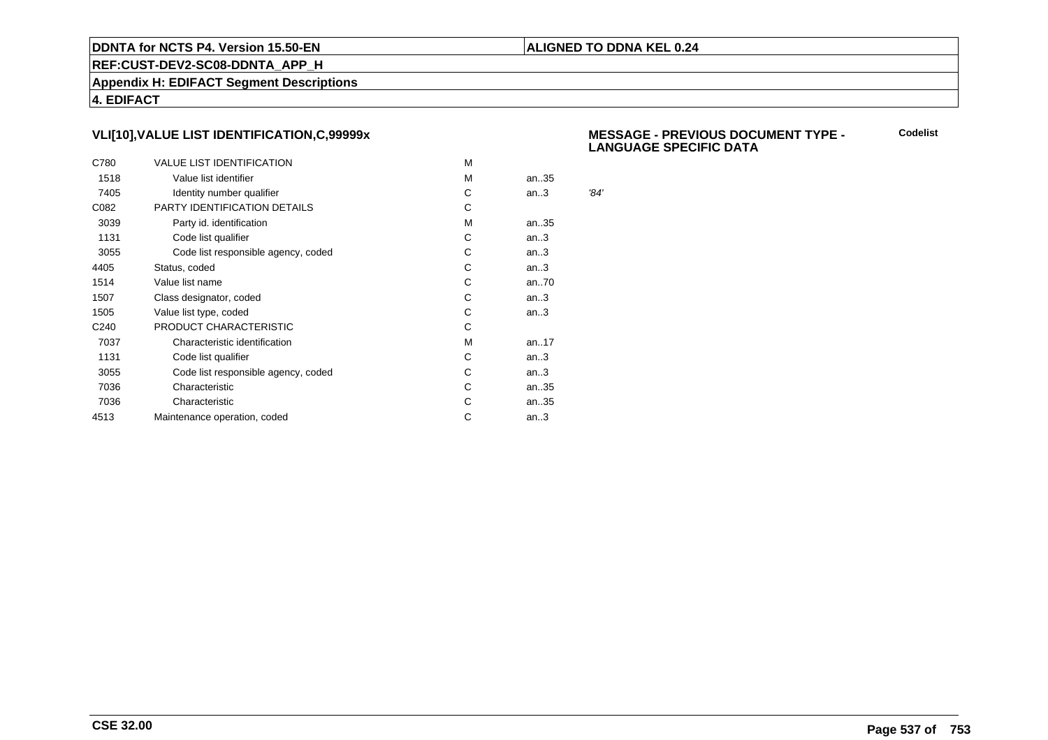**DDNTA for NCTS P4. Version 15.50-EN** | **ALIGNED TO DDNA KEL 0.24**

**REF:CUST-DEV2-SC08-DDNTA_APP_H**

**Appendix H: EDIFACT Segment Descriptions**

**4. EDIFACT**

### VLI[10],VALUE LIST IDENTIFICATION,C,99999x

**MESSAGE - PREVIOUS DOCUMENT TYPE - LANGUAGE SPECIFIC DATA** **Codelist**

| | | | | |
|---|---|---|---|---|
| C780 | VALUE LIST IDENTIFICATION | M | | |
| 1518 | Value list identifier | M | an..35 | |
| 7405 | Identity number qualifier | C | an..3 | *'84'* |
| C082 | PARTY IDENTIFICATION DETAILS | C | | |
| 3039 | Party id. identification | M | an..35 | |
| 1131 | Code list qualifier | C | an..3 | |
| 3055 | Code list responsible agency, coded | C | an..3 | |
| 4405 | Status, coded | C | an..3 | |
| 1514 | Value list name | C | an..70 | |
| 1507 | Class designator, coded | C | an..3 | |
| 1505 | Value list type, coded | C | an..3 | |
| C240 | PRODUCT CHARACTERISTIC | C | | |
| 7037 | Characteristic identification | M | an..17 | |
| 1131 | Code list qualifier | C | an..3 | |
| 3055 | Code list responsible agency, coded | C | an..3 | |
| 7036 | Characteristic | C | an..35 | |
| 7036 | Characteristic | C | an..35 | |
| 4513 | Maintenance operation, coded | C | an..3 | |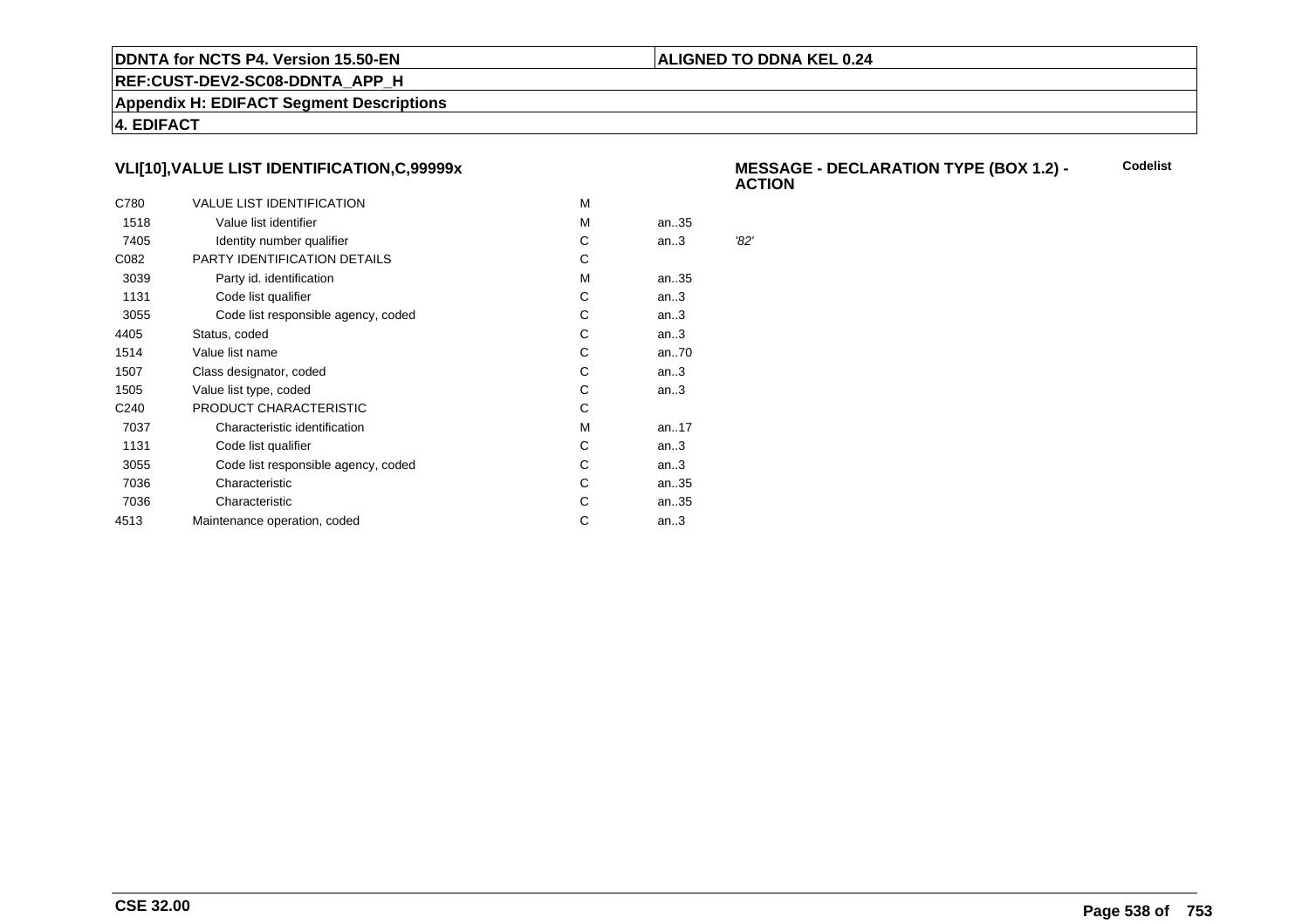DDNTA for NCTS P4. Version 15.50-EN | ALIGNED TO DDNA KEL 0.24

REF:CUST-DEV2-SC08-DDNTA_APP_H

Appendix H: EDIFACT Segment Descriptions

4. EDIFACT

## VLI[10],VALUE LIST IDENTIFICATION,C,99999x

**MESSAGE - DECLARATION TYPE (BOX 1.2) - ACTION** — **Codelist**

| | | | | |
|---|---|---|---|---|
| C780 | VALUE LIST IDENTIFICATION | M | | |
| 1518 | Value list identifier | M | an..35 | |
| 7405 | Identity number qualifier | C | an..3 | *'82'* |
| C082 | PARTY IDENTIFICATION DETAILS | C | | |
| 3039 | Party id. identification | M | an..35 | |
| 1131 | Code list qualifier | C | an..3 | |
| 3055 | Code list responsible agency, coded | C | an..3 | |
| 4405 | Status, coded | C | an..3 | |
| 1514 | Value list name | C | an..70 | |
| 1507 | Class designator, coded | C | an..3 | |
| 1505 | Value list type, coded | C | an..3 | |
| C240 | PRODUCT CHARACTERISTIC | C | | |
| 7037 | Characteristic identification | M | an..17 | |
| 1131 | Code list qualifier | C | an..3 | |
| 3055 | Code list responsible agency, coded | C | an..3 | |
| 7036 | Characteristic | C | an..35 | |
| 7036 | Characteristic | C | an..35 | |
| 4513 | Maintenance operation, coded | C | an..3 | |

CSE 32.00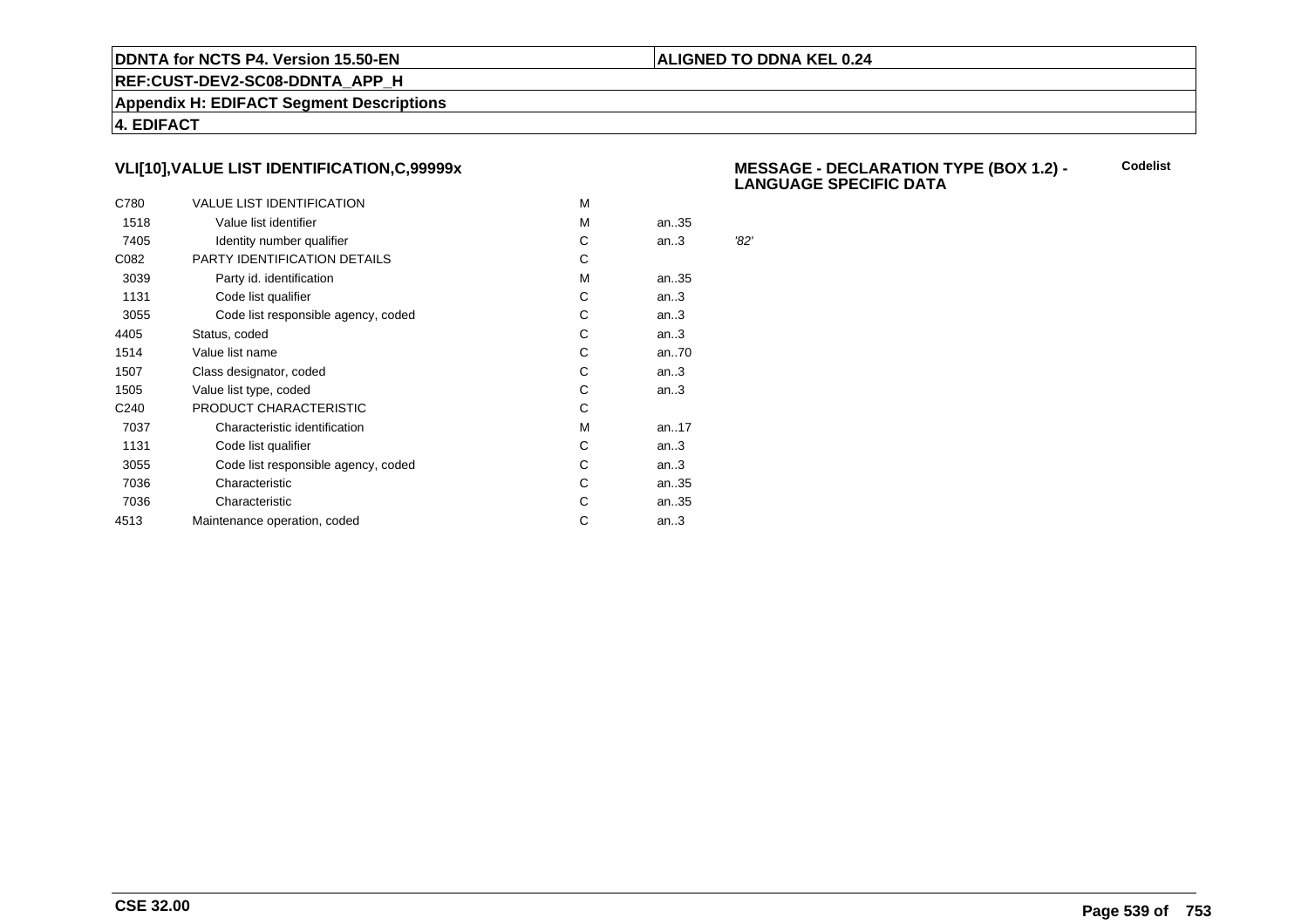### VLI[10],VALUE LIST IDENTIFICATION,C,99999x

**MESSAGE - DECLARATION TYPE (BOX 1.2) - LANGUAGE SPECIFIC DATA**

**Codelist**

| | | | | |
|---|---|---|---|---|
| C780 | VALUE LIST IDENTIFICATION | M | | |
| 1518 | Value list identifier | M | an..35 | |
| 7405 | Identity number qualifier | C | an..3 | *'82'* |
| C082 | PARTY IDENTIFICATION DETAILS | C | | |
| 3039 | Party id. identification | M | an..35 | |
| 1131 | Code list qualifier | C | an..3 | |
| 3055 | Code list responsible agency, coded | C | an..3 | |
| 4405 | Status, coded | C | an..3 | |
| 1514 | Value list name | C | an..70 | |
| 1507 | Class designator, coded | C | an..3 | |
| 1505 | Value list type, coded | C | an..3 | |
| C240 | PRODUCT CHARACTERISTIC | C | | |
| 7037 | Characteristic identification | M | an..17 | |
| 1131 | Code list qualifier | C | an..3 | |
| 3055 | Code list responsible agency, coded | C | an..3 | |
| 7036 | Characteristic | C | an..35 | |
| 7036 | Characteristic | C | an..35 | |
| 4513 | Maintenance operation, coded | C | an..3 | |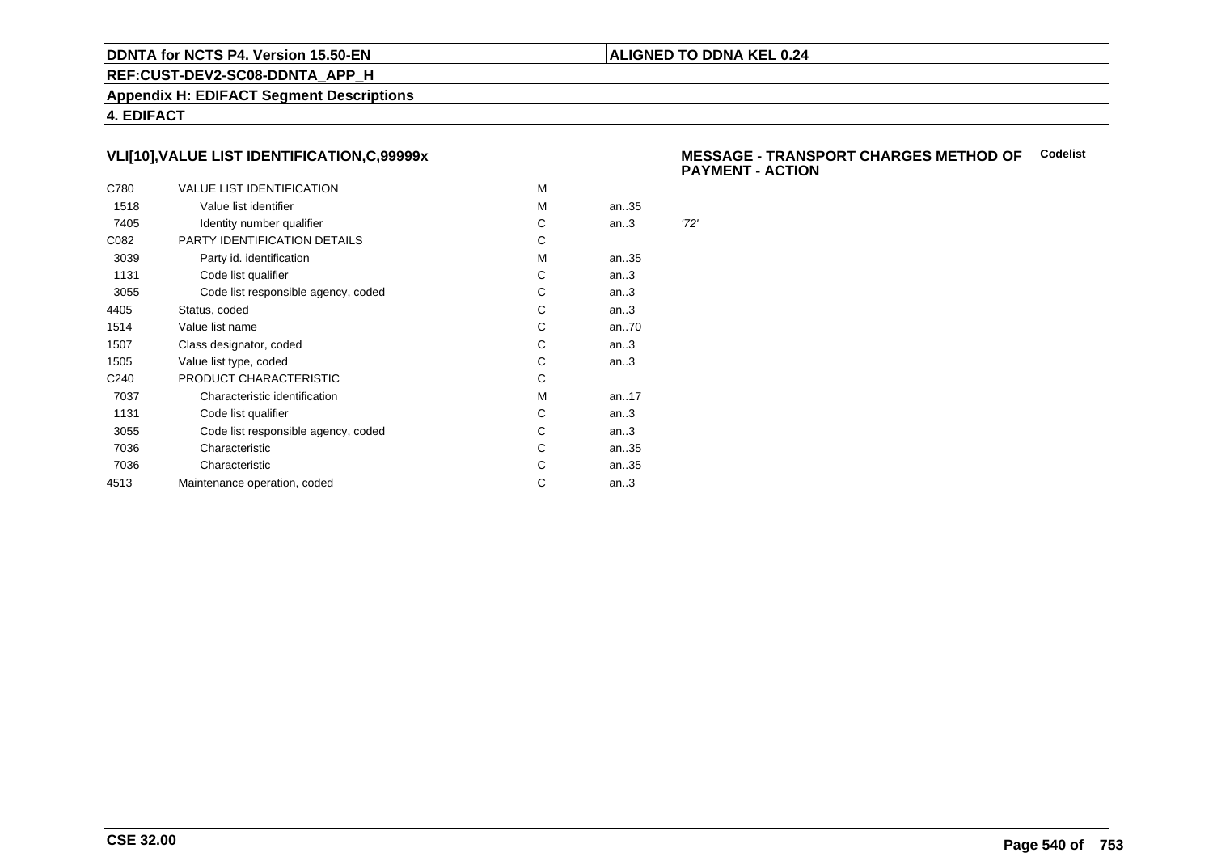**DDNTA for NCTS P4. Version 15.50-EN** | **ALIGNED TO DDNA KEL 0.24**

**REF:CUST-DEV2-SC08-DDNTA_APP_H**

**Appendix H: EDIFACT Segment Descriptions**

**4. EDIFACT**

### VLI[10],VALUE LIST IDENTIFICATION,C,99999x

**MESSAGE - TRANSPORT CHARGES METHOD OF PAYMENT - ACTION** **Codelist**

| | | | | |
|---|---|---|---|---|
| C780 | VALUE LIST IDENTIFICATION | M | | |
| 1518 | Value list identifier | M | an..35 | |
| 7405 | Identity number qualifier | C | an..3 | *'72'* |
| C082 | PARTY IDENTIFICATION DETAILS | C | | |
| 3039 | Party id. identification | M | an..35 | |
| 1131 | Code list qualifier | C | an..3 | |
| 3055 | Code list responsible agency, coded | C | an..3 | |
| 4405 | Status, coded | C | an..3 | |
| 1514 | Value list name | C | an..70 | |
| 1507 | Class designator, coded | C | an..3 | |
| 1505 | Value list type, coded | C | an..3 | |
| C240 | PRODUCT CHARACTERISTIC | C | | |
| 7037 | Characteristic identification | M | an..17 | |
| 1131 | Code list qualifier | C | an..3 | |
| 3055 | Code list responsible agency, coded | C | an..3 | |
| 7036 | Characteristic | C | an..35 | |
| 7036 | Characteristic | C | an..35 | |
| 4513 | Maintenance operation, coded | C | an..3 | |

**CSE 32.00**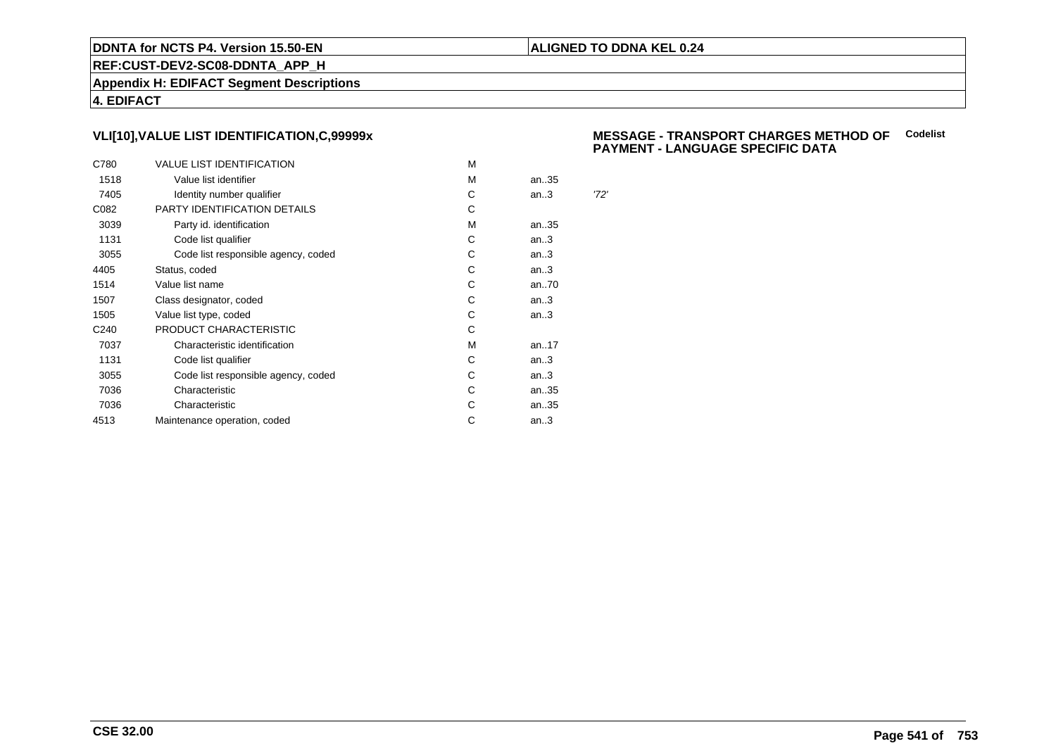**DDNTA for NCTS P4. Version 15.50-EN** | **ALIGNED TO DDNA KEL 0.24**

**REF:CUST-DEV2-SC08-DDNTA_APP_H**

**Appendix H: EDIFACT Segment Descriptions**

**4. EDIFACT**

### VLI[10],VALUE LIST IDENTIFICATION,C,99999x

**MESSAGE - TRANSPORT CHARGES METHOD OF PAYMENT - LANGUAGE SPECIFIC DATA** — **Codelist**

| | | | | |
|---|---|---|---|---|
| C780 | VALUE LIST IDENTIFICATION | M | | |
| 1518 | Value list identifier | M | an..35 | |
| 7405 | Identity number qualifier | C | an..3 | *'72'* |
| C082 | PARTY IDENTIFICATION DETAILS | C | | |
| 3039 | Party id. identification | M | an..35 | |
| 1131 | Code list qualifier | C | an..3 | |
| 3055 | Code list responsible agency, coded | C | an..3 | |
| 4405 | Status, coded | C | an..3 | |
| 1514 | Value list name | C | an..70 | |
| 1507 | Class designator, coded | C | an..3 | |
| 1505 | Value list type, coded | C | an..3 | |
| C240 | PRODUCT CHARACTERISTIC | C | | |
| 7037 | Characteristic identification | M | an..17 | |
| 1131 | Code list qualifier | C | an..3 | |
| 3055 | Code list responsible agency, coded | C | an..3 | |
| 7036 | Characteristic | C | an..35 | |
| 7036 | Characteristic | C | an..35 | |
| 4513 | Maintenance operation, coded | C | an..3 | |

**CSE 32.00**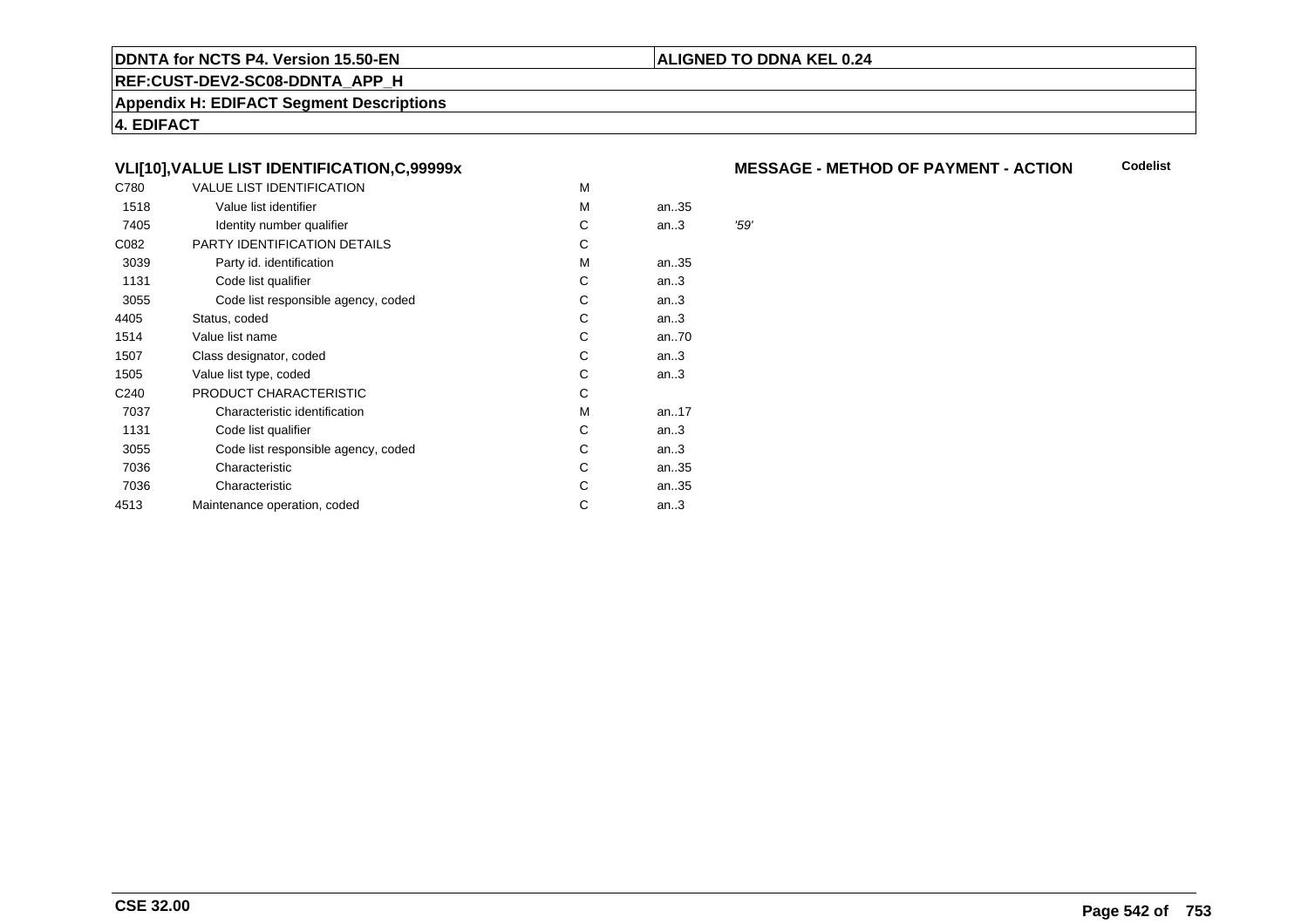**4. EDIFACT**

### VLI[10],VALUE LIST IDENTIFICATION,C,99999x

**MESSAGE - METHOD OF PAYMENT - ACTION** **Codelist**

| | | | | |
|---|---|---|---|---|
| C780 | VALUE LIST IDENTIFICATION | M | | |
| 1518 | Value list identifier | M | an..35 | |
| 7405 | Identity number qualifier | C | an..3 | *'59'* |
| C082 | PARTY IDENTIFICATION DETAILS | C | | |
| 3039 | Party id. identification | M | an..35 | |
| 1131 | Code list qualifier | C | an..3 | |
| 3055 | Code list responsible agency, coded | C | an..3 | |
| 4405 | Status, coded | C | an..3 | |
| 1514 | Value list name | C | an..70 | |
| 1507 | Class designator, coded | C | an..3 | |
| 1505 | Value list type, coded | C | an..3 | |
| C240 | PRODUCT CHARACTERISTIC | C | | |
| 7037 | Characteristic identification | M | an..17 | |
| 1131 | Code list qualifier | C | an..3 | |
| 3055 | Code list responsible agency, coded | C | an..3 | |
| 7036 | Characteristic | C | an..35 | |
| 7036 | Characteristic | C | an..35 | |
| 4513 | Maintenance operation, coded | C | an..3 | |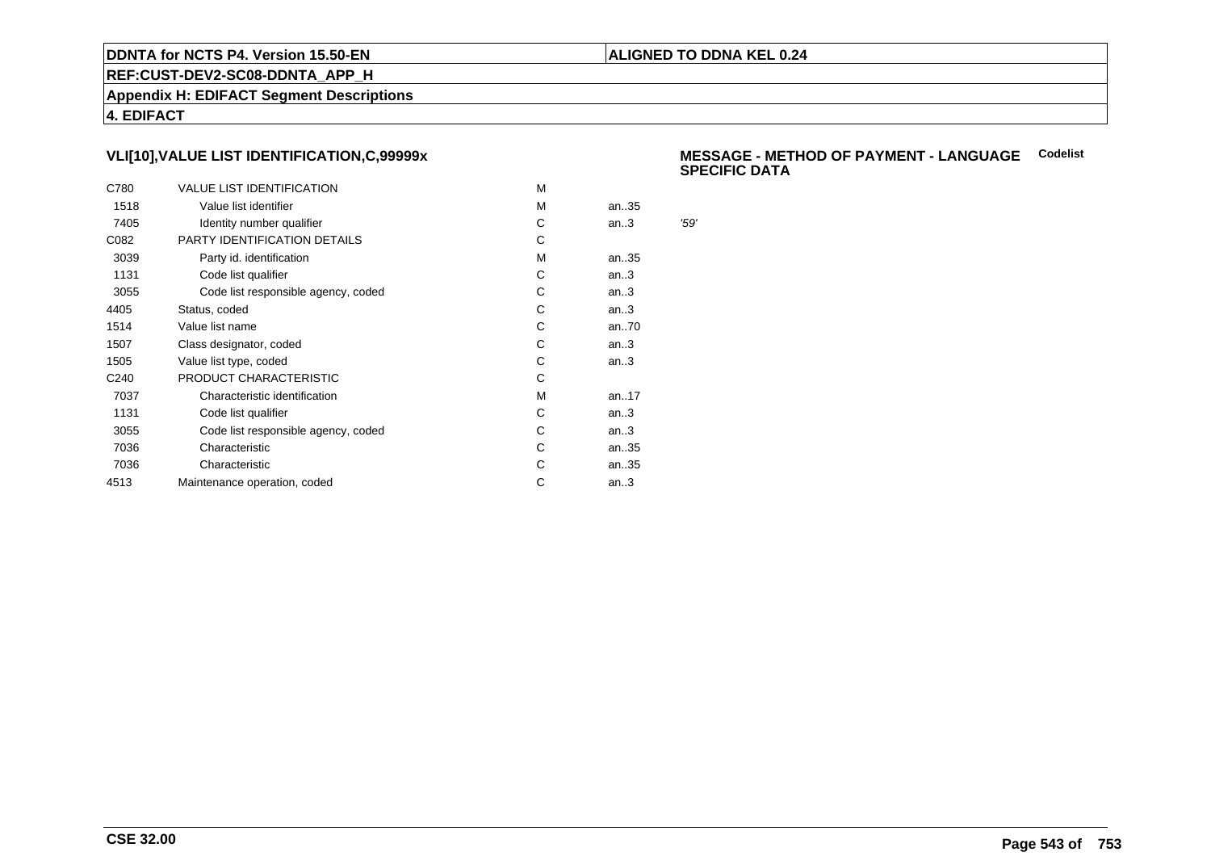### VLI[10],VALUE LIST IDENTIFICATION,C,99999x

**MESSAGE - METHOD OF PAYMENT - LANGUAGE SPECIFIC DATA** **Codelist**

| | | | | |
|---|---|---|---|---|
| C780 | VALUE LIST IDENTIFICATION | M | | |
| 1518 | Value list identifier | M | an..35 | |
| 7405 | Identity number qualifier | C | an..3 | *'59'* |
| C082 | PARTY IDENTIFICATION DETAILS | C | | |
| 3039 | Party id. identification | M | an..35 | |
| 1131 | Code list qualifier | C | an..3 | |
| 3055 | Code list responsible agency, coded | C | an..3 | |
| 4405 | Status, coded | C | an..3 | |
| 1514 | Value list name | C | an..70 | |
| 1507 | Class designator, coded | C | an..3 | |
| 1505 | Value list type, coded | C | an..3 | |
| C240 | PRODUCT CHARACTERISTIC | C | | |
| 7037 | Characteristic identification | M | an..17 | |
| 1131 | Code list qualifier | C | an..3 | |
| 3055 | Code list responsible agency, coded | C | an..3 | |
| 7036 | Characteristic | C | an..35 | |
| 7036 | Characteristic | C | an..35 | |
| 4513 | Maintenance operation, coded | C | an..3 | |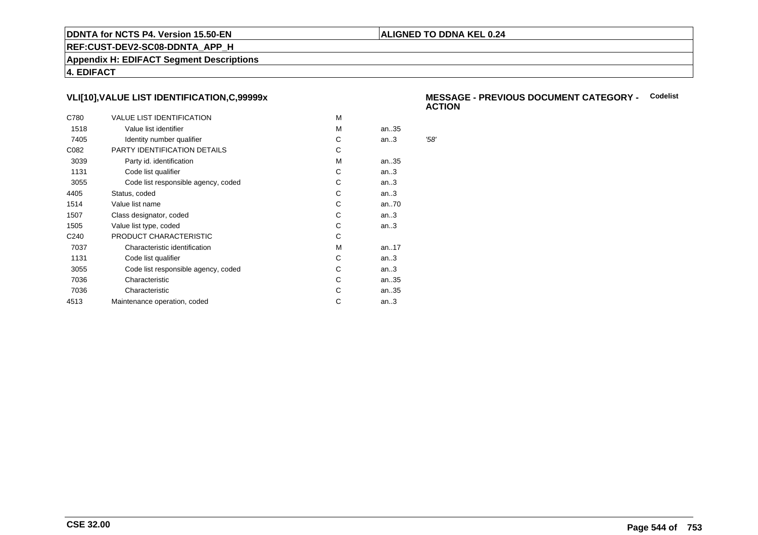## VLI[10],VALUE LIST IDENTIFICATION,C,99999x

**MESSAGE - PREVIOUS DOCUMENT CATEGORY - ACTION** **Codelist**

| | | | | |
|---|---|---|---|---|
| C780 | VALUE LIST IDENTIFICATION | M | | |
| 1518 | Value list identifier | M | an..35 | |
| 7405 | Identity number qualifier | C | an..3 | *'58'* |
| C082 | PARTY IDENTIFICATION DETAILS | C | | |
| 3039 | Party id. identification | M | an..35 | |
| 1131 | Code list qualifier | C | an..3 | |
| 3055 | Code list responsible agency, coded | C | an..3 | |
| 4405 | Status, coded | C | an..3 | |
| 1514 | Value list name | C | an..70 | |
| 1507 | Class designator, coded | C | an..3 | |
| 1505 | Value list type, coded | C | an..3 | |
| C240 | PRODUCT CHARACTERISTIC | C | | |
| 7037 | Characteristic identification | M | an..17 | |
| 1131 | Code list qualifier | C | an..3 | |
| 3055 | Code list responsible agency, coded | C | an..3 | |
| 7036 | Characteristic | C | an..35 | |
| 7036 | Characteristic | C | an..35 | |
| 4513 | Maintenance operation, coded | C | an..3 | |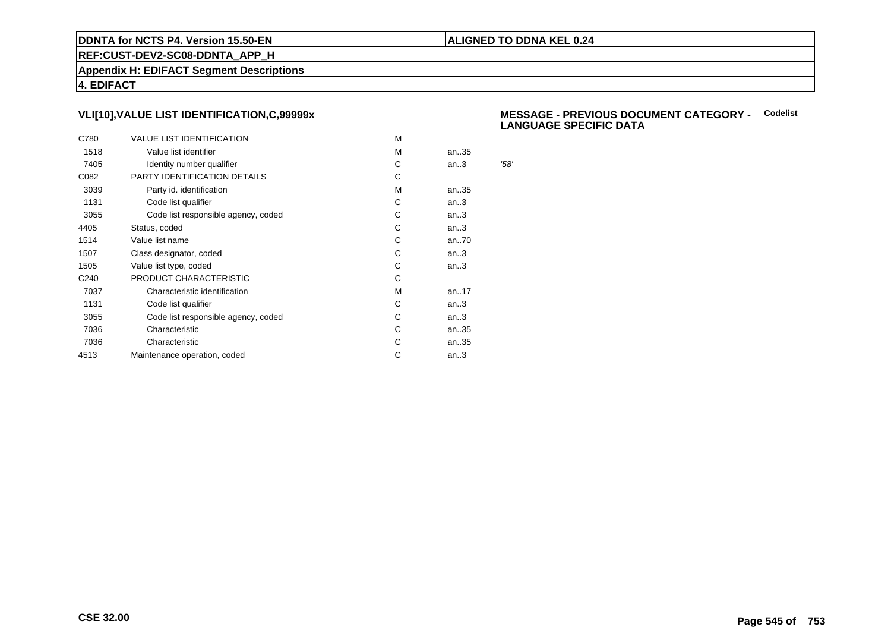## VLI[10],VALUE LIST IDENTIFICATION,C,99999x

**MESSAGE - PREVIOUS DOCUMENT CATEGORY - LANGUAGE SPECIFIC DATA** **Codelist**

| | | | | |
|---|---|---|---|---|
| C780 | VALUE LIST IDENTIFICATION | M | | |
| 1518 | Value list identifier | M | an..35 | |
| 7405 | Identity number qualifier | C | an..3 | *'58'* |
| C082 | PARTY IDENTIFICATION DETAILS | C | | |
| 3039 | Party id. identification | M | an..35 | |
| 1131 | Code list qualifier | C | an..3 | |
| 3055 | Code list responsible agency, coded | C | an..3 | |
| 4405 | Status, coded | C | an..3 | |
| 1514 | Value list name | C | an..70 | |
| 1507 | Class designator, coded | C | an..3 | |
| 1505 | Value list type, coded | C | an..3 | |
| C240 | PRODUCT CHARACTERISTIC | C | | |
| 7037 | Characteristic identification | M | an..17 | |
| 1131 | Code list qualifier | C | an..3 | |
| 3055 | Code list responsible agency, coded | C | an..3 | |
| 7036 | Characteristic | C | an..35 | |
| 7036 | Characteristic | C | an..35 | |
| 4513 | Maintenance operation, coded | C | an..3 | |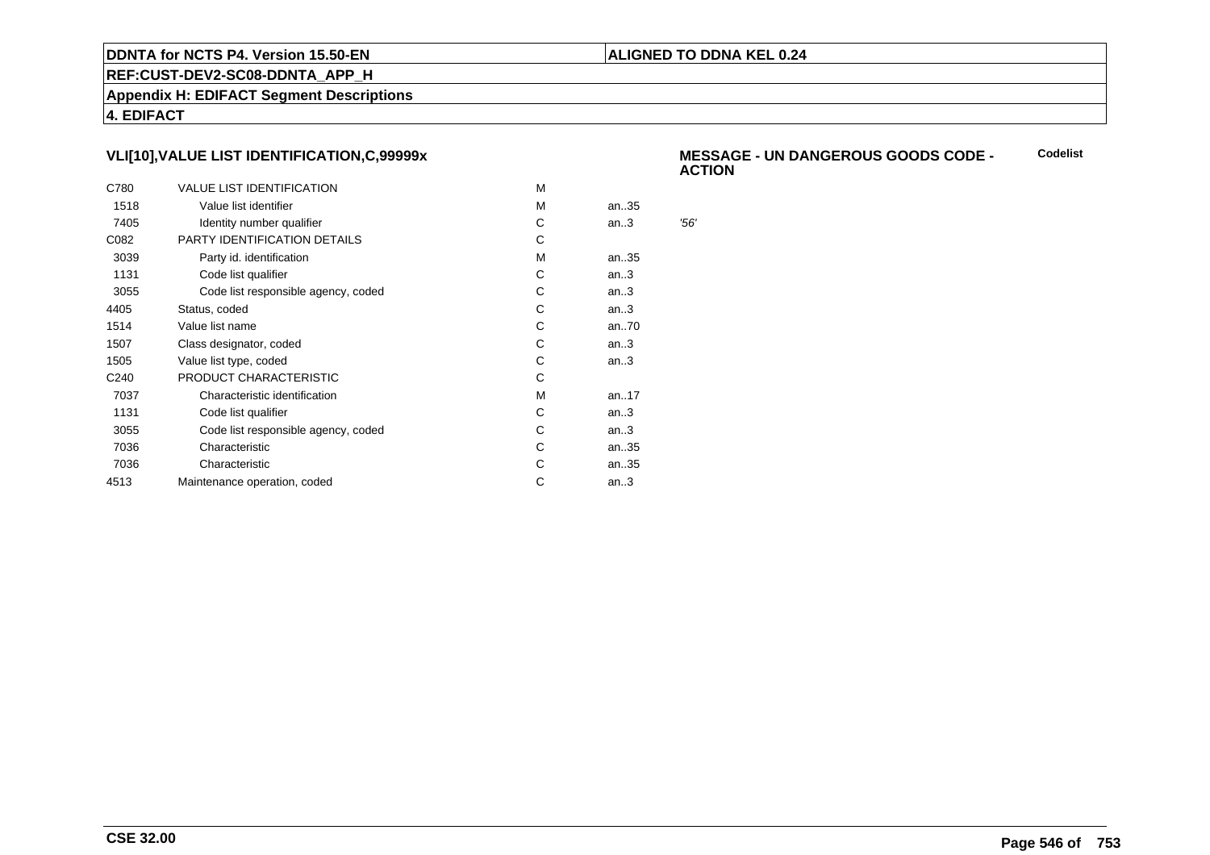**DDNTA for NCTS P4. Version 15.50-EN** | **ALIGNED TO DDNA KEL 0.24**

**REF:CUST-DEV2-SC08-DDNTA_APP_H**

**Appendix H: EDIFACT Segment Descriptions**

**4. EDIFACT**

### VLI[10],VALUE LIST IDENTIFICATION,C,99999x

**MESSAGE - UN DANGEROUS GOODS CODE - ACTION** — **Codelist**

| | | | | |
|---|---|---|---|---|
| C780 | VALUE LIST IDENTIFICATION | M | | |
| 1518 | Value list identifier | M | an..35 | |
| 7405 | Identity number qualifier | C | an..3 | *'56'* |
| C082 | PARTY IDENTIFICATION DETAILS | C | | |
| 3039 | Party id. identification | M | an..35 | |
| 1131 | Code list qualifier | C | an..3 | |
| 3055 | Code list responsible agency, coded | C | an..3 | |
| 4405 | Status, coded | C | an..3 | |
| 1514 | Value list name | C | an..70 | |
| 1507 | Class designator, coded | C | an..3 | |
| 1505 | Value list type, coded | C | an..3 | |
| C240 | PRODUCT CHARACTERISTIC | C | | |
| 7037 | Characteristic identification | M | an..17 | |
| 1131 | Code list qualifier | C | an..3 | |
| 3055 | Code list responsible agency, coded | C | an..3 | |
| 7036 | Characteristic | C | an..35 | |
| 7036 | Characteristic | C | an..35 | |
| 4513 | Maintenance operation, coded | C | an..3 | |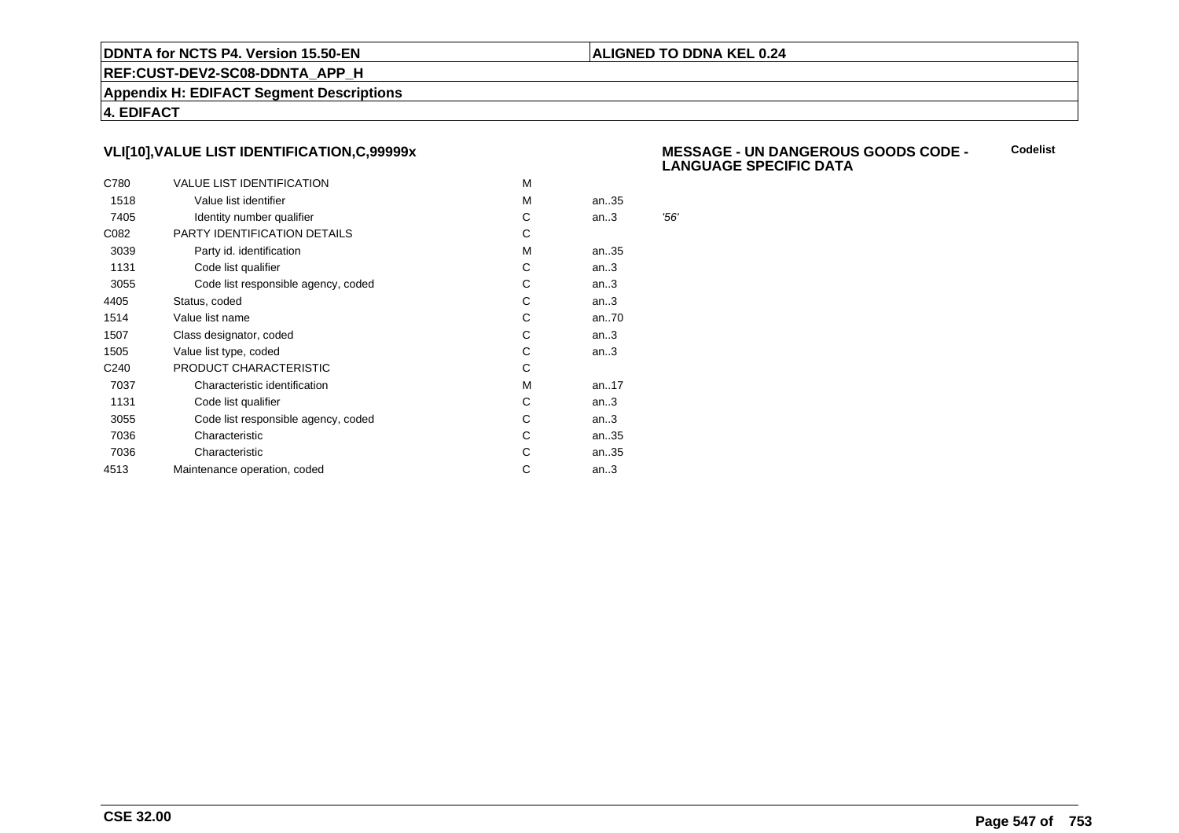## VLI[10],VALUE LIST IDENTIFICATION,C,99999x

**MESSAGE - UN DANGEROUS GOODS CODE - LANGUAGE SPECIFIC DATA** — **Codelist**

| | | | | |
|---|---|---|---|---|
| C780 | VALUE LIST IDENTIFICATION | M | | |
| 1518 | Value list identifier | M | an..35 | |
| 7405 | Identity number qualifier | C | an..3 | *'56'* |
| C082 | PARTY IDENTIFICATION DETAILS | C | | |
| 3039 | Party id. identification | M | an..35 | |
| 1131 | Code list qualifier | C | an..3 | |
| 3055 | Code list responsible agency, coded | C | an..3 | |
| 4405 | Status, coded | C | an..3 | |
| 1514 | Value list name | C | an..70 | |
| 1507 | Class designator, coded | C | an..3 | |
| 1505 | Value list type, coded | C | an..3 | |
| C240 | PRODUCT CHARACTERISTIC | C | | |
| 7037 | Characteristic identification | M | an..17 | |
| 1131 | Code list qualifier | C | an..3 | |
| 3055 | Code list responsible agency, coded | C | an..3 | |
| 7036 | Characteristic | C | an..35 | |
| 7036 | Characteristic | C | an..35 | |
| 4513 | Maintenance operation, coded | C | an..3 | |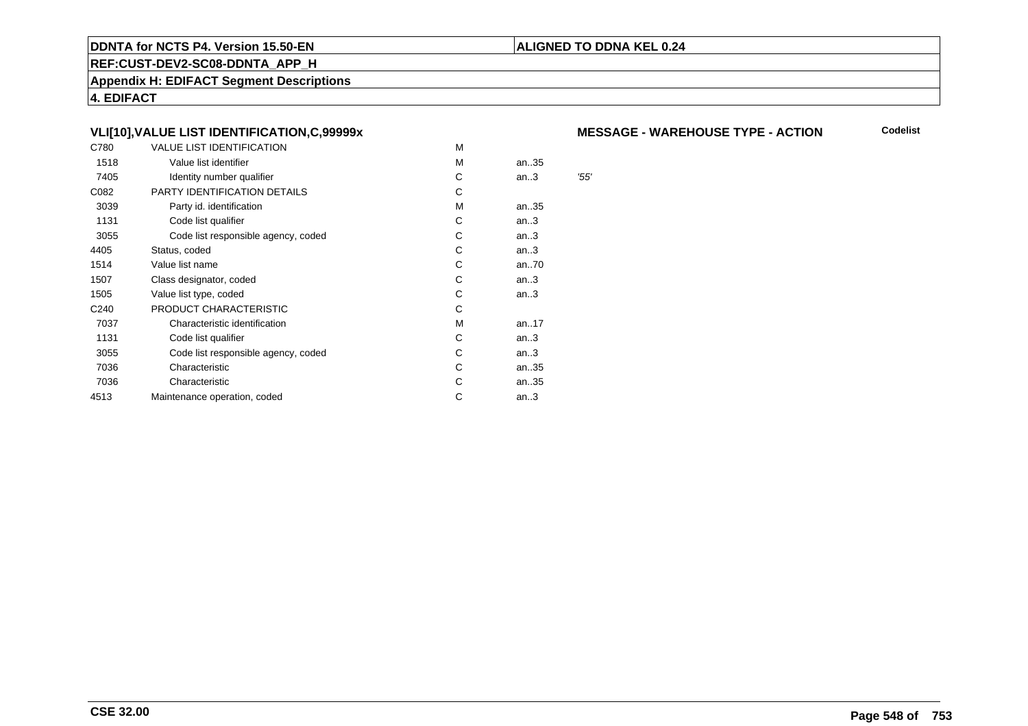**DDNTA for NCTS P4. Version 15.50-EN** | **ALIGNED TO DDNA KEL 0.24**

**REF:CUST-DEV2-SC08-DDNTA_APP_H**

**Appendix H: EDIFACT Segment Descriptions**

**4. EDIFACT**

### VLI[10],VALUE LIST IDENTIFICATION,C,99999x

**MESSAGE - WAREHOUSE TYPE - ACTION** — **Codelist**

| Code | Name | Status | Format | Value |
|---|---|---|---|---|
| C780 | VALUE LIST IDENTIFICATION | M | | |
| 1518 | Value list identifier | M | an..35 | |
| 7405 | Identity number qualifier | C | an..3 | *'55'* |
| C082 | PARTY IDENTIFICATION DETAILS | C | | |
| 3039 | Party id. identification | M | an..35 | |
| 1131 | Code list qualifier | C | an..3 | |
| 3055 | Code list responsible agency, coded | C | an..3 | |
| 4405 | Status, coded | C | an..3 | |
| 1514 | Value list name | C | an..70 | |
| 1507 | Class designator, coded | C | an..3 | |
| 1505 | Value list type, coded | C | an..3 | |
| C240 | PRODUCT CHARACTERISTIC | C | | |
| 7037 | Characteristic identification | M | an..17 | |
| 1131 | Code list qualifier | C | an..3 | |
| 3055 | Code list responsible agency, coded | C | an..3 | |
| 7036 | Characteristic | C | an..35 | |
| 7036 | Characteristic | C | an..35 | |
| 4513 | Maintenance operation, coded | C | an..3 | |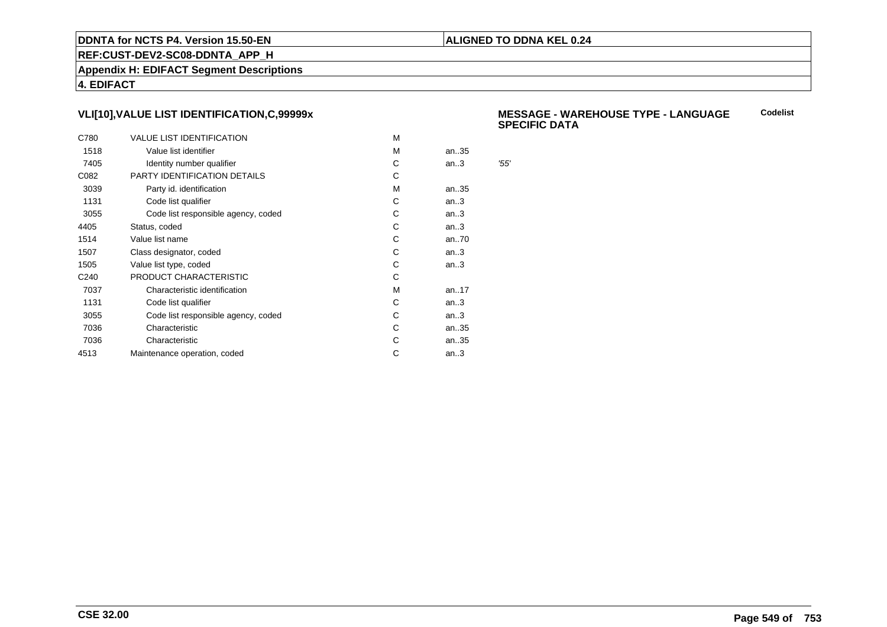**DDNTA for NCTS P4. Version 15.50-EN** | **ALIGNED TO DDNA KEL 0.24**

**REF:CUST-DEV2-SC08-DDNTA_APP_H**

**Appendix H: EDIFACT Segment Descriptions**

**4. EDIFACT**

### VLI[10],VALUE LIST IDENTIFICATION,C,99999x

**MESSAGE - WAREHOUSE TYPE - LANGUAGE SPECIFIC DATA** — **Codelist**

| | | | | |
|---|---|---|---|---|
| C780 | VALUE LIST IDENTIFICATION | M | | |
| 1518 | Value list identifier | M | an..35 | |
| 7405 | Identity number qualifier | C | an..3 | *'55'* |
| C082 | PARTY IDENTIFICATION DETAILS | C | | |
| 3039 | Party id. identification | M | an..35 | |
| 1131 | Code list qualifier | C | an..3 | |
| 3055 | Code list responsible agency, coded | C | an..3 | |
| 4405 | Status, coded | C | an..3 | |
| 1514 | Value list name | C | an..70 | |
| 1507 | Class designator, coded | C | an..3 | |
| 1505 | Value list type, coded | C | an..3 | |
| C240 | PRODUCT CHARACTERISTIC | C | | |
| 7037 | Characteristic identification | M | an..17 | |
| 1131 | Code list qualifier | C | an..3 | |
| 3055 | Code list responsible agency, coded | C | an..3 | |
| 7036 | Characteristic | C | an..35 | |
| 7036 | Characteristic | C | an..35 | |
| 4513 | Maintenance operation, coded | C | an..3 | |

**CSE 32.00**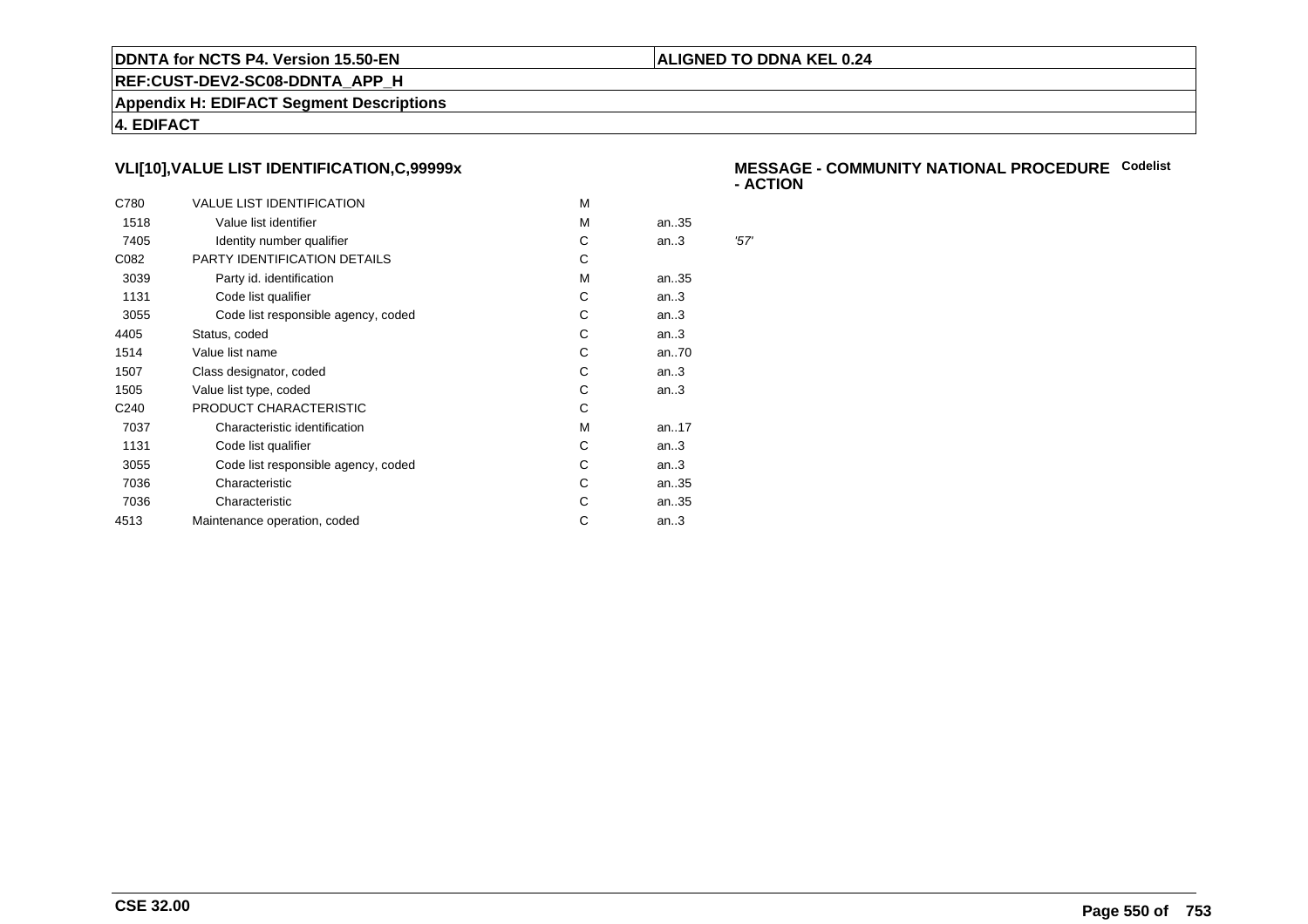## VLI[10],VALUE LIST IDENTIFICATION,C,99999x

**MESSAGE - COMMUNITY NATIONAL PROCEDURE - ACTION** **Codelist**

| | | | | |
|---|---|---|---|---|
| C780 | VALUE LIST IDENTIFICATION | M | | |
| 1518 | Value list identifier | M | an..35 | |
| 7405 | Identity number qualifier | C | an..3 | '57' |
| C082 | PARTY IDENTIFICATION DETAILS | C | | |
| 3039 | Party id. identification | M | an..35 | |
| 1131 | Code list qualifier | C | an..3 | |
| 3055 | Code list responsible agency, coded | C | an..3 | |
| 4405 | Status, coded | C | an..3 | |
| 1514 | Value list name | C | an..70 | |
| 1507 | Class designator, coded | C | an..3 | |
| 1505 | Value list type, coded | C | an..3 | |
| C240 | PRODUCT CHARACTERISTIC | C | | |
| 7037 | Characteristic identification | M | an..17 | |
| 1131 | Code list qualifier | C | an..3 | |
| 3055 | Code list responsible agency, coded | C | an..3 | |
| 7036 | Characteristic | C | an..35 | |
| 7036 | Characteristic | C | an..35 | |
| 4513 | Maintenance operation, coded | C | an..3 | |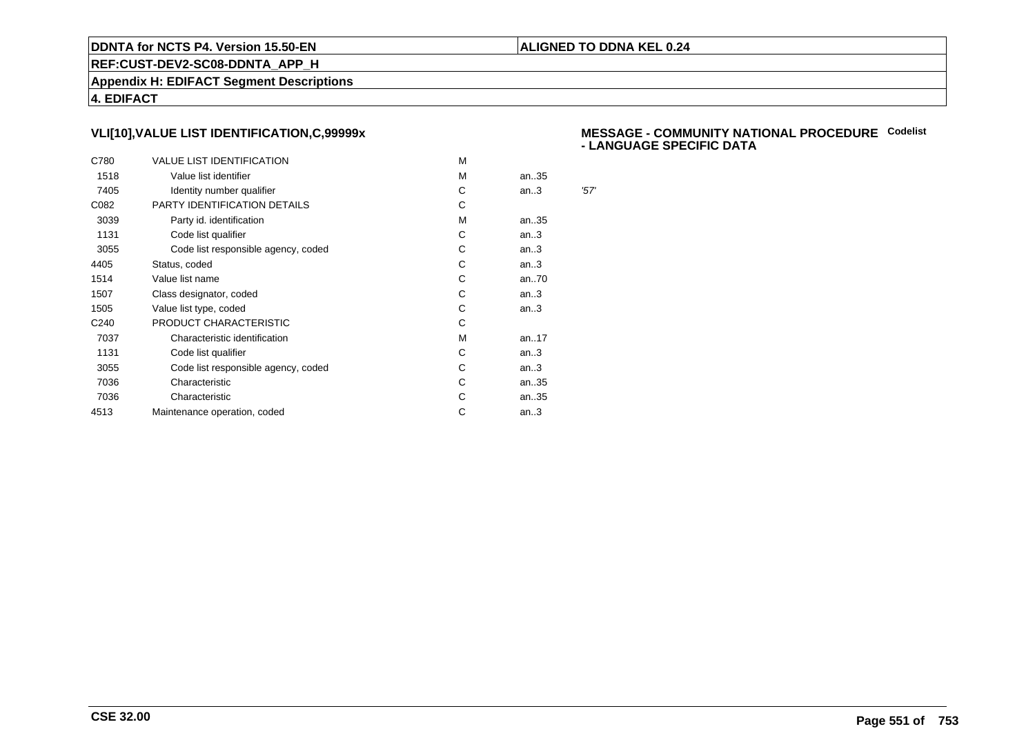DDNTA for NCTS P4. Version 15.50-EN | ALIGNED TO DDNA KEL 0.24

REF:CUST-DEV2-SC08-DDNTA_APP_H

Appendix H: EDIFACT Segment Descriptions

4. EDIFACT

## VLI[10],VALUE LIST IDENTIFICATION,C,99999x

**MESSAGE - COMMUNITY NATIONAL PROCEDURE - LANGUAGE SPECIFIC DATA** Codelist

| Tag | Name | Status | Format | Value |
|---|---|---|---|---|
| C780 | VALUE LIST IDENTIFICATION | M | | |
| 1518 | Value list identifier | M | an..35 | |
| 7405 | Identity number qualifier | C | an..3 | '57' |
| C082 | PARTY IDENTIFICATION DETAILS | C | | |
| 3039 | Party id. identification | M | an..35 | |
| 1131 | Code list qualifier | C | an..3 | |
| 3055 | Code list responsible agency, coded | C | an..3 | |
| 4405 | Status, coded | C | an..3 | |
| 1514 | Value list name | C | an..70 | |
| 1507 | Class designator, coded | C | an..3 | |
| 1505 | Value list type, coded | C | an..3 | |
| C240 | PRODUCT CHARACTERISTIC | C | | |
| 7037 | Characteristic identification | M | an..17 | |
| 1131 | Code list qualifier | C | an..3 | |
| 3055 | Code list responsible agency, coded | C | an..3 | |
| 7036 | Characteristic | C | an..35 | |
| 7036 | Characteristic | C | an..35 | |
| 4513 | Maintenance operation, coded | C | an..3 | |

CSE 32.00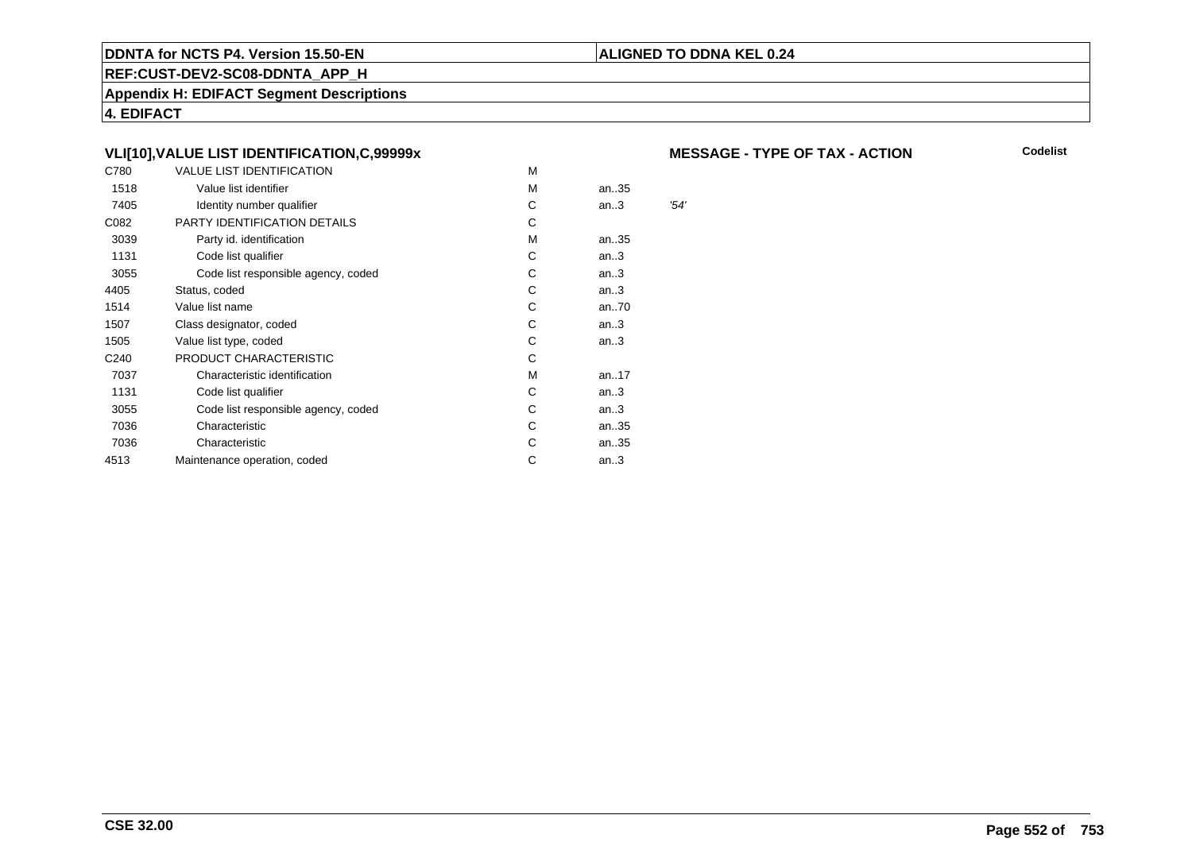**DDNTA for NCTS P4. Version 15.50-EN** | **ALIGNED TO DDNA KEL 0.24**

**REF:CUST-DEV2-SC08-DDNTA_APP_H**

**Appendix H: EDIFACT Segment Descriptions**

**4. EDIFACT**

### VLI[10],VALUE LIST IDENTIFICATION,C,99999x

**MESSAGE - TYPE OF TAX - ACTION**

**Codelist**

| | | | | |
|---|---|---|---|---|
| C780 | VALUE LIST IDENTIFICATION | M | | |
| 1518 | Value list identifier | M | an..35 | |
| 7405 | Identity number qualifier | C | an..3 | *'54'* |
| C082 | PARTY IDENTIFICATION DETAILS | C | | |
| 3039 | Party id. identification | M | an..35 | |
| 1131 | Code list qualifier | C | an..3 | |
| 3055 | Code list responsible agency, coded | C | an..3 | |
| 4405 | Status, coded | C | an..3 | |
| 1514 | Value list name | C | an..70 | |
| 1507 | Class designator, coded | C | an..3 | |
| 1505 | Value list type, coded | C | an..3 | |
| C240 | PRODUCT CHARACTERISTIC | C | | |
| 7037 | Characteristic identification | M | an..17 | |
| 1131 | Code list qualifier | C | an..3 | |
| 3055 | Code list responsible agency, coded | C | an..3 | |
| 7036 | Characteristic | C | an..35 | |
| 7036 | Characteristic | C | an..35 | |
| 4513 | Maintenance operation, coded | C | an..3 | |

**CSE 32.00**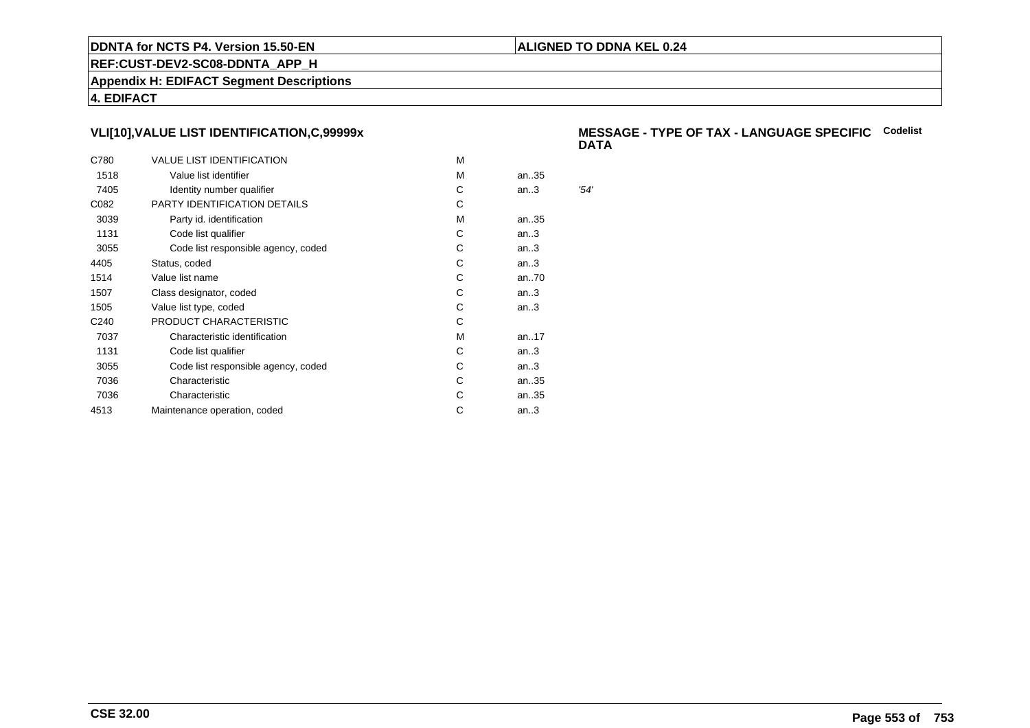DDNTA for NCTS P4. Version 15.50-EN

ALIGNED TO DDNA KEL 0.24

REF:CUST-DEV2-SC08-DDNTA_APP_H

Appendix H: EDIFACT Segment Descriptions

4. EDIFACT

## VLI[10],VALUE LIST IDENTIFICATION,C,99999x

**MESSAGE - TYPE OF TAX - LANGUAGE SPECIFIC DATA** **Codelist**

| | | | | |
|---|---|---|---|---|
| C780 | VALUE LIST IDENTIFICATION | M | | |
| 1518 | Value list identifier | M | an..35 | |
| 7405 | Identity number qualifier | C | an..3 | *'54'* |
| C082 | PARTY IDENTIFICATION DETAILS | C | | |
| 3039 | Party id. identification | M | an..35 | |
| 1131 | Code list qualifier | C | an..3 | |
| 3055 | Code list responsible agency, coded | C | an..3 | |
| 4405 | Status, coded | C | an..3 | |
| 1514 | Value list name | C | an..70 | |
| 1507 | Class designator, coded | C | an..3 | |
| 1505 | Value list type, coded | C | an..3 | |
| C240 | PRODUCT CHARACTERISTIC | C | | |
| 7037 | Characteristic identification | M | an..17 | |
| 1131 | Code list qualifier | C | an..3 | |
| 3055 | Code list responsible agency, coded | C | an..3 | |
| 7036 | Characteristic | C | an..35 | |
| 7036 | Characteristic | C | an..35 | |
| 4513 | Maintenance operation, coded | C | an..3 | |

CSE 32.00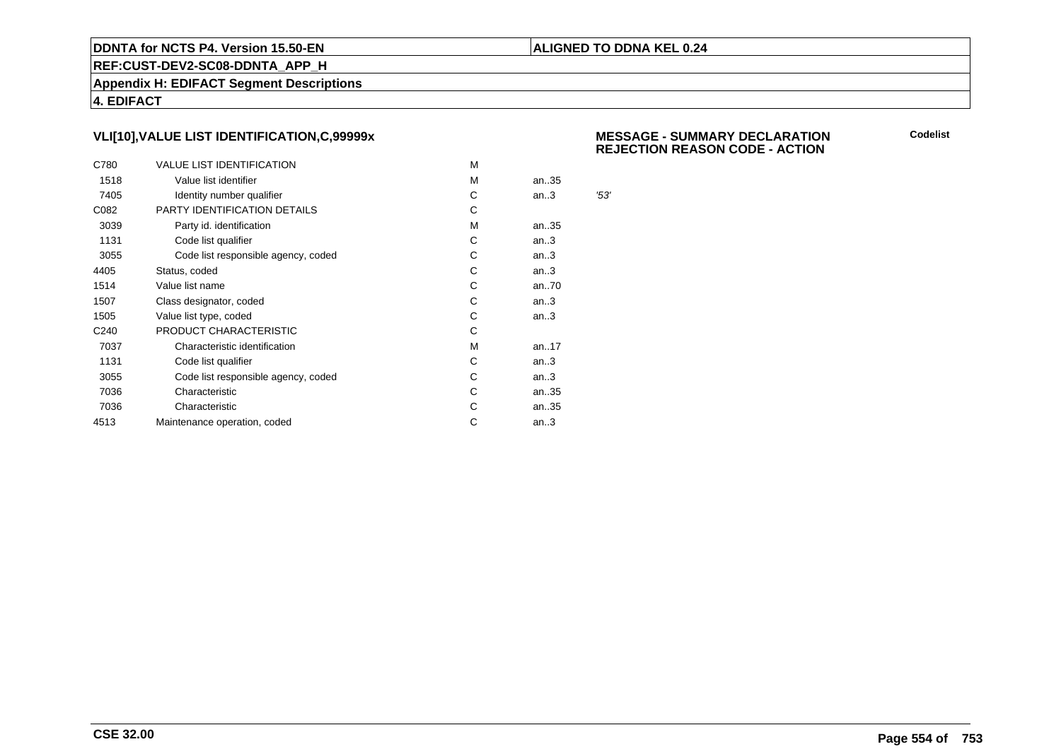## VLI[10],VALUE LIST IDENTIFICATION,C,99999x

**MESSAGE - SUMMARY DECLARATION REJECTION REASON CODE - ACTION**

**Codelist**

| | | | | |
|---|---|---|---|---|
| C780 | VALUE LIST IDENTIFICATION | M | | |
| 1518 | Value list identifier | M | an..35 | |
| 7405 | Identity number qualifier | C | an..3 | *'53'* |
| C082 | PARTY IDENTIFICATION DETAILS | C | | |
| 3039 | Party id. identification | M | an..35 | |
| 1131 | Code list qualifier | C | an..3 | |
| 3055 | Code list responsible agency, coded | C | an..3 | |
| 4405 | Status, coded | C | an..3 | |
| 1514 | Value list name | C | an..70 | |
| 1507 | Class designator, coded | C | an..3 | |
| 1505 | Value list type, coded | C | an..3 | |
| C240 | PRODUCT CHARACTERISTIC | C | | |
| 7037 | Characteristic identification | M | an..17 | |
| 1131 | Code list qualifier | C | an..3 | |
| 3055 | Code list responsible agency, coded | C | an..3 | |
| 7036 | Characteristic | C | an..35 | |
| 7036 | Characteristic | C | an..35 | |
| 4513 | Maintenance operation, coded | C | an..3 | |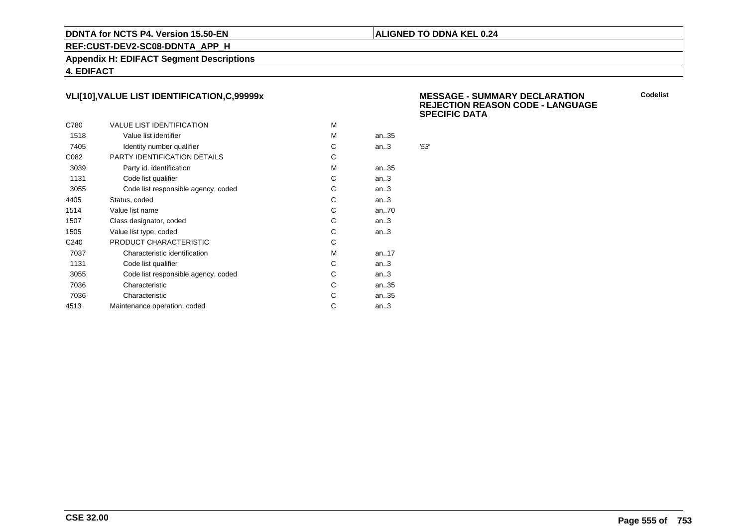## VLI[10],VALUE LIST IDENTIFICATION,C,99999x

**MESSAGE - SUMMARY DECLARATION REJECTION REASON CODE - LANGUAGE SPECIFIC DATA**

**Codelist**

| | | | | |
|---|---|---|---|---|
| C780 | VALUE LIST IDENTIFICATION | M | | |
| 1518 | Value list identifier | M | an..35 | |
| 7405 | Identity number qualifier | C | an..3 | '53' |
| C082 | PARTY IDENTIFICATION DETAILS | C | | |
| 3039 | Party id. identification | M | an..35 | |
| 1131 | Code list qualifier | C | an..3 | |
| 3055 | Code list responsible agency, coded | C | an..3 | |
| 4405 | Status, coded | C | an..3 | |
| 1514 | Value list name | C | an..70 | |
| 1507 | Class designator, coded | C | an..3 | |
| 1505 | Value list type, coded | C | an..3 | |
| C240 | PRODUCT CHARACTERISTIC | C | | |
| 7037 | Characteristic identification | M | an..17 | |
| 1131 | Code list qualifier | C | an..3 | |
| 3055 | Code list responsible agency, coded | C | an..3 | |
| 7036 | Characteristic | C | an..35 | |
| 7036 | Characteristic | C | an..35 | |
| 4513 | Maintenance operation, coded | C | an..3 | |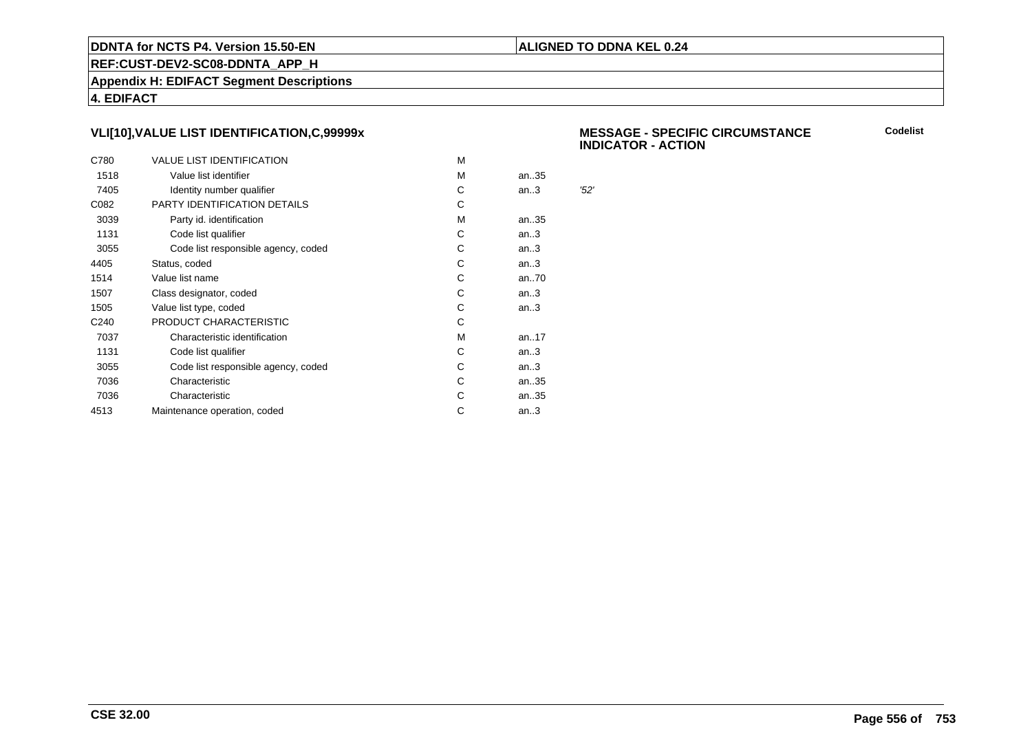DDNTA for NCTS P4. Version 15.50-EN

**ALIGNED TO DDNA KEL 0.24**

**REF:CUST-DEV2-SC08-DDNTA_APP_H**

**Appendix H: EDIFACT Segment Descriptions**

**4. EDIFACT**

### VLI[10],VALUE LIST IDENTIFICATION,C,99999x

**MESSAGE - SPECIFIC CIRCUMSTANCE INDICATOR - ACTION**

**Codelist**

| | | | | |
|---|---|---|---|---|
| C780 | VALUE LIST IDENTIFICATION | M | | |
| 1518 | Value list identifier | M | an..35 | |
| 7405 | Identity number qualifier | C | an..3 | *'52'* |
| C082 | PARTY IDENTIFICATION DETAILS | C | | |
| 3039 | Party id. identification | M | an..35 | |
| 1131 | Code list qualifier | C | an..3 | |
| 3055 | Code list responsible agency, coded | C | an..3 | |
| 4405 | Status, coded | C | an..3 | |
| 1514 | Value list name | C | an..70 | |
| 1507 | Class designator, coded | C | an..3 | |
| 1505 | Value list type, coded | C | an..3 | |
| C240 | PRODUCT CHARACTERISTIC | C | | |
| 7037 | Characteristic identification | M | an..17 | |
| 1131 | Code list qualifier | C | an..3 | |
| 3055 | Code list responsible agency, coded | C | an..3 | |
| 7036 | Characteristic | C | an..35 | |
| 7036 | Characteristic | C | an..35 | |
| 4513 | Maintenance operation, coded | C | an..3 | |

**CSE 32.00**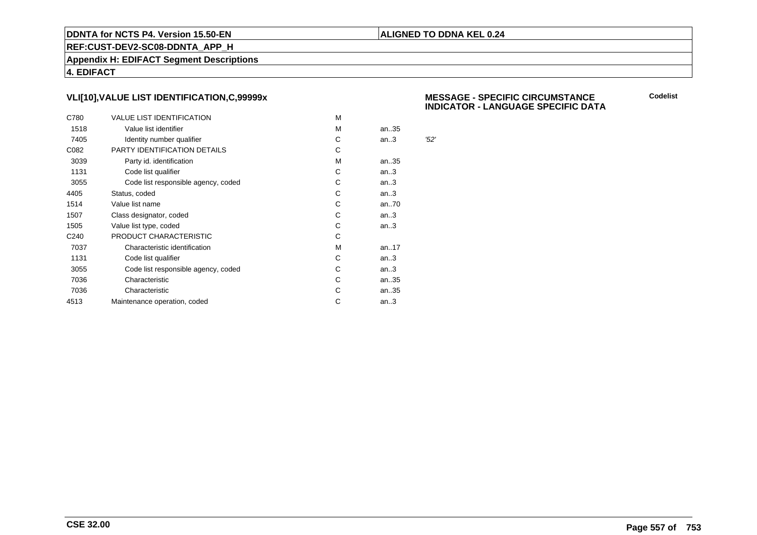**VLI[10],VALUE LIST IDENTIFICATION,C,99999x**

**MESSAGE - SPECIFIC CIRCUMSTANCE INDICATOR - LANGUAGE SPECIFIC DATA**

**Codelist**

| | | | | |
|---|---|---|---|---|
| C780 | VALUE LIST IDENTIFICATION | M | | |
| 1518 | Value list identifier | M | an..35 | |
| 7405 | Identity number qualifier | C | an..3 | *'52'* |
| C082 | PARTY IDENTIFICATION DETAILS | C | | |
| 3039 | Party id. identification | M | an..35 | |
| 1131 | Code list qualifier | C | an..3 | |
| 3055 | Code list responsible agency, coded | C | an..3 | |
| 4405 | Status, coded | C | an..3 | |
| 1514 | Value list name | C | an..70 | |
| 1507 | Class designator, coded | C | an..3 | |
| 1505 | Value list type, coded | C | an..3 | |
| C240 | PRODUCT CHARACTERISTIC | C | | |
| 7037 | Characteristic identification | M | an..17 | |
| 1131 | Code list qualifier | C | an..3 | |
| 3055 | Code list responsible agency, coded | C | an..3 | |
| 7036 | Characteristic | C | an..35 | |
| 7036 | Characteristic | C | an..35 | |
| 4513 | Maintenance operation, coded | C | an..3 | |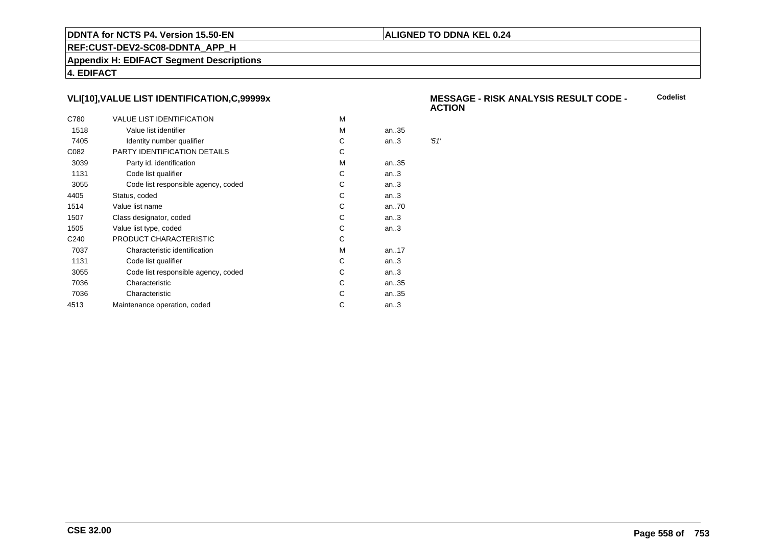### VLI[10],VALUE LIST IDENTIFICATION,C,99999x

**MESSAGE - RISK ANALYSIS RESULT CODE - ACTION** **Codelist**

| | | | | |
|---|---|---|---|---|
| C780 | VALUE LIST IDENTIFICATION | M | | |
| 1518 | Value list identifier | M | an..35 | |
| 7405 | Identity number qualifier | C | an..3 | *'51'* |
| C082 | PARTY IDENTIFICATION DETAILS | C | | |
| 3039 | Party id. identification | M | an..35 | |
| 1131 | Code list qualifier | C | an..3 | |
| 3055 | Code list responsible agency, coded | C | an..3 | |
| 4405 | Status, coded | C | an..3 | |
| 1514 | Value list name | C | an..70 | |
| 1507 | Class designator, coded | C | an..3 | |
| 1505 | Value list type, coded | C | an..3 | |
| C240 | PRODUCT CHARACTERISTIC | C | | |
| 7037 | Characteristic identification | M | an..17 | |
| 1131 | Code list qualifier | C | an..3 | |
| 3055 | Code list responsible agency, coded | C | an..3 | |
| 7036 | Characteristic | C | an..35 | |
| 7036 | Characteristic | C | an..35 | |
| 4513 | Maintenance operation, coded | C | an..3 | |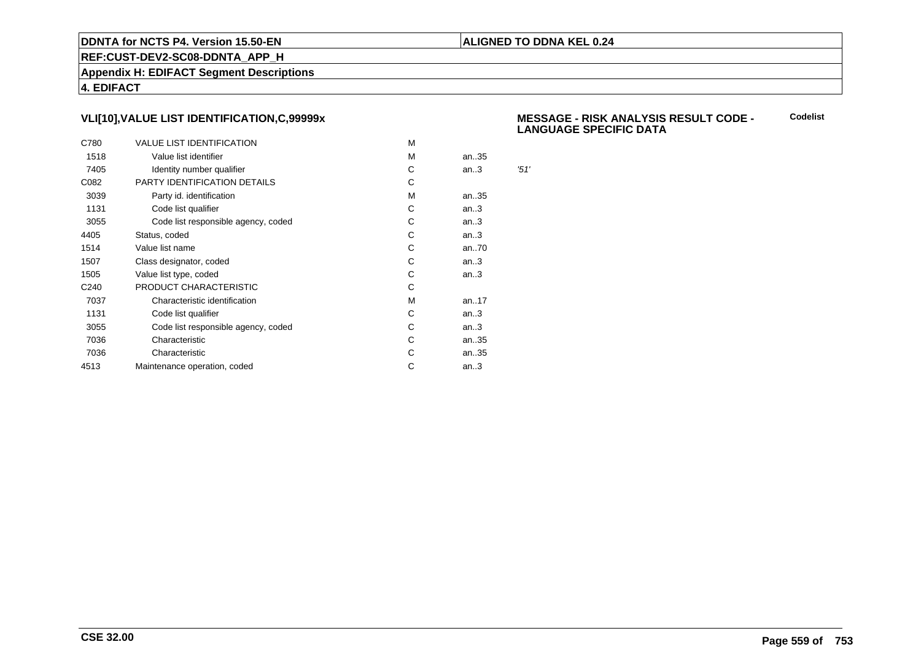## VLI[10],VALUE LIST IDENTIFICATION,C,99999x

**MESSAGE - RISK ANALYSIS RESULT CODE - LANGUAGE SPECIFIC DATA** **Codelist**

| | | | | |
|---|---|---|---|---|
| C780 | VALUE LIST IDENTIFICATION | M | | |
| 1518 | Value list identifier | M | an..35 | |
| 7405 | Identity number qualifier | C | an..3 | *'51'* |
| C082 | PARTY IDENTIFICATION DETAILS | C | | |
| 3039 | Party id. identification | M | an..35 | |
| 1131 | Code list qualifier | C | an..3 | |
| 3055 | Code list responsible agency, coded | C | an..3 | |
| 4405 | Status, coded | C | an..3 | |
| 1514 | Value list name | C | an..70 | |
| 1507 | Class designator, coded | C | an..3 | |
| 1505 | Value list type, coded | C | an..3 | |
| C240 | PRODUCT CHARACTERISTIC | C | | |
| 7037 | Characteristic identification | M | an..17 | |
| 1131 | Code list qualifier | C | an..3 | |
| 3055 | Code list responsible agency, coded | C | an..3 | |
| 7036 | Characteristic | C | an..35 | |
| 7036 | Characteristic | C | an..35 | |
| 4513 | Maintenance operation, coded | C | an..3 | |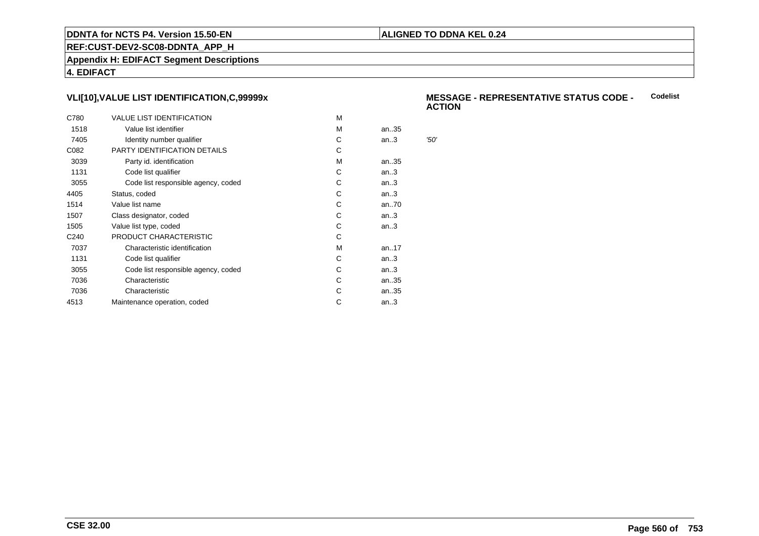## VLI[10],VALUE LIST IDENTIFICATION,C,99999x

**MESSAGE - REPRESENTATIVE STATUS CODE - ACTION** **Codelist**

| | | | | |
|---|---|---|---|---|
| C780 | VALUE LIST IDENTIFICATION | M | | |
| 1518 | Value list identifier | M | an..35 | |
| 7405 | Identity number qualifier | C | an..3 | *'50'* |
| C082 | PARTY IDENTIFICATION DETAILS | C | | |
| 3039 | Party id. identification | M | an..35 | |
| 1131 | Code list qualifier | C | an..3 | |
| 3055 | Code list responsible agency, coded | C | an..3 | |
| 4405 | Status, coded | C | an..3 | |
| 1514 | Value list name | C | an..70 | |
| 1507 | Class designator, coded | C | an..3 | |
| 1505 | Value list type, coded | C | an..3 | |
| C240 | PRODUCT CHARACTERISTIC | C | | |
| 7037 | Characteristic identification | M | an..17 | |
| 1131 | Code list qualifier | C | an..3 | |
| 3055 | Code list responsible agency, coded | C | an..3 | |
| 7036 | Characteristic | C | an..35 | |
| 7036 | Characteristic | C | an..35 | |
| 4513 | Maintenance operation, coded | C | an..3 | |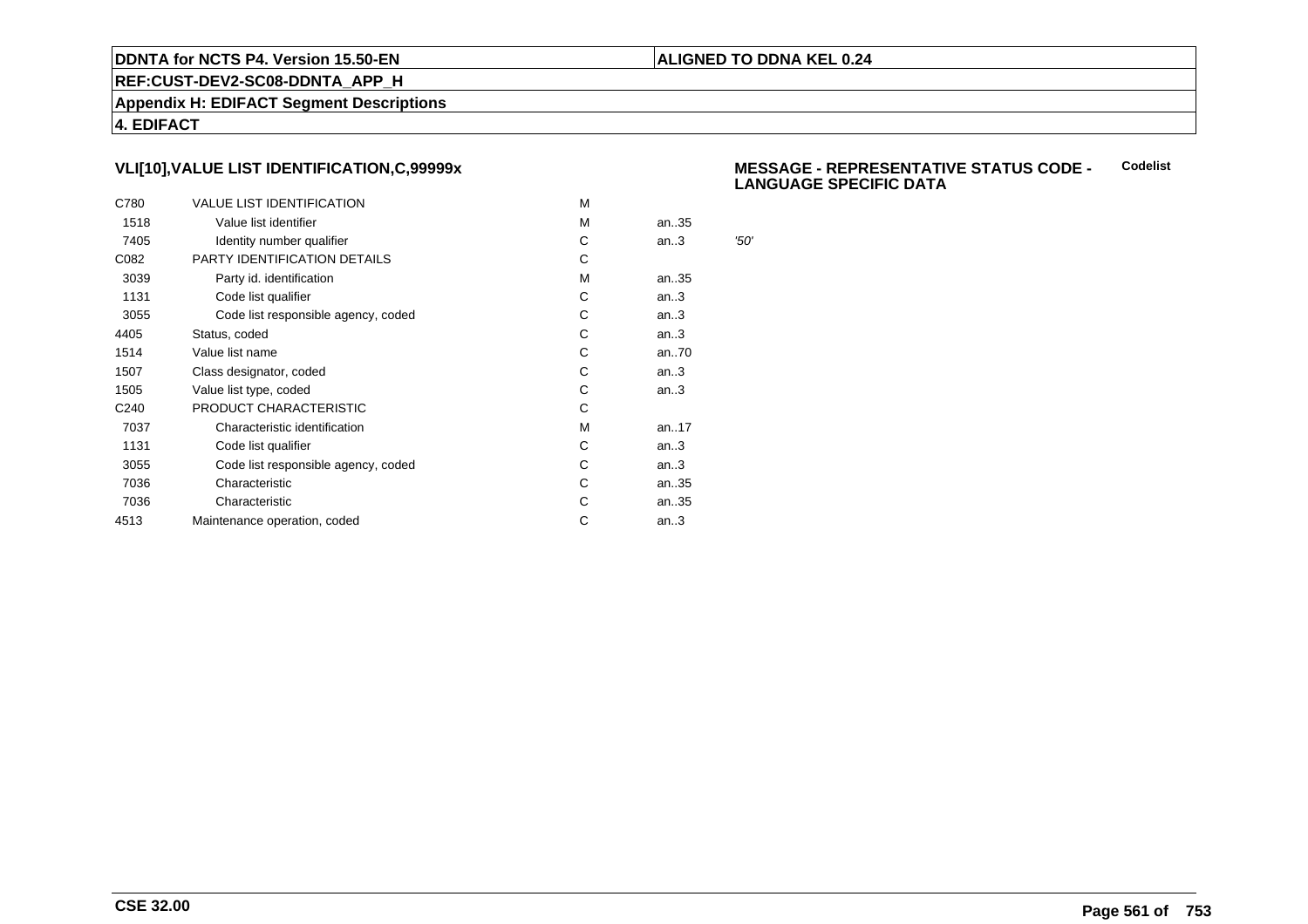## VLI[10],VALUE LIST IDENTIFICATION,C,99999x

**MESSAGE - REPRESENTATIVE STATUS CODE - LANGUAGE SPECIFIC DATA** **Codelist**

| | | | | |
|---|---|---|---|---|
| C780 | VALUE LIST IDENTIFICATION | M | | |
| 1518 | Value list identifier | M | an..35 | |
| 7405 | Identity number qualifier | C | an..3 | *'50'* |
| C082 | PARTY IDENTIFICATION DETAILS | C | | |
| 3039 | Party id. identification | M | an..35 | |
| 1131 | Code list qualifier | C | an..3 | |
| 3055 | Code list responsible agency, coded | C | an..3 | |
| 4405 | Status, coded | C | an..3 | |
| 1514 | Value list name | C | an..70 | |
| 1507 | Class designator, coded | C | an..3 | |
| 1505 | Value list type, coded | C | an..3 | |
| C240 | PRODUCT CHARACTERISTIC | C | | |
| 7037 | Characteristic identification | M | an..17 | |
| 1131 | Code list qualifier | C | an..3 | |
| 3055 | Code list responsible agency, coded | C | an..3 | |
| 7036 | Characteristic | C | an..35 | |
| 7036 | Characteristic | C | an..35 | |
| 4513 | Maintenance operation, coded | C | an..3 | |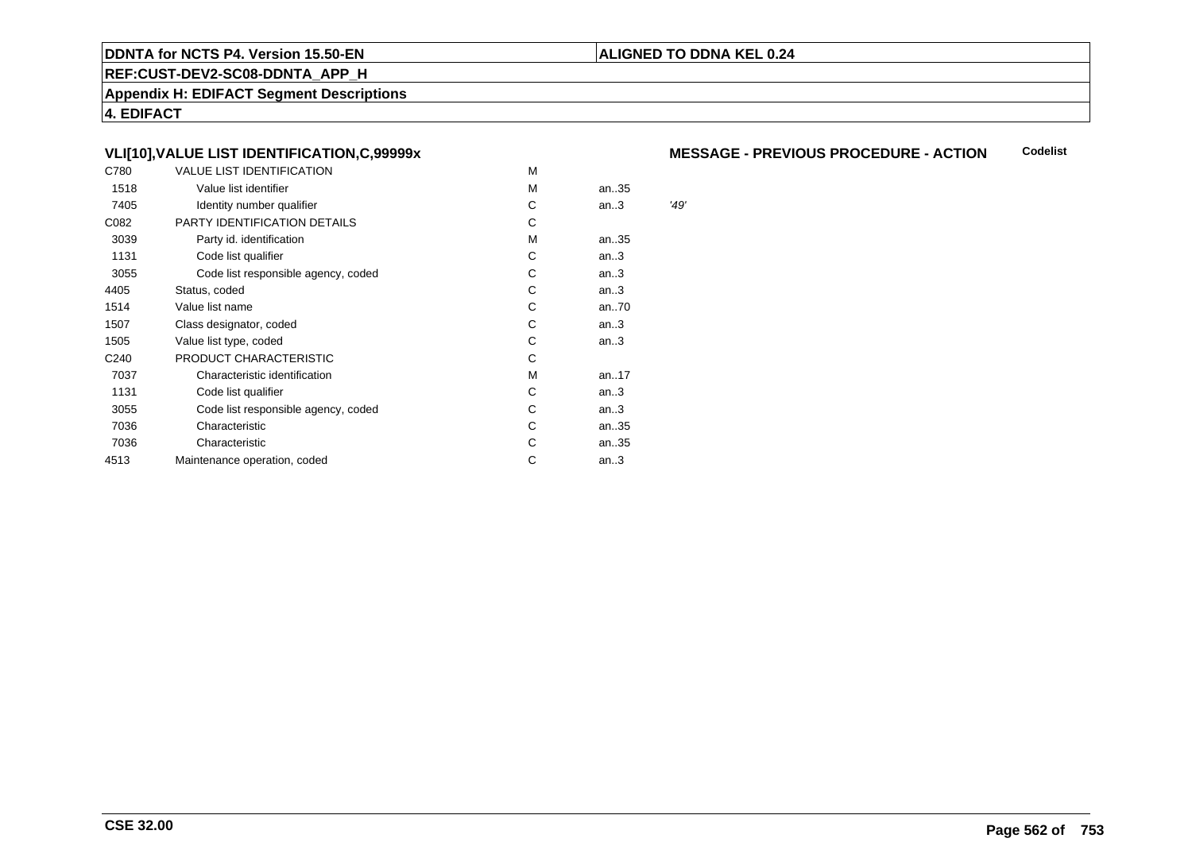**DDNTA for NCTS P4. Version 15.50-EN** | **ALIGNED TO DDNA KEL 0.24**

**REF:CUST-DEV2-SC08-DDNTA_APP_H**

**Appendix H: EDIFACT Segment Descriptions**

**4. EDIFACT**

### VLI[10],VALUE LIST IDENTIFICATION,C,99999x

**MESSAGE - PREVIOUS PROCEDURE - ACTION** — **Codelist**

| | | | | |
|---|---|---|---|---|
| C780 | VALUE LIST IDENTIFICATION | M | | |
| 1518 | Value list identifier | M | an..35 | |
| 7405 | Identity number qualifier | C | an..3 | *'49'* |
| C082 | PARTY IDENTIFICATION DETAILS | C | | |
| 3039 | Party id. identification | M | an..35 | |
| 1131 | Code list qualifier | C | an..3 | |
| 3055 | Code list responsible agency, coded | C | an..3 | |
| 4405 | Status, coded | C | an..3 | |
| 1514 | Value list name | C | an..70 | |
| 1507 | Class designator, coded | C | an..3 | |
| 1505 | Value list type, coded | C | an..3 | |
| C240 | PRODUCT CHARACTERISTIC | C | | |
| 7037 | Characteristic identification | M | an..17 | |
| 1131 | Code list qualifier | C | an..3 | |
| 3055 | Code list responsible agency, coded | C | an..3 | |
| 7036 | Characteristic | C | an..35 | |
| 7036 | Characteristic | C | an..35 | |
| 4513 | Maintenance operation, coded | C | an..3 | |

**CSE 32.00**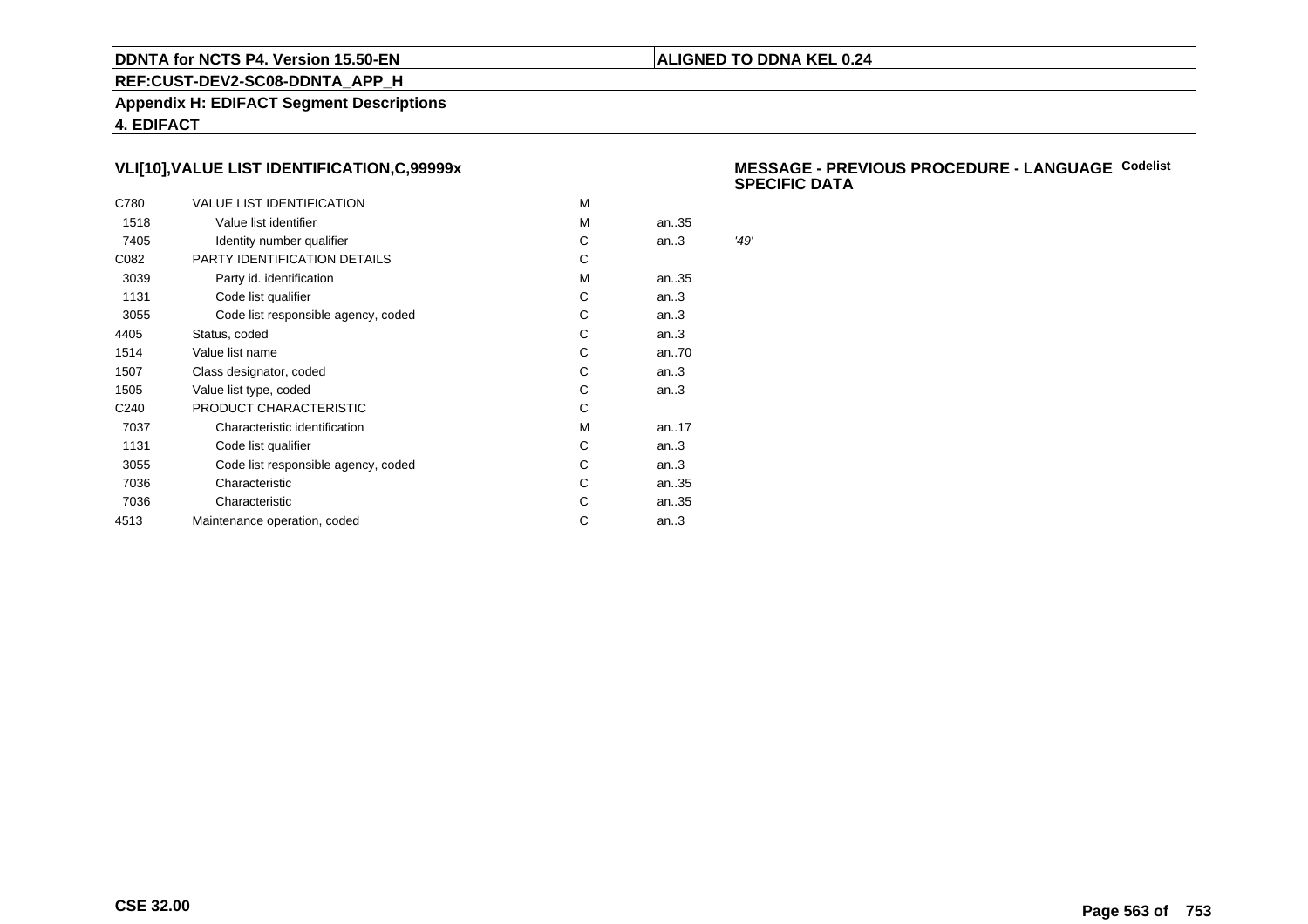### VLI[10],VALUE LIST IDENTIFICATION,C,99999x

**MESSAGE - PREVIOUS PROCEDURE - LANGUAGE SPECIFIC DATA** **Codelist**

| | | | | |
|---|---|---|---|---|
| C780 | VALUE LIST IDENTIFICATION | M | | |
| 1518 | Value list identifier | M | an..35 | |
| 7405 | Identity number qualifier | C | an..3 | *'49'* |
| C082 | PARTY IDENTIFICATION DETAILS | C | | |
| 3039 | Party id. identification | M | an..35 | |
| 1131 | Code list qualifier | C | an..3 | |
| 3055 | Code list responsible agency, coded | C | an..3 | |
| 4405 | Status, coded | C | an..3 | |
| 1514 | Value list name | C | an..70 | |
| 1507 | Class designator, coded | C | an..3 | |
| 1505 | Value list type, coded | C | an..3 | |
| C240 | PRODUCT CHARACTERISTIC | C | | |
| 7037 | Characteristic identification | M | an..17 | |
| 1131 | Code list qualifier | C | an..3 | |
| 3055 | Code list responsible agency, coded | C | an..3 | |
| 7036 | Characteristic | C | an..35 | |
| 7036 | Characteristic | C | an..35 | |
| 4513 | Maintenance operation, coded | C | an..3 | |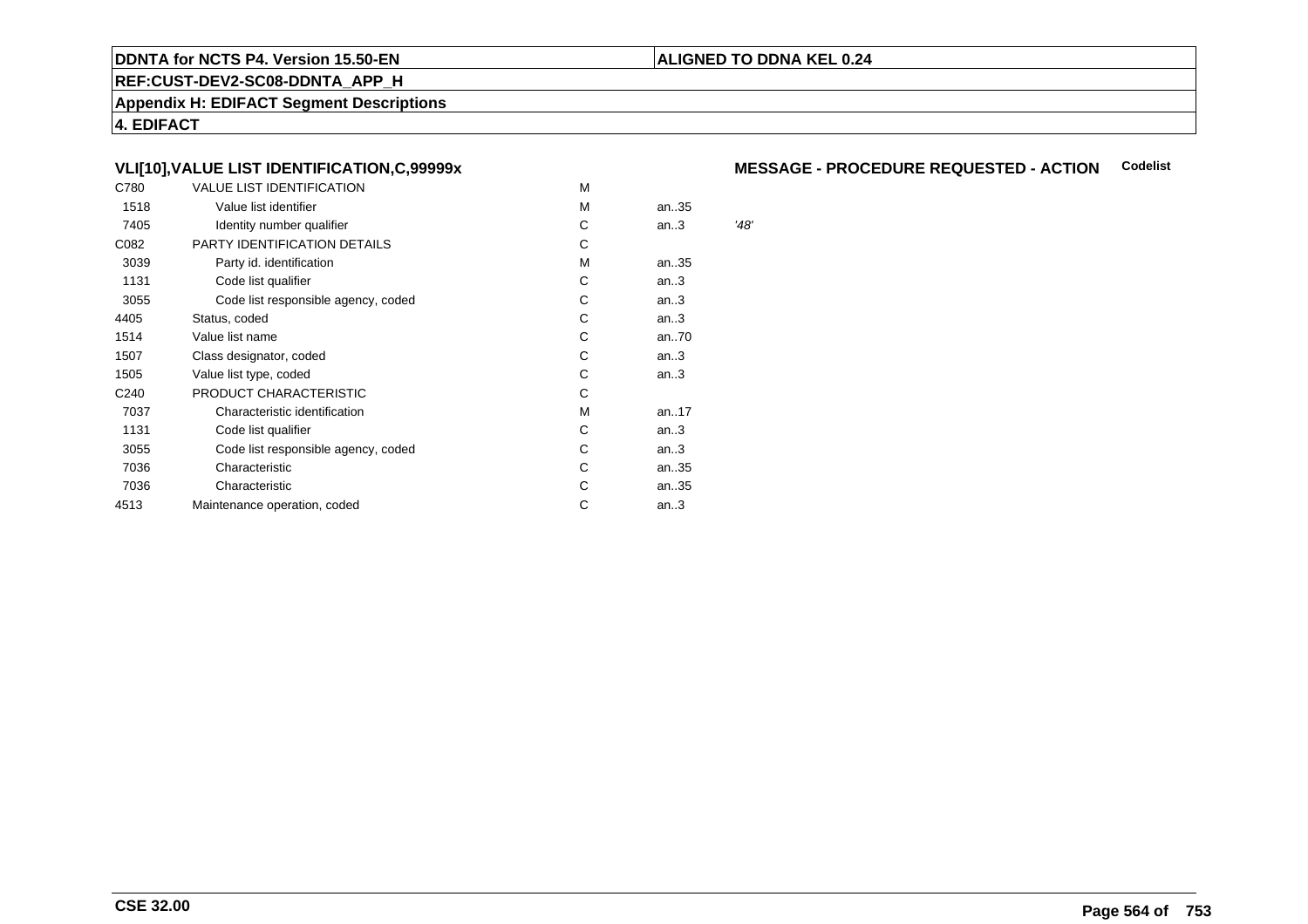**DDNTA for NCTS P4. Version 15.50-EN** | **ALIGNED TO DDNA KEL 0.24**

**REF:CUST-DEV2-SC08-DDNTA_APP_H**

**Appendix H: EDIFACT Segment Descriptions**

**4. EDIFACT**

### VLI[10],VALUE LIST IDENTIFICATION,C,99999x

**MESSAGE - PROCEDURE REQUESTED - ACTION** **Codelist**

| | | | | |
|---|---|---|---|---|
| C780 | VALUE LIST IDENTIFICATION | M | | |
| 1518 | Value list identifier | M | an..35 | |
| 7405 | Identity number qualifier | C | an..3 | *'48'* |
| C082 | PARTY IDENTIFICATION DETAILS | C | | |
| 3039 | Party id. identification | M | an..35 | |
| 1131 | Code list qualifier | C | an..3 | |
| 3055 | Code list responsible agency, coded | C | an..3 | |
| 4405 | Status, coded | C | an..3 | |
| 1514 | Value list name | C | an..70 | |
| 1507 | Class designator, coded | C | an..3 | |
| 1505 | Value list type, coded | C | an..3 | |
| C240 | PRODUCT CHARACTERISTIC | C | | |
| 7037 | Characteristic identification | M | an..17 | |
| 1131 | Code list qualifier | C | an..3 | |
| 3055 | Code list responsible agency, coded | C | an..3 | |
| 7036 | Characteristic | C | an..35 | |
| 7036 | Characteristic | C | an..35 | |
| 4513 | Maintenance operation, coded | C | an..3 | |

**CSE 32.00**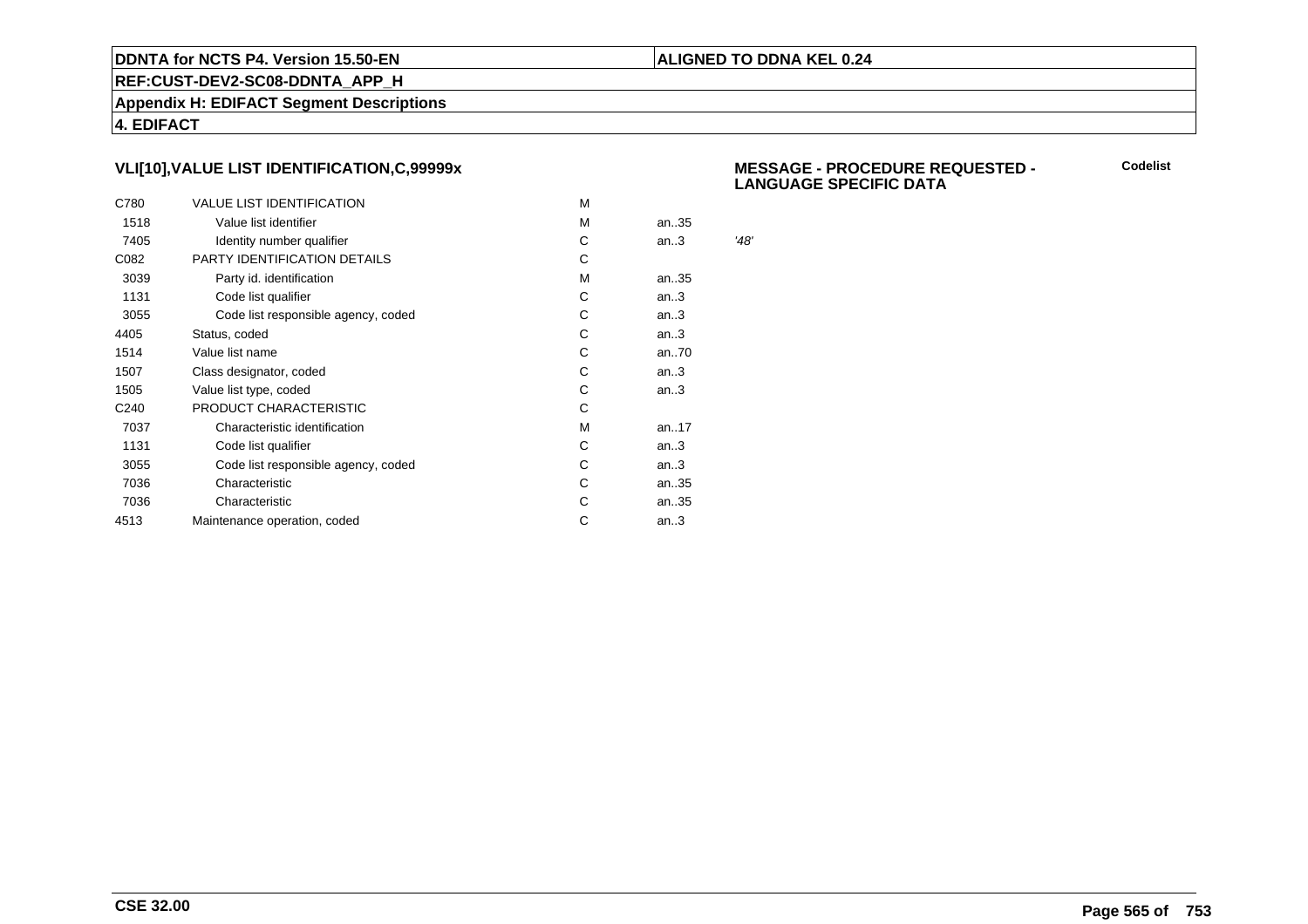**DDNTA for NCTS P4. Version 15.50-EN** | **ALIGNED TO DDNA KEL 0.24**

**REF:CUST-DEV2-SC08-DDNTA_APP_H**

**Appendix H: EDIFACT Segment Descriptions**

**4. EDIFACT**

### VLI[10],VALUE LIST IDENTIFICATION,C,99999x

**MESSAGE - PROCEDURE REQUESTED - LANGUAGE SPECIFIC DATA**

**Codelist**

| | | | | |
|---|---|---|---|---|
| C780 | VALUE LIST IDENTIFICATION | M | | |
| 1518 | Value list identifier | M | an..35 | |
| 7405 | Identity number qualifier | C | an..3 | *'48'* |
| C082 | PARTY IDENTIFICATION DETAILS | C | | |
| 3039 | Party id. identification | M | an..35 | |
| 1131 | Code list qualifier | C | an..3 | |
| 3055 | Code list responsible agency, coded | C | an..3 | |
| 4405 | Status, coded | C | an..3 | |
| 1514 | Value list name | C | an..70 | |
| 1507 | Class designator, coded | C | an..3 | |
| 1505 | Value list type, coded | C | an..3 | |
| C240 | PRODUCT CHARACTERISTIC | C | | |
| 7037 | Characteristic identification | M | an..17 | |
| 1131 | Code list qualifier | C | an..3 | |
| 3055 | Code list responsible agency, coded | C | an..3 | |
| 7036 | Characteristic | C | an..35 | |
| 7036 | Characteristic | C | an..35 | |
| 4513 | Maintenance operation, coded | C | an..3 | |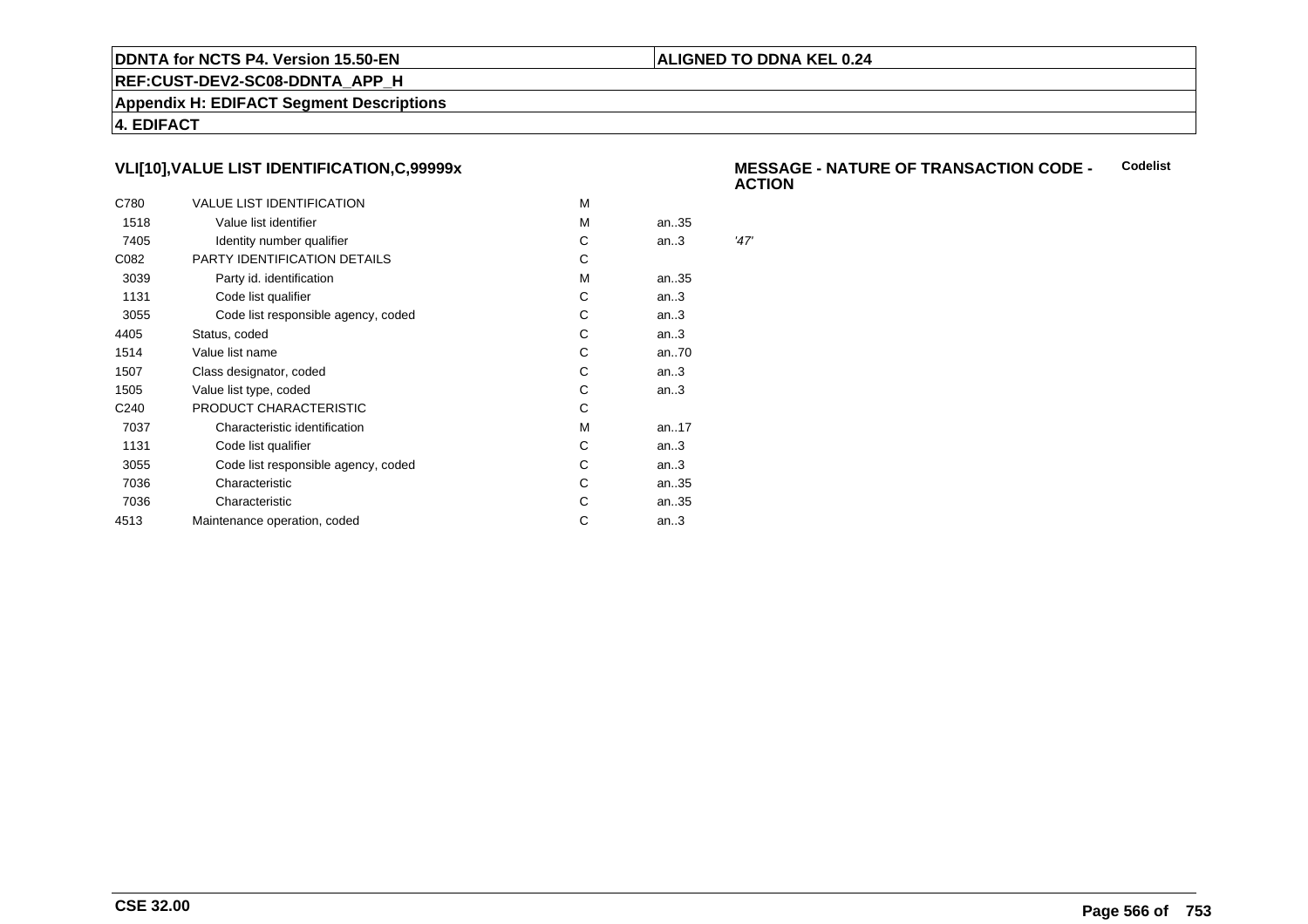## VLI[10],VALUE LIST IDENTIFICATION,C,99999x

**MESSAGE - NATURE OF TRANSACTION CODE - ACTION** **Codelist**

| | | | | |
|---|---|---|---|---|
| C780 | VALUE LIST IDENTIFICATION | M | | |
| 1518 | Value list identifier | M | an..35 | |
| 7405 | Identity number qualifier | C | an..3 | *'47'* |
| C082 | PARTY IDENTIFICATION DETAILS | C | | |
| 3039 | Party id. identification | M | an..35 | |
| 1131 | Code list qualifier | C | an..3 | |
| 3055 | Code list responsible agency, coded | C | an..3 | |
| 4405 | Status, coded | C | an..3 | |
| 1514 | Value list name | C | an..70 | |
| 1507 | Class designator, coded | C | an..3 | |
| 1505 | Value list type, coded | C | an..3 | |
| C240 | PRODUCT CHARACTERISTIC | C | | |
| 7037 | Characteristic identification | M | an..17 | |
| 1131 | Code list qualifier | C | an..3 | |
| 3055 | Code list responsible agency, coded | C | an..3 | |
| 7036 | Characteristic | C | an..35 | |
| 7036 | Characteristic | C | an..35 | |
| 4513 | Maintenance operation, coded | C | an..3 | |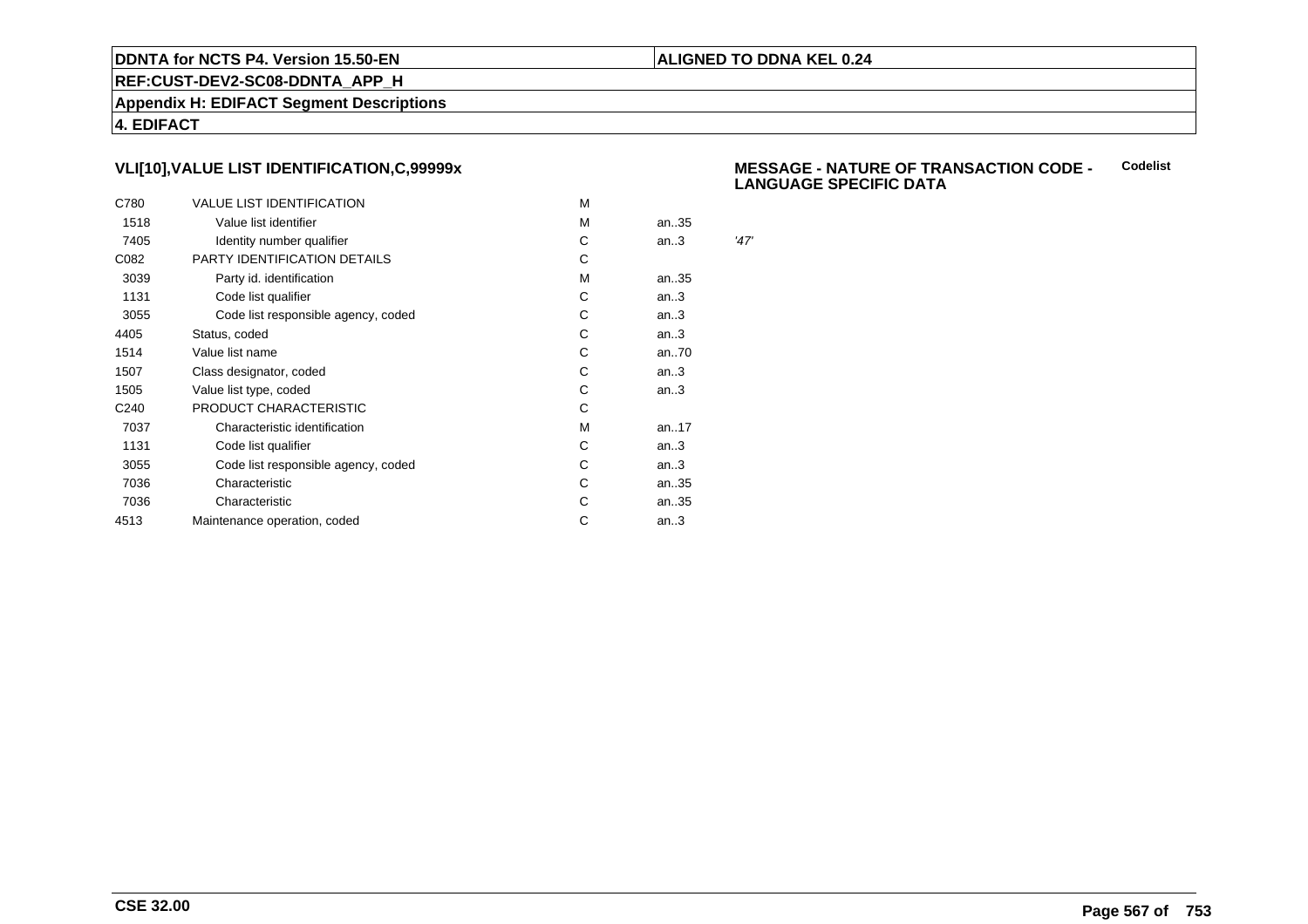## VLI[10],VALUE LIST IDENTIFICATION,C,99999x

**MESSAGE - NATURE OF TRANSACTION CODE - LANGUAGE SPECIFIC DATA** — **Codelist**

| | | | | |
|---|---|---|---|---|
| C780 | VALUE LIST IDENTIFICATION | M | | |
| 1518 | Value list identifier | M | an..35 | |
| 7405 | Identity number qualifier | C | an..3 | *'47'* |
| C082 | PARTY IDENTIFICATION DETAILS | C | | |
| 3039 | Party id. identification | M | an..35 | |
| 1131 | Code list qualifier | C | an..3 | |
| 3055 | Code list responsible agency, coded | C | an..3 | |
| 4405 | Status, coded | C | an..3 | |
| 1514 | Value list name | C | an..70 | |
| 1507 | Class designator, coded | C | an..3 | |
| 1505 | Value list type, coded | C | an..3 | |
| C240 | PRODUCT CHARACTERISTIC | C | | |
| 7037 | Characteristic identification | M | an..17 | |
| 1131 | Code list qualifier | C | an..3 | |
| 3055 | Code list responsible agency, coded | C | an..3 | |
| 7036 | Characteristic | C | an..35 | |
| 7036 | Characteristic | C | an..35 | |
| 4513 | Maintenance operation, coded | C | an..3 | |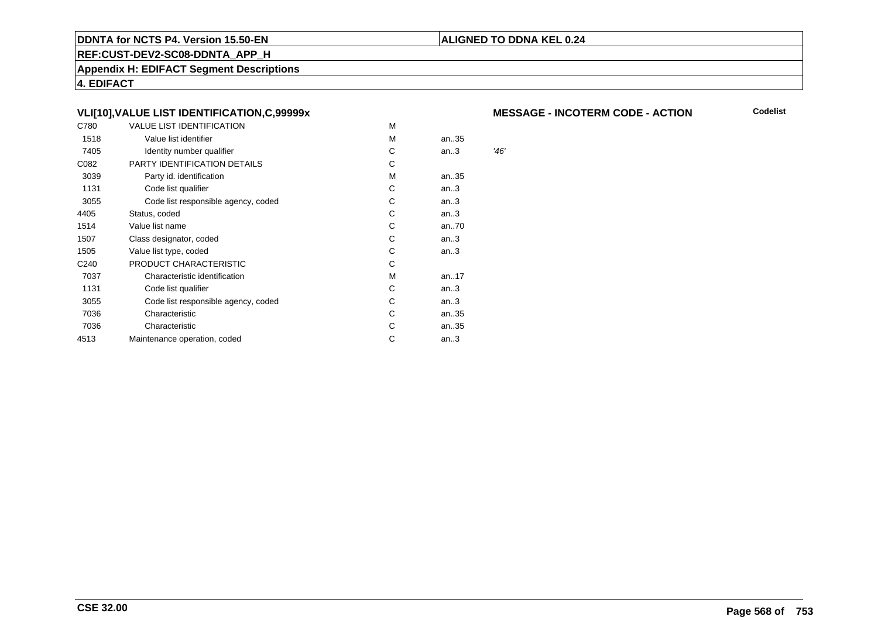**DDNTA for NCTS P4. Version 15.50-EN**

**ALIGNED TO DDNA KEL 0.24**

**REF:CUST-DEV2-SC08-DDNTA_APP_H**

**Appendix H: EDIFACT Segment Descriptions**

**4. EDIFACT**

### VLI[10],VALUE LIST IDENTIFICATION,C,99999x

**MESSAGE - INCOTERM CODE - ACTION**

**Codelist**

| | | | | |
|---|---|---|---|---|
| C780 | VALUE LIST IDENTIFICATION | M | | |
| 1518 | Value list identifier | M | an..35 | |
| 7405 | Identity number qualifier | C | an..3 | *'46'* |
| C082 | PARTY IDENTIFICATION DETAILS | C | | |
| 3039 | Party id. identification | M | an..35 | |
| 1131 | Code list qualifier | C | an..3 | |
| 3055 | Code list responsible agency, coded | C | an..3 | |
| 4405 | Status, coded | C | an..3 | |
| 1514 | Value list name | C | an..70 | |
| 1507 | Class designator, coded | C | an..3 | |
| 1505 | Value list type, coded | C | an..3 | |
| C240 | PRODUCT CHARACTERISTIC | C | | |
| 7037 | Characteristic identification | M | an..17 | |
| 1131 | Code list qualifier | C | an..3 | |
| 3055 | Code list responsible agency, coded | C | an..3 | |
| 7036 | Characteristic | C | an..35 | |
| 7036 | Characteristic | C | an..35 | |
| 4513 | Maintenance operation, coded | C | an..3 | |

**CSE 32.00**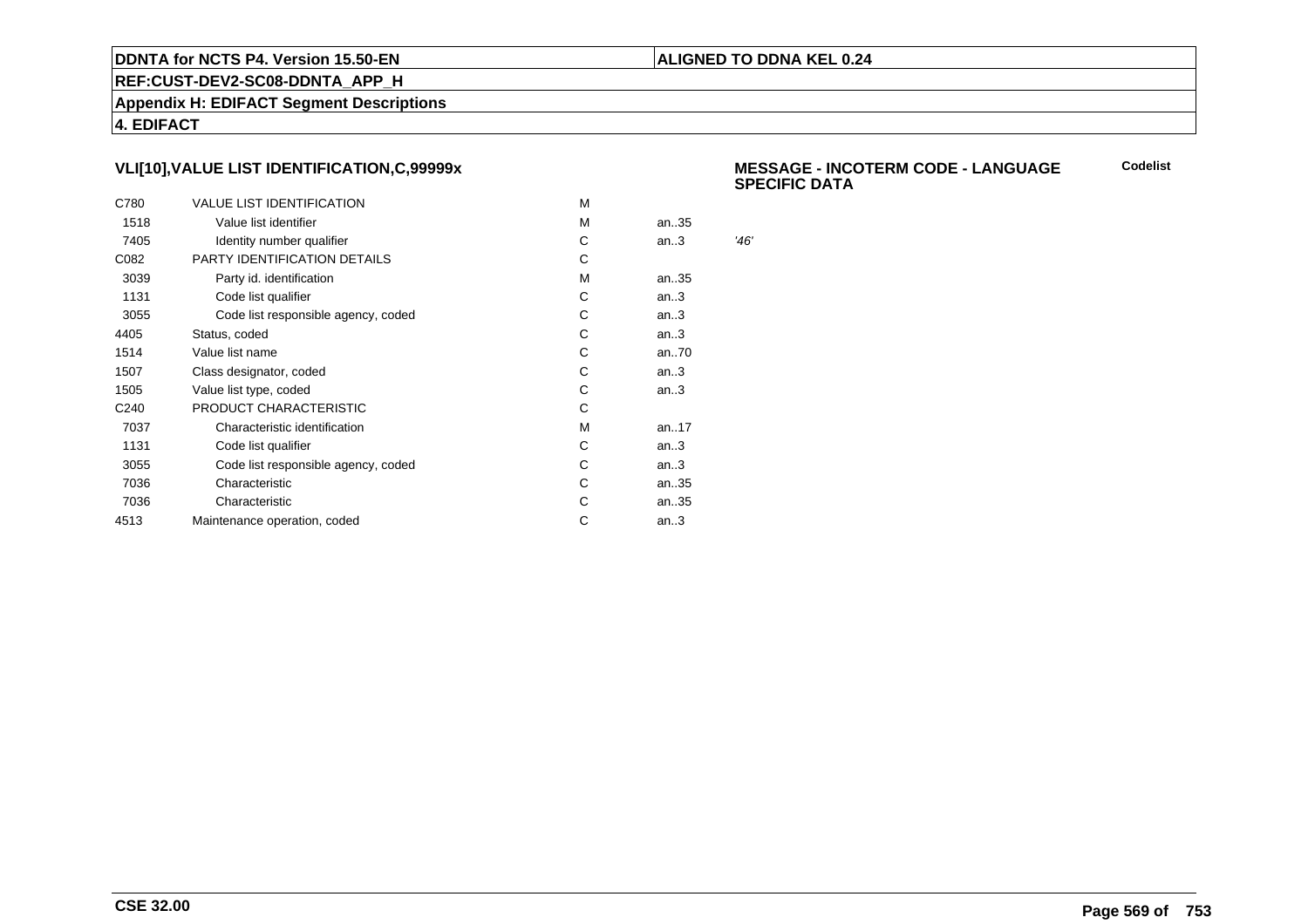**VLI[10],VALUE LIST IDENTIFICATION,C,99999x**

**MESSAGE - INCOTERM CODE - LANGUAGE SPECIFIC DATA**

**Codelist**

| | | | | |
|---|---|---|---|---|
| C780 | VALUE LIST IDENTIFICATION | M | | |
| 1518 | Value list identifier | M | an..35 | |
| 7405 | Identity number qualifier | C | an..3 | *'46'* |
| C082 | PARTY IDENTIFICATION DETAILS | C | | |
| 3039 | Party id. identification | M | an..35 | |
| 1131 | Code list qualifier | C | an..3 | |
| 3055 | Code list responsible agency, coded | C | an..3 | |
| 4405 | Status, coded | C | an..3 | |
| 1514 | Value list name | C | an..70 | |
| 1507 | Class designator, coded | C | an..3 | |
| 1505 | Value list type, coded | C | an..3 | |
| C240 | PRODUCT CHARACTERISTIC | C | | |
| 7037 | Characteristic identification | M | an..17 | |
| 1131 | Code list qualifier | C | an..3 | |
| 3055 | Code list responsible agency, coded | C | an..3 | |
| 7036 | Characteristic | C | an..35 | |
| 7036 | Characteristic | C | an..35 | |
| 4513 | Maintenance operation, coded | C | an..3 | |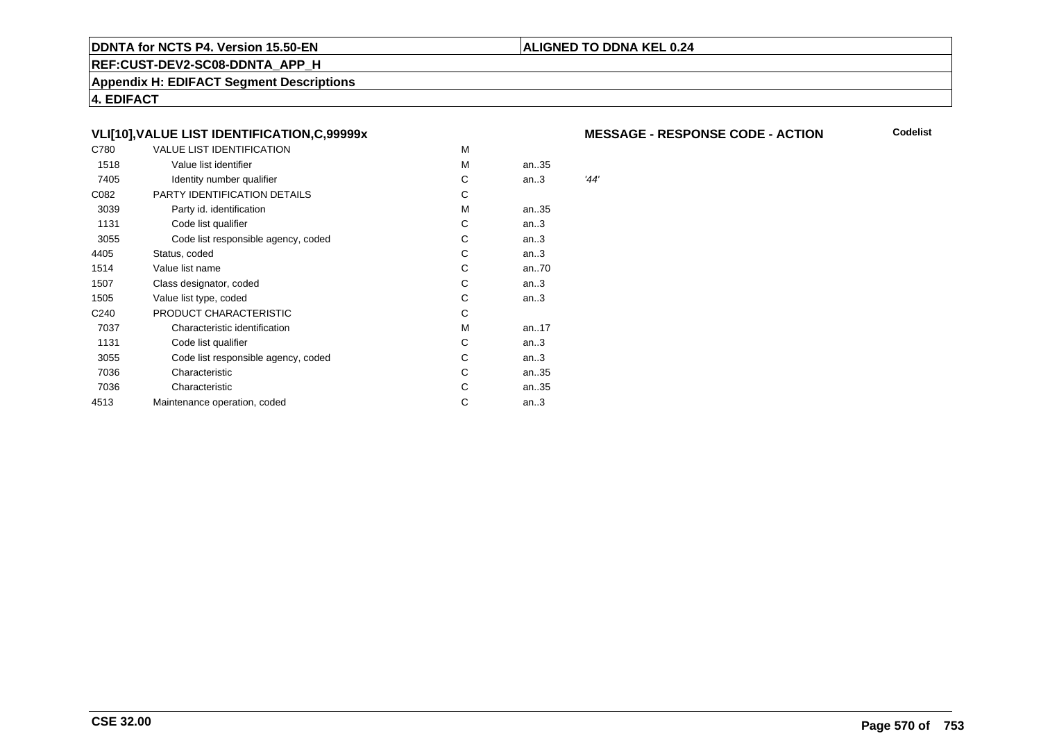**DDNTA for NCTS P4. Version 15.50-EN** | **ALIGNED TO DDNA KEL 0.24**

**REF:CUST-DEV2-SC08-DDNTA_APP_H**

**Appendix H: EDIFACT Segment Descriptions**

**4. EDIFACT**

### VLI[10],VALUE LIST IDENTIFICATION,C,99999x

**MESSAGE - RESPONSE CODE - ACTION** — **Codelist**

| | | | | |
|---|---|---|---|---|
| C780 | VALUE LIST IDENTIFICATION | M | | |
| 1518 | Value list identifier | M | an..35 | |
| 7405 | Identity number qualifier | C | an..3 | *'44'* |
| C082 | PARTY IDENTIFICATION DETAILS | C | | |
| 3039 | Party id. identification | M | an..35 | |
| 1131 | Code list qualifier | C | an..3 | |
| 3055 | Code list responsible agency, coded | C | an..3 | |
| 4405 | Status, coded | C | an..3 | |
| 1514 | Value list name | C | an..70 | |
| 1507 | Class designator, coded | C | an..3 | |
| 1505 | Value list type, coded | C | an..3 | |
| C240 | PRODUCT CHARACTERISTIC | C | | |
| 7037 | Characteristic identification | M | an..17 | |
| 1131 | Code list qualifier | C | an..3 | |
| 3055 | Code list responsible agency, coded | C | an..3 | |
| 7036 | Characteristic | C | an..35 | |
| 7036 | Characteristic | C | an..35 | |
| 4513 | Maintenance operation, coded | C | an..3 | |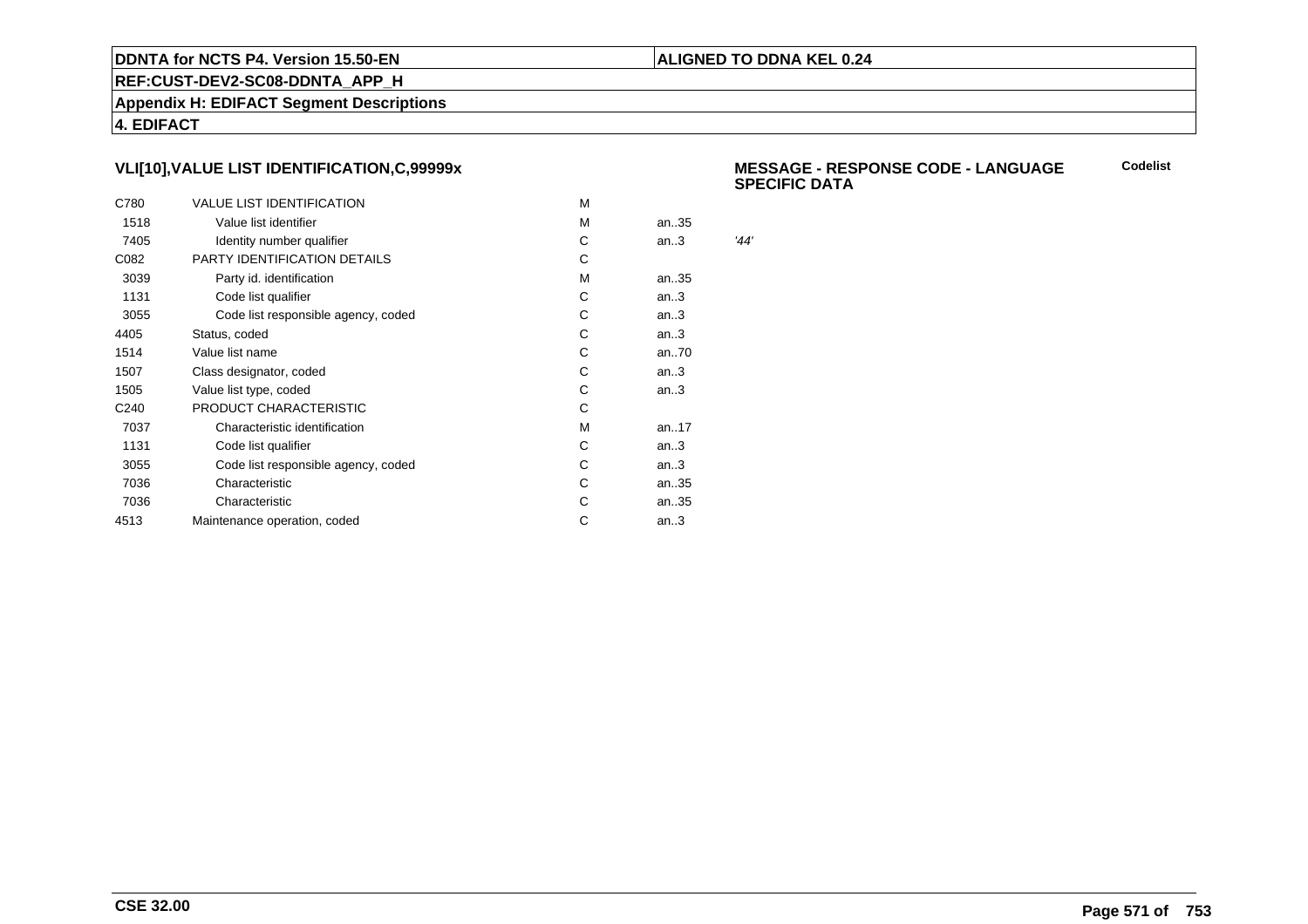**DDNTA for NCTS P4. Version 15.50-EN** | **ALIGNED TO DDNA KEL 0.24**

**REF:CUST-DEV2-SC08-DDNTA_APP_H**

**Appendix H: EDIFACT Segment Descriptions**

**4. EDIFACT**

### VLI[10],VALUE LIST IDENTIFICATION,C,99999x

### MESSAGE - RESPONSE CODE - LANGUAGE SPECIFIC DATA

**Codelist**

| | | | | |
|---|---|---|---|---|
| C780 | VALUE LIST IDENTIFICATION | M | | |
| 1518 | Value list identifier | M | an..35 | |
| 7405 | Identity number qualifier | C | an..3 | *'44'* |
| C082 | PARTY IDENTIFICATION DETAILS | C | | |
| 3039 | Party id. identification | M | an..35 | |
| 1131 | Code list qualifier | C | an..3 | |
| 3055 | Code list responsible agency, coded | C | an..3 | |
| 4405 | Status, coded | C | an..3 | |
| 1514 | Value list name | C | an..70 | |
| 1507 | Class designator, coded | C | an..3 | |
| 1505 | Value list type, coded | C | an..3 | |
| C240 | PRODUCT CHARACTERISTIC | C | | |
| 7037 | Characteristic identification | M | an..17 | |
| 1131 | Code list qualifier | C | an..3 | |
| 3055 | Code list responsible agency, coded | C | an..3 | |
| 7036 | Characteristic | C | an..35 | |
| 7036 | Characteristic | C | an..35 | |
| 4513 | Maintenance operation, coded | C | an..3 | |

**CSE 32.00**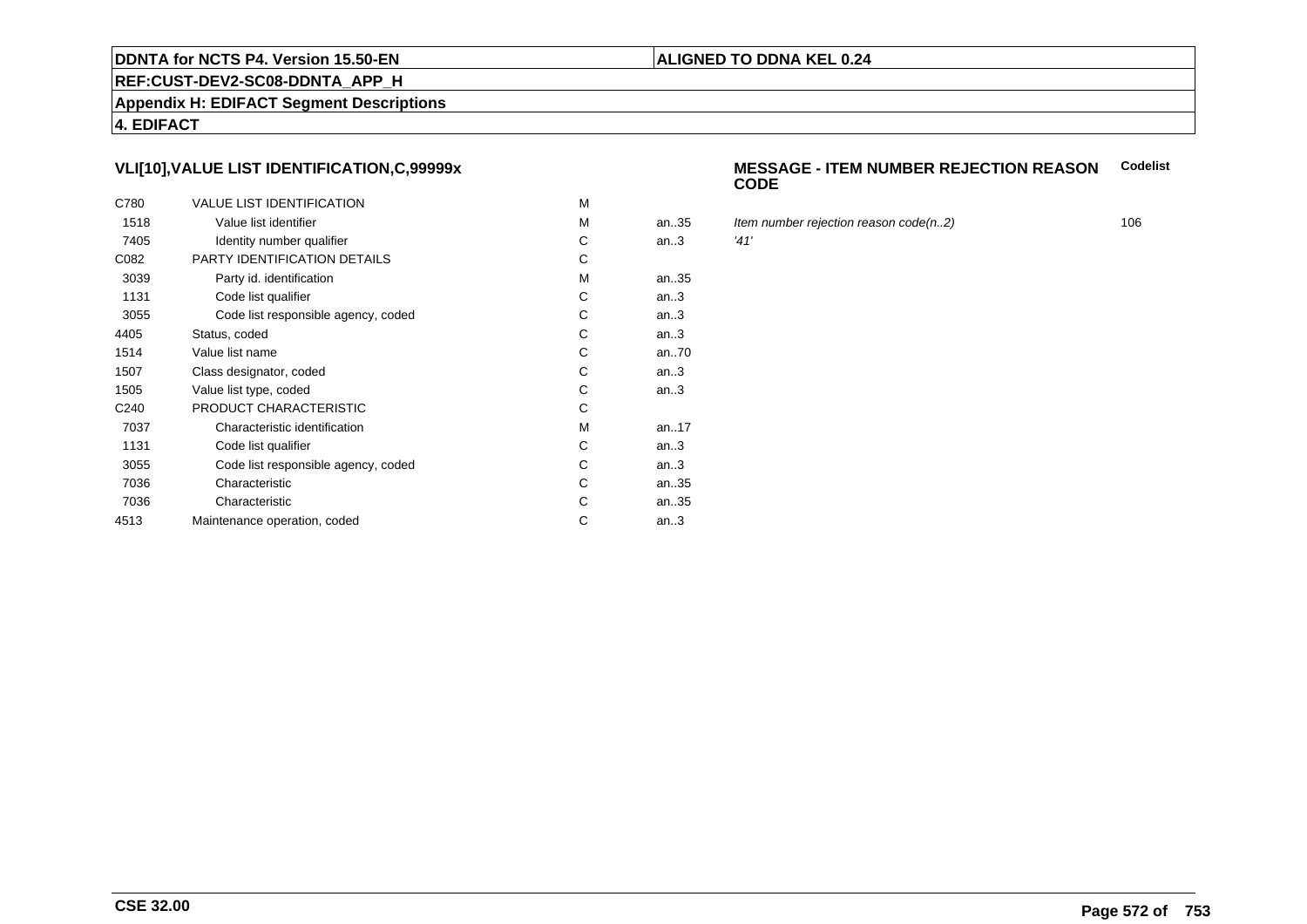**DDNTA for NCTS P4. Version 15.50-EN** | **ALIGNED TO DDNA KEL 0.24**

**REF:CUST-DEV2-SC08-DDNTA_APP_H**

**Appendix H: EDIFACT Segment Descriptions**

**4. EDIFACT**

### VLI[10],VALUE LIST IDENTIFICATION,C,99999x

**MESSAGE - ITEM NUMBER REJECTION REASON CODE** — **Codelist**

| | | | | | |
|---|---|---|---|---|---|
| C780 | VALUE LIST IDENTIFICATION | M | | | |
| 1518 | Value list identifier | M | an..35 | *Item number rejection reason code(n..2)* | 106 |
| 7405 | Identity number qualifier | C | an..3 | *'41'* | |
| C082 | PARTY IDENTIFICATION DETAILS | C | | | |
| 3039 | Party id. identification | M | an..35 | | |
| 1131 | Code list qualifier | C | an..3 | | |
| 3055 | Code list responsible agency, coded | C | an..3 | | |
| 4405 | Status, coded | C | an..3 | | |
| 1514 | Value list name | C | an..70 | | |
| 1507 | Class designator, coded | C | an..3 | | |
| 1505 | Value list type, coded | C | an..3 | | |
| C240 | PRODUCT CHARACTERISTIC | C | | | |
| 7037 | Characteristic identification | M | an..17 | | |
| 1131 | Code list qualifier | C | an..3 | | |
| 3055 | Code list responsible agency, coded | C | an..3 | | |
| 7036 | Characteristic | C | an..35 | | |
| 7036 | Characteristic | C | an..35 | | |
| 4513 | Maintenance operation, coded | C | an..3 | | |

**CSE 32.00**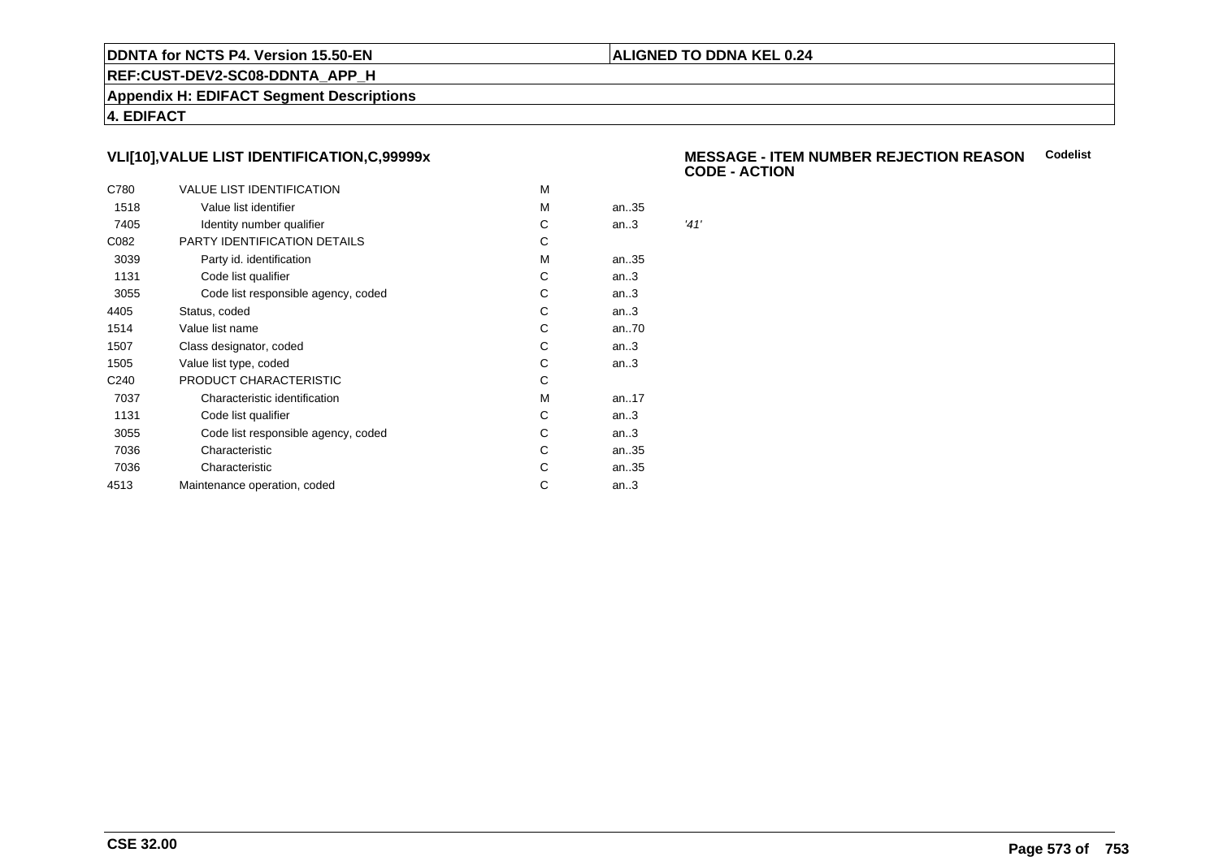## VLI[10],VALUE LIST IDENTIFICATION,C,99999x

**MESSAGE - ITEM NUMBER REJECTION REASON CODE - ACTION** **Codelist**

| | | | | |
|---|---|---|---|---|
| C780 | VALUE LIST IDENTIFICATION | M | | |
| 1518 | Value list identifier | M | an..35 | |
| 7405 | Identity number qualifier | C | an..3 | *'41'* |
| C082 | PARTY IDENTIFICATION DETAILS | C | | |
| 3039 | Party id. identification | M | an..35 | |
| 1131 | Code list qualifier | C | an..3 | |
| 3055 | Code list responsible agency, coded | C | an..3 | |
| 4405 | Status, coded | C | an..3 | |
| 1514 | Value list name | C | an..70 | |
| 1507 | Class designator, coded | C | an..3 | |
| 1505 | Value list type, coded | C | an..3 | |
| C240 | PRODUCT CHARACTERISTIC | C | | |
| 7037 | Characteristic identification | M | an..17 | |
| 1131 | Code list qualifier | C | an..3 | |
| 3055 | Code list responsible agency, coded | C | an..3 | |
| 7036 | Characteristic | C | an..35 | |
| 7036 | Characteristic | C | an..35 | |
| 4513 | Maintenance operation, coded | C | an..3 | |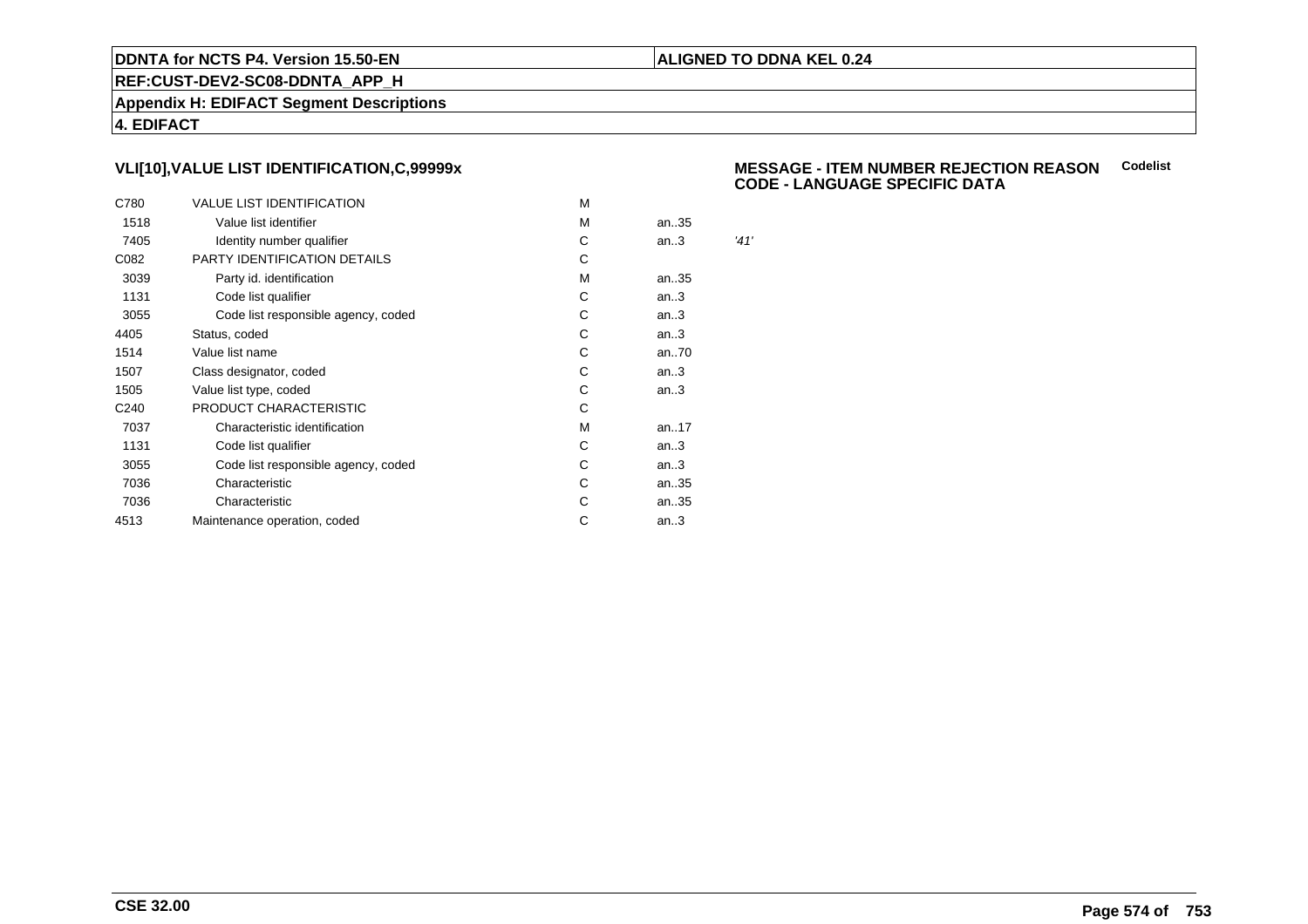## VLI[10],VALUE LIST IDENTIFICATION,C,99999x

**MESSAGE - ITEM NUMBER REJECTION REASON CODE - LANGUAGE SPECIFIC DATA** **Codelist**

| | | | | |
|---|---|---|---|---|
| C780 | VALUE LIST IDENTIFICATION | M | | |
| 1518 | Value list identifier | M | an..35 | |
| 7405 | Identity number qualifier | C | an..3 | *'41'* |
| C082 | PARTY IDENTIFICATION DETAILS | C | | |
| 3039 | Party id. identification | M | an..35 | |
| 1131 | Code list qualifier | C | an..3 | |
| 3055 | Code list responsible agency, coded | C | an..3 | |
| 4405 | Status, coded | C | an..3 | |
| 1514 | Value list name | C | an..70 | |
| 1507 | Class designator, coded | C | an..3 | |
| 1505 | Value list type, coded | C | an..3 | |
| C240 | PRODUCT CHARACTERISTIC | C | | |
| 7037 | Characteristic identification | M | an..17 | |
| 1131 | Code list qualifier | C | an..3 | |
| 3055 | Code list responsible agency, coded | C | an..3 | |
| 7036 | Characteristic | C | an..35 | |
| 7036 | Characteristic | C | an..35 | |
| 4513 | Maintenance operation, coded | C | an..3 | |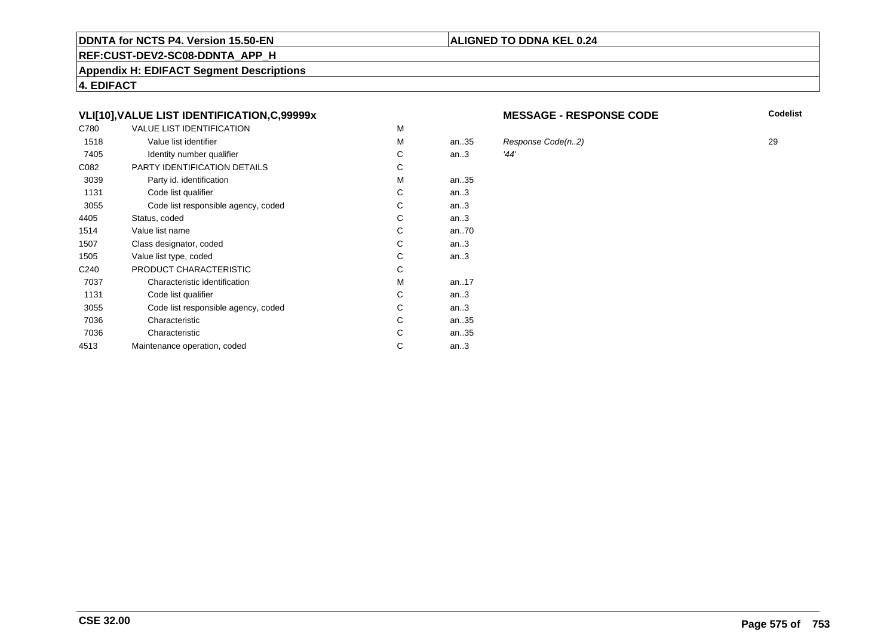DDNTA for NCTS P4. Version 15.50-EN | ALIGNED TO DDNA KEL 0.24

REF:CUST-DEV2-SC08-DDNTA_APP_H

**Appendix H: EDIFACT Segment Descriptions**

**4. EDIFACT**

### VLI[10],VALUE LIST IDENTIFICATION,C,99999x

**MESSAGE - RESPONSE CODE**

| Tag | Name | Status | Format | Description | Codelist |
|---|---|---|---|---|---|
| C780 | VALUE LIST IDENTIFICATION | M | | | |
| 1518 | Value list identifier | M | an..35 | *Response Code(n..2)* | 29 |
| 7405 | Identity number qualifier | C | an..3 | *'44'* | |
| C082 | PARTY IDENTIFICATION DETAILS | C | | | |
| 3039 | Party id. identification | M | an..35 | | |
| 1131 | Code list qualifier | C | an..3 | | |
| 3055 | Code list responsible agency, coded | C | an..3 | | |
| 4405 | Status, coded | C | an..3 | | |
| 1514 | Value list name | C | an..70 | | |
| 1507 | Class designator, coded | C | an..3 | | |
| 1505 | Value list type, coded | C | an..3 | | |
| C240 | PRODUCT CHARACTERISTIC | C | | | |
| 7037 | Characteristic identification | M | an..17 | | |
| 1131 | Code list qualifier | C | an..3 | | |
| 3055 | Code list responsible agency, coded | C | an..3 | | |
| 7036 | Characteristic | C | an..35 | | |
| 7036 | Characteristic | C | an..35 | | |
| 4513 | Maintenance operation, coded | C | an..3 | | |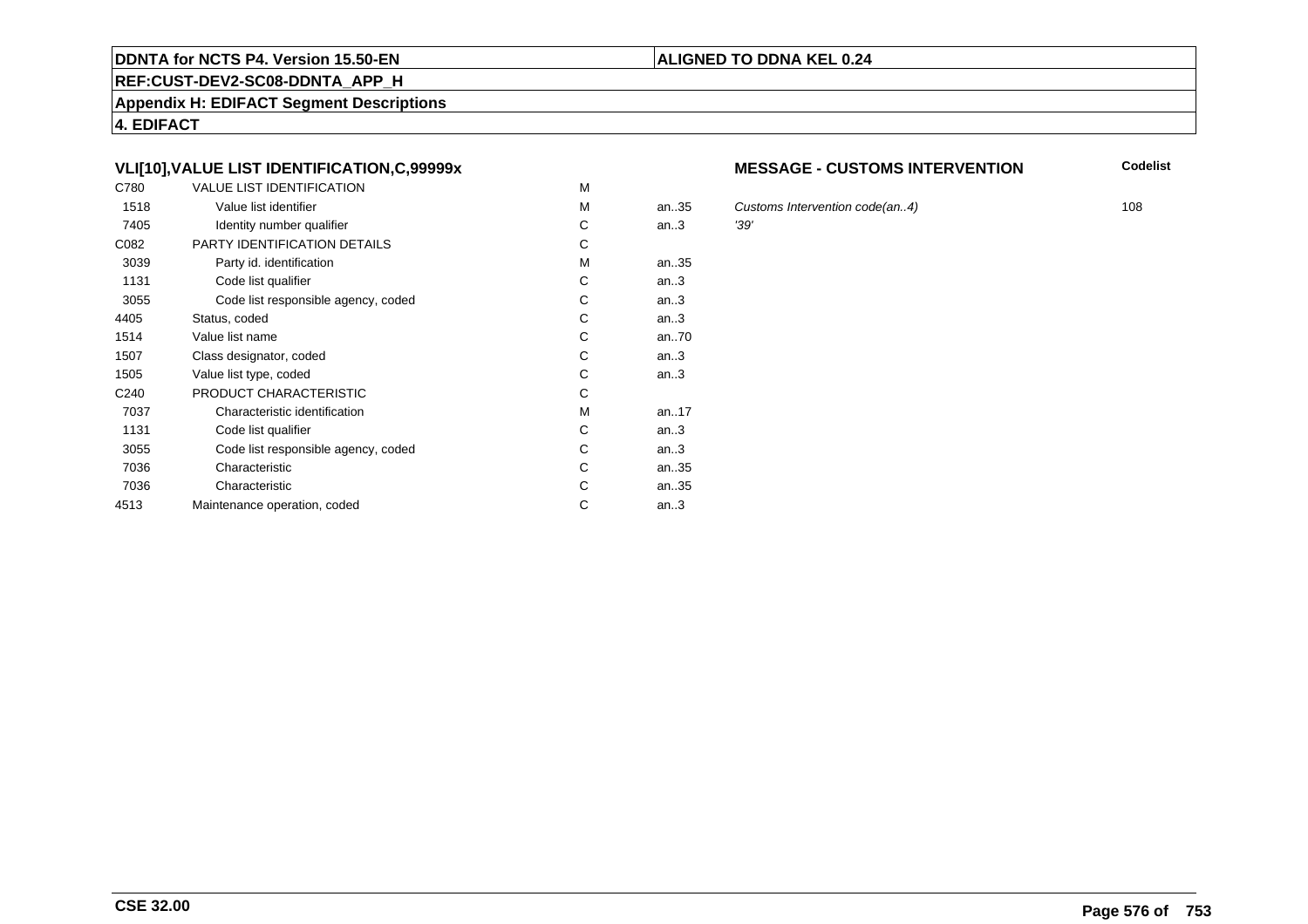**DDNTA for NCTS P4. Version 15.50-EN** | **ALIGNED TO DDNA KEL 0.24**

**REF:CUST-DEV2-SC08-DDNTA_APP_H**

**Appendix H: EDIFACT Segment Descriptions**

**4. EDIFACT**

### VLI[10],VALUE LIST IDENTIFICATION,C,99999x

**MESSAGE - CUSTOMS INTERVENTION**

| Code | Name | Status | Format | Description | Codelist |
|---|---|---|---|---|---|
| C780 | VALUE LIST IDENTIFICATION | M | | | |
| 1518 | Value list identifier | M | an..35 | *Customs Intervention code(an..4)* | 108 |
| 7405 | Identity number qualifier | C | an..3 | *'39'* | |
| C082 | PARTY IDENTIFICATION DETAILS | C | | | |
| 3039 | Party id. identification | M | an..35 | | |
| 1131 | Code list qualifier | C | an..3 | | |
| 3055 | Code list responsible agency, coded | C | an..3 | | |
| 4405 | Status, coded | C | an..3 | | |
| 1514 | Value list name | C | an..70 | | |
| 1507 | Class designator, coded | C | an..3 | | |
| 1505 | Value list type, coded | C | an..3 | | |
| C240 | PRODUCT CHARACTERISTIC | C | | | |
| 7037 | Characteristic identification | M | an..17 | | |
| 1131 | Code list qualifier | C | an..3 | | |
| 3055 | Code list responsible agency, coded | C | an..3 | | |
| 7036 | Characteristic | C | an..35 | | |
| 7036 | Characteristic | C | an..35 | | |
| 4513 | Maintenance operation, coded | C | an..3 | | |

**CSE 32.00**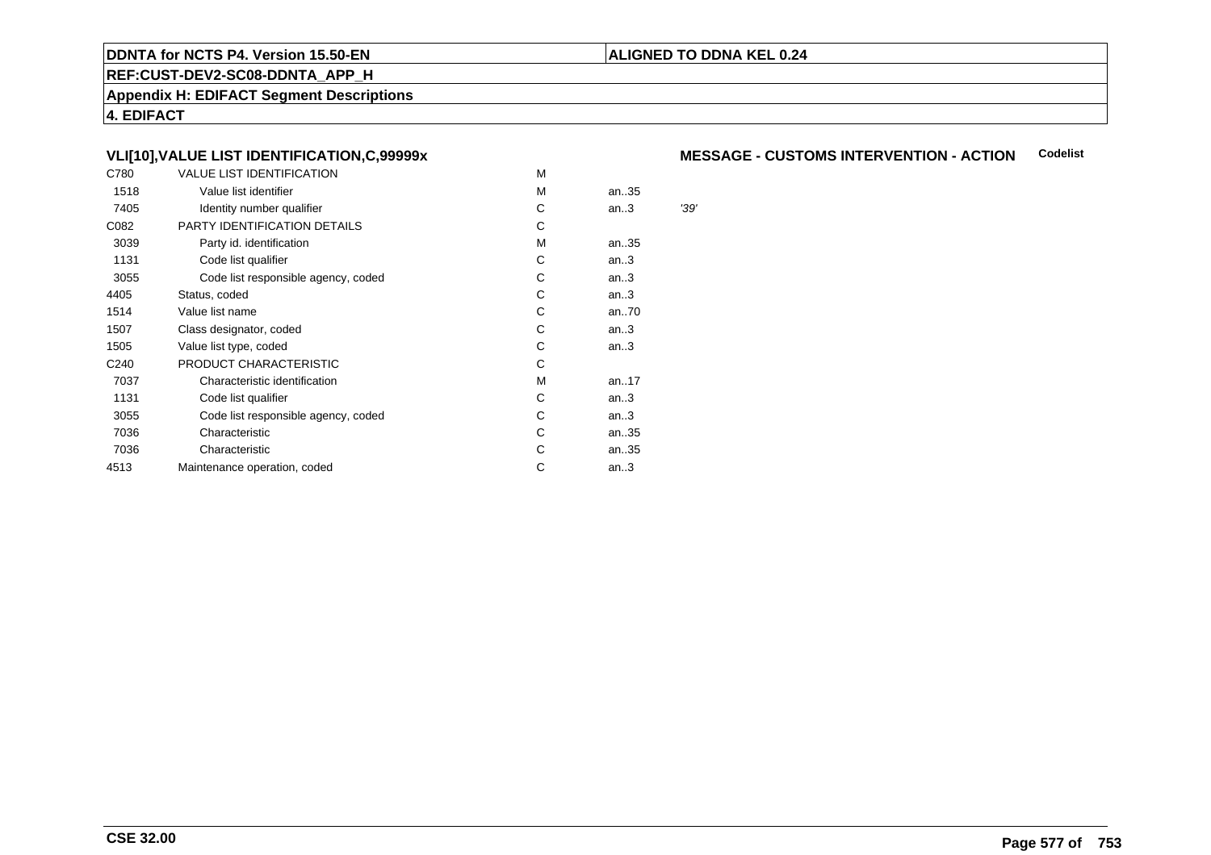**DDNTA for NCTS P4. Version 15.50-EN** | **ALIGNED TO DDNA KEL 0.24**

**REF:CUST-DEV2-SC08-DDNTA_APP_H**

**Appendix H: EDIFACT Segment Descriptions**

**4. EDIFACT**

### VLI[10],VALUE LIST IDENTIFICATION,C,99999x

**MESSAGE - CUSTOMS INTERVENTION - ACTION** **Codelist**

| | | | | |
|---|---|---|---|---|
| C780 | VALUE LIST IDENTIFICATION | M | | |
| 1518 | Value list identifier | M | an..35 | |
| 7405 | Identity number qualifier | C | an..3 | *'39'* |
| C082 | PARTY IDENTIFICATION DETAILS | C | | |
| 3039 | Party id. identification | M | an..35 | |
| 1131 | Code list qualifier | C | an..3 | |
| 3055 | Code list responsible agency, coded | C | an..3 | |
| 4405 | Status, coded | C | an..3 | |
| 1514 | Value list name | C | an..70 | |
| 1507 | Class designator, coded | C | an..3 | |
| 1505 | Value list type, coded | C | an..3 | |
| C240 | PRODUCT CHARACTERISTIC | C | | |
| 7037 | Characteristic identification | M | an..17 | |
| 1131 | Code list qualifier | C | an..3 | |
| 3055 | Code list responsible agency, coded | C | an..3 | |
| 7036 | Characteristic | C | an..35 | |
| 7036 | Characteristic | C | an..35 | |
| 4513 | Maintenance operation, coded | C | an..3 | |

**CSE 32.00**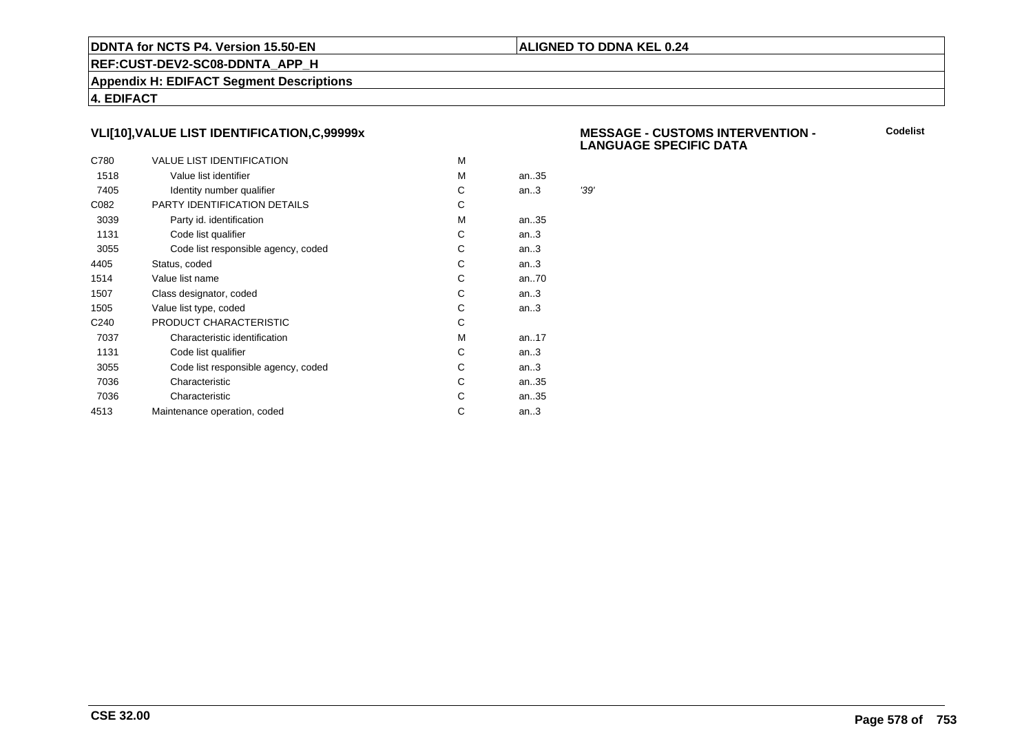**DDNTA for NCTS P4. Version 15.50-EN** | **ALIGNED TO DDNA KEL 0.24**

**REF:CUST-DEV2-SC08-DDNTA_APP_H**

**Appendix H: EDIFACT Segment Descriptions**

**4. EDIFACT**

### VLI[10],VALUE LIST IDENTIFICATION,C,99999x

**MESSAGE - CUSTOMS INTERVENTION - LANGUAGE SPECIFIC DATA**

**Codelist**

| | | | | |
|---|---|---|---|---|
| C780 | VALUE LIST IDENTIFICATION | M | | |
| 1518 | Value list identifier | M | an..35 | |
| 7405 | Identity number qualifier | C | an..3 | *'39'* |
| C082 | PARTY IDENTIFICATION DETAILS | C | | |
| 3039 | Party id. identification | M | an..35 | |
| 1131 | Code list qualifier | C | an..3 | |
| 3055 | Code list responsible agency, coded | C | an..3 | |
| 4405 | Status, coded | C | an..3 | |
| 1514 | Value list name | C | an..70 | |
| 1507 | Class designator, coded | C | an..3 | |
| 1505 | Value list type, coded | C | an..3 | |
| C240 | PRODUCT CHARACTERISTIC | C | | |
| 7037 | Characteristic identification | M | an..17 | |
| 1131 | Code list qualifier | C | an..3 | |
| 3055 | Code list responsible agency, coded | C | an..3 | |
| 7036 | Characteristic | C | an..35 | |
| 7036 | Characteristic | C | an..35 | |
| 4513 | Maintenance operation, coded | C | an..3 | |

**CSE 32.00**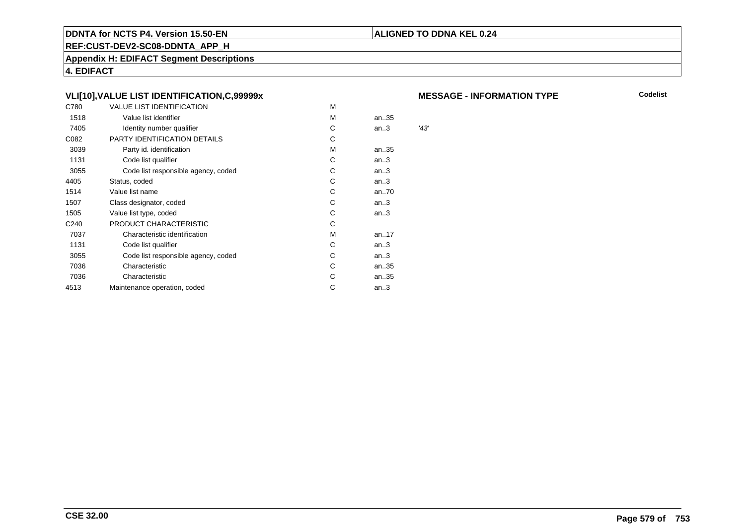**DDNTA for NCTS P4. Version 15.50-EN**

**ALIGNED TO DDNA KEL 0.24**

**REF:CUST-DEV2-SC08-DDNTA_APP_H**

**Appendix H: EDIFACT Segment Descriptions**

**4. EDIFACT**

### VLI[10],VALUE LIST IDENTIFICATION,C,99999x

**MESSAGE - INFORMATION TYPE**

**Codelist**

| | | | | |
|---|---|---|---|---|
| C780 | VALUE LIST IDENTIFICATION | M | | |
| 1518 | Value list identifier | M | an..35 | |
| 7405 | Identity number qualifier | C | an..3 | *'43'* |
| C082 | PARTY IDENTIFICATION DETAILS | C | | |
| 3039 | Party id. identification | M | an..35 | |
| 1131 | Code list qualifier | C | an..3 | |
| 3055 | Code list responsible agency, coded | C | an..3 | |
| 4405 | Status, coded | C | an..3 | |
| 1514 | Value list name | C | an..70 | |
| 1507 | Class designator, coded | C | an..3 | |
| 1505 | Value list type, coded | C | an..3 | |
| C240 | PRODUCT CHARACTERISTIC | C | | |
| 7037 | Characteristic identification | M | an..17 | |
| 1131 | Code list qualifier | C | an..3 | |
| 3055 | Code list responsible agency, coded | C | an..3 | |
| 7036 | Characteristic | C | an..35 | |
| 7036 | Characteristic | C | an..35 | |
| 4513 | Maintenance operation, coded | C | an..3 | |

**CSE 32.00**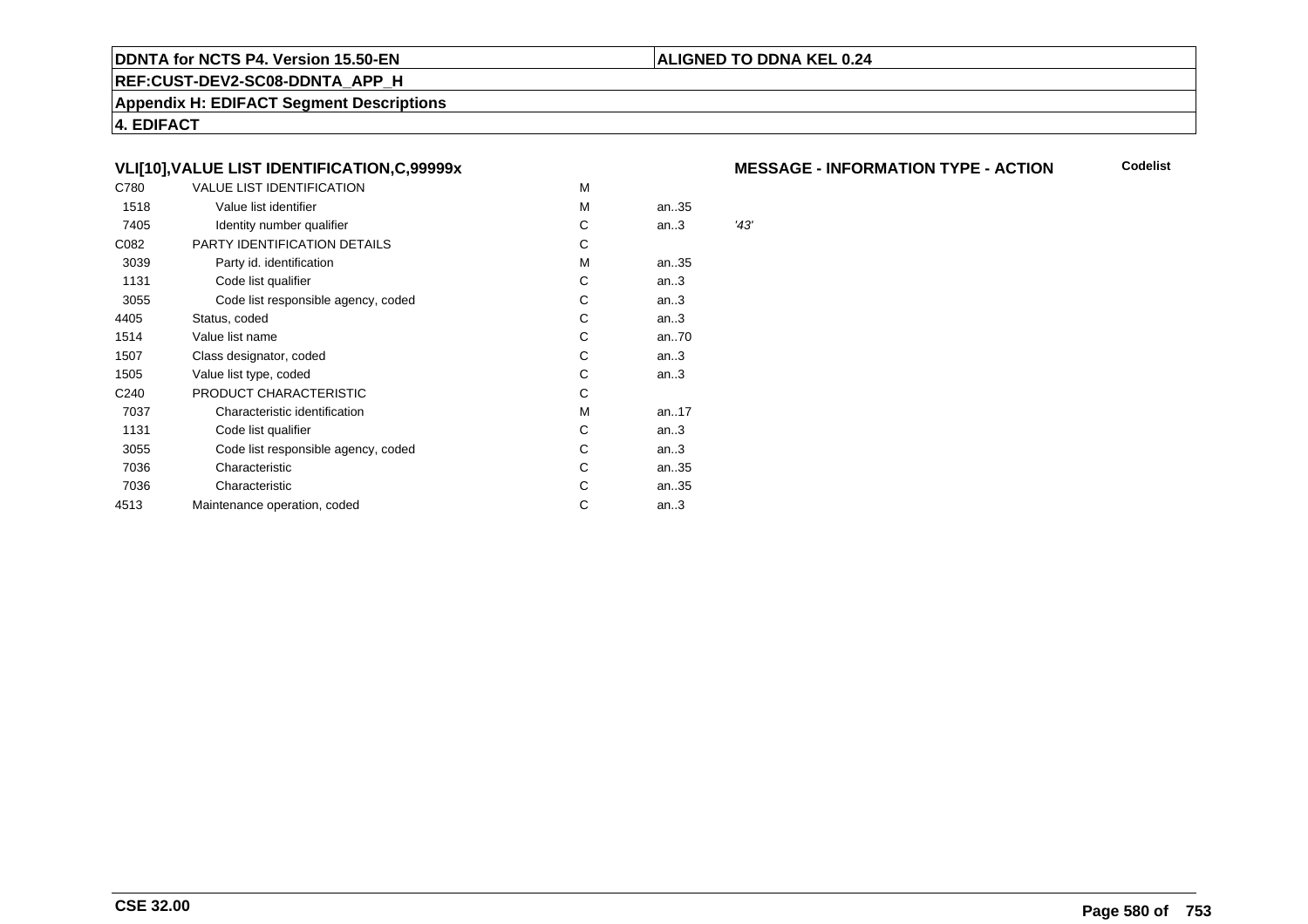## VLI[10],VALUE LIST IDENTIFICATION,C,99999x

**MESSAGE - INFORMATION TYPE - ACTION**

**Codelist**

| | | | | |
|---|---|---|---|---|
| C780 | VALUE LIST IDENTIFICATION | M | | |
| 1518 | Value list identifier | M | an..35 | |
| 7405 | Identity number qualifier | C | an..3 | *'43'* |
| C082 | PARTY IDENTIFICATION DETAILS | C | | |
| 3039 | Party id. identification | M | an..35 | |
| 1131 | Code list qualifier | C | an..3 | |
| 3055 | Code list responsible agency, coded | C | an..3 | |
| 4405 | Status, coded | C | an..3 | |
| 1514 | Value list name | C | an..70 | |
| 1507 | Class designator, coded | C | an..3 | |
| 1505 | Value list type, coded | C | an..3 | |
| C240 | PRODUCT CHARACTERISTIC | C | | |
| 7037 | Characteristic identification | M | an..17 | |
| 1131 | Code list qualifier | C | an..3 | |
| 3055 | Code list responsible agency, coded | C | an..3 | |
| 7036 | Characteristic | C | an..35 | |
| 7036 | Characteristic | C | an..35 | |
| 4513 | Maintenance operation, coded | C | an..3 | |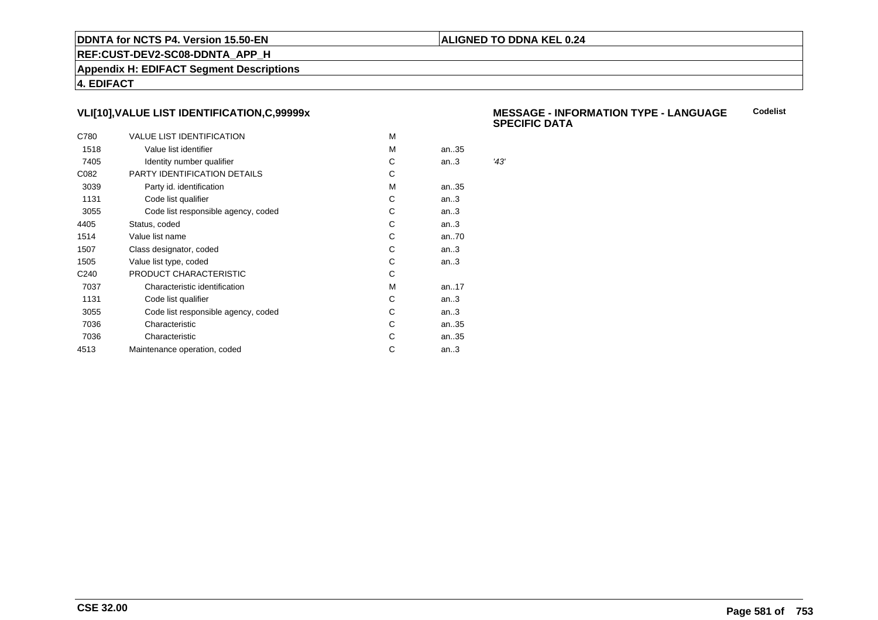**4. EDIFACT**

### VLI[10],VALUE LIST IDENTIFICATION,C,99999x

**MESSAGE - INFORMATION TYPE - LANGUAGE SPECIFIC DATA** **Codelist**

| | | | | |
|---|---|---|---|---|
| C780 | VALUE LIST IDENTIFICATION | M | | |
| 1518 | Value list identifier | M | an..35 | |
| 7405 | Identity number qualifier | C | an..3 | *'43'* |
| C082 | PARTY IDENTIFICATION DETAILS | C | | |
| 3039 | Party id. identification | M | an..35 | |
| 1131 | Code list qualifier | C | an..3 | |
| 3055 | Code list responsible agency, coded | C | an..3 | |
| 4405 | Status, coded | C | an..3 | |
| 1514 | Value list name | C | an..70 | |
| 1507 | Class designator, coded | C | an..3 | |
| 1505 | Value list type, coded | C | an..3 | |
| C240 | PRODUCT CHARACTERISTIC | C | | |
| 7037 | Characteristic identification | M | an..17 | |
| 1131 | Code list qualifier | C | an..3 | |
| 3055 | Code list responsible agency, coded | C | an..3 | |
| 7036 | Characteristic | C | an..35 | |
| 7036 | Characteristic | C | an..35 | |
| 4513 | Maintenance operation, coded | C | an..3 | |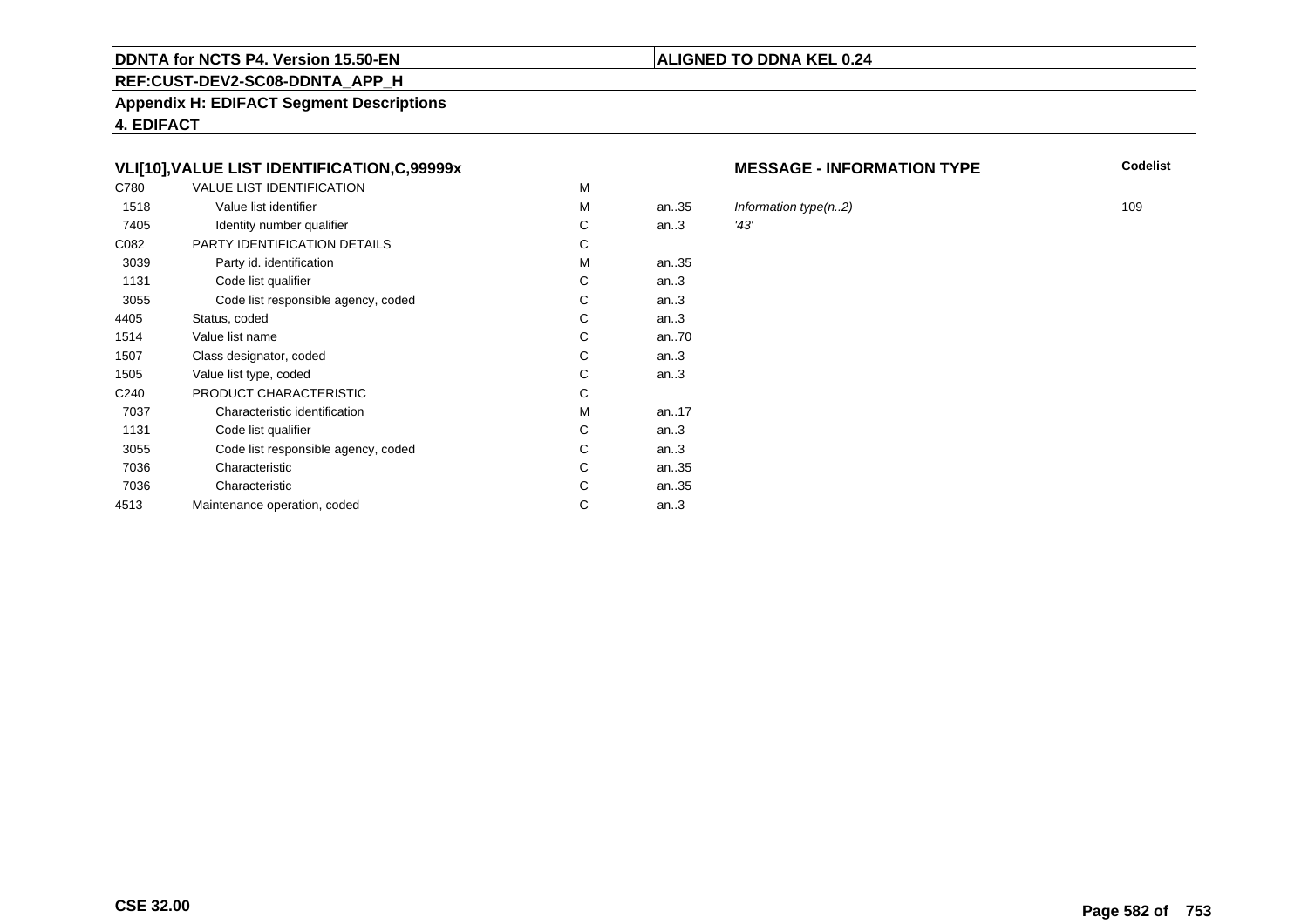**DDNTA for NCTS P4. Version 15.50-EN** | **ALIGNED TO DDNA KEL 0.24**

**REF:CUST-DEV2-SC08-DDNTA_APP_H**

**Appendix H: EDIFACT Segment Descriptions**

**4. EDIFACT**

### VLI[10],VALUE LIST IDENTIFICATION,C,99999x

**MESSAGE - INFORMATION TYPE**

| | | | | | Codelist |
|---|---|---|---|---|---|
| C780 | VALUE LIST IDENTIFICATION | M | | | |
| 1518 | Value list identifier | M | an..35 | *Information type(n..2)* | 109 |
| 7405 | Identity number qualifier | C | an..3 | *'43'* | |
| C082 | PARTY IDENTIFICATION DETAILS | C | | | |
| 3039 | Party id. identification | M | an..35 | | |
| 1131 | Code list qualifier | C | an..3 | | |
| 3055 | Code list responsible agency, coded | C | an..3 | | |
| 4405 | Status, coded | C | an..3 | | |
| 1514 | Value list name | C | an..70 | | |
| 1507 | Class designator, coded | C | an..3 | | |
| 1505 | Value list type, coded | C | an..3 | | |
| C240 | PRODUCT CHARACTERISTIC | C | | | |
| 7037 | Characteristic identification | M | an..17 | | |
| 1131 | Code list qualifier | C | an..3 | | |
| 3055 | Code list responsible agency, coded | C | an..3 | | |
| 7036 | Characteristic | C | an..35 | | |
| 7036 | Characteristic | C | an..35 | | |
| 4513 | Maintenance operation, coded | C | an..3 | | |

**CSE 32.00**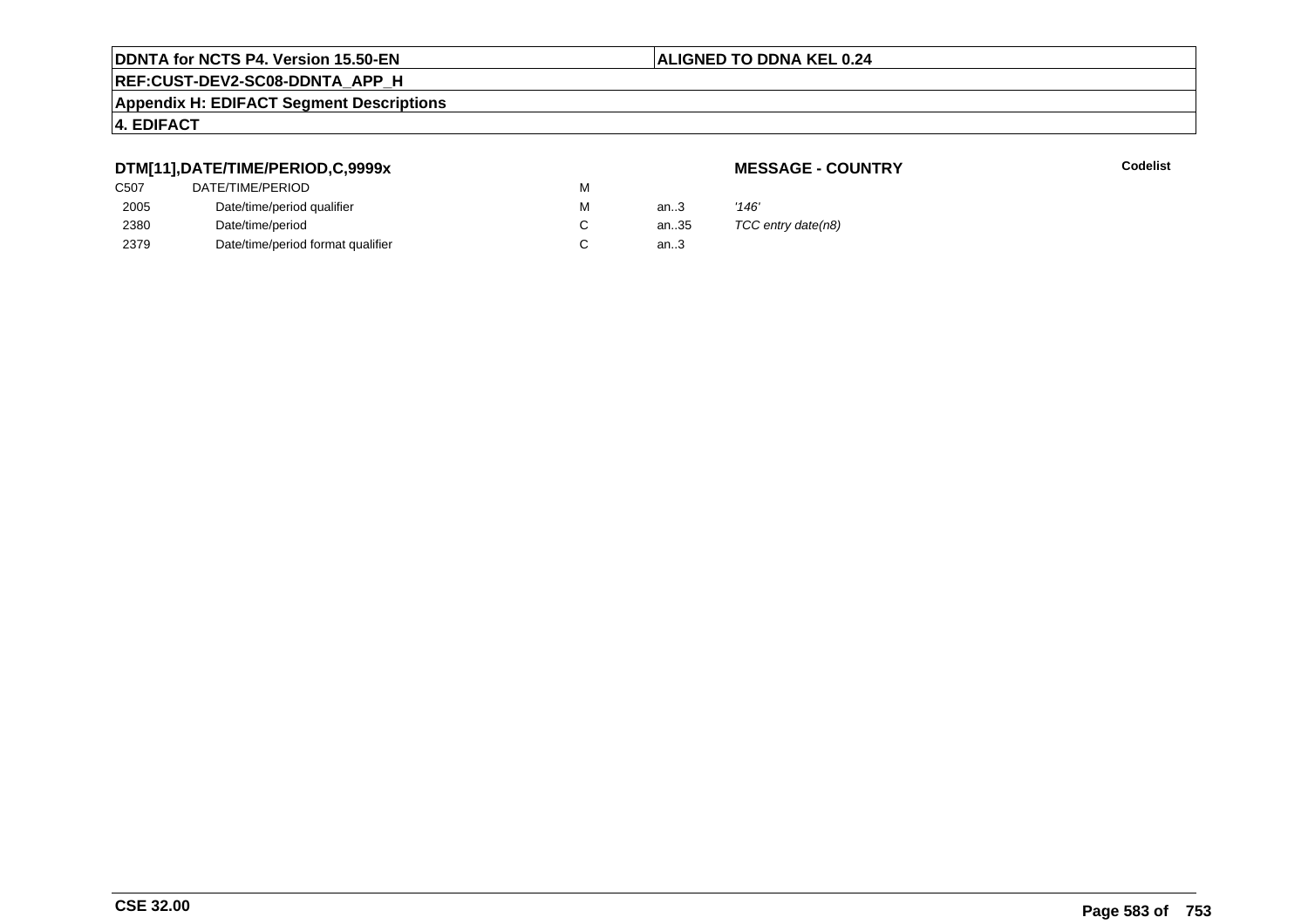**DTM[11],DATE/TIME/PERIOD,C,9999x**

**MESSAGE - COUNTRY**

**Codelist**

| | | | | |
|---|---|---|---|---|
| C507 | DATE/TIME/PERIOD | M | | |
| 2005 | Date/time/period qualifier | M | an..3 | *'146'* |
| 2380 | Date/time/period | C | an..35 | *TCC entry date(n8)* |
| 2379 | Date/time/period format qualifier | C | an..3 | |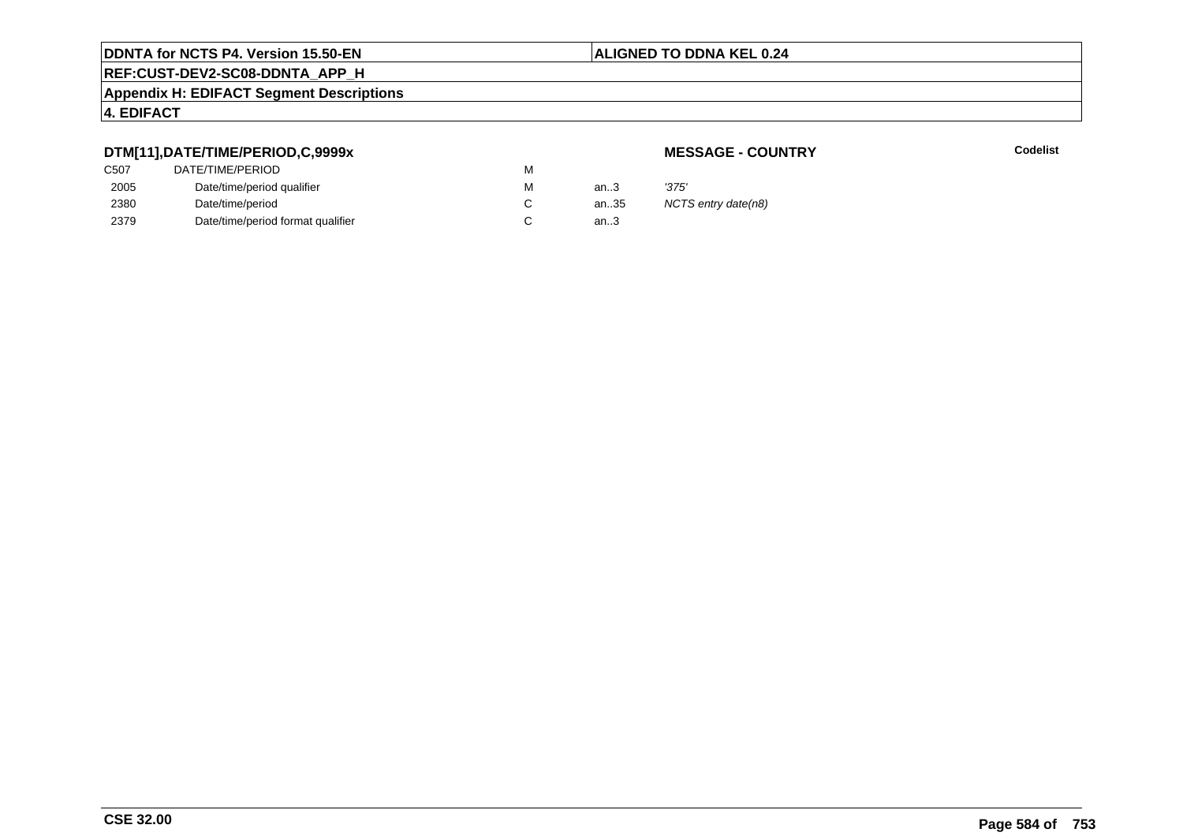**DTM[11],DATE/TIME/PERIOD,C,9999x**

**MESSAGE - COUNTRY**

**Codelist**

| | | | | |
|---|---|---|---|---|
| C507 | DATE/TIME/PERIOD | M | | |
| 2005 | Date/time/period qualifier | M | an..3 | *'375'* |
| 2380 | Date/time/period | C | an..35 | *NCTS entry date(n8)* |
| 2379 | Date/time/period format qualifier | C | an..3 | |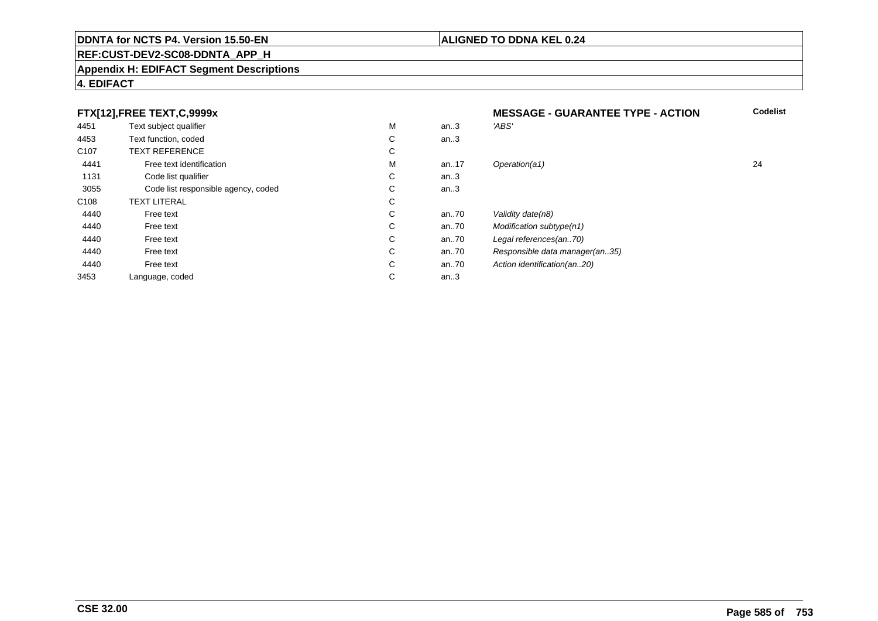**DDNTA for NCTS P4. Version 15.50-EN** | **ALIGNED TO DDNA KEL 0.24**

**REF:CUST-DEV2-SC08-DDNTA_APP_H**

**Appendix H: EDIFACT Segment Descriptions**

**4. EDIFACT**

| FTX[12],FREE TEXT,C,9999x | | | | MESSAGE - GUARANTEE TYPE - ACTION | Codelist |
|---|---|---|---|---|---|
| 4451 | Text subject qualifier | M | an..3 | *'ABS'* | |
| 4453 | Text function, coded | C | an..3 | | |
| C107 | TEXT REFERENCE | C | | | |
| 4441 | Free text identification | M | an..17 | *Operation(a1)* | 24 |
| 1131 | Code list qualifier | C | an..3 | | |
| 3055 | Code list responsible agency, coded | C | an..3 | | |
| C108 | TEXT LITERAL | C | | | |
| 4440 | Free text | C | an..70 | *Validity date(n8)* | |
| 4440 | Free text | C | an..70 | *Modification subtype(n1)* | |
| 4440 | Free text | C | an..70 | *Legal references(an..70)* | |
| 4440 | Free text | C | an..70 | *Responsible data manager(an..35)* | |
| 4440 | Free text | C | an..70 | *Action identification(an..20)* | |
| 3453 | Language, coded | C | an..3 | | |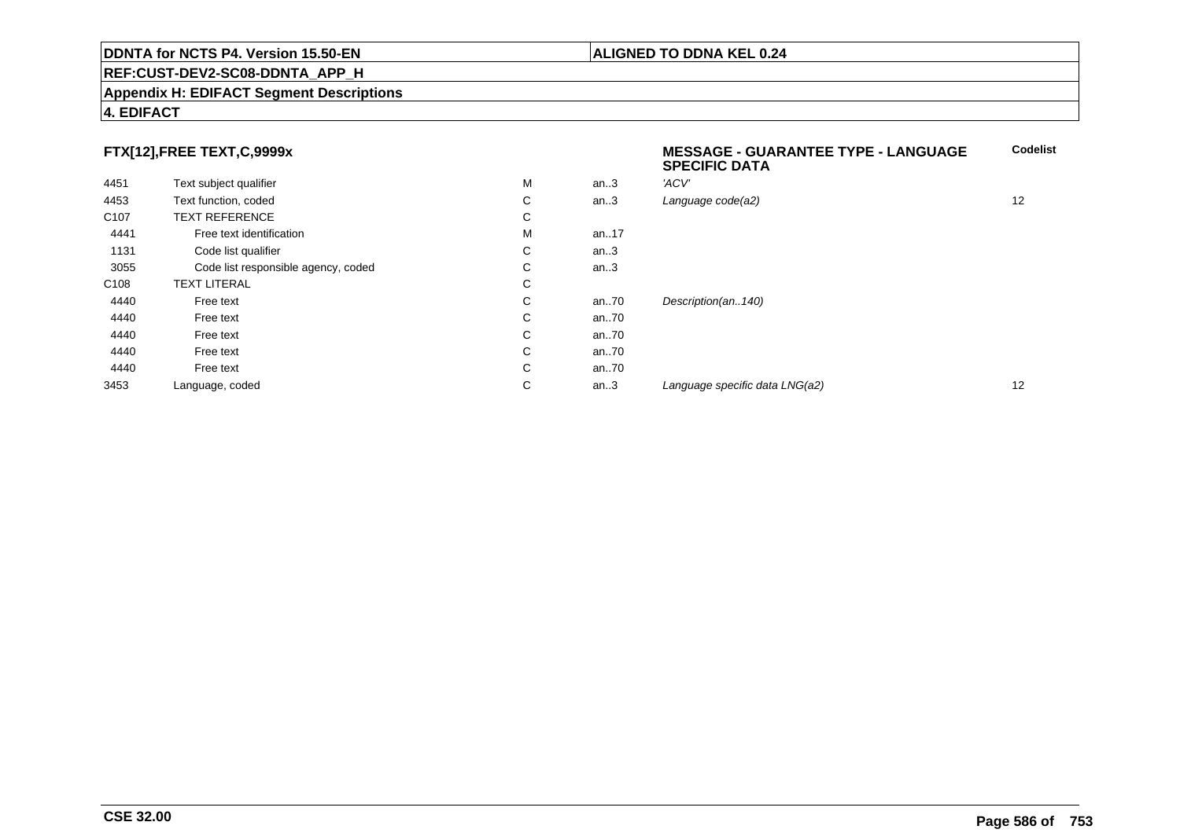**FTX[12],FREE TEXT,C,9999x** | **MESSAGE - GUARANTEE TYPE - LANGUAGE SPECIFIC DATA** | **Codelist**

| | | | | | |
|---|---|---|---|---|---|
| 4451 | Text subject qualifier | M | an..3 | *'ACV'* | |
| 4453 | Text function, coded | C | an..3 | *Language code(a2)* | 12 |
| C107 | TEXT REFERENCE | C | | | |
| 4441 | Free text identification | M | an..17 | | |
| 1131 | Code list qualifier | C | an..3 | | |
| 3055 | Code list responsible agency, coded | C | an..3 | | |
| C108 | TEXT LITERAL | C | | | |
| 4440 | Free text | C | an..70 | *Description(an..140)* | |
| 4440 | Free text | C | an..70 | | |
| 4440 | Free text | C | an..70 | | |
| 4440 | Free text | C | an..70 | | |
| 4440 | Free text | C | an..70 | | |
| 3453 | Language, coded | C | an..3 | *Language specific data LNG(a2)* | 12 |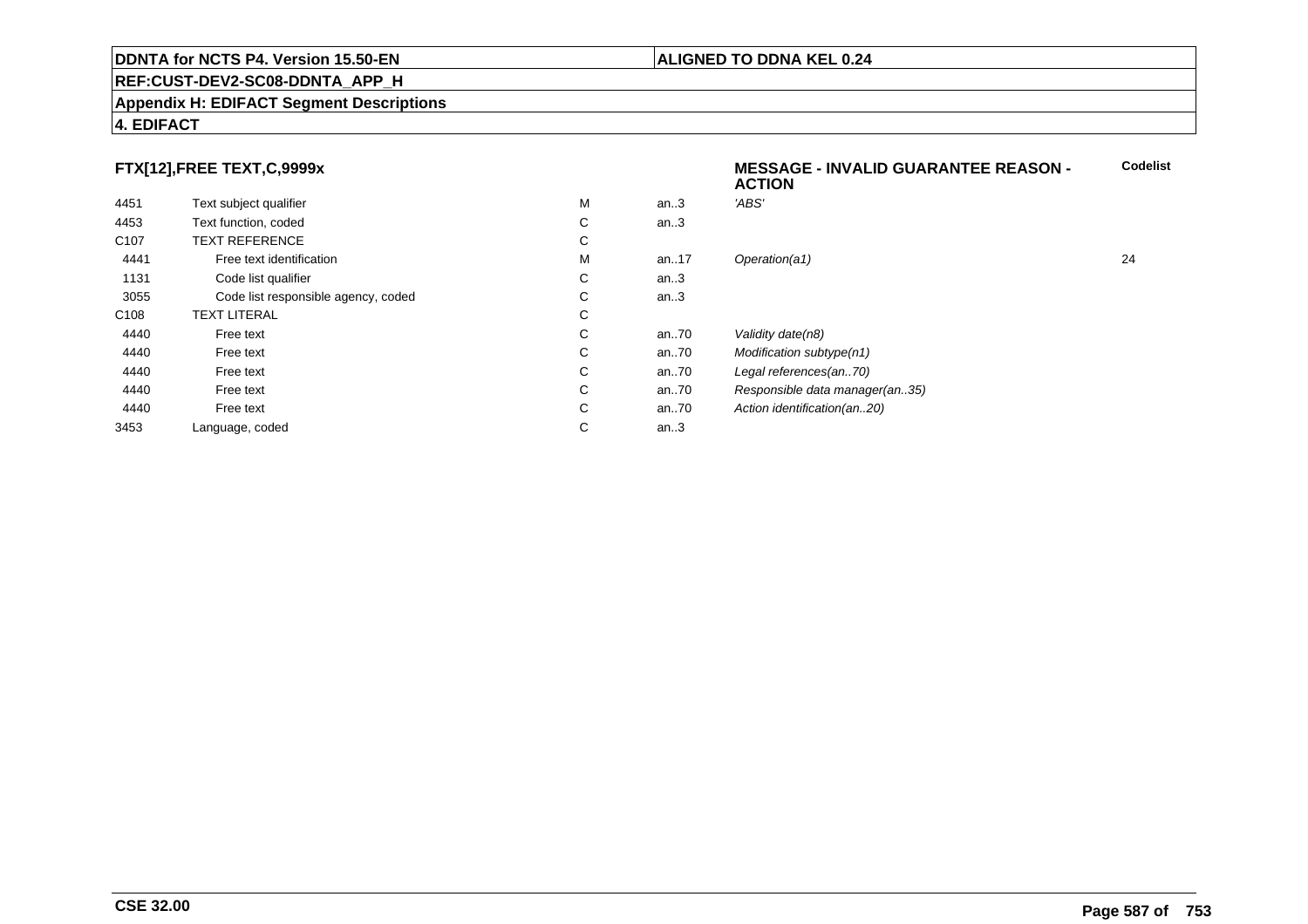## FTX[12],FREE TEXT,C,9999x

**MESSAGE - INVALID GUARANTEE REASON - ACTION**

| | | | | | Codelist |
|---|---|---|---|---|---|
| 4451 | Text subject qualifier | M | an..3 | *'ABS'* | |
| 4453 | Text function, coded | C | an..3 | | |
| C107 | TEXT REFERENCE | C | | | |
| 4441 | Free text identification | M | an..17 | *Operation(a1)* | 24 |
| 1131 | Code list qualifier | C | an..3 | | |
| 3055 | Code list responsible agency, coded | C | an..3 | | |
| C108 | TEXT LITERAL | C | | | |
| 4440 | Free text | C | an..70 | *Validity date(n8)* | |
| 4440 | Free text | C | an..70 | *Modification subtype(n1)* | |
| 4440 | Free text | C | an..70 | *Legal references(an..70)* | |
| 4440 | Free text | C | an..70 | *Responsible data manager(an..35)* | |
| 4440 | Free text | C | an..70 | *Action identification(an..20)* | |
| 3453 | Language, coded | C | an..3 | | |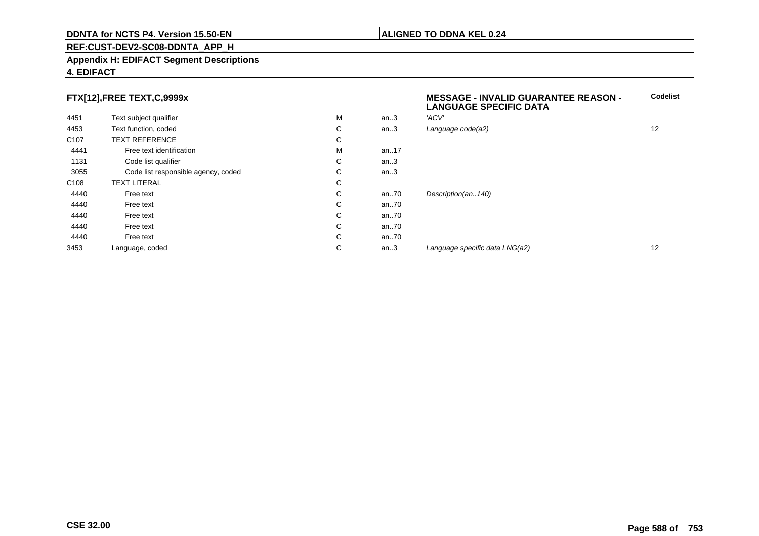**DDNTA for NCTS P4. Version 15.50-EN** | **ALIGNED TO DDNA KEL 0.24**

**REF:CUST-DEV2-SC08-DDNTA_APP_H**

**Appendix H: EDIFACT Segment Descriptions**

**4. EDIFACT**

| FTX[12],FREE TEXT,C,9999x | | | | MESSAGE - INVALID GUARANTEE REASON - LANGUAGE SPECIFIC DATA | Codelist |
|---|---|---|---|---|---|
| 4451 | Text subject qualifier | M | an..3 | *'ACV'* | |
| 4453 | Text function, coded | C | an..3 | *Language code(a2)* | 12 |
| C107 | TEXT REFERENCE | C | | | |
| 4441 | Free text identification | M | an..17 | | |
| 1131 | Code list qualifier | C | an..3 | | |
| 3055 | Code list responsible agency, coded | C | an..3 | | |
| C108 | TEXT LITERAL | C | | | |
| 4440 | Free text | C | an..70 | *Description(an..140)* | |
| 4440 | Free text | C | an..70 | | |
| 4440 | Free text | C | an..70 | | |
| 4440 | Free text | C | an..70 | | |
| 4440 | Free text | C | an..70 | | |
| 3453 | Language, coded | C | an..3 | *Language specific data LNG(a2)* | 12 |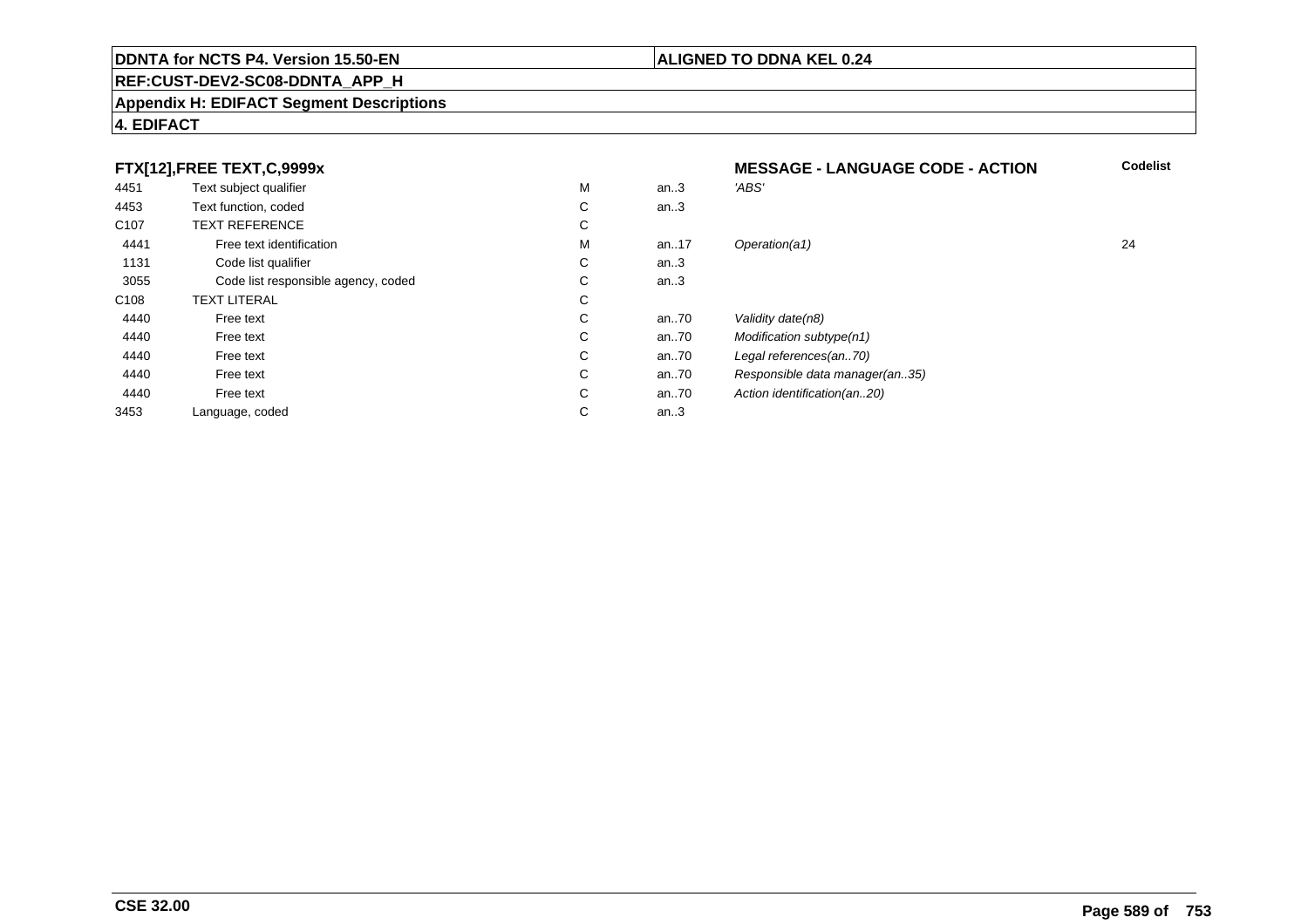**DDNTA for NCTS P4. Version 15.50-EN** | **ALIGNED TO DDNA KEL 0.24**

**REF:CUST-DEV2-SC08-DDNTA_APP_H**

**Appendix H: EDIFACT Segment Descriptions**

**4. EDIFACT**

| **FTX[12],FREE TEXT,C,9999x** | | | | **MESSAGE - LANGUAGE CODE - ACTION** | **Codelist** |
|---|---|---|---|---|---|
| 4451 | Text subject qualifier | M | an..3 | *'ABS'* | |
| 4453 | Text function, coded | C | an..3 | | |
| C107 | TEXT REFERENCE | C | | | |
| 4441 | Free text identification | M | an..17 | *Operation(a1)* | 24 |
| 1131 | Code list qualifier | C | an..3 | | |
| 3055 | Code list responsible agency, coded | C | an..3 | | |
| C108 | TEXT LITERAL | C | | | |
| 4440 | Free text | C | an..70 | *Validity date(n8)* | |
| 4440 | Free text | C | an..70 | *Modification subtype(n1)* | |
| 4440 | Free text | C | an..70 | *Legal references(an..70)* | |
| 4440 | Free text | C | an..70 | *Responsible data manager(an..35)* | |
| 4440 | Free text | C | an..70 | *Action identification(an..20)* | |
| 3453 | Language, coded | C | an..3 | | |

**CSE 32.00**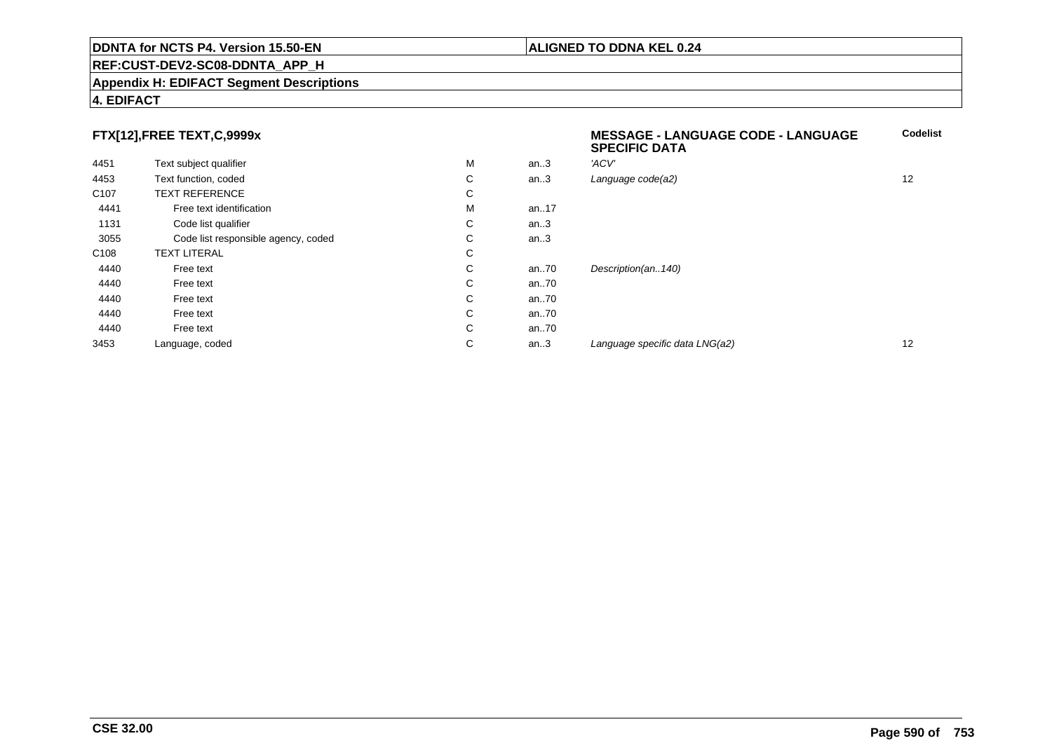**DDNTA for NCTS P4. Version 15.50-EN** | **ALIGNED TO DDNA KEL 0.24**

**REF:CUST-DEV2-SC08-DDNTA_APP_H**

**Appendix H: EDIFACT Segment Descriptions**

**4. EDIFACT**

| **FTX[12],FREE TEXT,C,9999x** | | | | **MESSAGE - LANGUAGE CODE - LANGUAGE SPECIFIC DATA** | **Codelist** |
|---|---|---|---|---|---|
| 4451 | Text subject qualifier | M | an..3 | *'ACV'* | |
| 4453 | Text function, coded | C | an..3 | *Language code(a2)* | 12 |
| C107 | TEXT REFERENCE | C | | | |
| 4441 | Free text identification | M | an..17 | | |
| 1131 | Code list qualifier | C | an..3 | | |
| 3055 | Code list responsible agency, coded | C | an..3 | | |
| C108 | TEXT LITERAL | C | | | |
| 4440 | Free text | C | an..70 | *Description(an..140)* | |
| 4440 | Free text | C | an..70 | | |
| 4440 | Free text | C | an..70 | | |
| 4440 | Free text | C | an..70 | | |
| 4440 | Free text | C | an..70 | | |
| 3453 | Language, coded | C | an..3 | *Language specific data LNG(a2)* | 12 |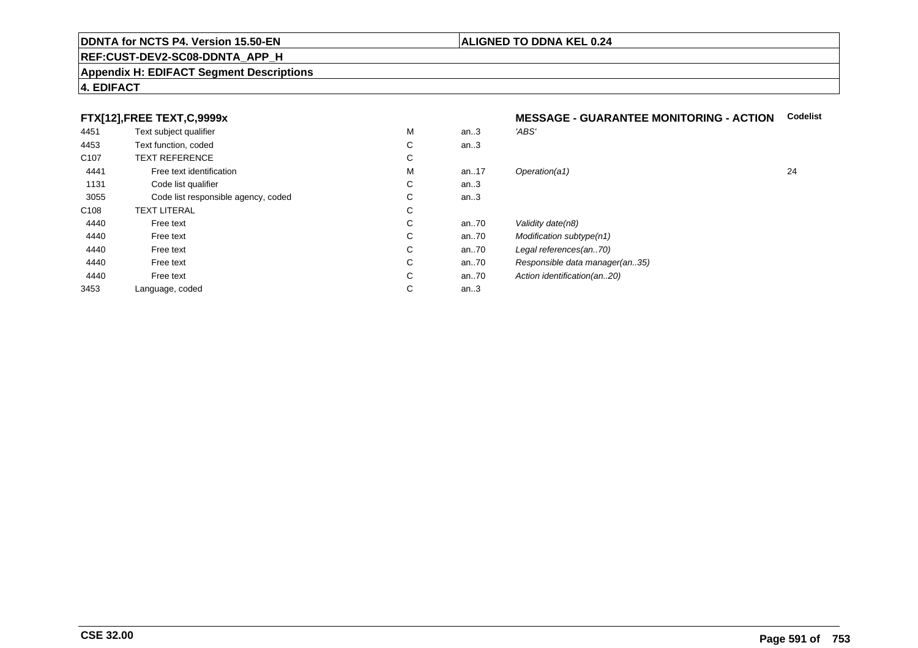**FTX[12],FREE TEXT,C,9999x** **MESSAGE - GUARANTEE MONITORING - ACTION** **Codelist**

| | | | | | |
|---|---|---|---|---|---|
| 4451 | Text subject qualifier | M | an..3 | *'ABS'* | |
| 4453 | Text function, coded | C | an..3 | | |
| C107 | TEXT REFERENCE | C | | | |
| 4441 | Free text identification | M | an..17 | *Operation(a1)* | 24 |
| 1131 | Code list qualifier | C | an..3 | | |
| 3055 | Code list responsible agency, coded | C | an..3 | | |
| C108 | TEXT LITERAL | C | | | |
| 4440 | Free text | C | an..70 | *Validity date(n8)* | |
| 4440 | Free text | C | an..70 | *Modification subtype(n1)* | |
| 4440 | Free text | C | an..70 | *Legal references(an..70)* | |
| 4440 | Free text | C | an..70 | *Responsible data manager(an..35)* | |
| 4440 | Free text | C | an..70 | *Action identification(an..20)* | |
| 3453 | Language, coded | C | an..3 | | |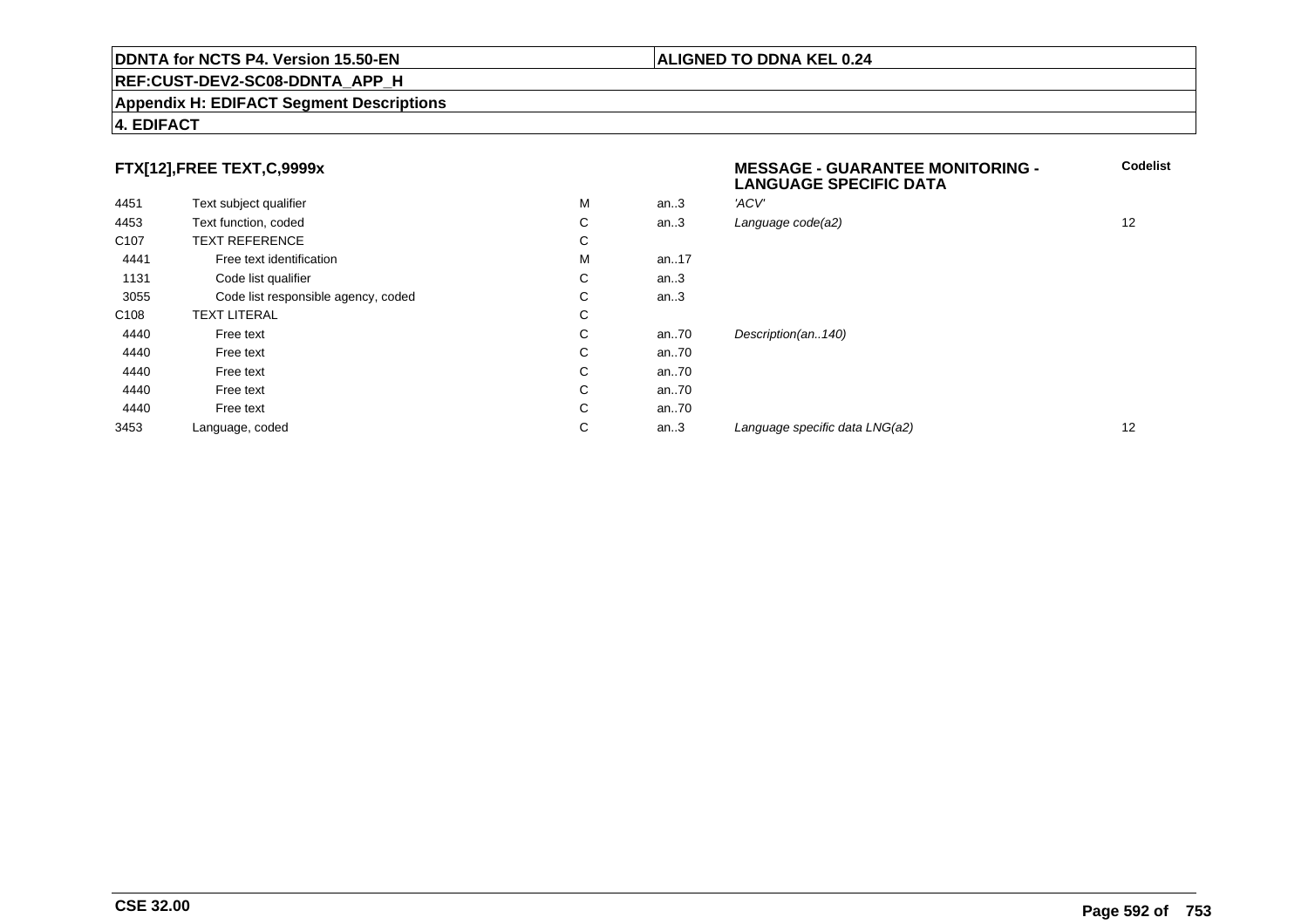**DDNTA for NCTS P4. Version 15.50-EN** | **ALIGNED TO DDNA KEL 0.24**

**REF:CUST-DEV2-SC08-DDNTA_APP_H**

**Appendix H: EDIFACT Segment Descriptions**

**4. EDIFACT**

| **FTX[12],FREE TEXT,C,9999x** | | | | **MESSAGE - GUARANTEE MONITORING - LANGUAGE SPECIFIC DATA** | **Codelist** |
|---|---|---|---|---|---|
| 4451 | Text subject qualifier | M | an..3 | *'ACV'* | |
| 4453 | Text function, coded | C | an..3 | *Language code(a2)* | 12 |
| C107 | TEXT REFERENCE | C | | | |
| 4441 | Free text identification | M | an..17 | | |
| 1131 | Code list qualifier | C | an..3 | | |
| 3055 | Code list responsible agency, coded | C | an..3 | | |
| C108 | TEXT LITERAL | C | | | |
| 4440 | Free text | C | an..70 | *Description(an..140)* | |
| 4440 | Free text | C | an..70 | | |
| 4440 | Free text | C | an..70 | | |
| 4440 | Free text | C | an..70 | | |
| 4440 | Free text | C | an..70 | | |
| 3453 | Language, coded | C | an..3 | *Language specific data LNG(a2)* | 12 |

**CSE 32.00**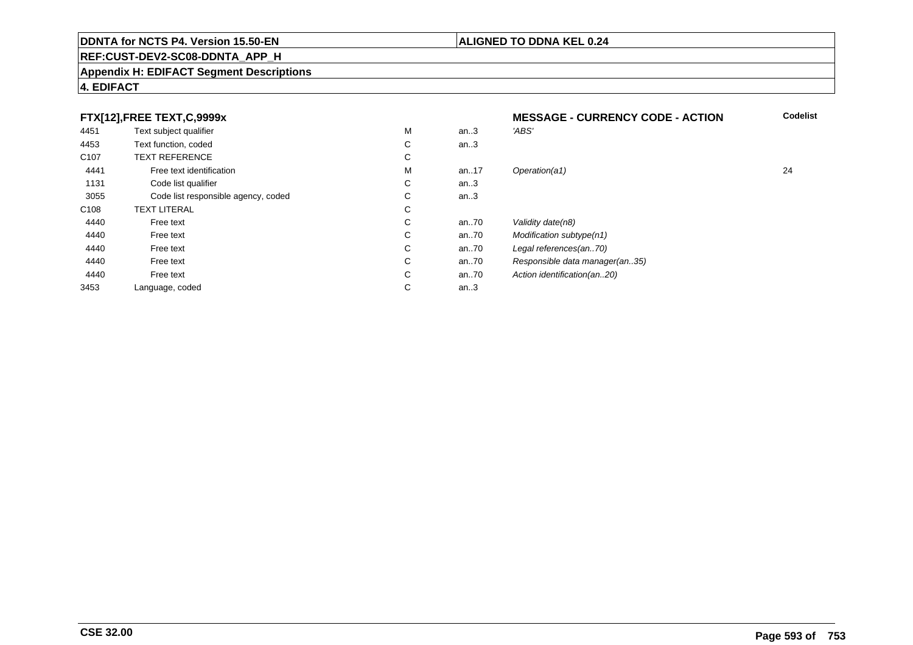**FTX[12],FREE TEXT,C,9999x** | **MESSAGE - CURRENCY CODE - ACTION** | **Codelist**

| | | | | | |
|---|---|---|---|---|---|
| 4451 | Text subject qualifier | M | an..3 | *'ABS'* | |
| 4453 | Text function, coded | C | an..3 | | |
| C107 | TEXT REFERENCE | C | | | |
| 4441 | Free text identification | M | an..17 | *Operation(a1)* | 24 |
| 1131 | Code list qualifier | C | an..3 | | |
| 3055 | Code list responsible agency, coded | C | an..3 | | |
| C108 | TEXT LITERAL | C | | | |
| 4440 | Free text | C | an..70 | *Validity date(n8)* | |
| 4440 | Free text | C | an..70 | *Modification subtype(n1)* | |
| 4440 | Free text | C | an..70 | *Legal references(an..70)* | |
| 4440 | Free text | C | an..70 | *Responsible data manager(an..35)* | |
| 4440 | Free text | C | an..70 | *Action identification(an..20)* | |
| 3453 | Language, coded | C | an..3 | | |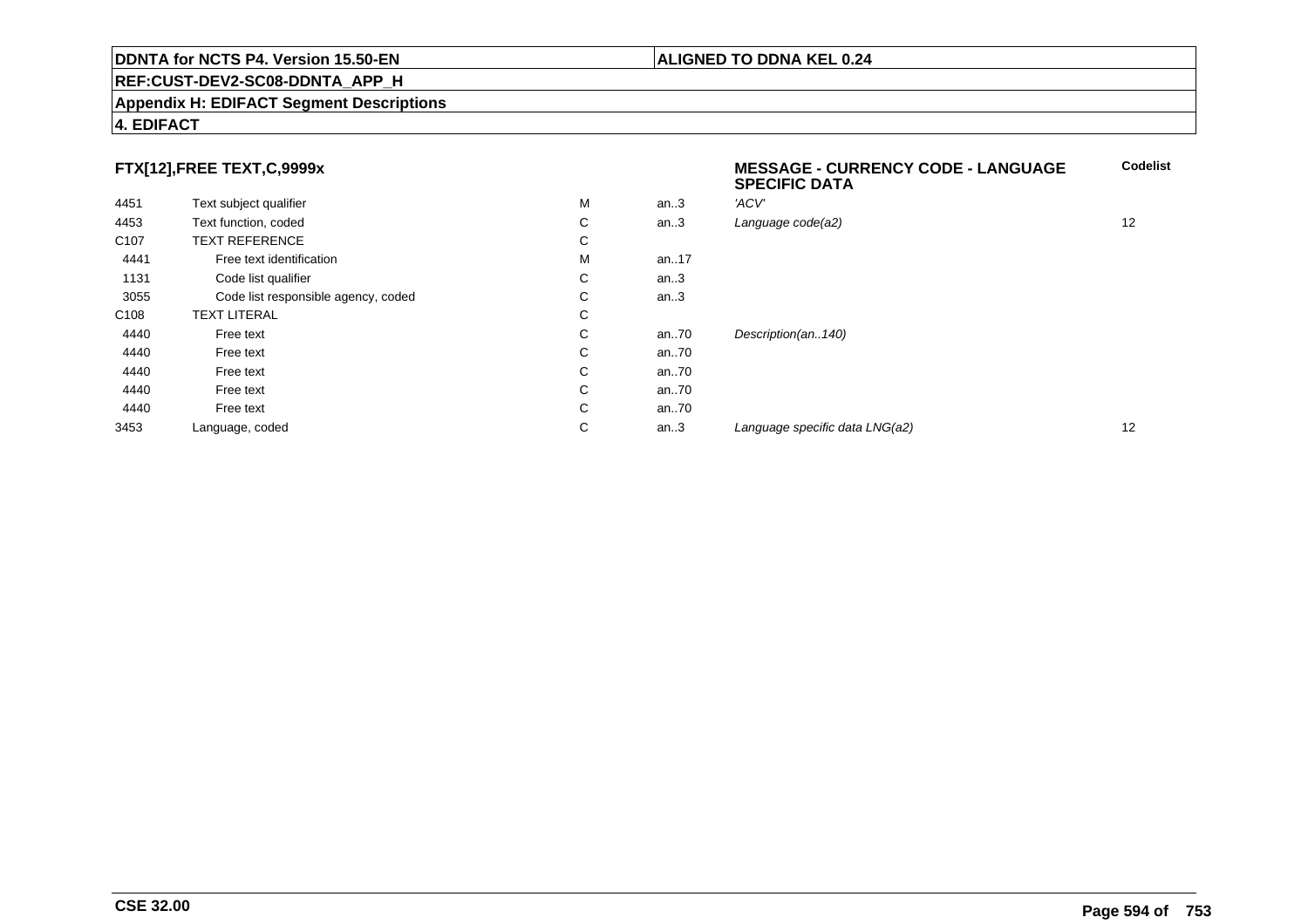## FTX[12],FREE TEXT,C,9999x

**MESSAGE - CURRENCY CODE - LANGUAGE SPECIFIC DATA**

| | | | | | Codelist |
|---|---|---|---|---|---|
| 4451 | Text subject qualifier | M | an..3 | *'ACV'* | |
| 4453 | Text function, coded | C | an..3 | *Language code(a2)* | 12 |
| C107 | TEXT REFERENCE | C | | | |
| 4441 | Free text identification | M | an..17 | | |
| 1131 | Code list qualifier | C | an..3 | | |
| 3055 | Code list responsible agency, coded | C | an..3 | | |
| C108 | TEXT LITERAL | C | | | |
| 4440 | Free text | C | an..70 | *Description(an..140)* | |
| 4440 | Free text | C | an..70 | | |
| 4440 | Free text | C | an..70 | | |
| 4440 | Free text | C | an..70 | | |
| 4440 | Free text | C | an..70 | | |
| 3453 | Language, coded | C | an..3 | *Language specific data LNG(a2)* | 12 |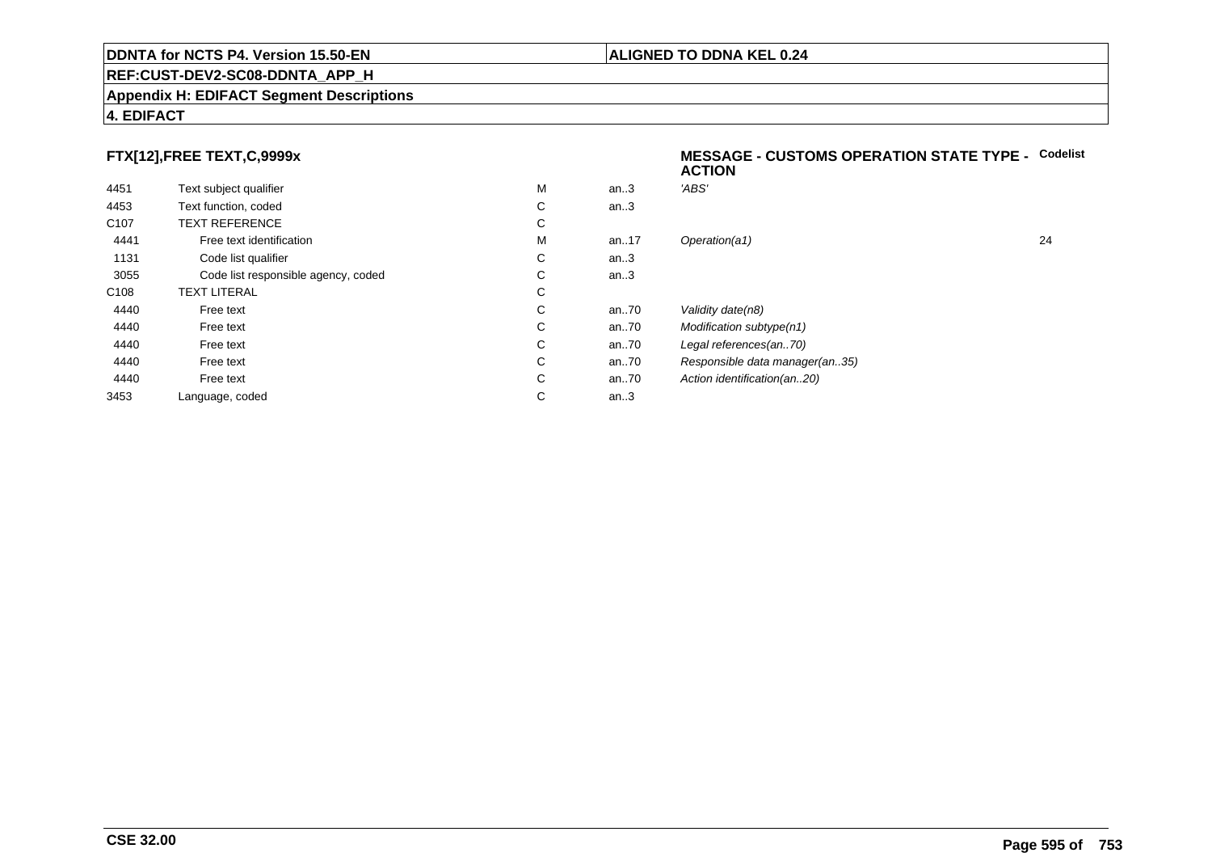## FTX[12],FREE TEXT,C,9999x

**MESSAGE - CUSTOMS OPERATION STATE TYPE - ACTION** **Codelist**

| | | | | | |
|---|---|---|---|---|---|
| 4451 | Text subject qualifier | M | an..3 | *'ABS'* | |
| 4453 | Text function, coded | C | an..3 | | |
| C107 | TEXT REFERENCE | C | | | |
| 4441 | Free text identification | M | an..17 | *Operation(a1)* | 24 |
| 1131 | Code list qualifier | C | an..3 | | |
| 3055 | Code list responsible agency, coded | C | an..3 | | |
| C108 | TEXT LITERAL | C | | | |
| 4440 | Free text | C | an..70 | *Validity date(n8)* | |
| 4440 | Free text | C | an..70 | *Modification subtype(n1)* | |
| 4440 | Free text | C | an..70 | *Legal references(an..70)* | |
| 4440 | Free text | C | an..70 | *Responsible data manager(an..35)* | |
| 4440 | Free text | C | an..70 | *Action identification(an..20)* | |
| 3453 | Language, coded | C | an..3 | | |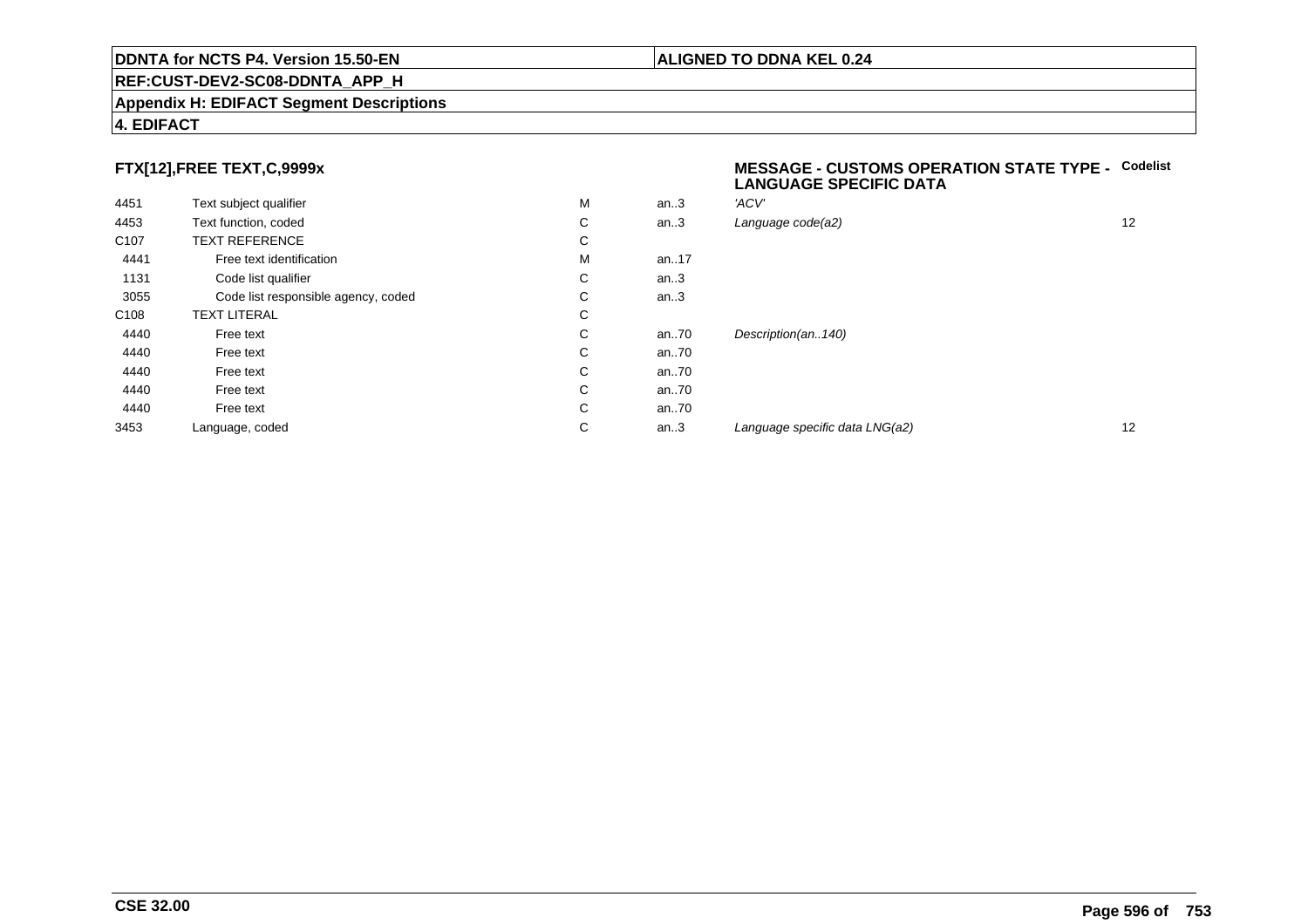## FTX[12],FREE TEXT,C,9999x

**MESSAGE - CUSTOMS OPERATION STATE TYPE - LANGUAGE SPECIFIC DATA**

| | | | | | Codelist |
|---|---|---|---|---|---|
| 4451 | Text subject qualifier | M | an..3 | *'ACV'* | |
| 4453 | Text function, coded | C | an..3 | *Language code(a2)* | 12 |
| C107 | TEXT REFERENCE | C | | | |
| 4441 | Free text identification | M | an..17 | | |
| 1131 | Code list qualifier | C | an..3 | | |
| 3055 | Code list responsible agency, coded | C | an..3 | | |
| C108 | TEXT LITERAL | C | | | |
| 4440 | Free text | C | an..70 | *Description(an..140)* | |
| 4440 | Free text | C | an..70 | | |
| 4440 | Free text | C | an..70 | | |
| 4440 | Free text | C | an..70 | | |
| 4440 | Free text | C | an..70 | | |
| 3453 | Language, coded | C | an..3 | *Language specific data LNG(a2)* | 12 |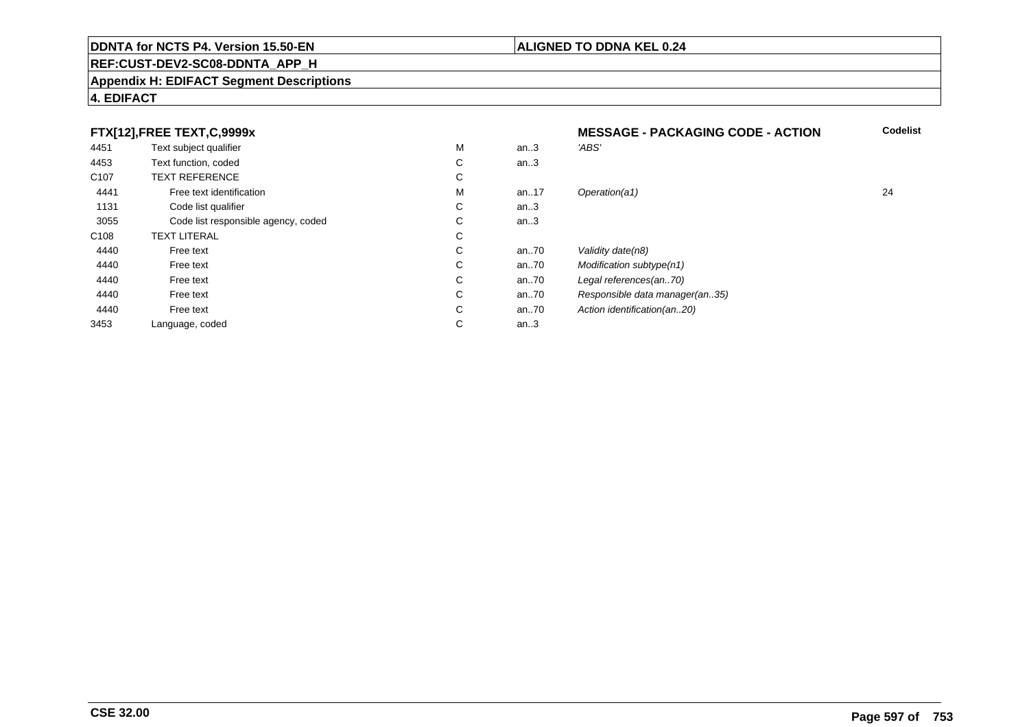**DDNTA for NCTS P4. Version 15.50-EN** | **ALIGNED TO DDNA KEL 0.24**

**REF:CUST-DEV2-SC08-DDNTA_APP_H**

**Appendix H: EDIFACT Segment Descriptions**

**4. EDIFACT**

| FTX[12],FREE TEXT,C,9999x | | | | MESSAGE - PACKAGING CODE - ACTION | Codelist |
|---|---|---|---|---|---|
| 4451 | Text subject qualifier | M | an..3 | *'ABS'* | |
| 4453 | Text function, coded | C | an..3 | | |
| C107 | TEXT REFERENCE | C | | | |
| 4441 | Free text identification | M | an..17 | *Operation(a1)* | 24 |
| 1131 | Code list qualifier | C | an..3 | | |
| 3055 | Code list responsible agency, coded | C | an..3 | | |
| C108 | TEXT LITERAL | C | | | |
| 4440 | Free text | C | an..70 | *Validity date(n8)* | |
| 4440 | Free text | C | an..70 | *Modification subtype(n1)* | |
| 4440 | Free text | C | an..70 | *Legal references(an..70)* | |
| 4440 | Free text | C | an..70 | *Responsible data manager(an..35)* | |
| 4440 | Free text | C | an..70 | *Action identification(an..20)* | |
| 3453 | Language, coded | C | an..3 | | |

**CSE 32.00**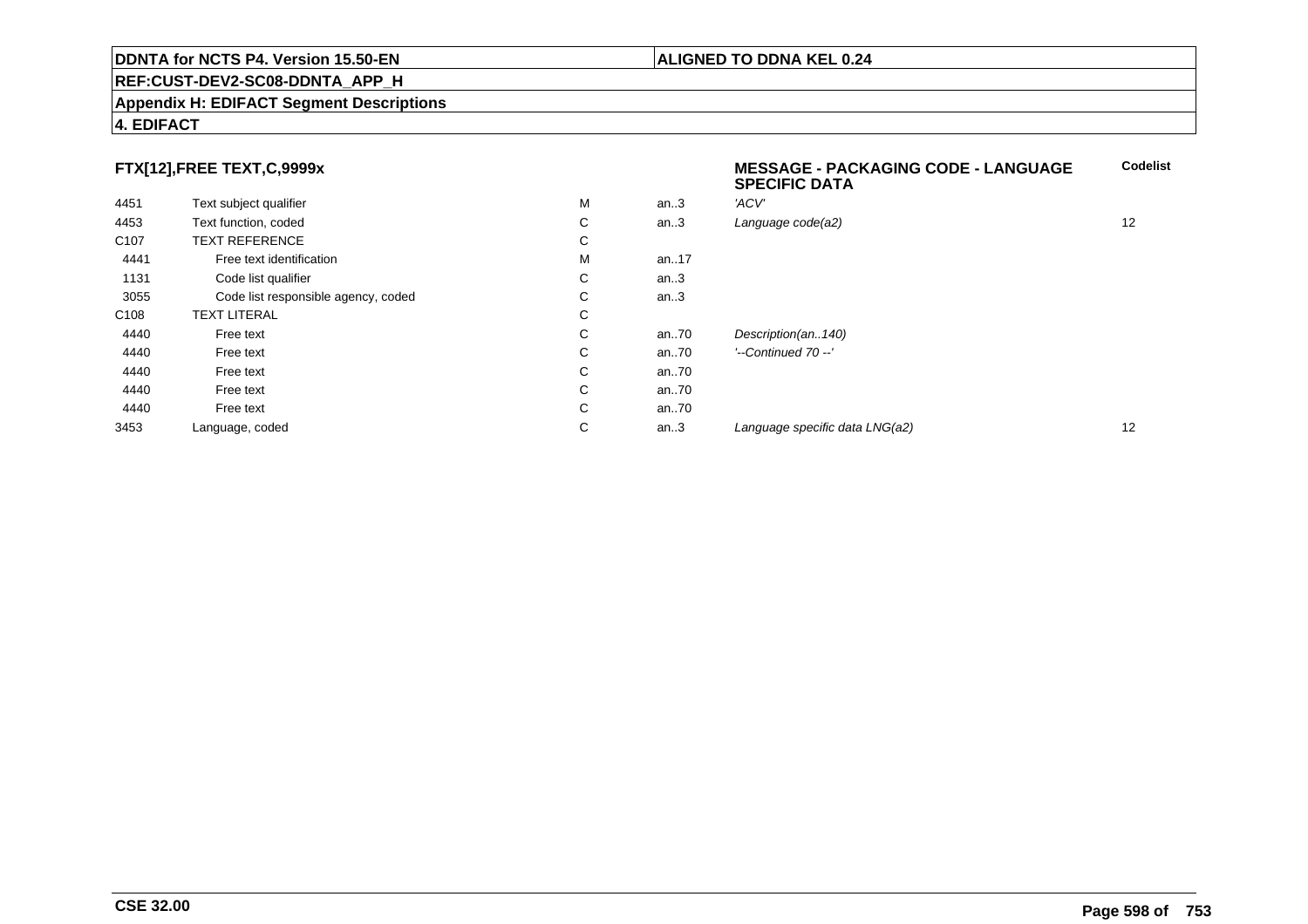## FTX[12],FREE TEXT,C,9999x

**MESSAGE - PACKAGING CODE - LANGUAGE SPECIFIC DATA**

| | | | | | Codelist |
|---|---|---|---|---|---|
| 4451 | Text subject qualifier | M | an..3 | *'ACV'* | |
| 4453 | Text function, coded | C | an..3 | *Language code(a2)* | 12 |
| C107 | TEXT REFERENCE | C | | | |
| 4441 | Free text identification | M | an..17 | | |
| 1131 | Code list qualifier | C | an..3 | | |
| 3055 | Code list responsible agency, coded | C | an..3 | | |
| C108 | TEXT LITERAL | C | | | |
| 4440 | Free text | C | an..70 | *Description(an..140)* | |
| 4440 | Free text | C | an..70 | *'--Continued 70 --'* | |
| 4440 | Free text | C | an..70 | | |
| 4440 | Free text | C | an..70 | | |
| 4440 | Free text | C | an..70 | | |
| 3453 | Language, coded | C | an..3 | *Language specific data LNG(a2)* | 12 |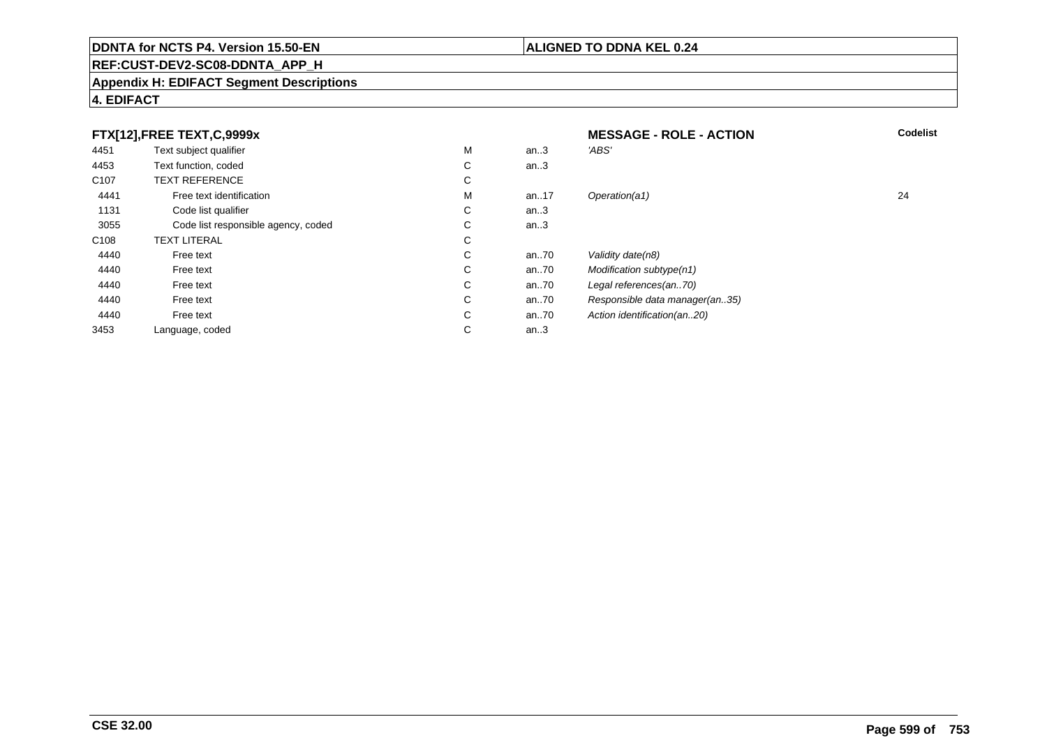## FTX[12],FREE TEXT,C,9999x

| | | | | MESSAGE - ROLE - ACTION | Codelist |
|---|---|---|---|---|---|
| 4451 | Text subject qualifier | M | an..3 | *'ABS'* | |
| 4453 | Text function, coded | C | an..3 | | |
| C107 | TEXT REFERENCE | C | | | |
| 4441 | Free text identification | M | an..17 | *Operation(a1)* | 24 |
| 1131 | Code list qualifier | C | an..3 | | |
| 3055 | Code list responsible agency, coded | C | an..3 | | |
| C108 | TEXT LITERAL | C | | | |
| 4440 | Free text | C | an..70 | *Validity date(n8)* | |
| 4440 | Free text | C | an..70 | *Modification subtype(n1)* | |
| 4440 | Free text | C | an..70 | *Legal references(an..70)* | |
| 4440 | Free text | C | an..70 | *Responsible data manager(an..35)* | |
| 4440 | Free text | C | an..70 | *Action identification(an..20)* | |
| 3453 | Language, coded | C | an..3 | | |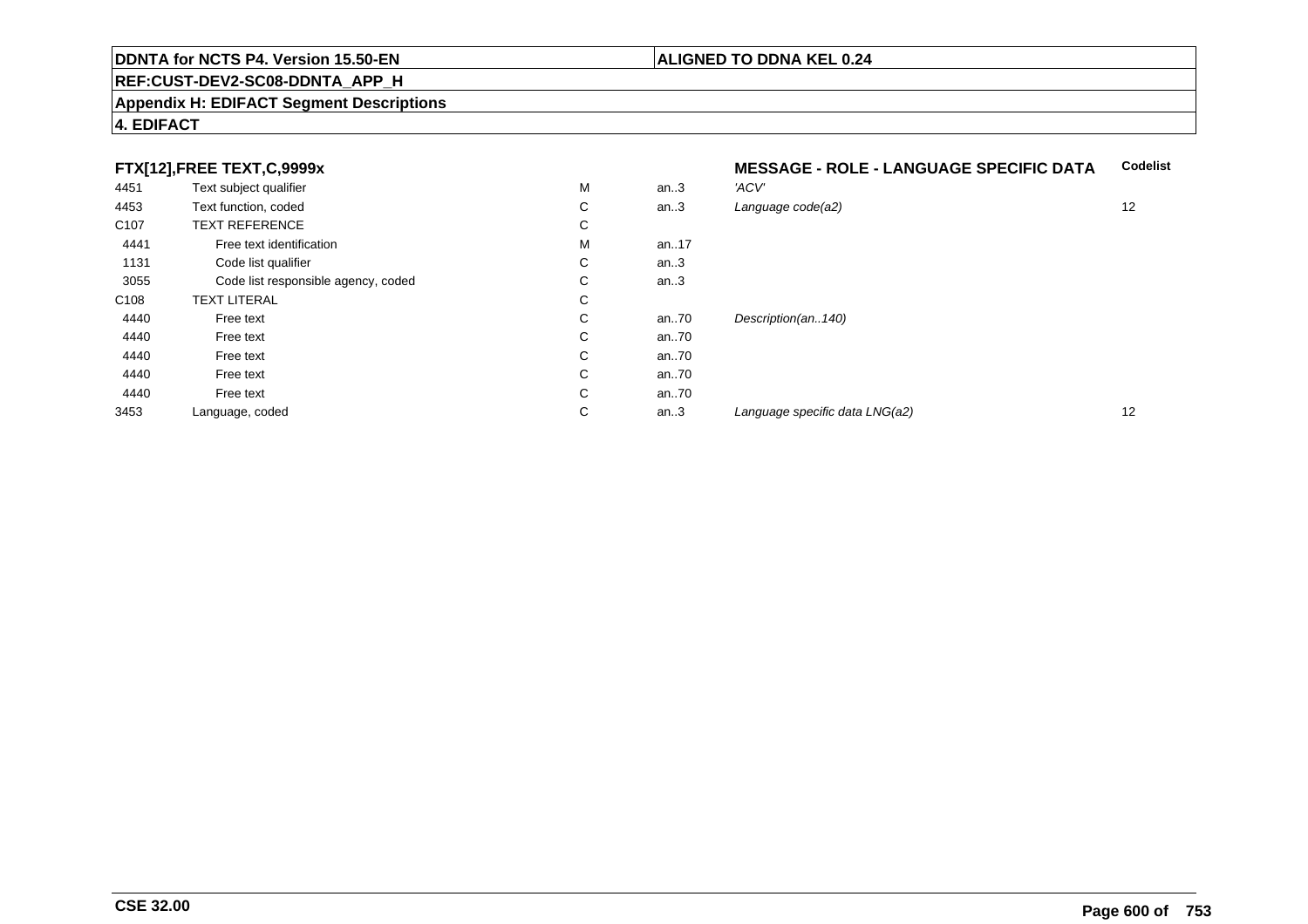**DDNTA for NCTS P4. Version 15.50-EN** | **ALIGNED TO DDNA KEL 0.24**

**REF:CUST-DEV2-SC08-DDNTA_APP_H**

**Appendix H: EDIFACT Segment Descriptions**

**4. EDIFACT**

### FTX[12],FREE TEXT,C,9999x

**MESSAGE - ROLE - LANGUAGE SPECIFIC DATA**

| | | | | | Codelist |
|---|---|---|---|---|---|
| 4451 | Text subject qualifier | M | an..3 | *'ACV'* | |
| 4453 | Text function, coded | C | an..3 | *Language code(a2)* | 12 |
| C107 | TEXT REFERENCE | C | | | |
| 4441 | Free text identification | M | an..17 | | |
| 1131 | Code list qualifier | C | an..3 | | |
| 3055 | Code list responsible agency, coded | C | an..3 | | |
| C108 | TEXT LITERAL | C | | | |
| 4440 | Free text | C | an..70 | *Description(an..140)* | |
| 4440 | Free text | C | an..70 | | |
| 4440 | Free text | C | an..70 | | |
| 4440 | Free text | C | an..70 | | |
| 4440 | Free text | C | an..70 | | |
| 3453 | Language, coded | C | an..3 | *Language specific data LNG(a2)* | 12 |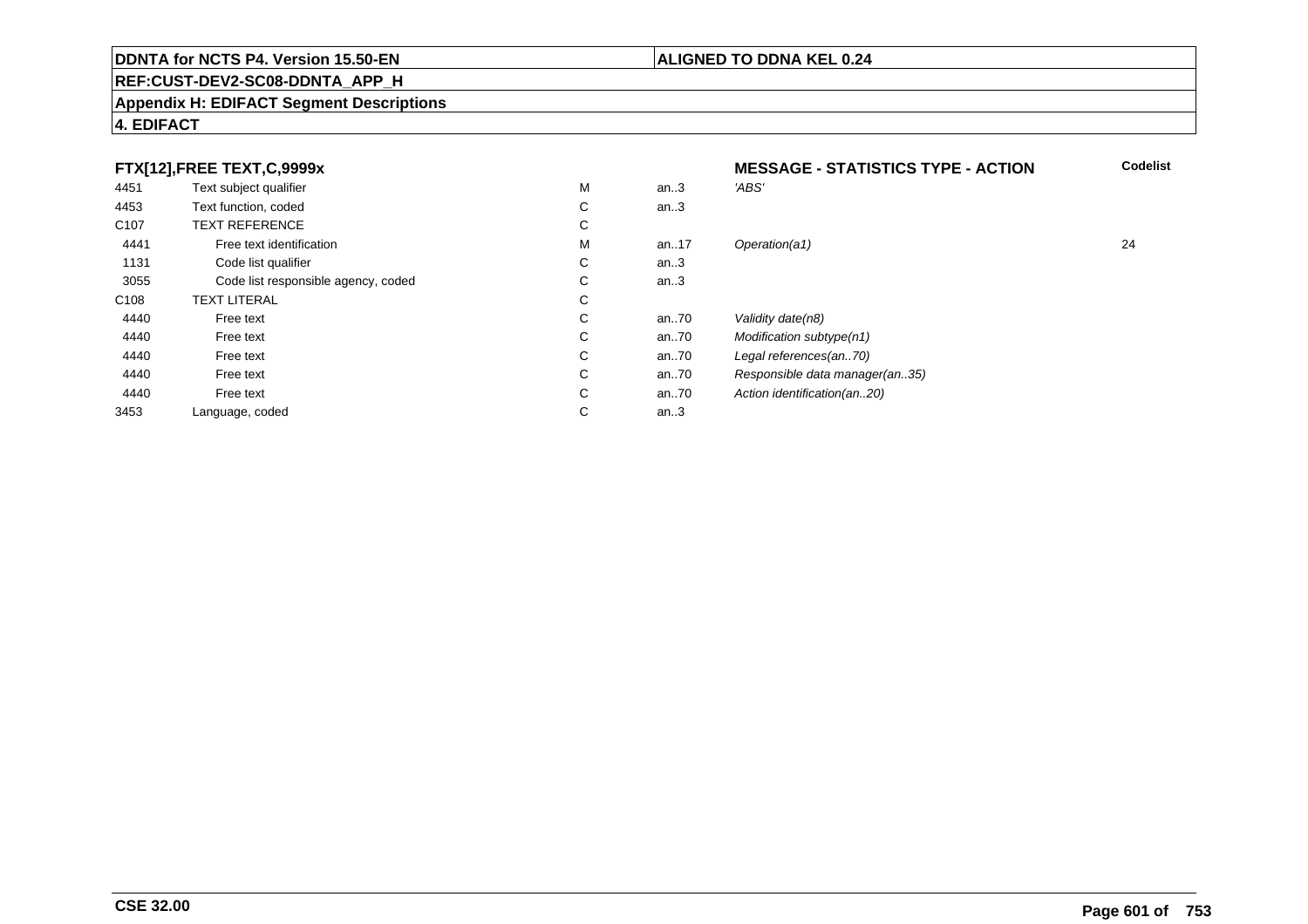**FTX[12],FREE TEXT,C,9999x** | **MESSAGE - STATISTICS TYPE - ACTION** | **Codelist**

| | | | | | |
|---|---|---|---|---|---|
| 4451 | Text subject qualifier | M | an..3 | *'ABS'* | |
| 4453 | Text function, coded | C | an..3 | | |
| C107 | TEXT REFERENCE | C | | | |
| 4441 | Free text identification | M | an..17 | *Operation(a1)* | 24 |
| 1131 | Code list qualifier | C | an..3 | | |
| 3055 | Code list responsible agency, coded | C | an..3 | | |
| C108 | TEXT LITERAL | C | | | |
| 4440 | Free text | C | an..70 | *Validity date(n8)* | |
| 4440 | Free text | C | an..70 | *Modification subtype(n1)* | |
| 4440 | Free text | C | an..70 | *Legal references(an..70)* | |
| 4440 | Free text | C | an..70 | *Responsible data manager(an..35)* | |
| 4440 | Free text | C | an..70 | *Action identification(an..20)* | |
| 3453 | Language, coded | C | an..3 | | |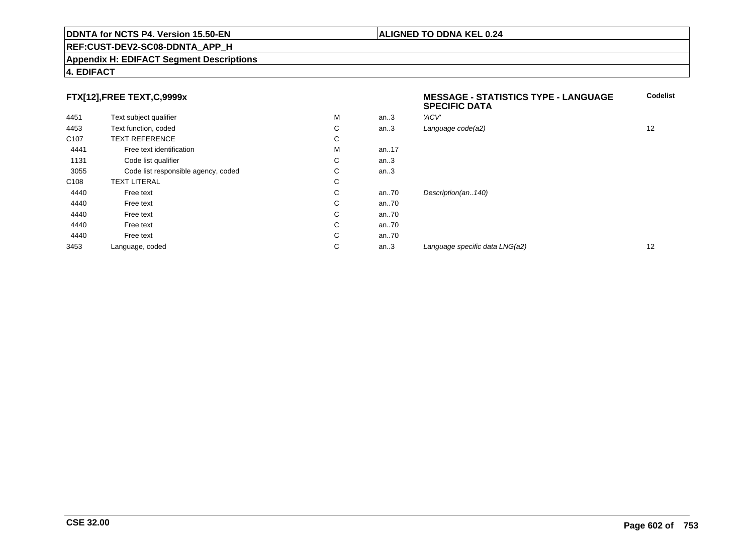**FTX[12],FREE TEXT,C,9999x**

**MESSAGE - STATISTICS TYPE - LANGUAGE SPECIFIC DATA**

| | | | | | Codelist |
|---|---|---|---|---|---|
| 4451 | Text subject qualifier | M | an..3 | *'ACV'* | |
| 4453 | Text function, coded | C | an..3 | *Language code(a2)* | 12 |
| C107 | TEXT REFERENCE | C | | | |
| 4441 | Free text identification | M | an..17 | | |
| 1131 | Code list qualifier | C | an..3 | | |
| 3055 | Code list responsible agency, coded | C | an..3 | | |
| C108 | TEXT LITERAL | C | | | |
| 4440 | Free text | C | an..70 | *Description(an..140)* | |
| 4440 | Free text | C | an..70 | | |
| 4440 | Free text | C | an..70 | | |
| 4440 | Free text | C | an..70 | | |
| 4440 | Free text | C | an..70 | | |
| 3453 | Language, coded | C | an..3 | *Language specific data LNG(a2)* | 12 |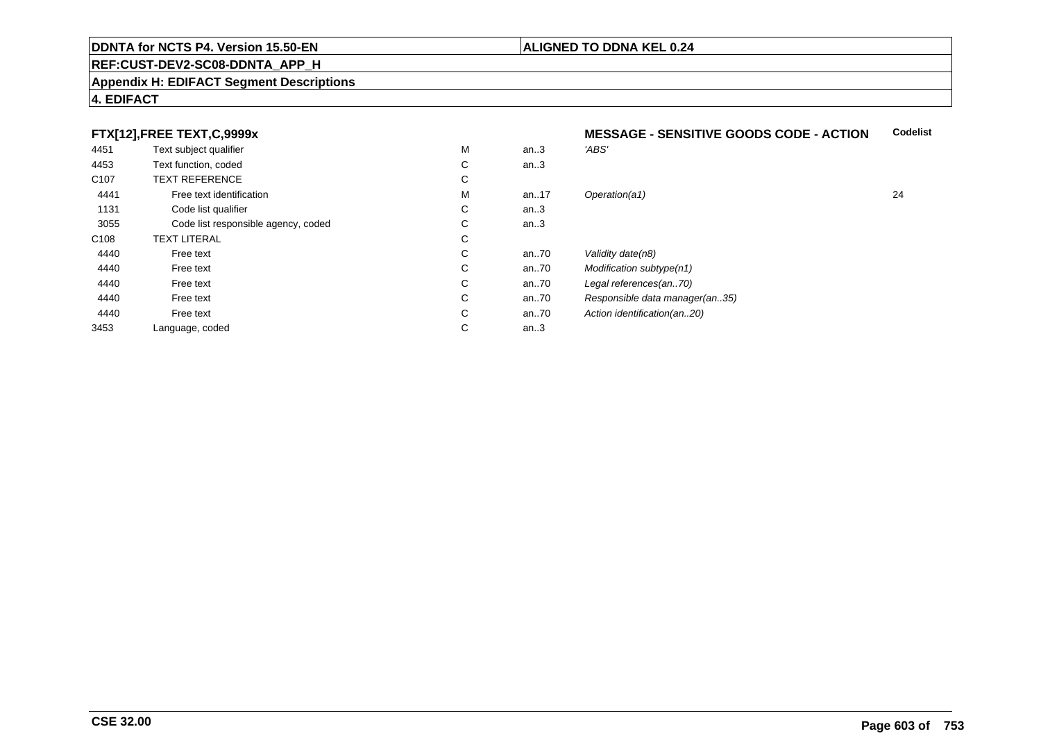**DDNTA for NCTS P4. Version 15.50-EN** | **ALIGNED TO DDNA KEL 0.24**

**REF:CUST-DEV2-SC08-DDNTA_APP_H**

**Appendix H: EDIFACT Segment Descriptions**

**4. EDIFACT**

### FTX[12],FREE TEXT,C,9999x — MESSAGE - SENSITIVE GOODS CODE - ACTION

| | | | | | Codelist |
|---|---|---|---|---|---|
| 4451 | Text subject qualifier | M | an..3 | *'ABS'* | |
| 4453 | Text function, coded | C | an..3 | | |
| C107 | TEXT REFERENCE | C | | | |
| 4441 | Free text identification | M | an..17 | *Operation(a1)* | 24 |
| 1131 | Code list qualifier | C | an..3 | | |
| 3055 | Code list responsible agency, coded | C | an..3 | | |
| C108 | TEXT LITERAL | C | | | |
| 4440 | Free text | C | an..70 | *Validity date(n8)* | |
| 4440 | Free text | C | an..70 | *Modification subtype(n1)* | |
| 4440 | Free text | C | an..70 | *Legal references(an..70)* | |
| 4440 | Free text | C | an..70 | *Responsible data manager(an..35)* | |
| 4440 | Free text | C | an..70 | *Action identification(an..20)* | |
| 3453 | Language, coded | C | an..3 | | |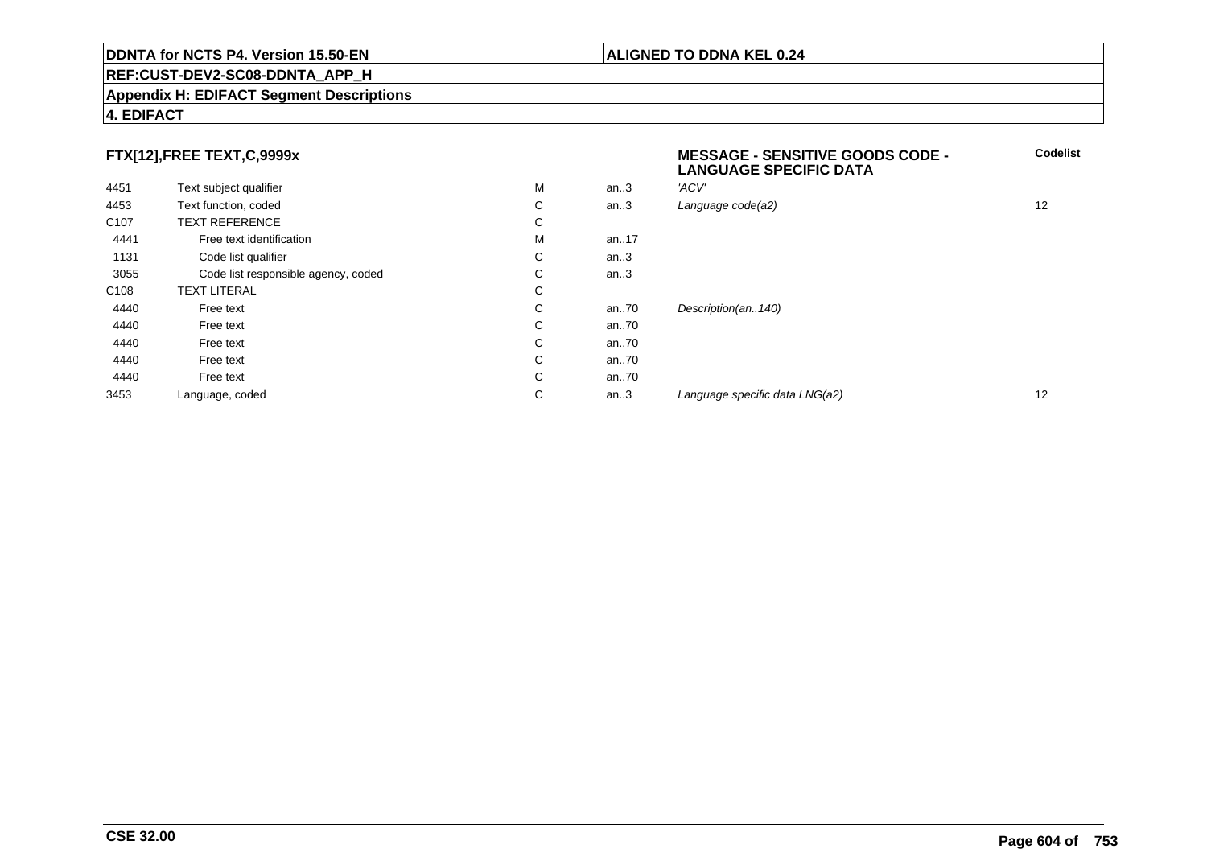**DDNTA for NCTS P4. Version 15.50-EN** | **ALIGNED TO DDNA KEL 0.24**

**REF:CUST-DEV2-SC08-DDNTA_APP_H**

**Appendix H: EDIFACT Segment Descriptions**

**4. EDIFACT**

| FTX[12],FREE TEXT,C,9999x | | | | MESSAGE - SENSITIVE GOODS CODE - LANGUAGE SPECIFIC DATA | Codelist |
|---|---|---|---|---|---|
| 4451 | Text subject qualifier | M | an..3 | *'ACV'* | |
| 4453 | Text function, coded | C | an..3 | *Language code(a2)* | 12 |
| C107 | TEXT REFERENCE | C | | | |
| 4441 | Free text identification | M | an..17 | | |
| 1131 | Code list qualifier | C | an..3 | | |
| 3055 | Code list responsible agency, coded | C | an..3 | | |
| C108 | TEXT LITERAL | C | | | |
| 4440 | Free text | C | an..70 | *Description(an..140)* | |
| 4440 | Free text | C | an..70 | | |
| 4440 | Free text | C | an..70 | | |
| 4440 | Free text | C | an..70 | | |
| 4440 | Free text | C | an..70 | | |
| 3453 | Language, coded | C | an..3 | *Language specific data LNG(a2)* | 12 |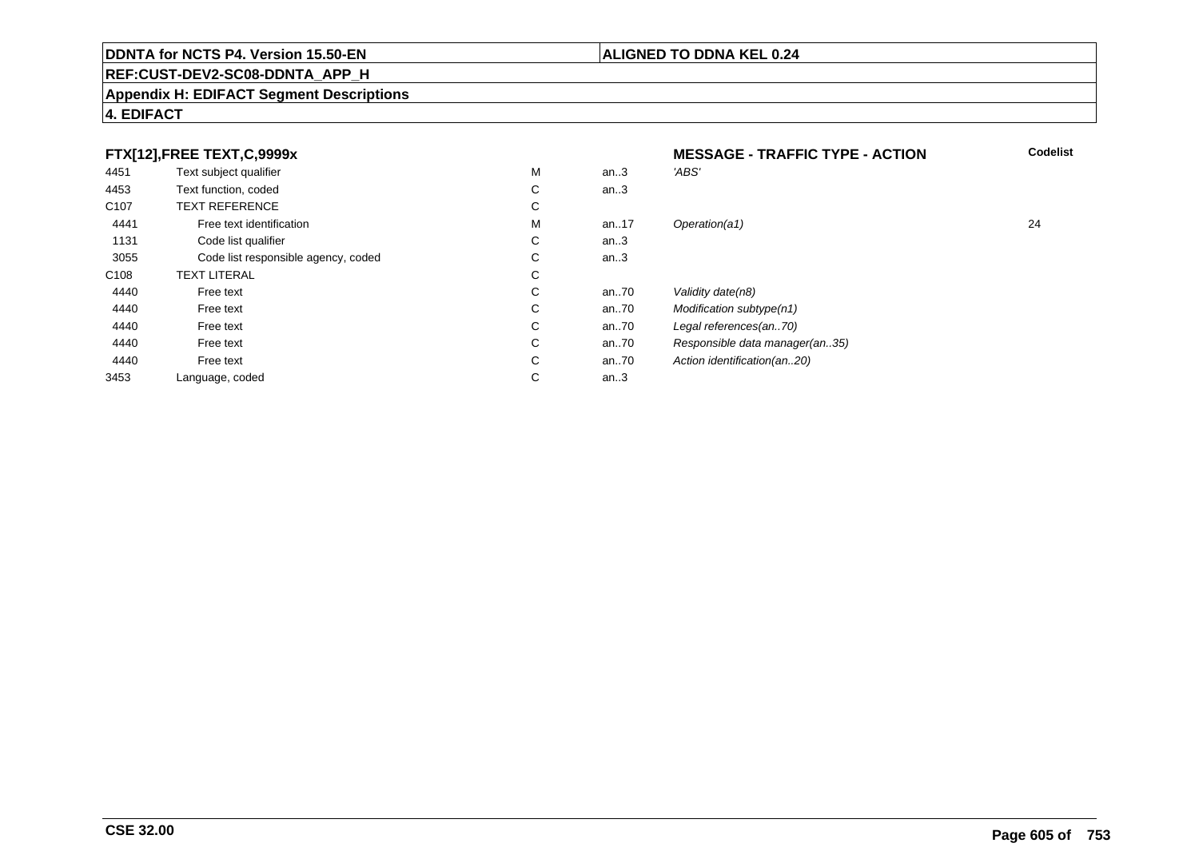**FTX[12],FREE TEXT,C,9999x** — **MESSAGE - TRAFFIC TYPE - ACTION**

| | | | | | Codelist |
|---|---|---|---|---|---|
| 4451 | Text subject qualifier | M | an..3 | *'ABS'* | |
| 4453 | Text function, coded | C | an..3 | | |
| C107 | TEXT REFERENCE | C | | | |
| 4441 | Free text identification | M | an..17 | *Operation(a1)* | 24 |
| 1131 | Code list qualifier | C | an..3 | | |
| 3055 | Code list responsible agency, coded | C | an..3 | | |
| C108 | TEXT LITERAL | C | | | |
| 4440 | Free text | C | an..70 | *Validity date(n8)* | |
| 4440 | Free text | C | an..70 | *Modification subtype(n1)* | |
| 4440 | Free text | C | an..70 | *Legal references(an..70)* | |
| 4440 | Free text | C | an..70 | *Responsible data manager(an..35)* | |
| 4440 | Free text | C | an..70 | *Action identification(an..20)* | |
| 3453 | Language, coded | C | an..3 | | |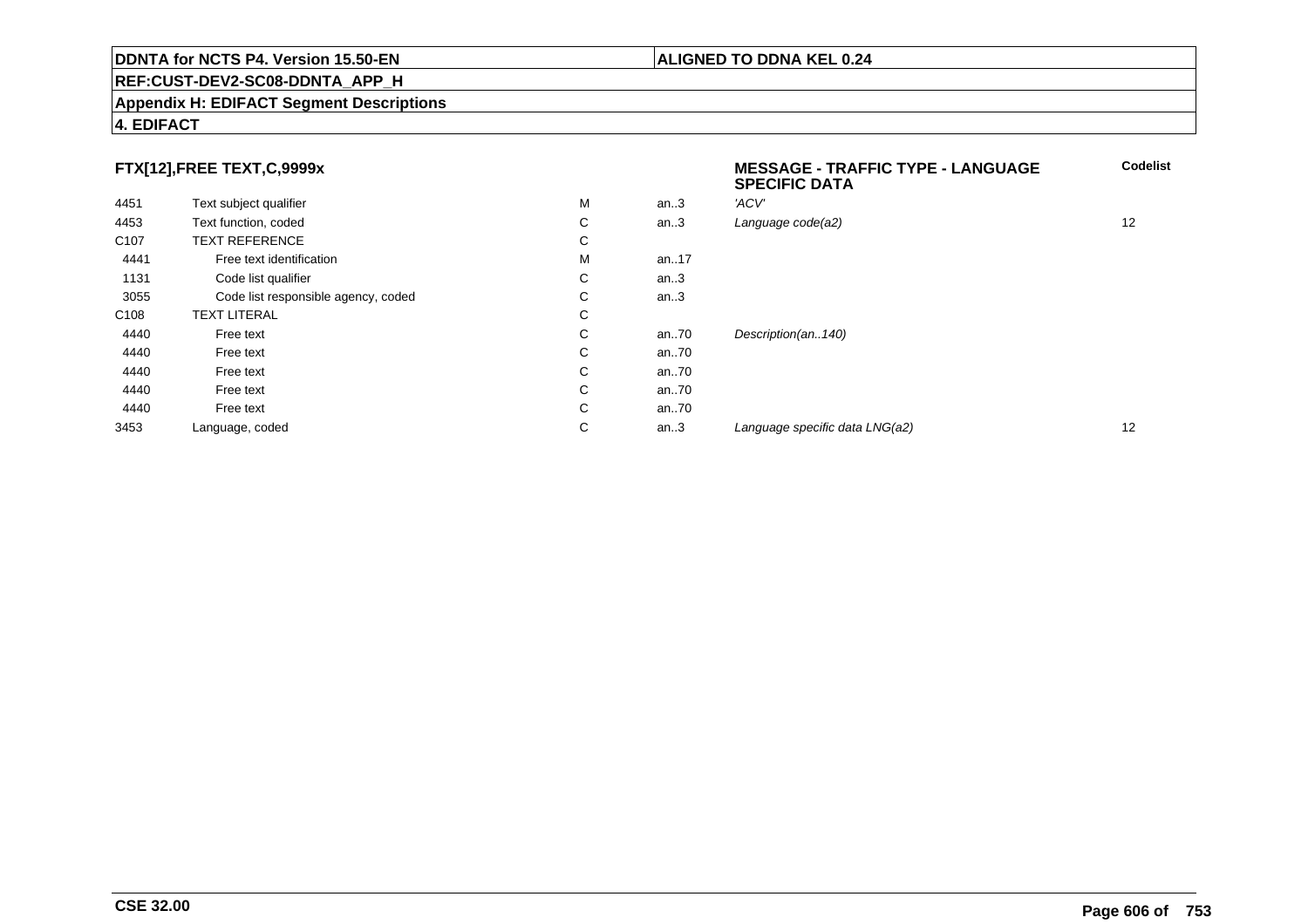**DDNTA for NCTS P4. Version 15.50-EN** | **ALIGNED TO DDNA KEL 0.24**

**REF:CUST-DEV2-SC08-DDNTA_APP_H**

**Appendix H: EDIFACT Segment Descriptions**

**4. EDIFACT**

| **FTX[12],FREE TEXT,C,9999x** | | | | **MESSAGE - TRAFFIC TYPE - LANGUAGE SPECIFIC DATA** | **Codelist** |
|---|---|---|---|---|---|
| 4451 | Text subject qualifier | M | an..3 | *'ACV'* | |
| 4453 | Text function, coded | C | an..3 | *Language code(a2)* | 12 |
| C107 | TEXT REFERENCE | C | | | |
| 4441 | Free text identification | M | an..17 | | |
| 1131 | Code list qualifier | C | an..3 | | |
| 3055 | Code list responsible agency, coded | C | an..3 | | |
| C108 | TEXT LITERAL | C | | | |
| 4440 | Free text | C | an..70 | *Description(an..140)* | |
| 4440 | Free text | C | an..70 | | |
| 4440 | Free text | C | an..70 | | |
| 4440 | Free text | C | an..70 | | |
| 4440 | Free text | C | an..70 | | |
| 3453 | Language, coded | C | an..3 | *Language specific data LNG(a2)* | 12 |

**CSE 32.00**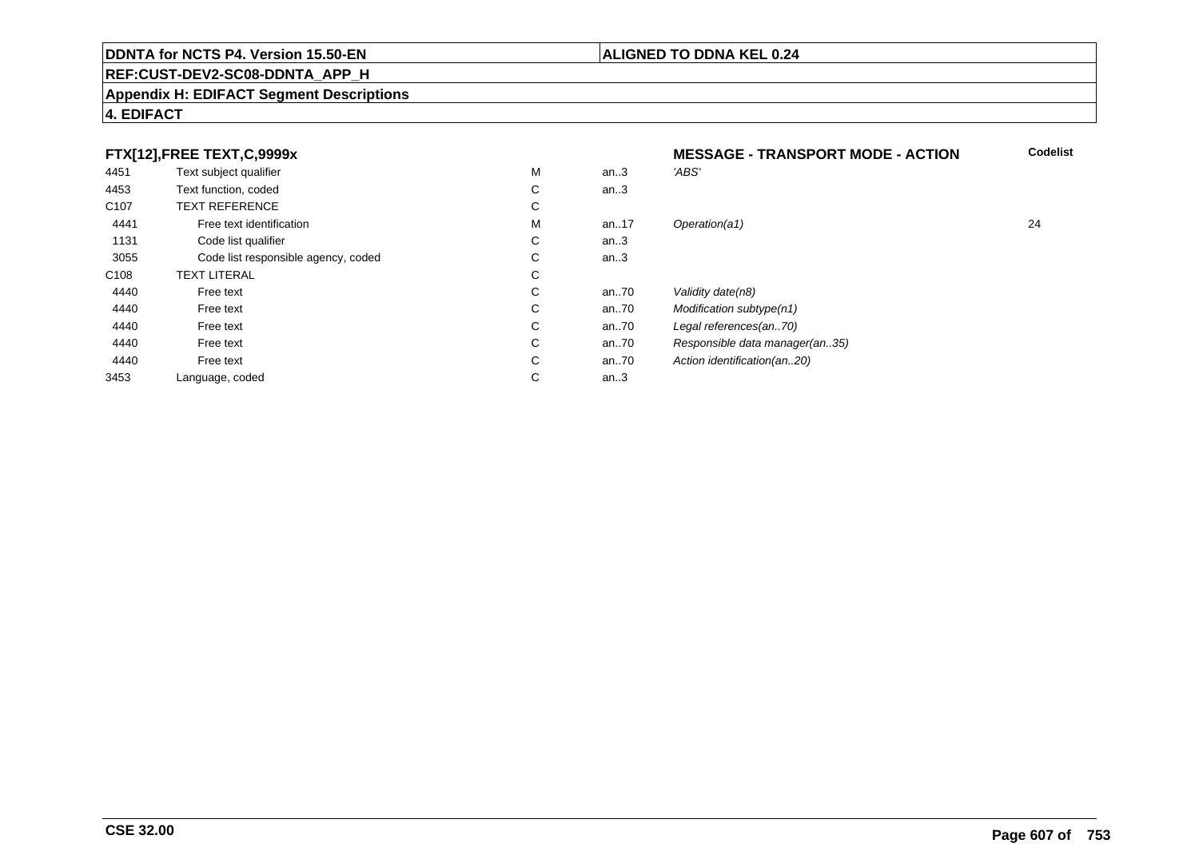## FTX[12],FREE TEXT,C,9999x

**MESSAGE - TRANSPORT MODE - ACTION**

| | | | | | Codelist |
|---|---|---|---|---|---|
| 4451 | Text subject qualifier | M | an..3 | *'ABS'* | |
| 4453 | Text function, coded | C | an..3 | | |
| C107 | TEXT REFERENCE | C | | | |
| 4441 | Free text identification | M | an..17 | *Operation(a1)* | 24 |
| 1131 | Code list qualifier | C | an..3 | | |
| 3055 | Code list responsible agency, coded | C | an..3 | | |
| C108 | TEXT LITERAL | C | | | |
| 4440 | Free text | C | an..70 | *Validity date(n8)* | |
| 4440 | Free text | C | an..70 | *Modification subtype(n1)* | |
| 4440 | Free text | C | an..70 | *Legal references(an..70)* | |
| 4440 | Free text | C | an..70 | *Responsible data manager(an..35)* | |
| 4440 | Free text | C | an..70 | *Action identification(an..20)* | |
| 3453 | Language, coded | C | an..3 | | |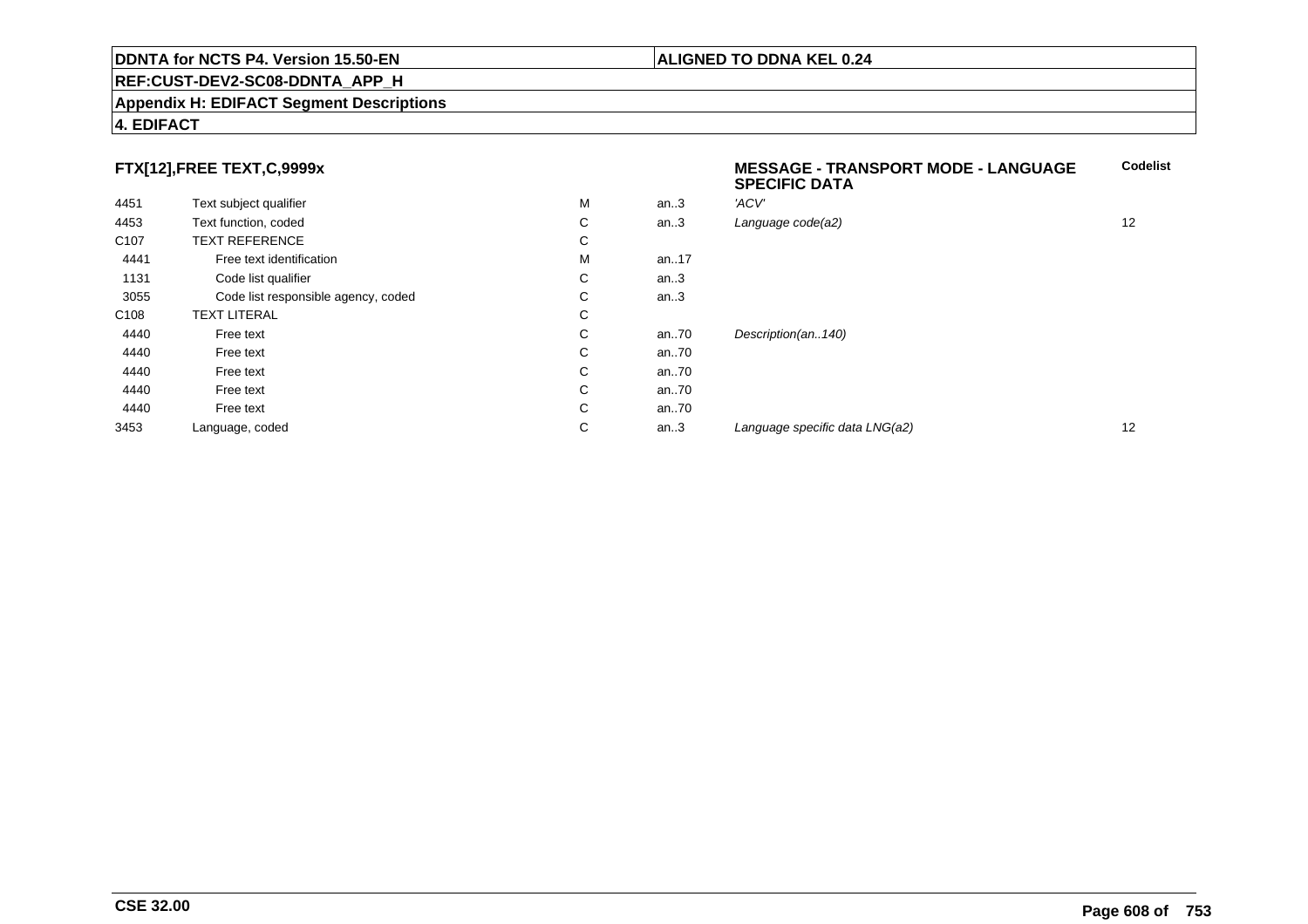**DDNTA for NCTS P4. Version 15.50-EN** | **ALIGNED TO DDNA KEL 0.24**

**REF:CUST-DEV2-SC08-DDNTA_APP_H**

**Appendix H: EDIFACT Segment Descriptions**

**4. EDIFACT**

## FTX[12],FREE TEXT,C,9999x

| | | | | **MESSAGE - TRANSPORT MODE - LANGUAGE SPECIFIC DATA** | **Codelist** |
|---|---|---|---|---|---|
| 4451 | Text subject qualifier | M | an..3 | *'ACV'* | |
| 4453 | Text function, coded | C | an..3 | *Language code(a2)* | 12 |
| C107 | TEXT REFERENCE | C | | | |
| 4441 | Free text identification | M | an..17 | | |
| 1131 | Code list qualifier | C | an..3 | | |
| 3055 | Code list responsible agency, coded | C | an..3 | | |
| C108 | TEXT LITERAL | C | | | |
| 4440 | Free text | C | an..70 | *Description(an..140)* | |
| 4440 | Free text | C | an..70 | | |
| 4440 | Free text | C | an..70 | | |
| 4440 | Free text | C | an..70 | | |
| 4440 | Free text | C | an..70 | | |
| 3453 | Language, coded | C | an..3 | *Language specific data LNG(a2)* | 12 |

**CSE 32.00**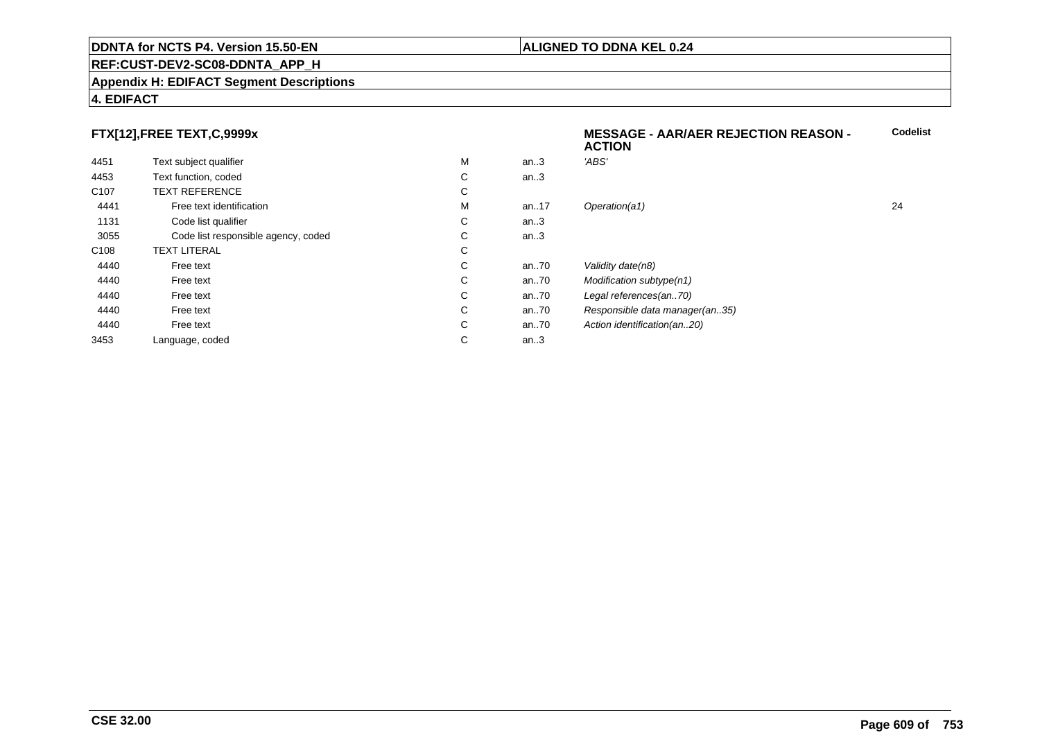**DDNTA for NCTS P4. Version 15.50-EN** | **ALIGNED TO DDNA KEL 0.24**

**REF:CUST-DEV2-SC08-DDNTA_APP_H**

**Appendix H: EDIFACT Segment Descriptions**

**4. EDIFACT**

### FTX[12],FREE TEXT,C,9999x

| | | | | MESSAGE - AAR/AER REJECTION REASON - ACTION | Codelist |
|---|---|---|---|---|---|
| 4451 | Text subject qualifier | M | an..3 | *'ABS'* | |
| 4453 | Text function, coded | C | an..3 | | |
| C107 | TEXT REFERENCE | C | | | |
| 4441 | Free text identification | M | an..17 | *Operation(a1)* | 24 |
| 1131 | Code list qualifier | C | an..3 | | |
| 3055 | Code list responsible agency, coded | C | an..3 | | |
| C108 | TEXT LITERAL | C | | | |
| 4440 | Free text | C | an..70 | *Validity date(n8)* | |
| 4440 | Free text | C | an..70 | *Modification subtype(n1)* | |
| 4440 | Free text | C | an..70 | *Legal references(an..70)* | |
| 4440 | Free text | C | an..70 | *Responsible data manager(an..35)* | |
| 4440 | Free text | C | an..70 | *Action identification(an..20)* | |
| 3453 | Language, coded | C | an..3 | | |

**CSE 32.00**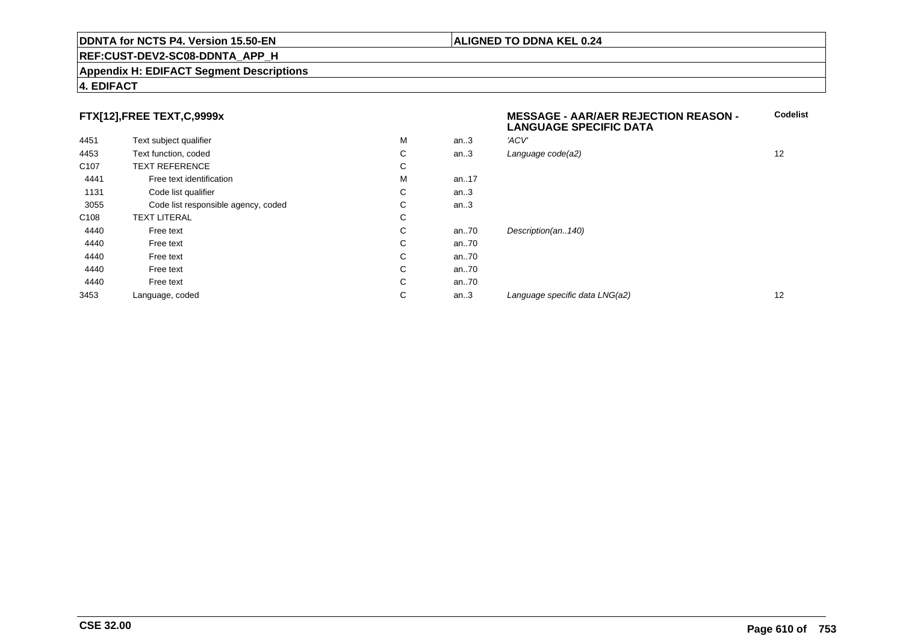**DDNTA for NCTS P4. Version 15.50-EN** | **ALIGNED TO DDNA KEL 0.24**

**REF:CUST-DEV2-SC08-DDNTA_APP_H**

**Appendix H: EDIFACT Segment Descriptions**

**4. EDIFACT**

### FTX[12],FREE TEXT,C,9999x

**MESSAGE - AAR/AER REJECTION REASON - LANGUAGE SPECIFIC DATA**

| | | | | | Codelist |
|---|---|---|---|---|---|
| 4451 | Text subject qualifier | M | an..3 | *'ACV'* | |
| 4453 | Text function, coded | C | an..3 | *Language code(a2)* | 12 |
| C107 | TEXT REFERENCE | C | | | |
| 4441 | Free text identification | M | an..17 | | |
| 1131 | Code list qualifier | C | an..3 | | |
| 3055 | Code list responsible agency, coded | C | an..3 | | |
| C108 | TEXT LITERAL | C | | | |
| 4440 | Free text | C | an..70 | *Description(an..140)* | |
| 4440 | Free text | C | an..70 | | |
| 4440 | Free text | C | an..70 | | |
| 4440 | Free text | C | an..70 | | |
| 4440 | Free text | C | an..70 | | |
| 3453 | Language, coded | C | an..3 | *Language specific data LNG(a2)* | 12 |

**CSE 32.00**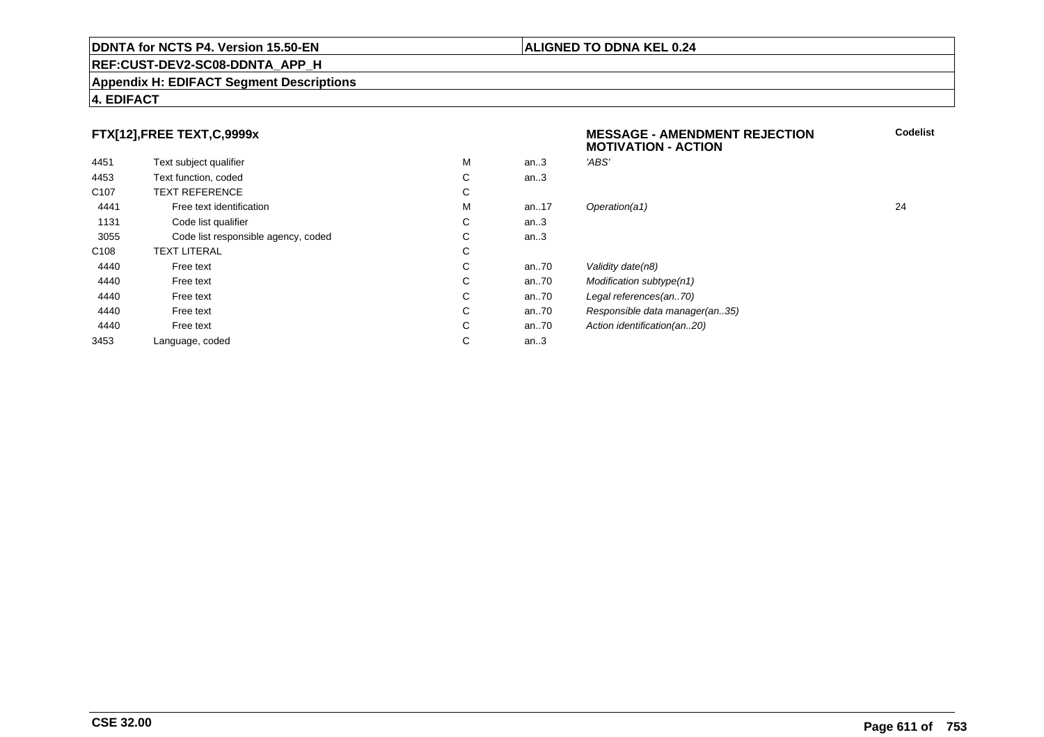## FTX[12],FREE TEXT,C,9999x

**MESSAGE - AMENDMENT REJECTION MOTIVATION - ACTION**

| | | | | | Codelist |
|---|---|---|---|---|---|
| 4451 | Text subject qualifier | M | an..3 | *'ABS'* | |
| 4453 | Text function, coded | C | an..3 | | |
| C107 | TEXT REFERENCE | C | | | |
| 4441 | Free text identification | M | an..17 | *Operation(a1)* | 24 |
| 1131 | Code list qualifier | C | an..3 | | |
| 3055 | Code list responsible agency, coded | C | an..3 | | |
| C108 | TEXT LITERAL | C | | | |
| 4440 | Free text | C | an..70 | *Validity date(n8)* | |
| 4440 | Free text | C | an..70 | *Modification subtype(n1)* | |
| 4440 | Free text | C | an..70 | *Legal references(an..70)* | |
| 4440 | Free text | C | an..70 | *Responsible data manager(an..35)* | |
| 4440 | Free text | C | an..70 | *Action identification(an..20)* | |
| 3453 | Language, coded | C | an..3 | | |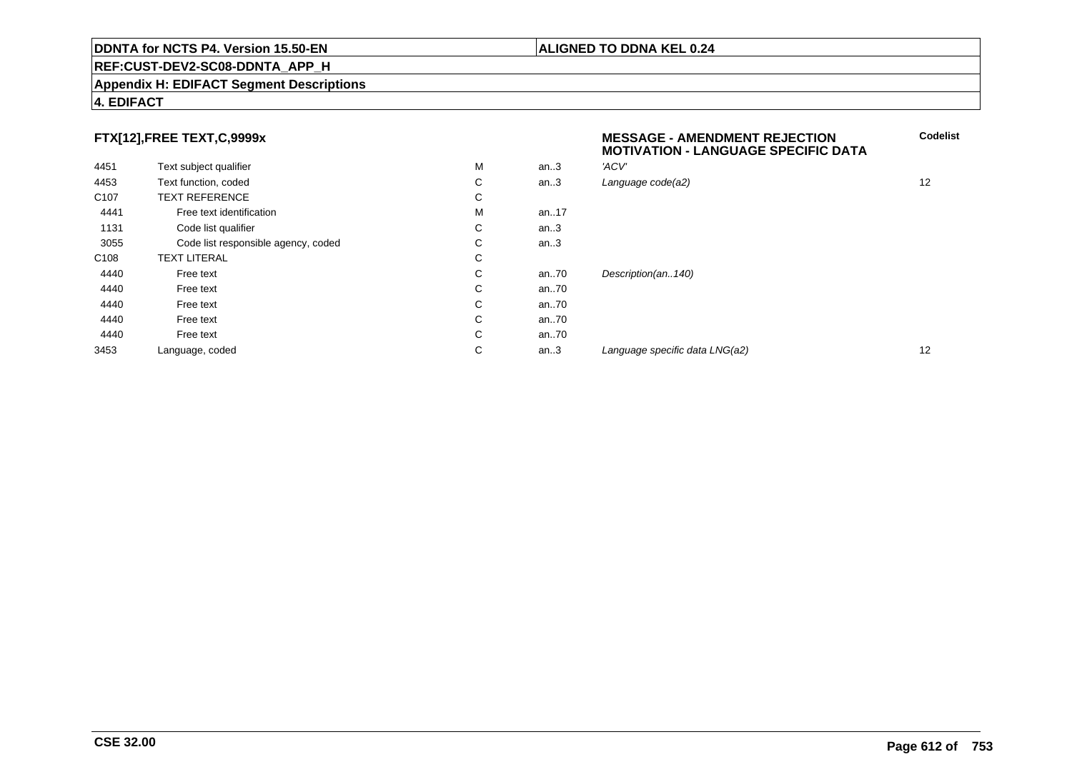**DDNTA for NCTS P4. Version 15.50-EN** | **ALIGNED TO DDNA KEL 0.24**

**REF:CUST-DEV2-SC08-DDNTA_APP_H**

**Appendix H: EDIFACT Segment Descriptions**

**4. EDIFACT**

### FTX[12],FREE TEXT,C,9999x

**MESSAGE - AMENDMENT REJECTION MOTIVATION - LANGUAGE SPECIFIC DATA**

| | | | | | Codelist |
|---|---|---|---|---|---|
| 4451 | Text subject qualifier | M | an..3 | *'ACV'* | |
| 4453 | Text function, coded | C | an..3 | *Language code(a2)* | 12 |
| C107 | TEXT REFERENCE | C | | | |
| 4441 | Free text identification | M | an..17 | | |
| 1131 | Code list qualifier | C | an..3 | | |
| 3055 | Code list responsible agency, coded | C | an..3 | | |
| C108 | TEXT LITERAL | C | | | |
| 4440 | Free text | C | an..70 | *Description(an..140)* | |
| 4440 | Free text | C | an..70 | | |
| 4440 | Free text | C | an..70 | | |
| 4440 | Free text | C | an..70 | | |
| 4440 | Free text | C | an..70 | | |
| 3453 | Language, coded | C | an..3 | *Language specific data LNG(a2)* | 12 |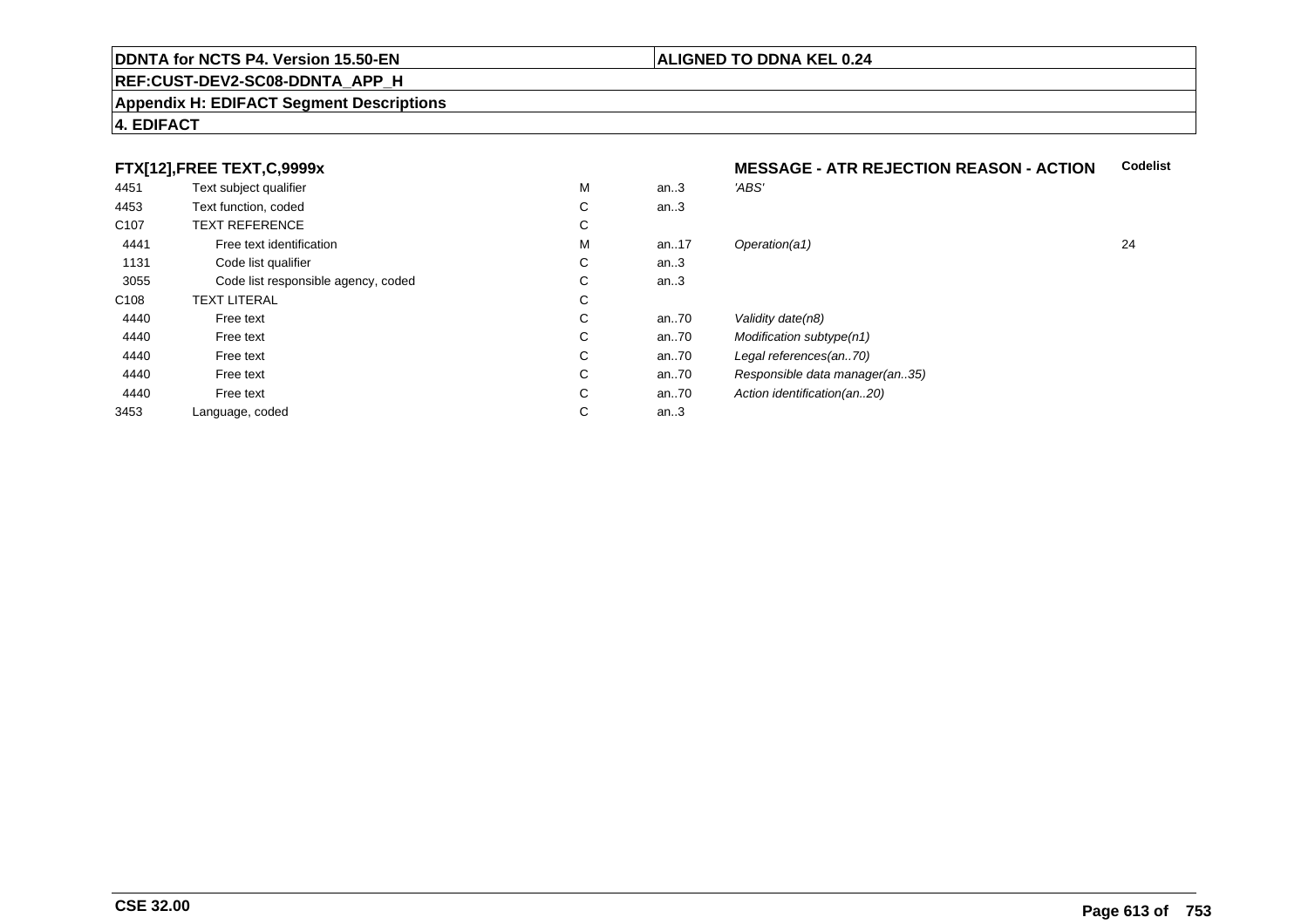**DDNTA for NCTS P4. Version 15.50-EN** | **ALIGNED TO DDNA KEL 0.24**

**REF:CUST-DEV2-SC08-DDNTA_APP_H**

**Appendix H: EDIFACT Segment Descriptions**

**4. EDIFACT**

### FTX[12],FREE TEXT,C,9999x — MESSAGE - ATR REJECTION REASON - ACTION

| | | | | | Codelist |
|---|---|---|---|---|---|
| 4451 | Text subject qualifier | M | an..3 | *'ABS'* | |
| 4453 | Text function, coded | C | an..3 | | |
| C107 | TEXT REFERENCE | C | | | |
| 4441 | Free text identification | M | an..17 | *Operation(a1)* | 24 |
| 1131 | Code list qualifier | C | an..3 | | |
| 3055 | Code list responsible agency, coded | C | an..3 | | |
| C108 | TEXT LITERAL | C | | | |
| 4440 | Free text | C | an..70 | *Validity date(n8)* | |
| 4440 | Free text | C | an..70 | *Modification subtype(n1)* | |
| 4440 | Free text | C | an..70 | *Legal references(an..70)* | |
| 4440 | Free text | C | an..70 | *Responsible data manager(an..35)* | |
| 4440 | Free text | C | an..70 | *Action identification(an..20)* | |
| 3453 | Language, coded | C | an..3 | | |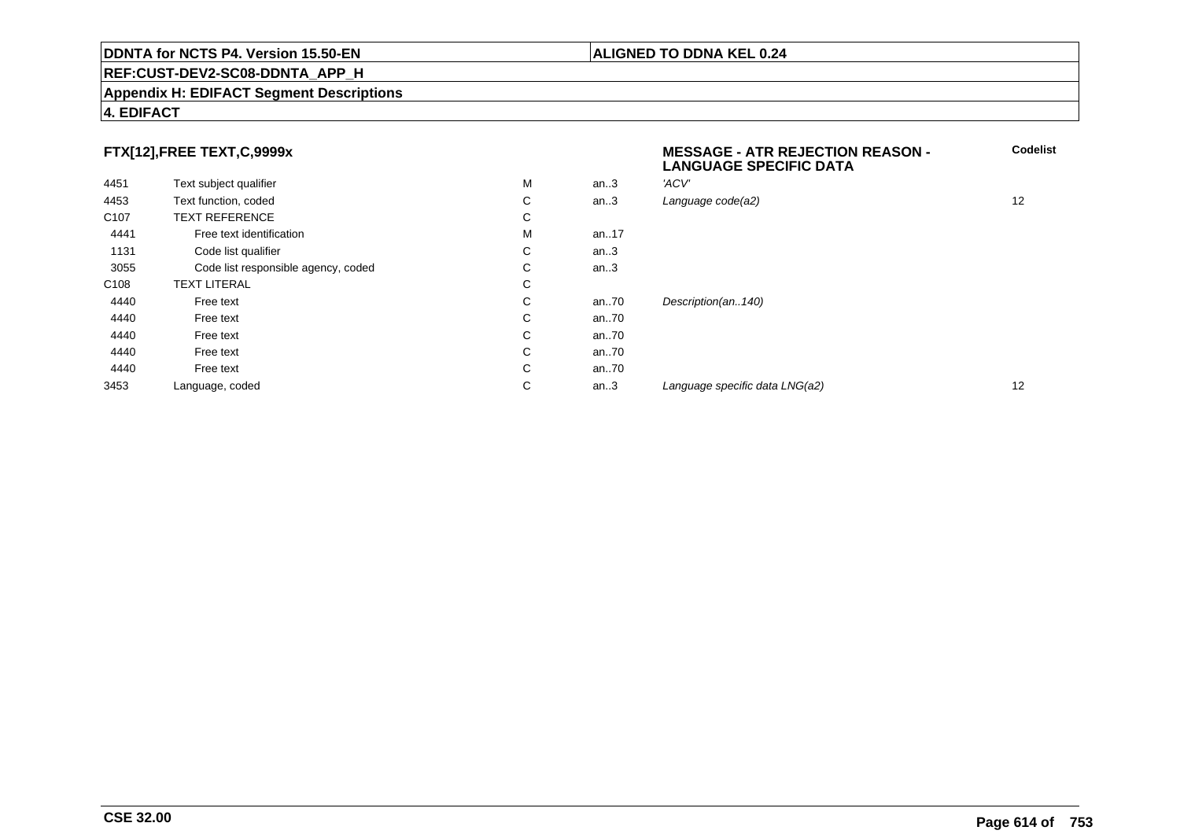**DDNTA for NCTS P4. Version 15.50-EN** | **ALIGNED TO DDNA KEL 0.24**

**REF:CUST-DEV2-SC08-DDNTA_APP_H**

**Appendix H: EDIFACT Segment Descriptions**

**4. EDIFACT**

| FTX[12],FREE TEXT,C,9999x | | | | MESSAGE - ATR REJECTION REASON - LANGUAGE SPECIFIC DATA | Codelist |
|---|---|---|---|---|---|
| 4451 | Text subject qualifier | M | an..3 | *'ACV'* | |
| 4453 | Text function, coded | C | an..3 | *Language code(a2)* | 12 |
| C107 | TEXT REFERENCE | C | | | |
| 4441 | Free text identification | M | an..17 | | |
| 1131 | Code list qualifier | C | an..3 | | |
| 3055 | Code list responsible agency, coded | C | an..3 | | |
| C108 | TEXT LITERAL | C | | | |
| 4440 | Free text | C | an..70 | *Description(an..140)* | |
| 4440 | Free text | C | an..70 | | |
| 4440 | Free text | C | an..70 | | |
| 4440 | Free text | C | an..70 | | |
| 4440 | Free text | C | an..70 | | |
| 3453 | Language, coded | C | an..3 | *Language specific data LNG(a2)* | 12 |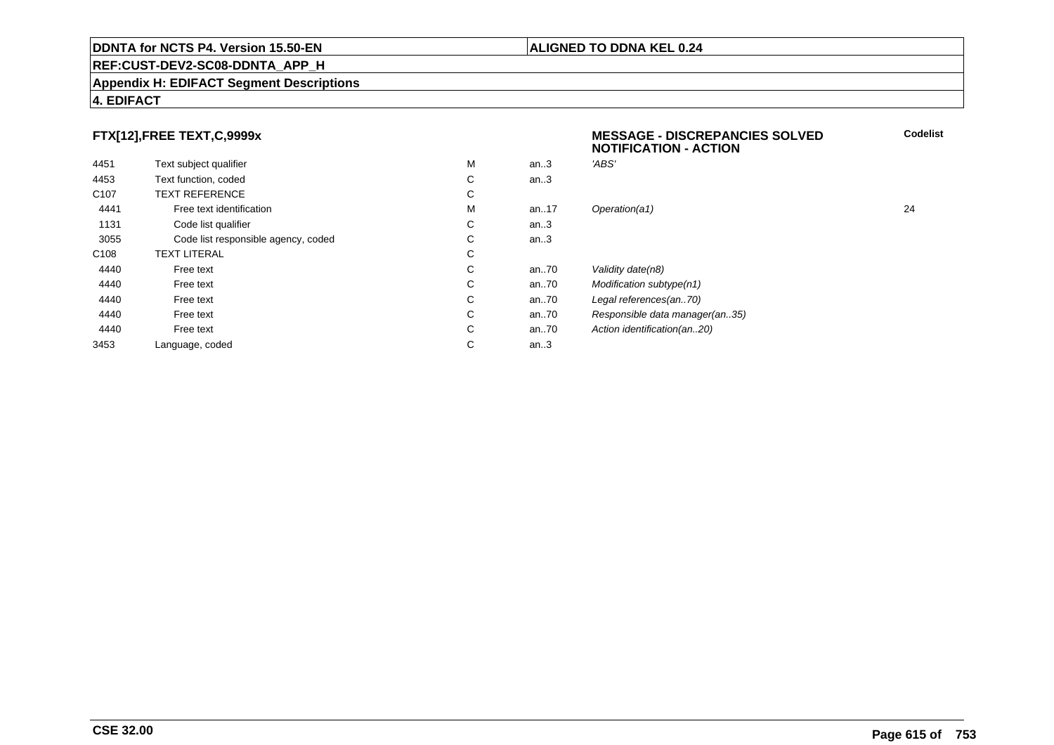**FTX[12],FREE TEXT,C,9999x**

**MESSAGE - DISCREPANCIES SOLVED NOTIFICATION - ACTION**

| | | | | | Codelist |
|---|---|---|---|---|---|
| 4451 | Text subject qualifier | M | an..3 | *'ABS'* | |
| 4453 | Text function, coded | C | an..3 | | |
| C107 | TEXT REFERENCE | C | | | |
| 4441 | Free text identification | M | an..17 | *Operation(a1)* | 24 |
| 1131 | Code list qualifier | C | an..3 | | |
| 3055 | Code list responsible agency, coded | C | an..3 | | |
| C108 | TEXT LITERAL | C | | | |
| 4440 | Free text | C | an..70 | *Validity date(n8)* | |
| 4440 | Free text | C | an..70 | *Modification subtype(n1)* | |
| 4440 | Free text | C | an..70 | *Legal references(an..70)* | |
| 4440 | Free text | C | an..70 | *Responsible data manager(an..35)* | |
| 4440 | Free text | C | an..70 | *Action identification(an..20)* | |
| 3453 | Language, coded | C | an..3 | | |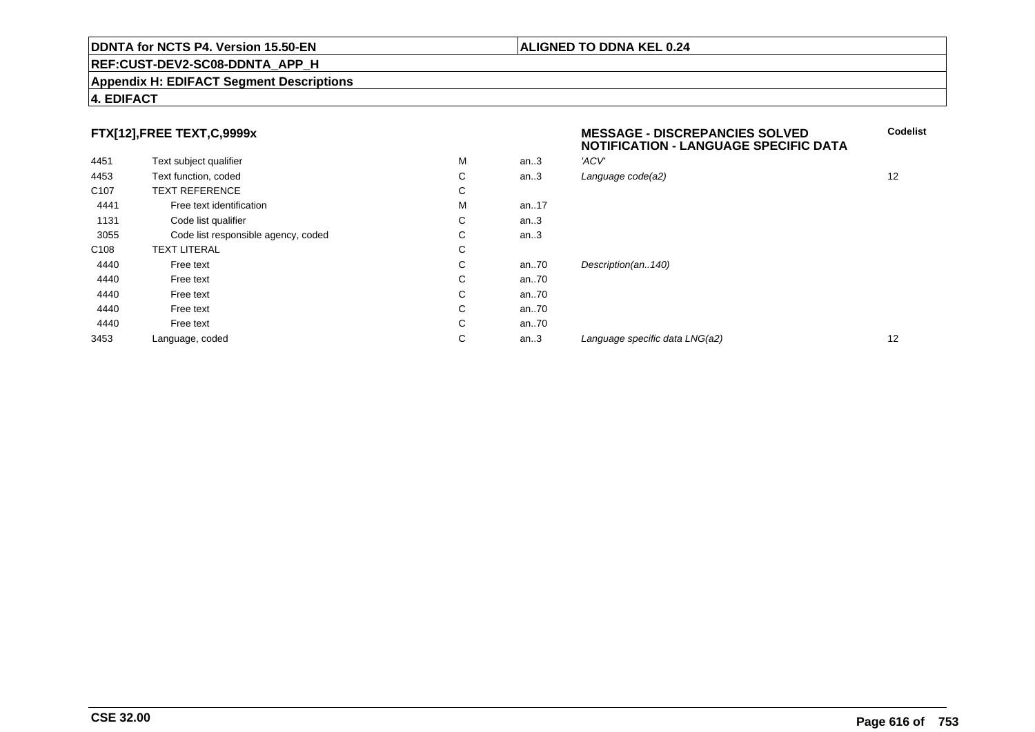**DDNTA for NCTS P4. Version 15.50-EN** | **ALIGNED TO DDNA KEL 0.24**

**REF:CUST-DEV2-SC08-DDNTA_APP_H**

**Appendix H: EDIFACT Segment Descriptions**

**4. EDIFACT**

### FTX[12],FREE TEXT,C,9999x

**MESSAGE - DISCREPANCIES SOLVED NOTIFICATION - LANGUAGE SPECIFIC DATA**

| | | | | | Codelist |
|---|---|---|---|---|---|
| 4451 | Text subject qualifier | M | an..3 | *'ACV'* | |
| 4453 | Text function, coded | C | an..3 | *Language code(a2)* | 12 |
| C107 | TEXT REFERENCE | C | | | |
| 4441 | Free text identification | M | an..17 | | |
| 1131 | Code list qualifier | C | an..3 | | |
| 3055 | Code list responsible agency, coded | C | an..3 | | |
| C108 | TEXT LITERAL | C | | | |
| 4440 | Free text | C | an..70 | *Description(an..140)* | |
| 4440 | Free text | C | an..70 | | |
| 4440 | Free text | C | an..70 | | |
| 4440 | Free text | C | an..70 | | |
| 4440 | Free text | C | an..70 | | |
| 3453 | Language, coded | C | an..3 | *Language specific data LNG(a2)* | 12 |

**CSE 32.00**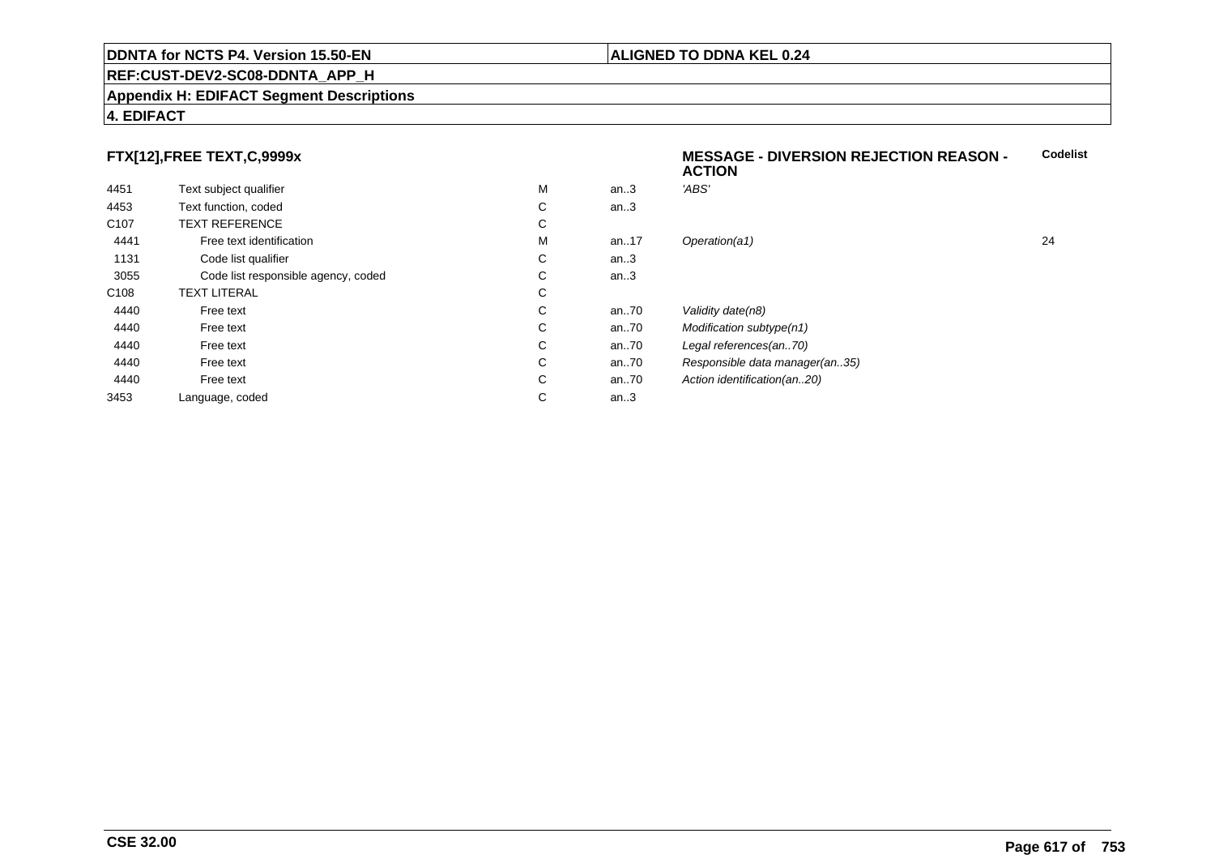**FTX[12],FREE TEXT,C,9999x**

**MESSAGE - DIVERSION REJECTION REASON - ACTION**

| | | | | | Codelist |
|---|---|---|---|---|---|
| 4451 | Text subject qualifier | M | an..3 | *'ABS'* | |
| 4453 | Text function, coded | C | an..3 | | |
| C107 | TEXT REFERENCE | C | | | |
| 4441 | Free text identification | M | an..17 | *Operation(a1)* | 24 |
| 1131 | Code list qualifier | C | an..3 | | |
| 3055 | Code list responsible agency, coded | C | an..3 | | |
| C108 | TEXT LITERAL | C | | | |
| 4440 | Free text | C | an..70 | *Validity date(n8)* | |
| 4440 | Free text | C | an..70 | *Modification subtype(n1)* | |
| 4440 | Free text | C | an..70 | *Legal references(an..70)* | |
| 4440 | Free text | C | an..70 | *Responsible data manager(an..35)* | |
| 4440 | Free text | C | an..70 | *Action identification(an..20)* | |
| 3453 | Language, coded | C | an..3 | | |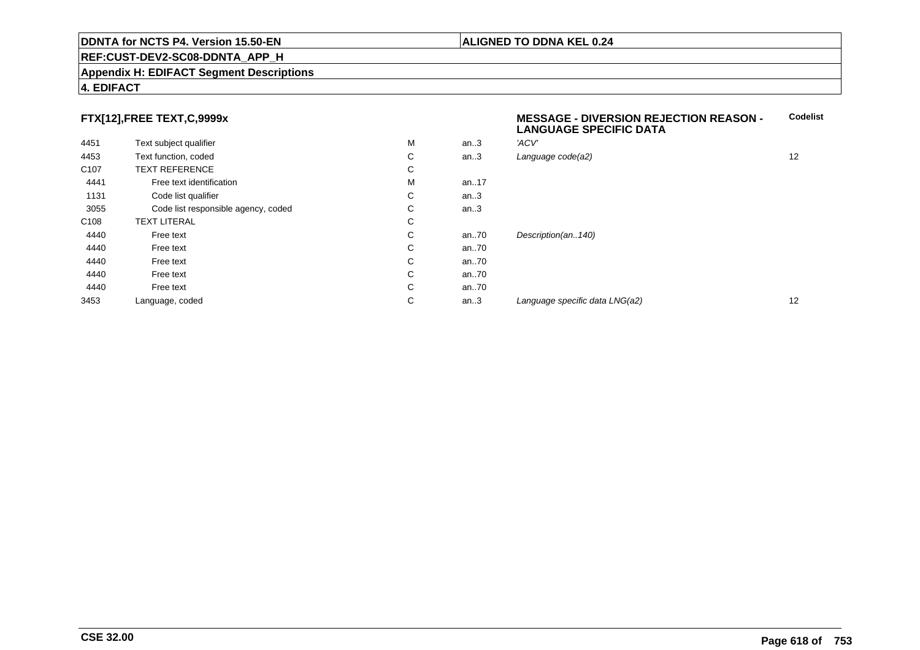**4. EDIFACT**

**FTX[12],FREE TEXT,C,9999x** — **MESSAGE - DIVERSION REJECTION REASON - LANGUAGE SPECIFIC DATA**

| | | | | | Codelist |
|---|---|---|---|---|---|
| 4451 | Text subject qualifier | M | an..3 | *'ACV'* | |
| 4453 | Text function, coded | C | an..3 | *Language code(a2)* | 12 |
| C107 | TEXT REFERENCE | C | | | |
| 4441 | Free text identification | M | an..17 | | |
| 1131 | Code list qualifier | C | an..3 | | |
| 3055 | Code list responsible agency, coded | C | an..3 | | |
| C108 | TEXT LITERAL | C | | | |
| 4440 | Free text | C | an..70 | *Description(an..140)* | |
| 4440 | Free text | C | an..70 | | |
| 4440 | Free text | C | an..70 | | |
| 4440 | Free text | C | an..70 | | |
| 4440 | Free text | C | an..70 | | |
| 3453 | Language, coded | C | an..3 | *Language specific data LNG(a2)* | 12 |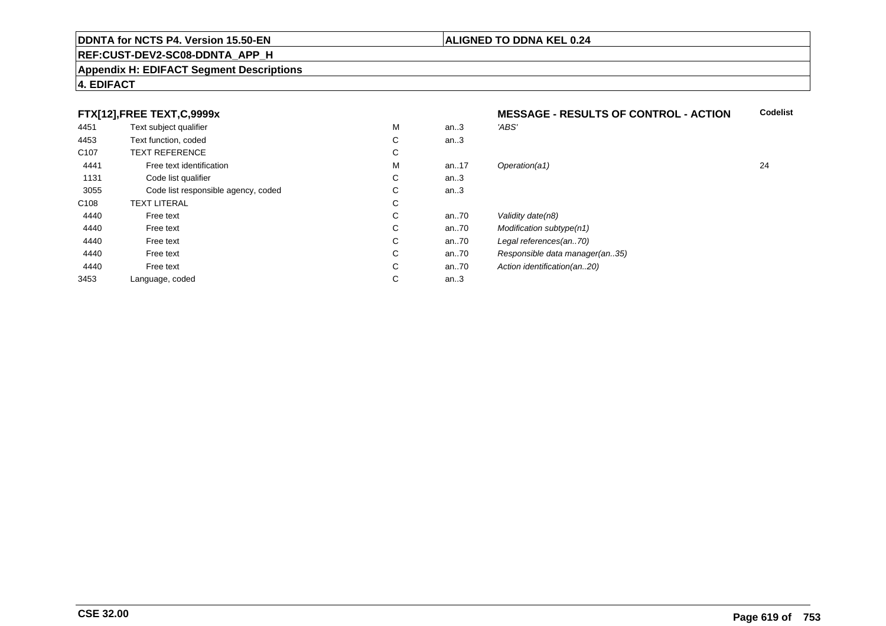**DDNTA for NCTS P4. Version 15.50-EN** | **ALIGNED TO DDNA KEL 0.24**

**REF:CUST-DEV2-SC08-DDNTA_APP_H**

**Appendix H: EDIFACT Segment Descriptions**

**4. EDIFACT**

**FTX[12],FREE TEXT,C,9999x** — **MESSAGE - RESULTS OF CONTROL - ACTION**

| | | | | | Codelist |
|---|---|---|---|---|---|
| 4451 | Text subject qualifier | M | an..3 | *'ABS'* | |
| 4453 | Text function, coded | C | an..3 | | |
| C107 | TEXT REFERENCE | C | | | |
| 4441 | Free text identification | M | an..17 | *Operation(a1)* | 24 |
| 1131 | Code list qualifier | C | an..3 | | |
| 3055 | Code list responsible agency, coded | C | an..3 | | |
| C108 | TEXT LITERAL | C | | | |
| 4440 | Free text | C | an..70 | *Validity date(n8)* | |
| 4440 | Free text | C | an..70 | *Modification subtype(n1)* | |
| 4440 | Free text | C | an..70 | *Legal references(an..70)* | |
| 4440 | Free text | C | an..70 | *Responsible data manager(an..35)* | |
| 4440 | Free text | C | an..70 | *Action identification(an..20)* | |
| 3453 | Language, coded | C | an..3 | | |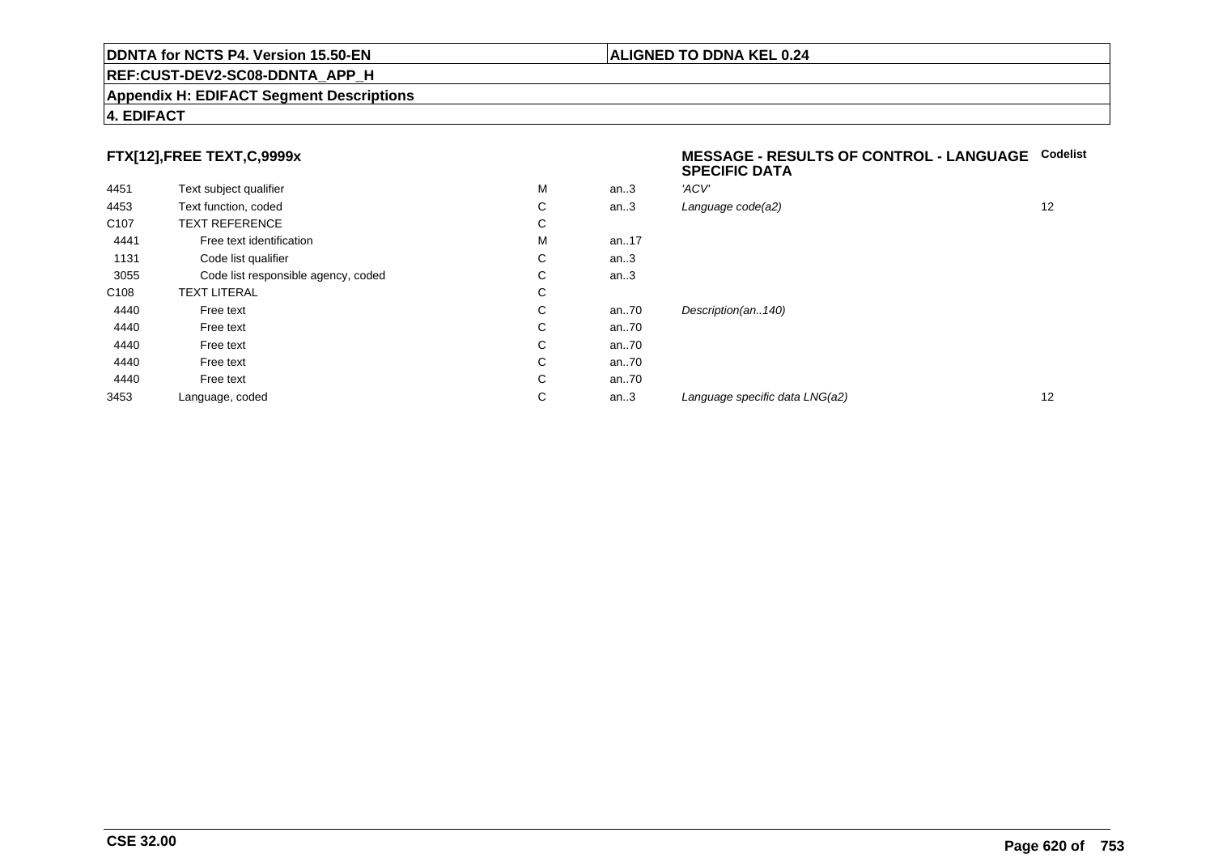**DDNTA for NCTS P4. Version 15.50-EN** | **ALIGNED TO DDNA KEL 0.24**

**REF:CUST-DEV2-SC08-DDNTA_APP_H**

**Appendix H: EDIFACT Segment Descriptions**

**4. EDIFACT**

### FTX[12],FREE TEXT,C,9999x

| | | | | MESSAGE - RESULTS OF CONTROL - LANGUAGE SPECIFIC DATA | Codelist |
|---|---|---|---|---|---|
| 4451 | Text subject qualifier | M | an..3 | *'ACV'* | |
| 4453 | Text function, coded | C | an..3 | *Language code(a2)* | 12 |
| C107 | TEXT REFERENCE | C | | | |
| 4441 | Free text identification | M | an..17 | | |
| 1131 | Code list qualifier | C | an..3 | | |
| 3055 | Code list responsible agency, coded | C | an..3 | | |
| C108 | TEXT LITERAL | C | | | |
| 4440 | Free text | C | an..70 | *Description(an..140)* | |
| 4440 | Free text | C | an..70 | | |
| 4440 | Free text | C | an..70 | | |
| 4440 | Free text | C | an..70 | | |
| 4440 | Free text | C | an..70 | | |
| 3453 | Language, coded | C | an..3 | *Language specific data LNG(a2)* | 12 |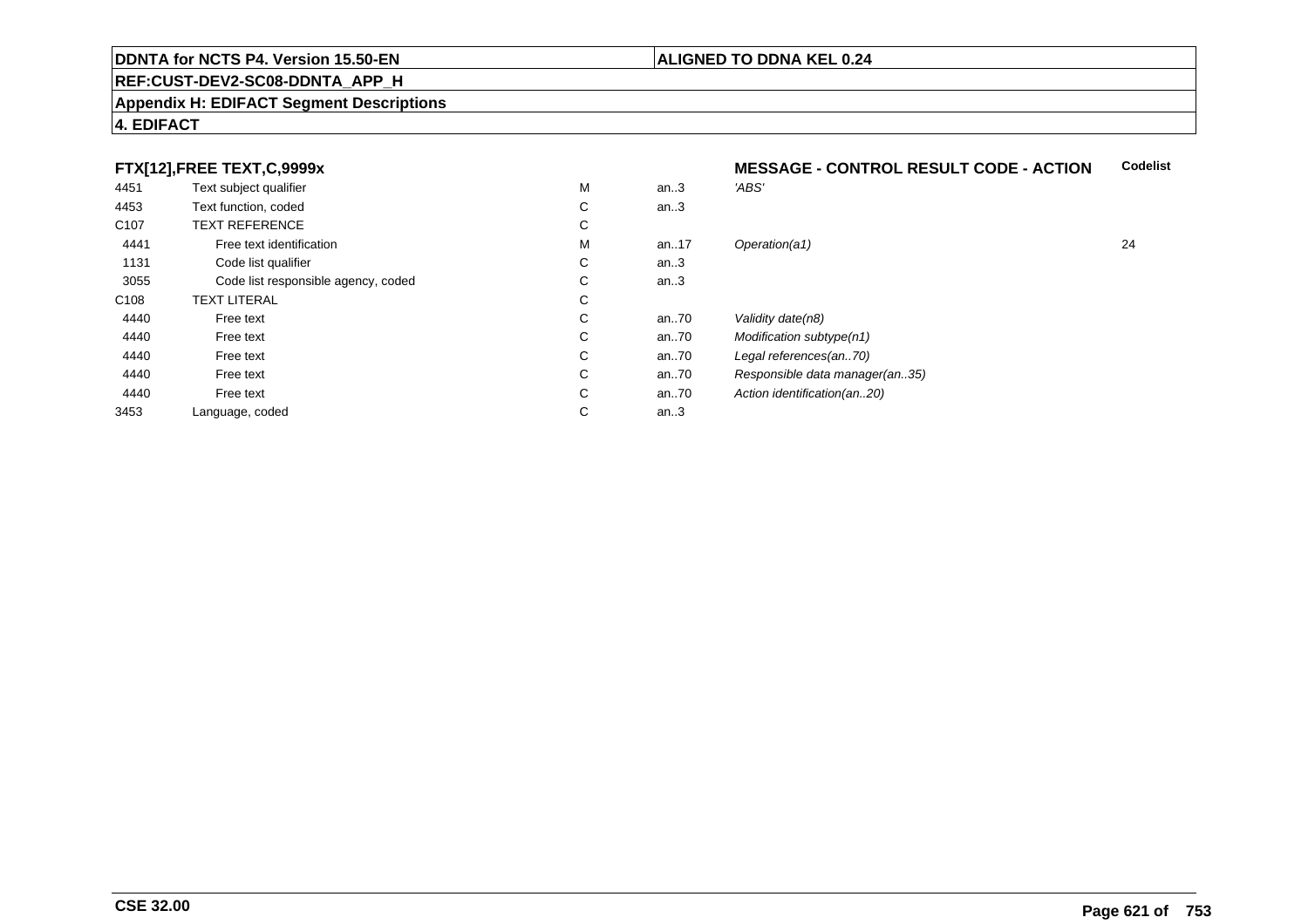**DDNTA for NCTS P4. Version 15.50-EN** | **ALIGNED TO DDNA KEL 0.24**

**REF:CUST-DEV2-SC08-DDNTA_APP_H**

**Appendix H: EDIFACT Segment Descriptions**

**4. EDIFACT**

| FTX[12],FREE TEXT,C,9999x | | | | MESSAGE - CONTROL RESULT CODE - ACTION | Codelist |
|---|---|---|---|---|---|
| 4451 | Text subject qualifier | M | an..3 | *'ABS'* | |
| 4453 | Text function, coded | C | an..3 | | |
| C107 | TEXT REFERENCE | C | | | |
| 4441 | Free text identification | M | an..17 | *Operation(a1)* | 24 |
| 1131 | Code list qualifier | C | an..3 | | |
| 3055 | Code list responsible agency, coded | C | an..3 | | |
| C108 | TEXT LITERAL | C | | | |
| 4440 | Free text | C | an..70 | *Validity date(n8)* | |
| 4440 | Free text | C | an..70 | *Modification subtype(n1)* | |
| 4440 | Free text | C | an..70 | *Legal references(an..70)* | |
| 4440 | Free text | C | an..70 | *Responsible data manager(an..35)* | |
| 4440 | Free text | C | an..70 | *Action identification(an..20)* | |
| 3453 | Language, coded | C | an..3 | | |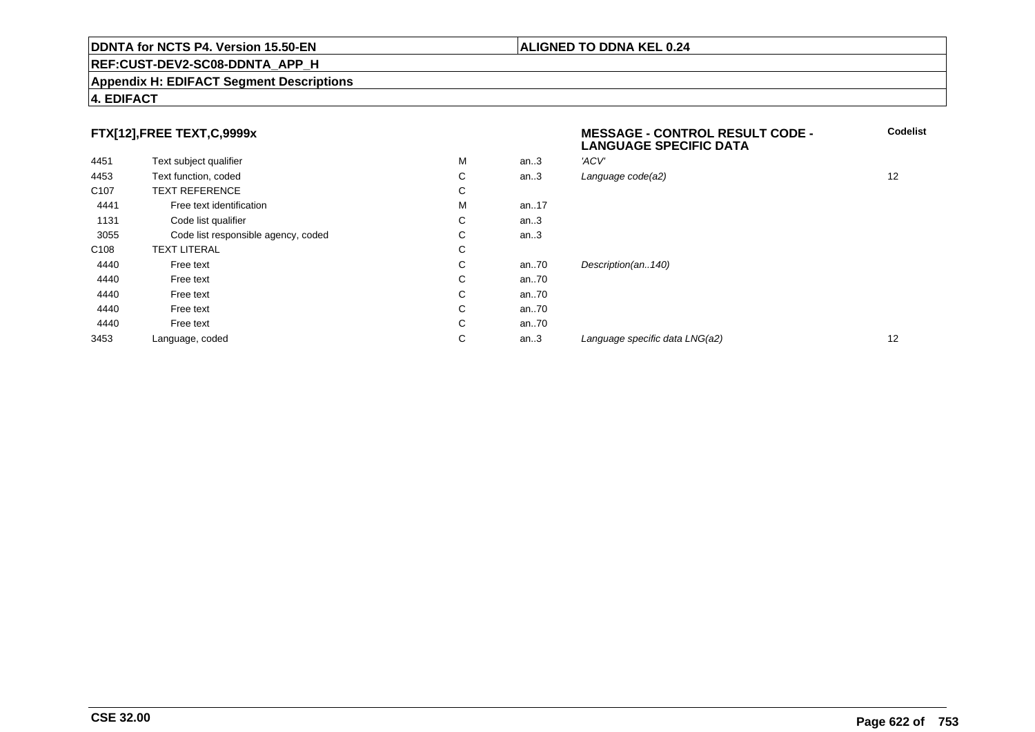**DDNTA for NCTS P4. Version 15.50-EN** | **ALIGNED TO DDNA KEL 0.24**

**REF:CUST-DEV2-SC08-DDNTA_APP_H**

**Appendix H: EDIFACT Segment Descriptions**

**4. EDIFACT**

| FTX[12],FREE TEXT,C,9999x | | | | MESSAGE - CONTROL RESULT CODE - LANGUAGE SPECIFIC DATA | Codelist |
|---|---|---|---|---|---|
| 4451 | Text subject qualifier | M | an..3 | *'ACV'* | |
| 4453 | Text function, coded | C | an..3 | *Language code(a2)* | 12 |
| C107 | TEXT REFERENCE | C | | | |
| 4441 | Free text identification | M | an..17 | | |
| 1131 | Code list qualifier | C | an..3 | | |
| 3055 | Code list responsible agency, coded | C | an..3 | | |
| C108 | TEXT LITERAL | C | | | |
| 4440 | Free text | C | an..70 | *Description(an..140)* | |
| 4440 | Free text | C | an..70 | | |
| 4440 | Free text | C | an..70 | | |
| 4440 | Free text | C | an..70 | | |
| 4440 | Free text | C | an..70 | | |
| 3453 | Language, coded | C | an..3 | *Language specific data LNG(a2)* | 12 |

**CSE 32.00**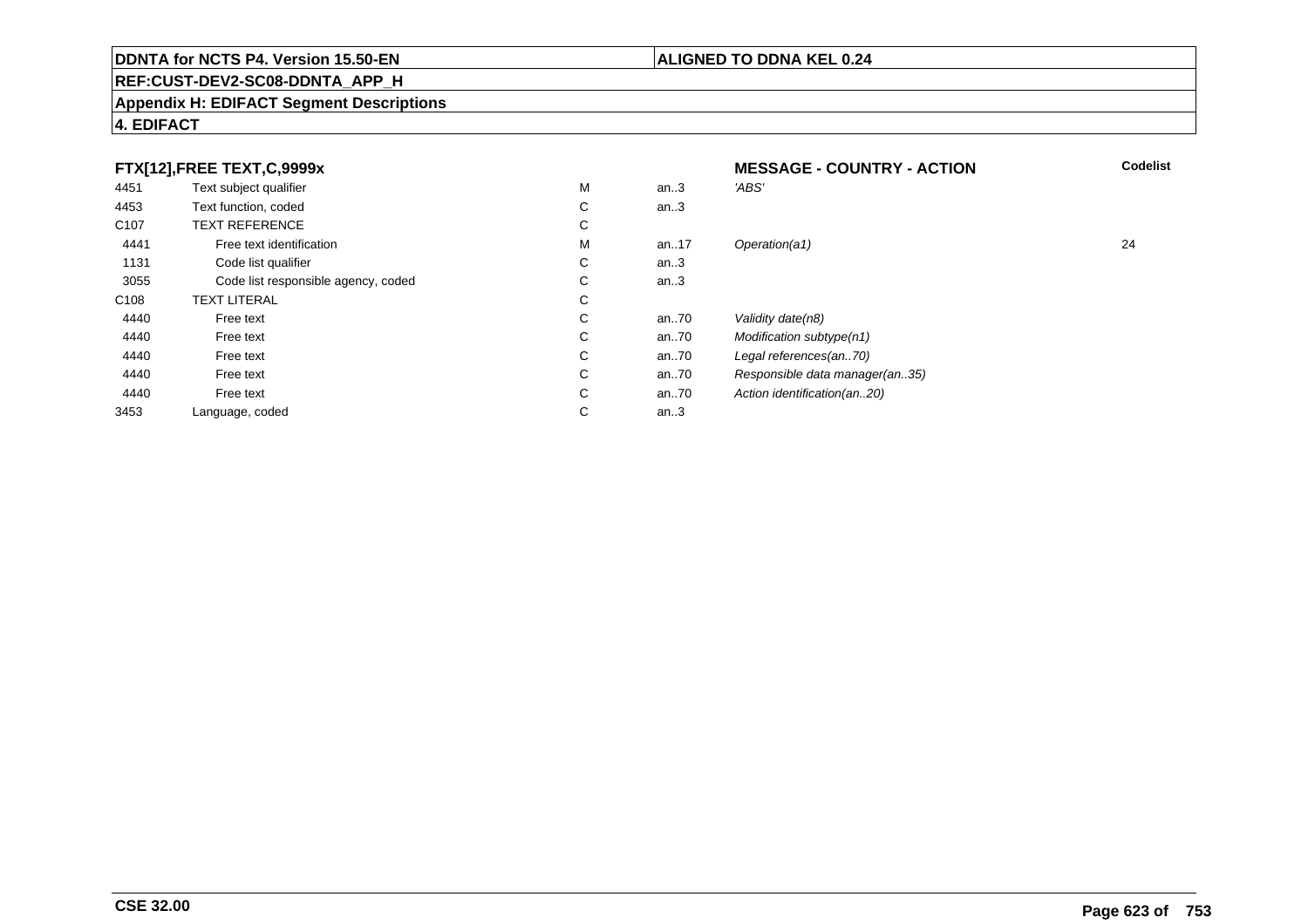**DDNTA for NCTS P4. Version 15.50-EN** | **ALIGNED TO DDNA KEL 0.24**

**REF:CUST-DEV2-SC08-DDNTA_APP_H**

**Appendix H: EDIFACT Segment Descriptions**

**4. EDIFACT**

| FTX[12],FREE TEXT,C,9999x | | | | MESSAGE - COUNTRY - ACTION | Codelist |
|---|---|---|---|---|---|
| 4451 | Text subject qualifier | M | an..3 | 'ABS' | |
| 4453 | Text function, coded | C | an..3 | | |
| C107 | TEXT REFERENCE | C | | | |
| 4441 | Free text identification | M | an..17 | *Operation(a1)* | 24 |
| 1131 | Code list qualifier | C | an..3 | | |
| 3055 | Code list responsible agency, coded | C | an..3 | | |
| C108 | TEXT LITERAL | C | | | |
| 4440 | Free text | C | an..70 | *Validity date(n8)* | |
| 4440 | Free text | C | an..70 | *Modification subtype(n1)* | |
| 4440 | Free text | C | an..70 | *Legal references(an..70)* | |
| 4440 | Free text | C | an..70 | *Responsible data manager(an..35)* | |
| 4440 | Free text | C | an..70 | *Action identification(an..20)* | |
| 3453 | Language, coded | C | an..3 | | |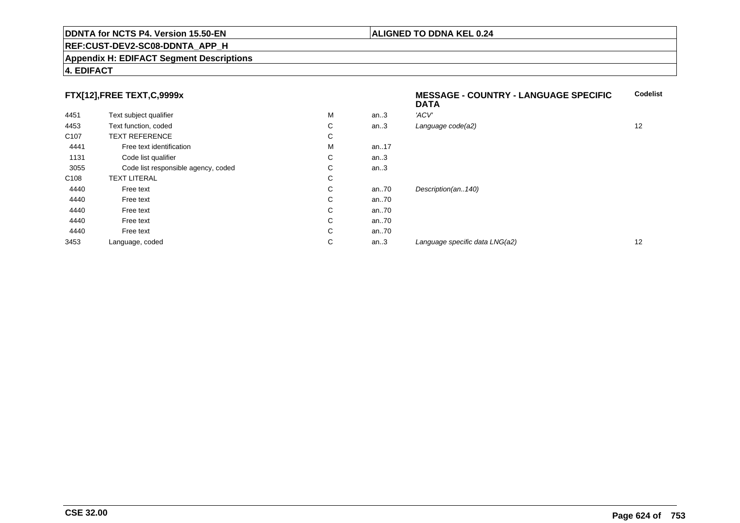**DDNTA for NCTS P4. Version 15.50-EN** | **ALIGNED TO DDNA KEL 0.24**

**REF:CUST-DEV2-SC08-DDNTA_APP_H**

**Appendix H: EDIFACT Segment Descriptions**

**4. EDIFACT**

### FTX[12],FREE TEXT,C,9999x

| | | | | MESSAGE - COUNTRY - LANGUAGE SPECIFIC DATA | Codelist |
|---|---|---|---|---|---|
| 4451 | Text subject qualifier | M | an..3 | *'ACV'* | |
| 4453 | Text function, coded | C | an..3 | *Language code(a2)* | 12 |
| C107 | TEXT REFERENCE | C | | | |
| 4441 | Free text identification | M | an..17 | | |
| 1131 | Code list qualifier | C | an..3 | | |
| 3055 | Code list responsible agency, coded | C | an..3 | | |
| C108 | TEXT LITERAL | C | | | |
| 4440 | Free text | C | an..70 | *Description(an..140)* | |
| 4440 | Free text | C | an..70 | | |
| 4440 | Free text | C | an..70 | | |
| 4440 | Free text | C | an..70 | | |
| 4440 | Free text | C | an..70 | | |
| 3453 | Language, coded | C | an..3 | *Language specific data LNG(a2)* | 12 |

**CSE 32.00**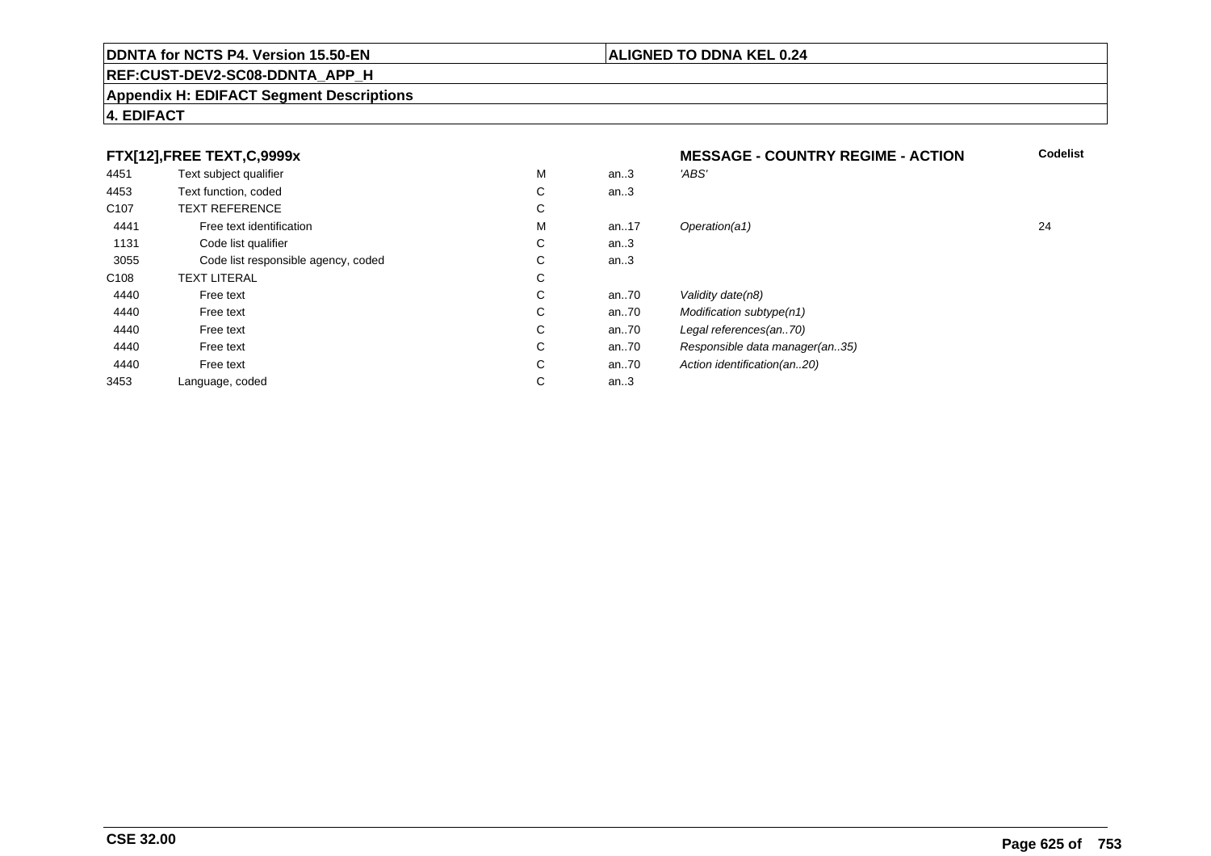**DDNTA for NCTS P4. Version 15.50-EN** | **ALIGNED TO DDNA KEL 0.24**

**REF:CUST-DEV2-SC08-DDNTA_APP_H**

**Appendix H: EDIFACT Segment Descriptions**

**4. EDIFACT**

| **FTX[12],FREE TEXT,C,9999x** | | | | **MESSAGE - COUNTRY REGIME - ACTION** | **Codelist** |
|---|---|---|---|---|---|
| 4451 | Text subject qualifier | M | an..3 | *'ABS'* | |
| 4453 | Text function, coded | C | an..3 | | |
| C107 | TEXT REFERENCE | C | | | |
| 4441 | Free text identification | M | an..17 | *Operation(a1)* | 24 |
| 1131 | Code list qualifier | C | an..3 | | |
| 3055 | Code list responsible agency, coded | C | an..3 | | |
| C108 | TEXT LITERAL | C | | | |
| 4440 | Free text | C | an..70 | *Validity date(n8)* | |
| 4440 | Free text | C | an..70 | *Modification subtype(n1)* | |
| 4440 | Free text | C | an..70 | *Legal references(an..70)* | |
| 4440 | Free text | C | an..70 | *Responsible data manager(an..35)* | |
| 4440 | Free text | C | an..70 | *Action identification(an..20)* | |
| 3453 | Language, coded | C | an..3 | | |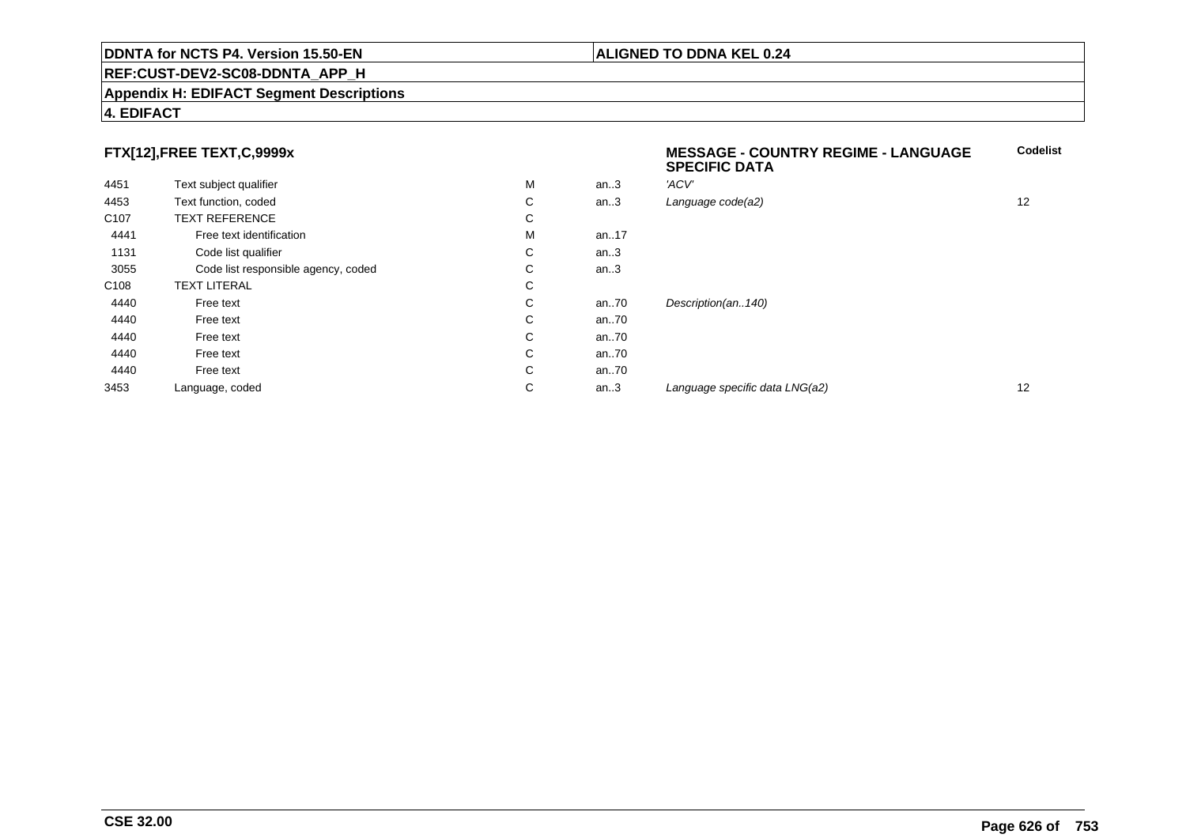**DDNTA for NCTS P4. Version 15.50-EN** | **ALIGNED TO DDNA KEL 0.24**

**REF:CUST-DEV2-SC08-DDNTA_APP_H**

**Appendix H: EDIFACT Segment Descriptions**

**4. EDIFACT**

**FTX[12],FREE TEXT,C,9999x**

**MESSAGE - COUNTRY REGIME - LANGUAGE SPECIFIC DATA**

| | | | | | Codelist |
|---|---|---|---|---|---|
| 4451 | Text subject qualifier | M | an..3 | *'ACV'* | |
| 4453 | Text function, coded | C | an..3 | *Language code(a2)* | 12 |
| C107 | TEXT REFERENCE | C | | | |
| 4441 | Free text identification | M | an..17 | | |
| 1131 | Code list qualifier | C | an..3 | | |
| 3055 | Code list responsible agency, coded | C | an..3 | | |
| C108 | TEXT LITERAL | C | | | |
| 4440 | Free text | C | an..70 | *Description(an..140)* | |
| 4440 | Free text | C | an..70 | | |
| 4440 | Free text | C | an..70 | | |
| 4440 | Free text | C | an..70 | | |
| 4440 | Free text | C | an..70 | | |
| 3453 | Language, coded | C | an..3 | *Language specific data LNG(a2)* | 12 |

**CSE 32.00**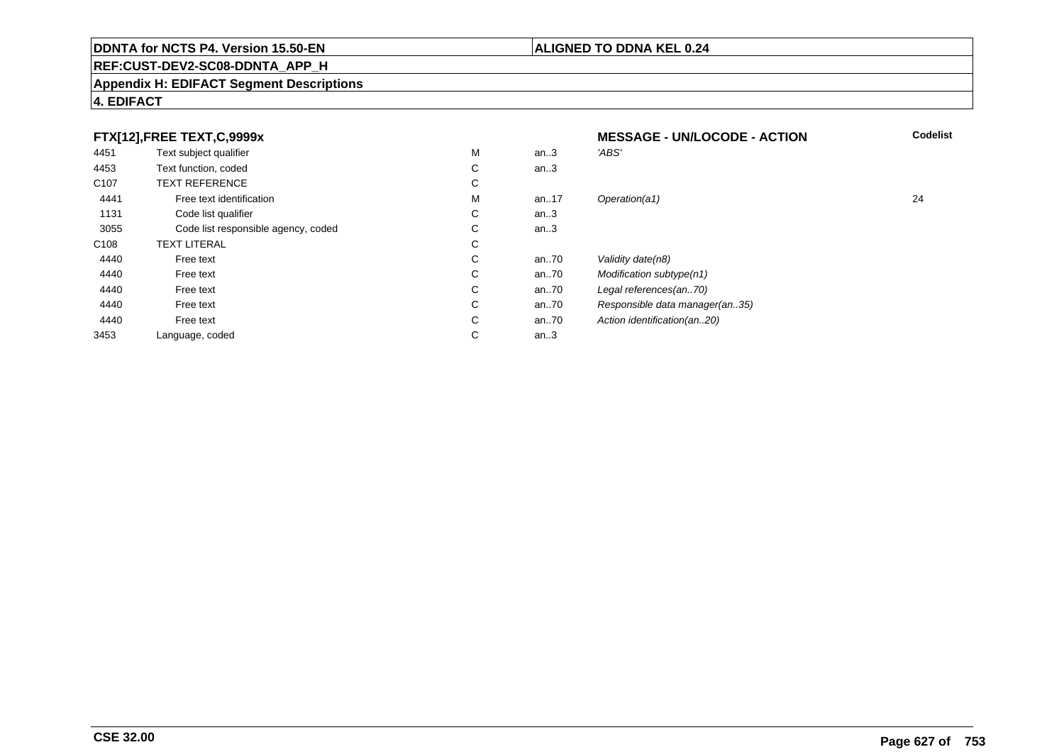**DDNTA for NCTS P4. Version 15.50-EN** | **ALIGNED TO DDNA KEL 0.24**

**REF:CUST-DEV2-SC08-DDNTA_APP_H**

**Appendix H: EDIFACT Segment Descriptions**

**4. EDIFACT**

| **FTX[12],FREE TEXT,C,9999x** | | | | **MESSAGE - UN/LOCODE - ACTION** | **Codelist** |
|---|---|---|---|---|---|
| 4451 | Text subject qualifier | M | an..3 | *'ABS'* | |
| 4453 | Text function, coded | C | an..3 | | |
| C107 | TEXT REFERENCE | C | | | |
| 4441 | Free text identification | M | an..17 | *Operation(a1)* | 24 |
| 1131 | Code list qualifier | C | an..3 | | |
| 3055 | Code list responsible agency, coded | C | an..3 | | |
| C108 | TEXT LITERAL | C | | | |
| 4440 | Free text | C | an..70 | *Validity date(n8)* | |
| 4440 | Free text | C | an..70 | *Modification subtype(n1)* | |
| 4440 | Free text | C | an..70 | *Legal references(an..70)* | |
| 4440 | Free text | C | an..70 | *Responsible data manager(an..35)* | |
| 4440 | Free text | C | an..70 | *Action identification(an..20)* | |
| 3453 | Language, coded | C | an..3 | | |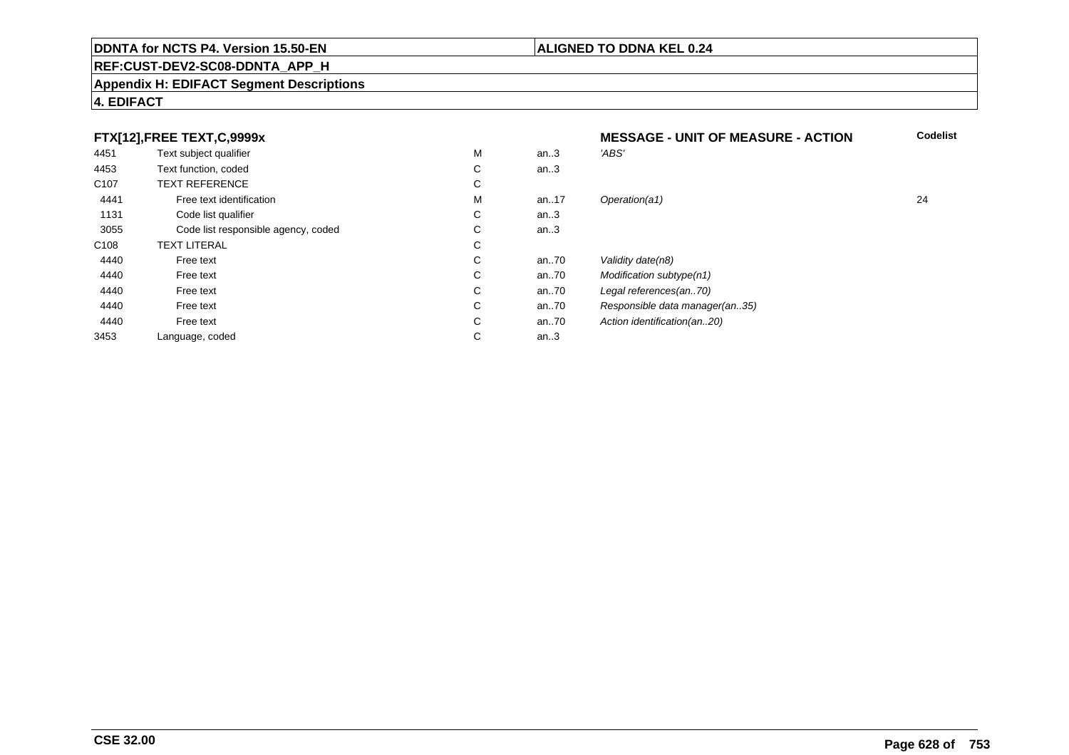**DDNTA for NCTS P4. Version 15.50-EN** | **ALIGNED TO DDNA KEL 0.24**

**REF:CUST-DEV2-SC08-DDNTA_APP_H**

**Appendix H: EDIFACT Segment Descriptions**

**4. EDIFACT**

| **FTX[12],FREE TEXT,C,9999x** | | | | **MESSAGE - UNIT OF MEASURE - ACTION** | **Codelist** |
|---|---|---|---|---|---|
| 4451 | Text subject qualifier | M | an..3 | *'ABS'* | |
| 4453 | Text function, coded | C | an..3 | | |
| C107 | TEXT REFERENCE | C | | | |
| 4441 | Free text identification | M | an..17 | *Operation(a1)* | 24 |
| 1131 | Code list qualifier | C | an..3 | | |
| 3055 | Code list responsible agency, coded | C | an..3 | | |
| C108 | TEXT LITERAL | C | | | |
| 4440 | Free text | C | an..70 | *Validity date(n8)* | |
| 4440 | Free text | C | an..70 | *Modification subtype(n1)* | |
| 4440 | Free text | C | an..70 | *Legal references(an..70)* | |
| 4440 | Free text | C | an..70 | *Responsible data manager(an..35)* | |
| 4440 | Free text | C | an..70 | *Action identification(an..20)* | |
| 3453 | Language, coded | C | an..3 | | |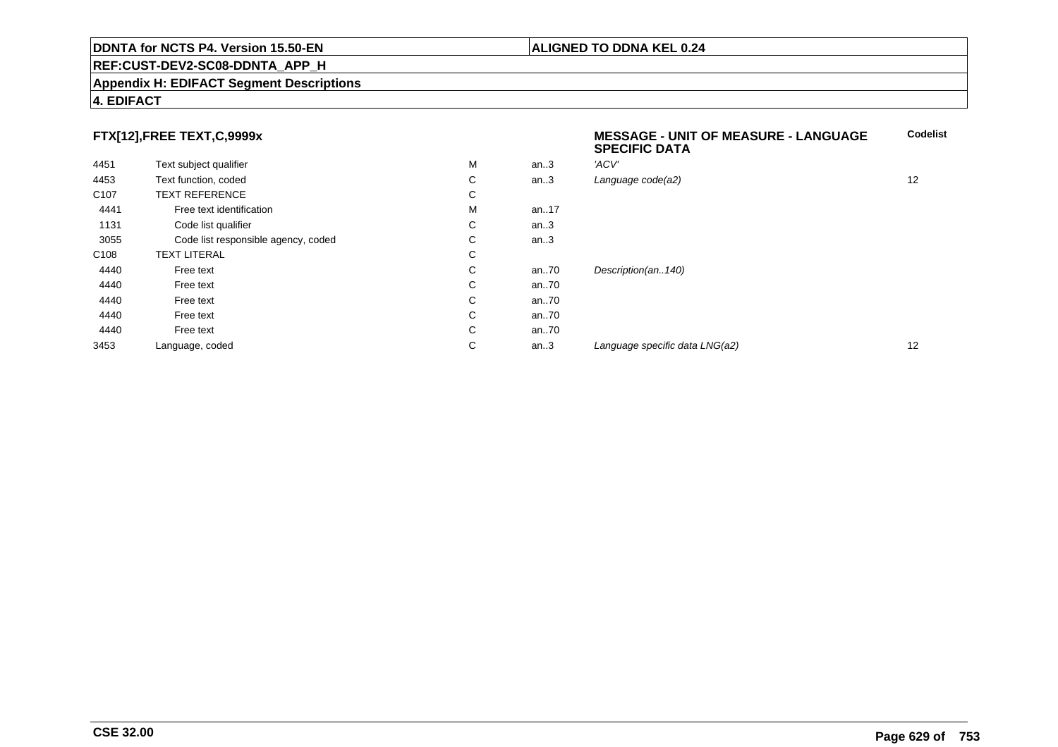**FTX[12],FREE TEXT,C,9999x**

**MESSAGE - UNIT OF MEASURE - LANGUAGE SPECIFIC DATA**

| | | | | | Codelist |
|---|---|---|---|---|---|
| 4451 | Text subject qualifier | M | an..3 | *'ACV'* | |
| 4453 | Text function, coded | C | an..3 | *Language code(a2)* | 12 |
| C107 | TEXT REFERENCE | C | | | |
| 4441 | Free text identification | M | an..17 | | |
| 1131 | Code list qualifier | C | an..3 | | |
| 3055 | Code list responsible agency, coded | C | an..3 | | |
| C108 | TEXT LITERAL | C | | | |
| 4440 | Free text | C | an..70 | *Description(an..140)* | |
| 4440 | Free text | C | an..70 | | |
| 4440 | Free text | C | an..70 | | |
| 4440 | Free text | C | an..70 | | |
| 4440 | Free text | C | an..70 | | |
| 3453 | Language, coded | C | an..3 | *Language specific data LNG(a2)* | 12 |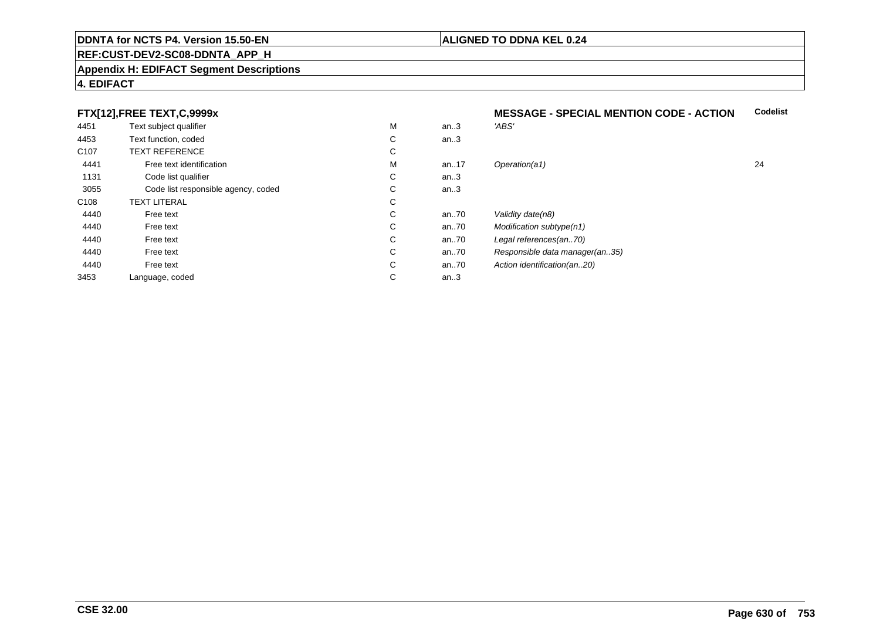**FTX[12],FREE TEXT,C,9999x** — **MESSAGE - SPECIAL MENTION CODE - ACTION**

| | | | | | Codelist |
|---|---|---|---|---|---|
| 4451 | Text subject qualifier | M | an..3 | *'ABS'* | |
| 4453 | Text function, coded | C | an..3 | | |
| C107 | TEXT REFERENCE | C | | | |
| 4441 | Free text identification | M | an..17 | *Operation(a1)* | 24 |
| 1131 | Code list qualifier | C | an..3 | | |
| 3055 | Code list responsible agency, coded | C | an..3 | | |
| C108 | TEXT LITERAL | C | | | |
| 4440 | Free text | C | an..70 | *Validity date(n8)* | |
| 4440 | Free text | C | an..70 | *Modification subtype(n1)* | |
| 4440 | Free text | C | an..70 | *Legal references(an..70)* | |
| 4440 | Free text | C | an..70 | *Responsible data manager(an..35)* | |
| 4440 | Free text | C | an..70 | *Action identification(an..20)* | |
| 3453 | Language, coded | C | an..3 | | |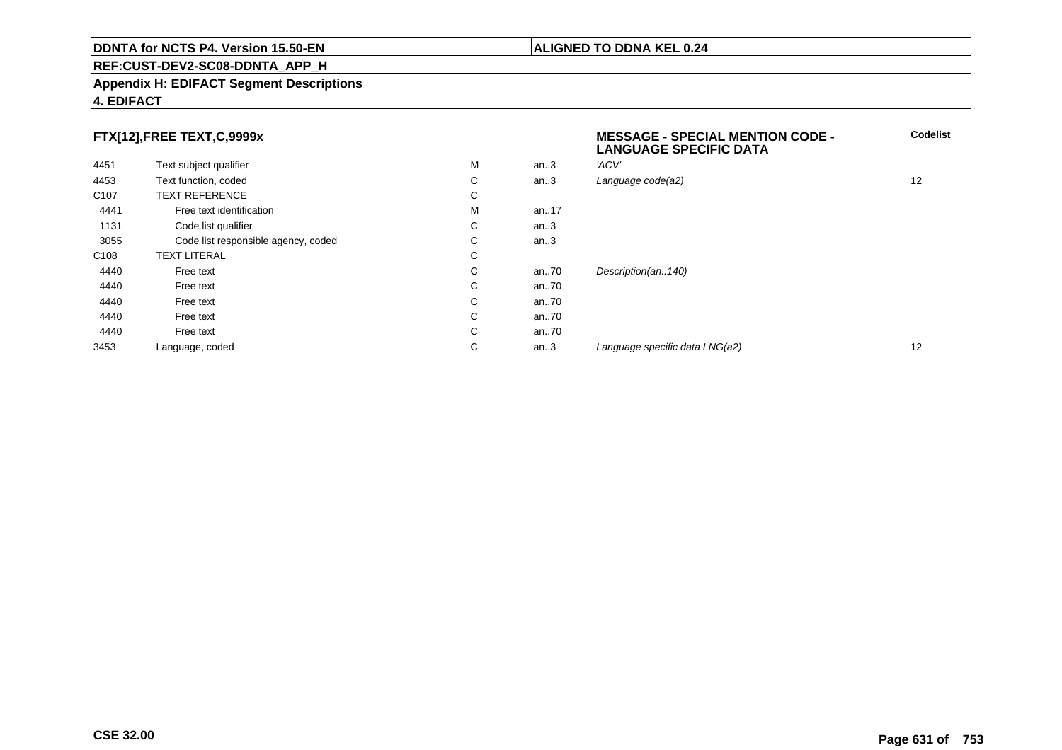**DDNTA for NCTS P4. Version 15.50-EN** | **ALIGNED TO DDNA KEL 0.24**

**REF:CUST-DEV2-SC08-DDNTA_APP_H**

**Appendix H: EDIFACT Segment Descriptions**

**4. EDIFACT**

| **FTX[12],FREE TEXT,C,9999x** | | | | **MESSAGE - SPECIAL MENTION CODE - LANGUAGE SPECIFIC DATA** | **Codelist** |
|---|---|---|---|---|---|
| 4451 | Text subject qualifier | M | an..3 | *'ACV'* | |
| 4453 | Text function, coded | C | an..3 | *Language code(a2)* | 12 |
| C107 | TEXT REFERENCE | C | | | |
| 4441 | Free text identification | M | an..17 | | |
| 1131 | Code list qualifier | C | an..3 | | |
| 3055 | Code list responsible agency, coded | C | an..3 | | |
| C108 | TEXT LITERAL | C | | | |
| 4440 | Free text | C | an..70 | *Description(an..140)* | |
| 4440 | Free text | C | an..70 | | |
| 4440 | Free text | C | an..70 | | |
| 4440 | Free text | C | an..70 | | |
| 4440 | Free text | C | an..70 | | |
| 3453 | Language, coded | C | an..3 | *Language specific data LNG(a2)* | 12 |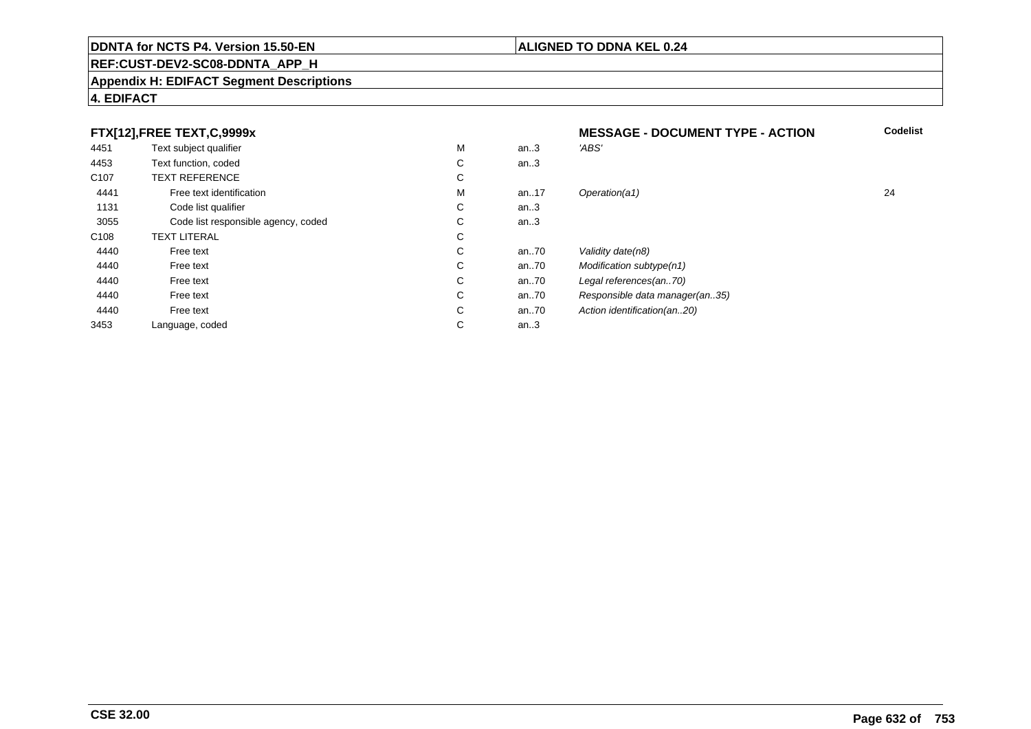**DDNTA for NCTS P4. Version 15.50-EN** | **ALIGNED TO DDNA KEL 0.24**

**REF:CUST-DEV2-SC08-DDNTA_APP_H**

**Appendix H: EDIFACT Segment Descriptions**

**4. EDIFACT**

| FTX[12],FREE TEXT,C,9999x | | | | MESSAGE - DOCUMENT TYPE - ACTION | Codelist |
|---|---|---|---|---|---|
| 4451 | Text subject qualifier | M | an..3 | *'ABS'* | |
| 4453 | Text function, coded | C | an..3 | | |
| C107 | TEXT REFERENCE | C | | | |
| 4441 | Free text identification | M | an..17 | *Operation(a1)* | 24 |
| 1131 | Code list qualifier | C | an..3 | | |
| 3055 | Code list responsible agency, coded | C | an..3 | | |
| C108 | TEXT LITERAL | C | | | |
| 4440 | Free text | C | an..70 | *Validity date(n8)* | |
| 4440 | Free text | C | an..70 | *Modification subtype(n1)* | |
| 4440 | Free text | C | an..70 | *Legal references(an..70)* | |
| 4440 | Free text | C | an..70 | *Responsible data manager(an..35)* | |
| 4440 | Free text | C | an..70 | *Action identification(an..20)* | |
| 3453 | Language, coded | C | an..3 | | |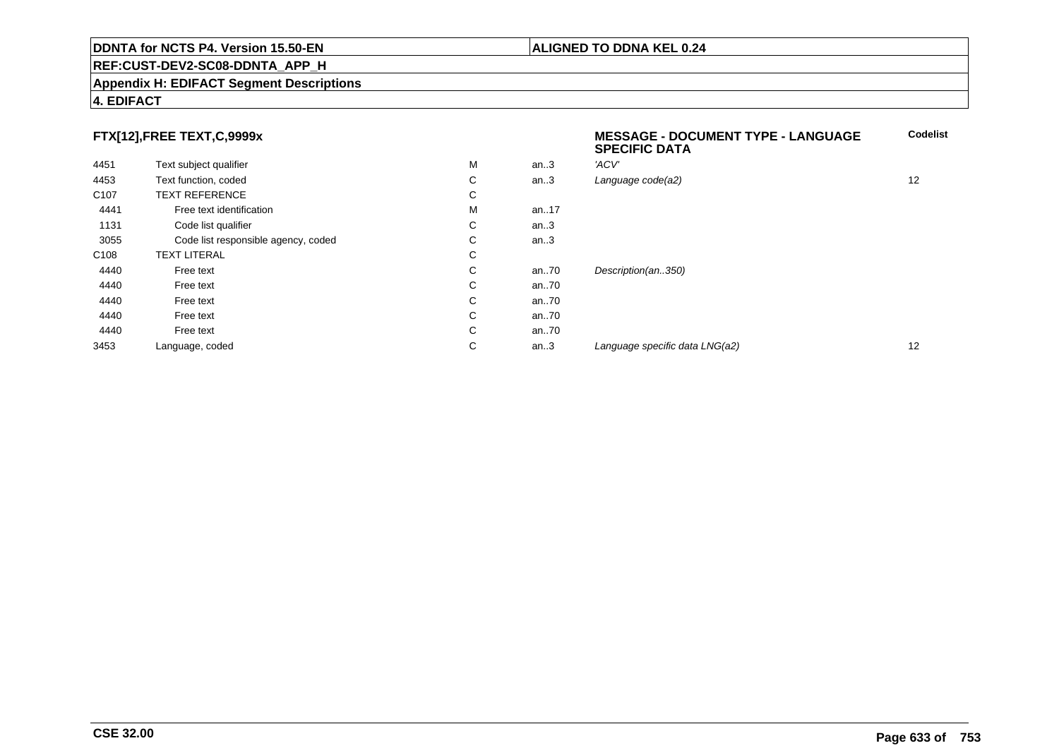## FTX[12],FREE TEXT,C,9999x

**MESSAGE - DOCUMENT TYPE - LANGUAGE SPECIFIC DATA**

| | | | | | Codelist |
|---|---|---|---|---|---|
| 4451 | Text subject qualifier | M | an..3 | *'ACV'* | |
| 4453 | Text function, coded | C | an..3 | *Language code(a2)* | 12 |
| C107 | TEXT REFERENCE | C | | | |
| 4441 | Free text identification | M | an..17 | | |
| 1131 | Code list qualifier | C | an..3 | | |
| 3055 | Code list responsible agency, coded | C | an..3 | | |
| C108 | TEXT LITERAL | C | | | |
| 4440 | Free text | C | an..70 | *Description(an..350)* | |
| 4440 | Free text | C | an..70 | | |
| 4440 | Free text | C | an..70 | | |
| 4440 | Free text | C | an..70 | | |
| 4440 | Free text | C | an..70 | | |
| 3453 | Language, coded | C | an..3 | *Language specific data LNG(a2)* | 12 |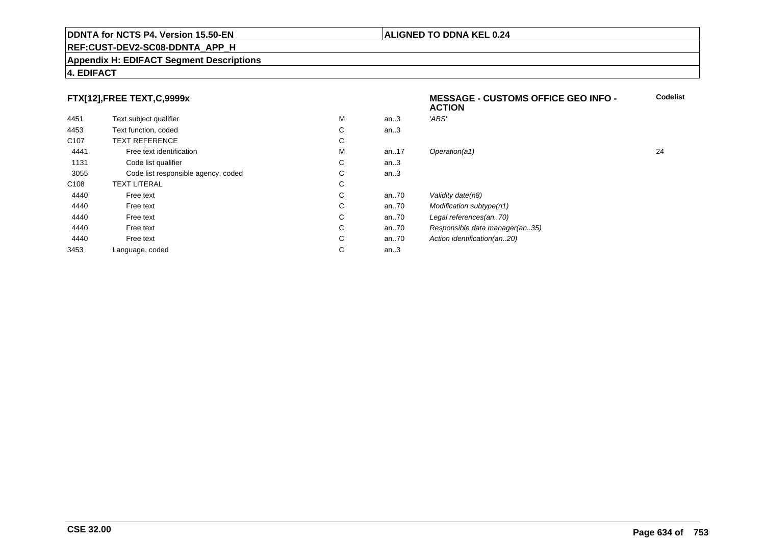## FTX[12],FREE TEXT,C,9999x

**MESSAGE - CUSTOMS OFFICE GEO INFO - ACTION**

| | | | | | Codelist |
|---|---|---|---|---|---|
| 4451 | Text subject qualifier | M | an..3 | *'ABS'* | |
| 4453 | Text function, coded | C | an..3 | | |
| C107 | TEXT REFERENCE | C | | | |
| 4441 | Free text identification | M | an..17 | *Operation(a1)* | 24 |
| 1131 | Code list qualifier | C | an..3 | | |
| 3055 | Code list responsible agency, coded | C | an..3 | | |
| C108 | TEXT LITERAL | C | | | |
| 4440 | Free text | C | an..70 | *Validity date(n8)* | |
| 4440 | Free text | C | an..70 | *Modification subtype(n1)* | |
| 4440 | Free text | C | an..70 | *Legal references(an..70)* | |
| 4440 | Free text | C | an..70 | *Responsible data manager(an..35)* | |
| 4440 | Free text | C | an..70 | *Action identification(an..20)* | |
| 3453 | Language, coded | C | an..3 | | |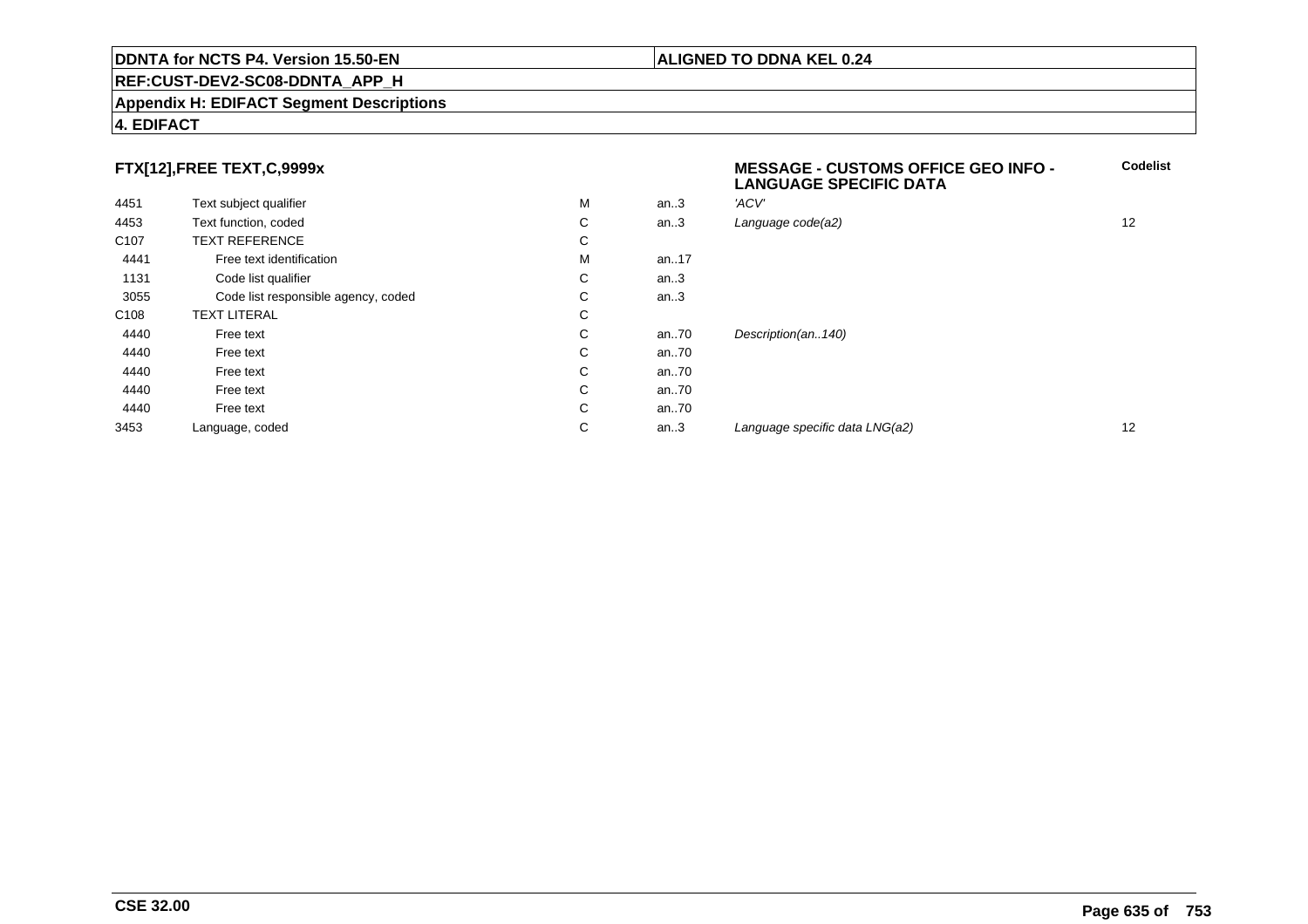**DDNTA for NCTS P4. Version 15.50-EN** | **ALIGNED TO DDNA KEL 0.24**

**REF:CUST-DEV2-SC08-DDNTA_APP_H**

**Appendix H: EDIFACT Segment Descriptions**

**4. EDIFACT**

| **FTX[12],FREE TEXT,C,9999x** | | | | **MESSAGE - CUSTOMS OFFICE GEO INFO - LANGUAGE SPECIFIC DATA** | **Codelist** |
|---|---|---|---|---|---|
| 4451 | Text subject qualifier | M | an..3 | *'ACV'* | |
| 4453 | Text function, coded | C | an..3 | *Language code(a2)* | 12 |
| C107 | TEXT REFERENCE | C | | | |
| 4441 | Free text identification | M | an..17 | | |
| 1131 | Code list qualifier | C | an..3 | | |
| 3055 | Code list responsible agency, coded | C | an..3 | | |
| C108 | TEXT LITERAL | C | | | |
| 4440 | Free text | C | an..70 | *Description(an..140)* | |
| 4440 | Free text | C | an..70 | | |
| 4440 | Free text | C | an..70 | | |
| 4440 | Free text | C | an..70 | | |
| 4440 | Free text | C | an..70 | | |
| 3453 | Language, coded | C | an..3 | *Language specific data LNG(a2)* | 12 |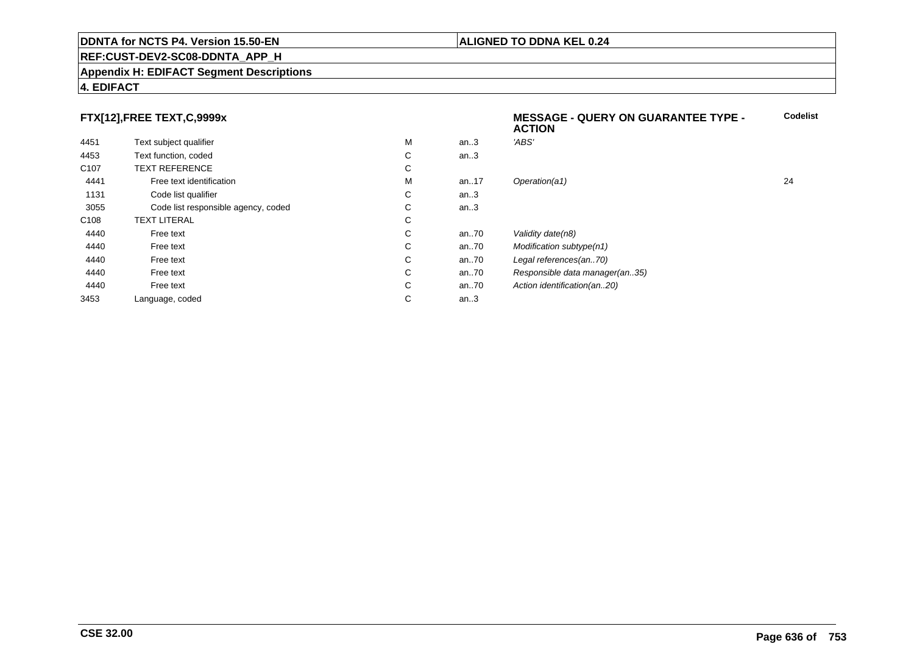**DDNTA for NCTS P4. Version 15.50-EN** | **ALIGNED TO DDNA KEL 0.24**

**REF:CUST-DEV2-SC08-DDNTA_APP_H**

**Appendix H: EDIFACT Segment Descriptions**

**4. EDIFACT**

### FTX[12],FREE TEXT,C,9999x

**MESSAGE - QUERY ON GUARANTEE TYPE - ACTION**

| | | | | | Codelist |
|---|---|---|---|---|---|
| 4451 | Text subject qualifier | M | an..3 | *'ABS'* | |
| 4453 | Text function, coded | C | an..3 | | |
| C107 | TEXT REFERENCE | C | | | |
| 4441 | Free text identification | M | an..17 | *Operation(a1)* | 24 |
| 1131 | Code list qualifier | C | an..3 | | |
| 3055 | Code list responsible agency, coded | C | an..3 | | |
| C108 | TEXT LITERAL | C | | | |
| 4440 | Free text | C | an..70 | *Validity date(n8)* | |
| 4440 | Free text | C | an..70 | *Modification subtype(n1)* | |
| 4440 | Free text | C | an..70 | *Legal references(an..70)* | |
| 4440 | Free text | C | an..70 | *Responsible data manager(an..35)* | |
| 4440 | Free text | C | an..70 | *Action identification(an..20)* | |
| 3453 | Language, coded | C | an..3 | | |

**CSE 32.00**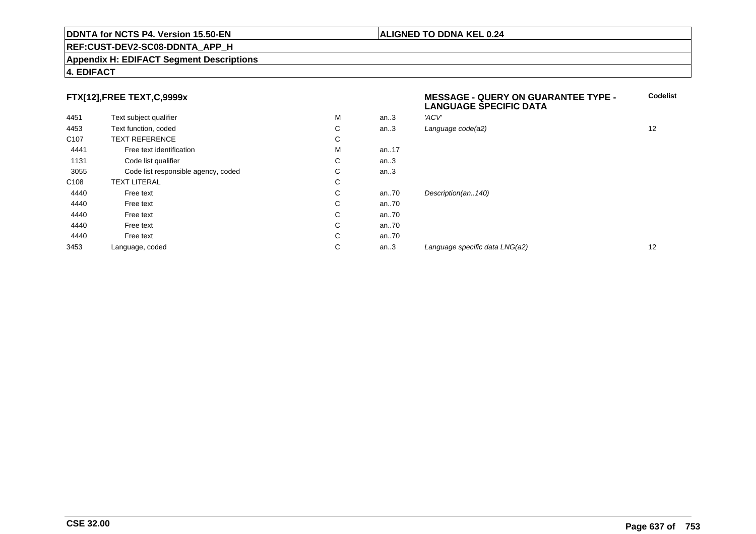**DDNTA for NCTS P4. Version 15.50-EN** | **ALIGNED TO DDNA KEL 0.24**

**REF:CUST-DEV2-SC08-DDNTA_APP_H**

**Appendix H: EDIFACT Segment Descriptions**

**4. EDIFACT**

### FTX[12],FREE TEXT,C,9999x

**MESSAGE - QUERY ON GUARANTEE TYPE - LANGUAGE SPECIFIC DATA**

| | | | | | Codelist |
|---|---|---|---|---|---|
| 4451 | Text subject qualifier | M | an..3 | *'ACV'* | |
| 4453 | Text function, coded | C | an..3 | *Language code(a2)* | 12 |
| C107 | TEXT REFERENCE | C | | | |
| 4441 | Free text identification | M | an..17 | | |
| 1131 | Code list qualifier | C | an..3 | | |
| 3055 | Code list responsible agency, coded | C | an..3 | | |
| C108 | TEXT LITERAL | C | | | |
| 4440 | Free text | C | an..70 | *Description(an..140)* | |
| 4440 | Free text | C | an..70 | | |
| 4440 | Free text | C | an..70 | | |
| 4440 | Free text | C | an..70 | | |
| 4440 | Free text | C | an..70 | | |
| 3453 | Language, coded | C | an..3 | *Language specific data LNG(a2)* | 12 |

**CSE 32.00**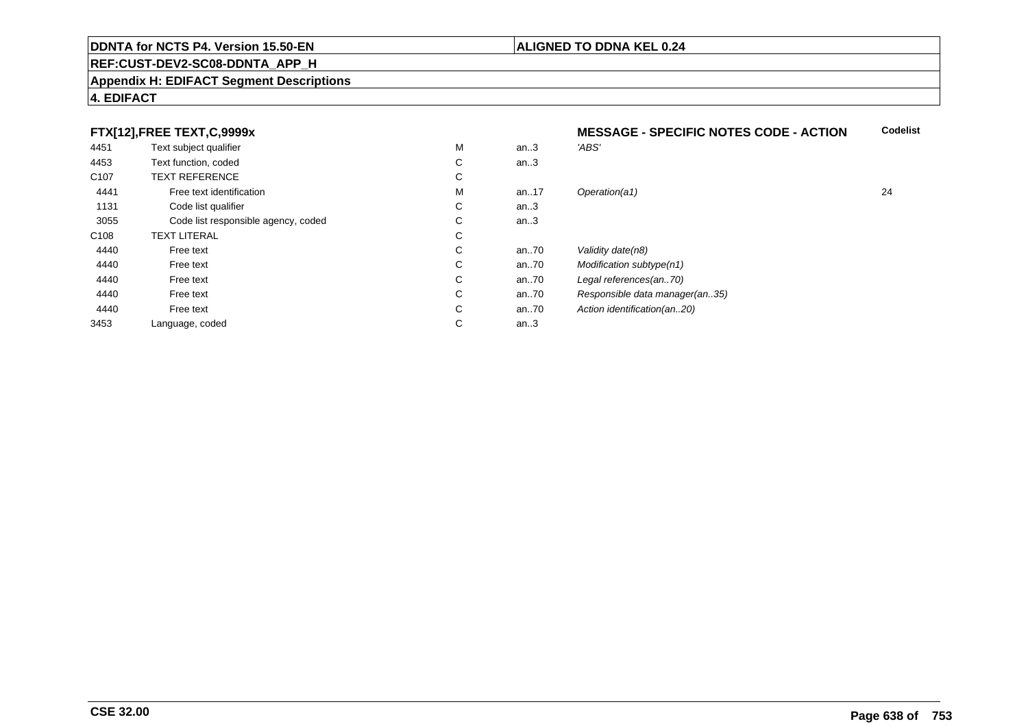**4. EDIFACT**

| FTX[12],FREE TEXT,C,9999x | | | | MESSAGE - SPECIFIC NOTES CODE - ACTION | Codelist |
|---|---|---|---|---|---|
| 4451 | Text subject qualifier | M | an..3 | *'ABS'* | |
| 4453 | Text function, coded | C | an..3 | | |
| C107 | TEXT REFERENCE | C | | | |
| 4441 | Free text identification | M | an..17 | *Operation(a1)* | 24 |
| 1131 | Code list qualifier | C | an..3 | | |
| 3055 | Code list responsible agency, coded | C | an..3 | | |
| C108 | TEXT LITERAL | C | | | |
| 4440 | Free text | C | an..70 | *Validity date(n8)* | |
| 4440 | Free text | C | an..70 | *Modification subtype(n1)* | |
| 4440 | Free text | C | an..70 | *Legal references(an..70)* | |
| 4440 | Free text | C | an..70 | *Responsible data manager(an..35)* | |
| 4440 | Free text | C | an..70 | *Action identification(an..20)* | |
| 3453 | Language, coded | C | an..3 | | |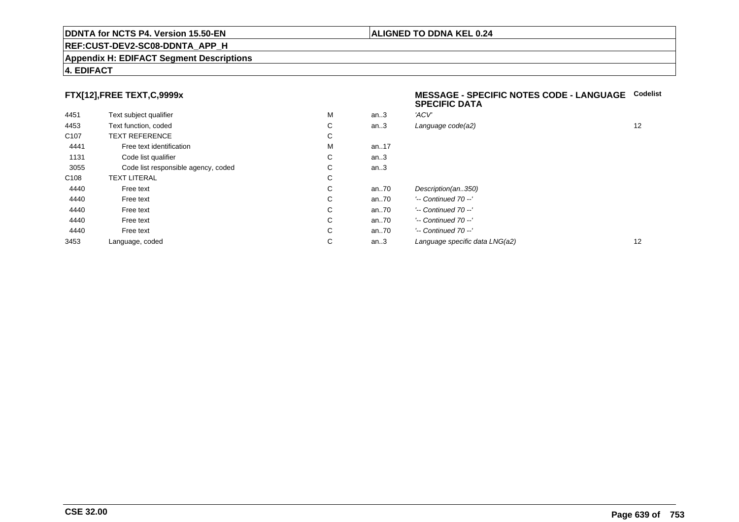**DDNTA for NCTS P4. Version 15.50-EN** | **ALIGNED TO DDNA KEL 0.24**

**REF:CUST-DEV2-SC08-DDNTA_APP_H**

**Appendix H: EDIFACT Segment Descriptions**

**4. EDIFACT**

### FTX[12],FREE TEXT,C,9999x

**MESSAGE - SPECIFIC NOTES CODE - LANGUAGE SPECIFIC DATA**

| | | | | | Codelist |
|---|---|---|---|---|---|
| 4451 | Text subject qualifier | M | an..3 | *'ACV'* | |
| 4453 | Text function, coded | C | an..3 | *Language code(a2)* | 12 |
| C107 | TEXT REFERENCE | C | | | |
| 4441 | Free text identification | M | an..17 | | |
| 1131 | Code list qualifier | C | an..3 | | |
| 3055 | Code list responsible agency, coded | C | an..3 | | |
| C108 | TEXT LITERAL | C | | | |
| 4440 | Free text | C | an..70 | *Description(an..350)* | |
| 4440 | Free text | C | an..70 | *'-- Continued 70 --'* | |
| 4440 | Free text | C | an..70 | *'-- Continued 70 --'* | |
| 4440 | Free text | C | an..70 | *'-- Continued 70 --'* | |
| 4440 | Free text | C | an..70 | *'-- Continued 70 --'* | |
| 3453 | Language, coded | C | an..3 | *Language specific data LNG(a2)* | 12 |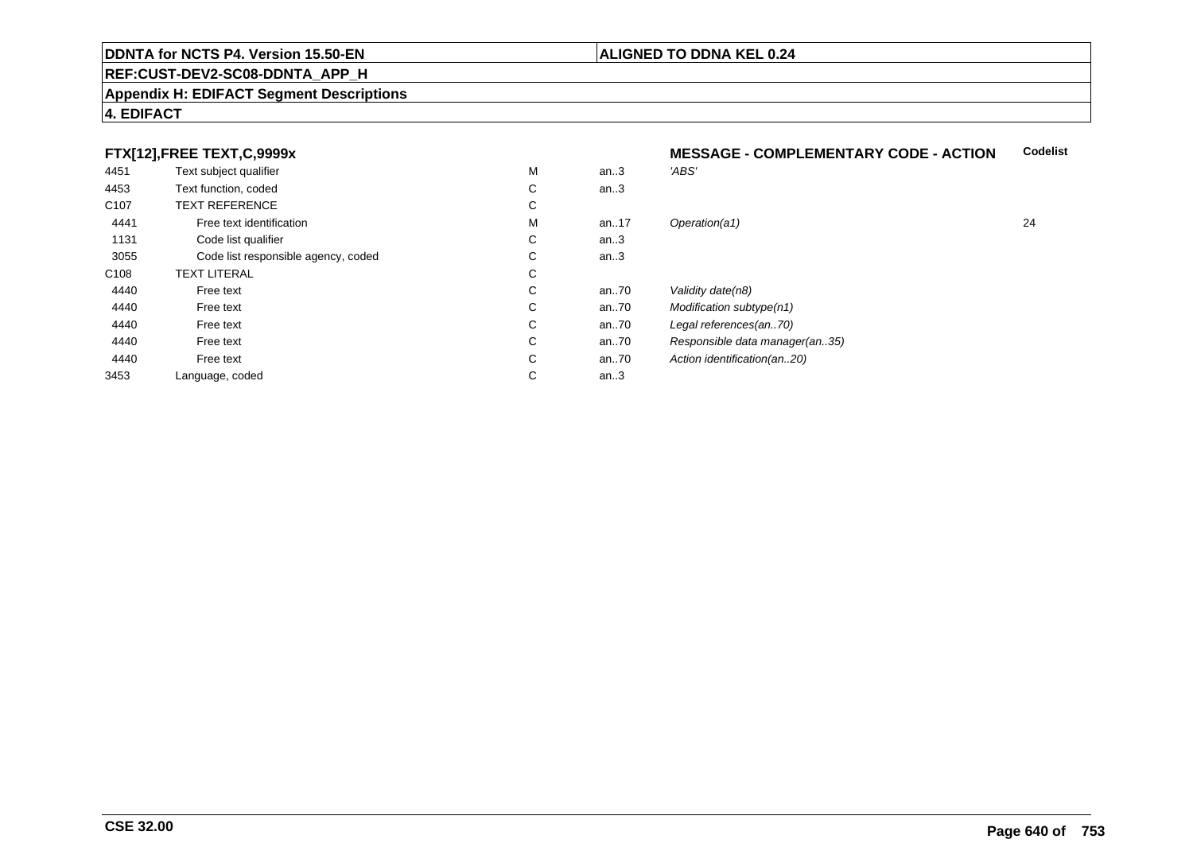## FTX[12],FREE TEXT,C,9999x

**MESSAGE - COMPLEMENTARY CODE - ACTION**

| | | | | | Codelist |
|---|---|---|---|---|---|
| 4451 | Text subject qualifier | M | an..3 | *'ABS'* | |
| 4453 | Text function, coded | C | an..3 | | |
| C107 | TEXT REFERENCE | C | | | |
| 4441 | Free text identification | M | an..17 | *Operation(a1)* | 24 |
| 1131 | Code list qualifier | C | an..3 | | |
| 3055 | Code list responsible agency, coded | C | an..3 | | |
| C108 | TEXT LITERAL | C | | | |
| 4440 | Free text | C | an..70 | *Validity date(n8)* | |
| 4440 | Free text | C | an..70 | *Modification subtype(n1)* | |
| 4440 | Free text | C | an..70 | *Legal references(an..70)* | |
| 4440 | Free text | C | an..70 | *Responsible data manager(an..35)* | |
| 4440 | Free text | C | an..70 | *Action identification(an..20)* | |
| 3453 | Language, coded | C | an..3 | | |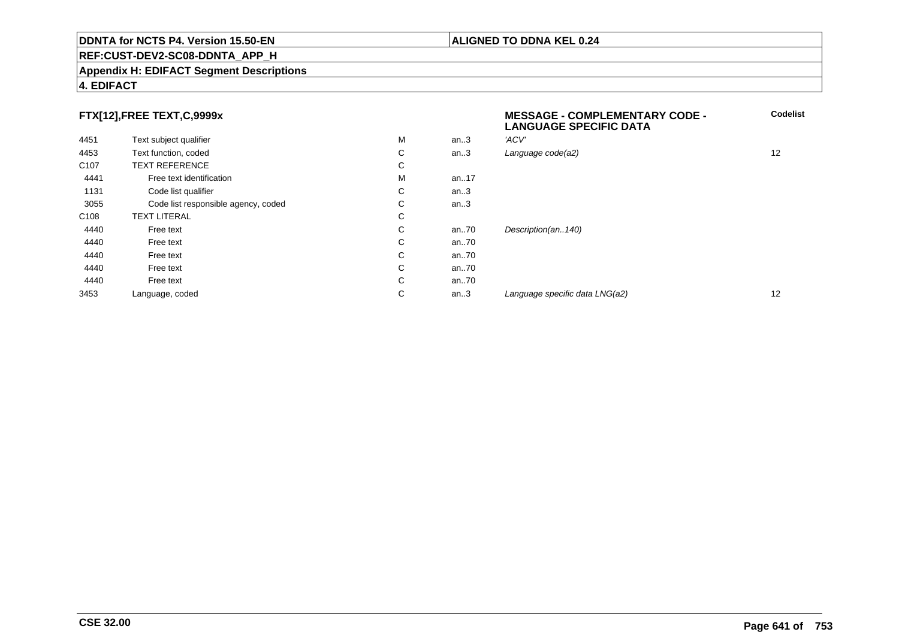**DDNTA for NCTS P4. Version 15.50-EN** | **ALIGNED TO DDNA KEL 0.24**

**REF:CUST-DEV2-SC08-DDNTA_APP_H**

**Appendix H: EDIFACT Segment Descriptions**

**4. EDIFACT**

### FTX[12],FREE TEXT,C,9999x

**MESSAGE - COMPLEMENTARY CODE - LANGUAGE SPECIFIC DATA**

| | | | | | Codelist |
|---|---|---|---|---|---|
| 4451 | Text subject qualifier | M | an..3 | *'ACV'* | |
| 4453 | Text function, coded | C | an..3 | *Language code(a2)* | 12 |
| C107 | TEXT REFERENCE | C | | | |
| 4441 | Free text identification | M | an..17 | | |
| 1131 | Code list qualifier | C | an..3 | | |
| 3055 | Code list responsible agency, coded | C | an..3 | | |
| C108 | TEXT LITERAL | C | | | |
| 4440 | Free text | C | an..70 | *Description(an..140)* | |
| 4440 | Free text | C | an..70 | | |
| 4440 | Free text | C | an..70 | | |
| 4440 | Free text | C | an..70 | | |
| 4440 | Free text | C | an..70 | | |
| 3453 | Language, coded | C | an..3 | *Language specific data LNG(a2)* | 12 |

**CSE 32.00**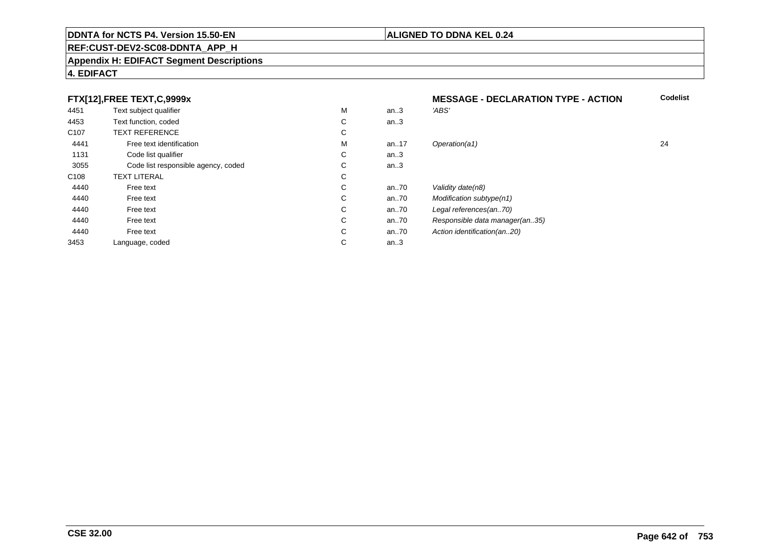**DDNTA for NCTS P4. Version 15.50-EN** | **ALIGNED TO DDNA KEL 0.24**

**REF:CUST-DEV2-SC08-DDNTA_APP_H**

**Appendix H: EDIFACT Segment Descriptions**

**4. EDIFACT**

| FTX[12],FREE TEXT,C,9999x | | | | MESSAGE - DECLARATION TYPE - ACTION | Codelist |
|---|---|---|---|---|---|
| 4451 | Text subject qualifier | M | an..3 | *'ABS'* | |
| 4453 | Text function, coded | C | an..3 | | |
| C107 | TEXT REFERENCE | C | | | |
| 4441 | Free text identification | M | an..17 | *Operation(a1)* | 24 |
| 1131 | Code list qualifier | C | an..3 | | |
| 3055 | Code list responsible agency, coded | C | an..3 | | |
| C108 | TEXT LITERAL | C | | | |
| 4440 | Free text | C | an..70 | *Validity date(n8)* | |
| 4440 | Free text | C | an..70 | *Modification subtype(n1)* | |
| 4440 | Free text | C | an..70 | *Legal references(an..70)* | |
| 4440 | Free text | C | an..70 | *Responsible data manager(an..35)* | |
| 4440 | Free text | C | an..70 | *Action identification(an..20)* | |
| 3453 | Language, coded | C | an..3 | | |

**CSE 32.00**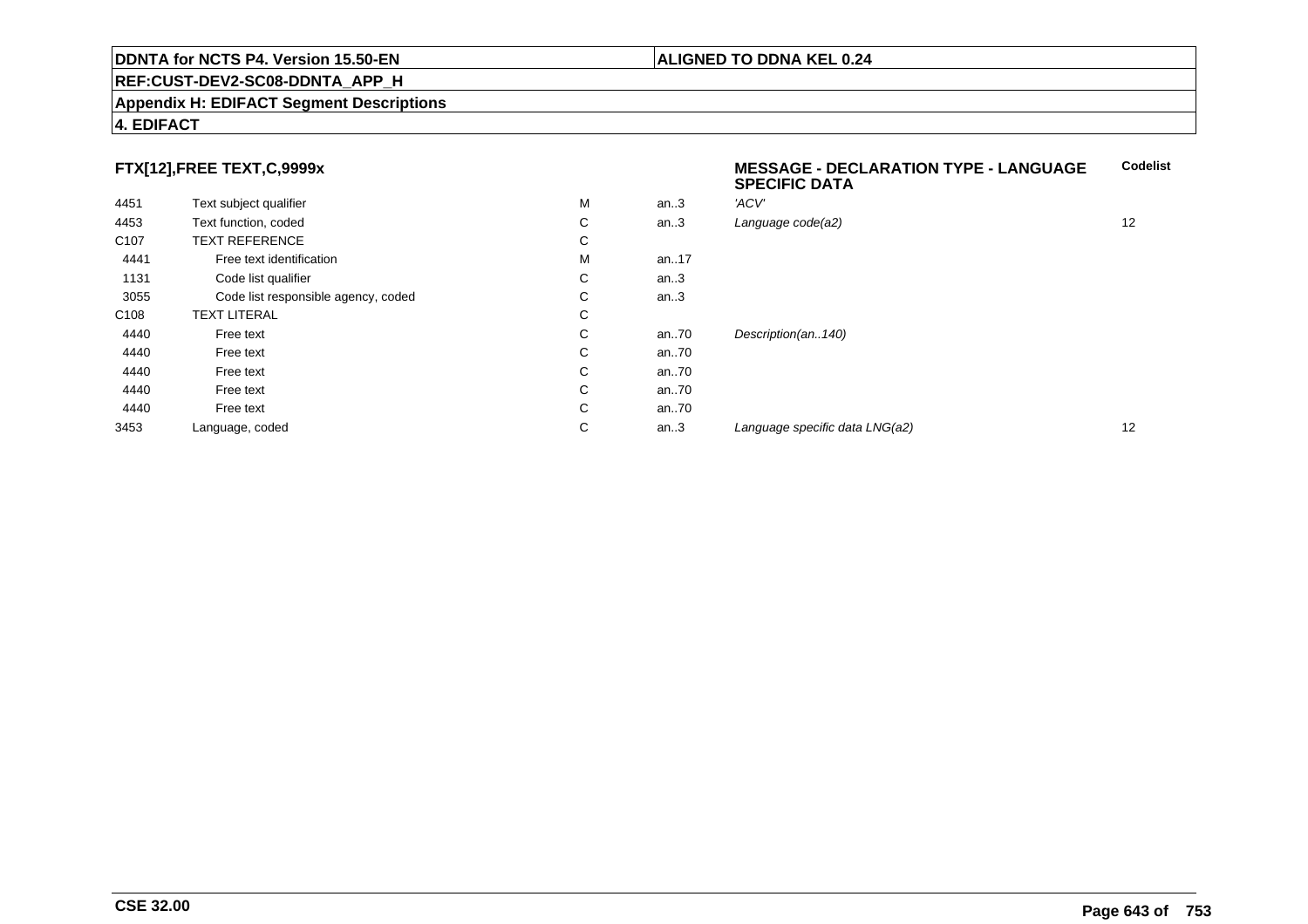## FTX[12],FREE TEXT,C,9999x

**MESSAGE - DECLARATION TYPE - LANGUAGE SPECIFIC DATA**

| | | | | | Codelist |
|---|---|---|---|---|---|
| 4451 | Text subject qualifier | M | an..3 | *'ACV'* | |
| 4453 | Text function, coded | C | an..3 | *Language code(a2)* | 12 |
| C107 | TEXT REFERENCE | C | | | |
| 4441 | Free text identification | M | an..17 | | |
| 1131 | Code list qualifier | C | an..3 | | |
| 3055 | Code list responsible agency, coded | C | an..3 | | |
| C108 | TEXT LITERAL | C | | | |
| 4440 | Free text | C | an..70 | *Description(an..140)* | |
| 4440 | Free text | C | an..70 | | |
| 4440 | Free text | C | an..70 | | |
| 4440 | Free text | C | an..70 | | |
| 4440 | Free text | C | an..70 | | |
| 3453 | Language, coded | C | an..3 | *Language specific data LNG(a2)* | 12 |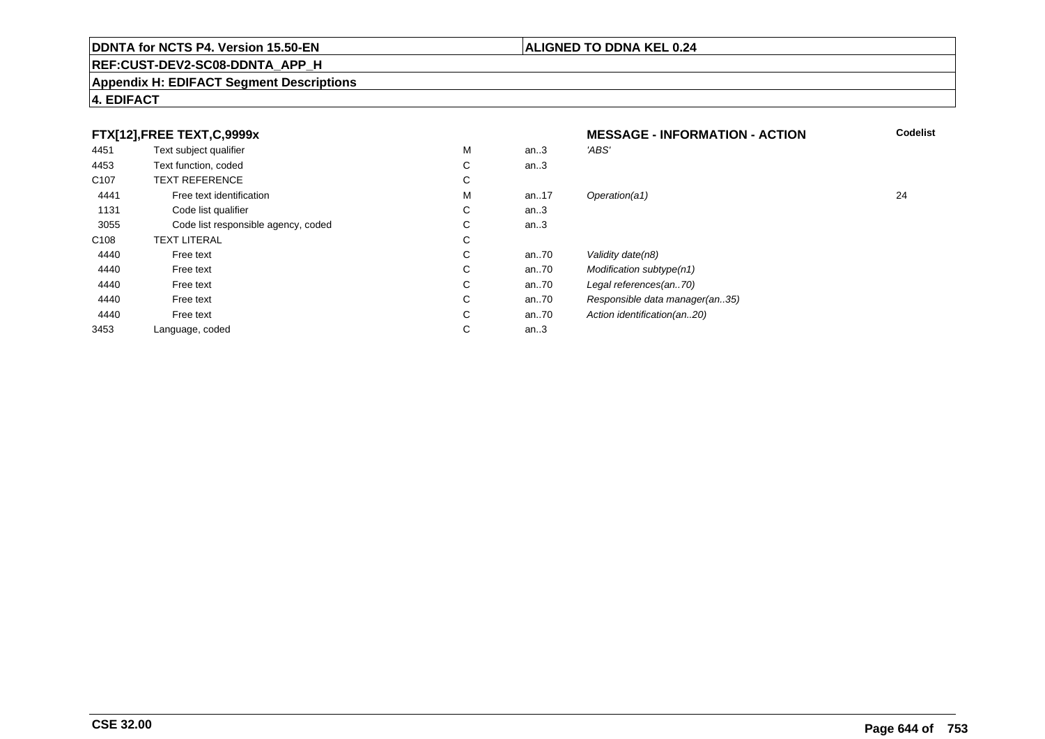**DDNTA for NCTS P4. Version 15.50-EN** | **ALIGNED TO DDNA KEL 0.24**

**REF:CUST-DEV2-SC08-DDNTA_APP_H**

**Appendix H: EDIFACT Segment Descriptions**

**4. EDIFACT**

### FTX[12],FREE TEXT,C,9999x — MESSAGE - INFORMATION - ACTION

| | | | | | Codelist |
|---|---|---|---|---|---|
| 4451 | Text subject qualifier | M | an..3 | *'ABS'* | |
| 4453 | Text function, coded | C | an..3 | | |
| C107 | TEXT REFERENCE | C | | | |
| 4441 | Free text identification | M | an..17 | *Operation(a1)* | 24 |
| 1131 | Code list qualifier | C | an..3 | | |
| 3055 | Code list responsible agency, coded | C | an..3 | | |
| C108 | TEXT LITERAL | C | | | |
| 4440 | Free text | C | an..70 | *Validity date(n8)* | |
| 4440 | Free text | C | an..70 | *Modification subtype(n1)* | |
| 4440 | Free text | C | an..70 | *Legal references(an..70)* | |
| 4440 | Free text | C | an..70 | *Responsible data manager(an..35)* | |
| 4440 | Free text | C | an..70 | *Action identification(an..20)* | |
| 3453 | Language, coded | C | an..3 | | |

**CSE 32.00**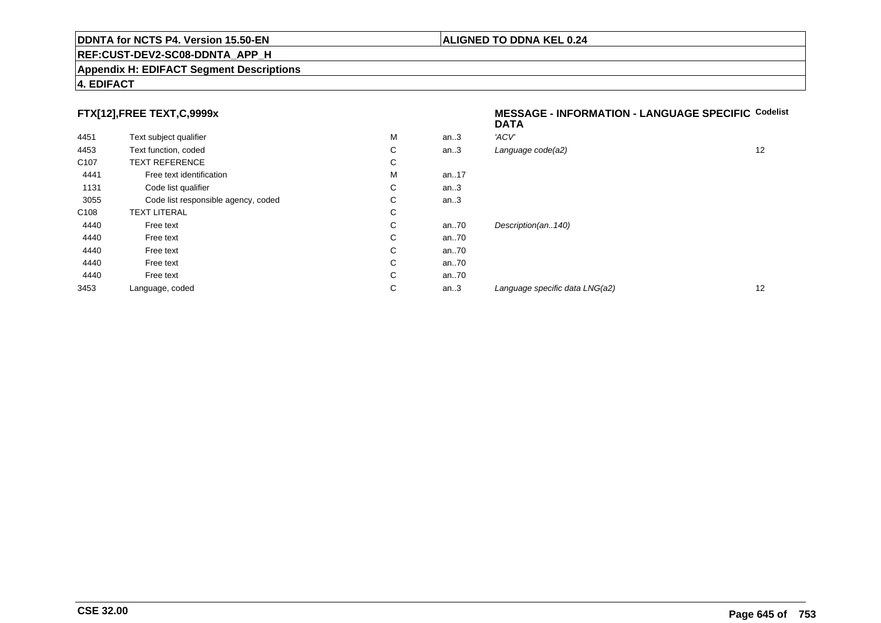**DDNTA for NCTS P4. Version 15.50-EN** | **ALIGNED TO DDNA KEL 0.24**

**REF:CUST-DEV2-SC08-DDNTA_APP_H**

**Appendix H: EDIFACT Segment Descriptions**

**4. EDIFACT**

### FTX[12],FREE TEXT,C,9999x

**MESSAGE - INFORMATION - LANGUAGE SPECIFIC DATA**

| | | | | | Codelist |
|---|---|---|---|---|---|
| 4451 | Text subject qualifier | M | an..3 | *'ACV'* | |
| 4453 | Text function, coded | C | an..3 | *Language code(a2)* | 12 |
| C107 | TEXT REFERENCE | C | | | |
| 4441 | Free text identification | M | an..17 | | |
| 1131 | Code list qualifier | C | an..3 | | |
| 3055 | Code list responsible agency, coded | C | an..3 | | |
| C108 | TEXT LITERAL | C | | | |
| 4440 | Free text | C | an..70 | *Description(an..140)* | |
| 4440 | Free text | C | an..70 | | |
| 4440 | Free text | C | an..70 | | |
| 4440 | Free text | C | an..70 | | |
| 4440 | Free text | C | an..70 | | |
| 3453 | Language, coded | C | an..3 | *Language specific data LNG(a2)* | 12 |

**CSE 32.00**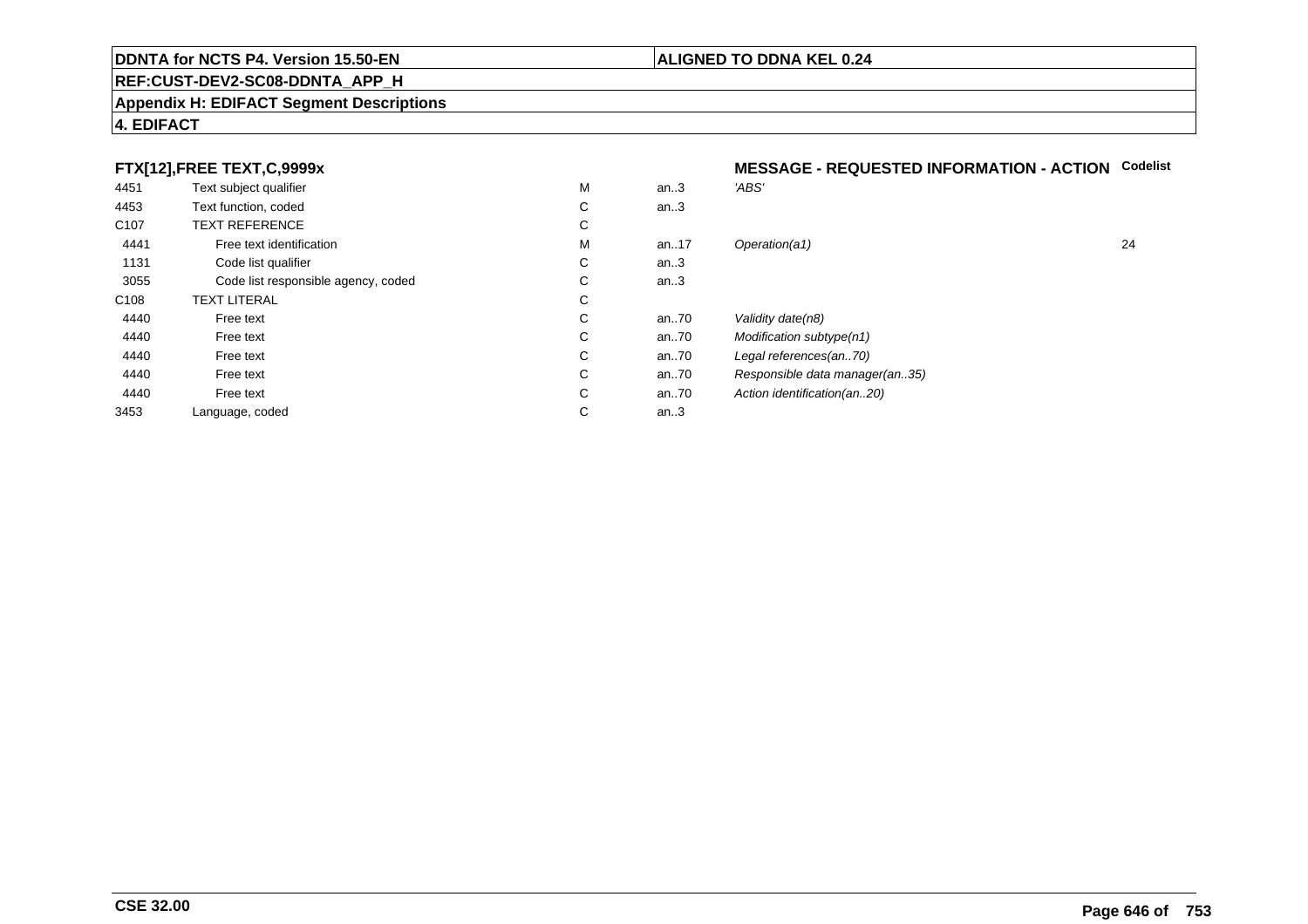**DDNTA for NCTS P4. Version 15.50-EN** | **ALIGNED TO DDNA KEL 0.24**

**REF:CUST-DEV2-SC08-DDNTA_APP_H**

**Appendix H: EDIFACT Segment Descriptions**

**4. EDIFACT**

### FTX[12],FREE TEXT,C,9999x — MESSAGE - REQUESTED INFORMATION - ACTION

| | | | | | Codelist |
|---|---|---|---|---|---|
| 4451 | Text subject qualifier | M | an..3 | *'ABS'* | |
| 4453 | Text function, coded | C | an..3 | | |
| C107 | TEXT REFERENCE | C | | | |
| 4441 | Free text identification | M | an..17 | *Operation(a1)* | 24 |
| 1131 | Code list qualifier | C | an..3 | | |
| 3055 | Code list responsible agency, coded | C | an..3 | | |
| C108 | TEXT LITERAL | C | | | |
| 4440 | Free text | C | an..70 | *Validity date(n8)* | |
| 4440 | Free text | C | an..70 | *Modification subtype(n1)* | |
| 4440 | Free text | C | an..70 | *Legal references(an..70)* | |
| 4440 | Free text | C | an..70 | *Responsible data manager(an..35)* | |
| 4440 | Free text | C | an..70 | *Action identification(an..20)* | |
| 3453 | Language, coded | C | an..3 | | |

**CSE 32.00**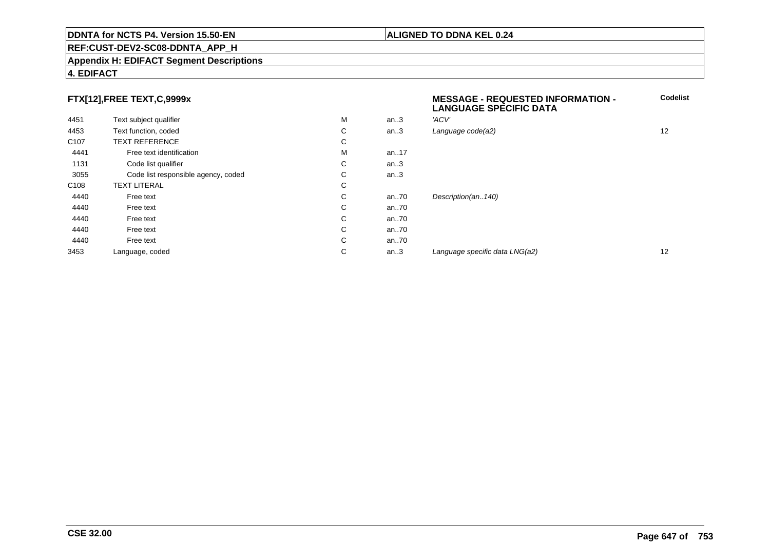**DDNTA for NCTS P4. Version 15.50-EN** | **ALIGNED TO DDNA KEL 0.24**

**REF:CUST-DEV2-SC08-DDNTA_APP_H**

**Appendix H: EDIFACT Segment Descriptions**

**4. EDIFACT**

**FTX[12],FREE TEXT,C,9999x** — **MESSAGE - REQUESTED INFORMATION - LANGUAGE SPECIFIC DATA**

| | | | | | Codelist |
|---|---|---|---|---|---|
| 4451 | Text subject qualifier | M | an..3 | *'ACV'* | |
| 4453 | Text function, coded | C | an..3 | *Language code(a2)* | 12 |
| C107 | TEXT REFERENCE | C | | | |
| 4441 | Free text identification | M | an..17 | | |
| 1131 | Code list qualifier | C | an..3 | | |
| 3055 | Code list responsible agency, coded | C | an..3 | | |
| C108 | TEXT LITERAL | C | | | |
| 4440 | Free text | C | an..70 | *Description(an..140)* | |
| 4440 | Free text | C | an..70 | | |
| 4440 | Free text | C | an..70 | | |
| 4440 | Free text | C | an..70 | | |
| 4440 | Free text | C | an..70 | | |
| 3453 | Language, coded | C | an..3 | *Language specific data LNG(a2)* | 12 |

**CSE 32.00**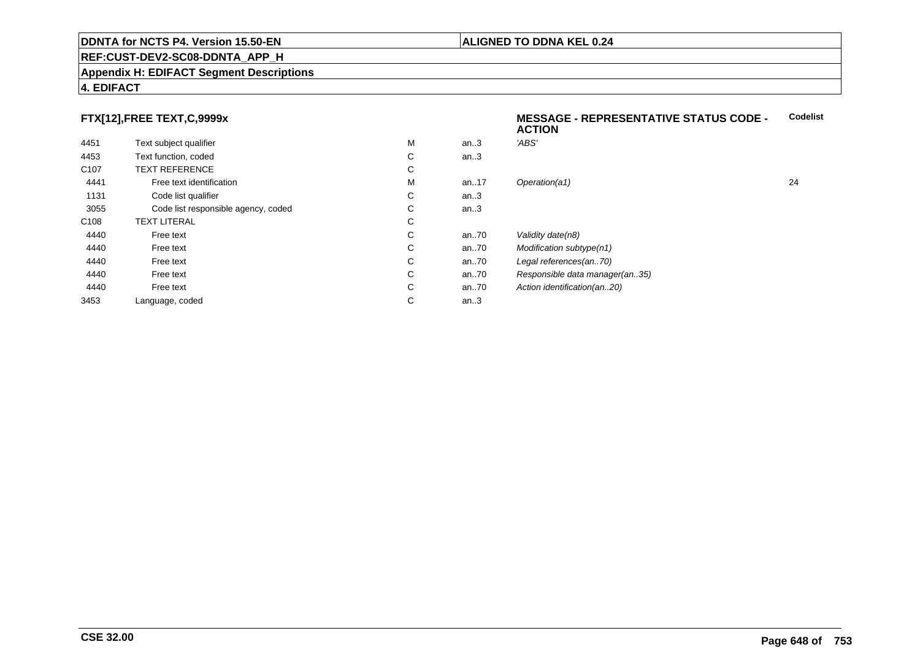## FTX[12],FREE TEXT,C,9999x

**MESSAGE - REPRESENTATIVE STATUS CODE - ACTION**

| | | | | | Codelist |
|---|---|---|---|---|---|
| 4451 | Text subject qualifier | M | an..3 | *'ABS'* | |
| 4453 | Text function, coded | C | an..3 | | |
| C107 | TEXT REFERENCE | C | | | |
| 4441 | Free text identification | M | an..17 | *Operation(a1)* | 24 |
| 1131 | Code list qualifier | C | an..3 | | |
| 3055 | Code list responsible agency, coded | C | an..3 | | |
| C108 | TEXT LITERAL | C | | | |
| 4440 | Free text | C | an..70 | *Validity date(n8)* | |
| 4440 | Free text | C | an..70 | *Modification subtype(n1)* | |
| 4440 | Free text | C | an..70 | *Legal references(an..70)* | |
| 4440 | Free text | C | an..70 | *Responsible data manager(an..35)* | |
| 4440 | Free text | C | an..70 | *Action identification(an..20)* | |
| 3453 | Language, coded | C | an..3 | | |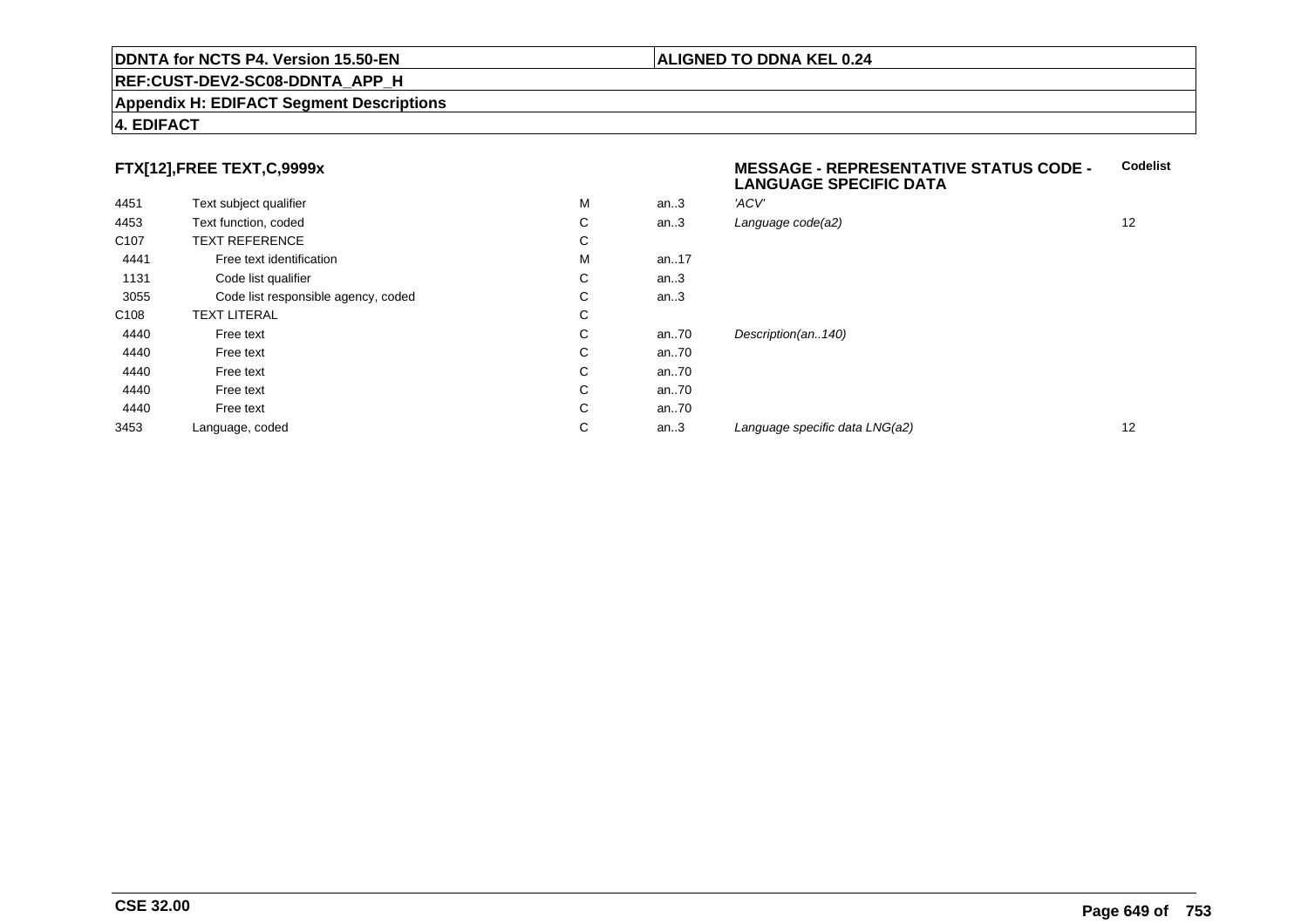**DDNTA for NCTS P4. Version 15.50-EN** | **ALIGNED TO DDNA KEL 0.24**

**REF:CUST-DEV2-SC08-DDNTA_APP_H**

**Appendix H: EDIFACT Segment Descriptions**

**4. EDIFACT**

**FTX[12],FREE TEXT,C,9999x** — **MESSAGE - REPRESENTATIVE STATUS CODE - LANGUAGE SPECIFIC DATA**

| | | | | | Codelist |
|---|---|---|---|---|---|
| 4451 | Text subject qualifier | M | an..3 | *'ACV'* | |
| 4453 | Text function, coded | C | an..3 | *Language code(a2)* | 12 |
| C107 | TEXT REFERENCE | C | | | |
| 4441 | Free text identification | M | an..17 | | |
| 1131 | Code list qualifier | C | an..3 | | |
| 3055 | Code list responsible agency, coded | C | an..3 | | |
| C108 | TEXT LITERAL | C | | | |
| 4440 | Free text | C | an..70 | *Description(an..140)* | |
| 4440 | Free text | C | an..70 | | |
| 4440 | Free text | C | an..70 | | |
| 4440 | Free text | C | an..70 | | |
| 4440 | Free text | C | an..70 | | |
| 3453 | Language, coded | C | an..3 | *Language specific data LNG(a2)* | 12 |

**CSE 32.00**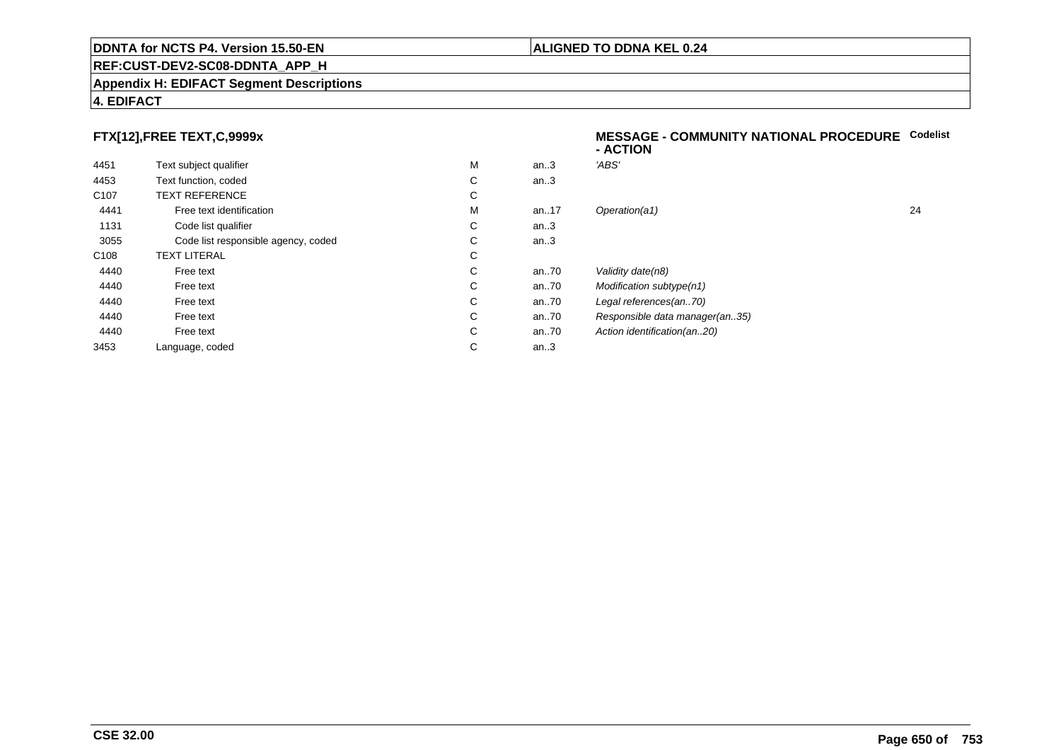**DDNTA for NCTS P4. Version 15.50-EN** | **ALIGNED TO DDNA KEL 0.24**

**REF:CUST-DEV2-SC08-DDNTA_APP_H**

**Appendix H: EDIFACT Segment Descriptions**

**4. EDIFACT**

### FTX[12],FREE TEXT,C,9999x

**MESSAGE - COMMUNITY NATIONAL PROCEDURE - ACTION**

| | | | | | Codelist |
|---|---|---|---|---|---|
| 4451 | Text subject qualifier | M | an..3 | *'ABS'* | |
| 4453 | Text function, coded | C | an..3 | | |
| C107 | TEXT REFERENCE | C | | | |
| 4441 | Free text identification | M | an..17 | *Operation(a1)* | 24 |
| 1131 | Code list qualifier | C | an..3 | | |
| 3055 | Code list responsible agency, coded | C | an..3 | | |
| C108 | TEXT LITERAL | C | | | |
| 4440 | Free text | C | an..70 | *Validity date(n8)* | |
| 4440 | Free text | C | an..70 | *Modification subtype(n1)* | |
| 4440 | Free text | C | an..70 | *Legal references(an..70)* | |
| 4440 | Free text | C | an..70 | *Responsible data manager(an..35)* | |
| 4440 | Free text | C | an..70 | *Action identification(an..20)* | |
| 3453 | Language, coded | C | an..3 | | |

**CSE 32.00**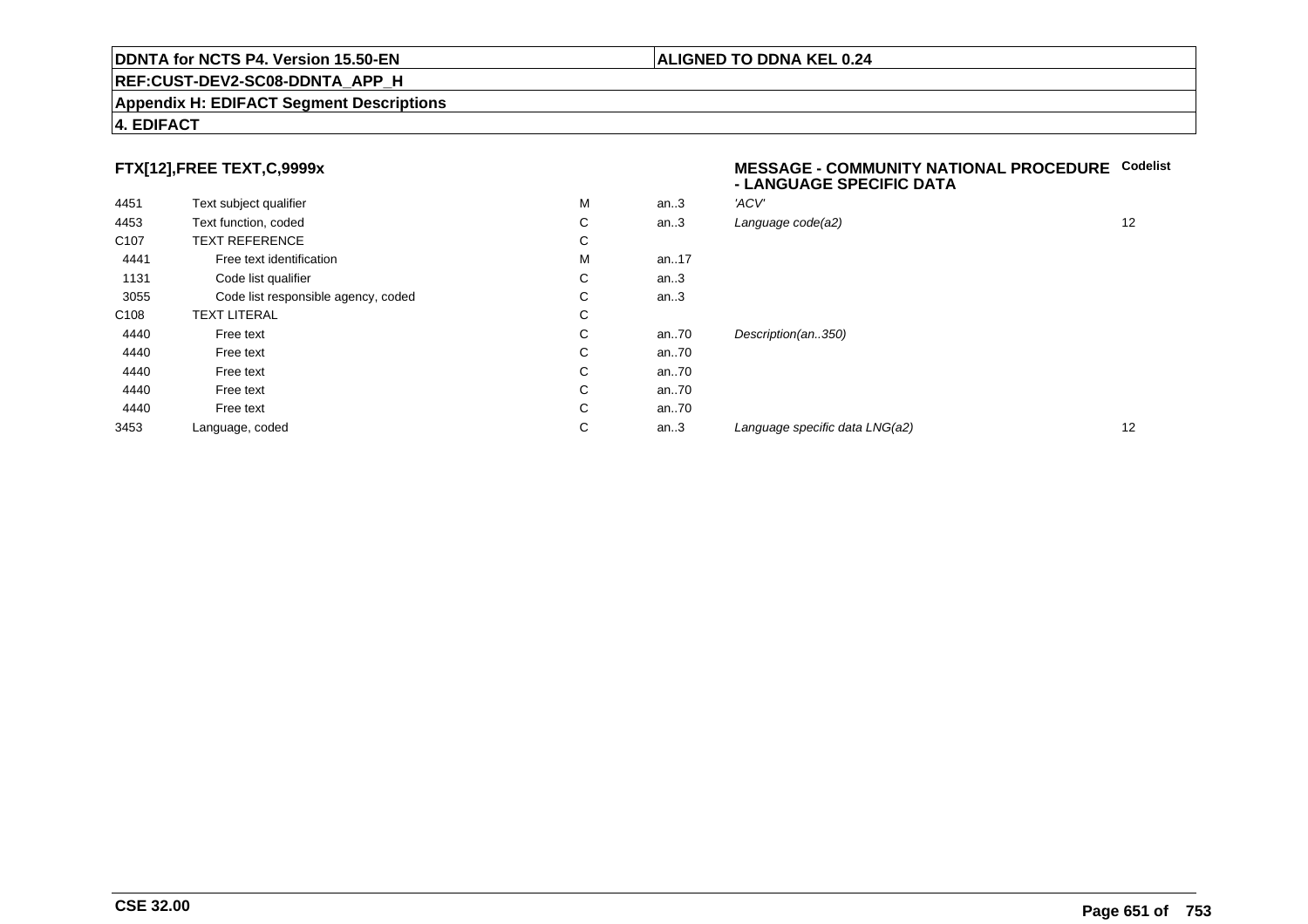**DDNTA for NCTS P4. Version 15.50-EN** | **ALIGNED TO DDNA KEL 0.24**

**REF:CUST-DEV2-SC08-DDNTA_APP_H**

**Appendix H: EDIFACT Segment Descriptions**

**4. EDIFACT**

### FTX[12],FREE TEXT,C,9999x

**MESSAGE - COMMUNITY NATIONAL PROCEDURE - LANGUAGE SPECIFIC DATA**

| | | | | | Codelist |
|---|---|---|---|---|---|
| 4451 | Text subject qualifier | M | an..3 | *'ACV'* | |
| 4453 | Text function, coded | C | an..3 | *Language code(a2)* | 12 |
| C107 | TEXT REFERENCE | C | | | |
| 4441 | Free text identification | M | an..17 | | |
| 1131 | Code list qualifier | C | an..3 | | |
| 3055 | Code list responsible agency, coded | C | an..3 | | |
| C108 | TEXT LITERAL | C | | | |
| 4440 | Free text | C | an..70 | *Description(an..350)* | |
| 4440 | Free text | C | an..70 | | |
| 4440 | Free text | C | an..70 | | |
| 4440 | Free text | C | an..70 | | |
| 4440 | Free text | C | an..70 | | |
| 3453 | Language, coded | C | an..3 | *Language specific data LNG(a2)* | 12 |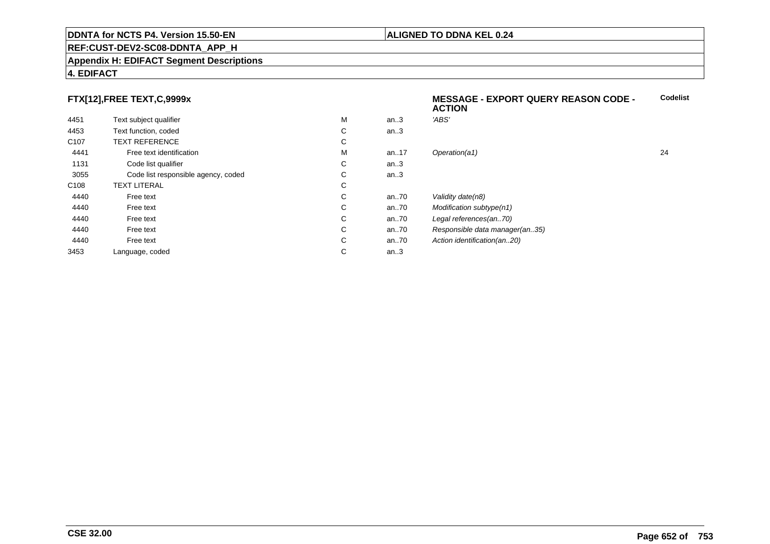**FTX[12],FREE TEXT,C,9999x**

**MESSAGE - EXPORT QUERY REASON CODE - ACTION**

| | | | | | Codelist |
|---|---|---|---|---|---|
| 4451 | Text subject qualifier | M | an..3 | *'ABS'* | |
| 4453 | Text function, coded | C | an..3 | | |
| C107 | TEXT REFERENCE | C | | | |
| 4441 | Free text identification | M | an..17 | *Operation(a1)* | 24 |
| 1131 | Code list qualifier | C | an..3 | | |
| 3055 | Code list responsible agency, coded | C | an..3 | | |
| C108 | TEXT LITERAL | C | | | |
| 4440 | Free text | C | an..70 | *Validity date(n8)* | |
| 4440 | Free text | C | an..70 | *Modification subtype(n1)* | |
| 4440 | Free text | C | an..70 | *Legal references(an..70)* | |
| 4440 | Free text | C | an..70 | *Responsible data manager(an..35)* | |
| 4440 | Free text | C | an..70 | *Action identification(an..20)* | |
| 3453 | Language, coded | C | an..3 | | |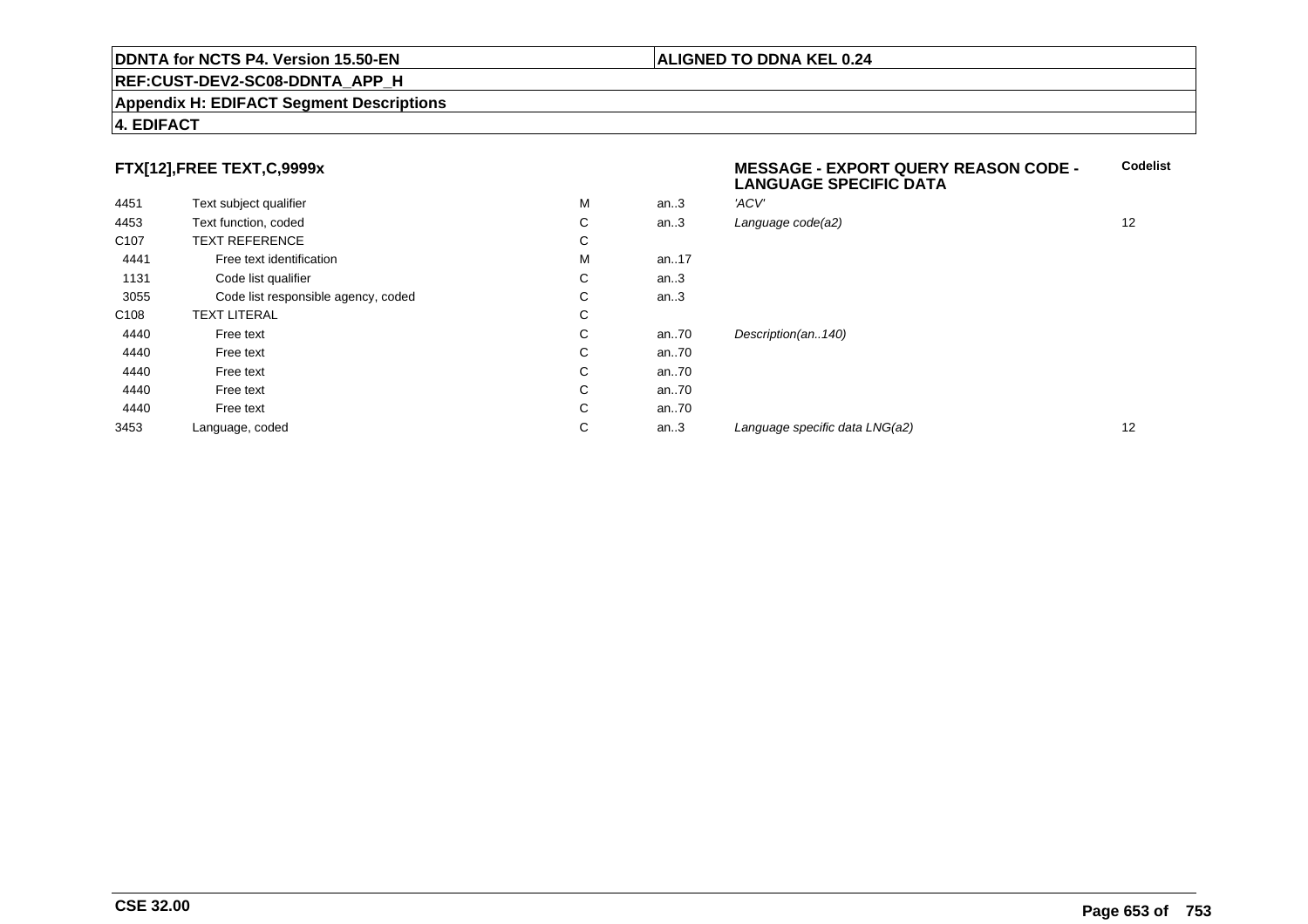**DDNTA for NCTS P4. Version 15.50-EN** | **ALIGNED TO DDNA KEL 0.24**

**REF:CUST-DEV2-SC08-DDNTA_APP_H**

**Appendix H: EDIFACT Segment Descriptions**

**4. EDIFACT**

### FTX[12],FREE TEXT,C,9999x

**MESSAGE - EXPORT QUERY REASON CODE - LANGUAGE SPECIFIC DATA**

| | | | | | Codelist |
|---|---|---|---|---|---|
| 4451 | Text subject qualifier | M | an..3 | *'ACV'* | |
| 4453 | Text function, coded | C | an..3 | *Language code(a2)* | 12 |
| C107 | TEXT REFERENCE | C | | | |
| 4441 | Free text identification | M | an..17 | | |
| 1131 | Code list qualifier | C | an..3 | | |
| 3055 | Code list responsible agency, coded | C | an..3 | | |
| C108 | TEXT LITERAL | C | | | |
| 4440 | Free text | C | an..70 | *Description(an..140)* | |
| 4440 | Free text | C | an..70 | | |
| 4440 | Free text | C | an..70 | | |
| 4440 | Free text | C | an..70 | | |
| 4440 | Free text | C | an..70 | | |
| 3453 | Language, coded | C | an..3 | *Language specific data LNG(a2)* | 12 |

**CSE 32.00**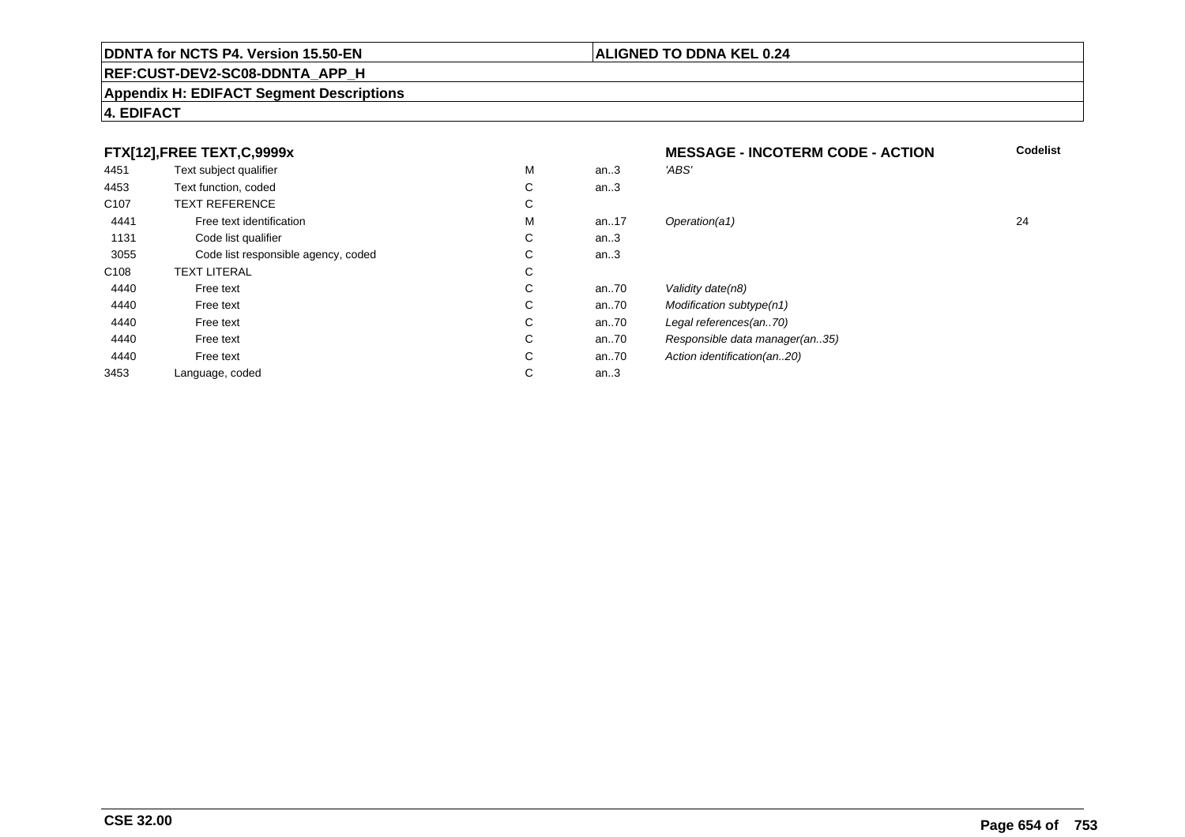**DDNTA for NCTS P4. Version 15.50-EN** | **ALIGNED TO DDNA KEL 0.24**

**REF:CUST-DEV2-SC08-DDNTA_APP_H**

**Appendix H: EDIFACT Segment Descriptions**

**4. EDIFACT**

| FTX[12],FREE TEXT,C,9999x | | | | MESSAGE - INCOTERM CODE - ACTION | Codelist |
|---|---|---|---|---|---|
| 4451 | Text subject qualifier | M | an..3 | 'ABS' | |
| 4453 | Text function, coded | C | an..3 | | |
| C107 | TEXT REFERENCE | C | | | |
| 4441 | Free text identification | M | an..17 | *Operation(a1)* | 24 |
| 1131 | Code list qualifier | C | an..3 | | |
| 3055 | Code list responsible agency, coded | C | an..3 | | |
| C108 | TEXT LITERAL | C | | | |
| 4440 | Free text | C | an..70 | *Validity date(n8)* | |
| 4440 | Free text | C | an..70 | *Modification subtype(n1)* | |
| 4440 | Free text | C | an..70 | *Legal references(an..70)* | |
| 4440 | Free text | C | an..70 | *Responsible data manager(an..35)* | |
| 4440 | Free text | C | an..70 | *Action identification(an..20)* | |
| 3453 | Language, coded | C | an..3 | | |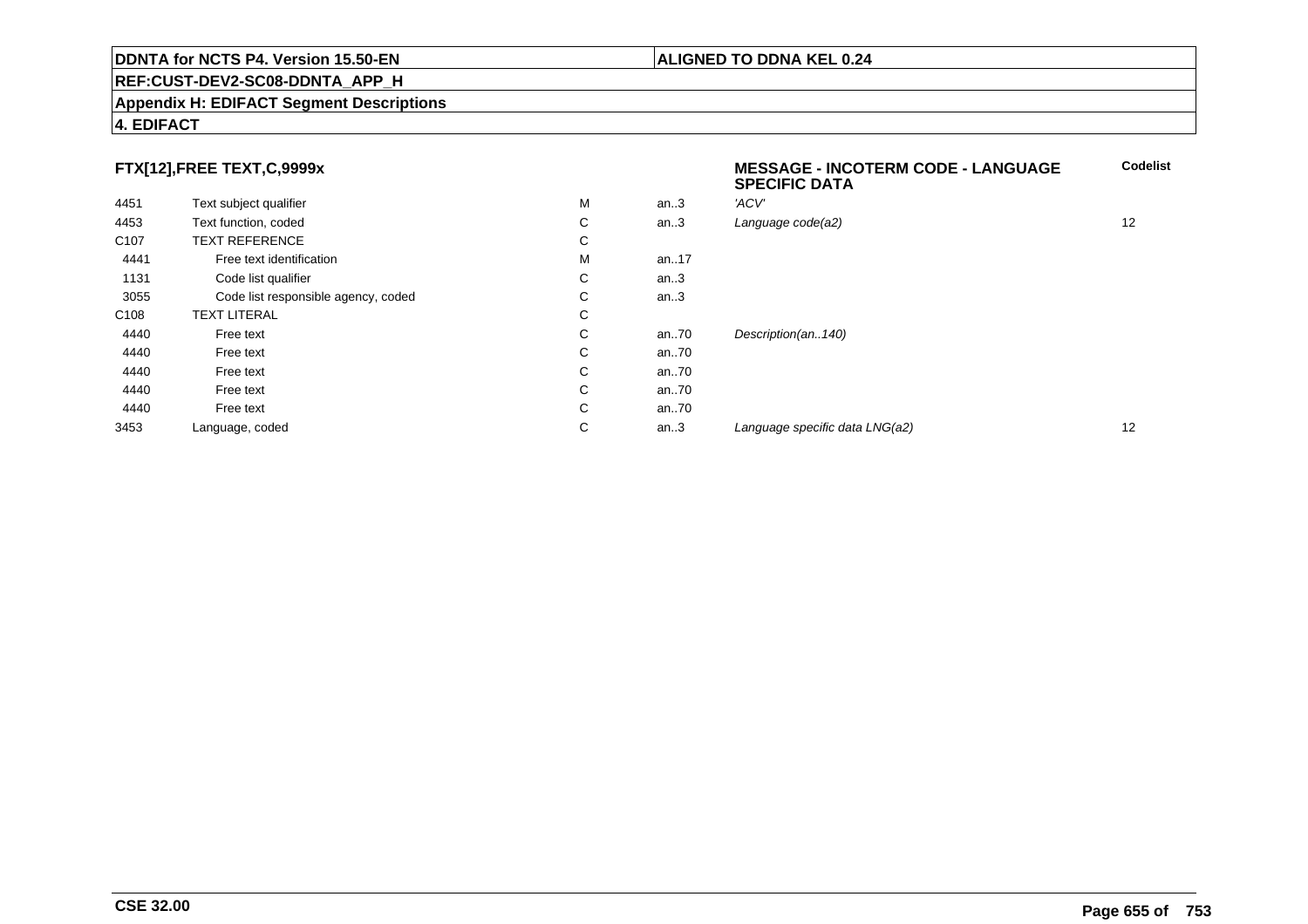**DDNTA for NCTS P4. Version 15.50-EN** | **ALIGNED TO DDNA KEL 0.24**

**REF:CUST-DEV2-SC08-DDNTA_APP_H**

**Appendix H: EDIFACT Segment Descriptions**

**4. EDIFACT**

### FTX[12],FREE TEXT,C,9999x

**MESSAGE - INCOTERM CODE - LANGUAGE SPECIFIC DATA**

| | | | | | Codelist |
|---|---|---|---|---|---|
| 4451 | Text subject qualifier | M | an..3 | *'ACV'* | |
| 4453 | Text function, coded | C | an..3 | *Language code(a2)* | 12 |
| C107 | TEXT REFERENCE | C | | | |
| 4441 | Free text identification | M | an..17 | | |
| 1131 | Code list qualifier | C | an..3 | | |
| 3055 | Code list responsible agency, coded | C | an..3 | | |
| C108 | TEXT LITERAL | C | | | |
| 4440 | Free text | C | an..70 | *Description(an..140)* | |
| 4440 | Free text | C | an..70 | | |
| 4440 | Free text | C | an..70 | | |
| 4440 | Free text | C | an..70 | | |
| 4440 | Free text | C | an..70 | | |
| 3453 | Language, coded | C | an..3 | *Language specific data LNG(a2)* | 12 |

**CSE 32.00**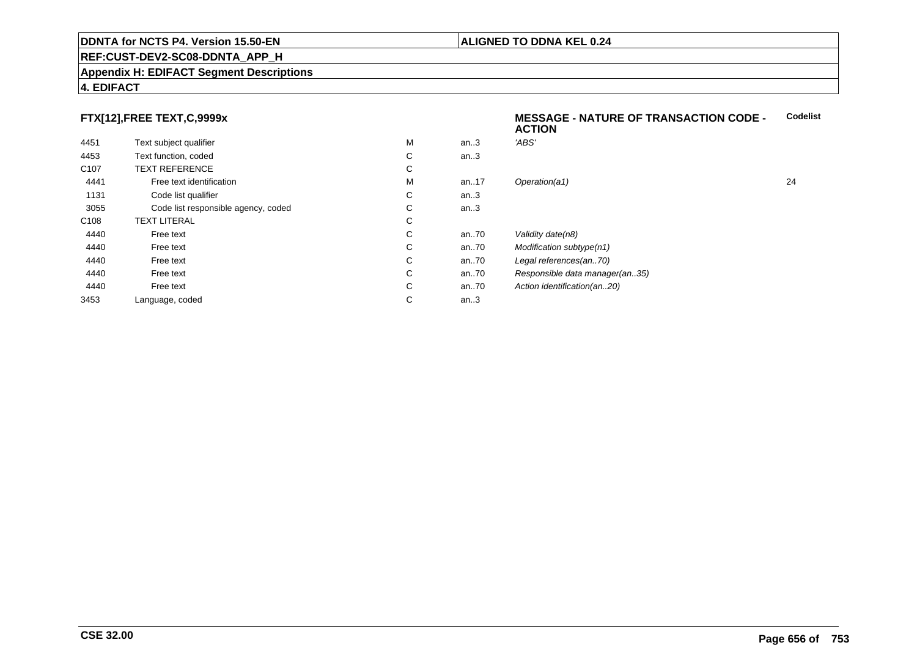**DDNTA for NCTS P4. Version 15.50-EN** | **ALIGNED TO DDNA KEL 0.24**

**REF:CUST-DEV2-SC08-DDNTA_APP_H**

**Appendix H: EDIFACT Segment Descriptions**

**4. EDIFACT**

### FTX[12],FREE TEXT,C,9999x

| | | | | **MESSAGE - NATURE OF TRANSACTION CODE - ACTION** | **Codelist** |
|---|---|---|---|---|---|
| 4451 | Text subject qualifier | M | an..3 | *'ABS'* | |
| 4453 | Text function, coded | C | an..3 | | |
| C107 | TEXT REFERENCE | C | | | |
| 4441 | Free text identification | M | an..17 | *Operation(a1)* | 24 |
| 1131 | Code list qualifier | C | an..3 | | |
| 3055 | Code list responsible agency, coded | C | an..3 | | |
| C108 | TEXT LITERAL | C | | | |
| 4440 | Free text | C | an..70 | *Validity date(n8)* | |
| 4440 | Free text | C | an..70 | *Modification subtype(n1)* | |
| 4440 | Free text | C | an..70 | *Legal references(an..70)* | |
| 4440 | Free text | C | an..70 | *Responsible data manager(an..35)* | |
| 4440 | Free text | C | an..70 | *Action identification(an..20)* | |
| 3453 | Language, coded | C | an..3 | | |

**CSE 32.00**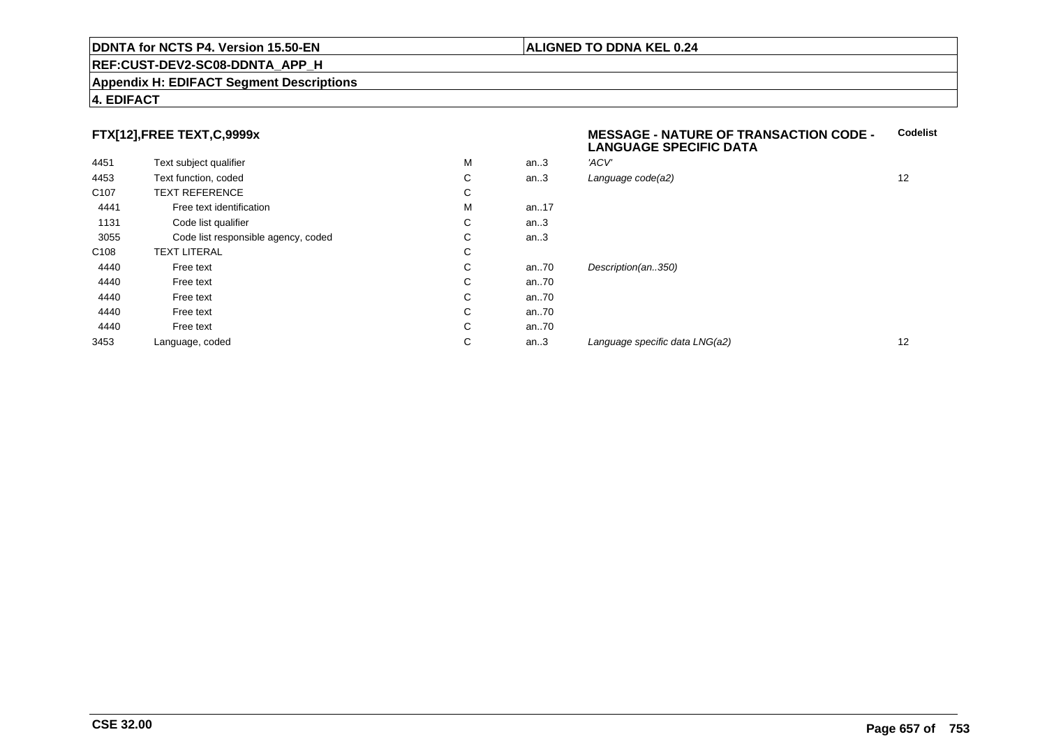**DDNTA for NCTS P4. Version 15.50-EN** | **ALIGNED TO DDNA KEL 0.24**

**REF:CUST-DEV2-SC08-DDNTA_APP_H**

**Appendix H: EDIFACT Segment Descriptions**

**4. EDIFACT**

## FTX[12],FREE TEXT,C,9999x

**MESSAGE - NATURE OF TRANSACTION CODE - LANGUAGE SPECIFIC DATA**

| | | | | | Codelist |
|---|---|---|---|---|---|
| 4451 | Text subject qualifier | M | an..3 | *'ACV'* | |
| 4453 | Text function, coded | C | an..3 | *Language code(a2)* | 12 |
| C107 | TEXT REFERENCE | C | | | |
| 4441 | Free text identification | M | an..17 | | |
| 1131 | Code list qualifier | C | an..3 | | |
| 3055 | Code list responsible agency, coded | C | an..3 | | |
| C108 | TEXT LITERAL | C | | | |
| 4440 | Free text | C | an..70 | *Description(an..350)* | |
| 4440 | Free text | C | an..70 | | |
| 4440 | Free text | C | an..70 | | |
| 4440 | Free text | C | an..70 | | |
| 4440 | Free text | C | an..70 | | |
| 3453 | Language, coded | C | an..3 | *Language specific data LNG(a2)* | 12 |

**CSE 32.00**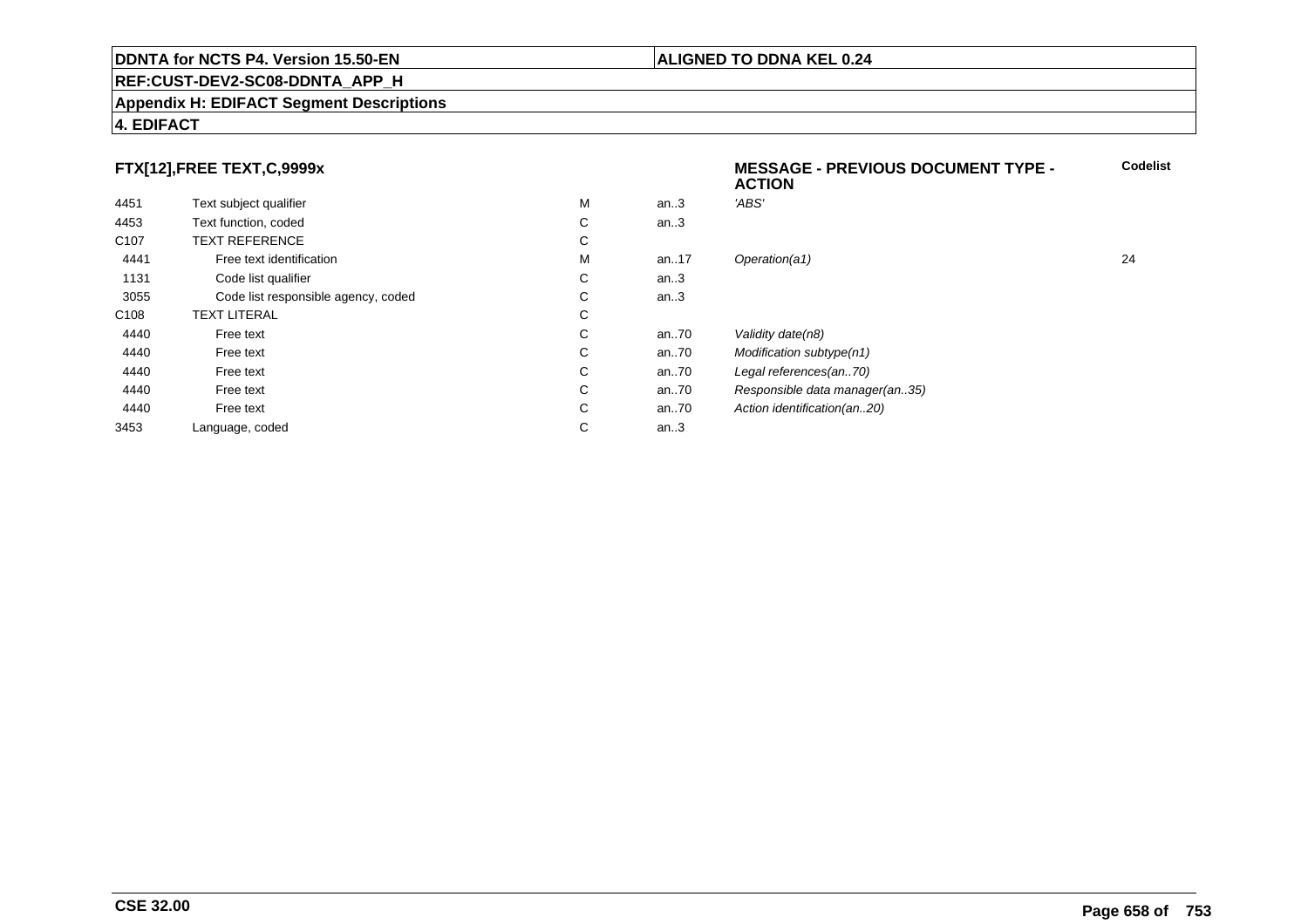**DDNTA for NCTS P4. Version 15.50-EN** | **ALIGNED TO DDNA KEL 0.24**

**REF:CUST-DEV2-SC08-DDNTA_APP_H**

**Appendix H: EDIFACT Segment Descriptions**

**4. EDIFACT**

### FTX[12],FREE TEXT,C,9999x

**MESSAGE - PREVIOUS DOCUMENT TYPE - ACTION**

| | | | | | Codelist |
|---|---|---|---|---|---|
| 4451 | Text subject qualifier | M | an..3 | *'ABS'* | |
| 4453 | Text function, coded | C | an..3 | | |
| C107 | TEXT REFERENCE | C | | | |
| 4441 | Free text identification | M | an..17 | *Operation(a1)* | 24 |
| 1131 | Code list qualifier | C | an..3 | | |
| 3055 | Code list responsible agency, coded | C | an..3 | | |
| C108 | TEXT LITERAL | C | | | |
| 4440 | Free text | C | an..70 | *Validity date(n8)* | |
| 4440 | Free text | C | an..70 | *Modification subtype(n1)* | |
| 4440 | Free text | C | an..70 | *Legal references(an..70)* | |
| 4440 | Free text | C | an..70 | *Responsible data manager(an..35)* | |
| 4440 | Free text | C | an..70 | *Action identification(an..20)* | |
| 3453 | Language, coded | C | an..3 | | |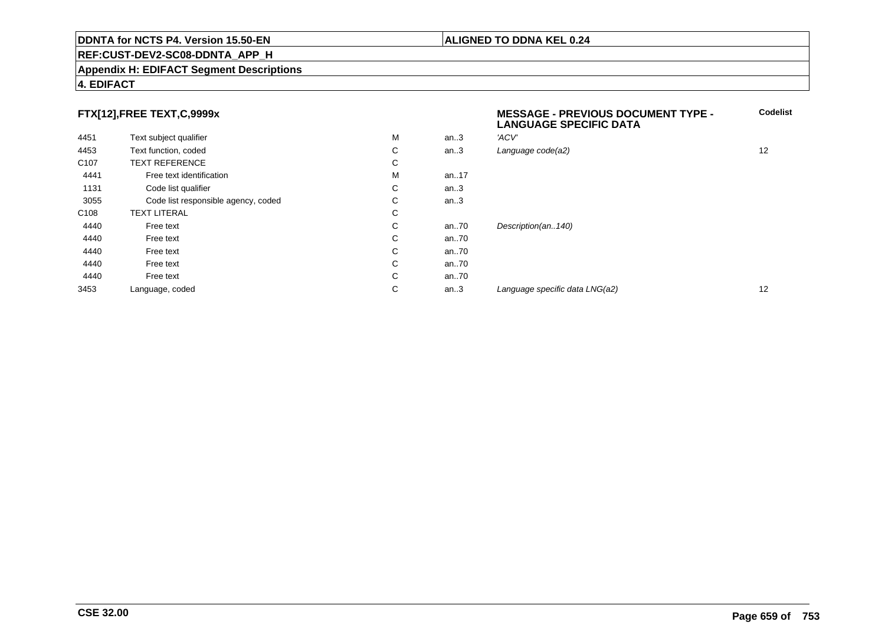**DDNTA for NCTS P4. Version 15.50-EN** | **ALIGNED TO DDNA KEL 0.24**

**REF:CUST-DEV2-SC08-DDNTA_APP_H**

**Appendix H: EDIFACT Segment Descriptions**

**4. EDIFACT**

**FTX[12],FREE TEXT,C,9999x** — **MESSAGE - PREVIOUS DOCUMENT TYPE - LANGUAGE SPECIFIC DATA**

| | | | | | Codelist |
|---|---|---|---|---|---|
| 4451 | Text subject qualifier | M | an..3 | *'ACV'* | |
| 4453 | Text function, coded | C | an..3 | *Language code(a2)* | 12 |
| C107 | TEXT REFERENCE | C | | | |
| 4441 | Free text identification | M | an..17 | | |
| 1131 | Code list qualifier | C | an..3 | | |
| 3055 | Code list responsible agency, coded | C | an..3 | | |
| C108 | TEXT LITERAL | C | | | |
| 4440 | Free text | C | an..70 | *Description(an..140)* | |
| 4440 | Free text | C | an..70 | | |
| 4440 | Free text | C | an..70 | | |
| 4440 | Free text | C | an..70 | | |
| 4440 | Free text | C | an..70 | | |
| 3453 | Language, coded | C | an..3 | *Language specific data LNG(a2)* | 12 |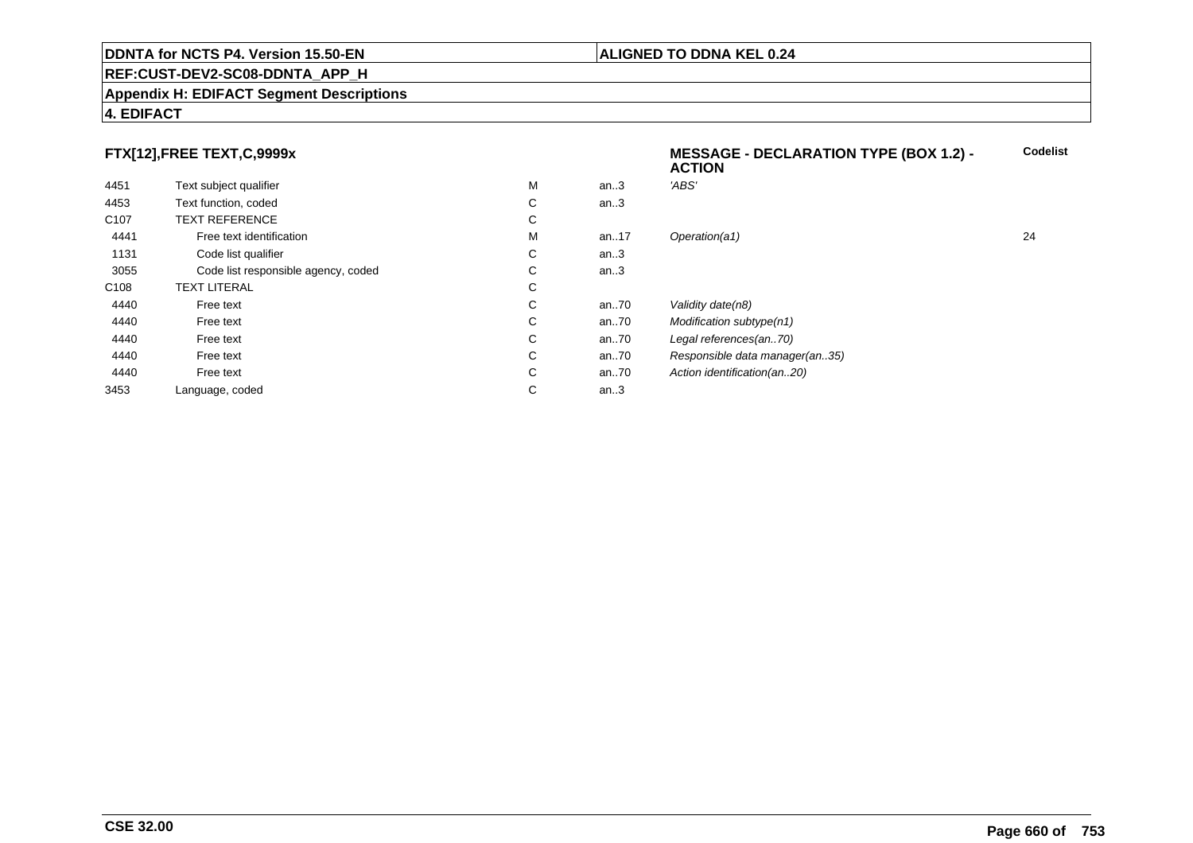**DDNTA for NCTS P4. Version 15.50-EN** | **ALIGNED TO DDNA KEL 0.24**

**REF:CUST-DEV2-SC08-DDNTA_APP_H**

**Appendix H: EDIFACT Segment Descriptions**

**4. EDIFACT**

### FTX[12],FREE TEXT,C,9999x

**MESSAGE - DECLARATION TYPE (BOX 1.2) - ACTION**

| | | | | | Codelist |
|---|---|---|---|---|---|
| 4451 | Text subject qualifier | M | an..3 | *'ABS'* | |
| 4453 | Text function, coded | C | an..3 | | |
| C107 | TEXT REFERENCE | C | | | |
| 4441 | Free text identification | M | an..17 | *Operation(a1)* | 24 |
| 1131 | Code list qualifier | C | an..3 | | |
| 3055 | Code list responsible agency, coded | C | an..3 | | |
| C108 | TEXT LITERAL | C | | | |
| 4440 | Free text | C | an..70 | *Validity date(n8)* | |
| 4440 | Free text | C | an..70 | *Modification subtype(n1)* | |
| 4440 | Free text | C | an..70 | *Legal references(an..70)* | |
| 4440 | Free text | C | an..70 | *Responsible data manager(an..35)* | |
| 4440 | Free text | C | an..70 | *Action identification(an..20)* | |
| 3453 | Language, coded | C | an..3 | | |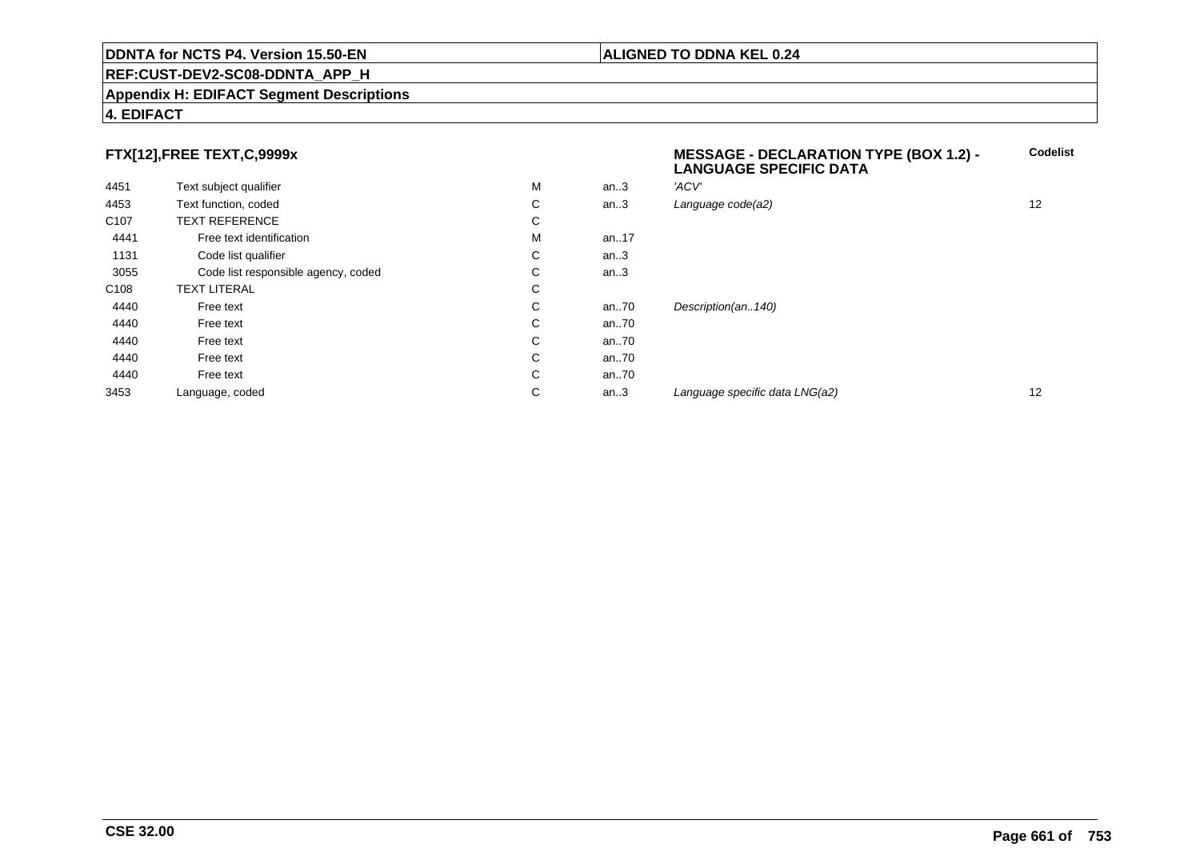**DDNTA for NCTS P4. Version 15.50-EN** | **ALIGNED TO DDNA KEL 0.24**

**REF:CUST-DEV2-SC08-DDNTA_APP_H**

**Appendix H: EDIFACT Segment Descriptions**

**4. EDIFACT**

### FTX[12],FREE TEXT,C,9999x

**MESSAGE - DECLARATION TYPE (BOX 1.2) - LANGUAGE SPECIFIC DATA**

| | | | | | Codelist |
|---|---|---|---|---|---|
| 4451 | Text subject qualifier | M | an..3 | *'ACV'* | |
| 4453 | Text function, coded | C | an..3 | *Language code(a2)* | 12 |
| C107 | TEXT REFERENCE | C | | | |
| 4441 | Free text identification | M | an..17 | | |
| 1131 | Code list qualifier | C | an..3 | | |
| 3055 | Code list responsible agency, coded | C | an..3 | | |
| C108 | TEXT LITERAL | C | | | |
| 4440 | Free text | C | an..70 | *Description(an..140)* | |
| 4440 | Free text | C | an..70 | | |
| 4440 | Free text | C | an..70 | | |
| 4440 | Free text | C | an..70 | | |
| 4440 | Free text | C | an..70 | | |
| 3453 | Language, coded | C | an..3 | *Language specific data LNG(a2)* | 12 |

**CSE 32.00**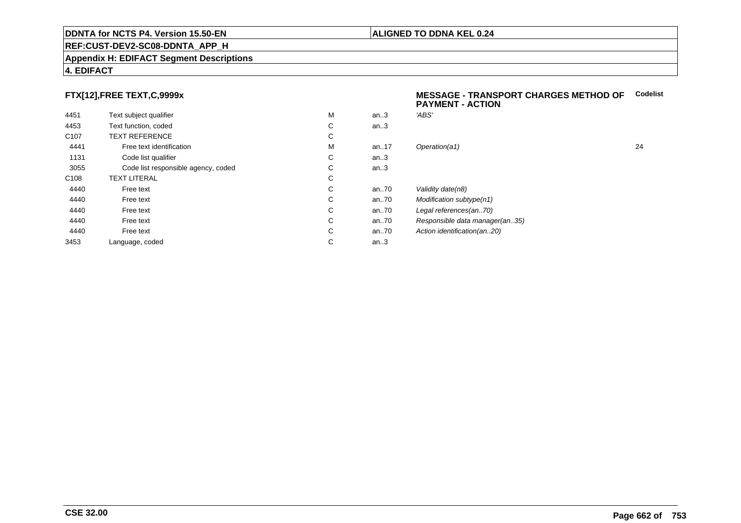**DDNTA for NCTS P4. Version 15.50-EN** | **ALIGNED TO DDNA KEL 0.24**

**REF:CUST-DEV2-SC08-DDNTA_APP_H**

**Appendix H: EDIFACT Segment Descriptions**

**4. EDIFACT**

### FTX[12],FREE TEXT,C,9999x

**MESSAGE - TRANSPORT CHARGES METHOD OF PAYMENT - ACTION**

| | | | | | Codelist |
|---|---|---|---|---|---|
| 4451 | Text subject qualifier | M | an..3 | *'ABS'* | |
| 4453 | Text function, coded | C | an..3 | | |
| C107 | TEXT REFERENCE | C | | | |
| 4441 | Free text identification | M | an..17 | *Operation(a1)* | 24 |
| 1131 | Code list qualifier | C | an..3 | | |
| 3055 | Code list responsible agency, coded | C | an..3 | | |
| C108 | TEXT LITERAL | C | | | |
| 4440 | Free text | C | an..70 | *Validity date(n8)* | |
| 4440 | Free text | C | an..70 | *Modification subtype(n1)* | |
| 4440 | Free text | C | an..70 | *Legal references(an..70)* | |
| 4440 | Free text | C | an..70 | *Responsible data manager(an..35)* | |
| 4440 | Free text | C | an..70 | *Action identification(an..20)* | |
| 3453 | Language, coded | C | an..3 | | |

CSE 32.00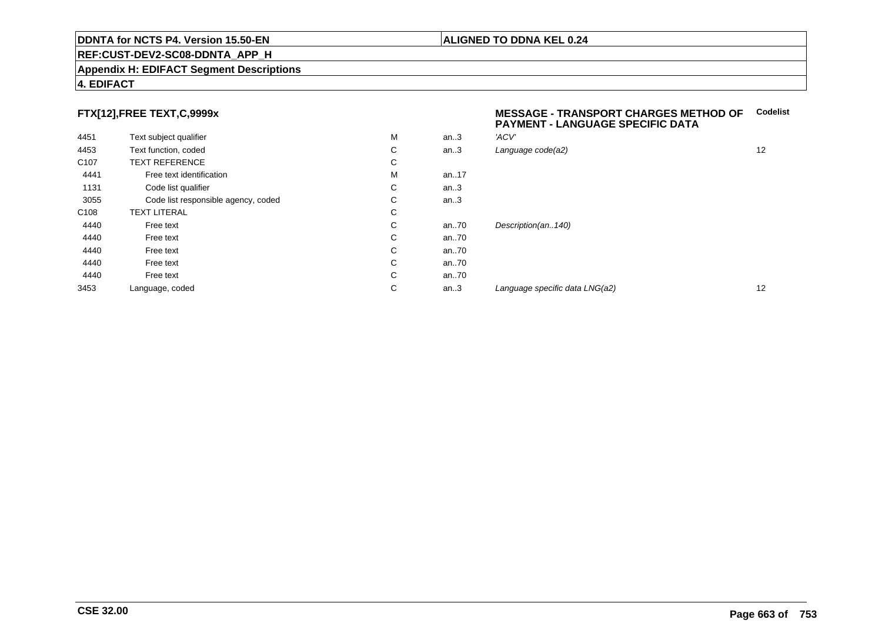**DDNTA for NCTS P4. Version 15.50-EN** | **ALIGNED TO DDNA KEL 0.24**

**REF:CUST-DEV2-SC08-DDNTA_APP_H**

**Appendix H: EDIFACT Segment Descriptions**

**4. EDIFACT**

### FTX[12],FREE TEXT,C,9999x

**MESSAGE - TRANSPORT CHARGES METHOD OF PAYMENT - LANGUAGE SPECIFIC DATA**

| | | | | | Codelist |
|---|---|---|---|---|---|
| 4451 | Text subject qualifier | M | an..3 | *'ACV'* | |
| 4453 | Text function, coded | C | an..3 | *Language code(a2)* | 12 |
| C107 | TEXT REFERENCE | C | | | |
| 4441 | Free text identification | M | an..17 | | |
| 1131 | Code list qualifier | C | an..3 | | |
| 3055 | Code list responsible agency, coded | C | an..3 | | |
| C108 | TEXT LITERAL | C | | | |
| 4440 | Free text | C | an..70 | *Description(an..140)* | |
| 4440 | Free text | C | an..70 | | |
| 4440 | Free text | C | an..70 | | |
| 4440 | Free text | C | an..70 | | |
| 4440 | Free text | C | an..70 | | |
| 3453 | Language, coded | C | an..3 | *Language specific data LNG(a2)* | 12 |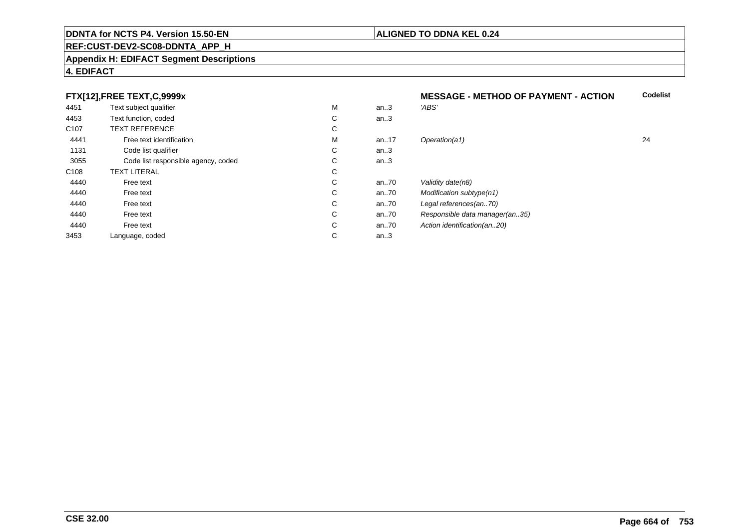**DDNTA for NCTS P4. Version 15.50-EN** | **ALIGNED TO DDNA KEL 0.24**

**REF:CUST-DEV2-SC08-DDNTA_APP_H**

**Appendix H: EDIFACT Segment Descriptions**

**4. EDIFACT**

| FTX[12],FREE TEXT,C,9999x | | | | MESSAGE - METHOD OF PAYMENT - ACTION | Codelist |
|---|---|---|---|---|---|
| 4451 | Text subject qualifier | M | an..3 | *'ABS'* | |
| 4453 | Text function, coded | C | an..3 | | |
| C107 | TEXT REFERENCE | C | | | |
| 4441 | Free text identification | M | an..17 | *Operation(a1)* | 24 |
| 1131 | Code list qualifier | C | an..3 | | |
| 3055 | Code list responsible agency, coded | C | an..3 | | |
| C108 | TEXT LITERAL | C | | | |
| 4440 | Free text | C | an..70 | *Validity date(n8)* | |
| 4440 | Free text | C | an..70 | *Modification subtype(n1)* | |
| 4440 | Free text | C | an..70 | *Legal references(an..70)* | |
| 4440 | Free text | C | an..70 | *Responsible data manager(an..35)* | |
| 4440 | Free text | C | an..70 | *Action identification(an..20)* | |
| 3453 | Language, coded | C | an..3 | | |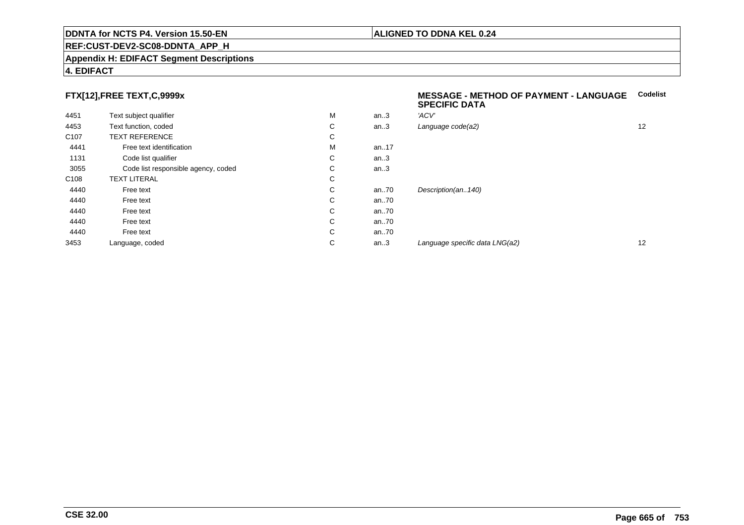**DDNTA for NCTS P4. Version 15.50-EN** | **ALIGNED TO DDNA KEL 0.24**

**REF:CUST-DEV2-SC08-DDNTA_APP_H**

**Appendix H: EDIFACT Segment Descriptions**

**4. EDIFACT**

### FTX[12],FREE TEXT,C,9999x

**MESSAGE - METHOD OF PAYMENT - LANGUAGE SPECIFIC DATA**

| | | | | | Codelist |
|---|---|---|---|---|---|
| 4451 | Text subject qualifier | M | an..3 | *'ACV'* | |
| 4453 | Text function, coded | C | an..3 | *Language code(a2)* | 12 |
| C107 | TEXT REFERENCE | C | | | |
| 4441 | Free text identification | M | an..17 | | |
| 1131 | Code list qualifier | C | an..3 | | |
| 3055 | Code list responsible agency, coded | C | an..3 | | |
| C108 | TEXT LITERAL | C | | | |
| 4440 | Free text | C | an..70 | *Description(an..140)* | |
| 4440 | Free text | C | an..70 | | |
| 4440 | Free text | C | an..70 | | |
| 4440 | Free text | C | an..70 | | |
| 4440 | Free text | C | an..70 | | |
| 3453 | Language, coded | C | an..3 | *Language specific data LNG(a2)* | 12 |

**CSE 32.00**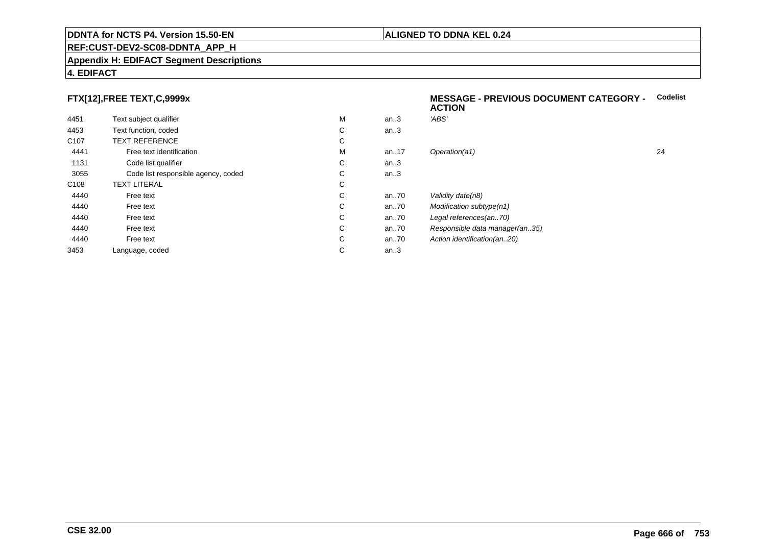**DDNTA for NCTS P4. Version 15.50-EN** | **ALIGNED TO DDNA KEL 0.24**

**REF:CUST-DEV2-SC08-DDNTA_APP_H**

**Appendix H: EDIFACT Segment Descriptions**

**4. EDIFACT**

### FTX[12],FREE TEXT,C,9999x

**MESSAGE - PREVIOUS DOCUMENT CATEGORY - ACTION**

| | | | | | Codelist |
|---|---|---|---|---|---|
| 4451 | Text subject qualifier | M | an..3 | *'ABS'* | |
| 4453 | Text function, coded | C | an..3 | | |
| C107 | TEXT REFERENCE | C | | | |
| 4441 | Free text identification | M | an..17 | *Operation(a1)* | 24 |
| 1131 | Code list qualifier | C | an..3 | | |
| 3055 | Code list responsible agency, coded | C | an..3 | | |
| C108 | TEXT LITERAL | C | | | |
| 4440 | Free text | C | an..70 | *Validity date(n8)* | |
| 4440 | Free text | C | an..70 | *Modification subtype(n1)* | |
| 4440 | Free text | C | an..70 | *Legal references(an..70)* | |
| 4440 | Free text | C | an..70 | *Responsible data manager(an..35)* | |
| 4440 | Free text | C | an..70 | *Action identification(an..20)* | |
| 3453 | Language, coded | C | an..3 | | |

**CSE 32.00**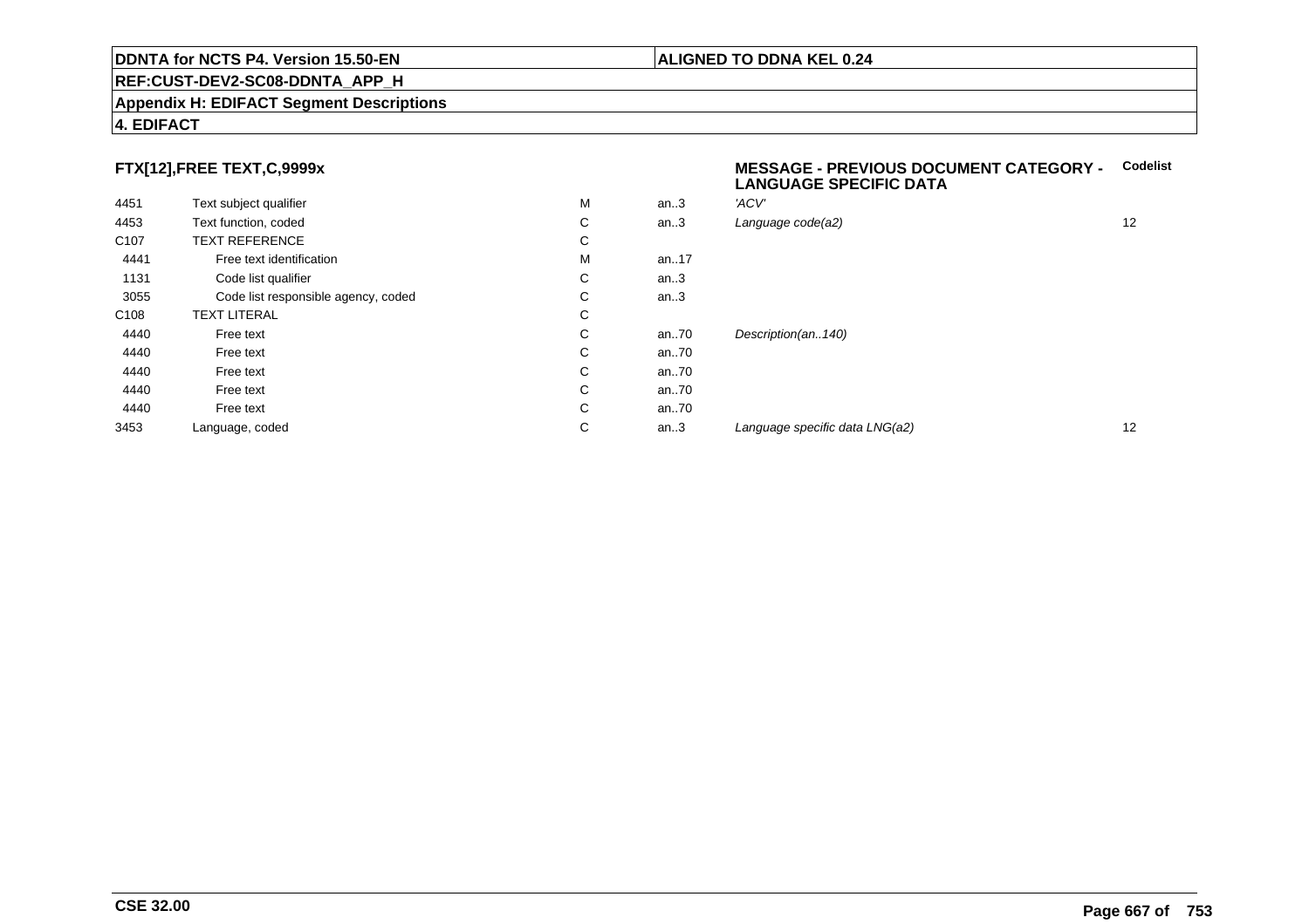**DDNTA for NCTS P4. Version 15.50-EN** | **ALIGNED TO DDNA KEL 0.24**

**REF:CUST-DEV2-SC08-DDNTA_APP_H**

**Appendix H: EDIFACT Segment Descriptions**

**4. EDIFACT**

### FTX[12],FREE TEXT,C,9999x

**MESSAGE - PREVIOUS DOCUMENT CATEGORY - LANGUAGE SPECIFIC DATA**

| | | | | | Codelist |
|---|---|---|---|---|---|
| 4451 | Text subject qualifier | M | an..3 | *'ACV'* | |
| 4453 | Text function, coded | C | an..3 | *Language code(a2)* | 12 |
| C107 | TEXT REFERENCE | C | | | |
| 4441 | Free text identification | M | an..17 | | |
| 1131 | Code list qualifier | C | an..3 | | |
| 3055 | Code list responsible agency, coded | C | an..3 | | |
| C108 | TEXT LITERAL | C | | | |
| 4440 | Free text | C | an..70 | *Description(an..140)* | |
| 4440 | Free text | C | an..70 | | |
| 4440 | Free text | C | an..70 | | |
| 4440 | Free text | C | an..70 | | |
| 4440 | Free text | C | an..70 | | |
| 3453 | Language, coded | C | an..3 | *Language specific data LNG(a2)* | 12 |

**CSE 32.00**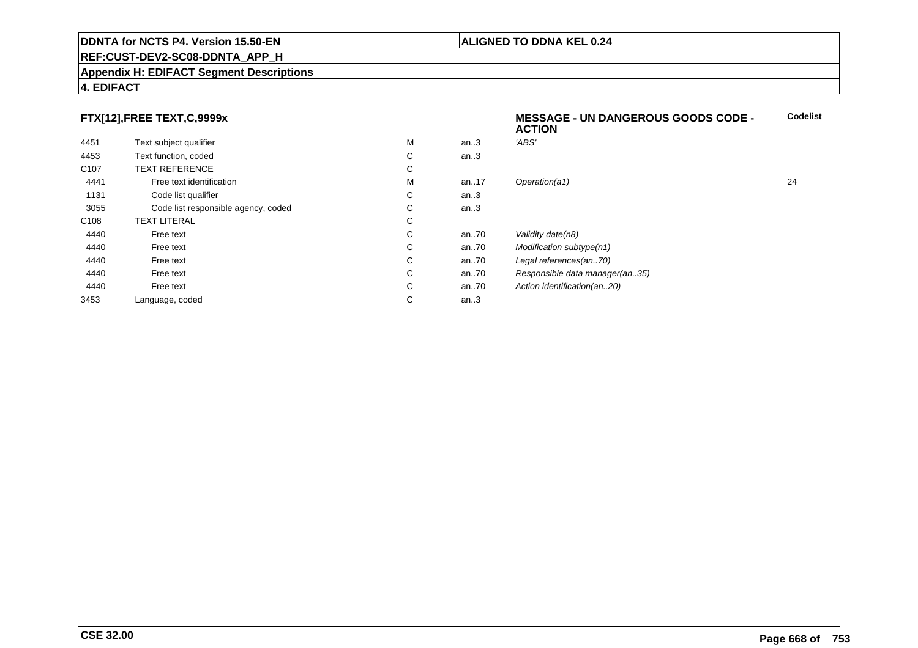**DDNTA for NCTS P4. Version 15.50-EN** | **ALIGNED TO DDNA KEL 0.24**

**REF:CUST-DEV2-SC08-DDNTA_APP_H**

**Appendix H: EDIFACT Segment Descriptions**

**4. EDIFACT**

### FTX[12],FREE TEXT,C,9999x

**MESSAGE - UN DANGEROUS GOODS CODE - ACTION**

| | | | | | Codelist |
|---|---|---|---|---|---|
| 4451 | Text subject qualifier | M | an..3 | *'ABS'* | |
| 4453 | Text function, coded | C | an..3 | | |
| C107 | TEXT REFERENCE | C | | | |
| 4441 | Free text identification | M | an..17 | *Operation(a1)* | 24 |
| 1131 | Code list qualifier | C | an..3 | | |
| 3055 | Code list responsible agency, coded | C | an..3 | | |
| C108 | TEXT LITERAL | C | | | |
| 4440 | Free text | C | an..70 | *Validity date(n8)* | |
| 4440 | Free text | C | an..70 | *Modification subtype(n1)* | |
| 4440 | Free text | C | an..70 | *Legal references(an..70)* | |
| 4440 | Free text | C | an..70 | *Responsible data manager(an..35)* | |
| 4440 | Free text | C | an..70 | *Action identification(an..20)* | |
| 3453 | Language, coded | C | an..3 | | |

**CSE 32.00**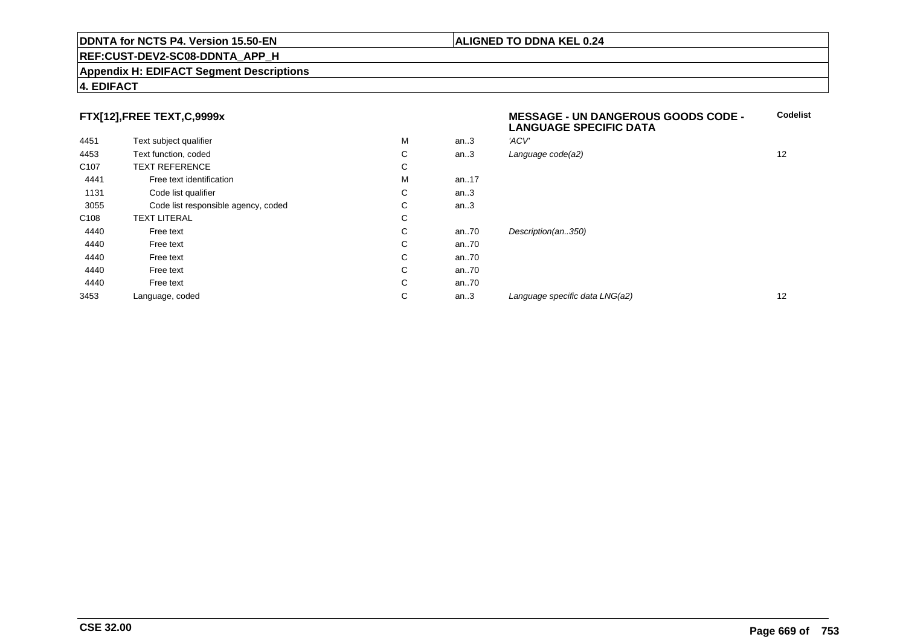**DDNTA for NCTS P4. Version 15.50-EN** | **ALIGNED TO DDNA KEL 0.24**

**REF:CUST-DEV2-SC08-DDNTA_APP_H**

**Appendix H: EDIFACT Segment Descriptions**

**4. EDIFACT**

### FTX[12],FREE TEXT,C,9999x

**MESSAGE - UN DANGEROUS GOODS CODE - LANGUAGE SPECIFIC DATA**

| | | | | | Codelist |
|---|---|---|---|---|---|
| 4451 | Text subject qualifier | M | an..3 | *'ACV'* | |
| 4453 | Text function, coded | C | an..3 | *Language code(a2)* | 12 |
| C107 | TEXT REFERENCE | C | | | |
| 4441 | Free text identification | M | an..17 | | |
| 1131 | Code list qualifier | C | an..3 | | |
| 3055 | Code list responsible agency, coded | C | an..3 | | |
| C108 | TEXT LITERAL | C | | | |
| 4440 | Free text | C | an..70 | *Description(an..350)* | |
| 4440 | Free text | C | an..70 | | |
| 4440 | Free text | C | an..70 | | |
| 4440 | Free text | C | an..70 | | |
| 4440 | Free text | C | an..70 | | |
| 3453 | Language, coded | C | an..3 | *Language specific data LNG(a2)* | 12 |

**CSE 32.00**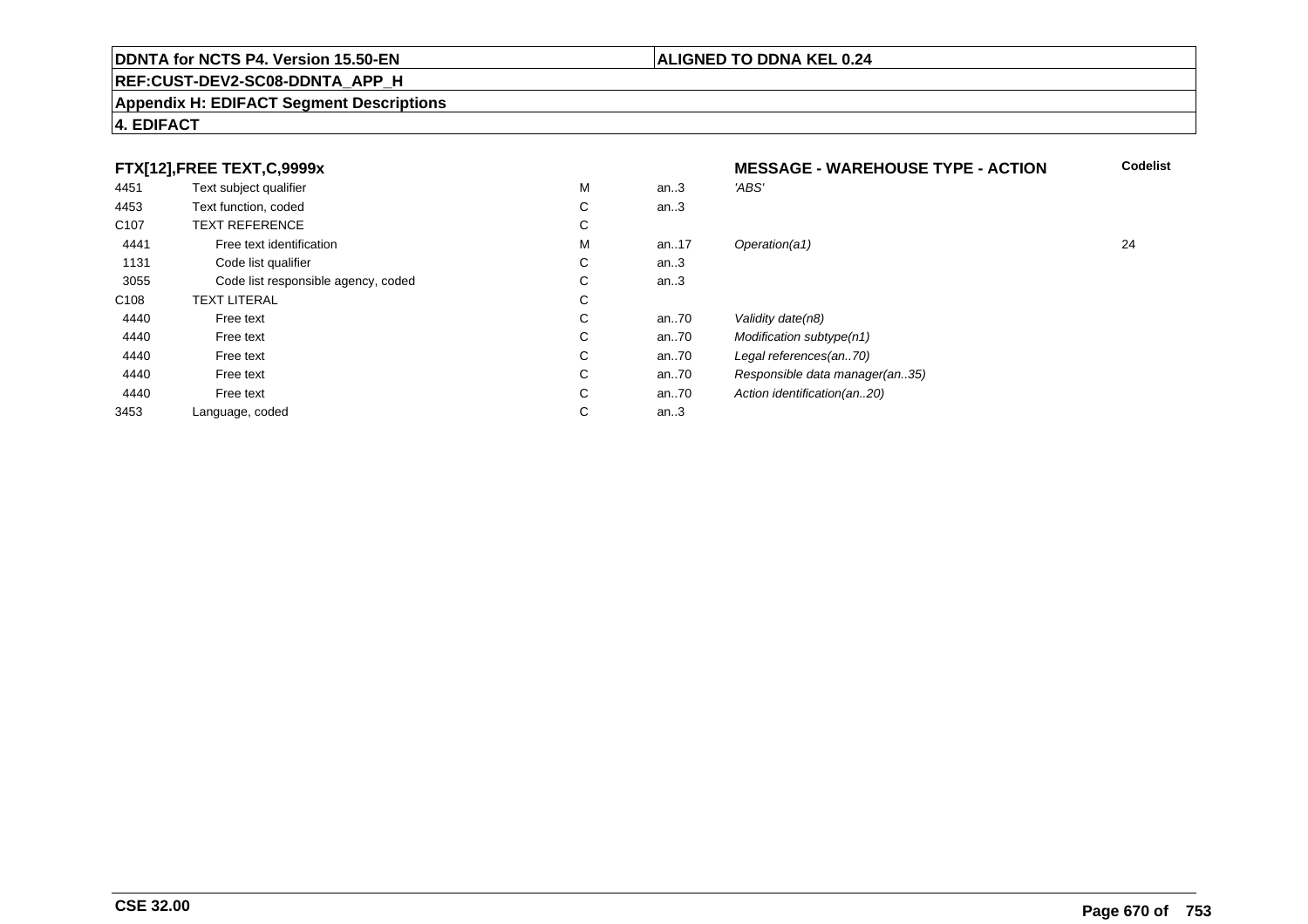**FTX[12],FREE TEXT,C,9999x** | **MESSAGE - WAREHOUSE TYPE - ACTION** | **Codelist**

| | | | | | |
|---|---|---|---|---|---|
| 4451 | Text subject qualifier | M | an..3 | *'ABS'* | |
| 4453 | Text function, coded | C | an..3 | | |
| C107 | TEXT REFERENCE | C | | | |
| 4441 | Free text identification | M | an..17 | *Operation(a1)* | 24 |
| 1131 | Code list qualifier | C | an..3 | | |
| 3055 | Code list responsible agency, coded | C | an..3 | | |
| C108 | TEXT LITERAL | C | | | |
| 4440 | Free text | C | an..70 | *Validity date(n8)* | |
| 4440 | Free text | C | an..70 | *Modification subtype(n1)* | |
| 4440 | Free text | C | an..70 | *Legal references(an..70)* | |
| 4440 | Free text | C | an..70 | *Responsible data manager(an..35)* | |
| 4440 | Free text | C | an..70 | *Action identification(an..20)* | |
| 3453 | Language, coded | C | an..3 | | |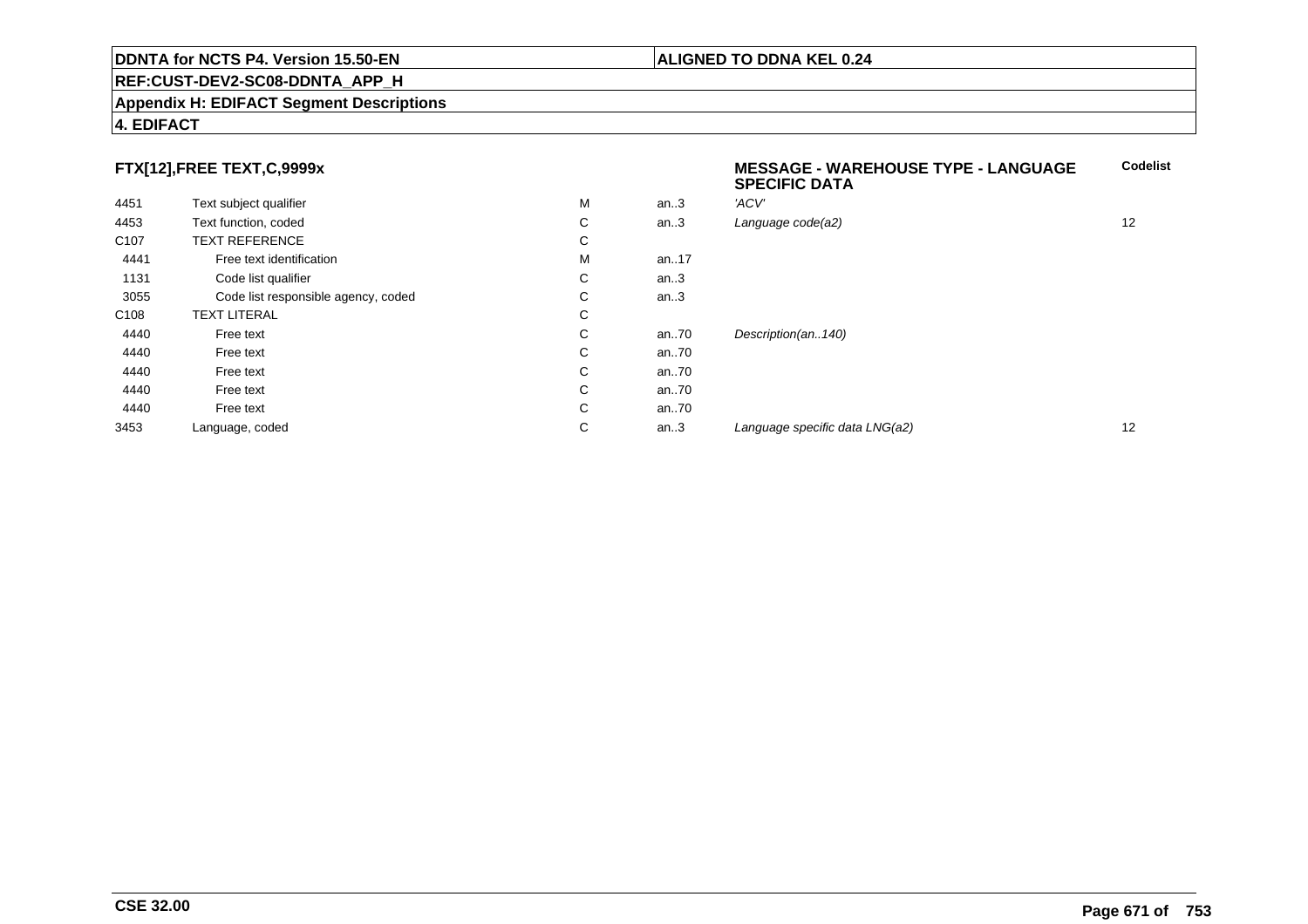**DDNTA for NCTS P4. Version 15.50-EN** | **ALIGNED TO DDNA KEL 0.24**

**REF:CUST-DEV2-SC08-DDNTA_APP_H**

**Appendix H: EDIFACT Segment Descriptions**

**4. EDIFACT**

### FTX[12],FREE TEXT,C,9999x

| | | | | **MESSAGE - WAREHOUSE TYPE - LANGUAGE SPECIFIC DATA** | **Codelist** |
|---|---|---|---|---|---|
| 4451 | Text subject qualifier | M | an..3 | *'ACV'* | |
| 4453 | Text function, coded | C | an..3 | *Language code(a2)* | 12 |
| C107 | TEXT REFERENCE | C | | | |
| 4441 | Free text identification | M | an..17 | | |
| 1131 | Code list qualifier | C | an..3 | | |
| 3055 | Code list responsible agency, coded | C | an..3 | | |
| C108 | TEXT LITERAL | C | | | |
| 4440 | Free text | C | an..70 | *Description(an..140)* | |
| 4440 | Free text | C | an..70 | | |
| 4440 | Free text | C | an..70 | | |
| 4440 | Free text | C | an..70 | | |
| 4440 | Free text | C | an..70 | | |
| 3453 | Language, coded | C | an..3 | *Language specific data LNG(a2)* | 12 |

**CSE 32.00**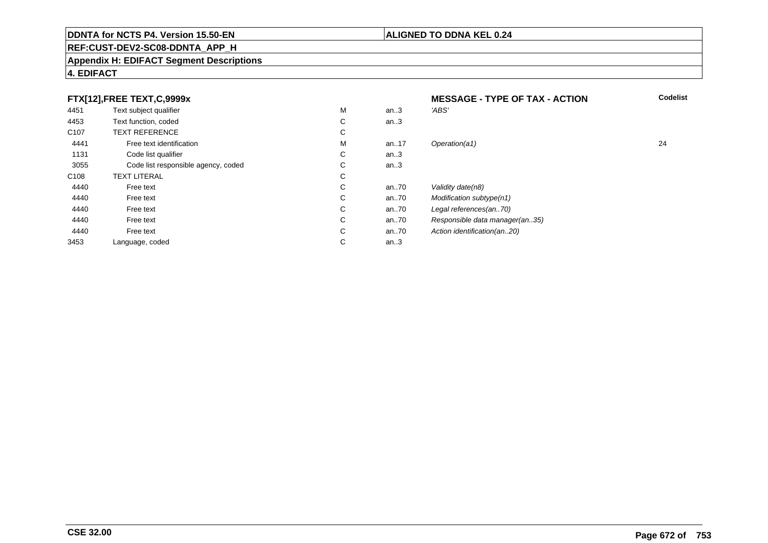**DDNTA for NCTS P4. Version 15.50-EN** | **ALIGNED TO DDNA KEL 0.24**

**REF:CUST-DEV2-SC08-DDNTA_APP_H**

**Appendix H: EDIFACT Segment Descriptions**

**4. EDIFACT**

| FTX[12],FREE TEXT,C,9999x | | | | MESSAGE - TYPE OF TAX - ACTION | Codelist |
|---|---|---|---|---|---|
| 4451 | Text subject qualifier | M | an..3 | 'ABS' | |
| 4453 | Text function, coded | C | an..3 | | |
| C107 | TEXT REFERENCE | C | | | |
| 4441 | Free text identification | M | an..17 | Operation(a1) | 24 |
| 1131 | Code list qualifier | C | an..3 | | |
| 3055 | Code list responsible agency, coded | C | an..3 | | |
| C108 | TEXT LITERAL | C | | | |
| 4440 | Free text | C | an..70 | Validity date(n8) | |
| 4440 | Free text | C | an..70 | Modification subtype(n1) | |
| 4440 | Free text | C | an..70 | Legal references(an..70) | |
| 4440 | Free text | C | an..70 | Responsible data manager(an..35) | |
| 4440 | Free text | C | an..70 | Action identification(an..20) | |
| 3453 | Language, coded | C | an..3 | | |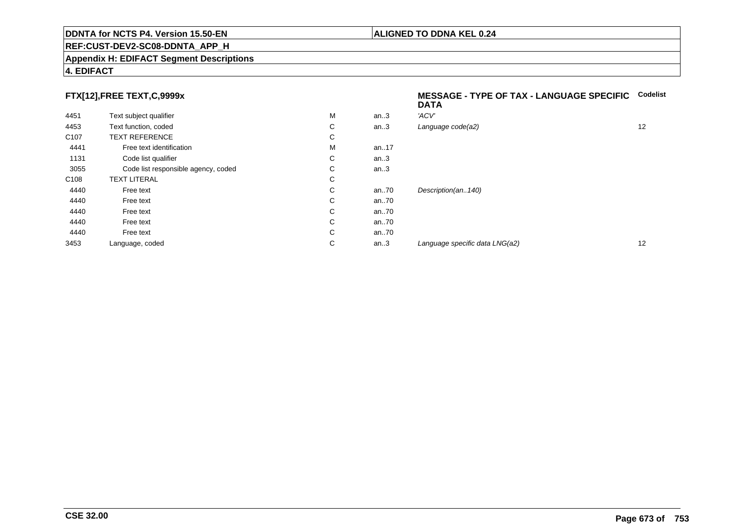## FTX[12],FREE TEXT,C,9999x

**MESSAGE - TYPE OF TAX - LANGUAGE SPECIFIC DATA**

| | | | | | Codelist |
|---|---|---|---|---|---|
| 4451 | Text subject qualifier | M | an..3 | *'ACV'* | |
| 4453 | Text function, coded | C | an..3 | *Language code(a2)* | 12 |
| C107 | TEXT REFERENCE | C | | | |
| 4441 | Free text identification | M | an..17 | | |
| 1131 | Code list qualifier | C | an..3 | | |
| 3055 | Code list responsible agency, coded | C | an..3 | | |
| C108 | TEXT LITERAL | C | | | |
| 4440 | Free text | C | an..70 | *Description(an..140)* | |
| 4440 | Free text | C | an..70 | | |
| 4440 | Free text | C | an..70 | | |
| 4440 | Free text | C | an..70 | | |
| 4440 | Free text | C | an..70 | | |
| 3453 | Language, coded | C | an..3 | *Language specific data LNG(a2)* | 12 |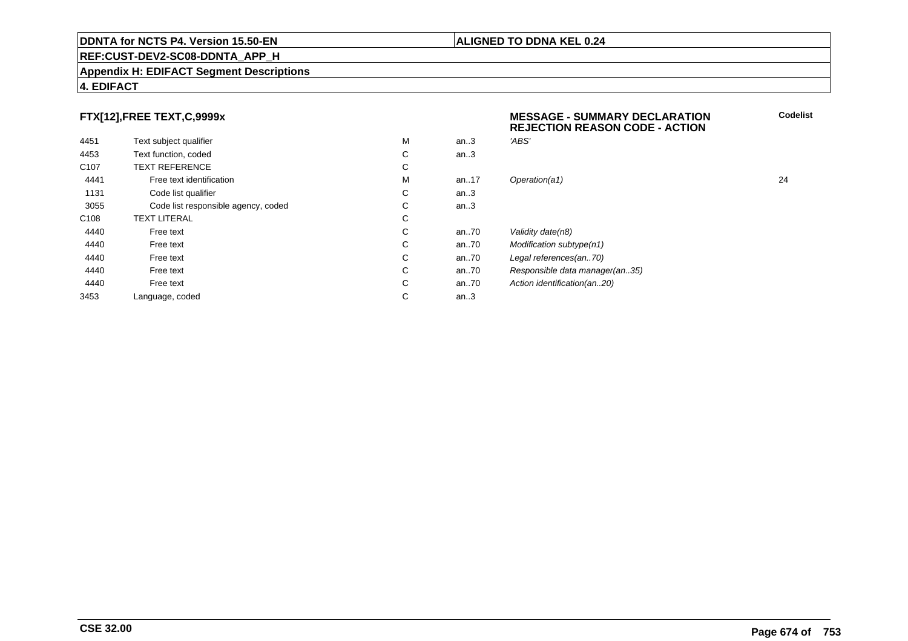**DDNTA for NCTS P4. Version 15.50-EN** | **ALIGNED TO DDNA KEL 0.24**

**REF:CUST-DEV2-SC08-DDNTA_APP_H**

**Appendix H: EDIFACT Segment Descriptions**

**4. EDIFACT**

### FTX[12],FREE TEXT,C,9999x

**MESSAGE - SUMMARY DECLARATION REJECTION REASON CODE - ACTION**

| | | | | | Codelist |
|---|---|---|---|---|---|
| 4451 | Text subject qualifier | M | an..3 | *'ABS'* | |
| 4453 | Text function, coded | C | an..3 | | |
| C107 | TEXT REFERENCE | C | | | |
| 4441 | Free text identification | M | an..17 | *Operation(a1)* | 24 |
| 1131 | Code list qualifier | C | an..3 | | |
| 3055 | Code list responsible agency, coded | C | an..3 | | |
| C108 | TEXT LITERAL | C | | | |
| 4440 | Free text | C | an..70 | *Validity date(n8)* | |
| 4440 | Free text | C | an..70 | *Modification subtype(n1)* | |
| 4440 | Free text | C | an..70 | *Legal references(an..70)* | |
| 4440 | Free text | C | an..70 | *Responsible data manager(an..35)* | |
| 4440 | Free text | C | an..70 | *Action identification(an..20)* | |
| 3453 | Language, coded | C | an..3 | | |

**CSE 32.00**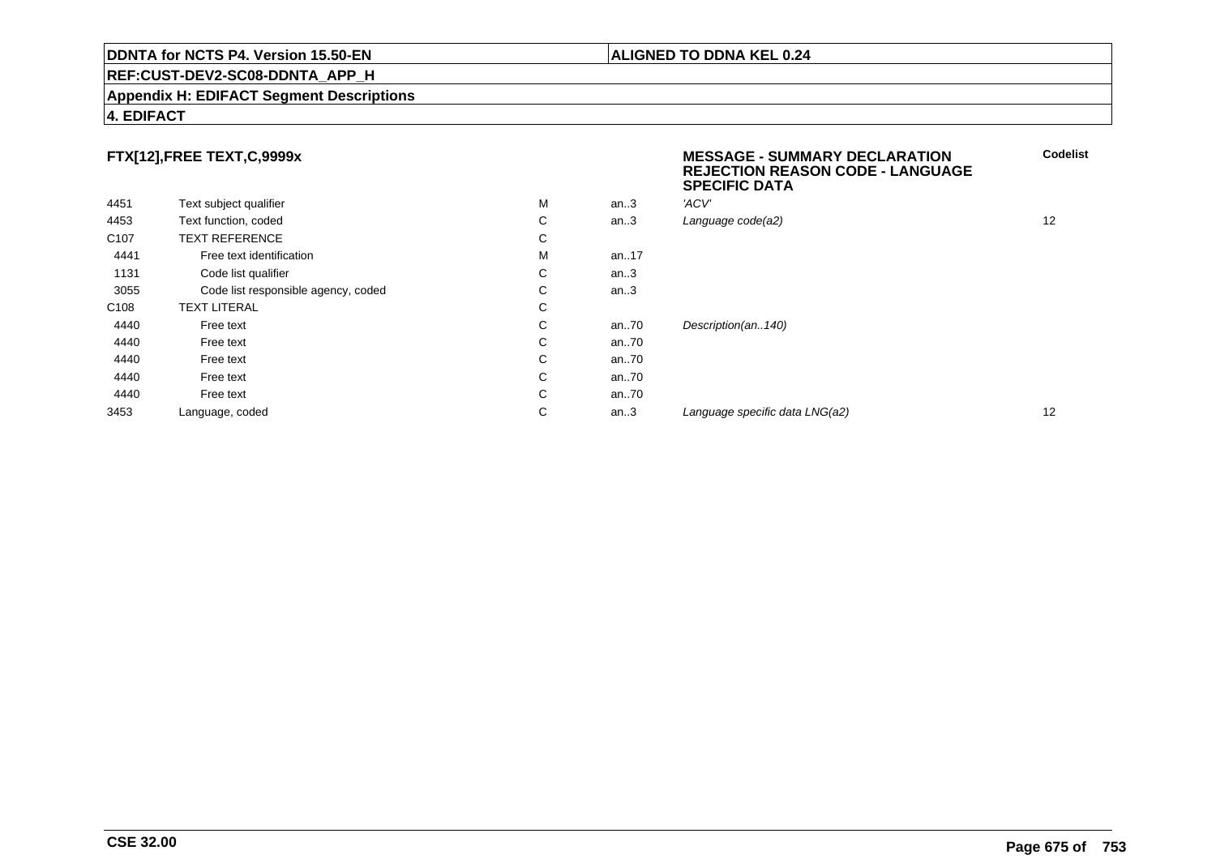## FTX[12],FREE TEXT,C,9999x

**MESSAGE - SUMMARY DECLARATION REJECTION REASON CODE - LANGUAGE SPECIFIC DATA**

| | | | | | Codelist |
|---|---|---|---|---|---|
| 4451 | Text subject qualifier | M | an..3 | *'ACV'* | |
| 4453 | Text function, coded | C | an..3 | *Language code(a2)* | 12 |
| C107 | TEXT REFERENCE | C | | | |
| 4441 | Free text identification | M | an..17 | | |
| 1131 | Code list qualifier | C | an..3 | | |
| 3055 | Code list responsible agency, coded | C | an..3 | | |
| C108 | TEXT LITERAL | C | | | |
| 4440 | Free text | C | an..70 | *Description(an..140)* | |
| 4440 | Free text | C | an..70 | | |
| 4440 | Free text | C | an..70 | | |
| 4440 | Free text | C | an..70 | | |
| 4440 | Free text | C | an..70 | | |
| 3453 | Language, coded | C | an..3 | *Language specific data LNG(a2)* | 12 |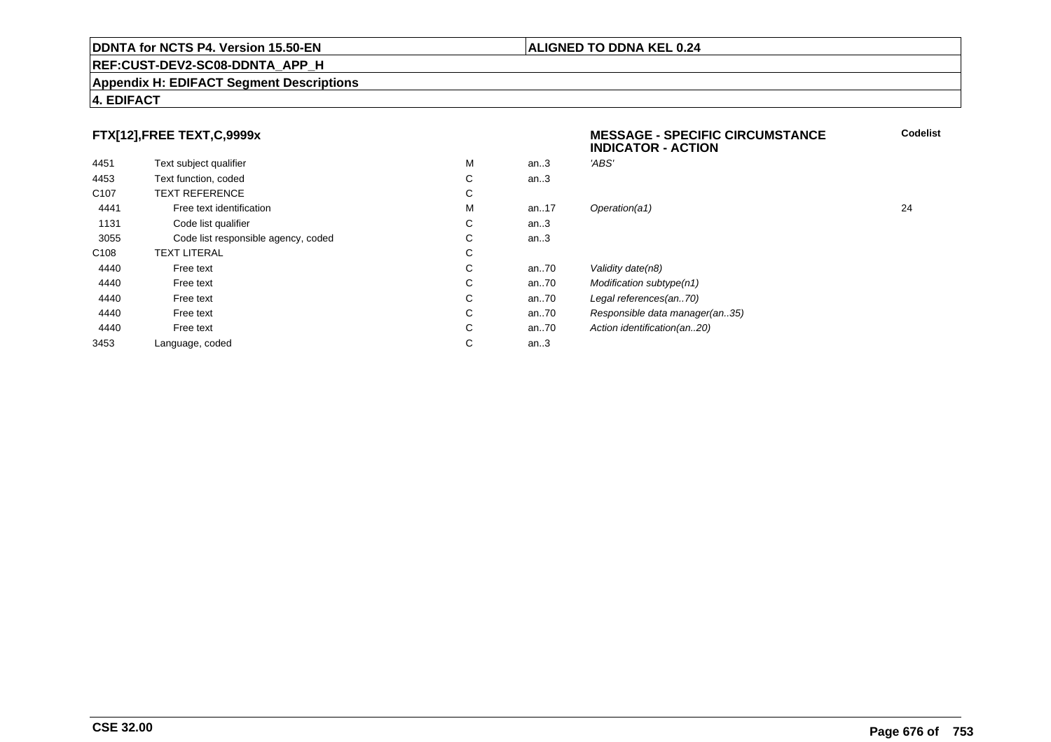**DDNTA for NCTS P4. Version 15.50-EN** | **ALIGNED TO DDNA KEL 0.24**

**REF:CUST-DEV2-SC08-DDNTA_APP_H**

**Appendix H: EDIFACT Segment Descriptions**

**4. EDIFACT**

### FTX[12],FREE TEXT,C,9999x

**MESSAGE - SPECIFIC CIRCUMSTANCE INDICATOR - ACTION**

| | | | | | Codelist |
|---|---|---|---|---|---|
| 4451 | Text subject qualifier | M | an..3 | *'ABS'* | |
| 4453 | Text function, coded | C | an..3 | | |
| C107 | TEXT REFERENCE | C | | | |
| 4441 | Free text identification | M | an..17 | *Operation(a1)* | 24 |
| 1131 | Code list qualifier | C | an..3 | | |
| 3055 | Code list responsible agency, coded | C | an..3 | | |
| C108 | TEXT LITERAL | C | | | |
| 4440 | Free text | C | an..70 | *Validity date(n8)* | |
| 4440 | Free text | C | an..70 | *Modification subtype(n1)* | |
| 4440 | Free text | C | an..70 | *Legal references(an..70)* | |
| 4440 | Free text | C | an..70 | *Responsible data manager(an..35)* | |
| 4440 | Free text | C | an..70 | *Action identification(an..20)* | |
| 3453 | Language, coded | C | an..3 | | |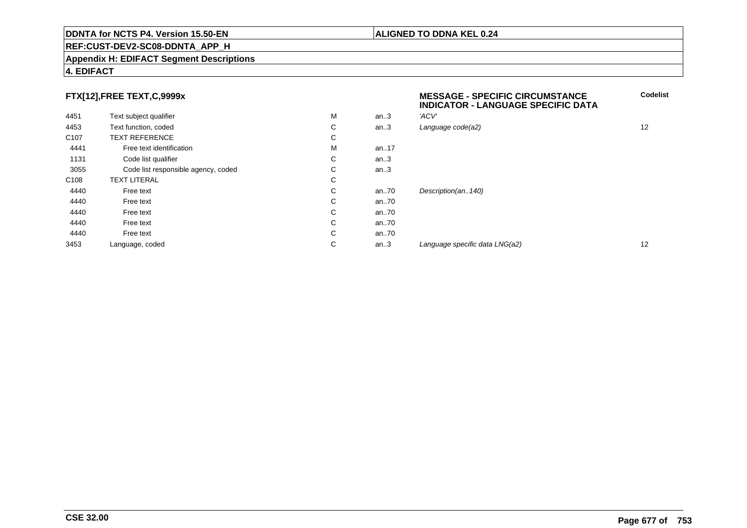**DDNTA for NCTS P4. Version 15.50-EN** | **ALIGNED TO DDNA KEL 0.24**

**REF:CUST-DEV2-SC08-DDNTA_APP_H**

**Appendix H: EDIFACT Segment Descriptions**

**4. EDIFACT**

### FTX[12],FREE TEXT,C,9999x

**MESSAGE - SPECIFIC CIRCUMSTANCE INDICATOR - LANGUAGE SPECIFIC DATA**

| | | | | | Codelist |
|---|---|---|---|---|---|
| 4451 | Text subject qualifier | M | an..3 | *'ACV'* | |
| 4453 | Text function, coded | C | an..3 | *Language code(a2)* | 12 |
| C107 | TEXT REFERENCE | C | | | |
| 4441 | Free text identification | M | an..17 | | |
| 1131 | Code list qualifier | C | an..3 | | |
| 3055 | Code list responsible agency, coded | C | an..3 | | |
| C108 | TEXT LITERAL | C | | | |
| 4440 | Free text | C | an..70 | *Description(an..140)* | |
| 4440 | Free text | C | an..70 | | |
| 4440 | Free text | C | an..70 | | |
| 4440 | Free text | C | an..70 | | |
| 4440 | Free text | C | an..70 | | |
| 3453 | Language, coded | C | an..3 | *Language specific data LNG(a2)* | 12 |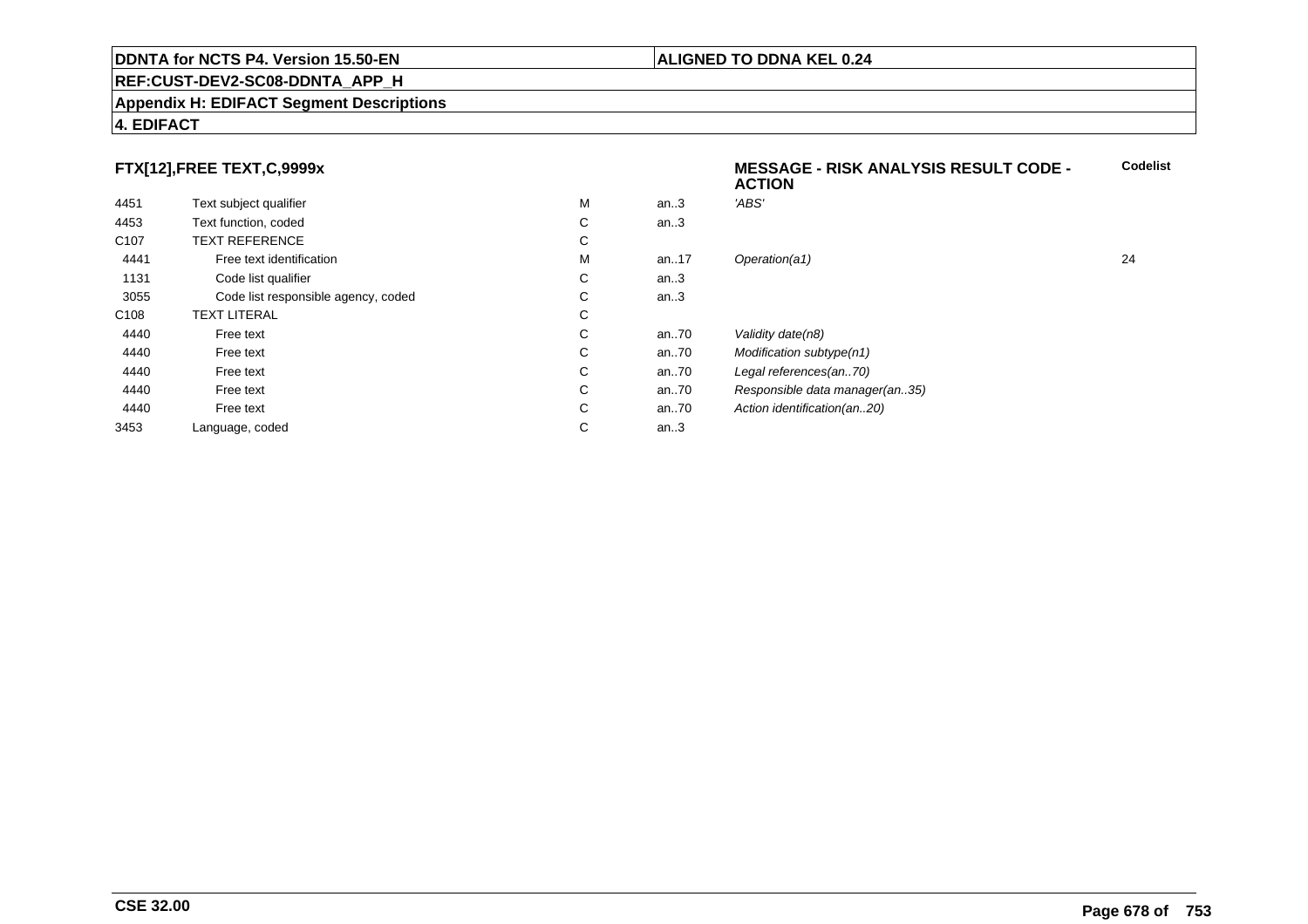## FTX[12],FREE TEXT,C,9999x

**MESSAGE - RISK ANALYSIS RESULT CODE - ACTION**

| | | | | | Codelist |
|---|---|---|---|---|---|
| 4451 | Text subject qualifier | M | an..3 | *'ABS'* | |
| 4453 | Text function, coded | C | an..3 | | |
| C107 | TEXT REFERENCE | C | | | |
| 4441 | Free text identification | M | an..17 | *Operation(a1)* | 24 |
| 1131 | Code list qualifier | C | an..3 | | |
| 3055 | Code list responsible agency, coded | C | an..3 | | |
| C108 | TEXT LITERAL | C | | | |
| 4440 | Free text | C | an..70 | *Validity date(n8)* | |
| 4440 | Free text | C | an..70 | *Modification subtype(n1)* | |
| 4440 | Free text | C | an..70 | *Legal references(an..70)* | |
| 4440 | Free text | C | an..70 | *Responsible data manager(an..35)* | |
| 4440 | Free text | C | an..70 | *Action identification(an..20)* | |
| 3453 | Language, coded | C | an..3 | | |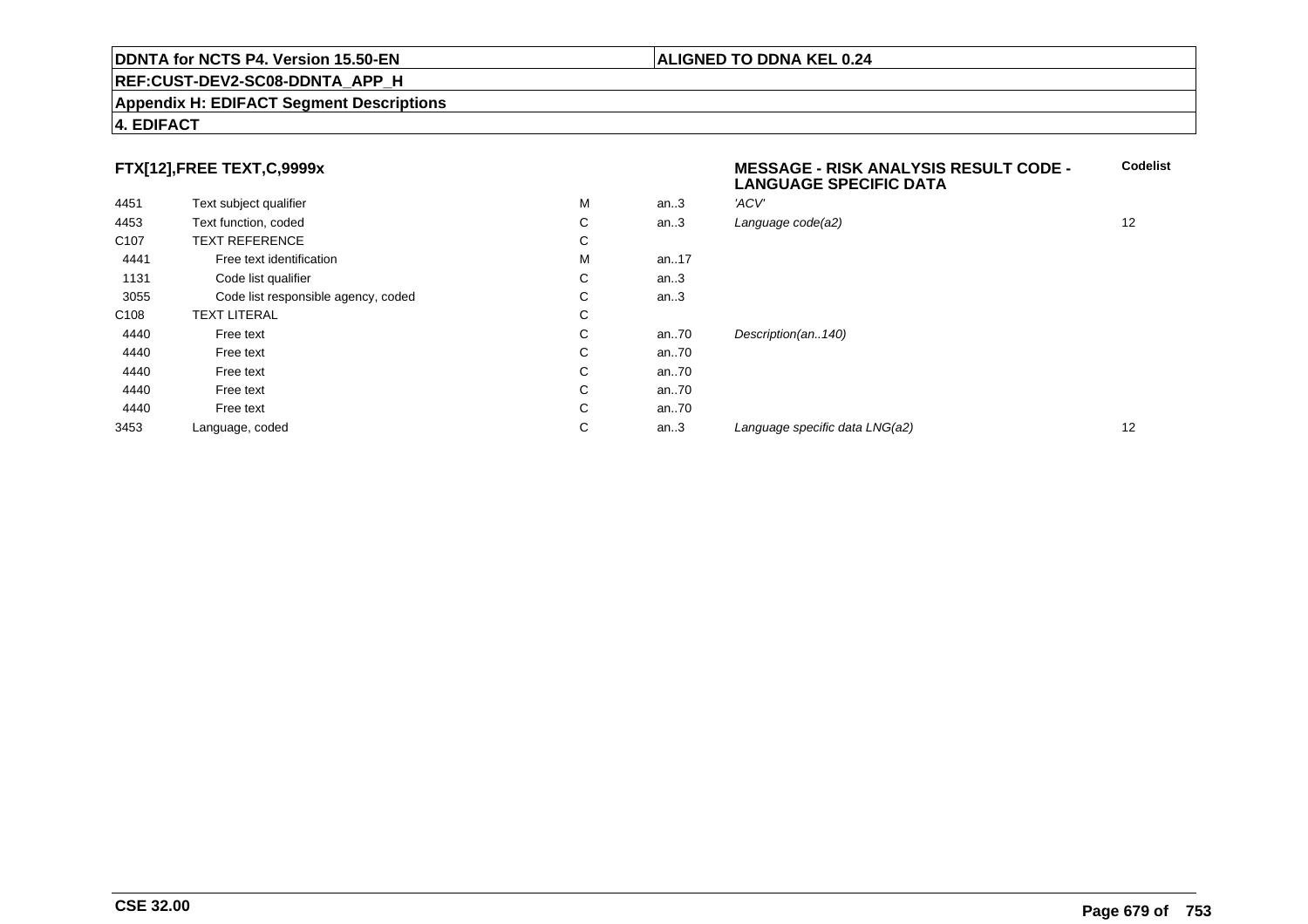**DDNTA for NCTS P4. Version 15.50-EN** | **ALIGNED TO DDNA KEL 0.24**

**REF:CUST-DEV2-SC08-DDNTA_APP_H**

**Appendix H: EDIFACT Segment Descriptions**

**4. EDIFACT**

| **FTX[12],FREE TEXT,C,9999x** | | | | **MESSAGE - RISK ANALYSIS RESULT CODE - LANGUAGE SPECIFIC DATA** | **Codelist** |
|---|---|---|---|---|---|
| 4451 | Text subject qualifier | M | an..3 | *'ACV'* | |
| 4453 | Text function, coded | C | an..3 | *Language code(a2)* | 12 |
| C107 | TEXT REFERENCE | C | | | |
| 4441 | Free text identification | M | an..17 | | |
| 1131 | Code list qualifier | C | an..3 | | |
| 3055 | Code list responsible agency, coded | C | an..3 | | |
| C108 | TEXT LITERAL | C | | | |
| 4440 | Free text | C | an..70 | *Description(an..140)* | |
| 4440 | Free text | C | an..70 | | |
| 4440 | Free text | C | an..70 | | |
| 4440 | Free text | C | an..70 | | |
| 4440 | Free text | C | an..70 | | |
| 3453 | Language, coded | C | an..3 | *Language specific data LNG(a2)* | 12 |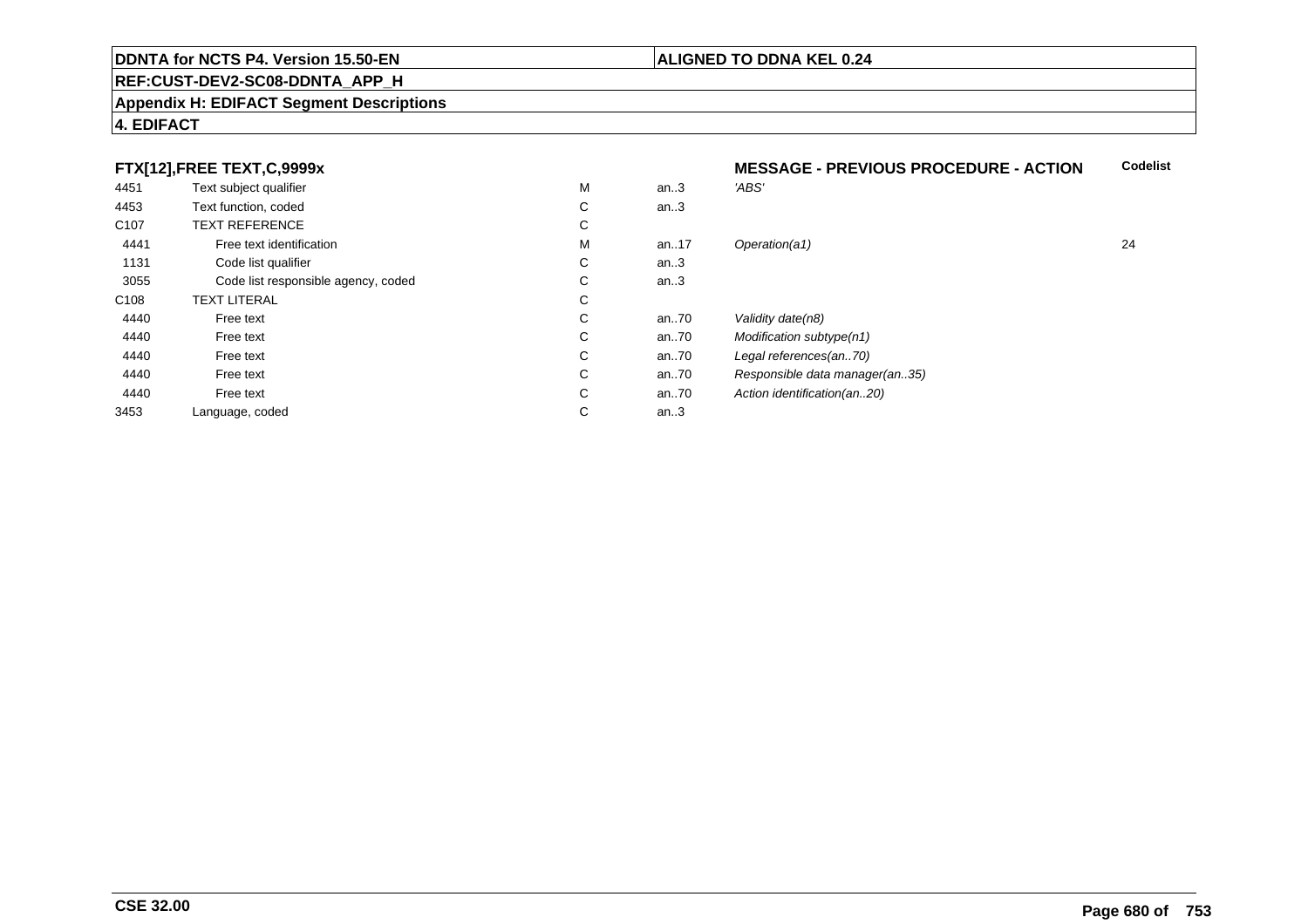## FTX[12],FREE TEXT,C,9999x

**MESSAGE - PREVIOUS PROCEDURE - ACTION**

| | | | | | Codelist |
|---|---|---|---|---|---|
| 4451 | Text subject qualifier | M | an..3 | *'ABS'* | |
| 4453 | Text function, coded | C | an..3 | | |
| C107 | TEXT REFERENCE | C | | | |
| 4441 | Free text identification | M | an..17 | *Operation(a1)* | 24 |
| 1131 | Code list qualifier | C | an..3 | | |
| 3055 | Code list responsible agency, coded | C | an..3 | | |
| C108 | TEXT LITERAL | C | | | |
| 4440 | Free text | C | an..70 | *Validity date(n8)* | |
| 4440 | Free text | C | an..70 | *Modification subtype(n1)* | |
| 4440 | Free text | C | an..70 | *Legal references(an..70)* | |
| 4440 | Free text | C | an..70 | *Responsible data manager(an..35)* | |
| 4440 | Free text | C | an..70 | *Action identification(an..20)* | |
| 3453 | Language, coded | C | an..3 | | |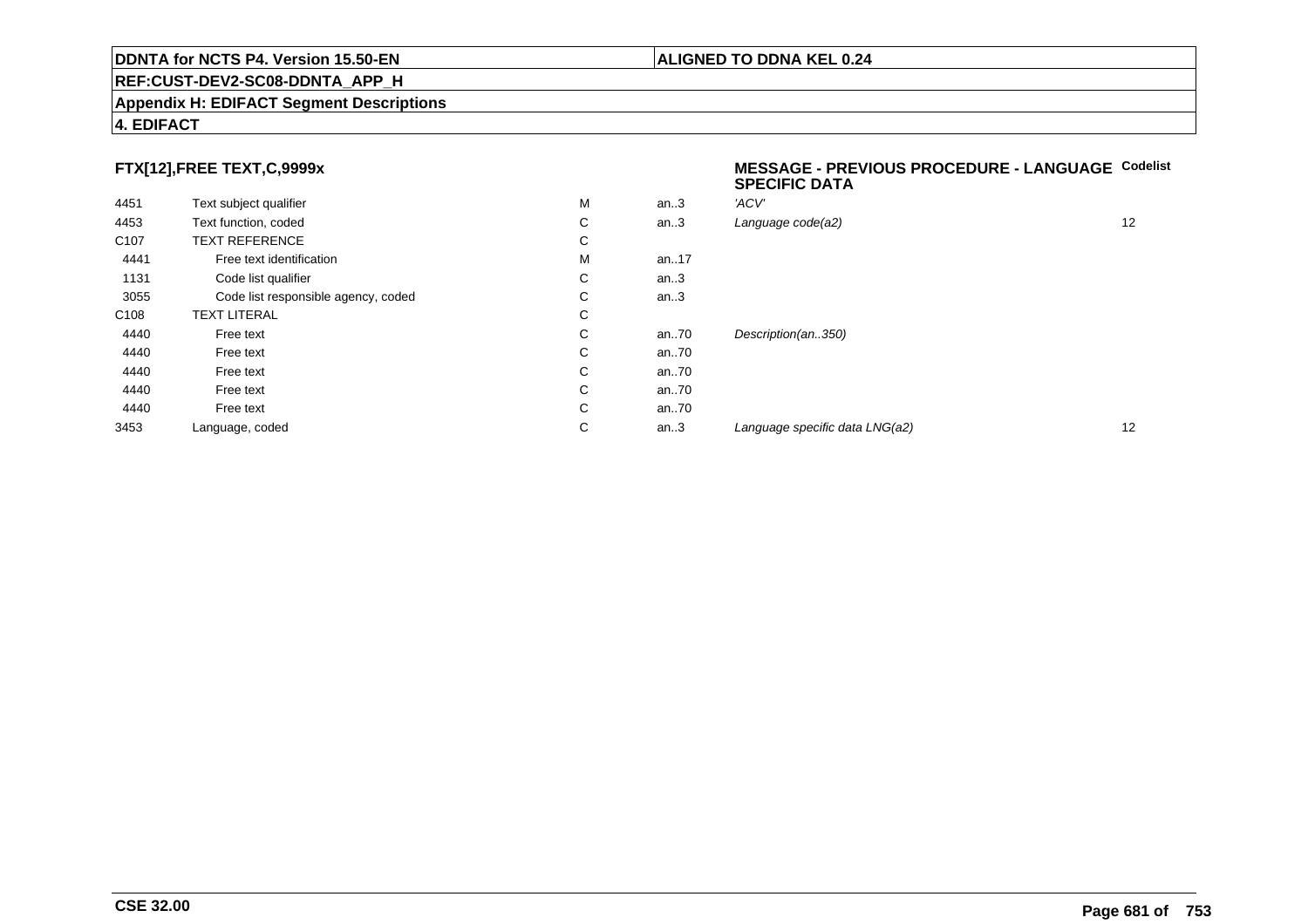**DDNTA for NCTS P4. Version 15.50-EN** | **ALIGNED TO DDNA KEL 0.24**

**REF:CUST-DEV2-SC08-DDNTA_APP_H**

**Appendix H: EDIFACT Segment Descriptions**

**4. EDIFACT**

### FTX[12],FREE TEXT,C,9999x

**MESSAGE - PREVIOUS PROCEDURE - LANGUAGE SPECIFIC DATA**

| | | | | | Codelist |
|---|---|---|---|---|---|
| 4451 | Text subject qualifier | M | an..3 | *'ACV'* | |
| 4453 | Text function, coded | C | an..3 | *Language code(a2)* | 12 |
| C107 | TEXT REFERENCE | C | | | |
| 4441 | Free text identification | M | an..17 | | |
| 1131 | Code list qualifier | C | an..3 | | |
| 3055 | Code list responsible agency, coded | C | an..3 | | |
| C108 | TEXT LITERAL | C | | | |
| 4440 | Free text | C | an..70 | *Description(an..350)* | |
| 4440 | Free text | C | an..70 | | |
| 4440 | Free text | C | an..70 | | |
| 4440 | Free text | C | an..70 | | |
| 4440 | Free text | C | an..70 | | |
| 3453 | Language, coded | C | an..3 | *Language specific data LNG(a2)* | 12 |

**CSE 32.00**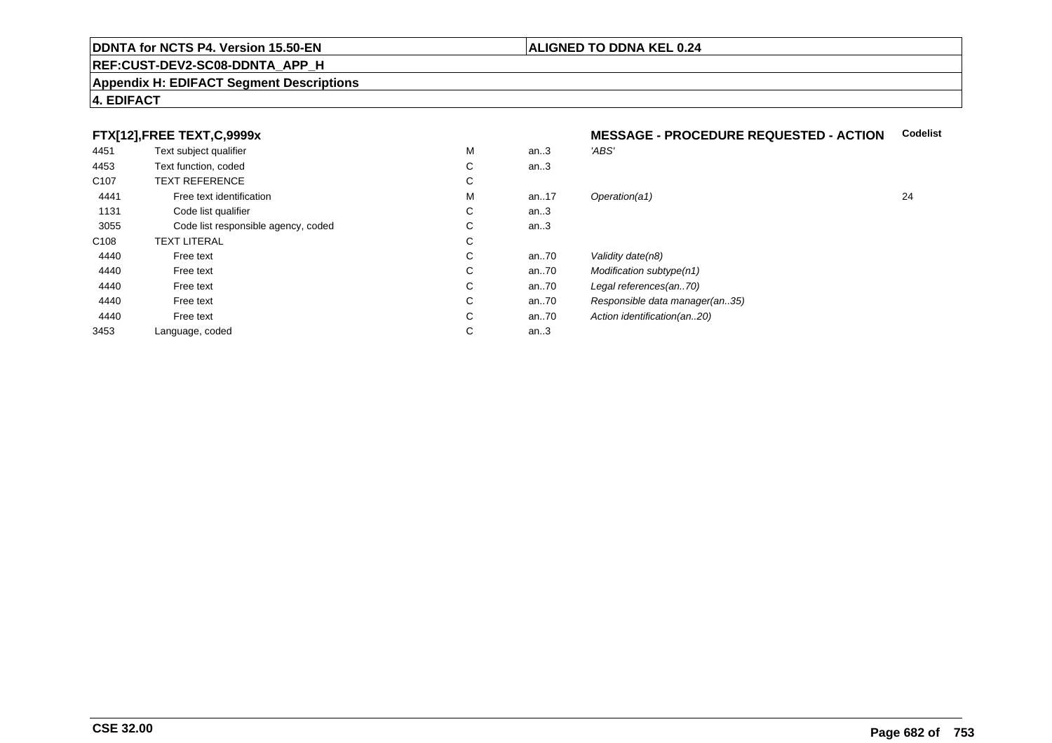**DDNTA for NCTS P4. Version 15.50-EN** | **ALIGNED TO DDNA KEL 0.24**

**REF:CUST-DEV2-SC08-DDNTA_APP_H**

**Appendix H: EDIFACT Segment Descriptions**

**4. EDIFACT**

| **FTX[12],FREE TEXT,C,9999x** | | | | **MESSAGE - PROCEDURE REQUESTED - ACTION** | **Codelist** |
|---|---|---|---|---|---|
| 4451 | Text subject qualifier | M | an..3 | *'ABS'* | |
| 4453 | Text function, coded | C | an..3 | | |
| C107 | TEXT REFERENCE | C | | | |
| 4441 | Free text identification | M | an..17 | *Operation(a1)* | 24 |
| 1131 | Code list qualifier | C | an..3 | | |
| 3055 | Code list responsible agency, coded | C | an..3 | | |
| C108 | TEXT LITERAL | C | | | |
| 4440 | Free text | C | an..70 | *Validity date(n8)* | |
| 4440 | Free text | C | an..70 | *Modification subtype(n1)* | |
| 4440 | Free text | C | an..70 | *Legal references(an..70)* | |
| 4440 | Free text | C | an..70 | *Responsible data manager(an..35)* | |
| 4440 | Free text | C | an..70 | *Action identification(an..20)* | |
| 3453 | Language, coded | C | an..3 | | |

**CSE 32.00**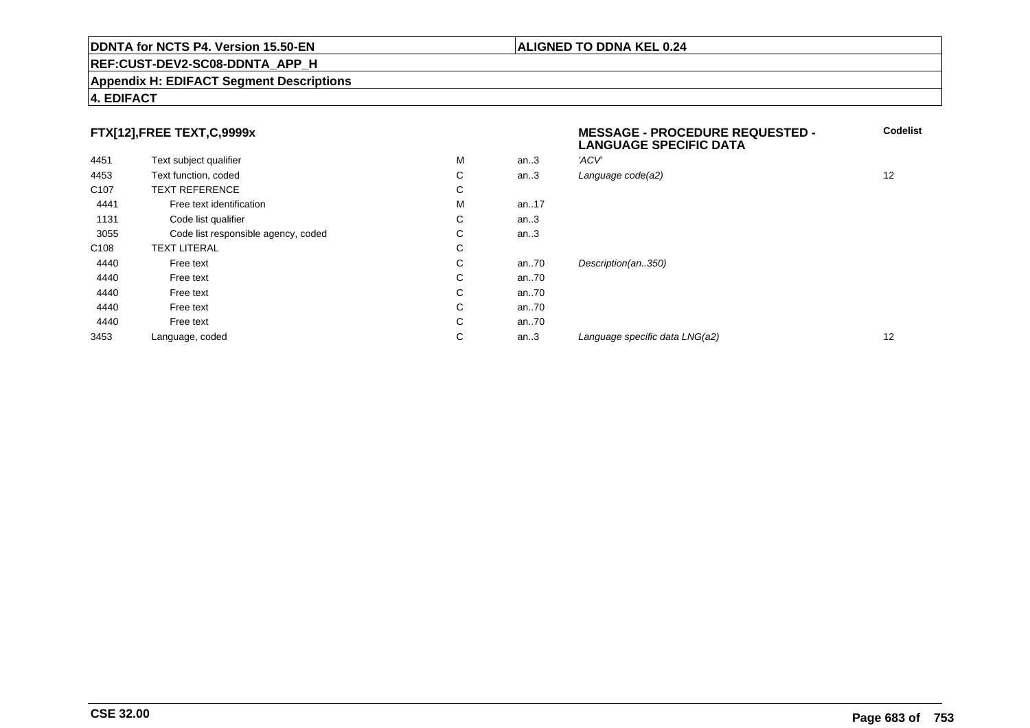**DDNTA for NCTS P4. Version 15.50-EN** | **ALIGNED TO DDNA KEL 0.24**

**REF:CUST-DEV2-SC08-DDNTA_APP_H**

**Appendix H: EDIFACT Segment Descriptions**

**4. EDIFACT**

### FTX[12],FREE TEXT,C,9999x

**MESSAGE - PROCEDURE REQUESTED - LANGUAGE SPECIFIC DATA**

| | | | | | Codelist |
|---|---|---|---|---|---|
| 4451 | Text subject qualifier | M | an..3 | *'ACV'* | |
| 4453 | Text function, coded | C | an..3 | *Language code(a2)* | 12 |
| C107 | TEXT REFERENCE | C | | | |
| 4441 | Free text identification | M | an..17 | | |
| 1131 | Code list qualifier | C | an..3 | | |
| 3055 | Code list responsible agency, coded | C | an..3 | | |
| C108 | TEXT LITERAL | C | | | |
| 4440 | Free text | C | an..70 | *Description(an..350)* | |
| 4440 | Free text | C | an..70 | | |
| 4440 | Free text | C | an..70 | | |
| 4440 | Free text | C | an..70 | | |
| 4440 | Free text | C | an..70 | | |
| 3453 | Language, coded | C | an..3 | *Language specific data LNG(a2)* | 12 |

**CSE 32.00**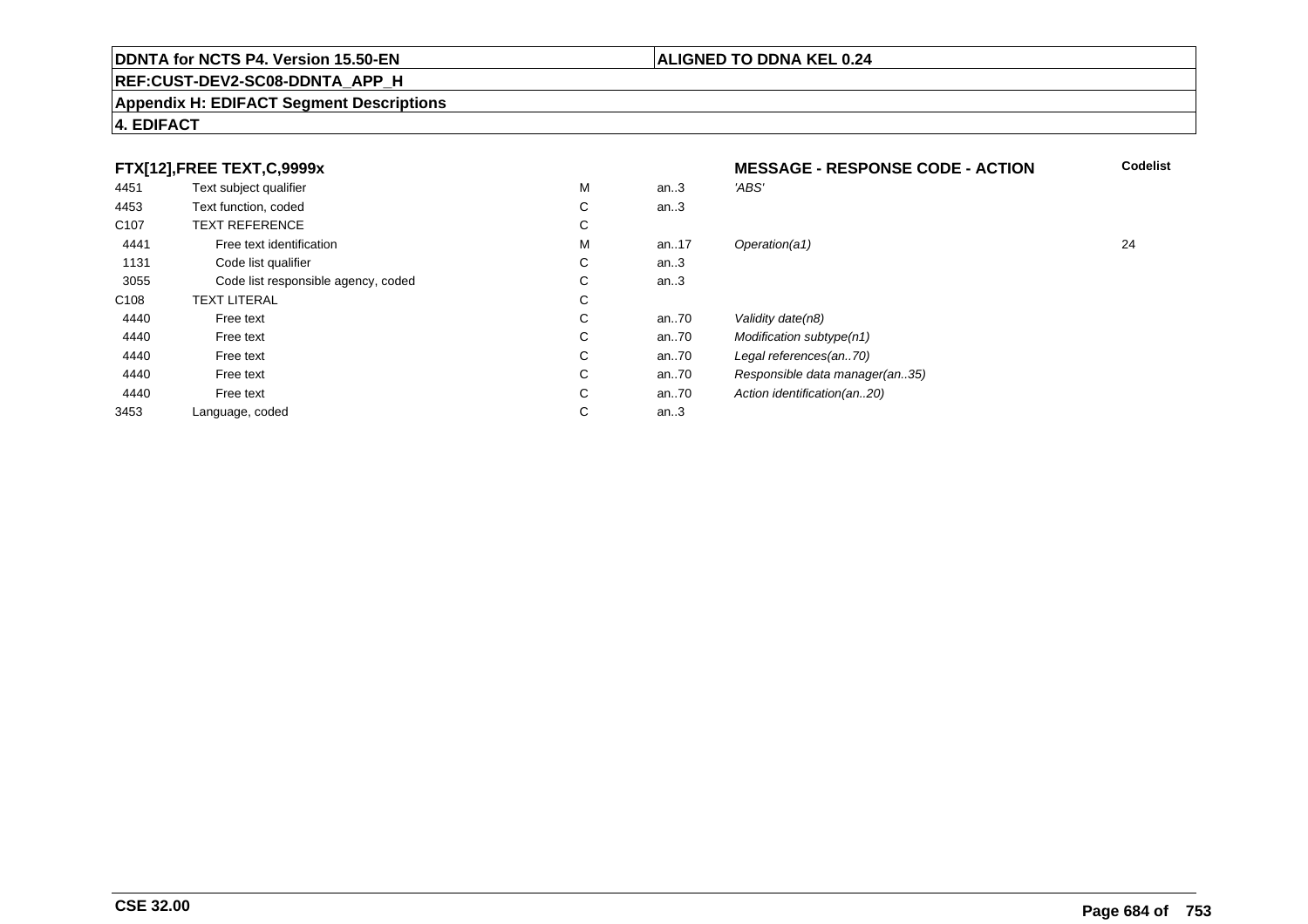**DDNTA for NCTS P4. Version 15.50-EN** | **ALIGNED TO DDNA KEL 0.24**

**REF:CUST-DEV2-SC08-DDNTA_APP_H**

**Appendix H: EDIFACT Segment Descriptions**

**4. EDIFACT**

| FTX[12],FREE TEXT,C,9999x | | | | MESSAGE - RESPONSE CODE - ACTION | Codelist |
|---|---|---|---|---|---|
| 4451 | Text subject qualifier | M | an..3 | *'ABS'* | |
| 4453 | Text function, coded | C | an..3 | | |
| C107 | TEXT REFERENCE | C | | | |
| 4441 | Free text identification | M | an..17 | *Operation(a1)* | 24 |
| 1131 | Code list qualifier | C | an..3 | | |
| 3055 | Code list responsible agency, coded | C | an..3 | | |
| C108 | TEXT LITERAL | C | | | |
| 4440 | Free text | C | an..70 | *Validity date(n8)* | |
| 4440 | Free text | C | an..70 | *Modification subtype(n1)* | |
| 4440 | Free text | C | an..70 | *Legal references(an..70)* | |
| 4440 | Free text | C | an..70 | *Responsible data manager(an..35)* | |
| 4440 | Free text | C | an..70 | *Action identification(an..20)* | |
| 3453 | Language, coded | C | an..3 | | |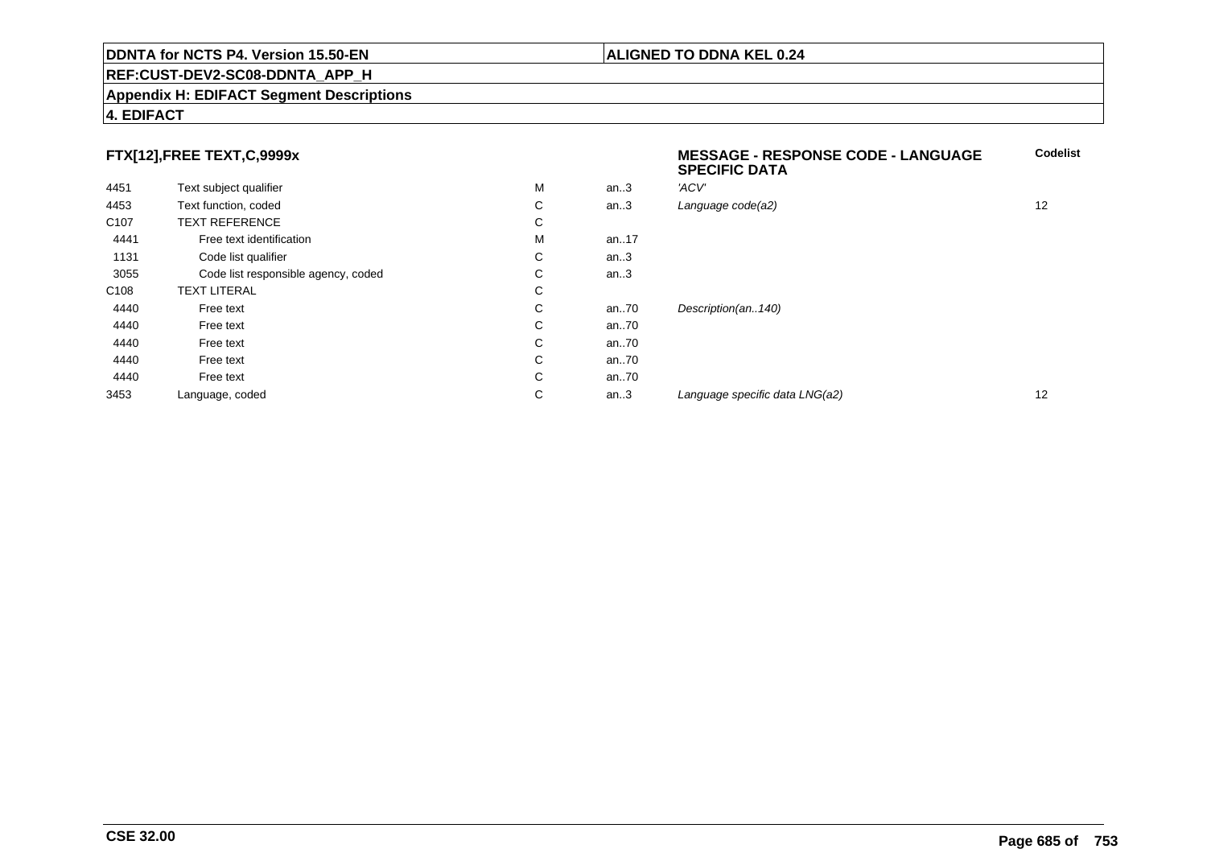DDNTA for NCTS P4. Version 15.50-EN | ALIGNED TO DDNA KEL 0.24

REF:CUST-DEV2-SC08-DDNTA_APP_H

Appendix H: EDIFACT Segment Descriptions

4. EDIFACT

**FTX[12],FREE TEXT,C,9999x** — **MESSAGE - RESPONSE CODE - LANGUAGE SPECIFIC DATA**

| | | | | | Codelist |
|---|---|---|---|---|---|
| 4451 | Text subject qualifier | M | an..3 | *'ACV'* | |
| 4453 | Text function, coded | C | an..3 | *Language code(a2)* | 12 |
| C107 | TEXT REFERENCE | C | | | |
| 4441 | Free text identification | M | an..17 | | |
| 1131 | Code list qualifier | C | an..3 | | |
| 3055 | Code list responsible agency, coded | C | an..3 | | |
| C108 | TEXT LITERAL | C | | | |
| 4440 | Free text | C | an..70 | *Description(an..140)* | |
| 4440 | Free text | C | an..70 | | |
| 4440 | Free text | C | an..70 | | |
| 4440 | Free text | C | an..70 | | |
| 4440 | Free text | C | an..70 | | |
| 3453 | Language, coded | C | an..3 | *Language specific data LNG(a2)* | 12 |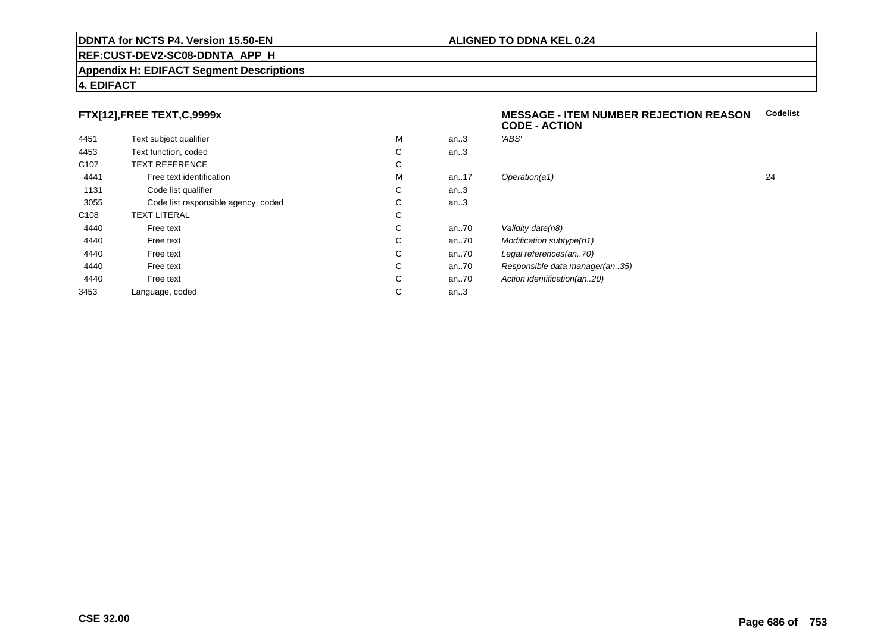**DDNTA for NCTS P4. Version 15.50-EN** | **ALIGNED TO DDNA KEL 0.24**

**REF:CUST-DEV2-SC08-DDNTA_APP_H**

**Appendix H: EDIFACT Segment Descriptions**

**4. EDIFACT**

### FTX[12],FREE TEXT,C,9999x

**MESSAGE - ITEM NUMBER REJECTION REASON CODE - ACTION**

| | | | | | Codelist |
|---|---|---|---|---|---|
| 4451 | Text subject qualifier | M | an..3 | *'ABS'* | |
| 4453 | Text function, coded | C | an..3 | | |
| C107 | TEXT REFERENCE | C | | | |
| 4441 | Free text identification | M | an..17 | *Operation(a1)* | 24 |
| 1131 | Code list qualifier | C | an..3 | | |
| 3055 | Code list responsible agency, coded | C | an..3 | | |
| C108 | TEXT LITERAL | C | | | |
| 4440 | Free text | C | an..70 | *Validity date(n8)* | |
| 4440 | Free text | C | an..70 | *Modification subtype(n1)* | |
| 4440 | Free text | C | an..70 | *Legal references(an..70)* | |
| 4440 | Free text | C | an..70 | *Responsible data manager(an..35)* | |
| 4440 | Free text | C | an..70 | *Action identification(an..20)* | |
| 3453 | Language, coded | C | an..3 | | |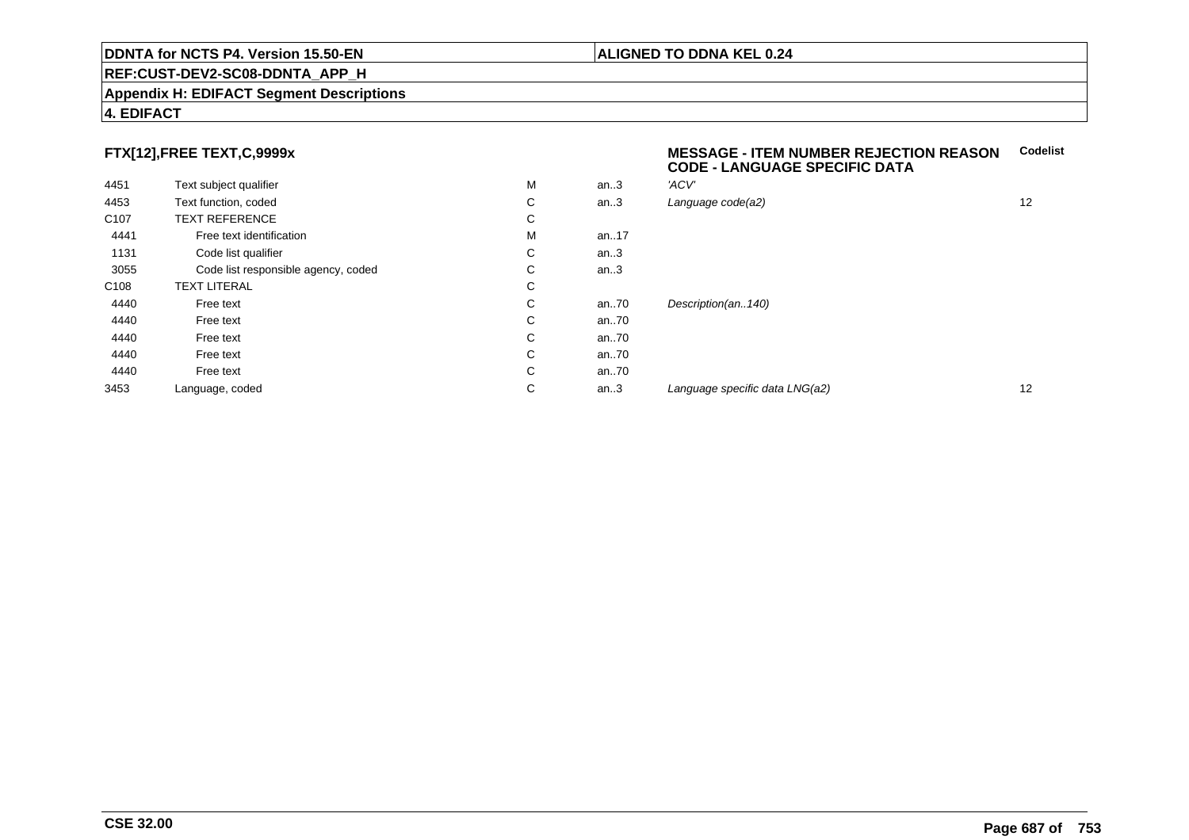**DDNTA for NCTS P4. Version 15.50-EN** | **ALIGNED TO DDNA KEL 0.24**

**REF:CUST-DEV2-SC08-DDNTA_APP_H**

**Appendix H: EDIFACT Segment Descriptions**

**4. EDIFACT**

### FTX[12],FREE TEXT,C,9999x

**MESSAGE - ITEM NUMBER REJECTION REASON CODE - LANGUAGE SPECIFIC DATA**

| | | | | | Codelist |
|---|---|---|---|---|---|
| 4451 | Text subject qualifier | M | an..3 | *'ACV'* | |
| 4453 | Text function, coded | C | an..3 | *Language code(a2)* | 12 |
| C107 | TEXT REFERENCE | C | | | |
| 4441 | Free text identification | M | an..17 | | |
| 1131 | Code list qualifier | C | an..3 | | |
| 3055 | Code list responsible agency, coded | C | an..3 | | |
| C108 | TEXT LITERAL | C | | | |
| 4440 | Free text | C | an..70 | *Description(an..140)* | |
| 4440 | Free text | C | an..70 | | |
| 4440 | Free text | C | an..70 | | |
| 4440 | Free text | C | an..70 | | |
| 4440 | Free text | C | an..70 | | |
| 3453 | Language, coded | C | an..3 | *Language specific data LNG(a2)* | 12 |

**CSE 32.00**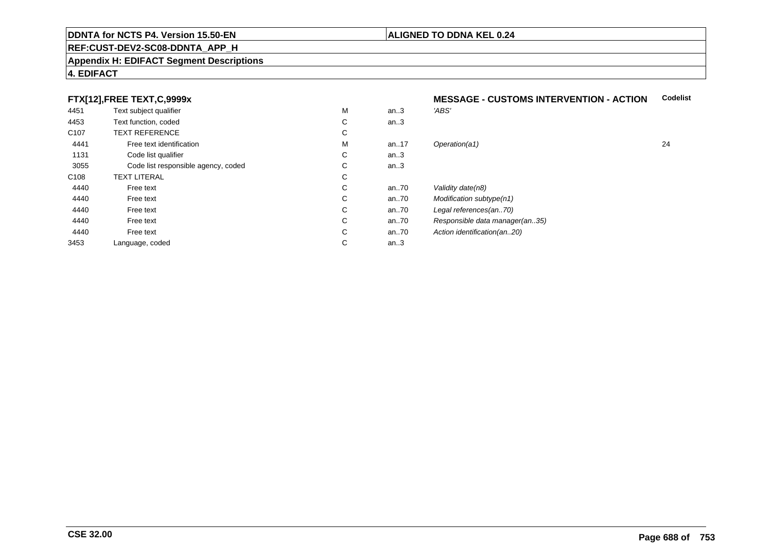**DDNTA for NCTS P4. Version 15.50-EN** | **ALIGNED TO DDNA KEL 0.24**

**REF:CUST-DEV2-SC08-DDNTA_APP_H**

**Appendix H: EDIFACT Segment Descriptions**

**4. EDIFACT**

| **FTX[12],FREE TEXT,C,9999x** | | | | **MESSAGE - CUSTOMS INTERVENTION - ACTION** | **Codelist** |
|---|---|---|---|---|---|
| 4451 | Text subject qualifier | M | an..3 | *'ABS'* | |
| 4453 | Text function, coded | C | an..3 | | |
| C107 | TEXT REFERENCE | C | | | |
| 4441 | Free text identification | M | an..17 | *Operation(a1)* | 24 |
| 1131 | Code list qualifier | C | an..3 | | |
| 3055 | Code list responsible agency, coded | C | an..3 | | |
| C108 | TEXT LITERAL | C | | | |
| 4440 | Free text | C | an..70 | *Validity date(n8)* | |
| 4440 | Free text | C | an..70 | *Modification subtype(n1)* | |
| 4440 | Free text | C | an..70 | *Legal references(an..70)* | |
| 4440 | Free text | C | an..70 | *Responsible data manager(an..35)* | |
| 4440 | Free text | C | an..70 | *Action identification(an..20)* | |
| 3453 | Language, coded | C | an..3 | | |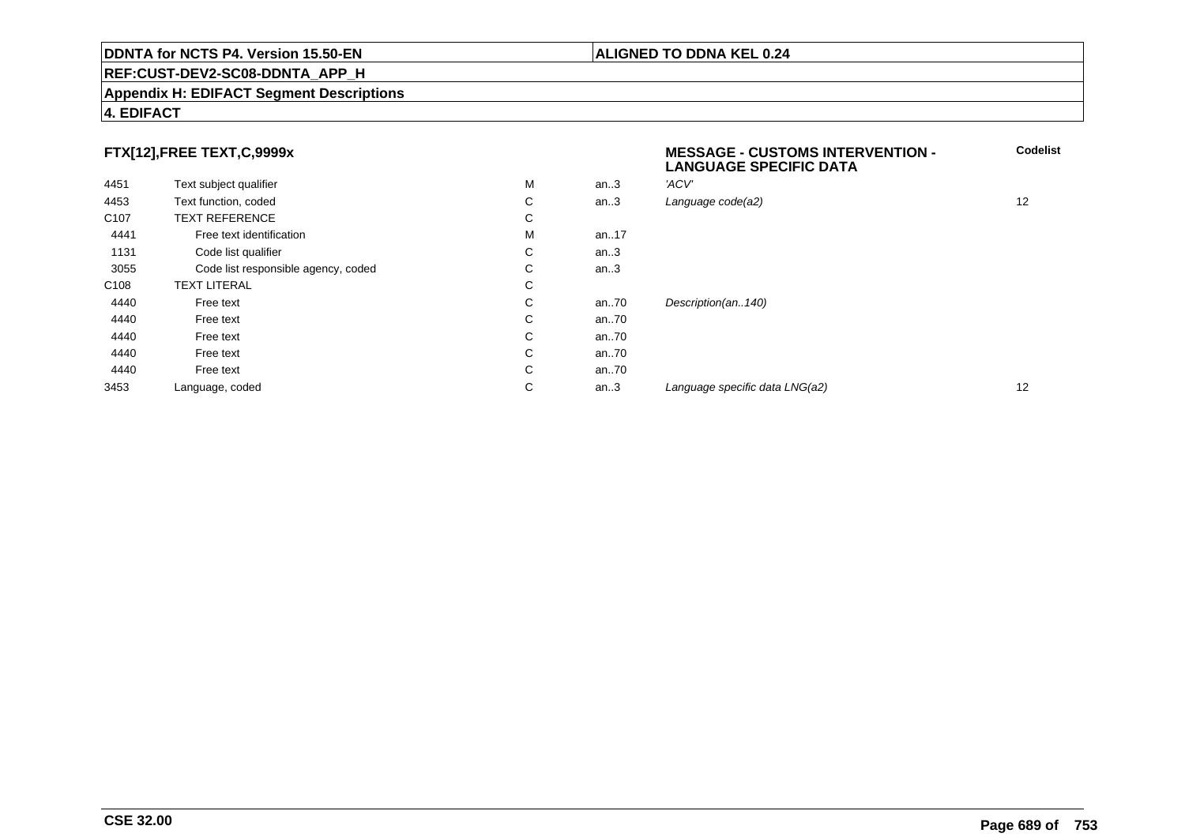**DDNTA for NCTS P4. Version 15.50-EN** | **ALIGNED TO DDNA KEL 0.24**

**REF:CUST-DEV2-SC08-DDNTA_APP_H**

**Appendix H: EDIFACT Segment Descriptions**

**4. EDIFACT**

### FTX[12],FREE TEXT,C,9999x

**MESSAGE - CUSTOMS INTERVENTION - LANGUAGE SPECIFIC DATA**

| | | | | | Codelist |
|---|---|---|---|---|---|
| 4451 | Text subject qualifier | M | an..3 | *'ACV'* | |
| 4453 | Text function, coded | C | an..3 | *Language code(a2)* | 12 |
| C107 | TEXT REFERENCE | C | | | |
| 4441 | Free text identification | M | an..17 | | |
| 1131 | Code list qualifier | C | an..3 | | |
| 3055 | Code list responsible agency, coded | C | an..3 | | |
| C108 | TEXT LITERAL | C | | | |
| 4440 | Free text | C | an..70 | *Description(an..140)* | |
| 4440 | Free text | C | an..70 | | |
| 4440 | Free text | C | an..70 | | |
| 4440 | Free text | C | an..70 | | |
| 4440 | Free text | C | an..70 | | |
| 3453 | Language, coded | C | an..3 | *Language specific data LNG(a2)* | 12 |

**CSE 32.00**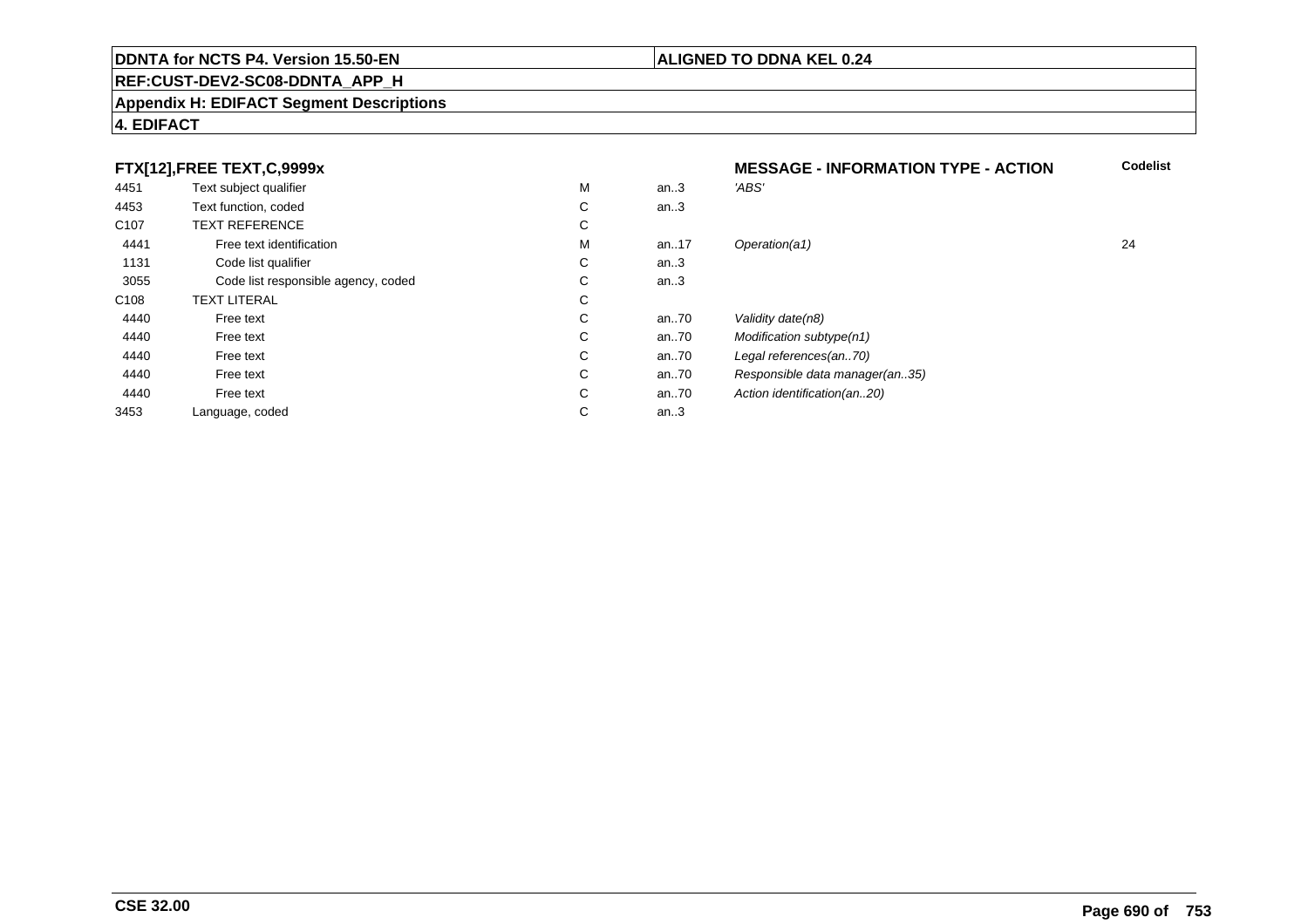**DDNTA for NCTS P4. Version 15.50-EN** | **ALIGNED TO DDNA KEL 0.24**

**REF:CUST-DEV2-SC08-DDNTA_APP_H**

**Appendix H: EDIFACT Segment Descriptions**

**4. EDIFACT**

| **FTX[12],FREE TEXT,C,9999x** | | | | **MESSAGE - INFORMATION TYPE - ACTION** | **Codelist** |
|---|---|---|---|---|---|
| 4451 | Text subject qualifier | M | an..3 | *'ABS'* | |
| 4453 | Text function, coded | C | an..3 | | |
| C107 | TEXT REFERENCE | C | | | |
| 4441 | Free text identification | M | an..17 | *Operation(a1)* | 24 |
| 1131 | Code list qualifier | C | an..3 | | |
| 3055 | Code list responsible agency, coded | C | an..3 | | |
| C108 | TEXT LITERAL | C | | | |
| 4440 | Free text | C | an..70 | *Validity date(n8)* | |
| 4440 | Free text | C | an..70 | *Modification subtype(n1)* | |
| 4440 | Free text | C | an..70 | *Legal references(an..70)* | |
| 4440 | Free text | C | an..70 | *Responsible data manager(an..35)* | |
| 4440 | Free text | C | an..70 | *Action identification(an..20)* | |
| 3453 | Language, coded | C | an..3 | | |

**CSE 32.00**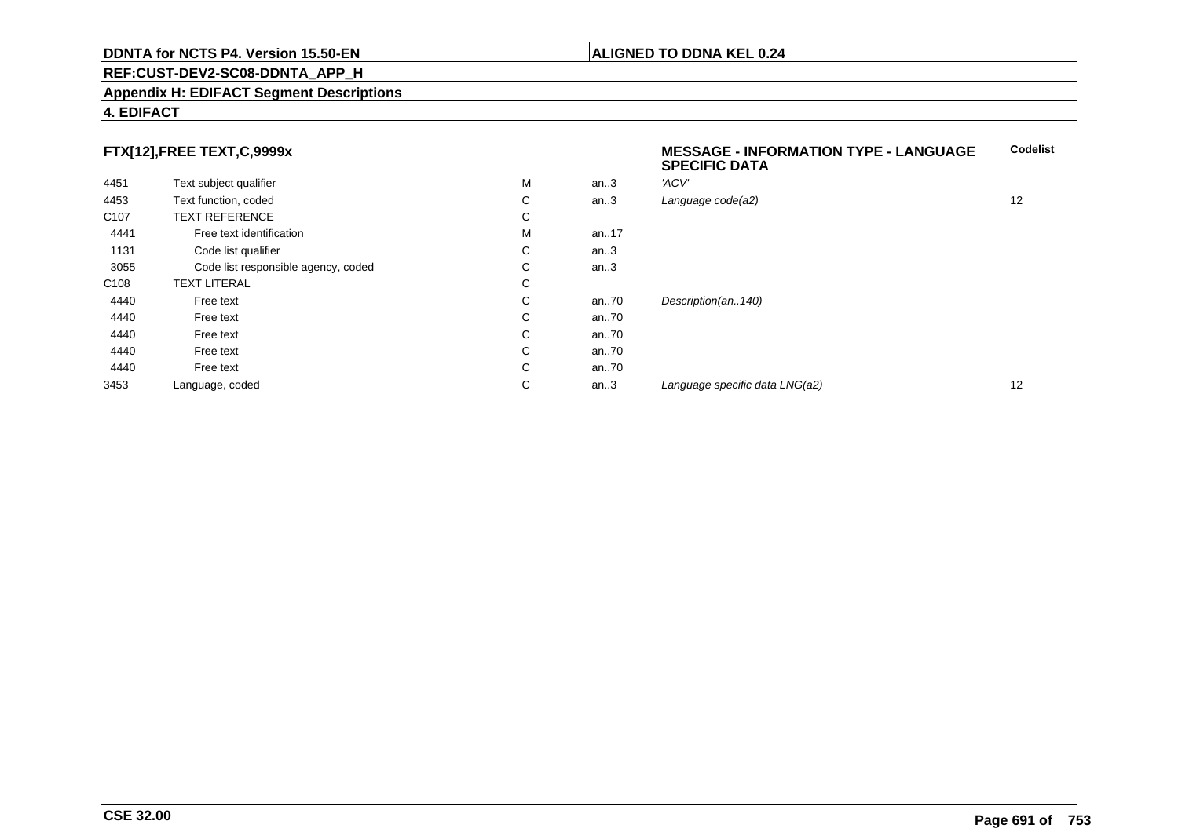## FTX[12],FREE TEXT,C,9999x

**MESSAGE - INFORMATION TYPE - LANGUAGE SPECIFIC DATA**

| | | | | | Codelist |
|---|---|---|---|---|---|
| 4451 | Text subject qualifier | M | an..3 | *'ACV'* | |
| 4453 | Text function, coded | C | an..3 | *Language code(a2)* | 12 |
| C107 | TEXT REFERENCE | C | | | |
| 4441 | Free text identification | M | an..17 | | |
| 1131 | Code list qualifier | C | an..3 | | |
| 3055 | Code list responsible agency, coded | C | an..3 | | |
| C108 | TEXT LITERAL | C | | | |
| 4440 | Free text | C | an..70 | *Description(an..140)* | |
| 4440 | Free text | C | an..70 | | |
| 4440 | Free text | C | an..70 | | |
| 4440 | Free text | C | an..70 | | |
| 4440 | Free text | C | an..70 | | |
| 3453 | Language, coded | C | an..3 | *Language specific data LNG(a2)* | 12 |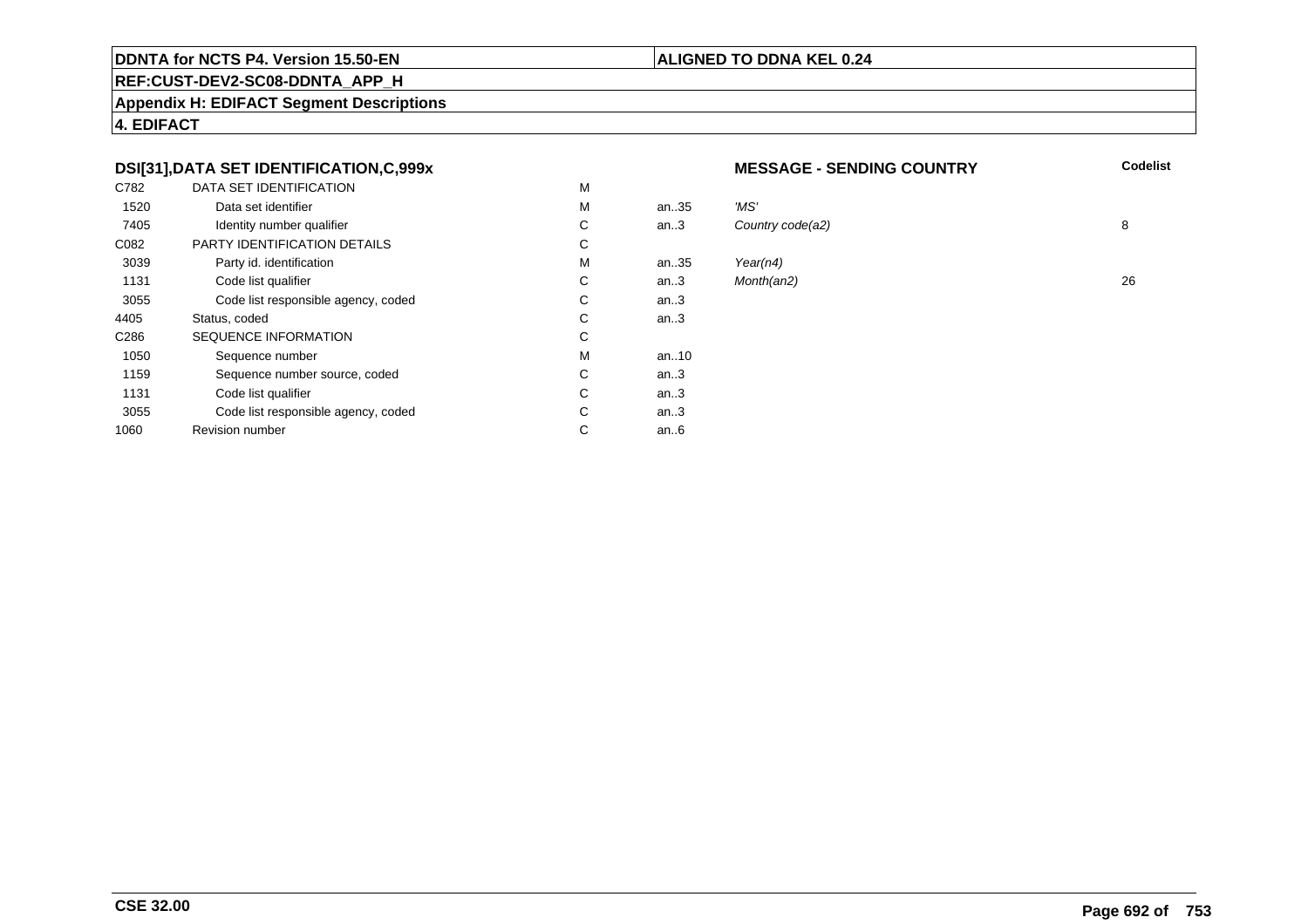**DDNTA for NCTS P4. Version 15.50-EN**

**ALIGNED TO DDNA KEL 0.24**

**REF:CUST-DEV2-SC08-DDNTA_APP_H**

**Appendix H: EDIFACT Segment Descriptions**

**4. EDIFACT**

### DSI[31],DATA SET IDENTIFICATION,C,999x

**MESSAGE - SENDING COUNTRY**

| | | | | | Codelist |
|---|---|---|---|---|---|
| C782 | DATA SET IDENTIFICATION | M | | | |
| 1520 | Data set identifier | M | an..35 | *'MS'* | |
| 7405 | Identity number qualifier | C | an..3 | *Country code(a2)* | 8 |
| C082 | PARTY IDENTIFICATION DETAILS | C | | | |
| 3039 | Party id. identification | M | an..35 | *Year(n4)* | |
| 1131 | Code list qualifier | C | an..3 | *Month(an2)* | 26 |
| 3055 | Code list responsible agency, coded | C | an..3 | | |
| 4405 | Status, coded | C | an..3 | | |
| C286 | SEQUENCE INFORMATION | C | | | |
| 1050 | Sequence number | M | an..10 | | |
| 1159 | Sequence number source, coded | C | an..3 | | |
| 1131 | Code list qualifier | C | an..3 | | |
| 3055 | Code list responsible agency, coded | C | an..3 | | |
| 1060 | Revision number | C | an..6 | | |

**CSE 32.00**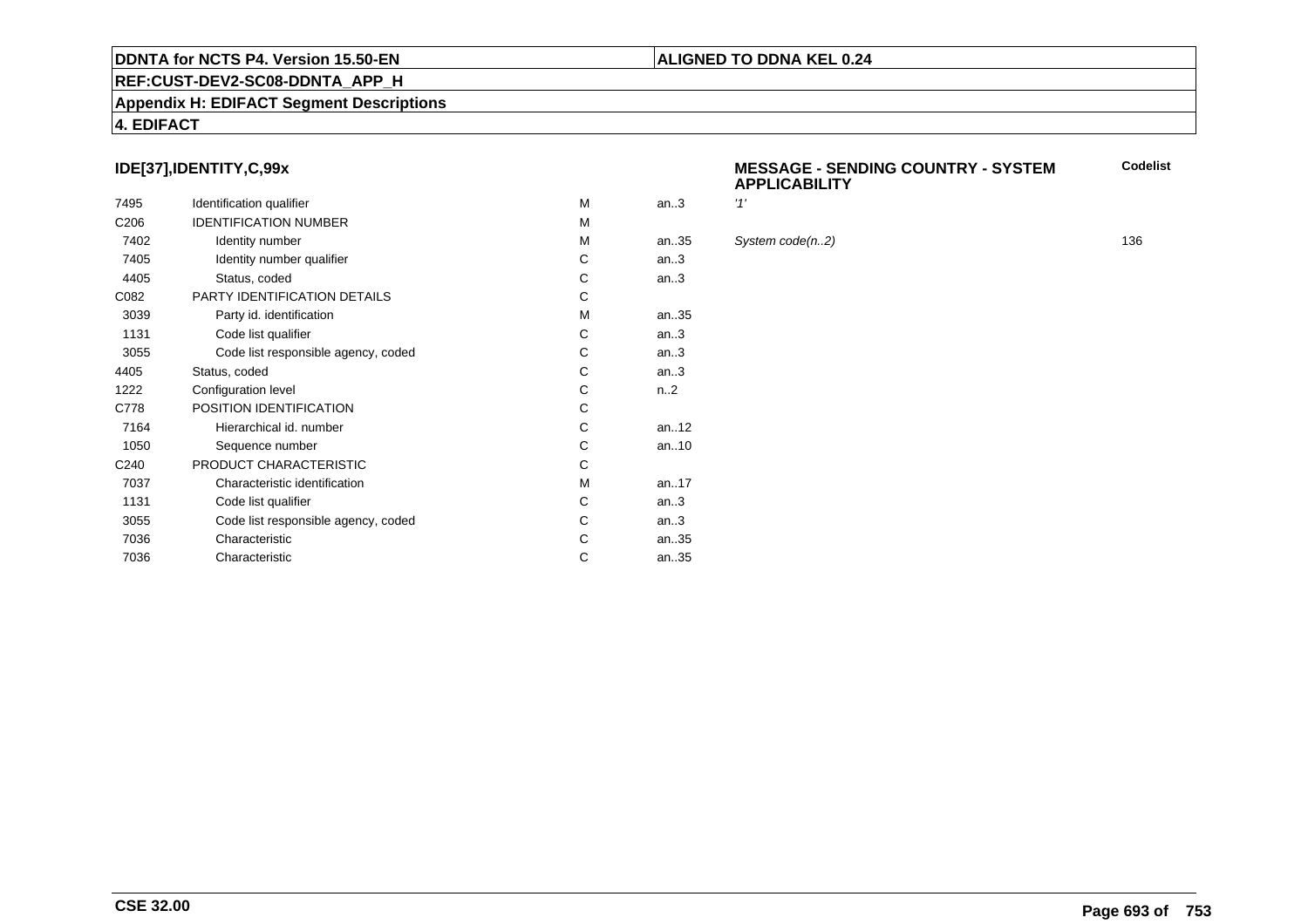## IDE[37],IDENTITY,C,99x

**MESSAGE - SENDING COUNTRY - SYSTEM APPLICABILITY**

| | | | | | **Codelist** |
|---|---|---|---|---|---|
| 7495 | Identification qualifier | M | an..3 | *'1'* | |
| C206 | IDENTIFICATION NUMBER | M | | | |
| 7402 | Identity number | M | an..35 | *System code(n..2)* | 136 |
| 7405 | Identity number qualifier | C | an..3 | | |
| 4405 | Status, coded | C | an..3 | | |
| C082 | PARTY IDENTIFICATION DETAILS | C | | | |
| 3039 | Party id. identification | M | an..35 | | |
| 1131 | Code list qualifier | C | an..3 | | |
| 3055 | Code list responsible agency, coded | C | an..3 | | |
| 4405 | Status, coded | C | an..3 | | |
| 1222 | Configuration level | C | n..2 | | |
| C778 | POSITION IDENTIFICATION | C | | | |
| 7164 | Hierarchical id. number | C | an..12 | | |
| 1050 | Sequence number | C | an..10 | | |
| C240 | PRODUCT CHARACTERISTIC | C | | | |
| 7037 | Characteristic identification | M | an..17 | | |
| 1131 | Code list qualifier | C | an..3 | | |
| 3055 | Code list responsible agency, coded | C | an..3 | | |
| 7036 | Characteristic | C | an..35 | | |
| 7036 | Characteristic | C | an..35 | | |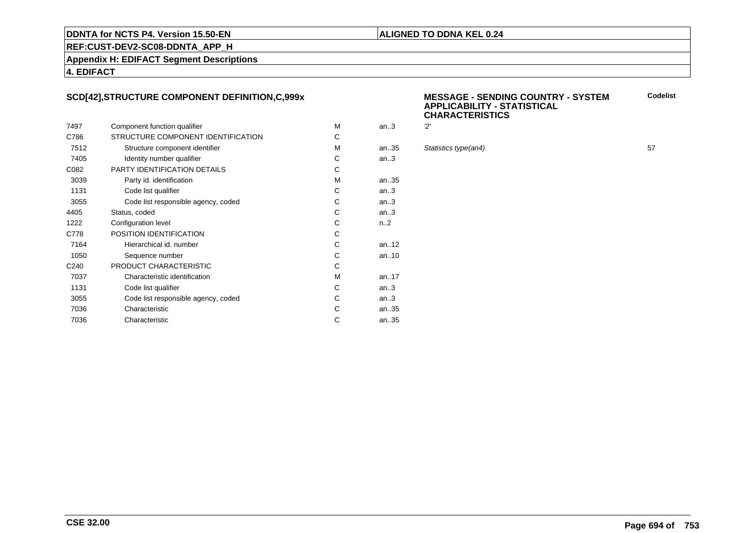## SCD[42],STRUCTURE COMPONENT DEFINITION,C,999x

**MESSAGE - SENDING COUNTRY - SYSTEM APPLICABILITY - STATISTICAL CHARACTERISTICS**

| | | | | | Codelist |
|---|---|---|---|---|---|
| 7497 | Component function qualifier | M | an..3 | '2' | |
| C786 | STRUCTURE COMPONENT IDENTIFICATION | C | | | |
| 7512 | Structure component identifier | M | an..35 | *Statistics type(an4)* | 57 |
| 7405 | Identity number qualifier | C | an..3 | | |
| C082 | PARTY IDENTIFICATION DETAILS | C | | | |
| 3039 | Party id. identification | M | an..35 | | |
| 1131 | Code list qualifier | C | an..3 | | |
| 3055 | Code list responsible agency, coded | C | an..3 | | |
| 4405 | Status, coded | C | an..3 | | |
| 1222 | Configuration level | C | n..2 | | |
| C778 | POSITION IDENTIFICATION | C | | | |
| 7164 | Hierarchical id. number | C | an..12 | | |
| 1050 | Sequence number | C | an..10 | | |
| C240 | PRODUCT CHARACTERISTIC | C | | | |
| 7037 | Characteristic identification | M | an..17 | | |
| 1131 | Code list qualifier | C | an..3 | | |
| 3055 | Code list responsible agency, coded | C | an..3 | | |
| 7036 | Characteristic | C | an..35 | | |
| 7036 | Characteristic | C | an..35 | | |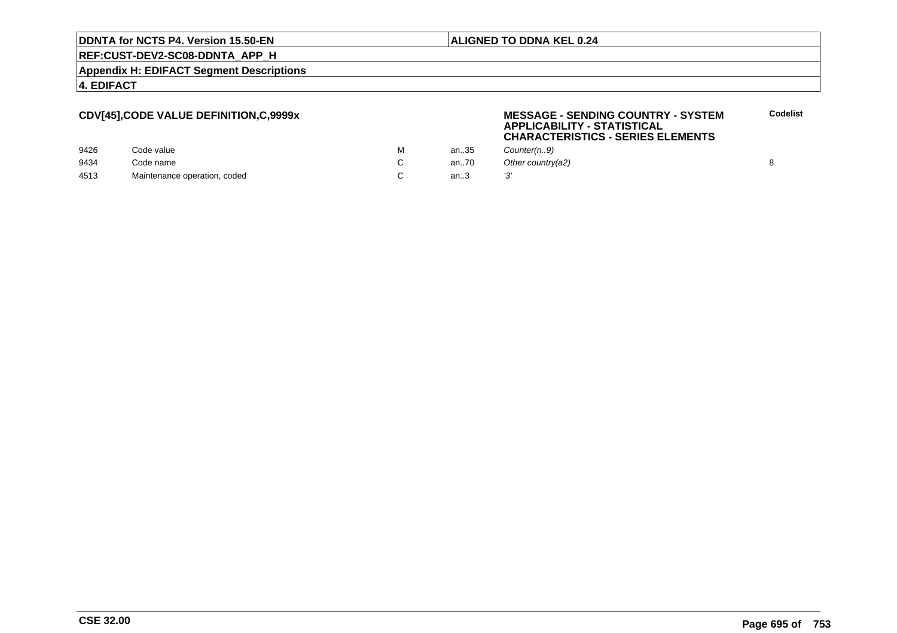**CDV[45],CODE VALUE DEFINITION,C,9999x**

**MESSAGE - SENDING COUNTRY - SYSTEM APPLICABILITY - STATISTICAL CHARACTERISTICS - SERIES ELEMENTS**

| | | | | | Codelist |
|---|---|---|---|---|---|
| 9426 | Code value | M | an..35 | *Counter(n..9)* | |
| 9434 | Code name | C | an..70 | *Other country(a2)* | 8 |
| 4513 | Maintenance operation, coded | C | an..3 | *'3'* | |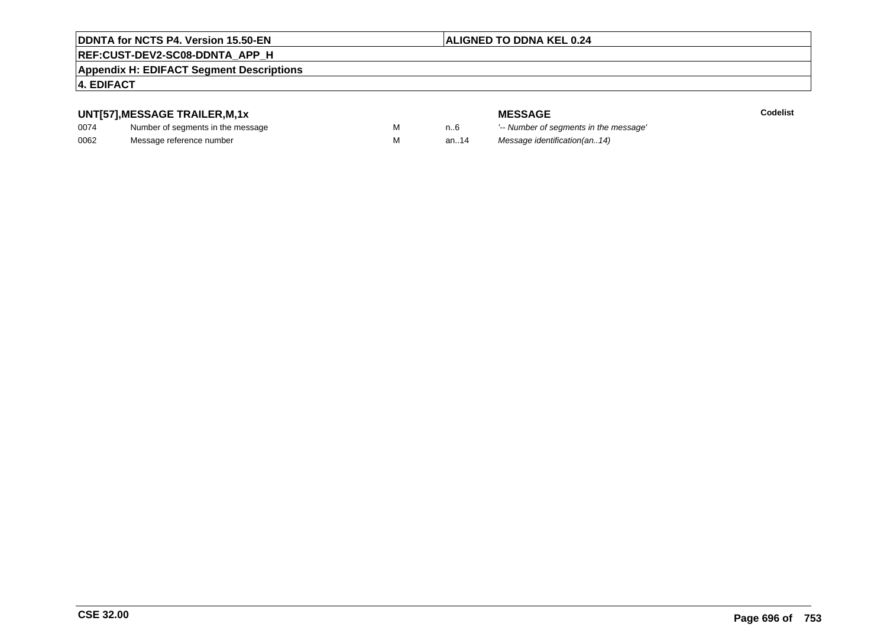**UNT[57],MESSAGE TRAILER,M,1x**

| | | | | MESSAGE | Codelist |
|---|---|---|---|---|---|
| 0074 | Number of segments in the message | M | n..6 | *'-- Number of segments in the message'* | |
| 0062 | Message reference number | M | an..14 | *Message identification(an..14)* | |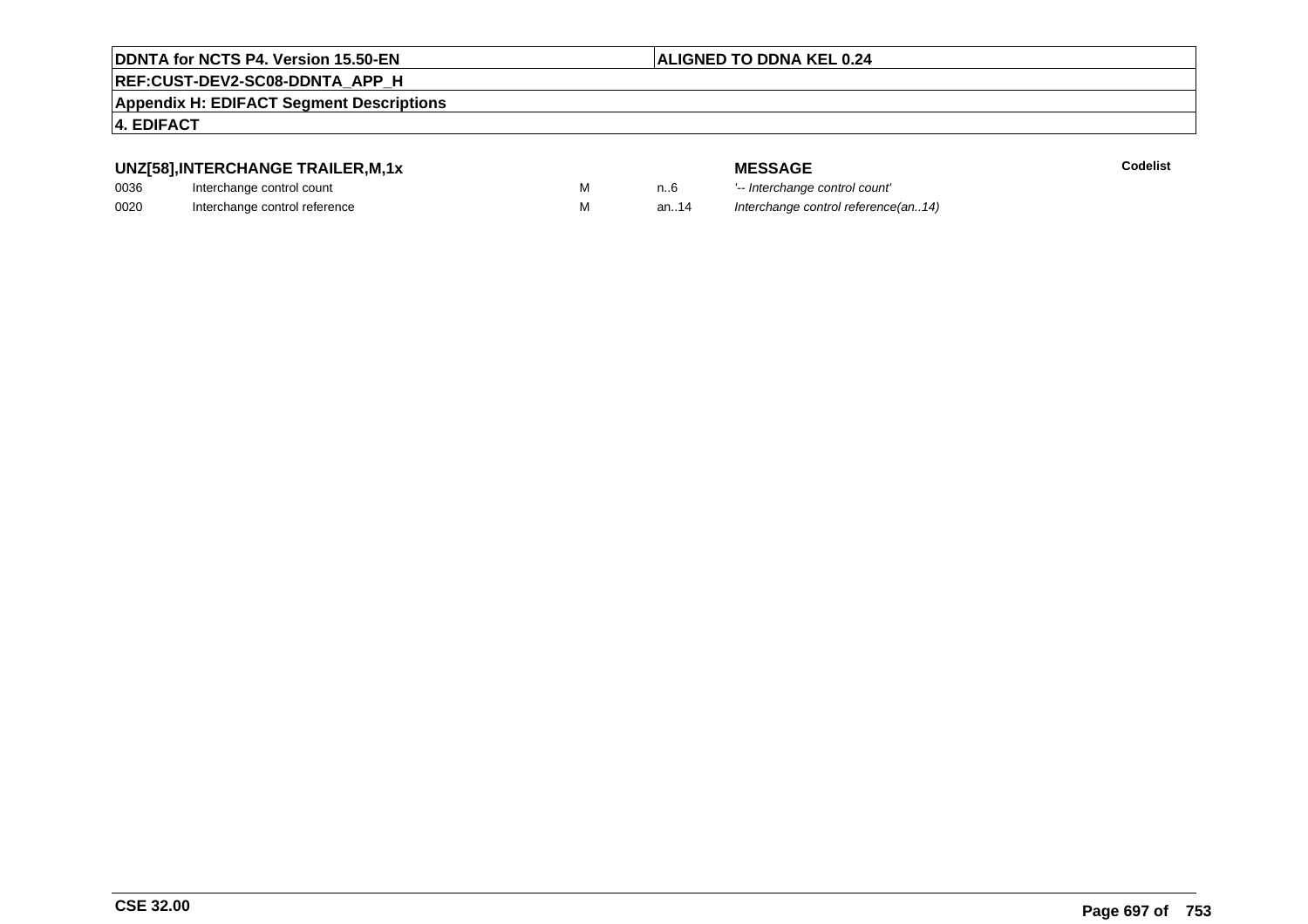## UNZ[58],INTERCHANGE TRAILER,M,1x

| | | | | MESSAGE | Codelist |
|---|---|---|---|---|---|
| 0036 | Interchange control count | M | n..6 | *'-- Interchange control count'* | |
| 0020 | Interchange control reference | M | an..14 | *Interchange control reference(an..14)* | |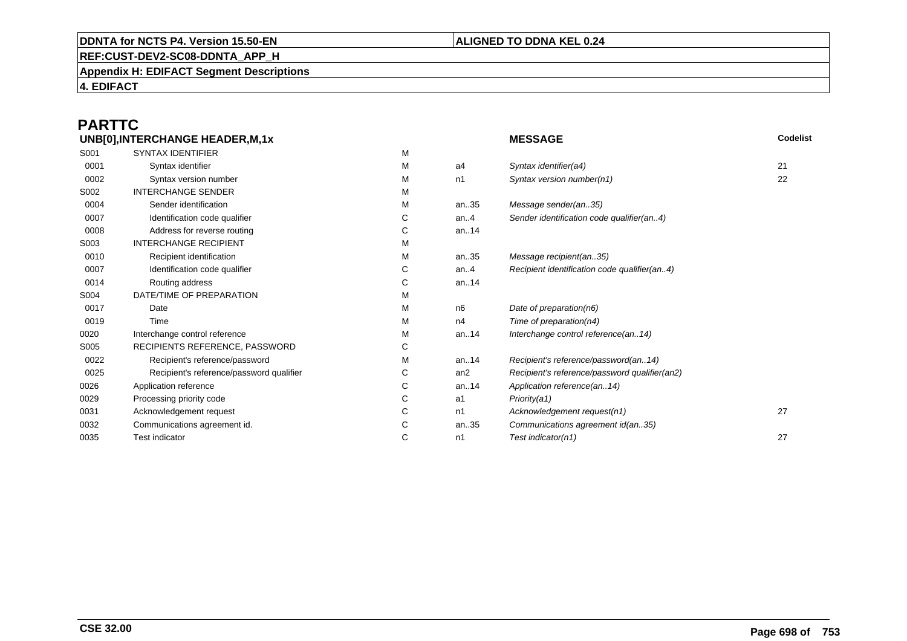# PARTTC

| UNB[0],INTERCHANGE HEADER,M,1x | | | | MESSAGE | Codelist |
|---|---|---|---|---|---|
| S001 | SYNTAX IDENTIFIER | M | | | |
| 0001 | Syntax identifier | M | a4 | *Syntax identifier(a4)* | 21 |
| 0002 | Syntax version number | M | n1 | *Syntax version number(n1)* | 22 |
| S002 | INTERCHANGE SENDER | M | | | |
| 0004 | Sender identification | M | an..35 | *Message sender(an..35)* | |
| 0007 | Identification code qualifier | C | an..4 | *Sender identification code qualifier(an..4)* | |
| 0008 | Address for reverse routing | C | an..14 | | |
| S003 | INTERCHANGE RECIPIENT | M | | | |
| 0010 | Recipient identification | M | an..35 | *Message recipient(an..35)* | |
| 0007 | Identification code qualifier | C | an..4 | *Recipient identification code qualifier(an..4)* | |
| 0014 | Routing address | C | an..14 | | |
| S004 | DATE/TIME OF PREPARATION | M | | | |
| 0017 | Date | M | n6 | *Date of preparation(n6)* | |
| 0019 | Time | M | n4 | *Time of preparation(n4)* | |
| 0020 | Interchange control reference | M | an..14 | *Interchange control reference(an..14)* | |
| S005 | RECIPIENTS REFERENCE, PASSWORD | C | | | |
| 0022 | Recipient's reference/password | M | an..14 | *Recipient's reference/password(an..14)* | |
| 0025 | Recipient's reference/password qualifier | C | an2 | *Recipient's reference/password qualifier(an2)* | |
| 0026 | Application reference | C | an..14 | *Application reference(an..14)* | |
| 0029 | Processing priority code | C | a1 | *Priority(a1)* | |
| 0031 | Acknowledgement request | C | n1 | *Acknowledgement request(n1)* | 27 |
| 0032 | Communications agreement id. | C | an..35 | *Communications agreement id(an..35)* | |
| 0035 | Test indicator | C | n1 | *Test indicator(n1)* | 27 |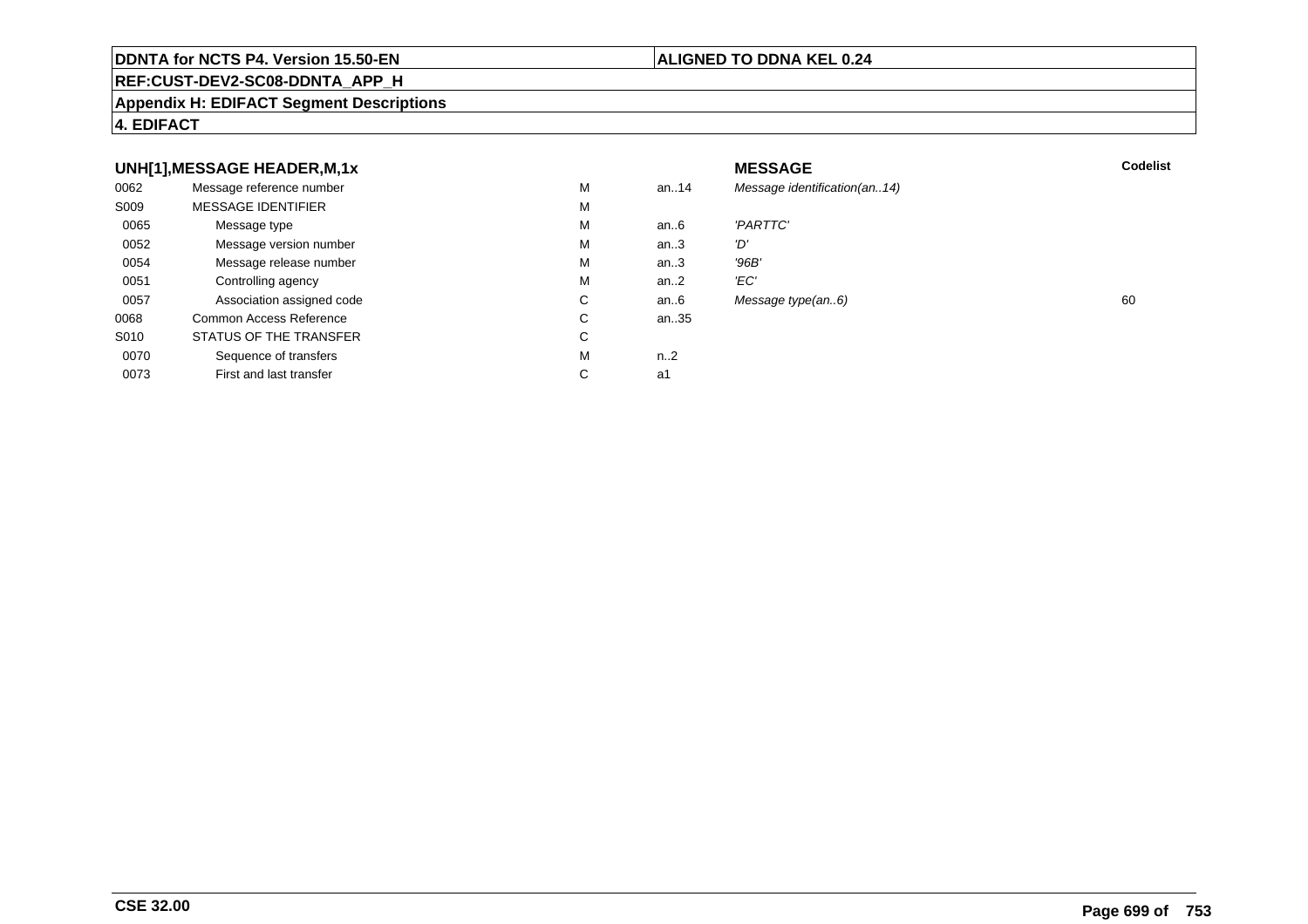## UNH[1],MESSAGE HEADER,M,1x

| | | | | MESSAGE | Codelist |
|---|---|---|---|---|---|
| 0062 | Message reference number | M | an..14 | *Message identification(an..14)* | |
| S009 | MESSAGE IDENTIFIER | M | | | |
| 0065 | Message type | M | an..6 | *'PARTTC'* | |
| 0052 | Message version number | M | an..3 | *'D'* | |
| 0054 | Message release number | M | an..3 | *'96B'* | |
| 0051 | Controlling agency | M | an..2 | *'EC'* | |
| 0057 | Association assigned code | C | an..6 | *Message type(an..6)* | 60 |
| 0068 | Common Access Reference | C | an..35 | | |
| S010 | STATUS OF THE TRANSFER | C | | | |
| 0070 | Sequence of transfers | M | n..2 | | |
| 0073 | First and last transfer | C | a1 | | |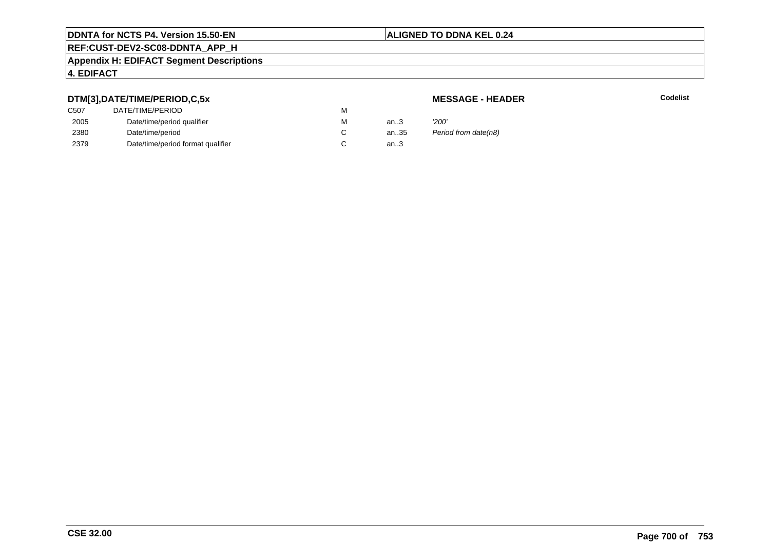**DTM[3],DATE/TIME/PERIOD,C,5x**

**MESSAGE - HEADER**

**Codelist**

| | | | | |
|---|---|---|---|---|
| C507 | DATE/TIME/PERIOD | M | | |
| 2005 | Date/time/period qualifier | M | an..3 | *'200'* |
| 2380 | Date/time/period | C | an..35 | *Period from date(n8)* |
| 2379 | Date/time/period format qualifier | C | an..3 | |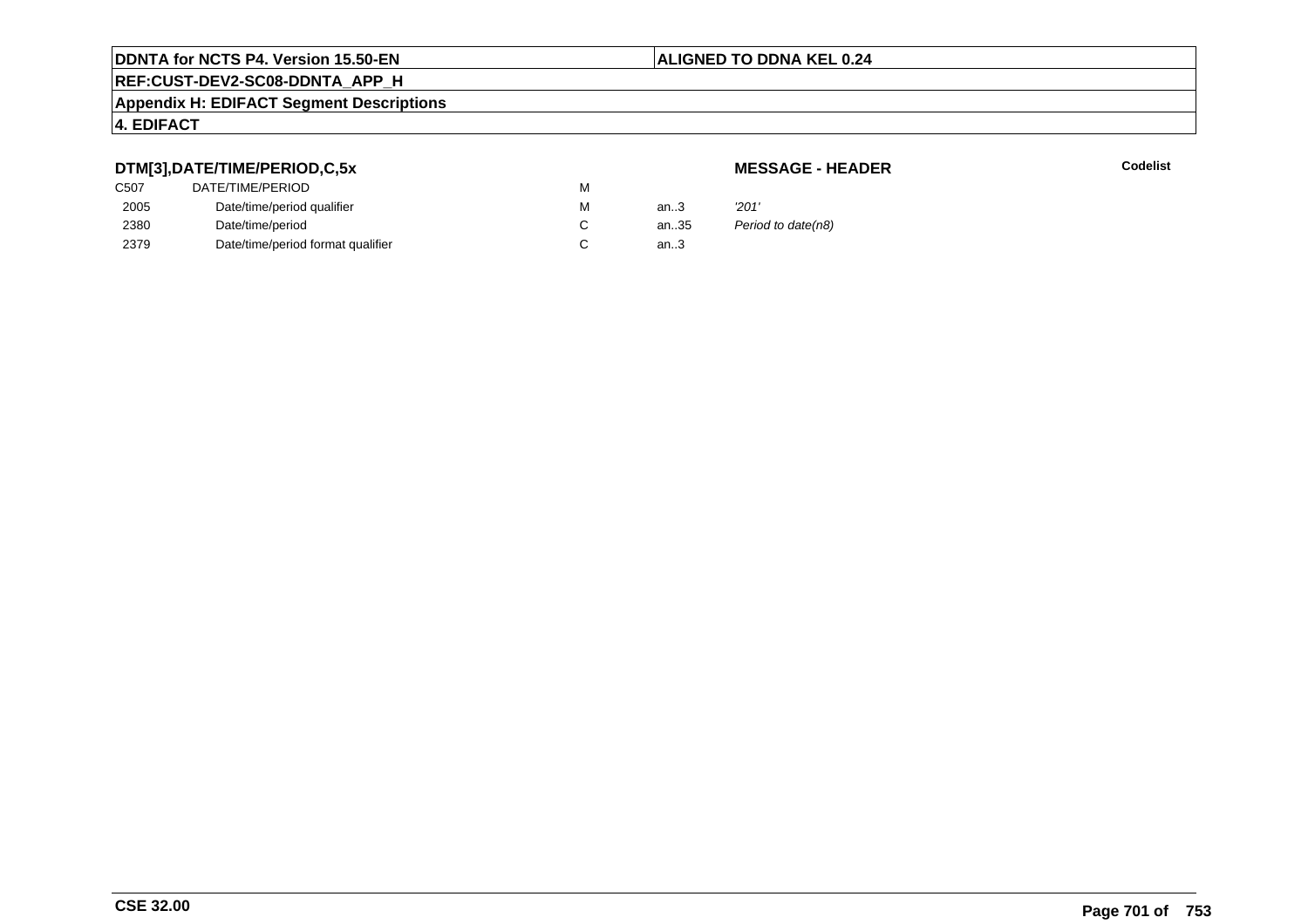**DTM[3],DATE/TIME/PERIOD,C,5x**

**MESSAGE - HEADER**

**Codelist**

| | | | | |
|---|---|---|---|---|
| C507 | DATE/TIME/PERIOD | M | | |
| 2005 | Date/time/period qualifier | M | an..3 | *'201'* |
| 2380 | Date/time/period | C | an..35 | *Period to date(n8)* |
| 2379 | Date/time/period format qualifier | C | an..3 | |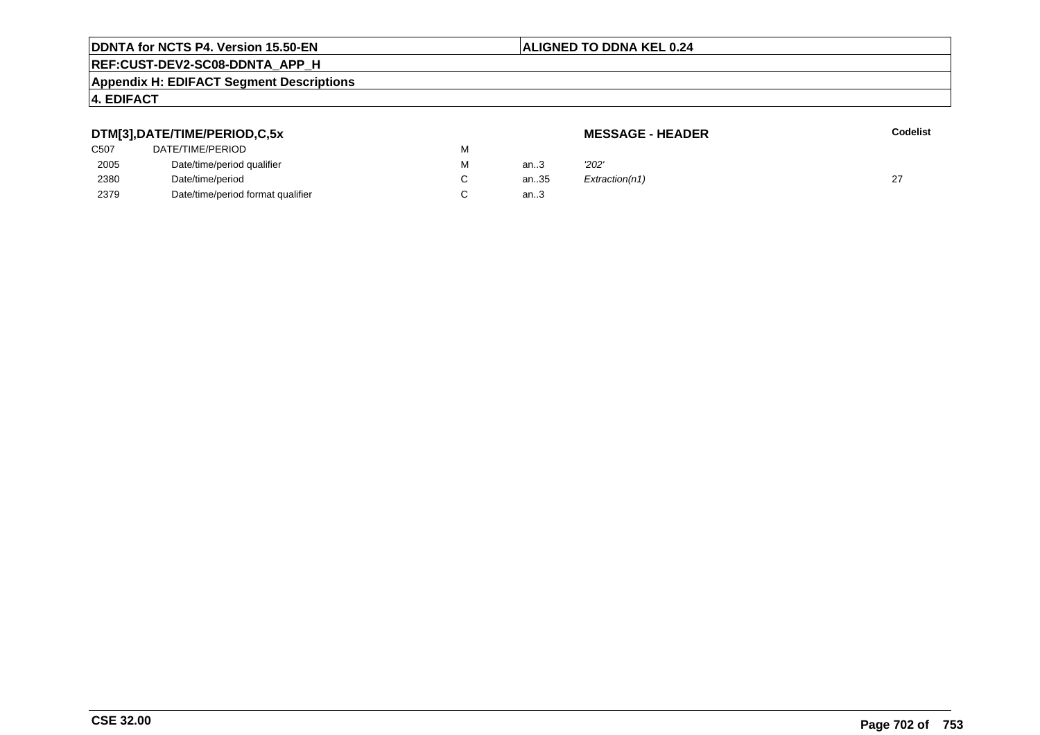**DDNTA for NCTS P4. Version 15.50-EN** | **ALIGNED TO DDNA KEL 0.24**

**REF:CUST-DEV2-SC08-DDNTA_APP_H**

**Appendix H: EDIFACT Segment Descriptions**

**4. EDIFACT**

### DTM[3],DATE/TIME/PERIOD,C,5x

**MESSAGE - HEADER**

| | | | | | Codelist |
|---|---|---|---|---|---|
| C507 | DATE/TIME/PERIOD | M | | | |
| 2005 | Date/time/period qualifier | M | an..3 | *'202'* | |
| 2380 | Date/time/period | C | an..35 | *Extraction(n1)* | 27 |
| 2379 | Date/time/period format qualifier | C | an..3 | | |

**CSE 32.00**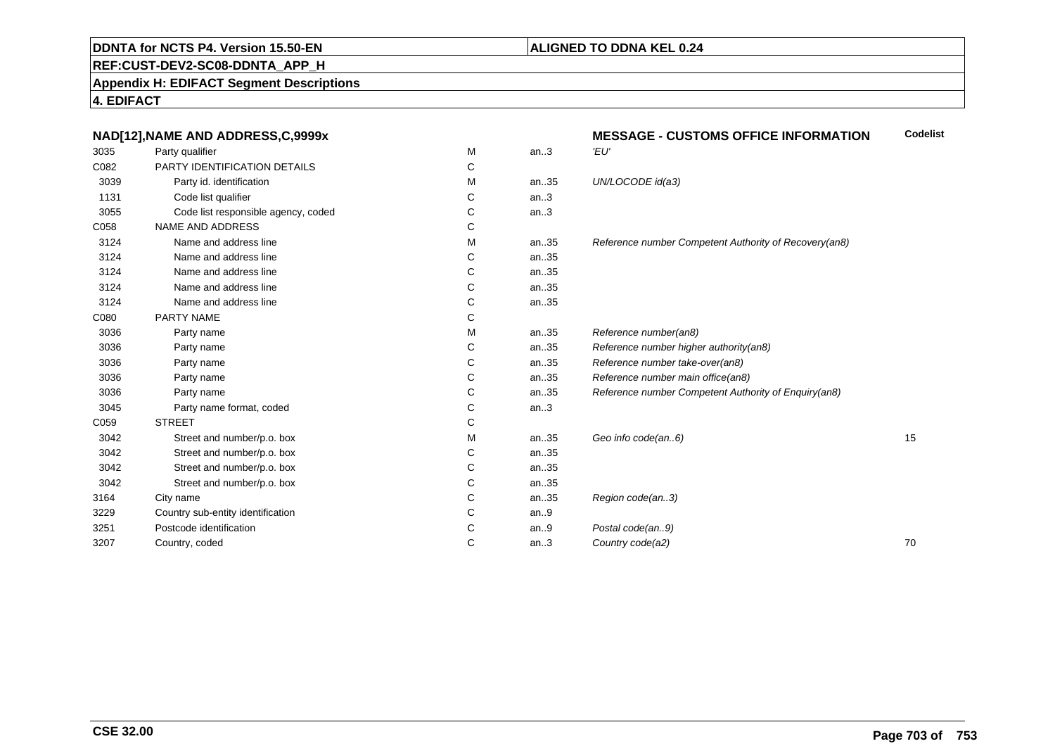**DDNTA for NCTS P4. Version 15.50-EN** | **ALIGNED TO DDNA KEL 0.24**

**REF:CUST-DEV2-SC08-DDNTA_APP_H**

**Appendix H: EDIFACT Segment Descriptions**

**4. EDIFACT**

| NAD[12],NAME AND ADDRESS,C,9999x | | | | MESSAGE - CUSTOMS OFFICE INFORMATION | Codelist |
|---|---|---|---|---|---|
| 3035 | Party qualifier | M | an..3 | *'EU'* | |
| C082 | PARTY IDENTIFICATION DETAILS | C | | | |
| 3039 | Party id. identification | M | an..35 | *UN/LOCODE id(a3)* | |
| 1131 | Code list qualifier | C | an..3 | | |
| 3055 | Code list responsible agency, coded | C | an..3 | | |
| C058 | NAME AND ADDRESS | C | | | |
| 3124 | Name and address line | M | an..35 | *Reference number Competent Authority of Recovery(an8)* | |
| 3124 | Name and address line | C | an..35 | | |
| 3124 | Name and address line | C | an..35 | | |
| 3124 | Name and address line | C | an..35 | | |
| 3124 | Name and address line | C | an..35 | | |
| C080 | PARTY NAME | C | | | |
| 3036 | Party name | M | an..35 | *Reference number(an8)* | |
| 3036 | Party name | C | an..35 | *Reference number higher authority(an8)* | |
| 3036 | Party name | C | an..35 | *Reference number take-over(an8)* | |
| 3036 | Party name | C | an..35 | *Reference number main office(an8)* | |
| 3036 | Party name | C | an..35 | *Reference number Competent Authority of Enquiry(an8)* | |
| 3045 | Party name format, coded | C | an..3 | | |
| C059 | STREET | C | | | |
| 3042 | Street and number/p.o. box | M | an..35 | *Geo info code(an..6)* | 15 |
| 3042 | Street and number/p.o. box | C | an..35 | | |
| 3042 | Street and number/p.o. box | C | an..35 | | |
| 3042 | Street and number/p.o. box | C | an..35 | | |
| 3164 | City name | C | an..35 | *Region code(an..3)* | |
| 3229 | Country sub-entity identification | C | an..9 | | |
| 3251 | Postcode identification | C | an..9 | *Postal code(an..9)* | |
| 3207 | Country, coded | C | an..3 | *Country code(a2)* | 70 |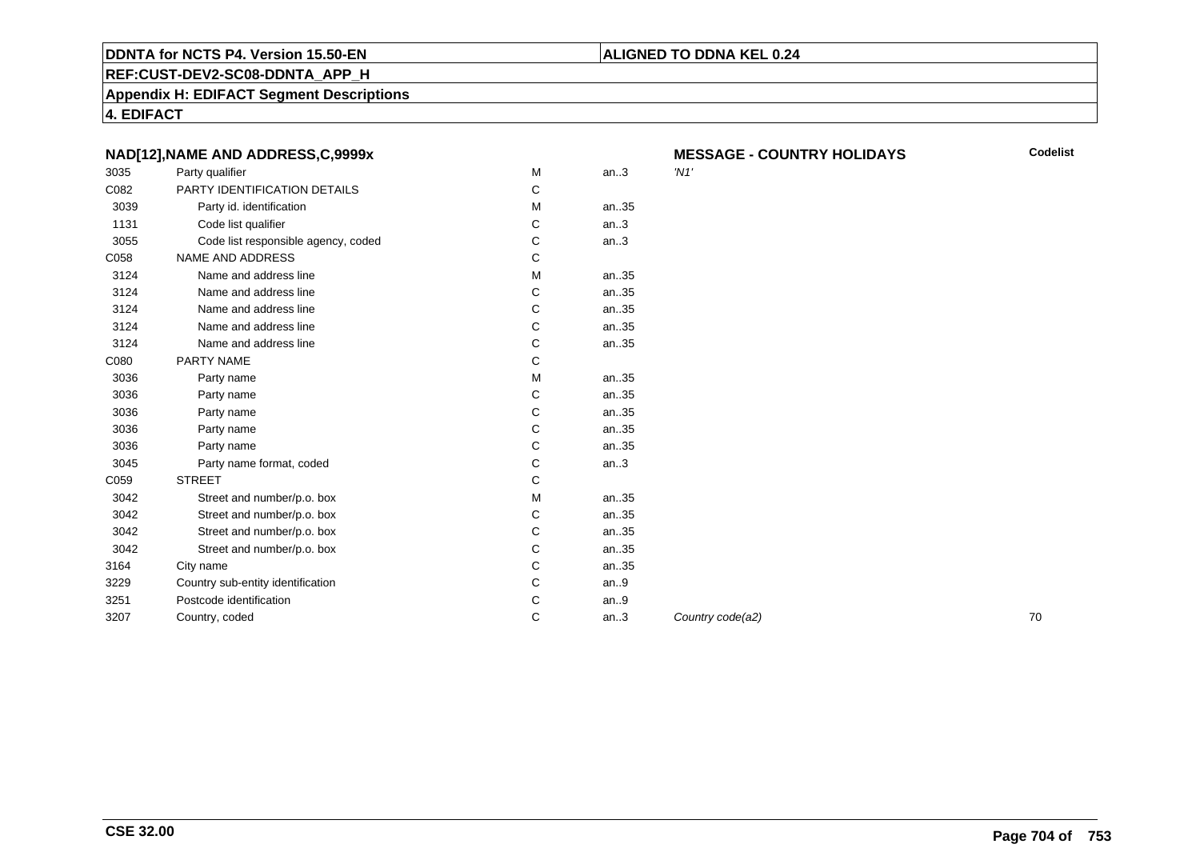**DDNTA for NCTS P4. Version 15.50-EN** | **ALIGNED TO DDNA KEL 0.24**

**REF:CUST-DEV2-SC08-DDNTA_APP_H**

**Appendix H: EDIFACT Segment Descriptions**

**4. EDIFACT**

**NAD[12],NAME AND ADDRESS,C,9999x** — **MESSAGE - COUNTRY HOLIDAYS**

| | | | | | Codelist |
|---|---|---|---|---|---|
| 3035 | Party qualifier | M | an..3 | *'N1'* | |
| C082 | PARTY IDENTIFICATION DETAILS | C | | | |
| 3039 | Party id. identification | M | an..35 | | |
| 1131 | Code list qualifier | C | an..3 | | |
| 3055 | Code list responsible agency, coded | C | an..3 | | |
| C058 | NAME AND ADDRESS | C | | | |
| 3124 | Name and address line | M | an..35 | | |
| 3124 | Name and address line | C | an..35 | | |
| 3124 | Name and address line | C | an..35 | | |
| 3124 | Name and address line | C | an..35 | | |
| 3124 | Name and address line | C | an..35 | | |
| C080 | PARTY NAME | C | | | |
| 3036 | Party name | M | an..35 | | |
| 3036 | Party name | C | an..35 | | |
| 3036 | Party name | C | an..35 | | |
| 3036 | Party name | C | an..35 | | |
| 3036 | Party name | C | an..35 | | |
| 3045 | Party name format, coded | C | an..3 | | |
| C059 | STREET | C | | | |
| 3042 | Street and number/p.o. box | M | an..35 | | |
| 3042 | Street and number/p.o. box | C | an..35 | | |
| 3042 | Street and number/p.o. box | C | an..35 | | |
| 3042 | Street and number/p.o. box | C | an..35 | | |
| 3164 | City name | C | an..35 | | |
| 3229 | Country sub-entity identification | C | an..9 | | |
| 3251 | Postcode identification | C | an..9 | | |
| 3207 | Country, coded | C | an..3 | *Country code(a2)* | 70 |

**CSE 32.00**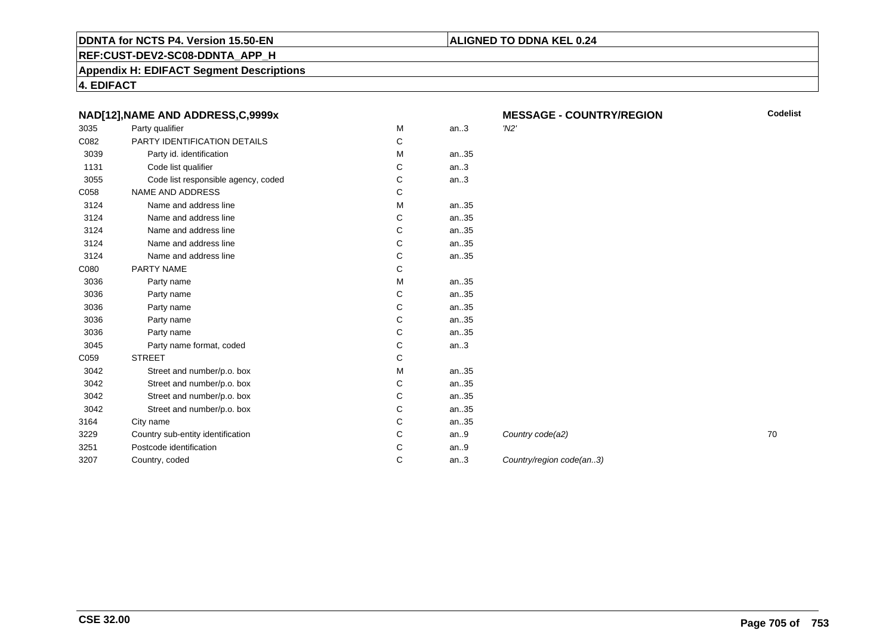**DDNTA for NCTS P4. Version 15.50-EN** | **ALIGNED TO DDNA KEL 0.24**

**REF:CUST-DEV2-SC08-DDNTA_APP_H**

**Appendix H: EDIFACT Segment Descriptions**

**4. EDIFACT**

### NAD[12],NAME AND ADDRESS,C,9999x

**MESSAGE - COUNTRY/REGION**

| | | | | | Codelist |
|---|---|---|---|---|---|
| 3035 | Party qualifier | M | an..3 | *'N2'* | |
| C082 | PARTY IDENTIFICATION DETAILS | C | | | |
| 3039 | Party id. identification | M | an..35 | | |
| 1131 | Code list qualifier | C | an..3 | | |
| 3055 | Code list responsible agency, coded | C | an..3 | | |
| C058 | NAME AND ADDRESS | C | | | |
| 3124 | Name and address line | M | an..35 | | |
| 3124 | Name and address line | C | an..35 | | |
| 3124 | Name and address line | C | an..35 | | |
| 3124 | Name and address line | C | an..35 | | |
| 3124 | Name and address line | C | an..35 | | |
| C080 | PARTY NAME | C | | | |
| 3036 | Party name | M | an..35 | | |
| 3036 | Party name | C | an..35 | | |
| 3036 | Party name | C | an..35 | | |
| 3036 | Party name | C | an..35 | | |
| 3036 | Party name | C | an..35 | | |
| 3045 | Party name format, coded | C | an..3 | | |
| C059 | STREET | C | | | |
| 3042 | Street and number/p.o. box | M | an..35 | | |
| 3042 | Street and number/p.o. box | C | an..35 | | |
| 3042 | Street and number/p.o. box | C | an..35 | | |
| 3042 | Street and number/p.o. box | C | an..35 | | |
| 3164 | City name | C | an..35 | | |
| 3229 | Country sub-entity identification | C | an..9 | *Country code(a2)* | 70 |
| 3251 | Postcode identification | C | an..9 | | |
| 3207 | Country, coded | C | an..3 | *Country/region code(an..3)* | |

**CSE 32.00**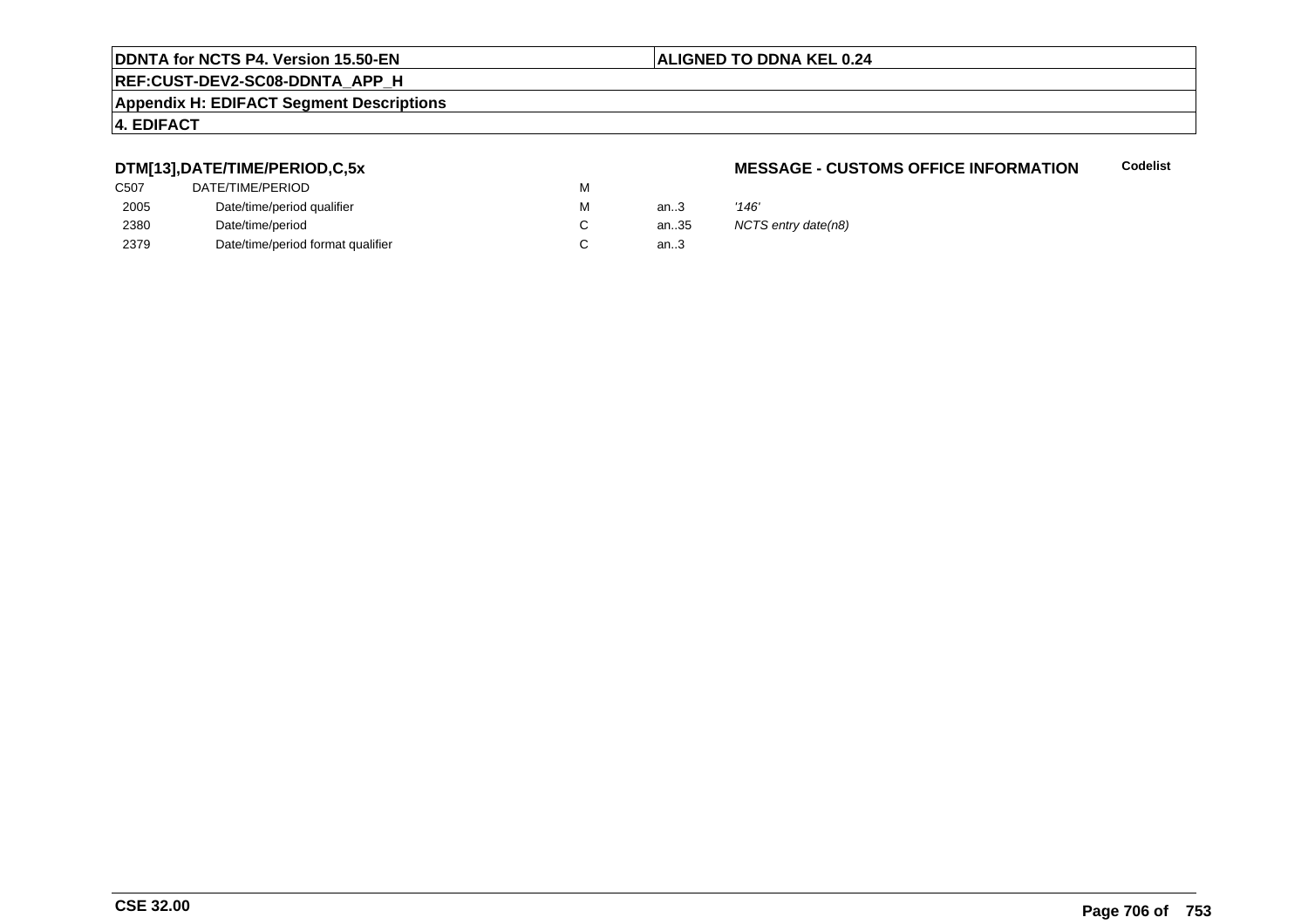### DTM[13],DATE/TIME/PERIOD,C,5x

**MESSAGE - CUSTOMS OFFICE INFORMATION** | **Codelist**

| | | | | | |
|---|---|---|---|---|---|
| C507 | DATE/TIME/PERIOD | M | | | |
| 2005 | Date/time/period qualifier | M | an..3 | *'146'* | |
| 2380 | Date/time/period | C | an..35 | *NCTS entry date(n8)* | |
| 2379 | Date/time/period format qualifier | C | an..3 | | |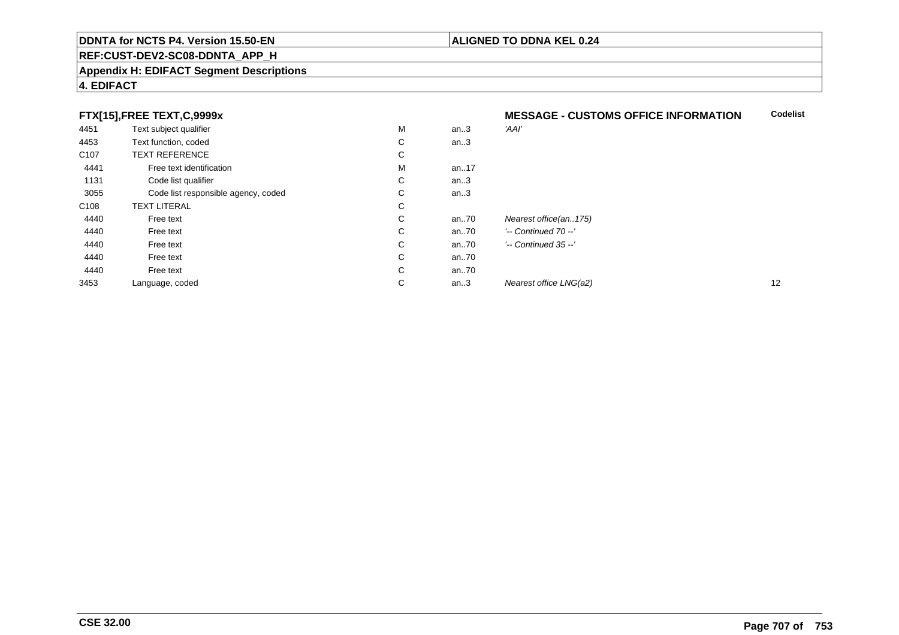**DDNTA for NCTS P4. Version 15.50-EN** | **ALIGNED TO DDNA KEL 0.24**

**REF:CUST-DEV2-SC08-DDNTA_APP_H**

**Appendix H: EDIFACT Segment Descriptions**

**4. EDIFACT**

### FTX[15],FREE TEXT,C,9999x

**MESSAGE - CUSTOMS OFFICE INFORMATION**

| | | | | | Codelist |
|---|---|---|---|---|---|
| 4451 | Text subject qualifier | M | an..3 | *'AAI'* | |
| 4453 | Text function, coded | C | an..3 | | |
| C107 | TEXT REFERENCE | C | | | |
| 4441 | Free text identification | M | an..17 | | |
| 1131 | Code list qualifier | C | an..3 | | |
| 3055 | Code list responsible agency, coded | C | an..3 | | |
| C108 | TEXT LITERAL | C | | | |
| 4440 | Free text | C | an..70 | *Nearest office(an..175)* | |
| 4440 | Free text | C | an..70 | *'-- Continued 70 --'* | |
| 4440 | Free text | C | an..70 | *'-- Continued 35 --'* | |
| 4440 | Free text | C | an..70 | | |
| 4440 | Free text | C | an..70 | | |
| 3453 | Language, coded | C | an..3 | *Nearest office LNG(a2)* | 12 |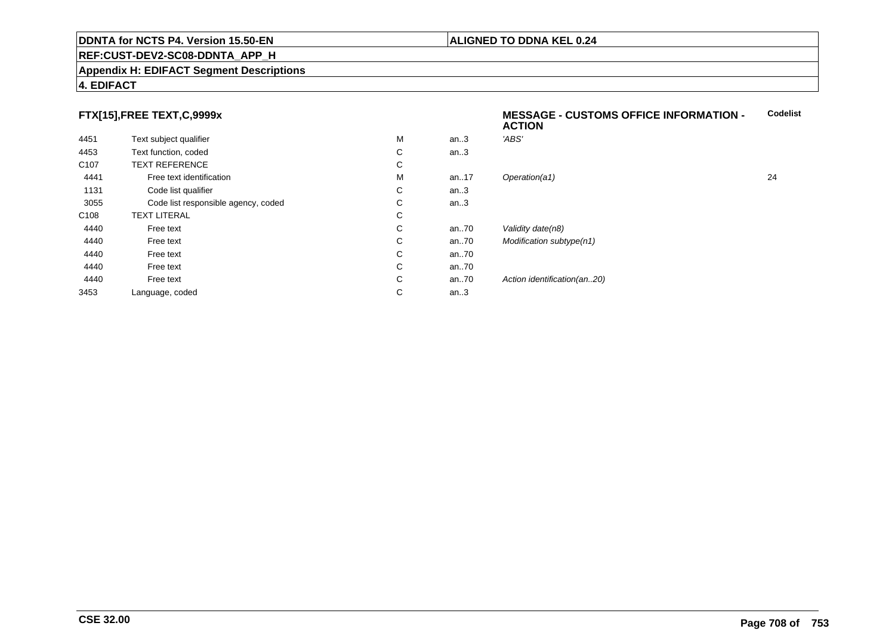**FTX[15],FREE TEXT,C,9999x**

**MESSAGE - CUSTOMS OFFICE INFORMATION - ACTION**

| | | | | | Codelist |
|---|---|---|---|---|---|
| 4451 | Text subject qualifier | M | an..3 | *'ABS'* | |
| 4453 | Text function, coded | C | an..3 | | |
| C107 | TEXT REFERENCE | C | | | |
| 4441 | Free text identification | M | an..17 | *Operation(a1)* | 24 |
| 1131 | Code list qualifier | C | an..3 | | |
| 3055 | Code list responsible agency, coded | C | an..3 | | |
| C108 | TEXT LITERAL | C | | | |
| 4440 | Free text | C | an..70 | *Validity date(n8)* | |
| 4440 | Free text | C | an..70 | *Modification subtype(n1)* | |
| 4440 | Free text | C | an..70 | | |
| 4440 | Free text | C | an..70 | | |
| 4440 | Free text | C | an..70 | *Action identification(an..20)* | |
| 3453 | Language, coded | C | an..3 | | |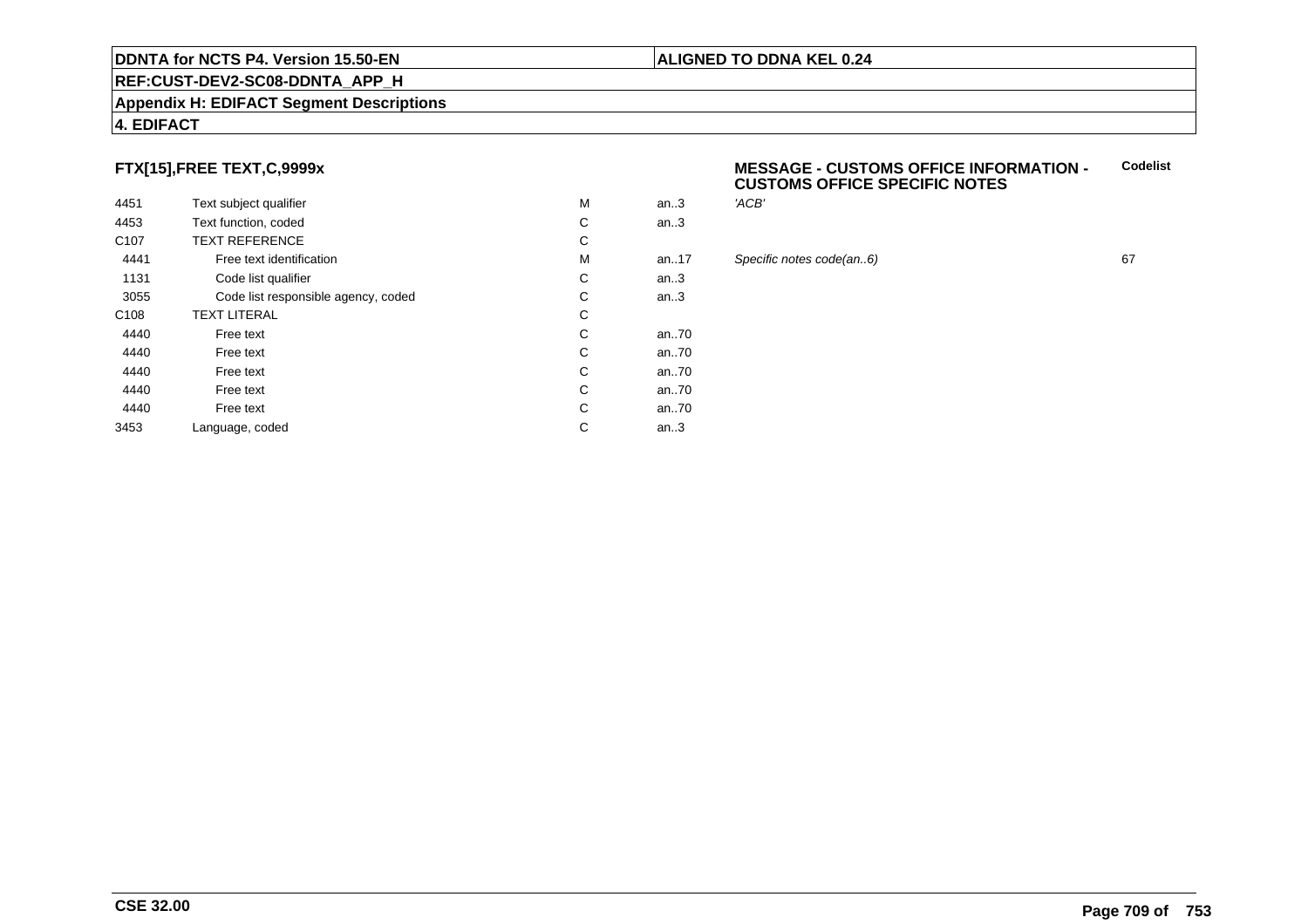**FTX[15],FREE TEXT,C,9999x**

**MESSAGE - CUSTOMS OFFICE INFORMATION - CUSTOMS OFFICE SPECIFIC NOTES**

| | | | | | Codelist |
|---|---|---|---|---|---|
| 4451 | Text subject qualifier | M | an..3 | *'ACB'* | |
| 4453 | Text function, coded | C | an..3 | | |
| C107 | TEXT REFERENCE | C | | | |
| 4441 | Free text identification | M | an..17 | *Specific notes code(an..6)* | 67 |
| 1131 | Code list qualifier | C | an..3 | | |
| 3055 | Code list responsible agency, coded | C | an..3 | | |
| C108 | TEXT LITERAL | C | | | |
| 4440 | Free text | C | an..70 | | |
| 4440 | Free text | C | an..70 | | |
| 4440 | Free text | C | an..70 | | |
| 4440 | Free text | C | an..70 | | |
| 4440 | Free text | C | an..70 | | |
| 3453 | Language, coded | C | an..3 | | |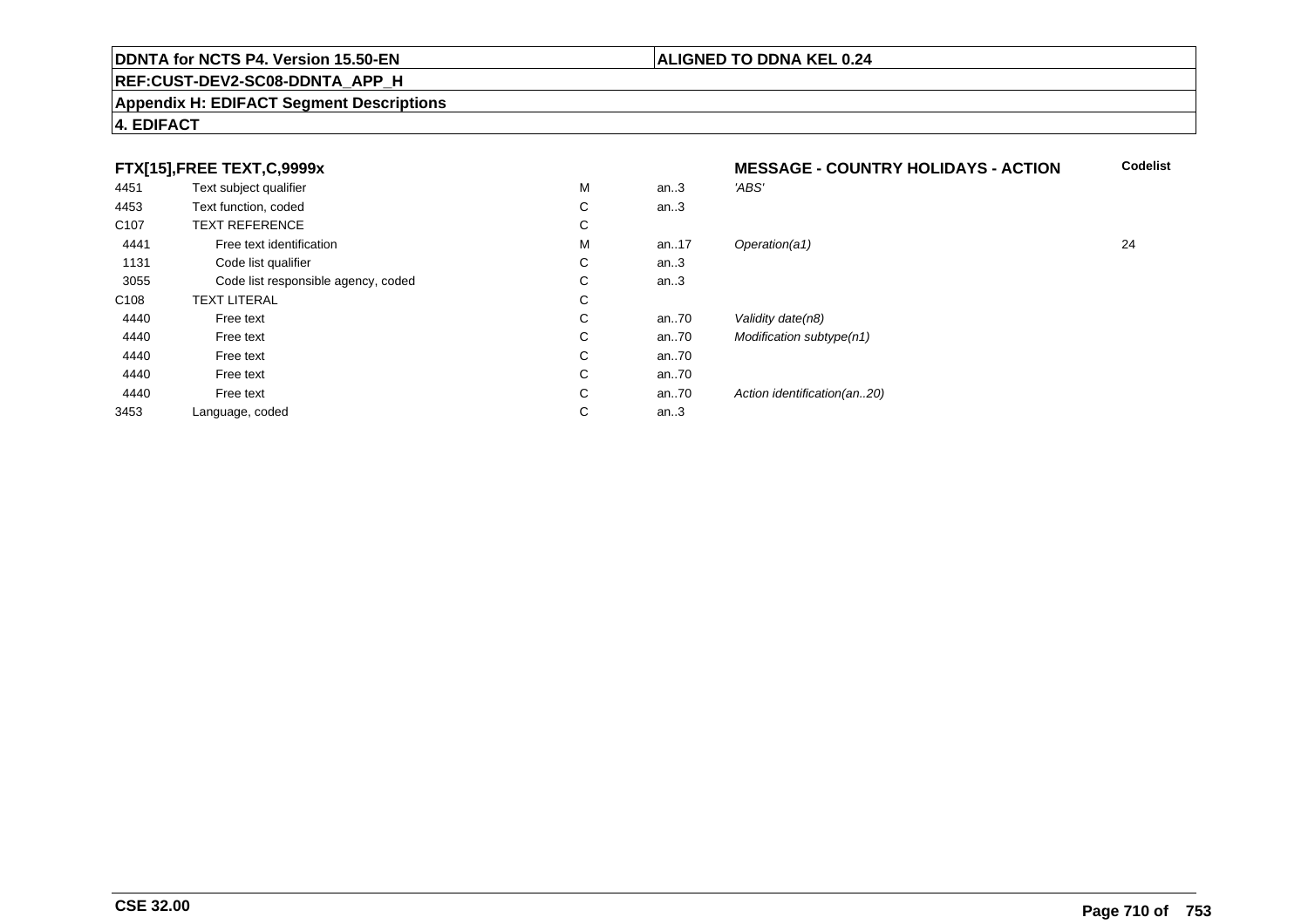**DDNTA for NCTS P4. Version 15.50-EN** | **ALIGNED TO DDNA KEL 0.24**

**REF:CUST-DEV2-SC08-DDNTA_APP_H**

**Appendix H: EDIFACT Segment Descriptions**

**4. EDIFACT**

| **FTX[15],FREE TEXT,C,9999x** | | | | **MESSAGE - COUNTRY HOLIDAYS - ACTION** | **Codelist** |
|---|---|---|---|---|---|
| 4451 | Text subject qualifier | M | an..3 | *'ABS'* | |
| 4453 | Text function, coded | C | an..3 | | |
| C107 | TEXT REFERENCE | C | | | |
| 4441 | Free text identification | M | an..17 | *Operation(a1)* | 24 |
| 1131 | Code list qualifier | C | an..3 | | |
| 3055 | Code list responsible agency, coded | C | an..3 | | |
| C108 | TEXT LITERAL | C | | | |
| 4440 | Free text | C | an..70 | *Validity date(n8)* | |
| 4440 | Free text | C | an..70 | *Modification subtype(n1)* | |
| 4440 | Free text | C | an..70 | | |
| 4440 | Free text | C | an..70 | | |
| 4440 | Free text | C | an..70 | *Action identification(an..20)* | |
| 3453 | Language, coded | C | an..3 | | |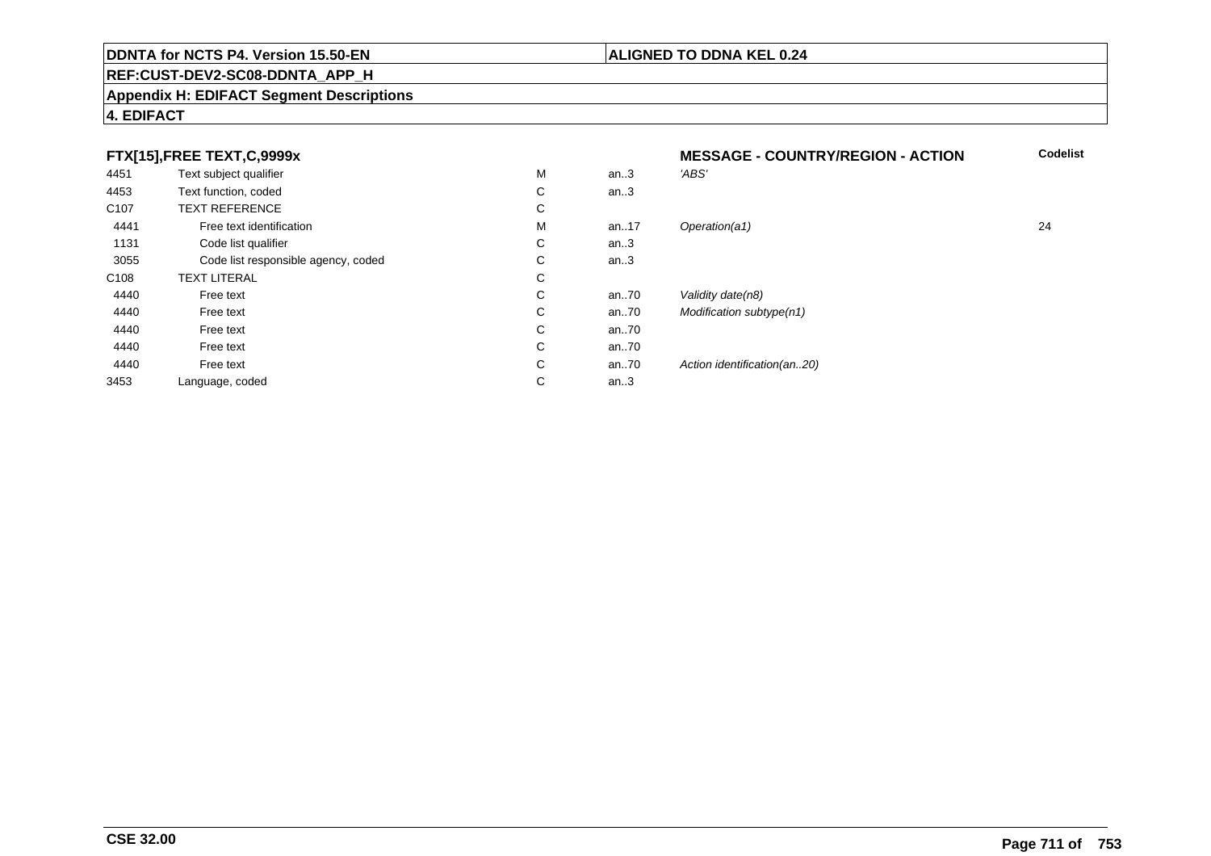**DDNTA for NCTS P4. Version 15.50-EN** | **ALIGNED TO DDNA KEL 0.24**

**REF:CUST-DEV2-SC08-DDNTA_APP_H**

**Appendix H: EDIFACT Segment Descriptions**

**4. EDIFACT**

| FTX[15],FREE TEXT,C,9999x | | | | MESSAGE - COUNTRY/REGION - ACTION | Codelist |
|---|---|---|---|---|---|
| 4451 | Text subject qualifier | M | an..3 | *'ABS'* | |
| 4453 | Text function, coded | C | an..3 | | |
| C107 | TEXT REFERENCE | C | | | |
| 4441 | Free text identification | M | an..17 | *Operation(a1)* | 24 |
| 1131 | Code list qualifier | C | an..3 | | |
| 3055 | Code list responsible agency, coded | C | an..3 | | |
| C108 | TEXT LITERAL | C | | | |
| 4440 | Free text | C | an..70 | *Validity date(n8)* | |
| 4440 | Free text | C | an..70 | *Modification subtype(n1)* | |
| 4440 | Free text | C | an..70 | | |
| 4440 | Free text | C | an..70 | | |
| 4440 | Free text | C | an..70 | *Action identification(an..20)* | |
| 3453 | Language, coded | C | an..3 | | |

**CSE 32.00**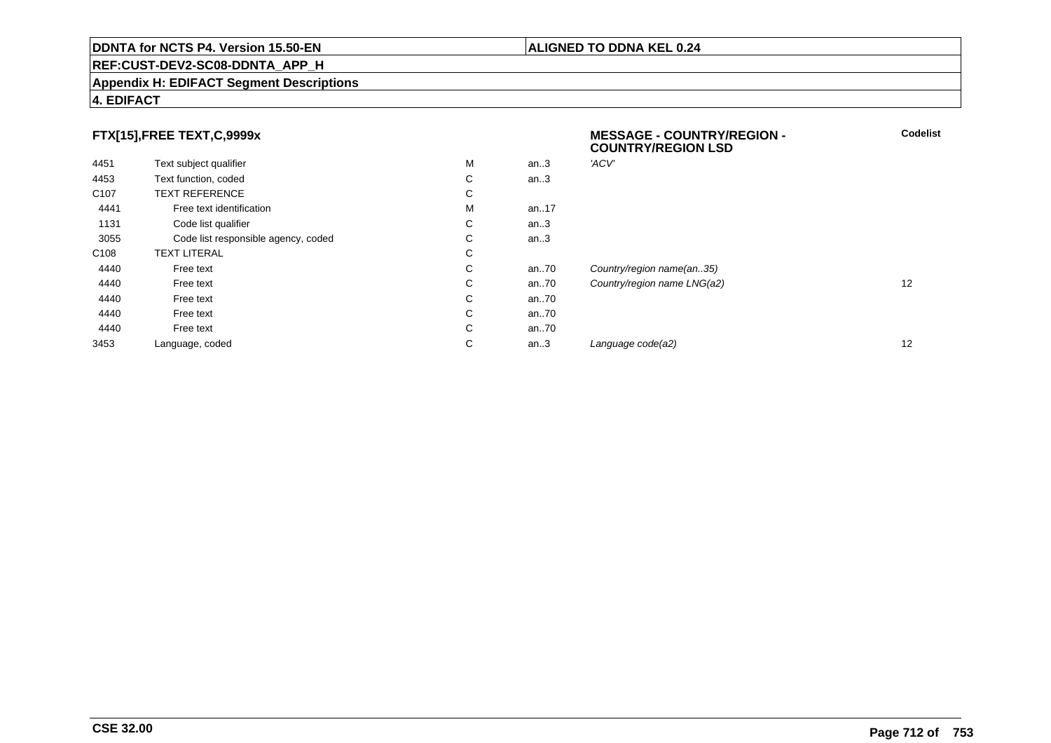**DDNTA for NCTS P4. Version 15.50-EN** | **ALIGNED TO DDNA KEL 0.24**

**REF:CUST-DEV2-SC08-DDNTA_APP_H**

**Appendix H: EDIFACT Segment Descriptions**

**4. EDIFACT**

### FTX[15],FREE TEXT,C,9999x

**MESSAGE - COUNTRY/REGION - COUNTRY/REGION LSD**

| | | | | | Codelist |
|---|---|---|---|---|---|
| 4451 | Text subject qualifier | M | an..3 | *'ACV'* | |
| 4453 | Text function, coded | C | an..3 | | |
| C107 | TEXT REFERENCE | C | | | |
| 4441 | Free text identification | M | an..17 | | |
| 1131 | Code list qualifier | C | an..3 | | |
| 3055 | Code list responsible agency, coded | C | an..3 | | |
| C108 | TEXT LITERAL | C | | | |
| 4440 | Free text | C | an..70 | *Country/region name(an..35)* | |
| 4440 | Free text | C | an..70 | *Country/region name LNG(a2)* | 12 |
| 4440 | Free text | C | an..70 | | |
| 4440 | Free text | C | an..70 | | |
| 4440 | Free text | C | an..70 | | |
| 3453 | Language, coded | C | an..3 | *Language code(a2)* | 12 |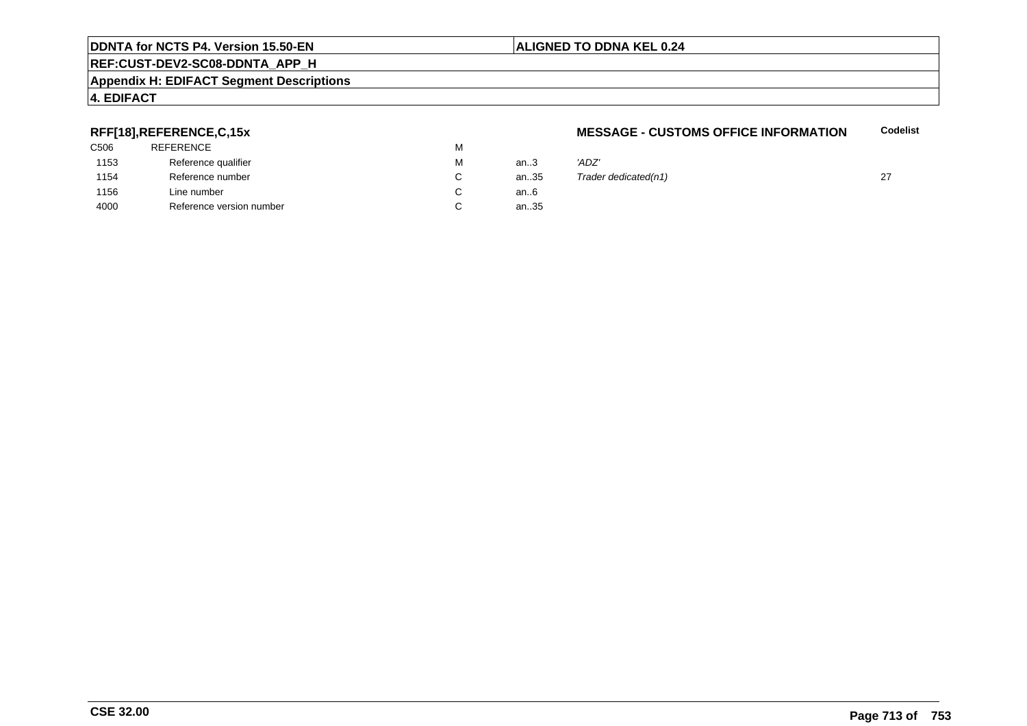**DDNTA for NCTS P4. Version 15.50-EN** | **ALIGNED TO DDNA KEL 0.24**

**REF:CUST-DEV2-SC08-DDNTA_APP_H**

**Appendix H: EDIFACT Segment Descriptions**

**4. EDIFACT**

**RFF[18],REFERENCE,C,15x** — **MESSAGE - CUSTOMS OFFICE INFORMATION**

| | | | | | Codelist |
|---|---|---|---|---|---|
| C506 | REFERENCE | M | | | |
| 1153 | Reference qualifier | M | an..3 | *'ADZ'* | |
| 1154 | Reference number | C | an..35 | *Trader dedicated(n1)* | 27 |
| 1156 | Line number | C | an..6 | | |
| 4000 | Reference version number | C | an..35 | | |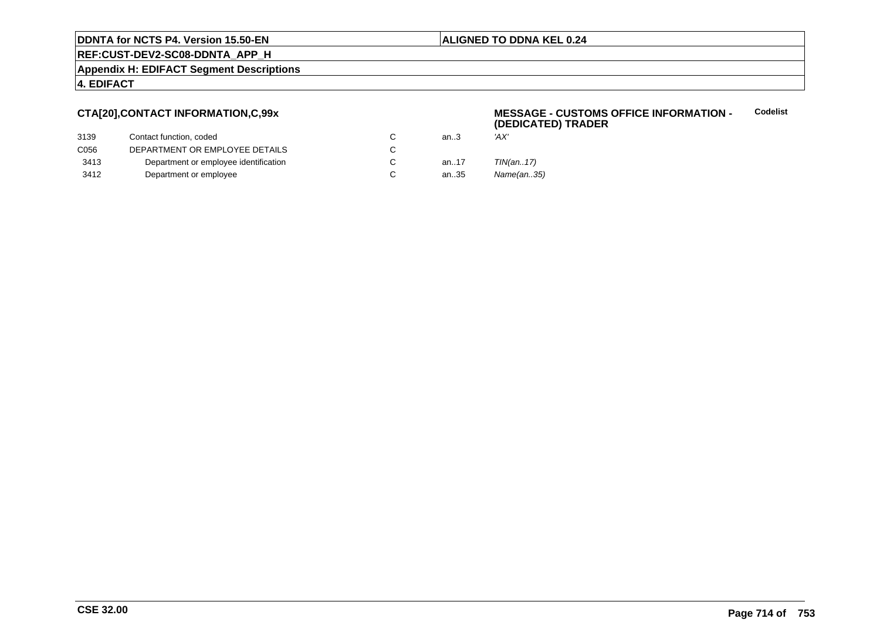**CTA[20],CONTACT INFORMATION,C,99x**

**MESSAGE - CUSTOMS OFFICE INFORMATION - (DEDICATED) TRADER** **Codelist**

| | | | | |
|---|---|---|---|---|
| 3139 | Contact function, coded | C | an..3 | *'AX'* |
| C056 | DEPARTMENT OR EMPLOYEE DETAILS | C | | |
| 3413 | Department or employee identification | C | an..17 | *TIN(an..17)* |
| 3412 | Department or employee | C | an..35 | *Name(an..35)* |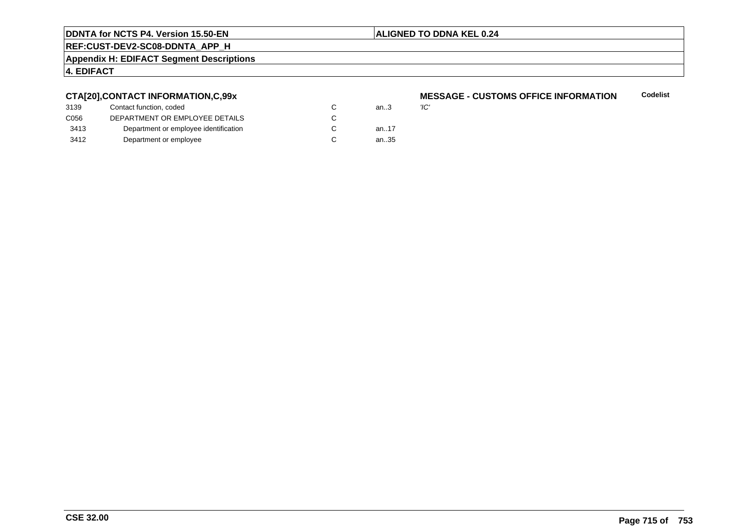## CTA[20],CONTACT INFORMATION,C,99x

**MESSAGE - CUSTOMS OFFICE INFORMATION**

| | | | | | Codelist |
|---|---|---|---|---|---|
| 3139 | Contact function, coded | C | an..3 | 'IC' | |
| C056 | DEPARTMENT OR EMPLOYEE DETAILS | C | | | |
| 3413 | Department or employee identification | C | an..17 | | |
| 3412 | Department or employee | C | an..35 | | |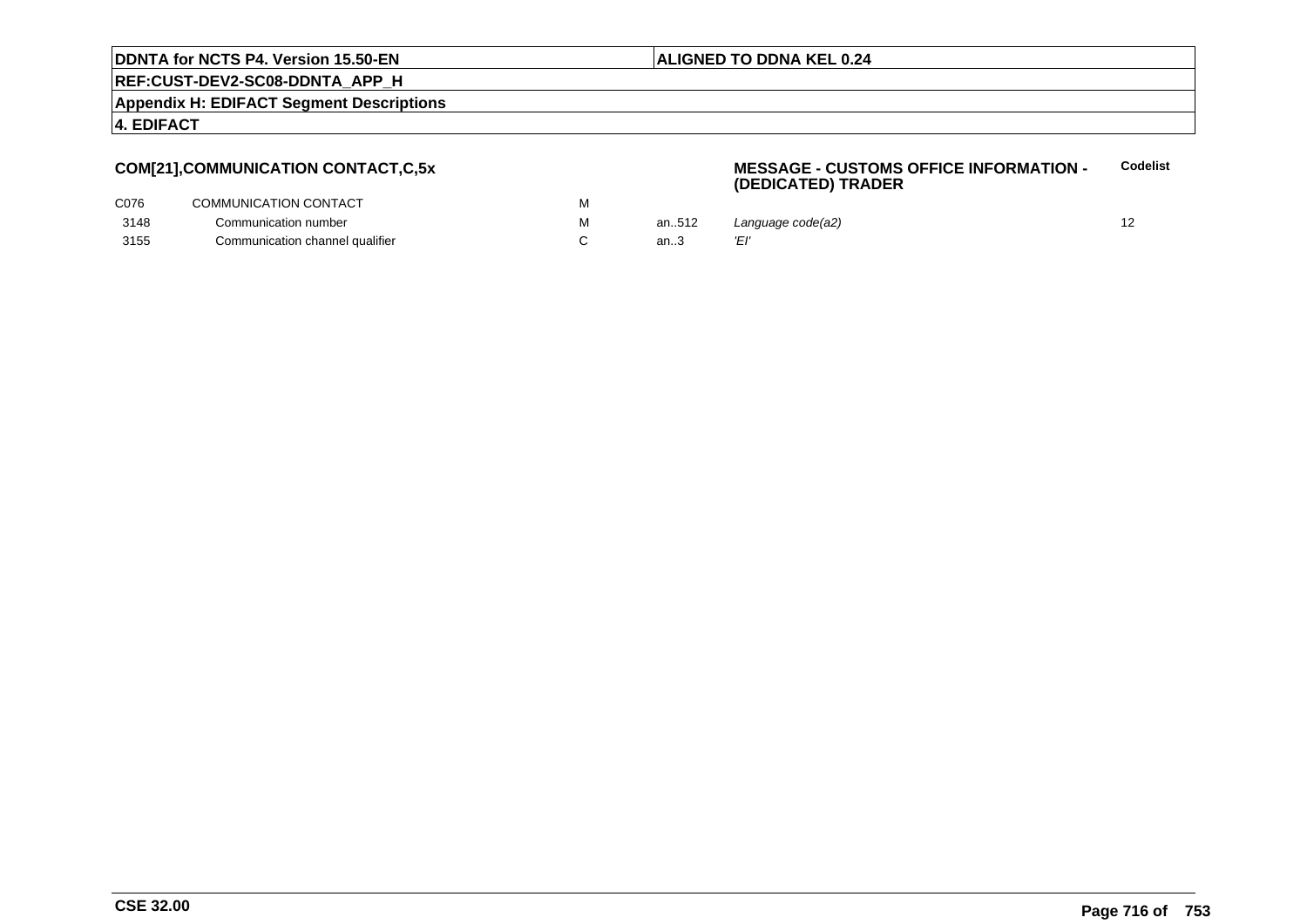**DDNTA for NCTS P4. Version 15.50-EN** | **ALIGNED TO DDNA KEL 0.24**

**REF:CUST-DEV2-SC08-DDNTA_APP_H**

**Appendix H: EDIFACT Segment Descriptions**

**4. EDIFACT**

### COM[21],COMMUNICATION CONTACT,C,5x

**MESSAGE - CUSTOMS OFFICE INFORMATION - (DEDICATED) TRADER**

| | | | | | Codelist |
|---|---|---|---|---|---|
| C076 | COMMUNICATION CONTACT | M | | | |
| 3148 | Communication number | M | an..512 | *Language code(a2)* | 12 |
| 3155 | Communication channel qualifier | C | an..3 | *'EI'* | |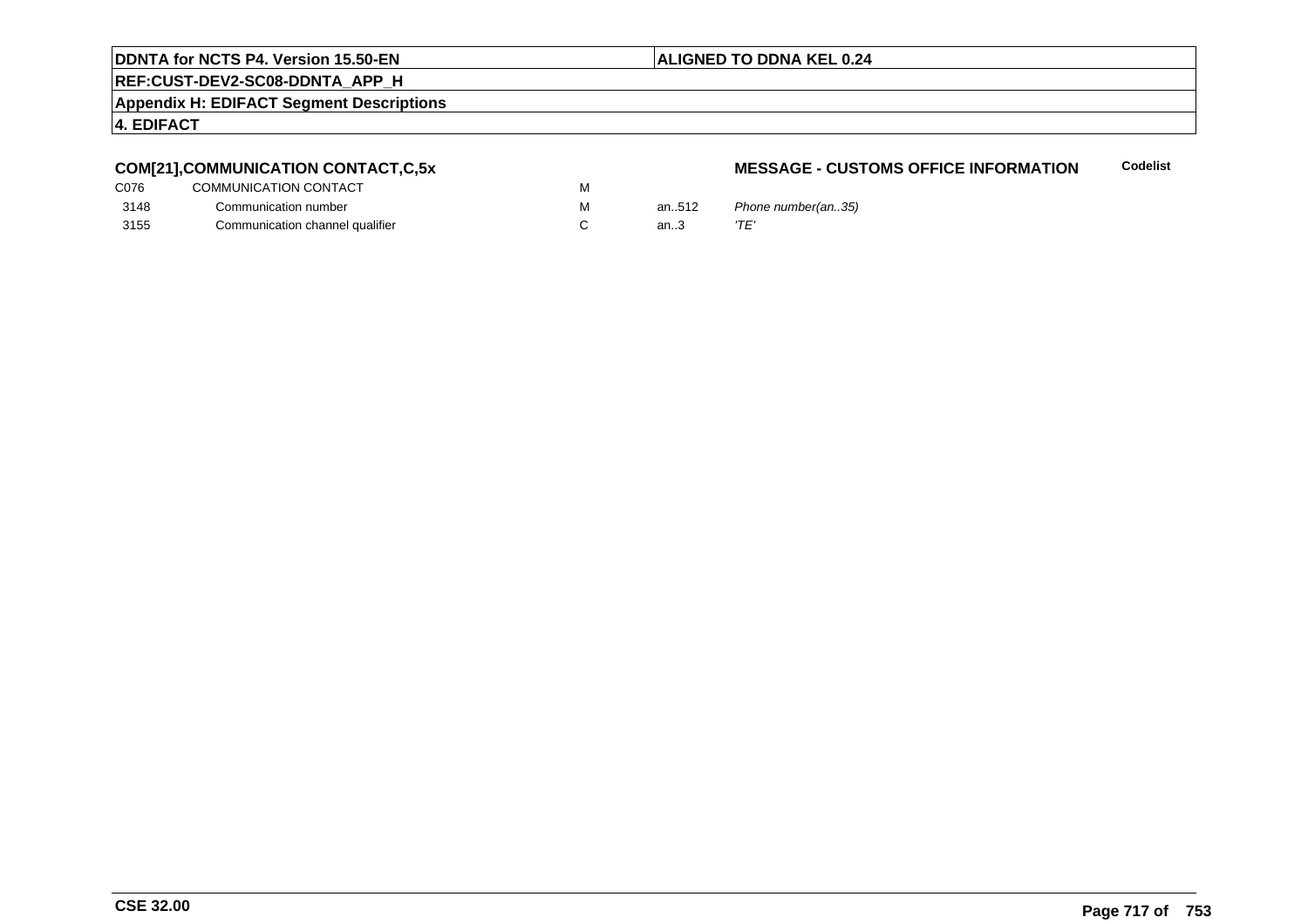**COM[21],COMMUNICATION CONTACT,C,5x**

**MESSAGE - CUSTOMS OFFICE INFORMATION** **Codelist**

| | | | | | |
|---|---|---|---|---|---|
| C076 | COMMUNICATION CONTACT | M | | | |
| 3148 | Communication number | M | an..512 | *Phone number(an..35)* | |
| 3155 | Communication channel qualifier | C | an..3 | *'TE'* | |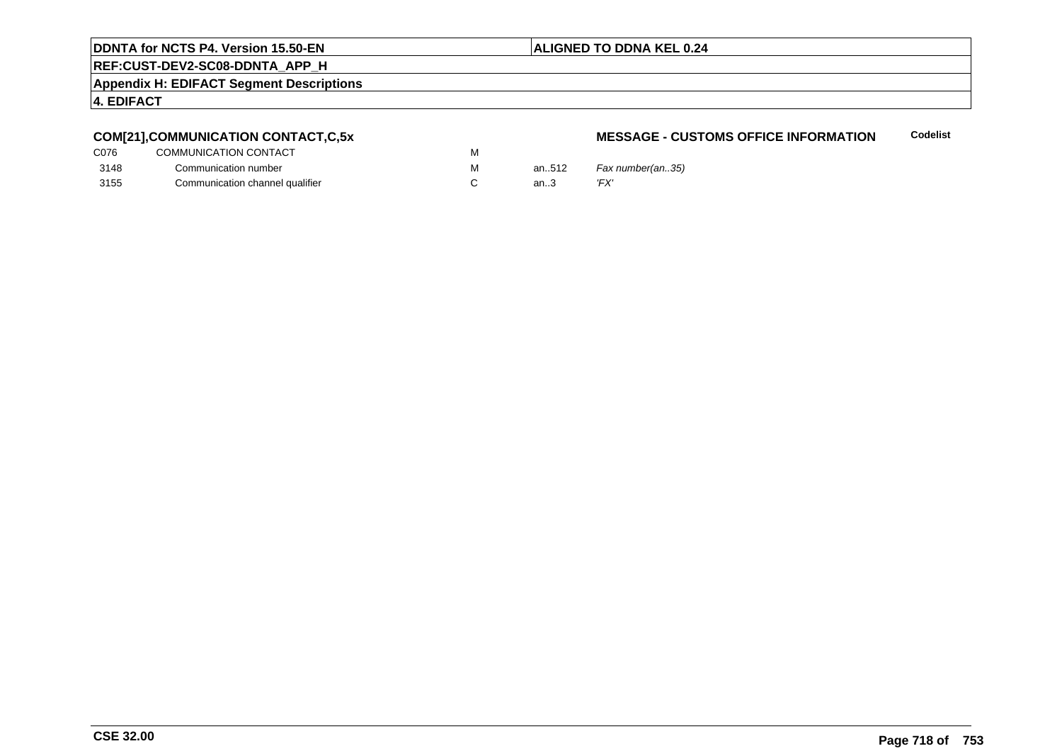**COM[21],COMMUNICATION CONTACT,C,5x**

**MESSAGE - CUSTOMS OFFICE INFORMATION**

| | | | | | Codelist |
|---|---|---|---|---|---|
| C076 | COMMUNICATION CONTACT | M | | | |
| 3148 | Communication number | M | an..512 | *Fax number(an..35)* | |
| 3155 | Communication channel qualifier | C | an..3 | *'FX'* | |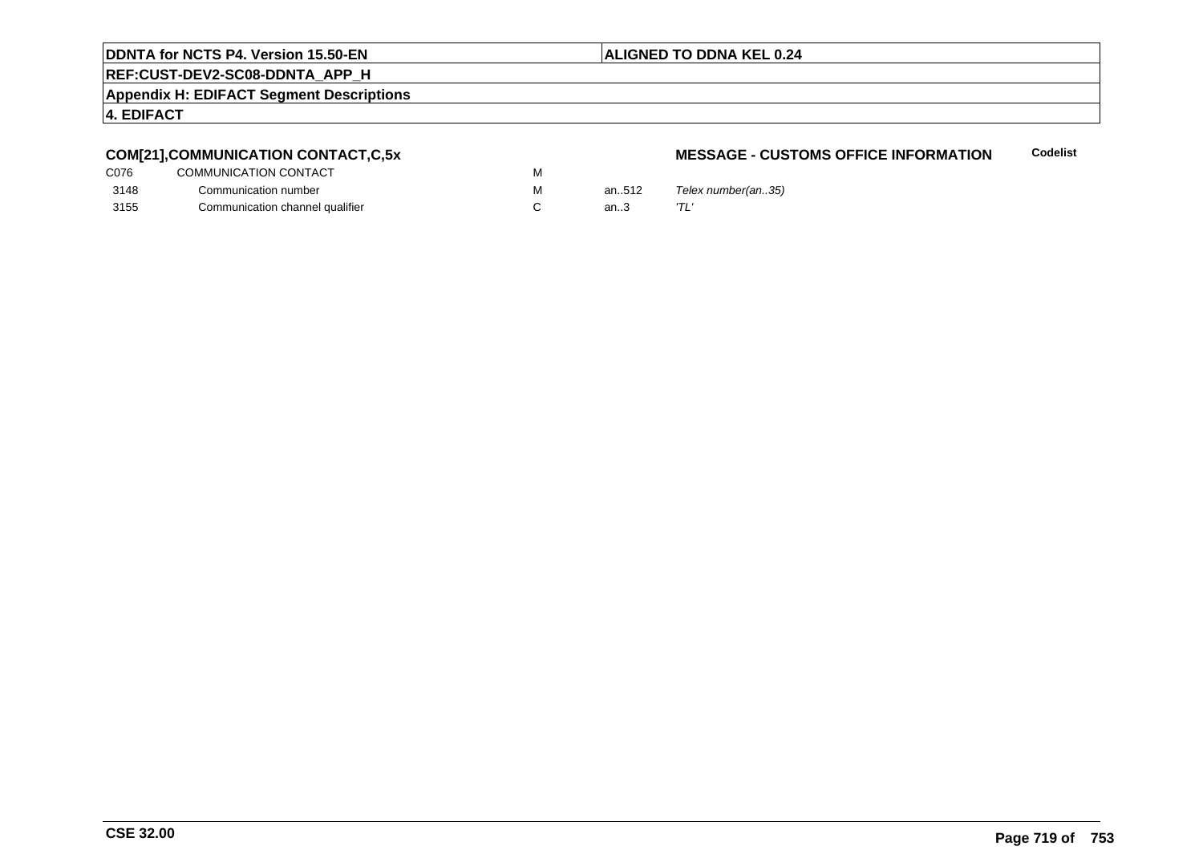## COM[21],COMMUNICATION CONTACT,C,5x

**MESSAGE - CUSTOMS OFFICE INFORMATION** **Codelist**

| | | | | |
|---|---|---|---|---|
| C076 | COMMUNICATION CONTACT | M | | |
| 3148 | Communication number | M | an..512 | *Telex number(an..35)* |
| 3155 | Communication channel qualifier | C | an..3 | *'TL'* |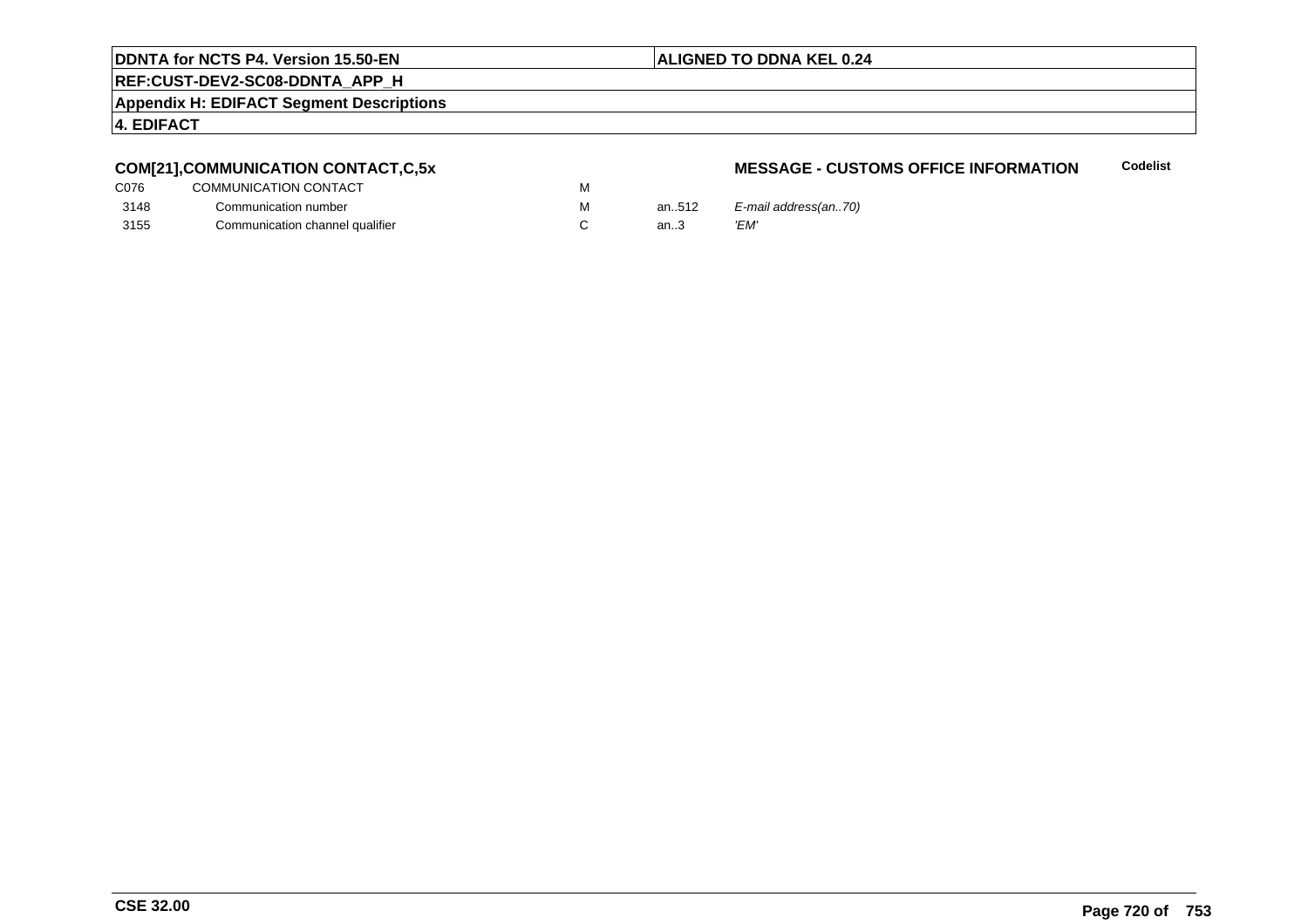**COM[21],COMMUNICATION CONTACT,C,5x**

**MESSAGE - CUSTOMS OFFICE INFORMATION** **Codelist**

| | | | | | |
|---|---|---|---|---|---|
| C076 | COMMUNICATION CONTACT | M | | | |
| 3148 | Communication number | M | an..512 | *E-mail address(an..70)* | |
| 3155 | Communication channel qualifier | C | an..3 | *'EM'* | |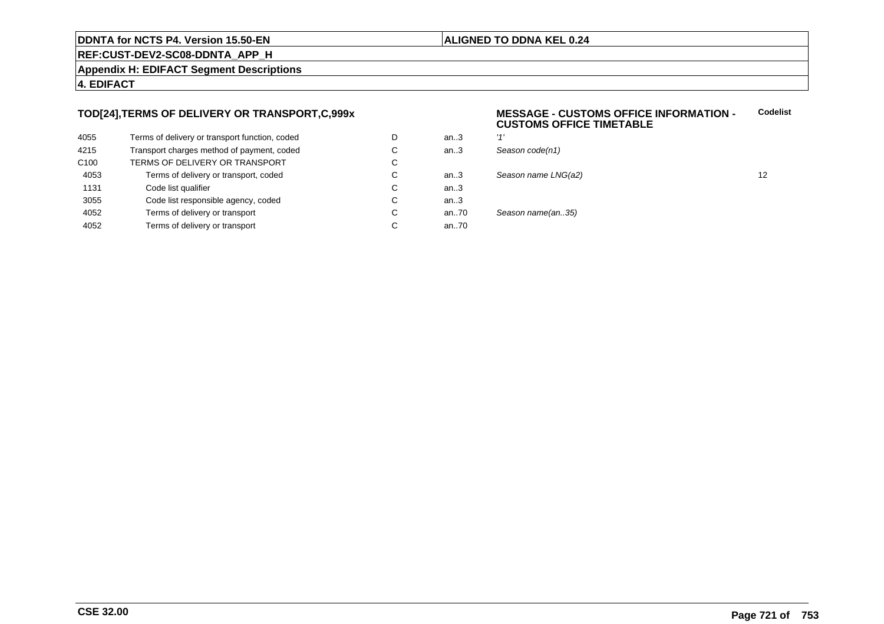## TOD[24],TERMS OF DELIVERY OR TRANSPORT,C,999x

**MESSAGE - CUSTOMS OFFICE INFORMATION - CUSTOMS OFFICE TIMETABLE**

| | | | | | Codelist |
|---|---|---|---|---|---|
| 4055 | Terms of delivery or transport function, coded | D | an..3 | *'1'* | |
| 4215 | Transport charges method of payment, coded | C | an..3 | *Season code(n1)* | |
| C100 | TERMS OF DELIVERY OR TRANSPORT | C | | | |
| 4053 | Terms of delivery or transport, coded | C | an..3 | *Season name LNG(a2)* | 12 |
| 1131 | Code list qualifier | C | an..3 | | |
| 3055 | Code list responsible agency, coded | C | an..3 | | |
| 4052 | Terms of delivery or transport | C | an..70 | *Season name(an..35)* | |
| 4052 | Terms of delivery or transport | C | an..70 | | |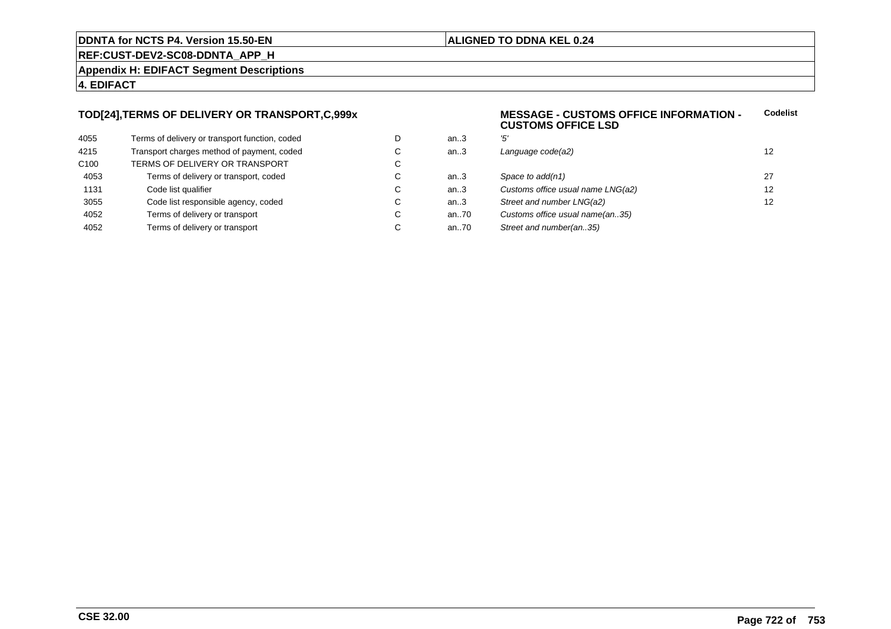**DDNTA for NCTS P4. Version 15.50-EN**

**ALIGNED TO DDNA KEL 0.24**

**REF:CUST-DEV2-SC08-DDNTA_APP_H**

**Appendix H: EDIFACT Segment Descriptions**

**4. EDIFACT**

### TOD[24],TERMS OF DELIVERY OR TRANSPORT,C,999x

**MESSAGE - CUSTOMS OFFICE INFORMATION - CUSTOMS OFFICE LSD**

| | | | | | Codelist |
|---|---|---|---|---|---|
| 4055 | Terms of delivery or transport function, coded | D | an..3 | *'5'* | |
| 4215 | Transport charges method of payment, coded | C | an..3 | *Language code(a2)* | 12 |
| C100 | TERMS OF DELIVERY OR TRANSPORT | C | | | |
| 4053 | Terms of delivery or transport, coded | C | an..3 | *Space to add(n1)* | 27 |
| 1131 | Code list qualifier | C | an..3 | *Customs office usual name LNG(a2)* | 12 |
| 3055 | Code list responsible agency, coded | C | an..3 | *Street and number LNG(a2)* | 12 |
| 4052 | Terms of delivery or transport | C | an..70 | *Customs office usual name(an..35)* | |
| 4052 | Terms of delivery or transport | C | an..70 | *Street and number(an..35)* | |

**CSE 32.00**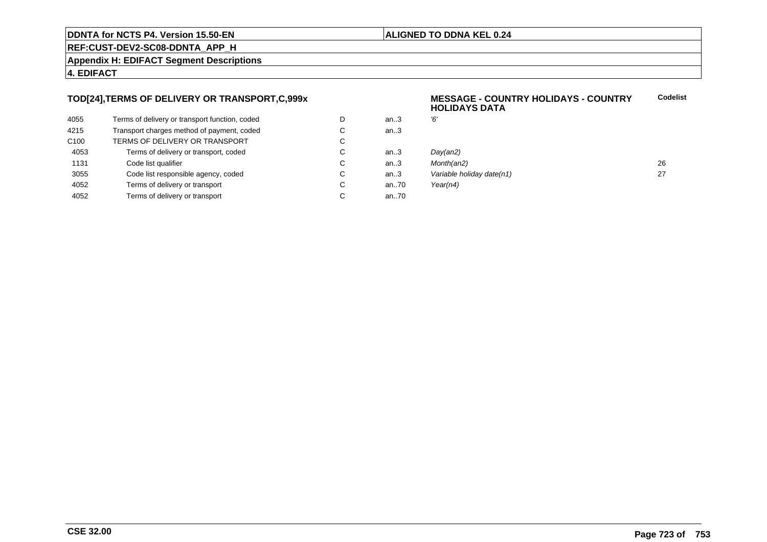**DDNTA for NCTS P4. Version 15.50-EN** | **ALIGNED TO DDNA KEL 0.24**

**REF:CUST-DEV2-SC08-DDNTA_APP_H**

**Appendix H: EDIFACT Segment Descriptions**

**4. EDIFACT**

### TOD[24],TERMS OF DELIVERY OR TRANSPORT,C,999x

**MESSAGE - COUNTRY HOLIDAYS - COUNTRY HOLIDAYS DATA**

| | | | | | Codelist |
|---|---|---|---|---|---|
| 4055 | Terms of delivery or transport function, coded | D | an..3 | *'6'* | |
| 4215 | Transport charges method of payment, coded | C | an..3 | | |
| C100 | TERMS OF DELIVERY OR TRANSPORT | C | | | |
| 4053 | Terms of delivery or transport, coded | C | an..3 | *Day(an2)* | |
| 1131 | Code list qualifier | C | an..3 | *Month(an2)* | 26 |
| 3055 | Code list responsible agency, coded | C | an..3 | *Variable holiday date(n1)* | 27 |
| 4052 | Terms of delivery or transport | C | an..70 | *Year(n4)* | |
| 4052 | Terms of delivery or transport | C | an..70 | | |

**CSE 32.00**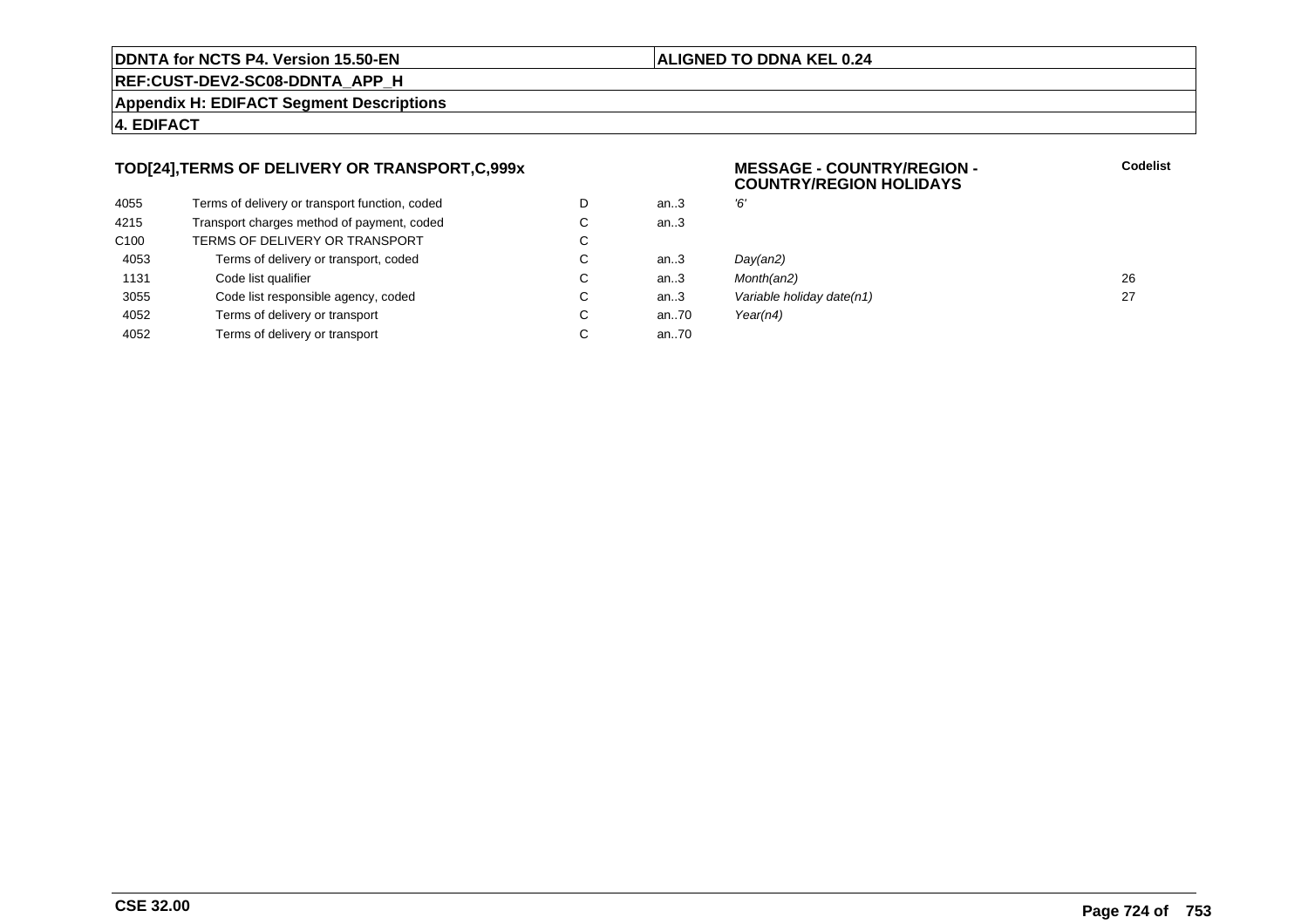**DDNTA for NCTS P4. Version 15.50-EN** | **ALIGNED TO DDNA KEL 0.24**

**REF:CUST-DEV2-SC08-DDNTA_APP_H**

**Appendix H: EDIFACT Segment Descriptions**

**4. EDIFACT**

### TOD[24],TERMS OF DELIVERY OR TRANSPORT,C,999x

**MESSAGE - COUNTRY/REGION - COUNTRY/REGION HOLIDAYS**

| | | | | | Codelist |
|---|---|---|---|---|---|
| 4055 | Terms of delivery or transport function, coded | D | an..3 | *'6'* | |
| 4215 | Transport charges method of payment, coded | C | an..3 | | |
| C100 | TERMS OF DELIVERY OR TRANSPORT | C | | | |
| 4053 | Terms of delivery or transport, coded | C | an..3 | *Day(an2)* | |
| 1131 | Code list qualifier | C | an..3 | *Month(an2)* | 26 |
| 3055 | Code list responsible agency, coded | C | an..3 | *Variable holiday date(n1)* | 27 |
| 4052 | Terms of delivery or transport | C | an..70 | *Year(n4)* | |
| 4052 | Terms of delivery or transport | C | an..70 | | |

**CSE 32.00**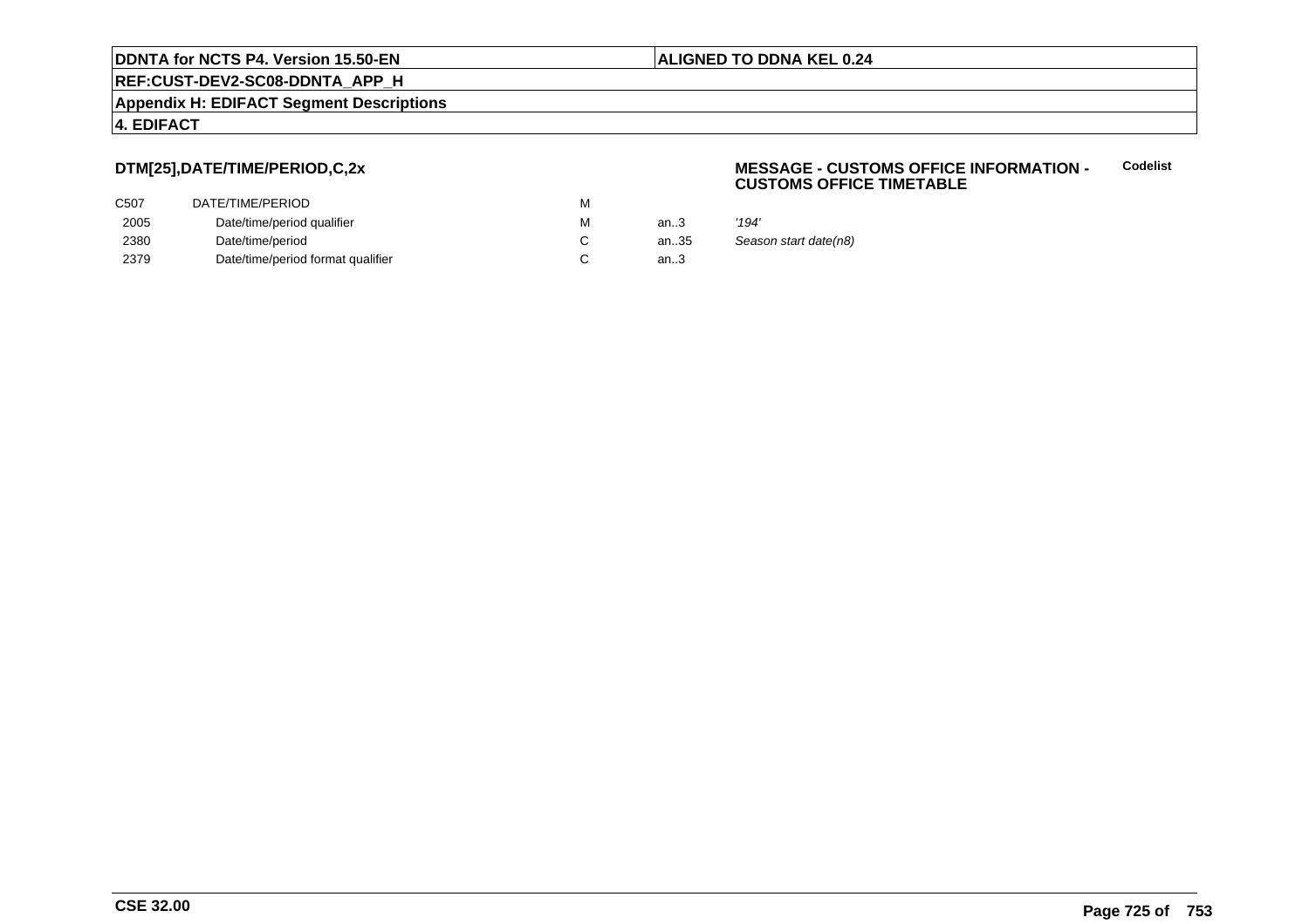**DTM[25],DATE/TIME/PERIOD,C,2x**

**MESSAGE - CUSTOMS OFFICE INFORMATION - CUSTOMS OFFICE TIMETABLE** — **Codelist**

| | | | | |
|---|---|---|---|---|
| C507 | DATE/TIME/PERIOD | M | | |
| 2005 | Date/time/period qualifier | M | an..3 | *'194'* |
| 2380 | Date/time/period | C | an..35 | *Season start date(n8)* |
| 2379 | Date/time/period format qualifier | C | an..3 | |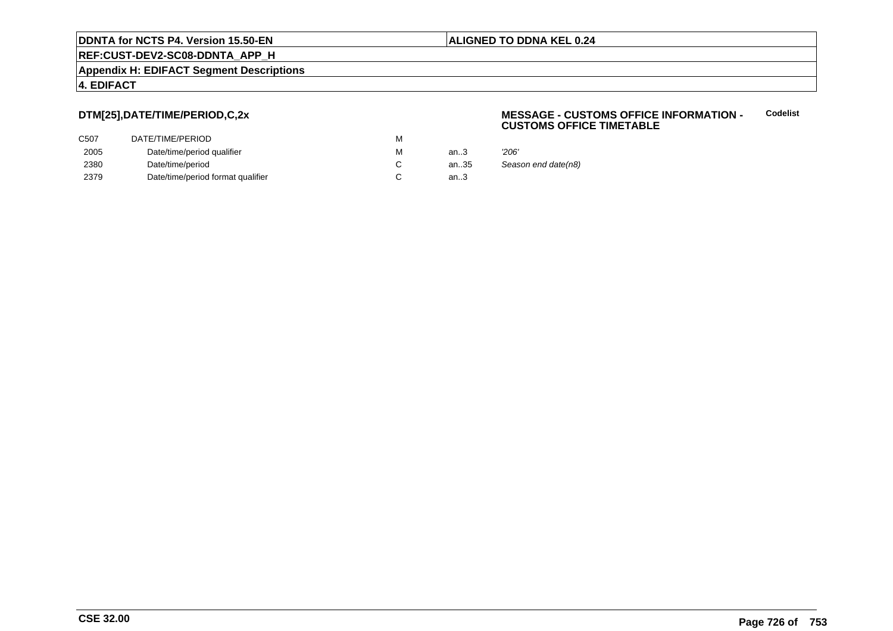**DTM[25],DATE/TIME/PERIOD,C,2x**

**MESSAGE - CUSTOMS OFFICE INFORMATION - CUSTOMS OFFICE TIMETABLE**

**Codelist**

| | | | | |
|---|---|---|---|---|
| C507 | DATE/TIME/PERIOD | M | | |
| 2005 | Date/time/period qualifier | M | an..3 | *'206'* |
| 2380 | Date/time/period | C | an..35 | *Season end date(n8)* |
| 2379 | Date/time/period format qualifier | C | an..3 | |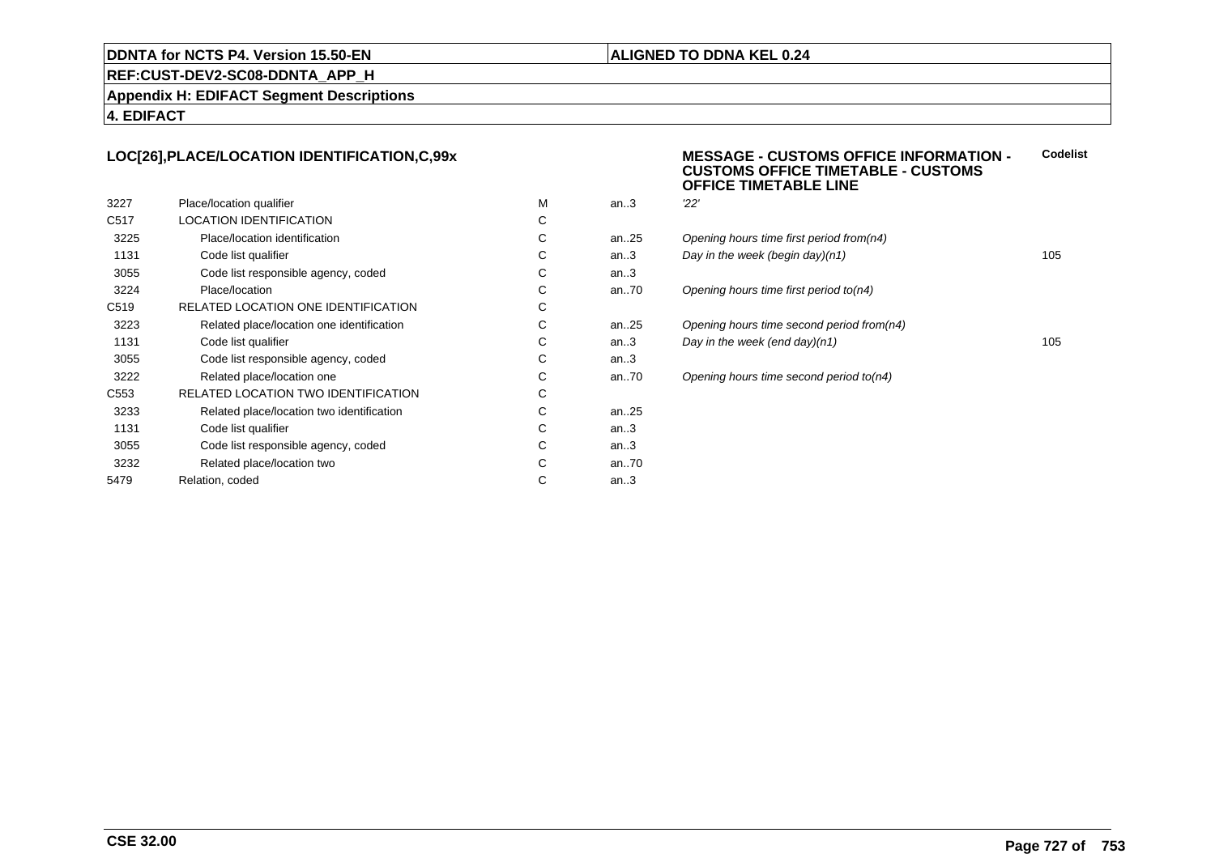**LOC[26],PLACE/LOCATION IDENTIFICATION,C,99x**

**MESSAGE - CUSTOMS OFFICE INFORMATION - CUSTOMS OFFICE TIMETABLE - CUSTOMS OFFICE TIMETABLE LINE**

| | | | | | Codelist |
|---|---|---|---|---|---|
| 3227 | Place/location qualifier | M | an..3 | *'22'* | |
| C517 | LOCATION IDENTIFICATION | C | | | |
| 3225 | Place/location identification | C | an..25 | *Opening hours time first period from(n4)* | |
| 1131 | Code list qualifier | C | an..3 | *Day in the week (begin day)(n1)* | 105 |
| 3055 | Code list responsible agency, coded | C | an..3 | | |
| 3224 | Place/location | C | an..70 | *Opening hours time first period to(n4)* | |
| C519 | RELATED LOCATION ONE IDENTIFICATION | C | | | |
| 3223 | Related place/location one identification | C | an..25 | *Opening hours time second period from(n4)* | |
| 1131 | Code list qualifier | C | an..3 | *Day in the week (end day)(n1)* | 105 |
| 3055 | Code list responsible agency, coded | C | an..3 | | |
| 3222 | Related place/location one | C | an..70 | *Opening hours time second period to(n4)* | |
| C553 | RELATED LOCATION TWO IDENTIFICATION | C | | | |
| 3233 | Related place/location two identification | C | an..25 | | |
| 1131 | Code list qualifier | C | an..3 | | |
| 3055 | Code list responsible agency, coded | C | an..3 | | |
| 3232 | Related place/location two | C | an..70 | | |
| 5479 | Relation, coded | C | an..3 | | |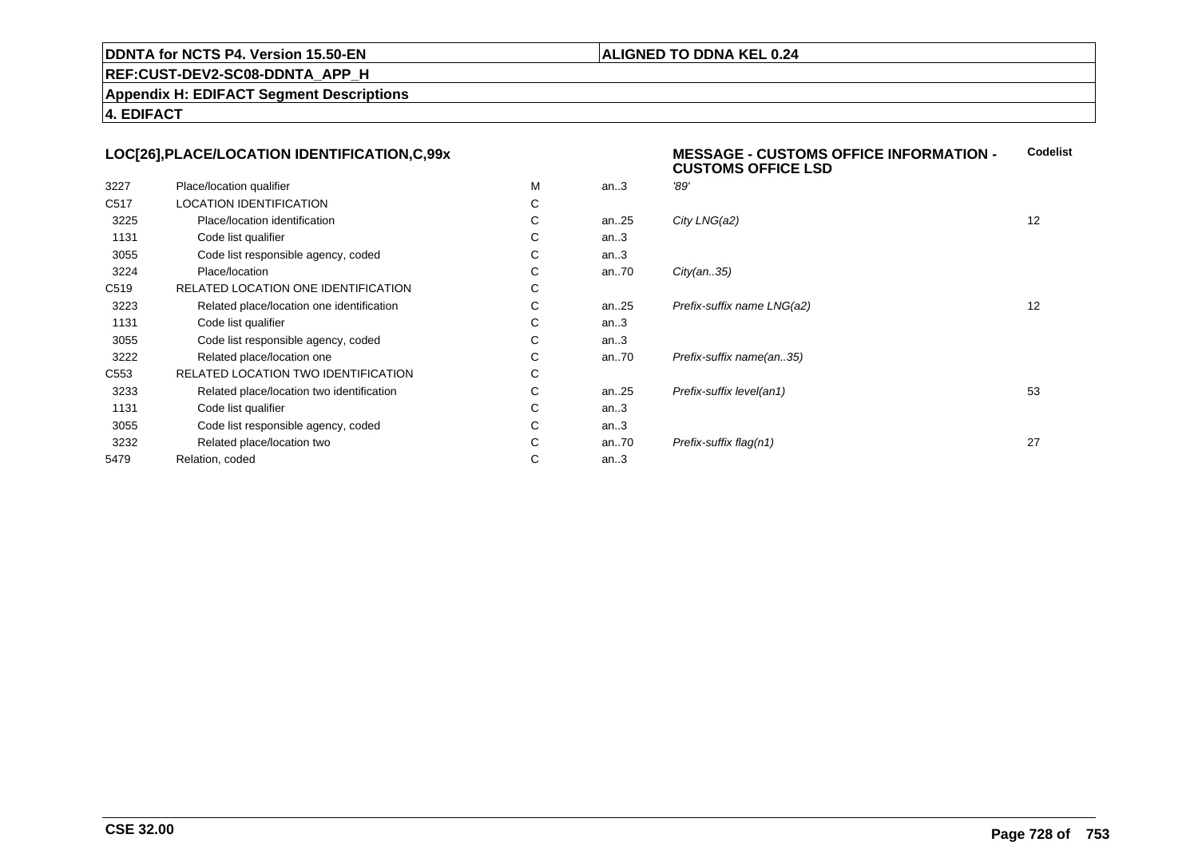**DDNTA for NCTS P4. Version 15.50-EN** | **ALIGNED TO DDNA KEL 0.24**

**REF:CUST-DEV2-SC08-DDNTA_APP_H**

**Appendix H: EDIFACT Segment Descriptions**

**4. EDIFACT**

### LOC[26],PLACE/LOCATION IDENTIFICATION,C,99x

**MESSAGE - CUSTOMS OFFICE INFORMATION - CUSTOMS OFFICE LSD**

| | | | | | Codelist |
|---|---|---|---|---|---|
| 3227 | Place/location qualifier | M | an..3 | *'89'* | |
| C517 | LOCATION IDENTIFICATION | C | | | |
| 3225 | Place/location identification | C | an..25 | *City LNG(a2)* | 12 |
| 1131 | Code list qualifier | C | an..3 | | |
| 3055 | Code list responsible agency, coded | C | an..3 | | |
| 3224 | Place/location | C | an..70 | *City(an..35)* | |
| C519 | RELATED LOCATION ONE IDENTIFICATION | C | | | |
| 3223 | Related place/location one identification | C | an..25 | *Prefix-suffix name LNG(a2)* | 12 |
| 1131 | Code list qualifier | C | an..3 | | |
| 3055 | Code list responsible agency, coded | C | an..3 | | |
| 3222 | Related place/location one | C | an..70 | *Prefix-suffix name(an..35)* | |
| C553 | RELATED LOCATION TWO IDENTIFICATION | C | | | |
| 3233 | Related place/location two identification | C | an..25 | *Prefix-suffix level(an1)* | 53 |
| 1131 | Code list qualifier | C | an..3 | | |
| 3055 | Code list responsible agency, coded | C | an..3 | | |
| 3232 | Related place/location two | C | an..70 | *Prefix-suffix flag(n1)* | 27 |
| 5479 | Relation, coded | C | an..3 | | |

**CSE 32.00**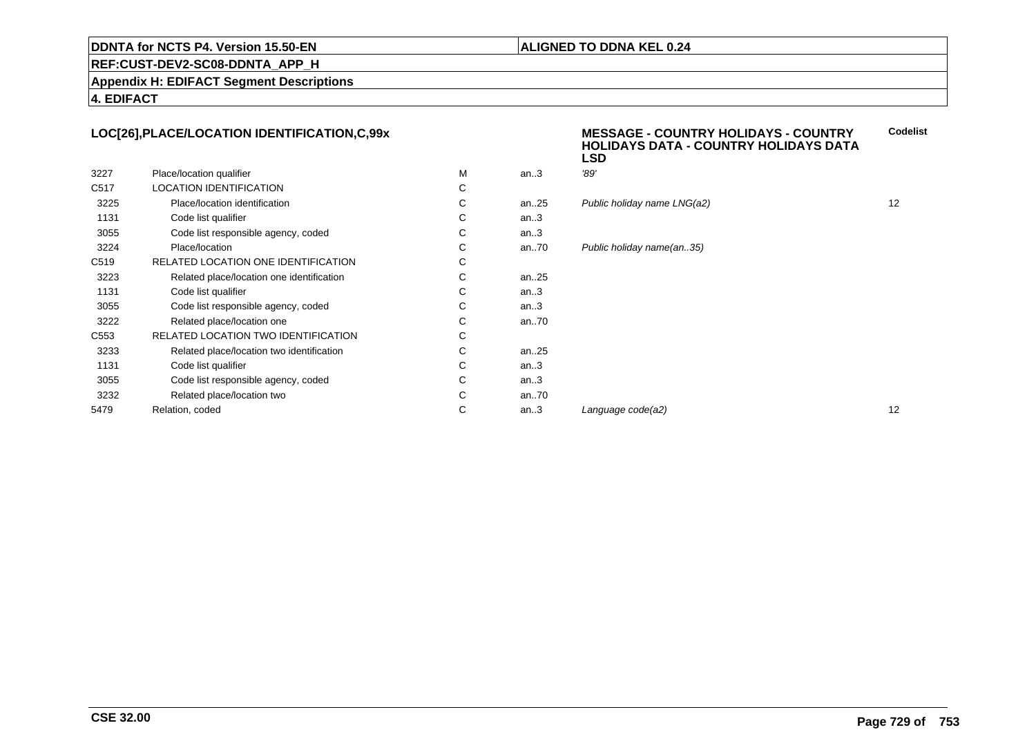**DDNTA for NCTS P4. Version 15.50-EN** | **ALIGNED TO DDNA KEL 0.24**

**REF:CUST-DEV2-SC08-DDNTA_APP_H**

**Appendix H: EDIFACT Segment Descriptions**

**4. EDIFACT**

## LOC[26],PLACE/LOCATION IDENTIFICATION,C,99x

**MESSAGE - COUNTRY HOLIDAYS - COUNTRY HOLIDAYS DATA - COUNTRY HOLIDAYS DATA LSD**

| | | | | | Codelist |
|---|---|---|---|---|---|
| 3227 | Place/location qualifier | M | an..3 | *'89'* | |
| C517 | LOCATION IDENTIFICATION | C | | | |
| 3225 | Place/location identification | C | an..25 | *Public holiday name LNG(a2)* | 12 |
| 1131 | Code list qualifier | C | an..3 | | |
| 3055 | Code list responsible agency, coded | C | an..3 | | |
| 3224 | Place/location | C | an..70 | *Public holiday name(an..35)* | |
| C519 | RELATED LOCATION ONE IDENTIFICATION | C | | | |
| 3223 | Related place/location one identification | C | an..25 | | |
| 1131 | Code list qualifier | C | an..3 | | |
| 3055 | Code list responsible agency, coded | C | an..3 | | |
| 3222 | Related place/location one | C | an..70 | | |
| C553 | RELATED LOCATION TWO IDENTIFICATION | C | | | |
| 3233 | Related place/location two identification | C | an..25 | | |
| 1131 | Code list qualifier | C | an..3 | | |
| 3055 | Code list responsible agency, coded | C | an..3 | | |
| 3232 | Related place/location two | C | an..70 | | |
| 5479 | Relation, coded | C | an..3 | *Language code(a2)* | 12 |

**CSE 32.00**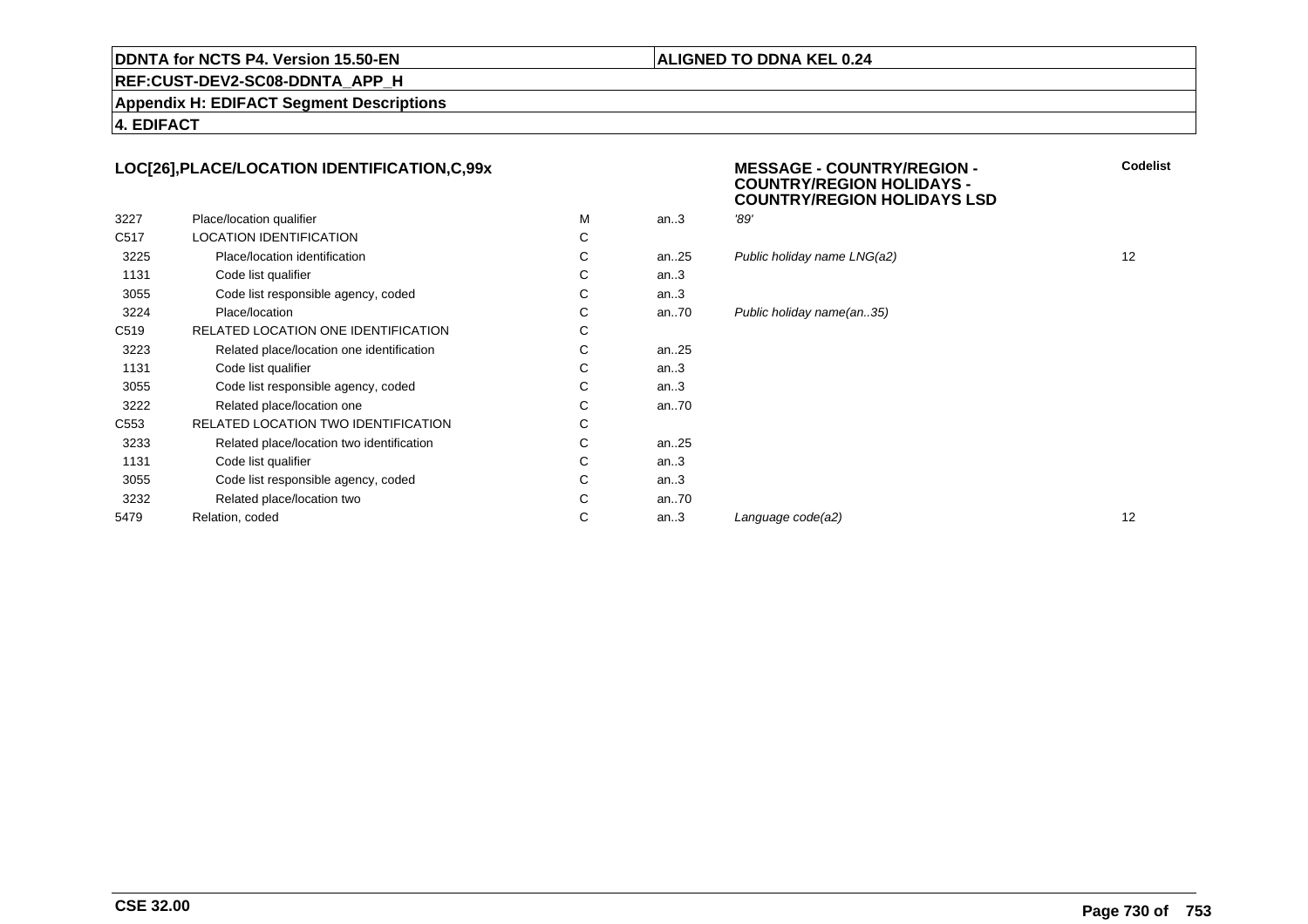**LOC[26],PLACE/LOCATION IDENTIFICATION,C,99x**

**MESSAGE - COUNTRY/REGION - COUNTRY/REGION HOLIDAYS - COUNTRY/REGION HOLIDAYS LSD**

| | | | | | Codelist |
|---|---|---|---|---|---|
| 3227 | Place/location qualifier | M | an..3 | *'89'* | |
| C517 | LOCATION IDENTIFICATION | C | | | |
| 3225 | Place/location identification | C | an..25 | *Public holiday name LNG(a2)* | 12 |
| 1131 | Code list qualifier | C | an..3 | | |
| 3055 | Code list responsible agency, coded | C | an..3 | | |
| 3224 | Place/location | C | an..70 | *Public holiday name(an..35)* | |
| C519 | RELATED LOCATION ONE IDENTIFICATION | C | | | |
| 3223 | Related place/location one identification | C | an..25 | | |
| 1131 | Code list qualifier | C | an..3 | | |
| 3055 | Code list responsible agency, coded | C | an..3 | | |
| 3222 | Related place/location one | C | an..70 | | |
| C553 | RELATED LOCATION TWO IDENTIFICATION | C | | | |
| 3233 | Related place/location two identification | C | an..25 | | |
| 1131 | Code list qualifier | C | an..3 | | |
| 3055 | Code list responsible agency, coded | C | an..3 | | |
| 3232 | Related place/location two | C | an..70 | | |
| 5479 | Relation, coded | C | an..3 | *Language code(a2)* | 12 |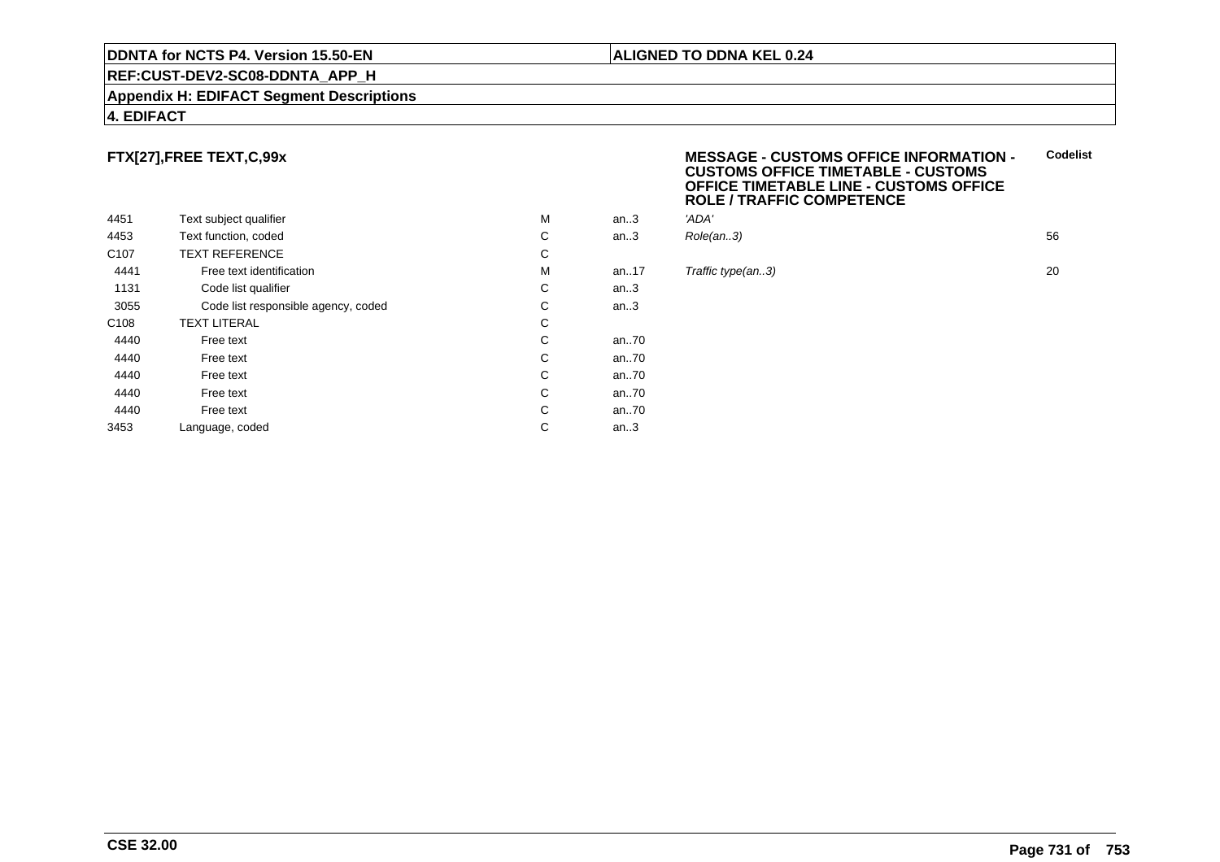**DDNTA for NCTS P4. Version 15.50-EN** | **ALIGNED TO DDNA KEL 0.24**

**REF:CUST-DEV2-SC08-DDNTA_APP_H**

**Appendix H: EDIFACT Segment Descriptions**

**4. EDIFACT**

### FTX[27],FREE TEXT,C,99x

**MESSAGE - CUSTOMS OFFICE INFORMATION - CUSTOMS OFFICE TIMETABLE - CUSTOMS OFFICE TIMETABLE LINE - CUSTOMS OFFICE ROLE / TRAFFIC COMPETENCE**

| | | | | | Codelist |
|---|---|---|---|---|---|
| 4451 | Text subject qualifier | M | an..3 | *'ADA'* | |
| 4453 | Text function, coded | C | an..3 | *Role(an..3)* | 56 |
| C107 | TEXT REFERENCE | C | | | |
| 4441 | Free text identification | M | an..17 | *Traffic type(an..3)* | 20 |
| 1131 | Code list qualifier | C | an..3 | | |
| 3055 | Code list responsible agency, coded | C | an..3 | | |
| C108 | TEXT LITERAL | C | | | |
| 4440 | Free text | C | an..70 | | |
| 4440 | Free text | C | an..70 | | |
| 4440 | Free text | C | an..70 | | |
| 4440 | Free text | C | an..70 | | |
| 4440 | Free text | C | an..70 | | |
| 3453 | Language, coded | C | an..3 | | |

**CSE 32.00**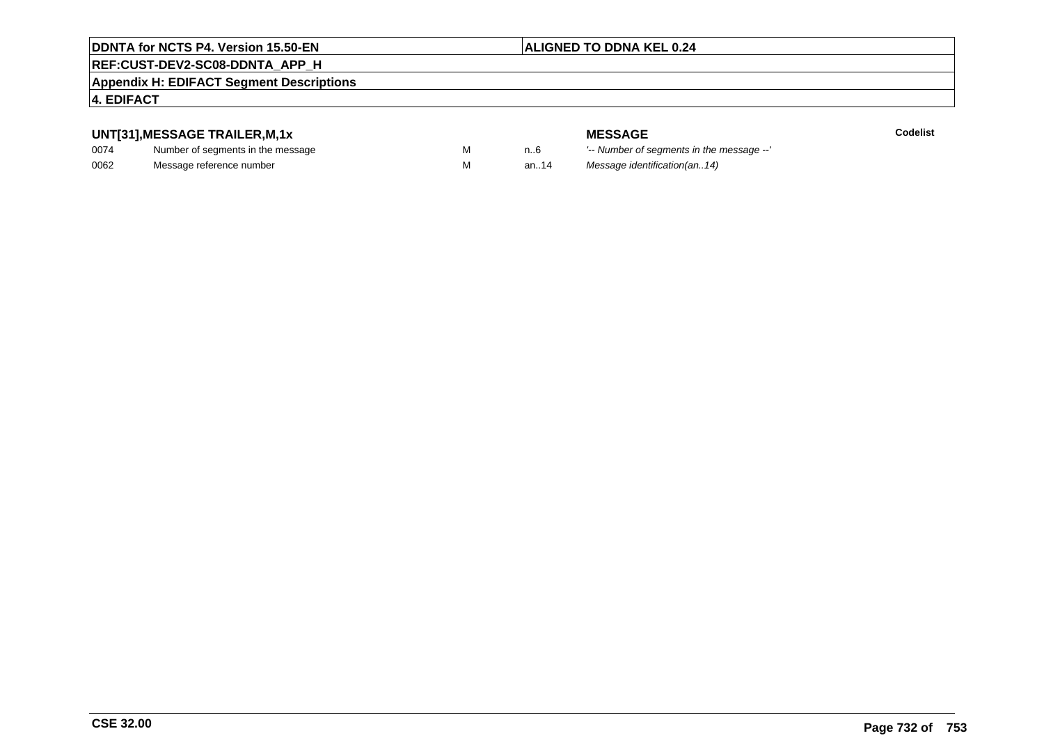**DDNTA for NCTS P4. Version 15.50-EN** | **ALIGNED TO DDNA KEL 0.24**

**REF:CUST-DEV2-SC08-DDNTA_APP_H**

**Appendix H: EDIFACT Segment Descriptions**

**4. EDIFACT**

### UNT[31],MESSAGE TRAILER,M,1x

| | | | | MESSAGE | Codelist |
|---|---|---|---|---|---|
| 0074 | Number of segments in the message | M | n..6 | *'-- Number of segments in the message --'* | |
| 0062 | Message reference number | M | an..14 | *Message identification(an..14)* | |

**CSE 32.00**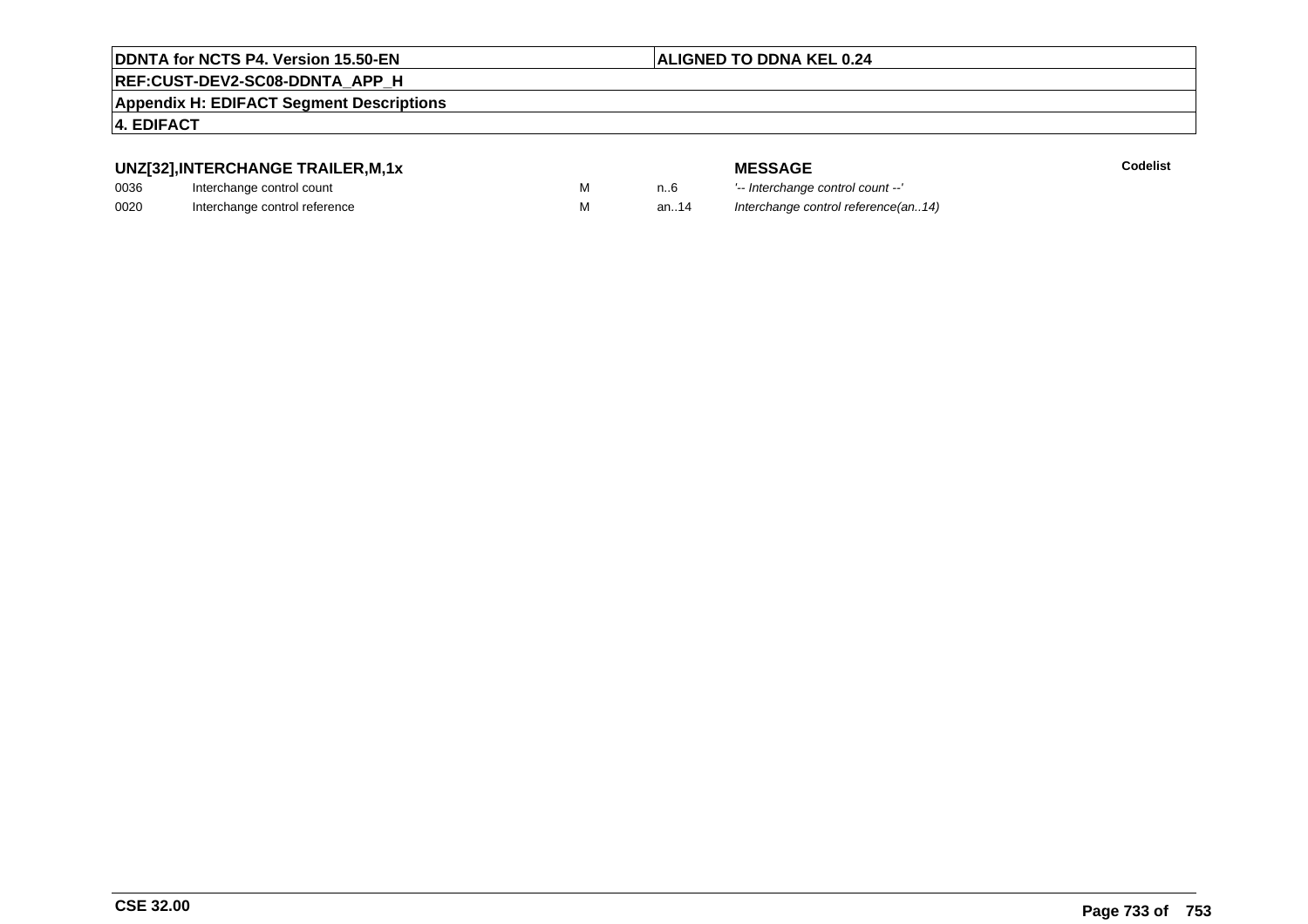### UNZ[32],INTERCHANGE TRAILER,M,1x

| | | | | MESSAGE | Codelist |
|---|---|---|---|---|---|
| 0036 | Interchange control count | M | n..6 | *'-- Interchange control count --'* | |
| 0020 | Interchange control reference | M | an..14 | *Interchange control reference(an..14)* | |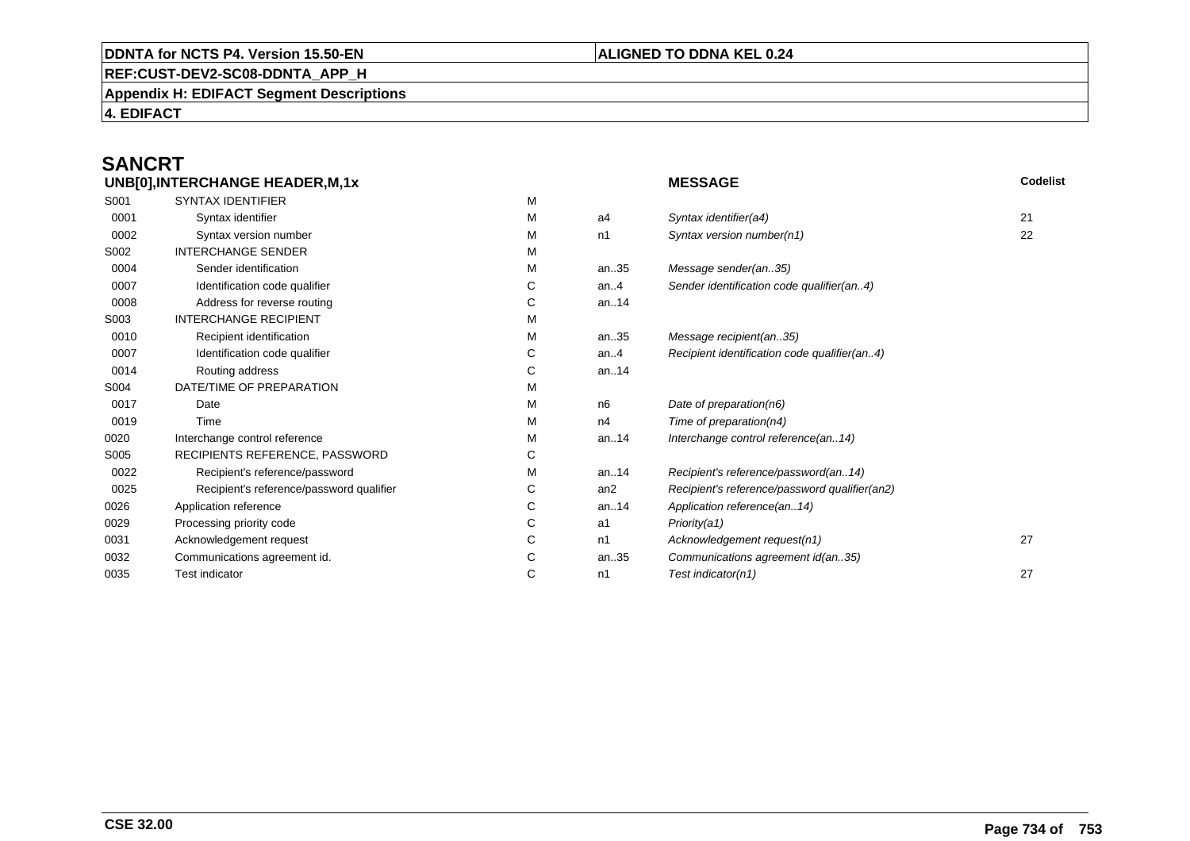# SANCRT

| UNB[0],INTERCHANGE HEADER,M,1x | | | | MESSAGE | Codelist |
|---|---|---|---|---|---|
| S001 | SYNTAX IDENTIFIER | M | | | |
| 0001 | Syntax identifier | M | a4 | *Syntax identifier(a4)* | 21 |
| 0002 | Syntax version number | M | n1 | *Syntax version number(n1)* | 22 |
| S002 | INTERCHANGE SENDER | M | | | |
| 0004 | Sender identification | M | an..35 | *Message sender(an..35)* | |
| 0007 | Identification code qualifier | C | an..4 | *Sender identification code qualifier(an..4)* | |
| 0008 | Address for reverse routing | C | an..14 | | |
| S003 | INTERCHANGE RECIPIENT | M | | | |
| 0010 | Recipient identification | M | an..35 | *Message recipient(an..35)* | |
| 0007 | Identification code qualifier | C | an..4 | *Recipient identification code qualifier(an..4)* | |
| 0014 | Routing address | C | an..14 | | |
| S004 | DATE/TIME OF PREPARATION | M | | | |
| 0017 | Date | M | n6 | *Date of preparation(n6)* | |
| 0019 | Time | M | n4 | *Time of preparation(n4)* | |
| 0020 | Interchange control reference | M | an..14 | *Interchange control reference(an..14)* | |
| S005 | RECIPIENTS REFERENCE, PASSWORD | C | | | |
| 0022 | Recipient's reference/password | M | an..14 | *Recipient's reference/password(an..14)* | |
| 0025 | Recipient's reference/password qualifier | C | an2 | *Recipient's reference/password qualifier(an2)* | |
| 0026 | Application reference | C | an..14 | *Application reference(an..14)* | |
| 0029 | Processing priority code | C | a1 | *Priority(a1)* | |
| 0031 | Acknowledgement request | C | n1 | *Acknowledgement request(n1)* | 27 |
| 0032 | Communications agreement id. | C | an..35 | *Communications agreement id(an..35)* | |
| 0035 | Test indicator | C | n1 | *Test indicator(n1)* | 27 |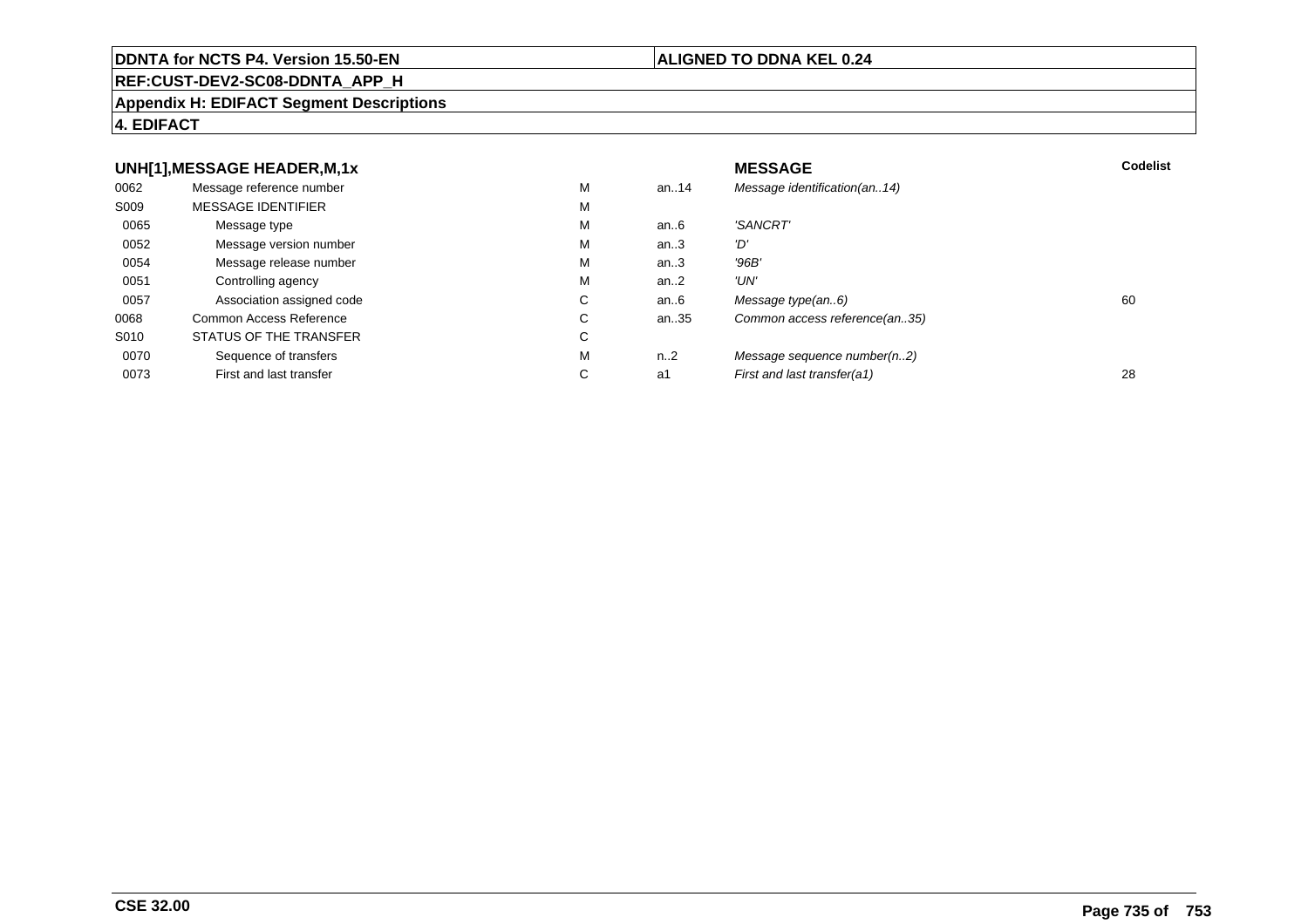**DDNTA for NCTS P4. Version 15.50-EN** | **ALIGNED TO DDNA KEL 0.24**

**REF:CUST-DEV2-SC08-DDNTA_APP_H**

**Appendix H: EDIFACT Segment Descriptions**

**4. EDIFACT**

| **UNH[1],MESSAGE HEADER,M,1x** | | | | **MESSAGE** | **Codelist** |
|---|---|---|---|---|---|
| 0062 | Message reference number | M | an..14 | *Message identification(an..14)* | |
| S009 | MESSAGE IDENTIFIER | M | | | |
| 0065 | Message type | M | an..6 | *'SANCRT'* | |
| 0052 | Message version number | M | an..3 | *'D'* | |
| 0054 | Message release number | M | an..3 | *'96B'* | |
| 0051 | Controlling agency | M | an..2 | *'UN'* | |
| 0057 | Association assigned code | C | an..6 | *Message type(an..6)* | 60 |
| 0068 | Common Access Reference | C | an..35 | *Common access reference(an..35)* | |
| S010 | STATUS OF THE TRANSFER | C | | | |
| 0070 | Sequence of transfers | M | n..2 | *Message sequence number(n..2)* | |
| 0073 | First and last transfer | C | a1 | *First and last transfer(a1)* | 28 |

**CSE 32.00**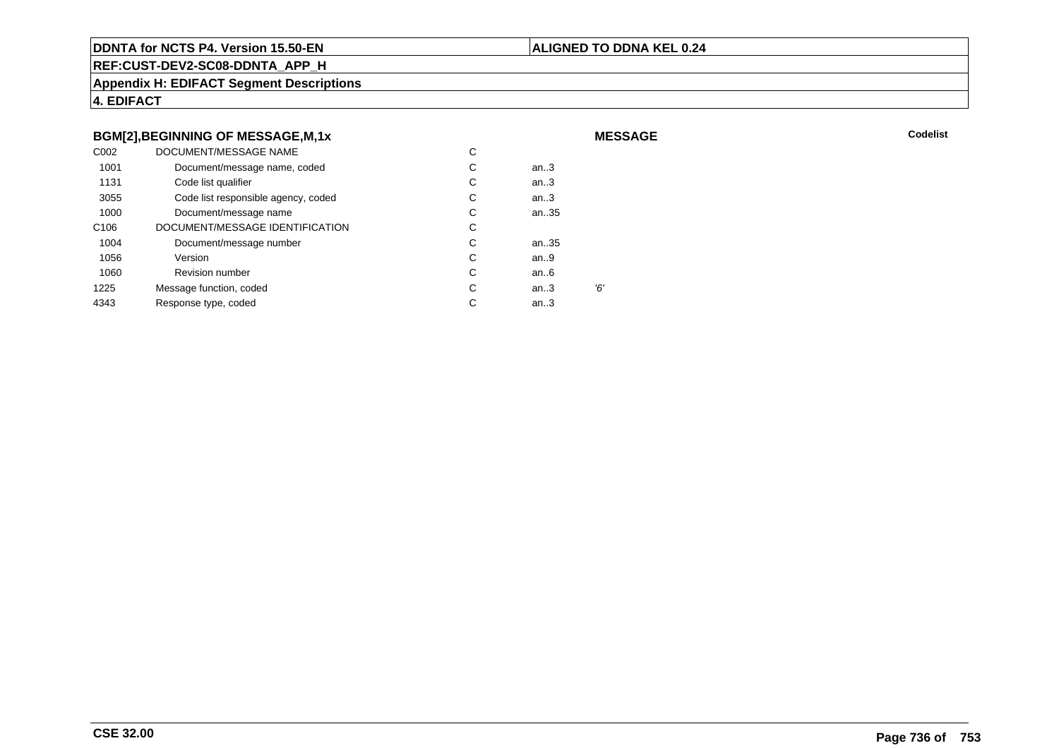**DDNTA for NCTS P4. Version 15.50-EN** | **ALIGNED TO DDNA KEL 0.24**

**REF:CUST-DEV2-SC08-DDNTA_APP_H**

**Appendix H: EDIFACT Segment Descriptions**

**4. EDIFACT**

### BGM[2],BEGINNING OF MESSAGE,M,1x

**MESSAGE**

| | | | | | Codelist |
|---|---|---|---|---|---|
| C002 | DOCUMENT/MESSAGE NAME | C | | | |
| 1001 | Document/message name, coded | C | an..3 | | |
| 1131 | Code list qualifier | C | an..3 | | |
| 3055 | Code list responsible agency, coded | C | an..3 | | |
| 1000 | Document/message name | C | an..35 | | |
| C106 | DOCUMENT/MESSAGE IDENTIFICATION | C | | | |
| 1004 | Document/message number | C | an..35 | | |
| 1056 | Version | C | an..9 | | |
| 1060 | Revision number | C | an..6 | | |
| 1225 | Message function, coded | C | an..3 | '6' | |
| 4343 | Response type, coded | C | an..3 | | |

**CSE 32.00**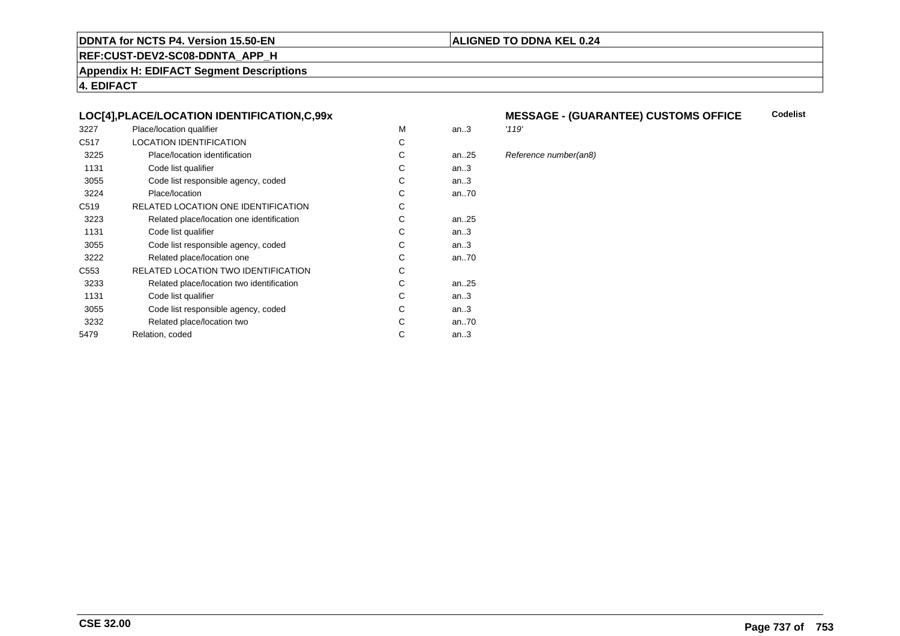**DDNTA for NCTS P4. Version 15.50-EN** | **ALIGNED TO DDNA KEL 0.24**

**REF:CUST-DEV2-SC08-DDNTA_APP_H**

**Appendix H: EDIFACT Segment Descriptions**

**4. EDIFACT**

### LOC[4],PLACE/LOCATION IDENTIFICATION,C,99x

**MESSAGE - (GUARANTEE) CUSTOMS OFFICE** — **Codelist**

| | | | | |
|---|---|---|---|---|
| 3227 | Place/location qualifier | M | an..3 | *'119'* |
| C517 | LOCATION IDENTIFICATION | C | | |
| 3225 | Place/location identification | C | an..25 | *Reference number(an8)* |
| 1131 | Code list qualifier | C | an..3 | |
| 3055 | Code list responsible agency, coded | C | an..3 | |
| 3224 | Place/location | C | an..70 | |
| C519 | RELATED LOCATION ONE IDENTIFICATION | C | | |
| 3223 | Related place/location one identification | C | an..25 | |
| 1131 | Code list qualifier | C | an..3 | |
| 3055 | Code list responsible agency, coded | C | an..3 | |
| 3222 | Related place/location one | C | an..70 | |
| C553 | RELATED LOCATION TWO IDENTIFICATION | C | | |
| 3233 | Related place/location two identification | C | an..25 | |
| 1131 | Code list qualifier | C | an..3 | |
| 3055 | Code list responsible agency, coded | C | an..3 | |
| 3232 | Related place/location two | C | an..70 | |
| 5479 | Relation, coded | C | an..3 | |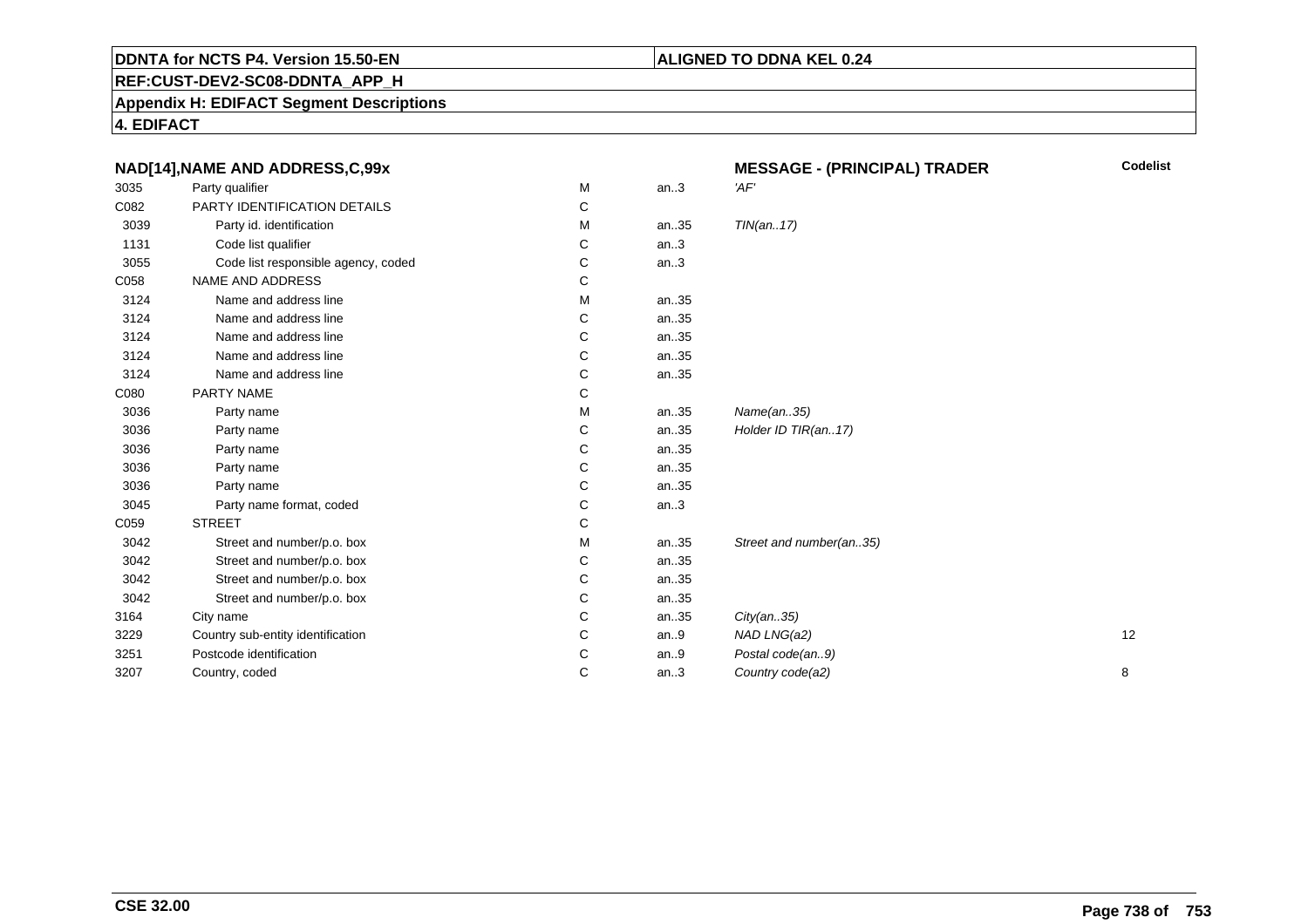**DDNTA for NCTS P4. Version 15.50-EN** | **ALIGNED TO DDNA KEL 0.24**

**REF:CUST-DEV2-SC08-DDNTA_APP_H**

**Appendix H: EDIFACT Segment Descriptions**

**4. EDIFACT**

| NAD[14],NAME AND ADDRESS,C,99x | | | | MESSAGE - (PRINCIPAL) TRADER | Codelist |
|---|---|---|---|---|---|
| 3035 | Party qualifier | M | an..3 | *'AF'* | |
| C082 | PARTY IDENTIFICATION DETAILS | C | | | |
| 3039 | Party id. identification | M | an..35 | *TIN(an..17)* | |
| 1131 | Code list qualifier | C | an..3 | | |
| 3055 | Code list responsible agency, coded | C | an..3 | | |
| C058 | NAME AND ADDRESS | C | | | |
| 3124 | Name and address line | M | an..35 | | |
| 3124 | Name and address line | C | an..35 | | |
| 3124 | Name and address line | C | an..35 | | |
| 3124 | Name and address line | C | an..35 | | |
| 3124 | Name and address line | C | an..35 | | |
| C080 | PARTY NAME | C | | | |
| 3036 | Party name | M | an..35 | *Name(an..35)* | |
| 3036 | Party name | C | an..35 | *Holder ID TIR(an..17)* | |
| 3036 | Party name | C | an..35 | | |
| 3036 | Party name | C | an..35 | | |
| 3036 | Party name | C | an..35 | | |
| 3045 | Party name format, coded | C | an..3 | | |
| C059 | STREET | C | | | |
| 3042 | Street and number/p.o. box | M | an..35 | *Street and number(an..35)* | |
| 3042 | Street and number/p.o. box | C | an..35 | | |
| 3042 | Street and number/p.o. box | C | an..35 | | |
| 3042 | Street and number/p.o. box | C | an..35 | | |
| 3164 | City name | C | an..35 | *City(an..35)* | |
| 3229 | Country sub-entity identification | C | an..9 | *NAD LNG(a2)* | 12 |
| 3251 | Postcode identification | C | an..9 | *Postal code(an..9)* | |
| 3207 | Country, coded | C | an..3 | *Country code(a2)* | 8 |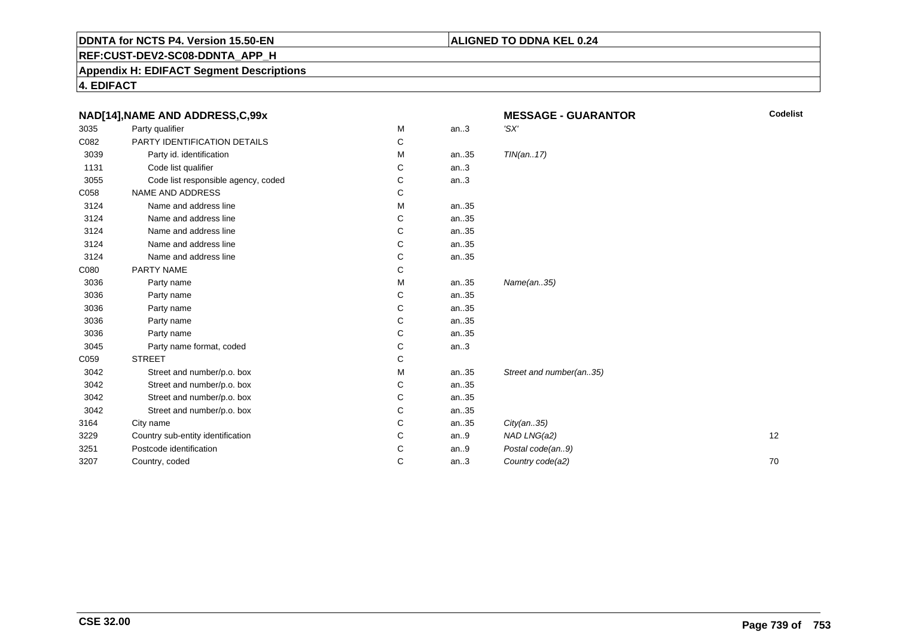**NAD[14],NAME AND ADDRESS,C,99x** **MESSAGE - GUARANTOR**

| | | | | | Codelist |
|---|---|---|---|---|---|
| 3035 | Party qualifier | M | an..3 | *'SX'* | |
| C082 | PARTY IDENTIFICATION DETAILS | C | | | |
| 3039 | Party id. identification | M | an..35 | *TIN(an..17)* | |
| 1131 | Code list qualifier | C | an..3 | | |
| 3055 | Code list responsible agency, coded | C | an..3 | | |
| C058 | NAME AND ADDRESS | C | | | |
| 3124 | Name and address line | M | an..35 | | |
| 3124 | Name and address line | C | an..35 | | |
| 3124 | Name and address line | C | an..35 | | |
| 3124 | Name and address line | C | an..35 | | |
| 3124 | Name and address line | C | an..35 | | |
| C080 | PARTY NAME | C | | | |
| 3036 | Party name | M | an..35 | *Name(an..35)* | |
| 3036 | Party name | C | an..35 | | |
| 3036 | Party name | C | an..35 | | |
| 3036 | Party name | C | an..35 | | |
| 3036 | Party name | C | an..35 | | |
| 3045 | Party name format, coded | C | an..3 | | |
| C059 | STREET | C | | | |
| 3042 | Street and number/p.o. box | M | an..35 | *Street and number(an..35)* | |
| 3042 | Street and number/p.o. box | C | an..35 | | |
| 3042 | Street and number/p.o. box | C | an..35 | | |
| 3042 | Street and number/p.o. box | C | an..35 | | |
| 3164 | City name | C | an..35 | *City(an..35)* | |
| 3229 | Country sub-entity identification | C | an..9 | *NAD LNG(a2)* | 12 |
| 3251 | Postcode identification | C | an..9 | *Postal code(an..9)* | |
| 3207 | Country, coded | C | an..3 | *Country code(a2)* | 70 |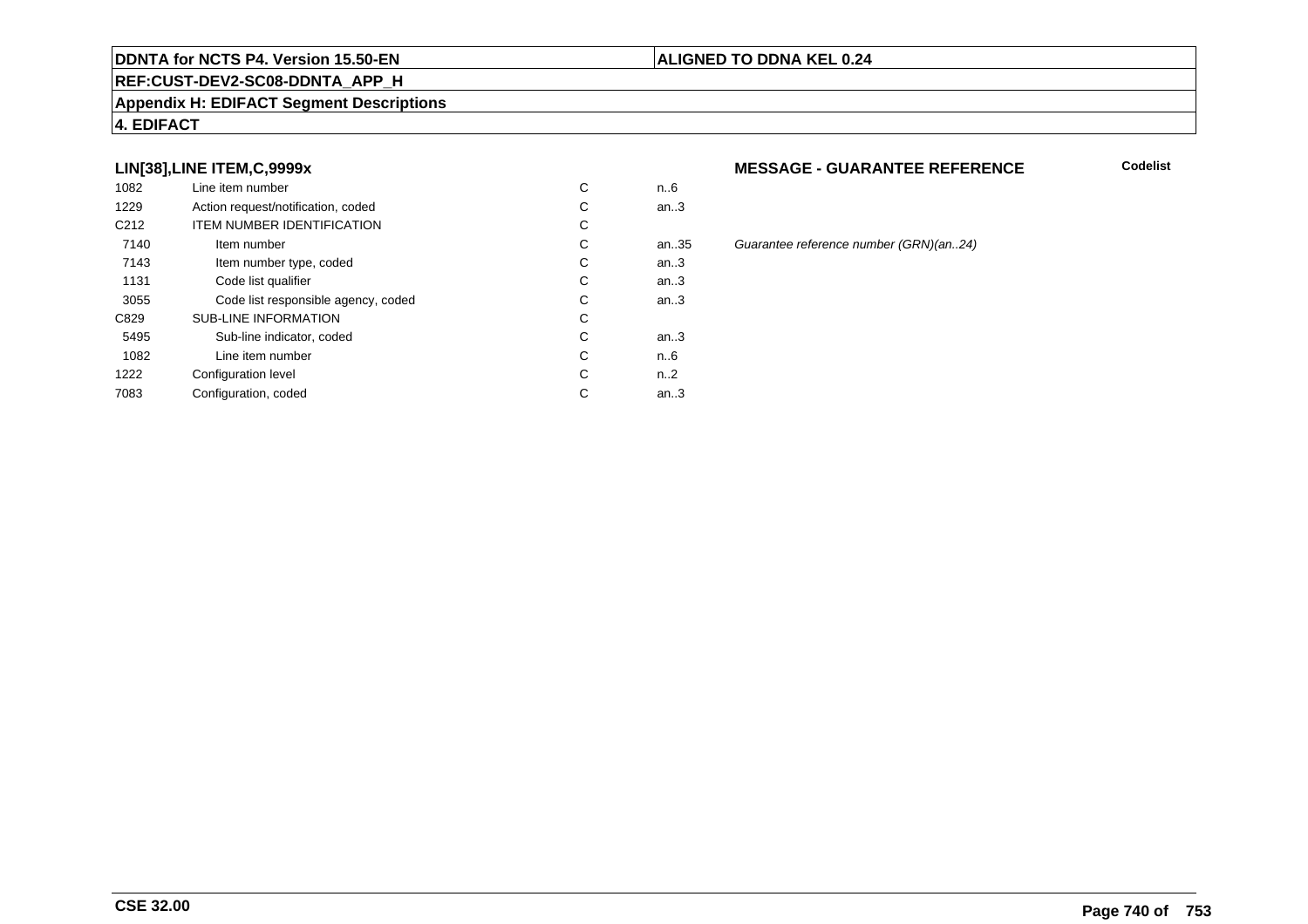**DDNTA for NCTS P4. Version 15.50-EN** | **ALIGNED TO DDNA KEL 0.24**

**REF:CUST-DEV2-SC08-DDNTA_APP_H**

**Appendix H: EDIFACT Segment Descriptions**

**4. EDIFACT**

### LIN[38],LINE ITEM,C,9999x

**MESSAGE - GUARANTEE REFERENCE** — Codelist

| | | | | |
|---|---|---|---|---|
| 1082 | Line item number | C | n..6 | |
| 1229 | Action request/notification, coded | C | an..3 | |
| C212 | ITEM NUMBER IDENTIFICATION | C | | |
| 7140 | Item number | C | an..35 | *Guarantee reference number (GRN)(an..24)* |
| 7143 | Item number type, coded | C | an..3 | |
| 1131 | Code list qualifier | C | an..3 | |
| 3055 | Code list responsible agency, coded | C | an..3 | |
| C829 | SUB-LINE INFORMATION | C | | |
| 5495 | Sub-line indicator, coded | C | an..3 | |
| 1082 | Line item number | C | n..6 | |
| 1222 | Configuration level | C | n..2 | |
| 7083 | Configuration, coded | C | an..3 | |

**CSE 32.00**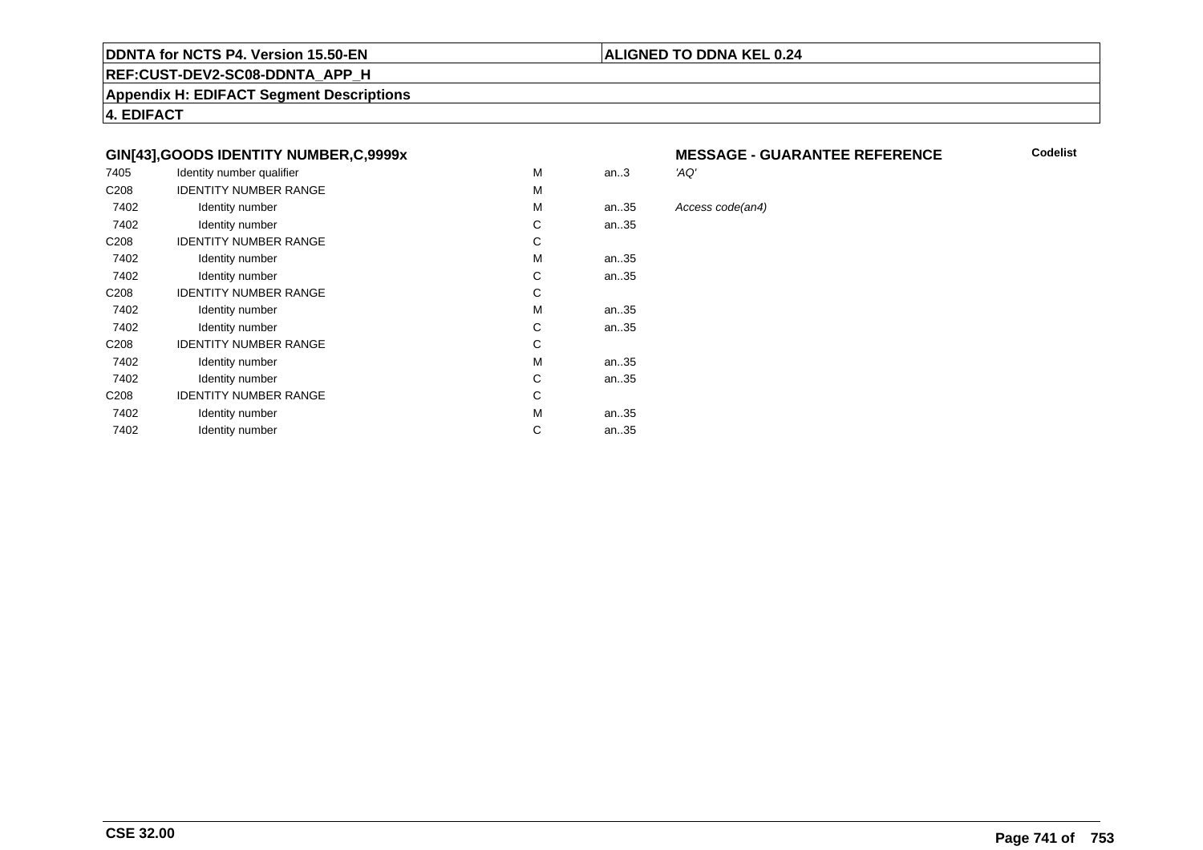**DDNTA for NCTS P4. Version 15.50-EN** | **ALIGNED TO DDNA KEL 0.24**

**REF:CUST-DEV2-SC08-DDNTA_APP_H**

**Appendix H: EDIFACT Segment Descriptions**

**4. EDIFACT**

### GIN[43],GOODS IDENTITY NUMBER,C,9999x

**MESSAGE - GUARANTEE REFERENCE** | **Codelist**

| | | | | |
|---|---|---|---|---|
| 7405 | Identity number qualifier | M | an..3 | *'AQ'* |
| C208 | IDENTITY NUMBER RANGE | M | | |
| 7402 | Identity number | M | an..35 | *Access code(an4)* |
| 7402 | Identity number | C | an..35 | |
| C208 | IDENTITY NUMBER RANGE | C | | |
| 7402 | Identity number | M | an..35 | |
| 7402 | Identity number | C | an..35 | |
| C208 | IDENTITY NUMBER RANGE | C | | |
| 7402 | Identity number | M | an..35 | |
| 7402 | Identity number | C | an..35 | |
| C208 | IDENTITY NUMBER RANGE | C | | |
| 7402 | Identity number | M | an..35 | |
| 7402 | Identity number | C | an..35 | |
| C208 | IDENTITY NUMBER RANGE | C | | |
| 7402 | Identity number | M | an..35 | |
| 7402 | Identity number | C | an..35 | |

**CSE 32.00**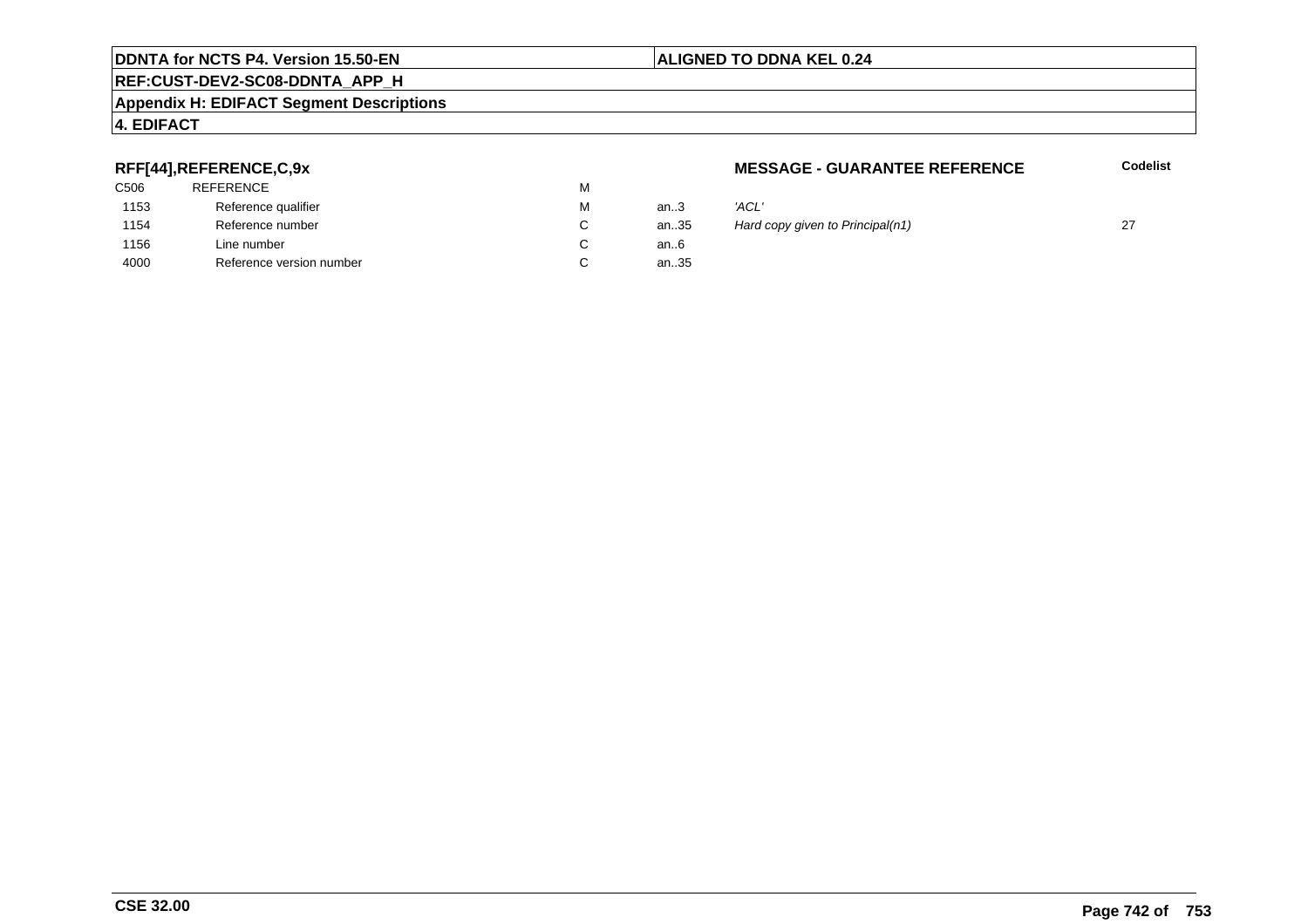**RFF[44],REFERENCE,C,9x**

**MESSAGE - GUARANTEE REFERENCE**

| | | | | | Codelist |
|---|---|---|---|---|---|
| C506 | REFERENCE | M | | | |
| 1153 | Reference qualifier | M | an..3 | *'ACL'* | |
| 1154 | Reference number | C | an..35 | *Hard copy given to Principal(n1)* | 27 |
| 1156 | Line number | C | an..6 | | |
| 4000 | Reference version number | C | an..35 | | |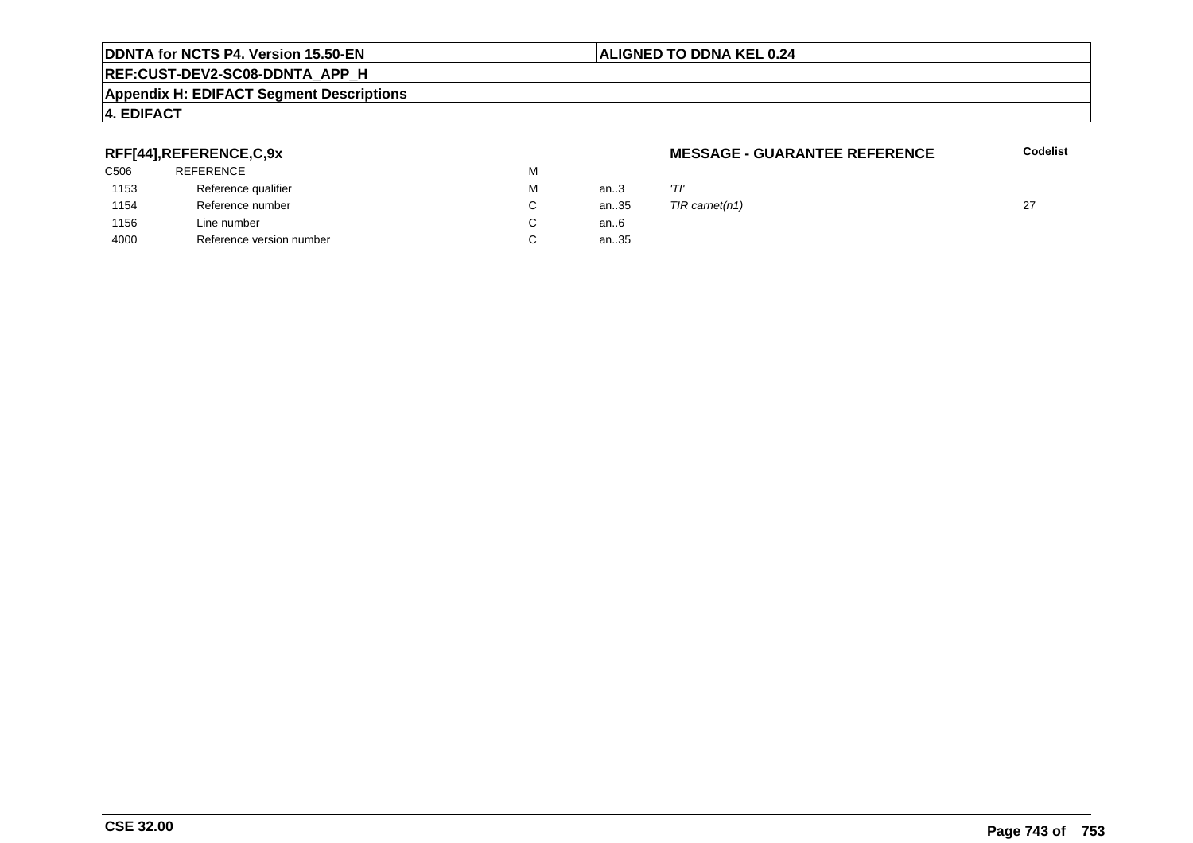**RFF[44],REFERENCE,C,9x** **MESSAGE - GUARANTEE REFERENCE** **Codelist**

| | | | | | |
|---|---|---|---|---|---|
| C506 | REFERENCE | M | | | |
| 1153 | Reference qualifier | M | an..3 | *'TI'* | |
| 1154 | Reference number | C | an..35 | *TIR carnet(n1)* | 27 |
| 1156 | Line number | C | an..6 | | |
| 4000 | Reference version number | C | an..35 | | |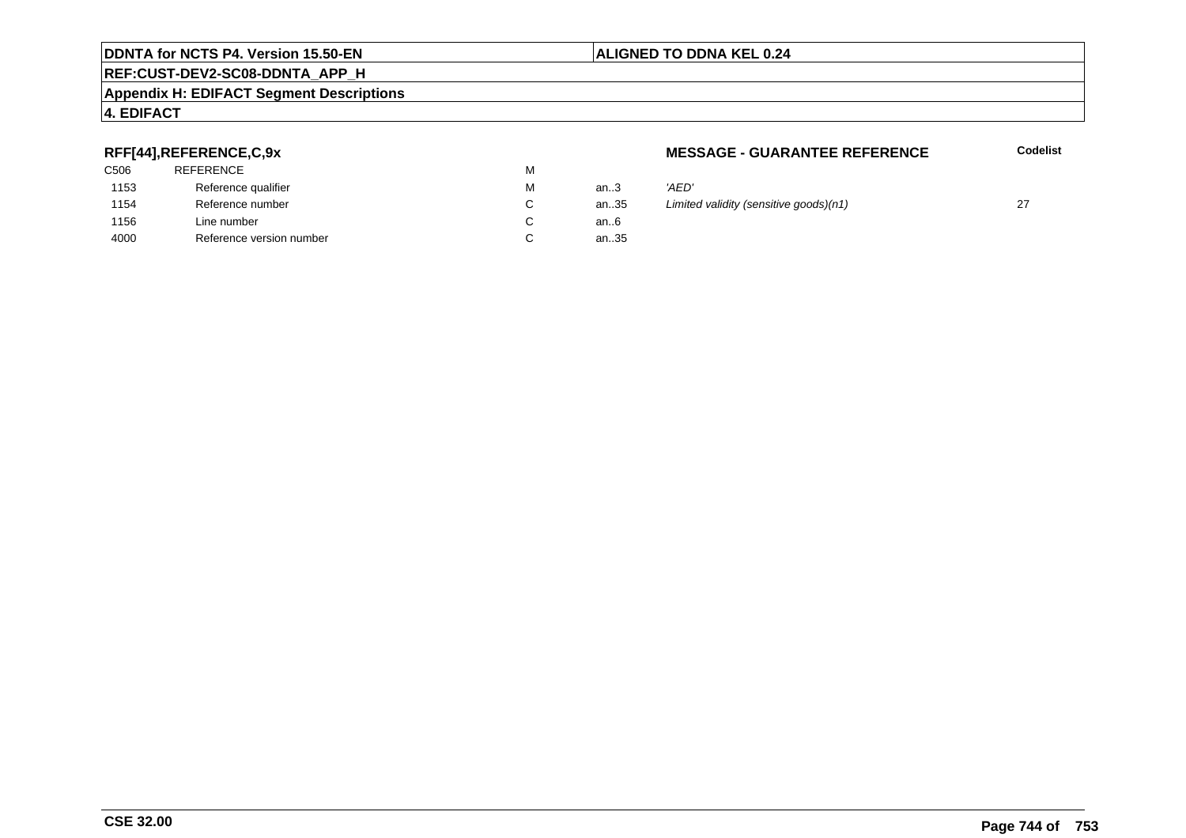**RFF[44],REFERENCE,C,9x** — **MESSAGE - GUARANTEE REFERENCE**

| | | | | | Codelist |
|---|---|---|---|---|---|
| C506 | REFERENCE | M | | | |
| 1153 | Reference qualifier | M | an..3 | *'AED'* | |
| 1154 | Reference number | C | an..35 | *Limited validity (sensitive goods)(n1)* | 27 |
| 1156 | Line number | C | an..6 | | |
| 4000 | Reference version number | C | an..35 | | |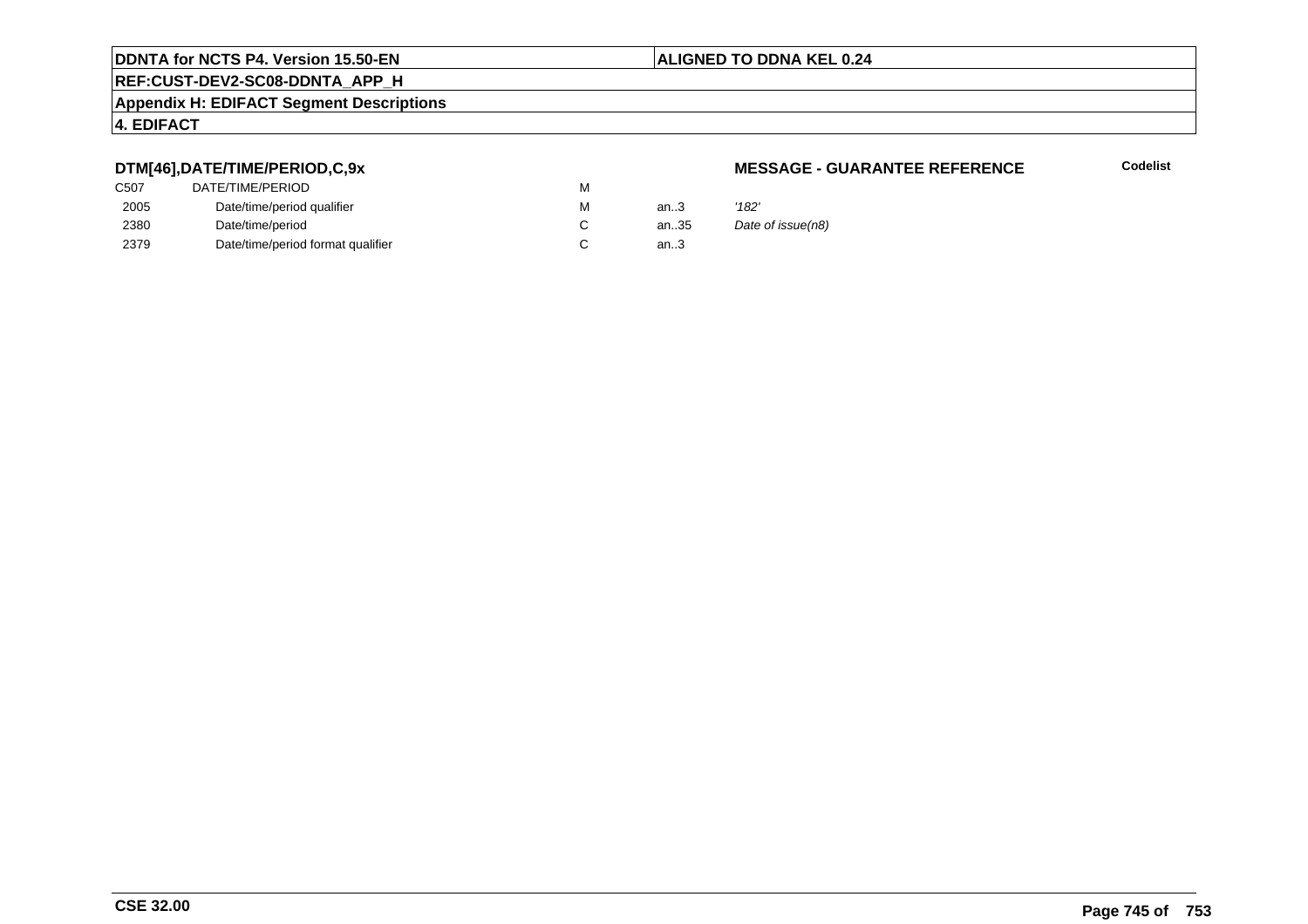**DTM[46],DATE/TIME/PERIOD,C,9x** **MESSAGE - GUARANTEE REFERENCE** **Codelist**

| | | | | |
|---|---|---|---|---|
| C507 | DATE/TIME/PERIOD | M | | |
| 2005 | Date/time/period qualifier | M | an..3 | *'182'* |
| 2380 | Date/time/period | C | an..35 | *Date of issue(n8)* |
| 2379 | Date/time/period format qualifier | C | an..3 | |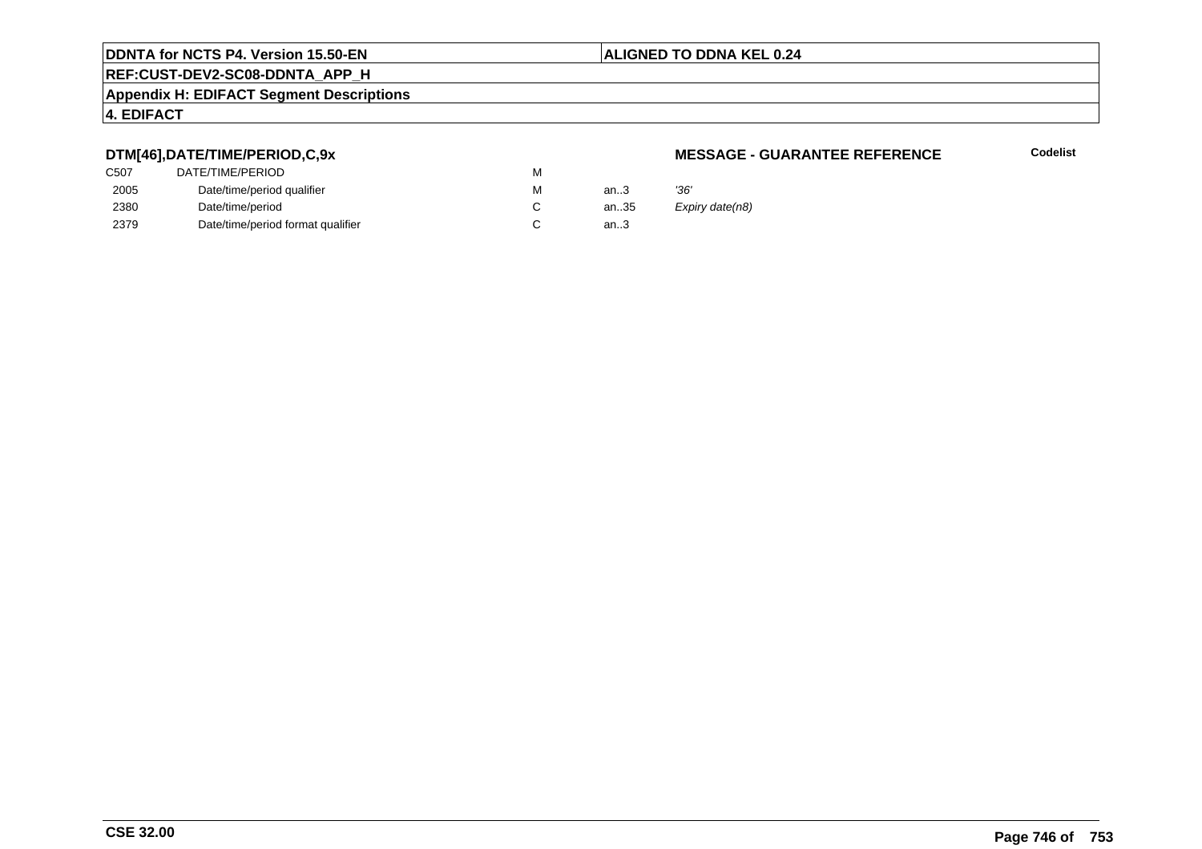**DDNTA for NCTS P4. Version 15.50-EN** | **ALIGNED TO DDNA KEL 0.24**

**REF:CUST-DEV2-SC08-DDNTA_APP_H**

**Appendix H: EDIFACT Segment Descriptions**

**4. EDIFACT**

### DTM[46],DATE/TIME/PERIOD,C,9x

**MESSAGE - GUARANTEE REFERENCE** **Codelist**

| | | | | |
|---|---|---|---|---|
| C507 | DATE/TIME/PERIOD | M | | |
| 2005 | Date/time/period qualifier | M | an..3 | *'36'* |
| 2380 | Date/time/period | C | an..35 | *Expiry date(n8)* |
| 2379 | Date/time/period format qualifier | C | an..3 | |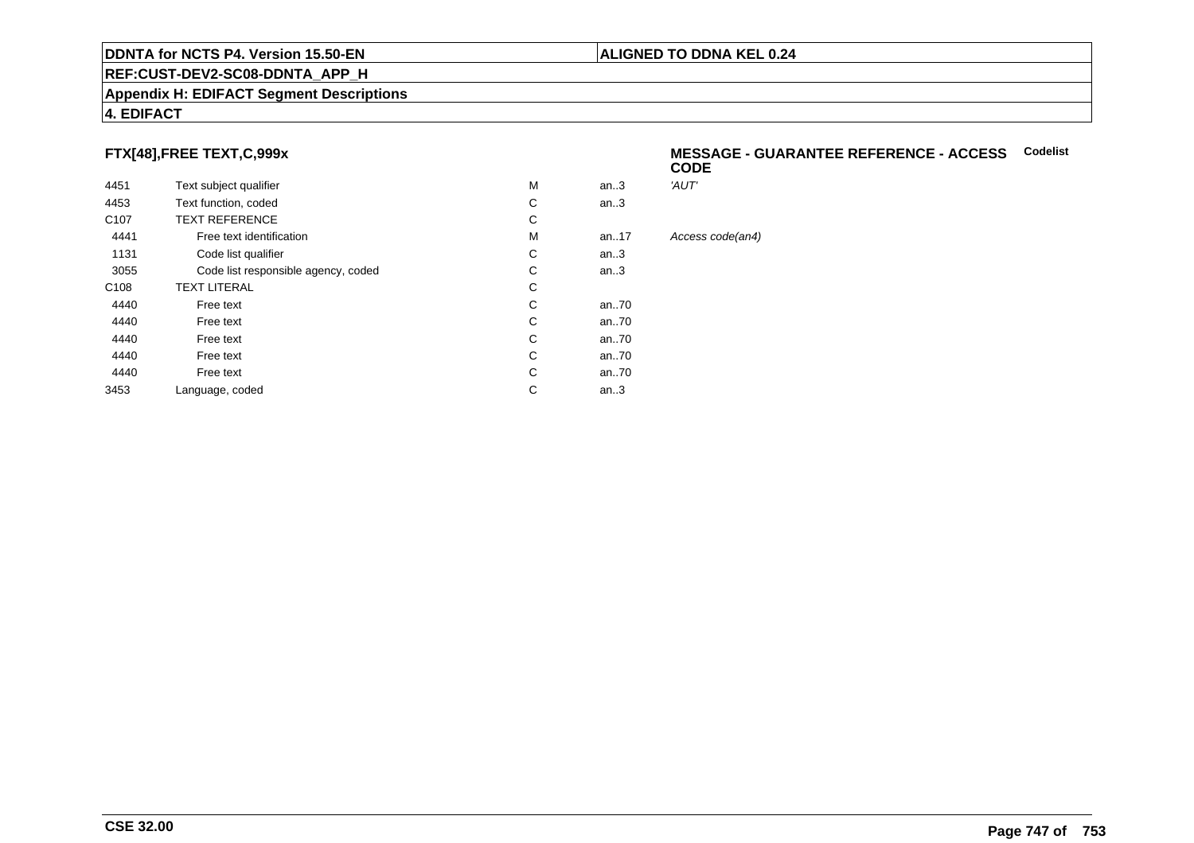## FTX[48],FREE TEXT,C,999x

**MESSAGE - GUARANTEE REFERENCE - ACCESS CODE** **Codelist**

| | | | | |
|---|---|---|---|---|
| 4451 | Text subject qualifier | M | an..3 | *'AUT'* |
| 4453 | Text function, coded | C | an..3 | |
| C107 | TEXT REFERENCE | C | | |
| 4441 | Free text identification | M | an..17 | *Access code(an4)* |
| 1131 | Code list qualifier | C | an..3 | |
| 3055 | Code list responsible agency, coded | C | an..3 | |
| C108 | TEXT LITERAL | C | | |
| 4440 | Free text | C | an..70 | |
| 4440 | Free text | C | an..70 | |
| 4440 | Free text | C | an..70 | |
| 4440 | Free text | C | an..70 | |
| 4440 | Free text | C | an..70 | |
| 3453 | Language, coded | C | an..3 | |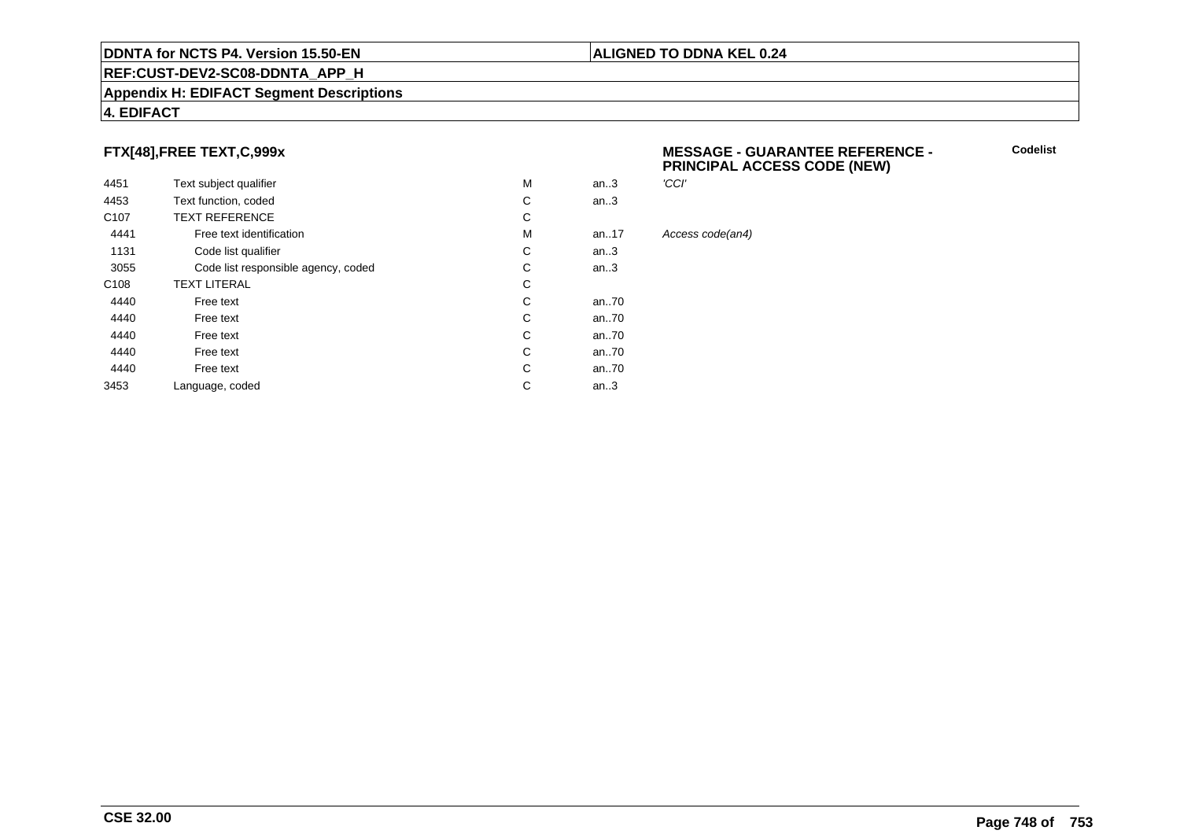**DDNTA for NCTS P4. Version 15.50-EN** | **ALIGNED TO DDNA KEL 0.24**

**REF:CUST-DEV2-SC08-DDNTA_APP_H**

**Appendix H: EDIFACT Segment Descriptions**

**4. EDIFACT**

**FTX[48],FREE TEXT,C,999x**

**MESSAGE - GUARANTEE REFERENCE - PRINCIPAL ACCESS CODE (NEW)**

**Codelist**

| | | | | |
|---|---|---|---|---|
| 4451 | Text subject qualifier | M | an..3 | *'CCI'* |
| 4453 | Text function, coded | C | an..3 | |
| C107 | TEXT REFERENCE | C | | |
| 4441 | Free text identification | M | an..17 | *Access code(an4)* |
| 1131 | Code list qualifier | C | an..3 | |
| 3055 | Code list responsible agency, coded | C | an..3 | |
| C108 | TEXT LITERAL | C | | |
| 4440 | Free text | C | an..70 | |
| 4440 | Free text | C | an..70 | |
| 4440 | Free text | C | an..70 | |
| 4440 | Free text | C | an..70 | |
| 4440 | Free text | C | an..70 | |
| 3453 | Language, coded | C | an..3 | |

**CSE 32.00**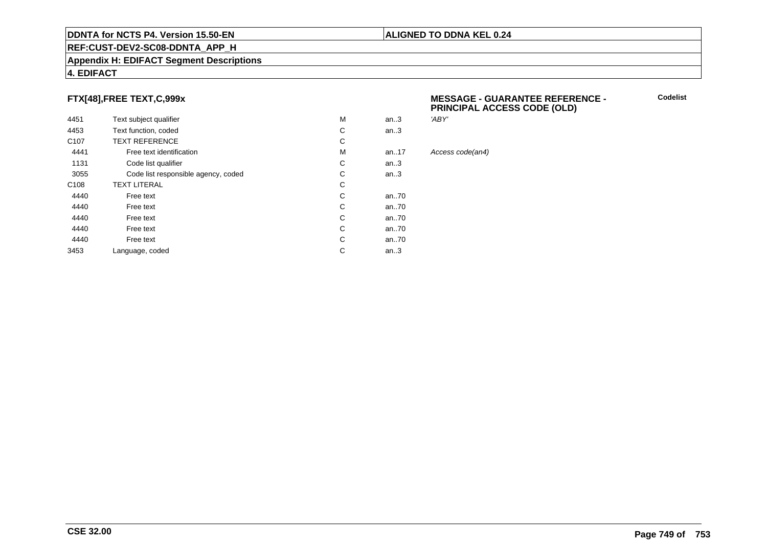**DDNTA for NCTS P4. Version 15.50-EN** | **ALIGNED TO DDNA KEL 0.24**

**REF:CUST-DEV2-SC08-DDNTA_APP_H**

**Appendix H: EDIFACT Segment Descriptions**

**4. EDIFACT**

**FTX[48],FREE TEXT,C,999x** — **MESSAGE - GUARANTEE REFERENCE - PRINCIPAL ACCESS CODE (OLD)** — **Codelist**

| | | | | |
|---|---|---|---|---|
| 4451 | Text subject qualifier | M | an..3 | *'ABY'* |
| 4453 | Text function, coded | C | an..3 | |
| C107 | TEXT REFERENCE | C | | |
| 4441 | Free text identification | M | an..17 | *Access code(an4)* |
| 1131 | Code list qualifier | C | an..3 | |
| 3055 | Code list responsible agency, coded | C | an..3 | |
| C108 | TEXT LITERAL | C | | |
| 4440 | Free text | C | an..70 | |
| 4440 | Free text | C | an..70 | |
| 4440 | Free text | C | an..70 | |
| 4440 | Free text | C | an..70 | |
| 4440 | Free text | C | an..70 | |
| 3453 | Language, coded | C | an..3 | |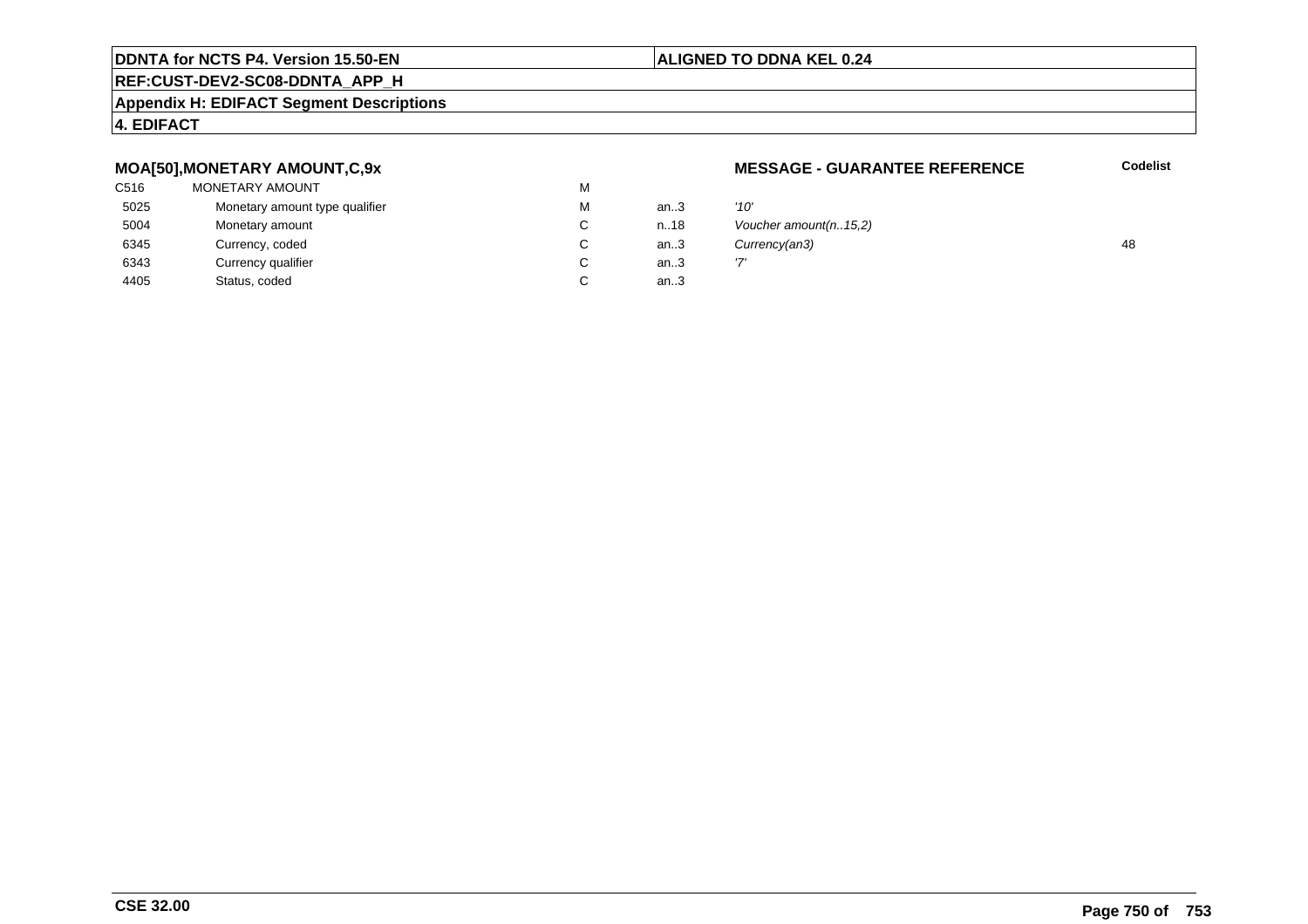DDNTA for NCTS P4. Version 15.50-EN | ALIGNED TO DDNA KEL 0.24

REF:CUST-DEV2-SC08-DDNTA_APP_H

**Appendix H: EDIFACT Segment Descriptions**

**4. EDIFACT**

**MOA[50],MONETARY AMOUNT,C,9x** — **MESSAGE - GUARANTEE REFERENCE**

| | | | | | Codelist |
|---|---|---|---|---|---|
| C516 | MONETARY AMOUNT | M | | | |
| 5025 | Monetary amount type qualifier | M | an..3 | *'10'* | |
| 5004 | Monetary amount | C | n..18 | *Voucher amount(n..15,2)* | |
| 6345 | Currency, coded | C | an..3 | *Currency(an3)* | 48 |
| 6343 | Currency qualifier | C | an..3 | *'7'* | |
| 4405 | Status, coded | C | an..3 | | |

CSE 32.00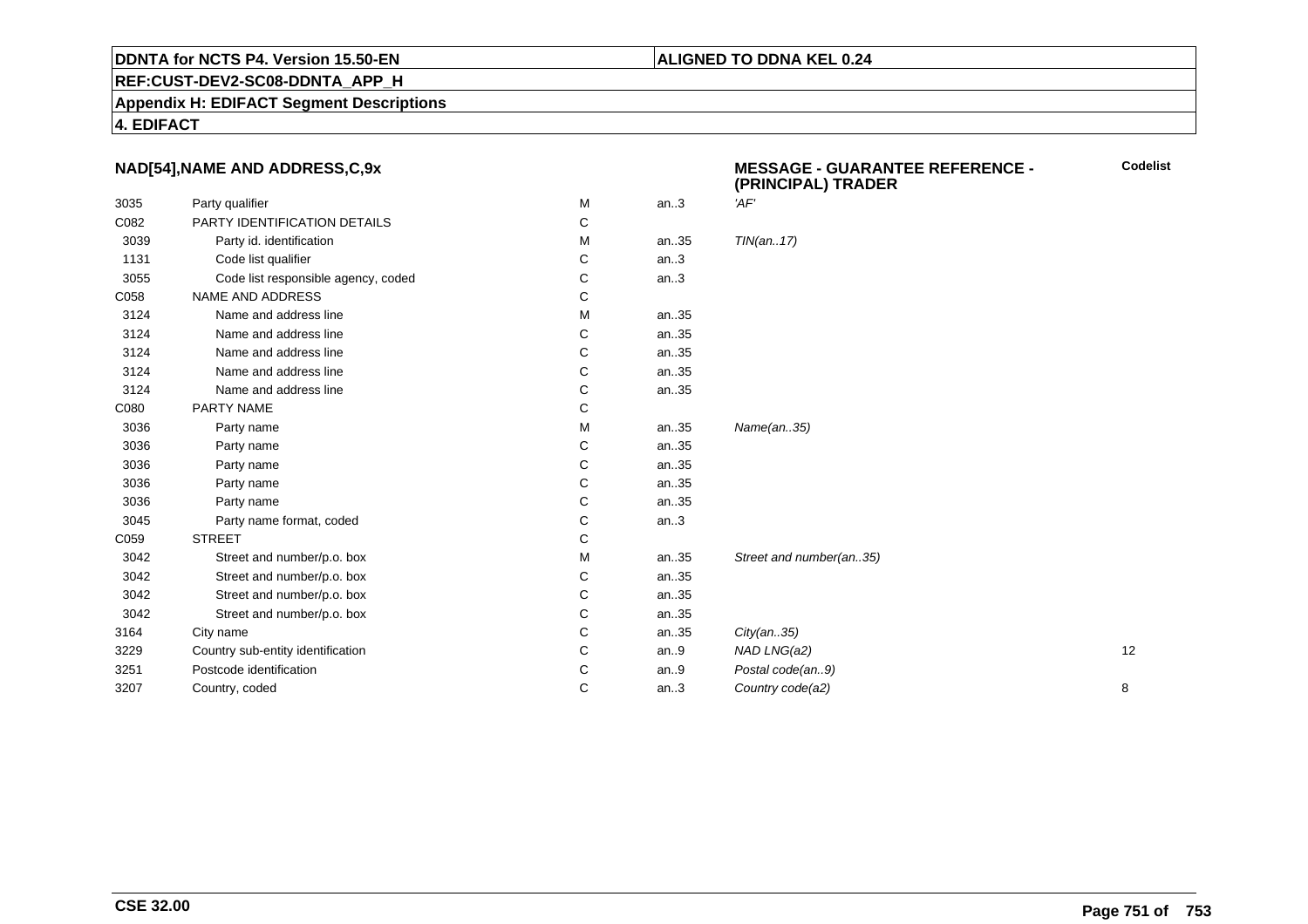**DDNTA for NCTS P4. Version 15.50-EN** | **ALIGNED TO DDNA KEL 0.24**

**REF:CUST-DEV2-SC08-DDNTA_APP_H**

**Appendix H: EDIFACT Segment Descriptions**

**4. EDIFACT**

### NAD[54],NAME AND ADDRESS,C,9x

**MESSAGE - GUARANTEE REFERENCE - (PRINCIPAL) TRADER**

| | | | | | Codelist |
|---|---|---|---|---|---|
| 3035 | Party qualifier | M | an..3 | *'AF'* | |
| C082 | PARTY IDENTIFICATION DETAILS | C | | | |
| 3039 | Party id. identification | M | an..35 | *TIN(an..17)* | |
| 1131 | Code list qualifier | C | an..3 | | |
| 3055 | Code list responsible agency, coded | C | an..3 | | |
| C058 | NAME AND ADDRESS | C | | | |
| 3124 | Name and address line | M | an..35 | | |
| 3124 | Name and address line | C | an..35 | | |
| 3124 | Name and address line | C | an..35 | | |
| 3124 | Name and address line | C | an..35 | | |
| 3124 | Name and address line | C | an..35 | | |
| C080 | PARTY NAME | C | | | |
| 3036 | Party name | M | an..35 | *Name(an..35)* | |
| 3036 | Party name | C | an..35 | | |
| 3036 | Party name | C | an..35 | | |
| 3036 | Party name | C | an..35 | | |
| 3036 | Party name | C | an..35 | | |
| 3045 | Party name format, coded | C | an..3 | | |
| C059 | STREET | C | | | |
| 3042 | Street and number/p.o. box | M | an..35 | *Street and number(an..35)* | |
| 3042 | Street and number/p.o. box | C | an..35 | | |
| 3042 | Street and number/p.o. box | C | an..35 | | |
| 3042 | Street and number/p.o. box | C | an..35 | | |
| 3164 | City name | C | an..35 | *City(an..35)* | |
| 3229 | Country sub-entity identification | C | an..9 | *NAD LNG(a2)* | 12 |
| 3251 | Postcode identification | C | an..9 | *Postal code(an..9)* | |
| 3207 | Country, coded | C | an..3 | *Country code(a2)* | 8 |

**CSE 32.00**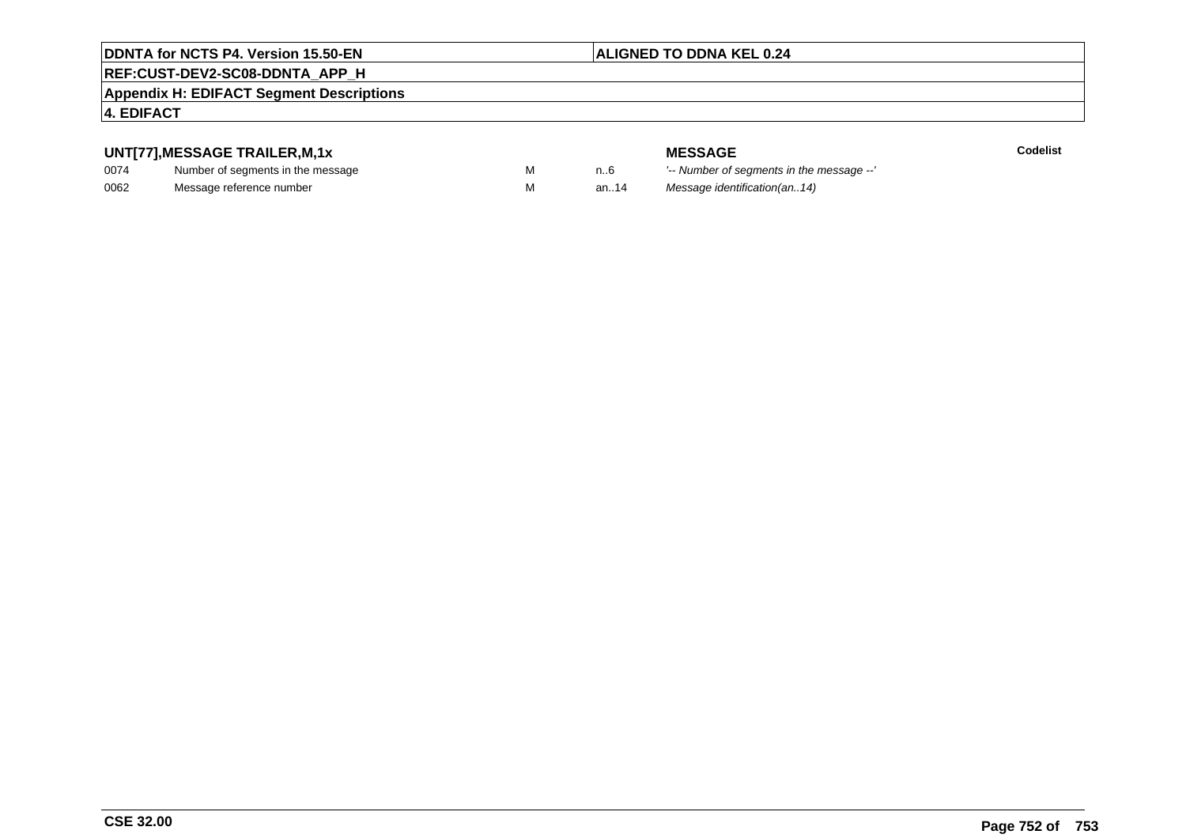**4. EDIFACT**

### UNT[77],MESSAGE TRAILER,M,1x

| | | | | MESSAGE | Codelist |
|---|---|---|---|---|---|
| 0074 | Number of segments in the message | M | n..6 | *'-- Number of segments in the message --'* | |
| 0062 | Message reference number | M | an..14 | *Message identification(an..14)* | |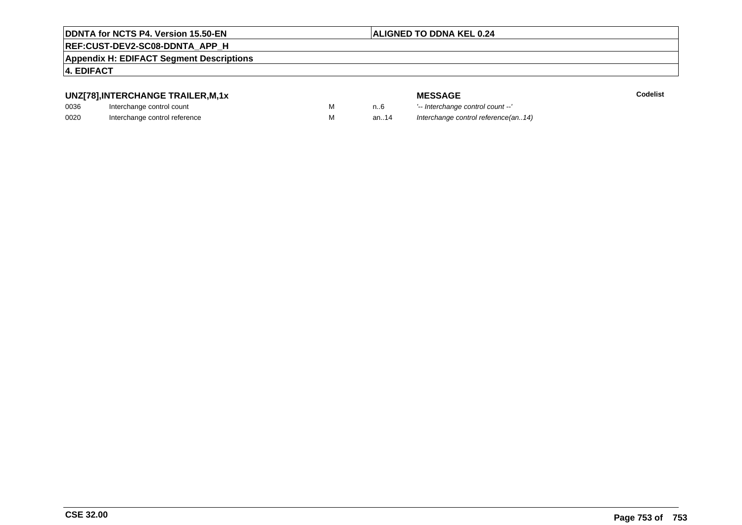## UNZ[78],INTERCHANGE TRAILER,M,1x

| | | | | MESSAGE | Codelist |
|---|---|---|---|---|---|
| 0036 | Interchange control count | M | n..6 | *'-- Interchange control count --'* | |
| 0020 | Interchange control reference | M | an..14 | *Interchange control reference(an..14)* | |